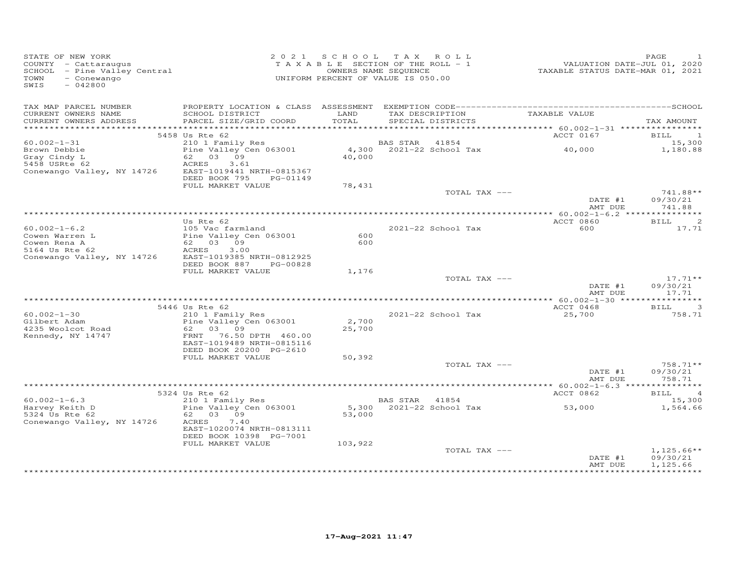STATE OF NEW YORK
COUNTY - Cattaraugus
SCHOOL - Pine Valley Central
TOWN - Conewango
SWIS - 042800

2021 SCHOOL TAX ROLL
TAXABLE SECTION OF THE ROLL - 1
OWNERS NAME SEQUENCE
UNIFORM PERCENT OF VALUE IS 050.00

VALUATION DATE-JUL 01, 2020
TAXABLE STATUS DATE-MAR 01, 2021

| TAX MAP PARCEL NUMBER / CURRENT OWNERS NAME / CURRENT OWNERS ADDRESS | PROPERTY LOCATION & CLASS / SCHOOL DISTRICT / PARCEL SIZE/GRID COORD | ASSESSMENT LAND / TOTAL | EXEMPTION CODE / TAX DESCRIPTION / SPECIAL DISTRICTS | TAXABLE VALUE | TAX AMOUNT |
|---|---|---|---|---|---|
| | 5458 Us Rte 62 | | | ACCT 0167 | BILL 1 |
| 60.002-1-31 | 210 1 Family Res | | BAS STAR 41854 | | 15,300 |
| Brown Debbie | Pine Valley Cen 063001 | 4,300 | 2021-22 School Tax | 40,000 | 1,180.88 |
| Gray Cindy L | 62 03 09 | 40,000 | | | |
| 5458 USRte 62 | ACRES 3.61 | | | | |
| Conewango Valley, NY 14726 | EAST-1019441 NRTH-0815367 | | | | |
| | DEED BOOK 795 PG-01149 | | | | |
| | FULL MARKET VALUE | 78,431 | | | |
| | | | TOTAL TAX --- | | 741.88** |
| | | | | DATE #1 | 09/30/21 |
| | | | | AMT DUE | 741.88 |
| | Us Rte 62 | | | ACCT 0860 | BILL 2 |
| 60.002-1-6.2 | 105 Vac farmland | | 2021-22 School Tax | 600 | 17.71 |
| Cowen Warren L | Pine Valley Cen 063001 | 600 | | | |
| Cowen Rena A | 62 03 09 | 600 | | | |
| 5164 Us Rte 62 | ACRES 3.00 | | | | |
| Conewango Valley, NY 14726 | EAST-1019385 NRTH-0812925 | | | | |
| | DEED BOOK 887 PG-00828 | | | | |
| | FULL MARKET VALUE | 1,176 | | | |
| | | | TOTAL TAX --- | | 17.71** |
| | | | | DATE #1 | 09/30/21 |
| | | | | AMT DUE | 17.71 |
| | 5446 Us Rte 62 | | | ACCT 0468 | BILL 3 |
| 60.002-1-30 | 210 1 Family Res | | 2021-22 School Tax | 25,700 | 758.71 |
| Gilbert Adam | Pine Valley Cen 063001 | 2,700 | | | |
| 4235 Woolcot Road | 62 03 09 | 25,700 | | | |
| Kennedy, NY 14747 | FRNT 76.50 DPTH 460.00 | | | | |
| | EAST-1019489 NRTH-0815116 | | | | |
| | DEED BOOK 20200 PG-2610 | | | | |
| | FULL MARKET VALUE | 50,392 | | | |
| | | | TOTAL TAX --- | | 758.71** |
| | | | | DATE #1 | 09/30/21 |
| | | | | AMT DUE | 758.71 |
| | 5324 Us Rte 62 | | | ACCT 0862 | BILL 4 |
| 60.002-1-6.3 | 210 1 Family Res | | BAS STAR 41854 | | 15,300 |
| Harvey Keith D | Pine Valley Cen 063001 | 5,300 | 2021-22 School Tax | 53,000 | 1,564.66 |
| 5324 Us Rte 62 | 62 03 09 | 53,000 | | | |
| Conewango Valley, NY 14726 | ACRES 7.40 | | | | |
| | EAST-1020074 NRTH-0813111 | | | | |
| | DEED BOOK 10398 PG-7001 | | | | |
| | FULL MARKET VALUE | 103,922 | | | |
| | | | TOTAL TAX --- | | 1,125.66** |
| | | | | DATE #1 | 09/30/21 |
| | | | | AMT DUE | 1,125.66 |

17-Aug-2021 11:47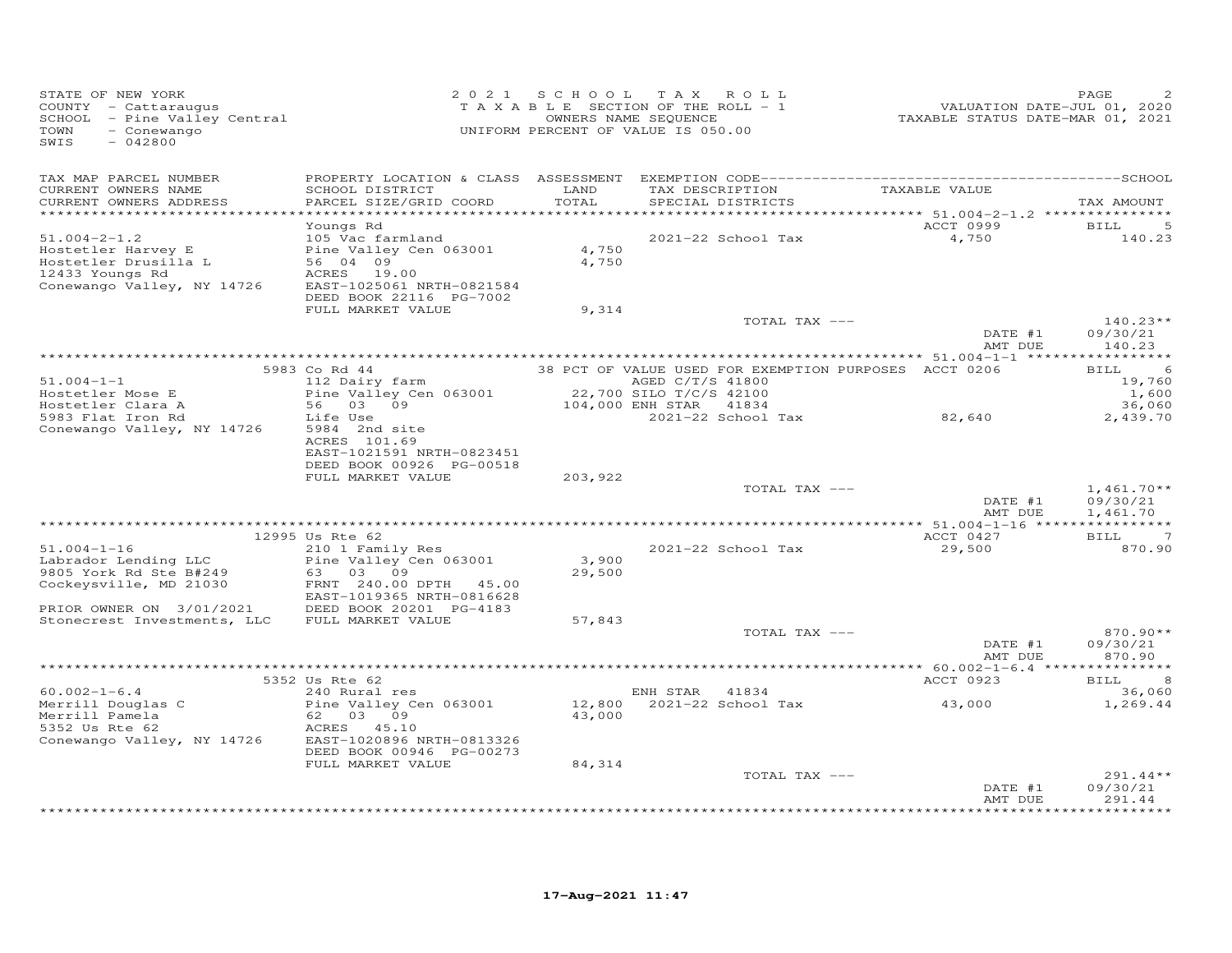STATE OF NEW YORK
COUNTY - Cattaraugus
SCHOOL - Pine Valley Central
TOWN - Conewango
SWIS - 042800

2021 SCHOOL TAX ROLL
TAXABLE SECTION OF THE ROLL - 1
OWNERS NAME SEQUENCE
UNIFORM PERCENT OF VALUE IS 050.00

VALUATION DATE-JUL 01, 2020
TAXABLE STATUS DATE-MAR 01, 2021

| TAX MAP PARCEL NUMBER / CURRENT OWNERS NAME / CURRENT OWNERS ADDRESS | PROPERTY LOCATION & CLASS / SCHOOL DISTRICT / PARCEL SIZE/GRID COORD | ASSESSMENT LAND / TOTAL | EXEMPTION CODE / TAX DESCRIPTION / SPECIAL DISTRICTS | TAXABLE VALUE | SCHOOL TAX AMOUNT |
|---|---|---|---|---|---|
| 51.004-2-1.2 | Youngs Rd | | | ACCT 0999 | BILL 5 |
| | 105 Vac farmland | | | | |
| Hostetler Harvey E | Pine Valley Cen 063001 | 4,750 | 2021-22 School Tax | 4,750 | 140.23 |
| Hostetler Drusilla L | 56 04 09 | 4,750 | | | |
| 12433 Youngs Rd | ACRES 19.00 | | | | |
| Conewango Valley, NY 14726 | EAST-1025061 NRTH-0821584 | | | | |
| | DEED BOOK 22116 PG-7002 | | | | |
| | FULL MARKET VALUE | 9,314 | | | |
| | | | TOTAL TAX --- | | 140.23** |
| | | | | DATE #1 | 09/30/21 |
| | | | | AMT DUE | 140.23 |
| 51.004-1-1 | 5983 Co Rd 44 | | 38 PCT OF VALUE USED FOR EXEMPTION PURPOSES | ACCT 0206 | BILL 6 |
| Hostetler Mose E | 112 Dairy farm | | AGED C/T/S 41800 | | 19,760 |
| Hostetler Clara A | Pine Valley Cen 063001 | 22,700 | SILO T/C/S 42100 | | 1,600 |
| 5983 Flat Iron Rd | 56 03 09 | 104,000 | ENH STAR 41834 | | 36,060 |
| Conewango Valley, NY 14726 | Life Use | | 2021-22 School Tax | 82,640 | 2,439.70 |
| | 5984 2nd site | | | | |
| | ACRES 101.69 | | | | |
| | EAST-1021591 NRTH-0823451 | | | | |
| | DEED BOOK 00926 PG-00518 | | | | |
| | FULL MARKET VALUE | 203,922 | | | |
| | | | TOTAL TAX --- | | 1,461.70** |
| | | | | DATE #1 | 09/30/21 |
| | | | | AMT DUE | 1,461.70 |
| 51.004-1-16 | 12995 Us Rte 62 | | | ACCT 0427 | BILL 7 |
| | 210 1 Family Res | | | | |
| Labrador Lending LLC | Pine Valley Cen 063001 | 3,900 | 2021-22 School Tax | 29,500 | 870.90 |
| 9805 York Rd Ste B#249 | 63 03 09 | 29,500 | | | |
| Cockeysville, MD 21030 | FRNT 240.00 DPTH 45.00 | | | | |
| | EAST-1019365 NRTH-0816628 | | | | |
| PRIOR OWNER ON 3/01/2021 | DEED BOOK 20201 PG-4183 | | | | |
| Stonecrest Investments, LLC | FULL MARKET VALUE | 57,843 | | | |
| | | | TOTAL TAX --- | | 870.90** |
| | | | | DATE #1 | 09/30/21 |
| | | | | AMT DUE | 870.90 |
| 60.002-1-6.4 | 5352 Us Rte 62 | | | ACCT 0923 | BILL 8 |
| | 240 Rural res | | ENH STAR 41834 | | 36,060 |
| Merrill Douglas C | Pine Valley Cen 063001 | 12,800 | 2021-22 School Tax | 43,000 | 1,269.44 |
| Merrill Pamela | 62 03 09 | 43,000 | | | |
| 5352 Us Rte 62 | ACRES 45.10 | | | | |
| Conewango Valley, NY 14726 | EAST-1020896 NRTH-0813326 | | | | |
| | DEED BOOK 00946 PG-00273 | | | | |
| | FULL MARKET VALUE | 84,314 | | | |
| | | | TOTAL TAX --- | | 291.44** |
| | | | | DATE #1 | 09/30/21 |
| | | | | AMT DUE | 291.44 |

17-Aug-2021 11:47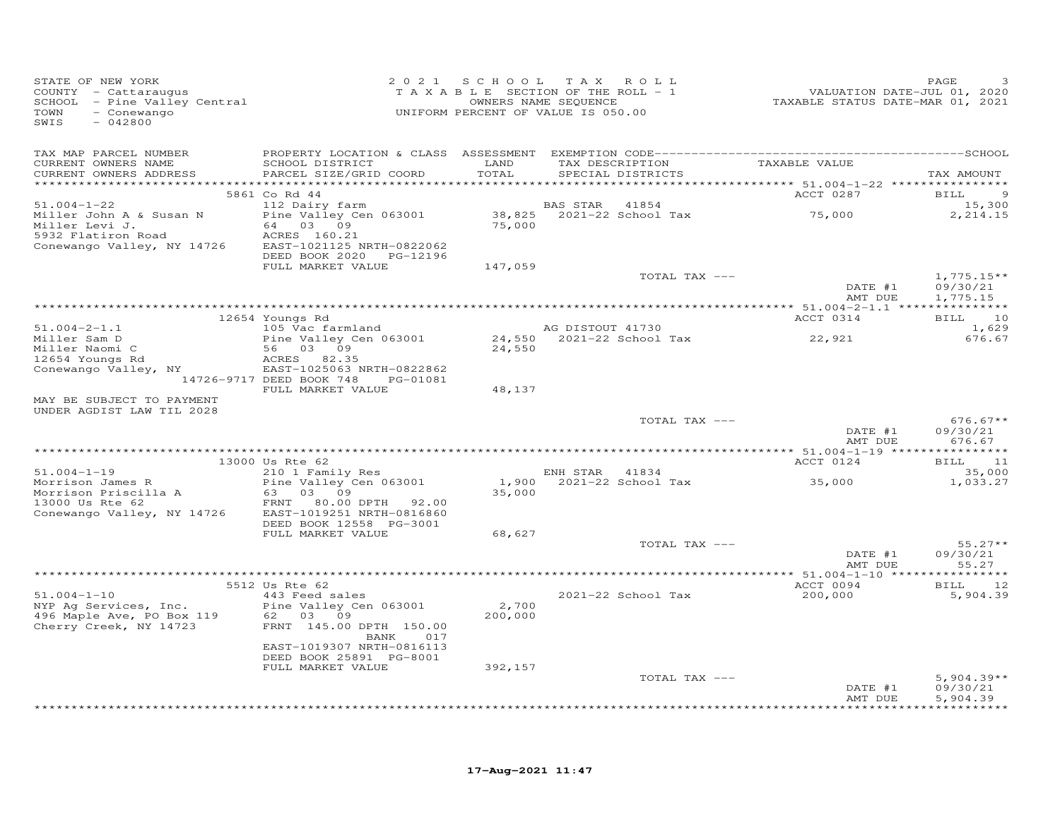STATE OF NEW YORK
COUNTY - Cattaraugus
SCHOOL - Pine Valley Central
TOWN - Conewango
SWIS - 042800

2021 SCHOOL TAX ROLL
TAXABLE SECTION OF THE ROLL - 1
OWNERS NAME SEQUENCE
UNIFORM PERCENT OF VALUE IS 050.00

VALUATION DATE-JUL 01, 2020
TAXABLE STATUS DATE-MAR 01, 2021

| TAX MAP PARCEL NUMBER / CURRENT OWNERS NAME / CURRENT OWNERS ADDRESS | PROPERTY LOCATION & CLASS / SCHOOL DISTRICT / PARCEL SIZE/GRID COORD | ASSESSMENT LAND / TOTAL | EXEMPTION CODE / TAX DESCRIPTION / SPECIAL DISTRICTS | TAXABLE VALUE | TAX AMOUNT |
|---|---|---|---|---|---|
| | 5861 Co Rd 44 | | | ACCT 0287 | BILL 9 |
| 51.004-1-22 | 112 Dairy farm | | BAS STAR 41854 | | 15,300 |
| Miller John A & Susan N | Pine Valley Cen 063001 | 38,825 | 2021-22 School Tax | 75,000 | 2,214.15 |
| Miller Levi J. | 64 03 09 | 75,000 | | | |
| 5932 Flatiron Road | ACRES 160.21 | | | | |
| Conewango Valley, NY 14726 | EAST-1021125 NRTH-0822062 | | | | |
| | DEED BOOK 2020 PG-12196 | | | | |
| | FULL MARKET VALUE | 147,059 | | | |
| | | | TOTAL TAX --- | | 1,775.15** |
| | | | | DATE #1 | 09/30/21 |
| | | | | AMT DUE | 1,775.15 |
| | 12654 Youngs Rd | | | ACCT 0314 | BILL 10 |
| 51.004-2-1.1 | 105 Vac farmland | | AG DISTOUT 41730 | | 1,629 |
| Miller Sam D | Pine Valley Cen 063001 | 24,550 | 2021-22 School Tax | 22,921 | 676.67 |
| Miller Naomi C | 56 03 09 | 24,550 | | | |
| 12654 Youngs Rd | ACRES 82.35 | | | | |
| Conewango Valley, NY 14726-9717 | EAST-1025063 NRTH-0822862 | | | | |
| | DEED BOOK 748 PG-01081 | | | | |
| | FULL MARKET VALUE | 48,137 | | | |
| MAY BE SUBJECT TO PAYMENT UNDER AGDIST LAW TIL 2028 | | | | | |
| | | | TOTAL TAX --- | | 676.67** |
| | | | | DATE #1 | 09/30/21 |
| | | | | AMT DUE | 676.67 |
| | 13000 Us Rte 62 | | | ACCT 0124 | BILL 11 |
| 51.004-1-19 | 210 1 Family Res | | ENH STAR 41834 | | 35,000 |
| Morrison James R | Pine Valley Cen 063001 | 1,900 | 2021-22 School Tax | 35,000 | 1,033.27 |
| Morrison Priscilla A | 63 03 09 | 35,000 | | | |
| 13000 Us Rte 62 | FRNT 80.00 DPTH 92.00 | | | | |
| Conewango Valley, NY 14726 | EAST-1019251 NRTH-0816860 | | | | |
| | DEED BOOK 12558 PG-3001 | | | | |
| | FULL MARKET VALUE | 68,627 | | | |
| | | | TOTAL TAX --- | | 55.27** |
| | | | | DATE #1 | 09/30/21 |
| | | | | AMT DUE | 55.27 |
| | 5512 Us Rte 62 | | | ACCT 0094 | BILL 12 |
| 51.004-1-10 | 443 Feed sales | | 2021-22 School Tax | 200,000 | 5,904.39 |
| NYP Ag Services, Inc. | Pine Valley Cen 063001 | 2,700 | | | |
| 496 Maple Ave, PO Box 119 | 62 03 09 | 200,000 | | | |
| Cherry Creek, NY 14723 | FRNT 145.00 DPTH 150.00 | | | | |
| | BANK 017 | | | | |
| | EAST-1019307 NRTH-0816113 | | | | |
| | DEED BOOK 25891 PG-8001 | | | | |
| | FULL MARKET VALUE | 392,157 | | | |
| | | | TOTAL TAX --- | | 5,904.39** |
| | | | | DATE #1 | 09/30/21 |
| | | | | AMT DUE | 5,904.39 |

17-Aug-2021 11:47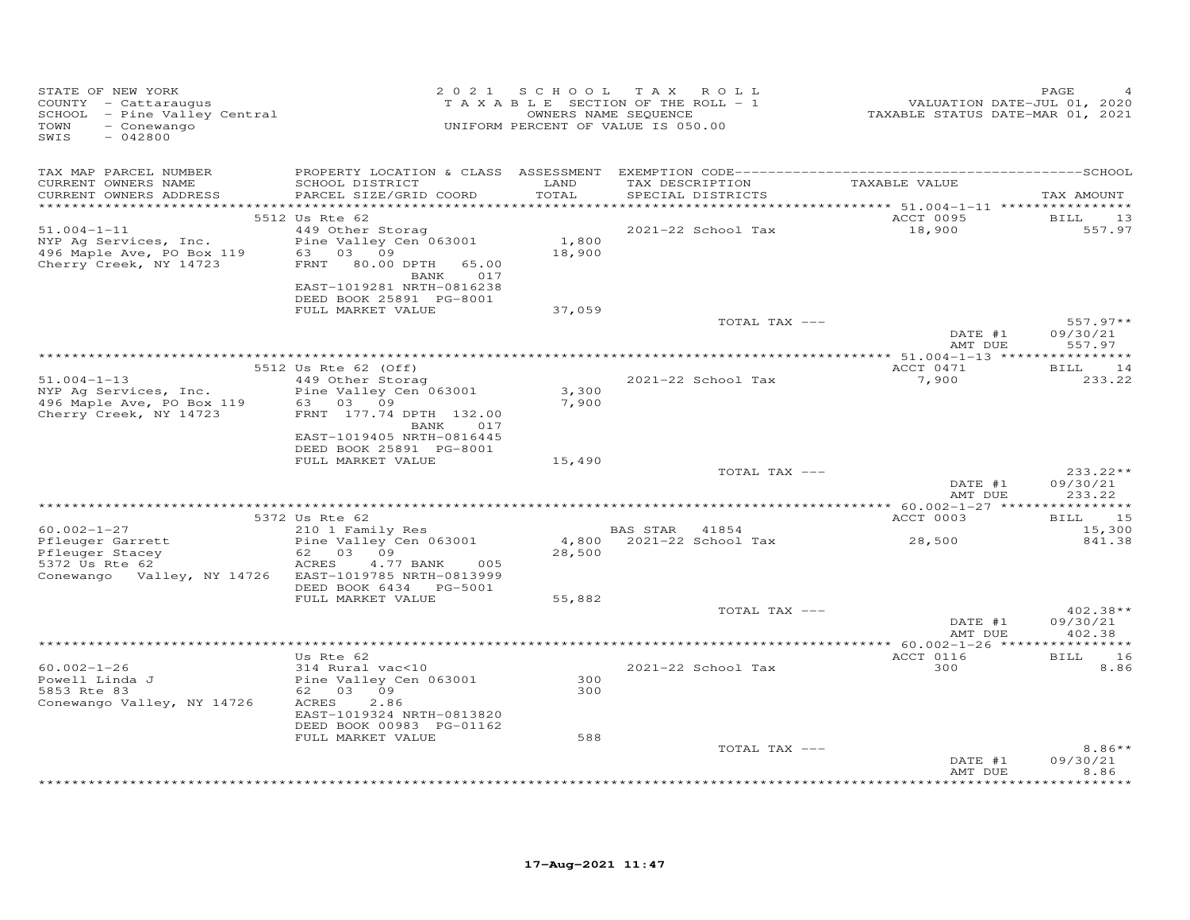STATE OF NEW YORK
COUNTY - Cattaraugus
SCHOOL - Pine Valley Central
TOWN - Conewango
SWIS - 042800

2021 SCHOOL TAX ROLL
TAXABLE SECTION OF THE ROLL - 1
OWNERS NAME SEQUENCE
UNIFORM PERCENT OF VALUE IS 050.00

VALUATION DATE-JUL 01, 2020
TAXABLE STATUS DATE-MAR 01, 2021

| TAX MAP PARCEL NUMBER / CURRENT OWNERS NAME / CURRENT OWNERS ADDRESS | PROPERTY LOCATION & CLASS / SCHOOL DISTRICT / PARCEL SIZE/GRID COORD | ASSESSMENT LAND / TOTAL | EXEMPTION CODE / TAX DESCRIPTION / SPECIAL DISTRICTS | TAXABLE VALUE | TAX AMOUNT |
|---|---|---|---|---|---|
| | 5512 Us Rte 62 | | | ACCT 0095 | BILL 13 |
| 51.004-1-11 | 449 Other Storag | | 2021-22 School Tax | 18,900 | 557.97 |
| NYP Ag Services, Inc. | Pine Valley Cen 063001 | 1,800 | | | |
| 496 Maple Ave, PO Box 119 | 63 03 09 | 18,900 | | | |
| Cherry Creek, NY 14723 | FRNT 80.00 DPTH 65.00 | | | | |
| | BANK 017 | | | | |
| | EAST-1019281 NRTH-0816238 | | | | |
| | DEED BOOK 25891 PG-8001 | | | | |
| | FULL MARKET VALUE | 37,059 | | | |
| | | | TOTAL TAX --- | | 557.97** |
| | | | | DATE #1 | 09/30/21 |
| | | | | AMT DUE | 557.97 |
| | 5512 Us Rte 62 (Off) | | | ACCT 0471 | BILL 14 |
| 51.004-1-13 | 449 Other Storag | | 2021-22 School Tax | 7,900 | 233.22 |
| NYP Ag Services, Inc. | Pine Valley Cen 063001 | 3,300 | | | |
| 496 Maple Ave, PO Box 119 | 63 03 09 | 7,900 | | | |
| Cherry Creek, NY 14723 | FRNT 177.74 DPTH 132.00 | | | | |
| | BANK 017 | | | | |
| | EAST-1019405 NRTH-0816445 | | | | |
| | DEED BOOK 25891 PG-8001 | | | | |
| | FULL MARKET VALUE | 15,490 | | | |
| | | | TOTAL TAX --- | | 233.22** |
| | | | | DATE #1 | 09/30/21 |
| | | | | AMT DUE | 233.22 |
| | 5372 Us Rte 62 | | | ACCT 0003 | BILL 15 |
| 60.002-1-27 | 210 1 Family Res | | BAS STAR 41854 | | 15,300 |
| Pfleuger Garrett | Pine Valley Cen 063001 | 4,800 | 2021-22 School Tax | 28,500 | 841.38 |
| Pfleuger Stacey | 62 03 09 | 28,500 | | | |
| 5372 Us Rte 62 | ACRES 4.77 BANK 005 | | | | |
| Conewango Valley, NY 14726 | EAST-1019785 NRTH-0813999 | | | | |
| | DEED BOOK 6434 PG-5001 | | | | |
| | FULL MARKET VALUE | 55,882 | | | |
| | | | TOTAL TAX --- | | 402.38** |
| | | | | DATE #1 | 09/30/21 |
| | | | | AMT DUE | 402.38 |
| | Us Rte 62 | | | ACCT 0116 | BILL 16 |
| 60.002-1-26 | 314 Rural vac<10 | | 2021-22 School Tax | 300 | 8.86 |
| Powell Linda J | Pine Valley Cen 063001 | 300 | | | |
| 5853 Rte 83 | 62 03 09 | 300 | | | |
| Conewango Valley, NY 14726 | ACRES 2.86 | | | | |
| | EAST-1019324 NRTH-0813820 | | | | |
| | DEED BOOK 00983 PG-01162 | | | | |
| | FULL MARKET VALUE | 588 | | | |
| | | | TOTAL TAX --- | | 8.86** |
| | | | | DATE #1 | 09/30/21 |
| | | | | AMT DUE | 8.86 |

17-Aug-2021 11:47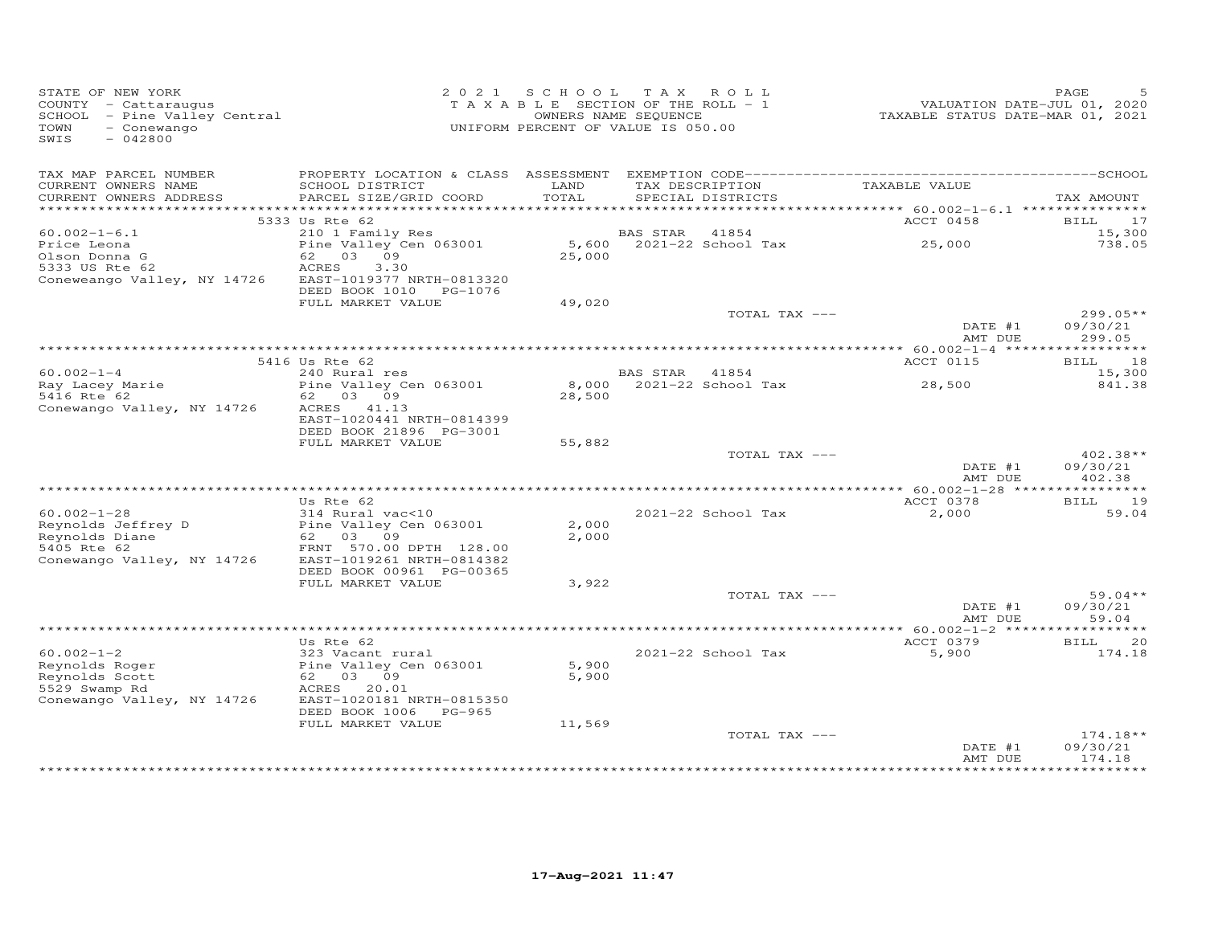STATE OF NEW YORK
COUNTY - Cattaraugus
SCHOOL - Pine Valley Central
TOWN - Conewango
SWIS - 042800

2021 SCHOOL TAX ROLL
TAXABLE SECTION OF THE ROLL - 1
OWNERS NAME SEQUENCE
UNIFORM PERCENT OF VALUE IS 050.00

VALUATION DATE-JUL 01, 2020
TAXABLE STATUS DATE-MAR 01, 2021

| TAX MAP PARCEL NUMBER / CURRENT OWNERS NAME / CURRENT OWNERS ADDRESS | PROPERTY LOCATION & CLASS / SCHOOL DISTRICT / PARCEL SIZE/GRID COORD | ASSESSMENT LAND / TOTAL | EXEMPTION CODE / TAX DESCRIPTION / SPECIAL DISTRICTS | TAXABLE VALUE | TAX AMOUNT |
|---|---|---|---|---|---|
| | 5333 Us Rte 62 | | | ACCT 0458 | BILL 17 |
| 60.002-1-6.1 | 210 1 Family Res | | BAS STAR 41854 | | 15,300 |
| Price Leona | Pine Valley Cen 063001 | 5,600 | 2021-22 School Tax | 25,000 | 738.05 |
| Olson Donna G | 62 03 09 | 25,000 | | | |
| 5333 US Rte 62 | ACRES 3.30 | | | | |
| Coneweango Valley, NY 14726 | EAST-1019377 NRTH-0813320 | | | | |
| | DEED BOOK 1010 PG-1076 | | | | |
| | FULL MARKET VALUE | 49,020 | | | |
| | | | TOTAL TAX --- | | 299.05** |
| | | | | DATE #1 | 09/30/21 |
| | | | | AMT DUE | 299.05 |
| | 5416 Us Rte 62 | | | ACCT 0115 | BILL 18 |
| 60.002-1-4 | 240 Rural res | | BAS STAR 41854 | | 15,300 |
| Ray Lacey Marie | Pine Valley Cen 063001 | 8,000 | 2021-22 School Tax | 28,500 | 841.38 |
| 5416 Rte 62 | 62 03 09 | 28,500 | | | |
| Conewango Valley, NY 14726 | ACRES 41.13 | | | | |
| | EAST-1020441 NRTH-0814399 | | | | |
| | DEED BOOK 21896 PG-3001 | | | | |
| | FULL MARKET VALUE | 55,882 | | | |
| | | | TOTAL TAX --- | | 402.38** |
| | | | | DATE #1 | 09/30/21 |
| | | | | AMT DUE | 402.38 |
| | Us Rte 62 | | | ACCT 0378 | BILL 19 |
| 60.002-1-28 | 314 Rural vac<10 | | 2021-22 School Tax | 2,000 | 59.04 |
| Reynolds Jeffrey D | Pine Valley Cen 063001 | 2,000 | | | |
| Reynolds Diane | 62 03 09 | 2,000 | | | |
| 5405 Rte 62 | FRNT 570.00 DPTH 128.00 | | | | |
| Conewango Valley, NY 14726 | EAST-1019261 NRTH-0814382 | | | | |
| | DEED BOOK 00961 PG-00365 | | | | |
| | FULL MARKET VALUE | 3,922 | | | |
| | | | TOTAL TAX --- | | 59.04** |
| | | | | DATE #1 | 09/30/21 |
| | | | | AMT DUE | 59.04 |
| | Us Rte 62 | | | ACCT 0379 | BILL 20 |
| 60.002-1-2 | 323 Vacant rural | | 2021-22 School Tax | 5,900 | 174.18 |
| Reynolds Roger | Pine Valley Cen 063001 | 5,900 | | | |
| Reynolds Scott | 62 03 09 | 5,900 | | | |
| 5529 Swamp Rd | ACRES 20.01 | | | | |
| Conewango Valley, NY 14726 | EAST-1020181 NRTH-0815350 | | | | |
| | DEED BOOK 1006 PG-965 | | | | |
| | FULL MARKET VALUE | 11,569 | | | |
| | | | TOTAL TAX --- | | 174.18** |
| | | | | DATE #1 | 09/30/21 |
| | | | | AMT DUE | 174.18 |

17-Aug-2021 11:47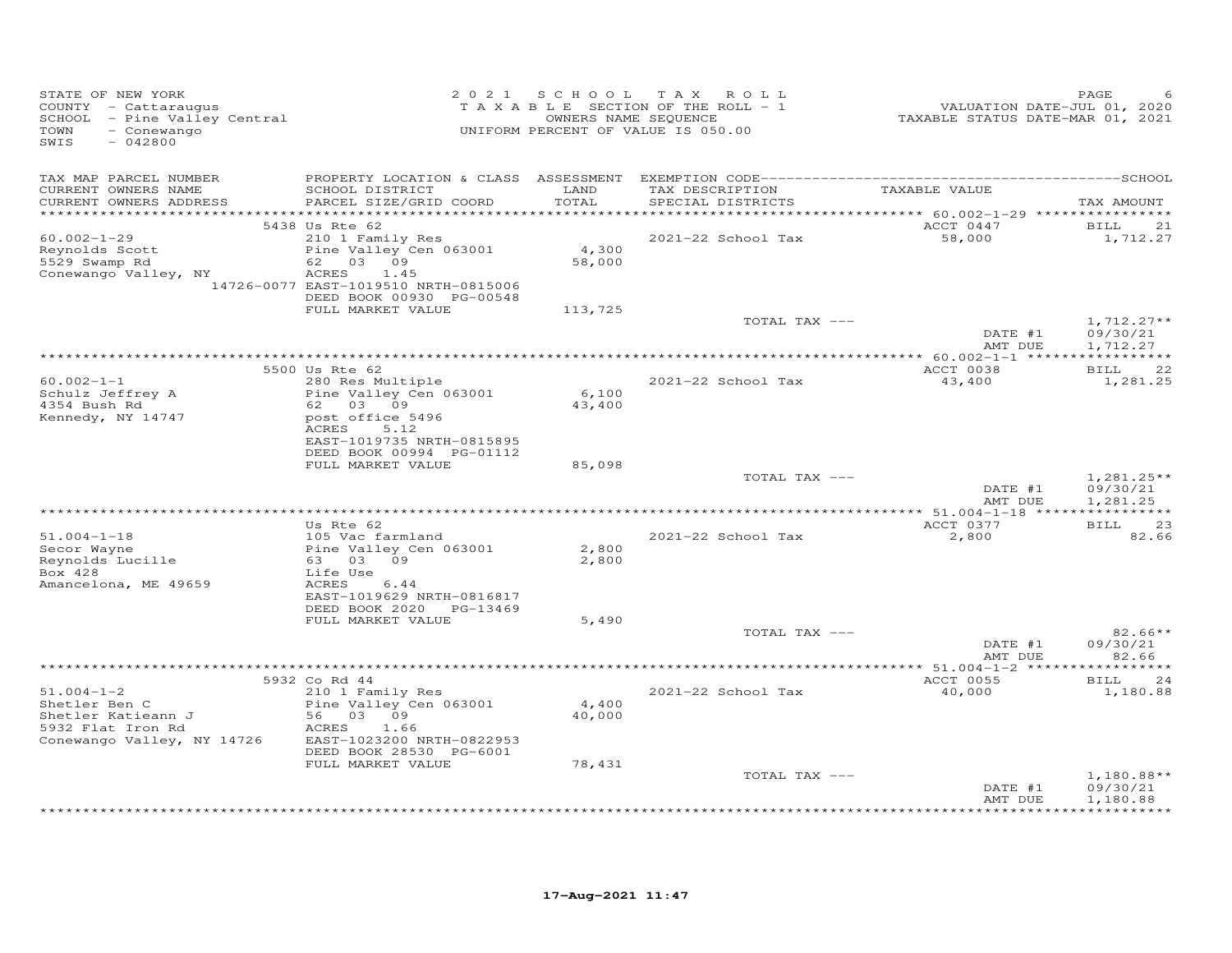STATE OF NEW YORK
COUNTY - Cattaraugus
SCHOOL - Pine Valley Central
TOWN - Conewango
SWIS - 042800

2021 SCHOOL TAX ROLL
TAXABLE SECTION OF THE ROLL - 1
OWNERS NAME SEQUENCE
UNIFORM PERCENT OF VALUE IS 050.00

VALUATION DATE-JUL 01, 2020
TAXABLE STATUS DATE-MAR 01, 2021

| TAX MAP PARCEL NUMBER / CURRENT OWNERS NAME / CURRENT OWNERS ADDRESS | PROPERTY LOCATION & CLASS / SCHOOL DISTRICT / PARCEL SIZE/GRID COORD | ASSESSMENT LAND / TOTAL | EXEMPTION CODE / TAX DESCRIPTION / SPECIAL DISTRICTS | TAXABLE VALUE | TAX AMOUNT |
|---|---|---|---|---|---|
| 60.002-1-29 | 5438 Us Rte 62 | | | ACCT 0447 | BILL 21 |
| Reynolds Scott | 210 1 Family Res | | 2021-22 School Tax | 58,000 | 1,712.27 |
| 5529 Swamp Rd | Pine Valley Cen 063001 | 4,300 | | | |
| Conewango Valley, NY 14726-0077 | 62 03 09 | 58,000 | | | |
| | ACRES 1.45 | | | | |
| | EAST-1019510 NRTH-0815006 | | | | |
| | DEED BOOK 00930 PG-00548 | | | | |
| | FULL MARKET VALUE | 113,725 | | | |
| | | | TOTAL TAX --- | | 1,712.27** |
| | | | | DATE #1 | 09/30/21 |
| | | | | AMT DUE | 1,712.27 |
| 60.002-1-1 | 5500 Us Rte 62 | | | ACCT 0038 | BILL 22 |
| Schulz Jeffrey A | 280 Res Multiple | | 2021-22 School Tax | 43,400 | 1,281.25 |
| 4354 Bush Rd | Pine Valley Cen 063001 | 6,100 | | | |
| Kennedy, NY 14747 | 62 03 09 | 43,400 | | | |
| | post office 5496 | | | | |
| | ACRES 5.12 | | | | |
| | EAST-1019735 NRTH-0815895 | | | | |
| | DEED BOOK 00994 PG-01112 | | | | |
| | FULL MARKET VALUE | 85,098 | | | |
| | | | TOTAL TAX --- | | 1,281.25** |
| | | | | DATE #1 | 09/30/21 |
| | | | | AMT DUE | 1,281.25 |
| 51.004-1-18 | Us Rte 62 | | | ACCT 0377 | BILL 23 |
| Secor Wayne | 105 Vac farmland | | 2021-22 School Tax | 2,800 | 82.66 |
| Reynolds Lucille | Pine Valley Cen 063001 | 2,800 | | | |
| Box 428 | 63 03 09 | 2,800 | | | |
| Amancelona, ME 49659 | Life Use | | | | |
| | ACRES 6.44 | | | | |
| | EAST-1019629 NRTH-0816817 | | | | |
| | DEED BOOK 2020 PG-13469 | | | | |
| | FULL MARKET VALUE | 5,490 | | | |
| | | | TOTAL TAX --- | | 82.66** |
| | | | | DATE #1 | 09/30/21 |
| | | | | AMT DUE | 82.66 |
| 51.004-1-2 | 5932 Co Rd 44 | | | ACCT 0055 | BILL 24 |
| Shetler Ben C | 210 1 Family Res | | 2021-22 School Tax | 40,000 | 1,180.88 |
| Shetler Katieann J | Pine Valley Cen 063001 | 4,400 | | | |
| 5932 Flat Iron Rd | 56 03 09 | 40,000 | | | |
| Conewango Valley, NY 14726 | ACRES 1.66 | | | | |
| | EAST-1023200 NRTH-0822953 | | | | |
| | DEED BOOK 28530 PG-6001 | | | | |
| | FULL MARKET VALUE | 78,431 | | | |
| | | | TOTAL TAX --- | | 1,180.88** |
| | | | | DATE #1 | 09/30/21 |
| | | | | AMT DUE | 1,180.88 |

17-Aug-2021 11:47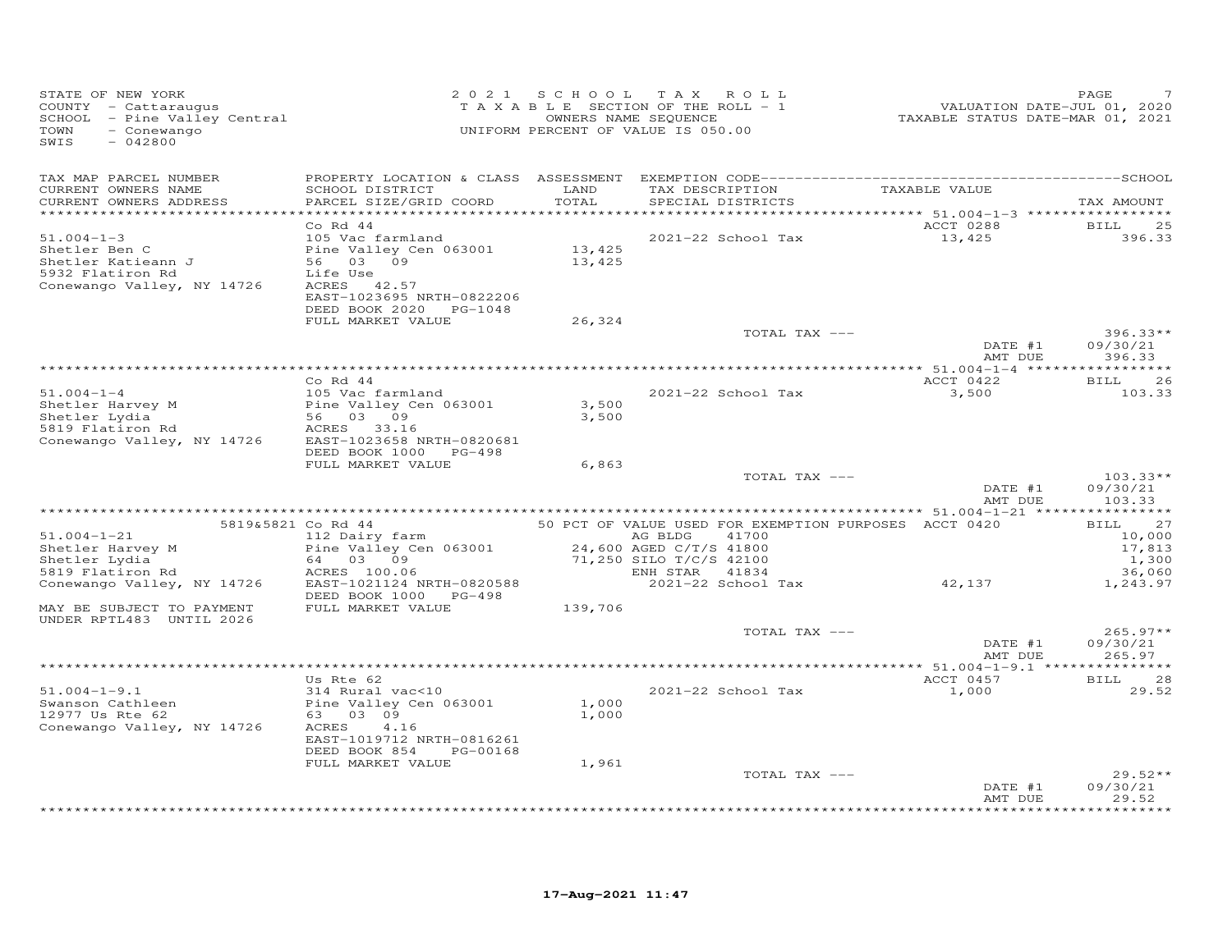STATE OF NEW YORK
COUNTY - Cattaraugus
SCHOOL - Pine Valley Central
TOWN - Conewango
SWIS - 042800

2021 SCHOOL TAX ROLL
TAXABLE SECTION OF THE ROLL - 1
OWNERS NAME SEQUENCE
UNIFORM PERCENT OF VALUE IS 050.00

VALUATION DATE-JUL 01, 2020
TAXABLE STATUS DATE-MAR 01, 2021

| TAX MAP PARCEL NUMBER / CURRENT OWNERS NAME / CURRENT OWNERS ADDRESS | PROPERTY LOCATION & CLASS / SCHOOL DISTRICT / PARCEL SIZE/GRID COORD | ASSESSMENT LAND / TOTAL | EXEMPTION CODE / TAX DESCRIPTION / SPECIAL DISTRICTS | TAXABLE VALUE | TAX AMOUNT |
|---|---|---|---|---|---|
| | Co Rd 44 | | | ACCT 0288 | BILL 25 |
| 51.004-1-3 | 105 Vac farmland | | 2021-22 School Tax | 13,425 | 396.33 |
| Shetler Ben C | Pine Valley Cen 063001 | 13,425 | | | |
| Shetler Katieann J | 56 03 09 | 13,425 | | | |
| 5932 Flatiron Rd | Life Use | | | | |
| Conewango Valley, NY 14726 | ACRES 42.57 | | | | |
| | EAST-1023695 NRTH-0822206 | | | | |
| | DEED BOOK 2020 PG-1048 | | | | |
| | FULL MARKET VALUE | 26,324 | | | |
| | | | TOTAL TAX --- | | 396.33** |
| | | | | DATE #1 | 09/30/21 |
| | | | | AMT DUE | 396.33 |
| | Co Rd 44 | | | ACCT 0422 | BILL 26 |
| 51.004-1-4 | 105 Vac farmland | | 2021-22 School Tax | 3,500 | 103.33 |
| Shetler Harvey M | Pine Valley Cen 063001 | 3,500 | | | |
| Shetler Lydia | 56 03 09 | 3,500 | | | |
| 5819 Flatiron Rd | ACRES 33.16 | | | | |
| Conewango Valley, NY 14726 | EAST-1023658 NRTH-0820681 | | | | |
| | DEED BOOK 1000 PG-498 | | | | |
| | FULL MARKET VALUE | 6,863 | | | |
| | | | TOTAL TAX --- | | 103.33** |
| | | | | DATE #1 | 09/30/21 |
| | | | | AMT DUE | 103.33 |
| | 5819&5821 Co Rd 44 | | 50 PCT OF VALUE USED FOR EXEMPTION PURPOSES | ACCT 0420 | BILL 27 |
| 51.004-1-21 | 112 Dairy farm | | AG BLDG 41700 | | 10,000 |
| Shetler Harvey M | Pine Valley Cen 063001 | 24,600 | AGED C/T/S 41800 | | 17,813 |
| Shetler Lydia | 64 03 09 | 71,250 | SILO T/C/S 42100 | | 1,300 |
| 5819 Flatiron Rd | ACRES 100.06 | | ENH STAR 41834 | | 36,060 |
| Conewango Valley, NY 14726 | EAST-1021124 NRTH-0820588 | | 2021-22 School Tax | 42,137 | 1,243.97 |
| | DEED BOOK 1000 PG-498 | | | | |
| MAY BE SUBJECT TO PAYMENT UNDER RPTL483 UNTIL 2026 | FULL MARKET VALUE | 139,706 | | | |
| | | | TOTAL TAX --- | | 265.97** |
| | | | | DATE #1 | 09/30/21 |
| | | | | AMT DUE | 265.97 |
| | Us Rte 62 | | | ACCT 0457 | BILL 28 |
| 51.004-1-9.1 | 314 Rural vac<10 | | 2021-22 School Tax | 1,000 | 29.52 |
| Swanson Cathleen | Pine Valley Cen 063001 | 1,000 | | | |
| 12977 Us Rte 62 | 63 03 09 | 1,000 | | | |
| Conewango Valley, NY 14726 | ACRES 4.16 | | | | |
| | EAST-1019712 NRTH-0816261 | | | | |
| | DEED BOOK 854 PG-00168 | | | | |
| | FULL MARKET VALUE | 1,961 | | | |
| | | | TOTAL TAX --- | | 29.52** |
| | | | | DATE #1 | 09/30/21 |
| | | | | AMT DUE | 29.52 |

17-Aug-2021 11:47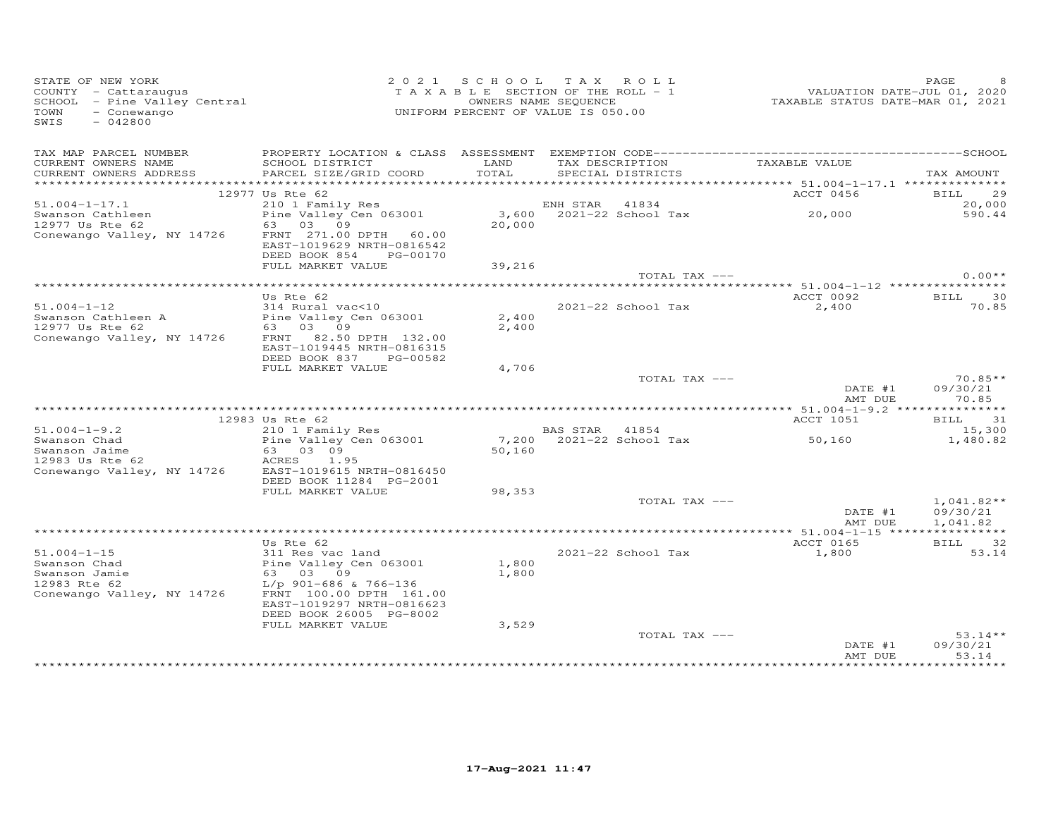STATE OF NEW YORK
COUNTY - Cattaraugus
SCHOOL - Pine Valley Central
TOWN - Conewango
SWIS - 042800

2021 SCHOOL TAX ROLL
TAXABLE SECTION OF THE ROLL - 1
OWNERS NAME SEQUENCE
UNIFORM PERCENT OF VALUE IS 050.00

VALUATION DATE-JUL 01, 2020
TAXABLE STATUS DATE-MAR 01, 2021

| TAX MAP PARCEL NUMBER / CURRENT OWNERS NAME / CURRENT OWNERS ADDRESS | PROPERTY LOCATION & CLASS / SCHOOL DISTRICT / PARCEL SIZE/GRID COORD | ASSESSMENT LAND / TOTAL | EXEMPTION CODE / TAX DESCRIPTION / SPECIAL DISTRICTS | TAXABLE VALUE | SCHOOL TAX AMOUNT |
|---|---|---|---|---|---|
| 51.004-1-17.1 | 12977 Us Rte 62 | | | ACCT 0456 | BILL 29 |
| | 210 1 Family Res | | ENH STAR 41834 | | 20,000 |
| Swanson Cathleen | Pine Valley Cen 063001 | 3,600 | 2021-22 School Tax | 20,000 | 590.44 |
| 12977 Us Rte 62 | 63 03 09 | 20,000 | | | |
| Conewango Valley, NY 14726 | FRNT 271.00 DPTH 60.00 | | | | |
| | EAST-1019629 NRTH-0816542 | | | | |
| | DEED BOOK 854 PG-00170 | | | | |
| | FULL MARKET VALUE | 39,216 | | | |
| | | | TOTAL TAX --- | | 0.00** |
| 51.004-1-12 | Us Rte 62 | | | ACCT 0092 | BILL 30 |
| | 314 Rural vac<10 | | 2021-22 School Tax | 2,400 | 70.85 |
| Swanson Cathleen A | Pine Valley Cen 063001 | 2,400 | | | |
| 12977 Us Rte 62 | 63 03 09 | 2,400 | | | |
| Conewango Valley, NY 14726 | FRNT 82.50 DPTH 132.00 | | | | |
| | EAST-1019445 NRTH-0816315 | | | | |
| | DEED BOOK 837 PG-00582 | | | | |
| | FULL MARKET VALUE | 4,706 | | | |
| | | | TOTAL TAX --- | | 70.85** |
| | | | | DATE #1 | 09/30/21 |
| | | | | AMT DUE | 70.85 |
| 51.004-1-9.2 | 12983 Us Rte 62 | | | ACCT 1051 | BILL 31 |
| | 210 1 Family Res | | BAS STAR 41854 | | 15,300 |
| Swanson Chad | Pine Valley Cen 063001 | 7,200 | 2021-22 School Tax | 50,160 | 1,480.82 |
| Swanson Jaime | 63 03 09 | 50,160 | | | |
| 12983 Us Rte 62 | ACRES 1.95 | | | | |
| Conewango Valley, NY 14726 | EAST-1019615 NRTH-0816450 | | | | |
| | DEED BOOK 11284 PG-2001 | | | | |
| | FULL MARKET VALUE | 98,353 | | | |
| | | | TOTAL TAX --- | | 1,041.82** |
| | | | | DATE #1 | 09/30/21 |
| | | | | AMT DUE | 1,041.82 |
| 51.004-1-15 | Us Rte 62 | | | ACCT 0165 | BILL 32 |
| | 311 Res vac land | | 2021-22 School Tax | 1,800 | 53.14 |
| Swanson Chad | Pine Valley Cen 063001 | 1,800 | | | |
| Swanson Jamie | 63 03 09 | 1,800 | | | |
| 12983 Rte 62 | L/p 901-686 & 766-136 | | | | |
| Conewango Valley, NY 14726 | FRNT 100.00 DPTH 161.00 | | | | |
| | EAST-1019297 NRTH-0816623 | | | | |
| | DEED BOOK 26005 PG-8002 | | | | |
| | FULL MARKET VALUE | 3,529 | | | |
| | | | TOTAL TAX --- | | 53.14** |
| | | | | DATE #1 | 09/30/21 |
| | | | | AMT DUE | 53.14 |

17-Aug-2021 11:47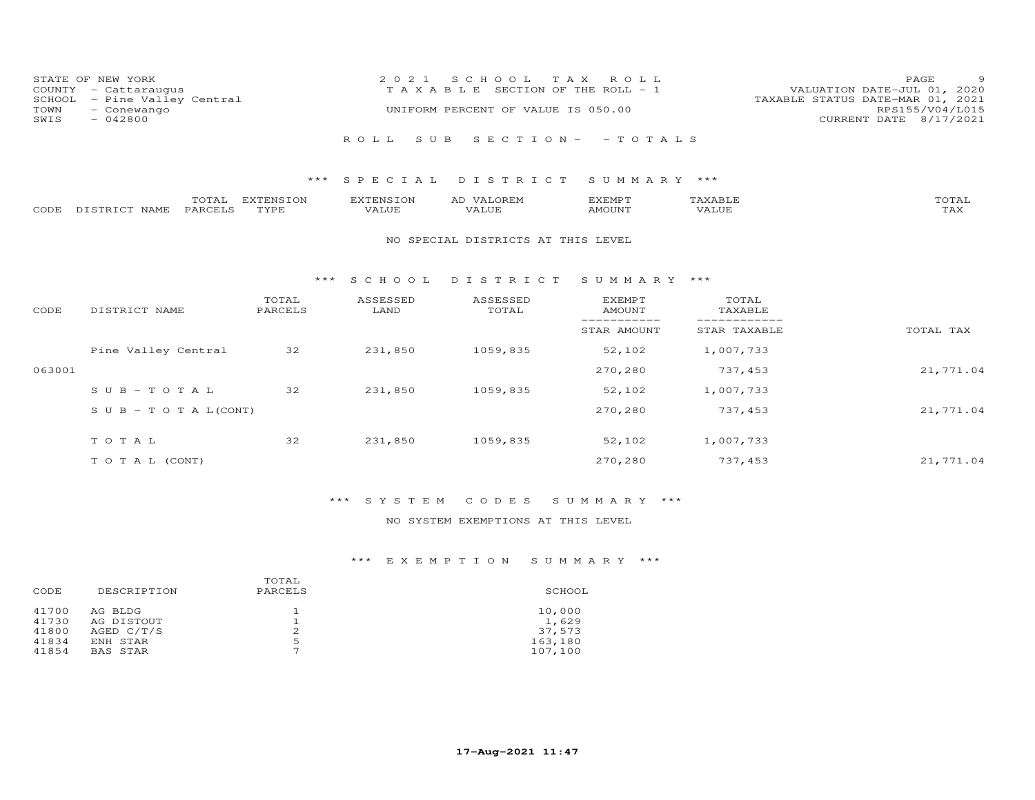STATE OF NEW YORK
COUNTY - Cattaraugus
SCHOOL - Pine Valley Central
TOWN - Conewango
SWIS - 042800

2021 SCHOOL TAX ROLL
TAXABLE SECTION OF THE ROLL - 1
UNIFORM PERCENT OF VALUE IS 050.00

VALUATION DATE-JUL 01, 2020
TAXABLE STATUS DATE-MAR 01, 2021
RPS155/V04/L015
CURRENT DATE 8/17/2021

ROLL SUB SECTION- - TOTALS

## *** SPECIAL DISTRICT SUMMARY ***

| CODE | DISTRICT NAME | TOTAL PARCELS | EXTENSION TYPE | EXTENSION VALUE | AD VALOREM VALUE | EXEMPT AMOUNT | TAXABLE VALUE | TOTAL TAX |
|---|---|---|---|---|---|---|---|---|

NO SPECIAL DISTRICTS AT THIS LEVEL

## *** SCHOOL DISTRICT SUMMARY ***

| CODE | DISTRICT NAME | TOTAL PARCELS | ASSESSED LAND | ASSESSED TOTAL | EXEMPT AMOUNT / STAR AMOUNT | TOTAL TAXABLE / STAR TAXABLE | TOTAL TAX |
|---|---|---|---|---|---|---|---|
| | Pine Valley Central | 32 | 231,850 | 1059,835 | 52,102 | 1,007,733 | |
| 063001 | | | | | 270,280 | 737,453 | 21,771.04 |
| | S U B - T O T A L | 32 | 231,850 | 1059,835 | 52,102 | 1,007,733 | |
| | S U B - T O T A L(CONT) | | | | 270,280 | 737,453 | 21,771.04 |
| | T O T A L | 32 | 231,850 | 1059,835 | 52,102 | 1,007,733 | |
| | T O T A L (CONT) | | | | 270,280 | 737,453 | 21,771.04 |

## *** SYSTEM CODES SUMMARY ***

NO SYSTEM EXEMPTIONS AT THIS LEVEL

## *** EXEMPTION SUMMARY ***

| CODE | DESCRIPTION | TOTAL PARCELS | SCHOOL |
|---|---|---|---|
| 41700 | AG BLDG | 1 | 10,000 |
| 41730 | AG DISTOUT | 1 | 1,629 |
| 41800 | AGED C/T/S | 2 | 37,573 |
| 41834 | ENH STAR | 5 | 163,180 |
| 41854 | BAS STAR | 7 | 107,100 |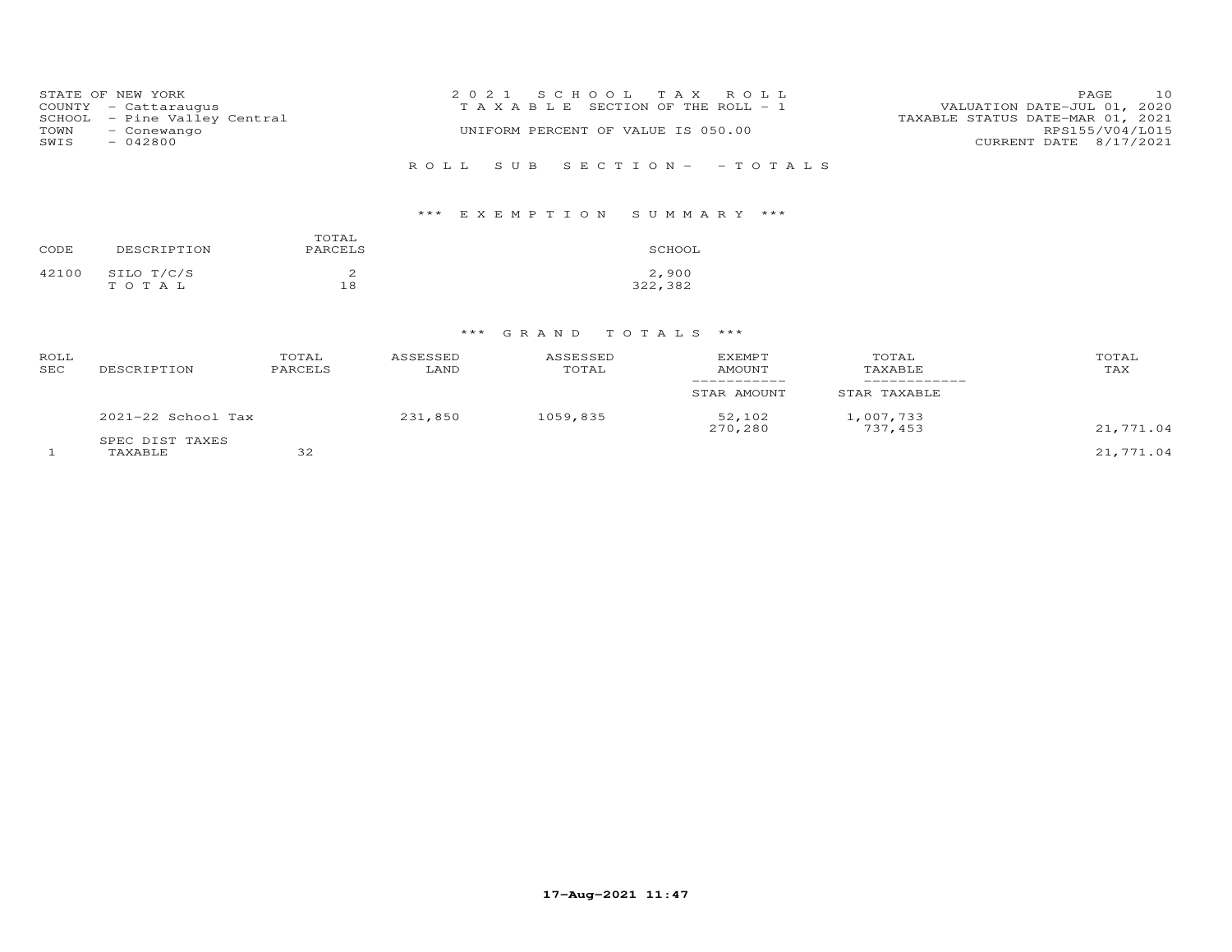STATE OF NEW YORK
COUNTY - Cattaraugus
SCHOOL - Pine Valley Central
TOWN - Conewango
SWIS - 042800

2 0 2 1 S C H O O L T A X R O L L
T A X A B L E SECTION OF THE ROLL - 1
UNIFORM PERCENT OF VALUE IS 050.00

VALUATION DATE-JUL 01, 2020
TAXABLE STATUS DATE-MAR 01, 2021
RPS155/V04/L015
CURRENT DATE 8/17/2021

R O L L S U B S E C T I O N - - T O T A L S

*** E X E M P T I O N S U M M A R Y ***

| CODE | DESCRIPTION | TOTAL PARCELS | SCHOOL |
|---|---|---|---|
| 42100 | SILO T/C/S | 2 | 2,900 |
| | T O T A L | 18 | 322,382 |

*** G R A N D T O T A L S ***

| ROLL SEC | DESCRIPTION | TOTAL PARCELS | ASSESSED LAND | ASSESSED TOTAL | EXEMPT AMOUNT / STAR AMOUNT | TOTAL TAXABLE / STAR TAXABLE | TOTAL TAX |
|---|---|---|---|---|---|---|---|
| | 2021-22 School Tax | | 231,850 | 1059,835 | 52,102 | 1,007,733 | |
| | | | | | 270,280 | 737,453 | 21,771.04 |
| | SPEC DIST TAXES | | | | | | |
| 1 | TAXABLE | 32 | | | | | 21,771.04 |

17-Aug-2021 11:47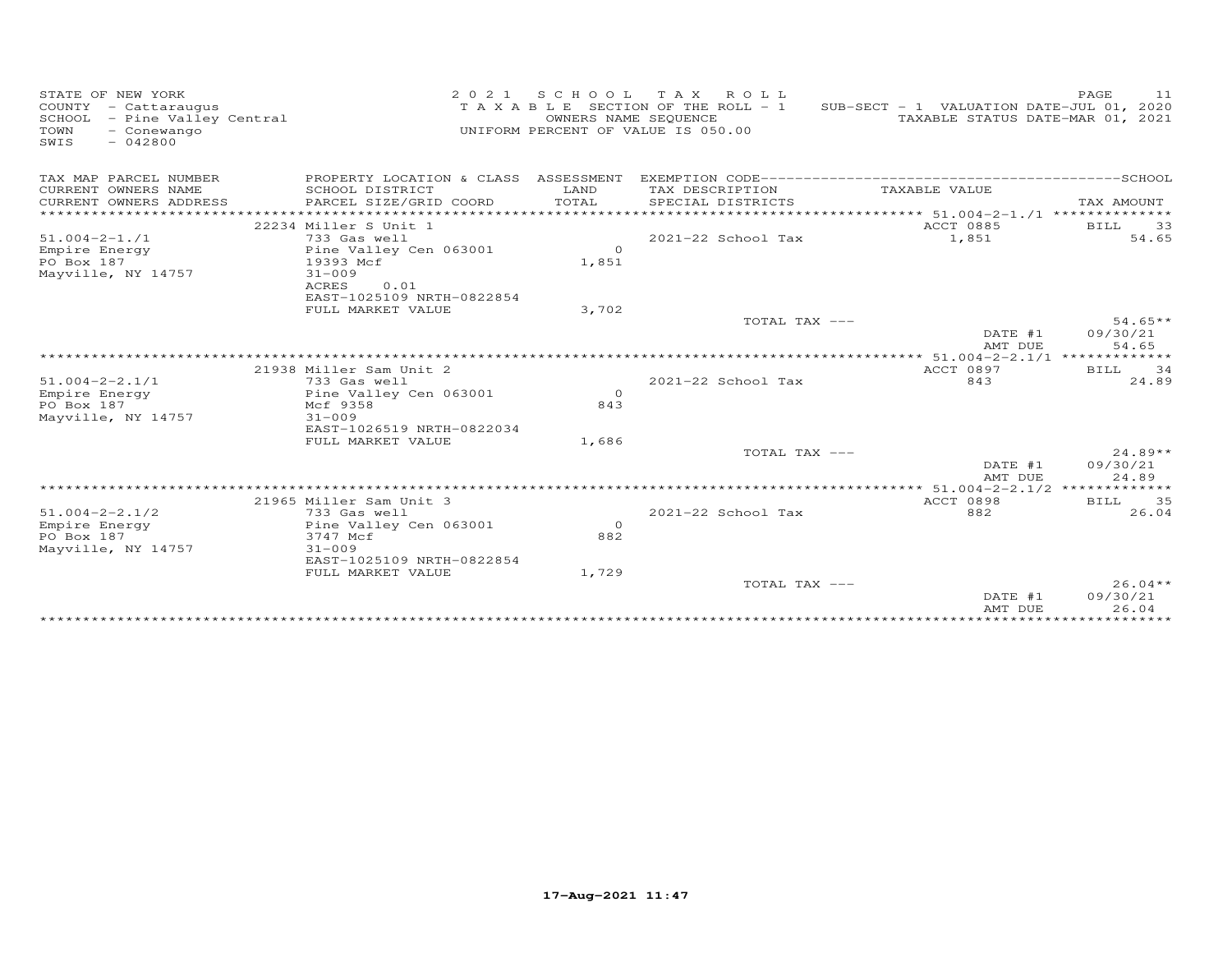STATE OF NEW YORK
COUNTY - Cattaraugus
SCHOOL - Pine Valley Central
TOWN - Conewango
SWIS - 042800

2021 SCHOOL TAX ROLL
TAXABLE SECTION OF THE ROLL - 1
OWNERS NAME SEQUENCE
UNIFORM PERCENT OF VALUE IS 050.00

SUB-SECT - 1 VALUATION DATE-JUL 01, 2020
TAXABLE STATUS DATE-MAR 01, 2021

| TAX MAP PARCEL NUMBER / CURRENT OWNERS NAME / CURRENT OWNERS ADDRESS | PROPERTY LOCATION & CLASS / SCHOOL DISTRICT / PARCEL SIZE/GRID COORD | ASSESSMENT LAND / TOTAL | EXEMPTION CODE / TAX DESCRIPTION / SPECIAL DISTRICTS | TAXABLE VALUE | TAX AMOUNT |
|---|---|---|---|---|---|
| 51.004-2-1./1 | 22234 Miller S Unit 1 | | | ACCT 0885 | BILL 33 |
| Empire Energy | 733 Gas well | | 2021-22 School Tax | 1,851 | 54.65 |
| PO Box 187 | Pine Valley Cen 063001 | 0 | | | |
| Mayville, NY 14757 | 19393 Mcf | 1,851 | | | |
| | 31-009 | | | | |
| | ACRES 0.01 | | | | |
| | EAST-1025109 NRTH-0822854 | | | | |
| | FULL MARKET VALUE | 3,702 | | | |
| | | | TOTAL TAX --- | | 54.65** |
| | | | | DATE #1 | 09/30/21 |
| | | | | AMT DUE | 54.65 |
| 51.004-2-2.1/1 | 21938 Miller Sam Unit 2 | | | ACCT 0897 | BILL 34 |
| Empire Energy | 733 Gas well | | 2021-22 School Tax | 843 | 24.89 |
| PO Box 187 | Pine Valley Cen 063001 | 0 | | | |
| Mayville, NY 14757 | Mcf 9358 | 843 | | | |
| | 31-009 | | | | |
| | EAST-1026519 NRTH-0822034 | | | | |
| | FULL MARKET VALUE | 1,686 | | | |
| | | | TOTAL TAX --- | | 24.89** |
| | | | | DATE #1 | 09/30/21 |
| | | | | AMT DUE | 24.89 |
| 51.004-2-2.1/2 | 21965 Miller Sam Unit 3 | | | ACCT 0898 | BILL 35 |
| Empire Energy | 733 Gas well | | 2021-22 School Tax | 882 | 26.04 |
| PO Box 187 | Pine Valley Cen 063001 | 0 | | | |
| Mayville, NY 14757 | 3747 Mcf | 882 | | | |
| | 31-009 | | | | |
| | EAST-1025109 NRTH-0822854 | | | | |
| | FULL MARKET VALUE | 1,729 | | | |
| | | | TOTAL TAX --- | | 26.04** |
| | | | | DATE #1 | 09/30/21 |
| | | | | AMT DUE | 26.04 |

17-Aug-2021 11:47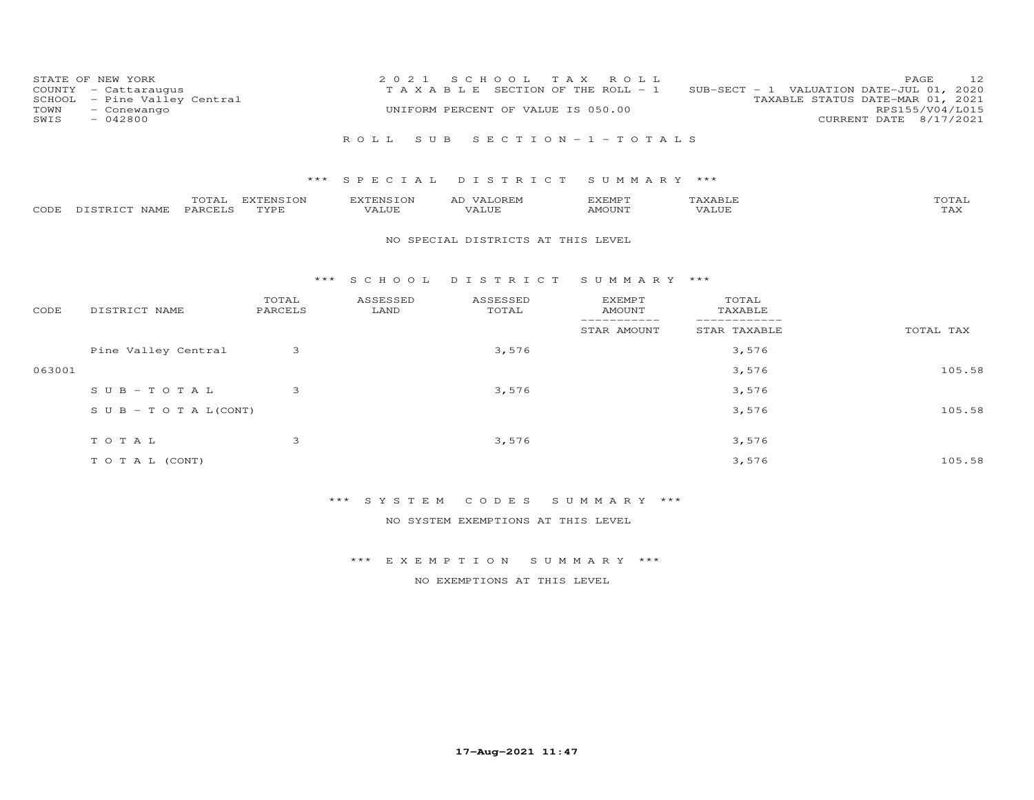STATE OF NEW YORK
COUNTY - Cattaraugus
SCHOOL - Pine Valley Central
TOWN - Conewango
SWIS - 042800

2 0 2 1 S C H O O L T A X R O L L
T A X A B L E SECTION OF THE ROLL - 1
UNIFORM PERCENT OF VALUE IS 050.00

SUB-SECT - 1 VALUATION DATE-JUL 01, 2020
TAXABLE STATUS DATE-MAR 01, 2021
RPS155/V04/L015
CURRENT DATE 8/17/2021

R O L L S U B S E C T I O N - 1 - T O T A L S

*** S P E C I A L D I S T R I C T S U M M A R Y ***

| CODE | DISTRICT NAME | TOTAL PARCELS | EXTENSION TYPE | EXTENSION VALUE | AD VALOREM VALUE | EXEMPT AMOUNT | TAXABLE VALUE | TOTAL TAX |
|---|---|---|---|---|---|---|---|---|

NO SPECIAL DISTRICTS AT THIS LEVEL

*** S C H O O L D I S T R I C T S U M M A R Y ***

| CODE | DISTRICT NAME | TOTAL PARCELS | ASSESSED LAND | ASSESSED TOTAL | EXEMPT AMOUNT / STAR AMOUNT | TOTAL TAXABLE / STAR TAXABLE | TOTAL TAX |
|---|---|---|---|---|---|---|---|
| | Pine Valley Central | 3 | | 3,576 | | 3,576 | |
| 063001 | | | | | | 3,576 | 105.58 |
| | S U B - T O T A L | 3 | | 3,576 | | 3,576 | |
| | S U B - T O T A L(CONT) | | | | | 3,576 | 105.58 |
| | T O T A L | 3 | | 3,576 | | 3,576 | |
| | T O T A L (CONT) | | | | | 3,576 | 105.58 |

*** S Y S T E M C O D E S S U M M A R Y ***

NO SYSTEM EXEMPTIONS AT THIS LEVEL

*** E X E M P T I O N S U M M A R Y ***

NO EXEMPTIONS AT THIS LEVEL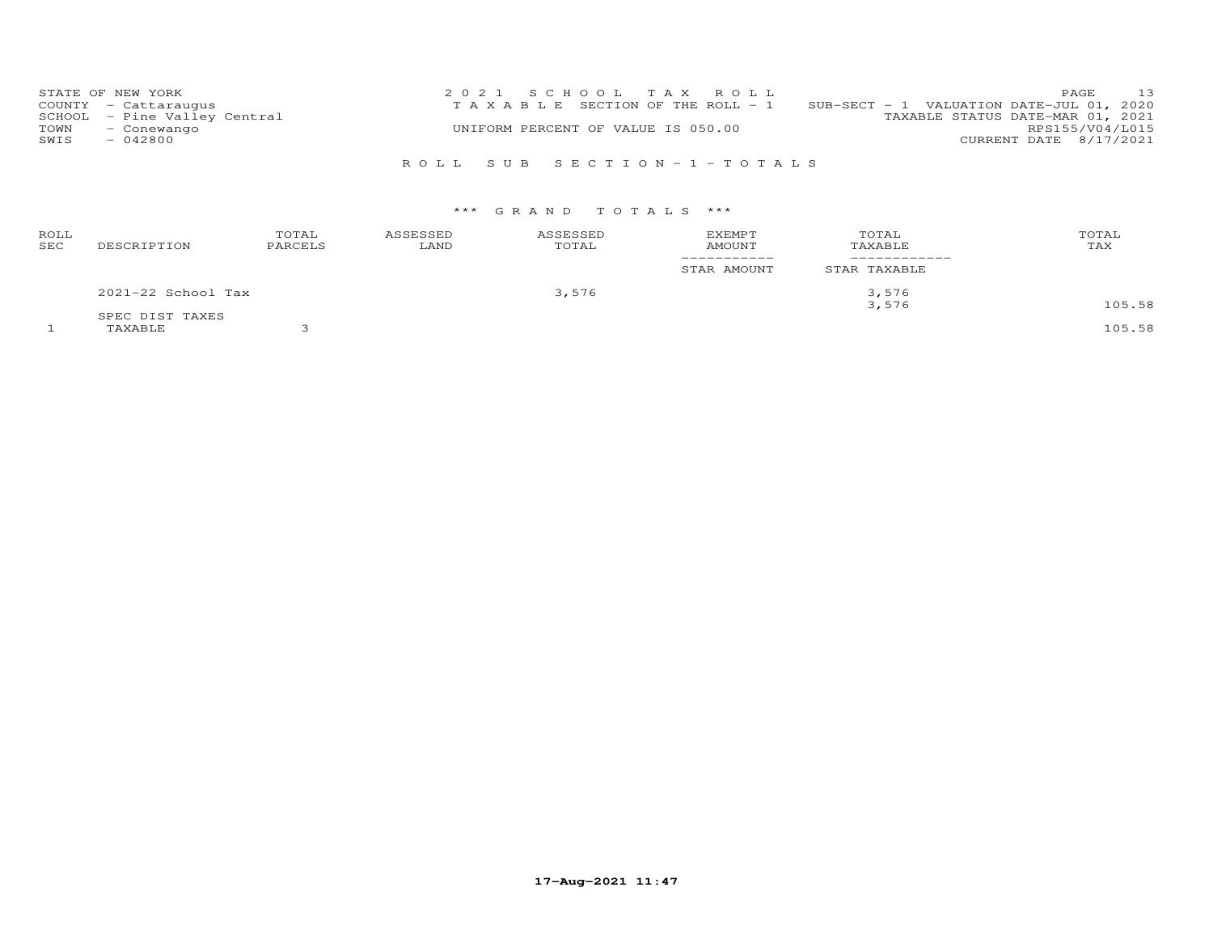STATE OF NEW YORK
COUNTY - Cattaraugus
SCHOOL - Pine Valley Central
TOWN - Conewango
SWIS - 042800

2 0 2 1 S C H O O L T A X R O L L
T A X A B L E SECTION OF THE ROLL - 1
UNIFORM PERCENT OF VALUE IS 050.00

SUB-SECT - 1 VALUATION DATE-JUL 01, 2020
TAXABLE STATUS DATE-MAR 01, 2021
RPS155/V04/L015
CURRENT DATE 8/17/2021

R O L L S U B S E C T I O N - 1 - T O T A L S

*** G R A N D T O T A L S ***

| ROLL SEC | DESCRIPTION | TOTAL PARCELS | ASSESSED LAND | ASSESSED TOTAL | EXEMPT AMOUNT / STAR AMOUNT | TOTAL TAXABLE / STAR TAXABLE | TOTAL TAX |
|---|---|---|---|---|---|---|---|
| | 2021-22 School Tax | | | 3,576 | | 3,576 | |
| | | | | | | 3,576 | 105.58 |
| | SPEC DIST TAXES | | | | | | |
| 1 | TAXABLE | 3 | | | | | 105.58 |

17-Aug-2021 11:47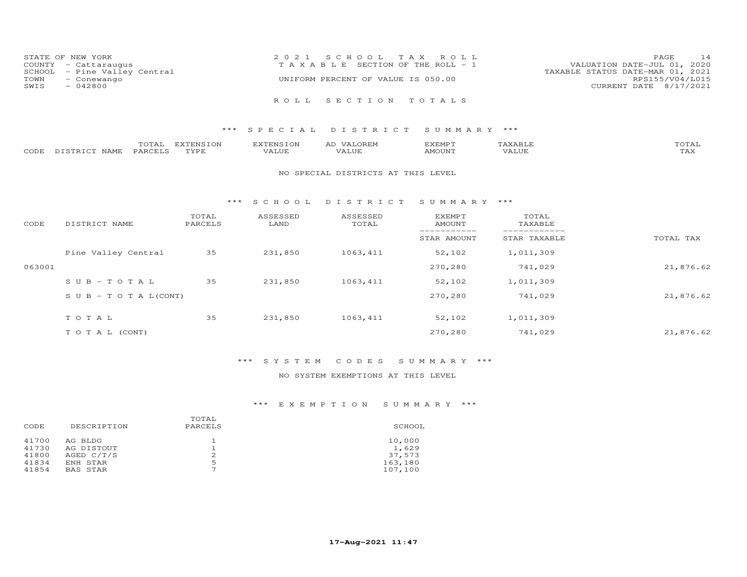STATE OF NEW YORK
COUNTY - Cattaraugus
SCHOOL - Pine Valley Central
TOWN - Conewango
SWIS - 042800

2 0 2 1 S C H O O L T A X R O L L
T A X A B L E SECTION OF THE ROLL - 1
UNIFORM PERCENT OF VALUE IS 050.00

VALUATION DATE-JUL 01, 2020
TAXABLE STATUS DATE-MAR 01, 2021
RPS155/V04/L015
CURRENT DATE 8/17/2021

# R O L L S E C T I O N T O T A L S

## *** S P E C I A L D I S T R I C T S U M M A R Y ***

| CODE | DISTRICT NAME | TOTAL PARCELS | EXTENSION TYPE | EXTENSION VALUE | AD VALOREM VALUE | EXEMPT AMOUNT | TAXABLE VALUE | TOTAL TAX |
|---|---|---|---|---|---|---|---|---|

NO SPECIAL DISTRICTS AT THIS LEVEL

## *** S C H O O L D I S T R I C T S U M M A R Y ***

| CODE | DISTRICT NAME | TOTAL PARCELS | ASSESSED LAND | ASSESSED TOTAL | EXEMPT AMOUNT / STAR AMOUNT | TOTAL TAXABLE / STAR TAXABLE | TOTAL TAX |
|---|---|---|---|---|---|---|---|
| | Pine Valley Central | 35 | 231,850 | 1063,411 | 52,102 | 1,011,309 | |
| 063001 | | | | | 270,280 | 741,029 | 21,876.62 |
| | S U B - T O T A L | 35 | 231,850 | 1063,411 | 52,102 | 1,011,309 | |
| | S U B - T O T A L(CONT) | | | | 270,280 | 741,029 | 21,876.62 |
| | T O T A L | 35 | 231,850 | 1063,411 | 52,102 | 1,011,309 | |
| | T O T A L (CONT) | | | | 270,280 | 741,029 | 21,876.62 |

## *** S Y S T E M C O D E S S U M M A R Y ***

NO SYSTEM EXEMPTIONS AT THIS LEVEL

## *** E X E M P T I O N S U M M A R Y ***

| CODE | DESCRIPTION | TOTAL PARCELS | SCHOOL |
|---|---|---|---|
| 41700 | AG BLDG | 1 | 10,000 |
| 41730 | AG DISTOUT | 1 | 1,629 |
| 41800 | AGED C/T/S | 2 | 37,573 |
| 41834 | ENH STAR | 5 | 163,180 |
| 41854 | BAS STAR | 7 | 107,100 |

17-Aug-2021 11:47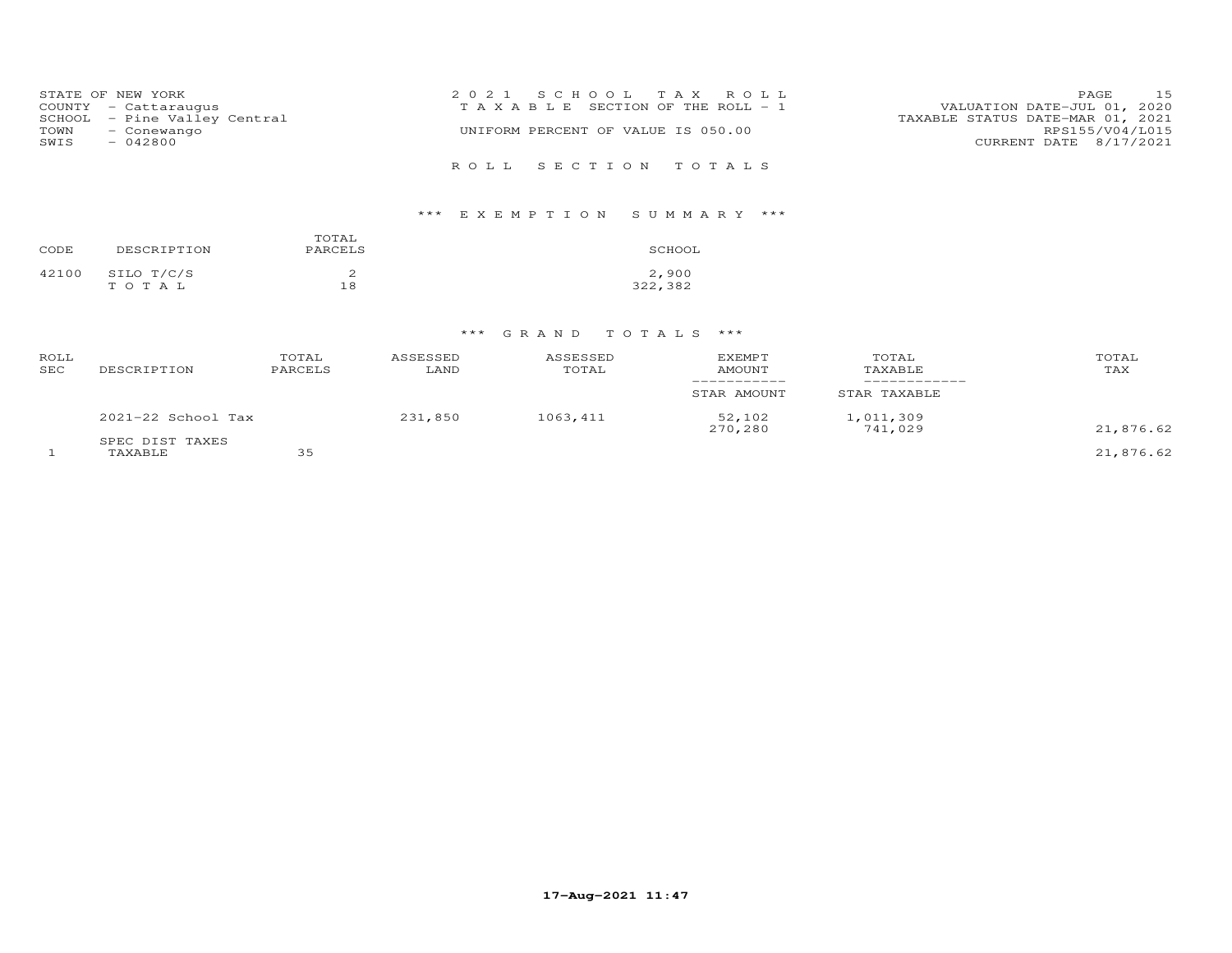STATE OF NEW YORK
COUNTY - Cattaraugus
SCHOOL - Pine Valley Central
TOWN - Conewango
SWIS - 042800

2021 SCHOOL TAX ROLL
TAXABLE SECTION OF THE ROLL - 1
UNIFORM PERCENT OF VALUE IS 050.00

VALUATION DATE-JUL 01, 2020
TAXABLE STATUS DATE-MAR 01, 2021
RPS155/V04/L015
CURRENT DATE 8/17/2021

ROLL SECTION TOTALS

## *** EXEMPTION SUMMARY ***

| CODE | DESCRIPTION | TOTAL PARCELS | SCHOOL |
|---|---|---|---|
| 42100 | SILO T/C/S | 2 | 2,900 |
| | TOTAL | 18 | 322,382 |

## *** GRAND TOTALS ***

| ROLL SEC | DESCRIPTION | TOTAL PARCELS | ASSESSED LAND | ASSESSED TOTAL | EXEMPT AMOUNT / STAR AMOUNT | TOTAL TAXABLE / STAR TAXABLE | TOTAL TAX |
|---|---|---|---|---|---|---|---|
| | 2021-22 School Tax | | 231,850 | 1063,411 | 52,102 | 1,011,309 | |
| | | | | | 270,280 | 741,029 | 21,876.62 |
| | SPEC DIST TAXES | | | | | | |
| 1 | TAXABLE | 35 | | | | | 21,876.62 |

17-Aug-2021 11:47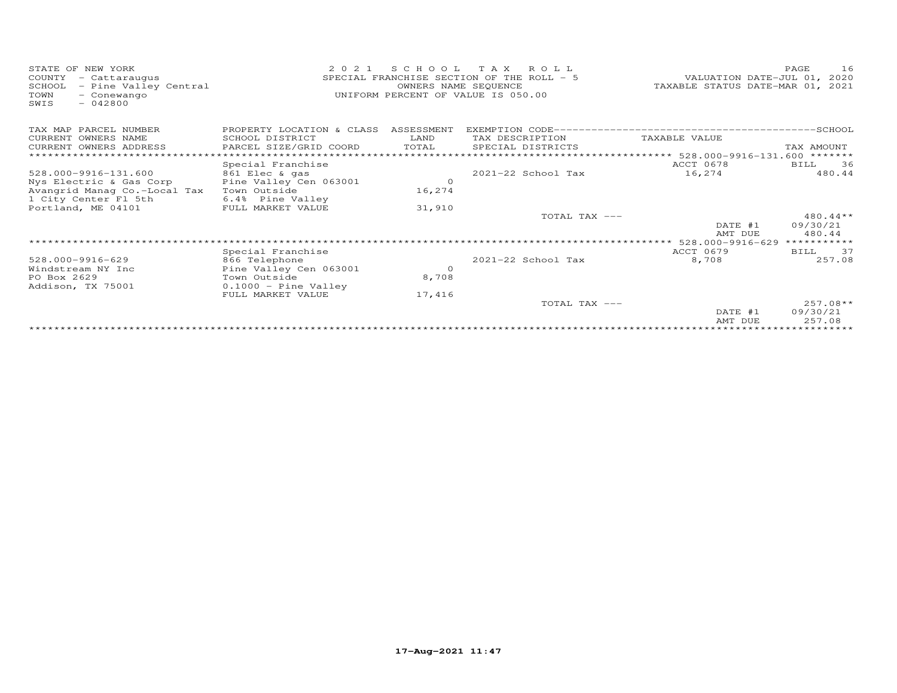STATE OF NEW YORK
COUNTY - Cattaraugus
SCHOOL - Pine Valley Central
TOWN - Conewango
SWIS - 042800

2021 SCHOOL TAX ROLL
SPECIAL FRANCHISE SECTION OF THE ROLL - 5
OWNERS NAME SEQUENCE
UNIFORM PERCENT OF VALUE IS 050.00

VALUATION DATE-JUL 01, 2020
TAXABLE STATUS DATE-MAR 01, 2021

| TAX MAP PARCEL NUMBER / CURRENT OWNERS NAME / CURRENT OWNERS ADDRESS | PROPERTY LOCATION & CLASS / SCHOOL DISTRICT / PARCEL SIZE/GRID COORD | ASSESSMENT LAND / TOTAL | EXEMPTION CODE / TAX DESCRIPTION / SPECIAL DISTRICTS | TAXABLE VALUE | SCHOOL TAX AMOUNT |
|---|---|---|---|---|---|
| | Special Franchise | | | ACCT 0678 528.000-9916-131.600 | BILL 36 |
| 528.000-9916-131.600 | 861 Elec & gas | | 2021-22 School Tax | 16,274 | 480.44 |
| Nys Electric & Gas Corp | Pine Valley Cen 063001 | 0 | | | |
| Avangrid Manag Co.-Local Tax | Town Outside | 16,274 | | | |
| 1 City Center Fl 5th | 6.4% Pine Valley | | | | |
| Portland, ME 04101 | FULL MARKET VALUE | 31,910 | | | |
| | | | TOTAL TAX --- | | 480.44** |
| | | | | DATE #1 | 09/30/21 |
| | | | | AMT DUE | 480.44 |
| | Special Franchise | | | ACCT 0679 528.000-9916-629 | BILL 37 |
| 528.000-9916-629 | 866 Telephone | | 2021-22 School Tax | 8,708 | 257.08 |
| Windstream NY Inc | Pine Valley Cen 063001 | 0 | | | |
| PO Box 2629 | Town Outside | 8,708 | | | |
| Addison, TX 75001 | 0.1000 - Pine Valley | | | | |
| | FULL MARKET VALUE | 17,416 | | | |
| | | | TOTAL TAX --- | | 257.08** |
| | | | | DATE #1 | 09/30/21 |
| | | | | AMT DUE | 257.08 |

17-Aug-2021 11:47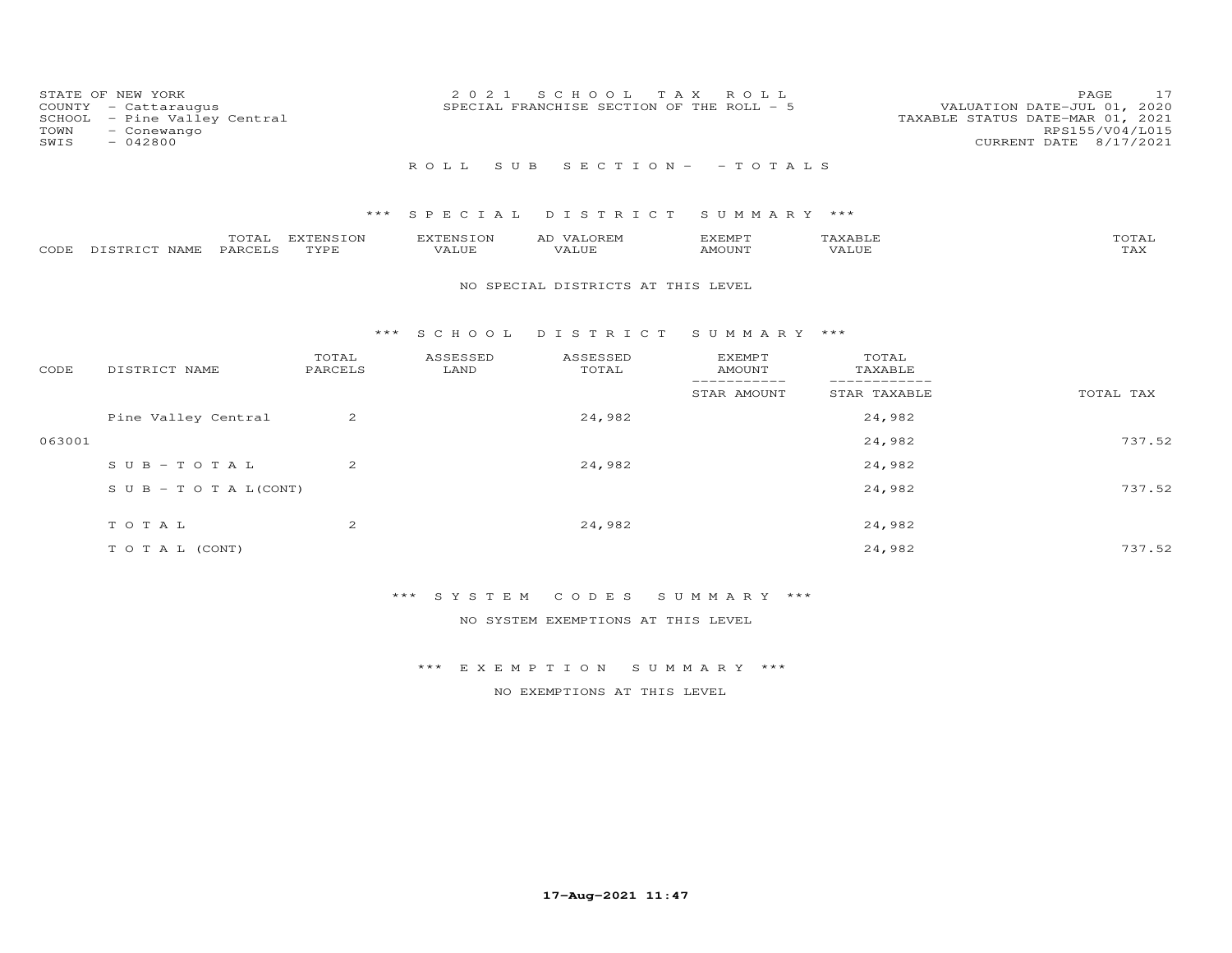STATE OF NEW YORK
COUNTY - Cattaraugus
SCHOOL - Pine Valley Central
TOWN - Conewango
SWIS - 042800

2021 SCHOOL TAX ROLL
SPECIAL FRANCHISE SECTION OF THE ROLL - 5

VALUATION DATE-JUL 01, 2020
TAXABLE STATUS DATE-MAR 01, 2021
RPS155/V04/L015
CURRENT DATE 8/17/2021

## ROLL SUB SECTION- - TOTALS

### *** SPECIAL DISTRICT SUMMARY ***

| CODE | DISTRICT NAME | TOTAL PARCELS | EXTENSION TYPE | EXTENSION VALUE | AD VALOREM VALUE | EXEMPT AMOUNT | TAXABLE VALUE | TOTAL TAX |
|---|---|---|---|---|---|---|---|---|

NO SPECIAL DISTRICTS AT THIS LEVEL

### *** SCHOOL DISTRICT SUMMARY ***

| CODE | DISTRICT NAME | TOTAL PARCELS | ASSESSED LAND | ASSESSED TOTAL | EXEMPT AMOUNT / STAR AMOUNT | TOTAL TAXABLE / STAR TAXABLE | TOTAL TAX |
|---|---|---|---|---|---|---|---|
| | Pine Valley Central | 2 | | 24,982 | | 24,982 | |
| 063001 | | | | | | 24,982 | 737.52 |
| | SUB-TOTAL | 2 | | 24,982 | | 24,982 | |
| | SUB-TOTAL(CONT) | | | | | 24,982 | 737.52 |
| | TOTAL | 2 | | 24,982 | | 24,982 | |
| | TOTAL (CONT) | | | | | 24,982 | 737.52 |

### *** SYSTEM CODES SUMMARY ***

NO SYSTEM EXEMPTIONS AT THIS LEVEL

### *** EXEMPTION SUMMARY ***

NO EXEMPTIONS AT THIS LEVEL

17-Aug-2021 11:47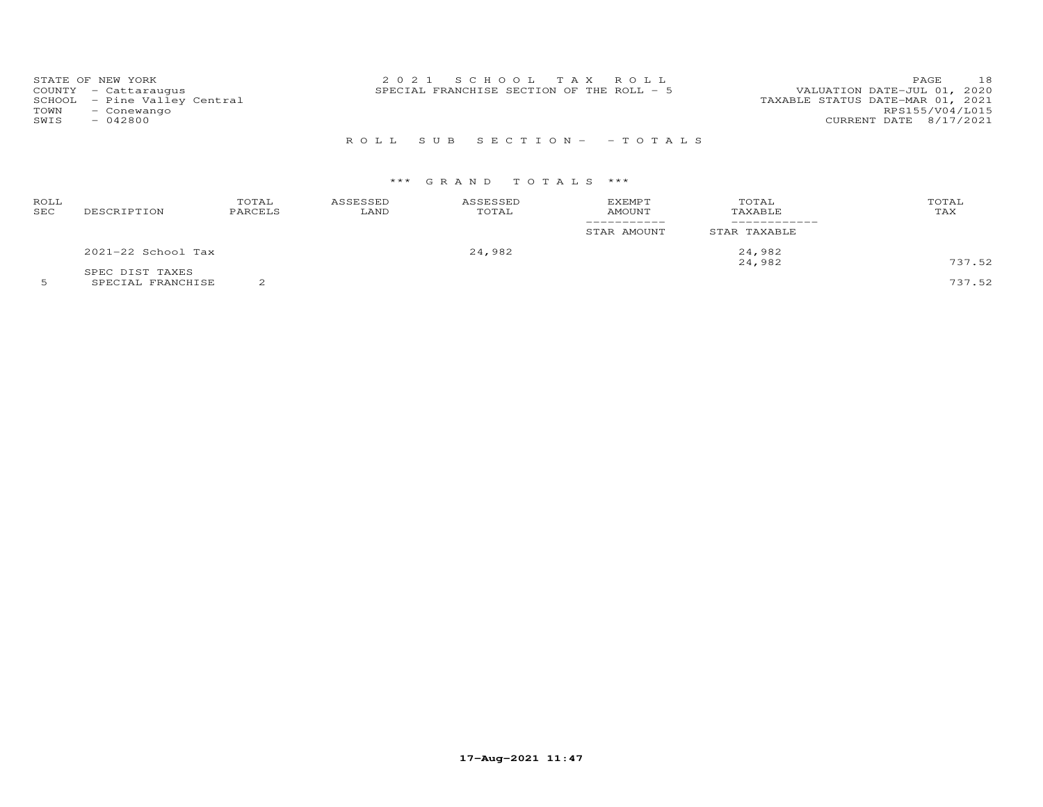STATE OF NEW YORK
COUNTY - Cattaraugus
SCHOOL - Pine Valley Central
TOWN - Conewango
SWIS - 042800

2021 SCHOOL TAX ROLL
SPECIAL FRANCHISE SECTION OF THE ROLL - 5

VALUATION DATE-JUL 01, 2020
TAXABLE STATUS DATE-MAR 01, 2021
RPS155/V04/L015
CURRENT DATE 8/17/2021

## ROLL SUB SECTION- - TOTALS

### *** GRAND TOTALS ***

| ROLL SEC | DESCRIPTION | TOTAL PARCELS | ASSESSED LAND | ASSESSED TOTAL | EXEMPT AMOUNT / STAR AMOUNT | TOTAL TAXABLE / STAR TAXABLE | TOTAL TAX |
|---|---|---|---|---|---|---|---|
| | 2021-22 School Tax | | | 24,982 | | 24,982 | |
| | | | | | | 24,982 | 737.52 |
| | SPEC DIST TAXES | | | | | | |
| 5 | SPECIAL FRANCHISE | 2 | | | | | 737.52 |

17-Aug-2021 11:47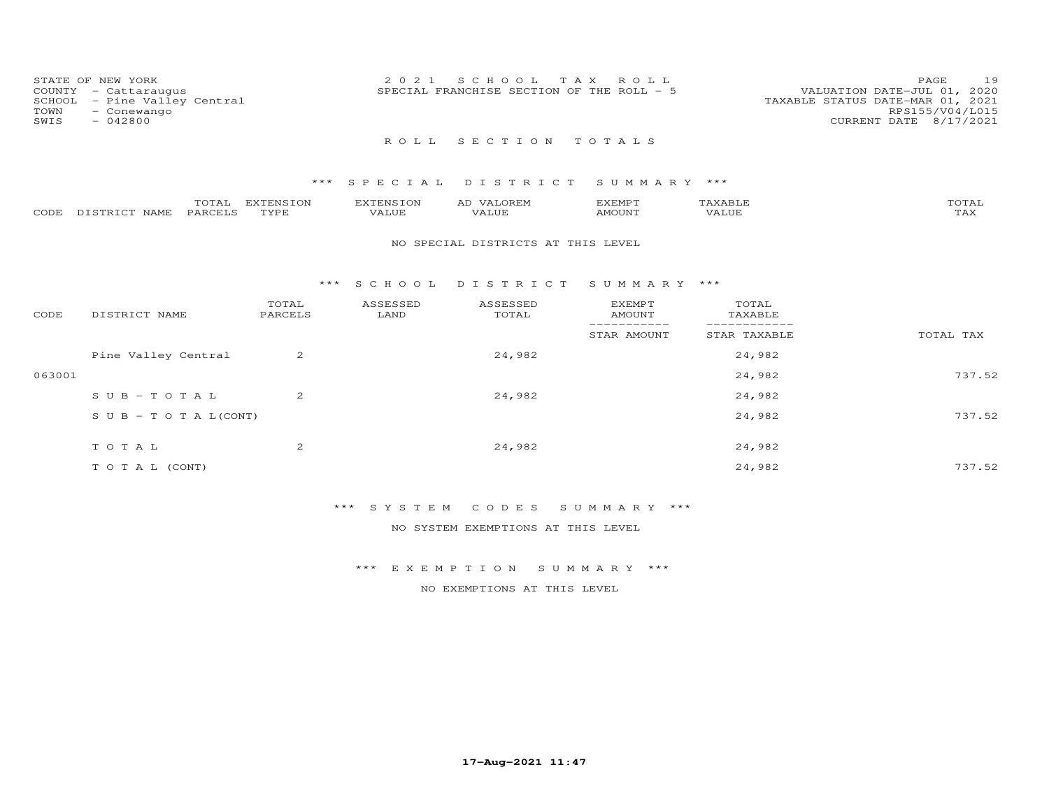STATE OF NEW YORK
COUNTY - Cattaraugus
SCHOOL - Pine Valley Central
TOWN - Conewango
SWIS - 042800

2021 SCHOOL TAX ROLL
SPECIAL FRANCHISE SECTION OF THE ROLL - 5

VALUATION DATE-JUL 01, 2020
TAXABLE STATUS DATE-MAR 01, 2021
RPS155/V04/L015
CURRENT DATE 8/17/2021

## ROLL SECTION TOTALS

### *** SPECIAL DISTRICT SUMMARY ***

| CODE | DISTRICT NAME | TOTAL PARCELS | EXTENSION TYPE | EXTENSION VALUE | AD VALOREM VALUE | EXEMPT AMOUNT | TAXABLE VALUE | TOTAL TAX |
|---|---|---|---|---|---|---|---|---|

NO SPECIAL DISTRICTS AT THIS LEVEL

### *** SCHOOL DISTRICT SUMMARY ***

| CODE | DISTRICT NAME | TOTAL PARCELS | ASSESSED LAND | ASSESSED TOTAL | EXEMPT AMOUNT / STAR AMOUNT | TOTAL TAXABLE / STAR TAXABLE | TOTAL TAX |
|---|---|---|---|---|---|---|---|
| | Pine Valley Central | 2 | | 24,982 | | 24,982 | |
| 063001 | | | | | | 24,982 | 737.52 |
| | SUB-TOTAL | 2 | | 24,982 | | 24,982 | |
| | SUB-TOTAL(CONT) | | | | | 24,982 | 737.52 |
| | TOTAL | 2 | | 24,982 | | 24,982 | |
| | TOTAL (CONT) | | | | | 24,982 | 737.52 |

### *** SYSTEM CODES SUMMARY ***

NO SYSTEM EXEMPTIONS AT THIS LEVEL

### *** EXEMPTION SUMMARY ***

NO EXEMPTIONS AT THIS LEVEL

17-Aug-2021 11:47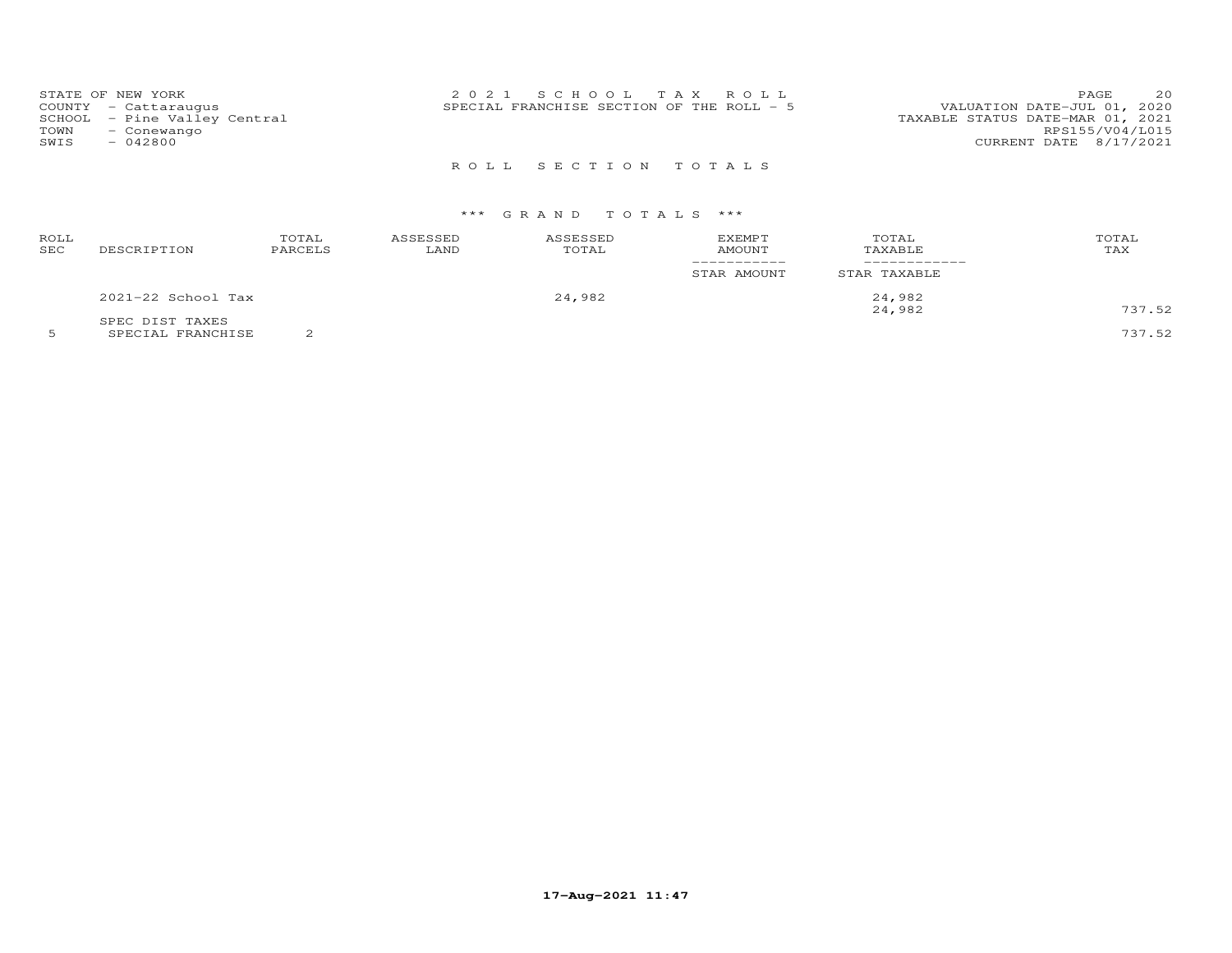STATE OF NEW YORK
COUNTY - Cattaraugus
SCHOOL - Pine Valley Central
TOWN - Conewango
SWIS - 042800

2021 SCHOOL TAX ROLL
SPECIAL FRANCHISE SECTION OF THE ROLL - 5

VALUATION DATE-JUL 01, 2020
TAXABLE STATUS DATE-MAR 01, 2021
RPS155/V04/L015
CURRENT DATE 8/17/2021

## ROLL SECTION TOTALS

### *** GRAND TOTALS ***

| ROLL SEC | DESCRIPTION | TOTAL PARCELS | ASSESSED LAND | ASSESSED TOTAL | EXEMPT AMOUNT / STAR AMOUNT | TOTAL TAXABLE / STAR TAXABLE | TOTAL TAX |
|---|---|---|---|---|---|---|---|
| | 2021-22 School Tax | | | 24,982 | | 24,982 | |
| | | | | | | 24,982 | 737.52 |
| | SPEC DIST TAXES | | | | | | |
| 5 | SPECIAL FRANCHISE | 2 | | | | | 737.52 |

17-Aug-2021 11:47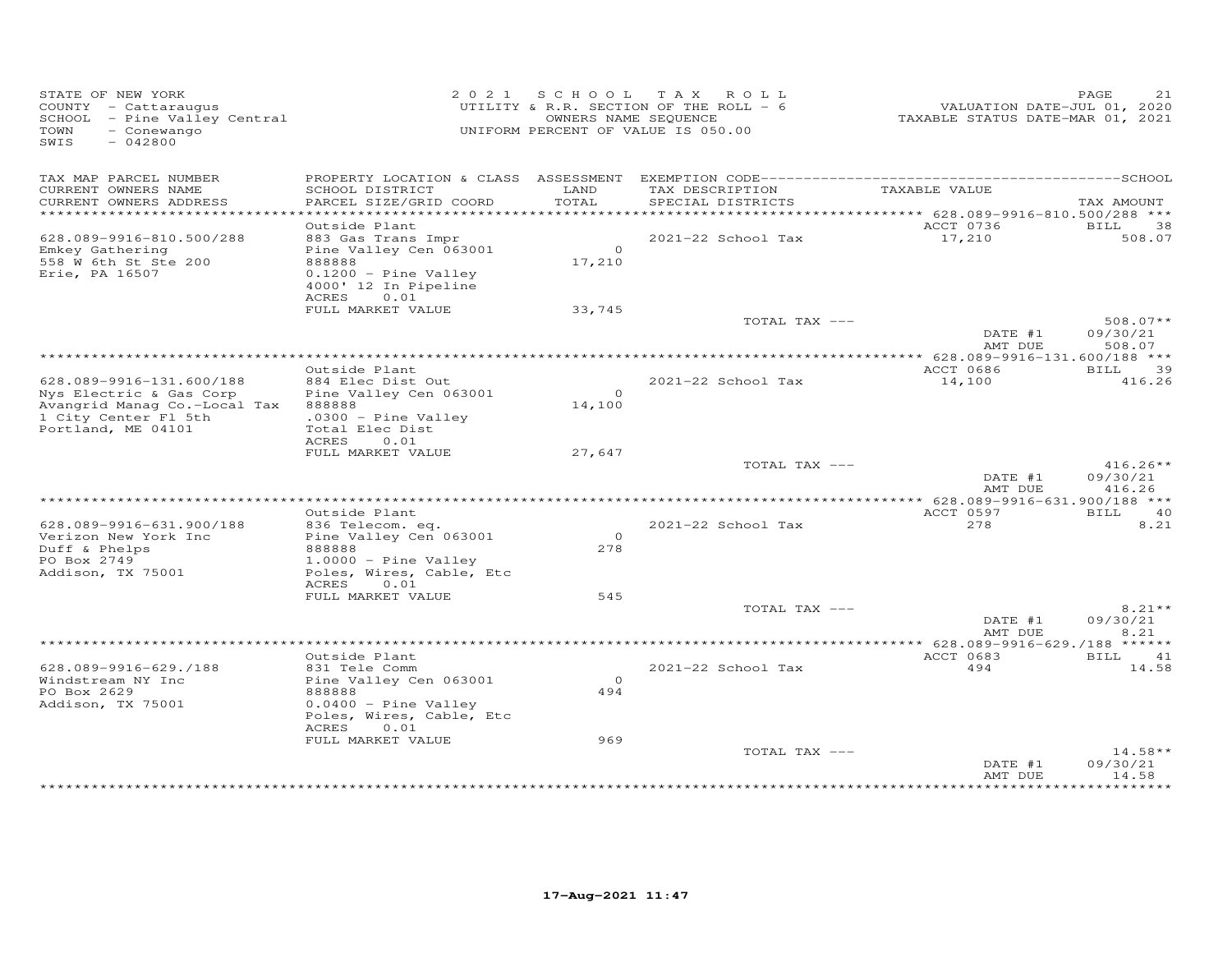STATE OF NEW YORK
COUNTY - Cattaraugus
SCHOOL - Pine Valley Central
TOWN - Conewango
SWIS - 042800

2021 SCHOOL TAX ROLL
UTILITY & R.R. SECTION OF THE ROLL - 6
OWNERS NAME SEQUENCE
UNIFORM PERCENT OF VALUE IS 050.00

VALUATION DATE-JUL 01, 2020
TAXABLE STATUS DATE-MAR 01, 2021

| TAX MAP PARCEL NUMBER / CURRENT OWNERS NAME / CURRENT OWNERS ADDRESS | PROPERTY LOCATION & CLASS / SCHOOL DISTRICT / PARCEL SIZE/GRID COORD | ASSESSMENT LAND / TOTAL | EXEMPTION CODE / TAX DESCRIPTION / SPECIAL DISTRICTS | TAXABLE VALUE | TAX AMOUNT |
|---|---|---|---|---|---|
| **628.089-9916-810.500/288** | | | | | |
| | Outside Plant | | | ACCT 0736 | BILL 38 |
| 628.089-9916-810.500/288 | 883 Gas Trans Impr | | | | |
| Emkey Gathering | Pine Valley Cen 063001 | 0 | 2021-22 School Tax | 17,210 | 508.07 |
| 558 W 6th St Ste 200 | 888888 | 17,210 | | | |
| Erie, PA 16507 | 0.1200 - Pine Valley | | | | |
| | 4000' 12 In Pipeline | | | | |
| | ACRES 0.01 | | | | |
| | FULL MARKET VALUE | 33,745 | | | |
| | | | TOTAL TAX --- | | 508.07** |
| | | | | DATE #1 | 09/30/21 |
| | | | | AMT DUE | 508.07 |
| **628.089-9916-131.600/188** | | | | | |
| | Outside Plant | | | ACCT 0686 | BILL 39 |
| 628.089-9916-131.600/188 | 884 Elec Dist Out | | | | |
| Nys Electric & Gas Corp | Pine Valley Cen 063001 | 0 | 2021-22 School Tax | 14,100 | 416.26 |
| Avangrid Manag Co.-Local Tax | 888888 | 14,100 | | | |
| 1 City Center Fl 5th | .0300 - Pine Valley | | | | |
| Portland, ME 04101 | Total Elec Dist | | | | |
| | ACRES 0.01 | | | | |
| | FULL MARKET VALUE | 27,647 | | | |
| | | | TOTAL TAX --- | | 416.26** |
| | | | | DATE #1 | 09/30/21 |
| | | | | AMT DUE | 416.26 |
| **628.089-9916-631.900/188** | | | | | |
| | Outside Plant | | | ACCT 0597 | BILL 40 |
| 628.089-9916-631.900/188 | 836 Telecom. eq. | | | | |
| Verizon New York Inc | Pine Valley Cen 063001 | 0 | 2021-22 School Tax | 278 | 8.21 |
| Duff & Phelps | 888888 | 278 | | | |
| PO Box 2749 | 1.0000 - Pine Valley | | | | |
| Addison, TX 75001 | Poles, Wires, Cable, Etc | | | | |
| | ACRES 0.01 | | | | |
| | FULL MARKET VALUE | 545 | | | |
| | | | TOTAL TAX --- | | 8.21** |
| | | | | DATE #1 | 09/30/21 |
| | | | | AMT DUE | 8.21 |
| **628.089-9916-629./188** | | | | | |
| | Outside Plant | | | ACCT 0683 | BILL 41 |
| 628.089-9916-629./188 | 831 Tele Comm | | | | |
| Windstream NY Inc | Pine Valley Cen 063001 | 0 | 2021-22 School Tax | 494 | 14.58 |
| PO Box 2629 | 888888 | 494 | | | |
| Addison, TX 75001 | 0.0400 - Pine Valley | | | | |
| | Poles, Wires, Cable, Etc | | | | |
| | ACRES 0.01 | | | | |
| | FULL MARKET VALUE | 969 | | | |
| | | | TOTAL TAX --- | | 14.58** |
| | | | | DATE #1 | 09/30/21 |
| | | | | AMT DUE | 14.58 |

17-Aug-2021 11:47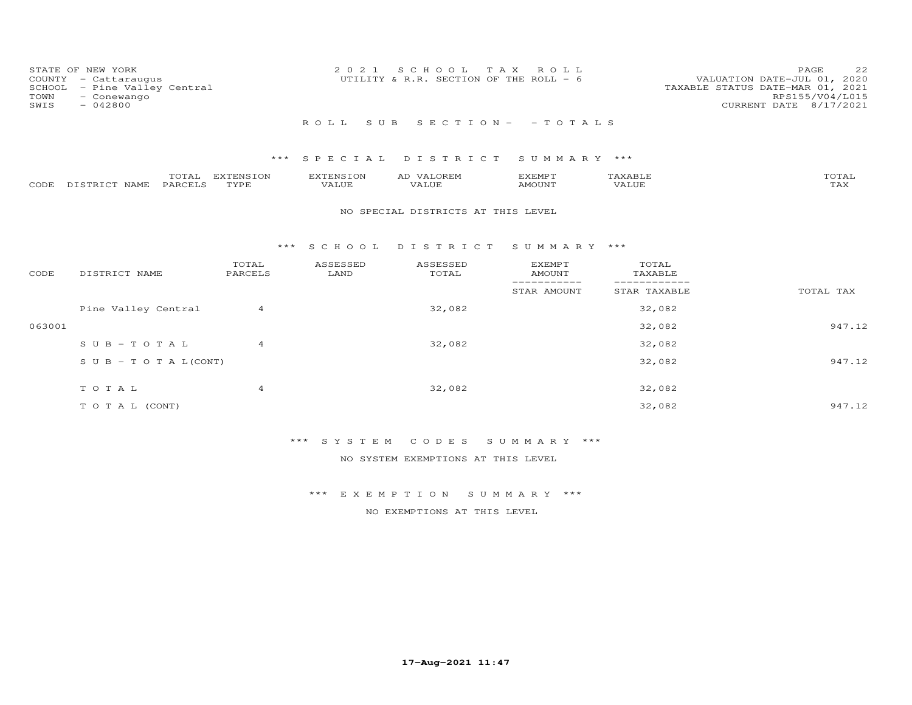STATE OF NEW YORK
COUNTY - Cattaraugus
SCHOOL - Pine Valley Central
TOWN - Conewango
SWIS - 042800

2021 SCHOOL TAX ROLL
UTILITY & R.R. SECTION OF THE ROLL - 6

VALUATION DATE-JUL 01, 2020
TAXABLE STATUS DATE-MAR 01, 2021
RPS155/V04/L015
CURRENT DATE 8/17/2021

ROLL SUB SECTION- - TOTALS

## *** SPECIAL DISTRICT SUMMARY ***

| CODE | DISTRICT NAME | TOTAL PARCELS | EXTENSION TYPE | EXTENSION VALUE | AD VALOREM VALUE | EXEMPT AMOUNT | TAXABLE VALUE | TOTAL TAX |
|---|---|---|---|---|---|---|---|---|

NO SPECIAL DISTRICTS AT THIS LEVEL

## *** SCHOOL DISTRICT SUMMARY ***

| CODE | DISTRICT NAME | TOTAL PARCELS | ASSESSED LAND | ASSESSED TOTAL | EXEMPT AMOUNT / STAR AMOUNT | TOTAL TAXABLE / STAR TAXABLE | TOTAL TAX |
|---|---|---|---|---|---|---|---|
| | Pine Valley Central | 4 | | 32,082 | | 32,082 | |
| 063001 | | | | | | 32,082 | 947.12 |
| | SUB-TOTAL | 4 | | 32,082 | | 32,082 | |
| | SUB-TOTAL(CONT) | | | | | 32,082 | 947.12 |
| | TOTAL | 4 | | 32,082 | | 32,082 | |
| | TOTAL (CONT) | | | | | 32,082 | 947.12 |

## *** SYSTEM CODES SUMMARY ***

NO SYSTEM EXEMPTIONS AT THIS LEVEL

## *** EXEMPTION SUMMARY ***

NO EXEMPTIONS AT THIS LEVEL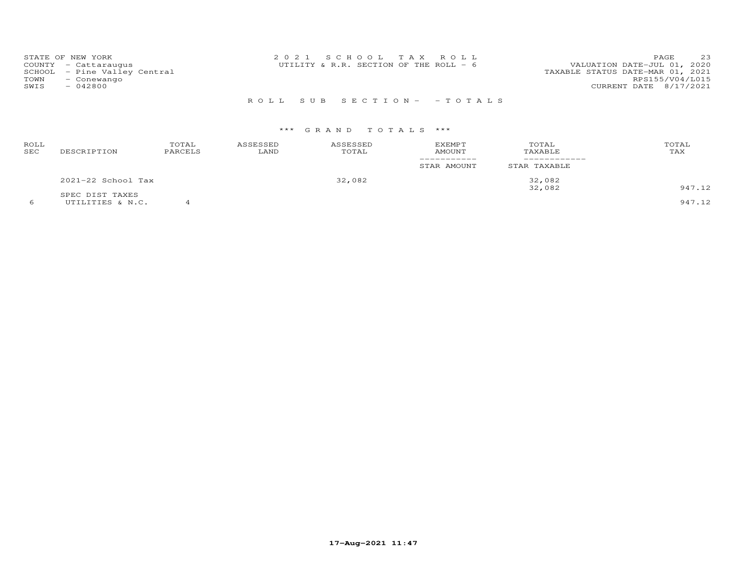STATE OF NEW YORK
COUNTY - Cattaraugus
SCHOOL - Pine Valley Central
TOWN - Conewango
SWIS - 042800

2021 SCHOOL TAX ROLL
UTILITY & R.R. SECTION OF THE ROLL - 6

VALUATION DATE-JUL 01, 2020
TAXABLE STATUS DATE-MAR 01, 2021
RPS155/V04/L015
CURRENT DATE 8/17/2021

ROLL SUB SECTION- - TOTALS

*** GRAND TOTALS ***

| ROLL SEC | DESCRIPTION | TOTAL PARCELS | ASSESSED LAND | ASSESSED TOTAL | EXEMPT AMOUNT / STAR AMOUNT | TOTAL TAXABLE / STAR TAXABLE | TOTAL TAX |
|---|---|---|---|---|---|---|---|
| | 2021-22 School Tax | | | 32,082 | | 32,082 | |
| | | | | | | 32,082 | 947.12 |
| | SPEC DIST TAXES | | | | | | |
| 6 | UTILITIES & N.C. | 4 | | | | | 947.12 |

17-Aug-2021 11:47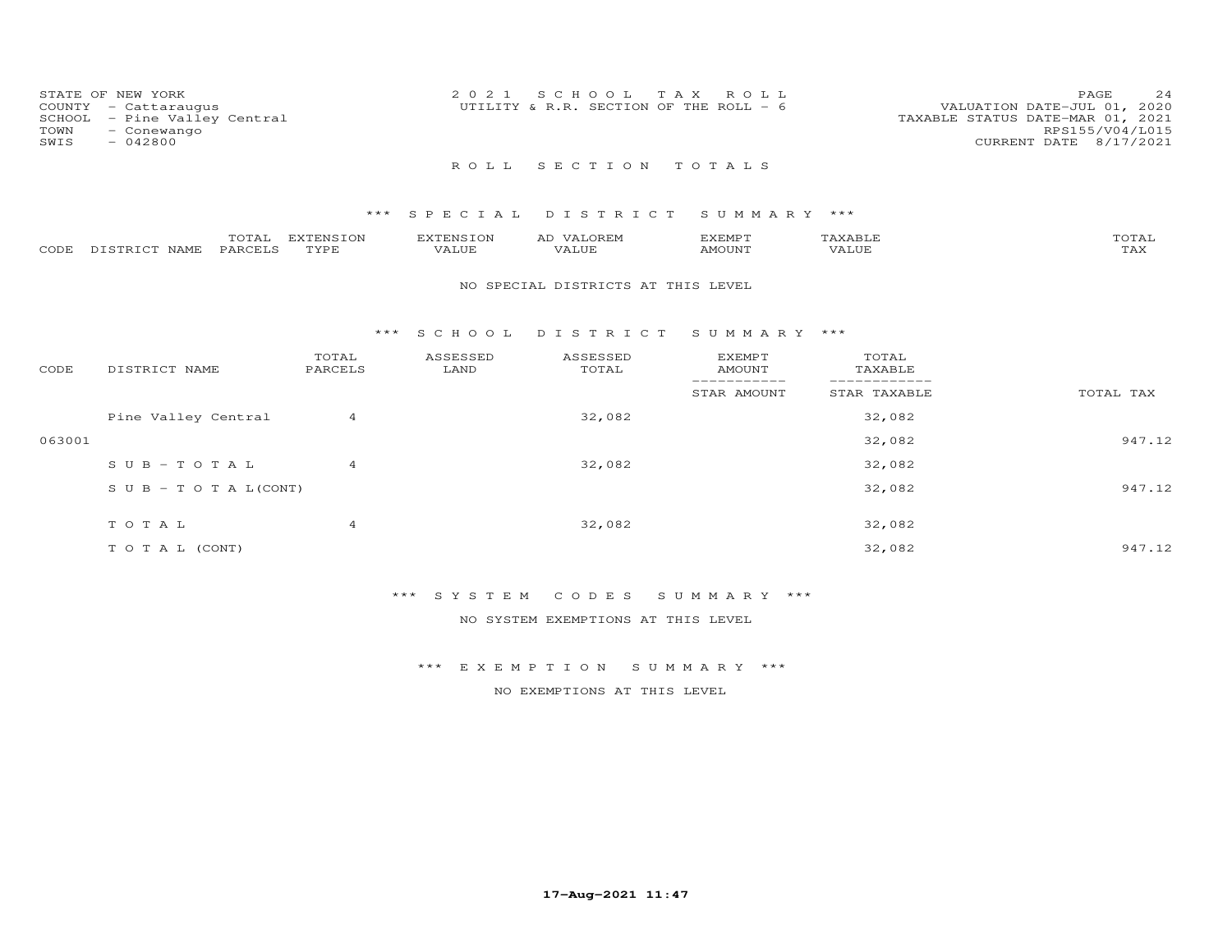STATE OF NEW YORK
COUNTY - Cattaraugus
SCHOOL - Pine Valley Central
TOWN - Conewango
SWIS - 042800

2 0 2 1 S C H O O L T A X R O L L
UTILITY & R.R. SECTION OF THE ROLL - 6

VALUATION DATE-JUL 01, 2020
TAXABLE STATUS DATE-MAR 01, 2021
RPS155/V04/L015
CURRENT DATE 8/17/2021

## R O L L S E C T I O N T O T A L S

### *** S P E C I A L D I S T R I C T S U M M A R Y ***

| CODE | DISTRICT NAME | TOTAL PARCELS | EXTENSION TYPE | EXTENSION VALUE | AD VALOREM VALUE | EXEMPT AMOUNT | TAXABLE VALUE | TOTAL TAX |
|---|---|---|---|---|---|---|---|---|

NO SPECIAL DISTRICTS AT THIS LEVEL

### *** S C H O O L D I S T R I C T S U M M A R Y ***

| CODE | DISTRICT NAME | TOTAL PARCELS | ASSESSED LAND | ASSESSED TOTAL | EXEMPT AMOUNT / STAR AMOUNT | TOTAL TAXABLE / STAR TAXABLE | TOTAL TAX |
|---|---|---|---|---|---|---|---|
| | Pine Valley Central | 4 | | 32,082 | | 32,082 | |
| 063001 | | | | | | 32,082 | 947.12 |
| | S U B - T O T A L | 4 | | 32,082 | | 32,082 | |
| | S U B - T O T A L(CONT) | | | | | 32,082 | 947.12 |
| | T O T A L | 4 | | 32,082 | | 32,082 | |
| | T O T A L (CONT) | | | | | 32,082 | 947.12 |

### *** S Y S T E M C O D E S S U M M A R Y ***

NO SYSTEM EXEMPTIONS AT THIS LEVEL

### *** E X E M P T I O N S U M M A R Y ***

NO EXEMPTIONS AT THIS LEVEL

17-Aug-2021 11:47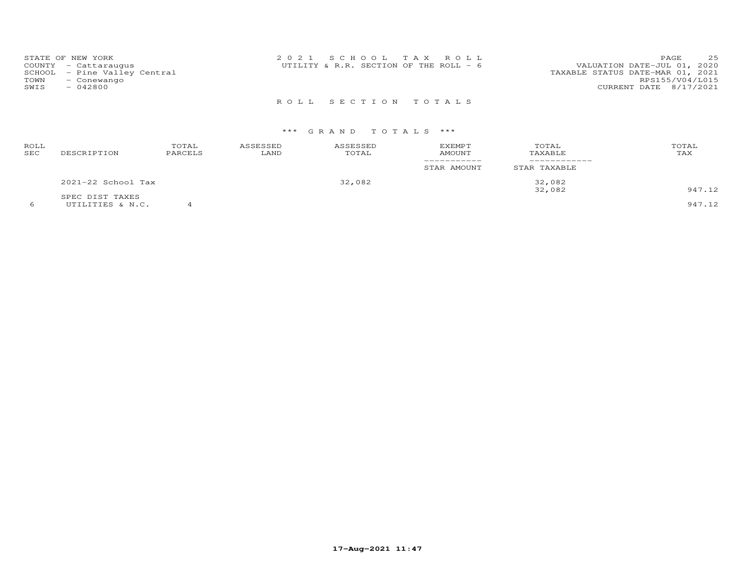STATE OF NEW YORK
COUNTY - Cattaraugus
SCHOOL - Pine Valley Central
TOWN - Conewango
SWIS - 042800

2021 SCHOOL TAX ROLL
UTILITY & R.R. SECTION OF THE ROLL - 6

VALUATION DATE-JUL 01, 2020
TAXABLE STATUS DATE-MAR 01, 2021
RPS155/V04/L015
CURRENT DATE 8/17/2021

## ROLL SECTION TOTALS

### *** GRAND TOTALS ***

| ROLL SEC | DESCRIPTION | TOTAL PARCELS | ASSESSED LAND | ASSESSED TOTAL | EXEMPT AMOUNT / STAR AMOUNT | TOTAL TAXABLE / STAR TAXABLE | TOTAL TAX |
|---|---|---|---|---|---|---|---|
| | 2021-22 School Tax | | | 32,082 | | 32,082 | |
| | | | | | | 32,082 | 947.12 |
| | SPEC DIST TAXES | | | | | | |
| 6 | UTILITIES & N.C. | 4 | | | | | 947.12 |

17-Aug-2021 11:47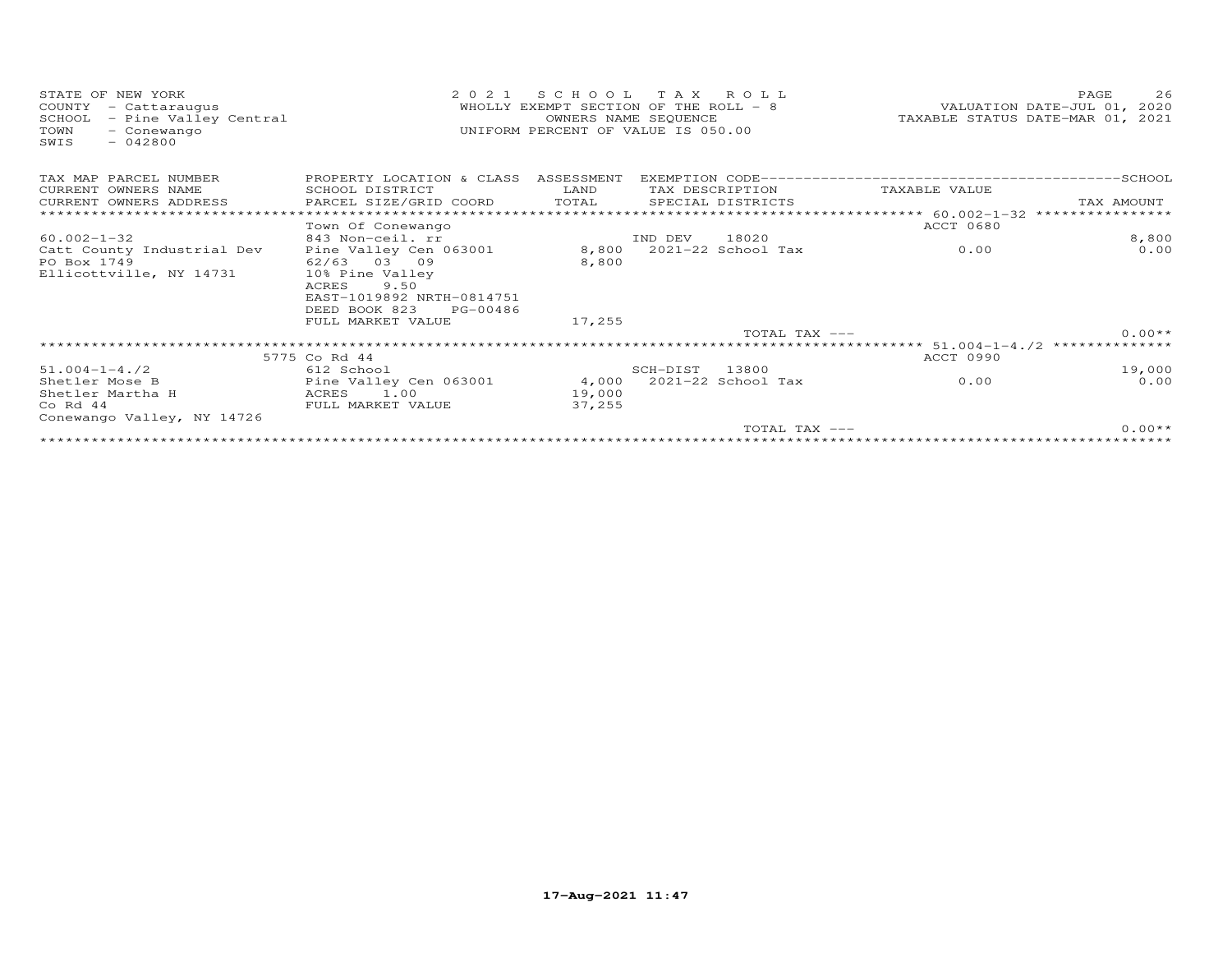STATE OF NEW YORK
COUNTY - Cattaraugus
SCHOOL - Pine Valley Central
TOWN - Conewango
SWIS - 042800

2 0 2 1 S C H O O L T A X R O L L
WHOLLY EXEMPT SECTION OF THE ROLL - 8
OWNERS NAME SEQUENCE
UNIFORM PERCENT OF VALUE IS 050.00

VALUATION DATE-JUL 01, 2020
TAXABLE STATUS DATE-MAR 01, 2021

| TAX MAP PARCEL NUMBER / CURRENT OWNERS NAME / CURRENT OWNERS ADDRESS | PROPERTY LOCATION & CLASS / SCHOOL DISTRICT / PARCEL SIZE/GRID COORD | ASSESSMENT LAND / TOTAL | EXEMPTION CODE / TAX DESCRIPTION / SPECIAL DISTRICTS | TAXABLE VALUE | SCHOOL / TAX AMOUNT |
|---|---|---|---|---|---|
| 60.002-1-32 | Town Of Conewango | | | ACCT 0680 | |
| | 843 Non-ceil. rr | | IND DEV 18020 | | 8,800 |
| Catt County Industrial Dev | Pine Valley Cen 063001 | 8,800 | 2021-22 School Tax | 0.00 | 0.00 |
| PO Box 1749 | 62/63 03 09 | 8,800 | | | |
| Ellicottville, NY 14731 | 10% Pine Valley | | | | |
| | ACRES 9.50 | | | | |
| | EAST-1019892 NRTH-0814751 | | | | |
| | DEED BOOK 823 PG-00486 | | | | |
| | FULL MARKET VALUE | 17,255 | | | |
| | | | TOTAL TAX --- | | 0.00** |
| 51.004-1-4./2 | 5775 Co Rd 44 | | | ACCT 0990 | |
| | 612 School | | SCH-DIST 13800 | | 19,000 |
| Shetler Mose B | Pine Valley Cen 063001 | 4,000 | 2021-22 School Tax | 0.00 | 0.00 |
| Shetler Martha H | ACRES 1.00 | 19,000 | | | |
| Co Rd 44 | FULL MARKET VALUE | 37,255 | | | |
| Conewango Valley, NY 14726 | | | | | |
| | | | TOTAL TAX --- | | 0.00** |

17-Aug-2021 11:47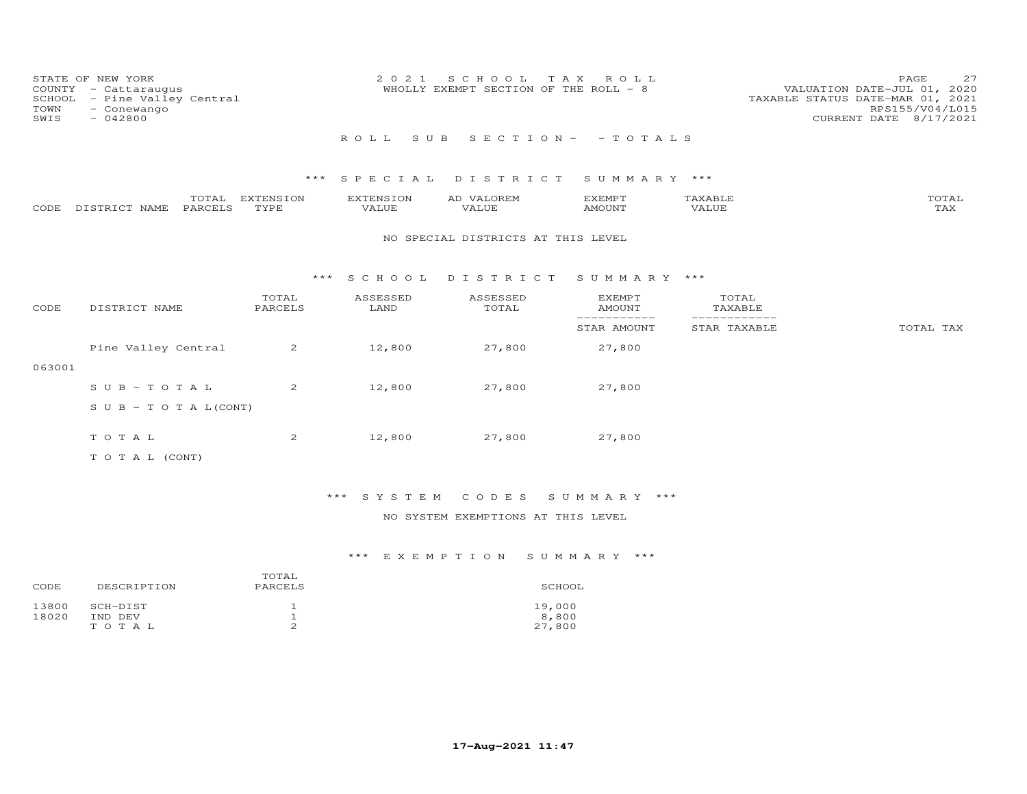STATE OF NEW YORK
COUNTY - Cattaraugus
SCHOOL - Pine Valley Central
TOWN - Conewango
SWIS - 042800

2021 SCHOOL TAX ROLL
WHOLLY EXEMPT SECTION OF THE ROLL - 8

VALUATION DATE-JUL 01, 2020
TAXABLE STATUS DATE-MAR 01, 2021
RPS155/V04/L015
CURRENT DATE 8/17/2021

ROLL SUB SECTION- - TOTALS

### *** SPECIAL DISTRICT SUMMARY ***

| CODE | DISTRICT NAME | TOTAL PARCELS | EXTENSION TYPE | EXTENSION VALUE | AD VALOREM VALUE | EXEMPT AMOUNT | TAXABLE VALUE | TOTAL TAX |
|---|---|---|---|---|---|---|---|---|

NO SPECIAL DISTRICTS AT THIS LEVEL

### *** SCHOOL DISTRICT SUMMARY ***

| CODE | DISTRICT NAME | TOTAL PARCELS | ASSESSED LAND | ASSESSED TOTAL | EXEMPT AMOUNT / STAR AMOUNT | TOTAL TAXABLE / STAR TAXABLE | TOTAL TAX |
|---|---|---|---|---|---|---|---|
| 063001 | Pine Valley Central | 2 | 12,800 | 27,800 | 27,800 | | |
| | SUB-TOTAL | 2 | 12,800 | 27,800 | 27,800 | | |
| | SUB-TOTAL(CONT) | | | | | | |
| | TOTAL | 2 | 12,800 | 27,800 | 27,800 | | |
| | TOTAL (CONT) | | | | | | |

### *** SYSTEM CODES SUMMARY ***

NO SYSTEM EXEMPTIONS AT THIS LEVEL

### *** EXEMPTION SUMMARY ***

| CODE | DESCRIPTION | TOTAL PARCELS | SCHOOL |
|---|---|---|---|
| 13800 | SCH-DIST | 1 | 19,000 |
| 18020 | IND DEV | 1 | 8,800 |
| | TOTAL | 2 | 27,800 |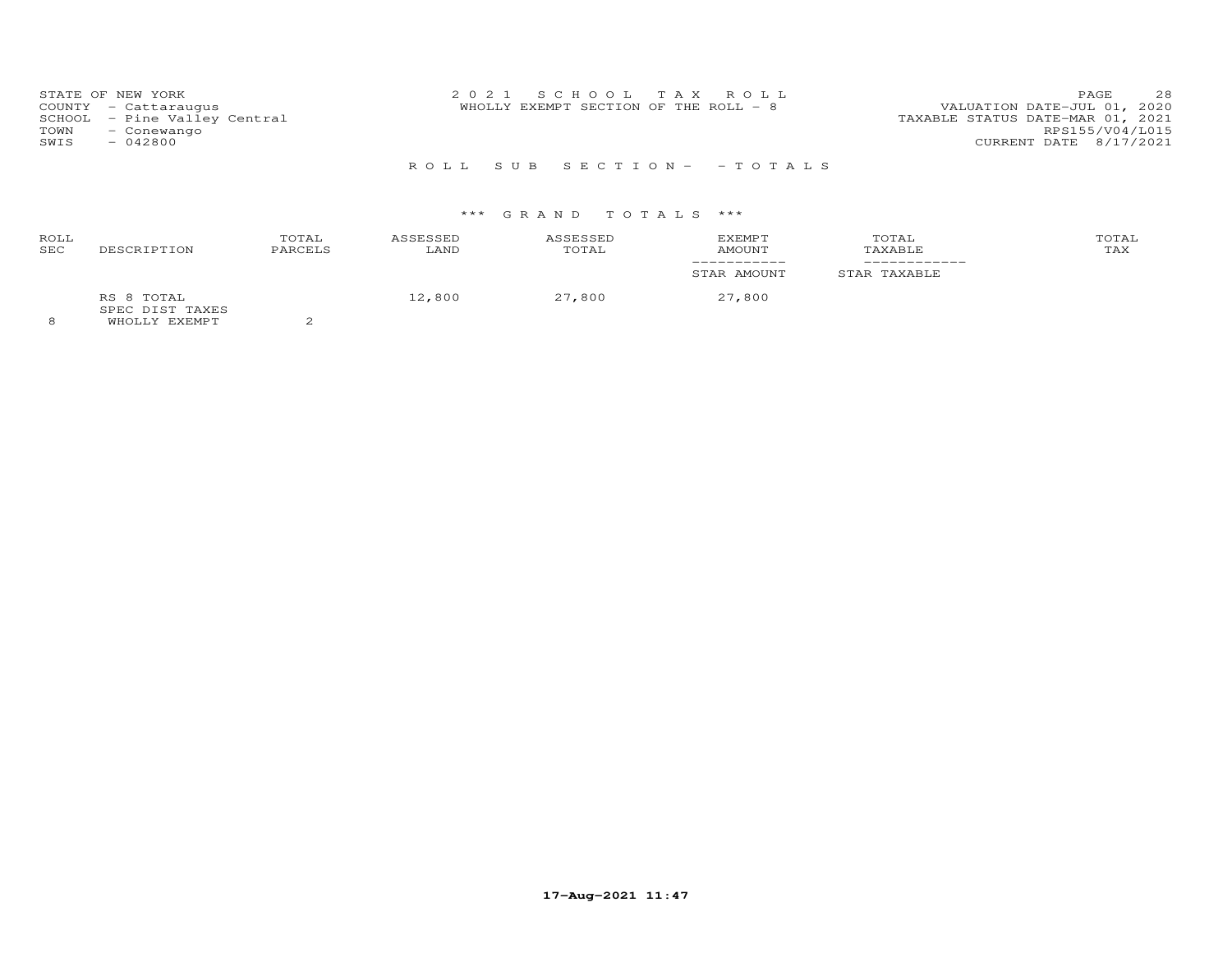STATE OF NEW YORK
COUNTY - Cattaraugus
SCHOOL - Pine Valley Central
TOWN - Conewango
SWIS - 042800

2 0 2 1 S C H O O L T A X R O L L
WHOLLY EXEMPT SECTION OF THE ROLL - 8

VALUATION DATE-JUL 01, 2020
TAXABLE STATUS DATE-MAR 01, 2021
RPS155/V04/L015
CURRENT DATE 8/17/2021

R O L L S U B S E C T I O N - - T O T A L S

*** G R A N D T O T A L S ***

| ROLL SEC | DESCRIPTION | TOTAL PARCELS | ASSESSED LAND | ASSESSED TOTAL | EXEMPT AMOUNT / STAR AMOUNT | TOTAL TAXABLE / STAR TAXABLE | TOTAL TAX |
|---|---|---|---|---|---|---|---|
|  | RS 8 TOTAL |  | 12,800 | 27,800 | 27,800 |  |  |
|  | SPEC DIST TAXES |  |  |  |  |  |  |
| 8 | WHOLLY EXEMPT | 2 |  |  |  |  |  |

17-Aug-2021 11:47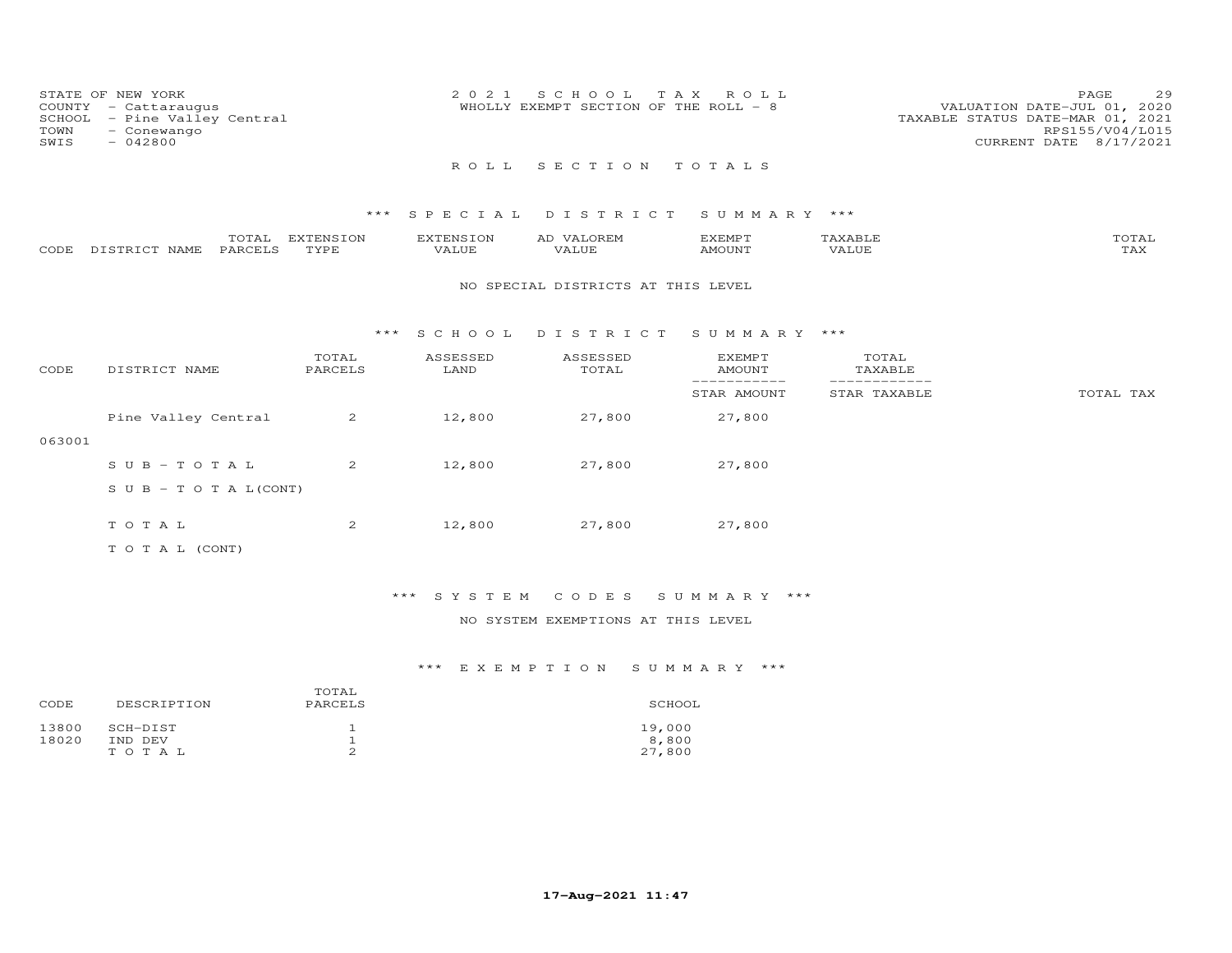STATE OF NEW YORK
COUNTY - Cattaraugus
SCHOOL - Pine Valley Central
TOWN - Conewango
SWIS - 042800

2 0 2 1 S C H O O L T A X R O L L
WHOLLY EXEMPT SECTION OF THE ROLL - 8

VALUATION DATE-JUL 01, 2020
TAXABLE STATUS DATE-MAR 01, 2021
RPS155/V04/L015
CURRENT DATE 8/17/2021

## R O L L S E C T I O N T O T A L S

### *** S P E C I A L D I S T R I C T S U M M A R Y ***

| CODE | DISTRICT NAME | TOTAL PARCELS | EXTENSION TYPE | EXTENSION VALUE | AD VALOREM VALUE | EXEMPT AMOUNT | TAXABLE VALUE | TOTAL TAX |
|---|---|---|---|---|---|---|---|---|

NO SPECIAL DISTRICTS AT THIS LEVEL

### *** S C H O O L D I S T R I C T S U M M A R Y ***

| CODE | DISTRICT NAME | TOTAL PARCELS | ASSESSED LAND | ASSESSED TOTAL | EXEMPT AMOUNT / STAR AMOUNT | TOTAL TAXABLE / STAR TAXABLE | TOTAL TAX |
|---|---|---|---|---|---|---|---|
| 063001 | Pine Valley Central | 2 | 12,800 | 27,800 | 27,800 | | |
| | S U B - T O T A L | 2 | 12,800 | 27,800 | 27,800 | | |
| | S U B - T O T A L(CONT) | | | | | | |
| | T O T A L | 2 | 12,800 | 27,800 | 27,800 | | |
| | T O T A L (CONT) | | | | | | |

### *** S Y S T E M C O D E S S U M M A R Y ***

NO SYSTEM EXEMPTIONS AT THIS LEVEL

### *** E X E M P T I O N S U M M A R Y ***

| CODE | DESCRIPTION | TOTAL PARCELS | SCHOOL |
|---|---|---|---|
| 13800 | SCH-DIST | 1 | 19,000 |
| 18020 | IND DEV | 1 | 8,800 |
| | T O T A L | 2 | 27,800 |

17-Aug-2021 11:47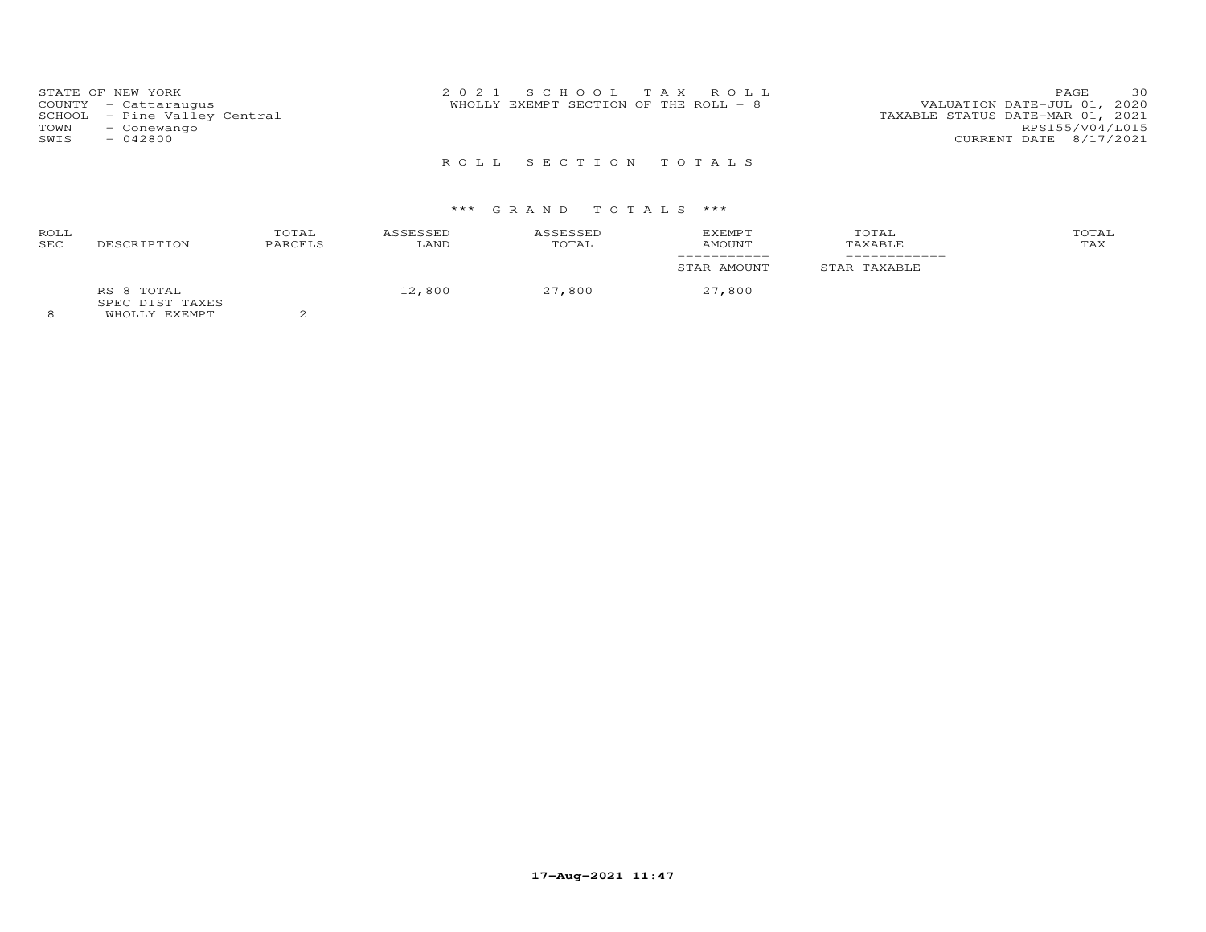STATE OF NEW YORK
COUNTY - Cattaraugus
SCHOOL - Pine Valley Central
TOWN - Conewango
SWIS - 042800

2 0 2 1 S C H O O L T A X R O L L
WHOLLY EXEMPT SECTION OF THE ROLL - 8

VALUATION DATE-JUL 01, 2020
TAXABLE STATUS DATE-MAR 01, 2021
RPS155/V04/L015
CURRENT DATE 8/17/2021

R O L L S E C T I O N T O T A L S

*** G R A N D T O T A L S ***

| ROLL SEC | DESCRIPTION | TOTAL PARCELS | ASSESSED LAND | ASSESSED TOTAL | EXEMPT AMOUNT / STAR AMOUNT | TOTAL TAXABLE / STAR TAXABLE | TOTAL TAX |
|---|---|---|---|---|---|---|---|
| | RS 8 TOTAL | | 12,800 | 27,800 | 27,800 | | |
| | SPEC DIST TAXES | | | | | | |
| 8 | WHOLLY EXEMPT | 2 | | | | | |

17-Aug-2021 11:47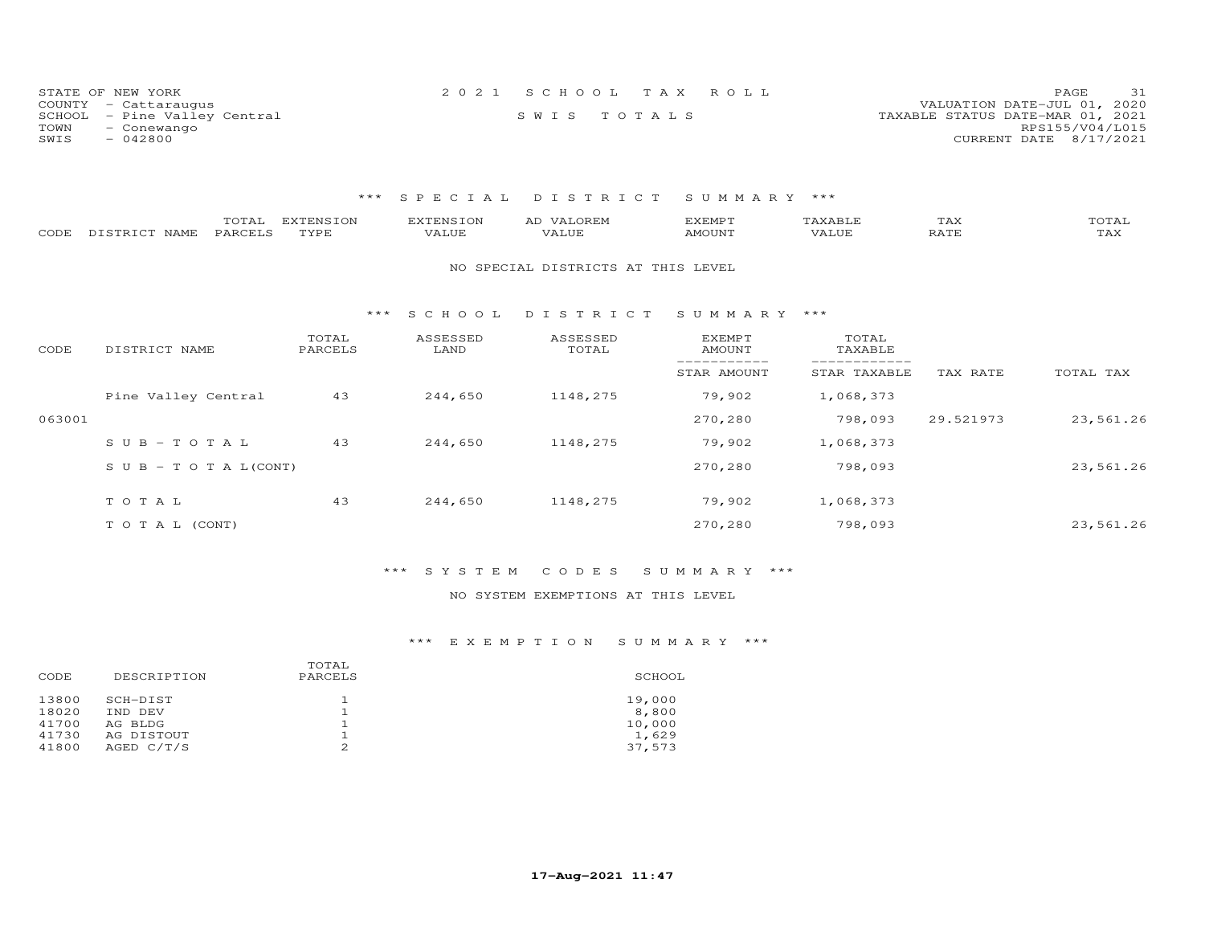STATE OF NEW YORK
COUNTY - Cattaraugus
SCHOOL - Pine Valley Central
TOWN - Conewango
SWIS - 042800

2 0 2 1 S C H O O L T A X R O L L
S W I S T O T A L S

VALUATION DATE-JUL 01, 2020
TAXABLE STATUS DATE-MAR 01, 2021
RPS155/V04/L015
CURRENT DATE 8/17/2021

## *** S P E C I A L D I S T R I C T S U M M A R Y ***

| CODE | DISTRICT NAME | TOTAL PARCELS | EXTENSION TYPE | EXTENSION VALUE | AD VALOREM VALUE | EXEMPT AMOUNT | TAXABLE VALUE | TAX RATE | TOTAL TAX |
|---|---|---|---|---|---|---|---|---|---|

NO SPECIAL DISTRICTS AT THIS LEVEL

## *** S C H O O L D I S T R I C T S U M M A R Y ***

| CODE | DISTRICT NAME | TOTAL PARCELS | ASSESSED LAND | ASSESSED TOTAL | EXEMPT AMOUNT / STAR AMOUNT | TOTAL TAXABLE / STAR TAXABLE | TAX RATE | TOTAL TAX |
|---|---|---|---|---|---|---|---|---|
| | Pine Valley Central | 43 | 244,650 | 1148,275 | 79,902 | 1,068,373 | | |
| 063001 | | | | | 270,280 | 798,093 | 29.521973 | 23,561.26 |
| | S U B - T O T A L | 43 | 244,650 | 1148,275 | 79,902 | 1,068,373 | | |
| | S U B - T O T A L(CONT) | | | | 270,280 | 798,093 | | 23,561.26 |
| | T O T A L | 43 | 244,650 | 1148,275 | 79,902 | 1,068,373 | | |
| | T O T A L (CONT) | | | | 270,280 | 798,093 | | 23,561.26 |

## *** S Y S T E M C O D E S S U M M A R Y ***

NO SYSTEM EXEMPTIONS AT THIS LEVEL

## *** E X E M P T I O N S U M M A R Y ***

| CODE | DESCRIPTION | TOTAL PARCELS | SCHOOL |
|---|---|---|---|
| 13800 | SCH-DIST | 1 | 19,000 |
| 18020 | IND DEV | 1 | 8,800 |
| 41700 | AG BLDG | 1 | 10,000 |
| 41730 | AG DISTOUT | 1 | 1,629 |
| 41800 | AGED C/T/S | 2 | 37,573 |

17-Aug-2021 11:47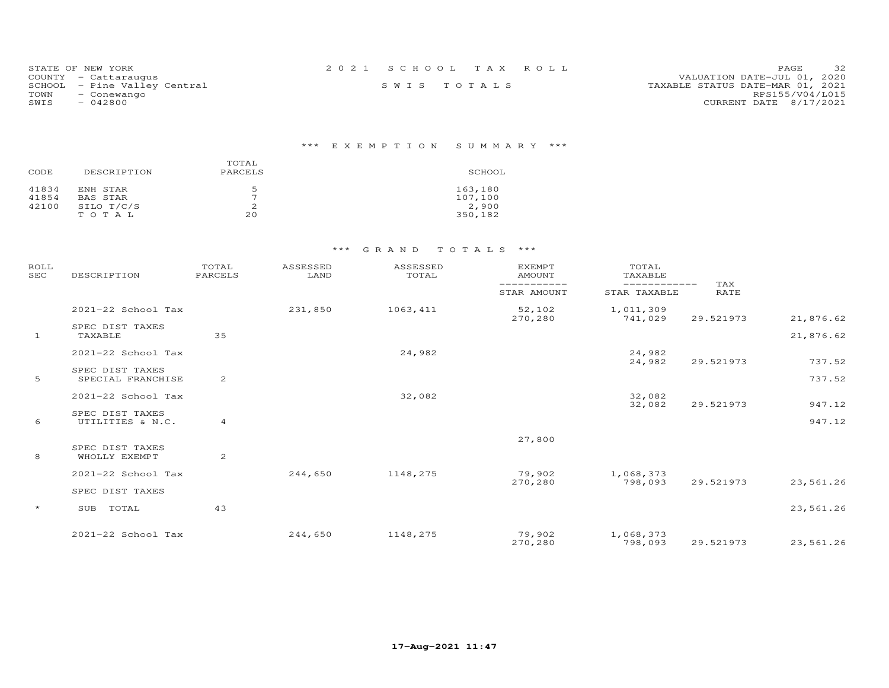STATE OF NEW YORK
COUNTY - Cattaraugus
SCHOOL - Pine Valley Central
TOWN - Conewango
SWIS - 042800

2021 SCHOOL TAX ROLL

SWIS TOTALS

VALUATION DATE-JUL 01, 2020
TAXABLE STATUS DATE-MAR 01, 2021
RPS155/V04/L015
CURRENT DATE 8/17/2021

## *** EXEMPTION SUMMARY ***

| CODE | DESCRIPTION | TOTAL PARCELS | SCHOOL |
|---|---|---|---|
| 41834 | ENH STAR | 5 | 163,180 |
| 41854 | BAS STAR | 7 | 107,100 |
| 42100 | SILO T/C/S | 2 | 2,900 |
| | T O T A L | 20 | 350,182 |

## *** GRAND TOTALS ***

| ROLL SEC | DESCRIPTION | TOTAL PARCELS | ASSESSED LAND | ASSESSED TOTAL | EXEMPT AMOUNT / STAR AMOUNT | TOTAL TAXABLE / STAR TAXABLE | TAX RATE | |
|---|---|---|---|---|---|---|---|---|
| | 2021-22 School Tax | | 231,850 | 1063,411 | 52,102 | 1,011,309 | | |
| | | | | | 270,280 | 741,029 | 29.521973 | 21,876.62 |
| | SPEC DIST TAXES | | | | | | | |
| 1 | TAXABLE | 35 | | | | | | 21,876.62 |
| | 2021-22 School Tax | | | 24,982 | | 24,982 | | |
| | | | | | | 24,982 | 29.521973 | 737.52 |
| | SPEC DIST TAXES | | | | | | | |
| 5 | SPECIAL FRANCHISE | 2 | | | | | | 737.52 |
| | 2021-22 School Tax | | | 32,082 | | 32,082 | | |
| | | | | | | 32,082 | 29.521973 | 947.12 |
| | SPEC DIST TAXES | | | | | | | |
| 6 | UTILITIES & N.C. | 4 | | | | | | 947.12 |
| | | | | | 27,800 | | | |
| | SPEC DIST TAXES | | | | | | | |
| 8 | WHOLLY EXEMPT | 2 | | | | | | |
| | 2021-22 School Tax | | 244,650 | 1148,275 | 79,902 | 1,068,373 | | |
| | | | | | 270,280 | 798,093 | 29.521973 | 23,561.26 |
| | SPEC DIST TAXES | | | | | | | |
| * | SUB TOTAL | 43 | | | | | | 23,561.26 |
| | 2021-22 School Tax | | 244,650 | 1148,275 | 79,902 | 1,068,373 | | |
| | | | | | 270,280 | 798,093 | 29.521973 | 23,561.26 |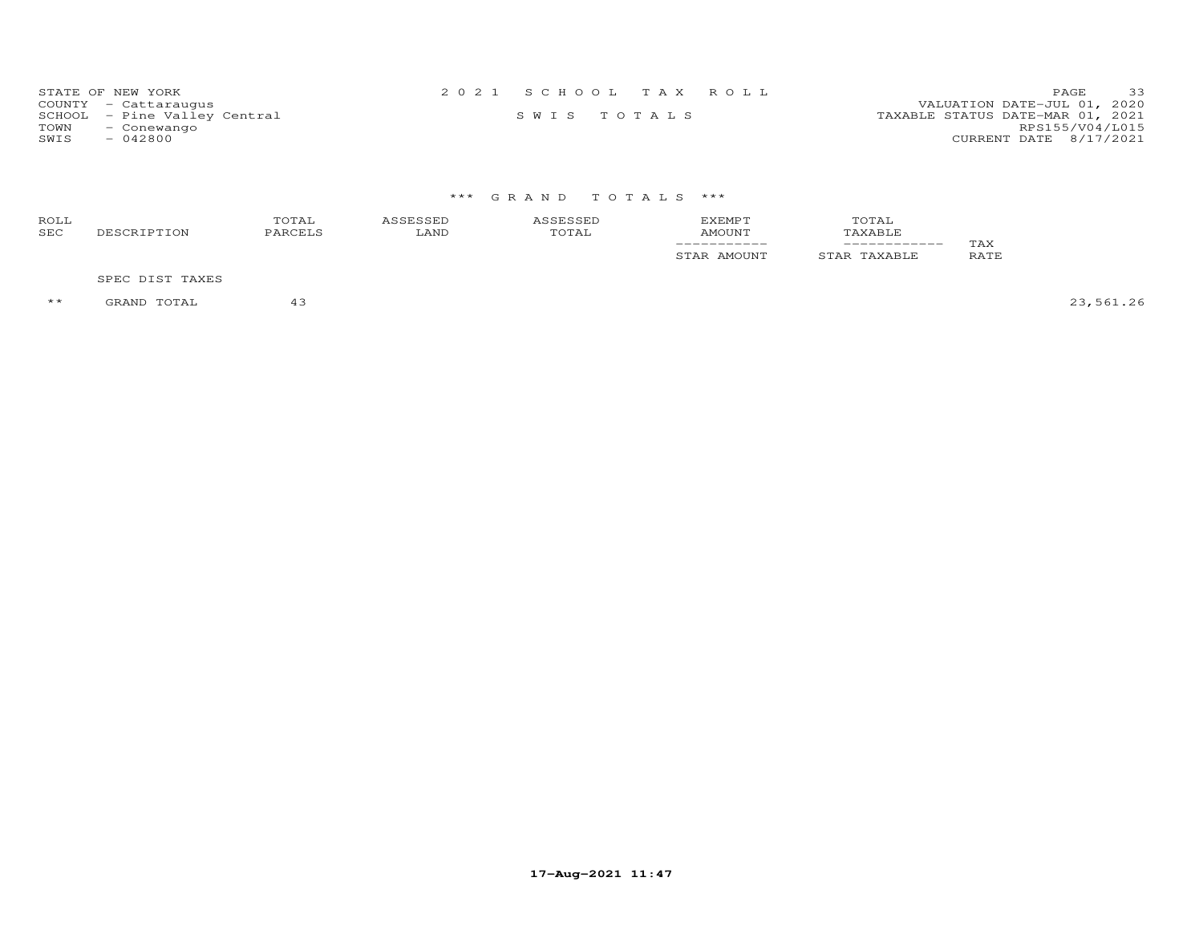STATE OF NEW YORK
COUNTY - Cattaraugus
SCHOOL - Pine Valley Central
TOWN - Conewango
SWIS - 042800

2021 SCHOOL TAX ROLL

SWIS TOTALS

VALUATION DATE-JUL 01, 2020
TAXABLE STATUS DATE-MAR 01, 2021
RPS155/V04/L015
CURRENT DATE 8/17/2021

### *** GRAND TOTALS ***

| ROLL SEC | DESCRIPTION | TOTAL PARCELS | ASSESSED LAND | ASSESSED TOTAL | EXEMPT AMOUNT / STAR AMOUNT | TOTAL TAXABLE / STAR TAXABLE | TAX RATE | |
|---|---|---|---|---|---|---|---|---|
| | SPEC DIST TAXES | | | | | | | |
| ** | GRAND TOTAL | 43 | | | | | | 23,561.26 |

17-Aug-2021 11:47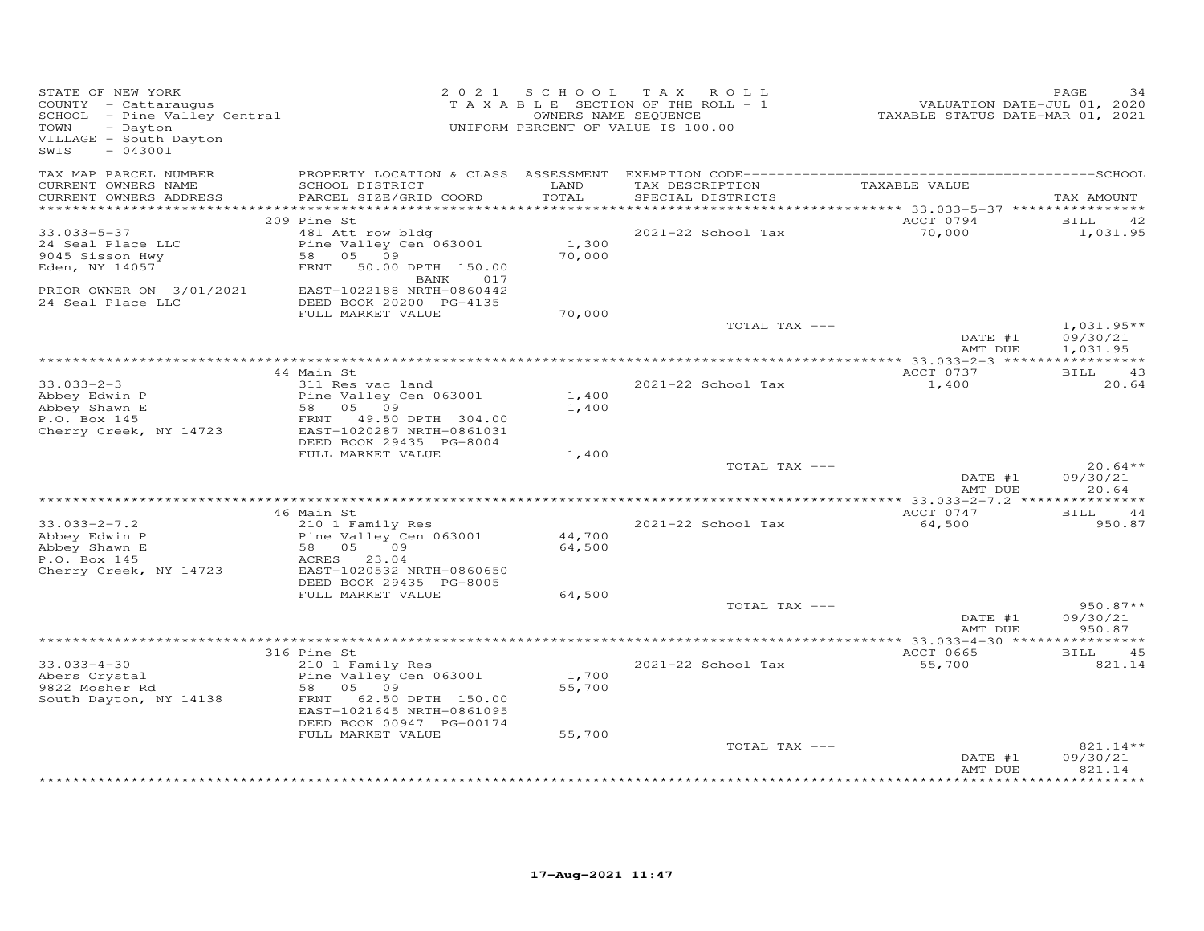STATE OF NEW YORK
COUNTY - Cattaraugus
SCHOOL - Pine Valley Central
TOWN - Dayton
VILLAGE - South Dayton
SWIS - 043001

2021 SCHOOL TAX ROLL
TAXABLE SECTION OF THE ROLL - 1
OWNERS NAME SEQUENCE
UNIFORM PERCENT OF VALUE IS 100.00

VALUATION DATE-JUL 01, 2020
TAXABLE STATUS DATE-MAR 01, 2021

| TAX MAP PARCEL NUMBER / CURRENT OWNERS NAME / CURRENT OWNERS ADDRESS | PROPERTY LOCATION & CLASS / SCHOOL DISTRICT / PARCEL SIZE/GRID COORD | ASSESSMENT LAND / TOTAL | EXEMPTION CODE / TAX DESCRIPTION / SPECIAL DISTRICTS | TAXABLE VALUE | TAX AMOUNT |
|---|---|---|---|---|---|
| **33.033-5-37** | 209 Pine St | | | ACCT 0794 | BILL 42 |
| 24 Seal Place LLC | 481 Att row bldg | | | | |
| 9045 Sisson Hwy | Pine Valley Cen 063001 | 1,300 | 2021-22 School Tax | 70,000 | 1,031.95 |
| Eden, NY 14057 | 58 05 09 | 70,000 | | | |
| | FRNT 50.00 DPTH 150.00 BANK 017 | | | | |
| PRIOR OWNER ON 3/01/2021 | EAST-1022188 NRTH-0860442 | | | | |
| 24 Seal Place LLC | DEED BOOK 20200 PG-4135 | | | | |
| | FULL MARKET VALUE | 70,000 | | | |
| | | | TOTAL TAX --- | | 1,031.95** |
| | | | | DATE #1 | 09/30/21 |
| | | | | AMT DUE | 1,031.95 |
| **33.033-2-3** | 44 Main St | | | ACCT 0737 | BILL 43 |
| Abbey Edwin P | 311 Res vac land | | | | |
| Abbey Shawn E | Pine Valley Cen 063001 | 1,400 | 2021-22 School Tax | 1,400 | 20.64 |
| P.O. Box 145 | 58 05 09 | 1,400 | | | |
| Cherry Creek, NY 14723 | FRNT 49.50 DPTH 304.00 | | | | |
| | EAST-1020287 NRTH-0861031 | | | | |
| | DEED BOOK 29435 PG-8004 | | | | |
| | FULL MARKET VALUE | 1,400 | | | |
| | | | TOTAL TAX --- | | 20.64** |
| | | | | DATE #1 | 09/30/21 |
| | | | | AMT DUE | 20.64 |
| **33.033-2-7.2** | 46 Main St | | | ACCT 0747 | BILL 44 |
| Abbey Edwin P | 210 1 Family Res | | | | |
| Abbey Shawn E | Pine Valley Cen 063001 | 44,700 | 2021-22 School Tax | 64,500 | 950.87 |
| P.O. Box 145 | 58 05 09 | 64,500 | | | |
| Cherry Creek, NY 14723 | ACRES 23.04 | | | | |
| | EAST-1020532 NRTH-0860650 | | | | |
| | DEED BOOK 29435 PG-8005 | | | | |
| | FULL MARKET VALUE | 64,500 | | | |
| | | | TOTAL TAX --- | | 950.87** |
| | | | | DATE #1 | 09/30/21 |
| | | | | AMT DUE | 950.87 |
| **33.033-4-30** | 316 Pine St | | | ACCT 0665 | BILL 45 |
| Abers Crystal | 210 1 Family Res | | | | |
| 9822 Mosher Rd | Pine Valley Cen 063001 | 1,700 | 2021-22 School Tax | 55,700 | 821.14 |
| South Dayton, NY 14138 | 58 05 09 | 55,700 | | | |
| | FRNT 62.50 DPTH 150.00 | | | | |
| | EAST-1021645 NRTH-0861095 | | | | |
| | DEED BOOK 00947 PG-00174 | | | | |
| | FULL MARKET VALUE | 55,700 | | | |
| | | | TOTAL TAX --- | | 821.14** |
| | | | | DATE #1 | 09/30/21 |
| | | | | AMT DUE | 821.14 |

17-Aug-2021 11:47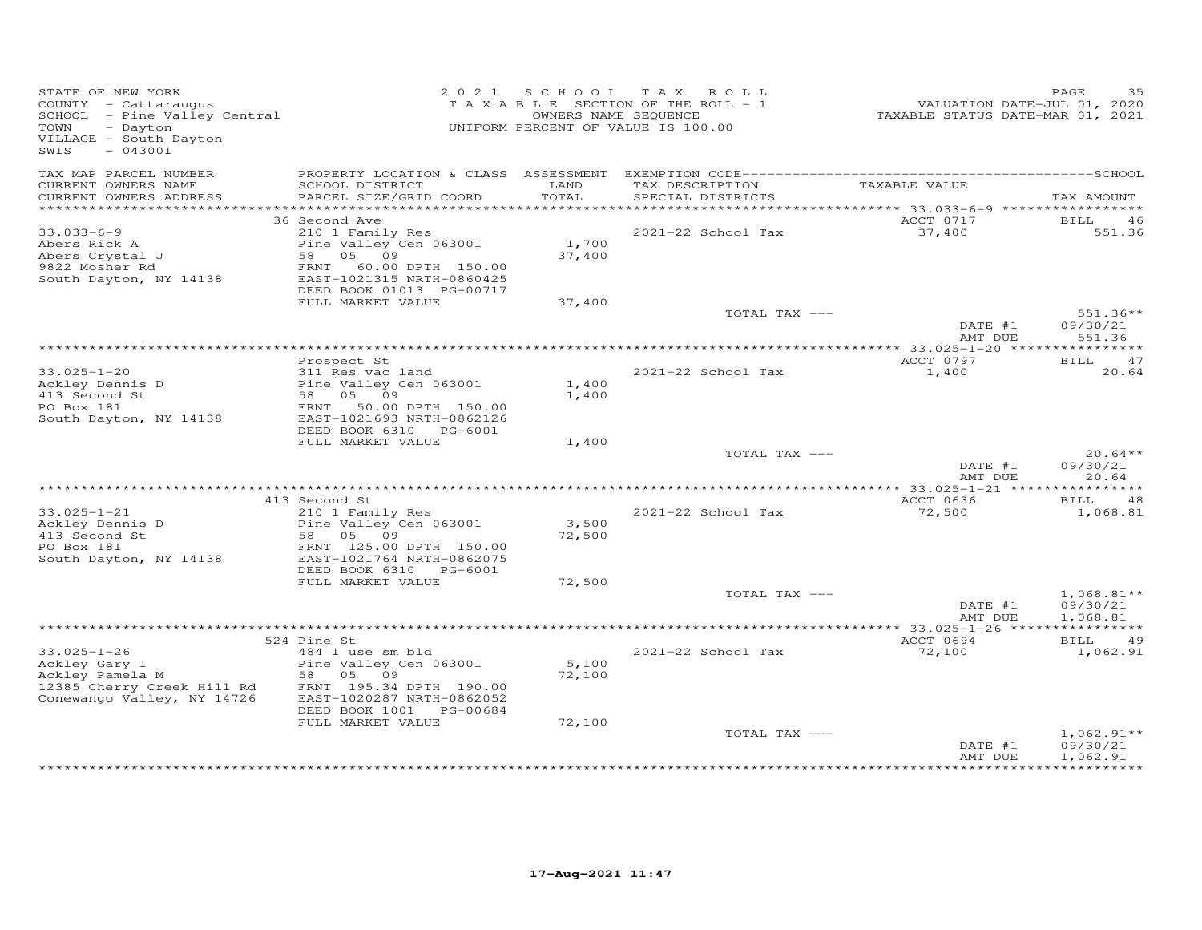STATE OF NEW YORK
COUNTY - Cattaraugus
SCHOOL - Pine Valley Central
TOWN - Dayton
VILLAGE - South Dayton
SWIS - 043001

2021 SCHOOL TAX ROLL
TAXABLE SECTION OF THE ROLL - 1
OWNERS NAME SEQUENCE
UNIFORM PERCENT OF VALUE IS 100.00

VALUATION DATE-JUL 01, 2020
TAXABLE STATUS DATE-MAR 01, 2021

| TAX MAP PARCEL NUMBER / CURRENT OWNERS NAME / CURRENT OWNERS ADDRESS | PROPERTY LOCATION & CLASS / SCHOOL DISTRICT / PARCEL SIZE/GRID COORD | ASSESSMENT LAND / TOTAL | EXEMPTION CODE / TAX DESCRIPTION / SPECIAL DISTRICTS | TAXABLE VALUE | SCHOOL TAX AMOUNT |
|---|---|---|---|---|---|
| 33.033-6-9 | 36 Second Ave | | | ACCT 0717 | BILL 46 |
| Abers Rick A | 210 1 Family Res | | 2021-22 School Tax | 37,400 | 551.36 |
| Abers Crystal J | Pine Valley Cen 063001 | 1,700 | | | |
| 9822 Mosher Rd | 58 05 09 | 37,400 | | | |
| South Dayton, NY 14138 | FRNT 60.00 DPTH 150.00 | | | | |
| | EAST-1021315 NRTH-0860425 | | | | |
| | DEED BOOK 01013 PG-00717 | | | | |
| | FULL MARKET VALUE | 37,400 | | | |
| | | | TOTAL TAX --- | | 551.36** |
| | | | | DATE #1 | 09/30/21 |
| | | | | AMT DUE | 551.36 |
| 33.025-1-20 | Prospect St | | | ACCT 0797 | BILL 47 |
| Ackley Dennis D | 311 Res vac land | | 2021-22 School Tax | 1,400 | 20.64 |
| 413 Second St | Pine Valley Cen 063001 | 1,400 | | | |
| PO Box 181 | 58 05 09 | 1,400 | | | |
| South Dayton, NY 14138 | FRNT 50.00 DPTH 150.00 | | | | |
| | EAST-1021693 NRTH-0862126 | | | | |
| | DEED BOOK 6310 PG-6001 | | | | |
| | FULL MARKET VALUE | 1,400 | | | |
| | | | TOTAL TAX --- | | 20.64** |
| | | | | DATE #1 | 09/30/21 |
| | | | | AMT DUE | 20.64 |
| 33.025-1-21 | 413 Second St | | | ACCT 0636 | BILL 48 |
| Ackley Dennis D | 210 1 Family Res | | 2021-22 School Tax | 72,500 | 1,068.81 |
| 413 Second St | Pine Valley Cen 063001 | 3,500 | | | |
| PO Box 181 | 58 05 09 | 72,500 | | | |
| South Dayton, NY 14138 | FRNT 125.00 DPTH 150.00 | | | | |
| | EAST-1021764 NRTH-0862075 | | | | |
| | DEED BOOK 6310 PG-6001 | | | | |
| | FULL MARKET VALUE | 72,500 | | | |
| | | | TOTAL TAX --- | | 1,068.81** |
| | | | | DATE #1 | 09/30/21 |
| | | | | AMT DUE | 1,068.81 |
| 33.025-1-26 | 524 Pine St | | | ACCT 0694 | BILL 49 |
| Ackley Gary I | 484 1 use sm bld | | 2021-22 School Tax | 72,100 | 1,062.91 |
| Ackley Pamela M | Pine Valley Cen 063001 | 5,100 | | | |
| 12385 Cherry Creek Hill Rd | 58 05 09 | 72,100 | | | |
| Conewango Valley, NY 14726 | FRNT 195.34 DPTH 190.00 | | | | |
| | EAST-1020287 NRTH-0862052 | | | | |
| | DEED BOOK 1001 PG-00684 | | | | |
| | FULL MARKET VALUE | 72,100 | | | |
| | | | TOTAL TAX --- | | 1,062.91** |
| | | | | DATE #1 | 09/30/21 |
| | | | | AMT DUE | 1,062.91 |

17-Aug-2021 11:47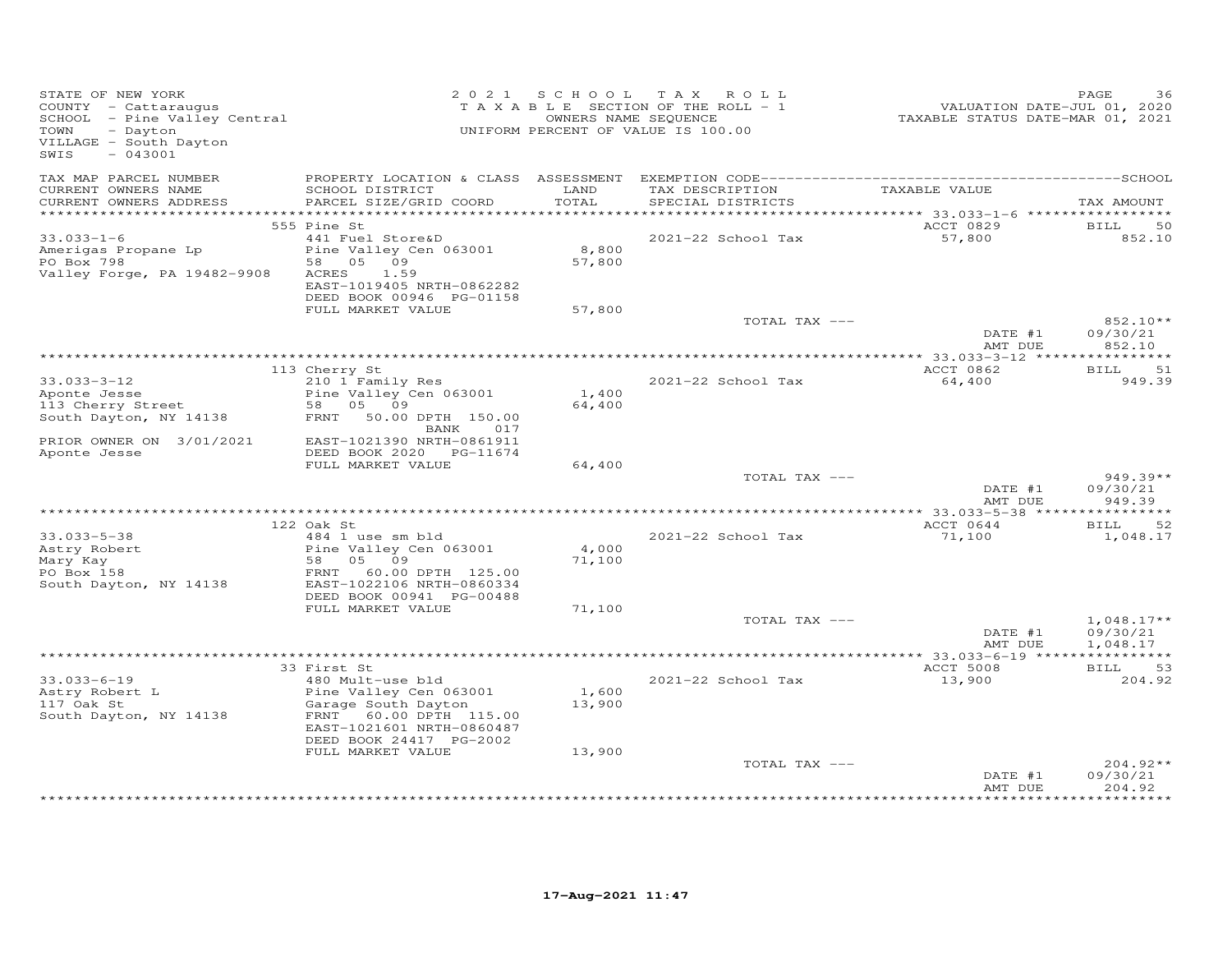STATE OF NEW YORK
COUNTY - Cattaraugus
SCHOOL - Pine Valley Central
TOWN - Dayton
VILLAGE - South Dayton
SWIS - 043001

2021 SCHOOL TAX ROLL
TAXABLE SECTION OF THE ROLL - 1
OWNERS NAME SEQUENCE
UNIFORM PERCENT OF VALUE IS 100.00

VALUATION DATE-JUL 01, 2020
TAXABLE STATUS DATE-MAR 01, 2021

| TAX MAP PARCEL NUMBER / CURRENT OWNERS NAME / CURRENT OWNERS ADDRESS | PROPERTY LOCATION & CLASS / SCHOOL DISTRICT / PARCEL SIZE/GRID COORD | ASSESSMENT LAND / TOTAL | EXEMPTION CODE / TAX DESCRIPTION / SPECIAL DISTRICTS | TAXABLE VALUE | TAX AMOUNT |
|---|---|---|---|---|---|
| | 555 Pine St | | | ACCT 0829 | BILL 50 |
| 33.033-1-6 | 441 Fuel Store&D | | 2021-22 School Tax | 57,800 | 852.10 |
| Amerigas Propane Lp | Pine Valley Cen 063001 | 8,800 | | | |
| PO Box 798 | 58 05 09 | 57,800 | | | |
| Valley Forge, PA 19482-9908 | ACRES 1.59 | | | | |
| | EAST-1019405 NRTH-0862282 | | | | |
| | DEED BOOK 00946 PG-01158 | | | | |
| | FULL MARKET VALUE | 57,800 | | | |
| | | | TOTAL TAX --- | | 852.10** |
| | | | | DATE #1 | 09/30/21 |
| | | | | AMT DUE | 852.10 |
| | 113 Cherry St | | | ACCT 0862 | BILL 51 |
| 33.033-3-12 | 210 1 Family Res | | 2021-22 School Tax | 64,400 | 949.39 |
| Aponte Jesse | Pine Valley Cen 063001 | 1,400 | | | |
| 113 Cherry Street | 58 05 09 | 64,400 | | | |
| South Dayton, NY 14138 | FRNT 50.00 DPTH 150.00 | | | | |
| | BANK 017 | | | | |
| PRIOR OWNER ON 3/01/2021 | EAST-1021390 NRTH-0861911 | | | | |
| Aponte Jesse | DEED BOOK 2020 PG-11674 | | | | |
| | FULL MARKET VALUE | 64,400 | | | |
| | | | TOTAL TAX --- | | 949.39** |
| | | | | DATE #1 | 09/30/21 |
| | | | | AMT DUE | 949.39 |
| | 122 Oak St | | | ACCT 0644 | BILL 52 |
| 33.033-5-38 | 484 1 use sm bld | | 2021-22 School Tax | 71,100 | 1,048.17 |
| Astry Robert | Pine Valley Cen 063001 | 4,000 | | | |
| Mary Kay | 58 05 09 | 71,100 | | | |
| PO Box 158 | FRNT 60.00 DPTH 125.00 | | | | |
| South Dayton, NY 14138 | EAST-1022106 NRTH-0860334 | | | | |
| | DEED BOOK 00941 PG-00488 | | | | |
| | FULL MARKET VALUE | 71,100 | | | |
| | | | TOTAL TAX --- | | 1,048.17** |
| | | | | DATE #1 | 09/30/21 |
| | | | | AMT DUE | 1,048.17 |
| | 33 First St | | | ACCT 5008 | BILL 53 |
| 33.033-6-19 | 480 Mult-use bld | | 2021-22 School Tax | 13,900 | 204.92 |
| Astry Robert L | Pine Valley Cen 063001 | 1,600 | | | |
| 117 Oak St | Garage South Dayton | 13,900 | | | |
| South Dayton, NY 14138 | FRNT 60.00 DPTH 115.00 | | | | |
| | EAST-1021601 NRTH-0860487 | | | | |
| | DEED BOOK 24417 PG-2002 | | | | |
| | FULL MARKET VALUE | 13,900 | | | |
| | | | TOTAL TAX --- | | 204.92** |
| | | | | DATE #1 | 09/30/21 |
| | | | | AMT DUE | 204.92 |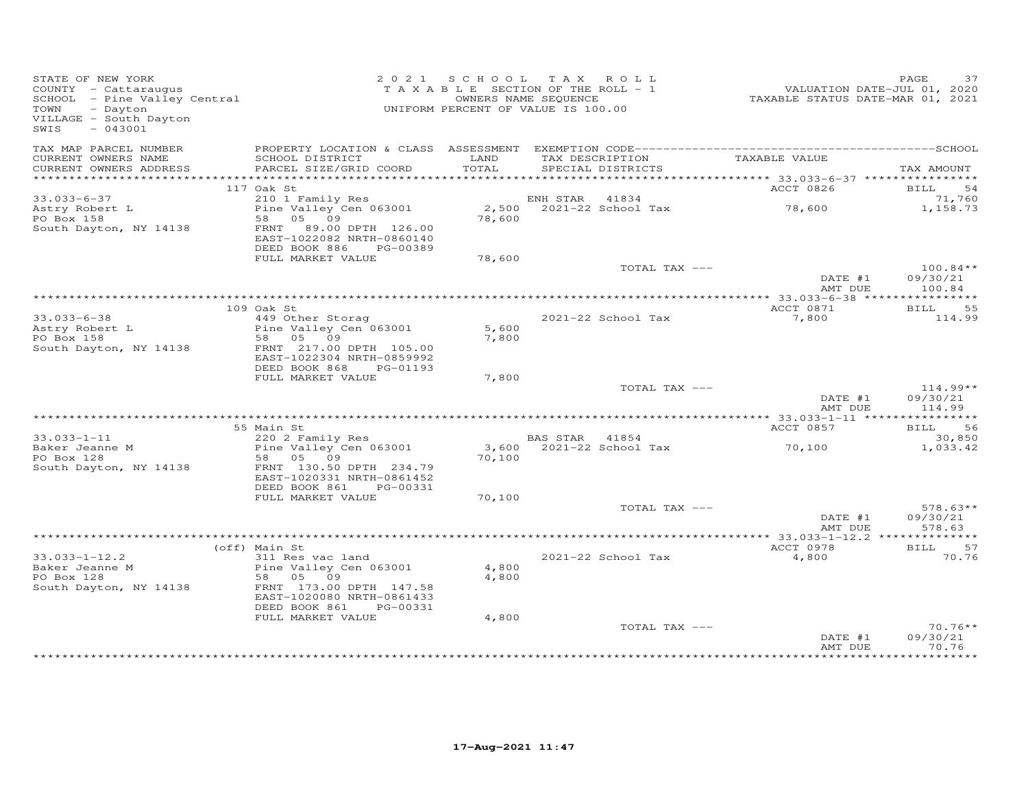STATE OF NEW YORK
COUNTY - Cattaraugus
SCHOOL - Pine Valley Central
TOWN - Dayton
VILLAGE - South Dayton
SWIS - 043001

2 0 2 1 S C H O O L T A X R O L L
T A X A B L E SECTION OF THE ROLL - 1
OWNERS NAME SEQUENCE
UNIFORM PERCENT OF VALUE IS 100.00

VALUATION DATE-JUL 01, 2020
TAXABLE STATUS DATE-MAR 01, 2021

| TAX MAP PARCEL NUMBER / CURRENT OWNERS NAME / CURRENT OWNERS ADDRESS | PROPERTY LOCATION & CLASS / SCHOOL DISTRICT / PARCEL SIZE/GRID COORD | ASSESSMENT LAND / TOTAL | EXEMPTION CODE / TAX DESCRIPTION / SPECIAL DISTRICTS | TAXABLE VALUE | SCHOOL TAX AMOUNT |
|---|---|---|---|---|---|
| | 117 Oak St | | | ACCT 0826 | BILL 54 |
| 33.033-6-37 | 210 1 Family Res | | ENH STAR 41834 | | 71,760 |
| Astry Robert L | Pine Valley Cen 063001 | 2,500 | 2021-22 School Tax | 78,600 | 1,158.73 |
| PO Box 158 | 58 05 09 | 78,600 | | | |
| South Dayton, NY 14138 | FRNT 89.00 DPTH 126.00 | | | | |
| | EAST-1022082 NRTH-0860140 | | | | |
| | DEED BOOK 886 PG-00389 | | | | |
| | FULL MARKET VALUE | 78,600 | | | |
| | | | TOTAL TAX --- | | 100.84** |
| | | | | DATE #1 | 09/30/21 |
| | | | | AMT DUE | 100.84 |
| | 109 Oak St | | | ACCT 0871 | BILL 55 |
| 33.033-6-38 | 449 Other Storag | | 2021-22 School Tax | 7,800 | 114.99 |
| Astry Robert L | Pine Valley Cen 063001 | 5,600 | | | |
| PO Box 158 | 58 05 09 | 7,800 | | | |
| South Dayton, NY 14138 | FRNT 217.00 DPTH 105.00 | | | | |
| | EAST-1022304 NRTH-0859992 | | | | |
| | DEED BOOK 868 PG-01193 | | | | |
| | FULL MARKET VALUE | 7,800 | | | |
| | | | TOTAL TAX --- | | 114.99** |
| | | | | DATE #1 | 09/30/21 |
| | | | | AMT DUE | 114.99 |
| | 55 Main St | | | ACCT 0857 | BILL 56 |
| 33.033-1-11 | 220 2 Family Res | | BAS STAR 41854 | | 30,850 |
| Baker Jeanne M | Pine Valley Cen 063001 | 3,600 | 2021-22 School Tax | 70,100 | 1,033.42 |
| PO Box 128 | 58 05 09 | 70,100 | | | |
| South Dayton, NY 14138 | FRNT 130.50 DPTH 234.79 | | | | |
| | EAST-1020331 NRTH-0861452 | | | | |
| | DEED BOOK 861 PG-00331 | | | | |
| | FULL MARKET VALUE | 70,100 | | | |
| | | | TOTAL TAX --- | | 578.63** |
| | | | | DATE #1 | 09/30/21 |
| | | | | AMT DUE | 578.63 |
| | (off) Main St | | | ACCT 0978 | BILL 57 |
| 33.033-1-12.2 | 311 Res vac land | | 2021-22 School Tax | 4,800 | 70.76 |
| Baker Jeanne M | Pine Valley Cen 063001 | 4,800 | | | |
| PO Box 128 | 58 05 09 | 4,800 | | | |
| South Dayton, NY 14138 | FRNT 173.00 DPTH 147.58 | | | | |
| | EAST-1020080 NRTH-0861433 | | | | |
| | DEED BOOK 861 PG-00331 | | | | |
| | FULL MARKET VALUE | 4,800 | | | |
| | | | TOTAL TAX --- | | 70.76** |
| | | | | DATE #1 | 09/30/21 |
| | | | | AMT DUE | 70.76 |

17-Aug-2021 11:47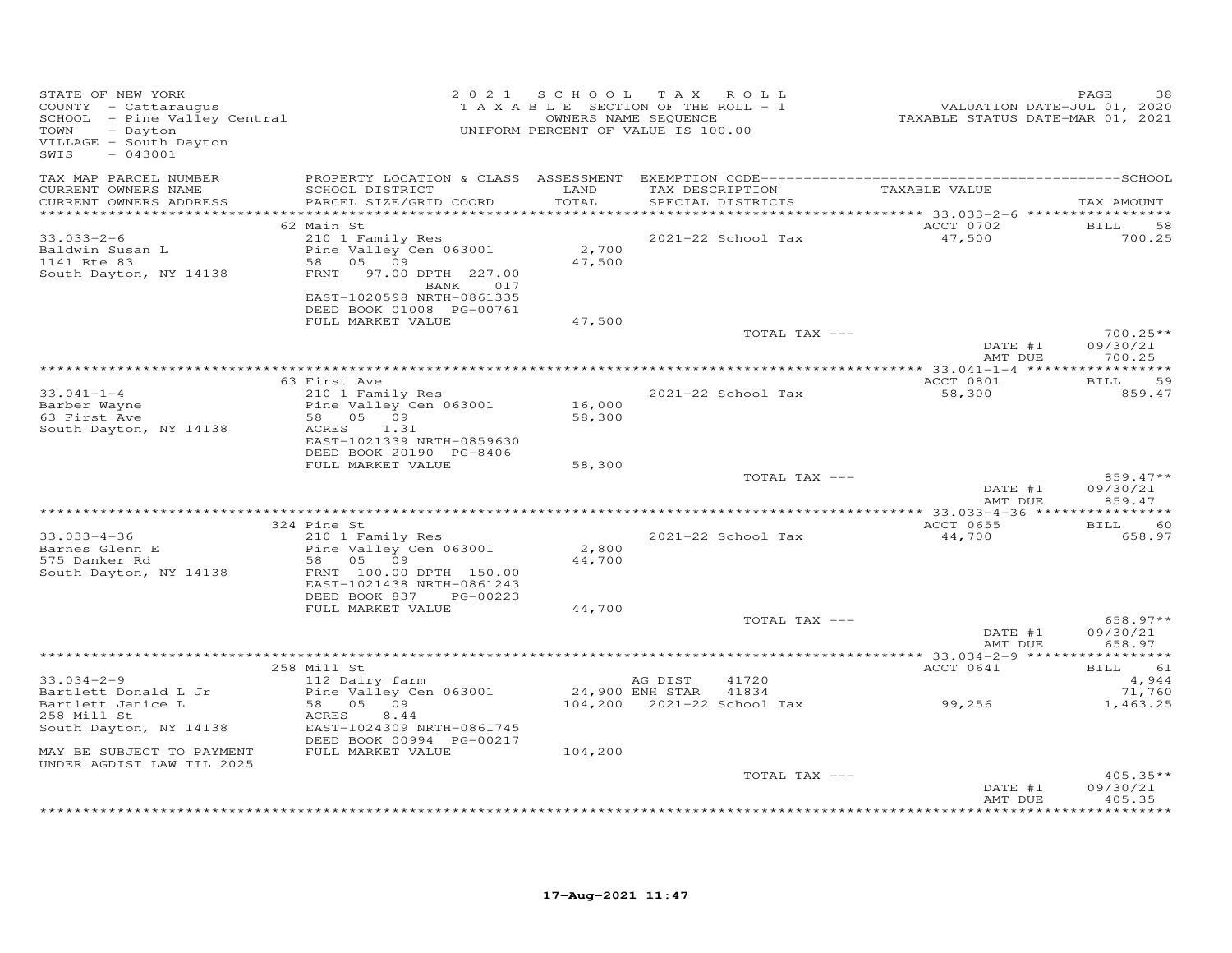STATE OF NEW YORK
COUNTY - Cattaraugus
SCHOOL - Pine Valley Central
TOWN - Dayton
VILLAGE - South Dayton
SWIS - 043001

2021 SCHOOL TAX ROLL
TAXABLE SECTION OF THE ROLL - 1
OWNERS NAME SEQUENCE
UNIFORM PERCENT OF VALUE IS 100.00

VALUATION DATE-JUL 01, 2020
TAXABLE STATUS DATE-MAR 01, 2021

| TAX MAP PARCEL NUMBER / CURRENT OWNERS NAME / CURRENT OWNERS ADDRESS | PROPERTY LOCATION & CLASS / SCHOOL DISTRICT / PARCEL SIZE/GRID COORD | ASSESSMENT LAND / TOTAL | EXEMPTION CODE / TAX DESCRIPTION / SPECIAL DISTRICTS | TAXABLE VALUE | TAX AMOUNT |
|---|---|---|---|---|---|
| **33.033-2-6** | 62 Main St | | | ACCT 0702 | BILL 58 |
| Baldwin Susan L | 210 1 Family Res | | | | |
| 1141 Rte 83 | Pine Valley Cen 063001 | 2,700 | 2021-22 School Tax | 47,500 | 700.25 |
| South Dayton, NY 14138 | 58 05 09 | 47,500 | | | |
| | FRNT 97.00 DPTH 227.00 BANK 017 | | | | |
| | EAST-1020598 NRTH-0861335 | | | | |
| | DEED BOOK 01008 PG-00761 | | | | |
| | FULL MARKET VALUE | 47,500 | | | |
| | | | TOTAL TAX --- | | 700.25** |
| | | | | DATE #1 | 09/30/21 |
| | | | | AMT DUE | 700.25 |
| **33.041-1-4** | 63 First Ave | | | ACCT 0801 | BILL 59 |
| Barber Wayne | 210 1 Family Res | | | | |
| 63 First Ave | Pine Valley Cen 063001 | 16,000 | 2021-22 School Tax | 58,300 | 859.47 |
| South Dayton, NY 14138 | 58 05 09 | 58,300 | | | |
| | ACRES 1.31 | | | | |
| | EAST-1021339 NRTH-0859630 | | | | |
| | DEED BOOK 20190 PG-8406 | | | | |
| | FULL MARKET VALUE | 58,300 | | | |
| | | | TOTAL TAX --- | | 859.47** |
| | | | | DATE #1 | 09/30/21 |
| | | | | AMT DUE | 859.47 |
| **33.033-4-36** | 324 Pine St | | | ACCT 0655 | BILL 60 |
| Barnes Glenn E | 210 1 Family Res | | | | |
| 575 Danker Rd | Pine Valley Cen 063001 | 2,800 | 2021-22 School Tax | 44,700 | 658.97 |
| South Dayton, NY 14138 | 58 05 09 | 44,700 | | | |
| | FRNT 100.00 DPTH 150.00 | | | | |
| | EAST-1021438 NRTH-0861243 | | | | |
| | DEED BOOK 837 PG-00223 | | | | |
| | FULL MARKET VALUE | 44,700 | | | |
| | | | TOTAL TAX --- | | 658.97** |
| | | | | DATE #1 | 09/30/21 |
| | | | | AMT DUE | 658.97 |
| **33.034-2-9** | 258 Mill St | | | ACCT 0641 | BILL 61 |
| Bartlett Donald L Jr | 112 Dairy farm | | AG DIST 41720 | | 4,944 |
| Bartlett Janice L | Pine Valley Cen 063001 | 24,900 | ENH STAR 41834 | | 71,760 |
| 258 Mill St | 58 05 09 | 104,200 | 2021-22 School Tax | 99,256 | 1,463.25 |
| South Dayton, NY 14138 | ACRES 8.44 | | | | |
| | EAST-1024309 NRTH-0861745 | | | | |
| | DEED BOOK 00994 PG-00217 | | | | |
| MAY BE SUBJECT TO PAYMENT UNDER AGDIST LAW TIL 2025 | FULL MARKET VALUE | 104,200 | | | |
| | | | TOTAL TAX --- | | 405.35** |
| | | | | DATE #1 | 09/30/21 |
| | | | | AMT DUE | 405.35 |

17-Aug-2021 11:47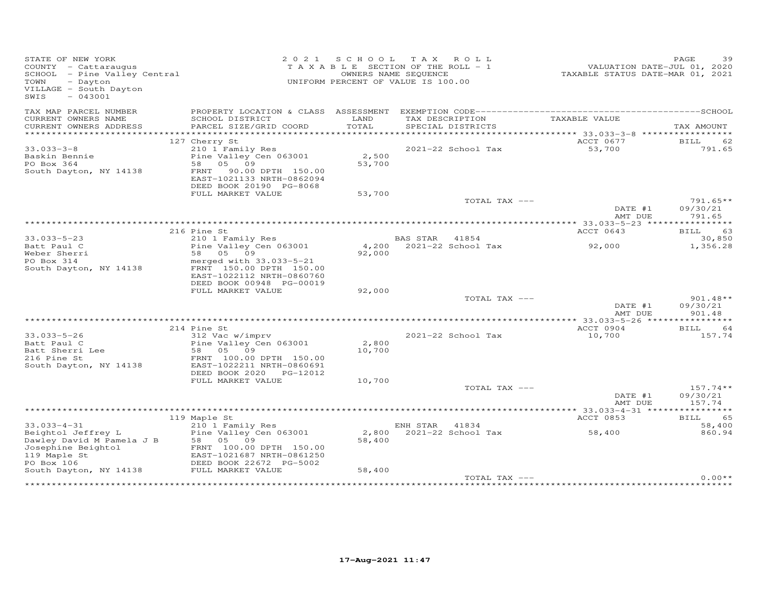STATE OF NEW YORK
COUNTY - Cattaraugus
SCHOOL - Pine Valley Central
TOWN - Dayton
VILLAGE - South Dayton
SWIS - 043001

2021 SCHOOL TAX ROLL
TAXABLE SECTION OF THE ROLL - 1
OWNERS NAME SEQUENCE
UNIFORM PERCENT OF VALUE IS 100.00

VALUATION DATE-JUL 01, 2020
TAXABLE STATUS DATE-MAR 01, 2021

| TAX MAP PARCEL NUMBER / CURRENT OWNERS NAME / CURRENT OWNERS ADDRESS | PROPERTY LOCATION & CLASS / SCHOOL DISTRICT / PARCEL SIZE/GRID COORD | ASSESSMENT LAND / TOTAL | EXEMPTION CODE / TAX DESCRIPTION / SPECIAL DISTRICTS | TAXABLE VALUE | TAX AMOUNT |
|---|---|---|---|---|---|
| | 127 Cherry St | | | ACCT 0677 | BILL 62 |
| 33.033-3-8 | 210 1 Family Res | | 2021-22 School Tax | 53,700 | 791.65 |
| Baskin Bennie | Pine Valley Cen 063001 | 2,500 | | | |
| PO Box 364 | 58 05 09 | 53,700 | | | |
| South Dayton, NY 14138 | FRNT 90.00 DPTH 150.00 | | | | |
| | EAST-1021133 NRTH-0862094 | | | | |
| | DEED BOOK 20190 PG-8068 | | | | |
| | FULL MARKET VALUE | 53,700 | | | |
| | | | TOTAL TAX --- | | 791.65** |
| | | | | DATE #1 | 09/30/21 |
| | | | | AMT DUE | 791.65 |
| | 216 Pine St | | | ACCT 0643 | BILL 63 |
| 33.033-5-23 | 210 1 Family Res | | BAS STAR 41854 | | 30,850 |
| Batt Paul C | Pine Valley Cen 063001 | 4,200 | 2021-22 School Tax | 92,000 | 1,356.28 |
| Weber Sherri | 58 05 09 | 92,000 | | | |
| PO Box 314 | merged with 33.033-5-21 | | | | |
| South Dayton, NY 14138 | FRNT 150.00 DPTH 150.00 | | | | |
| | EAST-1022112 NRTH-0860760 | | | | |
| | DEED BOOK 00948 PG-00019 | | | | |
| | FULL MARKET VALUE | 92,000 | | | |
| | | | TOTAL TAX --- | | 901.48** |
| | | | | DATE #1 | 09/30/21 |
| | | | | AMT DUE | 901.48 |
| | 214 Pine St | | | ACCT 0904 | BILL 64 |
| 33.033-5-26 | 312 Vac w/imprv | | 2021-22 School Tax | 10,700 | 157.74 |
| Batt Paul C | Pine Valley Cen 063001 | 2,800 | | | |
| Batt Sherri Lee | 58 05 09 | 10,700 | | | |
| 216 Pine St | FRNT 100.00 DPTH 150.00 | | | | |
| South Dayton, NY 14138 | EAST-1022211 NRTH-0860691 | | | | |
| | DEED BOOK 2020 PG-12012 | | | | |
| | FULL MARKET VALUE | 10,700 | | | |
| | | | TOTAL TAX --- | | 157.74** |
| | | | | DATE #1 | 09/30/21 |
| | | | | AMT DUE | 157.74 |
| | 119 Maple St | | | ACCT 0853 | BILL 65 |
| 33.033-4-31 | 210 1 Family Res | | ENH STAR 41834 | | 58,400 |
| Beightol Jeffrey L | Pine Valley Cen 063001 | 2,800 | 2021-22 School Tax | 58,400 | 860.94 |
| Dawley David M Pamela J B | 58 05 09 | 58,400 | | | |
| Josephine Beightol | FRNT 100.00 DPTH 150.00 | | | | |
| 119 Maple St | EAST-1021687 NRTH-0861250 | | | | |
| PO Box 106 | DEED BOOK 22672 PG-5002 | | | | |
| South Dayton, NY 14138 | FULL MARKET VALUE | 58,400 | | | |
| | | | TOTAL TAX --- | | 0.00** |

17-Aug-2021 11:47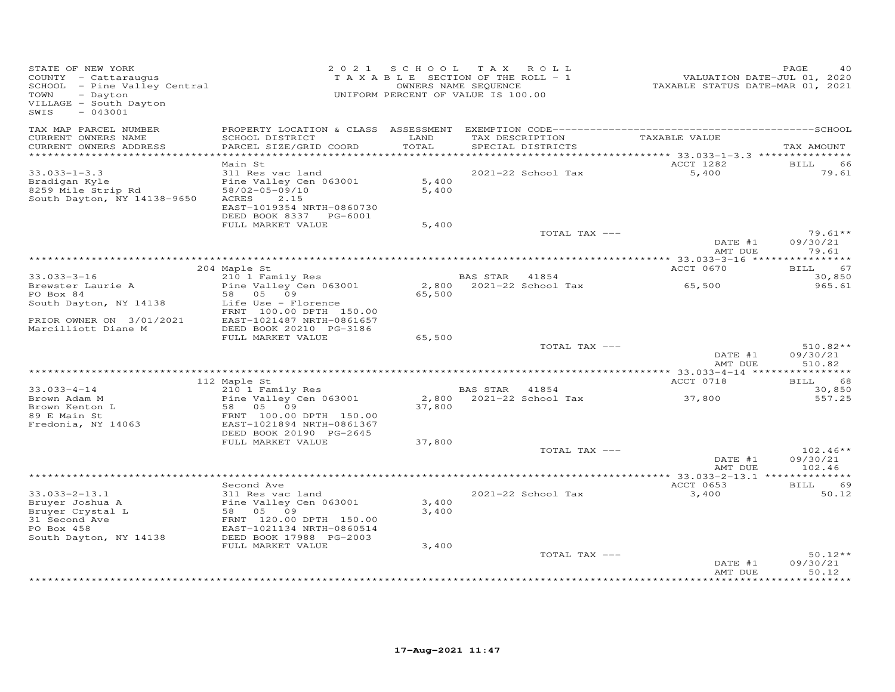STATE OF NEW YORK
COUNTY - Cattaraugus
SCHOOL - Pine Valley Central
TOWN - Dayton
VILLAGE - South Dayton
SWIS - 043001

2021 SCHOOL TAX ROLL
TAXABLE SECTION OF THE ROLL - 1
OWNERS NAME SEQUENCE
UNIFORM PERCENT OF VALUE IS 100.00

VALUATION DATE-JUL 01, 2020
TAXABLE STATUS DATE-MAR 01, 2021

| TAX MAP PARCEL NUMBER / CURRENT OWNERS NAME / CURRENT OWNERS ADDRESS | PROPERTY LOCATION & CLASS / SCHOOL DISTRICT / PARCEL SIZE/GRID COORD | ASSESSMENT LAND / TOTAL | EXEMPTION CODE / TAX DESCRIPTION / SPECIAL DISTRICTS | TAXABLE VALUE | TAX AMOUNT |
|---|---|---|---|---|---|
| | Main St | | | ACCT 1282 | BILL 66 |
| 33.033-1-3.3 | 311 Res vac land | | 2021-22 School Tax | 5,400 | 79.61 |
| Bradigan Kyle | Pine Valley Cen 063001 | 5,400 | | | |
| 8259 Mile Strip Rd | 58/02-05-09/10 | 5,400 | | | |
| South Dayton, NY 14138-9650 | ACRES 2.15 | | | | |
| | EAST-1019354 NRTH-0860730 | | | | |
| | DEED BOOK 8337 PG-6001 | | | | |
| | FULL MARKET VALUE | 5,400 | | | |
| | | | TOTAL TAX --- | | 79.61** |
| | | | | DATE #1 | 09/30/21 |
| | | | | AMT DUE | 79.61 |
| | 204 Maple St | | | ACCT 0670 | BILL 67 |
| 33.033-3-16 | 210 1 Family Res | | BAS STAR 41854 | | 30,850 |
| Brewster Laurie A | Pine Valley Cen 063001 | 2,800 | 2021-22 School Tax | 65,500 | 965.61 |
| PO Box 84 | 58 05 09 | 65,500 | | | |
| South Dayton, NY 14138 | Life Use - Florence | | | | |
| | FRNT 100.00 DPTH 150.00 | | | | |
| PRIOR OWNER ON 3/01/2021 | EAST-1021487 NRTH-0861657 | | | | |
| Marcilliott Diane M | DEED BOOK 20210 PG-3186 | | | | |
| | FULL MARKET VALUE | 65,500 | | | |
| | | | TOTAL TAX --- | | 510.82** |
| | | | | DATE #1 | 09/30/21 |
| | | | | AMT DUE | 510.82 |
| | 112 Maple St | | | ACCT 0718 | BILL 68 |
| 33.033-4-14 | 210 1 Family Res | | BAS STAR 41854 | | 30,850 |
| Brown Adam M | Pine Valley Cen 063001 | 2,800 | 2021-22 School Tax | 37,800 | 557.25 |
| Brown Kenton L | 58 05 09 | 37,800 | | | |
| 89 E Main St | FRNT 100.00 DPTH 150.00 | | | | |
| Fredonia, NY 14063 | EAST-1021894 NRTH-0861367 | | | | |
| | DEED BOOK 20190 PG-2645 | | | | |
| | FULL MARKET VALUE | 37,800 | | | |
| | | | TOTAL TAX --- | | 102.46** |
| | | | | DATE #1 | 09/30/21 |
| | | | | AMT DUE | 102.46 |
| | Second Ave | | | ACCT 0653 | BILL 69 |
| 33.033-2-13.1 | 311 Res vac land | | 2021-22 School Tax | 3,400 | 50.12 |
| Bruyer Joshua A | Pine Valley Cen 063001 | 3,400 | | | |
| Bruyer Crystal L | 58 05 09 | 3,400 | | | |
| 31 Second Ave | FRNT 120.00 DPTH 150.00 | | | | |
| PO Box 458 | EAST-1021134 NRTH-0860514 | | | | |
| South Dayton, NY 14138 | DEED BOOK 17988 PG-2003 | | | | |
| | FULL MARKET VALUE | 3,400 | | | |
| | | | TOTAL TAX --- | | 50.12** |
| | | | | DATE #1 | 09/30/21 |
| | | | | AMT DUE | 50.12 |

17-Aug-2021 11:47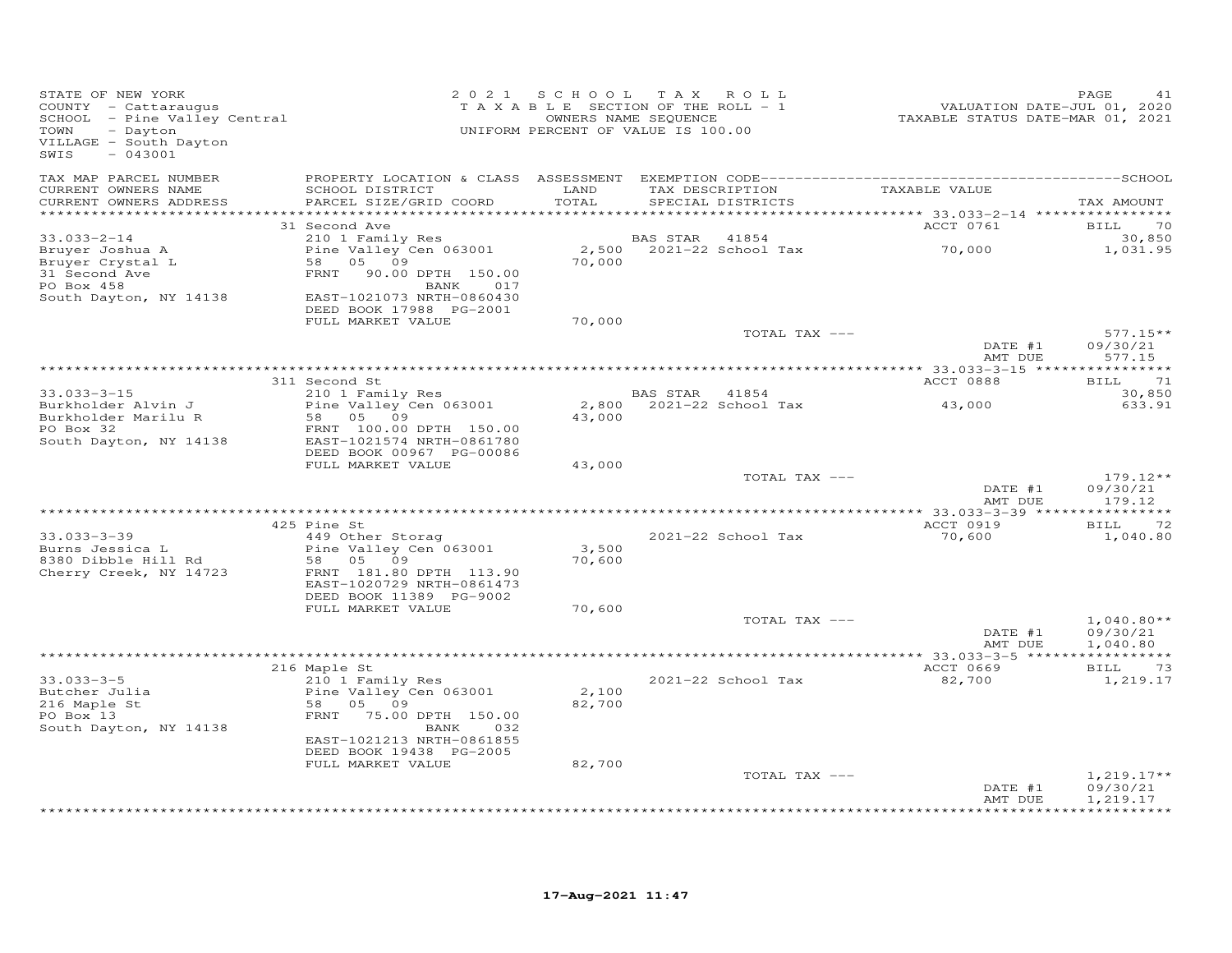STATE OF NEW YORK
COUNTY - Cattaraugus
SCHOOL - Pine Valley Central
TOWN - Dayton
VILLAGE - South Dayton
SWIS - 043001

2021 SCHOOL TAX ROLL
TAXABLE SECTION OF THE ROLL - 1
OWNERS NAME SEQUENCE
UNIFORM PERCENT OF VALUE IS 100.00

VALUATION DATE-JUL 01, 2020
TAXABLE STATUS DATE-MAR 01, 2021

| TAX MAP PARCEL NUMBER / CURRENT OWNERS NAME / CURRENT OWNERS ADDRESS | PROPERTY LOCATION & CLASS / SCHOOL DISTRICT / PARCEL SIZE/GRID COORD | ASSESSMENT LAND / TOTAL | EXEMPTION CODE / TAX DESCRIPTION / SPECIAL DISTRICTS | TAXABLE VALUE | SCHOOL TAX AMOUNT |
|---|---|---|---|---|---|
| | 31 Second Ave | | | ACCT 0761 | BILL 70 |
| 33.033-2-14 | 210 1 Family Res | | BAS STAR 41854 | | 30,850 |
| Bruyer Joshua A | Pine Valley Cen 063001 | 2,500 | 2021-22 School Tax | 70,000 | 1,031.95 |
| Bruyer Crystal L | 58 05 09 | 70,000 | | | |
| 31 Second Ave | FRNT 90.00 DPTH 150.00 | | | | |
| PO Box 458 | BANK 017 | | | | |
| South Dayton, NY 14138 | EAST-1021073 NRTH-0860430 | | | | |
| | DEED BOOK 17988 PG-2001 | | | | |
| | FULL MARKET VALUE | 70,000 | | | |
| | | | TOTAL TAX --- | | 577.15** |
| | | | | DATE #1 | 09/30/21 |
| | | | | AMT DUE | 577.15 |
| | 311 Second St | | | ACCT 0888 | BILL 71 |
| 33.033-3-15 | 210 1 Family Res | | BAS STAR 41854 | | 30,850 |
| Burkholder Alvin J | Pine Valley Cen 063001 | 2,800 | 2021-22 School Tax | 43,000 | 633.91 |
| Burkholder Marilu R | 58 05 09 | 43,000 | | | |
| PO Box 32 | FRNT 100.00 DPTH 150.00 | | | | |
| South Dayton, NY 14138 | EAST-1021574 NRTH-0861780 | | | | |
| | DEED BOOK 00967 PG-00086 | | | | |
| | FULL MARKET VALUE | 43,000 | | | |
| | | | TOTAL TAX --- | | 179.12** |
| | | | | DATE #1 | 09/30/21 |
| | | | | AMT DUE | 179.12 |
| | 425 Pine St | | | ACCT 0919 | BILL 72 |
| 33.033-3-39 | 449 Other Storag | | 2021-22 School Tax | 70,600 | 1,040.80 |
| Burns Jessica L | Pine Valley Cen 063001 | 3,500 | | | |
| 8380 Dibble Hill Rd | 58 05 09 | 70,600 | | | |
| Cherry Creek, NY 14723 | FRNT 181.80 DPTH 113.90 | | | | |
| | EAST-1020729 NRTH-0861473 | | | | |
| | DEED BOOK 11389 PG-9002 | | | | |
| | FULL MARKET VALUE | 70,600 | | | |
| | | | TOTAL TAX --- | | 1,040.80** |
| | | | | DATE #1 | 09/30/21 |
| | | | | AMT DUE | 1,040.80 |
| | 216 Maple St | | | ACCT 0669 | BILL 73 |
| 33.033-3-5 | 210 1 Family Res | | 2021-22 School Tax | 82,700 | 1,219.17 |
| Butcher Julia | Pine Valley Cen 063001 | 2,100 | | | |
| 216 Maple St | 58 05 09 | 82,700 | | | |
| PO Box 13 | FRNT 75.00 DPTH 150.00 | | | | |
| South Dayton, NY 14138 | BANK 032 | | | | |
| | EAST-1021213 NRTH-0861855 | | | | |
| | DEED BOOK 19438 PG-2005 | | | | |
| | FULL MARKET VALUE | 82,700 | | | |
| | | | TOTAL TAX --- | | 1,219.17** |
| | | | | DATE #1 | 09/30/21 |
| | | | | AMT DUE | 1,219.17 |

17-Aug-2021 11:47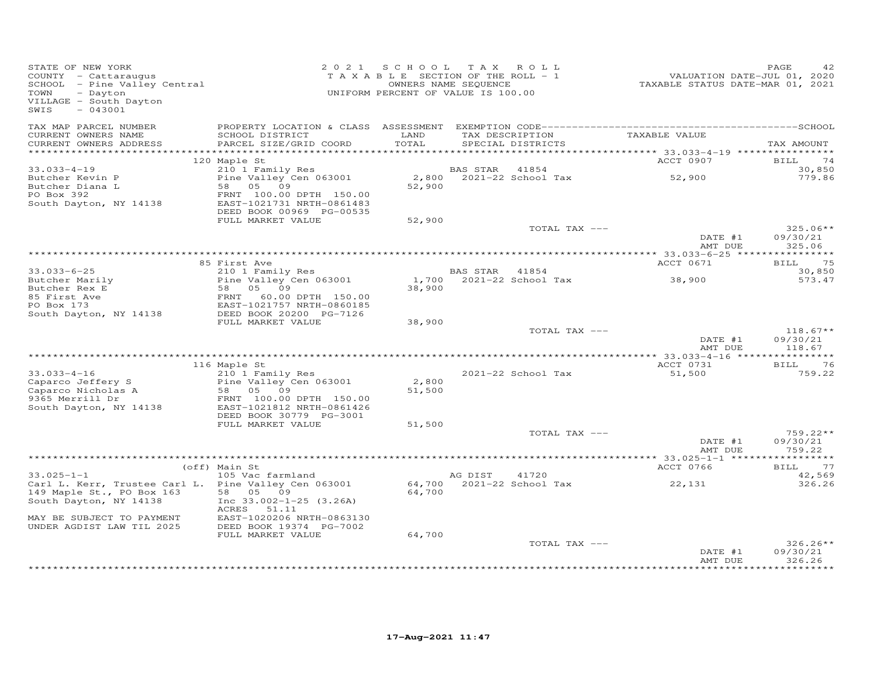STATE OF NEW YORK
COUNTY - Cattaraugus
SCHOOL - Pine Valley Central
TOWN - Dayton
VILLAGE - South Dayton
SWIS - 043001

2021 SCHOOL TAX ROLL
TAXABLE SECTION OF THE ROLL - 1
OWNERS NAME SEQUENCE
UNIFORM PERCENT OF VALUE IS 100.00

VALUATION DATE-JUL 01, 2020
TAXABLE STATUS DATE-MAR 01, 2021

| TAX MAP PARCEL NUMBER / CURRENT OWNERS NAME / CURRENT OWNERS ADDRESS | PROPERTY LOCATION & CLASS / SCHOOL DISTRICT / PARCEL SIZE/GRID COORD | ASSESSMENT LAND / TOTAL | EXEMPTION CODE / TAX DESCRIPTION / SPECIAL DISTRICTS | TAXABLE VALUE | TAX AMOUNT |
|---|---|---|---|---|---|
| | 120 Maple St | | | ACCT 0907 | BILL 74 |
| 33.033-4-19 | 210 1 Family Res | | BAS STAR 41854 | | 30,850 |
| Butcher Kevin P | Pine Valley Cen 063001 | 2,800 | 2021-22 School Tax | 52,900 | 779.86 |
| Butcher Diana L | 58 05 09 | 52,900 | | | |
| PO Box 392 | FRNT 100.00 DPTH 150.00 | | | | |
| South Dayton, NY 14138 | EAST-1021731 NRTH-0861483 | | | | |
| | DEED BOOK 00969 PG-00535 | | | | |
| | FULL MARKET VALUE | 52,900 | | | |
| | | | TOTAL TAX --- | | 325.06** |
| | | | | DATE #1 | 09/30/21 |
| | | | | AMT DUE | 325.06 |
| | 85 First Ave | | | ACCT 0671 | BILL 75 |
| 33.033-6-25 | 210 1 Family Res | | BAS STAR 41854 | | 30,850 |
| Butcher Marily | Pine Valley Cen 063001 | 1,700 | 2021-22 School Tax | 38,900 | 573.47 |
| Butcher Rex E | 58 05 09 | 38,900 | | | |
| 85 First Ave | FRNT 60.00 DPTH 150.00 | | | | |
| PO Box 173 | EAST-1021757 NRTH-0860185 | | | | |
| South Dayton, NY 14138 | DEED BOOK 20200 PG-7126 | | | | |
| | FULL MARKET VALUE | 38,900 | | | |
| | | | TOTAL TAX --- | | 118.67** |
| | | | | DATE #1 | 09/30/21 |
| | | | | AMT DUE | 118.67 |
| | 116 Maple St | | | ACCT 0731 | BILL 76 |
| 33.033-4-16 | 210 1 Family Res | | 2021-22 School Tax | 51,500 | 759.22 |
| Caparco Jeffery S | Pine Valley Cen 063001 | 2,800 | | | |
| Caparco Nicholas A | 58 05 09 | 51,500 | | | |
| 9365 Merrill Dr | FRNT 100.00 DPTH 150.00 | | | | |
| South Dayton, NY 14138 | EAST-1021812 NRTH-0861426 | | | | |
| | DEED BOOK 30779 PG-3001 | | | | |
| | FULL MARKET VALUE | 51,500 | | | |
| | | | TOTAL TAX --- | | 759.22** |
| | | | | DATE #1 | 09/30/21 |
| | | | | AMT DUE | 759.22 |
| | (off) Main St | | | ACCT 0766 | BILL 77 |
| 33.025-1-1 | 105 Vac farmland | | AG DIST 41720 | | 42,569 |
| Carl L. Kerr, Trustee Carl L. | Pine Valley Cen 063001 | 64,700 | 2021-22 School Tax | 22,131 | 326.26 |
| 149 Maple St., PO Box 163 | 58 05 09 | 64,700 | | | |
| South Dayton, NY 14138 | Inc 33.002-1-25 (3.26A) | | | | |
| | ACRES 51.11 | | | | |
| MAY BE SUBJECT TO PAYMENT | EAST-1020206 NRTH-0863130 | | | | |
| UNDER AGDIST LAW TIL 2025 | DEED BOOK 19374 PG-7002 | | | | |
| | FULL MARKET VALUE | 64,700 | | | |
| | | | TOTAL TAX --- | | 326.26** |
| | | | | DATE #1 | 09/30/21 |
| | | | | AMT DUE | 326.26 |

17-Aug-2021 11:47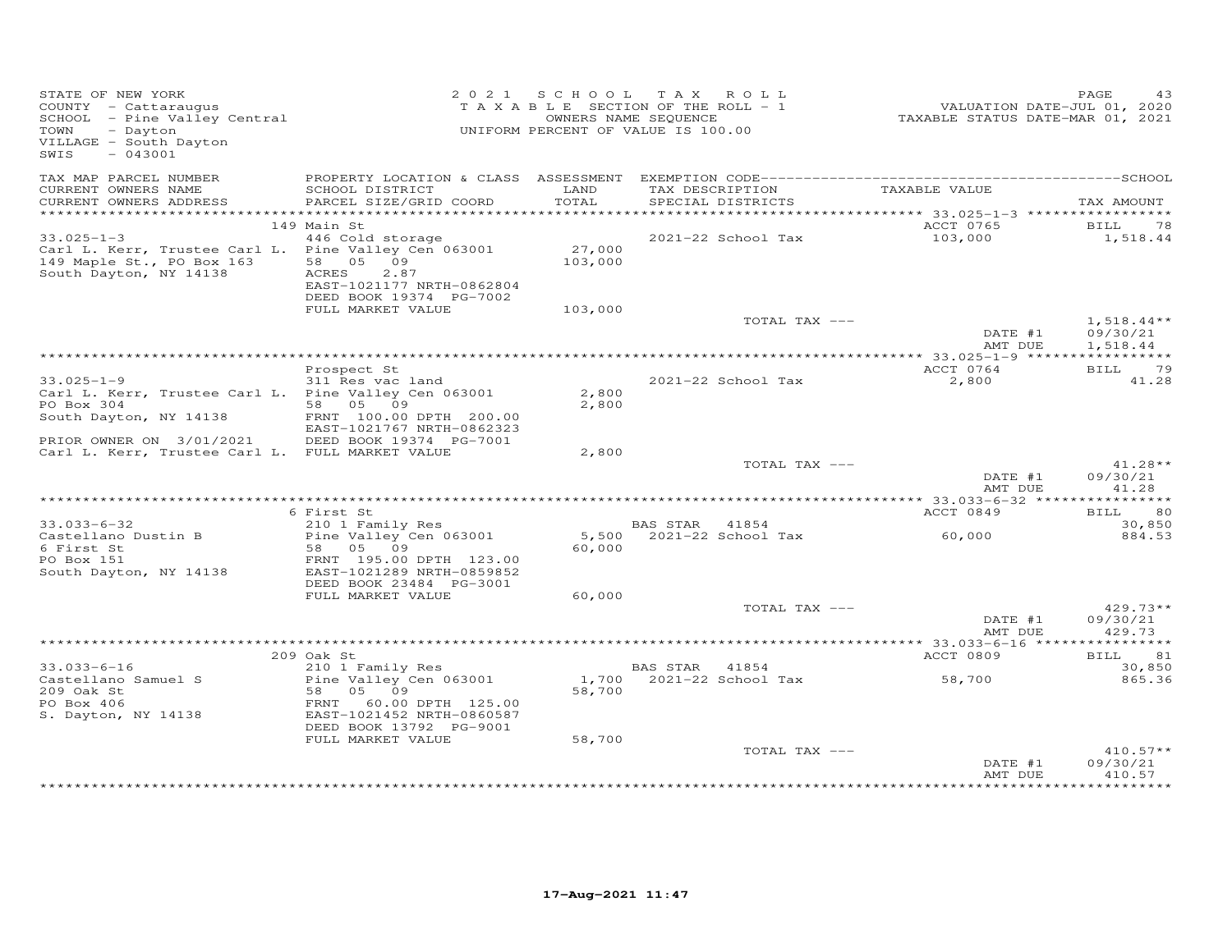STATE OF NEW YORK
COUNTY - Cattaraugus
SCHOOL - Pine Valley Central
TOWN - Dayton
VILLAGE - South Dayton
SWIS - 043001

2 0 2 1 S C H O O L T A X R O L L
T A X A B L E SECTION OF THE ROLL - 1
OWNERS NAME SEQUENCE
UNIFORM PERCENT OF VALUE IS 100.00

VALUATION DATE-JUL 01, 2020
TAXABLE STATUS DATE-MAR 01, 2021

| TAX MAP PARCEL NUMBER / CURRENT OWNERS NAME / CURRENT OWNERS ADDRESS | PROPERTY LOCATION & CLASS / SCHOOL DISTRICT / PARCEL SIZE/GRID COORD | ASSESSMENT LAND / TOTAL | EXEMPTION CODE / TAX DESCRIPTION / SPECIAL DISTRICTS | TAXABLE VALUE | SCHOOL / TAX AMOUNT |
|---|---|---|---|---|---|
| | 149 Main St | | | ACCT 0765 | BILL 78 |
| 33.025-1-3 | 446 Cold storage | | 2021-22 School Tax | 103,000 | 1,518.44 |
| Carl L. Kerr, Trustee Carl L. | Pine Valley Cen 063001 | 27,000 | | | |
| 149 Maple St., PO Box 163 | 58 05 09 | 103,000 | | | |
| South Dayton, NY 14138 | ACRES 2.87 | | | | |
| | EAST-1021177 NRTH-0862804 | | | | |
| | DEED BOOK 19374 PG-7002 | | | | |
| | FULL MARKET VALUE | 103,000 | | | |
| | | | TOTAL TAX --- | | 1,518.44** |
| | | | | DATE #1 | 09/30/21 |
| | | | | AMT DUE | 1,518.44 |
| | Prospect St | | | ACCT 0764 | BILL 79 |
| 33.025-1-9 | 311 Res vac land | | 2021-22 School Tax | 2,800 | 41.28 |
| Carl L. Kerr, Trustee Carl L. | Pine Valley Cen 063001 | 2,800 | | | |
| PO Box 304 | 58 05 09 | 2,800 | | | |
| South Dayton, NY 14138 | FRNT 100.00 DPTH 200.00 | | | | |
| | EAST-1021767 NRTH-0862323 | | | | |
| PRIOR OWNER ON 3/01/2021 | DEED BOOK 19374 PG-7001 | | | | |
| Carl L. Kerr, Trustee Carl L. | FULL MARKET VALUE | 2,800 | | | |
| | | | TOTAL TAX --- | | 41.28** |
| | | | | DATE #1 | 09/30/21 |
| | | | | AMT DUE | 41.28 |
| | 6 First St | | | ACCT 0849 | BILL 80 |
| 33.033-6-32 | 210 1 Family Res | | BAS STAR 41854 | | 30,850 |
| Castellano Dustin B | Pine Valley Cen 063001 | 5,500 | 2021-22 School Tax | 60,000 | 884.53 |
| 6 First St | 58 05 09 | 60,000 | | | |
| PO Box 151 | FRNT 195.00 DPTH 123.00 | | | | |
| South Dayton, NY 14138 | EAST-1021289 NRTH-0859852 | | | | |
| | DEED BOOK 23484 PG-3001 | | | | |
| | FULL MARKET VALUE | 60,000 | | | |
| | | | TOTAL TAX --- | | 429.73** |
| | | | | DATE #1 | 09/30/21 |
| | | | | AMT DUE | 429.73 |
| | 209 Oak St | | | ACCT 0809 | BILL 81 |
| 33.033-6-16 | 210 1 Family Res | | BAS STAR 41854 | | 30,850 |
| Castellano Samuel S | Pine Valley Cen 063001 | 1,700 | 2021-22 School Tax | 58,700 | 865.36 |
| 209 Oak St | 58 05 09 | 58,700 | | | |
| PO Box 406 | FRNT 60.00 DPTH 125.00 | | | | |
| S. Dayton, NY 14138 | EAST-1021452 NRTH-0860587 | | | | |
| | DEED BOOK 13792 PG-9001 | | | | |
| | FULL MARKET VALUE | 58,700 | | | |
| | | | TOTAL TAX --- | | 410.57** |
| | | | | DATE #1 | 09/30/21 |
| | | | | AMT DUE | 410.57 |

17-Aug-2021 11:47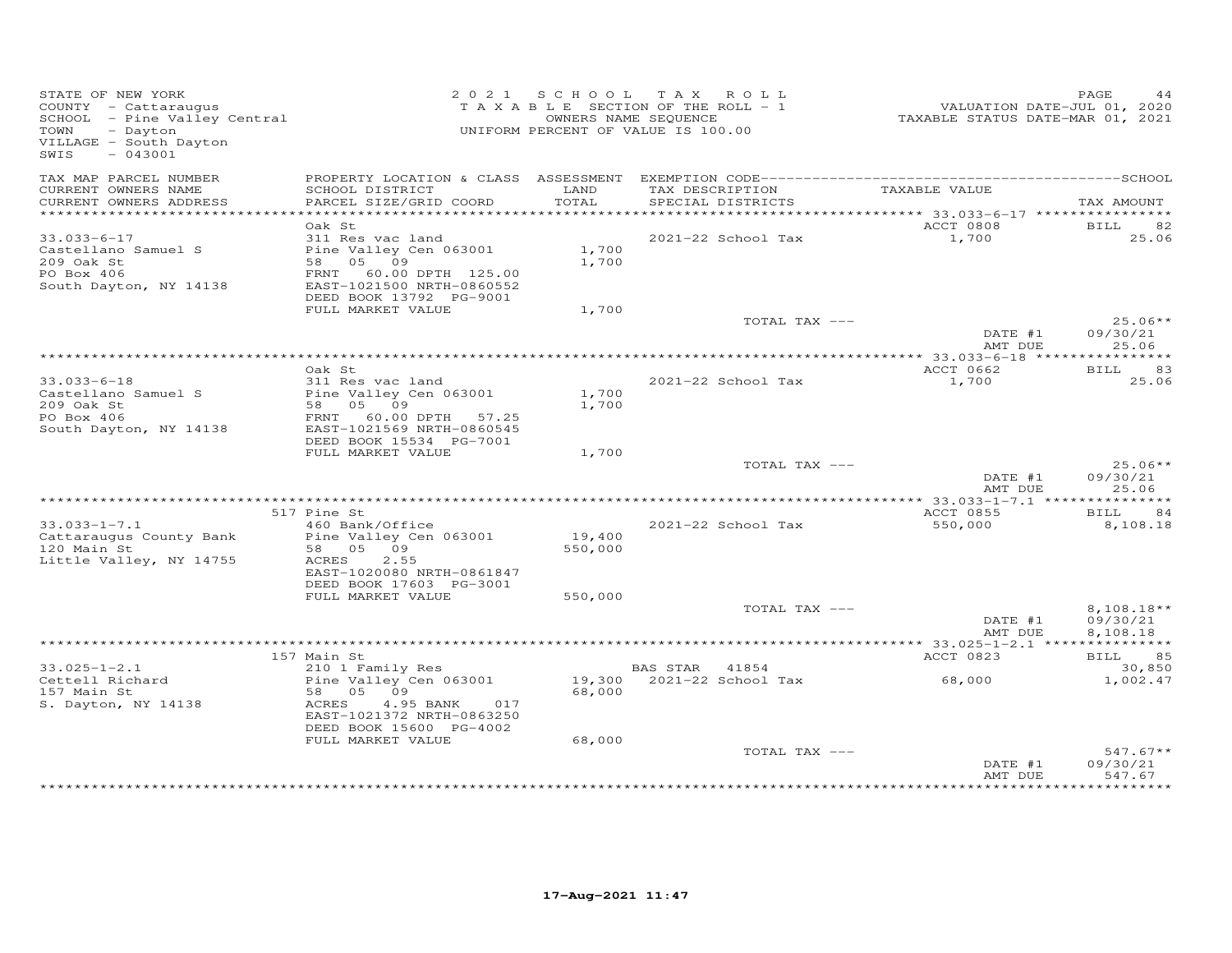STATE OF NEW YORK
COUNTY - Cattaraugus
SCHOOL - Pine Valley Central
TOWN - Dayton
VILLAGE - South Dayton
SWIS - 043001

2 0 2 1 S C H O O L T A X R O L L
T A X A B L E SECTION OF THE ROLL - 1
OWNERS NAME SEQUENCE
UNIFORM PERCENT OF VALUE IS 100.00

VALUATION DATE-JUL 01, 2020
TAXABLE STATUS DATE-MAR 01, 2021

| TAX MAP PARCEL NUMBER<br>CURRENT OWNERS NAME<br>CURRENT OWNERS ADDRESS | PROPERTY LOCATION & CLASS<br>SCHOOL DISTRICT<br>PARCEL SIZE/GRID COORD | ASSESSMENT<br>LAND<br>TOTAL | EXEMPTION CODE<br>TAX DESCRIPTION<br>SPECIAL DISTRICTS | TAXABLE VALUE | SCHOOL<br>TAX AMOUNT |
|---|---|---|---|---|---|
| | Oak St | | | ACCT 0808 | BILL 82 |
| 33.033-6-17 | 311 Res vac land | | 2021-22 School Tax | 1,700 | 25.06 |
| Castellano Samuel S | Pine Valley Cen 063001 | 1,700 | | | |
| 209 Oak St | 58 05 09 | 1,700 | | | |
| PO Box 406 | FRNT 60.00 DPTH 125.00 | | | | |
| South Dayton, NY 14138 | EAST-1021500 NRTH-0860552 | | | | |
| | DEED BOOK 13792 PG-9001 | | | | |
| | FULL MARKET VALUE | 1,700 | | | |
| | | | TOTAL TAX --- | | 25.06** |
| | | | | DATE #1 | 09/30/21 |
| | | | | AMT DUE | 25.06 |
| | Oak St | | | ACCT 0662 | BILL 83 |
| 33.033-6-18 | 311 Res vac land | | 2021-22 School Tax | 1,700 | 25.06 |
| Castellano Samuel S | Pine Valley Cen 063001 | 1,700 | | | |
| 209 Oak St | 58 05 09 | 1,700 | | | |
| PO Box 406 | FRNT 60.00 DPTH 57.25 | | | | |
| South Dayton, NY 14138 | EAST-1021569 NRTH-0860545 | | | | |
| | DEED BOOK 15534 PG-7001 | | | | |
| | FULL MARKET VALUE | 1,700 | | | |
| | | | TOTAL TAX --- | | 25.06** |
| | | | | DATE #1 | 09/30/21 |
| | | | | AMT DUE | 25.06 |
| | 517 Pine St | | | ACCT 0855 | BILL 84 |
| 33.033-1-7.1 | 460 Bank/Office | | 2021-22 School Tax | 550,000 | 8,108.18 |
| Cattaraugus County Bank | Pine Valley Cen 063001 | 19,400 | | | |
| 120 Main St | 58 05 09 | 550,000 | | | |
| Little Valley, NY 14755 | ACRES 2.55 | | | | |
| | EAST-1020080 NRTH-0861847 | | | | |
| | DEED BOOK 17603 PG-3001 | | | | |
| | FULL MARKET VALUE | 550,000 | | | |
| | | | TOTAL TAX --- | | 8,108.18** |
| | | | | DATE #1 | 09/30/21 |
| | | | | AMT DUE | 8,108.18 |
| | 157 Main St | | | ACCT 0823 | BILL 85 |
| 33.025-1-2.1 | 210 1 Family Res | | BAS STAR 41854 | | 30,850 |
| Cettell Richard | Pine Valley Cen 063001 | 19,300 | 2021-22 School Tax | 68,000 | 1,002.47 |
| 157 Main St | 58 05 09 | 68,000 | | | |
| S. Dayton, NY 14138 | ACRES 4.95 BANK 017 | | | | |
| | EAST-1021372 NRTH-0863250 | | | | |
| | DEED BOOK 15600 PG-4002 | | | | |
| | FULL MARKET VALUE | 68,000 | | | |
| | | | TOTAL TAX --- | | 547.67** |
| | | | | DATE #1 | 09/30/21 |
| | | | | AMT DUE | 547.67 |

17-Aug-2021 11:47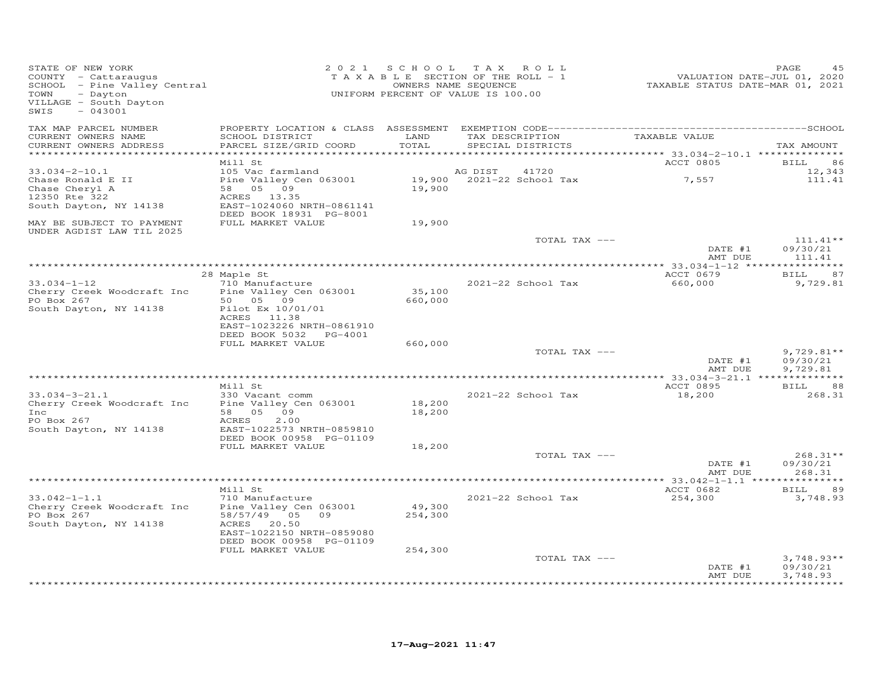STATE OF NEW YORK
COUNTY - Cattaraugus
SCHOOL - Pine Valley Central
TOWN - Dayton
VILLAGE - South Dayton
SWIS - 043001

2021 SCHOOL TAX ROLL
TAXABLE SECTION OF THE ROLL - 1
OWNERS NAME SEQUENCE
UNIFORM PERCENT OF VALUE IS 100.00

VALUATION DATE-JUL 01, 2020
TAXABLE STATUS DATE-MAR 01, 2021

| TAX MAP PARCEL NUMBER / CURRENT OWNERS NAME / CURRENT OWNERS ADDRESS | PROPERTY LOCATION & CLASS / SCHOOL DISTRICT / PARCEL SIZE/GRID COORD | ASSESSMENT LAND / TOTAL | EXEMPTION CODE / TAX DESCRIPTION / SPECIAL DISTRICTS | TAXABLE VALUE | TAX AMOUNT |
|---|---|---|---|---|---|
| 33.034-2-10.1 | Mill St | | | ACCT 0805 | BILL 86 |
| | 105 Vac farmland | | AG DIST 41720 | | 12,343 |
| Chase Ronald E II | Pine Valley Cen 063001 | 19,900 | 2021-22 School Tax | 7,557 | 111.41 |
| Chase Cheryl A | 58 05 09 | 19,900 | | | |
| 12350 Rte 322 | ACRES 13.35 | | | | |
| South Dayton, NY 14138 | EAST-1024060 NRTH-0861141 | | | | |
| | DEED BOOK 18931 PG-8001 | | | | |
| MAY BE SUBJECT TO PAYMENT UNDER AGDIST LAW TIL 2025 | FULL MARKET VALUE | 19,900 | | | |
| | | | TOTAL TAX --- | | 111.41** |
| | | | | DATE #1 | 09/30/21 |
| | | | | AMT DUE | 111.41 |
| 33.034-1-12 | 28 Maple St | | | ACCT 0679 | BILL 87 |
| | 710 Manufacture | | 2021-22 School Tax | 660,000 | 9,729.81 |
| Cherry Creek Woodcraft Inc | Pine Valley Cen 063001 | 35,100 | | | |
| PO Box 267 | 50 05 09 | 660,000 | | | |
| South Dayton, NY 14138 | Pilot Ex 10/01/01 | | | | |
| | ACRES 11.38 | | | | |
| | EAST-1023226 NRTH-0861910 | | | | |
| | DEED BOOK 5032 PG-4001 | | | | |
| | FULL MARKET VALUE | 660,000 | | | |
| | | | TOTAL TAX --- | | 9,729.81** |
| | | | | DATE #1 | 09/30/21 |
| | | | | AMT DUE | 9,729.81 |
| 33.034-3-21.1 | Mill St | | | ACCT 0895 | BILL 88 |
| | 330 Vacant comm | | 2021-22 School Tax | 18,200 | 268.31 |
| Cherry Creek Woodcraft Inc | Pine Valley Cen 063001 | 18,200 | | | |
| Inc | 58 05 09 | 18,200 | | | |
| PO Box 267 | ACRES 2.00 | | | | |
| South Dayton, NY 14138 | EAST-1022573 NRTH-0859810 | | | | |
| | DEED BOOK 00958 PG-01109 | | | | |
| | FULL MARKET VALUE | 18,200 | | | |
| | | | TOTAL TAX --- | | 268.31** |
| | | | | DATE #1 | 09/30/21 |
| | | | | AMT DUE | 268.31 |
| 33.042-1-1.1 | Mill St | | | ACCT 0682 | BILL 89 |
| | 710 Manufacture | | 2021-22 School Tax | 254,300 | 3,748.93 |
| Cherry Creek Woodcraft Inc | Pine Valley Cen 063001 | 49,300 | | | |
| PO Box 267 | 58/57/49 05 09 | 254,300 | | | |
| South Dayton, NY 14138 | ACRES 20.50 | | | | |
| | EAST-1022150 NRTH-0859080 | | | | |
| | DEED BOOK 00958 PG-01109 | | | | |
| | FULL MARKET VALUE | 254,300 | | | |
| | | | TOTAL TAX --- | | 3,748.93** |
| | | | | DATE #1 | 09/30/21 |
| | | | | AMT DUE | 3,748.93 |

17-Aug-2021 11:47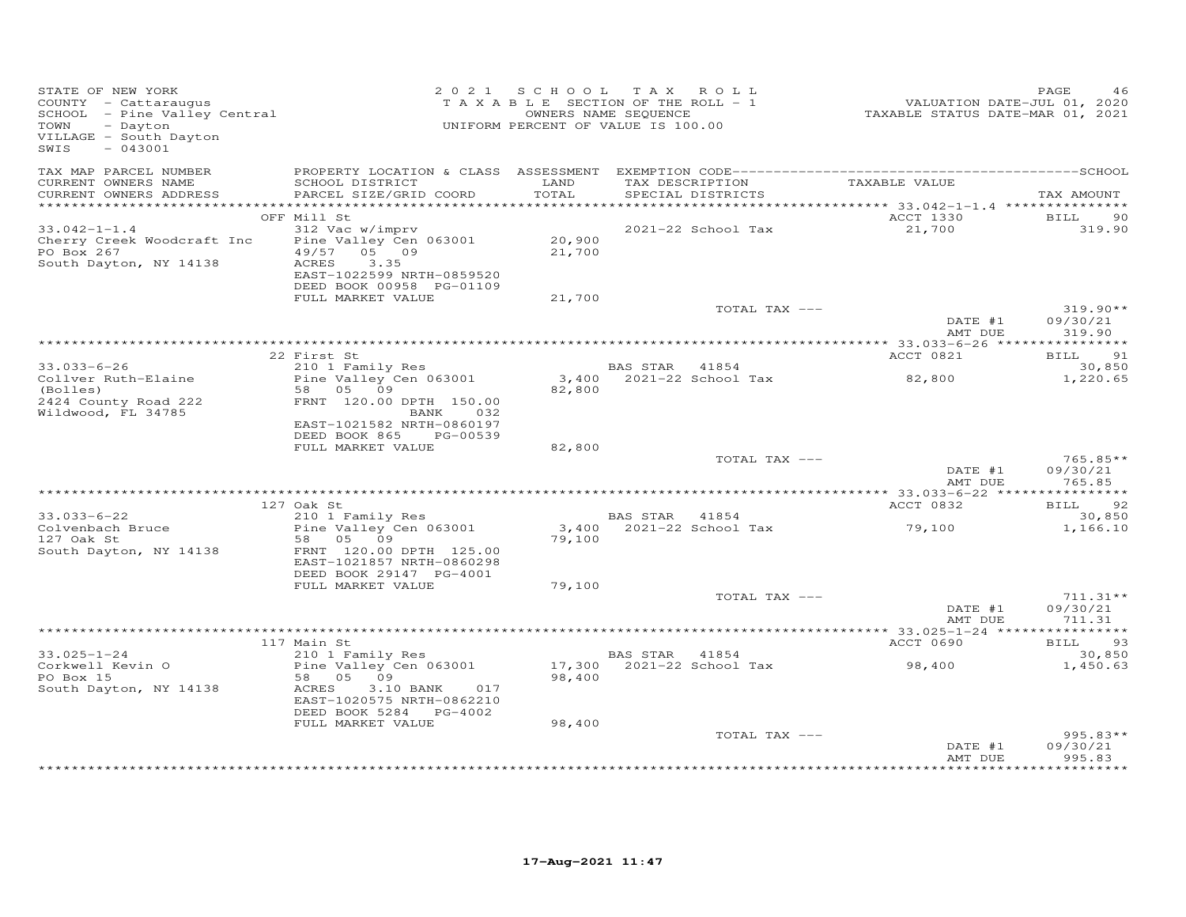STATE OF NEW YORK
COUNTY - Cattaraugus
SCHOOL - Pine Valley Central
TOWN - Dayton
VILLAGE - South Dayton
SWIS - 043001

2021 SCHOOL TAX ROLL
TAXABLE SECTION OF THE ROLL - 1
OWNERS NAME SEQUENCE
UNIFORM PERCENT OF VALUE IS 100.00

VALUATION DATE-JUL 01, 2020
TAXABLE STATUS DATE-MAR 01, 2021

| TAX MAP PARCEL NUMBER / CURRENT OWNERS NAME / CURRENT OWNERS ADDRESS | PROPERTY LOCATION & CLASS / SCHOOL DISTRICT / PARCEL SIZE/GRID COORD | ASSESSMENT LAND / TOTAL | EXEMPTION CODE / TAX DESCRIPTION / SPECIAL DISTRICTS | TAXABLE VALUE | TAX AMOUNT |
|---|---|---|---|---|---|
| | OFF Mill St | | | ACCT 1330 | BILL 90 |
| 33.042-1-1.4 | 312 Vac w/imprv | | 2021-22 School Tax | 21,700 | 319.90 |
| Cherry Creek Woodcraft Inc | Pine Valley Cen 063001 | 20,900 | | | |
| PO Box 267 | 49/57 05 09 | 21,700 | | | |
| South Dayton, NY 14138 | ACRES 3.35 | | | | |
| | EAST-1022599 NRTH-0859520 | | | | |
| | DEED BOOK 00958 PG-01109 | | | | |
| | FULL MARKET VALUE | 21,700 | | | |
| | | | TOTAL TAX --- | | 319.90** |
| | | | | DATE #1 | 09/30/21 |
| | | | | AMT DUE | 319.90 |
| | 22 First St | | | ACCT 0821 | BILL 91 |
| 33.033-6-26 | 210 1 Family Res | | BAS STAR 41854 | | 30,850 |
| Collver Ruth-Elaine | Pine Valley Cen 063001 | 3,400 | 2021-22 School Tax | 82,800 | 1,220.65 |
| (Bolles) | 58 05 09 | 82,800 | | | |
| 2424 County Road 222 | FRNT 120.00 DPTH 150.00 | | | | |
| Wildwood, FL 34785 | BANK 032 | | | | |
| | EAST-1021582 NRTH-0860197 | | | | |
| | DEED BOOK 865 PG-00539 | | | | |
| | FULL MARKET VALUE | 82,800 | | | |
| | | | TOTAL TAX --- | | 765.85** |
| | | | | DATE #1 | 09/30/21 |
| | | | | AMT DUE | 765.85 |
| | 127 Oak St | | | ACCT 0832 | BILL 92 |
| 33.033-6-22 | 210 1 Family Res | | BAS STAR 41854 | | 30,850 |
| Colvenbach Bruce | Pine Valley Cen 063001 | 3,400 | 2021-22 School Tax | 79,100 | 1,166.10 |
| 127 Oak St | 58 05 09 | 79,100 | | | |
| South Dayton, NY 14138 | FRNT 120.00 DPTH 125.00 | | | | |
| | EAST-1021857 NRTH-0860298 | | | | |
| | DEED BOOK 29147 PG-4001 | | | | |
| | FULL MARKET VALUE | 79,100 | | | |
| | | | TOTAL TAX --- | | 711.31** |
| | | | | DATE #1 | 09/30/21 |
| | | | | AMT DUE | 711.31 |
| | 117 Main St | | | ACCT 0690 | BILL 93 |
| 33.025-1-24 | 210 1 Family Res | | BAS STAR 41854 | | 30,850 |
| Corkwell Kevin O | Pine Valley Cen 063001 | 17,300 | 2021-22 School Tax | 98,400 | 1,450.63 |
| PO Box 15 | 58 05 09 | 98,400 | | | |
| South Dayton, NY 14138 | ACRES 3.10 BANK 017 | | | | |
| | EAST-1020575 NRTH-0862210 | | | | |
| | DEED BOOK 5284 PG-4002 | | | | |
| | FULL MARKET VALUE | 98,400 | | | |
| | | | TOTAL TAX --- | | 995.83** |
| | | | | DATE #1 | 09/30/21 |
| | | | | AMT DUE | 995.83 |

17-Aug-2021 11:47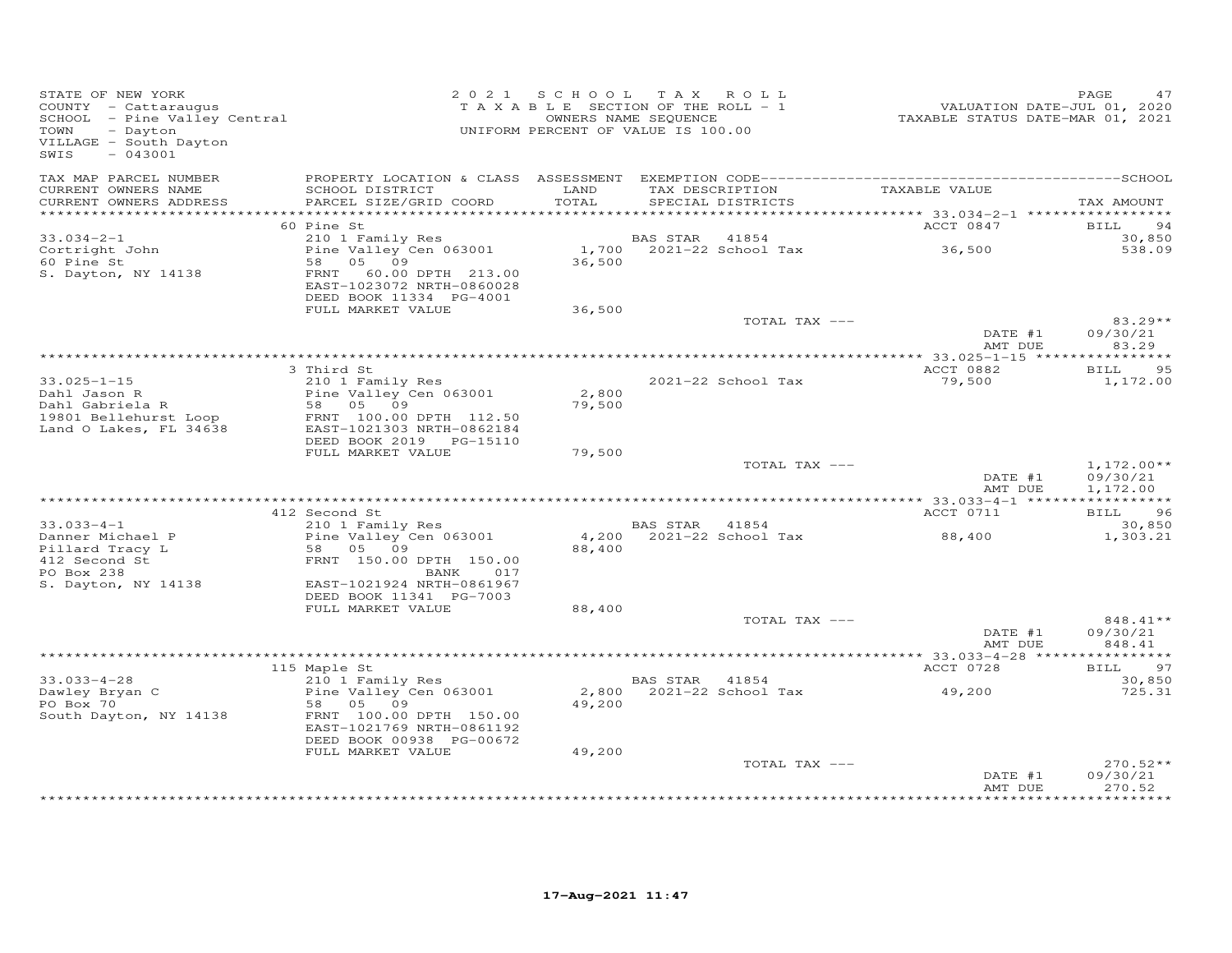STATE OF NEW YORK
COUNTY - Cattaraugus
SCHOOL - Pine Valley Central
TOWN - Dayton
VILLAGE - South Dayton
SWIS - 043001

2021 SCHOOL TAX ROLL
TAXABLE SECTION OF THE ROLL - 1
OWNERS NAME SEQUENCE
UNIFORM PERCENT OF VALUE IS 100.00

VALUATION DATE-JUL 01, 2020
TAXABLE STATUS DATE-MAR 01, 2021

| TAX MAP PARCEL NUMBER / CURRENT OWNERS NAME / CURRENT OWNERS ADDRESS | PROPERTY LOCATION & CLASS / SCHOOL DISTRICT / PARCEL SIZE/GRID COORD | ASSESSMENT LAND / TOTAL | EXEMPTION CODE / TAX DESCRIPTION / SPECIAL DISTRICTS | TAXABLE VALUE | TAX AMOUNT |
|---|---|---|---|---|---|
| **33.034-2-1** | 60 Pine St | | | ACCT 0847 | BILL 94 |
| Cortright John | 210 1 Family Res | | BAS STAR 41854 | | 30,850 |
| 60 Pine St | Pine Valley Cen 063001 | 1,700 | 2021-22 School Tax | 36,500 | 538.09 |
| S. Dayton, NY 14138 | 58 05 09 | 36,500 | | | |
| | FRNT 60.00 DPTH 213.00 | | | | |
| | EAST-1023072 NRTH-0860028 | | | | |
| | DEED BOOK 11334 PG-4001 | | | | |
| | FULL MARKET VALUE | 36,500 | | | |
| | | | TOTAL TAX --- | | 83.29** |
| | | | | DATE #1 | 09/30/21 |
| | | | | AMT DUE | 83.29 |
| **33.025-1-15** | 3 Third St | | | ACCT 0882 | BILL 95 |
| Dahl Jason R | 210 1 Family Res | | 2021-22 School Tax | 79,500 | 1,172.00 |
| Dahl Gabriela R | Pine Valley Cen 063001 | 2,800 | | | |
| 19801 Bellehurst Loop | 58 05 09 | 79,500 | | | |
| Land O Lakes, FL 34638 | FRNT 100.00 DPTH 112.50 | | | | |
| | EAST-1021303 NRTH-0862184 | | | | |
| | DEED BOOK 2019 PG-15110 | | | | |
| | FULL MARKET VALUE | 79,500 | | | |
| | | | TOTAL TAX --- | | 1,172.00** |
| | | | | DATE #1 | 09/30/21 |
| | | | | AMT DUE | 1,172.00 |
| **33.033-4-1** | 412 Second St | | | ACCT 0711 | BILL 96 |
| Danner Michael P | 210 1 Family Res | | BAS STAR 41854 | | 30,850 |
| Pillard Tracy L | Pine Valley Cen 063001 | 4,200 | 2021-22 School Tax | 88,400 | 1,303.21 |
| 412 Second St | 58 05 09 | 88,400 | | | |
| PO Box 238 | FRNT 150.00 DPTH 150.00 | | | | |
| S. Dayton, NY 14138 | BANK 017 | | | | |
| | EAST-1021924 NRTH-0861967 | | | | |
| | DEED BOOK 11341 PG-7003 | | | | |
| | FULL MARKET VALUE | 88,400 | | | |
| | | | TOTAL TAX --- | | 848.41** |
| | | | | DATE #1 | 09/30/21 |
| | | | | AMT DUE | 848.41 |
| **33.033-4-28** | 115 Maple St | | | ACCT 0728 | BILL 97 |
| Dawley Bryan C | 210 1 Family Res | | BAS STAR 41854 | | 30,850 |
| PO Box 70 | Pine Valley Cen 063001 | 2,800 | 2021-22 School Tax | 49,200 | 725.31 |
| South Dayton, NY 14138 | 58 05 09 | 49,200 | | | |
| | FRNT 100.00 DPTH 150.00 | | | | |
| | EAST-1021769 NRTH-0861192 | | | | |
| | DEED BOOK 00938 PG-00672 | | | | |
| | FULL MARKET VALUE | 49,200 | | | |
| | | | TOTAL TAX --- | | 270.52** |
| | | | | DATE #1 | 09/30/21 |
| | | | | AMT DUE | 270.52 |

17-Aug-2021 11:47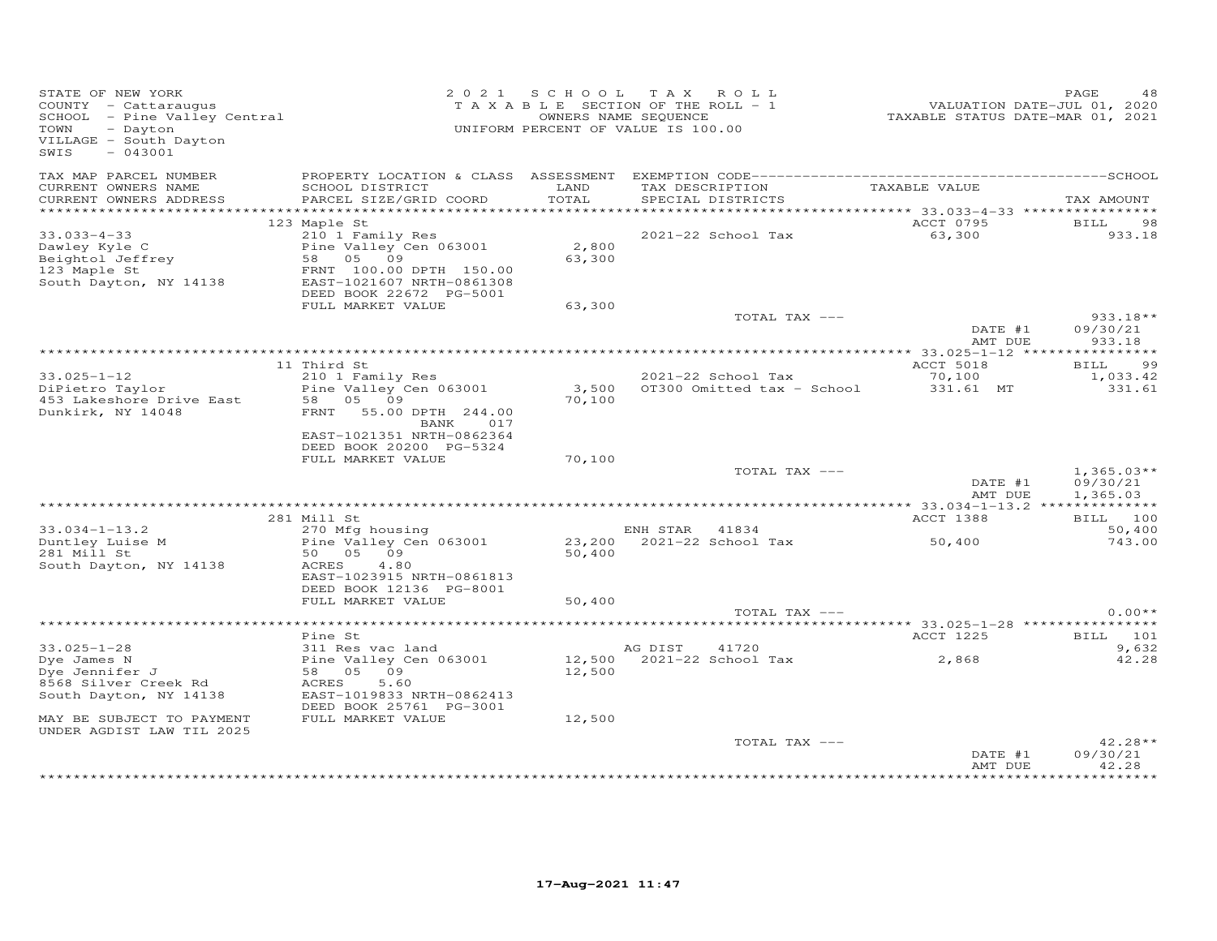STATE OF NEW YORK
COUNTY - Cattaraugus
SCHOOL - Pine Valley Central
TOWN - Dayton
VILLAGE - South Dayton
SWIS - 043001

2021 SCHOOL TAX ROLL
TAXABLE SECTION OF THE ROLL - 1
OWNERS NAME SEQUENCE
UNIFORM PERCENT OF VALUE IS 100.00

VALUATION DATE-JUL 01, 2020
TAXABLE STATUS DATE-MAR 01, 2021

| TAX MAP PARCEL NUMBER / CURRENT OWNERS NAME / CURRENT OWNERS ADDRESS | PROPERTY LOCATION & CLASS / SCHOOL DISTRICT / PARCEL SIZE/GRID COORD | ASSESSMENT LAND / TOTAL | EXEMPTION CODE / TAX DESCRIPTION / SPECIAL DISTRICTS | TAXABLE VALUE | TAX AMOUNT |
|---|---|---|---|---|---|
| **33.033-4-33** | 123 Maple St | | | ACCT 0795 | BILL 98 |
| 33.033-4-33 | 210 1 Family Res | | 2021-22 School Tax | 63,300 | 933.18 |
| Dawley Kyle C | Pine Valley Cen 063001 | 2,800 | | | |
| Beightol Jeffrey | 58 05 09 | 63,300 | | | |
| 123 Maple St | FRNT 100.00 DPTH 150.00 | | | | |
| South Dayton, NY 14138 | EAST-1021607 NRTH-0861308 | | | | |
| | DEED BOOK 22672 PG-5001 | | | | |
| | FULL MARKET VALUE | 63,300 | | | |
| | | | TOTAL TAX --- | | 933.18** |
| | | | | DATE #1 | 09/30/21 |
| | | | | AMT DUE | 933.18 |
| **33.025-1-12** | 11 Third St | | | ACCT 5018 | BILL 99 |
| 33.025-1-12 | 210 1 Family Res | | 2021-22 School Tax | 70,100 | 1,033.42 |
| DiPietro Taylor | Pine Valley Cen 063001 | 3,500 | OT300 Omitted tax - School | 331.61 MT | 331.61 |
| 453 Lakeshore Drive East | 58 05 09 | 70,100 | | | |
| Dunkirk, NY 14048 | FRNT 55.00 DPTH 244.00 | | | | |
| | BANK 017 | | | | |
| | EAST-1021351 NRTH-0862364 | | | | |
| | DEED BOOK 20200 PG-5324 | | | | |
| | FULL MARKET VALUE | 70,100 | | | |
| | | | TOTAL TAX --- | | 1,365.03** |
| | | | | DATE #1 | 09/30/21 |
| | | | | AMT DUE | 1,365.03 |
| **33.034-1-13.2** | 281 Mill St | | | ACCT 1388 | BILL 100 |
| 33.034-1-13.2 | 270 Mfg housing | | ENH STAR 41834 | | 50,400 |
| Duntley Luise M | Pine Valley Cen 063001 | 23,200 | 2021-22 School Tax | 50,400 | 743.00 |
| 281 Mill St | 50 05 09 | 50,400 | | | |
| South Dayton, NY 14138 | ACRES 4.80 | | | | |
| | EAST-1023915 NRTH-0861813 | | | | |
| | DEED BOOK 12136 PG-8001 | | | | |
| | FULL MARKET VALUE | 50,400 | | | |
| | | | TOTAL TAX --- | | 0.00** |
| **33.025-1-28** | Pine St | | | ACCT 1225 | BILL 101 |
| 33.025-1-28 | 311 Res vac land | | AG DIST 41720 | | 9,632 |
| Dye James N | Pine Valley Cen 063001 | 12,500 | 2021-22 School Tax | 2,868 | 42.28 |
| Dye Jennifer J | 58 05 09 | 12,500 | | | |
| 8568 Silver Creek Rd | ACRES 5.60 | | | | |
| South Dayton, NY 14138 | EAST-1019833 NRTH-0862413 | | | | |
| | DEED BOOK 25761 PG-3001 | | | | |
| MAY BE SUBJECT TO PAYMENT | FULL MARKET VALUE | 12,500 | | | |
| UNDER AGDIST LAW TIL 2025 | | | | | |
| | | | TOTAL TAX --- | | 42.28** |
| | | | | DATE #1 | 09/30/21 |
| | | | | AMT DUE | 42.28 |

17-Aug-2021 11:47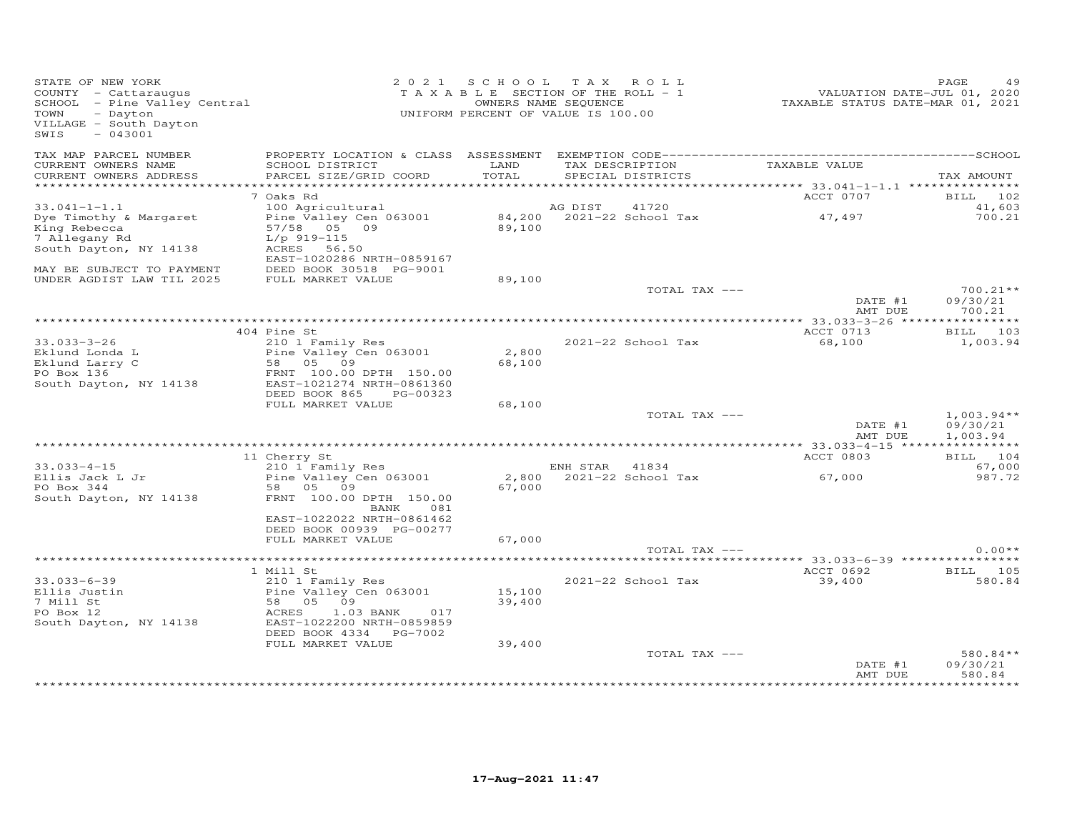STATE OF NEW YORK
COUNTY - Cattaraugus
SCHOOL - Pine Valley Central
TOWN - Dayton
VILLAGE - South Dayton
SWIS - 043001

2021 SCHOOL TAX ROLL
TAXABLE SECTION OF THE ROLL - 1
OWNERS NAME SEQUENCE
UNIFORM PERCENT OF VALUE IS 100.00

VALUATION DATE-JUL 01, 2020
TAXABLE STATUS DATE-MAR 01, 2021

| TAX MAP PARCEL NUMBER / CURRENT OWNERS NAME / CURRENT OWNERS ADDRESS | PROPERTY LOCATION & CLASS / SCHOOL DISTRICT / PARCEL SIZE/GRID COORD | ASSESSMENT LAND / TOTAL | EXEMPTION CODE / TAX DESCRIPTION / SPECIAL DISTRICTS | TAXABLE VALUE | TAX AMOUNT |
|---|---|---|---|---|---|
| | 7 Oaks Rd | | | ACCT 0707 | BILL 102 |
| 33.041-1-1.1 | 100 Agricultural | | AG DIST 41720 | | 41,603 |
| Dye Timothy & Margaret | Pine Valley Cen 063001 | 84,200 | 2021-22 School Tax | 47,497 | 700.21 |
| King Rebecca | 57/58 05 09 | 89,100 | | | |
| 7 Allegany Rd | L/p 919-115 | | | | |
| South Dayton, NY 14138 | ACRES 56.50 | | | | |
| | EAST-1020286 NRTH-0859167 | | | | |
| MAY BE SUBJECT TO PAYMENT | DEED BOOK 30518 PG-9001 | | | | |
| UNDER AGDIST LAW TIL 2025 | FULL MARKET VALUE | 89,100 | | | |
| | | | TOTAL TAX --- | | 700.21** |
| | | | | DATE #1 | 09/30/21 |
| | | | | AMT DUE | 700.21 |
| | 404 Pine St | | | ACCT 0713 | BILL 103 |
| 33.033-3-26 | 210 1 Family Res | | 2021-22 School Tax | 68,100 | 1,003.94 |
| Eklund Londa L | Pine Valley Cen 063001 | 2,800 | | | |
| Eklund Larry C | 58 05 09 | 68,100 | | | |
| PO Box 136 | FRNT 100.00 DPTH 150.00 | | | | |
| South Dayton, NY 14138 | EAST-1021274 NRTH-0861360 | | | | |
| | DEED BOOK 865 PG-00323 | | | | |
| | FULL MARKET VALUE | 68,100 | | | |
| | | | TOTAL TAX --- | | 1,003.94** |
| | | | | DATE #1 | 09/30/21 |
| | | | | AMT DUE | 1,003.94 |
| | 11 Cherry St | | | ACCT 0803 | BILL 104 |
| 33.033-4-15 | 210 1 Family Res | | ENH STAR 41834 | | 67,000 |
| Ellis Jack L Jr | Pine Valley Cen 063001 | 2,800 | 2021-22 School Tax | 67,000 | 987.72 |
| PO Box 344 | 58 05 09 | 67,000 | | | |
| South Dayton, NY 14138 | FRNT 100.00 DPTH 150.00 | | | | |
| | BANK 081 | | | | |
| | EAST-1022022 NRTH-0861462 | | | | |
| | DEED BOOK 00939 PG-00277 | | | | |
| | FULL MARKET VALUE | 67,000 | | | |
| | | | TOTAL TAX --- | | 0.00** |
| | 1 Mill St | | | ACCT 0692 | BILL 105 |
| 33.033-6-39 | 210 1 Family Res | | 2021-22 School Tax | 39,400 | 580.84 |
| Ellis Justin | Pine Valley Cen 063001 | 15,100 | | | |
| 7 Mill St | 58 05 09 | 39,400 | | | |
| PO Box 12 | ACRES 1.03 BANK 017 | | | | |
| South Dayton, NY 14138 | EAST-1022200 NRTH-0859859 | | | | |
| | DEED BOOK 4334 PG-7002 | | | | |
| | FULL MARKET VALUE | 39,400 | | | |
| | | | TOTAL TAX --- | | 580.84** |
| | | | | DATE #1 | 09/30/21 |
| | | | | AMT DUE | 580.84 |

17-Aug-2021 11:47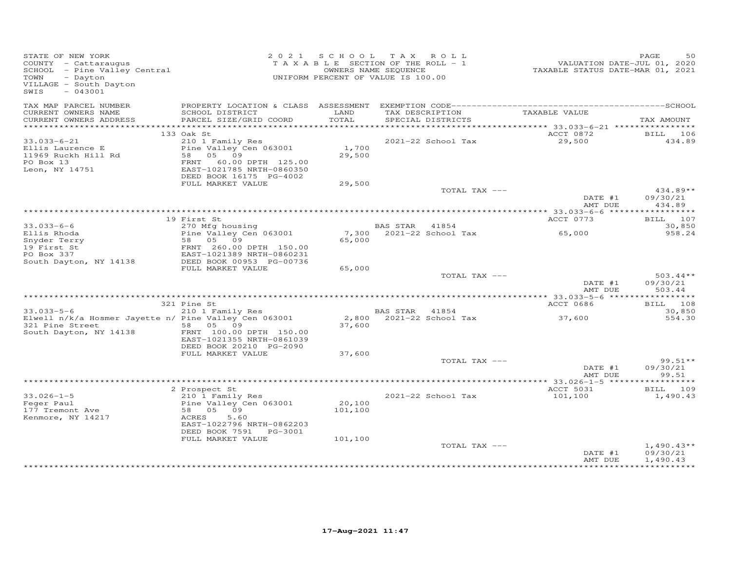STATE OF NEW YORK
COUNTY - Cattaraugus
SCHOOL - Pine Valley Central
TOWN - Dayton
VILLAGE - South Dayton
SWIS - 043001

2021 SCHOOL TAX ROLL
TAXABLE SECTION OF THE ROLL - 1
OWNERS NAME SEQUENCE
UNIFORM PERCENT OF VALUE IS 100.00

VALUATION DATE-JUL 01, 2020
TAXABLE STATUS DATE-MAR 01, 2021

| TAX MAP PARCEL NUMBER / CURRENT OWNERS NAME / CURRENT OWNERS ADDRESS | PROPERTY LOCATION & CLASS / SCHOOL DISTRICT / PARCEL SIZE/GRID COORD | ASSESSMENT LAND / TOTAL | EXEMPTION CODE / TAX DESCRIPTION / SPECIAL DISTRICTS | TAXABLE VALUE | TAX AMOUNT |
|---|---|---|---|---|---|
| 33.033-6-21 | 133 Oak St | | | ACCT 0872 | BILL 106 |
| Ellis Laurence E | 210 1 Family Res | | 2021-22 School Tax | 29,500 | 434.89 |
| 11969 Ruckh Hill Rd | Pine Valley Cen 063001 | 1,700 | | | |
| PO Box 13 | 58 05 09 | 29,500 | | | |
| Leon, NY 14751 | FRNT 60.00 DPTH 125.00 | | | | |
| | EAST-1021785 NRTH-0860350 | | | | |
| | DEED BOOK 16175 PG-4002 | | | | |
| | FULL MARKET VALUE | 29,500 | | | |
| | | | TOTAL TAX --- | | 434.89** |
| | | | | DATE #1 | 09/30/21 |
| | | | | AMT DUE | 434.89 |
| 33.033-6-6 | 19 First St | | | ACCT 0773 | BILL 107 |
| Ellis Rhoda | 270 Mfg housing | | BAS STAR 41854 | | 30,850 |
| Snyder Terry | Pine Valley Cen 063001 | 7,300 | 2021-22 School Tax | 65,000 | 958.24 |
| 19 First St | 58 05 09 | 65,000 | | | |
| PO Box 337 | FRNT 260.00 DPTH 150.00 | | | | |
| South Dayton, NY 14138 | EAST-1021389 NRTH-0860231 | | | | |
| | DEED BOOK 00953 PG-00736 | | | | |
| | FULL MARKET VALUE | 65,000 | | | |
| | | | TOTAL TAX --- | | 503.44** |
| | | | | DATE #1 | 09/30/21 |
| | | | | AMT DUE | 503.44 |
| 33.033-5-6 | 321 Pine St | | | ACCT 0686 | BILL 108 |
| Elwell n/k/a Hosmer Jayette n/ | 210 1 Family Res | | BAS STAR 41854 | | 30,850 |
| 321 Pine Street | Pine Valley Cen 063001 | 2,800 | 2021-22 School Tax | 37,600 | 554.30 |
| South Dayton, NY 14138 | 58 05 09 | 37,600 | | | |
| | FRNT 100.00 DPTH 150.00 | | | | |
| | EAST-1021355 NRTH-0861039 | | | | |
| | DEED BOOK 20210 PG-2090 | | | | |
| | FULL MARKET VALUE | 37,600 | | | |
| | | | TOTAL TAX --- | | 99.51** |
| | | | | DATE #1 | 09/30/21 |
| | | | | AMT DUE | 99.51 |
| 33.026-1-5 | 2 Prospect St | | | ACCT 5031 | BILL 109 |
| Feger Paul | 210 1 Family Res | | 2021-22 School Tax | 101,100 | 1,490.43 |
| 177 Tremont Ave | Pine Valley Cen 063001 | 20,100 | | | |
| Kenmore, NY 14217 | 58 05 09 | 101,100 | | | |
| | ACRES 5.60 | | | | |
| | EAST-1022796 NRTH-0862203 | | | | |
| | DEED BOOK 7591 PG-3001 | | | | |
| | FULL MARKET VALUE | 101,100 | | | |
| | | | TOTAL TAX --- | | 1,490.43** |
| | | | | DATE #1 | 09/30/21 |
| | | | | AMT DUE | 1,490.43 |

17-Aug-2021 11:47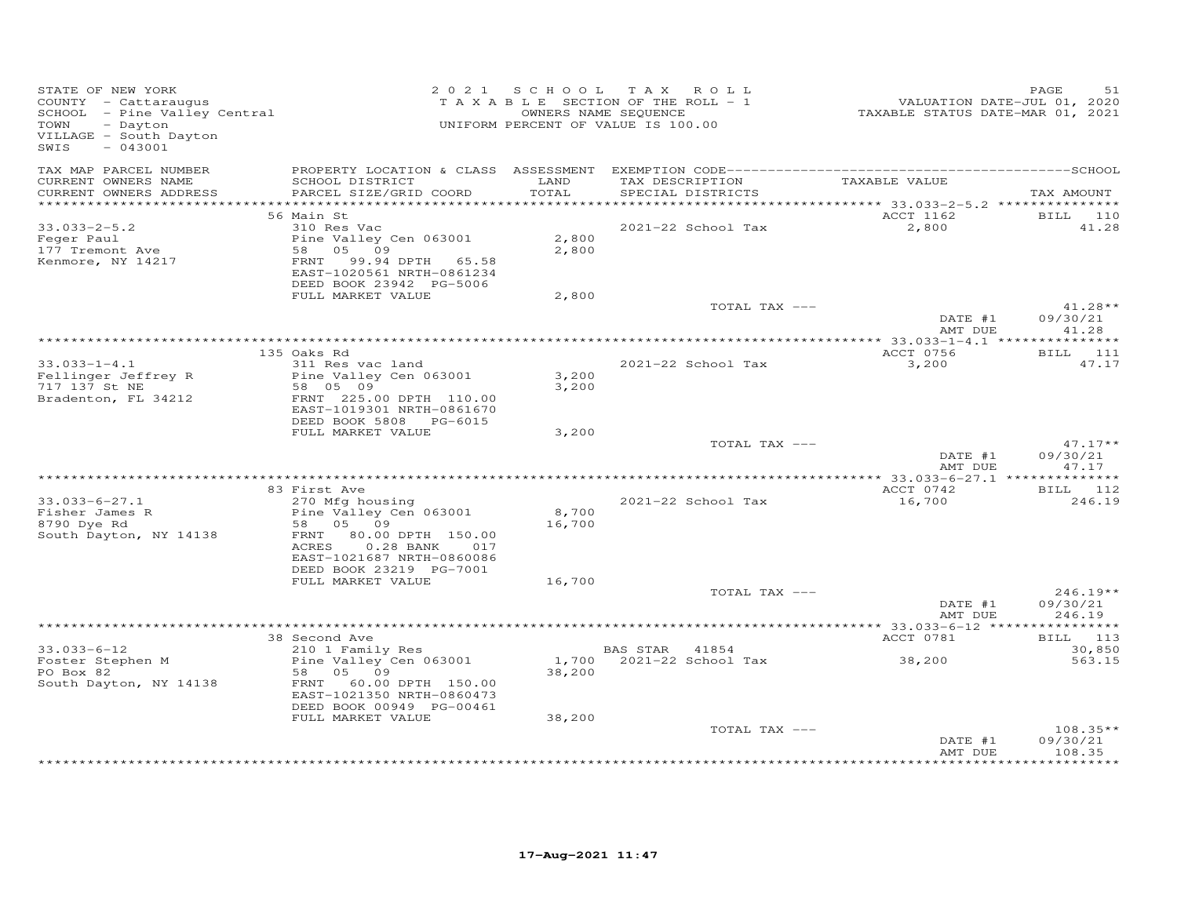STATE OF NEW YORK
COUNTY - Cattaraugus
SCHOOL - Pine Valley Central
TOWN - Dayton
VILLAGE - South Dayton
SWIS - 043001

2 0 2 1 S C H O O L T A X R O L L
T A X A B L E SECTION OF THE ROLL - 1
OWNERS NAME SEQUENCE
UNIFORM PERCENT OF VALUE IS 100.00

VALUATION DATE-JUL 01, 2020
TAXABLE STATUS DATE-MAR 01, 2021

| TAX MAP PARCEL NUMBER / CURRENT OWNERS NAME / CURRENT OWNERS ADDRESS | PROPERTY LOCATION & CLASS / SCHOOL DISTRICT / PARCEL SIZE/GRID COORD | ASSESSMENT LAND / TOTAL | EXEMPTION CODE / TAX DESCRIPTION / SPECIAL DISTRICTS | TAXABLE VALUE | TAX AMOUNT |
|---|---|---|---|---|---|
| | 56 Main St | | | ACCT 1162 | BILL 110 |
| 33.033-2-5.2 | 310 Res Vac | | 2021-22 School Tax | 2,800 | 41.28 |
| Feger Paul | Pine Valley Cen 063001 | 2,800 | | | |
| 177 Tremont Ave | 58 05 09 | 2,800 | | | |
| Kenmore, NY 14217 | FRNT 99.94 DPTH 65.58 | | | | |
| | EAST-1020561 NRTH-0861234 | | | | |
| | DEED BOOK 23942 PG-5006 | | | | |
| | FULL MARKET VALUE | 2,800 | | | |
| | | | TOTAL TAX --- | | 41.28** |
| | | | | DATE #1 | 09/30/21 |
| | | | | AMT DUE | 41.28 |
| | 135 Oaks Rd | | | ACCT 0756 | BILL 111 |
| 33.033-1-4.1 | 311 Res vac land | | 2021-22 School Tax | 3,200 | 47.17 |
| Fellinger Jeffrey R | Pine Valley Cen 063001 | 3,200 | | | |
| 717 137 St NE | 58 05 09 | 3,200 | | | |
| Bradenton, FL 34212 | FRNT 225.00 DPTH 110.00 | | | | |
| | EAST-1019301 NRTH-0861670 | | | | |
| | DEED BOOK 5808 PG-6015 | | | | |
| | FULL MARKET VALUE | 3,200 | | | |
| | | | TOTAL TAX --- | | 47.17** |
| | | | | DATE #1 | 09/30/21 |
| | | | | AMT DUE | 47.17 |
| | 83 First Ave | | | ACCT 0742 | BILL 112 |
| 33.033-6-27.1 | 270 Mfg housing | | 2021-22 School Tax | 16,700 | 246.19 |
| Fisher James R | Pine Valley Cen 063001 | 8,700 | | | |
| 8790 Dye Rd | 58 05 09 | 16,700 | | | |
| South Dayton, NY 14138 | FRNT 80.00 DPTH 150.00 | | | | |
| | ACRES 0.28 BANK 017 | | | | |
| | EAST-1021687 NRTH-0860086 | | | | |
| | DEED BOOK 23219 PG-7001 | | | | |
| | FULL MARKET VALUE | 16,700 | | | |
| | | | TOTAL TAX --- | | 246.19** |
| | | | | DATE #1 | 09/30/21 |
| | | | | AMT DUE | 246.19 |
| | 38 Second Ave | | | ACCT 0781 | BILL 113 |
| 33.033-6-12 | 210 1 Family Res | | BAS STAR 41854 | | 30,850 |
| Foster Stephen M | Pine Valley Cen 063001 | 1,700 | 2021-22 School Tax | 38,200 | 563.15 |
| PO Box 82 | 58 05 09 | 38,200 | | | |
| South Dayton, NY 14138 | FRNT 60.00 DPTH 150.00 | | | | |
| | EAST-1021350 NRTH-0860473 | | | | |
| | DEED BOOK 00949 PG-00461 | | | | |
| | FULL MARKET VALUE | 38,200 | | | |
| | | | TOTAL TAX --- | | 108.35** |
| | | | | DATE #1 | 09/30/21 |
| | | | | AMT DUE | 108.35 |

17-Aug-2021 11:47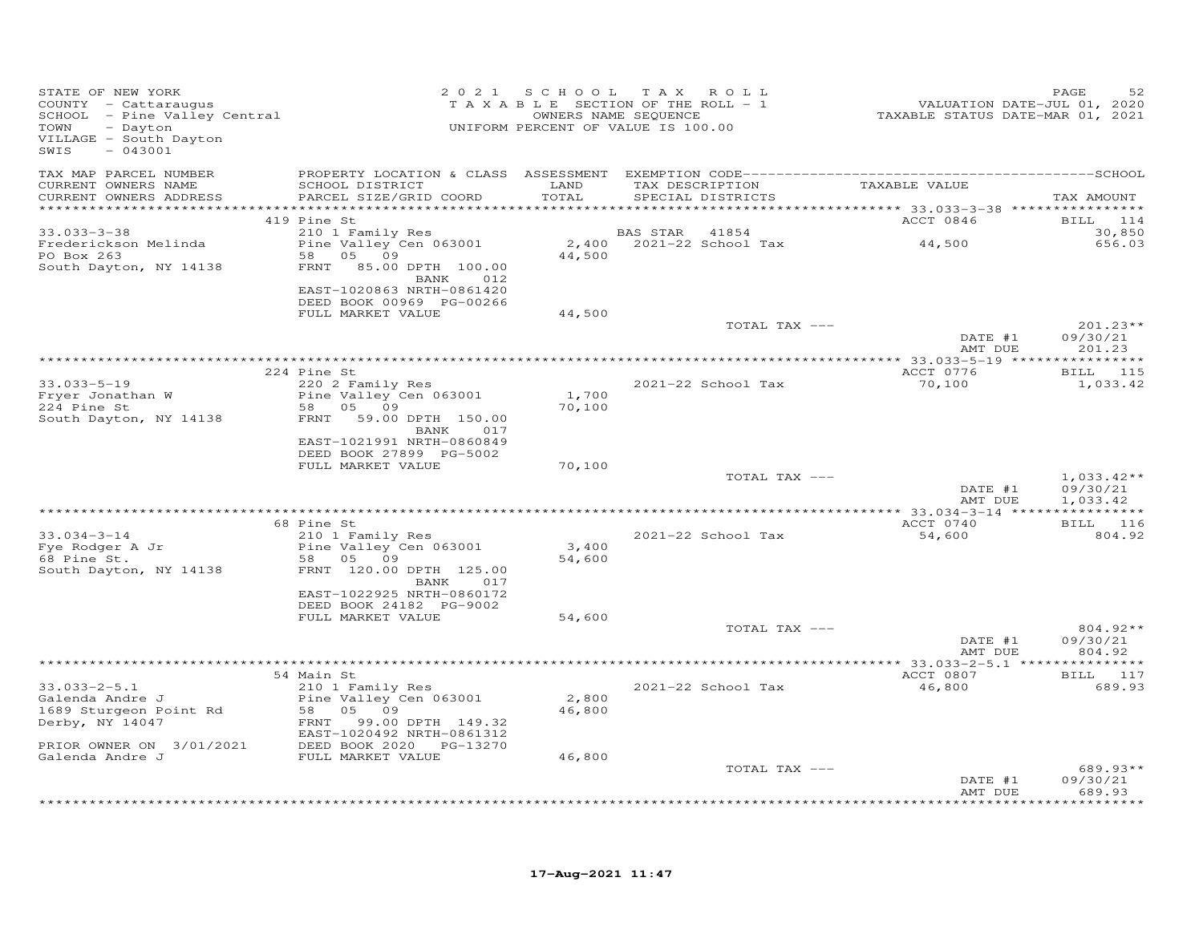STATE OF NEW YORK
COUNTY - Cattaraugus
SCHOOL - Pine Valley Central
TOWN - Dayton
VILLAGE - South Dayton
SWIS - 043001

2021 SCHOOL TAX ROLL
TAXABLE SECTION OF THE ROLL - 1
OWNERS NAME SEQUENCE
UNIFORM PERCENT OF VALUE IS 100.00

VALUATION DATE-JUL 01, 2020
TAXABLE STATUS DATE-MAR 01, 2021

| TAX MAP PARCEL NUMBER / CURRENT OWNERS NAME / CURRENT OWNERS ADDRESS | PROPERTY LOCATION & CLASS / SCHOOL DISTRICT / PARCEL SIZE/GRID COORD | ASSESSMENT LAND / TOTAL | EXEMPTION CODE / TAX DESCRIPTION / SPECIAL DISTRICTS | TAXABLE VALUE | TAX AMOUNT |
|---|---|---|---|---|---|
| | 419 Pine St | | | ACCT 0846 | BILL 114 |
| 33.033-3-38 | 210 1 Family Res | | BAS STAR 41854 | | 30,850 |
| Frederickson Melinda | Pine Valley Cen 063001 | 2,400 | 2021-22 School Tax | 44,500 | 656.03 |
| PO Box 263 | 58 05 09 | 44,500 | | | |
| South Dayton, NY 14138 | FRNT 85.00 DPTH 100.00 | | | | |
| | BANK 012 | | | | |
| | EAST-1020863 NRTH-0861420 | | | | |
| | DEED BOOK 00969 PG-00266 | | | | |
| | FULL MARKET VALUE | 44,500 | | | |
| | | | TOTAL TAX --- | | 201.23** |
| | | | | DATE #1 | 09/30/21 |
| | | | | AMT DUE | 201.23 |
| | 224 Pine St | | | ACCT 0776 | BILL 115 |
| 33.033-5-19 | 220 2 Family Res | | 2021-22 School Tax | 70,100 | 1,033.42 |
| Fryer Jonathan W | Pine Valley Cen 063001 | 1,700 | | | |
| 224 Pine St | 58 05 09 | 70,100 | | | |
| South Dayton, NY 14138 | FRNT 59.00 DPTH 150.00 | | | | |
| | BANK 017 | | | | |
| | EAST-1021991 NRTH-0860849 | | | | |
| | DEED BOOK 27899 PG-5002 | | | | |
| | FULL MARKET VALUE | 70,100 | | | |
| | | | TOTAL TAX --- | | 1,033.42** |
| | | | | DATE #1 | 09/30/21 |
| | | | | AMT DUE | 1,033.42 |
| | 68 Pine St | | | ACCT 0740 | BILL 116 |
| 33.034-3-14 | 210 1 Family Res | | 2021-22 School Tax | 54,600 | 804.92 |
| Fye Rodger A Jr | Pine Valley Cen 063001 | 3,400 | | | |
| 68 Pine St. | 58 05 09 | 54,600 | | | |
| South Dayton, NY 14138 | FRNT 120.00 DPTH 125.00 | | | | |
| | BANK 017 | | | | |
| | EAST-1022925 NRTH-0860172 | | | | |
| | DEED BOOK 24182 PG-9002 | | | | |
| | FULL MARKET VALUE | 54,600 | | | |
| | | | TOTAL TAX --- | | 804.92** |
| | | | | DATE #1 | 09/30/21 |
| | | | | AMT DUE | 804.92 |
| | 54 Main St | | | ACCT 0807 | BILL 117 |
| 33.033-2-5.1 | 210 1 Family Res | | 2021-22 School Tax | 46,800 | 689.93 |
| Galenda Andre J | Pine Valley Cen 063001 | 2,800 | | | |
| 1689 Sturgeon Point Rd | 58 05 09 | 46,800 | | | |
| Derby, NY 14047 | FRNT 99.00 DPTH 149.32 | | | | |
| | EAST-1020492 NRTH-0861312 | | | | |
| PRIOR OWNER ON 3/01/2021 | DEED BOOK 2020 PG-13270 | | | | |
| Galenda Andre J | FULL MARKET VALUE | 46,800 | | | |
| | | | TOTAL TAX --- | | 689.93** |
| | | | | DATE #1 | 09/30/21 |
| | | | | AMT DUE | 689.93 |

17-Aug-2021 11:47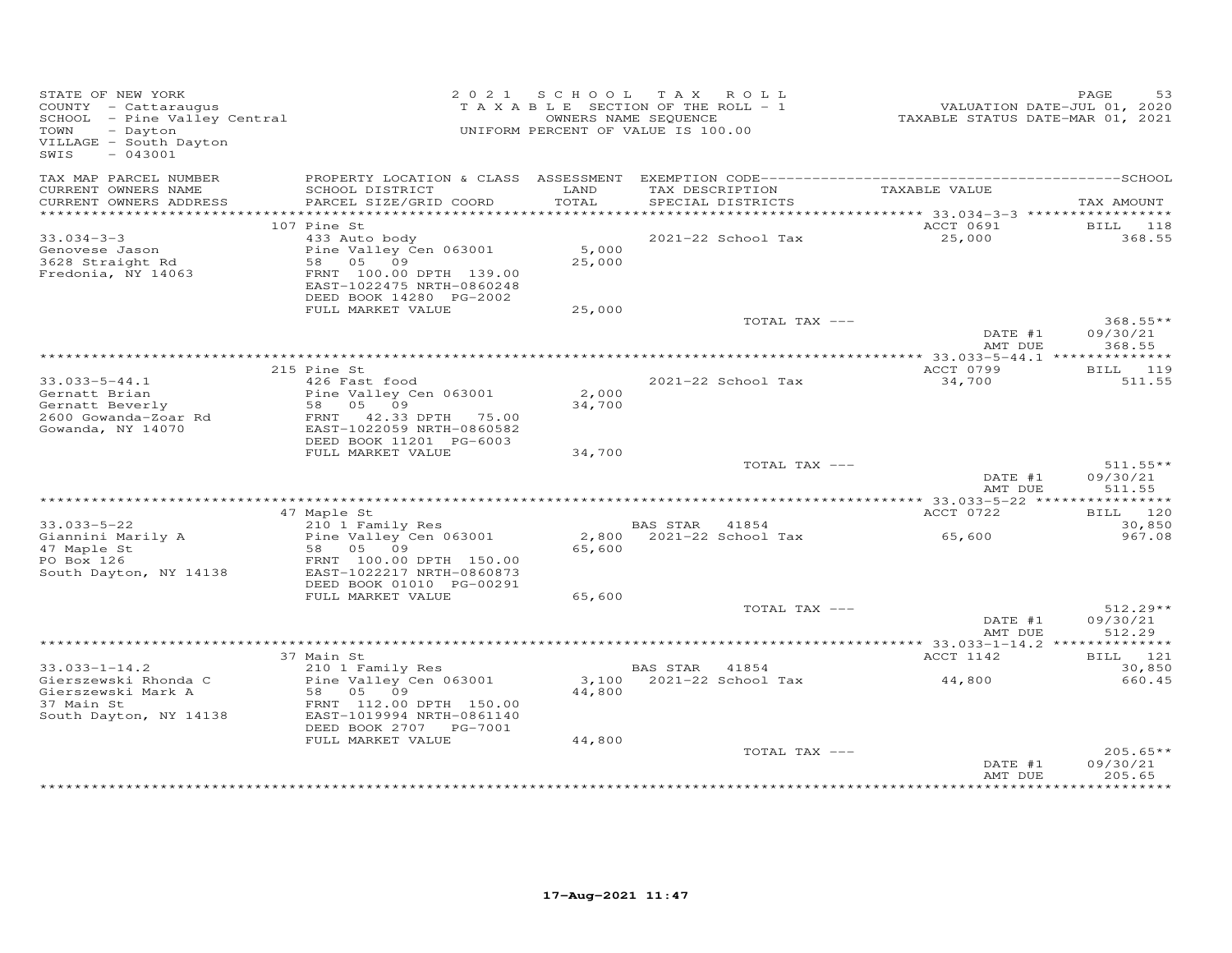STATE OF NEW YORK
COUNTY - Cattaraugus
SCHOOL - Pine Valley Central
TOWN - Dayton
VILLAGE - South Dayton
SWIS - 043001

2021 SCHOOL TAX ROLL
TAXABLE SECTION OF THE ROLL - 1
OWNERS NAME SEQUENCE
UNIFORM PERCENT OF VALUE IS 100.00

VALUATION DATE-JUL 01, 2020
TAXABLE STATUS DATE-MAR 01, 2021

| TAX MAP PARCEL NUMBER / CURRENT OWNERS NAME / CURRENT OWNERS ADDRESS | PROPERTY LOCATION & CLASS / SCHOOL DISTRICT / PARCEL SIZE/GRID COORD | ASSESSMENT LAND / TOTAL | EXEMPTION CODE / TAX DESCRIPTION / SPECIAL DISTRICTS | TAXABLE VALUE | TAX AMOUNT |
|---|---|---|---|---|---|
| | 107 Pine St | | | ACCT 0691 | BILL 118 |
| 33.034-3-3 | 433 Auto body | | | | |
| Genovese Jason | Pine Valley Cen 063001 | 5,000 | 2021-22 School Tax | 25,000 | 368.55 |
| 3628 Straight Rd | 58 05 09 | 25,000 | | | |
| Fredonia, NY 14063 | FRNT 100.00 DPTH 139.00 | | | | |
| | EAST-1022475 NRTH-0860248 | | | | |
| | DEED BOOK 14280 PG-2002 | | | | |
| | FULL MARKET VALUE | 25,000 | | | |
| | | | TOTAL TAX --- | | 368.55** |
| | | | | DATE #1 | 09/30/21 |
| | | | | AMT DUE | 368.55 |
| | 215 Pine St | | | ACCT 0799 | BILL 119 |
| 33.033-5-44.1 | 426 Fast food | | | | |
| Gernatt Brian | Pine Valley Cen 063001 | 2,000 | 2021-22 School Tax | 34,700 | 511.55 |
| Gernatt Beverly | 58 05 09 | 34,700 | | | |
| 2600 Gowanda-Zoar Rd | FRNT 42.33 DPTH 75.00 | | | | |
| Gowanda, NY 14070 | EAST-1022059 NRTH-0860582 | | | | |
| | DEED BOOK 11201 PG-6003 | | | | |
| | FULL MARKET VALUE | 34,700 | | | |
| | | | TOTAL TAX --- | | 511.55** |
| | | | | DATE #1 | 09/30/21 |
| | | | | AMT DUE | 511.55 |
| | 47 Maple St | | | ACCT 0722 | BILL 120 |
| 33.033-5-22 | 210 1 Family Res | | BAS STAR 41854 | | 30,850 |
| Giannini Marily A | Pine Valley Cen 063001 | 2,800 | 2021-22 School Tax | 65,600 | 967.08 |
| 47 Maple St | 58 05 09 | 65,600 | | | |
| PO Box 126 | FRNT 100.00 DPTH 150.00 | | | | |
| South Dayton, NY 14138 | EAST-1022217 NRTH-0860873 | | | | |
| | DEED BOOK 01010 PG-00291 | | | | |
| | FULL MARKET VALUE | 65,600 | | | |
| | | | TOTAL TAX --- | | 512.29** |
| | | | | DATE #1 | 09/30/21 |
| | | | | AMT DUE | 512.29 |
| | 37 Main St | | | ACCT 1142 | BILL 121 |
| 33.033-1-14.2 | 210 1 Family Res | | BAS STAR 41854 | | 30,850 |
| Gierszewski Rhonda C | Pine Valley Cen 063001 | 3,100 | 2021-22 School Tax | 44,800 | 660.45 |
| Gierszewski Mark A | 58 05 09 | 44,800 | | | |
| 37 Main St | FRNT 112.00 DPTH 150.00 | | | | |
| South Dayton, NY 14138 | EAST-1019994 NRTH-0861140 | | | | |
| | DEED BOOK 2707 PG-7001 | | | | |
| | FULL MARKET VALUE | 44,800 | | | |
| | | | TOTAL TAX --- | | 205.65** |
| | | | | DATE #1 | 09/30/21 |
| | | | | AMT DUE | 205.65 |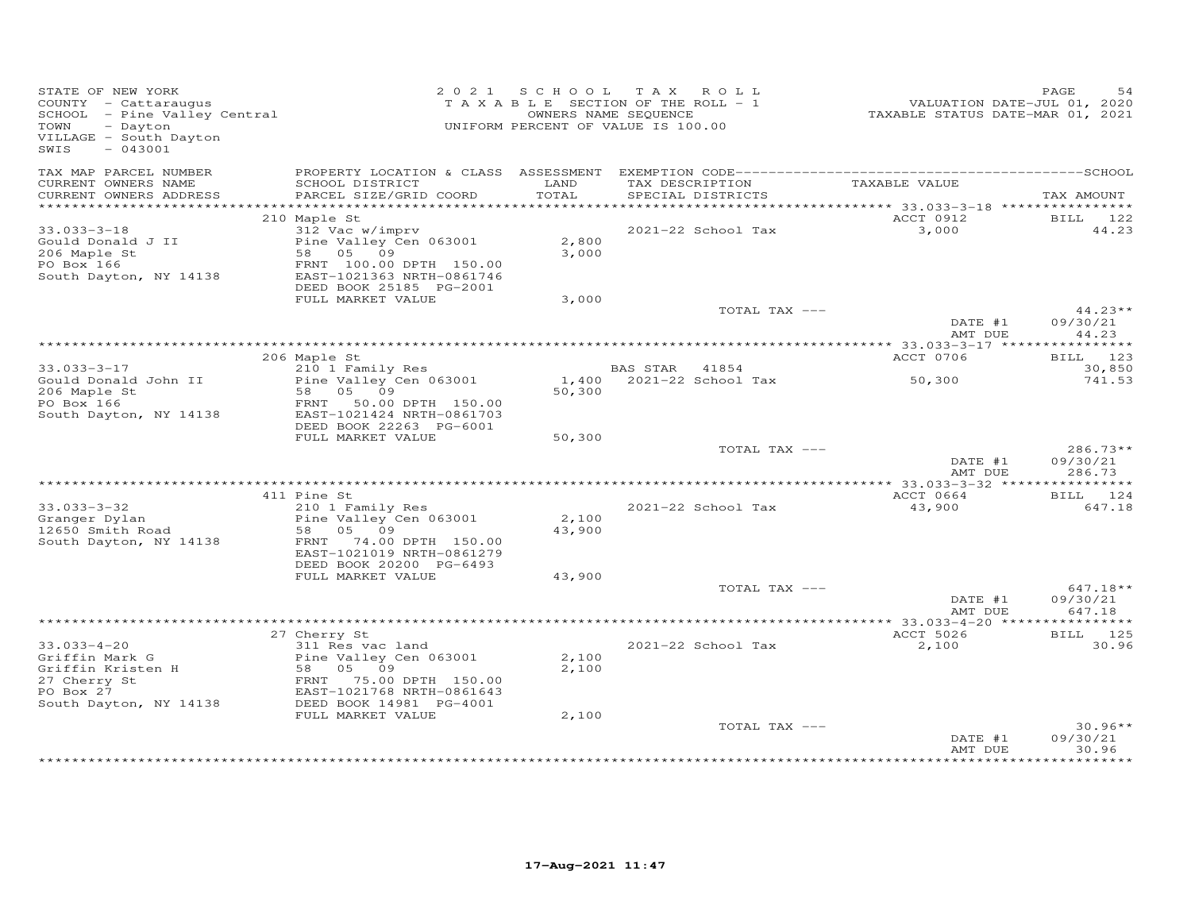STATE OF NEW YORK
COUNTY - Cattaraugus
SCHOOL - Pine Valley Central
TOWN - Dayton
VILLAGE - South Dayton
SWIS - 043001

2021 SCHOOL TAX ROLL
TAXABLE SECTION OF THE ROLL - 1
OWNERS NAME SEQUENCE
UNIFORM PERCENT OF VALUE IS 100.00

VALUATION DATE-JUL 01, 2020
TAXABLE STATUS DATE-MAR 01, 2021

| TAX MAP PARCEL NUMBER / CURRENT OWNERS NAME / CURRENT OWNERS ADDRESS | PROPERTY LOCATION & CLASS / SCHOOL DISTRICT / PARCEL SIZE/GRID COORD | ASSESSMENT LAND / TOTAL | EXEMPTION CODE / TAX DESCRIPTION / SPECIAL DISTRICTS | TAXABLE VALUE | TAX AMOUNT |
|---|---|---|---|---|---|
| | 210 Maple St | | | ACCT 0912 | BILL 122 |
| 33.033-3-18 | 312 Vac w/imprv | | 2021-22 School Tax | 3,000 | 44.23 |
| Gould Donald J II | Pine Valley Cen 063001 | 2,800 | | | |
| 206 Maple St | 58 05 09 | 3,000 | | | |
| PO Box 166 | FRNT 100.00 DPTH 150.00 | | | | |
| South Dayton, NY 14138 | EAST-1021363 NRTH-0861746 | | | | |
| | DEED BOOK 25185 PG-2001 | | | | |
| | FULL MARKET VALUE | 3,000 | | | |
| | | | TOTAL TAX --- | | 44.23** |
| | | | | DATE #1 | 09/30/21 |
| | | | | AMT DUE | 44.23 |
| | 206 Maple St | | | ACCT 0706 | BILL 123 |
| 33.033-3-17 | 210 1 Family Res | | BAS STAR 41854 | | 30,850 |
| Gould Donald John II | Pine Valley Cen 063001 | 1,400 | 2021-22 School Tax | 50,300 | 741.53 |
| 206 Maple St | 58 05 09 | 50,300 | | | |
| PO Box 166 | FRNT 50.00 DPTH 150.00 | | | | |
| South Dayton, NY 14138 | EAST-1021424 NRTH-0861703 | | | | |
| | DEED BOOK 22263 PG-6001 | | | | |
| | FULL MARKET VALUE | 50,300 | | | |
| | | | TOTAL TAX --- | | 286.73** |
| | | | | DATE #1 | 09/30/21 |
| | | | | AMT DUE | 286.73 |
| | 411 Pine St | | | ACCT 0664 | BILL 124 |
| 33.033-3-32 | 210 1 Family Res | | 2021-22 School Tax | 43,900 | 647.18 |
| Granger Dylan | Pine Valley Cen 063001 | 2,100 | | | |
| 12650 Smith Road | 58 05 09 | 43,900 | | | |
| South Dayton, NY 14138 | FRNT 74.00 DPTH 150.00 | | | | |
| | EAST-1021019 NRTH-0861279 | | | | |
| | DEED BOOK 20200 PG-6493 | | | | |
| | FULL MARKET VALUE | 43,900 | | | |
| | | | TOTAL TAX --- | | 647.18** |
| | | | | DATE #1 | 09/30/21 |
| | | | | AMT DUE | 647.18 |
| | 27 Cherry St | | | ACCT 5026 | BILL 125 |
| 33.033-4-20 | 311 Res vac land | | 2021-22 School Tax | 2,100 | 30.96 |
| Griffin Mark G | Pine Valley Cen 063001 | 2,100 | | | |
| Griffin Kristen H | 58 05 09 | 2,100 | | | |
| 27 Cherry St | FRNT 75.00 DPTH 150.00 | | | | |
| PO Box 27 | EAST-1021768 NRTH-0861643 | | | | |
| South Dayton, NY 14138 | DEED BOOK 14981 PG-4001 | | | | |
| | FULL MARKET VALUE | 2,100 | | | |
| | | | TOTAL TAX --- | | 30.96** |
| | | | | DATE #1 | 09/30/21 |
| | | | | AMT DUE | 30.96 |

17-Aug-2021 11:47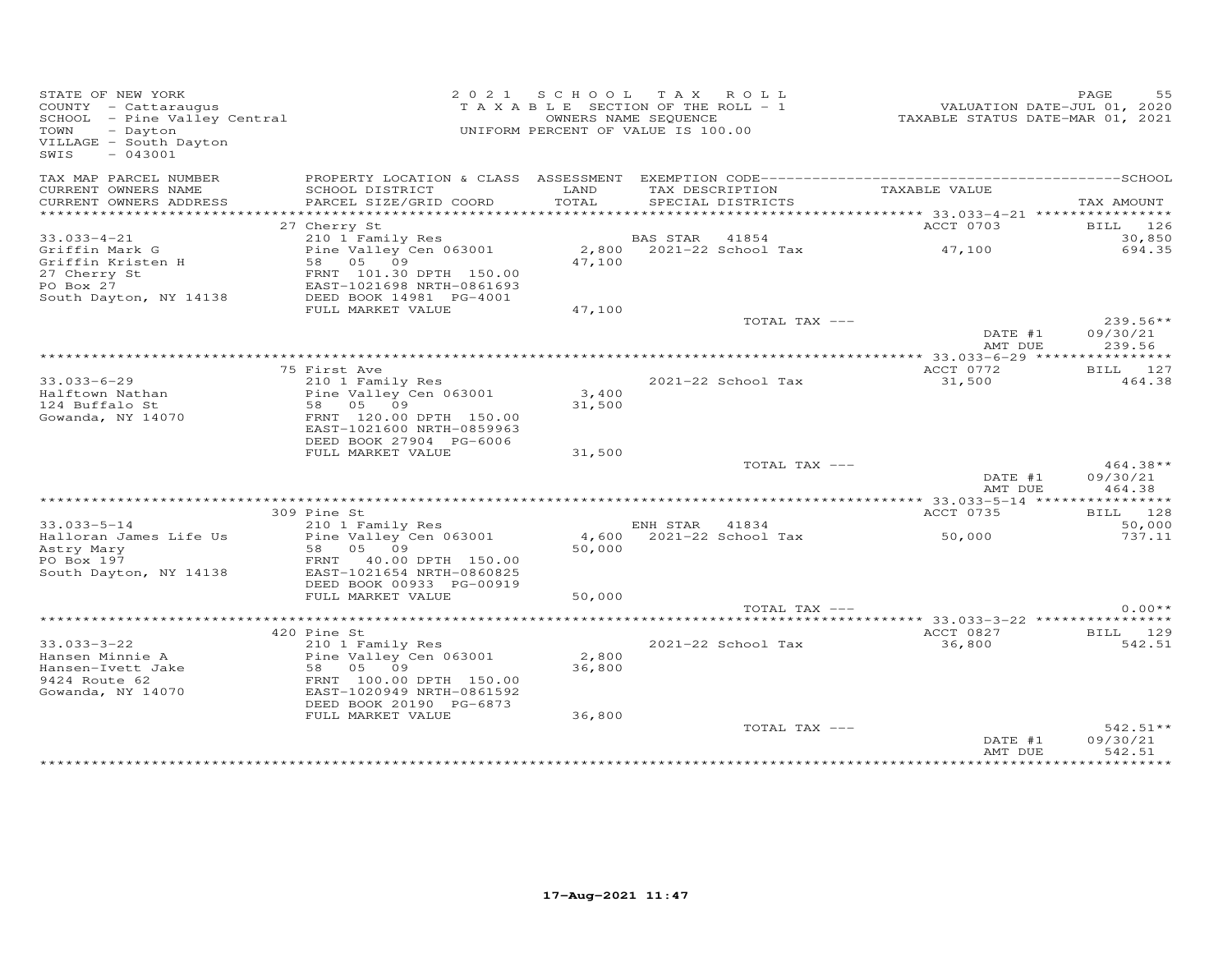STATE OF NEW YORK
COUNTY - Cattaraugus
SCHOOL - Pine Valley Central
TOWN - Dayton
VILLAGE - South Dayton
SWIS - 043001

2021 SCHOOL TAX ROLL
TAXABLE SECTION OF THE ROLL - 1
OWNERS NAME SEQUENCE
UNIFORM PERCENT OF VALUE IS 100.00

VALUATION DATE-JUL 01, 2020
TAXABLE STATUS DATE-MAR 01, 2021

| TAX MAP PARCEL NUMBER / CURRENT OWNERS NAME / CURRENT OWNERS ADDRESS | PROPERTY LOCATION & CLASS / SCHOOL DISTRICT / PARCEL SIZE/GRID COORD | ASSESSMENT LAND / TOTAL | EXEMPTION CODE / TAX DESCRIPTION / SPECIAL DISTRICTS | TAXABLE VALUE | SCHOOL TAX AMOUNT |
|---|---|---|---|---|---|
| | 27 Cherry St | | | ACCT 0703 | BILL 126 |
| 33.033-4-21 | 210 1 Family Res | | BAS STAR 41854 | | 30,850 |
| Griffin Mark G | Pine Valley Cen 063001 | 2,800 | 2021-22 School Tax | 47,100 | 694.35 |
| Griffin Kristen H | 58 05 09 | 47,100 | | | |
| 27 Cherry St | FRNT 101.30 DPTH 150.00 | | | | |
| PO Box 27 | EAST-1021698 NRTH-0861693 | | | | |
| South Dayton, NY 14138 | DEED BOOK 14981 PG-4001 | | | | |
| | FULL MARKET VALUE | 47,100 | | | |
| | | | TOTAL TAX --- | | 239.56** |
| | | | | DATE #1 | 09/30/21 |
| | | | | AMT DUE | 239.56 |
| | 75 First Ave | | | ACCT 0772 | BILL 127 |
| 33.033-6-29 | 210 1 Family Res | | 2021-22 School Tax | 31,500 | 464.38 |
| Halftown Nathan | Pine Valley Cen 063001 | 3,400 | | | |
| 124 Buffalo St | 58 05 09 | 31,500 | | | |
| Gowanda, NY 14070 | FRNT 120.00 DPTH 150.00 | | | | |
| | EAST-1021600 NRTH-0859963 | | | | |
| | DEED BOOK 27904 PG-6006 | | | | |
| | FULL MARKET VALUE | 31,500 | | | |
| | | | TOTAL TAX --- | | 464.38** |
| | | | | DATE #1 | 09/30/21 |
| | | | | AMT DUE | 464.38 |
| | 309 Pine St | | | ACCT 0735 | BILL 128 |
| 33.033-5-14 | 210 1 Family Res | | ENH STAR 41834 | | 50,000 |
| Halloran James Life Us | Pine Valley Cen 063001 | 4,600 | 2021-22 School Tax | 50,000 | 737.11 |
| Astry Mary | 58 05 09 | 50,000 | | | |
| PO Box 197 | FRNT 40.00 DPTH 150.00 | | | | |
| South Dayton, NY 14138 | EAST-1021654 NRTH-0860825 | | | | |
| | DEED BOOK 00933 PG-00919 | | | | |
| | FULL MARKET VALUE | 50,000 | | | |
| | | | TOTAL TAX --- | | 0.00** |
| | 420 Pine St | | | ACCT 0827 | BILL 129 |
| 33.033-3-22 | 210 1 Family Res | | 2021-22 School Tax | 36,800 | 542.51 |
| Hansen Minnie A | Pine Valley Cen 063001 | 2,800 | | | |
| Hansen-Ivett Jake | 58 05 09 | 36,800 | | | |
| 9424 Route 62 | FRNT 100.00 DPTH 150.00 | | | | |
| Gowanda, NY 14070 | EAST-1020949 NRTH-0861592 | | | | |
| | DEED BOOK 20190 PG-6873 | | | | |
| | FULL MARKET VALUE | 36,800 | | | |
| | | | TOTAL TAX --- | | 542.51** |
| | | | | DATE #1 | 09/30/21 |
| | | | | AMT DUE | 542.51 |

17-Aug-2021 11:47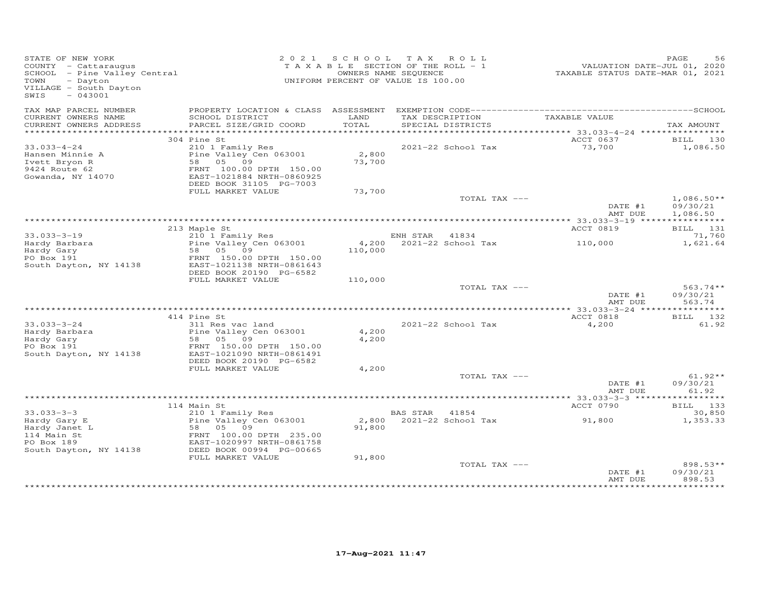STATE OF NEW YORK
COUNTY - Cattaraugus
SCHOOL - Pine Valley Central
TOWN - Dayton
VILLAGE - South Dayton
SWIS - 043001

2021 SCHOOL TAX ROLL
TAXABLE SECTION OF THE ROLL - 1
OWNERS NAME SEQUENCE
UNIFORM PERCENT OF VALUE IS 100.00

VALUATION DATE-JUL 01, 2020
TAXABLE STATUS DATE-MAR 01, 2021

| TAX MAP PARCEL NUMBER / CURRENT OWNERS NAME / CURRENT OWNERS ADDRESS | PROPERTY LOCATION & CLASS / SCHOOL DISTRICT / PARCEL SIZE/GRID COORD | ASSESSMENT LAND / TOTAL | EXEMPTION CODE / TAX DESCRIPTION / SPECIAL DISTRICTS | TAXABLE VALUE | TAX AMOUNT |
|---|---|---|---|---|---|
| | 304 Pine St | | | ACCT 0637 | BILL 130 |
| 33.033-4-24 | 210 1 Family Res | | 2021-22 School Tax | 73,700 | 1,086.50 |
| Hansen Minnie A | Pine Valley Cen 063001 | 2,800 | | | |
| Ivett Bryon R | 58 05 09 | 73,700 | | | |
| 9424 Route 62 | FRNT 100.00 DPTH 150.00 | | | | |
| Gowanda, NY 14070 | EAST-1021884 NRTH-0860925 | | | | |
| | DEED BOOK 31105 PG-7003 | | | | |
| | FULL MARKET VALUE | 73,700 | | | |
| | | | TOTAL TAX --- | | 1,086.50** |
| | | | | DATE #1 | 09/30/21 |
| | | | | AMT DUE | 1,086.50 |
| | 213 Maple St | | | ACCT 0819 | BILL 131 |
| 33.033-3-19 | 210 1 Family Res | | ENH STAR 41834 | | 71,760 |
| Hardy Barbara | Pine Valley Cen 063001 | 4,200 | 2021-22 School Tax | 110,000 | 1,621.64 |
| Hardy Gary | 58 05 09 | 110,000 | | | |
| PO Box 191 | FRNT 150.00 DPTH 150.00 | | | | |
| South Dayton, NY 14138 | EAST-1021138 NRTH-0861643 | | | | |
| | DEED BOOK 20190 PG-6582 | | | | |
| | FULL MARKET VALUE | 110,000 | | | |
| | | | TOTAL TAX --- | | 563.74** |
| | | | | DATE #1 | 09/30/21 |
| | | | | AMT DUE | 563.74 |
| | 414 Pine St | | | ACCT 0818 | BILL 132 |
| 33.033-3-24 | 311 Res vac land | | 2021-22 School Tax | 4,200 | 61.92 |
| Hardy Barbara | Pine Valley Cen 063001 | 4,200 | | | |
| Hardy Gary | 58 05 09 | 4,200 | | | |
| PO Box 191 | FRNT 150.00 DPTH 150.00 | | | | |
| South Dayton, NY 14138 | EAST-1021090 NRTH-0861491 | | | | |
| | DEED BOOK 20190 PG-6582 | | | | |
| | FULL MARKET VALUE | 4,200 | | | |
| | | | TOTAL TAX --- | | 61.92** |
| | | | | DATE #1 | 09/30/21 |
| | | | | AMT DUE | 61.92 |
| | 114 Main St | | | ACCT 0790 | BILL 133 |
| 33.033-3-3 | 210 1 Family Res | | BAS STAR 41854 | | 30,850 |
| Hardy Gary E | Pine Valley Cen 063001 | 2,800 | 2021-22 School Tax | 91,800 | 1,353.33 |
| Hardy Janet L | 58 05 09 | 91,800 | | | |
| 114 Main St | FRNT 100.00 DPTH 235.00 | | | | |
| PO Box 189 | EAST-1020997 NRTH-0861758 | | | | |
| South Dayton, NY 14138 | DEED BOOK 00994 PG-00665 | | | | |
| | FULL MARKET VALUE | 91,800 | | | |
| | | | TOTAL TAX --- | | 898.53** |
| | | | | DATE #1 | 09/30/21 |
| | | | | AMT DUE | 898.53 |

17-Aug-2021 11:47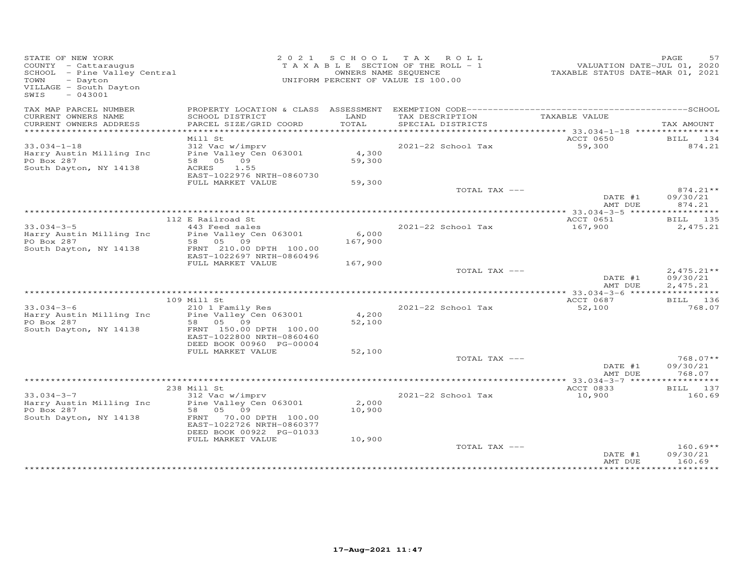STATE OF NEW YORK
COUNTY - Cattaraugus
SCHOOL - Pine Valley Central
TOWN - Dayton
VILLAGE - South Dayton
SWIS - 043001

2021 SCHOOL TAX ROLL
TAXABLE SECTION OF THE ROLL - 1
OWNERS NAME SEQUENCE
UNIFORM PERCENT OF VALUE IS 100.00

VALUATION DATE-JUL 01, 2020
TAXABLE STATUS DATE-MAR 01, 2021

| TAX MAP PARCEL NUMBER / CURRENT OWNERS NAME / CURRENT OWNERS ADDRESS | PROPERTY LOCATION & CLASS / SCHOOL DISTRICT / PARCEL SIZE/GRID COORD | ASSESSMENT LAND / TOTAL | EXEMPTION CODE / TAX DESCRIPTION / SPECIAL DISTRICTS | TAXABLE VALUE | TAX AMOUNT |
|---|---|---|---|---|---|
| 33.034-1-18 | Mill St | | | ACCT 0650 | BILL 134 |
| Harry Austin Milling Inc | 312 Vac w/imprv | | 2021-22 School Tax | 59,300 | 874.21 |
| PO Box 287 | Pine Valley Cen 063001 | 4,300 | | | |
| South Dayton, NY 14138 | 58 05 09 | 59,300 | | | |
| | ACRES 1.55 | | | | |
| | EAST-1022976 NRTH-0860730 | | | | |
| | FULL MARKET VALUE | 59,300 | | | |
| | | | TOTAL TAX --- | | 874.21** |
| | | | | DATE #1 | 09/30/21 |
| | | | | AMT DUE | 874.21 |
| 33.034-3-5 | 112 E Railroad St | | | ACCT 0651 | BILL 135 |
| Harry Austin Milling Inc | 443 Feed sales | | 2021-22 School Tax | 167,900 | 2,475.21 |
| PO Box 287 | Pine Valley Cen 063001 | 6,000 | | | |
| South Dayton, NY 14138 | 58 05 09 | 167,900 | | | |
| | FRNT 210.00 DPTH 100.00 | | | | |
| | EAST-1022697 NRTH-0860496 | | | | |
| | FULL MARKET VALUE | 167,900 | | | |
| | | | TOTAL TAX --- | | 2,475.21** |
| | | | | DATE #1 | 09/30/21 |
| | | | | AMT DUE | 2,475.21 |
| 33.034-3-6 | 109 Mill St | | | ACCT 0687 | BILL 136 |
| Harry Austin Milling Inc | 210 1 Family Res | | 2021-22 School Tax | 52,100 | 768.07 |
| PO Box 287 | Pine Valley Cen 063001 | 4,200 | | | |
| South Dayton, NY 14138 | 58 05 09 | 52,100 | | | |
| | FRNT 150.00 DPTH 100.00 | | | | |
| | EAST-1022800 NRTH-0860460 | | | | |
| | DEED BOOK 00960 PG-00004 | | | | |
| | FULL MARKET VALUE | 52,100 | | | |
| | | | TOTAL TAX --- | | 768.07** |
| | | | | DATE #1 | 09/30/21 |
| | | | | AMT DUE | 768.07 |
| 33.034-3-7 | 238 Mill St | | | ACCT 0833 | BILL 137 |
| Harry Austin Milling Inc | 312 Vac w/imprv | | 2021-22 School Tax | 10,900 | 160.69 |
| PO Box 287 | Pine Valley Cen 063001 | 2,000 | | | |
| South Dayton, NY 14138 | 58 05 09 | 10,900 | | | |
| | FRNT 70.00 DPTH 100.00 | | | | |
| | EAST-1022726 NRTH-0860377 | | | | |
| | DEED BOOK 00922 PG-01033 | | | | |
| | FULL MARKET VALUE | 10,900 | | | |
| | | | TOTAL TAX --- | | 160.69** |
| | | | | DATE #1 | 09/30/21 |
| | | | | AMT DUE | 160.69 |

17-Aug-2021 11:47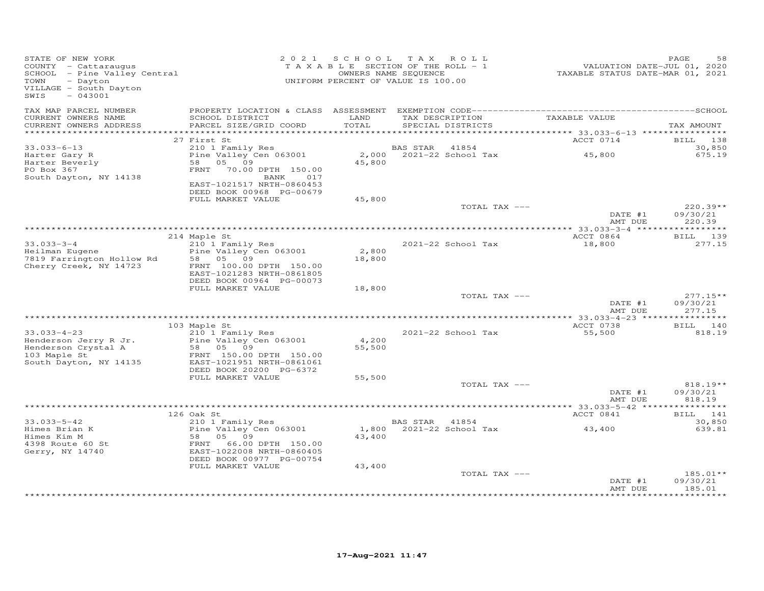STATE OF NEW YORK
COUNTY - Cattaraugus
SCHOOL - Pine Valley Central
TOWN - Dayton
VILLAGE - South Dayton
SWIS - 043001

2021 SCHOOL TAX ROLL
TAXABLE SECTION OF THE ROLL - 1
OWNERS NAME SEQUENCE
UNIFORM PERCENT OF VALUE IS 100.00

VALUATION DATE-JUL 01, 2020
TAXABLE STATUS DATE-MAR 01, 2021

| TAX MAP PARCEL NUMBER / CURRENT OWNERS NAME / CURRENT OWNERS ADDRESS | PROPERTY LOCATION & CLASS / SCHOOL DISTRICT / PARCEL SIZE/GRID COORD | ASSESSMENT LAND / TOTAL | EXEMPTION CODE / TAX DESCRIPTION / SPECIAL DISTRICTS | TAXABLE VALUE | TAX AMOUNT |
|---|---|---|---|---|---|
| | 27 First St | | | ACCT 0714 | BILL 138 |
| 33.033-6-13 | 210 1 Family Res | | BAS STAR 41854 | | 30,850 |
| Harter Gary R | Pine Valley Cen 063001 | 2,000 | 2021-22 School Tax | 45,800 | 675.19 |
| Harter Beverly | 58 05 09 | 45,800 | | | |
| PO Box 367 | FRNT 70.00 DPTH 150.00 | | | | |
| South Dayton, NY 14138 | BANK 017 | | | | |
| | EAST-1021517 NRTH-0860453 | | | | |
| | DEED BOOK 00968 PG-00679 | | | | |
| | FULL MARKET VALUE | 45,800 | | | |
| | | | TOTAL TAX --- | | 220.39** |
| | | | | DATE #1 | 09/30/21 |
| | | | | AMT DUE | 220.39 |
| | 214 Maple St | | | ACCT 0864 | BILL 139 |
| 33.033-3-4 | 210 1 Family Res | | 2021-22 School Tax | 18,800 | 277.15 |
| Heilman Eugene | Pine Valley Cen 063001 | 2,800 | | | |
| 7819 Farrington Hollow Rd | 58 05 09 | 18,800 | | | |
| Cherry Creek, NY 14723 | FRNT 100.00 DPTH 150.00 | | | | |
| | EAST-1021283 NRTH-0861805 | | | | |
| | DEED BOOK 00964 PG-00073 | | | | |
| | FULL MARKET VALUE | 18,800 | | | |
| | | | TOTAL TAX --- | | 277.15** |
| | | | | DATE #1 | 09/30/21 |
| | | | | AMT DUE | 277.15 |
| | 103 Maple St | | | ACCT 0738 | BILL 140 |
| 33.033-4-23 | 210 1 Family Res | | 2021-22 School Tax | 55,500 | 818.19 |
| Henderson Jerry R Jr. | Pine Valley Cen 063001 | 4,200 | | | |
| Henderson Crystal A | 58 05 09 | 55,500 | | | |
| 103 Maple St | FRNT 150.00 DPTH 150.00 | | | | |
| South Dayton, NY 14135 | EAST-1021951 NRTH-0861061 | | | | |
| | DEED BOOK 20200 PG-6372 | | | | |
| | FULL MARKET VALUE | 55,500 | | | |
| | | | TOTAL TAX --- | | 818.19** |
| | | | | DATE #1 | 09/30/21 |
| | | | | AMT DUE | 818.19 |
| | 126 Oak St | | | ACCT 0841 | BILL 141 |
| 33.033-5-42 | 210 1 Family Res | | BAS STAR 41854 | | 30,850 |
| Himes Brian K | Pine Valley Cen 063001 | 1,800 | 2021-22 School Tax | 43,400 | 639.81 |
| Himes Kim M | 58 05 09 | 43,400 | | | |
| 4398 Route 60 St | FRNT 66.00 DPTH 150.00 | | | | |
| Gerry, NY 14740 | EAST-1022008 NRTH-0860405 | | | | |
| | DEED BOOK 00977 PG-00754 | | | | |
| | FULL MARKET VALUE | 43,400 | | | |
| | | | TOTAL TAX --- | | 185.01** |
| | | | | DATE #1 | 09/30/21 |
| | | | | AMT DUE | 185.01 |

17-Aug-2021 11:47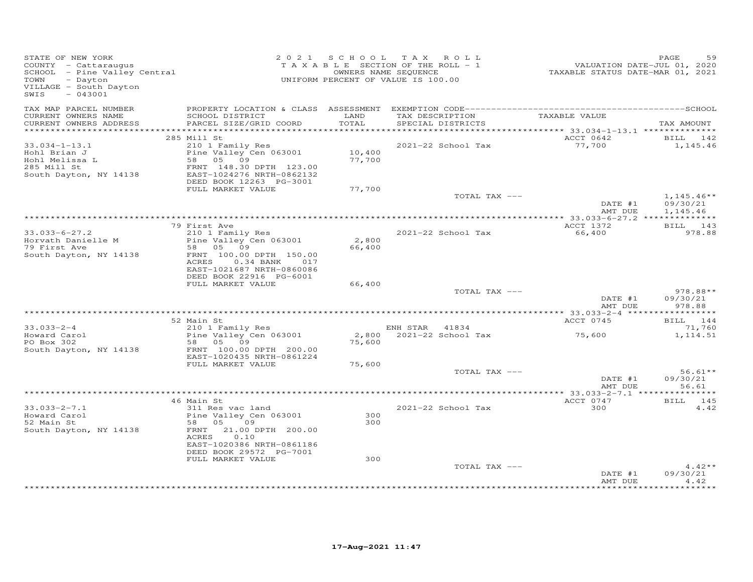STATE OF NEW YORK
COUNTY - Cattaraugus
SCHOOL - Pine Valley Central
TOWN - Dayton
VILLAGE - South Dayton
SWIS - 043001

2021 SCHOOL TAX ROLL
TAXABLE SECTION OF THE ROLL - 1
OWNERS NAME SEQUENCE
UNIFORM PERCENT OF VALUE IS 100.00

VALUATION DATE-JUL 01, 2020
TAXABLE STATUS DATE-MAR 01, 2021

| TAX MAP PARCEL NUMBER / CURRENT OWNERS NAME / CURRENT OWNERS ADDRESS | PROPERTY LOCATION & CLASS / SCHOOL DISTRICT / PARCEL SIZE/GRID COORD | ASSESSMENT LAND / TOTAL | EXEMPTION CODE / TAX DESCRIPTION / SPECIAL DISTRICTS | TAXABLE VALUE | TAX AMOUNT |
|---|---|---|---|---|---|
| | 285 Mill St | | | ACCT 0642 | BILL 142 |
| 33.034-1-13.1 | 210 1 Family Res | | 2021-22 School Tax | 77,700 | 1,145.46 |
| Hohl Brian J | Pine Valley Cen 063001 | 10,400 | | | |
| Hohl Melissa L | 58 05 09 | 77,700 | | | |
| 285 Mill St | FRNT 148.30 DPTH 123.00 | | | | |
| South Dayton, NY 14138 | EAST-1024276 NRTH-0862132 | | | | |
| | DEED BOOK 12263 PG-3001 | | | | |
| | FULL MARKET VALUE | 77,700 | | | |
| | | | TOTAL TAX --- | | 1,145.46** |
| | | | | DATE #1 | 09/30/21 |
| | | | | AMT DUE | 1,145.46 |
| | 79 First Ave | | | ACCT 1372 | BILL 143 |
| 33.033-6-27.2 | 210 1 Family Res | | 2021-22 School Tax | 66,400 | 978.88 |
| Horvath Danielle M | Pine Valley Cen 063001 | 2,800 | | | |
| 79 First Ave | 58 05 09 | 66,400 | | | |
| South Dayton, NY 14138 | FRNT 100.00 DPTH 150.00 | | | | |
| | ACRES 0.34 BANK 017 | | | | |
| | EAST-1021687 NRTH-0860086 | | | | |
| | DEED BOOK 22916 PG-6001 | | | | |
| | FULL MARKET VALUE | 66,400 | | | |
| | | | TOTAL TAX --- | | 978.88** |
| | | | | DATE #1 | 09/30/21 |
| | | | | AMT DUE | 978.88 |
| | 52 Main St | | | ACCT 0745 | BILL 144 |
| 33.033-2-4 | 210 1 Family Res | | ENH STAR 41834 | | 71,760 |
| Howard Carol | Pine Valley Cen 063001 | 2,800 | 2021-22 School Tax | 75,600 | 1,114.51 |
| PO Box 302 | 58 05 09 | 75,600 | | | |
| South Dayton, NY 14138 | FRNT 100.00 DPTH 200.00 | | | | |
| | EAST-1020435 NRTH-0861224 | | | | |
| | FULL MARKET VALUE | 75,600 | | | |
| | | | TOTAL TAX --- | | 56.61** |
| | | | | DATE #1 | 09/30/21 |
| | | | | AMT DUE | 56.61 |
| | 46 Main St | | | ACCT 0747 | BILL 145 |
| 33.033-2-7.1 | 311 Res vac land | | 2021-22 School Tax | 300 | 4.42 |
| Howard Carol | Pine Valley Cen 063001 | 300 | | | |
| 52 Main St | 58 05 09 | 300 | | | |
| South Dayton, NY 14138 | FRNT 21.00 DPTH 200.00 | | | | |
| | ACRES 0.10 | | | | |
| | EAST-1020386 NRTH-0861186 | | | | |
| | DEED BOOK 29572 PG-7001 | | | | |
| | FULL MARKET VALUE | 300 | | | |
| | | | TOTAL TAX --- | | 4.42** |
| | | | | DATE #1 | 09/30/21 |
| | | | | AMT DUE | 4.42 |

17-Aug-2021 11:47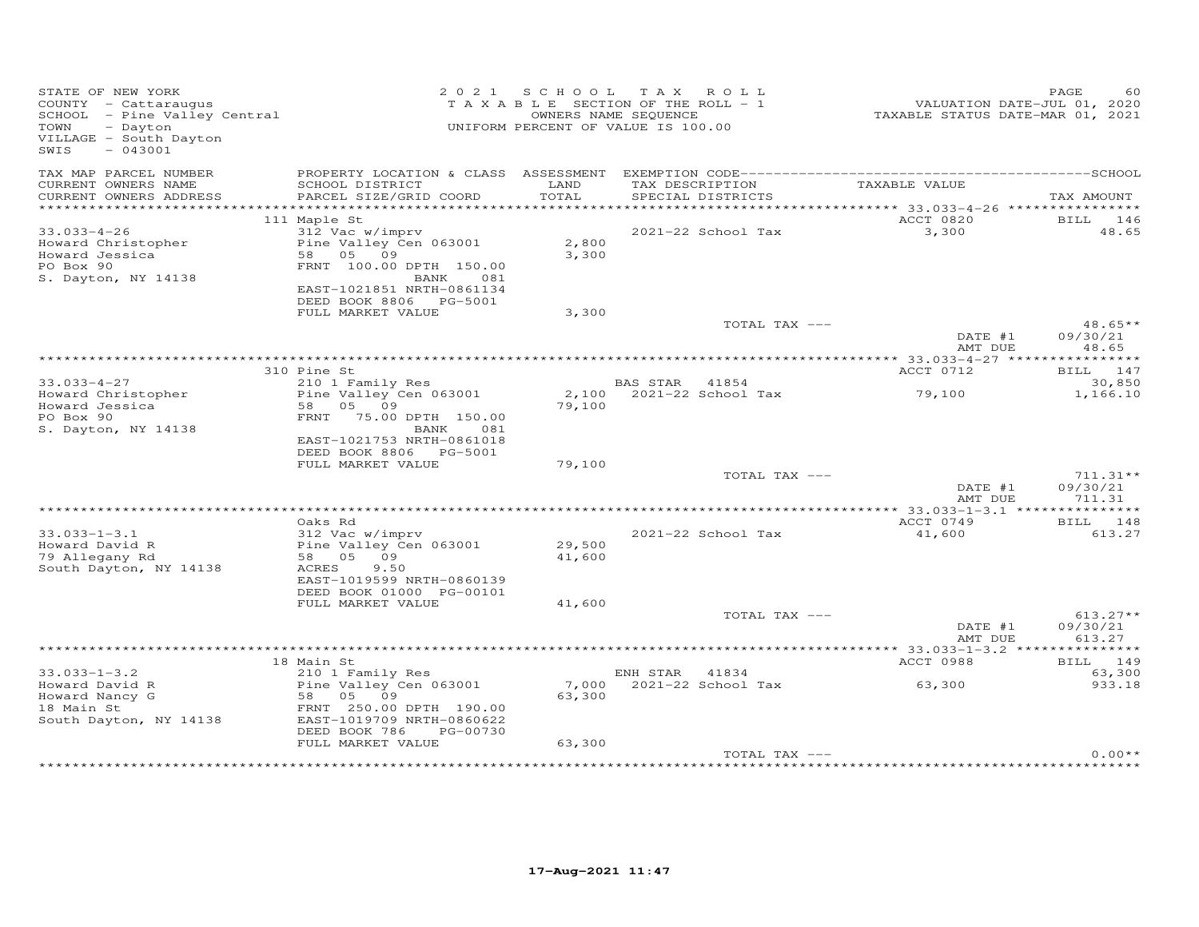STATE OF NEW YORK
COUNTY - Cattaraugus
SCHOOL - Pine Valley Central
TOWN - Dayton
VILLAGE - South Dayton
SWIS - 043001

2021 SCHOOL TAX ROLL
TAXABLE SECTION OF THE ROLL - 1
OWNERS NAME SEQUENCE
UNIFORM PERCENT OF VALUE IS 100.00

VALUATION DATE-JUL 01, 2020
TAXABLE STATUS DATE-MAR 01, 2021

| TAX MAP PARCEL NUMBER / CURRENT OWNERS NAME / CURRENT OWNERS ADDRESS | PROPERTY LOCATION & CLASS / SCHOOL DISTRICT / PARCEL SIZE/GRID COORD | ASSESSMENT LAND / TOTAL | EXEMPTION CODE / TAX DESCRIPTION / SPECIAL DISTRICTS | TAXABLE VALUE | SCHOOL TAX AMOUNT |
|---|---|---|---|---|---|
| 33.033-4-26 | 111 Maple St | | | ACCT 0820 | BILL 146 |
| Howard Christopher | 312 Vac w/imprv | | 2021-22 School Tax | 3,300 | 48.65 |
| Howard Jessica | Pine Valley Cen 063001 | 2,800 | | | |
| PO Box 90 | 58 05 09 | 3,300 | | | |
| S. Dayton, NY 14138 | FRNT 100.00 DPTH 150.00 | | | | |
| | BANK 081 | | | | |
| | EAST-1021851 NRTH-0861134 | | | | |
| | DEED BOOK 8806 PG-5001 | | | | |
| | FULL MARKET VALUE | 3,300 | | | |
| | | | TOTAL TAX --- | | 48.65** |
| | | | | DATE #1 | 09/30/21 |
| | | | | AMT DUE | 48.65 |
| 33.033-4-27 | 310 Pine St | | | ACCT 0712 | BILL 147 |
| Howard Christopher | 210 1 Family Res | | BAS STAR 41854 | | 30,850 |
| Howard Jessica | Pine Valley Cen 063001 | 2,100 | 2021-22 School Tax | 79,100 | 1,166.10 |
| PO Box 90 | 58 05 09 | 79,100 | | | |
| S. Dayton, NY 14138 | FRNT 75.00 DPTH 150.00 | | | | |
| | BANK 081 | | | | |
| | EAST-1021753 NRTH-0861018 | | | | |
| | DEED BOOK 8806 PG-5001 | | | | |
| | FULL MARKET VALUE | 79,100 | | | |
| | | | TOTAL TAX --- | | 711.31** |
| | | | | DATE #1 | 09/30/21 |
| | | | | AMT DUE | 711.31 |
| 33.033-1-3.1 | Oaks Rd | | | ACCT 0749 | BILL 148 |
| Howard David R | 312 Vac w/imprv | | 2021-22 School Tax | 41,600 | 613.27 |
| 79 Allegany Rd | Pine Valley Cen 063001 | 29,500 | | | |
| South Dayton, NY 14138 | 58 05 09 | 41,600 | | | |
| | ACRES 9.50 | | | | |
| | EAST-1019599 NRTH-0860139 | | | | |
| | DEED BOOK 01000 PG-00101 | | | | |
| | FULL MARKET VALUE | 41,600 | | | |
| | | | TOTAL TAX --- | | 613.27** |
| | | | | DATE #1 | 09/30/21 |
| | | | | AMT DUE | 613.27 |
| 33.033-1-3.2 | 18 Main St | | | ACCT 0988 | BILL 149 |
| Howard David R | 210 1 Family Res | | ENH STAR 41834 | | 63,300 |
| Howard Nancy G | Pine Valley Cen 063001 | 7,000 | 2021-22 School Tax | 63,300 | 933.18 |
| 18 Main St | 58 05 09 | 63,300 | | | |
| South Dayton, NY 14138 | FRNT 250.00 DPTH 190.00 | | | | |
| | EAST-1019709 NRTH-0860622 | | | | |
| | DEED BOOK 786 PG-00730 | | | | |
| | FULL MARKET VALUE | 63,300 | | | |
| | | | TOTAL TAX --- | | 0.00** |

17-Aug-2021 11:47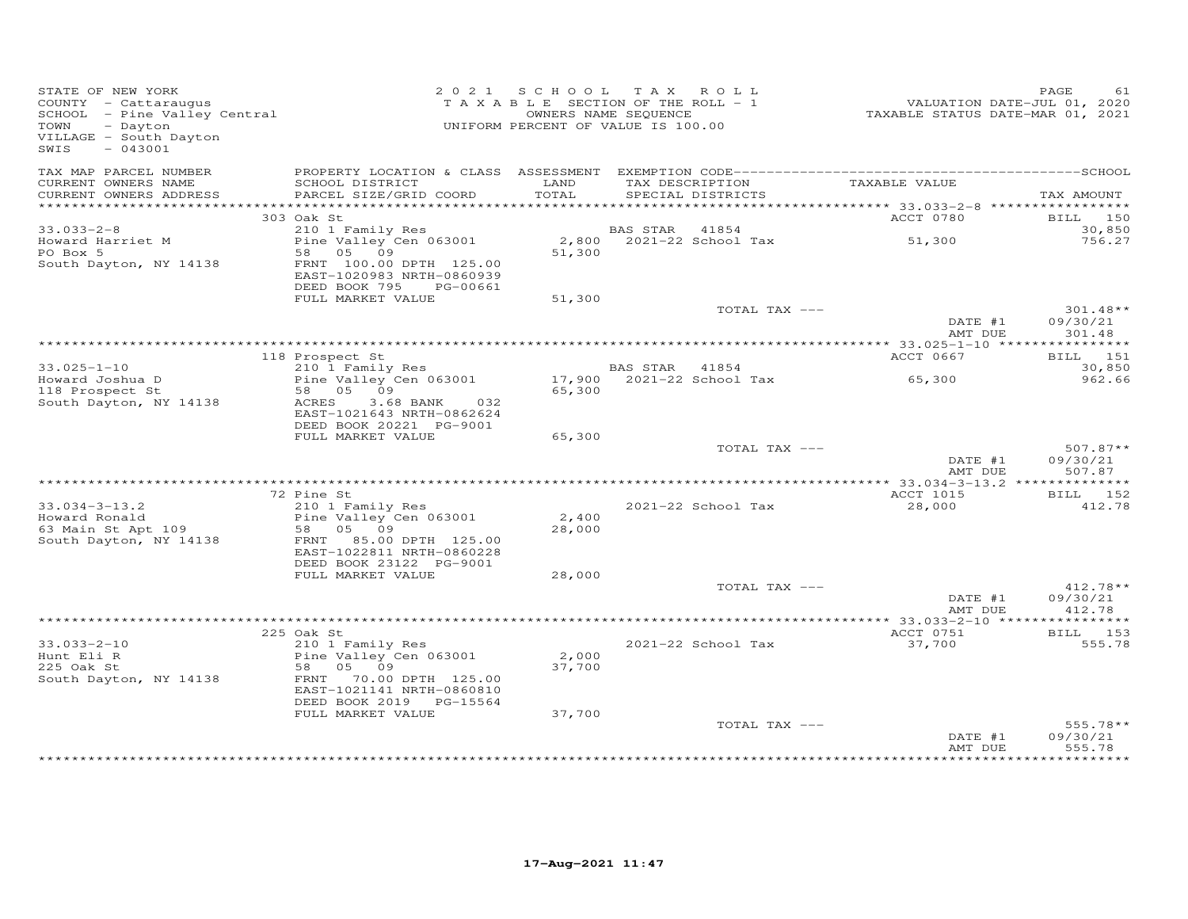STATE OF NEW YORK
COUNTY - Cattaraugus
SCHOOL - Pine Valley Central
TOWN - Dayton
VILLAGE - South Dayton
SWIS - 043001

2021 SCHOOL TAX ROLL
TAXABLE SECTION OF THE ROLL - 1
OWNERS NAME SEQUENCE
UNIFORM PERCENT OF VALUE IS 100.00

VALUATION DATE-JUL 01, 2020
TAXABLE STATUS DATE-MAR 01, 2021

| TAX MAP PARCEL NUMBER / CURRENT OWNERS NAME / CURRENT OWNERS ADDRESS | PROPERTY LOCATION & CLASS / SCHOOL DISTRICT / PARCEL SIZE/GRID COORD | ASSESSMENT LAND / TOTAL | EXEMPTION CODE / TAX DESCRIPTION / SPECIAL DISTRICTS | TAXABLE VALUE | TAX AMOUNT |
|---|---|---|---|---|---|
| | 303 Oak St | | | ACCT 0780 | BILL 150 |
| 33.033-2-8 | 210 1 Family Res | | BAS STAR 41854 | | 30,850 |
| Howard Harriet M | Pine Valley Cen 063001 | 2,800 | 2021-22 School Tax | 51,300 | 756.27 |
| PO Box 5 | 58 05 09 | 51,300 | | | |
| South Dayton, NY 14138 | FRNT 100.00 DPTH 125.00 | | | | |
| | EAST-1020983 NRTH-0860939 | | | | |
| | DEED BOOK 795 PG-00661 | | | | |
| | FULL MARKET VALUE | 51,300 | | | |
| | | | TOTAL TAX --- | | 301.48** |
| | | | | DATE #1 | 09/30/21 |
| | | | | AMT DUE | 301.48 |
| | 118 Prospect St | | | ACCT 0667 | BILL 151 |
| 33.025-1-10 | 210 1 Family Res | | BAS STAR 41854 | | 30,850 |
| Howard Joshua D | Pine Valley Cen 063001 | 17,900 | 2021-22 School Tax | 65,300 | 962.66 |
| 118 Prospect St | 58 05 09 | 65,300 | | | |
| South Dayton, NY 14138 | ACRES 3.68 BANK 032 | | | | |
| | EAST-1021643 NRTH-0862624 | | | | |
| | DEED BOOK 20221 PG-9001 | | | | |
| | FULL MARKET VALUE | 65,300 | | | |
| | | | TOTAL TAX --- | | 507.87** |
| | | | | DATE #1 | 09/30/21 |
| | | | | AMT DUE | 507.87 |
| | 72 Pine St | | | ACCT 1015 | BILL 152 |
| 33.034-3-13.2 | 210 1 Family Res | | 2021-22 School Tax | 28,000 | 412.78 |
| Howard Ronald | Pine Valley Cen 063001 | 2,400 | | | |
| 63 Main St Apt 109 | 58 05 09 | 28,000 | | | |
| South Dayton, NY 14138 | FRNT 85.00 DPTH 125.00 | | | | |
| | EAST-1022811 NRTH-0860228 | | | | |
| | DEED BOOK 23122 PG-9001 | | | | |
| | FULL MARKET VALUE | 28,000 | | | |
| | | | TOTAL TAX --- | | 412.78** |
| | | | | DATE #1 | 09/30/21 |
| | | | | AMT DUE | 412.78 |
| | 225 Oak St | | | ACCT 0751 | BILL 153 |
| 33.033-2-10 | 210 1 Family Res | | 2021-22 School Tax | 37,700 | 555.78 |
| Hunt Eli R | Pine Valley Cen 063001 | 2,000 | | | |
| 225 Oak St | 58 05 09 | 37,700 | | | |
| South Dayton, NY 14138 | FRNT 70.00 DPTH 125.00 | | | | |
| | EAST-1021141 NRTH-0860810 | | | | |
| | DEED BOOK 2019 PG-15564 | | | | |
| | FULL MARKET VALUE | 37,700 | | | |
| | | | TOTAL TAX --- | | 555.78** |
| | | | | DATE #1 | 09/30/21 |
| | | | | AMT DUE | 555.78 |

17-Aug-2021 11:47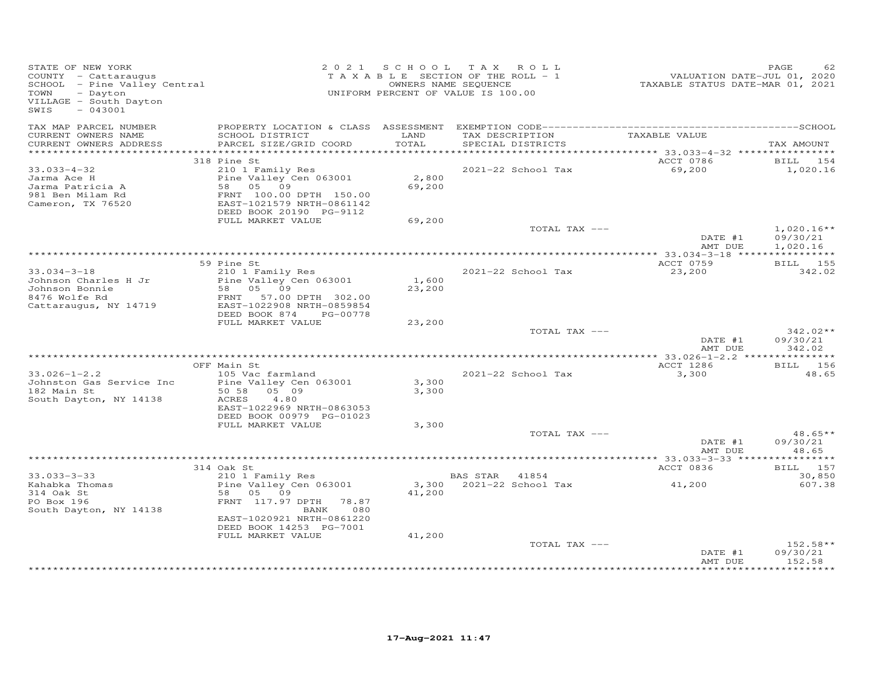STATE OF NEW YORK
COUNTY - Cattaraugus
SCHOOL - Pine Valley Central
TOWN - Dayton
VILLAGE - South Dayton
SWIS - 043001

2021 SCHOOL TAX ROLL
TAXABLE SECTION OF THE ROLL - 1
OWNERS NAME SEQUENCE
UNIFORM PERCENT OF VALUE IS 100.00

VALUATION DATE-JUL 01, 2020
TAXABLE STATUS DATE-MAR 01, 2021

| TAX MAP PARCEL NUMBER / CURRENT OWNERS NAME / CURRENT OWNERS ADDRESS | PROPERTY LOCATION & CLASS / SCHOOL DISTRICT / PARCEL SIZE/GRID COORD | ASSESSMENT LAND / TOTAL | EXEMPTION CODE / TAX DESCRIPTION / SPECIAL DISTRICTS | TAXABLE VALUE | TAX AMOUNT |
|---|---|---|---|---|---|
| | 318 Pine St | | | ACCT 0786 | BILL 154 |
| 33.033-4-32 | 210 1 Family Res | | 2021-22 School Tax | 69,200 | 1,020.16 |
| Jarma Ace H | Pine Valley Cen 063001 | 2,800 | | | |
| Jarma Patricia A | 58 05 09 | 69,200 | | | |
| 981 Ben Milam Rd | FRNT 100.00 DPTH 150.00 | | | | |
| Cameron, TX 76520 | EAST-1021579 NRTH-0861142 | | | | |
| | DEED BOOK 20190 PG-9112 | | | | |
| | FULL MARKET VALUE | 69,200 | | | |
| | | | TOTAL TAX --- | | 1,020.16** |
| | | | | DATE #1 | 09/30/21 |
| | | | | AMT DUE | 1,020.16 |
| | 59 Pine St | | | ACCT 0759 | BILL 155 |
| 33.034-3-18 | 210 1 Family Res | | 2021-22 School Tax | 23,200 | 342.02 |
| Johnson Charles H Jr | Pine Valley Cen 063001 | 1,600 | | | |
| Johnson Bonnie | 58 05 09 | 23,200 | | | |
| 8476 Wolfe Rd | FRNT 57.00 DPTH 302.00 | | | | |
| Cattaraugus, NY 14719 | EAST-1022908 NRTH-0859854 | | | | |
| | DEED BOOK 874 PG-00778 | | | | |
| | FULL MARKET VALUE | 23,200 | | | |
| | | | TOTAL TAX --- | | 342.02** |
| | | | | DATE #1 | 09/30/21 |
| | | | | AMT DUE | 342.02 |
| | OFF Main St | | | ACCT 1286 | BILL 156 |
| 33.026-1-2.2 | 105 Vac farmland | | 2021-22 School Tax | 3,300 | 48.65 |
| Johnston Gas Service Inc | Pine Valley Cen 063001 | 3,300 | | | |
| 182 Main St | 50 58 05 09 | 3,300 | | | |
| South Dayton, NY 14138 | ACRES 4.80 | | | | |
| | EAST-1022969 NRTH-0863053 | | | | |
| | DEED BOOK 00979 PG-01023 | | | | |
| | FULL MARKET VALUE | 3,300 | | | |
| | | | TOTAL TAX --- | | 48.65** |
| | | | | DATE #1 | 09/30/21 |
| | | | | AMT DUE | 48.65 |
| | 314 Oak St | | | ACCT 0836 | BILL 157 |
| 33.033-3-33 | 210 1 Family Res | | BAS STAR 41854 | | 30,850 |
| Kahabka Thomas | Pine Valley Cen 063001 | 3,300 | 2021-22 School Tax | 41,200 | 607.38 |
| 314 Oak St | 58 05 09 | 41,200 | | | |
| PO Box 196 | FRNT 117.97 DPTH 78.87 | | | | |
| South Dayton, NY 14138 | BANK 080 | | | | |
| | EAST-1020921 NRTH-0861220 | | | | |
| | DEED BOOK 14253 PG-7001 | | | | |
| | FULL MARKET VALUE | 41,200 | | | |
| | | | TOTAL TAX --- | | 152.58** |
| | | | | DATE #1 | 09/30/21 |
| | | | | AMT DUE | 152.58 |

17-Aug-2021 11:47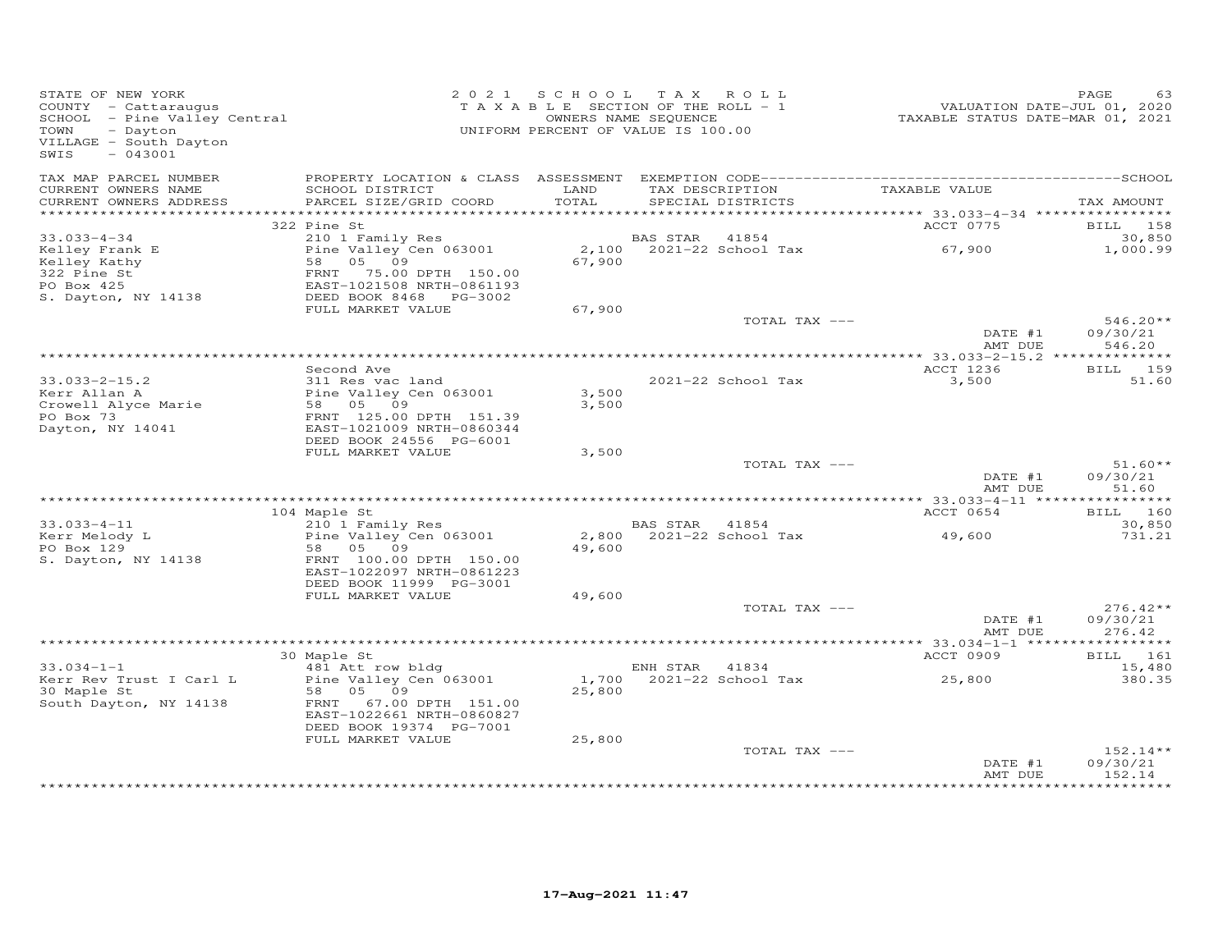STATE OF NEW YORK
COUNTY - Cattaraugus
SCHOOL - Pine Valley Central
TOWN - Dayton
VILLAGE - South Dayton
SWIS - 043001

2021 SCHOOL TAX ROLL
TAXABLE SECTION OF THE ROLL - 1
OWNERS NAME SEQUENCE
UNIFORM PERCENT OF VALUE IS 100.00

VALUATION DATE-JUL 01, 2020
TAXABLE STATUS DATE-MAR 01, 2021

| TAX MAP PARCEL NUMBER / CURRENT OWNERS NAME / CURRENT OWNERS ADDRESS | PROPERTY LOCATION & CLASS / SCHOOL DISTRICT / PARCEL SIZE/GRID COORD | ASSESSMENT LAND / TOTAL | EXEMPTION CODE / TAX DESCRIPTION / SPECIAL DISTRICTS | TAXABLE VALUE | TAX AMOUNT |
|---|---|---|---|---|---|
| **33.033-4-34** | 322 Pine St | | | ACCT 0775 | BILL 158 |
| 33.033-4-34 | 210 1 Family Res | | BAS STAR 41854 | | 30,850 |
| Kelley Frank E | Pine Valley Cen 063001 | 2,100 | 2021-22 School Tax | 67,900 | 1,000.99 |
| Kelley Kathy | 58 05 09 | 67,900 | | | |
| 322 Pine St | FRNT 75.00 DPTH 150.00 | | | | |
| PO Box 425 | EAST-1021508 NRTH-0861193 | | | | |
| S. Dayton, NY 14138 | DEED BOOK 8468 PG-3002 | | | | |
| | FULL MARKET VALUE | 67,900 | | | |
| | | | TOTAL TAX --- | | 546.20** |
| | | | | DATE #1 | 09/30/21 |
| | | | | AMT DUE | 546.20 |
| **33.033-2-15.2** | Second Ave | | | ACCT 1236 | BILL 159 |
| 33.033-2-15.2 | 311 Res vac land | | 2021-22 School Tax | 3,500 | 51.60 |
| Kerr Allan A | Pine Valley Cen 063001 | 3,500 | | | |
| Crowell Alyce Marie | 58 05 09 | 3,500 | | | |
| PO Box 73 | FRNT 125.00 DPTH 151.39 | | | | |
| Dayton, NY 14041 | EAST-1021009 NRTH-0860344 | | | | |
| | DEED BOOK 24556 PG-6001 | | | | |
| | FULL MARKET VALUE | 3,500 | | | |
| | | | TOTAL TAX --- | | 51.60** |
| | | | | DATE #1 | 09/30/21 |
| | | | | AMT DUE | 51.60 |
| **33.033-4-11** | 104 Maple St | | | ACCT 0654 | BILL 160 |
| 33.033-4-11 | 210 1 Family Res | | BAS STAR 41854 | | 30,850 |
| Kerr Melody L | Pine Valley Cen 063001 | 2,800 | 2021-22 School Tax | 49,600 | 731.21 |
| PO Box 129 | 58 05 09 | 49,600 | | | |
| S. Dayton, NY 14138 | FRNT 100.00 DPTH 150.00 | | | | |
| | EAST-1022097 NRTH-0861223 | | | | |
| | DEED BOOK 11999 PG-3001 | | | | |
| | FULL MARKET VALUE | 49,600 | | | |
| | | | TOTAL TAX --- | | 276.42** |
| | | | | DATE #1 | 09/30/21 |
| | | | | AMT DUE | 276.42 |
| **33.034-1-1** | 30 Maple St | | | ACCT 0909 | BILL 161 |
| 33.034-1-1 | 481 Att row bldg | | ENH STAR 41834 | | 15,480 |
| Kerr Rev Trust I Carl L | Pine Valley Cen 063001 | 1,700 | 2021-22 School Tax | 25,800 | 380.35 |
| 30 Maple St | 58 05 09 | 25,800 | | | |
| South Dayton, NY 14138 | FRNT 67.00 DPTH 151.00 | | | | |
| | EAST-1022661 NRTH-0860827 | | | | |
| | DEED BOOK 19374 PG-7001 | | | | |
| | FULL MARKET VALUE | 25,800 | | | |
| | | | TOTAL TAX --- | | 152.14** |
| | | | | DATE #1 | 09/30/21 |
| | | | | AMT DUE | 152.14 |

17-Aug-2021 11:47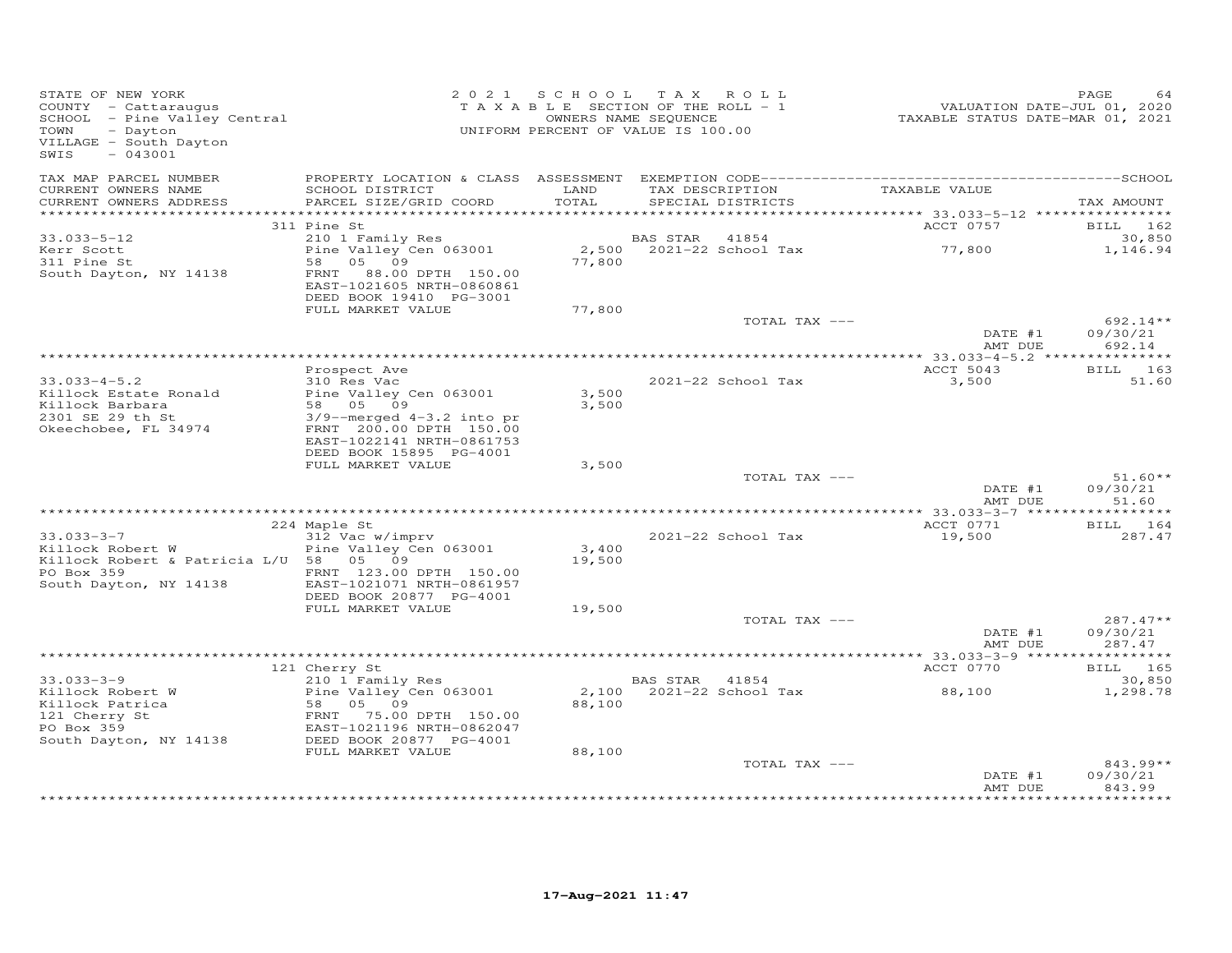STATE OF NEW YORK
COUNTY - Cattaraugus
SCHOOL - Pine Valley Central
TOWN - Dayton
VILLAGE - South Dayton
SWIS - 043001

2021 SCHOOL TAX ROLL
TAXABLE SECTION OF THE ROLL - 1
OWNERS NAME SEQUENCE
UNIFORM PERCENT OF VALUE IS 100.00

VALUATION DATE-JUL 01, 2020
TAXABLE STATUS DATE-MAR 01, 2021

| TAX MAP PARCEL NUMBER / CURRENT OWNERS NAME / CURRENT OWNERS ADDRESS | PROPERTY LOCATION & CLASS / SCHOOL DISTRICT / PARCEL SIZE/GRID COORD | ASSESSMENT LAND / TOTAL | EXEMPTION CODE / TAX DESCRIPTION / SPECIAL DISTRICTS | TAXABLE VALUE | TAX AMOUNT |
|---|---|---|---|---|---|
| **33.033-5-12** | 311 Pine St | | | ACCT 0757 | BILL 162 |
| 33.033-5-12 | 210 1 Family Res | | BAS STAR 41854 | | 30,850 |
| Kerr Scott | Pine Valley Cen 063001 | 2,500 | 2021-22 School Tax | 77,800 | 1,146.94 |
| 311 Pine St | 58 05 09 | 77,800 | | | |
| South Dayton, NY 14138 | FRNT 88.00 DPTH 150.00 | | | | |
| | EAST-1021605 NRTH-0860861 | | | | |
| | DEED BOOK 19410 PG-3001 | | | | |
| | FULL MARKET VALUE | 77,800 | | | |
| | | | TOTAL TAX --- | | 692.14** |
| | | | | DATE #1 | 09/30/21 |
| | | | | AMT DUE | 692.14 |
| **33.033-4-5.2** | Prospect Ave | | | ACCT 5043 | BILL 163 |
| 33.033-4-5.2 | 310 Res Vac | | 2021-22 School Tax | 3,500 | 51.60 |
| Killock Estate Ronald | Pine Valley Cen 063001 | 3,500 | | | |
| Killock Barbara | 58 05 09 | 3,500 | | | |
| 2301 SE 29 th St | 3/9--merged 4-3.2 into pr | | | | |
| Okeechobee, FL 34974 | FRNT 200.00 DPTH 150.00 | | | | |
| | EAST-1022141 NRTH-0861753 | | | | |
| | DEED BOOK 15895 PG-4001 | | | | |
| | FULL MARKET VALUE | 3,500 | | | |
| | | | TOTAL TAX --- | | 51.60** |
| | | | | DATE #1 | 09/30/21 |
| | | | | AMT DUE | 51.60 |
| **33.033-3-7** | 224 Maple St | | | ACCT 0771 | BILL 164 |
| 33.033-3-7 | 312 Vac w/imprv | | 2021-22 School Tax | 19,500 | 287.47 |
| Killock Robert W | Pine Valley Cen 063001 | 3,400 | | | |
| Killock Robert & Patricia L/U | 58 05 09 | 19,500 | | | |
| PO Box 359 | FRNT 123.00 DPTH 150.00 | | | | |
| South Dayton, NY 14138 | EAST-1021071 NRTH-0861957 | | | | |
| | DEED BOOK 20877 PG-4001 | | | | |
| | FULL MARKET VALUE | 19,500 | | | |
| | | | TOTAL TAX --- | | 287.47** |
| | | | | DATE #1 | 09/30/21 |
| | | | | AMT DUE | 287.47 |
| **33.033-3-9** | 121 Cherry St | | | ACCT 0770 | BILL 165 |
| 33.033-3-9 | 210 1 Family Res | | BAS STAR 41854 | | 30,850 |
| Killock Robert W | Pine Valley Cen 063001 | 2,100 | 2021-22 School Tax | 88,100 | 1,298.78 |
| Killock Patrica | 58 05 09 | 88,100 | | | |
| 121 Cherry St | FRNT 75.00 DPTH 150.00 | | | | |
| PO Box 359 | EAST-1021196 NRTH-0862047 | | | | |
| South Dayton, NY 14138 | DEED BOOK 20877 PG-4001 | | | | |
| | FULL MARKET VALUE | 88,100 | | | |
| | | | TOTAL TAX --- | | 843.99** |
| | | | | DATE #1 | 09/30/21 |
| | | | | AMT DUE | 843.99 |

17-Aug-2021 11:47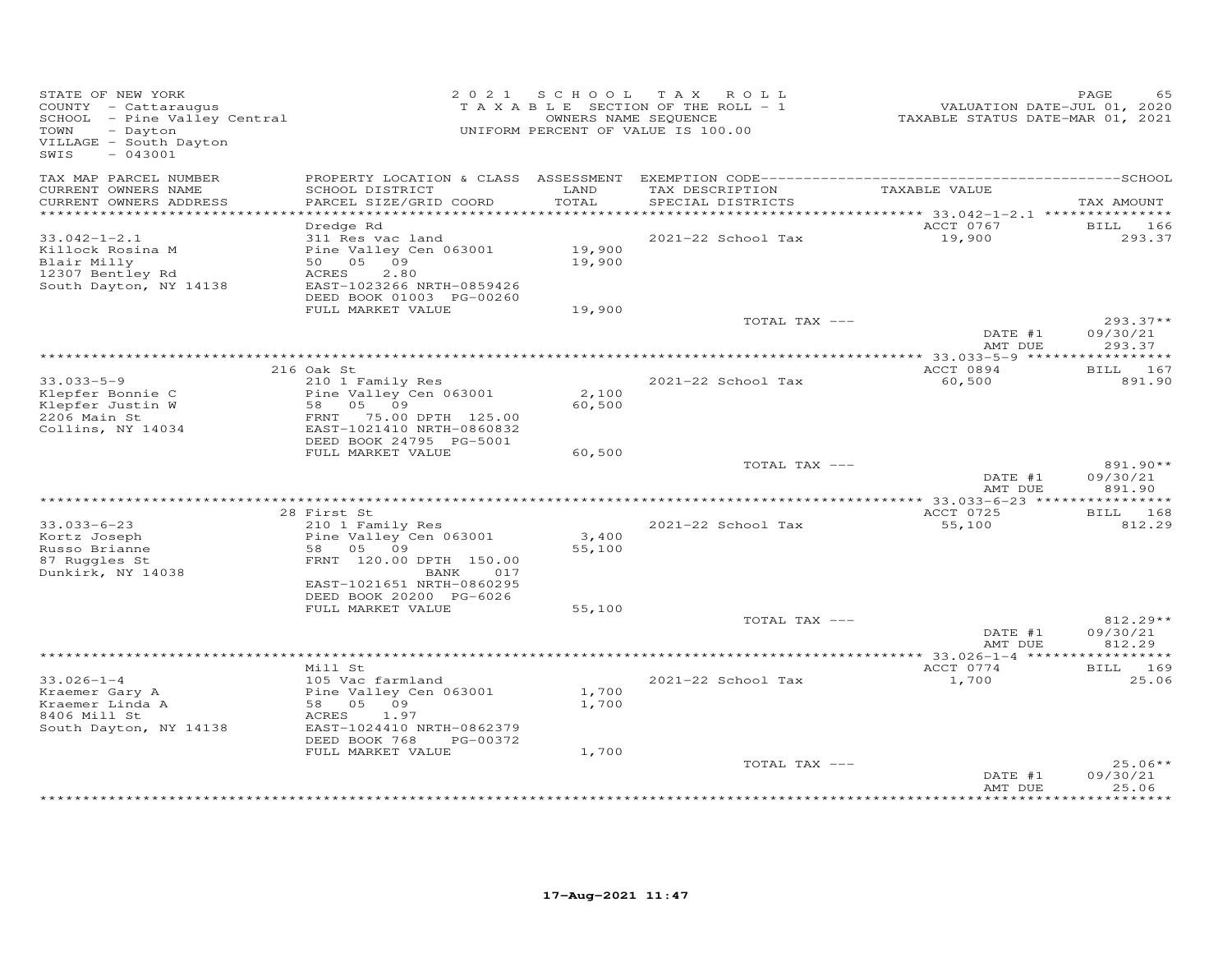STATE OF NEW YORK
COUNTY - Cattaraugus
SCHOOL - Pine Valley Central
TOWN - Dayton
VILLAGE - South Dayton
SWIS - 043001

2021 SCHOOL TAX ROLL
TAXABLE SECTION OF THE ROLL - 1
OWNERS NAME SEQUENCE
UNIFORM PERCENT OF VALUE IS 100.00

VALUATION DATE-JUL 01, 2020
TAXABLE STATUS DATE-MAR 01, 2021

| TAX MAP PARCEL NUMBER / CURRENT OWNERS NAME / CURRENT OWNERS ADDRESS | PROPERTY LOCATION & CLASS / SCHOOL DISTRICT / PARCEL SIZE/GRID COORD | ASSESSMENT LAND / TOTAL | EXEMPTION CODE / TAX DESCRIPTION / SPECIAL DISTRICTS | TAXABLE VALUE | TAX AMOUNT |
|---|---|---|---|---|---|
| | Dredge Rd | | | ACCT 0767 | BILL 166 |
| 33.042-1-2.1 | 311 Res vac land | | 2021-22 School Tax | 19,900 | 293.37 |
| Killock Rosina M | Pine Valley Cen 063001 | 19,900 | | | |
| Blair Milly | 50 05 09 | 19,900 | | | |
| 12307 Bentley Rd | ACRES 2.80 | | | | |
| South Dayton, NY 14138 | EAST-1023266 NRTH-0859426 | | | | |
| | DEED BOOK 01003 PG-00260 | | | | |
| | FULL MARKET VALUE | 19,900 | | | |
| | | | TOTAL TAX --- | | 293.37** |
| | | | | DATE #1 | 09/30/21 |
| | | | | AMT DUE | 293.37 |
| | 216 Oak St | | | ACCT 0894 | BILL 167 |
| 33.033-5-9 | 210 1 Family Res | | 2021-22 School Tax | 60,500 | 891.90 |
| Klepfer Bonnie C | Pine Valley Cen 063001 | 2,100 | | | |
| Klepfer Justin W | 58 05 09 | 60,500 | | | |
| 2206 Main St | FRNT 75.00 DPTH 125.00 | | | | |
| Collins, NY 14034 | EAST-1021410 NRTH-0860832 | | | | |
| | DEED BOOK 24795 PG-5001 | | | | |
| | FULL MARKET VALUE | 60,500 | | | |
| | | | TOTAL TAX --- | | 891.90** |
| | | | | DATE #1 | 09/30/21 |
| | | | | AMT DUE | 891.90 |
| | 28 First St | | | ACCT 0725 | BILL 168 |
| 33.033-6-23 | 210 1 Family Res | | 2021-22 School Tax | 55,100 | 812.29 |
| Kortz Joseph | Pine Valley Cen 063001 | 3,400 | | | |
| Russo Brianne | 58 05 09 | 55,100 | | | |
| 87 Ruggles St | FRNT 120.00 DPTH 150.00 | | | | |
| Dunkirk, NY 14038 | BANK 017 | | | | |
| | EAST-1021651 NRTH-0860295 | | | | |
| | DEED BOOK 20200 PG-6026 | | | | |
| | FULL MARKET VALUE | 55,100 | | | |
| | | | TOTAL TAX --- | | 812.29** |
| | | | | DATE #1 | 09/30/21 |
| | | | | AMT DUE | 812.29 |
| | Mill St | | | ACCT 0774 | BILL 169 |
| 33.026-1-4 | 105 Vac farmland | | 2021-22 School Tax | 1,700 | 25.06 |
| Kraemer Gary A | Pine Valley Cen 063001 | 1,700 | | | |
| Kraemer Linda A | 58 05 09 | 1,700 | | | |
| 8406 Mill St | ACRES 1.97 | | | | |
| South Dayton, NY 14138 | EAST-1024410 NRTH-0862379 | | | | |
| | DEED BOOK 768 PG-00372 | | | | |
| | FULL MARKET VALUE | 1,700 | | | |
| | | | TOTAL TAX --- | | 25.06** |
| | | | | DATE #1 | 09/30/21 |
| | | | | AMT DUE | 25.06 |

17-Aug-2021 11:47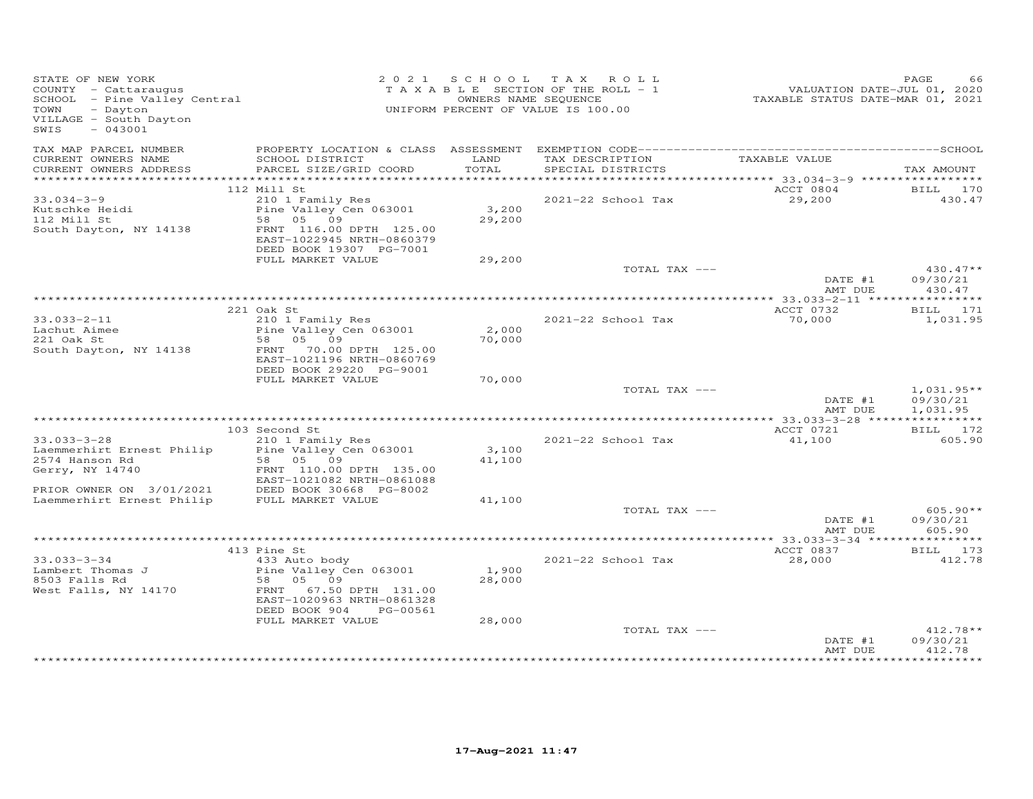STATE OF NEW YORK
COUNTY - Cattaraugus
SCHOOL - Pine Valley Central
TOWN - Dayton
VILLAGE - South Dayton
SWIS - 043001

2021 SCHOOL TAX ROLL
TAXABLE SECTION OF THE ROLL - 1
OWNERS NAME SEQUENCE
UNIFORM PERCENT OF VALUE IS 100.00

VALUATION DATE-JUL 01, 2020
TAXABLE STATUS DATE-MAR 01, 2021

| TAX MAP PARCEL NUMBER / CURRENT OWNERS NAME / CURRENT OWNERS ADDRESS | PROPERTY LOCATION & CLASS / SCHOOL DISTRICT / PARCEL SIZE/GRID COORD | ASSESSMENT LAND / TOTAL | EXEMPTION CODE / TAX DESCRIPTION / SPECIAL DISTRICTS | TAXABLE VALUE | TAX AMOUNT |
|---|---|---|---|---|---|
| | 112 Mill St | | | ACCT 0804 | BILL 170 |
| 33.034-3-9 | 210 1 Family Res | | 2021-22 School Tax | 29,200 | 430.47 |
| Kutschke Heidi | Pine Valley Cen 063001 | 3,200 | | | |
| 112 Mill St | 58 05 09 | 29,200 | | | |
| South Dayton, NY 14138 | FRNT 116.00 DPTH 125.00 | | | | |
| | EAST-1022945 NRTH-0860379 | | | | |
| | DEED BOOK 19307 PG-7001 | | | | |
| | FULL MARKET VALUE | 29,200 | | | |
| | | | TOTAL TAX --- | | 430.47** |
| | | | | DATE #1 | 09/30/21 |
| | | | | AMT DUE | 430.47 |
| | 221 Oak St | | | ACCT 0732 | BILL 171 |
| 33.033-2-11 | 210 1 Family Res | | 2021-22 School Tax | 70,000 | 1,031.95 |
| Lachut Aimee | Pine Valley Cen 063001 | 2,000 | | | |
| 221 Oak St | 58 05 09 | 70,000 | | | |
| South Dayton, NY 14138 | FRNT 70.00 DPTH 125.00 | | | | |
| | EAST-1021196 NRTH-0860769 | | | | |
| | DEED BOOK 29220 PG-9001 | | | | |
| | FULL MARKET VALUE | 70,000 | | | |
| | | | TOTAL TAX --- | | 1,031.95** |
| | | | | DATE #1 | 09/30/21 |
| | | | | AMT DUE | 1,031.95 |
| | 103 Second St | | | ACCT 0721 | BILL 172 |
| 33.033-3-28 | 210 1 Family Res | | 2021-22 School Tax | 41,100 | 605.90 |
| Laemmerhirt Ernest Philip | Pine Valley Cen 063001 | 3,100 | | | |
| 2574 Hanson Rd | 58 05 09 | 41,100 | | | |
| Gerry, NY 14740 | FRNT 110.00 DPTH 135.00 | | | | |
| | EAST-1021082 NRTH-0861088 | | | | |
| PRIOR OWNER ON 3/01/2021 | DEED BOOK 30668 PG-8002 | | | | |
| Laemmerhirt Ernest Philip | FULL MARKET VALUE | 41,100 | | | |
| | | | TOTAL TAX --- | | 605.90** |
| | | | | DATE #1 | 09/30/21 |
| | | | | AMT DUE | 605.90 |
| | 413 Pine St | | | ACCT 0837 | BILL 173 |
| 33.033-3-34 | 433 Auto body | | 2021-22 School Tax | 28,000 | 412.78 |
| Lambert Thomas J | Pine Valley Cen 063001 | 1,900 | | | |
| 8503 Falls Rd | 58 05 09 | 28,000 | | | |
| West Falls, NY 14170 | FRNT 67.50 DPTH 131.00 | | | | |
| | EAST-1020963 NRTH-0861328 | | | | |
| | DEED BOOK 904 PG-00561 | | | | |
| | FULL MARKET VALUE | 28,000 | | | |
| | | | TOTAL TAX --- | | 412.78** |
| | | | | DATE #1 | 09/30/21 |
| | | | | AMT DUE | 412.78 |

17-Aug-2021 11:47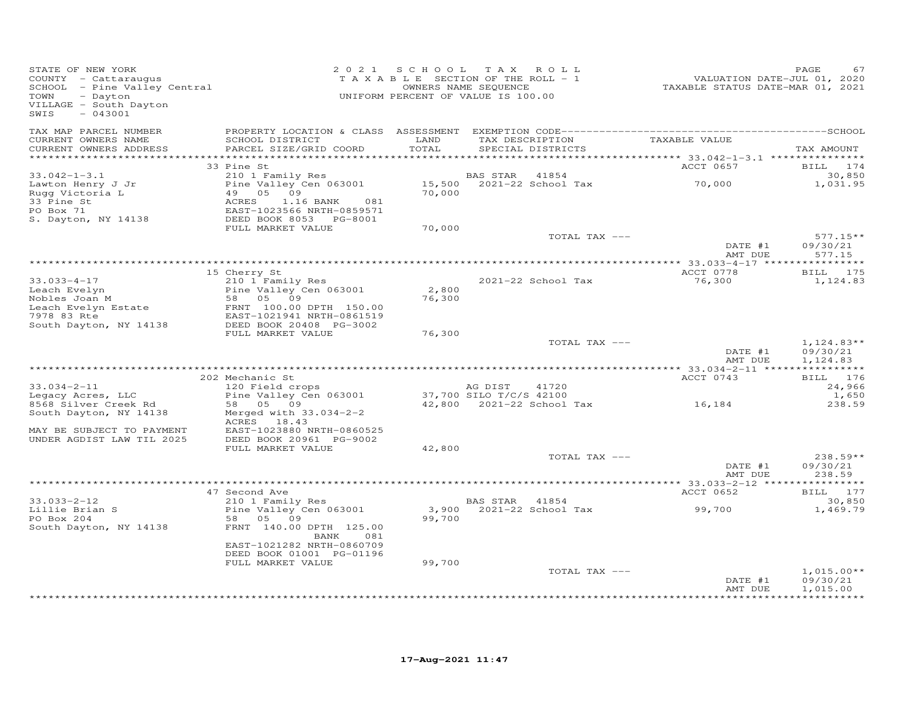STATE OF NEW YORK
COUNTY - Cattaraugus
SCHOOL - Pine Valley Central
TOWN - Dayton
VILLAGE - South Dayton
SWIS - 043001

2 0 2 1 S C H O O L T A X R O L L
T A X A B L E SECTION OF THE ROLL - 1
OWNERS NAME SEQUENCE
UNIFORM PERCENT OF VALUE IS 100.00

VALUATION DATE-JUL 01, 2020
TAXABLE STATUS DATE-MAR 01, 2021

| TAX MAP PARCEL NUMBER / CURRENT OWNERS NAME / CURRENT OWNERS ADDRESS | PROPERTY LOCATION & CLASS / SCHOOL DISTRICT / PARCEL SIZE/GRID COORD | ASSESSMENT LAND / TOTAL | EXEMPTION CODE / TAX DESCRIPTION / SPECIAL DISTRICTS | TAXABLE VALUE | TAX AMOUNT |
|---|---|---|---|---|---|
| | 33 Pine St | | | ACCT 0657 | BILL 174 |
| 33.042-1-3.1 | 210 1 Family Res | | BAS STAR 41854 | | 30,850 |
| Lawton Henry J Jr | Pine Valley Cen 063001 | 15,500 | 2021-22 School Tax | 70,000 | 1,031.95 |
| Rugg Victoria L | 49 05 09 | 70,000 | | | |
| 33 Pine St | ACRES 1.16 BANK 081 | | | | |
| PO Box 71 | EAST-1023566 NRTH-0859571 | | | | |
| S. Dayton, NY 14138 | DEED BOOK 8053 PG-8001 | | | | |
| | FULL MARKET VALUE | 70,000 | | | |
| | | | TOTAL TAX --- | | 577.15** |
| | | | | DATE #1 | 09/30/21 |
| | | | | AMT DUE | 577.15 |
| | 15 Cherry St | | | ACCT 0778 | BILL 175 |
| 33.033-4-17 | 210 1 Family Res | | 2021-22 School Tax | 76,300 | 1,124.83 |
| Leach Evelyn | Pine Valley Cen 063001 | 2,800 | | | |
| Nobles Joan M | 58 05 09 | 76,300 | | | |
| Leach Evelyn Estate | FRNT 100.00 DPTH 150.00 | | | | |
| 7978 83 Rte | EAST-1021941 NRTH-0861519 | | | | |
| South Dayton, NY 14138 | DEED BOOK 20408 PG-3002 | | | | |
| | FULL MARKET VALUE | 76,300 | | | |
| | | | TOTAL TAX --- | | 1,124.83** |
| | | | | DATE #1 | 09/30/21 |
| | | | | AMT DUE | 1,124.83 |
| | 202 Mechanic St | | | ACCT 0743 | BILL 176 |
| 33.034-2-11 | 120 Field crops | | AG DIST 41720 | | 24,966 |
| Legacy Acres, LLC | Pine Valley Cen 063001 | 37,700 | SILO T/C/S 42100 | | 1,650 |
| 8568 Silver Creek Rd | 58 05 09 | 42,800 | 2021-22 School Tax | 16,184 | 238.59 |
| South Dayton, NY 14138 | Merged with 33.034-2-2 | | | | |
| | ACRES 18.43 | | | | |
| MAY BE SUBJECT TO PAYMENT | EAST-1023880 NRTH-0860525 | | | | |
| UNDER AGDIST LAW TIL 2025 | DEED BOOK 20961 PG-9002 | | | | |
| | FULL MARKET VALUE | 42,800 | | | |
| | | | TOTAL TAX --- | | 238.59** |
| | | | | DATE #1 | 09/30/21 |
| | | | | AMT DUE | 238.59 |
| | 47 Second Ave | | | ACCT 0652 | BILL 177 |
| 33.033-2-12 | 210 1 Family Res | | BAS STAR 41854 | | 30,850 |
| Lillie Brian S | Pine Valley Cen 063001 | 3,900 | 2021-22 School Tax | 99,700 | 1,469.79 |
| PO Box 204 | 58 05 09 | 99,700 | | | |
| South Dayton, NY 14138 | FRNT 140.00 DPTH 125.00 | | | | |
| | BANK 081 | | | | |
| | EAST-1021282 NRTH-0860709 | | | | |
| | DEED BOOK 01001 PG-01196 | | | | |
| | FULL MARKET VALUE | 99,700 | | | |
| | | | TOTAL TAX --- | | 1,015.00** |
| | | | | DATE #1 | 09/30/21 |
| | | | | AMT DUE | 1,015.00 |

17-Aug-2021 11:47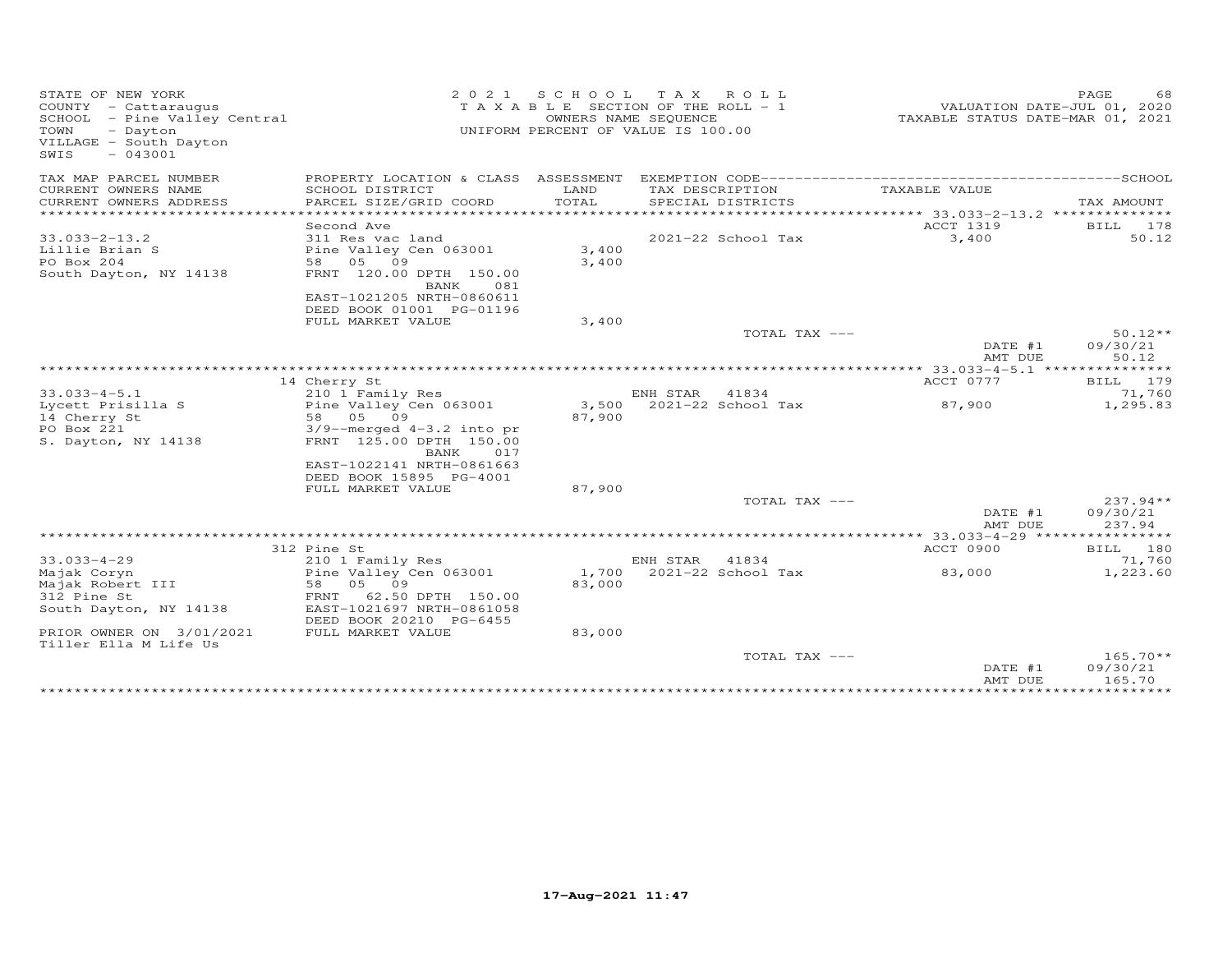STATE OF NEW YORK
COUNTY - Cattaraugus
SCHOOL - Pine Valley Central
TOWN - Dayton
VILLAGE - South Dayton
SWIS - 043001

2 0 2 1 S C H O O L T A X R O L L
T A X A B L E SECTION OF THE ROLL - 1
OWNERS NAME SEQUENCE
UNIFORM PERCENT OF VALUE IS 100.00

VALUATION DATE-JUL 01, 2020
TAXABLE STATUS DATE-MAR 01, 2021

| TAX MAP PARCEL NUMBER / CURRENT OWNERS NAME / CURRENT OWNERS ADDRESS | PROPERTY LOCATION & CLASS / SCHOOL DISTRICT / PARCEL SIZE/GRID COORD | ASSESSMENT LAND / TOTAL | EXEMPTION CODE / TAX DESCRIPTION / SPECIAL DISTRICTS | TAXABLE VALUE | TAX AMOUNT |
|---|---|---|---|---|---|
| | Second Ave | | | ACCT 1319 | BILL 178 |
| 33.033-2-13.2 | 311 Res vac land | | | | |
| Lillie Brian S | Pine Valley Cen 063001 | 3,400 | 2021-22 School Tax | 3,400 | 50.12 |
| PO Box 204 | 58 05 09 | 3,400 | | | |
| South Dayton, NY 14138 | FRNT 120.00 DPTH 150.00 | | | | |
| | BANK 081 | | | | |
| | EAST-1021205 NRTH-0860611 | | | | |
| | DEED BOOK 01001 PG-01196 | | | | |
| | FULL MARKET VALUE | 3,400 | | | |
| | | | TOTAL TAX --- | | 50.12** |
| | | | | DATE #1 | 09/30/21 |
| | | | | AMT DUE | 50.12 |
| | 14 Cherry St | | | ACCT 0777 | BILL 179 |
| 33.033-4-5.1 | 210 1 Family Res | | ENH STAR 41834 | | 71,760 |
| Lycett Prisilla S | Pine Valley Cen 063001 | 3,500 | 2021-22 School Tax | 87,900 | 1,295.83 |
| 14 Cherry St | 58 05 09 | 87,900 | | | |
| PO Box 221 | 3/9--merged 4-3.2 into pr | | | | |
| S. Dayton, NY 14138 | FRNT 125.00 DPTH 150.00 | | | | |
| | BANK 017 | | | | |
| | EAST-1022141 NRTH-0861663 | | | | |
| | DEED BOOK 15895 PG-4001 | | | | |
| | FULL MARKET VALUE | 87,900 | | | |
| | | | TOTAL TAX --- | | 237.94** |
| | | | | DATE #1 | 09/30/21 |
| | | | | AMT DUE | 237.94 |
| | 312 Pine St | | | ACCT 0900 | BILL 180 |
| 33.033-4-29 | 210 1 Family Res | | ENH STAR 41834 | | 71,760 |
| Majak Coryn | Pine Valley Cen 063001 | 1,700 | 2021-22 School Tax | 83,000 | 1,223.60 |
| Majak Robert III | 58 05 09 | 83,000 | | | |
| 312 Pine St | FRNT 62.50 DPTH 150.00 | | | | |
| South Dayton, NY 14138 | EAST-1021697 NRTH-0861058 | | | | |
| | DEED BOOK 20210 PG-6455 | | | | |
| PRIOR OWNER ON 3/01/2021 | FULL MARKET VALUE | 83,000 | | | |
| Tiller Ella M Life Us | | | | | |
| | | | TOTAL TAX --- | | 165.70** |
| | | | | DATE #1 | 09/30/21 |
| | | | | AMT DUE | 165.70 |

17-Aug-2021 11:47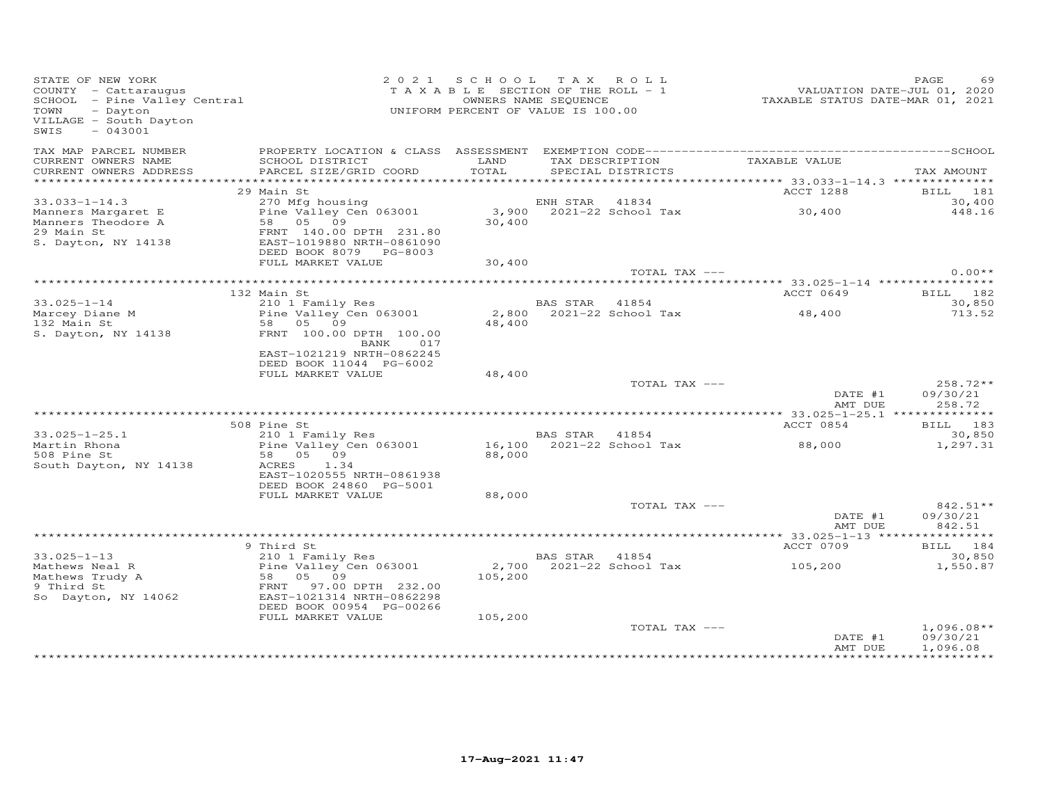STATE OF NEW YORK
COUNTY - Cattaraugus
SCHOOL - Pine Valley Central
TOWN - Dayton
VILLAGE - South Dayton
SWIS - 043001

2021 SCHOOL TAX ROLL
TAXABLE SECTION OF THE ROLL - 1
OWNERS NAME SEQUENCE
UNIFORM PERCENT OF VALUE IS 100.00

VALUATION DATE-JUL 01, 2020
TAXABLE STATUS DATE-MAR 01, 2021

| TAX MAP PARCEL NUMBER / CURRENT OWNERS NAME / CURRENT OWNERS ADDRESS | PROPERTY LOCATION & CLASS / SCHOOL DISTRICT / PARCEL SIZE/GRID COORD | ASSESSMENT LAND / TOTAL | EXEMPTION CODE / TAX DESCRIPTION / SPECIAL DISTRICTS | TAXABLE VALUE | SCHOOL TAX AMOUNT |
|---|---|---|---|---|---|
| **33.033-1-14.3** | 29 Main St | | | ACCT 1288 | BILL 181 |
| Manners Margaret E | 270 Mfg housing | | ENH STAR 41834 | | 30,400 |
| Manners Theodore A | Pine Valley Cen 063001 | 3,900 | 2021-22 School Tax | 30,400 | 448.16 |
| 29 Main St | 58 05 09 | 30,400 | | | |
| S. Dayton, NY 14138 | FRNT 140.00 DPTH 231.80 | | | | |
| | EAST-1019880 NRTH-0861090 | | | | |
| | DEED BOOK 8079 PG-8003 | | | | |
| | FULL MARKET VALUE | 30,400 | | | |
| | | | TOTAL TAX --- | | 0.00** |
| **33.025-1-14** | 132 Main St | | | ACCT 0649 | BILL 182 |
| Marcey Diane M | 210 1 Family Res | | BAS STAR 41854 | | 30,850 |
| 132 Main St | Pine Valley Cen 063001 | 2,800 | 2021-22 School Tax | 48,400 | 713.52 |
| S. Dayton, NY 14138 | 58 05 09 | 48,400 | | | |
| | FRNT 100.00 DPTH 100.00 | | | | |
| | BANK 017 | | | | |
| | EAST-1021219 NRTH-0862245 | | | | |
| | DEED BOOK 11044 PG-6002 | | | | |
| | FULL MARKET VALUE | 48,400 | | | |
| | | | TOTAL TAX --- | | 258.72** |
| | | | | DATE #1 | 09/30/21 |
| | | | | AMT DUE | 258.72 |
| **33.025-1-25.1** | 508 Pine St | | | ACCT 0854 | BILL 183 |
| Martin Rhona | 210 1 Family Res | | BAS STAR 41854 | | 30,850 |
| 508 Pine St | Pine Valley Cen 063001 | 16,100 | 2021-22 School Tax | 88,000 | 1,297.31 |
| South Dayton, NY 14138 | 58 05 09 | 88,000 | | | |
| | ACRES 1.34 | | | | |
| | EAST-1020555 NRTH-0861938 | | | | |
| | DEED BOOK 24860 PG-5001 | | | | |
| | FULL MARKET VALUE | 88,000 | | | |
| | | | TOTAL TAX --- | | 842.51** |
| | | | | DATE #1 | 09/30/21 |
| | | | | AMT DUE | 842.51 |
| **33.025-1-13** | 9 Third St | | | ACCT 0709 | BILL 184 |
| Mathews Neal R | 210 1 Family Res | | BAS STAR 41854 | | 30,850 |
| Mathews Trudy A | Pine Valley Cen 063001 | 2,700 | 2021-22 School Tax | 105,200 | 1,550.87 |
| 9 Third St | 58 05 09 | 105,200 | | | |
| So Dayton, NY 14062 | FRNT 97.00 DPTH 232.00 | | | | |
| | EAST-1021314 NRTH-0862298 | | | | |
| | DEED BOOK 00954 PG-00266 | | | | |
| | FULL MARKET VALUE | 105,200 | | | |
| | | | TOTAL TAX --- | | 1,096.08** |
| | | | | DATE #1 | 09/30/21 |
| | | | | AMT DUE | 1,096.08 |

17-Aug-2021 11:47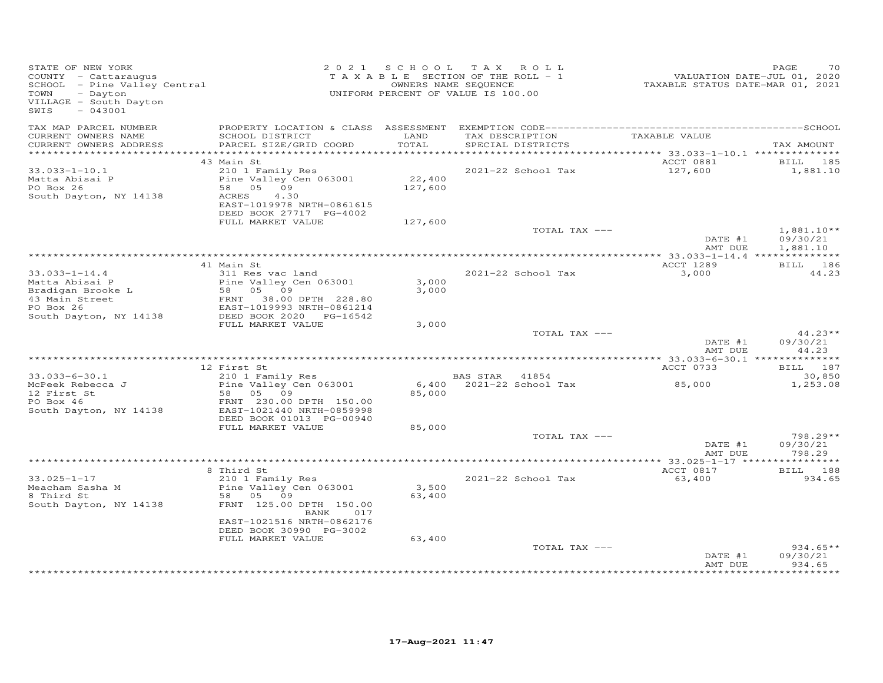STATE OF NEW YORK
COUNTY - Cattaraugus
SCHOOL - Pine Valley Central
TOWN - Dayton
VILLAGE - South Dayton
SWIS - 043001

2 0 2 1 S C H O O L T A X R O L L
T A X A B L E SECTION OF THE ROLL - 1
OWNERS NAME SEQUENCE
UNIFORM PERCENT OF VALUE IS 100.00

VALUATION DATE-JUL 01, 2020
TAXABLE STATUS DATE-MAR 01, 2021

| TAX MAP PARCEL NUMBER / CURRENT OWNERS NAME / CURRENT OWNERS ADDRESS | PROPERTY LOCATION & CLASS / SCHOOL DISTRICT / PARCEL SIZE/GRID COORD | ASSESSMENT LAND / TOTAL | EXEMPTION CODE / TAX DESCRIPTION / SPECIAL DISTRICTS | TAXABLE VALUE | TAX AMOUNT |
|---|---|---|---|---|---|
| **33.033-1-10.1** | 43 Main St | | | ACCT 0881 | BILL 185 |
| Matta Abisai P | 210 1 Family Res | | 2021-22 School Tax | 127,600 | 1,881.10 |
| PO Box 26 | Pine Valley Cen 063001 | 22,400 | | | |
| South Dayton, NY 14138 | 58 05 09 | 127,600 | | | |
| | ACRES 4.30 | | | | |
| | EAST-1019978 NRTH-0861615 | | | | |
| | DEED BOOK 27717 PG-4002 | | | | |
| | FULL MARKET VALUE | 127,600 | | | |
| | | | TOTAL TAX --- | | 1,881.10** |
| | | | | DATE #1 | 09/30/21 |
| | | | | AMT DUE | 1,881.10 |
| **33.033-1-14.4** | 41 Main St | | | ACCT 1289 | BILL 186 |
| Matta Abisai P | 311 Res vac land | | 2021-22 School Tax | 3,000 | 44.23 |
| Bradigan Brooke L | Pine Valley Cen 063001 | 3,000 | | | |
| 43 Main Street | 58 05 09 | 3,000 | | | |
| PO Box 26 | FRNT 38.00 DPTH 228.80 | | | | |
| South Dayton, NY 14138 | EAST-1019993 NRTH-0861214 | | | | |
| | DEED BOOK 2020 PG-16542 | | | | |
| | FULL MARKET VALUE | 3,000 | | | |
| | | | TOTAL TAX --- | | 44.23** |
| | | | | DATE #1 | 09/30/21 |
| | | | | AMT DUE | 44.23 |
| **33.033-6-30.1** | 12 First St | | | ACCT 0733 | BILL 187 |
| McPeek Rebecca J | 210 1 Family Res | | BAS STAR 41854 | | 30,850 |
| 12 First St | Pine Valley Cen 063001 | 6,400 | 2021-22 School Tax | 85,000 | 1,253.08 |
| PO Box 46 | 58 05 09 | 85,000 | | | |
| South Dayton, NY 14138 | FRNT 230.00 DPTH 150.00 | | | | |
| | EAST-1021440 NRTH-0859998 | | | | |
| | DEED BOOK 01013 PG-00940 | | | | |
| | FULL MARKET VALUE | 85,000 | | | |
| | | | TOTAL TAX --- | | 798.29** |
| | | | | DATE #1 | 09/30/21 |
| | | | | AMT DUE | 798.29 |
| **33.025-1-17** | 8 Third St | | | ACCT 0817 | BILL 188 |
| Meacham Sasha M | 210 1 Family Res | | 2021-22 School Tax | 63,400 | 934.65 |
| 8 Third St | Pine Valley Cen 063001 | 3,500 | | | |
| South Dayton, NY 14138 | 58 05 09 | 63,400 | | | |
| | FRNT 125.00 DPTH 150.00 | | | | |
| | BANK 017 | | | | |
| | EAST-1021516 NRTH-0862176 | | | | |
| | DEED BOOK 30990 PG-3002 | | | | |
| | FULL MARKET VALUE | 63,400 | | | |
| | | | TOTAL TAX --- | | 934.65** |
| | | | | DATE #1 | 09/30/21 |
| | | | | AMT DUE | 934.65 |

17-Aug-2021 11:47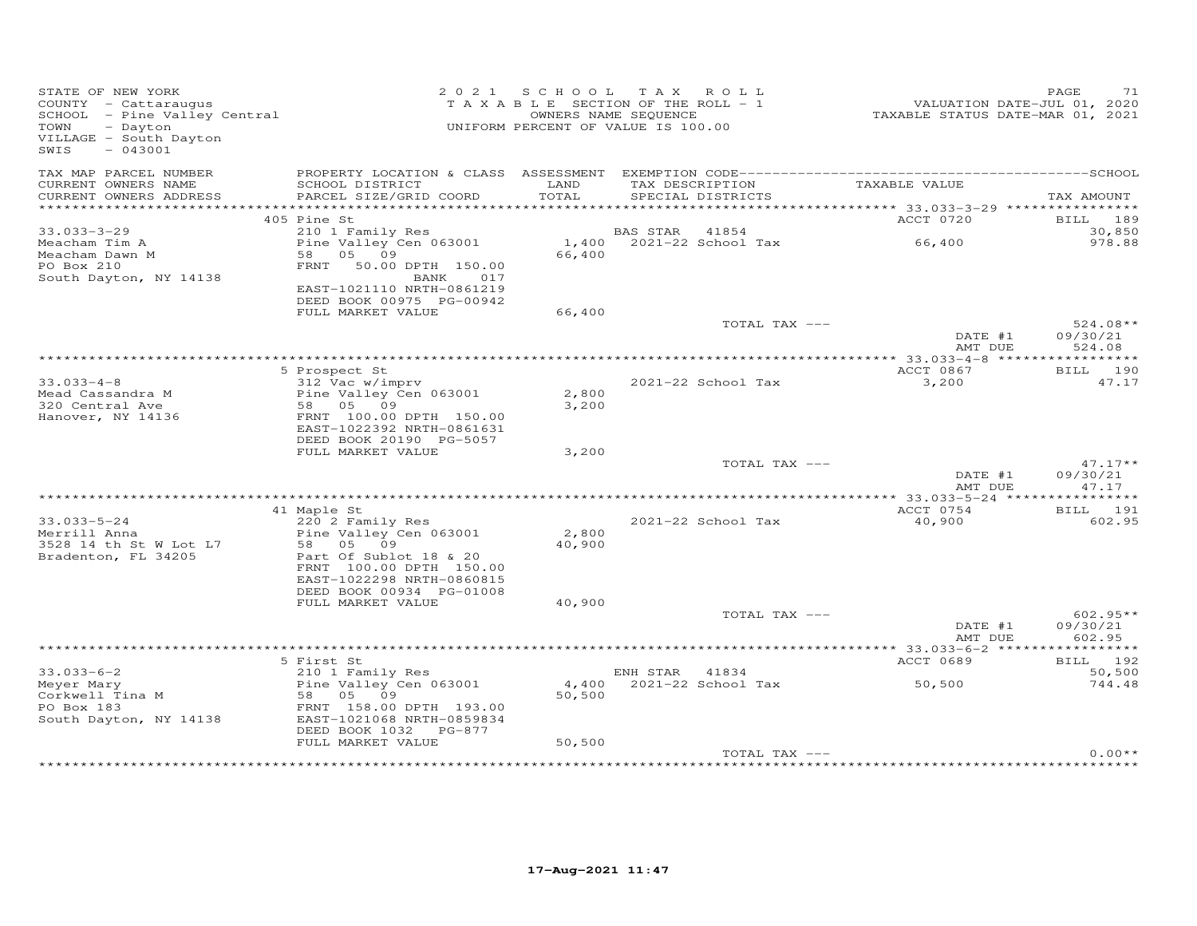STATE OF NEW YORK
COUNTY - Cattaraugus
SCHOOL - Pine Valley Central
TOWN - Dayton
VILLAGE - South Dayton
SWIS - 043001

2021 SCHOOL TAX ROLL
TAXABLE SECTION OF THE ROLL - 1
OWNERS NAME SEQUENCE
UNIFORM PERCENT OF VALUE IS 100.00

VALUATION DATE-JUL 01, 2020
TAXABLE STATUS DATE-MAR 01, 2021

| TAX MAP PARCEL NUMBER / CURRENT OWNERS NAME / CURRENT OWNERS ADDRESS | PROPERTY LOCATION & CLASS / SCHOOL DISTRICT / PARCEL SIZE/GRID COORD | ASSESSMENT LAND / TOTAL | EXEMPTION CODE / TAX DESCRIPTION / SPECIAL DISTRICTS | TAXABLE VALUE | SCHOOL / TAX AMOUNT |
|---|---|---|---|---|---|
| **33.033-3-29** | 405 Pine St | | | ACCT 0720 | BILL 189 |
| | 210 1 Family Res | | BAS STAR 41854 | | 30,850 |
| Meacham Tim A | Pine Valley Cen 063001 | 1,400 | 2021-22 School Tax | 66,400 | 978.88 |
| Meacham Dawn M | 58 05 09 | 66,400 | | | |
| PO Box 210 | FRNT 50.00 DPTH 150.00 | | | | |
| South Dayton, NY 14138 | BANK 017 | | | | |
| | EAST-1021110 NRTH-0861219 | | | | |
| | DEED BOOK 00975 PG-00942 | | | | |
| | FULL MARKET VALUE | 66,400 | | | |
| | | | TOTAL TAX --- | | 524.08** |
| | | | | DATE #1 | 09/30/21 |
| | | | | AMT DUE | 524.08 |
| **33.033-4-8** | 5 Prospect St | | | ACCT 0867 | BILL 190 |
| | 312 Vac w/imprv | | 2021-22 School Tax | 3,200 | 47.17 |
| Mead Cassandra M | Pine Valley Cen 063001 | 2,800 | | | |
| 320 Central Ave | 58 05 09 | 3,200 | | | |
| Hanover, NY 14136 | FRNT 100.00 DPTH 150.00 | | | | |
| | EAST-1022392 NRTH-0861631 | | | | |
| | DEED BOOK 20190 PG-5057 | | | | |
| | FULL MARKET VALUE | 3,200 | | | |
| | | | TOTAL TAX --- | | 47.17** |
| | | | | DATE #1 | 09/30/21 |
| | | | | AMT DUE | 47.17 |
| **33.033-5-24** | 41 Maple St | | | ACCT 0754 | BILL 191 |
| | 220 2 Family Res | | 2021-22 School Tax | 40,900 | 602.95 |
| Merrill Anna | Pine Valley Cen 063001 | 2,800 | | | |
| 3528 14 th St W Lot L7 | 58 05 09 | 40,900 | | | |
| Bradenton, FL 34205 | Part Of Sublot 18 & 20 | | | | |
| | FRNT 100.00 DPTH 150.00 | | | | |
| | EAST-1022298 NRTH-0860815 | | | | |
| | DEED BOOK 00934 PG-01008 | | | | |
| | FULL MARKET VALUE | 40,900 | | | |
| | | | TOTAL TAX --- | | 602.95** |
| | | | | DATE #1 | 09/30/21 |
| | | | | AMT DUE | 602.95 |
| **33.033-6-2** | 5 First St | | | ACCT 0689 | BILL 192 |
| | 210 1 Family Res | | ENH STAR 41834 | | 50,500 |
| Meyer Mary | Pine Valley Cen 063001 | 4,400 | 2021-22 School Tax | 50,500 | 744.48 |
| Corkwell Tina M | 58 05 09 | 50,500 | | | |
| PO Box 183 | FRNT 158.00 DPTH 193.00 | | | | |
| South Dayton, NY 14138 | EAST-1021068 NRTH-0859834 | | | | |
| | DEED BOOK 1032 PG-877 | | | | |
| | FULL MARKET VALUE | 50,500 | | | |
| | | | TOTAL TAX --- | | 0.00** |

17-Aug-2021 11:47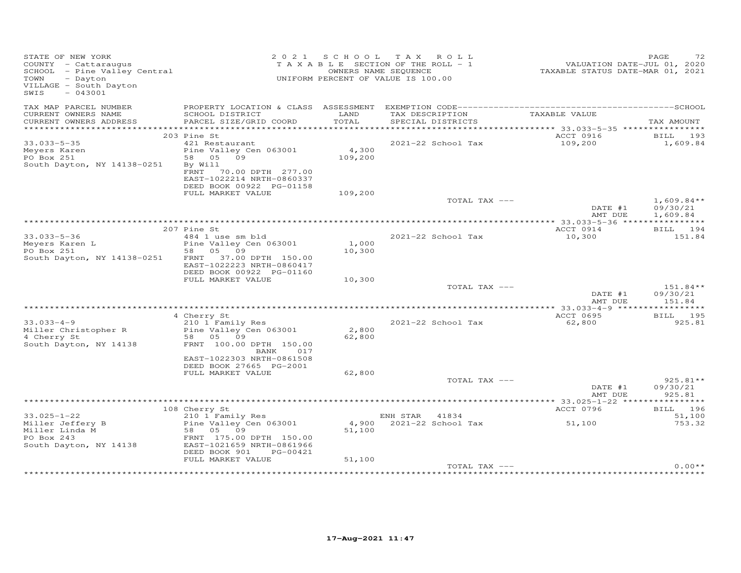STATE OF NEW YORK
COUNTY - Cattaraugus
SCHOOL - Pine Valley Central
TOWN - Dayton
VILLAGE - South Dayton
SWIS - 043001

2021 SCHOOL TAX ROLL
TAXABLE SECTION OF THE ROLL - 1
OWNERS NAME SEQUENCE
UNIFORM PERCENT OF VALUE IS 100.00

VALUATION DATE-JUL 01, 2020
TAXABLE STATUS DATE-MAR 01, 2021

| TAX MAP PARCEL NUMBER / CURRENT OWNERS NAME / CURRENT OWNERS ADDRESS | PROPERTY LOCATION & CLASS / SCHOOL DISTRICT / PARCEL SIZE/GRID COORD | ASSESSMENT LAND / TOTAL | EXEMPTION CODE / TAX DESCRIPTION / SPECIAL DISTRICTS | TAXABLE VALUE | SCHOOL TAX AMOUNT |
|---|---|---|---|---|---|
| | 203 Pine St | | | ACCT 0916 | BILL 193 |
| 33.033-5-35 | 421 Restaurant | | 2021-22 School Tax | 109,200 | 1,609.84 |
| Meyers Karen | Pine Valley Cen 063001 | 4,300 | | | |
| PO Box 251 | 58 05 09 | 109,200 | | | |
| South Dayton, NY 14138-0251 | By Will | | | | |
| | FRNT 70.00 DPTH 277.00 | | | | |
| | EAST-1022214 NRTH-0860337 | | | | |
| | DEED BOOK 00922 PG-01158 | | | | |
| | FULL MARKET VALUE | 109,200 | | | |
| | | | TOTAL TAX --- | | 1,609.84** |
| | | | | DATE #1 | 09/30/21 |
| | | | | AMT DUE | 1,609.84 |
| | 207 Pine St | | | ACCT 0914 | BILL 194 |
| 33.033-5-36 | 484 1 use sm bld | | 2021-22 School Tax | 10,300 | 151.84 |
| Meyers Karen L | Pine Valley Cen 063001 | 1,000 | | | |
| PO Box 251 | 58 05 09 | 10,300 | | | |
| South Dayton, NY 14138-0251 | FRNT 37.00 DPTH 150.00 | | | | |
| | EAST-1022223 NRTH-0860417 | | | | |
| | DEED BOOK 00922 PG-01160 | | | | |
| | FULL MARKET VALUE | 10,300 | | | |
| | | | TOTAL TAX --- | | 151.84** |
| | | | | DATE #1 | 09/30/21 |
| | | | | AMT DUE | 151.84 |
| | 4 Cherry St | | | ACCT 0695 | BILL 195 |
| 33.033-4-9 | 210 1 Family Res | | 2021-22 School Tax | 62,800 | 925.81 |
| Miller Christopher R | Pine Valley Cen 063001 | 2,800 | | | |
| 4 Cherry St | 58 05 09 | 62,800 | | | |
| South Dayton, NY 14138 | FRNT 100.00 DPTH 150.00 | | | | |
| | BANK 017 | | | | |
| | EAST-1022303 NRTH-0861508 | | | | |
| | DEED BOOK 27665 PG-2001 | | | | |
| | FULL MARKET VALUE | 62,800 | | | |
| | | | TOTAL TAX --- | | 925.81** |
| | | | | DATE #1 | 09/30/21 |
| | | | | AMT DUE | 925.81 |
| | 108 Cherry St | | | ACCT 0796 | BILL 196 |
| 33.025-1-22 | 210 1 Family Res | | ENH STAR 41834 | | 51,100 |
| Miller Jeffery B | Pine Valley Cen 063001 | 4,900 | 2021-22 School Tax | 51,100 | 753.32 |
| Miller Linda M | 58 05 09 | 51,100 | | | |
| PO Box 243 | FRNT 175.00 DPTH 150.00 | | | | |
| South Dayton, NY 14138 | EAST-1021659 NRTH-0861966 | | | | |
| | DEED BOOK 901 PG-00421 | | | | |
| | FULL MARKET VALUE | 51,100 | | | |
| | | | TOTAL TAX --- | | 0.00** |

17-Aug-2021 11:47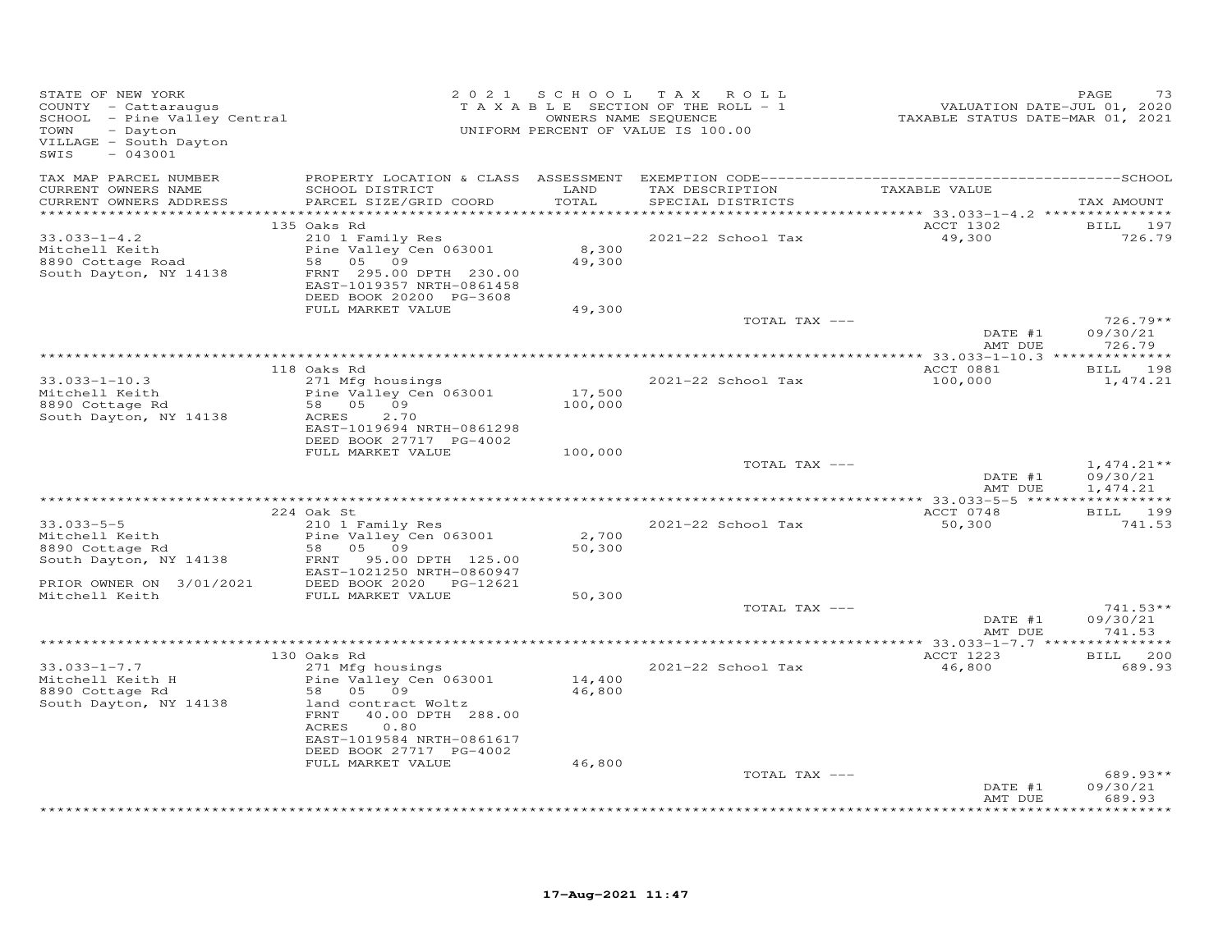STATE OF NEW YORK
COUNTY - Cattaraugus
SCHOOL - Pine Valley Central
TOWN - Dayton
VILLAGE - South Dayton
SWIS - 043001

2021 SCHOOL TAX ROLL
TAXABLE SECTION OF THE ROLL - 1
OWNERS NAME SEQUENCE
UNIFORM PERCENT OF VALUE IS 100.00

VALUATION DATE-JUL 01, 2020
TAXABLE STATUS DATE-MAR 01, 2021

| TAX MAP PARCEL NUMBER / CURRENT OWNERS NAME / CURRENT OWNERS ADDRESS | PROPERTY LOCATION & CLASS / SCHOOL DISTRICT / PARCEL SIZE/GRID COORD | ASSESSMENT LAND / TOTAL | EXEMPTION CODE / TAX DESCRIPTION / SPECIAL DISTRICTS | TAXABLE VALUE | TAX AMOUNT |
|---|---|---|---|---|---|
| | 135 Oaks Rd | | | ACCT 1302 | BILL 197 |
| 33.033-1-4.2 | 210 1 Family Res | | 2021-22 School Tax | 49,300 | 726.79 |
| Mitchell Keith | Pine Valley Cen 063001 | 8,300 | | | |
| 8890 Cottage Road | 58 05 09 | 49,300 | | | |
| South Dayton, NY 14138 | FRNT 295.00 DPTH 230.00 | | | | |
| | EAST-1019357 NRTH-0861458 | | | | |
| | DEED BOOK 20200 PG-3608 | | | | |
| | FULL MARKET VALUE | 49,300 | | | |
| | | | TOTAL TAX --- | | 726.79** |
| | | | | DATE #1 | 09/30/21 |
| | | | | AMT DUE | 726.79 |
| | 118 Oaks Rd | | | ACCT 0881 | BILL 198 |
| 33.033-1-10.3 | 271 Mfg housings | | 2021-22 School Tax | 100,000 | 1,474.21 |
| Mitchell Keith | Pine Valley Cen 063001 | 17,500 | | | |
| 8890 Cottage Rd | 58 05 09 | 100,000 | | | |
| South Dayton, NY 14138 | ACRES 2.70 | | | | |
| | EAST-1019694 NRTH-0861298 | | | | |
| | DEED BOOK 27717 PG-4002 | | | | |
| | FULL MARKET VALUE | 100,000 | | | |
| | | | TOTAL TAX --- | | 1,474.21** |
| | | | | DATE #1 | 09/30/21 |
| | | | | AMT DUE | 1,474.21 |
| | 224 Oak St | | | ACCT 0748 | BILL 199 |
| 33.033-5-5 | 210 1 Family Res | | 2021-22 School Tax | 50,300 | 741.53 |
| Mitchell Keith | Pine Valley Cen 063001 | 2,700 | | | |
| 8890 Cottage Rd | 58 05 09 | 50,300 | | | |
| South Dayton, NY 14138 | FRNT 95.00 DPTH 125.00 | | | | |
| | EAST-1021250 NRTH-0860947 | | | | |
| PRIOR OWNER ON 3/01/2021 | DEED BOOK 2020 PG-12621 | | | | |
| Mitchell Keith | FULL MARKET VALUE | 50,300 | | | |
| | | | TOTAL TAX --- | | 741.53** |
| | | | | DATE #1 | 09/30/21 |
| | | | | AMT DUE | 741.53 |
| | 130 Oaks Rd | | | ACCT 1223 | BILL 200 |
| 33.033-1-7.7 | 271 Mfg housings | | 2021-22 School Tax | 46,800 | 689.93 |
| Mitchell Keith H | Pine Valley Cen 063001 | 14,400 | | | |
| 8890 Cottage Rd | 58 05 09 | 46,800 | | | |
| South Dayton, NY 14138 | land contract Woltz | | | | |
| | FRNT 40.00 DPTH 288.00 | | | | |
| | ACRES 0.80 | | | | |
| | EAST-1019584 NRTH-0861617 | | | | |
| | DEED BOOK 27717 PG-4002 | | | | |
| | FULL MARKET VALUE | 46,800 | | | |
| | | | TOTAL TAX --- | | 689.93** |
| | | | | DATE #1 | 09/30/21 |
| | | | | AMT DUE | 689.93 |

17-Aug-2021 11:47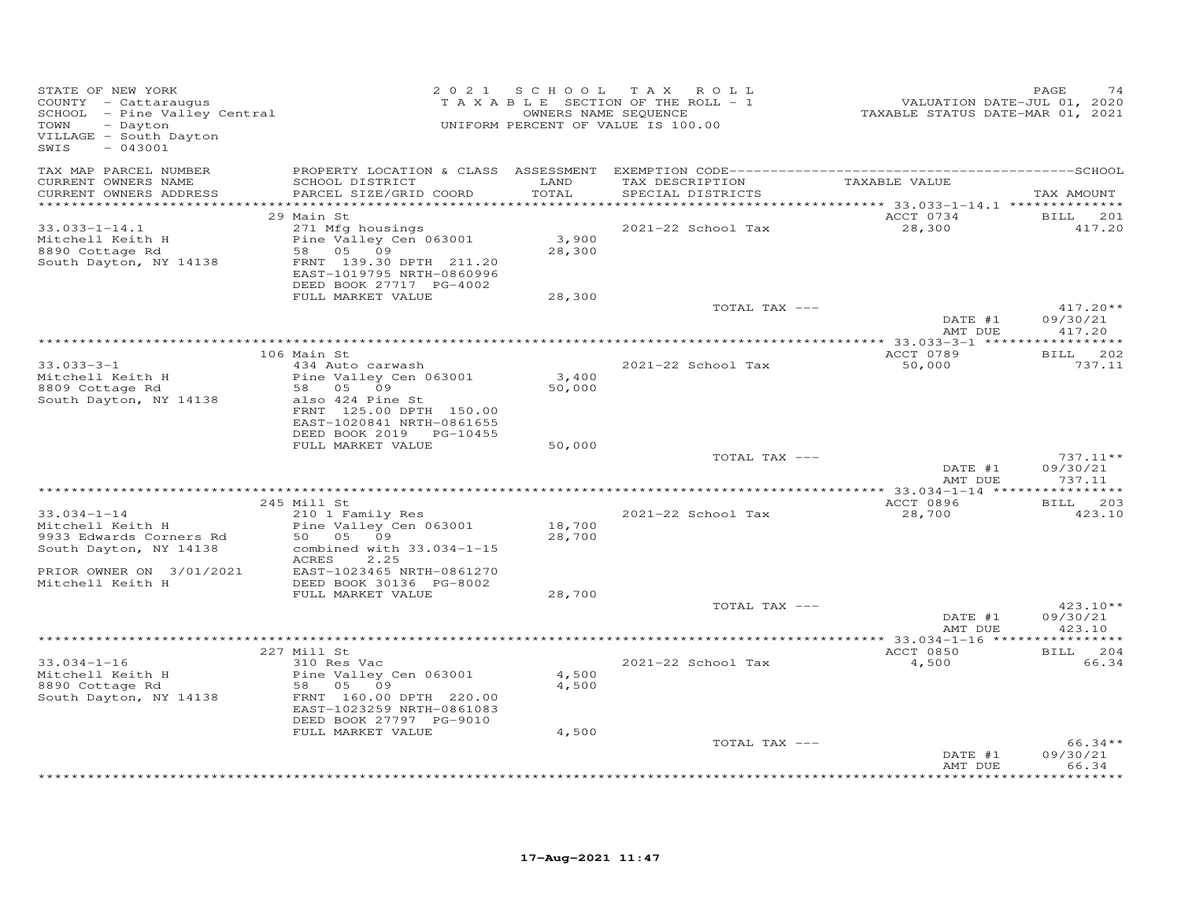STATE OF NEW YORK
COUNTY - Cattaraugus
SCHOOL - Pine Valley Central
TOWN - Dayton
VILLAGE - South Dayton
SWIS - 043001

2 0 2 1 S C H O O L T A X R O L L
T A X A B L E SECTION OF THE ROLL - 1
OWNERS NAME SEQUENCE
UNIFORM PERCENT OF VALUE IS 100.00

VALUATION DATE-JUL 01, 2020
TAXABLE STATUS DATE-MAR 01, 2021

| TAX MAP PARCEL NUMBER / CURRENT OWNERS NAME / CURRENT OWNERS ADDRESS | PROPERTY LOCATION & CLASS / SCHOOL DISTRICT / PARCEL SIZE/GRID COORD | ASSESSMENT LAND / TOTAL | EXEMPTION CODE / TAX DESCRIPTION / SPECIAL DISTRICTS | TAXABLE VALUE | TAX AMOUNT |
|---|---|---|---|---|---|
| | 29 Main St | | | ACCT 0734 | BILL 201 |
| 33.033-1-14.1 | 271 Mfg housings | | 2021-22 School Tax | 28,300 | 417.20 |
| Mitchell Keith H | Pine Valley Cen 063001 | 3,900 | | | |
| 8890 Cottage Rd | 58 05 09 | 28,300 | | | |
| South Dayton, NY 14138 | FRNT 139.30 DPTH 211.20 | | | | |
| | EAST-1019795 NRTH-0860996 | | | | |
| | DEED BOOK 27717 PG-4002 | | | | |
| | FULL MARKET VALUE | 28,300 | | | |
| | | | TOTAL TAX --- | | 417.20** |
| | | | | DATE #1 | 09/30/21 |
| | | | | AMT DUE | 417.20 |
| | 106 Main St | | | ACCT 0789 | BILL 202 |
| 33.033-3-1 | 434 Auto carwash | | 2021-22 School Tax | 50,000 | 737.11 |
| Mitchell Keith H | Pine Valley Cen 063001 | 3,400 | | | |
| 8809 Cottage Rd | 58 05 09 | 50,000 | | | |
| South Dayton, NY 14138 | also 424 Pine St | | | | |
| | FRNT 125.00 DPTH 150.00 | | | | |
| | EAST-1020841 NRTH-0861655 | | | | |
| | DEED BOOK 2019 PG-10455 | | | | |
| | FULL MARKET VALUE | 50,000 | | | |
| | | | TOTAL TAX --- | | 737.11** |
| | | | | DATE #1 | 09/30/21 |
| | | | | AMT DUE | 737.11 |
| | 245 Mill St | | | ACCT 0896 | BILL 203 |
| 33.034-1-14 | 210 1 Family Res | | 2021-22 School Tax | 28,700 | 423.10 |
| Mitchell Keith H | Pine Valley Cen 063001 | 18,700 | | | |
| 9933 Edwards Corners Rd | 50 05 09 | 28,700 | | | |
| South Dayton, NY 14138 | combined with 33.034-1-15 | | | | |
| | ACRES 2.25 | | | | |
| PRIOR OWNER ON 3/01/2021 | EAST-1023465 NRTH-0861270 | | | | |
| Mitchell Keith H | DEED BOOK 30136 PG-8002 | | | | |
| | FULL MARKET VALUE | 28,700 | | | |
| | | | TOTAL TAX --- | | 423.10** |
| | | | | DATE #1 | 09/30/21 |
| | | | | AMT DUE | 423.10 |
| | 227 Mill St | | | ACCT 0850 | BILL 204 |
| 33.034-1-16 | 310 Res Vac | | 2021-22 School Tax | 4,500 | 66.34 |
| Mitchell Keith H | Pine Valley Cen 063001 | 4,500 | | | |
| 8890 Cottage Rd | 58 05 09 | 4,500 | | | |
| South Dayton, NY 14138 | FRNT 160.00 DPTH 220.00 | | | | |
| | EAST-1023259 NRTH-0861083 | | | | |
| | DEED BOOK 27797 PG-9010 | | | | |
| | FULL MARKET VALUE | 4,500 | | | |
| | | | TOTAL TAX --- | | 66.34** |
| | | | | DATE #1 | 09/30/21 |
| | | | | AMT DUE | 66.34 |

17-Aug-2021 11:47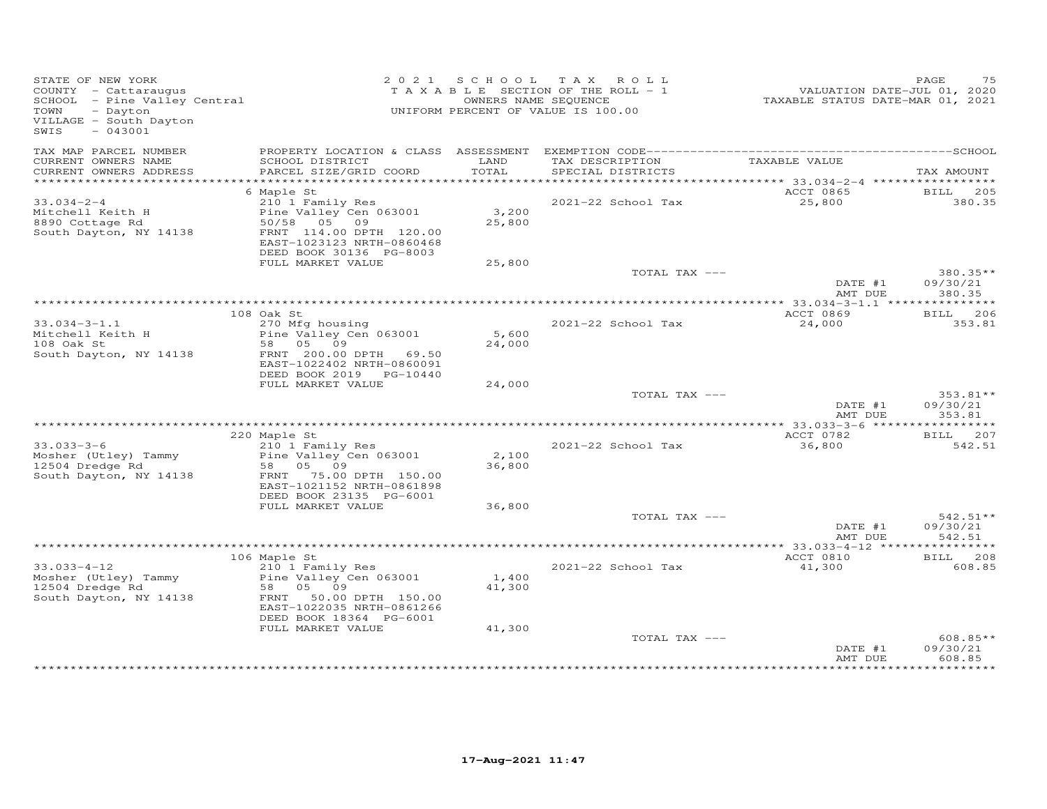STATE OF NEW YORK
COUNTY - Cattaraugus
SCHOOL - Pine Valley Central
TOWN - Dayton
VILLAGE - South Dayton
SWIS - 043001

2021 SCHOOL TAX ROLL
TAXABLE SECTION OF THE ROLL - 1
OWNERS NAME SEQUENCE
UNIFORM PERCENT OF VALUE IS 100.00

VALUATION DATE-JUL 01, 2020
TAXABLE STATUS DATE-MAR 01, 2021

| TAX MAP PARCEL NUMBER / CURRENT OWNERS NAME / CURRENT OWNERS ADDRESS | PROPERTY LOCATION & CLASS / SCHOOL DISTRICT / PARCEL SIZE/GRID COORD | ASSESSMENT LAND / TOTAL | EXEMPTION CODE / TAX DESCRIPTION / SPECIAL DISTRICTS | TAXABLE VALUE | TAX AMOUNT |
|---|---|---|---|---|---|
| | 6 Maple St | | | ACCT 0865 | BILL 205 |
| 33.034-2-4 | 210 1 Family Res | | 2021-22 School Tax | 25,800 | 380.35 |
| Mitchell Keith H | Pine Valley Cen 063001 | 3,200 | | | |
| 8890 Cottage Rd | 50/58 05 09 | 25,800 | | | |
| South Dayton, NY 14138 | FRNT 114.00 DPTH 120.00 | | | | |
| | EAST-1023123 NRTH-0860468 | | | | |
| | DEED BOOK 30136 PG-8003 | | | | |
| | FULL MARKET VALUE | 25,800 | | | |
| | | | TOTAL TAX --- | | 380.35** |
| | | | | DATE #1 | 09/30/21 |
| | | | | AMT DUE | 380.35 |
| | 108 Oak St | | | ACCT 0869 | BILL 206 |
| 33.034-3-1.1 | 270 Mfg housing | | 2021-22 School Tax | 24,000 | 353.81 |
| Mitchell Keith H | Pine Valley Cen 063001 | 5,600 | | | |
| 108 Oak St | 58 05 09 | 24,000 | | | |
| South Dayton, NY 14138 | FRNT 200.00 DPTH 69.50 | | | | |
| | EAST-1022402 NRTH-0860091 | | | | |
| | DEED BOOK 2019 PG-10440 | | | | |
| | FULL MARKET VALUE | 24,000 | | | |
| | | | TOTAL TAX --- | | 353.81** |
| | | | | DATE #1 | 09/30/21 |
| | | | | AMT DUE | 353.81 |
| | 220 Maple St | | | ACCT 0782 | BILL 207 |
| 33.033-3-6 | 210 1 Family Res | | 2021-22 School Tax | 36,800 | 542.51 |
| Mosher (Utley) Tammy | Pine Valley Cen 063001 | 2,100 | | | |
| 12504 Dredge Rd | 58 05 09 | 36,800 | | | |
| South Dayton, NY 14138 | FRNT 75.00 DPTH 150.00 | | | | |
| | EAST-1021152 NRTH-0861898 | | | | |
| | DEED BOOK 23135 PG-6001 | | | | |
| | FULL MARKET VALUE | 36,800 | | | |
| | | | TOTAL TAX --- | | 542.51** |
| | | | | DATE #1 | 09/30/21 |
| | | | | AMT DUE | 542.51 |
| | 106 Maple St | | | ACCT 0810 | BILL 208 |
| 33.033-4-12 | 210 1 Family Res | | 2021-22 School Tax | 41,300 | 608.85 |
| Mosher (Utley) Tammy | Pine Valley Cen 063001 | 1,400 | | | |
| 12504 Dredge Rd | 58 05 09 | 41,300 | | | |
| South Dayton, NY 14138 | FRNT 50.00 DPTH 150.00 | | | | |
| | EAST-1022035 NRTH-0861266 | | | | |
| | DEED BOOK 18364 PG-6001 | | | | |
| | FULL MARKET VALUE | 41,300 | | | |
| | | | TOTAL TAX --- | | 608.85** |
| | | | | DATE #1 | 09/30/21 |
| | | | | AMT DUE | 608.85 |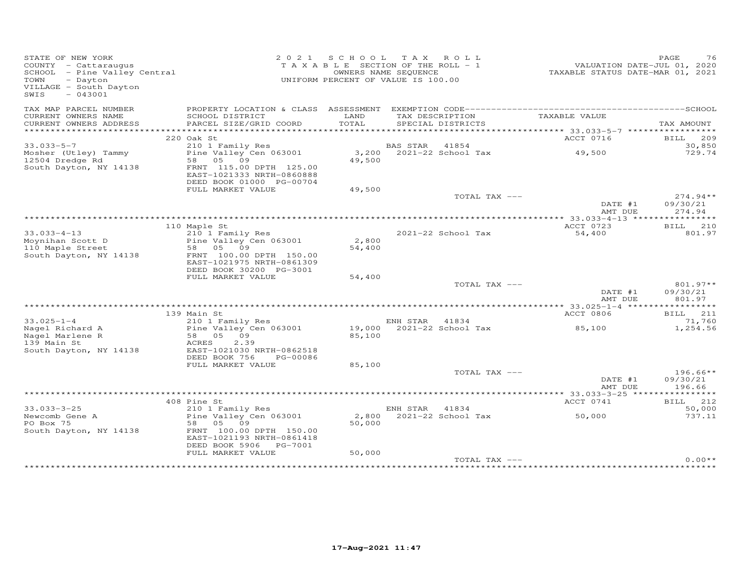STATE OF NEW YORK
COUNTY - Cattaraugus
SCHOOL - Pine Valley Central
TOWN - Dayton
VILLAGE - South Dayton
SWIS - 043001

2021 SCHOOL TAX ROLL
TAXABLE SECTION OF THE ROLL - 1
OWNERS NAME SEQUENCE
UNIFORM PERCENT OF VALUE IS 100.00

VALUATION DATE-JUL 01, 2020
TAXABLE STATUS DATE-MAR 01, 2021

| TAX MAP PARCEL NUMBER / CURRENT OWNERS NAME / CURRENT OWNERS ADDRESS | PROPERTY LOCATION & CLASS / SCHOOL DISTRICT / PARCEL SIZE/GRID COORD | ASSESSMENT LAND / TOTAL | EXEMPTION CODE / TAX DESCRIPTION / SPECIAL DISTRICTS | TAXABLE VALUE | SCHOOL TAX AMOUNT |
|---|---|---|---|---|---|
| | 220 Oak St | | | ACCT 0716 | BILL 209 |
| 33.033-5-7 | 210 1 Family Res | | BAS STAR 41854 | | 30,850 |
| Mosher (Utley) Tammy | Pine Valley Cen 063001 | 3,200 | 2021-22 School Tax | 49,500 | 729.74 |
| 12504 Dredge Rd | 58 05 09 | 49,500 | | | |
| South Dayton, NY 14138 | FRNT 115.00 DPTH 125.00 | | | | |
| | EAST-1021333 NRTH-0860888 | | | | |
| | DEED BOOK 01000 PG-00704 | | | | |
| | FULL MARKET VALUE | 49,500 | | | |
| | | | TOTAL TAX --- | | 274.94** |
| | | | | DATE #1 | 09/30/21 |
| | | | | AMT DUE | 274.94 |
| | 110 Maple St | | | ACCT 0723 | BILL 210 |
| 33.033-4-13 | 210 1 Family Res | | 2021-22 School Tax | 54,400 | 801.97 |
| Moynihan Scott D | Pine Valley Cen 063001 | 2,800 | | | |
| 110 Maple Street | 58 05 09 | 54,400 | | | |
| South Dayton, NY 14138 | FRNT 100.00 DPTH 150.00 | | | | |
| | EAST-1021975 NRTH-0861309 | | | | |
| | DEED BOOK 30200 PG-3001 | | | | |
| | FULL MARKET VALUE | 54,400 | | | |
| | | | TOTAL TAX --- | | 801.97** |
| | | | | DATE #1 | 09/30/21 |
| | | | | AMT DUE | 801.97 |
| | 139 Main St | | | ACCT 0806 | BILL 211 |
| 33.025-1-4 | 210 1 Family Res | | ENH STAR 41834 | | 71,760 |
| Nagel Richard A | Pine Valley Cen 063001 | 19,000 | 2021-22 School Tax | 85,100 | 1,254.56 |
| Nagel Marlene R | 58 05 09 | 85,100 | | | |
| 139 Main St | ACRES 2.39 | | | | |
| South Dayton, NY 14138 | EAST-1021030 NRTH-0862518 | | | | |
| | DEED BOOK 756 PG-00086 | | | | |
| | FULL MARKET VALUE | 85,100 | | | |
| | | | TOTAL TAX --- | | 196.66** |
| | | | | DATE #1 | 09/30/21 |
| | | | | AMT DUE | 196.66 |
| | 408 Pine St | | | ACCT 0741 | BILL 212 |
| 33.033-3-25 | 210 1 Family Res | | ENH STAR 41834 | | 50,000 |
| Newcomb Gene A | Pine Valley Cen 063001 | 2,800 | 2021-22 School Tax | 50,000 | 737.11 |
| PO Box 75 | 58 05 09 | 50,000 | | | |
| South Dayton, NY 14138 | FRNT 100.00 DPTH 150.00 | | | | |
| | EAST-1021193 NRTH-0861418 | | | | |
| | DEED BOOK 5906 PG-7001 | | | | |
| | FULL MARKET VALUE | 50,000 | | | |
| | | | TOTAL TAX --- | | 0.00** |

17-Aug-2021 11:47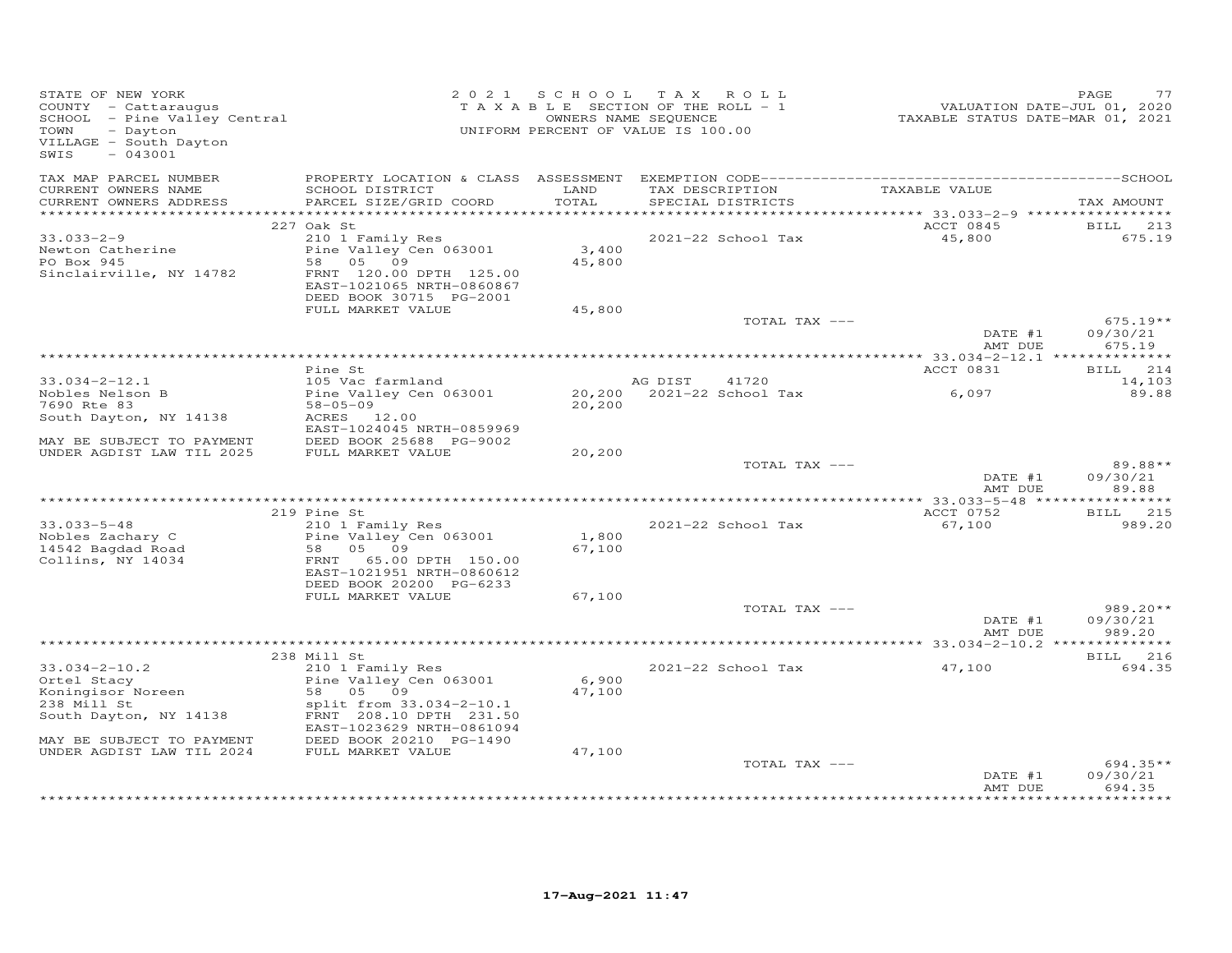STATE OF NEW YORK
COUNTY - Cattaraugus
SCHOOL - Pine Valley Central
TOWN - Dayton
VILLAGE - South Dayton
SWIS - 043001

2021 SCHOOL TAX ROLL
TAXABLE SECTION OF THE ROLL - 1
OWNERS NAME SEQUENCE
UNIFORM PERCENT OF VALUE IS 100.00

VALUATION DATE-JUL 01, 2020
TAXABLE STATUS DATE-MAR 01, 2021

| TAX MAP PARCEL NUMBER / CURRENT OWNERS NAME / CURRENT OWNERS ADDRESS | PROPERTY LOCATION & CLASS / SCHOOL DISTRICT / PARCEL SIZE/GRID COORD | ASSESSMENT LAND / TOTAL | EXEMPTION CODE / TAX DESCRIPTION / SPECIAL DISTRICTS | TAXABLE VALUE | TAX AMOUNT |
|---|---|---|---|---|---|
| 33.033-2-9 | 227 Oak St | | | ACCT 0845 | BILL 213 |
| Newton Catherine | 210 1 Family Res | | 2021-22 School Tax | 45,800 | 675.19 |
| PO Box 945 | Pine Valley Cen 063001 | 3,400 | | | |
| Sinclairville, NY 14782 | 58 05 09 | 45,800 | | | |
| | FRNT 120.00 DPTH 125.00 | | | | |
| | EAST-1021065 NRTH-0860867 | | | | |
| | DEED BOOK 30715 PG-2001 | | | | |
| | FULL MARKET VALUE | 45,800 | | | |
| | | | TOTAL TAX --- | | 675.19** |
| | | | | DATE #1 | 09/30/21 |
| | | | | AMT DUE | 675.19 |
| 33.034-2-12.1 | Pine St | | | ACCT 0831 | BILL 214 |
| Nobles Nelson B | 105 Vac farmland | | AG DIST 41720 | | 14,103 |
| 7690 Rte 83 | Pine Valley Cen 063001 | 20,200 | 2021-22 School Tax | 6,097 | 89.88 |
| South Dayton, NY 14138 | 58-05-09 | 20,200 | | | |
| | ACRES 12.00 | | | | |
| MAY BE SUBJECT TO PAYMENT | EAST-1024045 NRTH-0859969 | | | | |
| UNDER AGDIST LAW TIL 2025 | DEED BOOK 25688 PG-9002 | | | | |
| | FULL MARKET VALUE | 20,200 | | | |
| | | | TOTAL TAX --- | | 89.88** |
| | | | | DATE #1 | 09/30/21 |
| | | | | AMT DUE | 89.88 |
| 33.033-5-48 | 219 Pine St | | | ACCT 0752 | BILL 215 |
| Nobles Zachary C | 210 1 Family Res | | 2021-22 School Tax | 67,100 | 989.20 |
| 14542 Bagdad Road | Pine Valley Cen 063001 | 1,800 | | | |
| Collins, NY 14034 | 58 05 09 | 67,100 | | | |
| | FRNT 65.00 DPTH 150.00 | | | | |
| | EAST-1021951 NRTH-0860612 | | | | |
| | DEED BOOK 20200 PG-6233 | | | | |
| | FULL MARKET VALUE | 67,100 | | | |
| | | | TOTAL TAX --- | | 989.20** |
| | | | | DATE #1 | 09/30/21 |
| | | | | AMT DUE | 989.20 |
| 33.034-2-10.2 | 238 Mill St | | | | BILL 216 |
| Ortel Stacy | 210 1 Family Res | | 2021-22 School Tax | 47,100 | 694.35 |
| Koningisor Noreen | Pine Valley Cen 063001 | 6,900 | | | |
| 238 Mill St | 58 05 09 | 47,100 | | | |
| South Dayton, NY 14138 | split from 33.034-2-10.1 | | | | |
| | FRNT 208.10 DPTH 231.50 | | | | |
| MAY BE SUBJECT TO PAYMENT | EAST-1023629 NRTH-0861094 | | | | |
| UNDER AGDIST LAW TIL 2024 | DEED BOOK 20210 PG-1490 | | | | |
| | FULL MARKET VALUE | 47,100 | | | |
| | | | TOTAL TAX --- | | 694.35** |
| | | | | DATE #1 | 09/30/21 |
| | | | | AMT DUE | 694.35 |

17-Aug-2021 11:47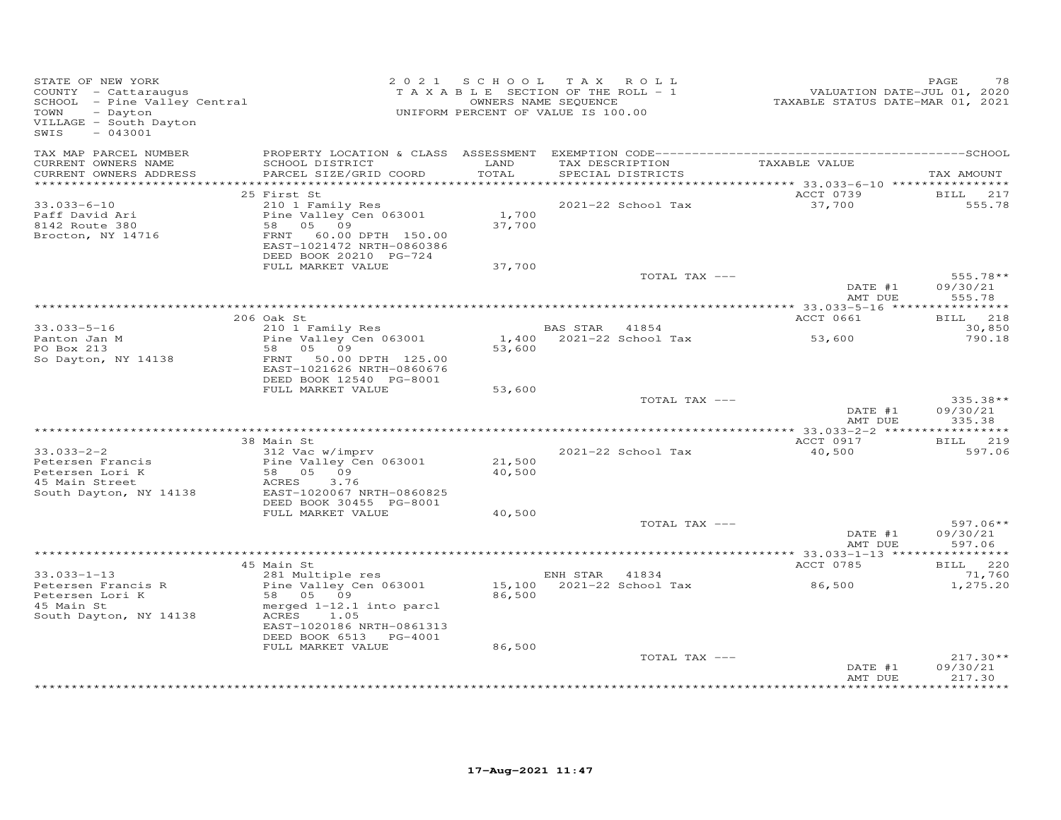STATE OF NEW YORK
COUNTY - Cattaraugus
SCHOOL - Pine Valley Central
TOWN - Dayton
VILLAGE - South Dayton
SWIS - 043001

2021 SCHOOL TAX ROLL
TAXABLE SECTION OF THE ROLL - 1
OWNERS NAME SEQUENCE
UNIFORM PERCENT OF VALUE IS 100.00

VALUATION DATE-JUL 01, 2020
TAXABLE STATUS DATE-MAR 01, 2021

| TAX MAP PARCEL NUMBER / CURRENT OWNERS NAME / CURRENT OWNERS ADDRESS | PROPERTY LOCATION & CLASS / SCHOOL DISTRICT / PARCEL SIZE/GRID COORD | ASSESSMENT LAND / TOTAL | EXEMPTION CODE / TAX DESCRIPTION / SPECIAL DISTRICTS | TAXABLE VALUE | TAX AMOUNT |
|---|---|---|---|---|---|
| | 25 First St | | | ACCT 0739 | BILL 217 |
| 33.033-6-10 | 210 1 Family Res | | 2021-22 School Tax | 37,700 | 555.78 |
| Paff David Ari | Pine Valley Cen 063001 | 1,700 | | | |
| 8142 Route 380 | 58 05 09 | 37,700 | | | |
| Brocton, NY 14716 | FRNT 60.00 DPTH 150.00 | | | | |
| | EAST-1021472 NRTH-0860386 | | | | |
| | DEED BOOK 20210 PG-724 | | | | |
| | FULL MARKET VALUE | 37,700 | | | |
| | | | TOTAL TAX --- | | 555.78** |
| | | | | DATE #1 | 09/30/21 |
| | | | | AMT DUE | 555.78 |
| | 206 Oak St | | | ACCT 0661 | BILL 218 |
| 33.033-5-16 | 210 1 Family Res | | BAS STAR 41854 | | 30,850 |
| Panton Jan M | Pine Valley Cen 063001 | 1,400 | 2021-22 School Tax | 53,600 | 790.18 |
| PO Box 213 | 58 05 09 | 53,600 | | | |
| So Dayton, NY 14138 | FRNT 50.00 DPTH 125.00 | | | | |
| | EAST-1021626 NRTH-0860676 | | | | |
| | DEED BOOK 12540 PG-8001 | | | | |
| | FULL MARKET VALUE | 53,600 | | | |
| | | | TOTAL TAX --- | | 335.38** |
| | | | | DATE #1 | 09/30/21 |
| | | | | AMT DUE | 335.38 |
| | 38 Main St | | | ACCT 0917 | BILL 219 |
| 33.033-2-2 | 312 Vac w/imprv | | 2021-22 School Tax | 40,500 | 597.06 |
| Petersen Francis | Pine Valley Cen 063001 | 21,500 | | | |
| Petersen Lori K | 58 05 09 | 40,500 | | | |
| 45 Main Street | ACRES 3.76 | | | | |
| South Dayton, NY 14138 | EAST-1020067 NRTH-0860825 | | | | |
| | DEED BOOK 30455 PG-8001 | | | | |
| | FULL MARKET VALUE | 40,500 | | | |
| | | | TOTAL TAX --- | | 597.06** |
| | | | | DATE #1 | 09/30/21 |
| | | | | AMT DUE | 597.06 |
| | 45 Main St | | | ACCT 0785 | BILL 220 |
| 33.033-1-13 | 281 Multiple res | | ENH STAR 41834 | | 71,760 |
| Petersen Francis R | Pine Valley Cen 063001 | 15,100 | 2021-22 School Tax | 86,500 | 1,275.20 |
| Petersen Lori K | 58 05 09 | 86,500 | | | |
| 45 Main St | merged 1-12.1 into parcl | | | | |
| South Dayton, NY 14138 | ACRES 1.05 | | | | |
| | EAST-1020186 NRTH-0861313 | | | | |
| | DEED BOOK 6513 PG-4001 | | | | |
| | FULL MARKET VALUE | 86,500 | | | |
| | | | TOTAL TAX --- | | 217.30** |
| | | | | DATE #1 | 09/30/21 |
| | | | | AMT DUE | 217.30 |

17-Aug-2021 11:47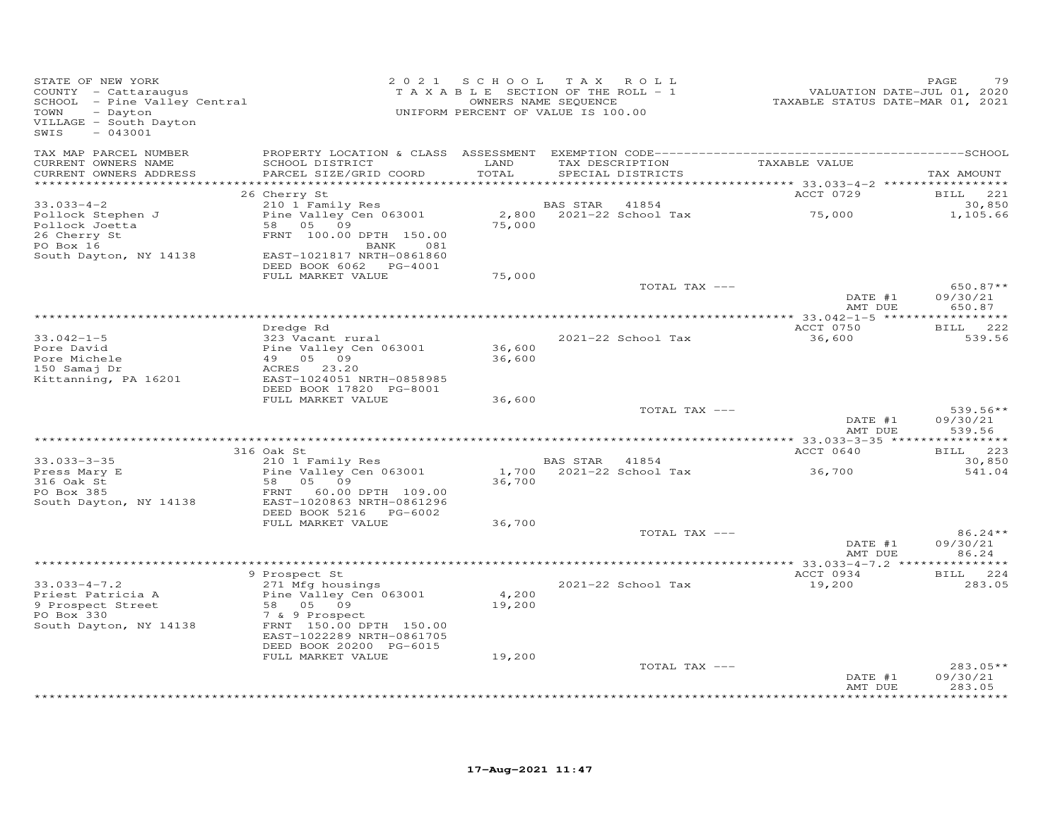STATE OF NEW YORK
COUNTY - Cattaraugus
SCHOOL - Pine Valley Central
TOWN - Dayton
VILLAGE - South Dayton
SWIS - 043001

2021 SCHOOL TAX ROLL
TAXABLE SECTION OF THE ROLL - 1
OWNERS NAME SEQUENCE
UNIFORM PERCENT OF VALUE IS 100.00

VALUATION DATE-JUL 01, 2020
TAXABLE STATUS DATE-MAR 01, 2021

| TAX MAP PARCEL NUMBER / CURRENT OWNERS NAME / CURRENT OWNERS ADDRESS | PROPERTY LOCATION & CLASS / SCHOOL DISTRICT / PARCEL SIZE/GRID COORD | ASSESSMENT LAND / TOTAL | EXEMPTION CODE / TAX DESCRIPTION / SPECIAL DISTRICTS | TAXABLE VALUE | SCHOOL TAX AMOUNT |
|---|---|---|---|---|---|
| | 26 Cherry St | | | ACCT 0729 | BILL 221 |
| 33.033-4-2 | 210 1 Family Res | | BAS STAR 41854 | | 30,850 |
| Pollock Stephen J | Pine Valley Cen 063001 | 2,800 | 2021-22 School Tax | 75,000 | 1,105.66 |
| Pollock Joetta | 58 05 09 | 75,000 | | | |
| 26 Cherry St | FRNT 100.00 DPTH 150.00 | | | | |
| PO Box 16 | BANK 081 | | | | |
| South Dayton, NY 14138 | EAST-1021817 NRTH-0861860 | | | | |
| | DEED BOOK 6062 PG-4001 | | | | |
| | FULL MARKET VALUE | 75,000 | | | |
| | | | TOTAL TAX --- | | 650.87** |
| | | | | DATE #1 | 09/30/21 |
| | | | | AMT DUE | 650.87 |
| | Dredge Rd | | | ACCT 0750 | BILL 222 |
| 33.042-1-5 | 323 Vacant rural | | 2021-22 School Tax | 36,600 | 539.56 |
| Pore David | Pine Valley Cen 063001 | 36,600 | | | |
| Pore Michele | 49 05 09 | 36,600 | | | |
| 150 Samaj Dr | ACRES 23.20 | | | | |
| Kittanning, PA 16201 | EAST-1024051 NRTH-0858985 | | | | |
| | DEED BOOK 17820 PG-8001 | | | | |
| | FULL MARKET VALUE | 36,600 | | | |
| | | | TOTAL TAX --- | | 539.56** |
| | | | | DATE #1 | 09/30/21 |
| | | | | AMT DUE | 539.56 |
| | 316 Oak St | | | ACCT 0640 | BILL 223 |
| 33.033-3-35 | 210 1 Family Res | | BAS STAR 41854 | | 30,850 |
| Press Mary E | Pine Valley Cen 063001 | 1,700 | 2021-22 School Tax | 36,700 | 541.04 |
| 316 Oak St | 58 05 09 | 36,700 | | | |
| PO Box 385 | FRNT 60.00 DPTH 109.00 | | | | |
| South Dayton, NY 14138 | EAST-1020863 NRTH-0861296 | | | | |
| | DEED BOOK 5216 PG-6002 | | | | |
| | FULL MARKET VALUE | 36,700 | | | |
| | | | TOTAL TAX --- | | 86.24** |
| | | | | DATE #1 | 09/30/21 |
| | | | | AMT DUE | 86.24 |
| | 9 Prospect St | | | ACCT 0934 | BILL 224 |
| 33.033-4-7.2 | 271 Mfg housings | | 2021-22 School Tax | 19,200 | 283.05 |
| Priest Patricia A | Pine Valley Cen 063001 | 4,200 | | | |
| 9 Prospect Street | 58 05 09 | 19,200 | | | |
| PO Box 330 | 7 & 9 Prospect | | | | |
| South Dayton, NY 14138 | FRNT 150.00 DPTH 150.00 | | | | |
| | EAST-1022289 NRTH-0861705 | | | | |
| | DEED BOOK 20200 PG-6015 | | | | |
| | FULL MARKET VALUE | 19,200 | | | |
| | | | TOTAL TAX --- | | 283.05** |
| | | | | DATE #1 | 09/30/21 |
| | | | | AMT DUE | 283.05 |

17-Aug-2021 11:47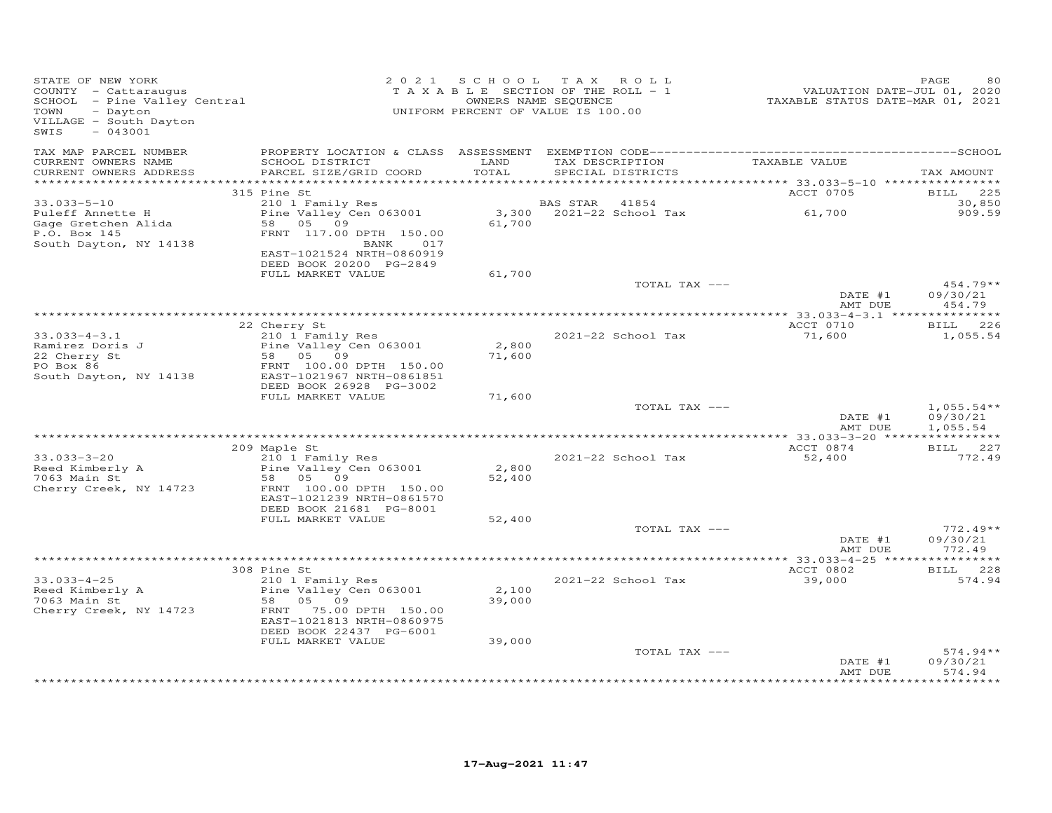STATE OF NEW YORK
COUNTY - Cattaraugus
SCHOOL - Pine Valley Central
TOWN - Dayton
VILLAGE - South Dayton
SWIS - 043001

2021 SCHOOL TAX ROLL
TAXABLE SECTION OF THE ROLL - 1
OWNERS NAME SEQUENCE
UNIFORM PERCENT OF VALUE IS 100.00

VALUATION DATE-JUL 01, 2020
TAXABLE STATUS DATE-MAR 01, 2021

| TAX MAP PARCEL NUMBER / CURRENT OWNERS NAME / CURRENT OWNERS ADDRESS | PROPERTY LOCATION & CLASS / SCHOOL DISTRICT / PARCEL SIZE/GRID COORD | ASSESSMENT LAND / TOTAL | EXEMPTION CODE / TAX DESCRIPTION / SPECIAL DISTRICTS | TAXABLE VALUE | TAX AMOUNT |
|---|---|---|---|---|---|
| | 315 Pine St | | | ACCT 0705 | BILL 225 |
| 33.033-5-10 | 210 1 Family Res | | BAS STAR 41854 | | 30,850 |
| Puleff Annette H | Pine Valley Cen 063001 | 3,300 | 2021-22 School Tax | 61,700 | 909.59 |
| Gage Gretchen Alida | 58 05 09 | 61,700 | | | |
| P.O. Box 145 | FRNT 117.00 DPTH 150.00 | | | | |
| South Dayton, NY 14138 | BANK 017 | | | | |
| | EAST-1021524 NRTH-0860919 | | | | |
| | DEED BOOK 20200 PG-2849 | | | | |
| | FULL MARKET VALUE | 61,700 | | | |
| | | | TOTAL TAX --- | | 454.79** |
| | | | | DATE #1 | 09/30/21 |
| | | | | AMT DUE | 454.79 |
| | 22 Cherry St | | | ACCT 0710 | BILL 226 |
| 33.033-4-3.1 | 210 1 Family Res | | 2021-22 School Tax | 71,600 | 1,055.54 |
| Ramirez Doris J | Pine Valley Cen 063001 | 2,800 | | | |
| 22 Cherry St | 58 05 09 | 71,600 | | | |
| PO Box 86 | FRNT 100.00 DPTH 150.00 | | | | |
| South Dayton, NY 14138 | EAST-1021967 NRTH-0861851 | | | | |
| | DEED BOOK 26928 PG-3002 | | | | |
| | FULL MARKET VALUE | 71,600 | | | |
| | | | TOTAL TAX --- | | 1,055.54** |
| | | | | DATE #1 | 09/30/21 |
| | | | | AMT DUE | 1,055.54 |
| | 209 Maple St | | | ACCT 0874 | BILL 227 |
| 33.033-3-20 | 210 1 Family Res | | 2021-22 School Tax | 52,400 | 772.49 |
| Reed Kimberly A | Pine Valley Cen 063001 | 2,800 | | | |
| 7063 Main St | 58 05 09 | 52,400 | | | |
| Cherry Creek, NY 14723 | FRNT 100.00 DPTH 150.00 | | | | |
| | EAST-1021239 NRTH-0861570 | | | | |
| | DEED BOOK 21681 PG-8001 | | | | |
| | FULL MARKET VALUE | 52,400 | | | |
| | | | TOTAL TAX --- | | 772.49** |
| | | | | DATE #1 | 09/30/21 |
| | | | | AMT DUE | 772.49 |
| | 308 Pine St | | | ACCT 0802 | BILL 228 |
| 33.033-4-25 | 210 1 Family Res | | 2021-22 School Tax | 39,000 | 574.94 |
| Reed Kimberly A | Pine Valley Cen 063001 | 2,100 | | | |
| 7063 Main St | 58 05 09 | 39,000 | | | |
| Cherry Creek, NY 14723 | FRNT 75.00 DPTH 150.00 | | | | |
| | EAST-1021813 NRTH-0860975 | | | | |
| | DEED BOOK 22437 PG-6001 | | | | |
| | FULL MARKET VALUE | 39,000 | | | |
| | | | TOTAL TAX --- | | 574.94** |
| | | | | DATE #1 | 09/30/21 |
| | | | | AMT DUE | 574.94 |

17-Aug-2021 11:47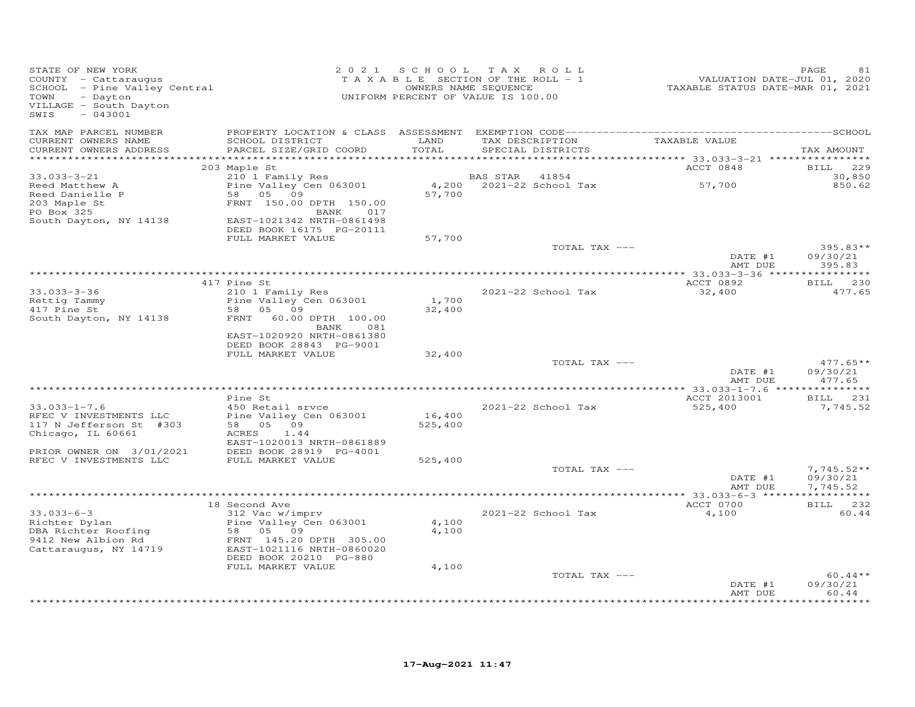STATE OF NEW YORK
COUNTY - Cattaraugus
SCHOOL - Pine Valley Central
TOWN - Dayton
VILLAGE - South Dayton
SWIS - 043001

2 0 2 1 S C H O O L T A X R O L L
T A X A B L E SECTION OF THE ROLL - 1
OWNERS NAME SEQUENCE
UNIFORM PERCENT OF VALUE IS 100.00

VALUATION DATE-JUL 01, 2020
TAXABLE STATUS DATE-MAR 01, 2021

| TAX MAP PARCEL NUMBER / CURRENT OWNERS NAME / CURRENT OWNERS ADDRESS | PROPERTY LOCATION & CLASS / SCHOOL DISTRICT / PARCEL SIZE/GRID COORD | ASSESSMENT LAND / TOTAL | EXEMPTION CODE / TAX DESCRIPTION / SPECIAL DISTRICTS | TAXABLE VALUE | SCHOOL TAX AMOUNT |
|---|---|---|---|---|---|
| | 203 Maple St | | | ACCT 0848 | BILL 229 |
| 33.033-3-21 | 210 1 Family Res | | BAS STAR 41854 | | 30,850 |
| Reed Matthew A | Pine Valley Cen 063001 | 4,200 | 2021-22 School Tax | 57,700 | 850.62 |
| Reed Danielle P | 58 05 09 | 57,700 | | | |
| 203 Maple St | FRNT 150.00 DPTH 150.00 | | | | |
| PO Box 325 | BANK 017 | | | | |
| South Dayton, NY 14138 | EAST-1021342 NRTH-0861498 | | | | |
| | DEED BOOK 16175 PG-20111 | | | | |
| | FULL MARKET VALUE | 57,700 | | | |
| | | | TOTAL TAX --- | | 395.83** |
| | | | | DATE #1 | 09/30/21 |
| | | | | AMT DUE | 395.83 |
| | 417 Pine St | | | ACCT 0892 | BILL 230 |
| 33.033-3-36 | 210 1 Family Res | | 2021-22 School Tax | 32,400 | 477.65 |
| Rettig Tammy | Pine Valley Cen 063001 | 1,700 | | | |
| 417 Pine St | 58 05 09 | 32,400 | | | |
| South Dayton, NY 14138 | FRNT 60.00 DPTH 100.00 | | | | |
| | BANK 081 | | | | |
| | EAST-1020920 NRTH-0861380 | | | | |
| | DEED BOOK 28843 PG-9001 | | | | |
| | FULL MARKET VALUE | 32,400 | | | |
| | | | TOTAL TAX --- | | 477.65** |
| | | | | DATE #1 | 09/30/21 |
| | | | | AMT DUE | 477.65 |
| | Pine St | | | ACCT 2013001 | BILL 231 |
| 33.033-1-7.6 | 450 Retail srvce | | 2021-22 School Tax | 525,400 | 7,745.52 |
| RFEC V INVESTMENTS LLC | Pine Valley Cen 063001 | 16,400 | | | |
| 117 N Jefferson St #303 | 58 05 09 | 525,400 | | | |
| Chicago, IL 60661 | ACRES 1.44 | | | | |
| | EAST-1020013 NRTH-0861889 | | | | |
| PRIOR OWNER ON 3/01/2021 | DEED BOOK 28919 PG-4001 | | | | |
| RFEC V INVESTMENTS LLC | FULL MARKET VALUE | 525,400 | | | |
| | | | TOTAL TAX --- | | 7,745.52** |
| | | | | DATE #1 | 09/30/21 |
| | | | | AMT DUE | 7,745.52 |
| | 18 Second Ave | | | ACCT 0700 | BILL 232 |
| 33.033-6-3 | 312 Vac w/imprv | | 2021-22 School Tax | 4,100 | 60.44 |
| Richter Dylan | Pine Valley Cen 063001 | 4,100 | | | |
| DBA Richter Roofing | 58 05 09 | 4,100 | | | |
| 9412 New Albion Rd | FRNT 145.20 DPTH 305.00 | | | | |
| Cattaraugus, NY 14719 | EAST-1021116 NRTH-0860020 | | | | |
| | DEED BOOK 20210 PG-880 | | | | |
| | FULL MARKET VALUE | 4,100 | | | |
| | | | TOTAL TAX --- | | 60.44** |
| | | | | DATE #1 | 09/30/21 |
| | | | | AMT DUE | 60.44 |

17-Aug-2021 11:47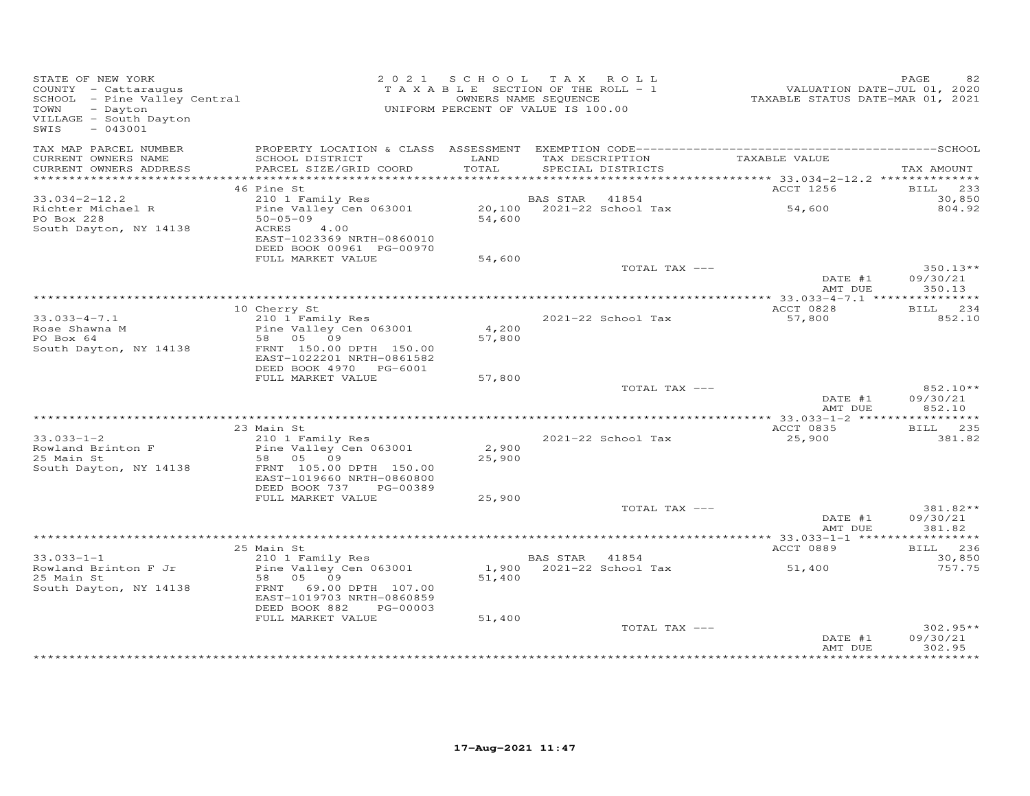STATE OF NEW YORK
COUNTY - Cattaraugus
SCHOOL - Pine Valley Central
TOWN - Dayton
VILLAGE - South Dayton
SWIS - 043001

2021 SCHOOL TAX ROLL
TAXABLE SECTION OF THE ROLL - 1
OWNERS NAME SEQUENCE
UNIFORM PERCENT OF VALUE IS 100.00

VALUATION DATE-JUL 01, 2020
TAXABLE STATUS DATE-MAR 01, 2021

| TAX MAP PARCEL NUMBER / CURRENT OWNERS NAME / CURRENT OWNERS ADDRESS | PROPERTY LOCATION & CLASS / SCHOOL DISTRICT / PARCEL SIZE/GRID COORD | ASSESSMENT LAND / TOTAL | EXEMPTION CODE / TAX DESCRIPTION / SPECIAL DISTRICTS | TAXABLE VALUE | SCHOOL / TAX AMOUNT |
|---|---|---|---|---|---|
| **33.034-2-12.2** | 46 Pine St | | | ACCT 1256 | BILL 233 |
| Richter Michael R | 210 1 Family Res | | BAS STAR 41854 | | 30,850 |
| PO Box 228 | Pine Valley Cen 063001 | 20,100 | 2021-22 School Tax | 54,600 | 804.92 |
| South Dayton, NY 14138 | 50-05-09 | 54,600 | | | |
| | ACRES 4.00 | | | | |
| | EAST-1023369 NRTH-0860010 | | | | |
| | DEED BOOK 00961 PG-00970 | | | | |
| | FULL MARKET VALUE | 54,600 | | | |
| | | | TOTAL TAX --- | | 350.13** |
| | | | | DATE #1 | 09/30/21 |
| | | | | AMT DUE | 350.13 |
| **33.033-4-7.1** | 10 Cherry St | | | ACCT 0828 | BILL 234 |
| Rose Shawna M | 210 1 Family Res | | | | |
| PO Box 64 | Pine Valley Cen 063001 | 4,200 | 2021-22 School Tax | 57,800 | 852.10 |
| South Dayton, NY 14138 | 58 05 09 | 57,800 | | | |
| | FRNT 150.00 DPTH 150.00 | | | | |
| | EAST-1022201 NRTH-0861582 | | | | |
| | DEED BOOK 4970 PG-6001 | | | | |
| | FULL MARKET VALUE | 57,800 | | | |
| | | | TOTAL TAX --- | | 852.10** |
| | | | | DATE #1 | 09/30/21 |
| | | | | AMT DUE | 852.10 |
| **33.033-1-2** | 23 Main St | | | ACCT 0835 | BILL 235 |
| Rowland Brinton F | 210 1 Family Res | | | | |
| 25 Main St | Pine Valley Cen 063001 | 2,900 | 2021-22 School Tax | 25,900 | 381.82 |
| South Dayton, NY 14138 | 58 05 09 | 25,900 | | | |
| | FRNT 105.00 DPTH 150.00 | | | | |
| | EAST-1019660 NRTH-0860800 | | | | |
| | DEED BOOK 737 PG-00389 | | | | |
| | FULL MARKET VALUE | 25,900 | | | |
| | | | TOTAL TAX --- | | 381.82** |
| | | | | DATE #1 | 09/30/21 |
| | | | | AMT DUE | 381.82 |
| **33.033-1-1** | 25 Main St | | | ACCT 0889 | BILL 236 |
| Rowland Brinton F Jr | 210 1 Family Res | | BAS STAR 41854 | | 30,850 |
| 25 Main St | Pine Valley Cen 063001 | 1,900 | 2021-22 School Tax | 51,400 | 757.75 |
| South Dayton, NY 14138 | 58 05 09 | 51,400 | | | |
| | FRNT 69.00 DPTH 107.00 | | | | |
| | EAST-1019703 NRTH-0860859 | | | | |
| | DEED BOOK 882 PG-00003 | | | | |
| | FULL MARKET VALUE | 51,400 | | | |
| | | | TOTAL TAX --- | | 302.95** |
| | | | | DATE #1 | 09/30/21 |
| | | | | AMT DUE | 302.95 |

17-Aug-2021 11:47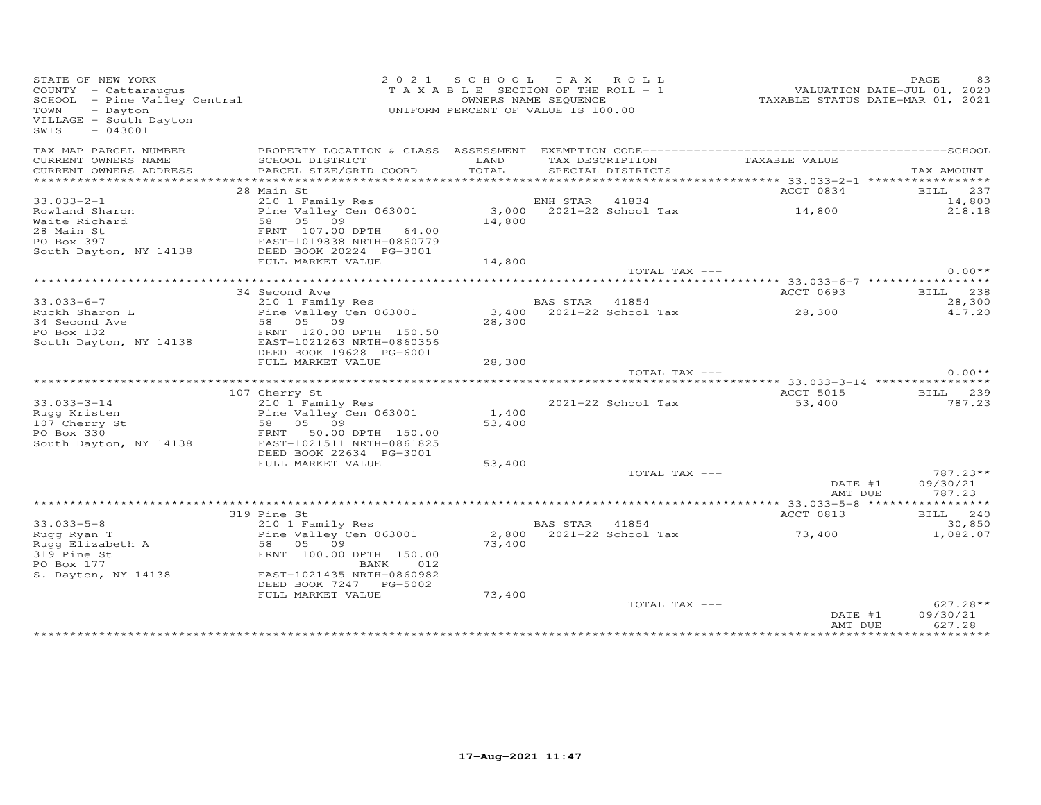STATE OF NEW YORK
COUNTY - Cattaraugus
SCHOOL - Pine Valley Central
TOWN - Dayton
VILLAGE - South Dayton
SWIS - 043001

2021 SCHOOL TAX ROLL
TAXABLE SECTION OF THE ROLL - 1
OWNERS NAME SEQUENCE
UNIFORM PERCENT OF VALUE IS 100.00

VALUATION DATE-JUL 01, 2020
TAXABLE STATUS DATE-MAR 01, 2021

| TAX MAP PARCEL NUMBER / CURRENT OWNERS NAME / CURRENT OWNERS ADDRESS | PROPERTY LOCATION & CLASS / SCHOOL DISTRICT / PARCEL SIZE/GRID COORD | ASSESSMENT LAND / TOTAL | EXEMPTION CODE / TAX DESCRIPTION / SPECIAL DISTRICTS | TAXABLE VALUE | TAX AMOUNT |
|---|---|---|---|---|---|
| 33.033-2-1 | 28 Main St | | | ACCT 0834 | BILL 237 |
| Rowland Sharon | 210 1 Family Res | | ENH STAR 41834 | | 14,800 |
| Waite Richard | Pine Valley Cen 063001 | 3,000 | 2021-22 School Tax | 14,800 | 218.18 |
| 28 Main St | 58 05 09 | 14,800 | | | |
| PO Box 397 | FRNT 107.00 DPTH 64.00 | | | | |
| South Dayton, NY 14138 | EAST-1019838 NRTH-0860779 | | | | |
| | DEED BOOK 20224 PG-3001 | | | | |
| | FULL MARKET VALUE | 14,800 | | | |
| | | | TOTAL TAX --- | | 0.00** |
| 33.033-6-7 | 34 Second Ave | | | ACCT 0693 | BILL 238 |
| Ruckh Sharon L | 210 1 Family Res | | BAS STAR 41854 | | 28,300 |
| 34 Second Ave | Pine Valley Cen 063001 | 3,400 | 2021-22 School Tax | 28,300 | 417.20 |
| PO Box 132 | 58 05 09 | 28,300 | | | |
| South Dayton, NY 14138 | FRNT 120.00 DPTH 150.50 | | | | |
| | EAST-1021263 NRTH-0860356 | | | | |
| | DEED BOOK 19628 PG-6001 | | | | |
| | FULL MARKET VALUE | 28,300 | | | |
| | | | TOTAL TAX --- | | 0.00** |
| 33.033-3-14 | 107 Cherry St | | | ACCT 5015 | BILL 239 |
| Rugg Kristen | 210 1 Family Res | | 2021-22 School Tax | 53,400 | 787.23 |
| 107 Cherry St | Pine Valley Cen 063001 | 1,400 | | | |
| PO Box 330 | 58 05 09 | 53,400 | | | |
| South Dayton, NY 14138 | FRNT 50.00 DPTH 150.00 | | | | |
| | EAST-1021511 NRTH-0861825 | | | | |
| | DEED BOOK 22634 PG-3001 | | | | |
| | FULL MARKET VALUE | 53,400 | | | |
| | | | TOTAL TAX --- | | 787.23** |
| | | | | DATE #1 | 09/30/21 |
| | | | | AMT DUE | 787.23 |
| 33.033-5-8 | 319 Pine St | | | ACCT 0813 | BILL 240 |
| Rugg Ryan T | 210 1 Family Res | | BAS STAR 41854 | | 30,850 |
| Rugg Elizabeth A | Pine Valley Cen 063001 | 2,800 | 2021-22 School Tax | 73,400 | 1,082.07 |
| 319 Pine St | 58 05 09 | 73,400 | | | |
| PO Box 177 | FRNT 100.00 DPTH 150.00 | | | | |
| S. Dayton, NY 14138 | BANK 012 | | | | |
| | EAST-1021435 NRTH-0860982 | | | | |
| | DEED BOOK 7247 PG-5002 | | | | |
| | FULL MARKET VALUE | 73,400 | | | |
| | | | TOTAL TAX --- | | 627.28** |
| | | | | DATE #1 | 09/30/21 |
| | | | | AMT DUE | 627.28 |

17-Aug-2021 11:47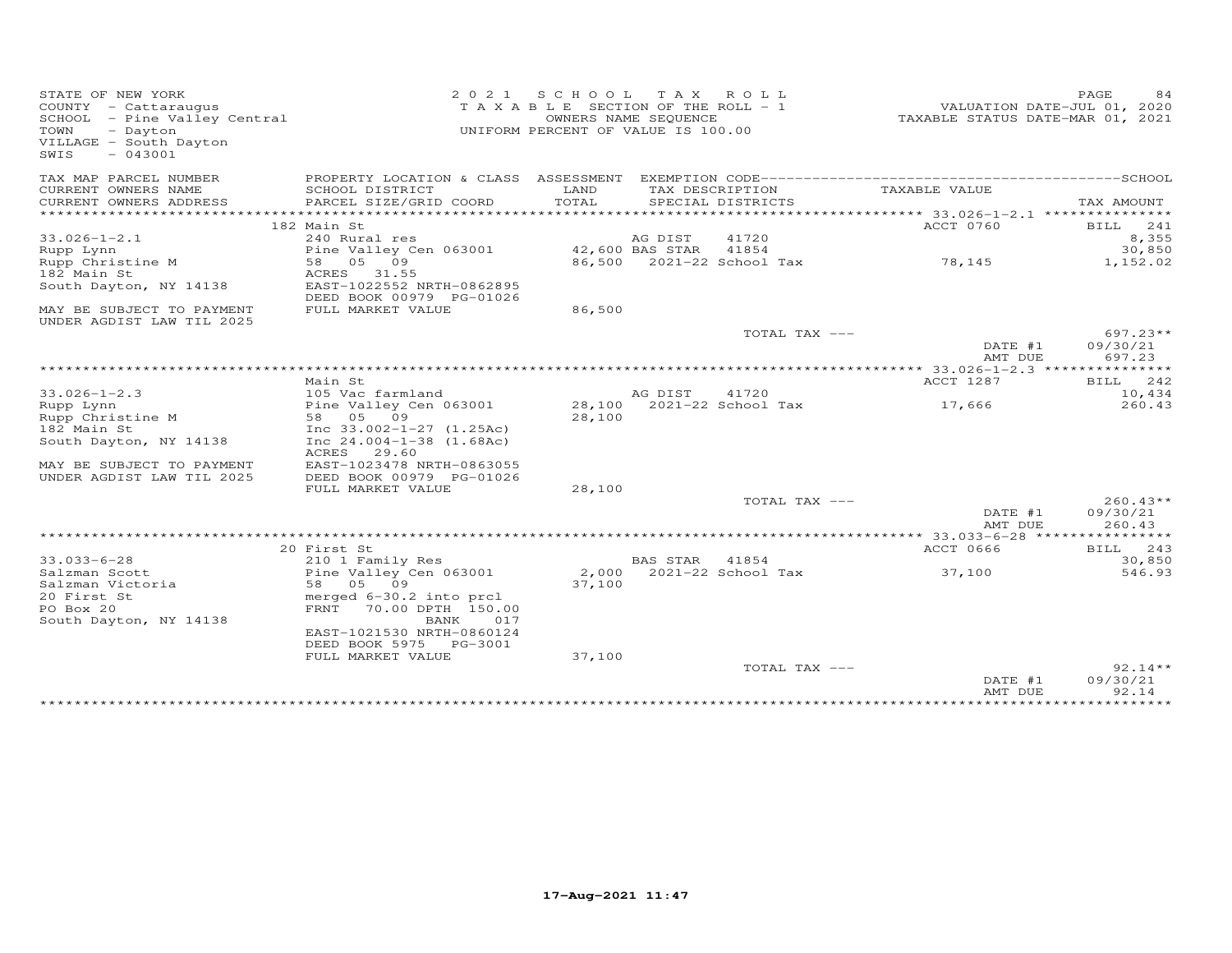STATE OF NEW YORK
COUNTY - Cattaraugus
SCHOOL - Pine Valley Central
TOWN - Dayton
VILLAGE - South Dayton
SWIS - 043001

2 0 2 1 SCHOOL TAX ROLL
TAXABLE SECTION OF THE ROLL - 1
OWNERS NAME SEQUENCE
UNIFORM PERCENT OF VALUE IS 100.00

VALUATION DATE-JUL 01, 2020
TAXABLE STATUS DATE-MAR 01, 2021

| TAX MAP PARCEL NUMBER / CURRENT OWNERS NAME / CURRENT OWNERS ADDRESS | PROPERTY LOCATION & CLASS / SCHOOL DISTRICT / PARCEL SIZE/GRID COORD | ASSESSMENT LAND / TOTAL | EXEMPTION CODE / TAX DESCRIPTION / SPECIAL DISTRICTS | TAXABLE VALUE | TAX AMOUNT |
|---|---|---|---|---|---|
| | 182 Main St | | | ACCT 0760 | BILL 241 |
| 33.026-1-2.1 | 240 Rural res | | AG DIST 41720 | | 8,355 |
| Rupp Lynn | Pine Valley Cen 063001 | 42,600 | BAS STAR 41854 | | 30,850 |
| Rupp Christine M | 58 05 09 | 86,500 | 2021-22 School Tax | 78,145 | 1,152.02 |
| 182 Main St | ACRES 31.55 | | | | |
| South Dayton, NY 14138 | EAST-1022552 NRTH-0862895 | | | | |
| | DEED BOOK 00979 PG-01026 | | | | |
| MAY BE SUBJECT TO PAYMENT | FULL MARKET VALUE | 86,500 | | | |
| UNDER AGDIST LAW TIL 2025 | | | | | |
| | | | TOTAL TAX --- | | 697.23** |
| | | | | DATE #1 | 09/30/21 |
| | | | | AMT DUE | 697.23 |
| | Main St | | | ACCT 1287 | BILL 242 |
| 33.026-1-2.3 | 105 Vac farmland | | AG DIST 41720 | | 10,434 |
| Rupp Lynn | Pine Valley Cen 063001 | 28,100 | 2021-22 School Tax | 17,666 | 260.43 |
| Rupp Christine M | 58 05 09 | 28,100 | | | |
| 182 Main St | Inc 33.002-1-27 (1.25Ac) | | | | |
| South Dayton, NY 14138 | Inc 24.004-1-38 (1.68Ac) | | | | |
| | ACRES 29.60 | | | | |
| MAY BE SUBJECT TO PAYMENT | EAST-1023478 NRTH-0863055 | | | | |
| UNDER AGDIST LAW TIL 2025 | DEED BOOK 00979 PG-01026 | | | | |
| | FULL MARKET VALUE | 28,100 | | | |
| | | | TOTAL TAX --- | | 260.43** |
| | | | | DATE #1 | 09/30/21 |
| | | | | AMT DUE | 260.43 |
| | 20 First St | | | ACCT 0666 | BILL 243 |
| 33.033-6-28 | 210 1 Family Res | | BAS STAR 41854 | | 30,850 |
| Salzman Scott | Pine Valley Cen 063001 | 2,000 | 2021-22 School Tax | 37,100 | 546.93 |
| Salzman Victoria | 58 05 09 | 37,100 | | | |
| 20 First St | merged 6-30.2 into prcl | | | | |
| PO Box 20 | FRNT 70.00 DPTH 150.00 | | | | |
| South Dayton, NY 14138 | BANK 017 | | | | |
| | EAST-1021530 NRTH-0860124 | | | | |
| | DEED BOOK 5975 PG-3001 | | | | |
| | FULL MARKET VALUE | 37,100 | | | |
| | | | TOTAL TAX --- | | 92.14** |
| | | | | DATE #1 | 09/30/21 |
| | | | | AMT DUE | 92.14 |

17-Aug-2021 11:47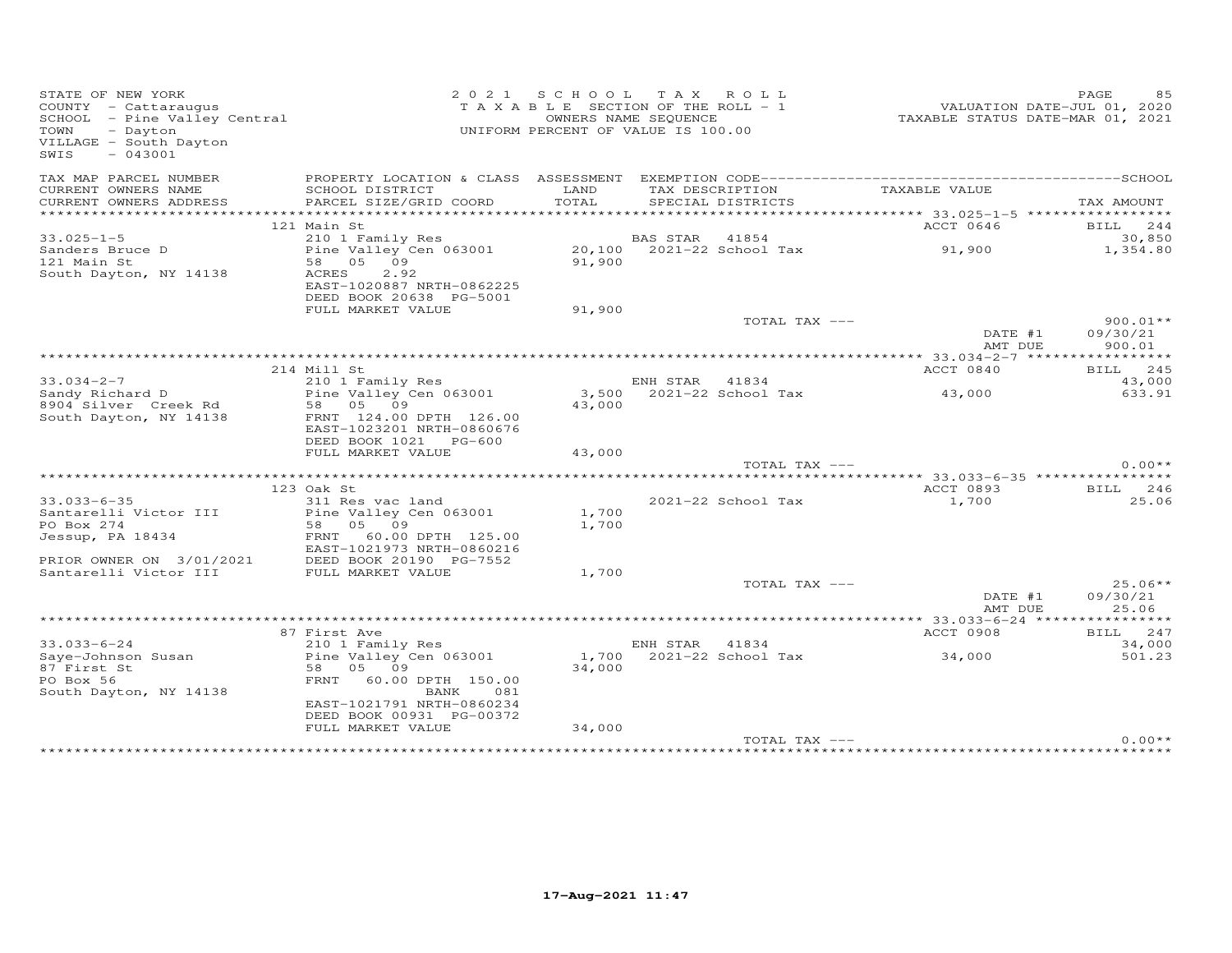STATE OF NEW YORK
COUNTY - Cattaraugus
SCHOOL - Pine Valley Central
TOWN - Dayton
VILLAGE - South Dayton
SWIS - 043001

2021 SCHOOL TAX ROLL
TAXABLE SECTION OF THE ROLL - 1
OWNERS NAME SEQUENCE
UNIFORM PERCENT OF VALUE IS 100.00

VALUATION DATE-JUL 01, 2020
TAXABLE STATUS DATE-MAR 01, 2021

| TAX MAP PARCEL NUMBER / CURRENT OWNERS NAME / CURRENT OWNERS ADDRESS | PROPERTY LOCATION & CLASS / SCHOOL DISTRICT / PARCEL SIZE/GRID COORD | ASSESSMENT LAND / TOTAL | EXEMPTION CODE / TAX DESCRIPTION / SPECIAL DISTRICTS | TAXABLE VALUE | TAX AMOUNT |
|---|---|---|---|---|---|
| | 121 Main St | | | ACCT 0646 | BILL 244 |
| 33.025-1-5 | 210 1 Family Res | | BAS STAR 41854 | | 30,850 |
| Sanders Bruce D | Pine Valley Cen 063001 | 20,100 | 2021-22 School Tax | 91,900 | 1,354.80 |
| 121 Main St | 58 05 09 | 91,900 | | | |
| South Dayton, NY 14138 | ACRES 2.92 | | | | |
| | EAST-1020887 NRTH-0862225 | | | | |
| | DEED BOOK 20638 PG-5001 | | | | |
| | FULL MARKET VALUE | 91,900 | | | |
| | | | TOTAL TAX --- | | 900.01** |
| | | | | DATE #1 | 09/30/21 |
| | | | | AMT DUE | 900.01 |
| | 214 Mill St | | | ACCT 0840 | BILL 245 |
| 33.034-2-7 | 210 1 Family Res | | ENH STAR 41834 | | 43,000 |
| Sandy Richard D | Pine Valley Cen 063001 | 3,500 | 2021-22 School Tax | 43,000 | 633.91 |
| 8904 Silver Creek Rd | 58 05 09 | 43,000 | | | |
| South Dayton, NY 14138 | FRNT 124.00 DPTH 126.00 | | | | |
| | EAST-1023201 NRTH-0860676 | | | | |
| | DEED BOOK 1021 PG-600 | | | | |
| | FULL MARKET VALUE | 43,000 | | | |
| | | | TOTAL TAX --- | | 0.00** |
| | 123 Oak St | | | ACCT 0893 | BILL 246 |
| 33.033-6-35 | 311 Res vac land | | 2021-22 School Tax | 1,700 | 25.06 |
| Santarelli Victor III | Pine Valley Cen 063001 | 1,700 | | | |
| PO Box 274 | 58 05 09 | 1,700 | | | |
| Jessup, PA 18434 | FRNT 60.00 DPTH 125.00 | | | | |
| | EAST-1021973 NRTH-0860216 | | | | |
| PRIOR OWNER ON 3/01/2021 | DEED BOOK 20190 PG-7552 | | | | |
| Santarelli Victor III | FULL MARKET VALUE | 1,700 | | | |
| | | | TOTAL TAX --- | | 25.06** |
| | | | | DATE #1 | 09/30/21 |
| | | | | AMT DUE | 25.06 |
| | 87 First Ave | | | ACCT 0908 | BILL 247 |
| 33.033-6-24 | 210 1 Family Res | | ENH STAR 41834 | | 34,000 |
| Saye-Johnson Susan | Pine Valley Cen 063001 | 1,700 | 2021-22 School Tax | 34,000 | 501.23 |
| 87 First St | 58 05 09 | 34,000 | | | |
| PO Box 56 | FRNT 60.00 DPTH 150.00 | | | | |
| South Dayton, NY 14138 | BANK 081 | | | | |
| | EAST-1021791 NRTH-0860234 | | | | |
| | DEED BOOK 00931 PG-00372 | | | | |
| | FULL MARKET VALUE | 34,000 | | | |
| | | | TOTAL TAX --- | | 0.00** |

17-Aug-2021 11:47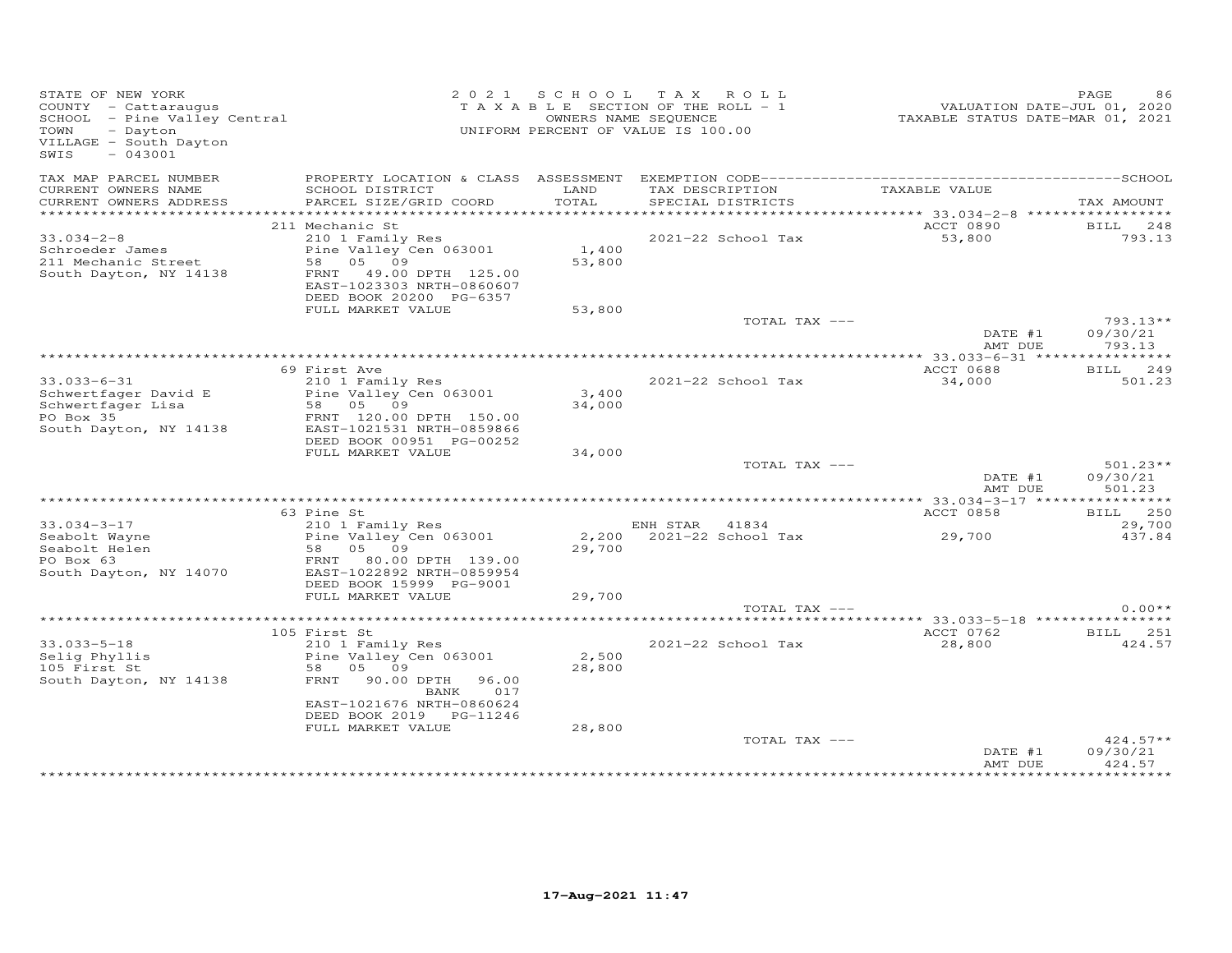STATE OF NEW YORK
COUNTY - Cattaraugus
SCHOOL - Pine Valley Central
TOWN - Dayton
VILLAGE - South Dayton
SWIS - 043001

2021 SCHOOL TAX ROLL
TAXABLE SECTION OF THE ROLL - 1
OWNERS NAME SEQUENCE
UNIFORM PERCENT OF VALUE IS 100.00

VALUATION DATE-JUL 01, 2020
TAXABLE STATUS DATE-MAR 01, 2021

| TAX MAP PARCEL NUMBER / CURRENT OWNERS NAME / CURRENT OWNERS ADDRESS | PROPERTY LOCATION & CLASS / SCHOOL DISTRICT / PARCEL SIZE/GRID COORD | ASSESSMENT LAND / TOTAL | EXEMPTION CODE / TAX DESCRIPTION / SPECIAL DISTRICTS | TAXABLE VALUE | TAX AMOUNT |
|---|---|---|---|---|---|
| | 211 Mechanic St | | | ACCT 0890 | BILL 248 |
| 33.034-2-8 | 210 1 Family Res | | 2021-22 School Tax | 53,800 | 793.13 |
| Schroeder James | Pine Valley Cen 063001 | 1,400 | | | |
| 211 Mechanic Street | 58 05 09 | 53,800 | | | |
| South Dayton, NY 14138 | FRNT 49.00 DPTH 125.00 | | | | |
| | EAST-1023303 NRTH-0860607 | | | | |
| | DEED BOOK 20200 PG-6357 | | | | |
| | FULL MARKET VALUE | 53,800 | | | |
| | | | TOTAL TAX --- | | 793.13** |
| | | | | DATE #1 | 09/30/21 |
| | | | | AMT DUE | 793.13 |
| | 69 First Ave | | | ACCT 0688 | BILL 249 |
| 33.033-6-31 | 210 1 Family Res | | 2021-22 School Tax | 34,000 | 501.23 |
| Schwertfager David E | Pine Valley Cen 063001 | 3,400 | | | |
| Schwertfager Lisa | 58 05 09 | 34,000 | | | |
| PO Box 35 | FRNT 120.00 DPTH 150.00 | | | | |
| South Dayton, NY 14138 | EAST-1021531 NRTH-0859866 | | | | |
| | DEED BOOK 00951 PG-00252 | | | | |
| | FULL MARKET VALUE | 34,000 | | | |
| | | | TOTAL TAX --- | | 501.23** |
| | | | | DATE #1 | 09/30/21 |
| | | | | AMT DUE | 501.23 |
| | 63 Pine St | | | ACCT 0858 | BILL 250 |
| 33.034-3-17 | 210 1 Family Res | | ENH STAR 41834 | | 29,700 |
| Seabolt Wayne | Pine Valley Cen 063001 | 2,200 | 2021-22 School Tax | 29,700 | 437.84 |
| Seabolt Helen | 58 05 09 | 29,700 | | | |
| PO Box 63 | FRNT 80.00 DPTH 139.00 | | | | |
| South Dayton, NY 14070 | EAST-1022892 NRTH-0859954 | | | | |
| | DEED BOOK 15999 PG-9001 | | | | |
| | FULL MARKET VALUE | 29,700 | | | |
| | | | TOTAL TAX --- | | 0.00** |
| | 105 First St | | | ACCT 0762 | BILL 251 |
| 33.033-5-18 | 210 1 Family Res | | 2021-22 School Tax | 28,800 | 424.57 |
| Selig Phyllis | Pine Valley Cen 063001 | 2,500 | | | |
| 105 First St | 58 05 09 | 28,800 | | | |
| South Dayton, NY 14138 | FRNT 90.00 DPTH 96.00 | | | | |
| | BANK 017 | | | | |
| | EAST-1021676 NRTH-0860624 | | | | |
| | DEED BOOK 2019 PG-11246 | | | | |
| | FULL MARKET VALUE | 28,800 | | | |
| | | | TOTAL TAX --- | | 424.57** |
| | | | | DATE #1 | 09/30/21 |
| | | | | AMT DUE | 424.57 |

17-Aug-2021 11:47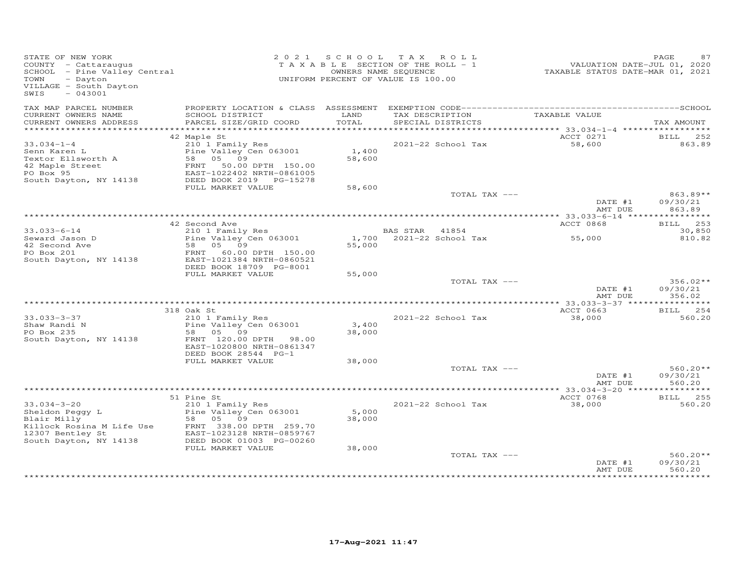STATE OF NEW YORK
COUNTY - Cattaraugus
SCHOOL - Pine Valley Central
TOWN - Dayton
VILLAGE - South Dayton
SWIS - 043001

2021 SCHOOL TAX ROLL
TAXABLE SECTION OF THE ROLL - 1
OWNERS NAME SEQUENCE
UNIFORM PERCENT OF VALUE IS 100.00

VALUATION DATE-JUL 01, 2020
TAXABLE STATUS DATE-MAR 01, 2021

| TAX MAP PARCEL NUMBER / CURRENT OWNERS NAME / CURRENT OWNERS ADDRESS | PROPERTY LOCATION & CLASS / SCHOOL DISTRICT / PARCEL SIZE/GRID COORD | ASSESSMENT LAND / TOTAL | EXEMPTION CODE / TAX DESCRIPTION / SPECIAL DISTRICTS | TAXABLE VALUE | TAX AMOUNT |
|---|---|---|---|---|---|
| | 42 Maple St | | | ACCT 0271 | BILL 252 |
| 33.034-1-4 | 210 1 Family Res | | 2021-22 School Tax | 58,600 | 863.89 |
| Senn Karen L | Pine Valley Cen 063001 | 1,400 | | | |
| Textor Ellsworth A | 58 05 09 | 58,600 | | | |
| 42 Maple Street | FRNT 50.00 DPTH 150.00 | | | | |
| PO Box 95 | EAST-1022402 NRTH-0861005 | | | | |
| South Dayton, NY 14138 | DEED BOOK 2019 PG-15278 | | | | |
| | FULL MARKET VALUE | 58,600 | | | |
| | | | TOTAL TAX --- | | 863.89** |
| | | | | DATE #1 | 09/30/21 |
| | | | | AMT DUE | 863.89 |
| | 42 Second Ave | | | ACCT 0868 | BILL 253 |
| 33.033-6-14 | 210 1 Family Res | | BAS STAR 41854 | | 30,850 |
| Seward Jason D | Pine Valley Cen 063001 | 1,700 | 2021-22 School Tax | 55,000 | 810.82 |
| 42 Second Ave | 58 05 09 | 55,000 | | | |
| PO Box 201 | FRNT 60.00 DPTH 150.00 | | | | |
| South Dayton, NY 14138 | EAST-1021384 NRTH-0860521 | | | | |
| | DEED BOOK 18709 PG-8001 | | | | |
| | FULL MARKET VALUE | 55,000 | | | |
| | | | TOTAL TAX --- | | 356.02** |
| | | | | DATE #1 | 09/30/21 |
| | | | | AMT DUE | 356.02 |
| | 318 Oak St | | | ACCT 0663 | BILL 254 |
| 33.033-3-37 | 210 1 Family Res | | 2021-22 School Tax | 38,000 | 560.20 |
| Shaw Randi N | Pine Valley Cen 063001 | 3,400 | | | |
| PO Box 235 | 58 05 09 | 38,000 | | | |
| South Dayton, NY 14138 | FRNT 120.00 DPTH 98.00 | | | | |
| | EAST-1020800 NRTH-0861347 | | | | |
| | DEED BOOK 28544 PG-1 | | | | |
| | FULL MARKET VALUE | 38,000 | | | |
| | | | TOTAL TAX --- | | 560.20** |
| | | | | DATE #1 | 09/30/21 |
| | | | | AMT DUE | 560.20 |
| | 51 Pine St | | | ACCT 0768 | BILL 255 |
| 33.034-3-20 | 210 1 Family Res | | 2021-22 School Tax | 38,000 | 560.20 |
| Sheldon Peggy L | Pine Valley Cen 063001 | 5,000 | | | |
| Blair Milly | 58 05 09 | 38,000 | | | |
| Killock Rosina M Life Use | FRNT 338.00 DPTH 259.70 | | | | |
| 12307 Bentley St | EAST-1023128 NRTH-0859767 | | | | |
| South Dayton, NY 14138 | DEED BOOK 01003 PG-00260 | | | | |
| | FULL MARKET VALUE | 38,000 | | | |
| | | | TOTAL TAX --- | | 560.20** |
| | | | | DATE #1 | 09/30/21 |
| | | | | AMT DUE | 560.20 |

17-Aug-2021 11:47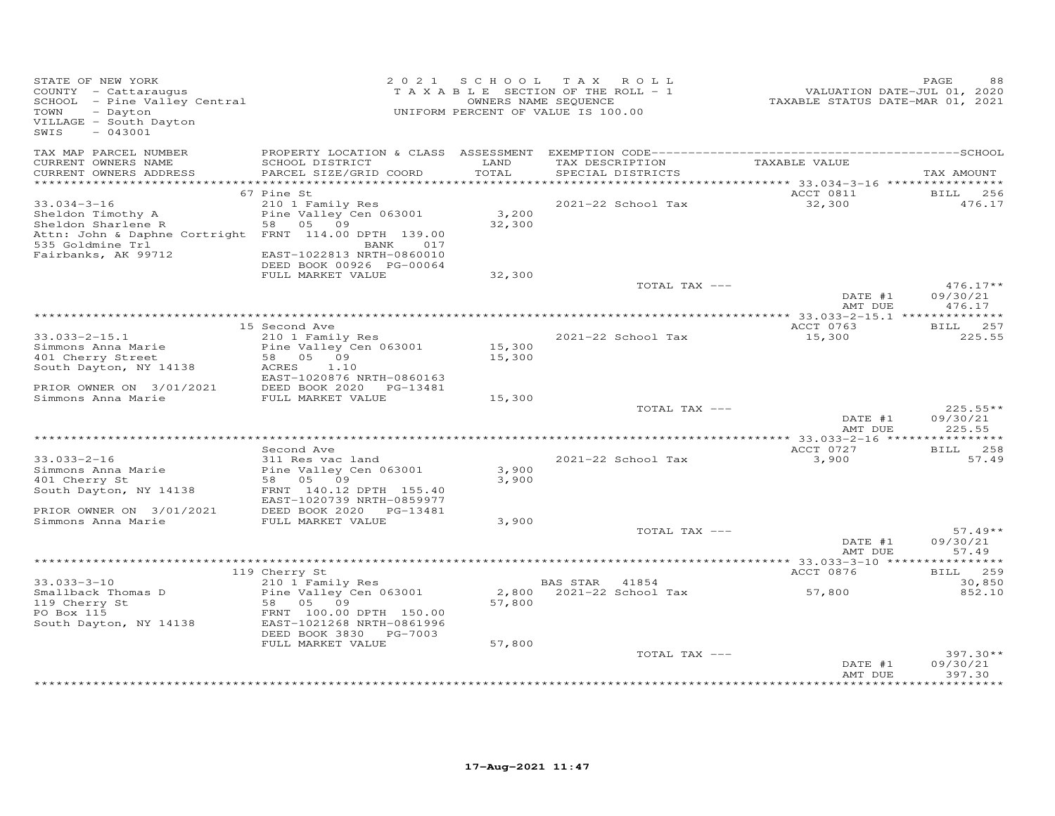STATE OF NEW YORK
COUNTY - Cattaraugus
SCHOOL - Pine Valley Central
TOWN - Dayton
VILLAGE - South Dayton
SWIS - 043001

2021 SCHOOL TAX ROLL
TAXABLE SECTION OF THE ROLL - 1
OWNERS NAME SEQUENCE
UNIFORM PERCENT OF VALUE IS 100.00

VALUATION DATE-JUL 01, 2020
TAXABLE STATUS DATE-MAR 01, 2021

| TAX MAP PARCEL NUMBER / CURRENT OWNERS NAME / CURRENT OWNERS ADDRESS | PROPERTY LOCATION & CLASS / SCHOOL DISTRICT / PARCEL SIZE/GRID COORD | ASSESSMENT LAND / TOTAL | EXEMPTION CODE / TAX DESCRIPTION / SPECIAL DISTRICTS | TAXABLE VALUE | TAX AMOUNT |
|---|---|---|---|---|---|
| 33.034-3-16 | 67 Pine St | | | ACCT 0811 | BILL 256 |
| 33.034-3-16 | 210 1 Family Res | | 2021-22 School Tax | 32,300 | 476.17 |
| Sheldon Timothy A | Pine Valley Cen 063001 | 3,200 | | | |
| Sheldon Sharlene R | 58 05 09 | 32,300 | | | |
| Attn: John & Daphne Cortright | FRNT 114.00 DPTH 139.00 | | | | |
| 535 Goldmine Trl | BANK 017 | | | | |
| Fairbanks, AK 99712 | EAST-1022813 NRTH-0860010 | | | | |
| | DEED BOOK 00926 PG-00064 | | | | |
| | FULL MARKET VALUE | 32,300 | | | |
| | | | TOTAL TAX --- | | 476.17** |
| | | | | DATE #1 | 09/30/21 |
| | | | | AMT DUE | 476.17 |
| 33.033-2-15.1 | 15 Second Ave | | | ACCT 0763 | BILL 257 |
| 33.033-2-15.1 | 210 1 Family Res | | 2021-22 School Tax | 15,300 | 225.55 |
| Simmons Anna Marie | Pine Valley Cen 063001 | 15,300 | | | |
| 401 Cherry Street | 58 05 09 | 15,300 | | | |
| South Dayton, NY 14138 | ACRES 1.10 | | | | |
| | EAST-1020876 NRTH-0860163 | | | | |
| PRIOR OWNER ON 3/01/2021 | DEED BOOK 2020 PG-13481 | | | | |
| Simmons Anna Marie | FULL MARKET VALUE | 15,300 | | | |
| | | | TOTAL TAX --- | | 225.55** |
| | | | | DATE #1 | 09/30/21 |
| | | | | AMT DUE | 225.55 |
| 33.033-2-16 | Second Ave | | | ACCT 0727 | BILL 258 |
| 33.033-2-16 | 311 Res vac land | | 2021-22 School Tax | 3,900 | 57.49 |
| Simmons Anna Marie | Pine Valley Cen 063001 | 3,900 | | | |
| 401 Cherry St | 58 05 09 | 3,900 | | | |
| South Dayton, NY 14138 | FRNT 140.12 DPTH 155.40 | | | | |
| | EAST-1020739 NRTH-0859977 | | | | |
| PRIOR OWNER ON 3/01/2021 | DEED BOOK 2020 PG-13481 | | | | |
| Simmons Anna Marie | FULL MARKET VALUE | 3,900 | | | |
| | | | TOTAL TAX --- | | 57.49** |
| | | | | DATE #1 | 09/30/21 |
| | | | | AMT DUE | 57.49 |
| 33.033-3-10 | 119 Cherry St | | | ACCT 0876 | BILL 259 |
| 33.033-3-10 | 210 1 Family Res | | BAS STAR 41854 | | 30,850 |
| Smallback Thomas D | Pine Valley Cen 063001 | 2,800 | 2021-22 School Tax | 57,800 | 852.10 |
| 119 Cherry St | 58 05 09 | 57,800 | | | |
| PO Box 115 | FRNT 100.00 DPTH 150.00 | | | | |
| South Dayton, NY 14138 | EAST-1021268 NRTH-0861996 | | | | |
| | DEED BOOK 3830 PG-7003 | | | | |
| | FULL MARKET VALUE | 57,800 | | | |
| | | | TOTAL TAX --- | | 397.30** |
| | | | | DATE #1 | 09/30/21 |
| | | | | AMT DUE | 397.30 |

17-Aug-2021 11:47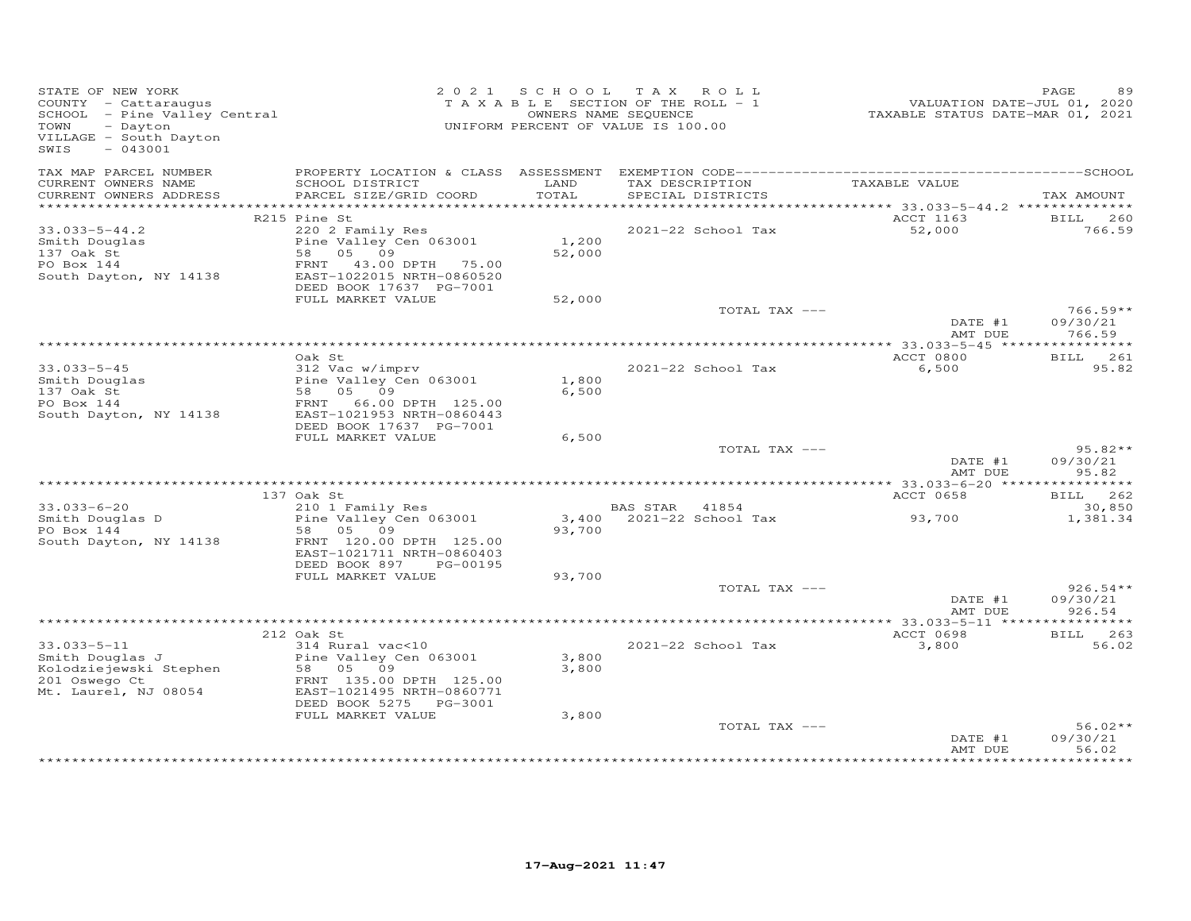STATE OF NEW YORK
COUNTY - Cattaraugus
SCHOOL - Pine Valley Central
TOWN - Dayton
VILLAGE - South Dayton
SWIS - 043001

2021 SCHOOL TAX ROLL
TAXABLE SECTION OF THE ROLL - 1
OWNERS NAME SEQUENCE
UNIFORM PERCENT OF VALUE IS 100.00

VALUATION DATE-JUL 01, 2020
TAXABLE STATUS DATE-MAR 01, 2021

| TAX MAP PARCEL NUMBER / CURRENT OWNERS NAME / CURRENT OWNERS ADDRESS | PROPERTY LOCATION & CLASS / SCHOOL DISTRICT / PARCEL SIZE/GRID COORD | ASSESSMENT LAND / TOTAL | EXEMPTION CODE / TAX DESCRIPTION / SPECIAL DISTRICTS | TAXABLE VALUE | TAX AMOUNT |
|---|---|---|---|---|---|
| | R215 Pine St | | | ACCT 1163 | BILL 260 |
| 33.033-5-44.2 | 220 2 Family Res | | 2021-22 School Tax | 52,000 | 766.59 |
| Smith Douglas | Pine Valley Cen 063001 | 1,200 | | | |
| 137 Oak St | 58 05 09 | 52,000 | | | |
| PO Box 144 | FRNT 43.00 DPTH 75.00 | | | | |
| South Dayton, NY 14138 | EAST-1022015 NRTH-0860520 | | | | |
| | DEED BOOK 17637 PG-7001 | | | | |
| | FULL MARKET VALUE | 52,000 | | | |
| | | | TOTAL TAX --- | | 766.59** |
| | | | | DATE #1 | 09/30/21 |
| | | | | AMT DUE | 766.59 |
| | Oak St | | | ACCT 0800 | BILL 261 |
| 33.033-5-45 | 312 Vac w/imprv | | 2021-22 School Tax | 6,500 | 95.82 |
| Smith Douglas | Pine Valley Cen 063001 | 1,800 | | | |
| 137 Oak St | 58 05 09 | 6,500 | | | |
| PO Box 144 | FRNT 66.00 DPTH 125.00 | | | | |
| South Dayton, NY 14138 | EAST-1021953 NRTH-0860443 | | | | |
| | DEED BOOK 17637 PG-7001 | | | | |
| | FULL MARKET VALUE | 6,500 | | | |
| | | | TOTAL TAX --- | | 95.82** |
| | | | | DATE #1 | 09/30/21 |
| | | | | AMT DUE | 95.82 |
| | 137 Oak St | | | ACCT 0658 | BILL 262 |
| 33.033-6-20 | 210 1 Family Res | | BAS STAR 41854 | | 30,850 |
| Smith Douglas D | Pine Valley Cen 063001 | 3,400 | 2021-22 School Tax | 93,700 | 1,381.34 |
| PO Box 144 | 58 05 09 | 93,700 | | | |
| South Dayton, NY 14138 | FRNT 120.00 DPTH 125.00 | | | | |
| | EAST-1021711 NRTH-0860403 | | | | |
| | DEED BOOK 897 PG-00195 | | | | |
| | FULL MARKET VALUE | 93,700 | | | |
| | | | TOTAL TAX --- | | 926.54** |
| | | | | DATE #1 | 09/30/21 |
| | | | | AMT DUE | 926.54 |
| | 212 Oak St | | | ACCT 0698 | BILL 263 |
| 33.033-5-11 | 314 Rural vac<10 | | 2021-22 School Tax | 3,800 | 56.02 |
| Smith Douglas J | Pine Valley Cen 063001 | 3,800 | | | |
| Kolodziejewski Stephen | 58 05 09 | 3,800 | | | |
| 201 Oswego Ct | FRNT 135.00 DPTH 125.00 | | | | |
| Mt. Laurel, NJ 08054 | EAST-1021495 NRTH-0860771 | | | | |
| | DEED BOOK 5275 PG-3001 | | | | |
| | FULL MARKET VALUE | 3,800 | | | |
| | | | TOTAL TAX --- | | 56.02** |
| | | | | DATE #1 | 09/30/21 |
| | | | | AMT DUE | 56.02 |

17-Aug-2021 11:47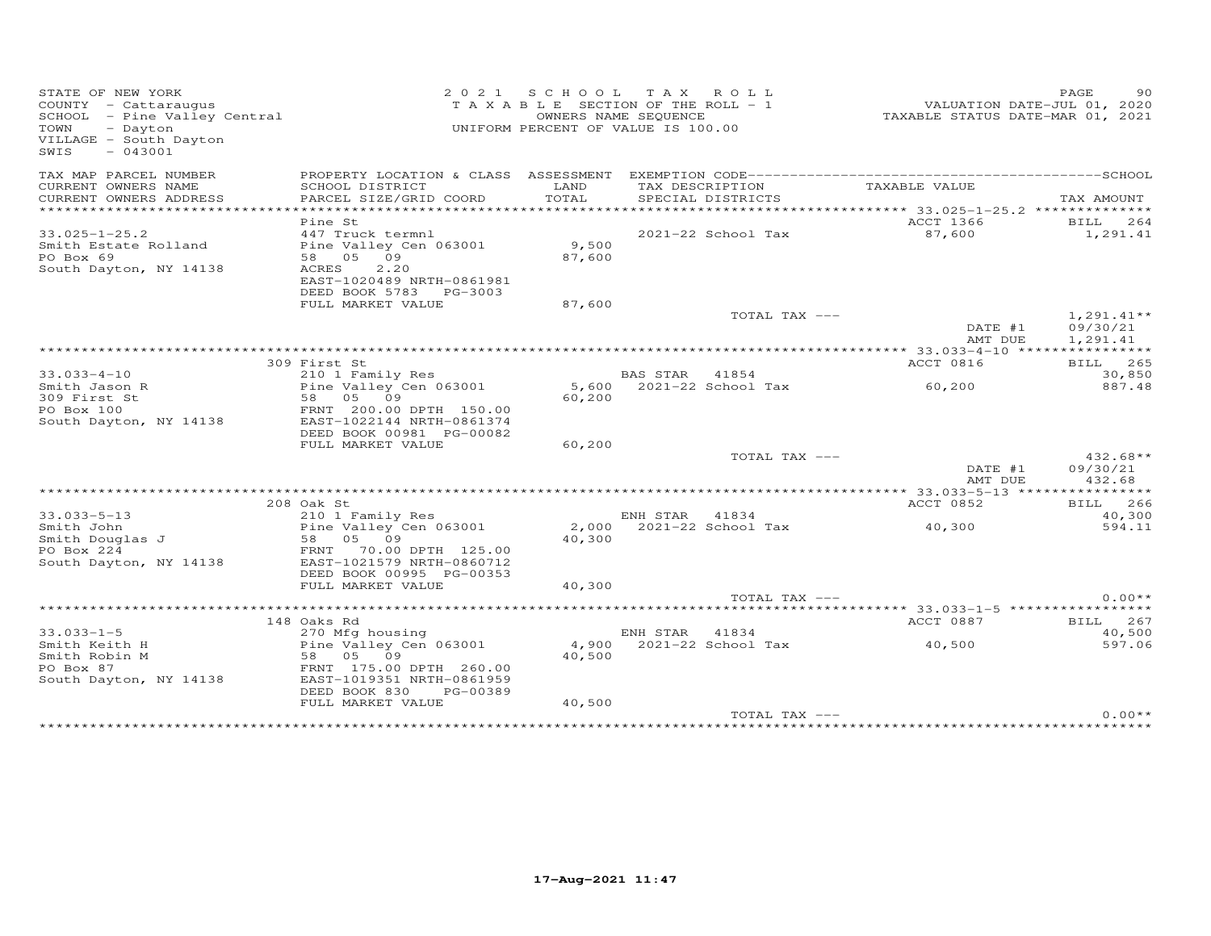STATE OF NEW YORK
COUNTY - Cattaraugus
SCHOOL - Pine Valley Central
TOWN - Dayton
VILLAGE - South Dayton
SWIS - 043001

2021 SCHOOL TAX ROLL
TAXABLE SECTION OF THE ROLL - 1
OWNERS NAME SEQUENCE
UNIFORM PERCENT OF VALUE IS 100.00

VALUATION DATE-JUL 01, 2020
TAXABLE STATUS DATE-MAR 01, 2021

| TAX MAP PARCEL NUMBER / CURRENT OWNERS NAME / CURRENT OWNERS ADDRESS | PROPERTY LOCATION & CLASS / SCHOOL DISTRICT / PARCEL SIZE/GRID COORD | ASSESSMENT LAND / TOTAL | EXEMPTION CODE / TAX DESCRIPTION / SPECIAL DISTRICTS | TAXABLE VALUE | TAX AMOUNT |
|---|---|---|---|---|---|
| 33.025-1-25.2 | Pine St | | | ACCT 1366 | BILL 264 |
| Smith Estate Rolland | 447 Truck termnl | | 2021-22 School Tax | 87,600 | 1,291.41 |
| PO Box 69 | Pine Valley Cen 063001 | 9,500 | | | |
| South Dayton, NY 14138 | 58 05 09 | 87,600 | | | |
| | ACRES 2.20 | | | | |
| | EAST-1020489 NRTH-0861981 | | | | |
| | DEED BOOK 5783 PG-3003 | | | | |
| | FULL MARKET VALUE | 87,600 | | | |
| | | | TOTAL TAX --- | | 1,291.41** |
| | | | | DATE #1 | 09/30/21 |
| | | | | AMT DUE | 1,291.41 |
| 33.033-4-10 | 309 First St | | | ACCT 0816 | BILL 265 |
| Smith Jason R | 210 1 Family Res | | BAS STAR 41854 | | 30,850 |
| 309 First St | Pine Valley Cen 063001 | 5,600 | 2021-22 School Tax | 60,200 | 887.48 |
| PO Box 100 | 58 05 09 | 60,200 | | | |
| South Dayton, NY 14138 | FRNT 200.00 DPTH 150.00 | | | | |
| | EAST-1022144 NRTH-0861374 | | | | |
| | DEED BOOK 00981 PG-00082 | | | | |
| | FULL MARKET VALUE | 60,200 | | | |
| | | | TOTAL TAX --- | | 432.68** |
| | | | | DATE #1 | 09/30/21 |
| | | | | AMT DUE | 432.68 |
| 33.033-5-13 | 208 Oak St | | | ACCT 0852 | BILL 266 |
| Smith John | 210 1 Family Res | | ENH STAR 41834 | | 40,300 |
| Smith Douglas J | Pine Valley Cen 063001 | 2,000 | 2021-22 School Tax | 40,300 | 594.11 |
| PO Box 224 | 58 05 09 | 40,300 | | | |
| South Dayton, NY 14138 | FRNT 70.00 DPTH 125.00 | | | | |
| | EAST-1021579 NRTH-0860712 | | | | |
| | DEED BOOK 00995 PG-00353 | | | | |
| | FULL MARKET VALUE | 40,300 | | | |
| | | | TOTAL TAX --- | | 0.00** |
| 33.033-1-5 | 148 Oaks Rd | | | ACCT 0887 | BILL 267 |
| Smith Keith H | 270 Mfg housing | | ENH STAR 41834 | | 40,500 |
| Smith Robin M | Pine Valley Cen 063001 | 4,900 | 2021-22 School Tax | 40,500 | 597.06 |
| PO Box 87 | 58 05 09 | 40,500 | | | |
| South Dayton, NY 14138 | FRNT 175.00 DPTH 260.00 | | | | |
| | EAST-1019351 NRTH-0861959 | | | | |
| | DEED BOOK 830 PG-00389 | | | | |
| | FULL MARKET VALUE | 40,500 | | | |
| | | | TOTAL TAX --- | | 0.00** |

17-Aug-2021 11:47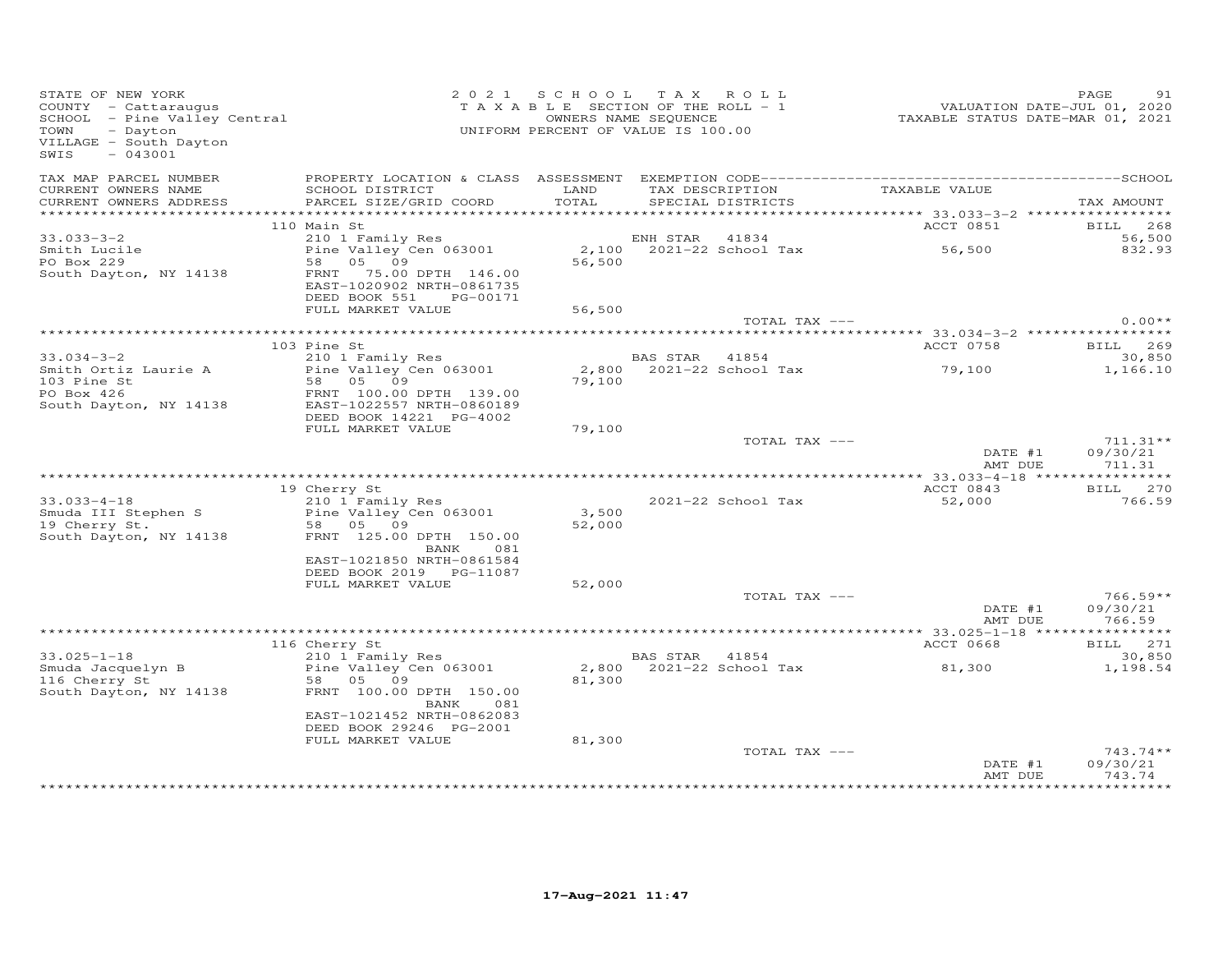STATE OF NEW YORK
COUNTY - Cattaraugus
SCHOOL - Pine Valley Central
TOWN - Dayton
VILLAGE - South Dayton
SWIS - 043001

2 0 2 1 S C H O O L T A X R O L L
T A X A B L E SECTION OF THE ROLL - 1
OWNERS NAME SEQUENCE
UNIFORM PERCENT OF VALUE IS 100.00

VALUATION DATE-JUL 01, 2020
TAXABLE STATUS DATE-MAR 01, 2021

| TAX MAP PARCEL NUMBER / CURRENT OWNERS NAME / CURRENT OWNERS ADDRESS | PROPERTY LOCATION & CLASS / SCHOOL DISTRICT / PARCEL SIZE/GRID COORD | ASSESSMENT LAND / TOTAL | EXEMPTION CODE / TAX DESCRIPTION / SPECIAL DISTRICTS | TAXABLE VALUE | TAX AMOUNT |
|---|---|---|---|---|---|
| | 110 Main St | | | ACCT 0851 | BILL 268 |
| 33.033-3-2 | 210 1 Family Res | | ENH STAR 41834 | | 56,500 |
| Smith Lucile | Pine Valley Cen 063001 | 2,100 | 2021-22 School Tax | 56,500 | 832.93 |
| PO Box 229 | 58 05 09 | 56,500 | | | |
| South Dayton, NY 14138 | FRNT 75.00 DPTH 146.00 | | | | |
| | EAST-1020902 NRTH-0861735 | | | | |
| | DEED BOOK 551 PG-00171 | | | | |
| | FULL MARKET VALUE | 56,500 | | | |
| | | | TOTAL TAX --- | | 0.00** |
| | 103 Pine St | | | ACCT 0758 | BILL 269 |
| 33.034-3-2 | 210 1 Family Res | | BAS STAR 41854 | | 30,850 |
| Smith Ortiz Laurie A | Pine Valley Cen 063001 | 2,800 | 2021-22 School Tax | 79,100 | 1,166.10 |
| 103 Pine St | 58 05 09 | 79,100 | | | |
| PO Box 426 | FRNT 100.00 DPTH 139.00 | | | | |
| South Dayton, NY 14138 | EAST-1022557 NRTH-0860189 | | | | |
| | DEED BOOK 14221 PG-4002 | | | | |
| | FULL MARKET VALUE | 79,100 | | | |
| | | | TOTAL TAX --- | | 711.31** |
| | | | | DATE #1 | 09/30/21 |
| | | | | AMT DUE | 711.31 |
| | 19 Cherry St | | | ACCT 0843 | BILL 270 |
| 33.033-4-18 | 210 1 Family Res | | 2021-22 School Tax | 52,000 | 766.59 |
| Smuda III Stephen S | Pine Valley Cen 063001 | 3,500 | | | |
| 19 Cherry St. | 58 05 09 | 52,000 | | | |
| South Dayton, NY 14138 | FRNT 125.00 DPTH 150.00 | | | | |
| | BANK 081 | | | | |
| | EAST-1021850 NRTH-0861584 | | | | |
| | DEED BOOK 2019 PG-11087 | | | | |
| | FULL MARKET VALUE | 52,000 | | | |
| | | | TOTAL TAX --- | | 766.59** |
| | | | | DATE #1 | 09/30/21 |
| | | | | AMT DUE | 766.59 |
| | 116 Cherry St | | | ACCT 0668 | BILL 271 |
| 33.025-1-18 | 210 1 Family Res | | BAS STAR 41854 | | 30,850 |
| Smuda Jacquelyn B | Pine Valley Cen 063001 | 2,800 | 2021-22 School Tax | 81,300 | 1,198.54 |
| 116 Cherry St | 58 05 09 | 81,300 | | | |
| South Dayton, NY 14138 | FRNT 100.00 DPTH 150.00 | | | | |
| | BANK 081 | | | | |
| | EAST-1021452 NRTH-0862083 | | | | |
| | DEED BOOK 29246 PG-2001 | | | | |
| | FULL MARKET VALUE | 81,300 | | | |
| | | | TOTAL TAX --- | | 743.74** |
| | | | | DATE #1 | 09/30/21 |
| | | | | AMT DUE | 743.74 |

17-Aug-2021 11:47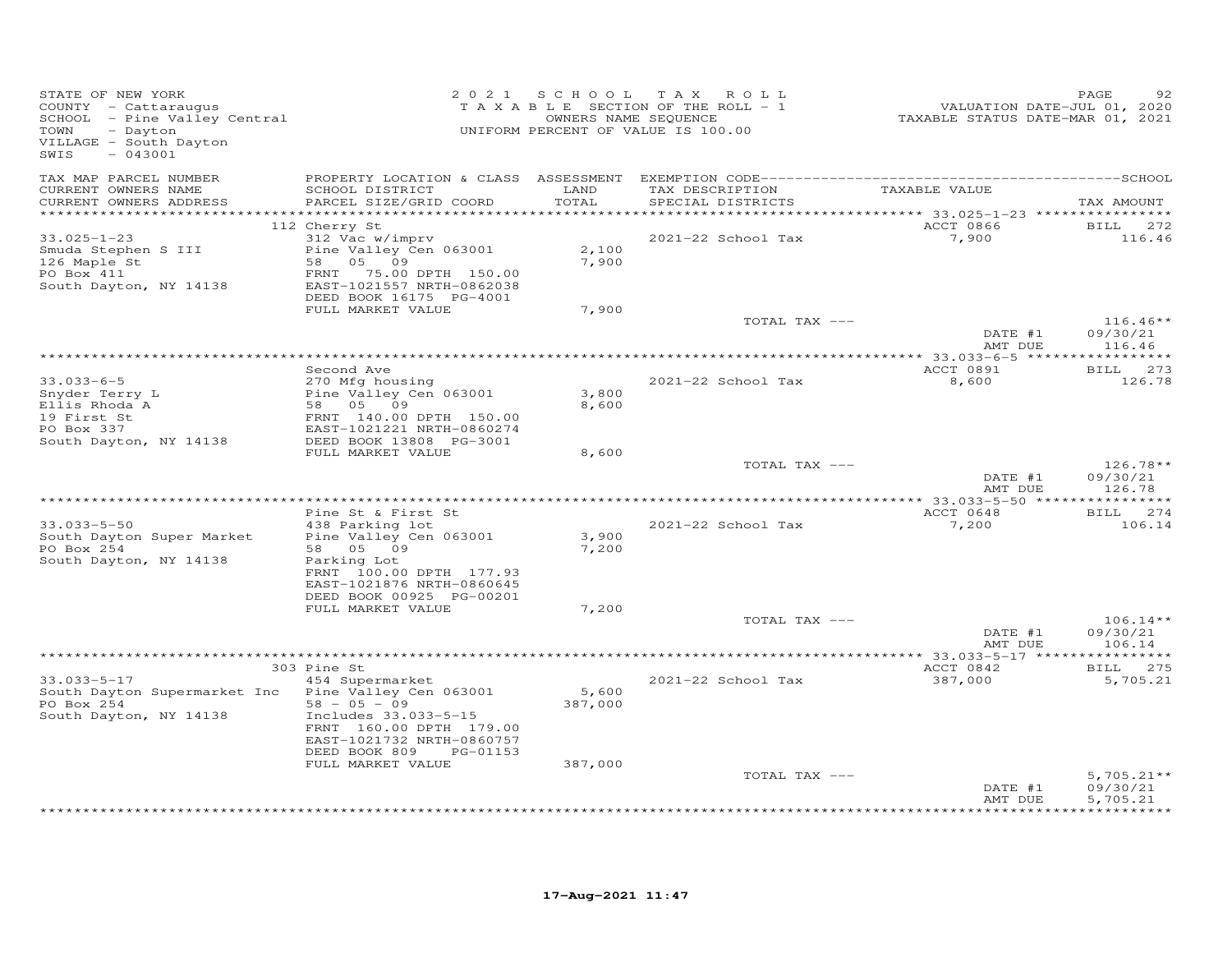STATE OF NEW YORK
COUNTY - Cattaraugus
SCHOOL - Pine Valley Central
TOWN - Dayton
VILLAGE - South Dayton
SWIS - 043001

2021 SCHOOL TAX ROLL
TAXABLE SECTION OF THE ROLL - 1
OWNERS NAME SEQUENCE
UNIFORM PERCENT OF VALUE IS 100.00

VALUATION DATE-JUL 01, 2020
TAXABLE STATUS DATE-MAR 01, 2021

| TAX MAP PARCEL NUMBER / CURRENT OWNERS NAME / CURRENT OWNERS ADDRESS | PROPERTY LOCATION & CLASS / SCHOOL DISTRICT / PARCEL SIZE/GRID COORD | ASSESSMENT LAND / TOTAL | EXEMPTION CODE / TAX DESCRIPTION / SPECIAL DISTRICTS | TAXABLE VALUE | TAX AMOUNT |
|---|---|---|---|---|---|
| | 112 Cherry St | | | ACCT 0866 | BILL 272 |
| 33.025-1-23 | 312 Vac w/imprv | | 2021-22 School Tax | 7,900 | 116.46 |
| Smuda Stephen S III | Pine Valley Cen 063001 | 2,100 | | | |
| 126 Maple St | 58 05 09 | 7,900 | | | |
| PO Box 411 | FRNT 75.00 DPTH 150.00 | | | | |
| South Dayton, NY 14138 | EAST-1021557 NRTH-0862038 | | | | |
| | DEED BOOK 16175 PG-4001 | | | | |
| | FULL MARKET VALUE | 7,900 | | | |
| | | | TOTAL TAX --- | | 116.46** |
| | | | | DATE #1 | 09/30/21 |
| | | | | AMT DUE | 116.46 |
| | Second Ave | | | ACCT 0891 | BILL 273 |
| 33.033-6-5 | 270 Mfg housing | | 2021-22 School Tax | 8,600 | 126.78 |
| Snyder Terry L | Pine Valley Cen 063001 | 3,800 | | | |
| Ellis Rhoda A | 58 05 09 | 8,600 | | | |
| 19 First St | FRNT 140.00 DPTH 150.00 | | | | |
| PO Box 337 | EAST-1021221 NRTH-0860274 | | | | |
| South Dayton, NY 14138 | DEED BOOK 13808 PG-3001 | | | | |
| | FULL MARKET VALUE | 8,600 | | | |
| | | | TOTAL TAX --- | | 126.78** |
| | | | | DATE #1 | 09/30/21 |
| | | | | AMT DUE | 126.78 |
| | Pine St & First St | | | ACCT 0648 | BILL 274 |
| 33.033-5-50 | 438 Parking lot | | 2021-22 School Tax | 7,200 | 106.14 |
| South Dayton Super Market | Pine Valley Cen 063001 | 3,900 | | | |
| PO Box 254 | 58 05 09 | 7,200 | | | |
| South Dayton, NY 14138 | Parking Lot | | | | |
| | FRNT 100.00 DPTH 177.93 | | | | |
| | EAST-1021876 NRTH-0860645 | | | | |
| | DEED BOOK 00925 PG-00201 | | | | |
| | FULL MARKET VALUE | 7,200 | | | |
| | | | TOTAL TAX --- | | 106.14** |
| | | | | DATE #1 | 09/30/21 |
| | | | | AMT DUE | 106.14 |
| | 303 Pine St | | | ACCT 0842 | BILL 275 |
| 33.033-5-17 | 454 Supermarket | | 2021-22 School Tax | 387,000 | 5,705.21 |
| South Dayton Supermarket Inc | Pine Valley Cen 063001 | 5,600 | | | |
| PO Box 254 | 58 - 05 - 09 | 387,000 | | | |
| South Dayton, NY 14138 | Includes 33.033-5-15 | | | | |
| | FRNT 160.00 DPTH 179.00 | | | | |
| | EAST-1021732 NRTH-0860757 | | | | |
| | DEED BOOK 809 PG-01153 | | | | |
| | FULL MARKET VALUE | 387,000 | | | |
| | | | TOTAL TAX --- | | 5,705.21** |
| | | | | DATE #1 | 09/30/21 |
| | | | | AMT DUE | 5,705.21 |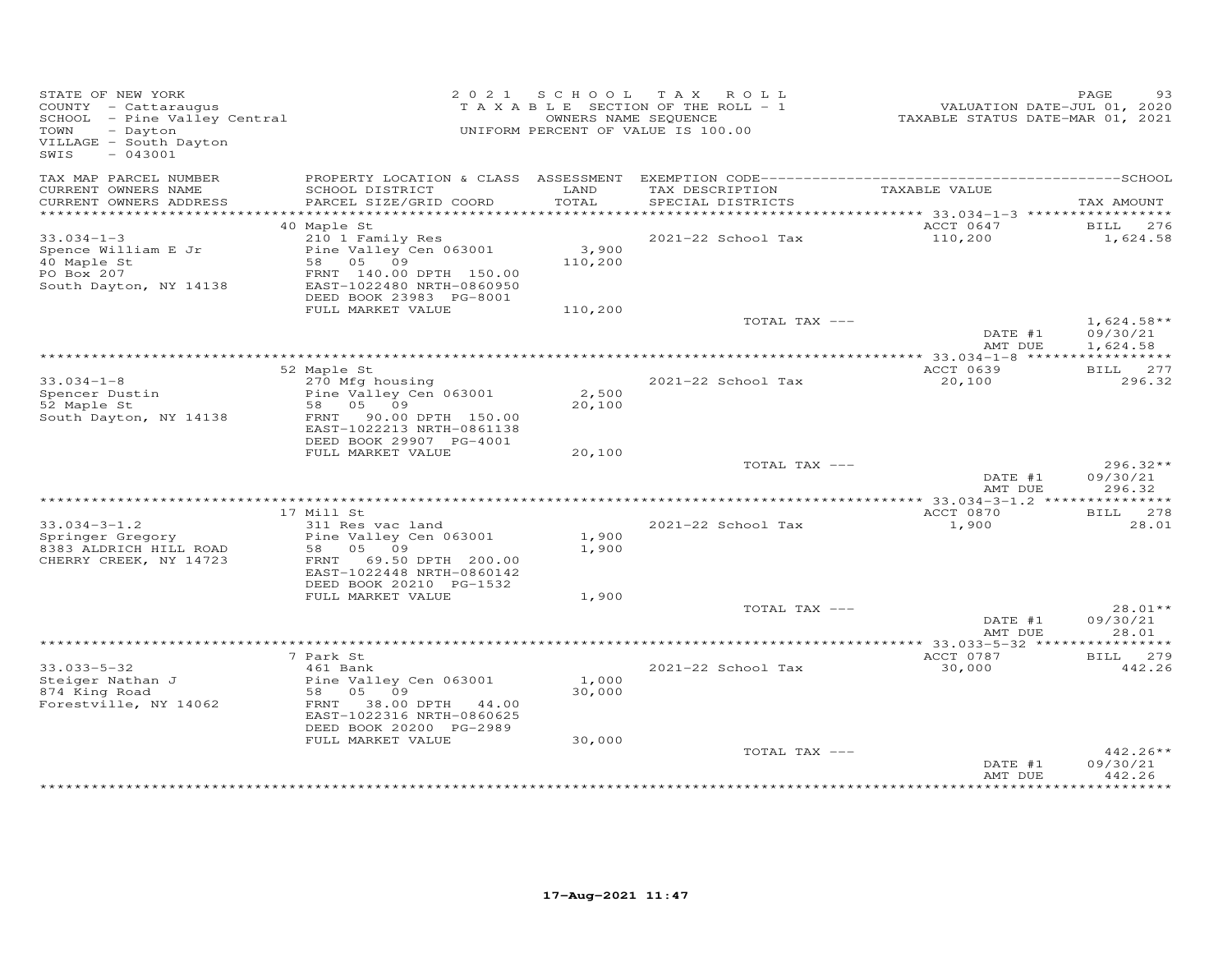STATE OF NEW YORK
COUNTY - Cattaraugus
SCHOOL - Pine Valley Central
TOWN - Dayton
VILLAGE - South Dayton
SWIS - 043001

2021 SCHOOL TAX ROLL
TAXABLE SECTION OF THE ROLL - 1
OWNERS NAME SEQUENCE
UNIFORM PERCENT OF VALUE IS 100.00

VALUATION DATE-JUL 01, 2020
TAXABLE STATUS DATE-MAR 01, 2021

| TAX MAP PARCEL NUMBER / CURRENT OWNERS NAME / CURRENT OWNERS ADDRESS | PROPERTY LOCATION & CLASS / SCHOOL DISTRICT / PARCEL SIZE/GRID COORD | ASSESSMENT LAND / TOTAL | EXEMPTION CODE / TAX DESCRIPTION / SPECIAL DISTRICTS | TAXABLE VALUE | TAX AMOUNT |
|---|---|---|---|---|---|
| | 40 Maple St | | | ACCT 0647 | BILL 276 |
| 33.034-1-3 | 210 1 Family Res | | 2021-22 School Tax | 110,200 | 1,624.58 |
| Spence William E Jr | Pine Valley Cen 063001 | 3,900 | | | |
| 40 Maple St | 58 05 09 | 110,200 | | | |
| PO Box 207 | FRNT 140.00 DPTH 150.00 | | | | |
| South Dayton, NY 14138 | EAST-1022480 NRTH-0860950 | | | | |
| | DEED BOOK 23983 PG-8001 | | | | |
| | FULL MARKET VALUE | 110,200 | | | |
| | | | TOTAL TAX --- | | 1,624.58** |
| | | | | DATE #1 | 09/30/21 |
| | | | | AMT DUE | 1,624.58 |
| | 52 Maple St | | | ACCT 0639 | BILL 277 |
| 33.034-1-8 | 270 Mfg housing | | 2021-22 School Tax | 20,100 | 296.32 |
| Spencer Dustin | Pine Valley Cen 063001 | 2,500 | | | |
| 52 Maple St | 58 05 09 | 20,100 | | | |
| South Dayton, NY 14138 | FRNT 90.00 DPTH 150.00 | | | | |
| | EAST-1022213 NRTH-0861138 | | | | |
| | DEED BOOK 29907 PG-4001 | | | | |
| | FULL MARKET VALUE | 20,100 | | | |
| | | | TOTAL TAX --- | | 296.32** |
| | | | | DATE #1 | 09/30/21 |
| | | | | AMT DUE | 296.32 |
| | 17 Mill St | | | ACCT 0870 | BILL 278 |
| 33.034-3-1.2 | 311 Res vac land | | 2021-22 School Tax | 1,900 | 28.01 |
| Springer Gregory | Pine Valley Cen 063001 | 1,900 | | | |
| 8383 ALDRICH HILL ROAD | 58 05 09 | 1,900 | | | |
| CHERRY CREEK, NY 14723 | FRNT 69.50 DPTH 200.00 | | | | |
| | EAST-1022448 NRTH-0860142 | | | | |
| | DEED BOOK 20210 PG-1532 | | | | |
| | FULL MARKET VALUE | 1,900 | | | |
| | | | TOTAL TAX --- | | 28.01** |
| | | | | DATE #1 | 09/30/21 |
| | | | | AMT DUE | 28.01 |
| | 7 Park St | | | ACCT 0787 | BILL 279 |
| 33.033-5-32 | 461 Bank | | 2021-22 School Tax | 30,000 | 442.26 |
| Steiger Nathan J | Pine Valley Cen 063001 | 1,000 | | | |
| 874 King Road | 58 05 09 | 30,000 | | | |
| Forestville, NY 14062 | FRNT 38.00 DPTH 44.00 | | | | |
| | EAST-1022316 NRTH-0860625 | | | | |
| | DEED BOOK 20200 PG-2989 | | | | |
| | FULL MARKET VALUE | 30,000 | | | |
| | | | TOTAL TAX --- | | 442.26** |
| | | | | DATE #1 | 09/30/21 |
| | | | | AMT DUE | 442.26 |

17-Aug-2021 11:47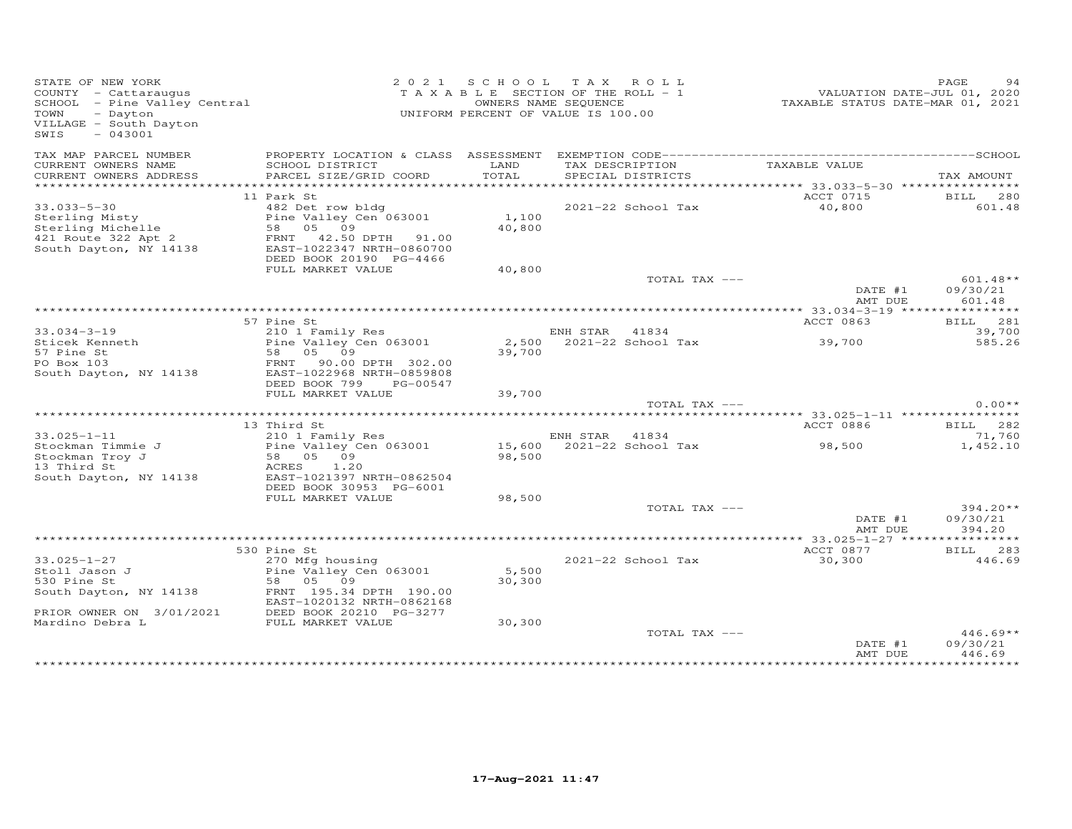STATE OF NEW YORK
COUNTY - Cattaraugus
SCHOOL - Pine Valley Central
TOWN - Dayton
VILLAGE - South Dayton
SWIS - 043001

2021 SCHOOL TAX ROLL
TAXABLE SECTION OF THE ROLL - 1
OWNERS NAME SEQUENCE
UNIFORM PERCENT OF VALUE IS 100.00

VALUATION DATE-JUL 01, 2020
TAXABLE STATUS DATE-MAR 01, 2021

| TAX MAP PARCEL NUMBER / CURRENT OWNERS NAME / CURRENT OWNERS ADDRESS | PROPERTY LOCATION & CLASS / SCHOOL DISTRICT / PARCEL SIZE/GRID COORD | ASSESSMENT LAND / TOTAL | EXEMPTION CODE / TAX DESCRIPTION / SPECIAL DISTRICTS | TAXABLE VALUE | TAX AMOUNT |
|---|---|---|---|---|---|
| 33.033-5-30 | 11 Park St | | | ACCT 0715 | BILL 280 |
| Sterling Misty | 482 Det row bldg | | | | |
| Sterling Michelle | Pine Valley Cen 063001 | 1,100 | 2021-22 School Tax | 40,800 | 601.48 |
| 421 Route 322 Apt 2 | 58 05 09 | 40,800 | | | |
| South Dayton, NY 14138 | FRNT 42.50 DPTH 91.00 | | | | |
| | EAST-1022347 NRTH-0860700 | | | | |
| | DEED BOOK 20190 PG-4466 | | | | |
| | FULL MARKET VALUE | 40,800 | | | |
| | | | TOTAL TAX --- | | 601.48** |
| | | | | DATE #1 | 09/30/21 |
| | | | | AMT DUE | 601.48 |
| 33.034-3-19 | 57 Pine St | | | ACCT 0863 | BILL 281 |
| Sticek Kenneth | 210 1 Family Res | | ENH STAR 41834 | | 39,700 |
| 57 Pine St | Pine Valley Cen 063001 | 2,500 | 2021-22 School Tax | 39,700 | 585.26 |
| PO Box 103 | 58 05 09 | 39,700 | | | |
| South Dayton, NY 14138 | FRNT 90.00 DPTH 302.00 | | | | |
| | EAST-1022968 NRTH-0859808 | | | | |
| | DEED BOOK 799 PG-00547 | | | | |
| | FULL MARKET VALUE | 39,700 | | | |
| | | | TOTAL TAX --- | | 0.00** |
| 33.025-1-11 | 13 Third St | | | ACCT 0886 | BILL 282 |
| Stockman Timmie J | 210 1 Family Res | | ENH STAR 41834 | | 71,760 |
| Stockman Troy J | Pine Valley Cen 063001 | 15,600 | 2021-22 School Tax | 98,500 | 1,452.10 |
| 13 Third St | 58 05 09 | 98,500 | | | |
| South Dayton, NY 14138 | ACRES 1.20 | | | | |
| | EAST-1021397 NRTH-0862504 | | | | |
| | DEED BOOK 30953 PG-6001 | | | | |
| | FULL MARKET VALUE | 98,500 | | | |
| | | | TOTAL TAX --- | | 394.20** |
| | | | | DATE #1 | 09/30/21 |
| | | | | AMT DUE | 394.20 |
| 33.025-1-27 | 530 Pine St | | | ACCT 0877 | BILL 283 |
| Stoll Jason J | 270 Mfg housing | | 2021-22 School Tax | 30,300 | 446.69 |
| 530 Pine St | Pine Valley Cen 063001 | 5,500 | | | |
| South Dayton, NY 14138 | 58 05 09 | 30,300 | | | |
| | FRNT 195.34 DPTH 190.00 | | | | |
| | EAST-1020132 NRTH-0862168 | | | | |
| PRIOR OWNER ON 3/01/2021 | DEED BOOK 20210 PG-3277 | | | | |
| Mardino Debra L | FULL MARKET VALUE | 30,300 | | | |
| | | | TOTAL TAX --- | | 446.69** |
| | | | | DATE #1 | 09/30/21 |
| | | | | AMT DUE | 446.69 |

17-Aug-2021 11:47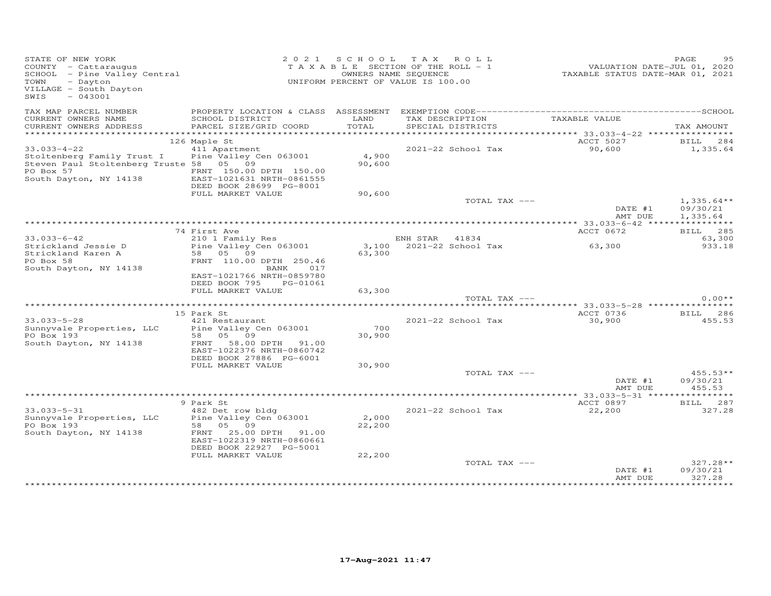STATE OF NEW YORK
COUNTY - Cattaraugus
SCHOOL - Pine Valley Central
TOWN - Dayton
VILLAGE - South Dayton
SWIS - 043001

2021 SCHOOL TAX ROLL
TAXABLE SECTION OF THE ROLL - 1
OWNERS NAME SEQUENCE
UNIFORM PERCENT OF VALUE IS 100.00

VALUATION DATE-JUL 01, 2020
TAXABLE STATUS DATE-MAR 01, 2021

| TAX MAP PARCEL NUMBER / CURRENT OWNERS NAME / CURRENT OWNERS ADDRESS | PROPERTY LOCATION & CLASS / SCHOOL DISTRICT / PARCEL SIZE/GRID COORD | ASSESSMENT LAND / TOTAL | EXEMPTION CODE / TAX DESCRIPTION / SPECIAL DISTRICTS | TAXABLE VALUE | SCHOOL TAX AMOUNT |
|---|---|---|---|---|---|
| | 126 Maple St | | | ACCT 5027 | BILL 284 |
| 33.033-4-22 | 411 Apartment | | 2021-22 School Tax | 90,600 | 1,335.64 |
| Stoltenberg Family Trust I | Pine Valley Cen 063001 | 4,900 | | | |
| Steven Paul Stoltenberg Truste | 58 05 09 | 90,600 | | | |
| PO Box 57 | FRNT 150.00 DPTH 150.00 | | | | |
| South Dayton, NY 14138 | EAST-1021631 NRTH-0861555 | | | | |
| | DEED BOOK 28699 PG-8001 | | | | |
| | FULL MARKET VALUE | 90,600 | | | |
| | | | TOTAL TAX --- | | 1,335.64** |
| | | | | DATE #1 | 09/30/21 |
| | | | | AMT DUE | 1,335.64 |
| | 74 First Ave | | | ACCT 0672 | BILL 285 |
| 33.033-6-42 | 210 1 Family Res | | ENH STAR 41834 | | 63,300 |
| Strickland Jessie D | Pine Valley Cen 063001 | 3,100 | 2021-22 School Tax | 63,300 | 933.18 |
| Strickland Karen A | 58 05 09 | 63,300 | | | |
| PO Box 58 | FRNT 110.00 DPTH 250.46 | | | | |
| South Dayton, NY 14138 | BANK 017 | | | | |
| | EAST-1021766 NRTH-0859780 | | | | |
| | DEED BOOK 795 PG-01061 | | | | |
| | FULL MARKET VALUE | 63,300 | | | |
| | | | TOTAL TAX --- | | 0.00** |
| | 15 Park St | | | ACCT 0736 | BILL 286 |
| 33.033-5-28 | 421 Restaurant | | 2021-22 School Tax | 30,900 | 455.53 |
| Sunnyvale Properties, LLC | Pine Valley Cen 063001 | 700 | | | |
| PO Box 193 | 58 05 09 | 30,900 | | | |
| South Dayton, NY 14138 | FRNT 58.00 DPTH 91.00 | | | | |
| | EAST-1022376 NRTH-0860742 | | | | |
| | DEED BOOK 27886 PG-6001 | | | | |
| | FULL MARKET VALUE | 30,900 | | | |
| | | | TOTAL TAX --- | | 455.53** |
| | | | | DATE #1 | 09/30/21 |
| | | | | AMT DUE | 455.53 |
| | 9 Park St | | | ACCT 0897 | BILL 287 |
| 33.033-5-31 | 482 Det row bldg | | 2021-22 School Tax | 22,200 | 327.28 |
| Sunnyvale Properties, LLC | Pine Valley Cen 063001 | 2,000 | | | |
| PO Box 193 | 58 05 09 | 22,200 | | | |
| South Dayton, NY 14138 | FRNT 25.00 DPTH 91.00 | | | | |
| | EAST-1022319 NRTH-0860661 | | | | |
| | DEED BOOK 22927 PG-5001 | | | | |
| | FULL MARKET VALUE | 22,200 | | | |
| | | | TOTAL TAX --- | | 327.28** |
| | | | | DATE #1 | 09/30/21 |
| | | | | AMT DUE | 327.28 |

17-Aug-2021 11:47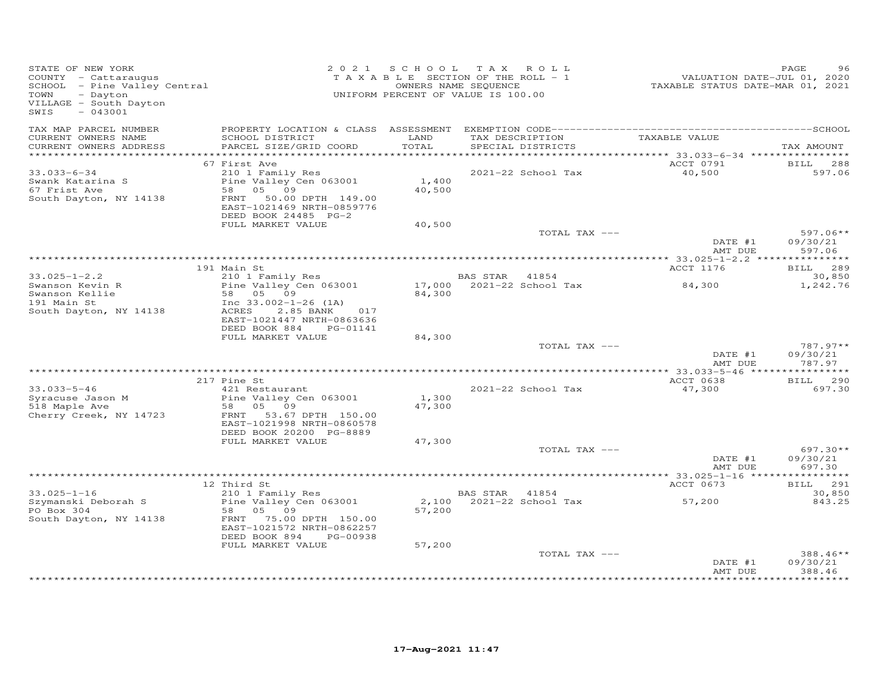STATE OF NEW YORK
COUNTY - Cattaraugus
SCHOOL - Pine Valley Central
TOWN - Dayton
VILLAGE - South Dayton
SWIS - 043001

**2021 SCHOOL TAX ROLL**
TAXABLE SECTION OF THE ROLL - 1
OWNERS NAME SEQUENCE
UNIFORM PERCENT OF VALUE IS 100.00

VALUATION DATE-JUL 01, 2020
TAXABLE STATUS DATE-MAR 01, 2021

| TAX MAP PARCEL NUMBER<br>CURRENT OWNERS NAME<br>CURRENT OWNERS ADDRESS | PROPERTY LOCATION & CLASS<br>SCHOOL DISTRICT<br>PARCEL SIZE/GRID COORD | ASSESSMENT<br>LAND<br>TOTAL | EXEMPTION CODE<br>TAX DESCRIPTION<br>SPECIAL DISTRICTS | TAXABLE VALUE | SCHOOL<br>TAX AMOUNT |
|---|---|---|---|---|---|
| | 67 First Ave | | | ACCT 0791 | BILL 288 |
| 33.033-6-34 | 210 1 Family Res | | 2021-22 School Tax | 40,500 | 597.06 |
| Swank Katarina S | Pine Valley Cen 063001 | 1,400 | | | |
| 67 Frist Ave | 58 05 09 | 40,500 | | | |
| South Dayton, NY 14138 | FRNT 50.00 DPTH 149.00 | | | | |
| | EAST-1021469 NRTH-0859776 | | | | |
| | DEED BOOK 24485 PG-2 | | | | |
| | FULL MARKET VALUE | 40,500 | | | |
| | | | TOTAL TAX --- | | 597.06** |
| | | | | DATE #1 | 09/30/21 |
| | | | | AMT DUE | 597.06 |
| | 191 Main St | | | ACCT 1176 | BILL 289 |
| 33.025-1-2.2 | 210 1 Family Res | | BAS STAR 41854 | | 30,850 |
| Swanson Kevin R | Pine Valley Cen 063001 | 17,000 | 2021-22 School Tax | 84,300 | 1,242.76 |
| Swanson Kellie | 58 05 09 | 84,300 | | | |
| 191 Main St | Inc 33.002-1-26 (1A) | | | | |
| South Dayton, NY 14138 | ACRES 2.85 BANK 017 | | | | |
| | EAST-1021447 NRTH-0863636 | | | | |
| | DEED BOOK 884 PG-01141 | | | | |
| | FULL MARKET VALUE | 84,300 | | | |
| | | | TOTAL TAX --- | | 787.97** |
| | | | | DATE #1 | 09/30/21 |
| | | | | AMT DUE | 787.97 |
| | 217 Pine St | | | ACCT 0638 | BILL 290 |
| 33.033-5-46 | 421 Restaurant | | 2021-22 School Tax | 47,300 | 697.30 |
| Syracuse Jason M | Pine Valley Cen 063001 | 1,300 | | | |
| 518 Maple Ave | 58 05 09 | 47,300 | | | |
| Cherry Creek, NY 14723 | FRNT 53.67 DPTH 150.00 | | | | |
| | EAST-1021998 NRTH-0860578 | | | | |
| | DEED BOOK 20200 PG-8889 | | | | |
| | FULL MARKET VALUE | 47,300 | | | |
| | | | TOTAL TAX --- | | 697.30** |
| | | | | DATE #1 | 09/30/21 |
| | | | | AMT DUE | 697.30 |
| | 12 Third St | | | ACCT 0673 | BILL 291 |
| 33.025-1-16 | 210 1 Family Res | | BAS STAR 41854 | | 30,850 |
| Szymanski Deborah S | Pine Valley Cen 063001 | 2,100 | 2021-22 School Tax | 57,200 | 843.25 |
| PO Box 304 | 58 05 09 | 57,200 | | | |
| South Dayton, NY 14138 | FRNT 75.00 DPTH 150.00 | | | | |
| | EAST-1021572 NRTH-0862257 | | | | |
| | DEED BOOK 894 PG-00938 | | | | |
| | FULL MARKET VALUE | 57,200 | | | |
| | | | TOTAL TAX --- | | 388.46** |
| | | | | DATE #1 | 09/30/21 |
| | | | | AMT DUE | 388.46 |

17-Aug-2021 11:47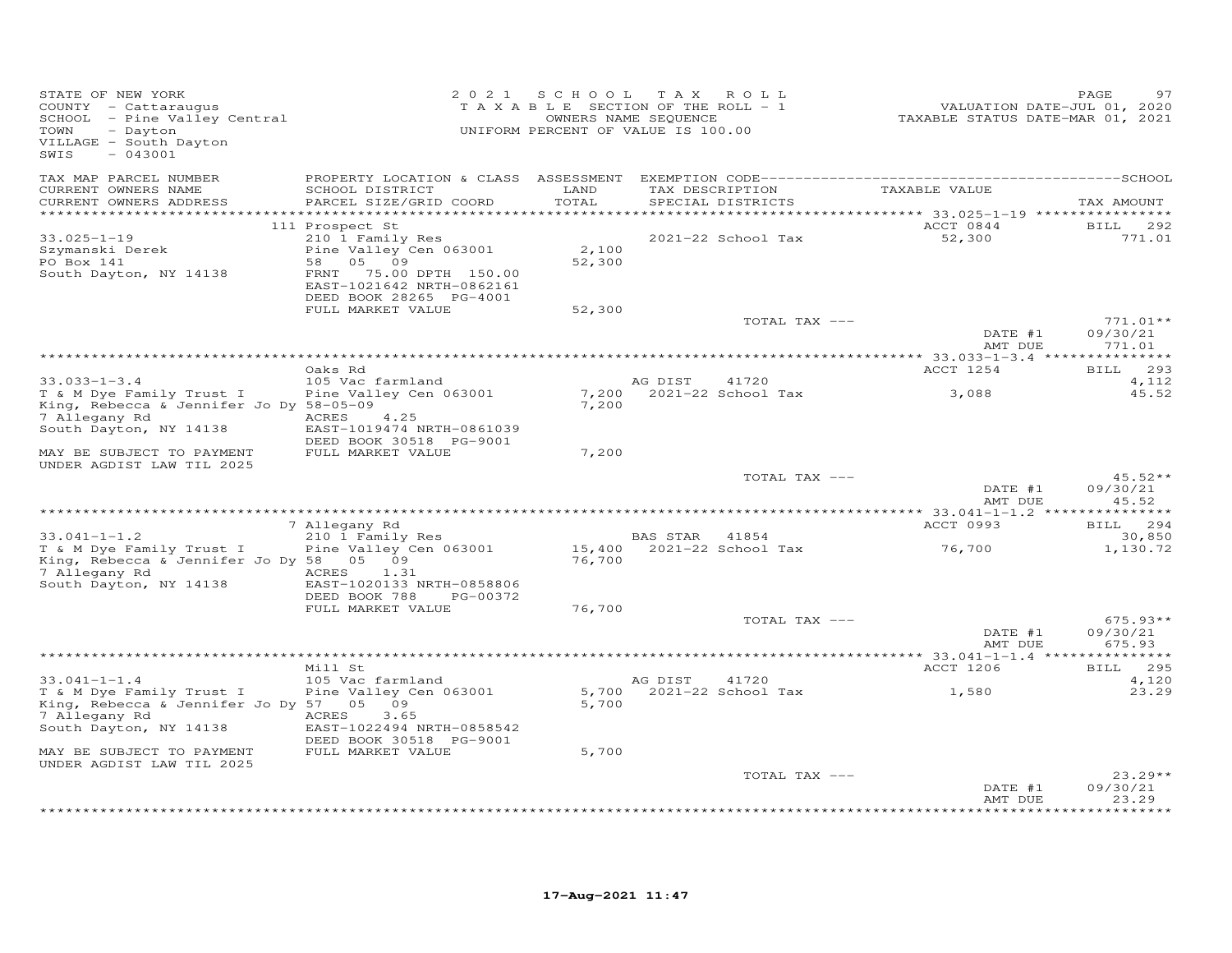STATE OF NEW YORK
COUNTY - Cattaraugus
SCHOOL - Pine Valley Central
TOWN - Dayton
VILLAGE - South Dayton
SWIS - 043001

2021 SCHOOL TAX ROLL
TAXABLE SECTION OF THE ROLL - 1
OWNERS NAME SEQUENCE
UNIFORM PERCENT OF VALUE IS 100.00

VALUATION DATE-JUL 01, 2020
TAXABLE STATUS DATE-MAR 01, 2021

| TAX MAP PARCEL NUMBER / CURRENT OWNERS NAME / CURRENT OWNERS ADDRESS | PROPERTY LOCATION & CLASS / SCHOOL DISTRICT / PARCEL SIZE/GRID COORD | ASSESSMENT LAND / TOTAL | EXEMPTION CODE / TAX DESCRIPTION / SPECIAL DISTRICTS | TAXABLE VALUE | TAX AMOUNT |
|---|---|---|---|---|---|
| 33.025-1-19 | 111 Prospect St | | | ACCT 0844 | BILL 292 |
| Szymanski Derek | 210 1 Family Res | | | | |
| PO Box 141 | Pine Valley Cen 063001 | 2,100 | 2021-22 School Tax | 52,300 | 771.01 |
| South Dayton, NY 14138 | 58 05 09 | 52,300 | | | |
| | FRNT 75.00 DPTH 150.00 | | | | |
| | EAST-1021642 NRTH-0862161 | | | | |
| | DEED BOOK 28265 PG-4001 | | | | |
| | FULL MARKET VALUE | 52,300 | | | |
| | | | TOTAL TAX --- | | 771.01** |
| | | | | DATE #1 | 09/30/21 |
| | | | | AMT DUE | 771.01 |
| 33.033-1-3.4 | Oaks Rd | | | ACCT 1254 | BILL 293 |
| T & M Dye Family Trust I | 105 Vac farmland | | AG DIST 41720 | | 4,112 |
| King, Rebecca & Jennifer Jo Dy | Pine Valley Cen 063001 | 7,200 | 2021-22 School Tax | 3,088 | 45.52 |
| 7 Allegany Rd | 58-05-09 | 7,200 | | | |
| South Dayton, NY 14138 | ACRES 4.25 | | | | |
| | EAST-1019474 NRTH-0861039 | | | | |
| | DEED BOOK 30518 PG-9001 | | | | |
| MAY BE SUBJECT TO PAYMENT UNDER AGDIST LAW TIL 2025 | FULL MARKET VALUE | 7,200 | | | |
| | | | TOTAL TAX --- | | 45.52** |
| | | | | DATE #1 | 09/30/21 |
| | | | | AMT DUE | 45.52 |
| 33.041-1-1.2 | 7 Allegany Rd | | | ACCT 0993 | BILL 294 |
| T & M Dye Family Trust I | 210 1 Family Res | | BAS STAR 41854 | | 30,850 |
| King, Rebecca & Jennifer Jo Dy | Pine Valley Cen 063001 | 15,400 | 2021-22 School Tax | 76,700 | 1,130.72 |
| 7 Allegany Rd | 58 05 09 | 76,700 | | | |
| South Dayton, NY 14138 | ACRES 1.31 | | | | |
| | EAST-1020133 NRTH-0858806 | | | | |
| | DEED BOOK 788 PG-00372 | | | | |
| | FULL MARKET VALUE | 76,700 | | | |
| | | | TOTAL TAX --- | | 675.93** |
| | | | | DATE #1 | 09/30/21 |
| | | | | AMT DUE | 675.93 |
| 33.041-1-1.4 | Mill St | | | ACCT 1206 | BILL 295 |
| T & M Dye Family Trust I | 105 Vac farmland | | AG DIST 41720 | | 4,120 |
| King, Rebecca & Jennifer Jo Dy | Pine Valley Cen 063001 | 5,700 | 2021-22 School Tax | 1,580 | 23.29 |
| 7 Allegany Rd | 57 05 09 | 5,700 | | | |
| South Dayton, NY 14138 | ACRES 3.65 | | | | |
| | EAST-1022494 NRTH-0858542 | | | | |
| | DEED BOOK 30518 PG-9001 | | | | |
| MAY BE SUBJECT TO PAYMENT UNDER AGDIST LAW TIL 2025 | FULL MARKET VALUE | 5,700 | | | |
| | | | TOTAL TAX --- | | 23.29** |
| | | | | DATE #1 | 09/30/21 |
| | | | | AMT DUE | 23.29 |

17-Aug-2021 11:47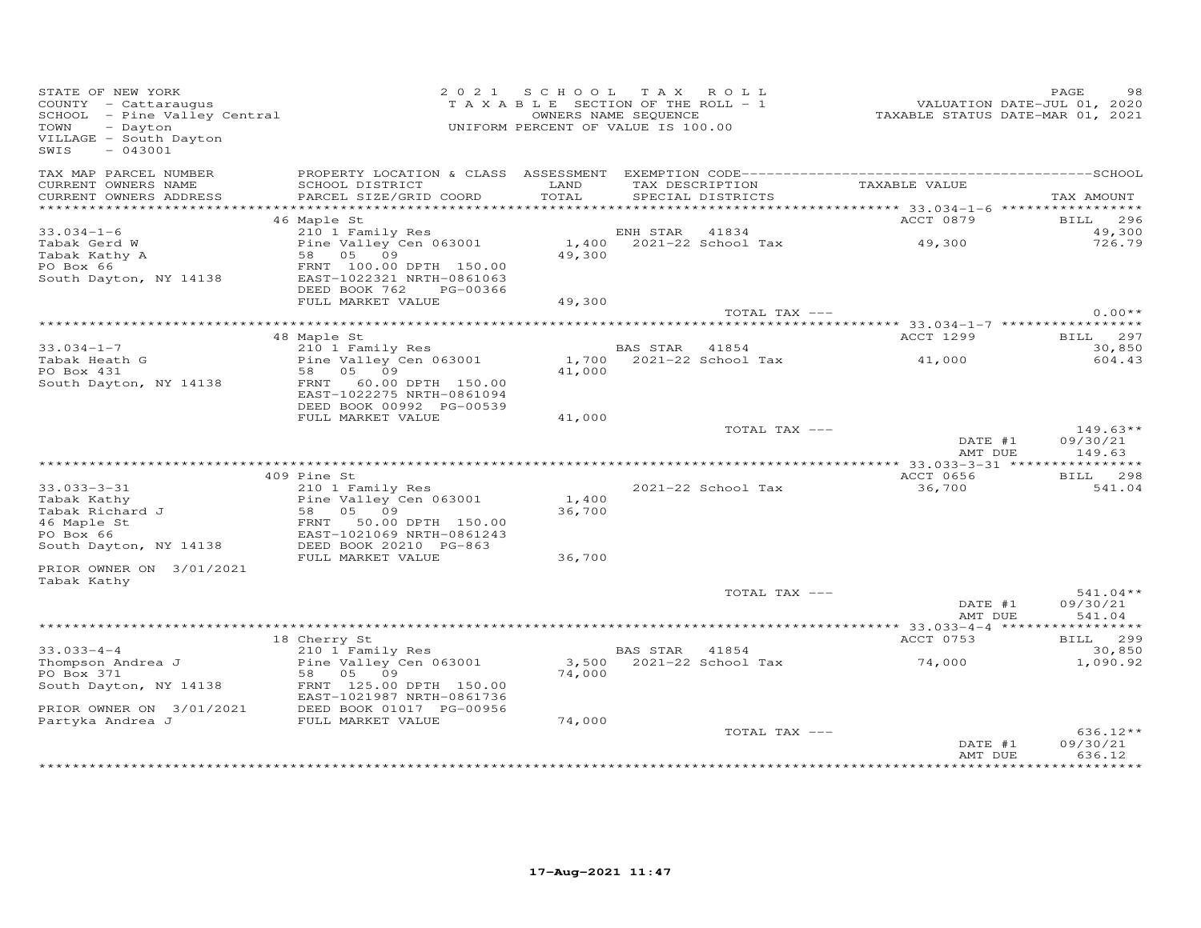STATE OF NEW YORK
COUNTY - Cattaraugus
SCHOOL - Pine Valley Central
TOWN - Dayton
VILLAGE - South Dayton
SWIS - 043001

2021 SCHOOL TAX ROLL
TAXABLE SECTION OF THE ROLL - 1
OWNERS NAME SEQUENCE
UNIFORM PERCENT OF VALUE IS 100.00

VALUATION DATE-JUL 01, 2020
TAXABLE STATUS DATE-MAR 01, 2021

| TAX MAP PARCEL NUMBER / CURRENT OWNERS NAME / CURRENT OWNERS ADDRESS | PROPERTY LOCATION & CLASS / SCHOOL DISTRICT / PARCEL SIZE/GRID COORD | ASSESSMENT LAND / TOTAL | EXEMPTION CODE / TAX DESCRIPTION / SPECIAL DISTRICTS | TAXABLE VALUE | TAX AMOUNT |
|---|---|---|---|---|---|
| | 46 Maple St | | | ACCT 0879 | BILL 296 |
| 33.034-1-6 | 210 1 Family Res | | ENH STAR 41834 | | 49,300 |
| Tabak Gerd W | Pine Valley Cen 063001 | 1,400 | 2021-22 School Tax | 49,300 | 726.79 |
| Tabak Kathy A | 58 05 09 | 49,300 | | | |
| PO Box 66 | FRNT 100.00 DPTH 150.00 | | | | |
| South Dayton, NY 14138 | EAST-1022321 NRTH-0861063 | | | | |
| | DEED BOOK 762 PG-00366 | | | | |
| | FULL MARKET VALUE | 49,300 | | | |
| | | | TOTAL TAX --- | | 0.00** |
| | 48 Maple St | | | ACCT 1299 | BILL 297 |
| 33.034-1-7 | 210 1 Family Res | | BAS STAR 41854 | | 30,850 |
| Tabak Heath G | Pine Valley Cen 063001 | 1,700 | 2021-22 School Tax | 41,000 | 604.43 |
| PO Box 431 | 58 05 09 | 41,000 | | | |
| South Dayton, NY 14138 | FRNT 60.00 DPTH 150.00 | | | | |
| | EAST-1022275 NRTH-0861094 | | | | |
| | DEED BOOK 00992 PG-00539 | | | | |
| | FULL MARKET VALUE | 41,000 | | | |
| | | | TOTAL TAX --- | | 149.63** |
| | | | | DATE #1 | 09/30/21 |
| | | | | AMT DUE | 149.63 |
| | 409 Pine St | | | ACCT 0656 | BILL 298 |
| 33.033-3-31 | 210 1 Family Res | | 2021-22 School Tax | 36,700 | 541.04 |
| Tabak Kathy | Pine Valley Cen 063001 | 1,400 | | | |
| Tabak Richard J | 58 05 09 | 36,700 | | | |
| 46 Maple St | FRNT 50.00 DPTH 150.00 | | | | |
| PO Box 66 | EAST-1021069 NRTH-0861243 | | | | |
| South Dayton, NY 14138 | DEED BOOK 20210 PG-863 | | | | |
| | FULL MARKET VALUE | 36,700 | | | |
| PRIOR OWNER ON 3/01/2021 | | | | | |
| Tabak Kathy | | | | | |
| | | | TOTAL TAX --- | | 541.04** |
| | | | | DATE #1 | 09/30/21 |
| | | | | AMT DUE | 541.04 |
| | 18 Cherry St | | | ACCT 0753 | BILL 299 |
| 33.033-4-4 | 210 1 Family Res | | BAS STAR 41854 | | 30,850 |
| Thompson Andrea J | Pine Valley Cen 063001 | 3,500 | 2021-22 School Tax | 74,000 | 1,090.92 |
| PO Box 371 | 58 05 09 | 74,000 | | | |
| South Dayton, NY 14138 | FRNT 125.00 DPTH 150.00 | | | | |
| | EAST-1021987 NRTH-0861736 | | | | |
| PRIOR OWNER ON 3/01/2021 | DEED BOOK 01017 PG-00956 | | | | |
| Partyka Andrea J | FULL MARKET VALUE | 74,000 | | | |
| | | | TOTAL TAX --- | | 636.12** |
| | | | | DATE #1 | 09/30/21 |
| | | | | AMT DUE | 636.12 |

17-Aug-2021 11:47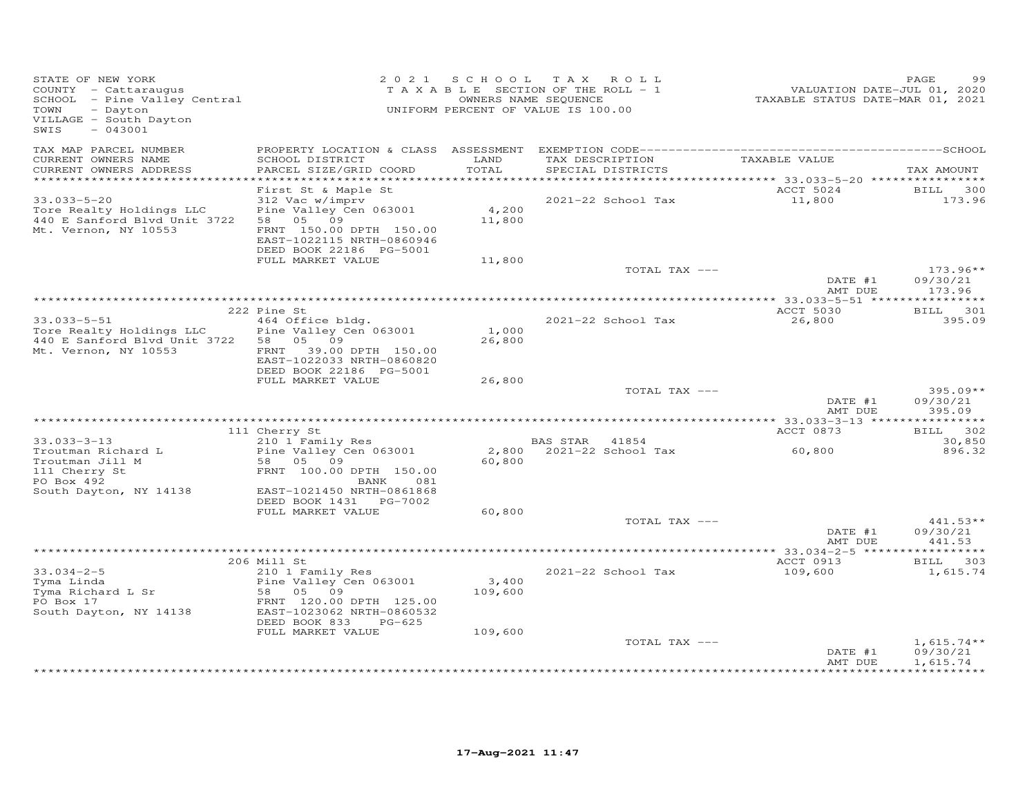STATE OF NEW YORK
COUNTY - Cattaraugus
SCHOOL - Pine Valley Central
TOWN - Dayton
VILLAGE - South Dayton
SWIS - 043001

2021 SCHOOL TAX ROLL
TAXABLE SECTION OF THE ROLL - 1
OWNERS NAME SEQUENCE
UNIFORM PERCENT OF VALUE IS 100.00

VALUATION DATE-JUL 01, 2020
TAXABLE STATUS DATE-MAR 01, 2021

| TAX MAP PARCEL NUMBER / CURRENT OWNERS NAME / CURRENT OWNERS ADDRESS | PROPERTY LOCATION & CLASS / SCHOOL DISTRICT / PARCEL SIZE/GRID COORD | ASSESSMENT LAND / TOTAL | EXEMPTION CODE / TAX DESCRIPTION / SPECIAL DISTRICTS | TAXABLE VALUE | TAX AMOUNT |
|---|---|---|---|---|---|
| | First St & Maple St | | | ACCT 5024 | BILL 300 |
| 33.033-5-20 | 312 Vac w/imprv | | 2021-22 School Tax | 11,800 | 173.96 |
| Tore Realty Holdings LLC | Pine Valley Cen 063001 | 4,200 | | | |
| 440 E Sanford Blvd Unit 3722 | 58 05 09 | 11,800 | | | |
| Mt. Vernon, NY 10553 | FRNT 150.00 DPTH 150.00 | | | | |
| | EAST-1022115 NRTH-0860946 | | | | |
| | DEED BOOK 22186 PG-5001 | | | | |
| | FULL MARKET VALUE | 11,800 | | | |
| | | | TOTAL TAX --- | | 173.96** |
| | | | | DATE #1 | 09/30/21 |
| | | | | AMT DUE | 173.96 |
| | 222 Pine St | | | ACCT 5030 | BILL 301 |
| 33.033-5-51 | 464 Office bldg. | | 2021-22 School Tax | 26,800 | 395.09 |
| Tore Realty Holdings LLC | Pine Valley Cen 063001 | 1,000 | | | |
| 440 E Sanford Blvd Unit 3722 | 58 05 09 | 26,800 | | | |
| Mt. Vernon, NY 10553 | FRNT 39.00 DPTH 150.00 | | | | |
| | EAST-1022033 NRTH-0860820 | | | | |
| | DEED BOOK 22186 PG-5001 | | | | |
| | FULL MARKET VALUE | 26,800 | | | |
| | | | TOTAL TAX --- | | 395.09** |
| | | | | DATE #1 | 09/30/21 |
| | | | | AMT DUE | 395.09 |
| | 111 Cherry St | | | ACCT 0873 | BILL 302 |
| 33.033-3-13 | 210 1 Family Res | | BAS STAR 41854 | | 30,850 |
| Troutman Richard L | Pine Valley Cen 063001 | 2,800 | 2021-22 School Tax | 60,800 | 896.32 |
| Troutman Jill M | 58 05 09 | 60,800 | | | |
| 111 Cherry St | FRNT 100.00 DPTH 150.00 | | | | |
| PO Box 492 | BANK 081 | | | | |
| South Dayton, NY 14138 | EAST-1021450 NRTH-0861868 | | | | |
| | DEED BOOK 1431 PG-7002 | | | | |
| | FULL MARKET VALUE | 60,800 | | | |
| | | | TOTAL TAX --- | | 441.53** |
| | | | | DATE #1 | 09/30/21 |
| | | | | AMT DUE | 441.53 |
| | 206 Mill St | | | ACCT 0913 | BILL 303 |
| 33.034-2-5 | 210 1 Family Res | | 2021-22 School Tax | 109,600 | 1,615.74 |
| Tyma Linda | Pine Valley Cen 063001 | 3,400 | | | |
| Tyma Richard L Sr | 58 05 09 | 109,600 | | | |
| PO Box 17 | FRNT 120.00 DPTH 125.00 | | | | |
| South Dayton, NY 14138 | EAST-1023062 NRTH-0860532 | | | | |
| | DEED BOOK 833 PG-625 | | | | |
| | FULL MARKET VALUE | 109,600 | | | |
| | | | TOTAL TAX --- | | 1,615.74** |
| | | | | DATE #1 | 09/30/21 |
| | | | | AMT DUE | 1,615.74 |

17-Aug-2021 11:47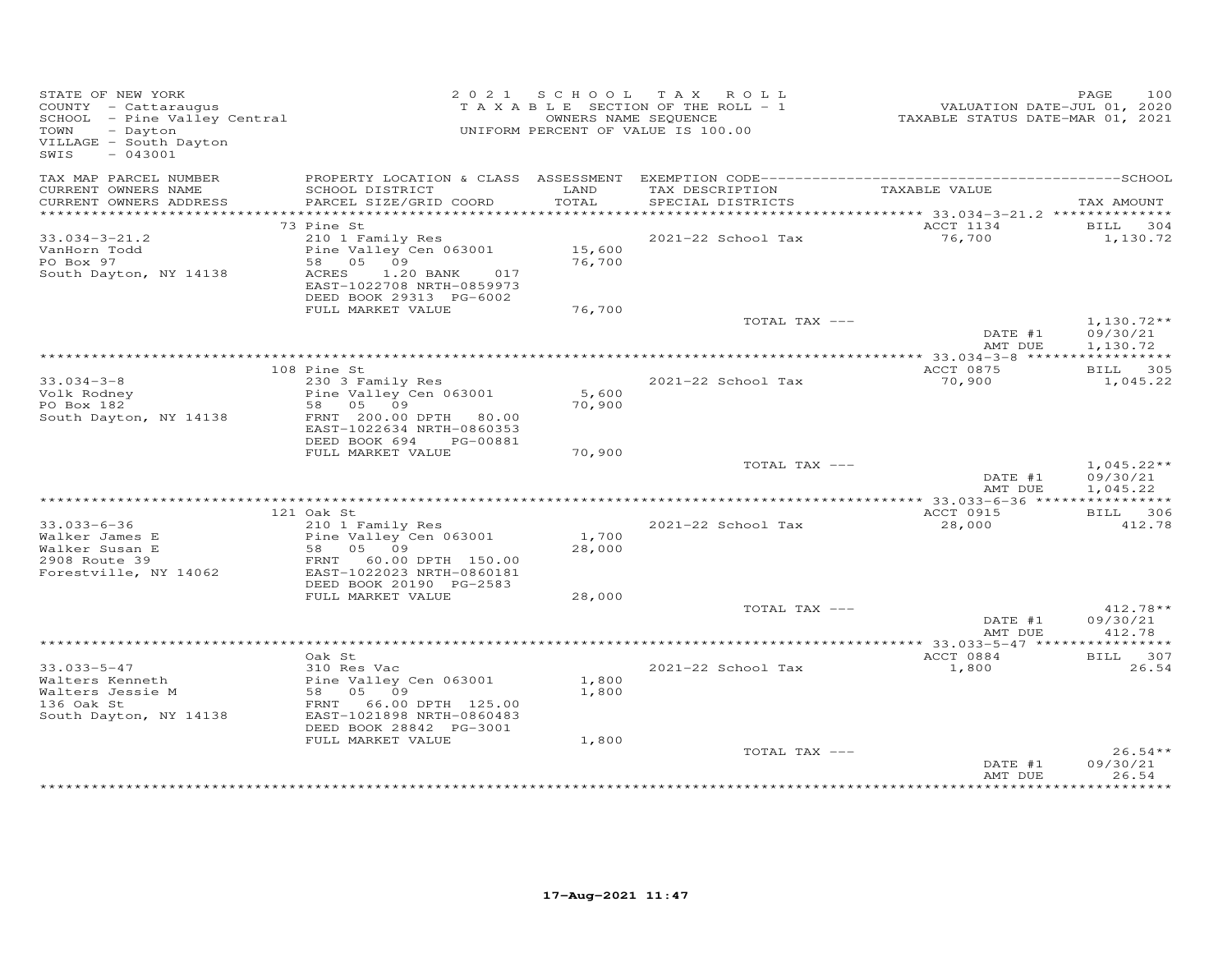STATE OF NEW YORK
COUNTY - Cattaraugus
SCHOOL - Pine Valley Central
TOWN - Dayton
VILLAGE - South Dayton
SWIS - 043001

2021 SCHOOL TAX ROLL
TAXABLE SECTION OF THE ROLL - 1
OWNERS NAME SEQUENCE
UNIFORM PERCENT OF VALUE IS 100.00

VALUATION DATE-JUL 01, 2020
TAXABLE STATUS DATE-MAR 01, 2021

| TAX MAP PARCEL NUMBER / CURRENT OWNERS NAME / CURRENT OWNERS ADDRESS | PROPERTY LOCATION & CLASS / SCHOOL DISTRICT / PARCEL SIZE/GRID COORD | ASSESSMENT LAND / TOTAL | EXEMPTION CODE / TAX DESCRIPTION / SPECIAL DISTRICTS | TAXABLE VALUE | TAX AMOUNT |
|---|---|---|---|---|---|
| 33.034-3-21.2 | 73 Pine St | | | ACCT 1134 | BILL 304 |
| VanHorn Todd | 210 1 Family Res | | | | |
| PO Box 97 | Pine Valley Cen 063001 | 15,600 | 2021-22 School Tax | 76,700 | 1,130.72 |
| South Dayton, NY 14138 | 58 05 09 | 76,700 | | | |
| | ACRES 1.20 BANK 017 | | | | |
| | EAST-1022708 NRTH-0859973 | | | | |
| | DEED BOOK 29313 PG-6002 | | | | |
| | FULL MARKET VALUE | 76,700 | | | |
| | | | TOTAL TAX --- | | 1,130.72** |
| | | | | DATE #1 | 09/30/21 |
| | | | | AMT DUE | 1,130.72 |
| 33.034-3-8 | 108 Pine St | | | ACCT 0875 | BILL 305 |
| Volk Rodney | 230 3 Family Res | | | | |
| PO Box 182 | Pine Valley Cen 063001 | 5,600 | 2021-22 School Tax | 70,900 | 1,045.22 |
| South Dayton, NY 14138 | 58 05 09 | 70,900 | | | |
| | FRNT 200.00 DPTH 80.00 | | | | |
| | EAST-1022634 NRTH-0860353 | | | | |
| | DEED BOOK 694 PG-00881 | | | | |
| | FULL MARKET VALUE | 70,900 | | | |
| | | | TOTAL TAX --- | | 1,045.22** |
| | | | | DATE #1 | 09/30/21 |
| | | | | AMT DUE | 1,045.22 |
| 33.033-6-36 | 121 Oak St | | | ACCT 0915 | BILL 306 |
| Walker James E | 210 1 Family Res | | | | |
| Walker Susan E | Pine Valley Cen 063001 | 1,700 | 2021-22 School Tax | 28,000 | 412.78 |
| 2908 Route 39 | 58 05 09 | 28,000 | | | |
| Forestville, NY 14062 | FRNT 60.00 DPTH 150.00 | | | | |
| | EAST-1022023 NRTH-0860181 | | | | |
| | DEED BOOK 20190 PG-2583 | | | | |
| | FULL MARKET VALUE | 28,000 | | | |
| | | | TOTAL TAX --- | | 412.78** |
| | | | | DATE #1 | 09/30/21 |
| | | | | AMT DUE | 412.78 |
| 33.033-5-47 | Oak St | | | ACCT 0884 | BILL 307 |
| Walters Kenneth | 310 Res Vac | | | | |
| Walters Jessie M | Pine Valley Cen 063001 | 1,800 | 2021-22 School Tax | 1,800 | 26.54 |
| 136 Oak St | 58 05 09 | 1,800 | | | |
| South Dayton, NY 14138 | FRNT 66.00 DPTH 125.00 | | | | |
| | EAST-1021898 NRTH-0860483 | | | | |
| | DEED BOOK 28842 PG-3001 | | | | |
| | FULL MARKET VALUE | 1,800 | | | |
| | | | TOTAL TAX --- | | 26.54** |
| | | | | DATE #1 | 09/30/21 |
| | | | | AMT DUE | 26.54 |

17-Aug-2021 11:47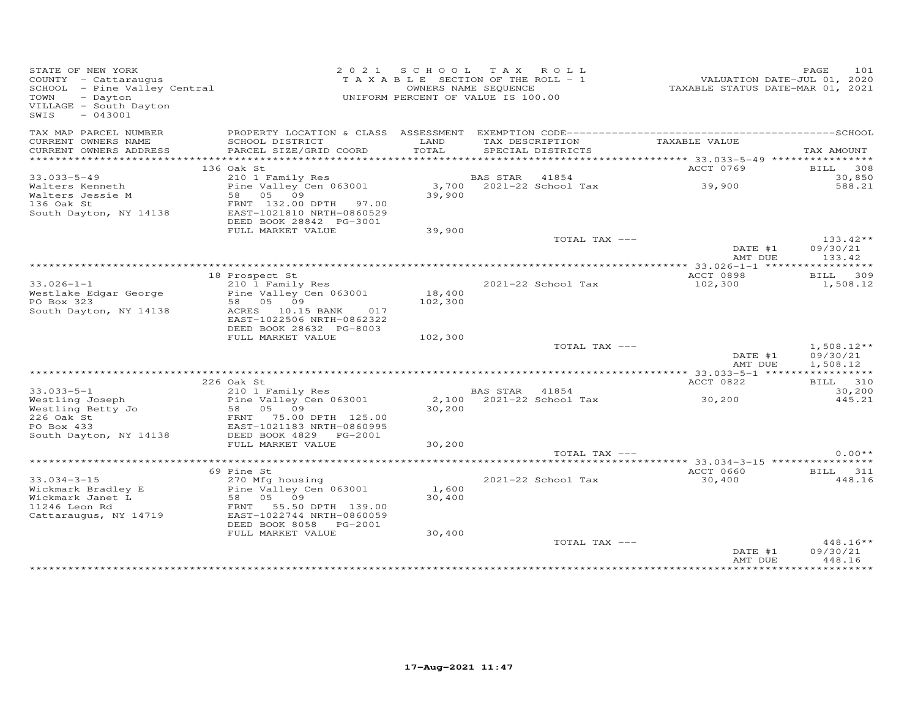STATE OF NEW YORK
COUNTY - Cattaraugus
SCHOOL - Pine Valley Central
TOWN - Dayton
VILLAGE - South Dayton
SWIS - 043001

2021 SCHOOL TAX ROLL
TAXABLE SECTION OF THE ROLL - 1
OWNERS NAME SEQUENCE
UNIFORM PERCENT OF VALUE IS 100.00

VALUATION DATE-JUL 01, 2020
TAXABLE STATUS DATE-MAR 01, 2021

| TAX MAP PARCEL NUMBER / CURRENT OWNERS NAME / CURRENT OWNERS ADDRESS | PROPERTY LOCATION & CLASS / SCHOOL DISTRICT / PARCEL SIZE/GRID COORD | ASSESSMENT LAND / TOTAL | EXEMPTION CODE / TAX DESCRIPTION / SPECIAL DISTRICTS | TAXABLE VALUE | TAX AMOUNT |
|---|---|---|---|---|---|
| 33.033-5-49 | 136 Oak St | | | ACCT 0769 | BILL 308 |
| Walters Kenneth | 210 1 Family Res | | BAS STAR 41854 | | 30,850 |
| Walters Jessie M | Pine Valley Cen 063001 | 3,700 | 2021-22 School Tax | 39,900 | 588.21 |
| 136 Oak St | 58 05 09 | 39,900 | | | |
| South Dayton, NY 14138 | FRNT 132.00 DPTH 97.00 | | | | |
| | EAST-1021810 NRTH-0860529 | | | | |
| | DEED BOOK 28842 PG-3001 | | | | |
| | FULL MARKET VALUE | 39,900 | | | |
| | | | TOTAL TAX --- | | 133.42** |
| | | | | DATE #1 | 09/30/21 |
| | | | | AMT DUE | 133.42 |
| 33.026-1-1 | 18 Prospect St | | | ACCT 0898 | BILL 309 |
| Westlake Edgar George | 210 1 Family Res | | | | |
| PO Box 323 | Pine Valley Cen 063001 | 18,400 | 2021-22 School Tax | 102,300 | 1,508.12 |
| South Dayton, NY 14138 | 58 05 09 | 102,300 | | | |
| | ACRES 10.15 BANK 017 | | | | |
| | EAST-1022506 NRTH-0862322 | | | | |
| | DEED BOOK 28632 PG-8003 | | | | |
| | FULL MARKET VALUE | 102,300 | | | |
| | | | TOTAL TAX --- | | 1,508.12** |
| | | | | DATE #1 | 09/30/21 |
| | | | | AMT DUE | 1,508.12 |
| 33.033-5-1 | 226 Oak St | | | ACCT 0822 | BILL 310 |
| Westling Joseph | 210 1 Family Res | | BAS STAR 41854 | | 30,200 |
| Westling Betty Jo | Pine Valley Cen 063001 | 2,100 | 2021-22 School Tax | 30,200 | 445.21 |
| 226 Oak St | 58 05 09 | 30,200 | | | |
| PO Box 433 | FRNT 75.00 DPTH 125.00 | | | | |
| South Dayton, NY 14138 | EAST-1021183 NRTH-0860995 | | | | |
| | DEED BOOK 4829 PG-2001 | | | | |
| | FULL MARKET VALUE | 30,200 | | | |
| | | | TOTAL TAX --- | | 0.00** |
| 33.034-3-15 | 69 Pine St | | | ACCT 0660 | BILL 311 |
| Wickmark Bradley E | 270 Mfg housing | | | | |
| Wickmark Janet L | Pine Valley Cen 063001 | 1,600 | 2021-22 School Tax | 30,400 | 448.16 |
| 11246 Leon Rd | 58 05 09 | 30,400 | | | |
| Cattaraugus, NY 14719 | FRNT 55.50 DPTH 139.00 | | | | |
| | EAST-1022744 NRTH-0860059 | | | | |
| | DEED BOOK 8058 PG-2001 | | | | |
| | FULL MARKET VALUE | 30,400 | | | |
| | | | TOTAL TAX --- | | 448.16** |
| | | | | DATE #1 | 09/30/21 |
| | | | | AMT DUE | 448.16 |

17-Aug-2021 11:47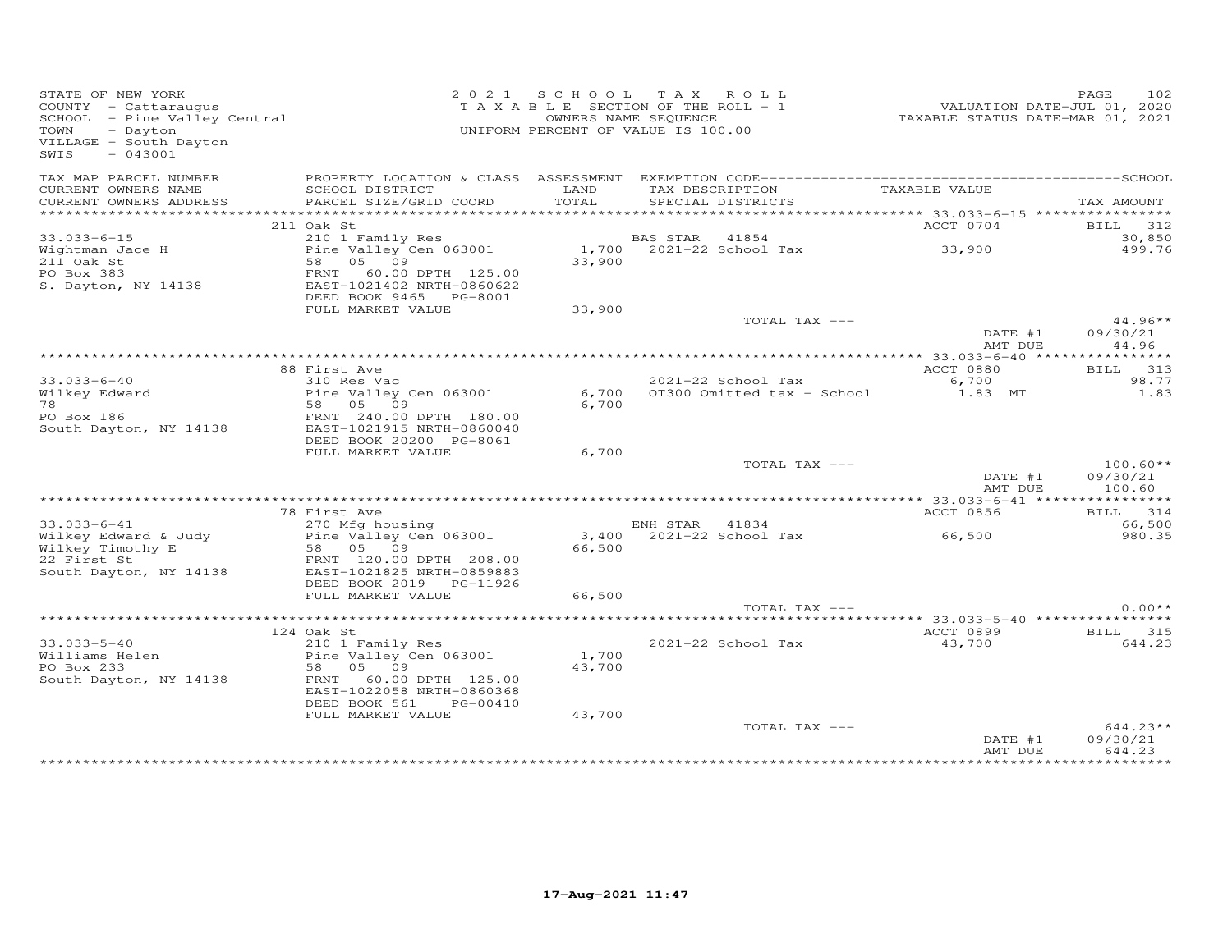STATE OF NEW YORK
COUNTY - Cattaraugus
SCHOOL - Pine Valley Central
TOWN - Dayton
VILLAGE - South Dayton
SWIS - 043001

2021 SCHOOL TAX ROLL
TAXABLE SECTION OF THE ROLL - 1
OWNERS NAME SEQUENCE
UNIFORM PERCENT OF VALUE IS 100.00

VALUATION DATE-JUL 01, 2020
TAXABLE STATUS DATE-MAR 01, 2021

| TAX MAP PARCEL NUMBER / CURRENT OWNERS NAME / CURRENT OWNERS ADDRESS | PROPERTY LOCATION & CLASS / SCHOOL DISTRICT / PARCEL SIZE/GRID COORD | ASSESSMENT LAND / TOTAL | EXEMPTION CODE / TAX DESCRIPTION / SPECIAL DISTRICTS | TAXABLE VALUE | TAX AMOUNT |
|---|---|---|---|---|---|
| **33.033-6-15** | 211 Oak St | | | ACCT 0704 | BILL 312 |
| 33.033-6-15 | 210 1 Family Res | | BAS STAR 41854 | | 30,850 |
| Wightman Jace H | Pine Valley Cen 063001 | 1,700 | 2021-22 School Tax | 33,900 | 499.76 |
| 211 Oak St | 58 05 09 | 33,900 | | | |
| PO Box 383 | FRNT 60.00 DPTH 125.00 | | | | |
| S. Dayton, NY 14138 | EAST-1021402 NRTH-0860622 | | | | |
| | DEED BOOK 9465 PG-8001 | | | | |
| | FULL MARKET VALUE | 33,900 | | | |
| | | | TOTAL TAX --- | | 44.96** |
| | | | | DATE #1 | 09/30/21 |
| | | | | AMT DUE | 44.96 |
| **33.033-6-40** | 88 First Ave | | | ACCT 0880 | BILL 313 |
| 33.033-6-40 | 310 Res Vac | | 2021-22 School Tax | 6,700 | 98.77 |
| Wilkey Edward | Pine Valley Cen 063001 | 6,700 | OT300 Omitted tax - School | 1.83 MT | 1.83 |
| 78 | 58 05 09 | 6,700 | | | |
| PO Box 186 | FRNT 240.00 DPTH 180.00 | | | | |
| South Dayton, NY 14138 | EAST-1021915 NRTH-0860040 | | | | |
| | DEED BOOK 20200 PG-8061 | | | | |
| | FULL MARKET VALUE | 6,700 | | | |
| | | | TOTAL TAX --- | | 100.60** |
| | | | | DATE #1 | 09/30/21 |
| | | | | AMT DUE | 100.60 |
| **33.033-6-41** | 78 First Ave | | | ACCT 0856 | BILL 314 |
| 33.033-6-41 | 270 Mfg housing | | ENH STAR 41834 | | 66,500 |
| Wilkey Edward & Judy | Pine Valley Cen 063001 | 3,400 | 2021-22 School Tax | 66,500 | 980.35 |
| Wilkey Timothy E | 58 05 09 | 66,500 | | | |
| 22 First St | FRNT 120.00 DPTH 208.00 | | | | |
| South Dayton, NY 14138 | EAST-1021825 NRTH-0859883 | | | | |
| | DEED BOOK 2019 PG-11926 | | | | |
| | FULL MARKET VALUE | 66,500 | | | |
| | | | TOTAL TAX --- | | 0.00** |
| **33.033-5-40** | 124 Oak St | | | ACCT 0899 | BILL 315 |
| 33.033-5-40 | 210 1 Family Res | | 2021-22 School Tax | 43,700 | 644.23 |
| Williams Helen | Pine Valley Cen 063001 | 1,700 | | | |
| PO Box 233 | 58 05 09 | 43,700 | | | |
| South Dayton, NY 14138 | FRNT 60.00 DPTH 125.00 | | | | |
| | EAST-1022058 NRTH-0860368 | | | | |
| | DEED BOOK 561 PG-00410 | | | | |
| | FULL MARKET VALUE | 43,700 | | | |
| | | | TOTAL TAX --- | | 644.23** |
| | | | | DATE #1 | 09/30/21 |
| | | | | AMT DUE | 644.23 |

17-Aug-2021 11:47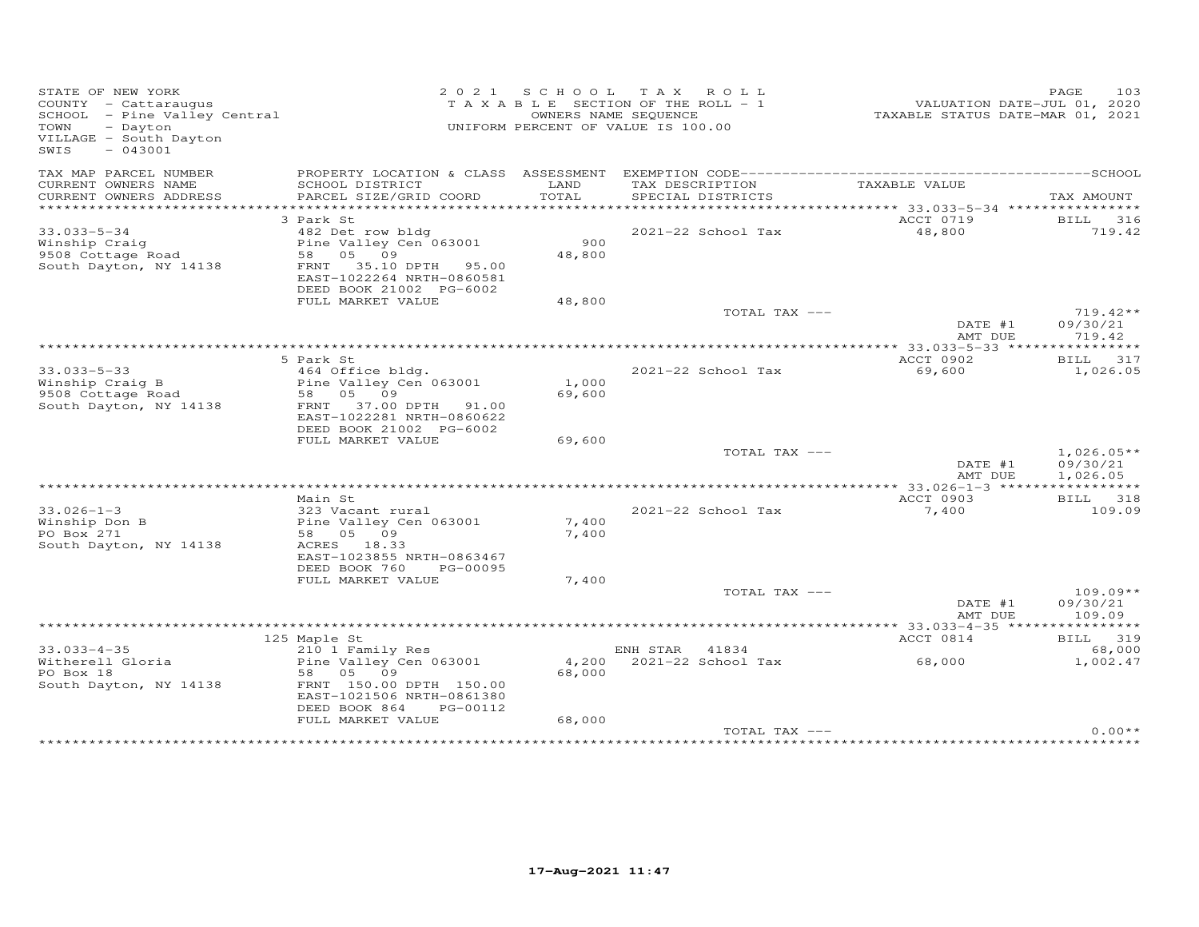STATE OF NEW YORK
COUNTY - Cattaraugus
SCHOOL - Pine Valley Central
TOWN - Dayton
VILLAGE - South Dayton
SWIS - 043001

2021 SCHOOL TAX ROLL
TAXABLE SECTION OF THE ROLL - 1
OWNERS NAME SEQUENCE
UNIFORM PERCENT OF VALUE IS 100.00

VALUATION DATE-JUL 01, 2020
TAXABLE STATUS DATE-MAR 01, 2021

| TAX MAP PARCEL NUMBER / CURRENT OWNERS NAME / CURRENT OWNERS ADDRESS | PROPERTY LOCATION & CLASS / SCHOOL DISTRICT / PARCEL SIZE/GRID COORD | ASSESSMENT LAND / TOTAL | EXEMPTION CODE / TAX DESCRIPTION / SPECIAL DISTRICTS | TAXABLE VALUE | TAX AMOUNT |
|---|---|---|---|---|---|
| | 3 Park St | | | ACCT 0719 | BILL 316 |
| 33.033-5-34 | 482 Det row bldg | | 2021-22 School Tax | 48,800 | 719.42 |
| Winship Craig | Pine Valley Cen 063001 | 900 | | | |
| 9508 Cottage Road | 58 05 09 | 48,800 | | | |
| South Dayton, NY 14138 | FRNT 35.10 DPTH 95.00 | | | | |
| | EAST-1022264 NRTH-0860581 | | | | |
| | DEED BOOK 21002 PG-6002 | | | | |
| | FULL MARKET VALUE | 48,800 | | | |
| | | | TOTAL TAX --- | | 719.42** |
| | | | | DATE #1 | 09/30/21 |
| | | | | AMT DUE | 719.42 |
| | 5 Park St | | | ACCT 0902 | BILL 317 |
| 33.033-5-33 | 464 Office bldg. | | 2021-22 School Tax | 69,600 | 1,026.05 |
| Winship Craig B | Pine Valley Cen 063001 | 1,000 | | | |
| 9508 Cottage Road | 58 05 09 | 69,600 | | | |
| South Dayton, NY 14138 | FRNT 37.00 DPTH 91.00 | | | | |
| | EAST-1022281 NRTH-0860622 | | | | |
| | DEED BOOK 21002 PG-6002 | | | | |
| | FULL MARKET VALUE | 69,600 | | | |
| | | | TOTAL TAX --- | | 1,026.05** |
| | | | | DATE #1 | 09/30/21 |
| | | | | AMT DUE | 1,026.05 |
| | Main St | | | ACCT 0903 | BILL 318 |
| 33.026-1-3 | 323 Vacant rural | | 2021-22 School Tax | 7,400 | 109.09 |
| Winship Don B | Pine Valley Cen 063001 | 7,400 | | | |
| PO Box 271 | 58 05 09 | 7,400 | | | |
| South Dayton, NY 14138 | ACRES 18.33 | | | | |
| | EAST-1023855 NRTH-0863467 | | | | |
| | DEED BOOK 760 PG-00095 | | | | |
| | FULL MARKET VALUE | 7,400 | | | |
| | | | TOTAL TAX --- | | 109.09** |
| | | | | DATE #1 | 09/30/21 |
| | | | | AMT DUE | 109.09 |
| | 125 Maple St | | | ACCT 0814 | BILL 319 |
| 33.033-4-35 | 210 1 Family Res | | ENH STAR 41834 | | 68,000 |
| Witherell Gloria | Pine Valley Cen 063001 | 4,200 | 2021-22 School Tax | 68,000 | 1,002.47 |
| PO Box 18 | 58 05 09 | 68,000 | | | |
| South Dayton, NY 14138 | FRNT 150.00 DPTH 150.00 | | | | |
| | EAST-1021506 NRTH-0861380 | | | | |
| | DEED BOOK 864 PG-00112 | | | | |
| | FULL MARKET VALUE | 68,000 | | | |
| | | | TOTAL TAX --- | | 0.00** |

17-Aug-2021 11:47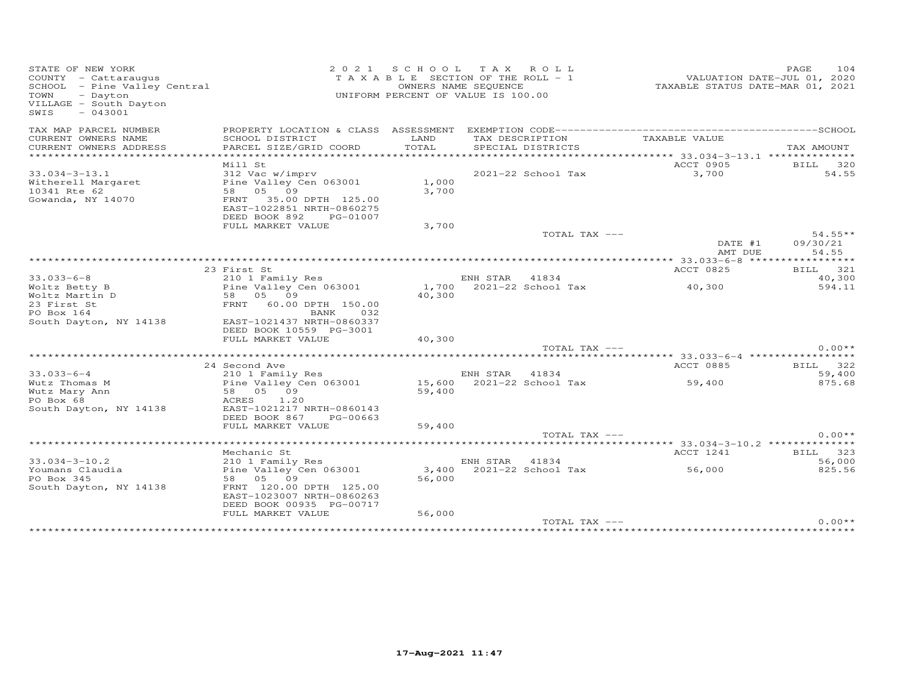STATE OF NEW YORK
COUNTY - Cattaraugus
SCHOOL - Pine Valley Central
TOWN - Dayton
VILLAGE - South Dayton
SWIS - 043001

2021 SCHOOL TAX ROLL
TAXABLE SECTION OF THE ROLL - 1
OWNERS NAME SEQUENCE
UNIFORM PERCENT OF VALUE IS 100.00

VALUATION DATE-JUL 01, 2020
TAXABLE STATUS DATE-MAR 01, 2021

| TAX MAP PARCEL NUMBER / CURRENT OWNERS NAME / CURRENT OWNERS ADDRESS | PROPERTY LOCATION & CLASS / SCHOOL DISTRICT / PARCEL SIZE/GRID COORD | ASSESSMENT LAND / TOTAL | EXEMPTION CODE / TAX DESCRIPTION / SPECIAL DISTRICTS | TAXABLE VALUE | SCHOOL TAX AMOUNT |
|---|---|---|---|---|---|
| | Mill St | | | ACCT 0905 | BILL 320 |
| 33.034-3-13.1 | 312 Vac w/imprv | | 2021-22 School Tax | 3,700 | 54.55 |
| Witherell Margaret | Pine Valley Cen 063001 | 1,000 | | | |
| 10341 Rte 62 | 58 05 09 | 3,700 | | | |
| Gowanda, NY 14070 | FRNT 35.00 DPTH 125.00 | | | | |
| | EAST-1022851 NRTH-0860275 | | | | |
| | DEED BOOK 892 PG-01007 | | | | |
| | FULL MARKET VALUE | 3,700 | | | |
| | | | TOTAL TAX --- | | 54.55** |
| | | | | DATE #1 | 09/30/21 |
| | | | | AMT DUE | 54.55 |
| | 23 First St | | | ACCT 0825 | BILL 321 |
| 33.033-6-8 | 210 1 Family Res | | ENH STAR 41834 | | 40,300 |
| Woltz Betty B | Pine Valley Cen 063001 | 1,700 | 2021-22 School Tax | 40,300 | 594.11 |
| Woltz Martin D | 58 05 09 | 40,300 | | | |
| 23 First St | FRNT 60.00 DPTH 150.00 | | | | |
| PO Box 164 | BANK 032 | | | | |
| South Dayton, NY 14138 | EAST-1021437 NRTH-0860337 | | | | |
| | DEED BOOK 10559 PG-3001 | | | | |
| | FULL MARKET VALUE | 40,300 | | | |
| | | | TOTAL TAX --- | | 0.00** |
| | 24 Second Ave | | | ACCT 0885 | BILL 322 |
| 33.033-6-4 | 210 1 Family Res | | ENH STAR 41834 | | 59,400 |
| Wutz Thomas M | Pine Valley Cen 063001 | 15,600 | 2021-22 School Tax | 59,400 | 875.68 |
| Wutz Mary Ann | 58 05 09 | 59,400 | | | |
| PO Box 68 | ACRES 1.20 | | | | |
| South Dayton, NY 14138 | EAST-1021217 NRTH-0860143 | | | | |
| | DEED BOOK 867 PG-00663 | | | | |
| | FULL MARKET VALUE | 59,400 | | | |
| | | | TOTAL TAX --- | | 0.00** |
| | Mechanic St | | | ACCT 1241 | BILL 323 |
| 33.034-3-10.2 | 210 1 Family Res | | ENH STAR 41834 | | 56,000 |
| Youmans Claudia | Pine Valley Cen 063001 | 3,400 | 2021-22 School Tax | 56,000 | 825.56 |
| PO Box 345 | 58 05 09 | 56,000 | | | |
| South Dayton, NY 14138 | FRNT 120.00 DPTH 125.00 | | | | |
| | EAST-1023007 NRTH-0860263 | | | | |
| | DEED BOOK 00935 PG-00717 | | | | |
| | FULL MARKET VALUE | 56,000 | | | |
| | | | TOTAL TAX --- | | 0.00** |

17-Aug-2021 11:47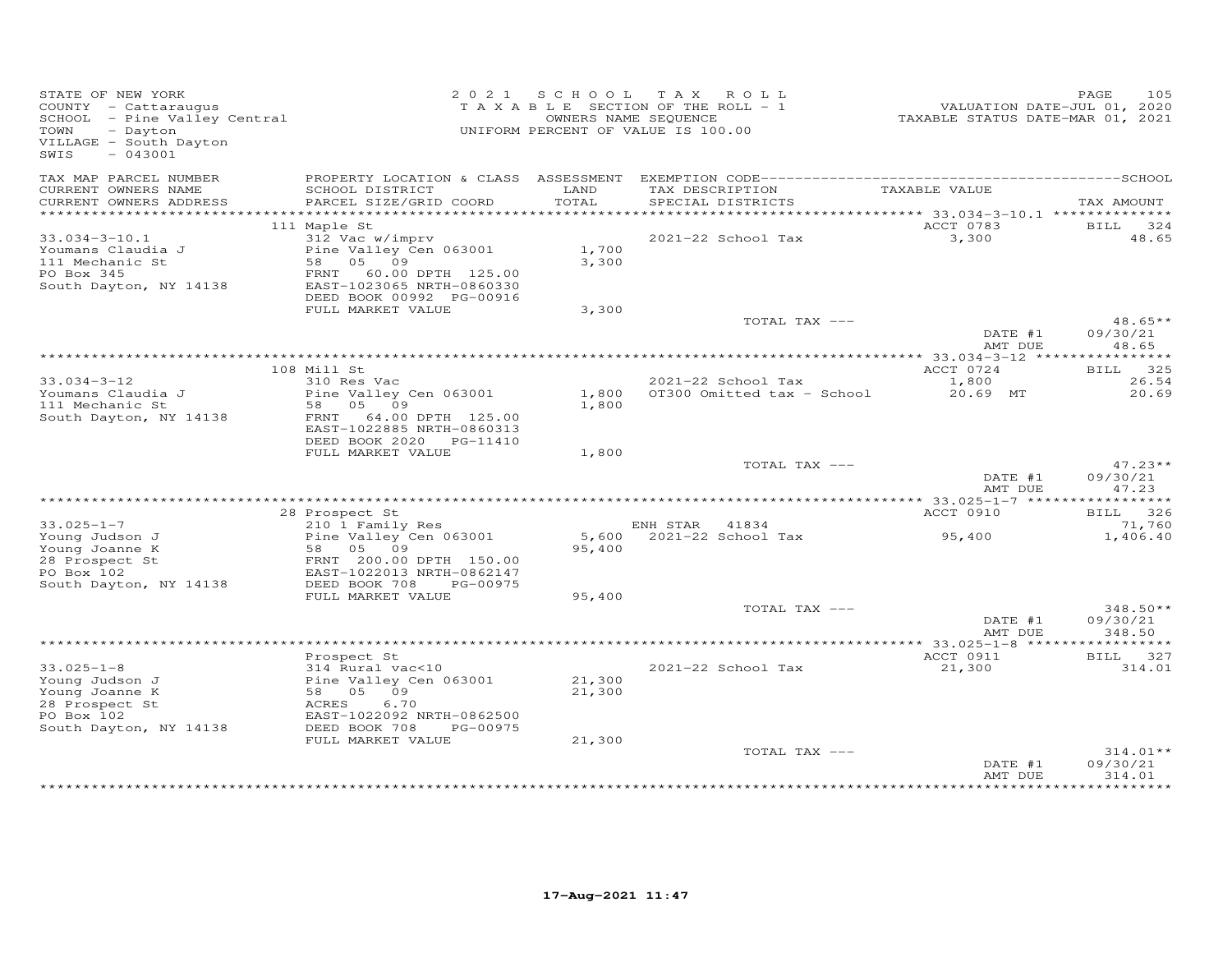STATE OF NEW YORK
COUNTY - Cattaraugus
SCHOOL - Pine Valley Central
TOWN - Dayton
VILLAGE - South Dayton
SWIS - 043001

2021 SCHOOL TAX ROLL
TAXABLE SECTION OF THE ROLL - 1
OWNERS NAME SEQUENCE
UNIFORM PERCENT OF VALUE IS 100.00

VALUATION DATE-JUL 01, 2020
TAXABLE STATUS DATE-MAR 01, 2021

| TAX MAP PARCEL NUMBER / CURRENT OWNERS NAME / CURRENT OWNERS ADDRESS | PROPERTY LOCATION & CLASS / SCHOOL DISTRICT / PARCEL SIZE/GRID COORD | ASSESSMENT LAND / TOTAL | EXEMPTION CODE / TAX DESCRIPTION / SPECIAL DISTRICTS | TAXABLE VALUE | TAX AMOUNT |
|---|---|---|---|---|---|
| | 111 Maple St | | | ACCT 0783 | BILL 324 |
| 33.034-3-10.1 | 312 Vac w/imprv | | 2021-22 School Tax | 3,300 | 48.65 |
| Youmans Claudia J | Pine Valley Cen 063001 | 1,700 | | | |
| 111 Mechanic St | 58 05 09 | 3,300 | | | |
| PO Box 345 | FRNT 60.00 DPTH 125.00 | | | | |
| South Dayton, NY 14138 | EAST-1023065 NRTH-0860330 | | | | |
| | DEED BOOK 00992 PG-00916 | | | | |
| | FULL MARKET VALUE | 3,300 | | | |
| | | | TOTAL TAX --- | | 48.65** |
| | | | | DATE #1 | 09/30/21 |
| | | | | AMT DUE | 48.65 |
| | 108 Mill St | | | ACCT 0724 | BILL 325 |
| 33.034-3-12 | 310 Res Vac | | 2021-22 School Tax | 1,800 | 26.54 |
| Youmans Claudia J | Pine Valley Cen 063001 | 1,800 | OT300 Omitted tax - School | 20.69 MT | 20.69 |
| 111 Mechanic St | 58 05 09 | 1,800 | | | |
| South Dayton, NY 14138 | FRNT 64.00 DPTH 125.00 | | | | |
| | EAST-1022885 NRTH-0860313 | | | | |
| | DEED BOOK 2020 PG-11410 | | | | |
| | FULL MARKET VALUE | 1,800 | | | |
| | | | TOTAL TAX --- | | 47.23** |
| | | | | DATE #1 | 09/30/21 |
| | | | | AMT DUE | 47.23 |
| | 28 Prospect St | | | ACCT 0910 | BILL 326 |
| 33.025-1-7 | 210 1 Family Res | | ENH STAR 41834 | | 71,760 |
| Young Judson J | Pine Valley Cen 063001 | 5,600 | 2021-22 School Tax | 95,400 | 1,406.40 |
| Young Joanne K | 58 05 09 | 95,400 | | | |
| 28 Prospect St | FRNT 200.00 DPTH 150.00 | | | | |
| PO Box 102 | EAST-1022013 NRTH-0862147 | | | | |
| South Dayton, NY 14138 | DEED BOOK 708 PG-00975 | | | | |
| | FULL MARKET VALUE | 95,400 | | | |
| | | | TOTAL TAX --- | | 348.50** |
| | | | | DATE #1 | 09/30/21 |
| | | | | AMT DUE | 348.50 |
| | Prospect St | | | ACCT 0911 | BILL 327 |
| 33.025-1-8 | 314 Rural vac<10 | | 2021-22 School Tax | 21,300 | 314.01 |
| Young Judson J | Pine Valley Cen 063001 | 21,300 | | | |
| Young Joanne K | 58 05 09 | 21,300 | | | |
| 28 Prospect St | ACRES 6.70 | | | | |
| PO Box 102 | EAST-1022092 NRTH-0862500 | | | | |
| South Dayton, NY 14138 | DEED BOOK 708 PG-00975 | | | | |
| | FULL MARKET VALUE | 21,300 | | | |
| | | | TOTAL TAX --- | | 314.01** |
| | | | | DATE #1 | 09/30/21 |
| | | | | AMT DUE | 314.01 |

17-Aug-2021 11:47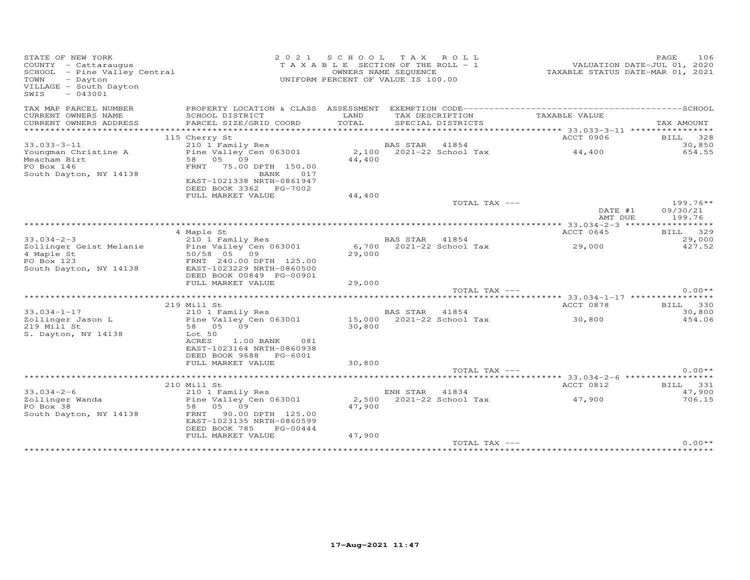STATE OF NEW YORK
COUNTY - Cattaraugus
SCHOOL - Pine Valley Central
TOWN - Dayton
VILLAGE - South Dayton
SWIS - 043001

2021 SCHOOL TAX ROLL
TAXABLE SECTION OF THE ROLL - 1
OWNERS NAME SEQUENCE
UNIFORM PERCENT OF VALUE IS 100.00

VALUATION DATE-JUL 01, 2020
TAXABLE STATUS DATE-MAR 01, 2021

| TAX MAP PARCEL NUMBER / CURRENT OWNERS NAME / CURRENT OWNERS ADDRESS | PROPERTY LOCATION & CLASS / SCHOOL DISTRICT / PARCEL SIZE/GRID COORD | ASSESSMENT LAND / TOTAL | EXEMPTION CODE / TAX DESCRIPTION / SPECIAL DISTRICTS | TAXABLE VALUE | TAX AMOUNT |
|---|---|---|---|---|---|
| 33.033-3-11 | 115 Cherry St | | | ACCT 0906 | BILL 328 |
| Youngman Christine A | 210 1 Family Res | | BAS STAR 41854 | | 30,850 |
| Meacham Birt | Pine Valley Cen 063001 | 2,100 | 2021-22 School Tax | 44,400 | 654.55 |
| PO Box 146 | 58 05 09 | 44,400 | | | |
| South Dayton, NY 14138 | FRNT 75.00 DPTH 150.00 | | | | |
| | BANK 017 | | | | |
| | EAST-1021338 NRTH-0861947 | | | | |
| | DEED BOOK 3362 PG-7002 | | | | |
| | FULL MARKET VALUE | 44,400 | | | |
| | | | TOTAL TAX --- | | 199.76** |
| | | | | DATE #1 | 09/30/21 |
| | | | | AMT DUE | 199.76 |
| 33.034-2-3 | 4 Maple St | | | ACCT 0645 | BILL 329 |
| Zollinger Geist Melanie | 210 1 Family Res | | BAS STAR 41854 | | 29,000 |
| 4 Maple St | Pine Valley Cen 063001 | 6,700 | 2021-22 School Tax | 29,000 | 427.52 |
| PO Box 123 | 50/58 05 09 | 29,000 | | | |
| South Dayton, NY 14138 | FRNT 240.00 DPTH 125.00 | | | | |
| | EAST-1023229 NRTH-0860500 | | | | |
| | DEED BOOK 00849 PG-00901 | | | | |
| | FULL MARKET VALUE | 29,000 | | | |
| | | | TOTAL TAX --- | | 0.00** |
| 33.034-1-17 | 219 Mill St | | | ACCT 0878 | BILL 330 |
| Zollinger Jason L | 210 1 Family Res | | BAS STAR 41854 | | 30,800 |
| 219 Mill St | Pine Valley Cen 063001 | 15,000 | 2021-22 School Tax | 30,800 | 454.06 |
| S. Dayton, NY 14138 | 58 05 09 | 30,800 | | | |
| | Lot 50 | | | | |
| | ACRES 1.00 BANK 081 | | | | |
| | EAST-1023164 NRTH-0860938 | | | | |
| | DEED BOOK 9688 PG-6001 | | | | |
| | FULL MARKET VALUE | 30,800 | | | |
| | | | TOTAL TAX --- | | 0.00** |
| 33.034-2-6 | 210 Mill St | | | ACCT 0812 | BILL 331 |
| Zollinger Wanda | 210 1 Family Res | | ENH STAR 41834 | | 47,900 |
| PO Box 38 | Pine Valley Cen 063001 | 2,500 | 2021-22 School Tax | 47,900 | 706.15 |
| South Dayton, NY 14138 | 58 05 09 | 47,900 | | | |
| | FRNT 90.00 DPTH 125.00 | | | | |
| | EAST-1023135 NRTH-0860599 | | | | |
| | DEED BOOK 785 PG-00444 | | | | |
| | FULL MARKET VALUE | 47,900 | | | |
| | | | TOTAL TAX --- | | 0.00** |

17-Aug-2021 11:47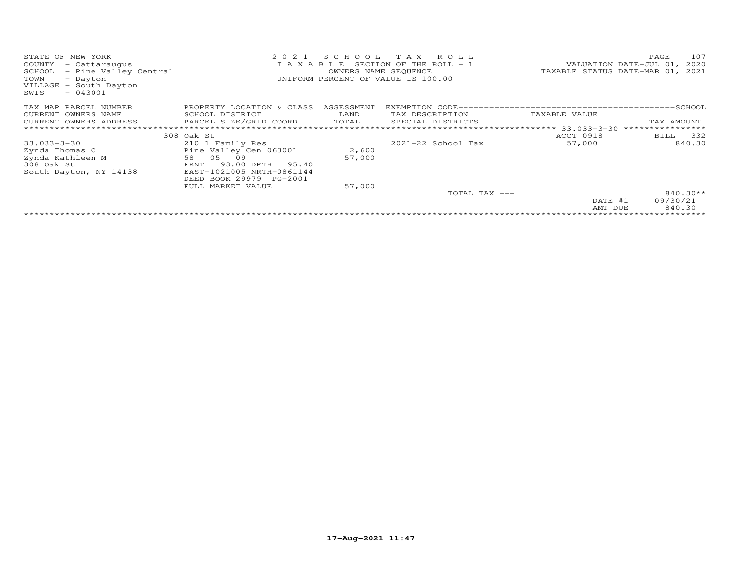STATE OF NEW YORK
COUNTY - Cattaraugus
SCHOOL - Pine Valley Central
TOWN - Dayton
VILLAGE - South Dayton
SWIS - 043001

2021 SCHOOL TAX ROLL
TAXABLE SECTION OF THE ROLL - 1
OWNERS NAME SEQUENCE
UNIFORM PERCENT OF VALUE IS 100.00

VALUATION DATE-JUL 01, 2020
TAXABLE STATUS DATE-MAR 01, 2021

| TAX MAP PARCEL NUMBER<br>CURRENT OWNERS NAME<br>CURRENT OWNERS ADDRESS | PROPERTY LOCATION & CLASS<br>SCHOOL DISTRICT<br>PARCEL SIZE/GRID COORD | ASSESSMENT<br>LAND<br>TOTAL | EXEMPTION CODE<br>TAX DESCRIPTION<br>SPECIAL DISTRICTS | TAXABLE VALUE | SCHOOL<br>TAX AMOUNT |
|---|---|---|---|---|---|
| 33.033-3-30 | 308 Oak St | | | ACCT 0918 | BILL 332 |
| 33.033-3-30 | 210 1 Family Res | | 2021-22 School Tax | 57,000 | 840.30 |
| Zynda Thomas C | Pine Valley Cen 063001 | 2,600 | | | |
| Zynda Kathleen M | 58 05 09 | 57,000 | | | |
| 308 Oak St | FRNT 93.00 DPTH 95.40 | | | | |
| South Dayton, NY 14138 | EAST-1021005 NRTH-0861144 | | | | |
| | DEED BOOK 29979 PG-2001 | | | | |
| | FULL MARKET VALUE | 57,000 | | | |
| | | | TOTAL TAX --- | | 840.30** |
| | | | | DATE #1 | 09/30/21 |
| | | | | AMT DUE | 840.30 |

17-Aug-2021 11:47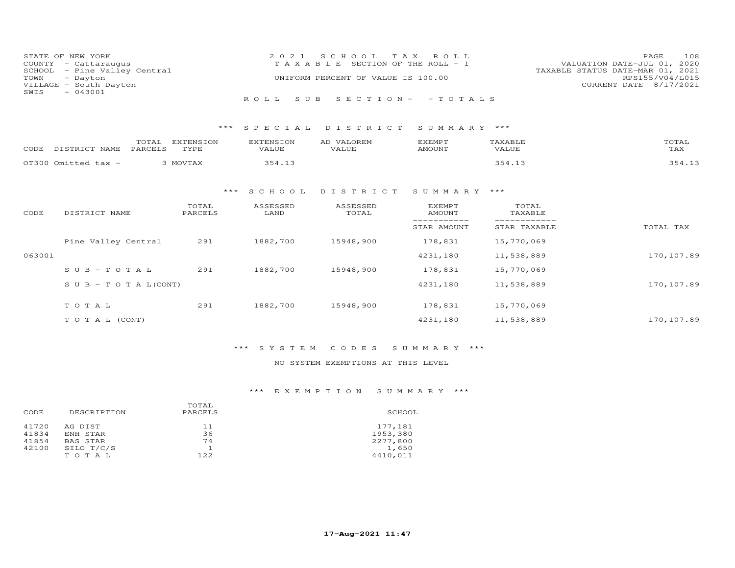STATE OF NEW YORK
COUNTY - Cattaraugus
SCHOOL - Pine Valley Central
TOWN - Dayton
VILLAGE - South Dayton
SWIS - 043001

2021 SCHOOL TAX ROLL
TAXABLE SECTION OF THE ROLL - 1
UNIFORM PERCENT OF VALUE IS 100.00

VALUATION DATE-JUL 01, 2020
TAXABLE STATUS DATE-MAR 01, 2021
RPS155/V04/L015
CURRENT DATE 8/17/2021

ROLL SUB SECTION- - TOTALS

### *** SPECIAL DISTRICT SUMMARY ***

| CODE | DISTRICT NAME | TOTAL PARCELS | EXTENSION TYPE | EXTENSION VALUE | AD VALOREM VALUE | EXEMPT AMOUNT | TAXABLE VALUE | TOTAL TAX |
|---|---|---|---|---|---|---|---|---|
| OT300 | Omitted tax - | 3 | MOVTAX | 354.13 | | | 354.13 | 354.13 |

### *** SCHOOL DISTRICT SUMMARY ***

| CODE | DISTRICT NAME | TOTAL PARCELS | ASSESSED LAND | ASSESSED TOTAL | EXEMPT AMOUNT / STAR AMOUNT | TOTAL TAXABLE / STAR TAXABLE | TOTAL TAX |
|---|---|---|---|---|---|---|---|
| | Pine Valley Central | 291 | 1882,700 | 15948,900 | 178,831 | 15,770,069 | |
| 063001 | | | | | 4231,180 | 11,538,889 | 170,107.89 |
| | SUB-TOTAL | 291 | 1882,700 | 15948,900 | 178,831 | 15,770,069 | |
| | SUB-TOTAL(CONT) | | | | 4231,180 | 11,538,889 | 170,107.89 |
| | TOTAL | 291 | 1882,700 | 15948,900 | 178,831 | 15,770,069 | |
| | TOTAL (CONT) | | | | 4231,180 | 11,538,889 | 170,107.89 |

### *** SYSTEM CODES SUMMARY ***

NO SYSTEM EXEMPTIONS AT THIS LEVEL

### *** EXEMPTION SUMMARY ***

| CODE | DESCRIPTION | TOTAL PARCELS | SCHOOL |
|---|---|---|---|
| 41720 | AG DIST | 11 | 177,181 |
| 41834 | ENH STAR | 36 | 1953,380 |
| 41854 | BAS STAR | 74 | 2277,800 |
| 42100 | SILO T/C/S | 1 | 1,650 |
| | TOTAL | 122 | 4410,011 |

17-Aug-2021 11:47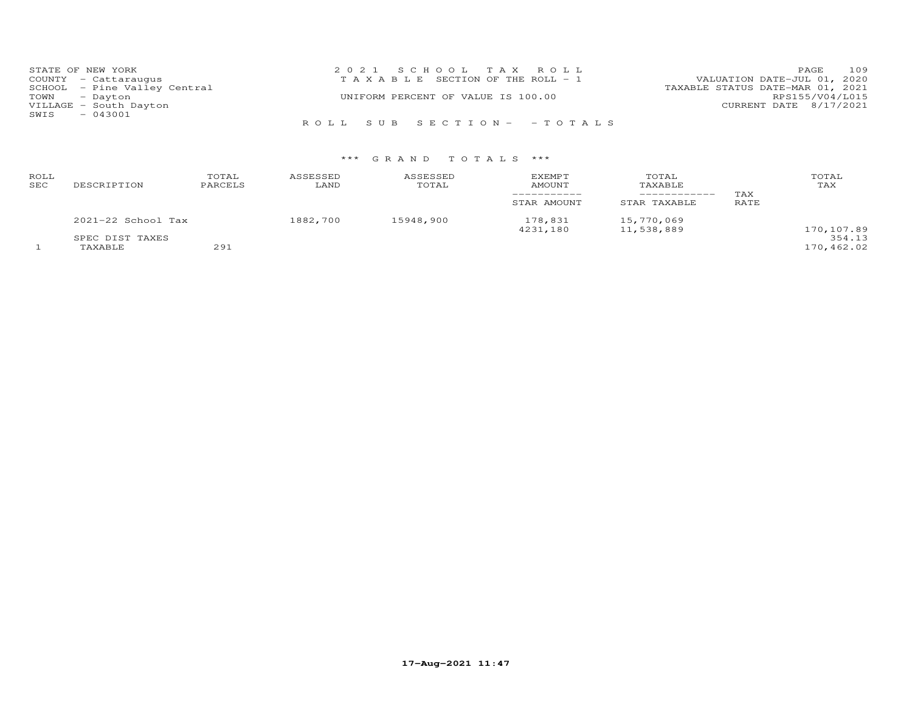STATE OF NEW YORK
COUNTY - Cattaraugus
SCHOOL - Pine Valley Central
TOWN - Dayton
VILLAGE - South Dayton
SWIS - 043001

2021 SCHOOL TAX ROLL
TAXABLE SECTION OF THE ROLL - 1
UNIFORM PERCENT OF VALUE IS 100.00

VALUATION DATE-JUL 01, 2020
TAXABLE STATUS DATE-MAR 01, 2021
RPS155/V04/L015
CURRENT DATE 8/17/2021

ROLL SUB SECTION- - TOTALS

*** GRAND TOTALS ***

| ROLL SEC | DESCRIPTION | TOTAL PARCELS | ASSESSED LAND | ASSESSED TOTAL | EXEMPT AMOUNT / STAR AMOUNT | TOTAL TAXABLE / STAR TAXABLE | TAX RATE | TOTAL TAX |
|---|---|---|---|---|---|---|---|---|
| | 2021-22 School Tax | | 1882,700 | 15948,900 | 178,831 | 15,770,069 | | |
| | | | | | 4231,180 | 11,538,889 | | 170,107.89 |
| | SPEC DIST TAXES | | | | | | | 354.13 |
| 1 | TAXABLE | 291 | | | | | | 170,462.02 |

17-Aug-2021 11:47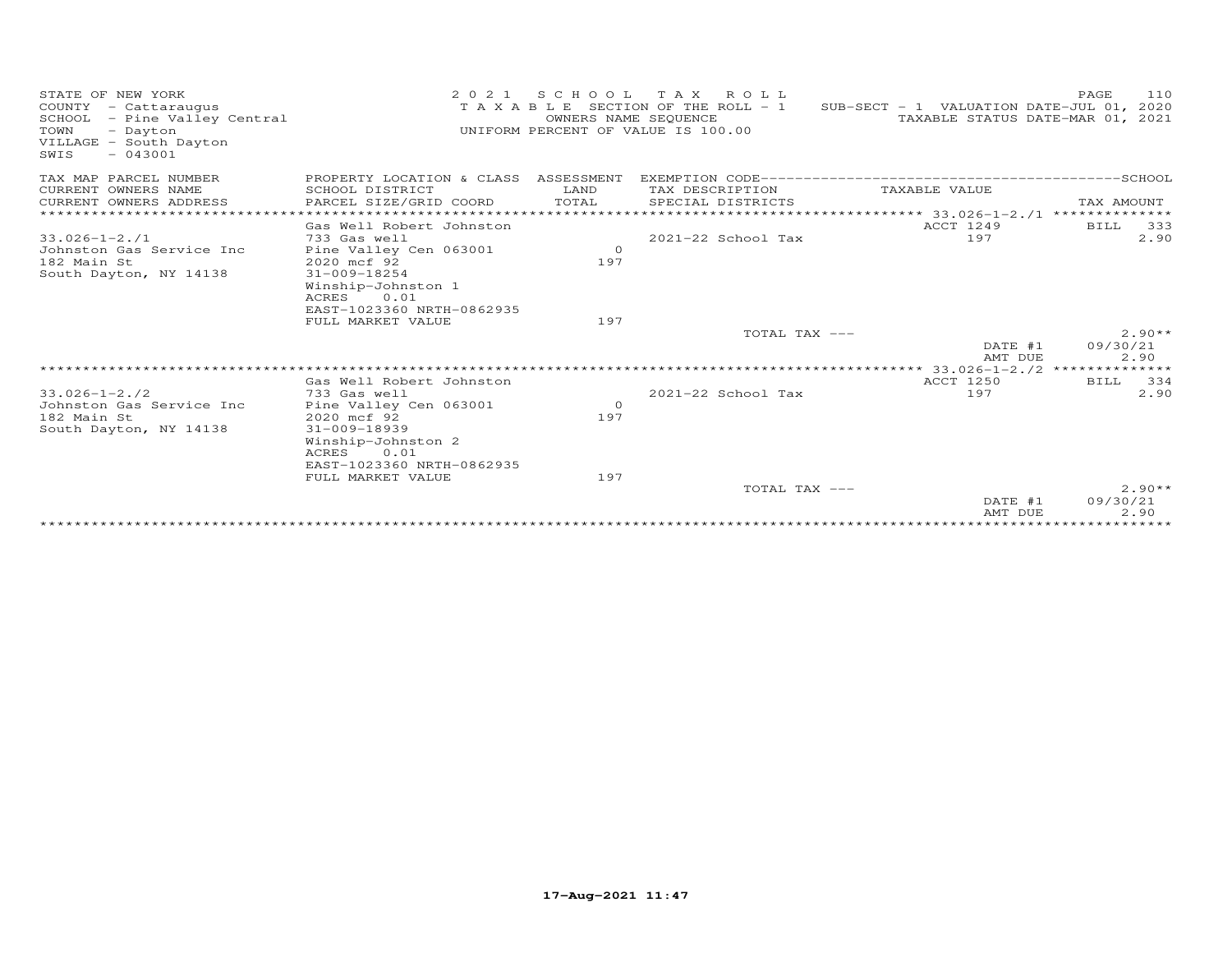STATE OF NEW YORK
COUNTY - Cattaraugus
SCHOOL - Pine Valley Central
TOWN - Dayton
VILLAGE - South Dayton
SWIS - 043001

2021 SCHOOL TAX ROLL
TAXABLE SECTION OF THE ROLL - 1
OWNERS NAME SEQUENCE
UNIFORM PERCENT OF VALUE IS 100.00

SUB-SECT - 1 VALUATION DATE-JUL 01, 2020
TAXABLE STATUS DATE-MAR 01, 2021

| TAX MAP PARCEL NUMBER / CURRENT OWNERS NAME / CURRENT OWNERS ADDRESS | PROPERTY LOCATION & CLASS / SCHOOL DISTRICT / PARCEL SIZE/GRID COORD | ASSESSMENT LAND / TOTAL | EXEMPTION CODE / TAX DESCRIPTION / SPECIAL DISTRICTS | TAXABLE VALUE | TAX AMOUNT |
|---|---|---|---|---|---|
| 33.026-1-2./1 | Gas Well Robert Johnston | | | ACCT 1249 | BILL 333 |
| Johnston Gas Service Inc | 733 Gas well | | 2021-22 School Tax | 197 | 2.90 |
| 182 Main St | Pine Valley Cen 063001 | 0 | | | |
| South Dayton, NY 14138 | 2020 mcf 92 | 197 | | | |
| | 31-009-18254 | | | | |
| | Winship-Johnston 1 | | | | |
| | ACRES 0.01 | | | | |
| | EAST-1023360 NRTH-0862935 | | | | |
| | FULL MARKET VALUE | 197 | | | |
| | | | TOTAL TAX --- | | 2.90** |
| | | | | DATE #1 | 09/30/21 |
| | | | | AMT DUE | 2.90 |
| 33.026-1-2./2 | Gas Well Robert Johnston | | | ACCT 1250 | BILL 334 |
| Johnston Gas Service Inc | 733 Gas well | | 2021-22 School Tax | 197 | 2.90 |
| 182 Main St | Pine Valley Cen 063001 | 0 | | | |
| South Dayton, NY 14138 | 2020 mcf 92 | 197 | | | |
| | 31-009-18939 | | | | |
| | Winship-Johnston 2 | | | | |
| | ACRES 0.01 | | | | |
| | EAST-1023360 NRTH-0862935 | | | | |
| | FULL MARKET VALUE | 197 | | | |
| | | | TOTAL TAX --- | | 2.90** |
| | | | | DATE #1 | 09/30/21 |
| | | | | AMT DUE | 2.90 |

17-Aug-2021 11:47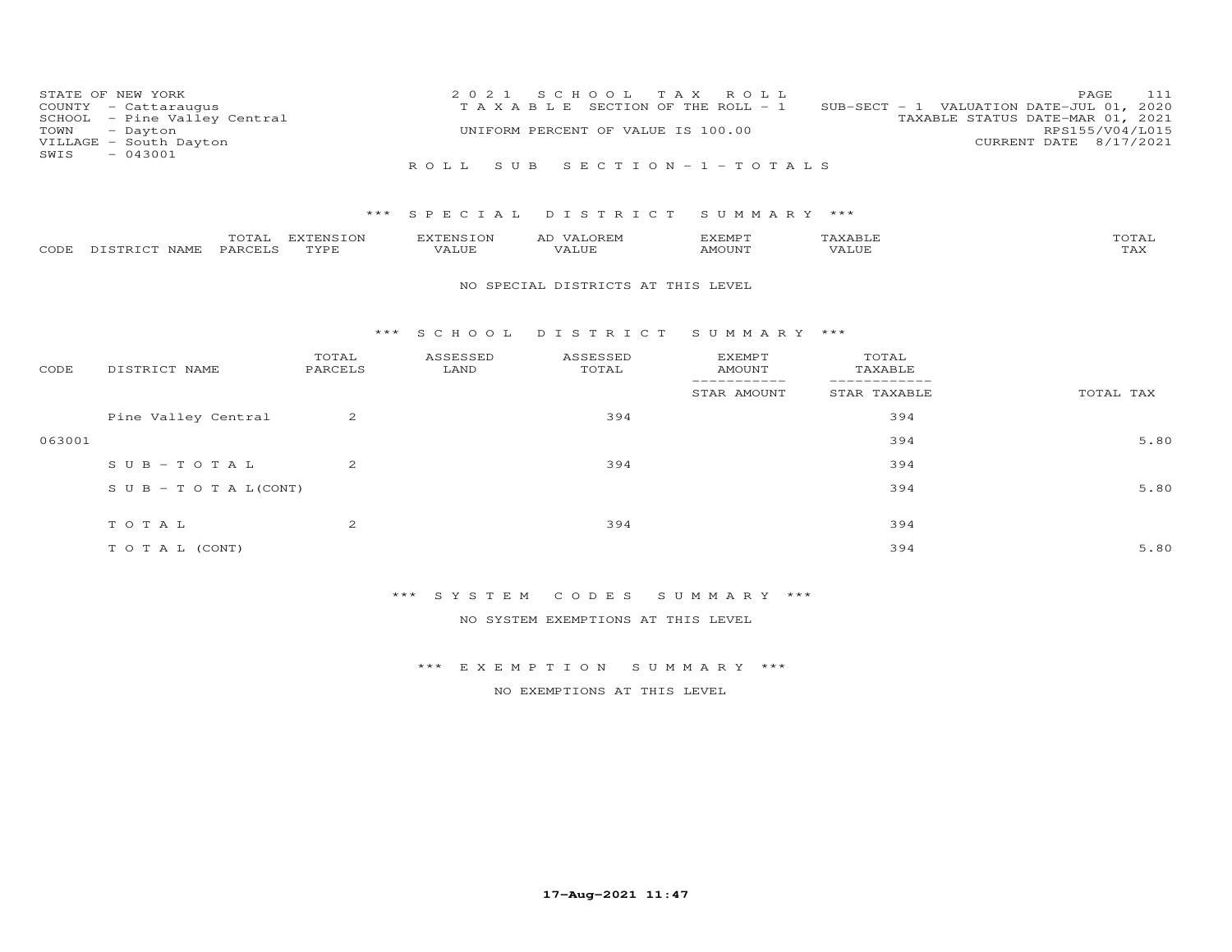STATE OF NEW YORK
COUNTY - Cattaraugus
SCHOOL - Pine Valley Central
TOWN - Dayton
VILLAGE - South Dayton
SWIS - 043001

2021 SCHOOL TAX ROLL
TAXABLE SECTION OF THE ROLL - 1
UNIFORM PERCENT OF VALUE IS 100.00

SUB-SECT - 1 VALUATION DATE-JUL 01, 2020
TAXABLE STATUS DATE-MAR 01, 2021
RPS155/V04/L015
CURRENT DATE 8/17/2021

ROLL SUB SECTION - 1 - TOTALS

## *** SPECIAL DISTRICT SUMMARY ***

| CODE | DISTRICT NAME | TOTAL PARCELS | EXTENSION TYPE | EXTENSION VALUE | AD VALOREM VALUE | EXEMPT AMOUNT | TAXABLE VALUE | TOTAL TAX |
|---|---|---|---|---|---|---|---|---|

NO SPECIAL DISTRICTS AT THIS LEVEL

## *** SCHOOL DISTRICT SUMMARY ***

| CODE | DISTRICT NAME | TOTAL PARCELS | ASSESSED LAND | ASSESSED TOTAL | EXEMPT AMOUNT / STAR AMOUNT | TOTAL TAXABLE / STAR TAXABLE | TOTAL TAX |
|---|---|---|---|---|---|---|---|
| | Pine Valley Central | 2 | | 394 | | 394 | |
| 063001 | | | | | | 394 | 5.80 |
| | SUB-TOTAL | 2 | | 394 | | 394 | |
| | SUB-TOTAL(CONT) | | | | | 394 | 5.80 |
| | TOTAL | 2 | | 394 | | 394 | |
| | TOTAL (CONT) | | | | | 394 | 5.80 |

## *** SYSTEM CODES SUMMARY ***

NO SYSTEM EXEMPTIONS AT THIS LEVEL

## *** EXEMPTION SUMMARY ***

NO EXEMPTIONS AT THIS LEVEL

17-Aug-2021 11:47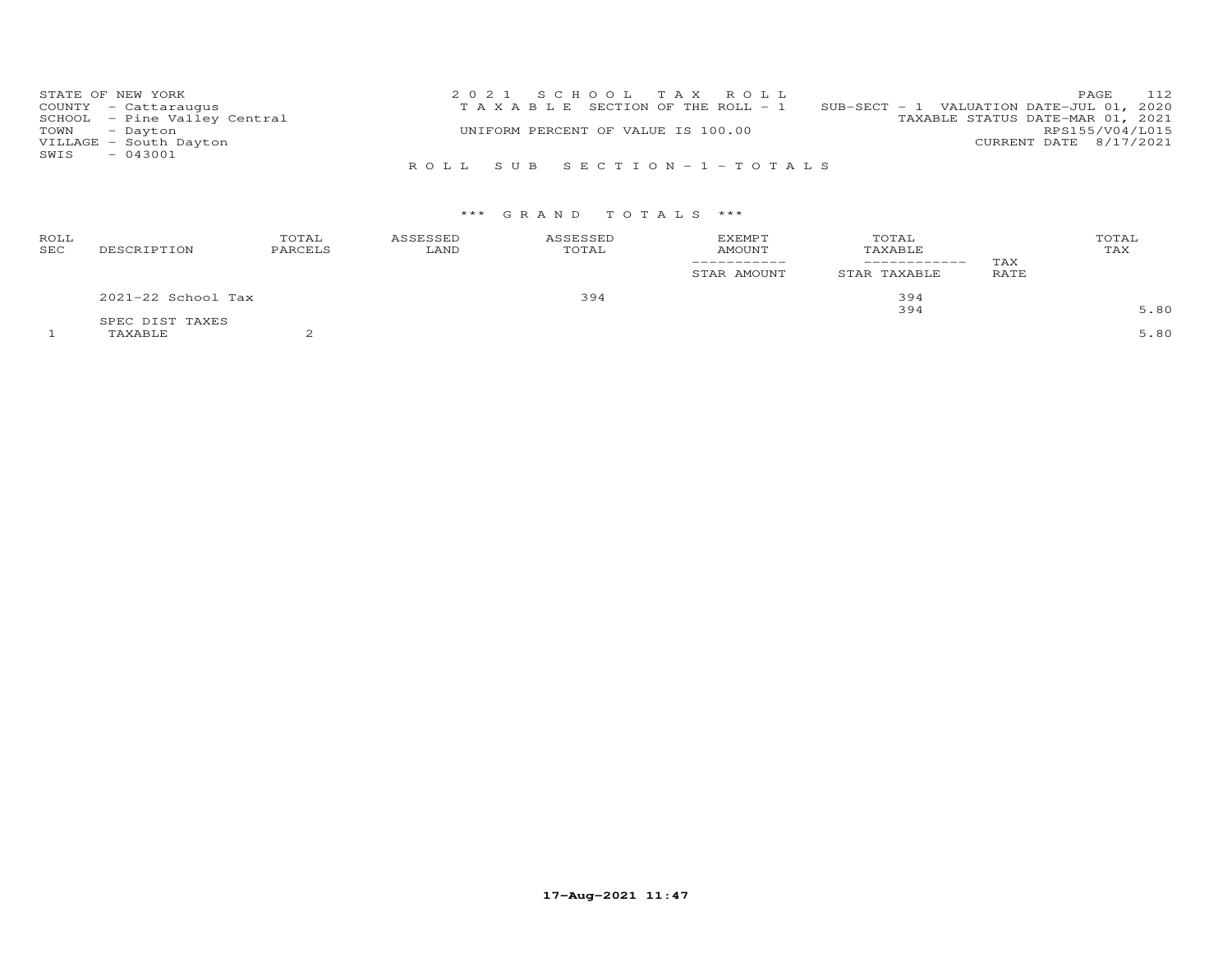STATE OF NEW YORK
COUNTY - Cattaraugus
SCHOOL - Pine Valley Central
TOWN - Dayton
VILLAGE - South Dayton
SWIS - 043001

2021 SCHOOL TAX ROLL
TAXABLE SECTION OF THE ROLL - 1
UNIFORM PERCENT OF VALUE IS 100.00

SUB-SECT - 1 VALUATION DATE-JUL 01, 2020
TAXABLE STATUS DATE-MAR 01, 2021
RPS155/V04/L015
CURRENT DATE 8/17/2021

ROLL SUB SECTION-1-TOTALS

*** GRAND TOTALS ***

| ROLL SEC | DESCRIPTION | TOTAL PARCELS | ASSESSED LAND | ASSESSED TOTAL | EXEMPT AMOUNT / STAR AMOUNT | TOTAL TAXABLE / STAR TAXABLE | TAX RATE | TOTAL TAX |
|---|---|---|---|---|---|---|---|---|
| | 2021-22 School Tax | | | 394 | | 394 | | |
| | | | | | | 394 | | 5.80 |
| | SPEC DIST TAXES | | | | | | | |
| 1 | TAXABLE | 2 | | | | | | 5.80 |

17-Aug-2021 11:47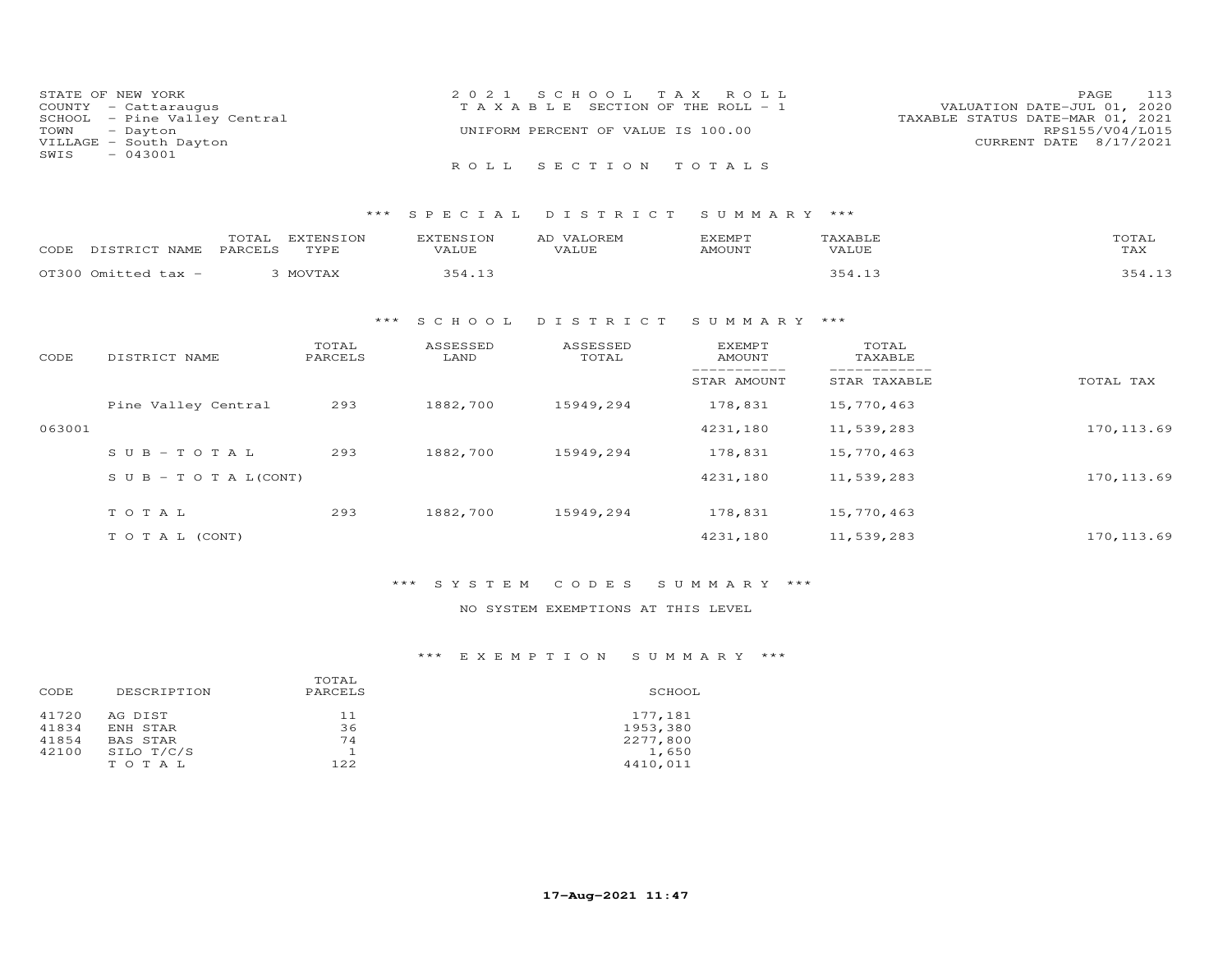STATE OF NEW YORK
COUNTY - Cattaraugus
SCHOOL - Pine Valley Central
TOWN - Dayton
VILLAGE - South Dayton
SWIS - 043001

2021 SCHOOL TAX ROLL
TAXABLE SECTION OF THE ROLL - 1
UNIFORM PERCENT OF VALUE IS 100.00

VALUATION DATE-JUL 01, 2020
TAXABLE STATUS DATE-MAR 01, 2021
RPS155/V04/L015
CURRENT DATE 8/17/2021

ROLL SECTION TOTALS

### *** SPECIAL DISTRICT SUMMARY ***

| CODE DISTRICT NAME | TOTAL PARCELS | EXTENSION TYPE | EXTENSION VALUE | AD VALOREM VALUE | EXEMPT AMOUNT | TAXABLE VALUE | TOTAL TAX |
|---|---|---|---|---|---|---|---|
| OT300 Omitted tax - | 3 | MOVTAX | 354.13 | | | 354.13 | 354.13 |

### *** SCHOOL DISTRICT SUMMARY ***

| CODE | DISTRICT NAME | TOTAL PARCELS | ASSESSED LAND | ASSESSED TOTAL | EXEMPT AMOUNT / STAR AMOUNT | TOTAL TAXABLE / STAR TAXABLE | TOTAL TAX |
|---|---|---|---|---|---|---|---|
| | Pine Valley Central | 293 | 1882,700 | 15949,294 | 178,831 | 15,770,463 | |
| 063001 | | | | | 4231,180 | 11,539,283 | 170,113.69 |
| | SUB-TOTAL | 293 | 1882,700 | 15949,294 | 178,831 | 15,770,463 | |
| | SUB-TOTAL(CONT) | | | | 4231,180 | 11,539,283 | 170,113.69 |
| | TOTAL | 293 | 1882,700 | 15949,294 | 178,831 | 15,770,463 | |
| | TOTAL (CONT) | | | | 4231,180 | 11,539,283 | 170,113.69 |

### *** SYSTEM CODES SUMMARY ***

NO SYSTEM EXEMPTIONS AT THIS LEVEL

### *** EXEMPTION SUMMARY ***

| CODE | DESCRIPTION | TOTAL PARCELS | SCHOOL |
|---|---|---|---|
| 41720 | AG DIST | 11 | 177,181 |
| 41834 | ENH STAR | 36 | 1953,380 |
| 41854 | BAS STAR | 74 | 2277,800 |
| 42100 | SILO T/C/S | 1 | 1,650 |
| | TOTAL | 122 | 4410,011 |

17-Aug-2021 11:47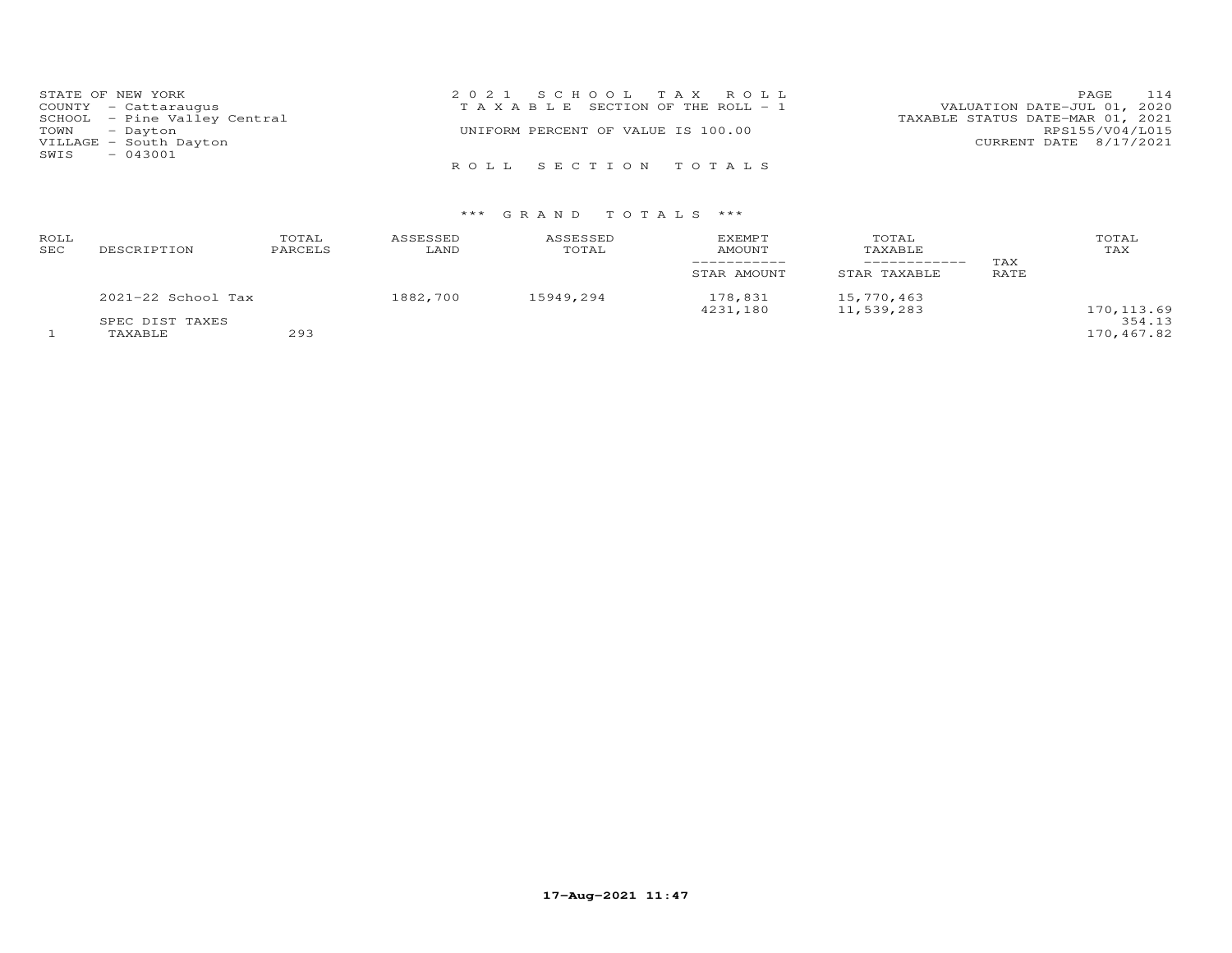STATE OF NEW YORK
COUNTY - Cattaraugus
SCHOOL - Pine Valley Central
TOWN - Dayton
VILLAGE - South Dayton
SWIS - 043001

2021 SCHOOL TAX ROLL
TAXABLE SECTION OF THE ROLL - 1
UNIFORM PERCENT OF VALUE IS 100.00

VALUATION DATE-JUL 01, 2020
TAXABLE STATUS DATE-MAR 01, 2021
RPS155/V04/L015
CURRENT DATE 8/17/2021

ROLL SECTION TOTALS

*** GRAND TOTALS ***

| ROLL SEC | DESCRIPTION | TOTAL PARCELS | ASSESSED LAND | ASSESSED TOTAL | EXEMPT AMOUNT / STAR AMOUNT | TOTAL TAXABLE / STAR TAXABLE | TAX RATE | TOTAL TAX |
|---|---|---|---|---|---|---|---|---|
| | 2021-22 School Tax | | 1882,700 | 15949,294 | 178,831 | 15,770,463 | | |
| | | | | | 4231,180 | 11,539,283 | | 170,113.69 |
| | SPEC DIST TAXES | | | | | | | 354.13 |
| 1 | TAXABLE | 293 | | | | | | 170,467.82 |

17-Aug-2021 11:47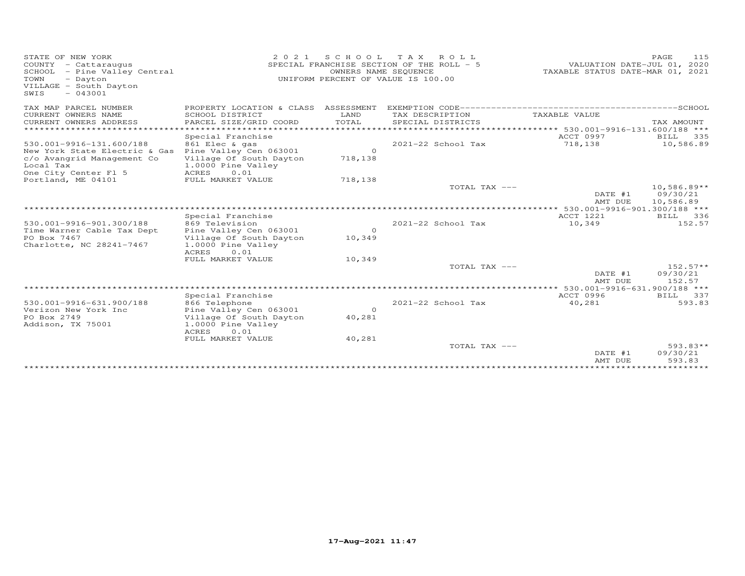STATE OF NEW YORK
COUNTY - Cattaraugus
SCHOOL - Pine Valley Central
TOWN - Dayton
VILLAGE - South Dayton
SWIS - 043001

2021 SCHOOL TAX ROLL
SPECIAL FRANCHISE SECTION OF THE ROLL - 5
OWNERS NAME SEQUENCE
UNIFORM PERCENT OF VALUE IS 100.00

VALUATION DATE-JUL 01, 2020
TAXABLE STATUS DATE-MAR 01, 2021

| TAX MAP PARCEL NUMBER / CURRENT OWNERS NAME / CURRENT OWNERS ADDRESS | PROPERTY LOCATION & CLASS / SCHOOL DISTRICT / PARCEL SIZE/GRID COORD | ASSESSMENT LAND / TOTAL | EXEMPTION CODE / TAX DESCRIPTION / SPECIAL DISTRICTS | TAXABLE VALUE | TAX AMOUNT |
|---|---|---|---|---|---|
| ***** 530.001-9916-131.600/188 *** | | | | | |
| | Special Franchise | | | ACCT 0997 | BILL 335 |
| 530.001-9916-131.600/188 | 861 Elec & gas | | 2021-22 School Tax | 718,138 | 10,586.89 |
| New York State Electric & Gas | Pine Valley Cen 063001 | 0 | | | |
| c/o Avangrid Management Co | Village Of South Dayton | 718,138 | | | |
| Local Tax | 1.0000 Pine Valley | | | | |
| One City Center Fl 5 | ACRES 0.01 | | | | |
| Portland, ME 04101 | FULL MARKET VALUE | 718,138 | | | |
| | | | TOTAL TAX --- | | 10,586.89** |
| | | | | DATE #1 | 09/30/21 |
| | | | | AMT DUE | 10,586.89 |
| ***** 530.001-9916-901.300/188 *** | | | | | |
| | Special Franchise | | | ACCT 1221 | BILL 336 |
| 530.001-9916-901.300/188 | 869 Television | | 2021-22 School Tax | 10,349 | 152.57 |
| Time Warner Cable Tax Dept | Pine Valley Cen 063001 | 0 | | | |
| PO Box 7467 | Village Of South Dayton | 10,349 | | | |
| Charlotte, NC 28241-7467 | 1.0000 Pine Valley | | | | |
| | ACRES 0.01 | | | | |
| | FULL MARKET VALUE | 10,349 | | | |
| | | | TOTAL TAX --- | | 152.57** |
| | | | | DATE #1 | 09/30/21 |
| | | | | AMT DUE | 152.57 |
| ***** 530.001-9916-631.900/188 *** | | | | | |
| | Special Franchise | | | ACCT 0996 | BILL 337 |
| 530.001-9916-631.900/188 | 866 Telephone | | 2021-22 School Tax | 40,281 | 593.83 |
| Verizon New York Inc | Pine Valley Cen 063001 | 0 | | | |
| PO Box 2749 | Village Of South Dayton | 40,281 | | | |
| Addison, TX 75001 | 1.0000 Pine Valley | | | | |
| | ACRES 0.01 | | | | |
| | FULL MARKET VALUE | 40,281 | | | |
| | | | TOTAL TAX --- | | 593.83** |
| | | | | DATE #1 | 09/30/21 |
| | | | | AMT DUE | 593.83 |

17-Aug-2021 11:47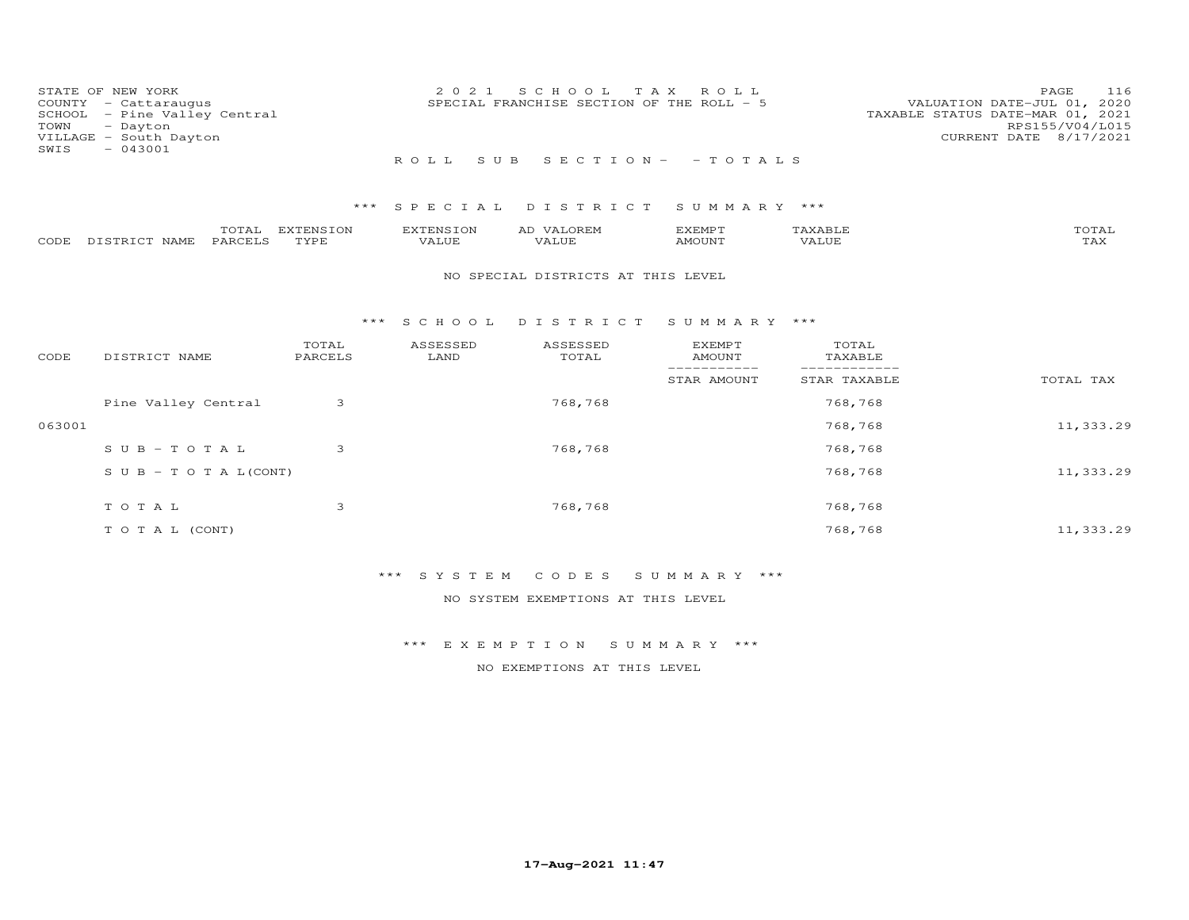STATE OF NEW YORK
COUNTY - Cattaraugus
SCHOOL - Pine Valley Central
TOWN - Dayton
VILLAGE - South Dayton
SWIS - 043001

2021 SCHOOL TAX ROLL
SPECIAL FRANCHISE SECTION OF THE ROLL - 5

VALUATION DATE-JUL 01, 2020
TAXABLE STATUS DATE-MAR 01, 2021
RPS155/V04/L015
CURRENT DATE 8/17/2021

ROLL SUB SECTION - - TOTALS

### *** SPECIAL DISTRICT SUMMARY ***

| CODE | DISTRICT NAME | TOTAL PARCELS | EXTENSION TYPE | EXTENSION VALUE | AD VALOREM VALUE | EXEMPT AMOUNT | TAXABLE VALUE | TOTAL TAX |
|---|---|---|---|---|---|---|---|---|

NO SPECIAL DISTRICTS AT THIS LEVEL

### *** SCHOOL DISTRICT SUMMARY ***

| CODE | DISTRICT NAME | TOTAL PARCELS | ASSESSED LAND | ASSESSED TOTAL | EXEMPT AMOUNT / STAR AMOUNT | TOTAL TAXABLE / STAR TAXABLE | TOTAL TAX |
|---|---|---|---|---|---|---|---|
| | Pine Valley Central | 3 | | 768,768 | | 768,768 | |
| 063001 | | | | | | 768,768 | 11,333.29 |
| | SUB-TOTAL | 3 | | 768,768 | | 768,768 | |
| | SUB-TOTAL(CONT) | | | | | 768,768 | 11,333.29 |
| | TOTAL | 3 | | 768,768 | | 768,768 | |
| | TOTAL (CONT) | | | | | 768,768 | 11,333.29 |

### *** SYSTEM CODES SUMMARY ***

NO SYSTEM EXEMPTIONS AT THIS LEVEL

### *** EXEMPTION SUMMARY ***

NO EXEMPTIONS AT THIS LEVEL

17-Aug-2021 11:47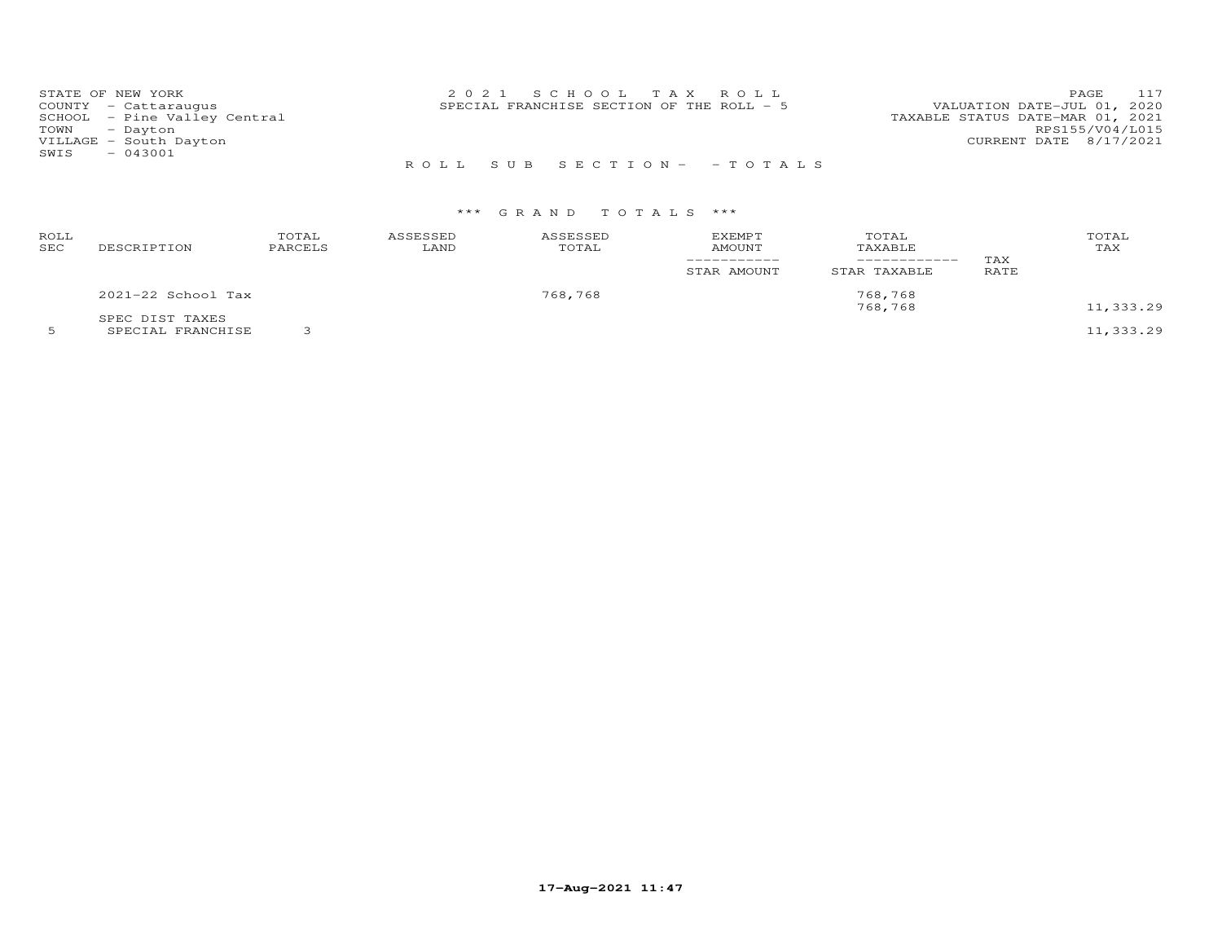STATE OF NEW YORK
COUNTY - Cattaraugus
SCHOOL - Pine Valley Central
TOWN - Dayton
VILLAGE - South Dayton
SWIS - 043001

2 0 2 1 S C H O O L T A X R O L L
SPECIAL FRANCHISE SECTION OF THE ROLL - 5

VALUATION DATE-JUL 01, 2020
TAXABLE STATUS DATE-MAR 01, 2021
RPS155/V04/L015
CURRENT DATE 8/17/2021

R O L L S U B S E C T I O N - - T O T A L S

\*\*\* G R A N D T O T A L S \*\*\*

| ROLL SEC | DESCRIPTION | TOTAL PARCELS | ASSESSED LAND | ASSESSED TOTAL | EXEMPT AMOUNT / STAR AMOUNT | TOTAL TAXABLE / STAR TAXABLE | TAX RATE | TOTAL TAX |
|---|---|---|---|---|---|---|---|---|
| | 2021-22 School Tax | | | 768,768 | | 768,768 | | |
| | | | | | | 768,768 | | 11,333.29 |
| | SPEC DIST TAXES | | | | | | | |
| 5 | SPECIAL FRANCHISE | 3 | | | | | | 11,333.29 |

17-Aug-2021 11:47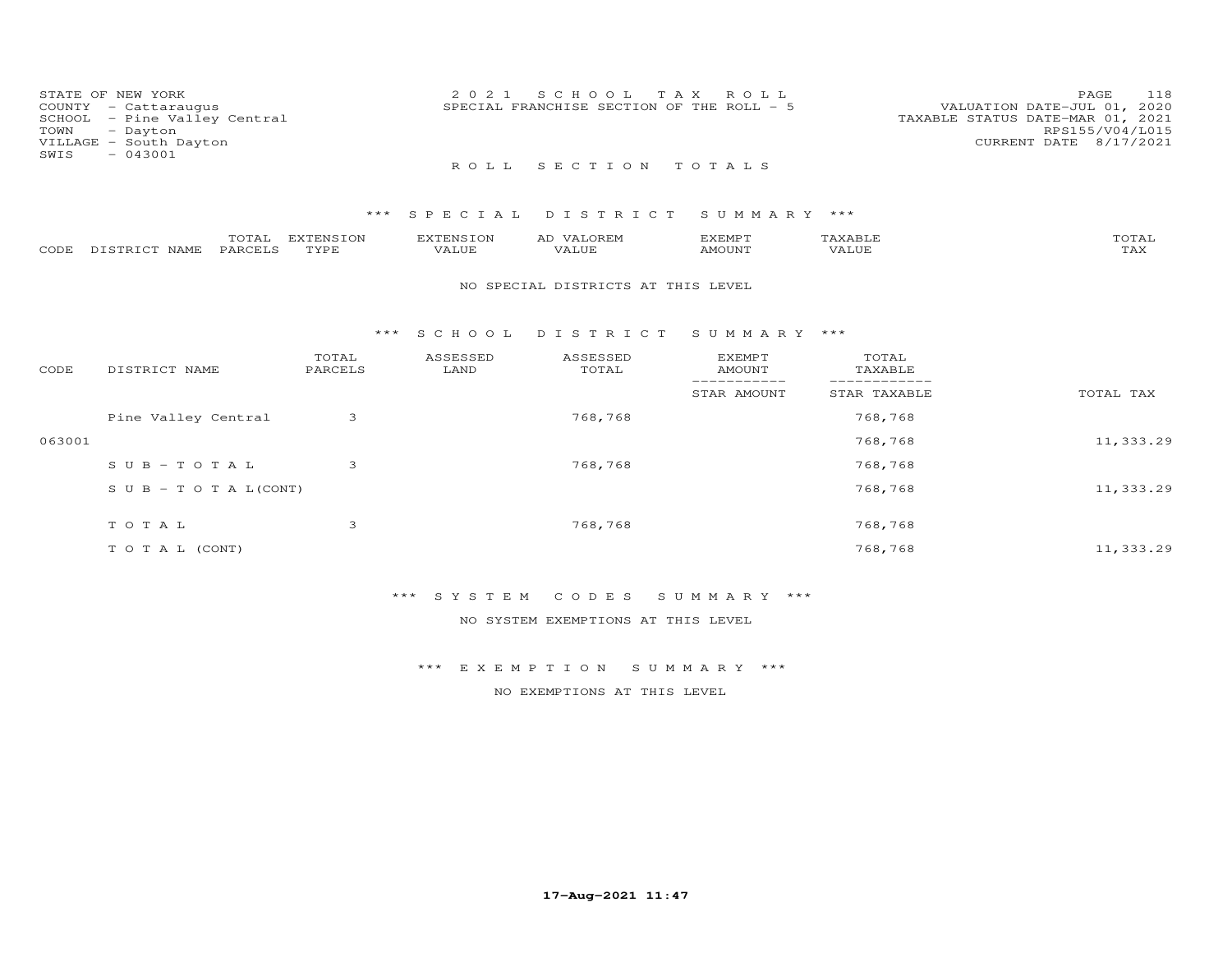STATE OF NEW YORK
COUNTY - Cattaraugus
SCHOOL - Pine Valley Central
TOWN - Dayton
VILLAGE - South Dayton
SWIS - 043001

2 0 2 1 S C H O O L T A X R O L L
SPECIAL FRANCHISE SECTION OF THE ROLL - 5

VALUATION DATE-JUL 01, 2020
TAXABLE STATUS DATE-MAR 01, 2021
RPS155/V04/L015
CURRENT DATE 8/17/2021

R O L L S E C T I O N T O T A L S

### *** S P E C I A L D I S T R I C T S U M M A R Y ***

| CODE | DISTRICT NAME | TOTAL PARCELS | EXTENSION TYPE | EXTENSION VALUE | AD VALOREM VALUE | EXEMPT AMOUNT | TAXABLE VALUE | TOTAL TAX |
|---|---|---|---|---|---|---|---|---|

NO SPECIAL DISTRICTS AT THIS LEVEL

### *** S C H O O L D I S T R I C T S U M M A R Y ***

| CODE | DISTRICT NAME | TOTAL PARCELS | ASSESSED LAND | ASSESSED TOTAL | EXEMPT AMOUNT / STAR AMOUNT | TOTAL TAXABLE / STAR TAXABLE | TOTAL TAX |
|---|---|---|---|---|---|---|---|
| | Pine Valley Central | 3 | | 768,768 | | 768,768 | |
| 063001 | | | | | | 768,768 | 11,333.29 |
| | S U B - T O T A L | 3 | | 768,768 | | 768,768 | |
| | S U B - T O T A L(CONT) | | | | | 768,768 | 11,333.29 |
| | T O T A L | 3 | | 768,768 | | 768,768 | |
| | T O T A L (CONT) | | | | | 768,768 | 11,333.29 |

### *** S Y S T E M C O D E S S U M M A R Y ***

NO SYSTEM EXEMPTIONS AT THIS LEVEL

### *** E X E M P T I O N S U M M A R Y ***

NO EXEMPTIONS AT THIS LEVEL

17-Aug-2021 11:47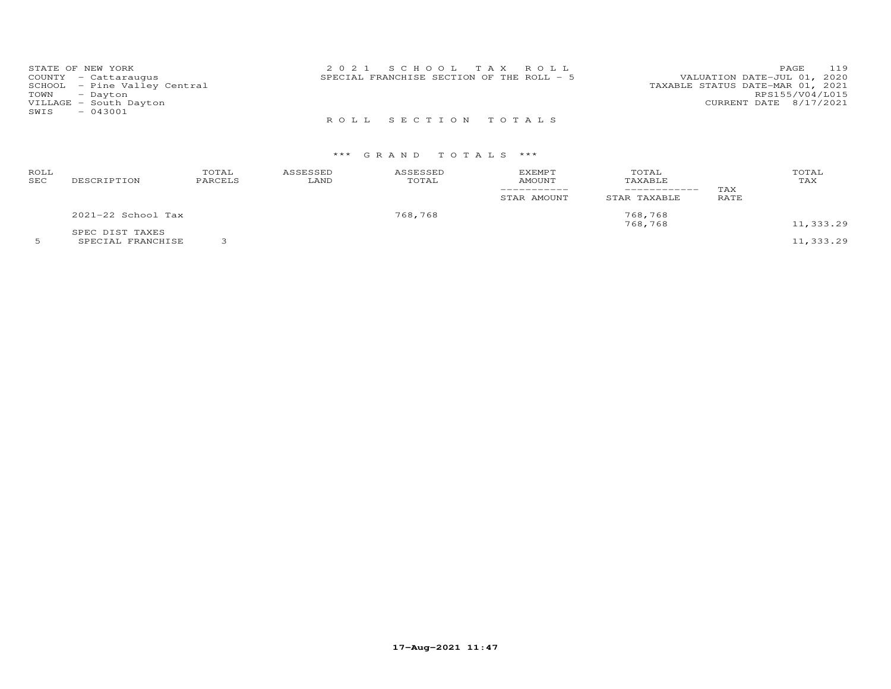STATE OF NEW YORK
COUNTY - Cattaraugus
SCHOOL - Pine Valley Central
TOWN - Dayton
VILLAGE - South Dayton
SWIS - 043001

2 0 2 1 S C H O O L T A X R O L L
SPECIAL FRANCHISE SECTION OF THE ROLL - 5

VALUATION DATE-JUL 01, 2020
TAXABLE STATUS DATE-MAR 01, 2021
RPS155/V04/L015
CURRENT DATE 8/17/2021

R O L L S E C T I O N T O T A L S

\*\*\* G R A N D T O T A L S \*\*\*

| ROLL SEC | DESCRIPTION | TOTAL PARCELS | ASSESSED LAND | ASSESSED TOTAL | EXEMPT AMOUNT / STAR AMOUNT | TOTAL TAXABLE / STAR TAXABLE | TAX RATE | TOTAL TAX |
|---|---|---|---|---|---|---|---|---|
| | 2021-22 School Tax | | | 768,768 | | 768,768 | | |
| | | | | | | 768,768 | | 11,333.29 |
| | SPEC DIST TAXES | | | | | | | |
| 5 | SPECIAL FRANCHISE | 3 | | | | | | 11,333.29 |

17-Aug-2021 11:47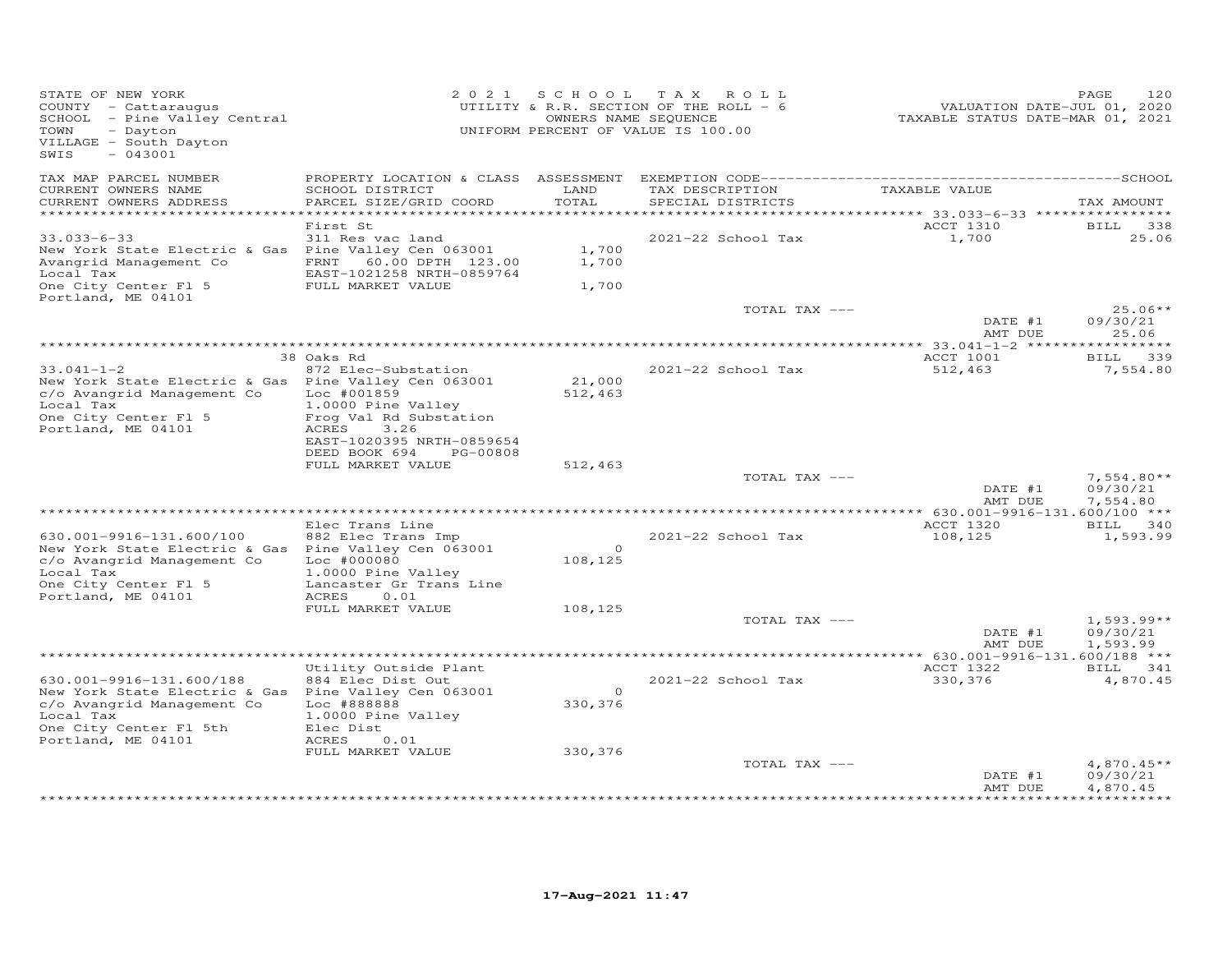STATE OF NEW YORK
COUNTY - Cattaraugus
SCHOOL - Pine Valley Central
TOWN - Dayton
VILLAGE - South Dayton
SWIS - 043001

2 0 2 1 S C H O O L T A X R O L L
UTILITY & R.R. SECTION OF THE ROLL - 6
OWNERS NAME SEQUENCE
UNIFORM PERCENT OF VALUE IS 100.00

VALUATION DATE-JUL 01, 2020
TAXABLE STATUS DATE-MAR 01, 2021

| TAX MAP PARCEL NUMBER / CURRENT OWNERS NAME / CURRENT OWNERS ADDRESS | PROPERTY LOCATION & CLASS / SCHOOL DISTRICT / PARCEL SIZE/GRID COORD | ASSESSMENT LAND / TOTAL | EXEMPTION CODE / TAX DESCRIPTION / SPECIAL DISTRICTS | TAXABLE VALUE | TAX AMOUNT |
|---|---|---|---|---|---|
| **33.033-6-33** | First St | | | ACCT 1310 | BILL 338 |
| 33.033-6-33 | 311 Res vac land | | 2021-22 School Tax | 1,700 | 25.06 |
| New York State Electric & Gas | Pine Valley Cen 063001 | 1,700 | | | |
| Avangrid Management Co | FRNT 60.00 DPTH 123.00 | 1,700 | | | |
| Local Tax | EAST-1021258 NRTH-0859764 | | | | |
| One City Center Fl 5 | FULL MARKET VALUE | 1,700 | | | |
| Portland, ME 04101 | | | | | |
| | | | TOTAL TAX --- | | 25.06** |
| | | | | DATE #1 | 09/30/21 |
| | | | | AMT DUE | 25.06 |
| **33.041-1-2** | 38 Oaks Rd | | | ACCT 1001 | BILL 339 |
| 33.041-1-2 | 872 Elec-Substation | | 2021-22 School Tax | 512,463 | 7,554.80 |
| New York State Electric & Gas | Pine Valley Cen 063001 | 21,000 | | | |
| c/o Avangrid Management Co | Loc #001859 | 512,463 | | | |
| Local Tax | 1.0000 Pine Valley | | | | |
| One City Center Fl 5 | Frog Val Rd Substation | | | | |
| Portland, ME 04101 | ACRES 3.26 | | | | |
| | EAST-1020395 NRTH-0859654 | | | | |
| | DEED BOOK 694 PG-00808 | | | | |
| | FULL MARKET VALUE | 512,463 | | | |
| | | | TOTAL TAX --- | | 7,554.80** |
| | | | | DATE #1 | 09/30/21 |
| | | | | AMT DUE | 7,554.80 |
| **630.001-9916-131.600/100** | Elec Trans Line | | | ACCT 1320 | BILL 340 |
| 630.001-9916-131.600/100 | 882 Elec Trans Imp | | 2021-22 School Tax | 108,125 | 1,593.99 |
| New York State Electric & Gas | Pine Valley Cen 063001 | 0 | | | |
| c/o Avangrid Management Co | Loc #000080 | 108,125 | | | |
| Local Tax | 1.0000 Pine Valley | | | | |
| One City Center Fl 5 | Lancaster Gr Trans Line | | | | |
| Portland, ME 04101 | ACRES 0.01 | | | | |
| | FULL MARKET VALUE | 108,125 | | | |
| | | | TOTAL TAX --- | | 1,593.99** |
| | | | | DATE #1 | 09/30/21 |
| | | | | AMT DUE | 1,593.99 |
| **630.001-9916-131.600/188** | Utility Outside Plant | | | ACCT 1322 | BILL 341 |
| 630.001-9916-131.600/188 | 884 Elec Dist Out | | 2021-22 School Tax | 330,376 | 4,870.45 |
| New York State Electric & Gas | Pine Valley Cen 063001 | 0 | | | |
| c/o Avangrid Management Co | Loc #888888 | 330,376 | | | |
| Local Tax | 1.0000 Pine Valley | | | | |
| One City Center Fl 5th | Elec Dist | | | | |
| Portland, ME 04101 | ACRES 0.01 | | | | |
| | FULL MARKET VALUE | 330,376 | | | |
| | | | TOTAL TAX --- | | 4,870.45** |
| | | | | DATE #1 | 09/30/21 |
| | | | | AMT DUE | 4,870.45 |

17-Aug-2021 11:47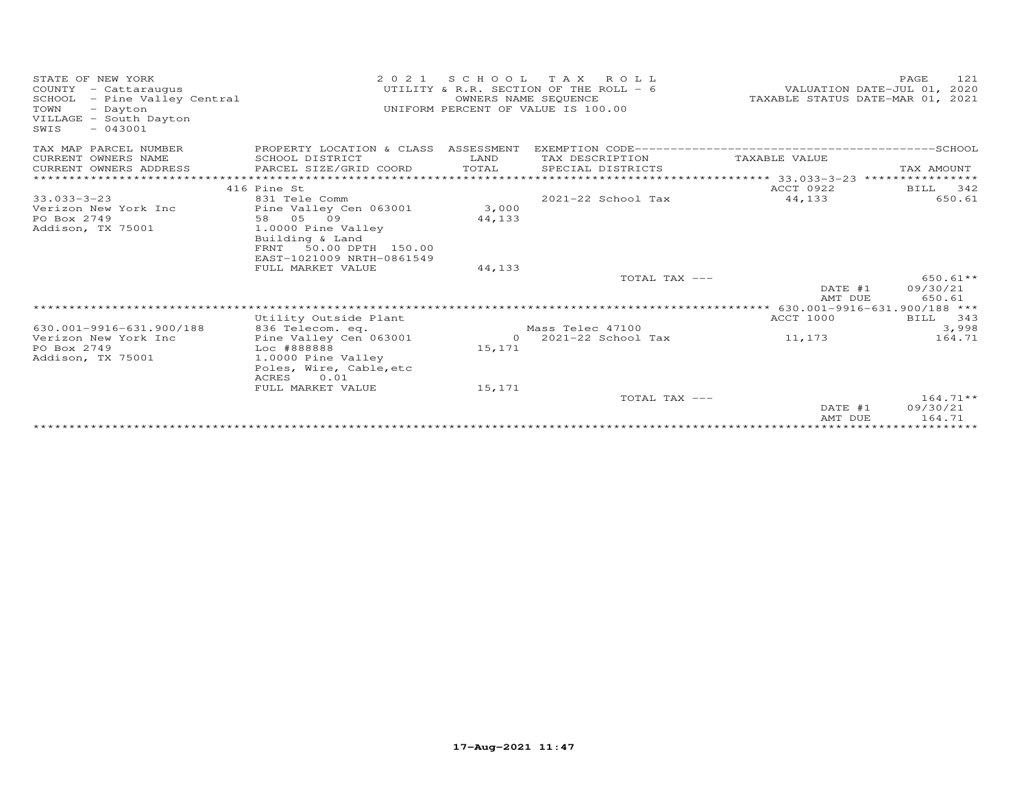STATE OF NEW YORK
COUNTY - Cattaraugus
SCHOOL - Pine Valley Central
TOWN - Dayton
VILLAGE - South Dayton
SWIS - 043001

2021 SCHOOL TAX ROLL
UTILITY & R.R. SECTION OF THE ROLL - 6
OWNERS NAME SEQUENCE
UNIFORM PERCENT OF VALUE IS 100.00

VALUATION DATE-JUL 01, 2020
TAXABLE STATUS DATE-MAR 01, 2021

| TAX MAP PARCEL NUMBER / CURRENT OWNERS NAME / CURRENT OWNERS ADDRESS | PROPERTY LOCATION & CLASS / SCHOOL DISTRICT / PARCEL SIZE/GRID COORD | ASSESSMENT LAND / TOTAL | EXEMPTION CODE / TAX DESCRIPTION / SPECIAL DISTRICTS | TAXABLE VALUE | TAX AMOUNT |
|---|---|---|---|---|---|
| 33.033-3-23 | 416 Pine St | | | ACCT 0922 | BILL 342 |
| Verizon New York Inc | 831 Tele Comm | | 2021-22 School Tax | 44,133 | 650.61 |
| PO Box 2749 | Pine Valley Cen 063001 | 3,000 | | | |
| Addison, TX 75001 | 58 05 09 | 44,133 | | | |
| | 1.0000 Pine Valley | | | | |
| | Building & Land | | | | |
| | FRNT 50.00 DPTH 150.00 | | | | |
| | EAST-1021009 NRTH-0861549 | | | | |
| | FULL MARKET VALUE | 44,133 | | | |
| | | | TOTAL TAX --- | | 650.61** |
| | | | | DATE #1 | 09/30/21 |
| | | | | AMT DUE | 650.61 |
| 630.001-9916-631.900/188 | Utility Outside Plant | | | ACCT 1000 | BILL 343 |
| Verizon New York Inc | 836 Telecom. eq. | | Mass Telec 47100 | | 3,998 |
| PO Box 2749 | Pine Valley Cen 063001 | 0 | 2021-22 School Tax | 11,173 | 164.71 |
| Addison, TX 75001 | Loc #888888 | 15,171 | | | |
| | 1.0000 Pine Valley | | | | |
| | Poles, Wire, Cable,etc | | | | |
| | ACRES 0.01 | | | | |
| | FULL MARKET VALUE | 15,171 | | | |
| | | | TOTAL TAX --- | | 164.71** |
| | | | | DATE #1 | 09/30/21 |
| | | | | AMT DUE | 164.71 |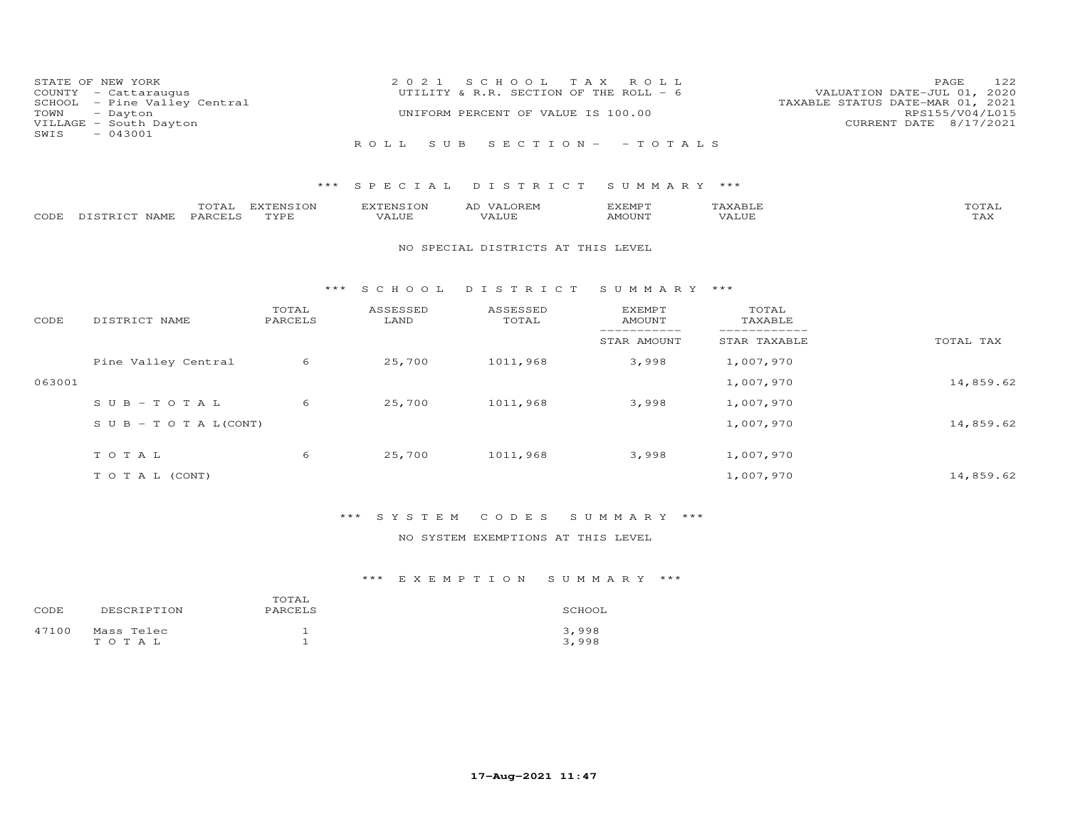STATE OF NEW YORK
COUNTY - Cattaraugus
SCHOOL - Pine Valley Central
TOWN - Dayton
VILLAGE - South Dayton
SWIS - 043001

2021 SCHOOL TAX ROLL
UTILITY & R.R. SECTION OF THE ROLL - 6
UNIFORM PERCENT OF VALUE IS 100.00

VALUATION DATE-JUL 01, 2020
TAXABLE STATUS DATE-MAR 01, 2021
RPS155/V04/L015
CURRENT DATE 8/17/2021

ROLL SUB SECTION- - TOTALS

## *** SPECIAL DISTRICT SUMMARY ***

| CODE | DISTRICT NAME | TOTAL PARCELS | EXTENSION TYPE | EXTENSION VALUE | AD VALOREM VALUE | EXEMPT AMOUNT | TAXABLE VALUE | TOTAL TAX |
|---|---|---|---|---|---|---|---|---|

NO SPECIAL DISTRICTS AT THIS LEVEL

## *** SCHOOL DISTRICT SUMMARY ***

| CODE | DISTRICT NAME | TOTAL PARCELS | ASSESSED LAND | ASSESSED TOTAL | EXEMPT AMOUNT / STAR AMOUNT | TOTAL TAXABLE / STAR TAXABLE | TOTAL TAX |
|---|---|---|---|---|---|---|---|
| | Pine Valley Central | 6 | 25,700 | 1011,968 | 3,998 | 1,007,970 | |
| 063001 | | | | | | 1,007,970 | 14,859.62 |
| | SUB-TOTAL | 6 | 25,700 | 1011,968 | 3,998 | 1,007,970 | |
| | SUB-TOTAL(CONT) | | | | | 1,007,970 | 14,859.62 |
| | TOTAL | 6 | 25,700 | 1011,968 | 3,998 | 1,007,970 | |
| | TOTAL (CONT) | | | | | 1,007,970 | 14,859.62 |

## *** SYSTEM CODES SUMMARY ***

NO SYSTEM EXEMPTIONS AT THIS LEVEL

## *** EXEMPTION SUMMARY ***

| CODE | DESCRIPTION | TOTAL PARCELS | SCHOOL |
|---|---|---|---|
| 47100 | Mass Telec | 1 | 3,998 |
| | TOTAL | 1 | 3,998 |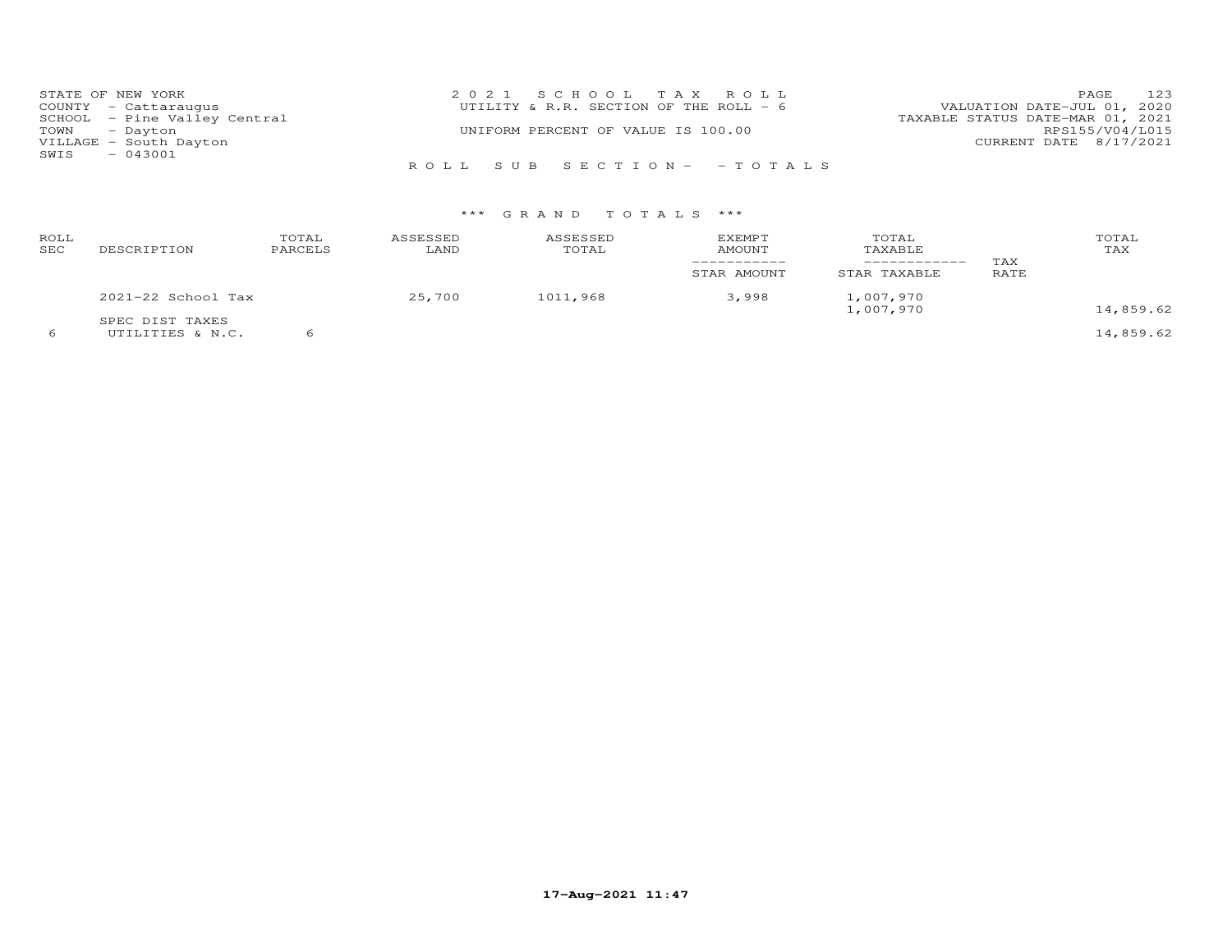STATE OF NEW YORK
COUNTY - Cattaraugus
SCHOOL - Pine Valley Central
TOWN - Dayton
VILLAGE - South Dayton
SWIS - 043001

2 0 2 1 S C H O O L T A X R O L L
UTILITY & R.R. SECTION OF THE ROLL - 6
UNIFORM PERCENT OF VALUE IS 100.00

VALUATION DATE-JUL 01, 2020
TAXABLE STATUS DATE-MAR 01, 2021
RPS155/V04/L015
CURRENT DATE 8/17/2021

R O L L S U B S E C T I O N - - T O T A L S

\*\*\* G R A N D T O T A L S \*\*\*

| ROLL SEC | DESCRIPTION | TOTAL PARCELS | ASSESSED LAND | ASSESSED TOTAL | EXEMPT AMOUNT / STAR AMOUNT | TOTAL TAXABLE / STAR TAXABLE | TAX RATE | TOTAL TAX |
|---|---|---|---|---|---|---|---|---|
| | 2021-22 School Tax | | 25,700 | 1011,968 | 3,998 | 1,007,970 | | |
| | | | | | | 1,007,970 | | 14,859.62 |
| | SPEC DIST TAXES | | | | | | | |
| 6 | UTILITIES & N.C. | 6 | | | | | | 14,859.62 |

17-Aug-2021 11:47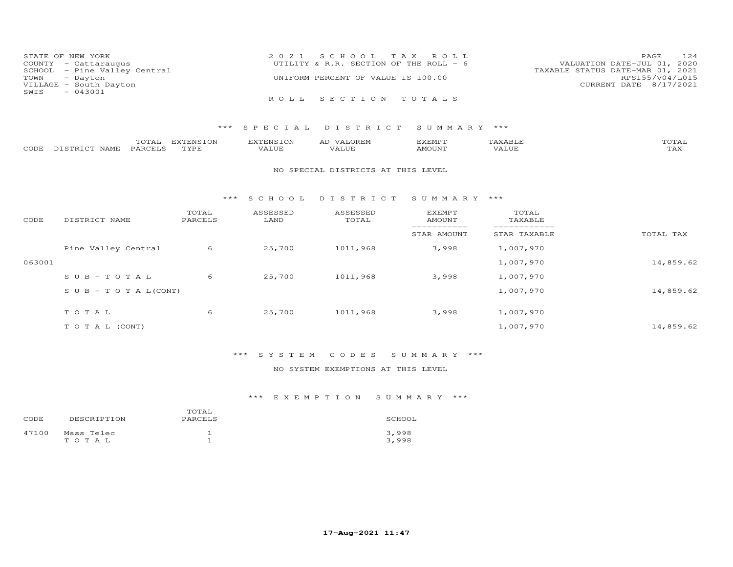STATE OF NEW YORK
COUNTY - Cattaraugus
SCHOOL - Pine Valley Central
TOWN - Dayton
VILLAGE - South Dayton
SWIS - 043001

2021 SCHOOL TAX ROLL
UTILITY & R.R. SECTION OF THE ROLL - 6

UNIFORM PERCENT OF VALUE IS 100.00

ROLL SECTION TOTALS

VALUATION DATE-JUL 01, 2020
TAXABLE STATUS DATE-MAR 01, 2021
RPS155/V04/L015
CURRENT DATE 8/17/2021

### *** SPECIAL DISTRICT SUMMARY ***

| CODE | DISTRICT NAME | TOTAL PARCELS | EXTENSION TYPE | EXTENSION VALUE | AD VALOREM VALUE | EXEMPT AMOUNT | TAXABLE VALUE | TOTAL TAX |
|---|---|---|---|---|---|---|---|---|

NO SPECIAL DISTRICTS AT THIS LEVEL

### *** SCHOOL DISTRICT SUMMARY ***

| CODE | DISTRICT NAME | TOTAL PARCELS | ASSESSED LAND | ASSESSED TOTAL | EXEMPT AMOUNT / STAR AMOUNT | TOTAL TAXABLE / STAR TAXABLE | TOTAL TAX |
|---|---|---|---|---|---|---|---|
| | Pine Valley Central | 6 | 25,700 | 1011,968 | 3,998 | 1,007,970 | |
| 063001 | | | | | | 1,007,970 | 14,859.62 |
| | SUB-TOTAL | 6 | 25,700 | 1011,968 | 3,998 | 1,007,970 | |
| | SUB-TOTAL(CONT) | | | | | 1,007,970 | 14,859.62 |
| | TOTAL | 6 | 25,700 | 1011,968 | 3,998 | 1,007,970 | |
| | TOTAL (CONT) | | | | | 1,007,970 | 14,859.62 |

### *** SYSTEM CODES SUMMARY ***

NO SYSTEM EXEMPTIONS AT THIS LEVEL

### *** EXEMPTION SUMMARY ***

| CODE | DESCRIPTION | TOTAL PARCELS | SCHOOL |
|---|---|---|---|
| 47100 | Mass Telec | 1 | 3,998 |
| | TOTAL | 1 | 3,998 |

17-Aug-2021 11:47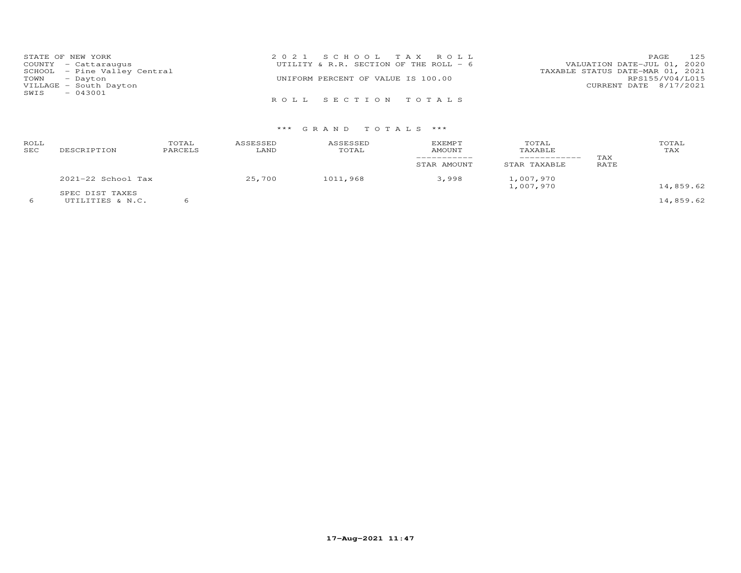STATE OF NEW YORK
COUNTY - Cattaraugus
SCHOOL - Pine Valley Central
TOWN - Dayton
VILLAGE - South Dayton
SWIS - 043001

2 0 2 1 S C H O O L T A X R O L L
UTILITY & R.R. SECTION OF THE ROLL - 6
UNIFORM PERCENT OF VALUE IS 100.00

VALUATION DATE-JUL 01, 2020
TAXABLE STATUS DATE-MAR 01, 2021
RPS155/V04/L015
CURRENT DATE 8/17/2021

R O L L S E C T I O N T O T A L S

*** G R A N D T O T A L S ***

| ROLL SEC | DESCRIPTION | TOTAL PARCELS | ASSESSED LAND | ASSESSED TOTAL | EXEMPT AMOUNT / STAR AMOUNT | TOTAL TAXABLE / STAR TAXABLE | TAX RATE | TOTAL TAX |
|---|---|---|---|---|---|---|---|---|
| | 2021-22 School Tax | | 25,700 | 1011,968 | 3,998 | 1,007,970 | | |
| | | | | | | 1,007,970 | | 14,859.62 |
| | SPEC DIST TAXES | | | | | | | |
| 6 | UTILITIES & N.C. | 6 | | | | | | 14,859.62 |

17-Aug-2021 11:47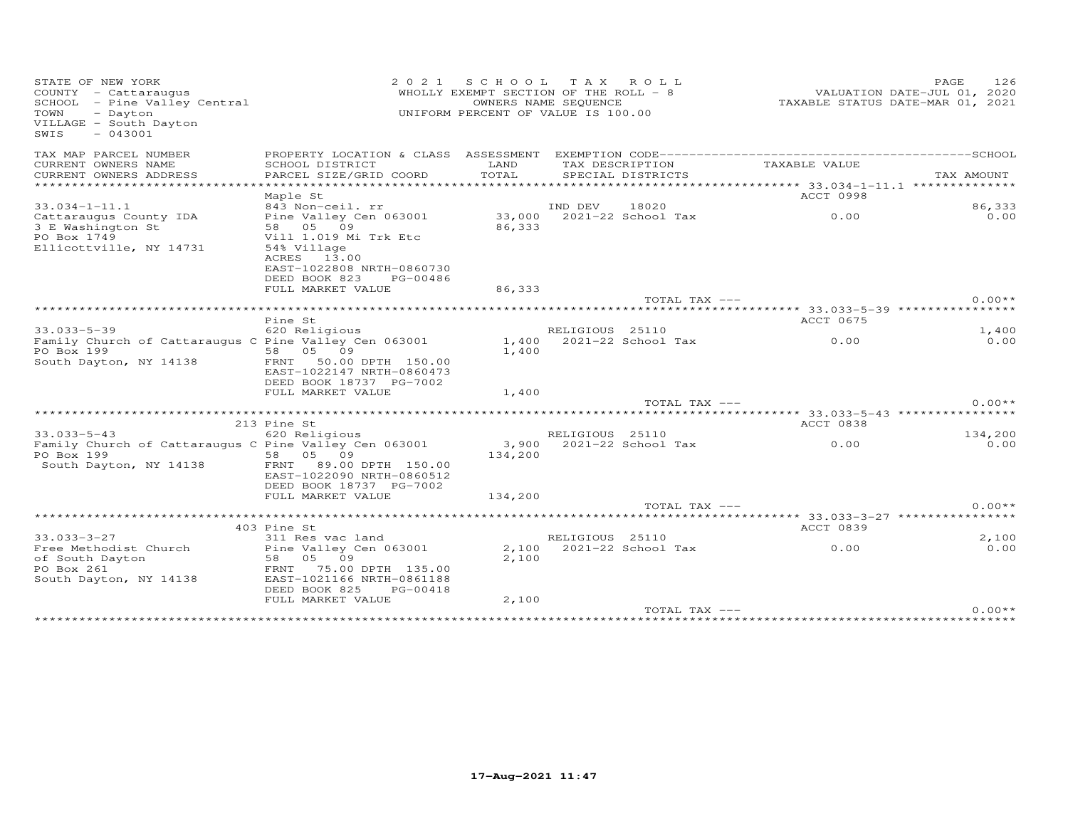STATE OF NEW YORK
COUNTY - Cattaraugus
SCHOOL - Pine Valley Central
TOWN - Dayton
VILLAGE - South Dayton
SWIS - 043001

2021 SCHOOL TAX ROLL
WHOLLY EXEMPT SECTION OF THE ROLL - 8
OWNERS NAME SEQUENCE
UNIFORM PERCENT OF VALUE IS 100.00

VALUATION DATE-JUL 01, 2020
TAXABLE STATUS DATE-MAR 01, 2021

| TAX MAP PARCEL NUMBER / CURRENT OWNERS NAME / CURRENT OWNERS ADDRESS | PROPERTY LOCATION & CLASS / SCHOOL DISTRICT / PARCEL SIZE/GRID COORD | ASSESSMENT LAND / TOTAL | EXEMPTION CODE / TAX DESCRIPTION / SPECIAL DISTRICTS | TAXABLE VALUE | SCHOOL / TAX AMOUNT |
|---|---|---|---|---|---|
| 33.034-1-11.1 | Maple St | | | ACCT 0998 | |
| 33.034-1-11.1 | 843 Non-ceil. rr | | IND DEV 18020 | | 86,333 |
| Cattaraugus County IDA | Pine Valley Cen 063001 | 33,000 | 2021-22 School Tax | 0.00 | 0.00 |
| 3 E Washington St | 58 05 09 | 86,333 | | | |
| PO Box 1749 | Vill 1.019 Mi Trk Etc | | | | |
| Ellicottville, NY 14731 | 54% Village | | | | |
| | ACRES 13.00 | | | | |
| | EAST-1022808 NRTH-0860730 | | | | |
| | DEED BOOK 823 PG-00486 | | | | |
| | FULL MARKET VALUE | 86,333 | | | |
| | | | TOTAL TAX --- | | 0.00** |
| 33.033-5-39 | Pine St | | | ACCT 0675 | |
| 33.033-5-39 | 620 Religious | | RELIGIOUS 25110 | | 1,400 |
| Family Church of Cattaraugus C | Pine Valley Cen 063001 | 1,400 | 2021-22 School Tax | 0.00 | 0.00 |
| PO Box 199 | 58 05 09 | 1,400 | | | |
| South Dayton, NY 14138 | FRNT 50.00 DPTH 150.00 | | | | |
| | EAST-1022147 NRTH-0860473 | | | | |
| | DEED BOOK 18737 PG-7002 | | | | |
| | FULL MARKET VALUE | 1,400 | | | |
| | | | TOTAL TAX --- | | 0.00** |
| 33.033-5-43 | 213 Pine St | | | ACCT 0838 | |
| 33.033-5-43 | 620 Religious | | RELIGIOUS 25110 | | 134,200 |
| Family Church of Cattaraugus C | Pine Valley Cen 063001 | 3,900 | 2021-22 School Tax | 0.00 | 0.00 |
| PO Box 199 | 58 05 09 | 134,200 | | | |
| South Dayton, NY 14138 | FRNT 89.00 DPTH 150.00 | | | | |
| | EAST-1022090 NRTH-0860512 | | | | |
| | DEED BOOK 18737 PG-7002 | | | | |
| | FULL MARKET VALUE | 134,200 | | | |
| | | | TOTAL TAX --- | | 0.00** |
| 33.033-3-27 | 403 Pine St | | | ACCT 0839 | |
| 33.033-3-27 | 311 Res vac land | | RELIGIOUS 25110 | | 2,100 |
| Free Methodist Church | Pine Valley Cen 063001 | 2,100 | 2021-22 School Tax | 0.00 | 0.00 |
| of South Dayton | 58 05 09 | 2,100 | | | |
| PO Box 261 | FRNT 75.00 DPTH 135.00 | | | | |
| South Dayton, NY 14138 | EAST-1021166 NRTH-0861188 | | | | |
| | DEED BOOK 825 PG-00418 | | | | |
| | FULL MARKET VALUE | 2,100 | | | |
| | | | TOTAL TAX --- | | 0.00** |

17-Aug-2021 11:47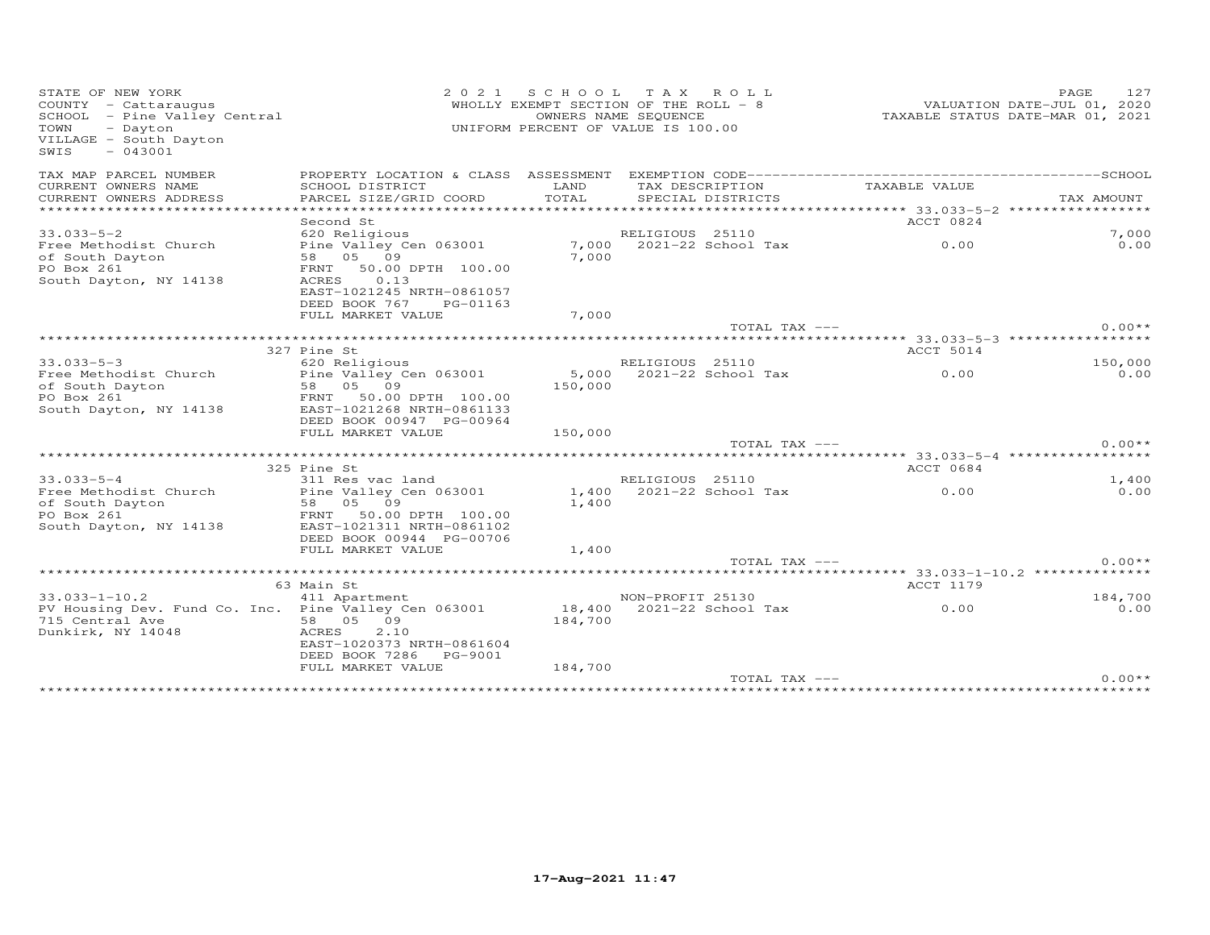STATE OF NEW YORK
COUNTY - Cattaraugus
SCHOOL - Pine Valley Central
TOWN - Dayton
VILLAGE - South Dayton
SWIS - 043001

2 0 2 1 S C H O O L T A X R O L L
WHOLLY EXEMPT SECTION OF THE ROLL - 8
OWNERS NAME SEQUENCE
UNIFORM PERCENT OF VALUE IS 100.00

VALUATION DATE-JUL 01, 2020
TAXABLE STATUS DATE-MAR 01, 2021

| TAX MAP PARCEL NUMBER / CURRENT OWNERS NAME / CURRENT OWNERS ADDRESS | PROPERTY LOCATION & CLASS / SCHOOL DISTRICT / PARCEL SIZE/GRID COORD | ASSESSMENT LAND / TOTAL | EXEMPTION CODE / TAX DESCRIPTION / SPECIAL DISTRICTS | TAXABLE VALUE | SCHOOL / TAX AMOUNT |
|---|---|---|---|---|---|
| **33.033-5-2** | Second St | | | ACCT 0824 | |
| 33.033-5-2 | 620 Religious | | RELIGIOUS 25110 | | 7,000 |
| Free Methodist Church | Pine Valley Cen 063001 | 7,000 | 2021-22 School Tax | 0.00 | 0.00 |
| of South Dayton | 58 05 09 | 7,000 | | | |
| PO Box 261 | FRNT 50.00 DPTH 100.00 | | | | |
| South Dayton, NY 14138 | ACRES 0.13 | | | | |
| | EAST-1021245 NRTH-0861057 | | | | |
| | DEED BOOK 767 PG-01163 | | | | |
| | FULL MARKET VALUE | 7,000 | | | |
| | | | TOTAL TAX --- | | 0.00** |
| **33.033-5-3** | 327 Pine St | | | ACCT 5014 | |
| 33.033-5-3 | 620 Religious | | RELIGIOUS 25110 | | 150,000 |
| Free Methodist Church | Pine Valley Cen 063001 | 5,000 | 2021-22 School Tax | 0.00 | 0.00 |
| of South Dayton | 58 05 09 | 150,000 | | | |
| PO Box 261 | FRNT 50.00 DPTH 100.00 | | | | |
| South Dayton, NY 14138 | EAST-1021268 NRTH-0861133 | | | | |
| | DEED BOOK 00947 PG-00964 | | | | |
| | FULL MARKET VALUE | 150,000 | | | |
| | | | TOTAL TAX --- | | 0.00** |
| **33.033-5-4** | 325 Pine St | | | ACCT 0684 | |
| 33.033-5-4 | 311 Res vac land | | RELIGIOUS 25110 | | 1,400 |
| Free Methodist Church | Pine Valley Cen 063001 | 1,400 | 2021-22 School Tax | 0.00 | 0.00 |
| of South Dayton | 58 05 09 | 1,400 | | | |
| PO Box 261 | FRNT 50.00 DPTH 100.00 | | | | |
| South Dayton, NY 14138 | EAST-1021311 NRTH-0861102 | | | | |
| | DEED BOOK 00944 PG-00706 | | | | |
| | FULL MARKET VALUE | 1,400 | | | |
| | | | TOTAL TAX --- | | 0.00** |
| **33.033-1-10.2** | 63 Main St | | | ACCT 1179 | |
| 33.033-1-10.2 | 411 Apartment | | NON-PROFIT 25130 | | 184,700 |
| PV Housing Dev. Fund Co. Inc. | Pine Valley Cen 063001 | 18,400 | 2021-22 School Tax | 0.00 | 0.00 |
| 715 Central Ave | 58 05 09 | 184,700 | | | |
| Dunkirk, NY 14048 | ACRES 2.10 | | | | |
| | EAST-1020373 NRTH-0861604 | | | | |
| | DEED BOOK 7286 PG-9001 | | | | |
| | FULL MARKET VALUE | 184,700 | | | |
| | | | TOTAL TAX --- | | 0.00** |

17-Aug-2021 11:47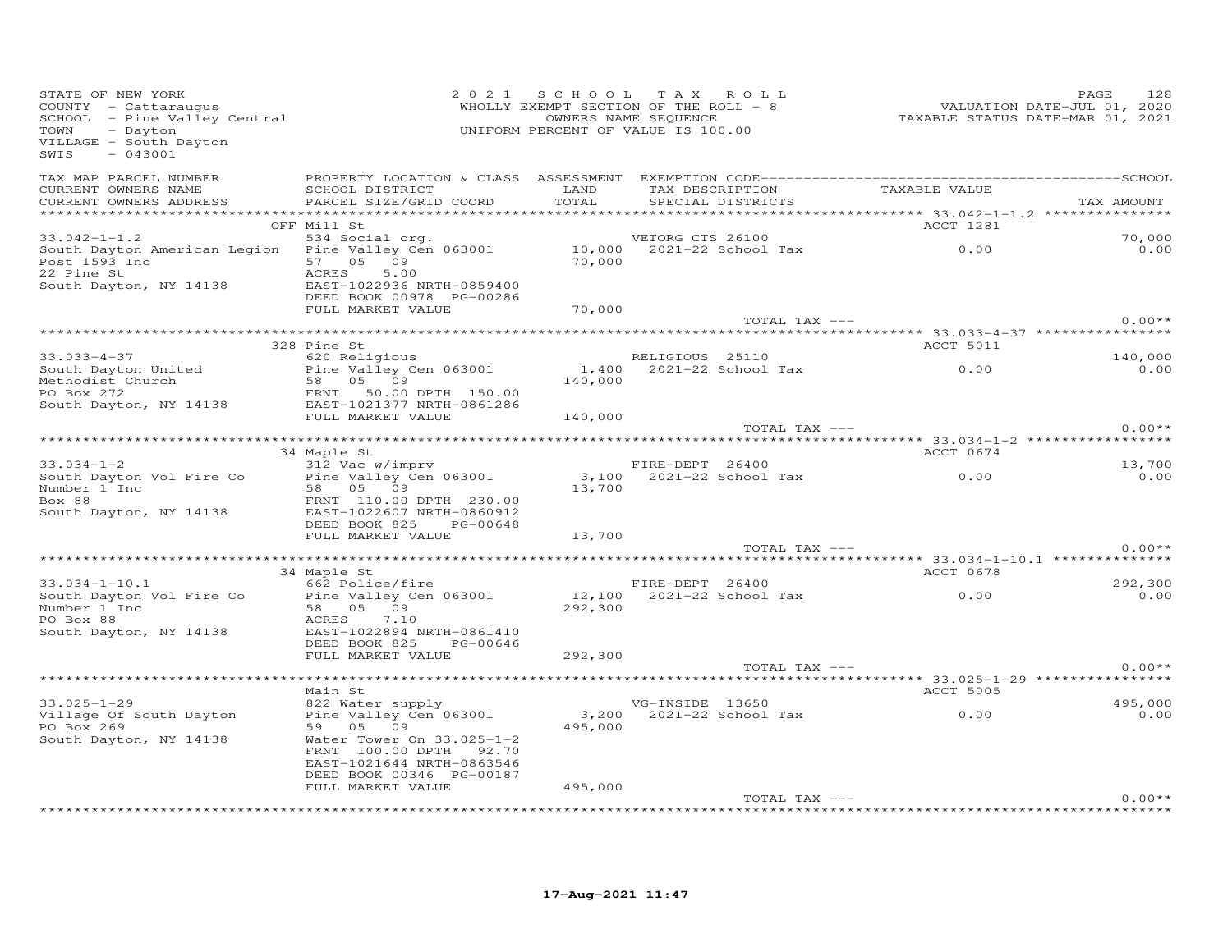STATE OF NEW YORK
COUNTY - Cattaraugus
SCHOOL - Pine Valley Central
TOWN - Dayton
VILLAGE - South Dayton
SWIS - 043001

2021 SCHOOL TAX ROLL
WHOLLY EXEMPT SECTION OF THE ROLL - 8
OWNERS NAME SEQUENCE
UNIFORM PERCENT OF VALUE IS 100.00

VALUATION DATE-JUL 01, 2020
TAXABLE STATUS DATE-MAR 01, 2021

| TAX MAP PARCEL NUMBER / CURRENT OWNERS NAME / CURRENT OWNERS ADDRESS | PROPERTY LOCATION & CLASS / SCHOOL DISTRICT / PARCEL SIZE/GRID COORD | ASSESSMENT LAND / TOTAL | EXEMPTION CODE / TAX DESCRIPTION / SPECIAL DISTRICTS | TAXABLE VALUE | SCHOOL / TAX AMOUNT |
|---|---|---|---|---|---|
| **33.042-1-1.2** | OFF Mill St | | | ACCT 1281 | |
| 33.042-1-1.2 | 534 Social org. | | VETORG CTS 26100 | | 70,000 |
| South Dayton American Legion | Pine Valley Cen 063001 | 10,000 | 2021-22 School Tax | 0.00 | 0.00 |
| Post 1593 Inc | 57 05 09 | 70,000 | | | |
| 22 Pine St | ACRES 5.00 | | | | |
| South Dayton, NY 14138 | EAST-1022936 NRTH-0859400 | | | | |
| | DEED BOOK 00978 PG-00286 | | | | |
| | FULL MARKET VALUE | 70,000 | | | |
| | | | TOTAL TAX --- | | 0.00** |
| **33.033-4-37** | 328 Pine St | | | ACCT 5011 | |
| 33.033-4-37 | 620 Religious | | RELIGIOUS 25110 | | 140,000 |
| South Dayton United | Pine Valley Cen 063001 | 1,400 | 2021-22 School Tax | 0.00 | 0.00 |
| Methodist Church | 58 05 09 | 140,000 | | | |
| PO Box 272 | FRNT 50.00 DPTH 150.00 | | | | |
| South Dayton, NY 14138 | EAST-1021377 NRTH-0861286 | | | | |
| | FULL MARKET VALUE | 140,000 | | | |
| | | | TOTAL TAX --- | | 0.00** |
| **33.034-1-2** | 34 Maple St | | | ACCT 0674 | |
| 33.034-1-2 | 312 Vac w/imprv | | FIRE-DEPT 26400 | | 13,700 |
| South Dayton Vol Fire Co | Pine Valley Cen 063001 | 3,100 | 2021-22 School Tax | 0.00 | 0.00 |
| Number 1 Inc | 58 05 09 | 13,700 | | | |
| Box 88 | FRNT 110.00 DPTH 230.00 | | | | |
| South Dayton, NY 14138 | EAST-1022607 NRTH-0860912 | | | | |
| | DEED BOOK 825 PG-00648 | | | | |
| | FULL MARKET VALUE | 13,700 | | | |
| | | | TOTAL TAX --- | | 0.00** |
| **33.034-1-10.1** | 34 Maple St | | | ACCT 0678 | |
| 33.034-1-10.1 | 662 Police/fire | | FIRE-DEPT 26400 | | 292,300 |
| South Dayton Vol Fire Co | Pine Valley Cen 063001 | 12,100 | 2021-22 School Tax | 0.00 | 0.00 |
| Number 1 Inc | 58 05 09 | 292,300 | | | |
| PO Box 88 | ACRES 7.10 | | | | |
| South Dayton, NY 14138 | EAST-1022894 NRTH-0861410 | | | | |
| | DEED BOOK 825 PG-00646 | | | | |
| | FULL MARKET VALUE | 292,300 | | | |
| | | | TOTAL TAX --- | | 0.00** |
| **33.025-1-29** | Main St | | | ACCT 5005 | |
| 33.025-1-29 | 822 Water supply | | VG-INSIDE 13650 | | 495,000 |
| Village Of South Dayton | Pine Valley Cen 063001 | 3,200 | 2021-22 School Tax | 0.00 | 0.00 |
| PO Box 269 | 59 05 09 | 495,000 | | | |
| South Dayton, NY 14138 | Water Tower On 33.025-1-2 | | | | |
| | FRNT 100.00 DPTH 92.70 | | | | |
| | EAST-1021644 NRTH-0863546 | | | | |
| | DEED BOOK 00346 PG-00187 | | | | |
| | FULL MARKET VALUE | 495,000 | | | |
| | | | TOTAL TAX --- | | 0.00** |

17-Aug-2021 11:47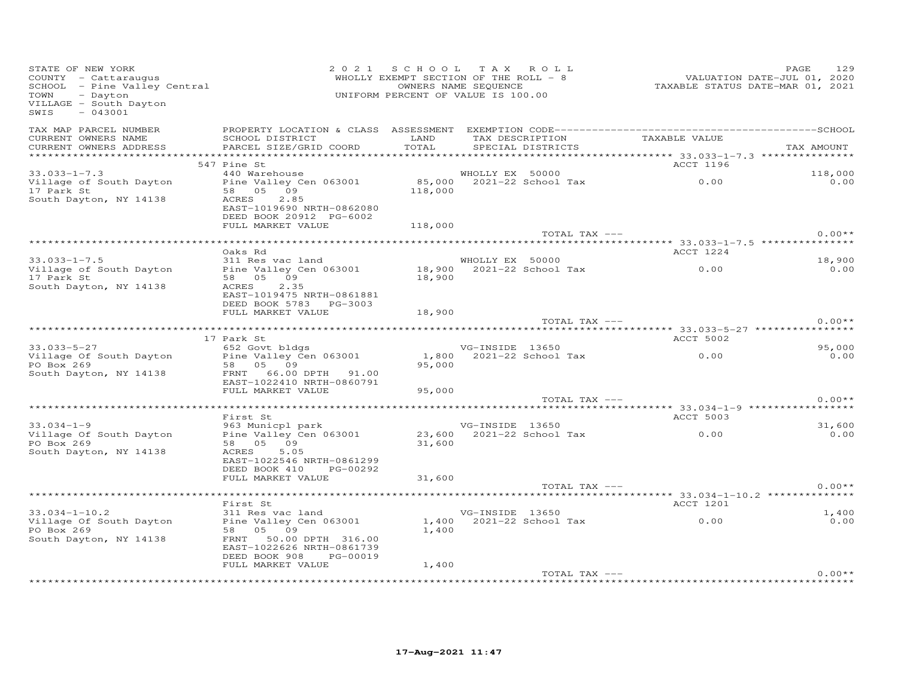STATE OF NEW YORK
COUNTY - Cattaraugus
SCHOOL - Pine Valley Central
TOWN - Dayton
VILLAGE - South Dayton
SWIS - 043001

2021 SCHOOL TAX ROLL
WHOLLY EXEMPT SECTION OF THE ROLL - 8
OWNERS NAME SEQUENCE
UNIFORM PERCENT OF VALUE IS 100.00

VALUATION DATE-JUL 01, 2020
TAXABLE STATUS DATE-MAR 01, 2021

| TAX MAP PARCEL NUMBER / CURRENT OWNERS NAME / CURRENT OWNERS ADDRESS | PROPERTY LOCATION & CLASS / SCHOOL DISTRICT / PARCEL SIZE/GRID COORD | ASSESSMENT LAND / TOTAL | EXEMPTION CODE / TAX DESCRIPTION / SPECIAL DISTRICTS | TAXABLE VALUE | SCHOOL / TAX AMOUNT |
|---|---|---|---|---|---|
| 33.033-1-7.3 | 547 Pine St | | | ACCT 1196 | |
| | 440 Warehouse | | WHOLLY EX 50000 | | 118,000 |
| Village of South Dayton | Pine Valley Cen 063001 | 85,000 | 2021-22 School Tax | 0.00 | 0.00 |
| 17 Park St | 58 05 09 | 118,000 | | | |
| South Dayton, NY 14138 | ACRES 2.85 | | | | |
| | EAST-1019690 NRTH-0862080 | | | | |
| | DEED BOOK 20912 PG-6002 | | | | |
| | FULL MARKET VALUE | 118,000 | | | |
| | | | TOTAL TAX --- | | 0.00** |
| 33.033-1-7.5 | Oaks Rd | | | ACCT 1224 | |
| | 311 Res vac land | | WHOLLY EX 50000 | | 18,900 |
| Village of South Dayton | Pine Valley Cen 063001 | 18,900 | 2021-22 School Tax | 0.00 | 0.00 |
| 17 Park St | 58 05 09 | 18,900 | | | |
| South Dayton, NY 14138 | ACRES 2.35 | | | | |
| | EAST-1019475 NRTH-0861881 | | | | |
| | DEED BOOK 5783 PG-3003 | | | | |
| | FULL MARKET VALUE | 18,900 | | | |
| | | | TOTAL TAX --- | | 0.00** |
| 33.033-5-27 | 17 Park St | | | ACCT 5002 | |
| | 652 Govt bldgs | | VG-INSIDE 13650 | | 95,000 |
| Village Of South Dayton | Pine Valley Cen 063001 | 1,800 | 2021-22 School Tax | 0.00 | 0.00 |
| PO Box 269 | 58 05 09 | 95,000 | | | |
| South Dayton, NY 14138 | FRNT 66.00 DPTH 91.00 | | | | |
| | EAST-1022410 NRTH-0860791 | | | | |
| | FULL MARKET VALUE | 95,000 | | | |
| | | | TOTAL TAX --- | | 0.00** |
| 33.034-1-9 | First St | | | ACCT 5003 | |
| | 963 Municpl park | | VG-INSIDE 13650 | | 31,600 |
| Village Of South Dayton | Pine Valley Cen 063001 | 23,600 | 2021-22 School Tax | 0.00 | 0.00 |
| PO Box 269 | 58 05 09 | 31,600 | | | |
| South Dayton, NY 14138 | ACRES 5.05 | | | | |
| | EAST-1022546 NRTH-0861299 | | | | |
| | DEED BOOK 410 PG-00292 | | | | |
| | FULL MARKET VALUE | 31,600 | | | |
| | | | TOTAL TAX --- | | 0.00** |
| 33.034-1-10.2 | First St | | | ACCT 1201 | |
| | 311 Res vac land | | VG-INSIDE 13650 | | 1,400 |
| Village Of South Dayton | Pine Valley Cen 063001 | 1,400 | 2021-22 School Tax | 0.00 | 0.00 |
| PO Box 269 | 58 05 09 | 1,400 | | | |
| South Dayton, NY 14138 | FRNT 50.00 DPTH 316.00 | | | | |
| | EAST-1022626 NRTH-0861739 | | | | |
| | DEED BOOK 908 PG-00019 | | | | |
| | FULL MARKET VALUE | 1,400 | | | |
| | | | TOTAL TAX --- | | 0.00** |

17-Aug-2021 11:47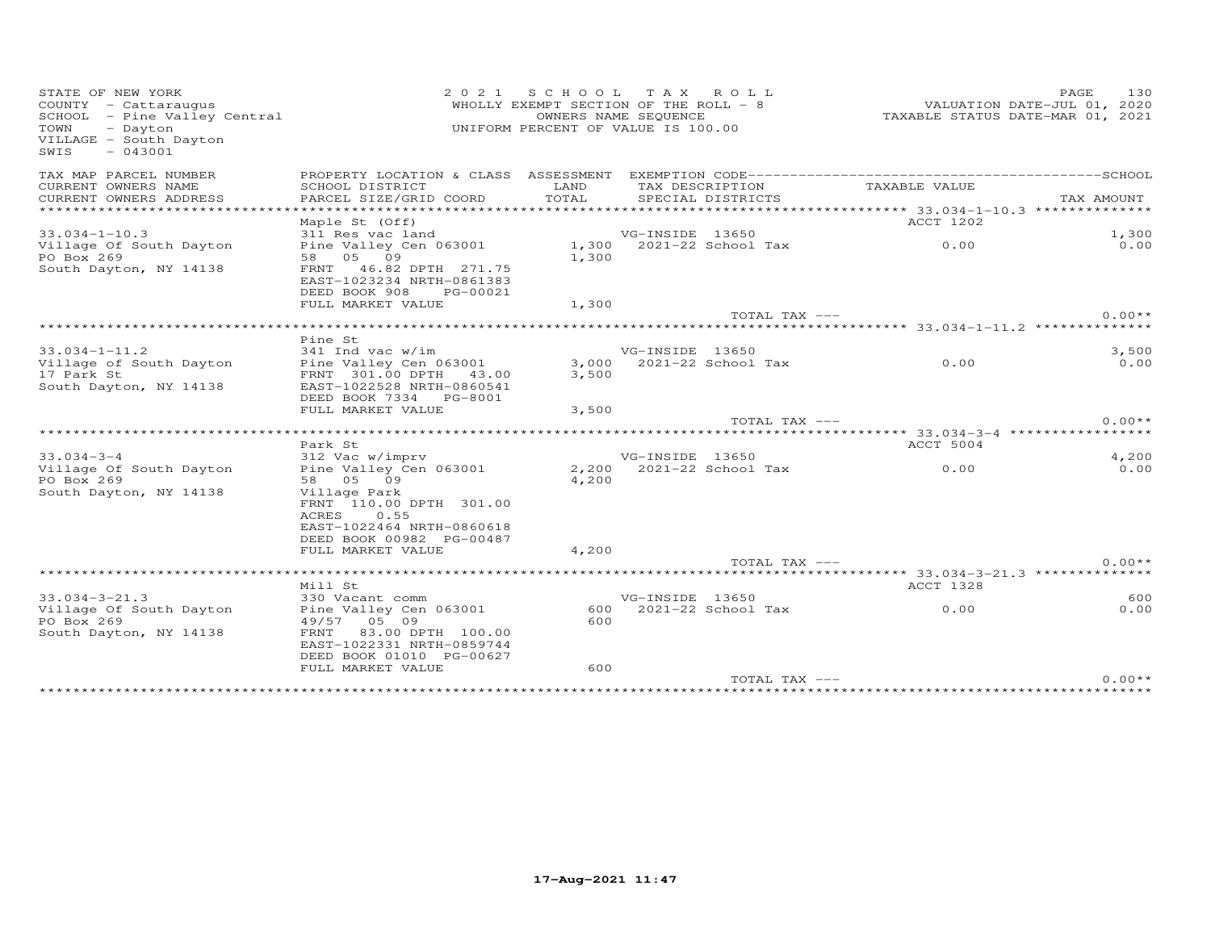STATE OF NEW YORK
COUNTY - Cattaraugus
SCHOOL - Pine Valley Central
TOWN - Dayton
VILLAGE - South Dayton
SWIS - 043001

2021 SCHOOL TAX ROLL
WHOLLY EXEMPT SECTION OF THE ROLL - 8
OWNERS NAME SEQUENCE
UNIFORM PERCENT OF VALUE IS 100.00

VALUATION DATE-JUL 01, 2020
TAXABLE STATUS DATE-MAR 01, 2021

| TAX MAP PARCEL NUMBER / CURRENT OWNERS NAME / CURRENT OWNERS ADDRESS | PROPERTY LOCATION & CLASS / SCHOOL DISTRICT / PARCEL SIZE/GRID COORD | ASSESSMENT LAND / TOTAL | EXEMPTION CODE / TAX DESCRIPTION / SPECIAL DISTRICTS | TAXABLE VALUE | SCHOOL / TAX AMOUNT |
|---|---|---|---|---|---|
| 33.034-1-10.3 | Maple St (Off) | | | ACCT 1202 | |
| | 311 Res vac land | | VG-INSIDE 13650 | | 1,300 |
| Village Of South Dayton | Pine Valley Cen 063001 | 1,300 | 2021-22 School Tax | 0.00 | 0.00 |
| PO Box 269 | 58 05 09 | 1,300 | | | |
| South Dayton, NY 14138 | FRNT 46.82 DPTH 271.75 | | | | |
| | EAST-1023234 NRTH-0861383 | | | | |
| | DEED BOOK 908 PG-00021 | | | | |
| | FULL MARKET VALUE | 1,300 | | | |
| | | | TOTAL TAX --- | | 0.00** |
| 33.034-1-11.2 | Pine St | | | | |
| | 341 Ind vac w/im | | VG-INSIDE 13650 | | 3,500 |
| Village of South Dayton | Pine Valley Cen 063001 | 3,000 | 2021-22 School Tax | 0.00 | 0.00 |
| 17 Park St | FRNT 301.00 DPTH 43.00 | 3,500 | | | |
| South Dayton, NY 14138 | EAST-1022528 NRTH-0860541 | | | | |
| | DEED BOOK 7334 PG-8001 | | | | |
| | FULL MARKET VALUE | 3,500 | | | |
| | | | TOTAL TAX --- | | 0.00** |
| 33.034-3-4 | Park St | | | ACCT 5004 | |
| | 312 Vac w/imprv | | VG-INSIDE 13650 | | 4,200 |
| Village Of South Dayton | Pine Valley Cen 063001 | 2,200 | 2021-22 School Tax | 0.00 | 0.00 |
| PO Box 269 | 58 05 09 | 4,200 | | | |
| South Dayton, NY 14138 | Village Park | | | | |
| | FRNT 110.00 DPTH 301.00 | | | | |
| | ACRES 0.55 | | | | |
| | EAST-1022464 NRTH-0860618 | | | | |
| | DEED BOOK 00982 PG-00487 | | | | |
| | FULL MARKET VALUE | 4,200 | | | |
| | | | TOTAL TAX --- | | 0.00** |
| 33.034-3-21.3 | Mill St | | | ACCT 1328 | |
| | 330 Vacant comm | | VG-INSIDE 13650 | | 600 |
| Village Of South Dayton | Pine Valley Cen 063001 | 600 | 2021-22 School Tax | 0.00 | 0.00 |
| PO Box 269 | 49/57 05 09 | 600 | | | |
| South Dayton, NY 14138 | FRNT 83.00 DPTH 100.00 | | | | |
| | EAST-1022331 NRTH-0859744 | | | | |
| | DEED BOOK 01010 PG-00627 | | | | |
| | FULL MARKET VALUE | 600 | | | |
| | | | TOTAL TAX --- | | 0.00** |

17-Aug-2021 11:47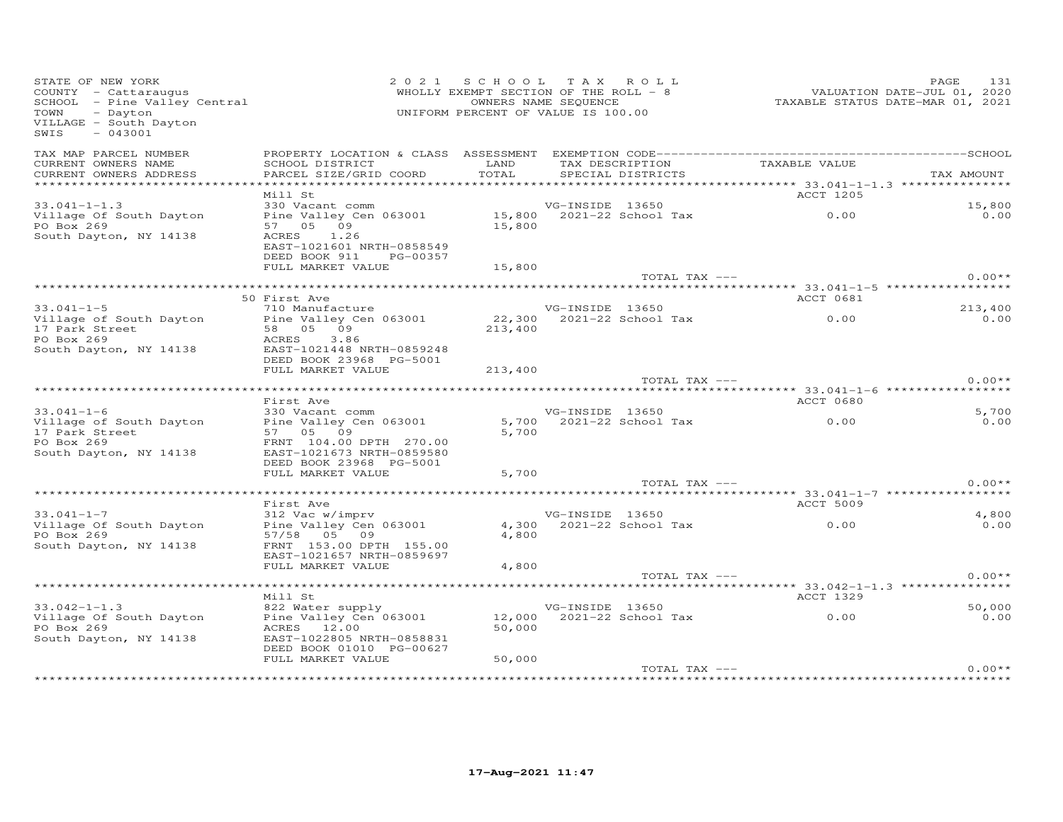STATE OF NEW YORK
COUNTY - Cattaraugus
SCHOOL - Pine Valley Central
TOWN - Dayton
VILLAGE - South Dayton
SWIS - 043001

2021 SCHOOL TAX ROLL
WHOLLY EXEMPT SECTION OF THE ROLL - 8
OWNERS NAME SEQUENCE
UNIFORM PERCENT OF VALUE IS 100.00

VALUATION DATE-JUL 01, 2020
TAXABLE STATUS DATE-MAR 01, 2021

| TAX MAP PARCEL NUMBER / CURRENT OWNERS NAME / CURRENT OWNERS ADDRESS | PROPERTY LOCATION & CLASS / SCHOOL DISTRICT / PARCEL SIZE/GRID COORD | ASSESSMENT LAND / TOTAL | EXEMPTION CODE / TAX DESCRIPTION / SPECIAL DISTRICTS | TAXABLE VALUE | TAX AMOUNT |
|---|---|---|---|---|---|
| | Mill St | | | ACCT 1205 | |
| 33.041-1-1.3 | 330 Vacant comm | | VG-INSIDE 13650 | | 15,800 |
| Village Of South Dayton | Pine Valley Cen 063001 | 15,800 | 2021-22 School Tax | 0.00 | 0.00 |
| PO Box 269 | 57 05 09 | 15,800 | | | |
| South Dayton, NY 14138 | ACRES 1.26 | | | | |
| | EAST-1021601 NRTH-0858549 | | | | |
| | DEED BOOK 911 PG-00357 | | | | |
| | FULL MARKET VALUE | 15,800 | | | |
| | | | TOTAL TAX --- | | 0.00** |
| | 50 First Ave | | | ACCT 0681 | |
| 33.041-1-5 | 710 Manufacture | | VG-INSIDE 13650 | | 213,400 |
| Village of South Dayton | Pine Valley Cen 063001 | 22,300 | 2021-22 School Tax | 0.00 | 0.00 |
| 17 Park Street | 58 05 09 | 213,400 | | | |
| PO Box 269 | ACRES 3.86 | | | | |
| South Dayton, NY 14138 | EAST-1021448 NRTH-0859248 | | | | |
| | DEED BOOK 23968 PG-5001 | | | | |
| | FULL MARKET VALUE | 213,400 | | | |
| | | | TOTAL TAX --- | | 0.00** |
| | First Ave | | | ACCT 0680 | |
| 33.041-1-6 | 330 Vacant comm | | VG-INSIDE 13650 | | 5,700 |
| Village of South Dayton | Pine Valley Cen 063001 | 5,700 | 2021-22 School Tax | 0.00 | 0.00 |
| 17 Park Street | 57 05 09 | 5,700 | | | |
| PO Box 269 | FRNT 104.00 DPTH 270.00 | | | | |
| South Dayton, NY 14138 | EAST-1021673 NRTH-0859580 | | | | |
| | DEED BOOK 23968 PG-5001 | | | | |
| | FULL MARKET VALUE | 5,700 | | | |
| | | | TOTAL TAX --- | | 0.00** |
| | First Ave | | | ACCT 5009 | |
| 33.041-1-7 | 312 Vac w/imprv | | VG-INSIDE 13650 | | 4,800 |
| Village Of South Dayton | Pine Valley Cen 063001 | 4,300 | 2021-22 School Tax | 0.00 | 0.00 |
| PO Box 269 | 57/58 05 09 | 4,800 | | | |
| South Dayton, NY 14138 | FRNT 153.00 DPTH 155.00 | | | | |
| | EAST-1021657 NRTH-0859697 | | | | |
| | FULL MARKET VALUE | 4,800 | | | |
| | | | TOTAL TAX --- | | 0.00** |
| | Mill St | | | ACCT 1329 | |
| 33.042-1-1.3 | 822 Water supply | | VG-INSIDE 13650 | | 50,000 |
| Village Of South Dayton | Pine Valley Cen 063001 | 12,000 | 2021-22 School Tax | 0.00 | 0.00 |
| PO Box 269 | ACRES 12.00 | 50,000 | | | |
| South Dayton, NY 14138 | EAST-1022805 NRTH-0858831 | | | | |
| | DEED BOOK 01010 PG-00627 | | | | |
| | FULL MARKET VALUE | 50,000 | | | |
| | | | TOTAL TAX --- | | 0.00** |

17-Aug-2021 11:47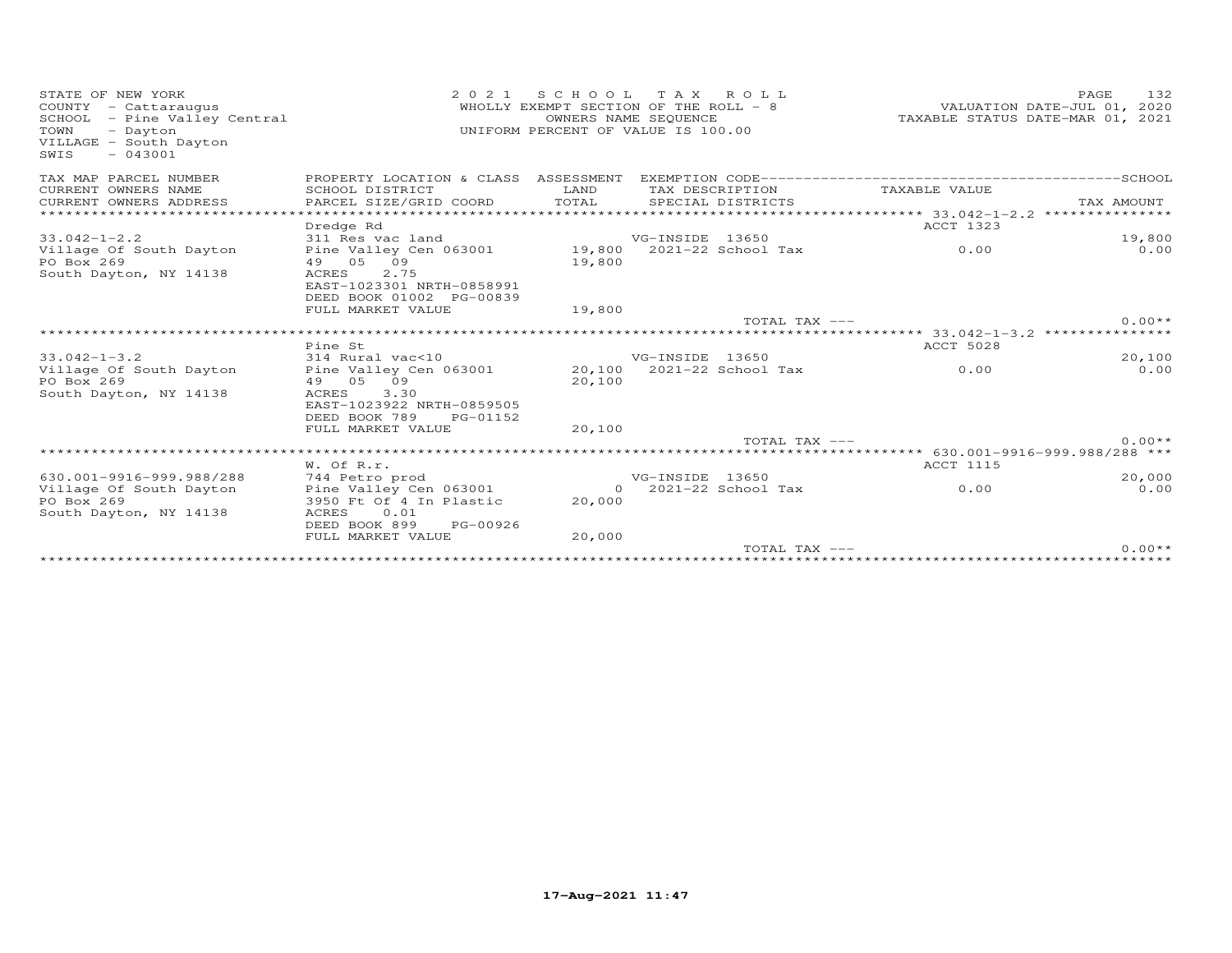STATE OF NEW YORK
COUNTY - Cattaraugus
SCHOOL - Pine Valley Central
TOWN - Dayton
VILLAGE - South Dayton
SWIS - 043001

2021 SCHOOL TAX ROLL
WHOLLY EXEMPT SECTION OF THE ROLL - 8
OWNERS NAME SEQUENCE
UNIFORM PERCENT OF VALUE IS 100.00

VALUATION DATE-JUL 01, 2020
TAXABLE STATUS DATE-MAR 01, 2021

| TAX MAP PARCEL NUMBER / CURRENT OWNERS NAME / CURRENT OWNERS ADDRESS | PROPERTY LOCATION & CLASS / SCHOOL DISTRICT / PARCEL SIZE/GRID COORD | ASSESSMENT LAND / TOTAL | EXEMPTION CODE / TAX DESCRIPTION / SPECIAL DISTRICTS | TAXABLE VALUE | SCHOOL / TAX AMOUNT |
|---|---|---|---|---|---|
| | Dredge Rd | | | ACCT 1323 | |
| 33.042-1-2.2 | 311 Res vac land | | VG-INSIDE 13650 | | 19,800 |
| Village Of South Dayton | Pine Valley Cen 063001 | 19,800 | 2021-22 School Tax | 0.00 | 0.00 |
| PO Box 269 | 49 05 09 | 19,800 | | | |
| South Dayton, NY 14138 | ACRES 2.75 | | | | |
| | EAST-1023301 NRTH-0858991 | | | | |
| | DEED BOOK 01002 PG-00839 | | | | |
| | FULL MARKET VALUE | 19,800 | | | |
| | | | TOTAL TAX --- | | 0.00** |
| | Pine St | | | ACCT 5028 | |
| 33.042-1-3.2 | 314 Rural vac<10 | | VG-INSIDE 13650 | | 20,100 |
| Village Of South Dayton | Pine Valley Cen 063001 | 20,100 | 2021-22 School Tax | 0.00 | 0.00 |
| PO Box 269 | 49 05 09 | 20,100 | | | |
| South Dayton, NY 14138 | ACRES 3.30 | | | | |
| | EAST-1023922 NRTH-0859505 | | | | |
| | DEED BOOK 789 PG-01152 | | | | |
| | FULL MARKET VALUE | 20,100 | | | |
| | | | TOTAL TAX --- | | 0.00** |
| | W. Of R.r. | | | ACCT 1115 | |
| 630.001-9916-999.988/288 | 744 Petro prod | | VG-INSIDE 13650 | | 20,000 |
| Village Of South Dayton | Pine Valley Cen 063001 | 0 | 2021-22 School Tax | 0.00 | 0.00 |
| PO Box 269 | 3950 Ft Of 4 In Plastic | 20,000 | | | |
| South Dayton, NY 14138 | ACRES 0.01 | | | | |
| | DEED BOOK 899 PG-00926 | | | | |
| | FULL MARKET VALUE | 20,000 | | | |
| | | | TOTAL TAX --- | | 0.00** |

17-Aug-2021 11:47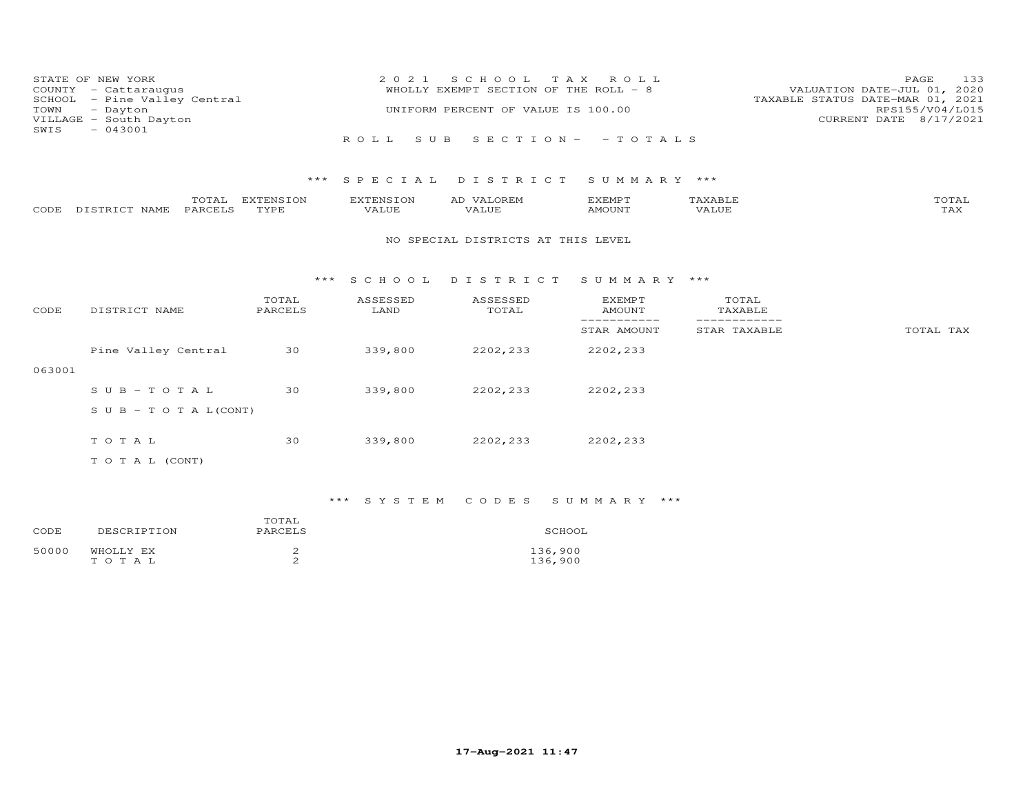STATE OF NEW YORK
COUNTY - Cattaraugus
SCHOOL - Pine Valley Central
TOWN - Dayton
VILLAGE - South Dayton
SWIS - 043001

2021 SCHOOL TAX ROLL
WHOLLY EXEMPT SECTION OF THE ROLL - 8
UNIFORM PERCENT OF VALUE IS 100.00

VALUATION DATE-JUL 01, 2020
TAXABLE STATUS DATE-MAR 01, 2021
RPS155/V04/L015
CURRENT DATE 8/17/2021

ROLL SUB SECTION- - TOTALS

## *** SPECIAL DISTRICT SUMMARY ***

| CODE | DISTRICT NAME | TOTAL PARCELS | EXTENSION TYPE | EXTENSION VALUE | AD VALOREM VALUE | EXEMPT AMOUNT | TAXABLE VALUE | TOTAL TAX |
|---|---|---|---|---|---|---|---|---|

NO SPECIAL DISTRICTS AT THIS LEVEL

## *** SCHOOL DISTRICT SUMMARY ***

| CODE | DISTRICT NAME | TOTAL PARCELS | ASSESSED LAND | ASSESSED TOTAL | EXEMPT AMOUNT / STAR AMOUNT | TOTAL TAXABLE / STAR TAXABLE | TOTAL TAX |
|---|---|---|---|---|---|---|---|
| 063001 | Pine Valley Central | 30 | 339,800 | 2202,233 | 2202,233 | | |
| | SUB-TOTAL | 30 | 339,800 | 2202,233 | 2202,233 | | |
| | SUB-TOTAL(CONT) | | | | | | |
| | TOTAL | 30 | 339,800 | 2202,233 | 2202,233 | | |
| | TOTAL (CONT) | | | | | | |

## *** SYSTEM CODES SUMMARY ***

| CODE | DESCRIPTION | TOTAL PARCELS | SCHOOL |
|---|---|---|---|
| 50000 | WHOLLY EX | 2 | 136,900 |
| | TOTAL | 2 | 136,900 |

17-Aug-2021 11:47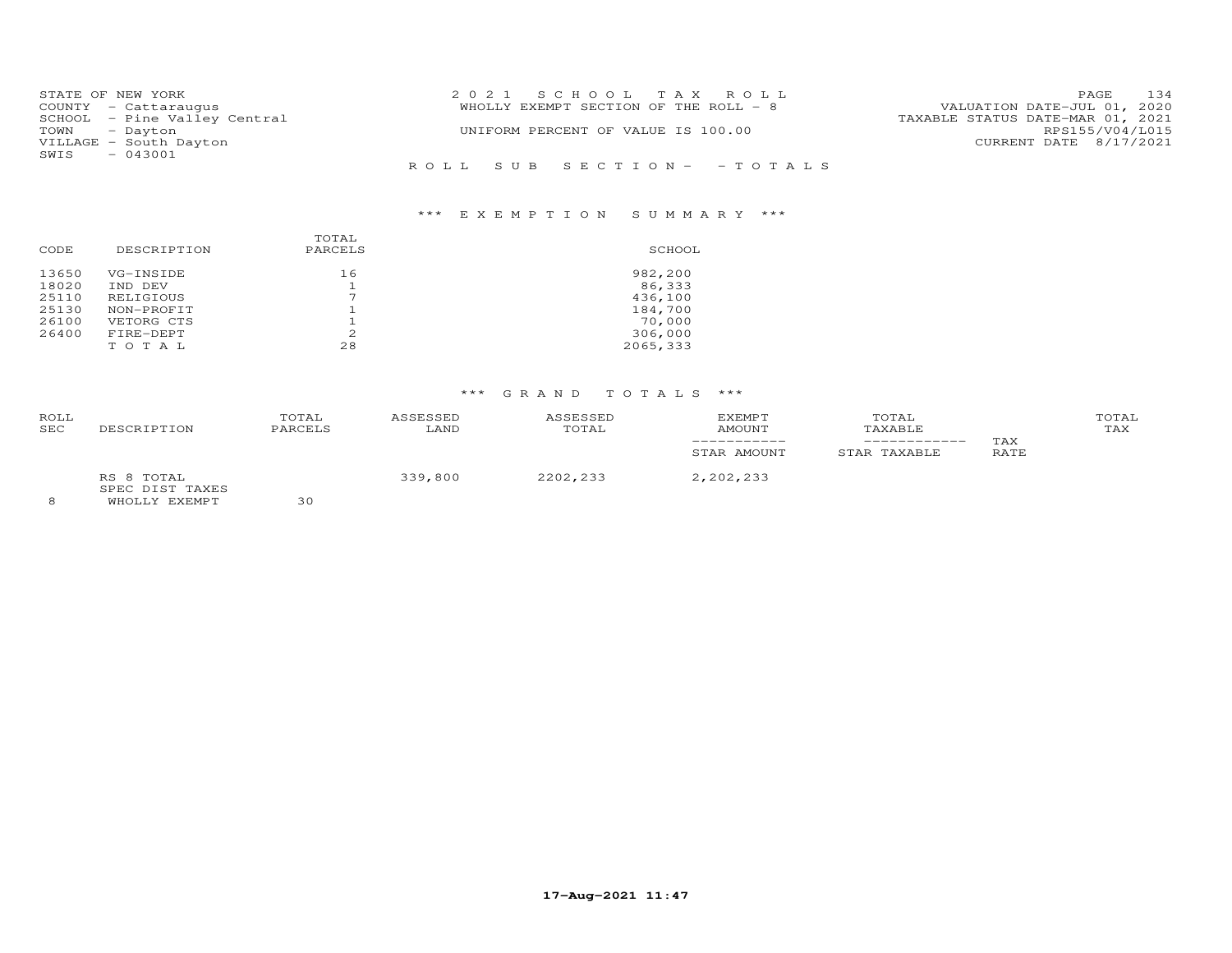STATE OF NEW YORK
COUNTY - Cattaraugus
SCHOOL - Pine Valley Central
TOWN - Dayton
VILLAGE - South Dayton
SWIS - 043001

2 0 2 1 S C H O O L T A X R O L L
WHOLLY EXEMPT SECTION OF THE ROLL - 8
UNIFORM PERCENT OF VALUE IS 100.00

VALUATION DATE-JUL 01, 2020
TAXABLE STATUS DATE-MAR 01, 2021
RPS155/V04/L015
CURRENT DATE 8/17/2021

R O L L S U B S E C T I O N - - T O T A L S

### *** E X E M P T I O N S U M M A R Y ***

| CODE | DESCRIPTION | TOTAL PARCELS | SCHOOL |
|---|---|---|---|
| 13650 | VG-INSIDE | 16 | 982,200 |
| 18020 | IND DEV | 1 | 86,333 |
| 25110 | RELIGIOUS | 7 | 436,100 |
| 25130 | NON-PROFIT | 1 | 184,700 |
| 26100 | VETORG CTS | 1 | 70,000 |
| 26400 | FIRE-DEPT | 2 | 306,000 |
| | T O T A L | 28 | 2065,333 |

### *** G R A N D T O T A L S ***

| ROLL SEC | DESCRIPTION | TOTAL PARCELS | ASSESSED LAND | ASSESSED TOTAL | EXEMPT AMOUNT / STAR AMOUNT | TOTAL TAXABLE / STAR TAXABLE | TAX RATE | TOTAL TAX |
|---|---|---|---|---|---|---|---|---|
| | RS 8 TOTAL | | 339,800 | 2202,233 | 2,202,233 | | | |
| | SPEC DIST TAXES | | | | | | | |
| 8 | WHOLLY EXEMPT | 30 | | | | | | |

17-Aug-2021 11:47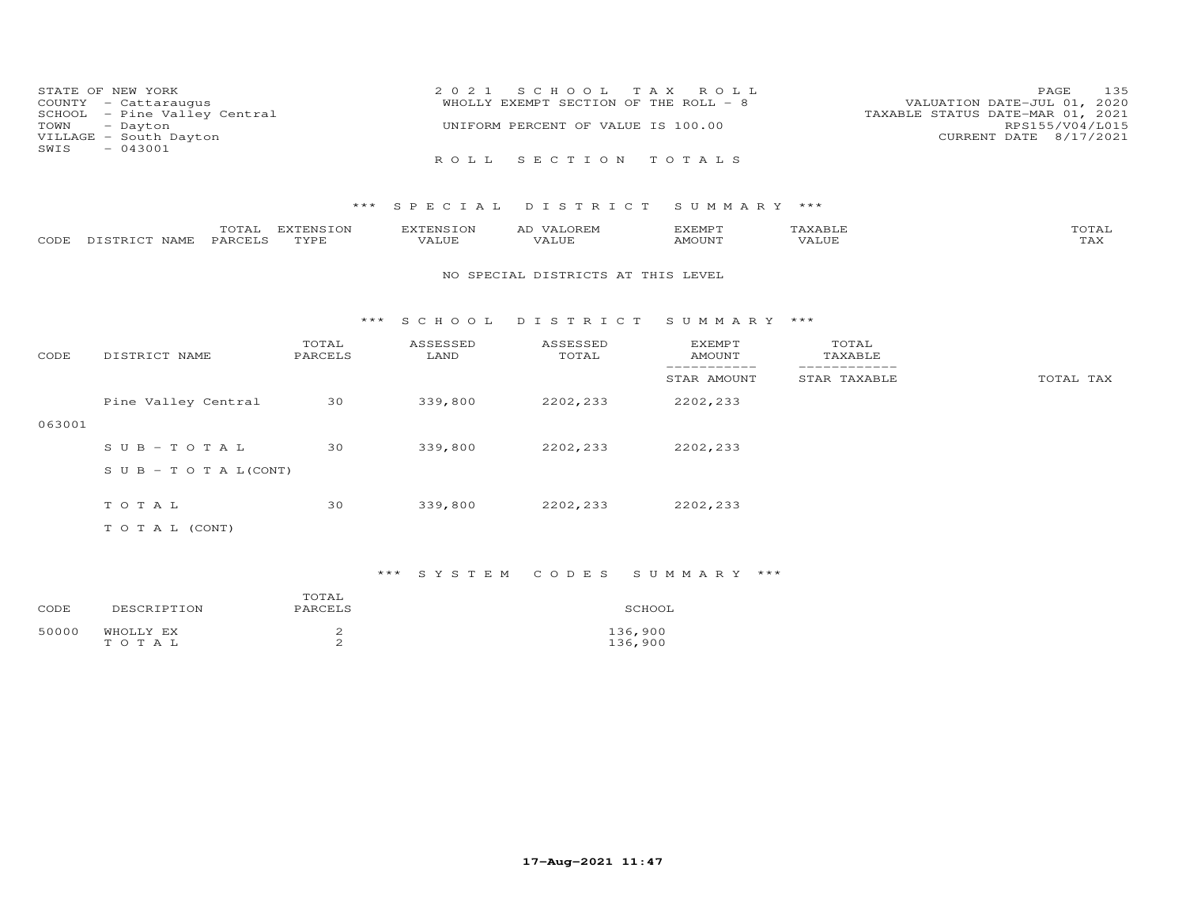STATE OF NEW YORK
COUNTY - Cattaraugus
SCHOOL - Pine Valley Central
TOWN - Dayton
VILLAGE - South Dayton
SWIS - 043001

2021 SCHOOL TAX ROLL
WHOLLY EXEMPT SECTION OF THE ROLL - 8
UNIFORM PERCENT OF VALUE IS 100.00

VALUATION DATE-JUL 01, 2020
TAXABLE STATUS DATE-MAR 01, 2021
RPS155/V04/L015
CURRENT DATE 8/17/2021

ROLL SECTION TOTALS

### *** SPECIAL DISTRICT SUMMARY ***

| CODE | DISTRICT NAME | TOTAL PARCELS | EXTENSION TYPE | EXTENSION VALUE | AD VALOREM VALUE | EXEMPT AMOUNT | TAXABLE VALUE | TOTAL TAX |
|---|---|---|---|---|---|---|---|---|

NO SPECIAL DISTRICTS AT THIS LEVEL

### *** SCHOOL DISTRICT SUMMARY ***

| CODE | DISTRICT NAME | TOTAL PARCELS | ASSESSED LAND | ASSESSED TOTAL | EXEMPT AMOUNT / STAR AMOUNT | TOTAL TAXABLE / STAR TAXABLE | TOTAL TAX |
|---|---|---|---|---|---|---|---|
| 063001 | Pine Valley Central | 30 | 339,800 | 2202,233 | 2202,233 | | |
| | SUB-TOTAL | 30 | 339,800 | 2202,233 | 2202,233 | | |
| | SUB-TOTAL(CONT) | | | | | | |
| | TOTAL | 30 | 339,800 | 2202,233 | 2202,233 | | |
| | TOTAL (CONT) | | | | | | |

### *** SYSTEM CODES SUMMARY ***

| CODE | DESCRIPTION | TOTAL PARCELS | SCHOOL |
|---|---|---|---|
| 50000 | WHOLLY EX | 2 | 136,900 |
| | TOTAL | 2 | 136,900 |

17-Aug-2021 11:47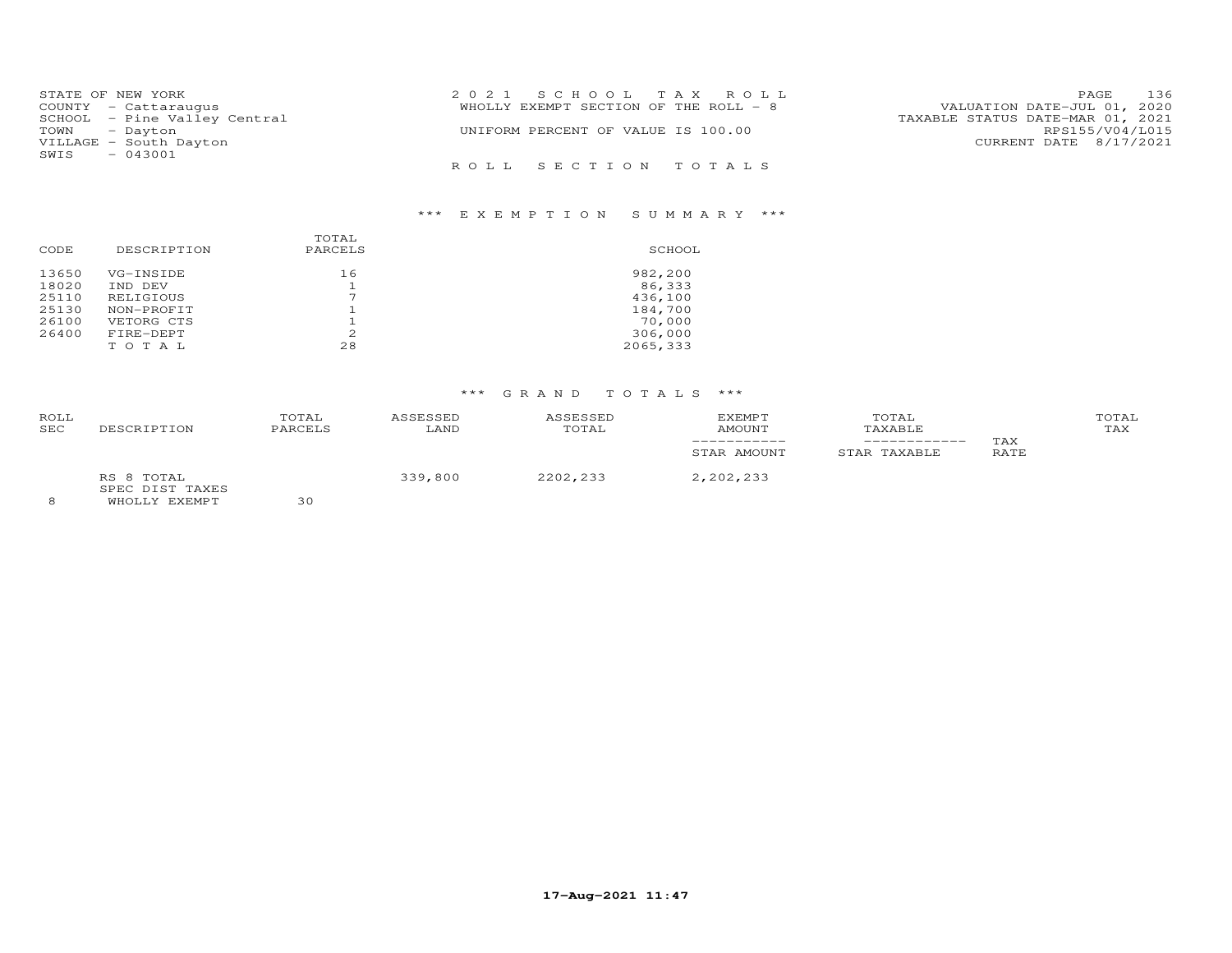STATE OF NEW YORK
COUNTY - Cattaraugus
SCHOOL - Pine Valley Central
TOWN - Dayton
VILLAGE - South Dayton
SWIS - 043001

2021 SCHOOL TAX ROLL
WHOLLY EXEMPT SECTION OF THE ROLL - 8
UNIFORM PERCENT OF VALUE IS 100.00

VALUATION DATE-JUL 01, 2020
TAXABLE STATUS DATE-MAR 01, 2021
RPS155/V04/L015
CURRENT DATE 8/17/2021

ROLL SECTION TOTALS

### *** EXEMPTION SUMMARY ***

| CODE | DESCRIPTION | TOTAL PARCELS | SCHOOL |
|---|---|---|---|
| 13650 | VG-INSIDE | 16 | 982,200 |
| 18020 | IND DEV | 1 | 86,333 |
| 25110 | RELIGIOUS | 7 | 436,100 |
| 25130 | NON-PROFIT | 1 | 184,700 |
| 26100 | VETORG CTS | 1 | 70,000 |
| 26400 | FIRE-DEPT | 2 | 306,000 |
| | TOTAL | 28 | 2065,333 |

### *** GRAND TOTALS ***

| ROLL SEC | DESCRIPTION | TOTAL PARCELS | ASSESSED LAND | ASSESSED TOTAL | EXEMPT AMOUNT / STAR AMOUNT | TOTAL TAXABLE / STAR TAXABLE | TAX RATE | TOTAL TAX |
|---|---|---|---|---|---|---|---|---|
| | RS 8 TOTAL SPEC DIST TAXES | | 339,800 | 2202,233 | 2,202,233 | | | |
| 8 | WHOLLY EXEMPT | 30 | | | | | | |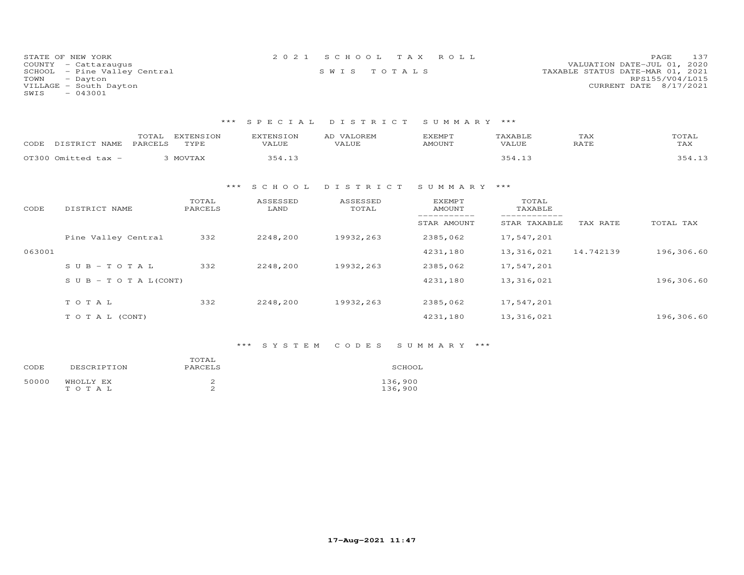STATE OF NEW YORK
COUNTY - Cattaraugus
SCHOOL - Pine Valley Central
TOWN - Dayton
VILLAGE - South Dayton
SWIS - 043001

2 0 2 1 S C H O O L T A X R O L L

S W I S T O T A L S

VALUATION DATE-JUL 01, 2020
TAXABLE STATUS DATE-MAR 01, 2021
RPS155/V04/L015
CURRENT DATE 8/17/2021

### \*\*\* S P E C I A L D I S T R I C T S U M M A R Y \*\*\*

| CODE DISTRICT NAME | TOTAL PARCELS | EXTENSION TYPE | EXTENSION VALUE | AD VALOREM VALUE | EXEMPT AMOUNT | TAXABLE VALUE | TAX RATE | TOTAL TAX |
|---|---|---|---|---|---|---|---|---|
| OT300 Omitted tax - | 3 | MOVTAX | 354.13 | | | 354.13 | | 354.13 |

### \*\*\* S C H O O L D I S T R I C T S U M M A R Y \*\*\*

| CODE | DISTRICT NAME | TOTAL PARCELS | ASSESSED LAND | ASSESSED TOTAL | EXEMPT AMOUNT / STAR AMOUNT | TOTAL TAXABLE / STAR TAXABLE | TAX RATE | TOTAL TAX |
|---|---|---|---|---|---|---|---|---|
| | Pine Valley Central | 332 | 2248,200 | 19932,263 | 2385,062 | 17,547,201 | | |
| 063001 | | | | | 4231,180 | 13,316,021 | 14.742139 | 196,306.60 |
| | S U B - T O T A L | 332 | 2248,200 | 19932,263 | 2385,062 | 17,547,201 | | |
| | S U B - T O T A L(CONT) | | | | 4231,180 | 13,316,021 | | 196,306.60 |
| | T O T A L | 332 | 2248,200 | 19932,263 | 2385,062 | 17,547,201 | | |
| | T O T A L (CONT) | | | | 4231,180 | 13,316,021 | | 196,306.60 |

### \*\*\* S Y S T E M C O D E S S U M M A R Y \*\*\*

| CODE | DESCRIPTION | TOTAL PARCELS | SCHOOL |
|---|---|---|---|
| 50000 | WHOLLY EX | 2 | 136,900 |
| | T O T A L | 2 | 136,900 |

17-Aug-2021 11:47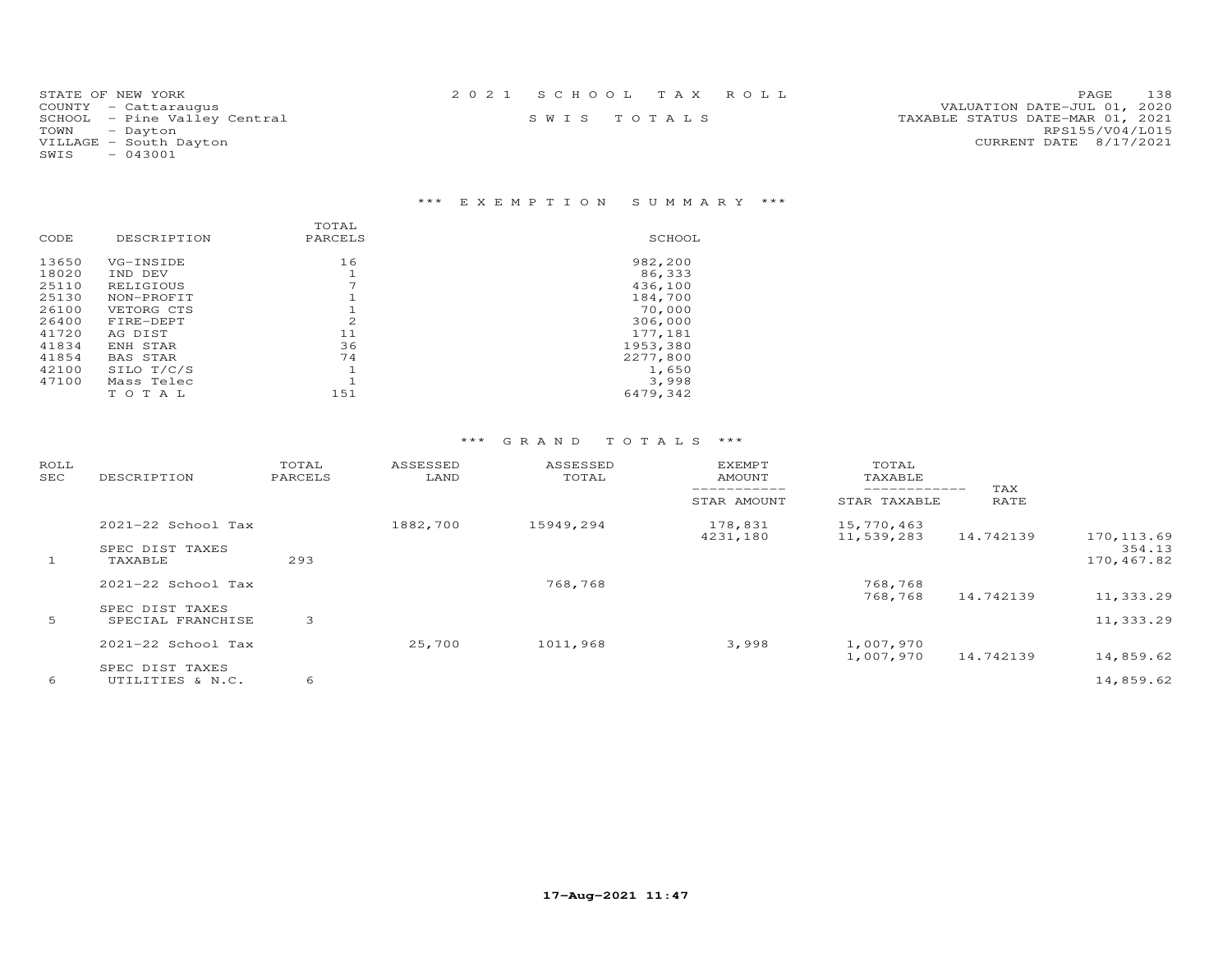STATE OF NEW YORK
COUNTY - Cattaraugus
SCHOOL - Pine Valley Central
TOWN - Dayton
VILLAGE - South Dayton
SWIS - 043001

2021 SCHOOL TAX ROLL

SWIS TOTALS

VALUATION DATE-JUL 01, 2020
TAXABLE STATUS DATE-MAR 01, 2021
RPS155/V04/L015
CURRENT DATE 8/17/2021

### \*\*\* EXEMPTION SUMMARY \*\*\*

| CODE | DESCRIPTION | TOTAL PARCELS | SCHOOL |
|---|---|---|---|
| 13650 | VG-INSIDE | 16 | 982,200 |
| 18020 | IND DEV | 1 | 86,333 |
| 25110 | RELIGIOUS | 7 | 436,100 |
| 25130 | NON-PROFIT | 1 | 184,700 |
| 26100 | VETORG CTS | 1 | 70,000 |
| 26400 | FIRE-DEPT | 2 | 306,000 |
| 41720 | AG DIST | 11 | 177,181 |
| 41834 | ENH STAR | 36 | 1953,380 |
| 41854 | BAS STAR | 74 | 2277,800 |
| 42100 | SILO T/C/S | 1 | 1,650 |
| 47100 | Mass Telec | 1 | 3,998 |
| | T O T A L | 151 | 6479,342 |

### \*\*\* GRAND TOTALS \*\*\*

| ROLL SEC | DESCRIPTION | TOTAL PARCELS | ASSESSED LAND | ASSESSED TOTAL | EXEMPT AMOUNT / STAR AMOUNT | TOTAL TAXABLE / STAR TAXABLE | TAX RATE | |
|---|---|---|---|---|---|---|---|---|
| | 2021-22 School Tax | | 1882,700 | 15949,294 | 178,831 | 15,770,463 | | |
| | | | | | 4231,180 | 11,539,283 | 14.742139 | 170,113.69 |
| | SPEC DIST TAXES | | | | | | | 354.13 |
| 1 | TAXABLE | 293 | | | | | | 170,467.82 |
| | 2021-22 School Tax | | | 768,768 | | 768,768 | | |
| | | | | | | 768,768 | 14.742139 | 11,333.29 |
| | SPEC DIST TAXES | | | | | | | |
| 5 | SPECIAL FRANCHISE | 3 | | | | | | 11,333.29 |
| | 2021-22 School Tax | | 25,700 | 1011,968 | 3,998 | 1,007,970 | | |
| | | | | | | 1,007,970 | 14.742139 | 14,859.62 |
| | SPEC DIST TAXES | | | | | | | |
| 6 | UTILITIES & N.C. | 6 | | | | | | 14,859.62 |

17-Aug-2021 11:47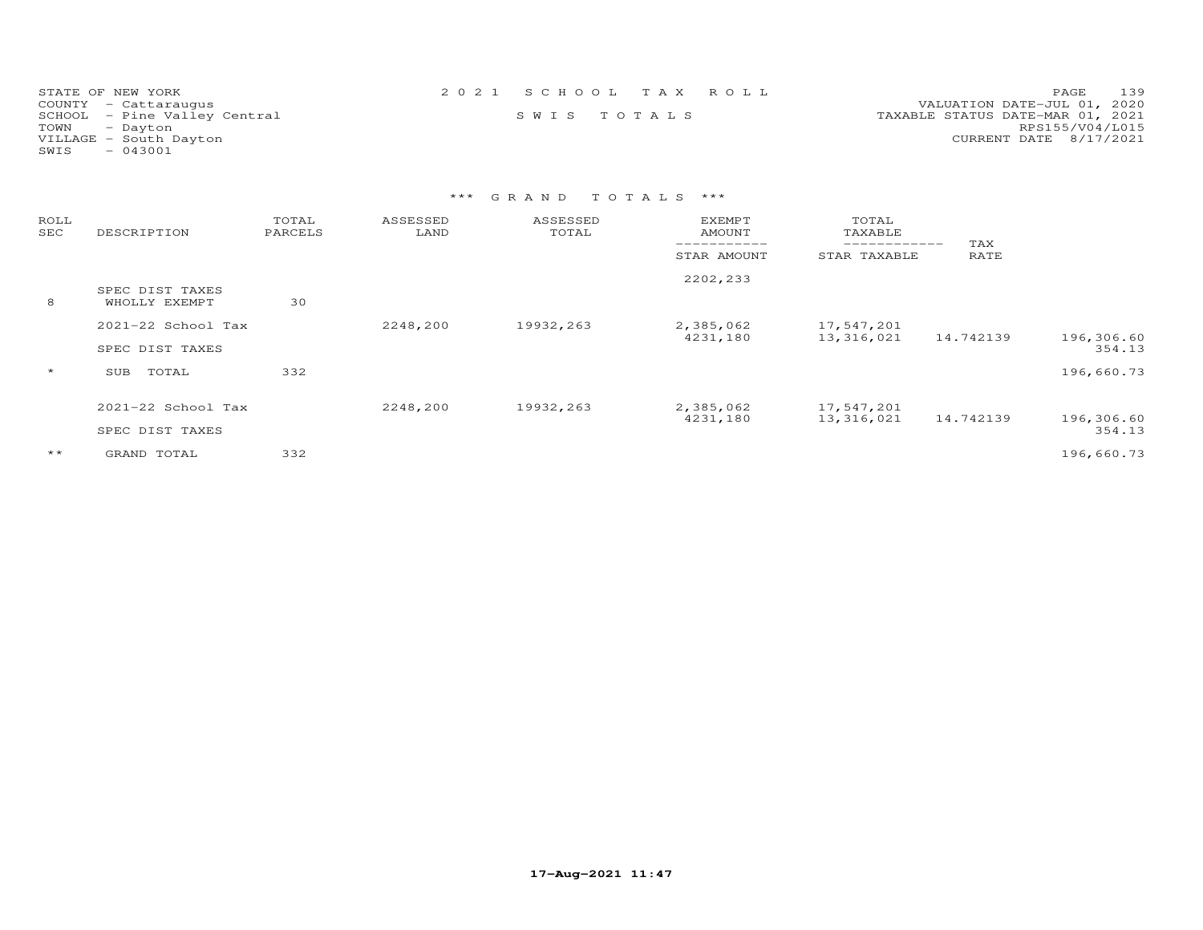STATE OF NEW YORK
COUNTY - Cattaraugus
SCHOOL - Pine Valley Central
TOWN - Dayton
VILLAGE - South Dayton
SWIS - 043001

2021 SCHOOL TAX ROLL
SWIS TOTALS

VALUATION DATE-JUL 01, 2020
TAXABLE STATUS DATE-MAR 01, 2021
RPS155/V04/L015
CURRENT DATE 8/17/2021

### *** GRAND TOTALS ***

| ROLL SEC | DESCRIPTION | TOTAL PARCELS | ASSESSED LAND | ASSESSED TOTAL | EXEMPT AMOUNT / STAR AMOUNT | TOTAL TAXABLE / STAR TAXABLE | TAX RATE | |
|---|---|---|---|---|---|---|---|---|
| | | | | | 2202,233 | | | |
| | SPEC DIST TAXES | | | | | | | |
| 8 | WHOLLY EXEMPT | 30 | | | | | | |
| | 2021-22 School Tax | | 2248,200 | 19932,263 | 2,385,062 | 17,547,201 | | |
| | | | | | 4231,180 | 13,316,021 | 14.742139 | 196,306.60 |
| | SPEC DIST TAXES | | | | | | | 354.13 |
| * | SUB TOTAL | 332 | | | | | | 196,660.73 |
| | 2021-22 School Tax | | 2248,200 | 19932,263 | 2,385,062 | 17,547,201 | | |
| | | | | | 4231,180 | 13,316,021 | 14.742139 | 196,306.60 |
| | SPEC DIST TAXES | | | | | | | 354.13 |
| ** | GRAND TOTAL | 332 | | | | | | 196,660.73 |

17-Aug-2021 11:47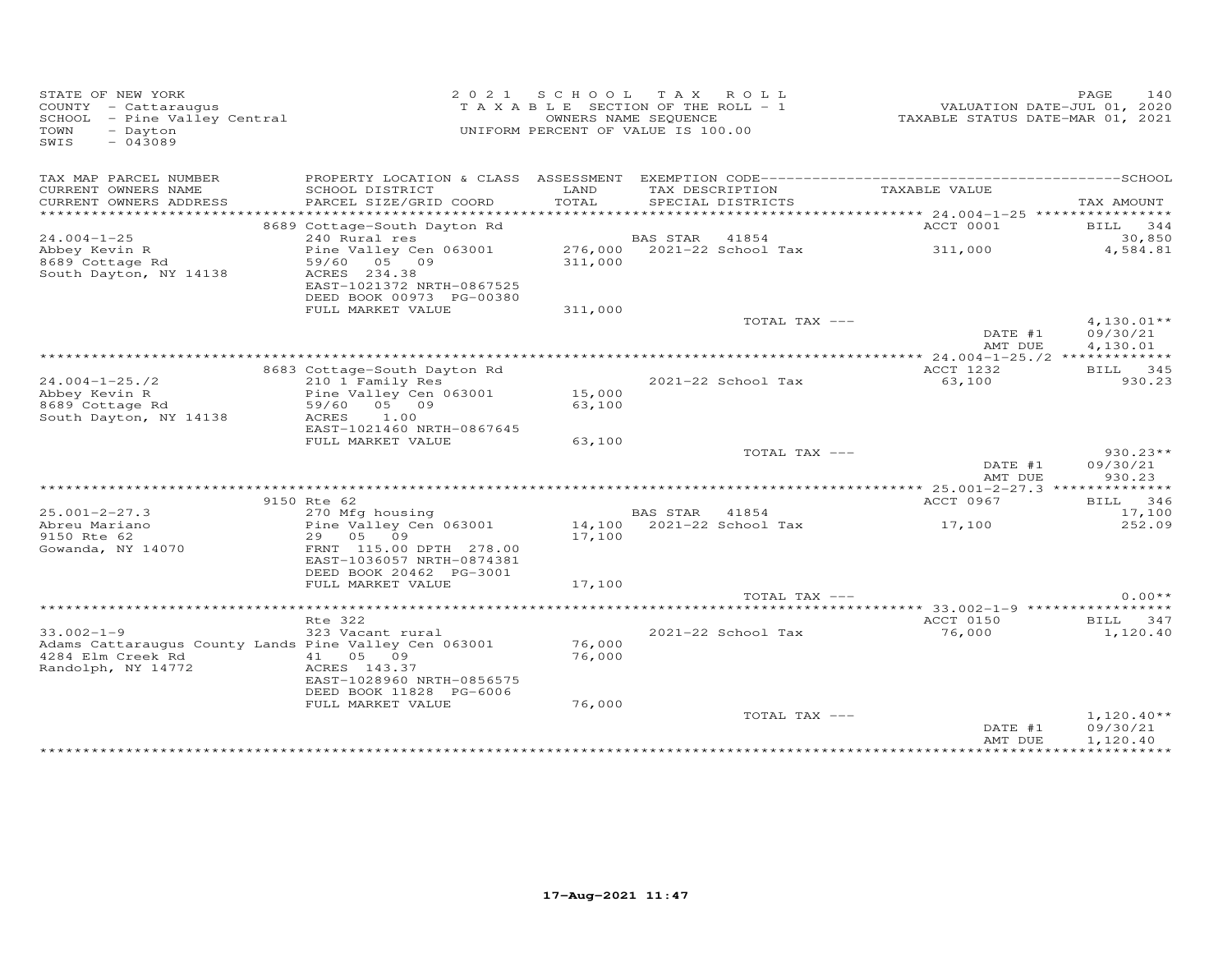STATE OF NEW YORK
COUNTY - Cattaraugus
SCHOOL - Pine Valley Central
TOWN - Dayton
SWIS - 043089

2 0 2 1 S C H O O L T A X R O L L
T A X A B L E SECTION OF THE ROLL - 1
OWNERS NAME SEQUENCE
UNIFORM PERCENT OF VALUE IS 100.00

VALUATION DATE-JUL 01, 2020
TAXABLE STATUS DATE-MAR 01, 2021

| TAX MAP PARCEL NUMBER / CURRENT OWNERS NAME / CURRENT OWNERS ADDRESS | PROPERTY LOCATION & CLASS / SCHOOL DISTRICT / PARCEL SIZE/GRID COORD | ASSESSMENT LAND / TOTAL | EXEMPTION CODE / TAX DESCRIPTION / SPECIAL DISTRICTS | TAXABLE VALUE | SCHOOL TAX AMOUNT |
|---|---|---|---|---|---|
| 24.004-1-25 | 8689 Cottage-South Dayton Rd | | | ACCT 0001 | BILL 344 |
| Abbey Kevin R | 240 Rural res | | BAS STAR 41854 | | 30,850 |
| 8689 Cottage Rd | Pine Valley Cen 063001 | 276,000 | 2021-22 School Tax | 311,000 | 4,584.81 |
| South Dayton, NY 14138 | 59/60 05 09 | 311,000 | | | |
| | ACRES 234.38 | | | | |
| | EAST-1021372 NRTH-0867525 | | | | |
| | DEED BOOK 00973 PG-00380 | | | | |
| | FULL MARKET VALUE | 311,000 | | | |
| | | | TOTAL TAX --- | | 4,130.01** |
| | | | | DATE #1 | 09/30/21 |
| | | | | AMT DUE | 4,130.01 |
| 24.004-1-25./2 | 8683 Cottage-South Dayton Rd | | | ACCT 1232 | BILL 345 |
| Abbey Kevin R | 210 1 Family Res | | 2021-22 School Tax | 63,100 | 930.23 |
| 8689 Cottage Rd | Pine Valley Cen 063001 | 15,000 | | | |
| South Dayton, NY 14138 | 59/60 05 09 | 63,100 | | | |
| | ACRES 1.00 | | | | |
| | EAST-1021460 NRTH-0867645 | | | | |
| | FULL MARKET VALUE | 63,100 | | | |
| | | | TOTAL TAX --- | | 930.23** |
| | | | | DATE #1 | 09/30/21 |
| | | | | AMT DUE | 930.23 |
| 25.001-2-27.3 | 9150 Rte 62 | | | ACCT 0967 | BILL 346 |
| Abreu Mariano | 270 Mfg housing | | BAS STAR 41854 | | 17,100 |
| 9150 Rte 62 | Pine Valley Cen 063001 | 14,100 | 2021-22 School Tax | 17,100 | 252.09 |
| Gowanda, NY 14070 | 29 05 09 | 17,100 | | | |
| | FRNT 115.00 DPTH 278.00 | | | | |
| | EAST-1036057 NRTH-0874381 | | | | |
| | DEED BOOK 20462 PG-3001 | | | | |
| | FULL MARKET VALUE | 17,100 | | | |
| | | | TOTAL TAX --- | | 0.00** |
| 33.002-1-9 | Rte 322 | | | ACCT 0150 | BILL 347 |
| Adams Cattaraugus County Lands | 323 Vacant rural | | 2021-22 School Tax | 76,000 | 1,120.40 |
| 4284 Elm Creek Rd | Pine Valley Cen 063001 | 76,000 | | | |
| Randolph, NY 14772 | 41 05 09 | 76,000 | | | |
| | ACRES 143.37 | | | | |
| | EAST-1028960 NRTH-0856575 | | | | |
| | DEED BOOK 11828 PG-6006 | | | | |
| | FULL MARKET VALUE | 76,000 | | | |
| | | | TOTAL TAX --- | | 1,120.40** |
| | | | | DATE #1 | 09/30/21 |
| | | | | AMT DUE | 1,120.40 |

17-Aug-2021 11:47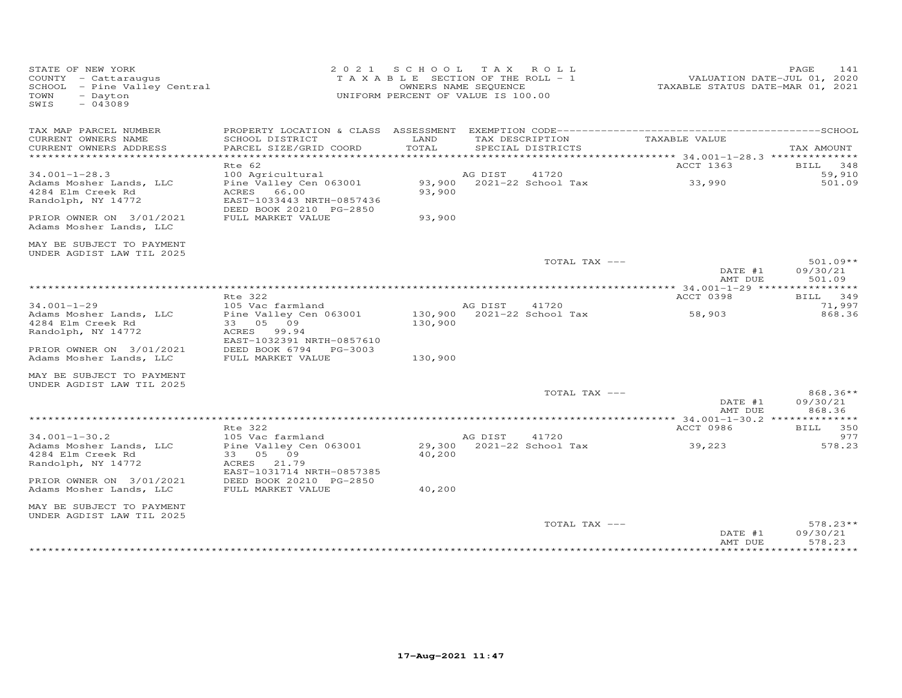STATE OF NEW YORK
COUNTY - Cattaraugus
SCHOOL - Pine Valley Central
TOWN - Dayton
SWIS - 043089

**2021 SCHOOL TAX ROLL**
TAXABLE SECTION OF THE ROLL - 1
OWNERS NAME SEQUENCE
UNIFORM PERCENT OF VALUE IS 100.00

VALUATION DATE-JUL 01, 2020
TAXABLE STATUS DATE-MAR 01, 2021

| TAX MAP PARCEL NUMBER / CURRENT OWNERS NAME / CURRENT OWNERS ADDRESS | PROPERTY LOCATION & CLASS / SCHOOL DISTRICT / PARCEL SIZE/GRID COORD | ASSESSMENT LAND / TOTAL | EXEMPTION CODE / TAX DESCRIPTION / SPECIAL DISTRICTS | TAXABLE VALUE | TAX AMOUNT |
|---|---|---|---|---|---|
| 34.001-1-28.3 | Rte 62 | | | ACCT 1363 | BILL 348 |
| 34.001-1-28.3 | 100 Agricultural | | AG DIST 41720 | | 59,910 |
| Adams Mosher Lands, LLC | Pine Valley Cen 063001 | 93,900 | 2021-22 School Tax | 33,990 | 501.09 |
| 4284 Elm Creek Rd | ACRES 66.00 | 93,900 | | | |
| Randolph, NY 14772 | EAST-1033443 NRTH-0857436 | | | | |
| | DEED BOOK 20210 PG-2850 | | | | |
| PRIOR OWNER ON 3/01/2021 | FULL MARKET VALUE | 93,900 | | | |
| Adams Mosher Lands, LLC | | | | | |
| MAY BE SUBJECT TO PAYMENT UNDER AGDIST LAW TIL 2025 | | | | | |
| | | | TOTAL TAX --- | | 501.09** |
| | | | | DATE #1 | 09/30/21 |
| | | | | AMT DUE | 501.09 |
| 34.001-1-29 | Rte 322 | | | ACCT 0398 | BILL 349 |
| 34.001-1-29 | 105 Vac farmland | | AG DIST 41720 | | 71,997 |
| Adams Mosher Lands, LLC | Pine Valley Cen 063001 | 130,900 | 2021-22 School Tax | 58,903 | 868.36 |
| 4284 Elm Creek Rd | 33 05 09 | 130,900 | | | |
| Randolph, NY 14772 | ACRES 99.94 | | | | |
| | EAST-1032391 NRTH-0857610 | | | | |
| PRIOR OWNER ON 3/01/2021 | DEED BOOK 6794 PG-3003 | | | | |
| Adams Mosher Lands, LLC | FULL MARKET VALUE | 130,900 | | | |
| MAY BE SUBJECT TO PAYMENT UNDER AGDIST LAW TIL 2025 | | | | | |
| | | | TOTAL TAX --- | | 868.36** |
| | | | | DATE #1 | 09/30/21 |
| | | | | AMT DUE | 868.36 |
| 34.001-1-30.2 | Rte 322 | | | ACCT 0986 | BILL 350 |
| 34.001-1-30.2 | 105 Vac farmland | | AG DIST 41720 | | 977 |
| Adams Mosher Lands, LLC | Pine Valley Cen 063001 | 29,300 | 2021-22 School Tax | 39,223 | 578.23 |
| 4284 Elm Creek Rd | 33 05 09 | 40,200 | | | |
| Randolph, NY 14772 | ACRES 21.79 | | | | |
| | EAST-1031714 NRTH-0857385 | | | | |
| PRIOR OWNER ON 3/01/2021 | DEED BOOK 20210 PG-2850 | | | | |
| Adams Mosher Lands, LLC | FULL MARKET VALUE | 40,200 | | | |
| MAY BE SUBJECT TO PAYMENT UNDER AGDIST LAW TIL 2025 | | | | | |
| | | | TOTAL TAX --- | | 578.23** |
| | | | | DATE #1 | 09/30/21 |
| | | | | AMT DUE | 578.23 |

17-Aug-2021 11:47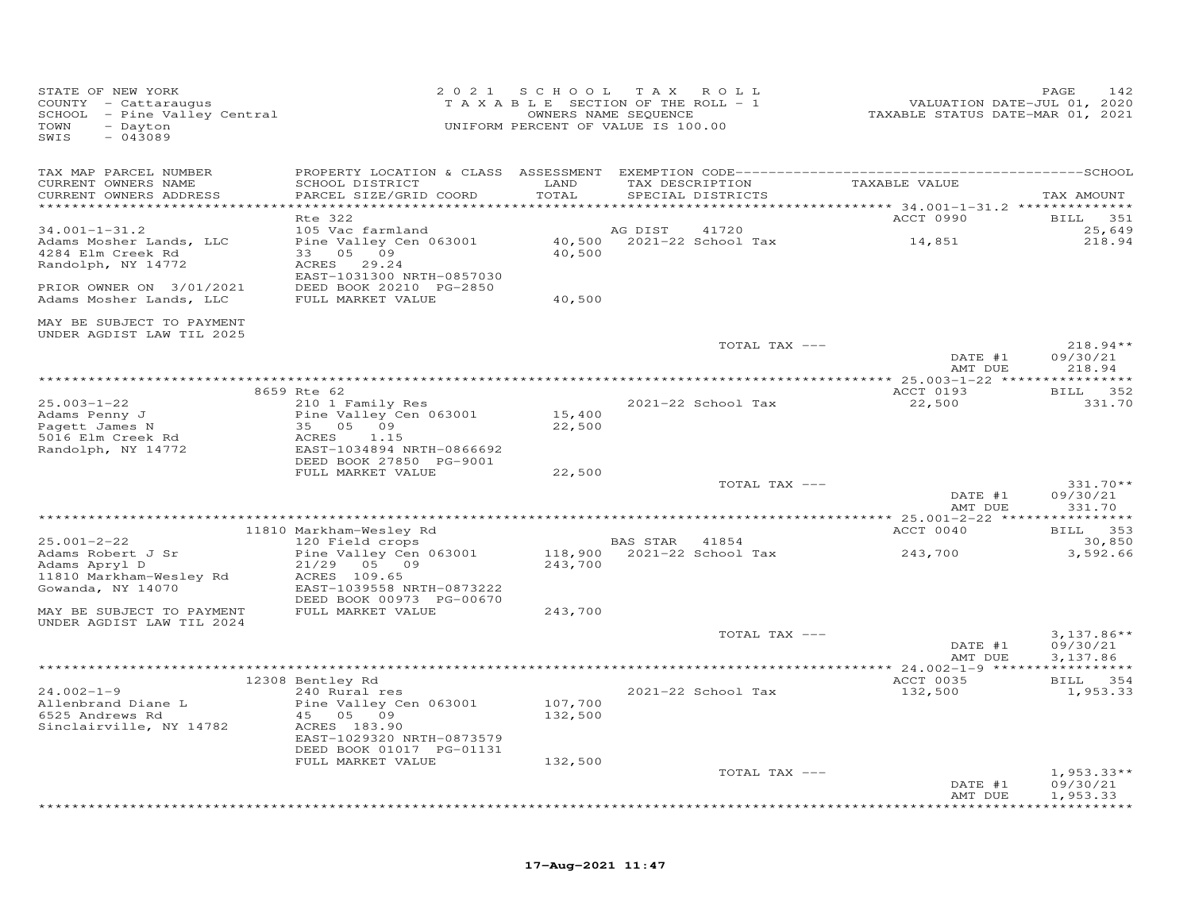STATE OF NEW YORK
COUNTY - Cattaraugus
SCHOOL - Pine Valley Central
TOWN - Dayton
SWIS - 043089

2021 SCHOOL TAX ROLL
TAXABLE SECTION OF THE ROLL - 1
OWNERS NAME SEQUENCE
UNIFORM PERCENT OF VALUE IS 100.00

VALUATION DATE-JUL 01, 2020
TAXABLE STATUS DATE-MAR 01, 2021

| TAX MAP PARCEL NUMBER / CURRENT OWNERS NAME / CURRENT OWNERS ADDRESS | PROPERTY LOCATION & CLASS / SCHOOL DISTRICT / PARCEL SIZE/GRID COORD | ASSESSMENT LAND / TOTAL | EXEMPTION CODE / TAX DESCRIPTION / SPECIAL DISTRICTS | TAXABLE VALUE | TAX AMOUNT |
|---|---|---|---|---|---|
| **34.001-1-31.2** | Rte 322 | | | ACCT 0990 | BILL 351 |
| Adams Mosher Lands, LLC | 105 Vac farmland | | AG DIST 41720 | | 25,649 |
| 4284 Elm Creek Rd | Pine Valley Cen 063001 | 40,500 | 2021-22 School Tax | 14,851 | 218.94 |
| Randolph, NY 14772 | 33 05 09 | 40,500 | | | |
| | ACRES 29.24 | | | | |
| | EAST-1031300 NRTH-0857030 | | | | |
| PRIOR OWNER ON 3/01/2021 | DEED BOOK 20210 PG-2850 | | | | |
| Adams Mosher Lands, LLC | FULL MARKET VALUE | 40,500 | | | |
| MAY BE SUBJECT TO PAYMENT UNDER AGDIST LAW TIL 2025 | | | | | |
| | | | TOTAL TAX --- | | 218.94** |
| | | | | DATE #1 | 09/30/21 |
| | | | | AMT DUE | 218.94 |
| **25.003-1-22** | 8659 Rte 62 | | | ACCT 0193 | BILL 352 |
| Adams Penny J | 210 1 Family Res | | 2021-22 School Tax | 22,500 | 331.70 |
| Pagett James N | Pine Valley Cen 063001 | 15,400 | | | |
| 5016 Elm Creek Rd | 35 05 09 | 22,500 | | | |
| Randolph, NY 14772 | ACRES 1.15 | | | | |
| | EAST-1034894 NRTH-0866692 | | | | |
| | DEED BOOK 27850 PG-9001 | | | | |
| | FULL MARKET VALUE | 22,500 | | | |
| | | | TOTAL TAX --- | | 331.70** |
| | | | | DATE #1 | 09/30/21 |
| | | | | AMT DUE | 331.70 |
| **25.001-2-22** | 11810 Markham-Wesley Rd | | | ACCT 0040 | BILL 353 |
| Adams Robert J Sr | 120 Field crops | | BAS STAR 41854 | | 30,850 |
| Adams Apryl D | Pine Valley Cen 063001 | 118,900 | 2021-22 School Tax | 243,700 | 3,592.66 |
| 11810 Markham-Wesley Rd | 21/29 05 09 | 243,700 | | | |
| Gowanda, NY 14070 | ACRES 109.65 | | | | |
| | EAST-1039558 NRTH-0873222 | | | | |
| | DEED BOOK 00973 PG-00670 | | | | |
| MAY BE SUBJECT TO PAYMENT UNDER AGDIST LAW TIL 2024 | FULL MARKET VALUE | 243,700 | | | |
| | | | TOTAL TAX --- | | 3,137.86** |
| | | | | DATE #1 | 09/30/21 |
| | | | | AMT DUE | 3,137.86 |
| **24.002-1-9** | 12308 Bentley Rd | | | ACCT 0035 | BILL 354 |
| Allenbrand Diane L | 240 Rural res | | 2021-22 School Tax | 132,500 | 1,953.33 |
| 6525 Andrews Rd | Pine Valley Cen 063001 | 107,700 | | | |
| Sinclairville, NY 14782 | 45 05 09 | 132,500 | | | |
| | ACRES 183.90 | | | | |
| | EAST-1029320 NRTH-0873579 | | | | |
| | DEED BOOK 01017 PG-01131 | | | | |
| | FULL MARKET VALUE | 132,500 | | | |
| | | | TOTAL TAX --- | | 1,953.33** |
| | | | | DATE #1 | 09/30/21 |
| | | | | AMT DUE | 1,953.33 |

17-Aug-2021 11:47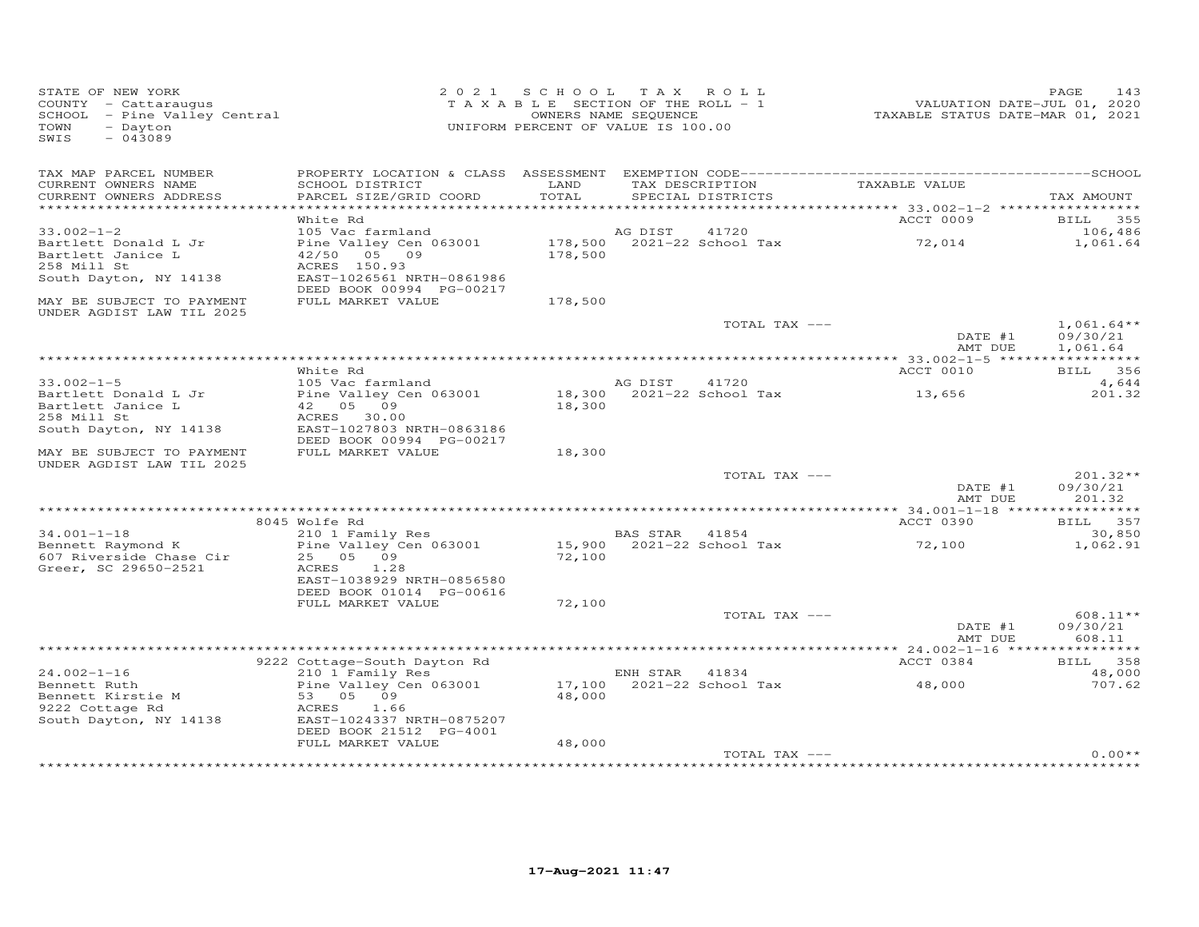STATE OF NEW YORK
COUNTY - Cattaraugus
SCHOOL - Pine Valley Central
TOWN - Dayton
SWIS - 043089

2021 SCHOOL TAX ROLL
TAXABLE SECTION OF THE ROLL - 1
OWNERS NAME SEQUENCE
UNIFORM PERCENT OF VALUE IS 100.00

VALUATION DATE-JUL 01, 2020
TAXABLE STATUS DATE-MAR 01, 2021

| TAX MAP PARCEL NUMBER / CURRENT OWNERS NAME / CURRENT OWNERS ADDRESS | PROPERTY LOCATION & CLASS / SCHOOL DISTRICT / PARCEL SIZE/GRID COORD | ASSESSMENT LAND / TOTAL | EXEMPTION CODE / TAX DESCRIPTION / SPECIAL DISTRICTS | TAXABLE VALUE | SCHOOL / TAX AMOUNT |
|---|---|---|---|---|---|
| 33.002-1-2 | White Rd | | | ACCT 0009 | BILL 355 |
| | 105 Vac farmland | | AG DIST 41720 | | 106,486 |
| Bartlett Donald L Jr | Pine Valley Cen 063001 | 178,500 | 2021-22 School Tax | 72,014 | 1,061.64 |
| Bartlett Janice L | 42/50 05 09 | 178,500 | | | |
| 258 Mill St | ACRES 150.93 | | | | |
| South Dayton, NY 14138 | EAST-1026561 NRTH-0861986 | | | | |
| | DEED BOOK 00994 PG-00217 | | | | |
| MAY BE SUBJECT TO PAYMENT UNDER AGDIST LAW TIL 2025 | FULL MARKET VALUE | 178,500 | | | |
| | | | TOTAL TAX --- | | 1,061.64** |
| | | | | DATE #1 | 09/30/21 |
| | | | | AMT DUE | 1,061.64 |
| 33.002-1-5 | White Rd | | | ACCT 0010 | BILL 356 |
| | 105 Vac farmland | | AG DIST 41720 | | 4,644 |
| Bartlett Donald L Jr | Pine Valley Cen 063001 | 18,300 | 2021-22 School Tax | 13,656 | 201.32 |
| Bartlett Janice L | 42 05 09 | 18,300 | | | |
| 258 Mill St | ACRES 30.00 | | | | |
| South Dayton, NY 14138 | EAST-1027803 NRTH-0863186 | | | | |
| | DEED BOOK 00994 PG-00217 | | | | |
| MAY BE SUBJECT TO PAYMENT UNDER AGDIST LAW TIL 2025 | FULL MARKET VALUE | 18,300 | | | |
| | | | TOTAL TAX --- | | 201.32** |
| | | | | DATE #1 | 09/30/21 |
| | | | | AMT DUE | 201.32 |
| 34.001-1-18 | 8045 Wolfe Rd | | | ACCT 0390 | BILL 357 |
| | 210 1 Family Res | | BAS STAR 41854 | | 30,850 |
| Bennett Raymond K | Pine Valley Cen 063001 | 15,900 | 2021-22 School Tax | 72,100 | 1,062.91 |
| 607 Riverside Chase Cir | 25 05 09 | 72,100 | | | |
| Greer, SC 29650-2521 | ACRES 1.28 | | | | |
| | EAST-1038929 NRTH-0856580 | | | | |
| | DEED BOOK 01014 PG-00616 | | | | |
| | FULL MARKET VALUE | 72,100 | | | |
| | | | TOTAL TAX --- | | 608.11** |
| | | | | DATE #1 | 09/30/21 |
| | | | | AMT DUE | 608.11 |
| 24.002-1-16 | 9222 Cottage-South Dayton Rd | | | ACCT 0384 | BILL 358 |
| | 210 1 Family Res | | ENH STAR 41834 | | 48,000 |
| Bennett Ruth | Pine Valley Cen 063001 | 17,100 | 2021-22 School Tax | 48,000 | 707.62 |
| Bennett Kirstie M | 53 05 09 | 48,000 | | | |
| 9222 Cottage Rd | ACRES 1.66 | | | | |
| South Dayton, NY 14138 | EAST-1024337 NRTH-0875207 | | | | |
| | DEED BOOK 21512 PG-4001 | | | | |
| | FULL MARKET VALUE | 48,000 | | | |
| | | | TOTAL TAX --- | | 0.00** |

17-Aug-2021 11:47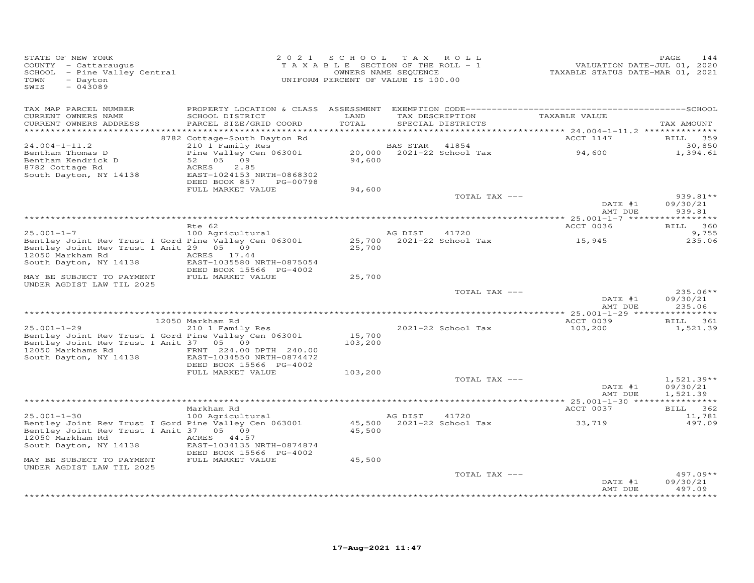STATE OF NEW YORK
COUNTY - Cattaraugus
SCHOOL - Pine Valley Central
TOWN - Dayton
SWIS - 043089

2 0 2 1 S C H O O L T A X R O L L
T A X A B L E SECTION OF THE ROLL - 1
OWNERS NAME SEQUENCE
UNIFORM PERCENT OF VALUE IS 100.00

VALUATION DATE-JUL 01, 2020
TAXABLE STATUS DATE-MAR 01, 2021

| TAX MAP PARCEL NUMBER / CURRENT OWNERS NAME / CURRENT OWNERS ADDRESS | PROPERTY LOCATION & CLASS / SCHOOL DISTRICT / PARCEL SIZE/GRID COORD | ASSESSMENT LAND / TOTAL | EXEMPTION CODE / TAX DESCRIPTION / SPECIAL DISTRICTS | TAXABLE VALUE | SCHOOL TAX AMOUNT |
|---|---|---|---|---|---|
| | 8782 Cottage-South Dayton Rd | | | ACCT 1147 | BILL 359 |
| 24.004-1-11.2 | 210 1 Family Res | | BAS STAR 41854 | | 30,850 |
| Bentham Thomas D | Pine Valley Cen 063001 | 20,000 | 2021-22 School Tax | 94,600 | 1,394.61 |
| Bentham Kendrick D | 52 05 09 | 94,600 | | | |
| 8782 Cottage Rd | ACRES 2.85 | | | | |
| South Dayton, NY 14138 | EAST-1024153 NRTH-0868302 | | | | |
| | DEED BOOK 857 PG-00798 | | | | |
| | FULL MARKET VALUE | 94,600 | | | |
| | | | TOTAL TAX --- | | 939.81** |
| | | | | DATE #1 | 09/30/21 |
| | | | | AMT DUE | 939.81 |
| | Rte 62 | | | ACCT 0036 | BILL 360 |
| 25.001-1-7 | 100 Agricultural | | AG DIST 41720 | | 9,755 |
| Bentley Joint Rev Trust I Gord | Pine Valley Cen 063001 | 25,700 | 2021-22 School Tax | 15,945 | 235.06 |
| Bentley Joint Rev Trust I Anit | 29 05 09 | 25,700 | | | |
| 12050 Markham Rd | ACRES 17.44 | | | | |
| South Dayton, NY 14138 | EAST-1035580 NRTH-0875054 | | | | |
| | DEED BOOK 15566 PG-4002 | | | | |
| MAY BE SUBJECT TO PAYMENT | FULL MARKET VALUE | 25,700 | | | |
| UNDER AGDIST LAW TIL 2025 | | | | | |
| | | | TOTAL TAX --- | | 235.06** |
| | | | | DATE #1 | 09/30/21 |
| | | | | AMT DUE | 235.06 |
| | 12050 Markham Rd | | | ACCT 0039 | BILL 361 |
| 25.001-1-29 | 210 1 Family Res | | 2021-22 School Tax | 103,200 | 1,521.39 |
| Bentley Joint Rev Trust I Gord | Pine Valley Cen 063001 | 15,700 | | | |
| Bentley Joint Rev Trust I Anit | 37 05 09 | 103,200 | | | |
| 12050 Markhams Rd | FRNT 224.00 DPTH 240.00 | | | | |
| South Dayton, NY 14138 | EAST-1034550 NRTH-0874472 | | | | |
| | DEED BOOK 15566 PG-4002 | | | | |
| | FULL MARKET VALUE | 103,200 | | | |
| | | | TOTAL TAX --- | | 1,521.39** |
| | | | | DATE #1 | 09/30/21 |
| | | | | AMT DUE | 1,521.39 |
| | Markham Rd | | | ACCT 0037 | BILL 362 |
| 25.001-1-30 | 100 Agricultural | | AG DIST 41720 | | 11,781 |
| Bentley Joint Rev Trust I Gord | Pine Valley Cen 063001 | 45,500 | 2021-22 School Tax | 33,719 | 497.09 |
| Bentley Joint Rev Trust I Anit | 37 05 09 | 45,500 | | | |
| 12050 Markham Rd | ACRES 44.57 | | | | |
| South Dayton, NY 14138 | EAST-1034135 NRTH-0874874 | | | | |
| | DEED BOOK 15566 PG-4002 | | | | |
| MAY BE SUBJECT TO PAYMENT | FULL MARKET VALUE | 45,500 | | | |
| UNDER AGDIST LAW TIL 2025 | | | | | |
| | | | TOTAL TAX --- | | 497.09** |
| | | | | DATE #1 | 09/30/21 |
| | | | | AMT DUE | 497.09 |

17-Aug-2021 11:47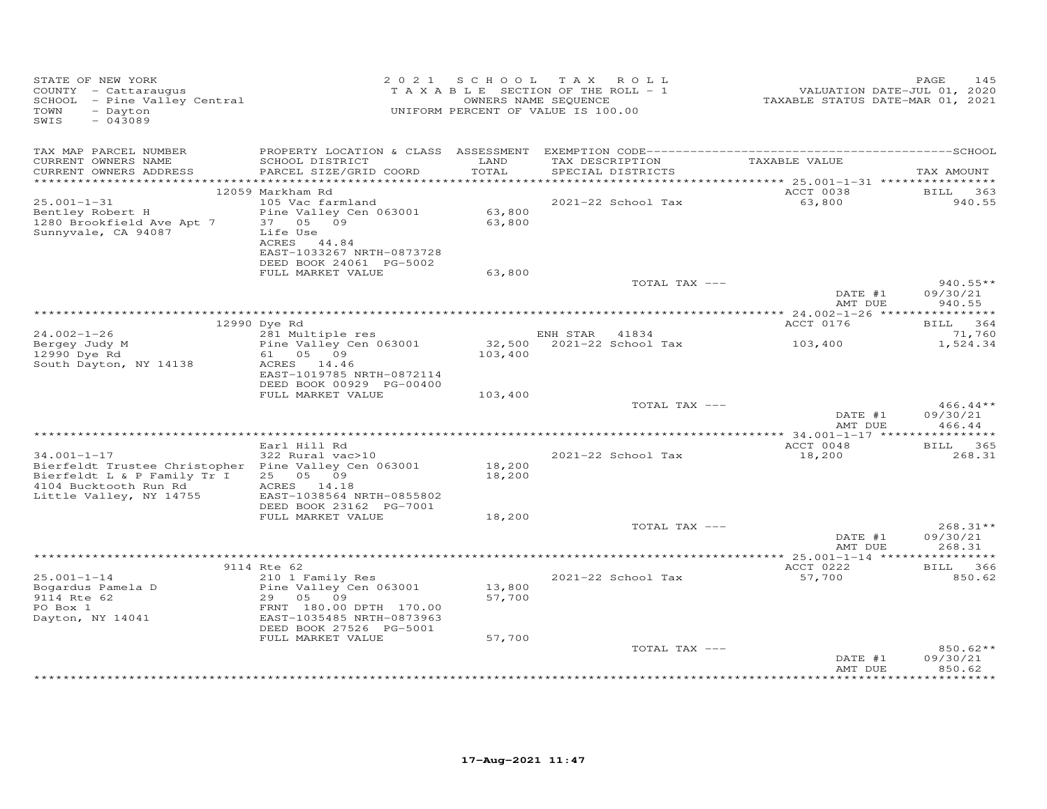STATE OF NEW YORK
COUNTY - Cattaraugus
SCHOOL - Pine Valley Central
TOWN - Dayton
SWIS - 043089

2 0 2 1 S C H O O L T A X R O L L
T A X A B L E SECTION OF THE ROLL - 1
OWNERS NAME SEQUENCE
UNIFORM PERCENT OF VALUE IS 100.00

VALUATION DATE-JUL 01, 2020
TAXABLE STATUS DATE-MAR 01, 2021

| TAX MAP PARCEL NUMBER / CURRENT OWNERS NAME / CURRENT OWNERS ADDRESS | PROPERTY LOCATION & CLASS / SCHOOL DISTRICT / PARCEL SIZE/GRID COORD | ASSESSMENT LAND / TOTAL | EXEMPTION CODE / TAX DESCRIPTION / SPECIAL DISTRICTS | TAXABLE VALUE | SCHOOL TAX AMOUNT |
|---|---|---|---|---|---|
| 25.001-1-31 | 12059 Markham Rd | | | ACCT 0038 | BILL 363 |
| Bentley Robert H | 105 Vac farmland | | 2021-22 School Tax | 63,800 | 940.55 |
| 1280 Brookfield Ave Apt 7 | Pine Valley Cen 063001 | 63,800 | | | |
| Sunnyvale, CA 94087 | 37 05 09 | 63,800 | | | |
| | Life Use | | | | |
| | ACRES 44.84 | | | | |
| | EAST-1033267 NRTH-0873728 | | | | |
| | DEED BOOK 24061 PG-5002 | | | | |
| | FULL MARKET VALUE | 63,800 | | | |
| | | | TOTAL TAX --- | | 940.55** |
| | | | | DATE #1 | 09/30/21 |
| | | | | AMT DUE | 940.55 |
| 24.002-1-26 | 12990 Dye Rd | | | ACCT 0176 | BILL 364 |
| Bergey Judy M | 281 Multiple res | | ENH STAR 41834 | | 71,760 |
| 12990 Dye Rd | Pine Valley Cen 063001 | 32,500 | 2021-22 School Tax | 103,400 | 1,524.34 |
| South Dayton, NY 14138 | 61 05 09 | 103,400 | | | |
| | ACRES 14.46 | | | | |
| | EAST-1019785 NRTH-0872114 | | | | |
| | DEED BOOK 00929 PG-00400 | | | | |
| | FULL MARKET VALUE | 103,400 | | | |
| | | | TOTAL TAX --- | | 466.44** |
| | | | | DATE #1 | 09/30/21 |
| | | | | AMT DUE | 466.44 |
| 34.001-1-17 | Earl Hill Rd | | | ACCT 0048 | BILL 365 |
| Bierfeldt Trustee Christopher | 322 Rural vac>10 | | 2021-22 School Tax | 18,200 | 268.31 |
| Bierfeldt L & P Family Tr I | Pine Valley Cen 063001 | 18,200 | | | |
| 4104 Bucktooth Run Rd | 25 05 09 | 18,200 | | | |
| Little Valley, NY 14755 | ACRES 14.18 | | | | |
| | EAST-1038564 NRTH-0855802 | | | | |
| | DEED BOOK 23162 PG-7001 | | | | |
| | FULL MARKET VALUE | 18,200 | | | |
| | | | TOTAL TAX --- | | 268.31** |
| | | | | DATE #1 | 09/30/21 |
| | | | | AMT DUE | 268.31 |
| 25.001-1-14 | 9114 Rte 62 | | | ACCT 0222 | BILL 366 |
| Bogardus Pamela D | 210 1 Family Res | | 2021-22 School Tax | 57,700 | 850.62 |
| 9114 Rte 62 | Pine Valley Cen 063001 | 13,800 | | | |
| PO Box 1 | 29 05 09 | 57,700 | | | |
| Dayton, NY 14041 | FRNT 180.00 DPTH 170.00 | | | | |
| | EAST-1035485 NRTH-0873963 | | | | |
| | DEED BOOK 27526 PG-5001 | | | | |
| | FULL MARKET VALUE | 57,700 | | | |
| | | | TOTAL TAX --- | | 850.62** |
| | | | | DATE #1 | 09/30/21 |
| | | | | AMT DUE | 850.62 |

17-Aug-2021 11:47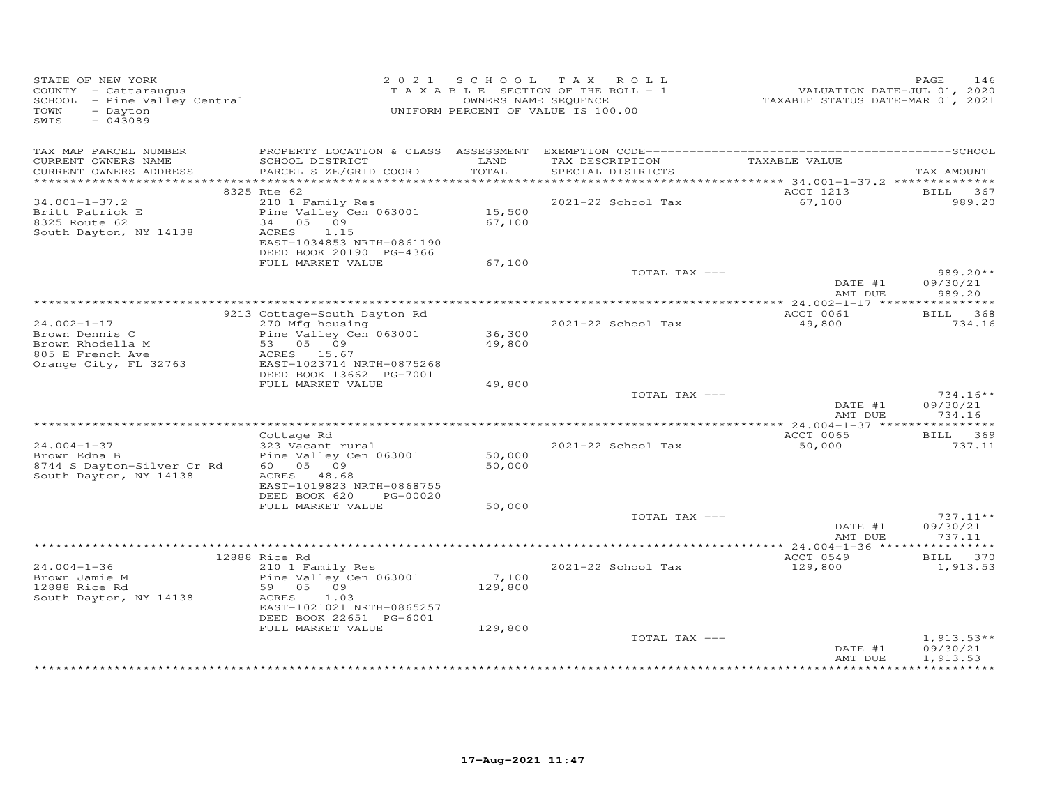STATE OF NEW YORK
COUNTY - Cattaraugus
SCHOOL - Pine Valley Central
TOWN - Dayton
SWIS - 043089

2021 SCHOOL TAX ROLL
TAXABLE SECTION OF THE ROLL - 1
OWNERS NAME SEQUENCE
UNIFORM PERCENT OF VALUE IS 100.00

VALUATION DATE-JUL 01, 2020
TAXABLE STATUS DATE-MAR 01, 2021

| TAX MAP PARCEL NUMBER / CURRENT OWNERS NAME / CURRENT OWNERS ADDRESS | PROPERTY LOCATION & CLASS / SCHOOL DISTRICT / PARCEL SIZE/GRID COORD | ASSESSMENT LAND / TOTAL | EXEMPTION CODE / TAX DESCRIPTION / SPECIAL DISTRICTS | TAXABLE VALUE | SCHOOL TAX AMOUNT |
|---|---|---|---|---|---|
| | 8325 Rte 62 | | | ACCT 1213 | BILL 367 |
| 34.001-1-37.2 | 210 1 Family Res | | 2021-22 School Tax | 67,100 | 989.20 |
| Britt Patrick E | Pine Valley Cen 063001 | 15,500 | | | |
| 8325 Route 62 | 34 05 09 | 67,100 | | | |
| South Dayton, NY 14138 | ACRES 1.15 | | | | |
| | EAST-1034853 NRTH-0861190 | | | | |
| | DEED BOOK 20190 PG-4366 | | | | |
| | FULL MARKET VALUE | 67,100 | | | |
| | | | TOTAL TAX --- | | 989.20** |
| | | | | DATE #1 | 09/30/21 |
| | | | | AMT DUE | 989.20 |
| | 9213 Cottage-South Dayton Rd | | | ACCT 0061 | BILL 368 |
| 24.002-1-17 | 270 Mfg housing | | 2021-22 School Tax | 49,800 | 734.16 |
| Brown Dennis C | Pine Valley Cen 063001 | 36,300 | | | |
| Brown Rhodella M | 53 05 09 | 49,800 | | | |
| 805 E French Ave | ACRES 15.67 | | | | |
| Orange City, FL 32763 | EAST-1023714 NRTH-0875268 | | | | |
| | DEED BOOK 13662 PG-7001 | | | | |
| | FULL MARKET VALUE | 49,800 | | | |
| | | | TOTAL TAX --- | | 734.16** |
| | | | | DATE #1 | 09/30/21 |
| | | | | AMT DUE | 734.16 |
| | Cottage Rd | | | ACCT 0065 | BILL 369 |
| 24.004-1-37 | 323 Vacant rural | | 2021-22 School Tax | 50,000 | 737.11 |
| Brown Edna B | Pine Valley Cen 063001 | 50,000 | | | |
| 8744 S Dayton-Silver Cr Rd | 60 05 09 | 50,000 | | | |
| South Dayton, NY 14138 | ACRES 48.68 | | | | |
| | EAST-1019823 NRTH-0868755 | | | | |
| | DEED BOOK 620 PG-00020 | | | | |
| | FULL MARKET VALUE | 50,000 | | | |
| | | | TOTAL TAX --- | | 737.11** |
| | | | | DATE #1 | 09/30/21 |
| | | | | AMT DUE | 737.11 |
| | 12888 Rice Rd | | | ACCT 0549 | BILL 370 |
| 24.004-1-36 | 210 1 Family Res | | 2021-22 School Tax | 129,800 | 1,913.53 |
| Brown Jamie M | Pine Valley Cen 063001 | 7,100 | | | |
| 12888 Rice Rd | 59 05 09 | 129,800 | | | |
| South Dayton, NY 14138 | ACRES 1.03 | | | | |
| | EAST-1021021 NRTH-0865257 | | | | |
| | DEED BOOK 22651 PG-6001 | | | | |
| | FULL MARKET VALUE | 129,800 | | | |
| | | | TOTAL TAX --- | | 1,913.53** |
| | | | | DATE #1 | 09/30/21 |
| | | | | AMT DUE | 1,913.53 |

17-Aug-2021 11:47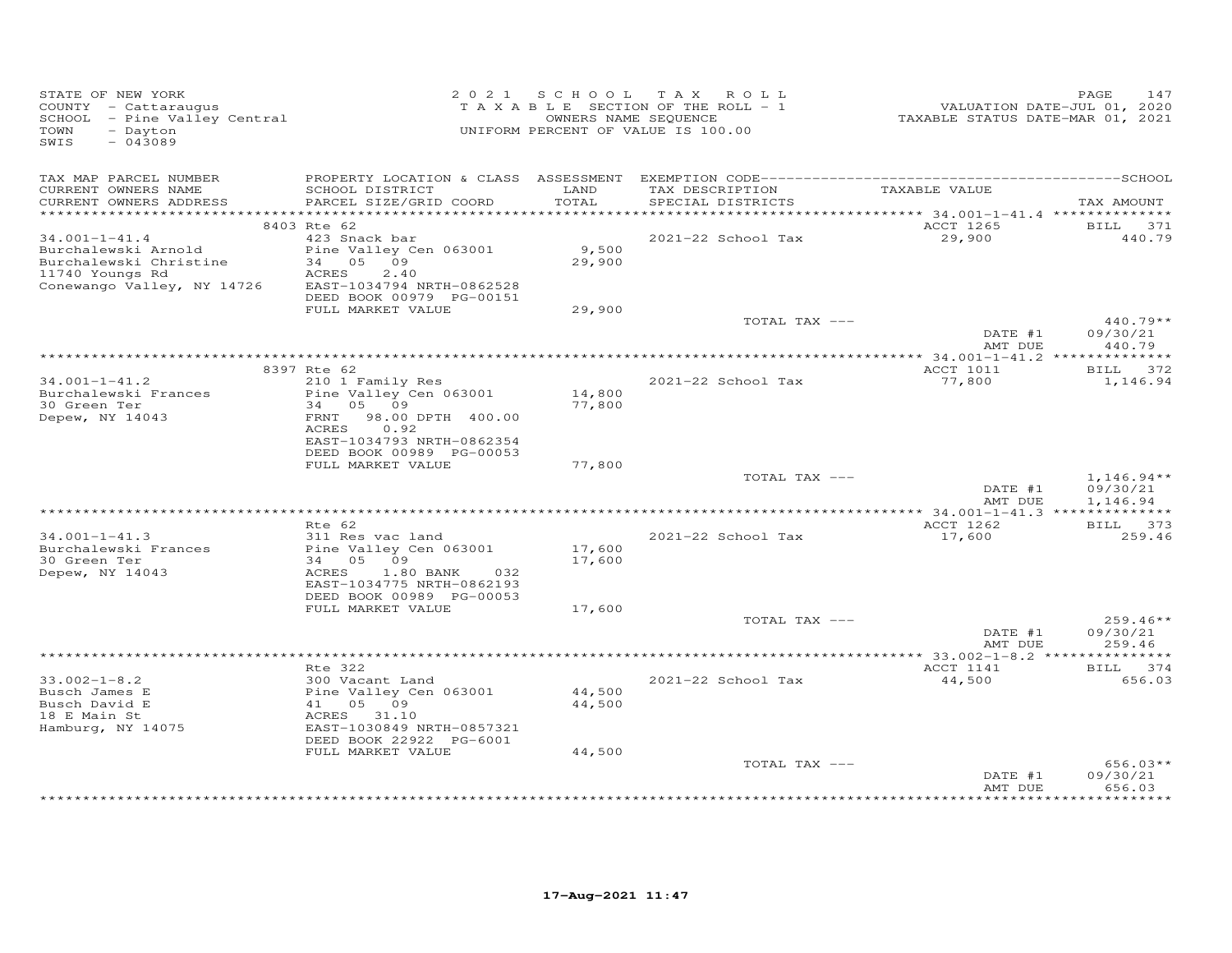STATE OF NEW YORK
COUNTY - Cattaraugus
SCHOOL - Pine Valley Central
TOWN - Dayton
SWIS - 043089

2021 SCHOOL TAX ROLL
TAXABLE SECTION OF THE ROLL - 1
OWNERS NAME SEQUENCE
UNIFORM PERCENT OF VALUE IS 100.00

VALUATION DATE-JUL 01, 2020
TAXABLE STATUS DATE-MAR 01, 2021

| TAX MAP PARCEL NUMBER / CURRENT OWNERS NAME / CURRENT OWNERS ADDRESS | PROPERTY LOCATION & CLASS / SCHOOL DISTRICT / PARCEL SIZE/GRID COORD | ASSESSMENT LAND / TOTAL | EXEMPTION CODE / TAX DESCRIPTION / SPECIAL DISTRICTS | TAXABLE VALUE | SCHOOL TAX AMOUNT |
|---|---|---|---|---|---|
| **34.001-1-41.4** | 8403 Rte 62 | | | ACCT 1265 | BILL 371 |
| Burchalewski Arnold | 423 Snack bar | | 2021-22 School Tax | 29,900 | 440.79 |
| Burchalewski Christine | Pine Valley Cen 063001 | 9,500 | | | |
| 11740 Youngs Rd | 34 05 09 | 29,900 | | | |
| Conewango Valley, NY 14726 | ACRES 2.40 | | | | |
| | EAST-1034794 NRTH-0862528 | | | | |
| | DEED BOOK 00979 PG-00151 | | | | |
| | FULL MARKET VALUE | 29,900 | | | |
| | | | TOTAL TAX --- | | 440.79** |
| | | | | DATE #1 | 09/30/21 |
| | | | | AMT DUE | 440.79 |
| **34.001-1-41.2** | 8397 Rte 62 | | | ACCT 1011 | BILL 372 |
| Burchalewski Frances | 210 1 Family Res | | 2021-22 School Tax | 77,800 | 1,146.94 |
| 30 Green Ter | Pine Valley Cen 063001 | 14,800 | | | |
| Depew, NY 14043 | 34 05 09 | 77,800 | | | |
| | FRNT 98.00 DPTH 400.00 | | | | |
| | ACRES 0.92 | | | | |
| | EAST-1034793 NRTH-0862354 | | | | |
| | DEED BOOK 00989 PG-00053 | | | | |
| | FULL MARKET VALUE | 77,800 | | | |
| | | | TOTAL TAX --- | | 1,146.94** |
| | | | | DATE #1 | 09/30/21 |
| | | | | AMT DUE | 1,146.94 |
| **34.001-1-41.3** | Rte 62 | | | ACCT 1262 | BILL 373 |
| Burchalewski Frances | 311 Res vac land | | 2021-22 School Tax | 17,600 | 259.46 |
| 30 Green Ter | Pine Valley Cen 063001 | 17,600 | | | |
| Depew, NY 14043 | 34 05 09 | 17,600 | | | |
| | ACRES 1.80 BANK 032 | | | | |
| | EAST-1034775 NRTH-0862193 | | | | |
| | DEED BOOK 00989 PG-00053 | | | | |
| | FULL MARKET VALUE | 17,600 | | | |
| | | | TOTAL TAX --- | | 259.46** |
| | | | | DATE #1 | 09/30/21 |
| | | | | AMT DUE | 259.46 |
| **33.002-1-8.2** | Rte 322 | | | ACCT 1141 | BILL 374 |
| Busch James E | 300 Vacant Land | | 2021-22 School Tax | 44,500 | 656.03 |
| Busch David E | Pine Valley Cen 063001 | 44,500 | | | |
| 18 E Main St | 41 05 09 | 44,500 | | | |
| Hamburg, NY 14075 | ACRES 31.10 | | | | |
| | EAST-1030849 NRTH-0857321 | | | | |
| | DEED BOOK 22922 PG-6001 | | | | |
| | FULL MARKET VALUE | 44,500 | | | |
| | | | TOTAL TAX --- | | 656.03** |
| | | | | DATE #1 | 09/30/21 |
| | | | | AMT DUE | 656.03 |

17-Aug-2021 11:47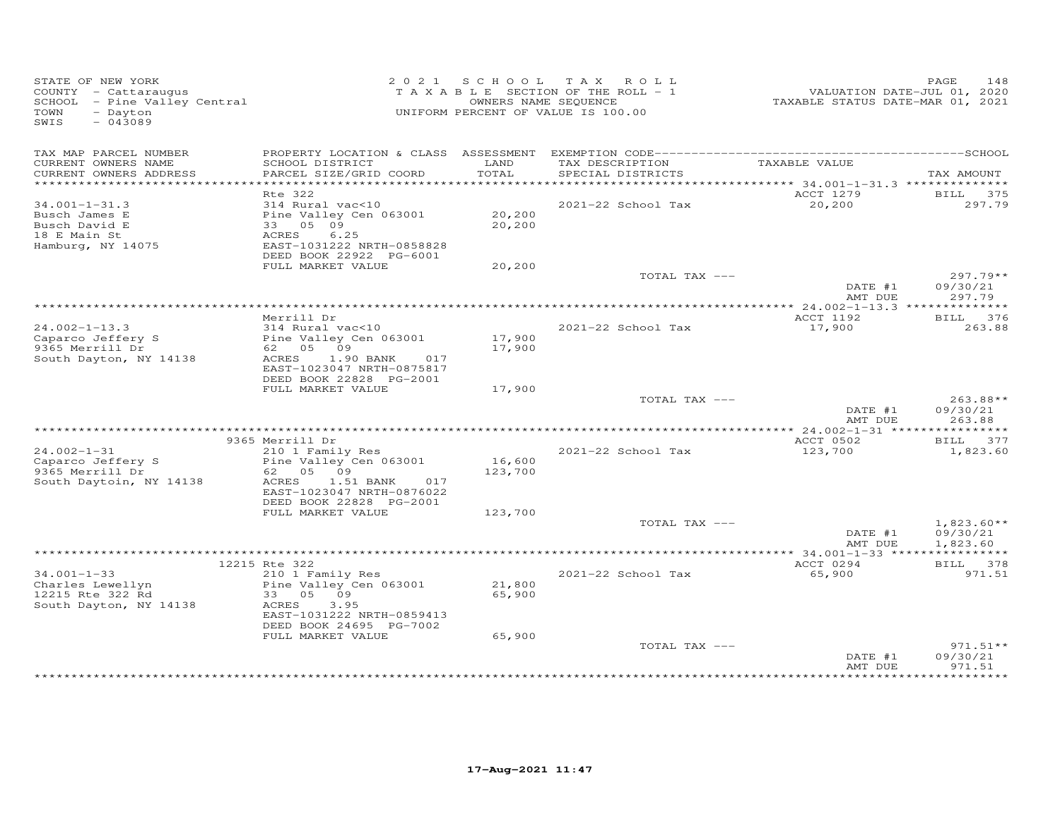STATE OF NEW YORK
COUNTY - Cattaraugus
SCHOOL - Pine Valley Central
TOWN - Dayton
SWIS - 043089

2 0 2 1 S C H O O L T A X R O L L
T A X A B L E SECTION OF THE ROLL - 1
OWNERS NAME SEQUENCE
UNIFORM PERCENT OF VALUE IS 100.00

VALUATION DATE-JUL 01, 2020
TAXABLE STATUS DATE-MAR 01, 2021

| TAX MAP PARCEL NUMBER / CURRENT OWNERS NAME / CURRENT OWNERS ADDRESS | PROPERTY LOCATION & CLASS / SCHOOL DISTRICT / PARCEL SIZE/GRID COORD | ASSESSMENT LAND / TOTAL | EXEMPTION CODE / TAX DESCRIPTION / SPECIAL DISTRICTS | TAXABLE VALUE | TAX AMOUNT |
|---|---|---|---|---|---|
| 34.001-1-31.3 | Rte 322 | | | ACCT 1279 | BILL 375 |
| 34.001-1-31.3 | 314 Rural vac<10 | | 2021-22 School Tax | 20,200 | 297.79 |
| Busch James E | Pine Valley Cen 063001 | 20,200 | | | |
| Busch David E | 33 05 09 | 20,200 | | | |
| 18 E Main St | ACRES 6.25 | | | | |
| Hamburg, NY 14075 | EAST-1031222 NRTH-0858828 | | | | |
| | DEED BOOK 22922 PG-6001 | | | | |
| | FULL MARKET VALUE | 20,200 | | | |
| | | | TOTAL TAX --- | | 297.79** |
| | | | | DATE #1 | 09/30/21 |
| | | | | AMT DUE | 297.79 |
| 24.002-1-13.3 | Merrill Dr | | | ACCT 1192 | BILL 376 |
| 24.002-1-13.3 | 314 Rural vac<10 | | 2021-22 School Tax | 17,900 | 263.88 |
| Caparco Jeffery S | Pine Valley Cen 063001 | 17,900 | | | |
| 9365 Merrill Dr | 62 05 09 | 17,900 | | | |
| South Dayton, NY 14138 | ACRES 1.90 BANK 017 | | | | |
| | EAST-1023047 NRTH-0875817 | | | | |
| | DEED BOOK 22828 PG-2001 | | | | |
| | FULL MARKET VALUE | 17,900 | | | |
| | | | TOTAL TAX --- | | 263.88** |
| | | | | DATE #1 | 09/30/21 |
| | | | | AMT DUE | 263.88 |
| 24.002-1-31 | 9365 Merrill Dr | | | ACCT 0502 | BILL 377 |
| 24.002-1-31 | 210 1 Family Res | | 2021-22 School Tax | 123,700 | 1,823.60 |
| Caparco Jeffery S | Pine Valley Cen 063001 | 16,600 | | | |
| 9365 Merrill Dr | 62 05 09 | 123,700 | | | |
| South Daytoin, NY 14138 | ACRES 1.51 BANK 017 | | | | |
| | EAST-1023047 NRTH-0876022 | | | | |
| | DEED BOOK 22828 PG-2001 | | | | |
| | FULL MARKET VALUE | 123,700 | | | |
| | | | TOTAL TAX --- | | 1,823.60** |
| | | | | DATE #1 | 09/30/21 |
| | | | | AMT DUE | 1,823.60 |
| 34.001-1-33 | 12215 Rte 322 | | | ACCT 0294 | BILL 378 |
| 34.001-1-33 | 210 1 Family Res | | 2021-22 School Tax | 65,900 | 971.51 |
| Charles Lewellyn | Pine Valley Cen 063001 | 21,800 | | | |
| 12215 Rte 322 Rd | 33 05 09 | 65,900 | | | |
| South Dayton, NY 14138 | ACRES 3.95 | | | | |
| | EAST-1031222 NRTH-0859413 | | | | |
| | DEED BOOK 24695 PG-7002 | | | | |
| | FULL MARKET VALUE | 65,900 | | | |
| | | | TOTAL TAX --- | | 971.51** |
| | | | | DATE #1 | 09/30/21 |
| | | | | AMT DUE | 971.51 |

17-Aug-2021 11:47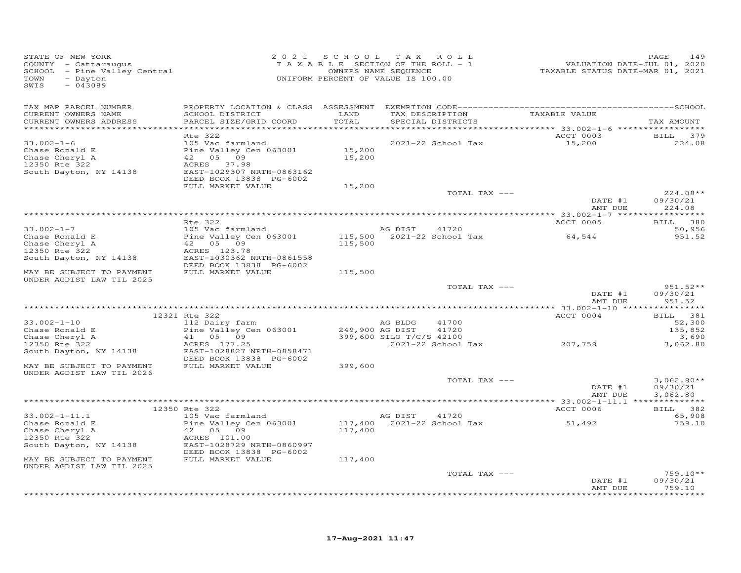STATE OF NEW YORK
COUNTY - Cattaraugus
SCHOOL - Pine Valley Central
TOWN - Dayton
SWIS - 043089

2021 SCHOOL TAX ROLL
TAXABLE SECTION OF THE ROLL - 1
OWNERS NAME SEQUENCE
UNIFORM PERCENT OF VALUE IS 100.00

VALUATION DATE-JUL 01, 2020
TAXABLE STATUS DATE-MAR 01, 2021

| TAX MAP PARCEL NUMBER / CURRENT OWNERS NAME / CURRENT OWNERS ADDRESS | PROPERTY LOCATION & CLASS / SCHOOL DISTRICT / PARCEL SIZE/GRID COORD | ASSESSMENT LAND / TOTAL | EXEMPTION CODE / TAX DESCRIPTION / SPECIAL DISTRICTS | TAXABLE VALUE | TAX AMOUNT |
|---|---|---|---|---|---|
| | Rte 322 | | | ACCT 0003 | BILL 379 |
| 33.002-1-6 | 105 Vac farmland | | 2021-22 School Tax | 15,200 | 224.08 |
| Chase Ronald E | Pine Valley Cen 063001 | 15,200 | | | |
| Chase Cheryl A | 42 05 09 | 15,200 | | | |
| 12350 Rte 322 | ACRES 37.98 | | | | |
| South Dayton, NY 14138 | EAST-1029307 NRTH-0863162 | | | | |
| | DEED BOOK 13838 PG-6002 | | | | |
| | FULL MARKET VALUE | 15,200 | | | |
| | | | TOTAL TAX --- | | 224.08** |
| | | | | DATE #1 | 09/30/21 |
| | | | | AMT DUE | 224.08 |
| | Rte 322 | | | ACCT 0005 | BILL 380 |
| 33.002-1-7 | 105 Vac farmland | | AG DIST 41720 | | 50,956 |
| Chase Ronald E | Pine Valley Cen 063001 | 115,500 | 2021-22 School Tax | 64,544 | 951.52 |
| Chase Cheryl A | 42 05 09 | 115,500 | | | |
| 12350 Rte 322 | ACRES 123.78 | | | | |
| South Dayton, NY 14138 | EAST-1030362 NRTH-0861558 | | | | |
| | DEED BOOK 13838 PG-6002 | | | | |
| MAY BE SUBJECT TO PAYMENT UNDER AGDIST LAW TIL 2025 | FULL MARKET VALUE | 115,500 | | | |
| | | | TOTAL TAX --- | | 951.52** |
| | | | | DATE #1 | 09/30/21 |
| | | | | AMT DUE | 951.52 |
| | 12321 Rte 322 | | | ACCT 0004 | BILL 381 |
| 33.002-1-10 | 112 Dairy farm | | AG BLDG 41700 | | 52,300 |
| Chase Ronald E | Pine Valley Cen 063001 | 249,900 | AG DIST 41720 | | 135,852 |
| Chase Cheryl A | 41 05 09 | 399,600 | SILO T/C/S 42100 | | 3,690 |
| 12350 Rte 322 | ACRES 177.25 | | 2021-22 School Tax | 207,758 | 3,062.80 |
| South Dayton, NY 14138 | EAST-1028827 NRTH-0858471 | | | | |
| | DEED BOOK 13838 PG-6002 | | | | |
| MAY BE SUBJECT TO PAYMENT UNDER AGDIST LAW TIL 2026 | FULL MARKET VALUE | 399,600 | | | |
| | | | TOTAL TAX --- | | 3,062.80** |
| | | | | DATE #1 | 09/30/21 |
| | | | | AMT DUE | 3,062.80 |
| | 12350 Rte 322 | | | ACCT 0006 | BILL 382 |
| 33.002-1-11.1 | 105 Vac farmland | | AG DIST 41720 | | 65,908 |
| Chase Ronald E | Pine Valley Cen 063001 | 117,400 | 2021-22 School Tax | 51,492 | 759.10 |
| Chase Cheryl A | 42 05 09 | 117,400 | | | |
| 12350 Rte 322 | ACRES 101.00 | | | | |
| South Dayton, NY 14138 | EAST-1028729 NRTH-0860997 | | | | |
| | DEED BOOK 13838 PG-6002 | | | | |
| MAY BE SUBJECT TO PAYMENT UNDER AGDIST LAW TIL 2025 | FULL MARKET VALUE | 117,400 | | | |
| | | | TOTAL TAX --- | | 759.10** |
| | | | | DATE #1 | 09/30/21 |
| | | | | AMT DUE | 759.10 |

17-Aug-2021 11:47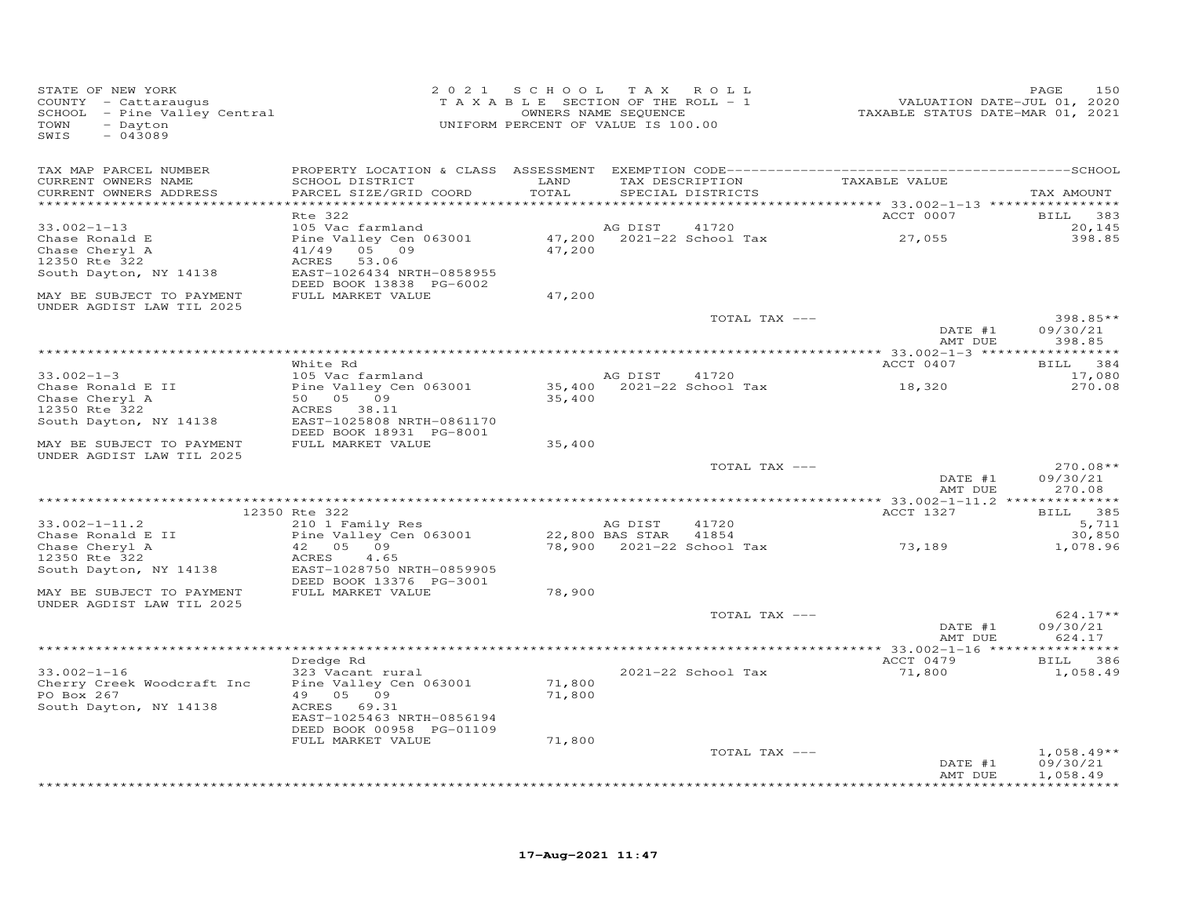STATE OF NEW YORK
COUNTY - Cattaraugus
SCHOOL - Pine Valley Central
TOWN - Dayton
SWIS - 043089

2021 SCHOOL TAX ROLL
TAXABLE SECTION OF THE ROLL - 1
OWNERS NAME SEQUENCE
UNIFORM PERCENT OF VALUE IS 100.00

VALUATION DATE-JUL 01, 2020
TAXABLE STATUS DATE-MAR 01, 2021

| TAX MAP PARCEL NUMBER / CURRENT OWNERS NAME / CURRENT OWNERS ADDRESS | PROPERTY LOCATION & CLASS / SCHOOL DISTRICT / PARCEL SIZE/GRID COORD | ASSESSMENT LAND / TOTAL | EXEMPTION CODE / TAX DESCRIPTION / SPECIAL DISTRICTS | TAXABLE VALUE | TAX AMOUNT |
|---|---|---|---|---|---|
| **33.002-1-13** | Rte 322 | | | ACCT 0007 | BILL 383 |
| Chase Ronald E | 105 Vac farmland | | AG DIST 41720 | | 20,145 |
| Chase Cheryl A | Pine Valley Cen 063001 | 47,200 | 2021-22 School Tax | 27,055 | 398.85 |
| 12350 Rte 322 | 41/49 05 09 | 47,200 | | | |
| South Dayton, NY 14138 | ACRES 53.06 | | | | |
| | EAST-1026434 NRTH-0858955 | | | | |
| | DEED BOOK 13838 PG-6002 | | | | |
| MAY BE SUBJECT TO PAYMENT UNDER AGDIST LAW TIL 2025 | FULL MARKET VALUE | 47,200 | | | |
| | | | TOTAL TAX --- | | 398.85** |
| | | | | DATE #1 | 09/30/21 |
| | | | | AMT DUE | 398.85 |
| **33.002-1-3** | White Rd | | | ACCT 0407 | BILL 384 |
| Chase Ronald E II | 105 Vac farmland | | AG DIST 41720 | | 17,080 |
| Chase Cheryl A | Pine Valley Cen 063001 | 35,400 | 2021-22 School Tax | 18,320 | 270.08 |
| 12350 Rte 322 | 50 05 09 | 35,400 | | | |
| South Dayton, NY 14138 | ACRES 38.11 | | | | |
| | EAST-1025808 NRTH-0861170 | | | | |
| | DEED BOOK 18931 PG-8001 | | | | |
| MAY BE SUBJECT TO PAYMENT UNDER AGDIST LAW TIL 2025 | FULL MARKET VALUE | 35,400 | | | |
| | | | TOTAL TAX --- | | 270.08** |
| | | | | DATE #1 | 09/30/21 |
| | | | | AMT DUE | 270.08 |
| **33.002-1-11.2** | 12350 Rte 322 | | | ACCT 1327 | BILL 385 |
| Chase Ronald E II | 210 1 Family Res | | AG DIST 41720 | | 5,711 |
| Chase Cheryl A | Pine Valley Cen 063001 | 22,800 | BAS STAR 41854 | | 30,850 |
| 12350 Rte 322 | 42 05 09 | 78,900 | 2021-22 School Tax | 73,189 | 1,078.96 |
| South Dayton, NY 14138 | ACRES 4.65 | | | | |
| | EAST-1028750 NRTH-0859905 | | | | |
| | DEED BOOK 13376 PG-3001 | | | | |
| MAY BE SUBJECT TO PAYMENT UNDER AGDIST LAW TIL 2025 | FULL MARKET VALUE | 78,900 | | | |
| | | | TOTAL TAX --- | | 624.17** |
| | | | | DATE #1 | 09/30/21 |
| | | | | AMT DUE | 624.17 |
| **33.002-1-16** | Dredge Rd | | | ACCT 0479 | BILL 386 |
| Cherry Creek Woodcraft Inc | 323 Vacant rural | | 2021-22 School Tax | 71,800 | 1,058.49 |
| PO Box 267 | Pine Valley Cen 063001 | 71,800 | | | |
| South Dayton, NY 14138 | 49 05 09 | 71,800 | | | |
| | ACRES 69.31 | | | | |
| | EAST-1025463 NRTH-0856194 | | | | |
| | DEED BOOK 00958 PG-01109 | | | | |
| | FULL MARKET VALUE | 71,800 | | | |
| | | | TOTAL TAX --- | | 1,058.49** |
| | | | | DATE #1 | 09/30/21 |
| | | | | AMT DUE | 1,058.49 |

17-Aug-2021 11:47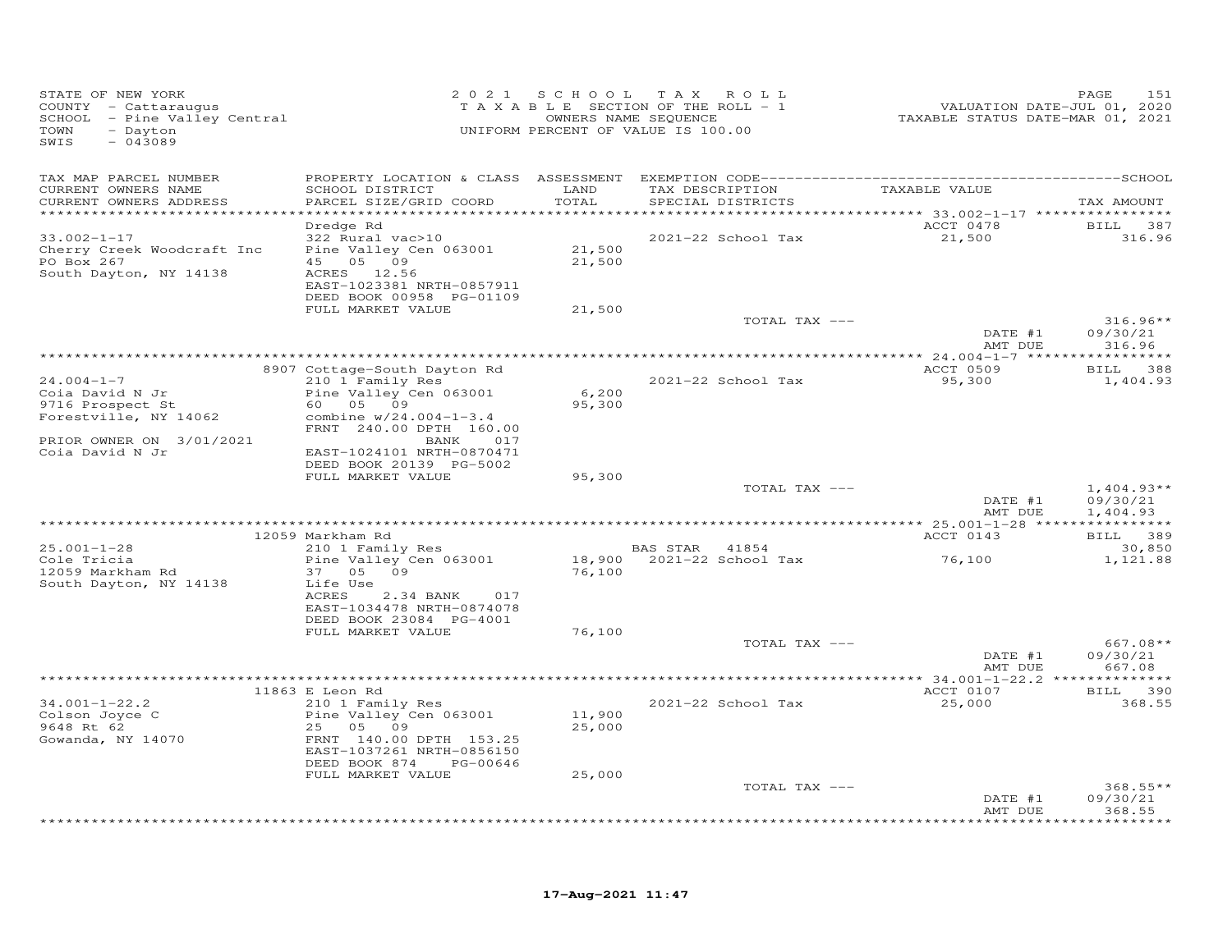STATE OF NEW YORK
COUNTY - Cattaraugus
SCHOOL - Pine Valley Central
TOWN - Dayton
SWIS - 043089

2021 SCHOOL TAX ROLL
TAXABLE SECTION OF THE ROLL - 1
OWNERS NAME SEQUENCE
UNIFORM PERCENT OF VALUE IS 100.00

VALUATION DATE-JUL 01, 2020
TAXABLE STATUS DATE-MAR 01, 2021

| TAX MAP PARCEL NUMBER / CURRENT OWNERS NAME / CURRENT OWNERS ADDRESS | PROPERTY LOCATION & CLASS / SCHOOL DISTRICT / PARCEL SIZE/GRID COORD | ASSESSMENT LAND / TOTAL | EXEMPTION CODE / TAX DESCRIPTION / SPECIAL DISTRICTS | TAXABLE VALUE | SCHOOL TAX AMOUNT |
|---|---|---|---|---|---|
| 33.002-1-17 | Dredge Rd | | | ACCT 0478 | BILL 387 |
| 33.002-1-17 | 322 Rural vac>10 | | 2021-22 School Tax | 21,500 | 316.96 |
| Cherry Creek Woodcraft Inc | Pine Valley Cen 063001 | 21,500 | | | |
| PO Box 267 | 45 05 09 | 21,500 | | | |
| South Dayton, NY 14138 | ACRES 12.56 | | | | |
| | EAST-1023381 NRTH-0857911 | | | | |
| | DEED BOOK 00958 PG-01109 | | | | |
| | FULL MARKET VALUE | 21,500 | | | |
| | | | TOTAL TAX --- | | 316.96** |
| | | | | DATE #1 | 09/30/21 |
| | | | | AMT DUE | 316.96 |
| 24.004-1-7 | 8907 Cottage-South Dayton Rd | | | ACCT 0509 | BILL 388 |
| 24.004-1-7 | 210 1 Family Res | | 2021-22 School Tax | 95,300 | 1,404.93 |
| Coia David N Jr | Pine Valley Cen 063001 | 6,200 | | | |
| 9716 Prospect St | 60 05 09 | 95,300 | | | |
| Forestville, NY 14062 | combine w/24.004-1-3.4 | | | | |
| | FRNT 240.00 DPTH 160.00 | | | | |
| PRIOR OWNER ON 3/01/2021 | BANK 017 | | | | |
| Coia David N Jr | EAST-1024101 NRTH-0870471 | | | | |
| | DEED BOOK 20139 PG-5002 | | | | |
| | FULL MARKET VALUE | 95,300 | | | |
| | | | TOTAL TAX --- | | 1,404.93** |
| | | | | DATE #1 | 09/30/21 |
| | | | | AMT DUE | 1,404.93 |
| 25.001-1-28 | 12059 Markham Rd | | | ACCT 0143 | BILL 389 |
| 25.001-1-28 | 210 1 Family Res | | BAS STAR 41854 | | 30,850 |
| Cole Tricia | Pine Valley Cen 063001 | 18,900 | 2021-22 School Tax | 76,100 | 1,121.88 |
| 12059 Markham Rd | 37 05 09 | 76,100 | | | |
| South Dayton, NY 14138 | Life Use | | | | |
| | ACRES 2.34 BANK 017 | | | | |
| | EAST-1034478 NRTH-0874078 | | | | |
| | DEED BOOK 23084 PG-4001 | | | | |
| | FULL MARKET VALUE | 76,100 | | | |
| | | | TOTAL TAX --- | | 667.08** |
| | | | | DATE #1 | 09/30/21 |
| | | | | AMT DUE | 667.08 |
| 34.001-1-22.2 | 11863 E Leon Rd | | | ACCT 0107 | BILL 390 |
| 34.001-1-22.2 | 210 1 Family Res | | 2021-22 School Tax | 25,000 | 368.55 |
| Colson Joyce C | Pine Valley Cen 063001 | 11,900 | | | |
| 9648 Rt 62 | 25 05 09 | 25,000 | | | |
| Gowanda, NY 14070 | FRNT 140.00 DPTH 153.25 | | | | |
| | EAST-1037261 NRTH-0856150 | | | | |
| | DEED BOOK 874 PG-00646 | | | | |
| | FULL MARKET VALUE | 25,000 | | | |
| | | | TOTAL TAX --- | | 368.55** |
| | | | | DATE #1 | 09/30/21 |
| | | | | AMT DUE | 368.55 |

17-Aug-2021 11:47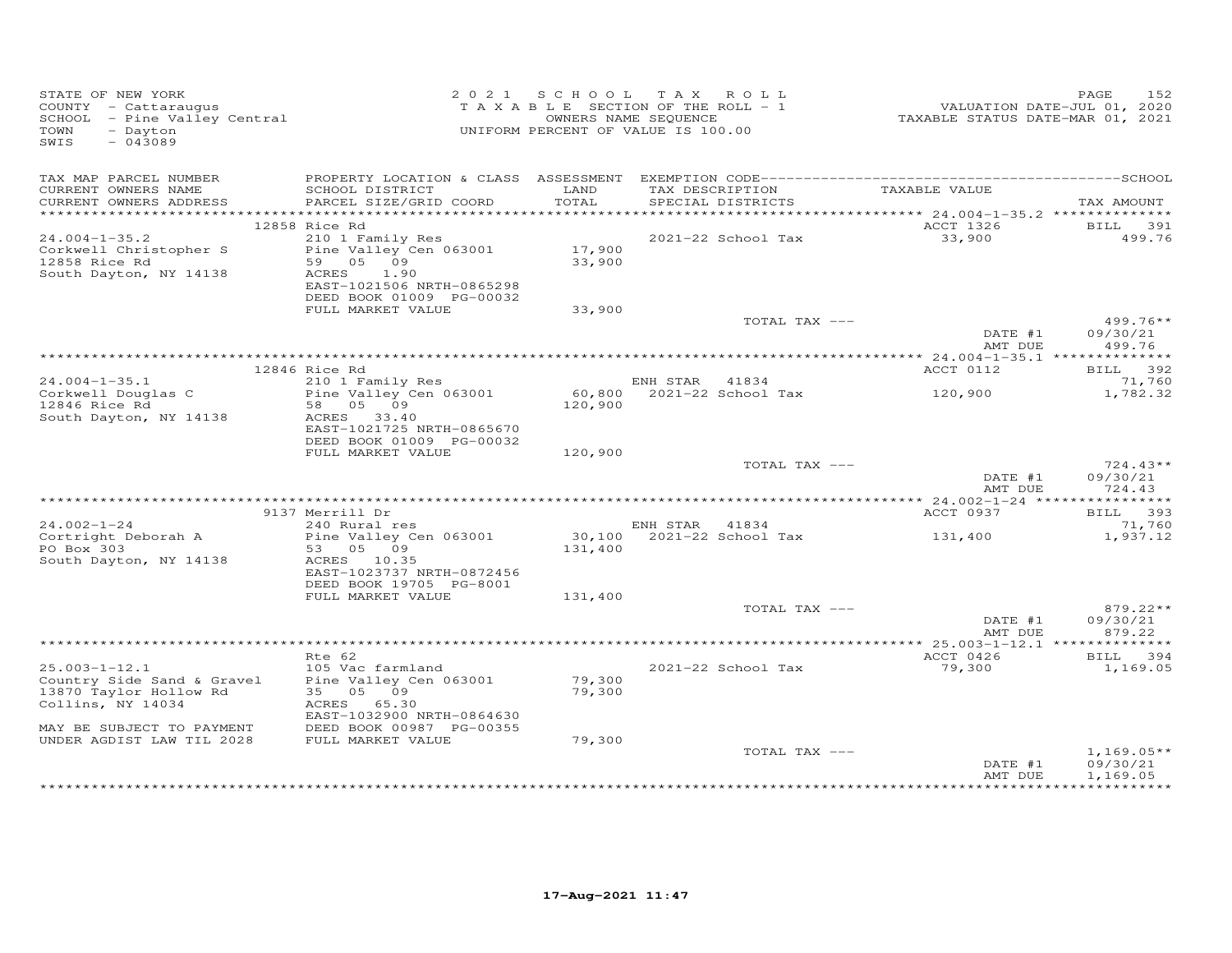STATE OF NEW YORK
COUNTY - Cattaraugus
SCHOOL - Pine Valley Central
TOWN - Dayton
SWIS - 043089

2021 SCHOOL TAX ROLL
TAXABLE SECTION OF THE ROLL - 1
OWNERS NAME SEQUENCE
UNIFORM PERCENT OF VALUE IS 100.00

VALUATION DATE-JUL 01, 2020
TAXABLE STATUS DATE-MAR 01, 2021

| TAX MAP PARCEL NUMBER / CURRENT OWNERS NAME / CURRENT OWNERS ADDRESS | PROPERTY LOCATION & CLASS / SCHOOL DISTRICT / PARCEL SIZE/GRID COORD | ASSESSMENT LAND / TOTAL | EXEMPTION CODE / TAX DESCRIPTION / SPECIAL DISTRICTS | TAXABLE VALUE | SCHOOL TAX AMOUNT |
|---|---|---|---|---|---|
| | 12858 Rice Rd | | | ACCT 1326 | BILL 391 |
| 24.004-1-35.2 | 210 1 Family Res | | 2021-22 School Tax | 33,900 | 499.76 |
| Corkwell Christopher S | Pine Valley Cen 063001 | 17,900 | | | |
| 12858 Rice Rd | 59 05 09 | 33,900 | | | |
| South Dayton, NY 14138 | ACRES 1.90 | | | | |
| | EAST-1021506 NRTH-0865298 | | | | |
| | DEED BOOK 01009 PG-00032 | | | | |
| | FULL MARKET VALUE | 33,900 | | | |
| | | | TOTAL TAX --- | | 499.76** |
| | | | | DATE #1 | 09/30/21 |
| | | | | AMT DUE | 499.76 |
| | 12846 Rice Rd | | | ACCT 0112 | BILL 392 |
| 24.004-1-35.1 | 210 1 Family Res | | ENH STAR 41834 | | 71,760 |
| Corkwell Douglas C | Pine Valley Cen 063001 | 60,800 | 2021-22 School Tax | 120,900 | 1,782.32 |
| 12846 Rice Rd | 58 05 09 | 120,900 | | | |
| South Dayton, NY 14138 | ACRES 33.40 | | | | |
| | EAST-1021725 NRTH-0865670 | | | | |
| | DEED BOOK 01009 PG-00032 | | | | |
| | FULL MARKET VALUE | 120,900 | | | |
| | | | TOTAL TAX --- | | 724.43** |
| | | | | DATE #1 | 09/30/21 |
| | | | | AMT DUE | 724.43 |
| | 9137 Merrill Dr | | | ACCT 0937 | BILL 393 |
| 24.002-1-24 | 240 Rural res | | ENH STAR 41834 | | 71,760 |
| Cortright Deborah A | Pine Valley Cen 063001 | 30,100 | 2021-22 School Tax | 131,400 | 1,937.12 |
| PO Box 303 | 53 05 09 | 131,400 | | | |
| South Dayton, NY 14138 | ACRES 10.35 | | | | |
| | EAST-1023737 NRTH-0872456 | | | | |
| | DEED BOOK 19705 PG-8001 | | | | |
| | FULL MARKET VALUE | 131,400 | | | |
| | | | TOTAL TAX --- | | 879.22** |
| | | | | DATE #1 | 09/30/21 |
| | | | | AMT DUE | 879.22 |
| | Rte 62 | | | ACCT 0426 | BILL 394 |
| 25.003-1-12.1 | 105 Vac farmland | | 2021-22 School Tax | 79,300 | 1,169.05 |
| Country Side Sand & Gravel | Pine Valley Cen 063001 | 79,300 | | | |
| 13870 Taylor Hollow Rd | 35 05 09 | 79,300 | | | |
| Collins, NY 14034 | ACRES 65.30 | | | | |
| | EAST-1032900 NRTH-0864630 | | | | |
| MAY BE SUBJECT TO PAYMENT | DEED BOOK 00987 PG-00355 | | | | |
| UNDER AGDIST LAW TIL 2028 | FULL MARKET VALUE | 79,300 | | | |
| | | | TOTAL TAX --- | | 1,169.05** |
| | | | | DATE #1 | 09/30/21 |
| | | | | AMT DUE | 1,169.05 |

17-Aug-2021 11:47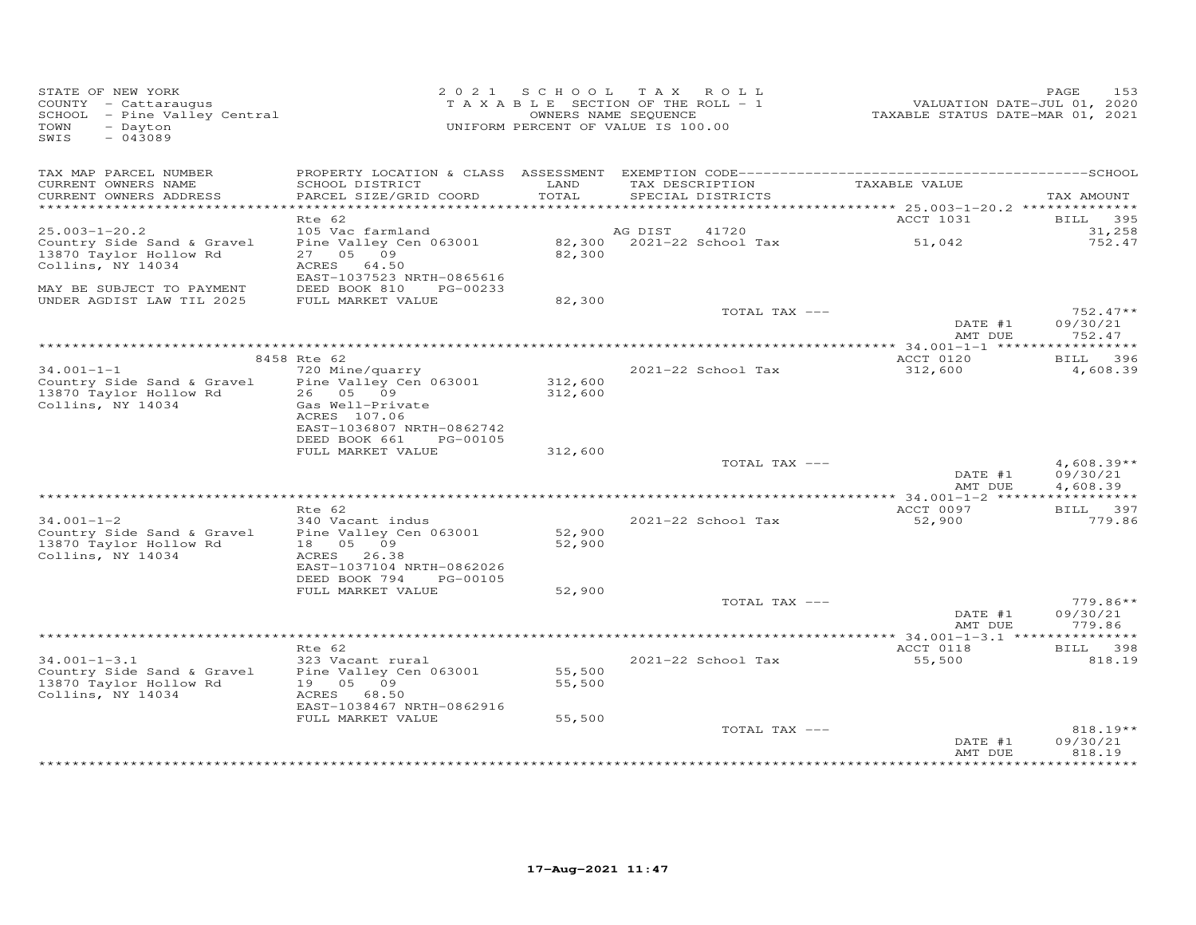STATE OF NEW YORK
COUNTY - Cattaraugus
SCHOOL - Pine Valley Central
TOWN - Dayton
SWIS - 043089

2021 SCHOOL TAX ROLL
TAXABLE SECTION OF THE ROLL - 1
OWNERS NAME SEQUENCE
UNIFORM PERCENT OF VALUE IS 100.00

VALUATION DATE-JUL 01, 2020
TAXABLE STATUS DATE-MAR 01, 2021

| TAX MAP PARCEL NUMBER / CURRENT OWNERS NAME / CURRENT OWNERS ADDRESS | PROPERTY LOCATION & CLASS / SCHOOL DISTRICT / PARCEL SIZE/GRID COORD | ASSESSMENT LAND / TOTAL | EXEMPTION CODE / TAX DESCRIPTION / SPECIAL DISTRICTS | TAXABLE VALUE | TAX AMOUNT |
|---|---|---|---|---|---|
| **25.003-1-20.2** | Rte 62 | | | ACCT 1031 | BILL 395 |
| 25.003-1-20.2 | 105 Vac farmland | | AG DIST 41720 | | 31,258 |
| Country Side Sand & Gravel | Pine Valley Cen 063001 | 82,300 | 2021-22 School Tax | 51,042 | 752.47 |
| 13870 Taylor Hollow Rd | 27 05 09 | 82,300 | | | |
| Collins, NY 14034 | ACRES 64.50 | | | | |
| | EAST-1037523 NRTH-0865616 | | | | |
| MAY BE SUBJECT TO PAYMENT | DEED BOOK 810 PG-00233 | | | | |
| UNDER AGDIST LAW TIL 2025 | FULL MARKET VALUE | 82,300 | | | |
| | | | TOTAL TAX --- | | 752.47** |
| | | | | DATE #1 | 09/30/21 |
| | | | | AMT DUE | 752.47 |
| **34.001-1-1** | 8458 Rte 62 | | | ACCT 0120 | BILL 396 |
| 34.001-1-1 | 720 Mine/quarry | | 2021-22 School Tax | 312,600 | 4,608.39 |
| Country Side Sand & Gravel | Pine Valley Cen 063001 | 312,600 | | | |
| 13870 Taylor Hollow Rd | 26 05 09 | 312,600 | | | |
| Collins, NY 14034 | Gas Well-Private | | | | |
| | ACRES 107.06 | | | | |
| | EAST-1036807 NRTH-0862742 | | | | |
| | DEED BOOK 661 PG-00105 | | | | |
| | FULL MARKET VALUE | 312,600 | | | |
| | | | TOTAL TAX --- | | 4,608.39** |
| | | | | DATE #1 | 09/30/21 |
| | | | | AMT DUE | 4,608.39 |
| **34.001-1-2** | Rte 62 | | | ACCT 0097 | BILL 397 |
| 34.001-1-2 | 340 Vacant indus | | 2021-22 School Tax | 52,900 | 779.86 |
| Country Side Sand & Gravel | Pine Valley Cen 063001 | 52,900 | | | |
| 13870 Taylor Hollow Rd | 18 05 09 | 52,900 | | | |
| Collins, NY 14034 | ACRES 26.38 | | | | |
| | EAST-1037104 NRTH-0862026 | | | | |
| | DEED BOOK 794 PG-00105 | | | | |
| | FULL MARKET VALUE | 52,900 | | | |
| | | | TOTAL TAX --- | | 779.86** |
| | | | | DATE #1 | 09/30/21 |
| | | | | AMT DUE | 779.86 |
| **34.001-1-3.1** | Rte 62 | | | ACCT 0118 | BILL 398 |
| 34.001-1-3.1 | 323 Vacant rural | | 2021-22 School Tax | 55,500 | 818.19 |
| Country Side Sand & Gravel | Pine Valley Cen 063001 | 55,500 | | | |
| 13870 Taylor Hollow Rd | 19 05 09 | 55,500 | | | |
| Collins, NY 14034 | ACRES 68.50 | | | | |
| | EAST-1038467 NRTH-0862916 | | | | |
| | FULL MARKET VALUE | 55,500 | | | |
| | | | TOTAL TAX --- | | 818.19** |
| | | | | DATE #1 | 09/30/21 |
| | | | | AMT DUE | 818.19 |

17-Aug-2021 11:47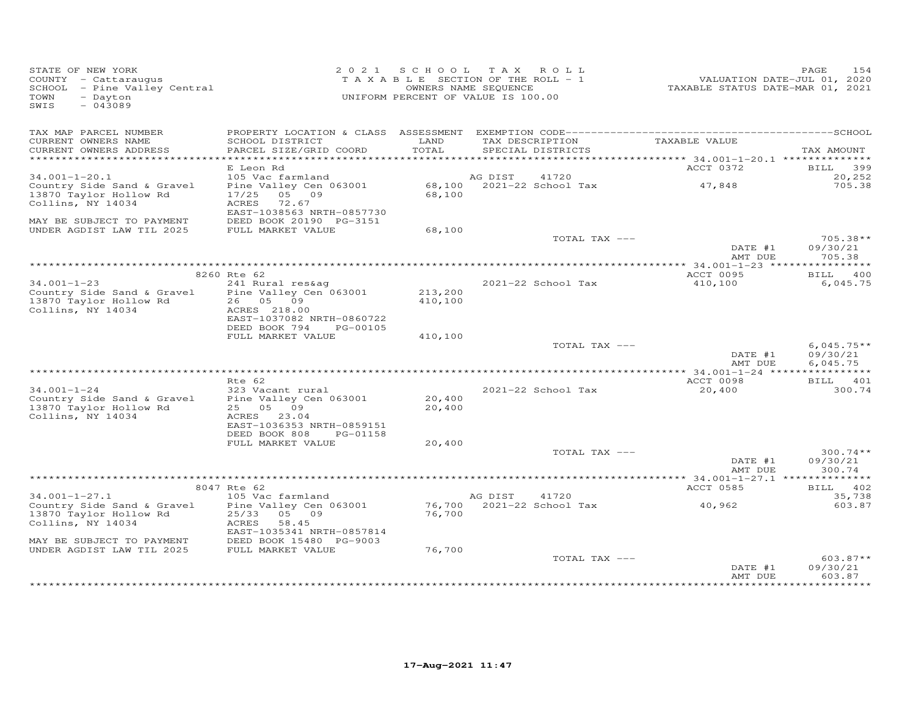STATE OF NEW YORK
COUNTY - Cattaraugus
SCHOOL - Pine Valley Central
TOWN - Dayton
SWIS - 043089

2021 SCHOOL TAX ROLL
TAXABLE SECTION OF THE ROLL - 1
OWNERS NAME SEQUENCE
UNIFORM PERCENT OF VALUE IS 100.00

VALUATION DATE-JUL 01, 2020
TAXABLE STATUS DATE-MAR 01, 2021

| TAX MAP PARCEL NUMBER / CURRENT OWNERS NAME / CURRENT OWNERS ADDRESS | PROPERTY LOCATION & CLASS / SCHOOL DISTRICT / PARCEL SIZE/GRID COORD | ASSESSMENT LAND / TOTAL | EXEMPTION CODE / TAX DESCRIPTION / SPECIAL DISTRICTS | TAXABLE VALUE | TAX AMOUNT |
|---|---|---|---|---|---|
| 34.001-1-20.1 | E Leon Rd | | | ACCT 0372 | BILL 399 |
| Country Side Sand & Gravel | 105 Vac farmland | | AG DIST 41720 | | 20,252 |
| 13870 Taylor Hollow Rd | Pine Valley Cen 063001 | 68,100 | 2021-22 School Tax | 47,848 | 705.38 |
| Collins, NY 14034 | 17/25 05 09 | 68,100 | | | |
| | ACRES 72.67 | | | | |
| | EAST-1038563 NRTH-0857730 | | | | |
| MAY BE SUBJECT TO PAYMENT | DEED BOOK 20190 PG-3151 | | | | |
| UNDER AGDIST LAW TIL 2025 | FULL MARKET VALUE | 68,100 | | | |
| | | | TOTAL TAX --- | | 705.38** |
| | | | | DATE #1 | 09/30/21 |
| | | | | AMT DUE | 705.38 |
| 34.001-1-23 | 8260 Rte 62 | | | ACCT 0095 | BILL 400 |
| Country Side Sand & Gravel | 241 Rural res&ag | | | | |
| 13870 Taylor Hollow Rd | Pine Valley Cen 063001 | 213,200 | 2021-22 School Tax | 410,100 | 6,045.75 |
| Collins, NY 14034 | 26 05 09 | 410,100 | | | |
| | ACRES 218.00 | | | | |
| | EAST-1037082 NRTH-0860722 | | | | |
| | DEED BOOK 794 PG-00105 | | | | |
| | FULL MARKET VALUE | 410,100 | | | |
| | | | TOTAL TAX --- | | 6,045.75** |
| | | | | DATE #1 | 09/30/21 |
| | | | | AMT DUE | 6,045.75 |
| 34.001-1-24 | Rte 62 | | | ACCT 0098 | BILL 401 |
| Country Side Sand & Gravel | 323 Vacant rural | | | | |
| 13870 Taylor Hollow Rd | Pine Valley Cen 063001 | 20,400 | 2021-22 School Tax | 20,400 | 300.74 |
| Collins, NY 14034 | 25 05 09 | 20,400 | | | |
| | ACRES 23.04 | | | | |
| | EAST-1036353 NRTH-0859151 | | | | |
| | DEED BOOK 808 PG-01158 | | | | |
| | FULL MARKET VALUE | 20,400 | | | |
| | | | TOTAL TAX --- | | 300.74** |
| | | | | DATE #1 | 09/30/21 |
| | | | | AMT DUE | 300.74 |
| 34.001-1-27.1 | 8047 Rte 62 | | | ACCT 0585 | BILL 402 |
| Country Side Sand & Gravel | 105 Vac farmland | | AG DIST 41720 | | 35,738 |
| 13870 Taylor Hollow Rd | Pine Valley Cen 063001 | 76,700 | 2021-22 School Tax | 40,962 | 603.87 |
| Collins, NY 14034 | 25/33 05 09 | 76,700 | | | |
| | ACRES 58.45 | | | | |
| | EAST-1035341 NRTH-0857814 | | | | |
| MAY BE SUBJECT TO PAYMENT | DEED BOOK 15480 PG-9003 | | | | |
| UNDER AGDIST LAW TIL 2025 | FULL MARKET VALUE | 76,700 | | | |
| | | | TOTAL TAX --- | | 603.87** |
| | | | | DATE #1 | 09/30/21 |
| | | | | AMT DUE | 603.87 |

17-Aug-2021 11:47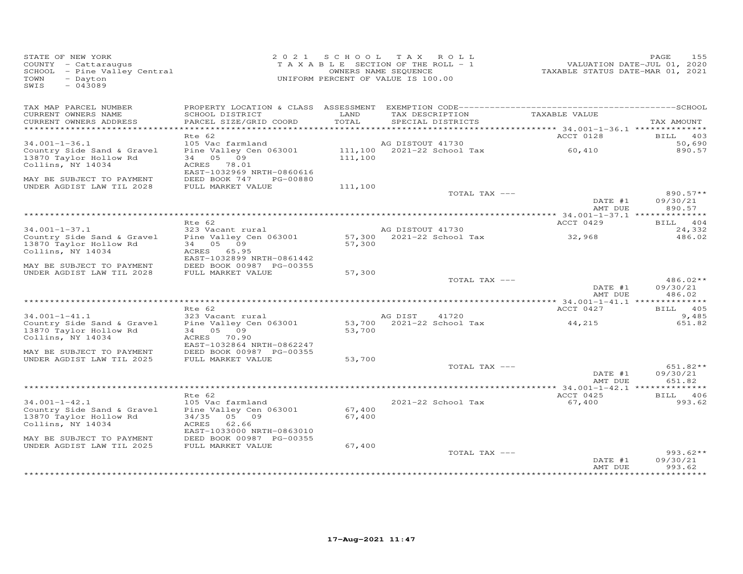STATE OF NEW YORK
COUNTY - Cattaraugus
SCHOOL - Pine Valley Central
TOWN - Dayton
SWIS - 043089

2021 SCHOOL TAX ROLL
TAXABLE SECTION OF THE ROLL - 1
OWNERS NAME SEQUENCE
UNIFORM PERCENT OF VALUE IS 100.00

VALUATION DATE-JUL 01, 2020
TAXABLE STATUS DATE-MAR 01, 2021

| TAX MAP PARCEL NUMBER / CURRENT OWNERS NAME / CURRENT OWNERS ADDRESS | PROPERTY LOCATION & CLASS / SCHOOL DISTRICT / PARCEL SIZE/GRID COORD | ASSESSMENT LAND / TOTAL | EXEMPTION CODE / TAX DESCRIPTION / SPECIAL DISTRICTS | TAXABLE VALUE | TAX AMOUNT |
|---|---|---|---|---|---|
| 34.001-1-36.1 | Rte 62 | | | ACCT 0128 | BILL 403 |
| | 105 Vac farmland | | AG DISTOUT 41730 | | 50,690 |
| Country Side Sand & Gravel | Pine Valley Cen 063001 | 111,100 | 2021-22 School Tax | 60,410 | 890.57 |
| 13870 Taylor Hollow Rd | 34 05 09 | 111,100 | | | |
| Collins, NY 14034 | ACRES 78.01 | | | | |
| | EAST-1032969 NRTH-0860616 | | | | |
| MAY BE SUBJECT TO PAYMENT | DEED BOOK 747 PG-00880 | | | | |
| UNDER AGDIST LAW TIL 2028 | FULL MARKET VALUE | 111,100 | | | |
| | | | TOTAL TAX --- | | 890.57** |
| | | | | DATE #1 | 09/30/21 |
| | | | | AMT DUE | 890.57 |
| 34.001-1-37.1 | Rte 62 | | | ACCT 0429 | BILL 404 |
| | 323 Vacant rural | | AG DISTOUT 41730 | | 24,332 |
| Country Side Sand & Gravel | Pine Valley Cen 063001 | 57,300 | 2021-22 School Tax | 32,968 | 486.02 |
| 13870 Taylor Hollow Rd | 34 05 09 | 57,300 | | | |
| Collins, NY 14034 | ACRES 65.95 | | | | |
| | EAST-1032899 NRTH-0861442 | | | | |
| MAY BE SUBJECT TO PAYMENT | DEED BOOK 00987 PG-00355 | | | | |
| UNDER AGDIST LAW TIL 2028 | FULL MARKET VALUE | 57,300 | | | |
| | | | TOTAL TAX --- | | 486.02** |
| | | | | DATE #1 | 09/30/21 |
| | | | | AMT DUE | 486.02 |
| 34.001-1-41.1 | Rte 62 | | | ACCT 0427 | BILL 405 |
| | 323 Vacant rural | | AG DIST 41720 | | 9,485 |
| Country Side Sand & Gravel | Pine Valley Cen 063001 | 53,700 | 2021-22 School Tax | 44,215 | 651.82 |
| 13870 Taylor Hollow Rd | 34 05 09 | 53,700 | | | |
| Collins, NY 14034 | ACRES 70.90 | | | | |
| | EAST-1032864 NRTH-0862247 | | | | |
| MAY BE SUBJECT TO PAYMENT | DEED BOOK 00987 PG-00355 | | | | |
| UNDER AGDIST LAW TIL 2025 | FULL MARKET VALUE | 53,700 | | | |
| | | | TOTAL TAX --- | | 651.82** |
| | | | | DATE #1 | 09/30/21 |
| | | | | AMT DUE | 651.82 |
| 34.001-1-42.1 | Rte 62 | | | ACCT 0425 | BILL 406 |
| | 105 Vac farmland | | 2021-22 School Tax | 67,400 | 993.62 |
| Country Side Sand & Gravel | Pine Valley Cen 063001 | 67,400 | | | |
| 13870 Taylor Hollow Rd | 34/35 05 09 | 67,400 | | | |
| Collins, NY 14034 | ACRES 62.66 | | | | |
| | EAST-1033000 NRTH-0863010 | | | | |
| MAY BE SUBJECT TO PAYMENT | DEED BOOK 00987 PG-00355 | | | | |
| UNDER AGDIST LAW TIL 2025 | FULL MARKET VALUE | 67,400 | | | |
| | | | TOTAL TAX --- | | 993.62** |
| | | | | DATE #1 | 09/30/21 |
| | | | | AMT DUE | 993.62 |

17-Aug-2021 11:47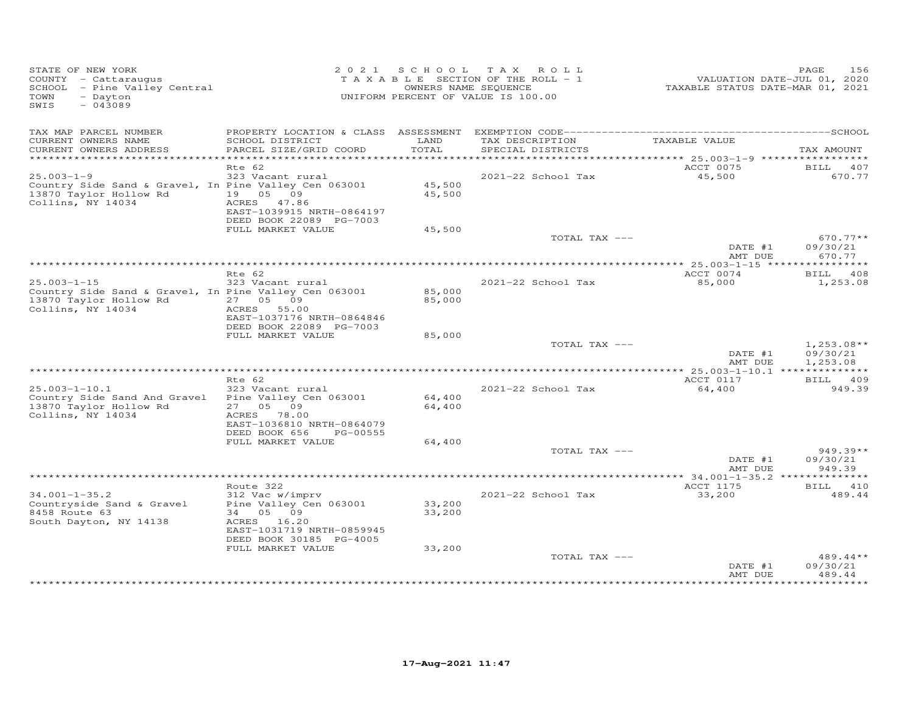STATE OF NEW YORK
COUNTY - Cattaraugus
SCHOOL - Pine Valley Central
TOWN - Dayton
SWIS - 043089

2 0 2 1 S C H O O L T A X R O L L
T A X A B L E SECTION OF THE ROLL - 1
OWNERS NAME SEQUENCE
UNIFORM PERCENT OF VALUE IS 100.00

VALUATION DATE-JUL 01, 2020
TAXABLE STATUS DATE-MAR 01, 2021

| TAX MAP PARCEL NUMBER / CURRENT OWNERS NAME / CURRENT OWNERS ADDRESS | PROPERTY LOCATION & CLASS / SCHOOL DISTRICT / PARCEL SIZE/GRID COORD | ASSESSMENT LAND / TOTAL | EXEMPTION CODE / TAX DESCRIPTION / SPECIAL DISTRICTS | TAXABLE VALUE | TAX AMOUNT |
|---|---|---|---|---|---|
| 25.003-1-9 | Rte 62 | | | ACCT 0075 | BILL 407 |
| Country Side Sand & Gravel, In | 323 Vacant rural | | 2021-22 School Tax | 45,500 | 670.77 |
| 13870 Taylor Hollow Rd | Pine Valley Cen 063001 | 45,500 | | | |
| Collins, NY 14034 | 19 05 09 | 45,500 | | | |
| | ACRES 47.86 | | | | |
| | EAST-1039915 NRTH-0864197 | | | | |
| | DEED BOOK 22089 PG-7003 | | | | |
| | FULL MARKET VALUE | 45,500 | | | |
| | | | TOTAL TAX --- | | 670.77** |
| | | | | DATE #1 | 09/30/21 |
| | | | | AMT DUE | 670.77 |
| 25.003-1-15 | Rte 62 | | | ACCT 0074 | BILL 408 |
| Country Side Sand & Gravel, In | 323 Vacant rural | | 2021-22 School Tax | 85,000 | 1,253.08 |
| 13870 Taylor Hollow Rd | Pine Valley Cen 063001 | 85,000 | | | |
| Collins, NY 14034 | 27 05 09 | 85,000 | | | |
| | ACRES 55.00 | | | | |
| | EAST-1037176 NRTH-0864846 | | | | |
| | DEED BOOK 22089 PG-7003 | | | | |
| | FULL MARKET VALUE | 85,000 | | | |
| | | | TOTAL TAX --- | | 1,253.08** |
| | | | | DATE #1 | 09/30/21 |
| | | | | AMT DUE | 1,253.08 |
| 25.003-1-10.1 | Rte 62 | | | ACCT 0117 | BILL 409 |
| Country Side Sand And Gravel | 323 Vacant rural | | 2021-22 School Tax | 64,400 | 949.39 |
| 13870 Taylor Hollow Rd | Pine Valley Cen 063001 | 64,400 | | | |
| Collins, NY 14034 | 27 05 09 | 64,400 | | | |
| | ACRES 78.00 | | | | |
| | EAST-1036810 NRTH-0864079 | | | | |
| | DEED BOOK 656 PG-00555 | | | | |
| | FULL MARKET VALUE | 64,400 | | | |
| | | | TOTAL TAX --- | | 949.39** |
| | | | | DATE #1 | 09/30/21 |
| | | | | AMT DUE | 949.39 |
| 34.001-1-35.2 | Route 322 | | | ACCT 1175 | BILL 410 |
| Countryside Sand & Gravel | 312 Vac w/imprv | | 2021-22 School Tax | 33,200 | 489.44 |
| 8458 Route 63 | Pine Valley Cen 063001 | 33,200 | | | |
| South Dayton, NY 14138 | 34 05 09 | 33,200 | | | |
| | ACRES 16.20 | | | | |
| | EAST-1031719 NRTH-0859945 | | | | |
| | DEED BOOK 30185 PG-4005 | | | | |
| | FULL MARKET VALUE | 33,200 | | | |
| | | | TOTAL TAX --- | | 489.44** |
| | | | | DATE #1 | 09/30/21 |
| | | | | AMT DUE | 489.44 |

17-Aug-2021 11:47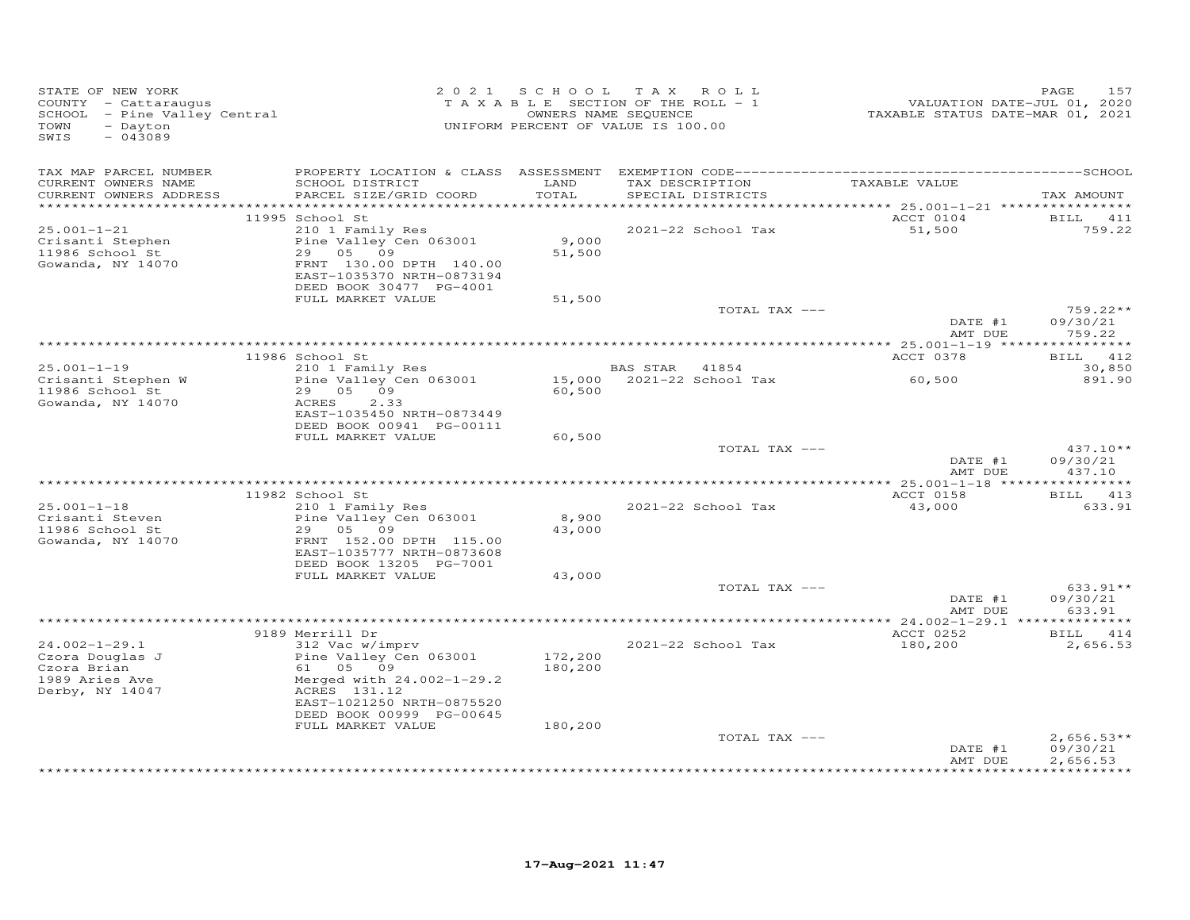STATE OF NEW YORK
COUNTY - Cattaraugus
SCHOOL - Pine Valley Central
TOWN - Dayton
SWIS - 043089

2021 SCHOOL TAX ROLL
TAXABLE SECTION OF THE ROLL - 1
OWNERS NAME SEQUENCE
UNIFORM PERCENT OF VALUE IS 100.00

VALUATION DATE-JUL 01, 2020
TAXABLE STATUS DATE-MAR 01, 2021

| TAX MAP PARCEL NUMBER / CURRENT OWNERS NAME / CURRENT OWNERS ADDRESS | PROPERTY LOCATION & CLASS / SCHOOL DISTRICT / PARCEL SIZE/GRID COORD | ASSESSMENT LAND / TOTAL | EXEMPTION CODE / TAX DESCRIPTION / SPECIAL DISTRICTS | TAXABLE VALUE | TAX AMOUNT |
|---|---|---|---|---|---|
| | 11995 School St | | | ACCT 0104 | BILL 411 |
| 25.001-1-21 | 210 1 Family Res | | 2021-22 School Tax | 51,500 | 759.22 |
| Crisanti Stephen | Pine Valley Cen 063001 | 9,000 | | | |
| 11986 School St | 29 05 09 | 51,500 | | | |
| Gowanda, NY 14070 | FRNT 130.00 DPTH 140.00 | | | | |
| | EAST-1035370 NRTH-0873194 | | | | |
| | DEED BOOK 30477 PG-4001 | | | | |
| | FULL MARKET VALUE | 51,500 | | | |
| | | | TOTAL TAX --- | | 759.22** |
| | | | | DATE #1 | 09/30/21 |
| | | | | AMT DUE | 759.22 |
| | 11986 School St | | | ACCT 0378 | BILL 412 |
| 25.001-1-19 | 210 1 Family Res | | BAS STAR 41854 | | 30,850 |
| Crisanti Stephen W | Pine Valley Cen 063001 | 15,000 | 2021-22 School Tax | 60,500 | 891.90 |
| 11986 School St | 29 05 09 | 60,500 | | | |
| Gowanda, NY 14070 | ACRES 2.33 | | | | |
| | EAST-1035450 NRTH-0873449 | | | | |
| | DEED BOOK 00941 PG-00111 | | | | |
| | FULL MARKET VALUE | 60,500 | | | |
| | | | TOTAL TAX --- | | 437.10** |
| | | | | DATE #1 | 09/30/21 |
| | | | | AMT DUE | 437.10 |
| | 11982 School St | | | ACCT 0158 | BILL 413 |
| 25.001-1-18 | 210 1 Family Res | | 2021-22 School Tax | 43,000 | 633.91 |
| Crisanti Steven | Pine Valley Cen 063001 | 8,900 | | | |
| 11986 School St | 29 05 09 | 43,000 | | | |
| Gowanda, NY 14070 | FRNT 152.00 DPTH 115.00 | | | | |
| | EAST-1035777 NRTH-0873608 | | | | |
| | DEED BOOK 13205 PG-7001 | | | | |
| | FULL MARKET VALUE | 43,000 | | | |
| | | | TOTAL TAX --- | | 633.91** |
| | | | | DATE #1 | 09/30/21 |
| | | | | AMT DUE | 633.91 |
| | 9189 Merrill Dr | | | ACCT 0252 | BILL 414 |
| 24.002-1-29.1 | 312 Vac w/imprv | | 2021-22 School Tax | 180,200 | 2,656.53 |
| Czora Douglas J | Pine Valley Cen 063001 | 172,200 | | | |
| Czora Brian | 61 05 09 | 180,200 | | | |
| 1989 Aries Ave | Merged with 24.002-1-29.2 | | | | |
| Derby, NY 14047 | ACRES 131.12 | | | | |
| | EAST-1021250 NRTH-0875520 | | | | |
| | DEED BOOK 00999 PG-00645 | | | | |
| | FULL MARKET VALUE | 180,200 | | | |
| | | | TOTAL TAX --- | | 2,656.53** |
| | | | | DATE #1 | 09/30/21 |
| | | | | AMT DUE | 2,656.53 |

17-Aug-2021 11:47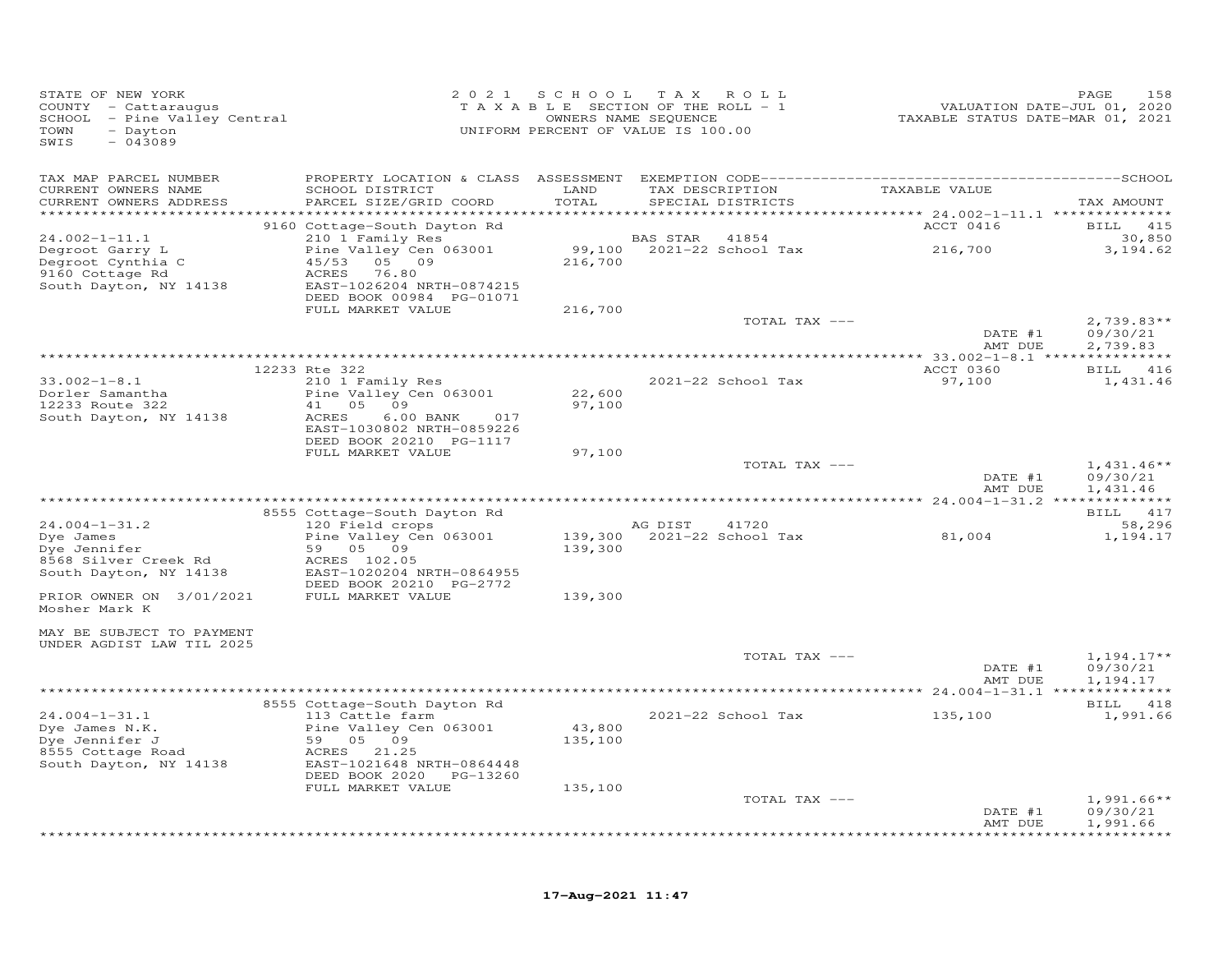STATE OF NEW YORK
COUNTY - Cattaraugus
SCHOOL - Pine Valley Central
TOWN - Dayton
SWIS - 043089

2021 SCHOOL TAX ROLL
TAXABLE SECTION OF THE ROLL - 1
OWNERS NAME SEQUENCE
UNIFORM PERCENT OF VALUE IS 100.00

VALUATION DATE-JUL 01, 2020
TAXABLE STATUS DATE-MAR 01, 2021

| TAX MAP PARCEL NUMBER / CURRENT OWNERS NAME / CURRENT OWNERS ADDRESS | PROPERTY LOCATION & CLASS / SCHOOL DISTRICT / PARCEL SIZE/GRID COORD | ASSESSMENT LAND / TOTAL | EXEMPTION CODE / TAX DESCRIPTION / SPECIAL DISTRICTS | TAXABLE VALUE | TAX AMOUNT |
|---|---|---|---|---|---|
| | 9160 Cottage-South Dayton Rd | | | ACCT 0416 | BILL 415 |
| 24.002-1-11.1 | 210 1 Family Res | | BAS STAR 41854 | | 30,850 |
| Degroot Garry L | Pine Valley Cen 063001 | 99,100 | 2021-22 School Tax | 216,700 | 3,194.62 |
| Degroot Cynthia C | 45/53 05 09 | 216,700 | | | |
| 9160 Cottage Rd | ACRES 76.80 | | | | |
| South Dayton, NY 14138 | EAST-1026204 NRTH-0874215 | | | | |
| | DEED BOOK 00984 PG-01071 | | | | |
| | FULL MARKET VALUE | 216,700 | | | |
| | | | TOTAL TAX --- | | 2,739.83** |
| | | | | DATE #1 | 09/30/21 |
| | | | | AMT DUE | 2,739.83 |
| | 12233 Rte 322 | | | ACCT 0360 | BILL 416 |
| 33.002-1-8.1 | 210 1 Family Res | | 2021-22 School Tax | 97,100 | 1,431.46 |
| Dorler Samantha | Pine Valley Cen 063001 | 22,600 | | | |
| 12233 Route 322 | 41 05 09 | 97,100 | | | |
| South Dayton, NY 14138 | ACRES 6.00 BANK 017 | | | | |
| | EAST-1030802 NRTH-0859226 | | | | |
| | DEED BOOK 20210 PG-1117 | | | | |
| | FULL MARKET VALUE | 97,100 | | | |
| | | | TOTAL TAX --- | | 1,431.46** |
| | | | | DATE #1 | 09/30/21 |
| | | | | AMT DUE | 1,431.46 |
| | 8555 Cottage-South Dayton Rd | | | | BILL 417 |
| 24.004-1-31.2 | 120 Field crops | | AG DIST 41720 | | 58,296 |
| Dye James | Pine Valley Cen 063001 | 139,300 | 2021-22 School Tax | 81,004 | 1,194.17 |
| Dye Jennifer | 59 05 09 | 139,300 | | | |
| 8568 Silver Creek Rd | ACRES 102.05 | | | | |
| South Dayton, NY 14138 | EAST-1020204 NRTH-0864955 | | | | |
| | DEED BOOK 20210 PG-2772 | | | | |
| PRIOR OWNER ON 3/01/2021 | FULL MARKET VALUE | 139,300 | | | |
| Mosher Mark K | | | | | |
| MAY BE SUBJECT TO PAYMENT | | | | | |
| UNDER AGDIST LAW TIL 2025 | | | | | |
| | | | TOTAL TAX --- | | 1,194.17** |
| | | | | DATE #1 | 09/30/21 |
| | | | | AMT DUE | 1,194.17 |
| | 8555 Cottage-South Dayton Rd | | | | BILL 418 |
| 24.004-1-31.1 | 113 Cattle farm | | 2021-22 School Tax | 135,100 | 1,991.66 |
| Dye James N.K. | Pine Valley Cen 063001 | 43,800 | | | |
| Dye Jennifer J | 59 05 09 | 135,100 | | | |
| 8555 Cottage Road | ACRES 21.25 | | | | |
| South Dayton, NY 14138 | EAST-1021648 NRTH-0864448 | | | | |
| | DEED BOOK 2020 PG-13260 | | | | |
| | FULL MARKET VALUE | 135,100 | | | |
| | | | TOTAL TAX --- | | 1,991.66** |
| | | | | DATE #1 | 09/30/21 |
| | | | | AMT DUE | 1,991.66 |

17-Aug-2021 11:47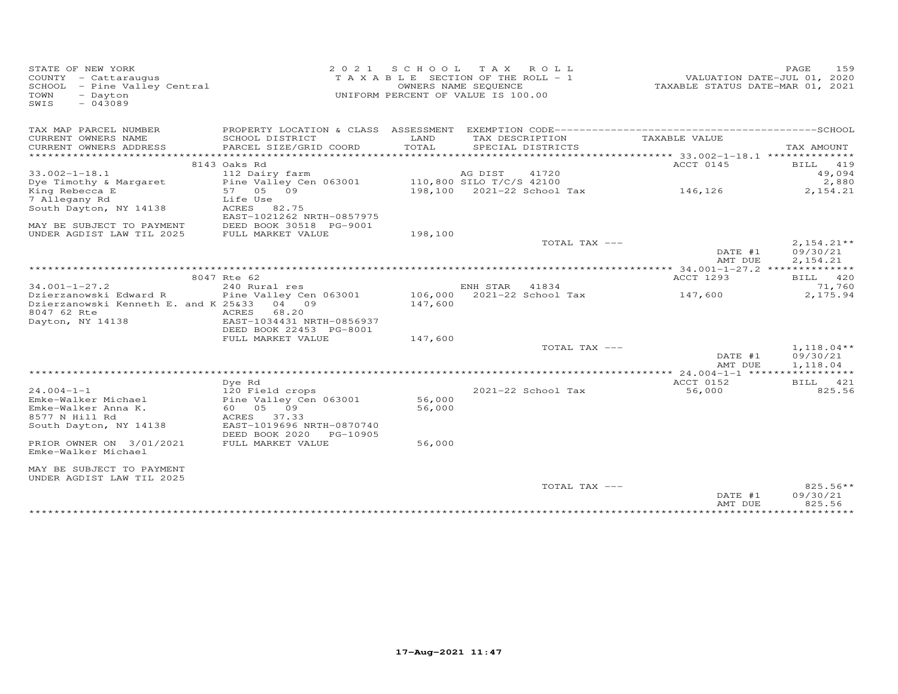STATE OF NEW YORK
COUNTY - Cattaraugus
SCHOOL - Pine Valley Central
TOWN - Dayton
SWIS - 043089

2021 SCHOOL TAX ROLL
TAXABLE SECTION OF THE ROLL - 1
OWNERS NAME SEQUENCE
UNIFORM PERCENT OF VALUE IS 100.00

VALUATION DATE-JUL 01, 2020
TAXABLE STATUS DATE-MAR 01, 2021

| TAX MAP PARCEL NUMBER / CURRENT OWNERS NAME / CURRENT OWNERS ADDRESS | PROPERTY LOCATION & CLASS / SCHOOL DISTRICT / PARCEL SIZE/GRID COORD | ASSESSMENT LAND / TOTAL | EXEMPTION CODE / TAX DESCRIPTION / SPECIAL DISTRICTS | TAXABLE VALUE | SCHOOL / TAX AMOUNT |
|---|---|---|---|---|---|
| **33.002-1-18.1** | 8143 Oaks Rd | | | ACCT 0145 | BILL 419 |
| Dye Timothy & Margaret | 112 Dairy farm | | AG DIST 41720 | | 49,094 |
| King Rebecca E | Pine Valley Cen 063001 | 110,800 | SILO T/C/S 42100 | | 2,880 |
| 7 Allegany Rd | 57 05 09 | 198,100 | 2021-22 School Tax | 146,126 | 2,154.21 |
| South Dayton, NY 14138 | Life Use | | | | |
| | ACRES 82.75 | | | | |
| | EAST-1021262 NRTH-0857975 | | | | |
| MAY BE SUBJECT TO PAYMENT | DEED BOOK 30518 PG-9001 | | | | |
| UNDER AGDIST LAW TIL 2025 | FULL MARKET VALUE | 198,100 | | | |
| | | | TOTAL TAX --- | | 2,154.21** |
| | | | | DATE #1 | 09/30/21 |
| | | | | AMT DUE | 2,154.21 |
| **34.001-1-27.2** | 8047 Rte 62 | | | ACCT 1293 | BILL 420 |
| Dzierzanowski Edward R | 240 Rural res | | ENH STAR 41834 | | 71,760 |
| Dzierzanowski Kenneth E. and K | Pine Valley Cen 063001 | 106,000 | 2021-22 School Tax | 147,600 | 2,175.94 |
| 8047 62 Rte | 25&33 04 09 | 147,600 | | | |
| Dayton, NY 14138 | ACRES 68.20 | | | | |
| | EAST-1034431 NRTH-0856937 | | | | |
| | DEED BOOK 22453 PG-8001 | | | | |
| | FULL MARKET VALUE | 147,600 | | | |
| | | | TOTAL TAX --- | | 1,118.04** |
| | | | | DATE #1 | 09/30/21 |
| | | | | AMT DUE | 1,118.04 |
| **24.004-1-1** | Dye Rd | | | ACCT 0152 | BILL 421 |
| Emke-Walker Michael | 120 Field crops | | 2021-22 School Tax | 56,000 | 825.56 |
| Emke-Walker Anna K. | Pine Valley Cen 063001 | 56,000 | | | |
| 8577 N Hill Rd | 60 05 09 | 56,000 | | | |
| South Dayton, NY 14138 | ACRES 37.33 | | | | |
| | EAST-1019696 NRTH-0870740 | | | | |
| | DEED BOOK 2020 PG-10905 | | | | |
| PRIOR OWNER ON 3/01/2021 | FULL MARKET VALUE | 56,000 | | | |
| Emke-Walker Michael | | | | | |
| MAY BE SUBJECT TO PAYMENT | | | | | |
| UNDER AGDIST LAW TIL 2025 | | | | | |
| | | | TOTAL TAX --- | | 825.56** |
| | | | | DATE #1 | 09/30/21 |
| | | | | AMT DUE | 825.56 |

17-Aug-2021 11:47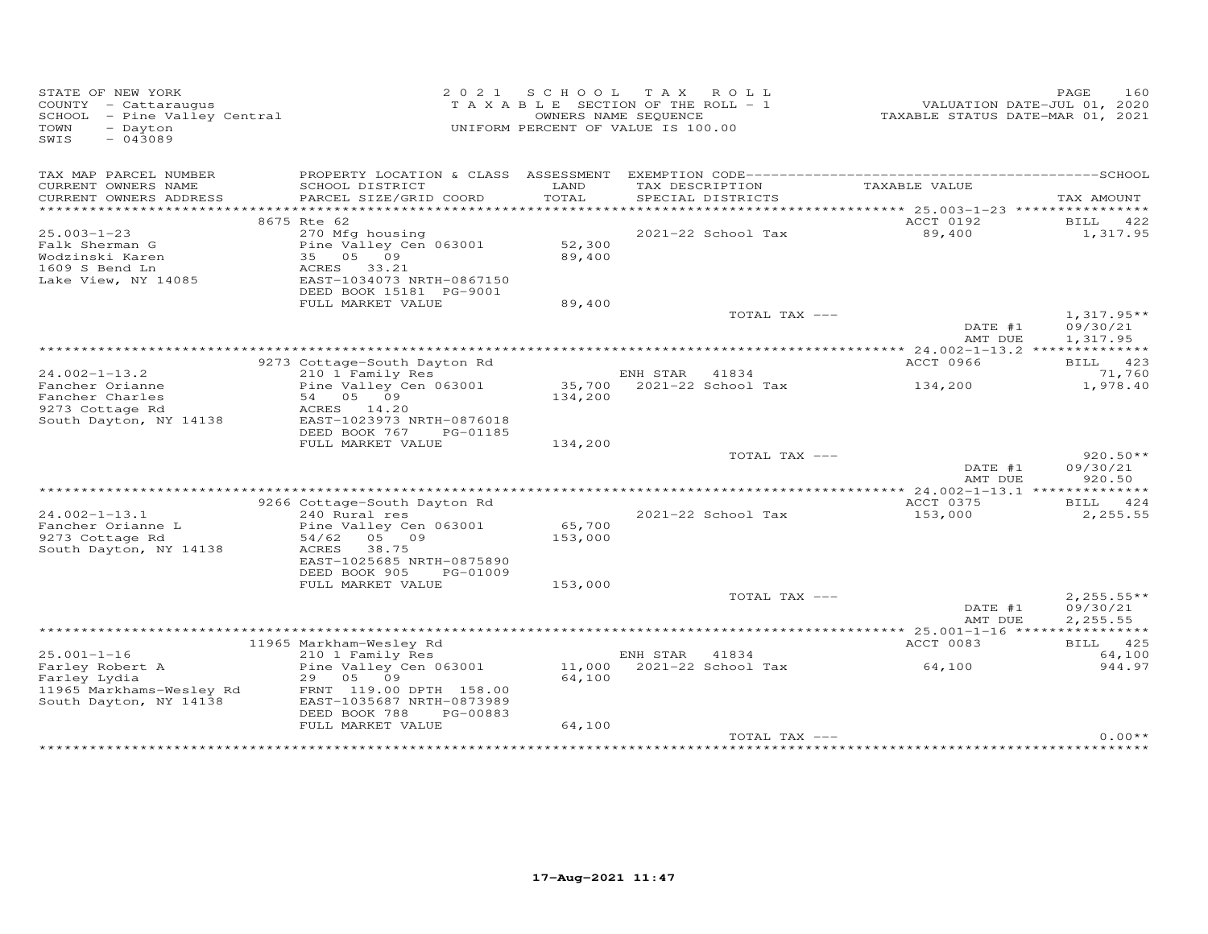STATE OF NEW YORK
COUNTY - Cattaraugus
SCHOOL - Pine Valley Central
TOWN - Dayton
SWIS - 043089

2021 SCHOOL TAX ROLL
TAXABLE SECTION OF THE ROLL - 1
OWNERS NAME SEQUENCE
UNIFORM PERCENT OF VALUE IS 100.00

VALUATION DATE-JUL 01, 2020
TAXABLE STATUS DATE-MAR 01, 2021

| TAX MAP PARCEL NUMBER / CURRENT OWNERS NAME / CURRENT OWNERS ADDRESS | PROPERTY LOCATION & CLASS / SCHOOL DISTRICT / PARCEL SIZE/GRID COORD | ASSESSMENT LAND / TOTAL | EXEMPTION CODE / TAX DESCRIPTION / SPECIAL DISTRICTS | TAXABLE VALUE | TAX AMOUNT |
|---|---|---|---|---|---|
| | 8675 Rte 62 | | | ACCT 0192 | BILL 422 |
| 25.003-1-23 | 270 Mfg housing | | 2021-22 School Tax | 89,400 | 1,317.95 |
| Falk Sherman G | Pine Valley Cen 063001 | 52,300 | | | |
| Wodzinski Karen | 35 05 09 | 89,400 | | | |
| 1609 S Bend Ln | ACRES 33.21 | | | | |
| Lake View, NY 14085 | EAST-1034073 NRTH-0867150 | | | | |
| | DEED BOOK 15181 PG-9001 | | | | |
| | FULL MARKET VALUE | 89,400 | | | |
| | | | TOTAL TAX --- | | 1,317.95** |
| | | | | DATE #1 | 09/30/21 |
| | | | | AMT DUE | 1,317.95 |
| | 9273 Cottage-South Dayton Rd | | | ACCT 0966 | BILL 423 |
| 24.002-1-13.2 | 210 1 Family Res | | ENH STAR 41834 | | 71,760 |
| Fancher Orianne | Pine Valley Cen 063001 | 35,700 | 2021-22 School Tax | 134,200 | 1,978.40 |
| Fancher Charles | 54 05 09 | 134,200 | | | |
| 9273 Cottage Rd | ACRES 14.20 | | | | |
| South Dayton, NY 14138 | EAST-1023973 NRTH-0876018 | | | | |
| | DEED BOOK 767 PG-01185 | | | | |
| | FULL MARKET VALUE | 134,200 | | | |
| | | | TOTAL TAX --- | | 920.50** |
| | | | | DATE #1 | 09/30/21 |
| | | | | AMT DUE | 920.50 |
| | 9266 Cottage-South Dayton Rd | | | ACCT 0375 | BILL 424 |
| 24.002-1-13.1 | 240 Rural res | | 2021-22 School Tax | 153,000 | 2,255.55 |
| Fancher Orianne L | Pine Valley Cen 063001 | 65,700 | | | |
| 9273 Cottage Rd | 54/62 05 09 | 153,000 | | | |
| South Dayton, NY 14138 | ACRES 38.75 | | | | |
| | EAST-1025685 NRTH-0875890 | | | | |
| | DEED BOOK 905 PG-01009 | | | | |
| | FULL MARKET VALUE | 153,000 | | | |
| | | | TOTAL TAX --- | | 2,255.55** |
| | | | | DATE #1 | 09/30/21 |
| | | | | AMT DUE | 2,255.55 |
| | 11965 Markham-Wesley Rd | | | ACCT 0083 | BILL 425 |
| 25.001-1-16 | 210 1 Family Res | | ENH STAR 41834 | | 64,100 |
| Farley Robert A | Pine Valley Cen 063001 | 11,000 | 2021-22 School Tax | 64,100 | 944.97 |
| Farley Lydia | 29 05 09 | 64,100 | | | |
| 11965 Markhams-Wesley Rd | FRNT 119.00 DPTH 158.00 | | | | |
| South Dayton, NY 14138 | EAST-1035687 NRTH-0873989 | | | | |
| | DEED BOOK 788 PG-00883 | | | | |
| | FULL MARKET VALUE | 64,100 | | | |
| | | | TOTAL TAX --- | | 0.00** |

17-Aug-2021 11:47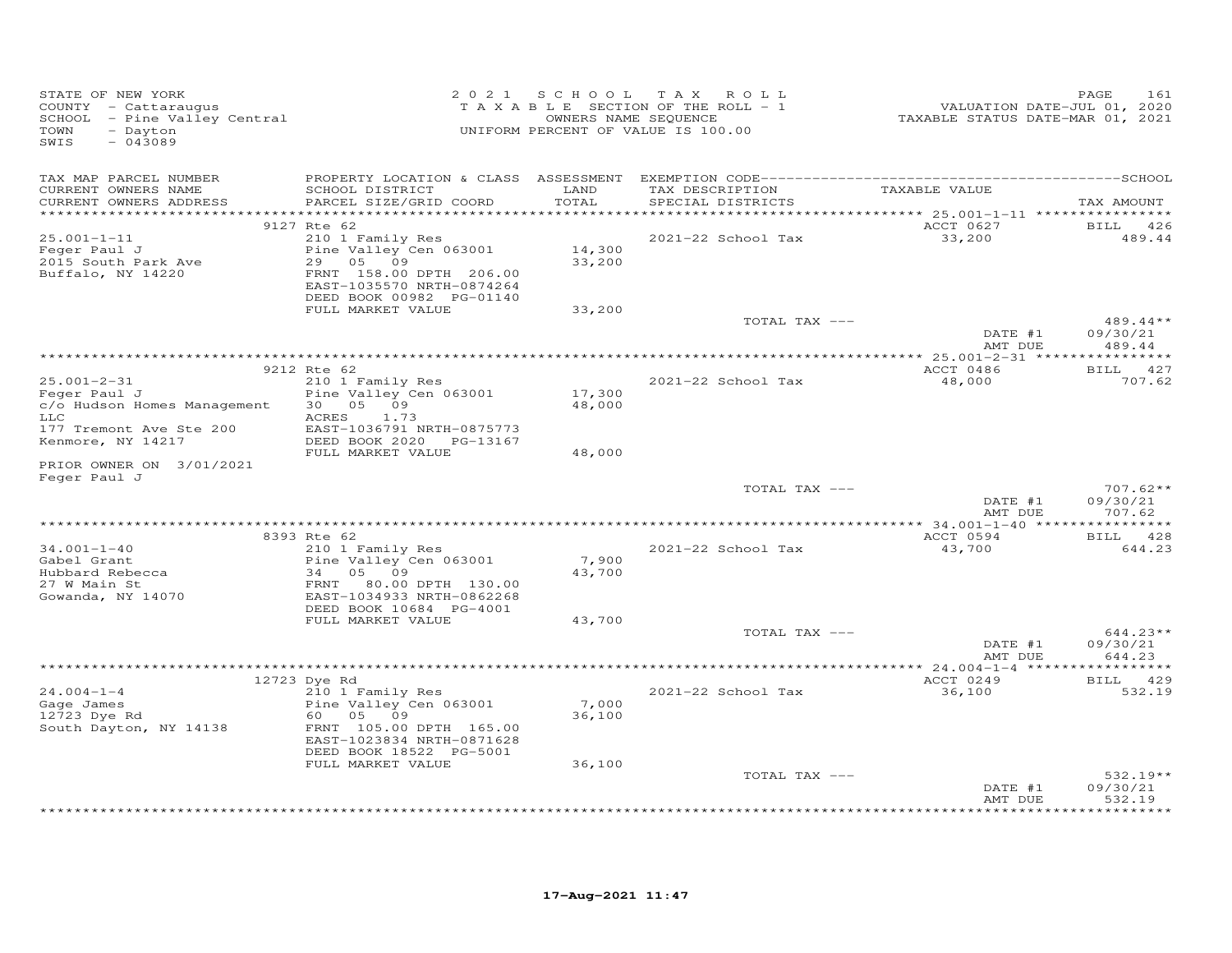STATE OF NEW YORK
COUNTY - Cattaraugus
SCHOOL - Pine Valley Central
TOWN - Dayton
SWIS - 043089

2 0 2 1 S C H O O L T A X R O L L
T A X A B L E SECTION OF THE ROLL - 1
OWNERS NAME SEQUENCE
UNIFORM PERCENT OF VALUE IS 100.00

VALUATION DATE-JUL 01, 2020
TAXABLE STATUS DATE-MAR 01, 2021

| TAX MAP PARCEL NUMBER / CURRENT OWNERS NAME / CURRENT OWNERS ADDRESS | PROPERTY LOCATION & CLASS / SCHOOL DISTRICT / PARCEL SIZE/GRID COORD | ASSESSMENT LAND / TOTAL | EXEMPTION CODE / TAX DESCRIPTION / SPECIAL DISTRICTS | TAXABLE VALUE | SCHOOL TAX AMOUNT |
|---|---|---|---|---|---|
| | 9127 Rte 62 | | | ACCT 0627 | BILL 426 |
| 25.001-1-11 | 210 1 Family Res | | 2021-22 School Tax | 33,200 | 489.44 |
| Feger Paul J | Pine Valley Cen 063001 | 14,300 | | | |
| 2015 South Park Ave | 29 05 09 | 33,200 | | | |
| Buffalo, NY 14220 | FRNT 158.00 DPTH 206.00 | | | | |
| | EAST-1035570 NRTH-0874264 | | | | |
| | DEED BOOK 00982 PG-01140 | | | | |
| | FULL MARKET VALUE | 33,200 | | | |
| | | | TOTAL TAX --- | | 489.44** |
| | | | | DATE #1 | 09/30/21 |
| | | | | AMT DUE | 489.44 |
| | 9212 Rte 62 | | | ACCT 0486 | BILL 427 |
| 25.001-2-31 | 210 1 Family Res | | 2021-22 School Tax | 48,000 | 707.62 |
| Feger Paul J | Pine Valley Cen 063001 | 17,300 | | | |
| c/o Hudson Homes Management | 30 05 09 | 48,000 | | | |
| LLC | ACRES 1.73 | | | | |
| 177 Tremont Ave Ste 200 | EAST-1036791 NRTH-0875773 | | | | |
| Kenmore, NY 14217 | DEED BOOK 2020 PG-13167 | | | | |
| | FULL MARKET VALUE | 48,000 | | | |
| PRIOR OWNER ON 3/01/2021 | | | | | |
| Feger Paul J | | | | | |
| | | | TOTAL TAX --- | | 707.62** |
| | | | | DATE #1 | 09/30/21 |
| | | | | AMT DUE | 707.62 |
| | 8393 Rte 62 | | | ACCT 0594 | BILL 428 |
| 34.001-1-40 | 210 1 Family Res | | 2021-22 School Tax | 43,700 | 644.23 |
| Gabel Grant | Pine Valley Cen 063001 | 7,900 | | | |
| Hubbard Rebecca | 34 05 09 | 43,700 | | | |
| 27 W Main St | FRNT 80.00 DPTH 130.00 | | | | |
| Gowanda, NY 14070 | EAST-1034933 NRTH-0862268 | | | | |
| | DEED BOOK 10684 PG-4001 | | | | |
| | FULL MARKET VALUE | 43,700 | | | |
| | | | TOTAL TAX --- | | 644.23** |
| | | | | DATE #1 | 09/30/21 |
| | | | | AMT DUE | 644.23 |
| | 12723 Dye Rd | | | ACCT 0249 | BILL 429 |
| 24.004-1-4 | 210 1 Family Res | | 2021-22 School Tax | 36,100 | 532.19 |
| Gage James | Pine Valley Cen 063001 | 7,000 | | | |
| 12723 Dye Rd | 60 05 09 | 36,100 | | | |
| South Dayton, NY 14138 | FRNT 105.00 DPTH 165.00 | | | | |
| | EAST-1023834 NRTH-0871628 | | | | |
| | DEED BOOK 18522 PG-5001 | | | | |
| | FULL MARKET VALUE | 36,100 | | | |
| | | | TOTAL TAX --- | | 532.19** |
| | | | | DATE #1 | 09/30/21 |
| | | | | AMT DUE | 532.19 |

17-Aug-2021 11:47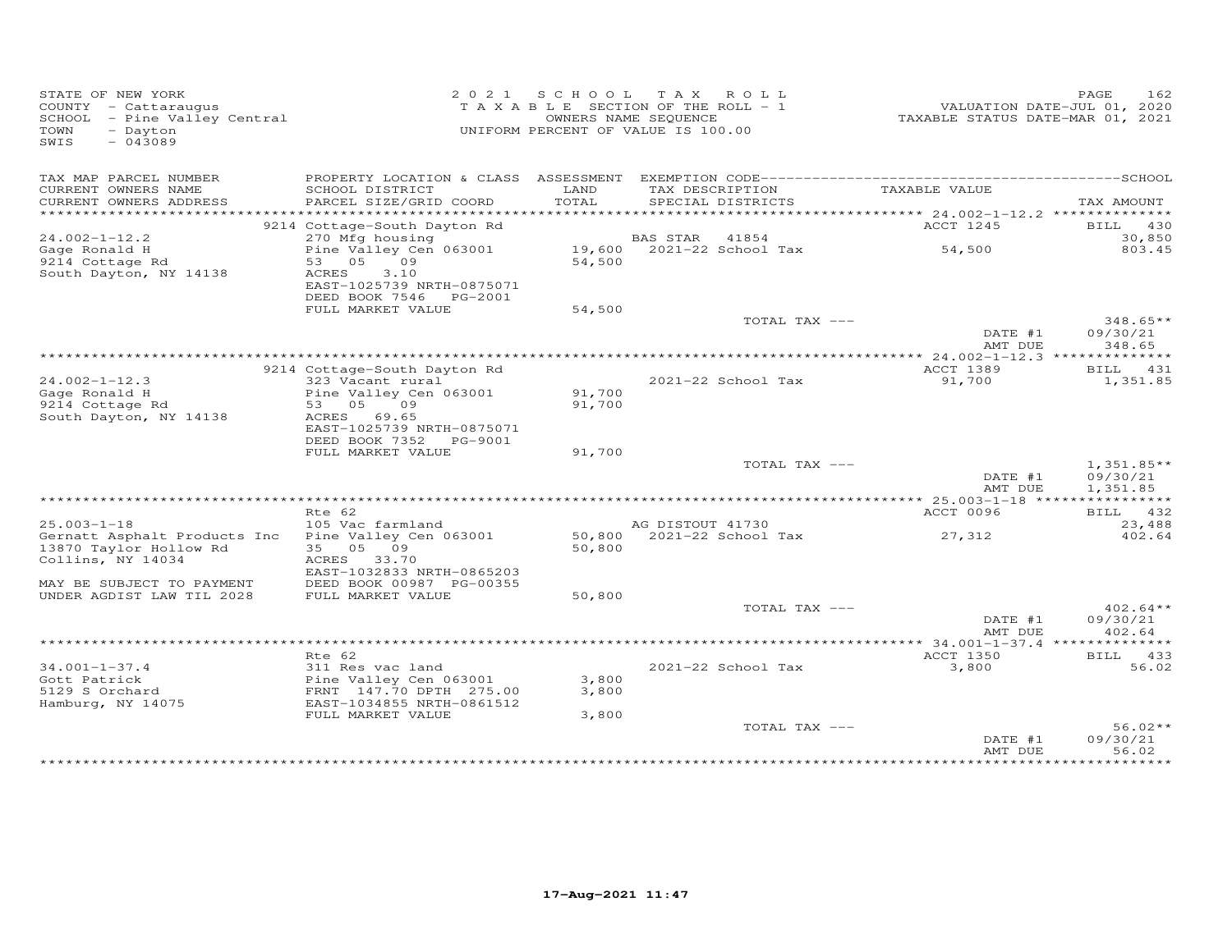STATE OF NEW YORK
COUNTY - Cattaraugus
SCHOOL - Pine Valley Central
TOWN - Dayton
SWIS - 043089

2021 SCHOOL TAX ROLL
TAXABLE SECTION OF THE ROLL - 1
OWNERS NAME SEQUENCE
UNIFORM PERCENT OF VALUE IS 100.00

VALUATION DATE-JUL 01, 2020
TAXABLE STATUS DATE-MAR 01, 2021

| TAX MAP PARCEL NUMBER / CURRENT OWNERS NAME / CURRENT OWNERS ADDRESS | PROPERTY LOCATION & CLASS / SCHOOL DISTRICT / PARCEL SIZE/GRID COORD | ASSESSMENT LAND / TOTAL | EXEMPTION CODE / TAX DESCRIPTION / SPECIAL DISTRICTS | TAXABLE VALUE | SCHOOL / TAX AMOUNT |
|---|---|---|---|---|---|
| 24.002-1-12.2 | 9214 Cottage-South Dayton Rd | | | ACCT 1245 | BILL 430 |
| Gage Ronald H | 270 Mfg housing | | BAS STAR 41854 | | 30,850 |
| 9214 Cottage Rd | Pine Valley Cen 063001 | 19,600 | 2021-22 School Tax | 54,500 | 803.45 |
| South Dayton, NY 14138 | 53 05 09 | 54,500 | | | |
| | ACRES 3.10 | | | | |
| | EAST-1025739 NRTH-0875071 | | | | |
| | DEED BOOK 7546 PG-2001 | | | | |
| | FULL MARKET VALUE | 54,500 | | | |
| | | | TOTAL TAX --- | | 348.65** |
| | | | | DATE #1 | 09/30/21 |
| | | | | AMT DUE | 348.65 |
| 24.002-1-12.3 | 9214 Cottage-South Dayton Rd | | | ACCT 1389 | BILL 431 |
| Gage Ronald H | 323 Vacant rural | | 2021-22 School Tax | 91,700 | 1,351.85 |
| 9214 Cottage Rd | Pine Valley Cen 063001 | 91,700 | | | |
| South Dayton, NY 14138 | 53 05 09 | 91,700 | | | |
| | ACRES 69.65 | | | | |
| | EAST-1025739 NRTH-0875071 | | | | |
| | DEED BOOK 7352 PG-9001 | | | | |
| | FULL MARKET VALUE | 91,700 | | | |
| | | | TOTAL TAX --- | | 1,351.85** |
| | | | | DATE #1 | 09/30/21 |
| | | | | AMT DUE | 1,351.85 |
| 25.003-1-18 | Rte 62 | | | ACCT 0096 | BILL 432 |
| Gernatt Asphalt Products Inc | 105 Vac farmland | | AG DISTOUT 41730 | | 23,488 |
| 13870 Taylor Hollow Rd | Pine Valley Cen 063001 | 50,800 | 2021-22 School Tax | 27,312 | 402.64 |
| Collins, NY 14034 | 35 05 09 | 50,800 | | | |
| | ACRES 33.70 | | | | |
| MAY BE SUBJECT TO PAYMENT | EAST-1032833 NRTH-0865203 | | | | |
| UNDER AGDIST LAW TIL 2028 | DEED BOOK 00987 PG-00355 | | | | |
| | FULL MARKET VALUE | 50,800 | | | |
| | | | TOTAL TAX --- | | 402.64** |
| | | | | DATE #1 | 09/30/21 |
| | | | | AMT DUE | 402.64 |
| 34.001-1-37.4 | Rte 62 | | | ACCT 1350 | BILL 433 |
| Gott Patrick | 311 Res vac land | | 2021-22 School Tax | 3,800 | 56.02 |
| 5129 S Orchard | Pine Valley Cen 063001 | 3,800 | | | |
| Hamburg, NY 14075 | FRNT 147.70 DPTH 275.00 | 3,800 | | | |
| | EAST-1034855 NRTH-0861512 | | | | |
| | FULL MARKET VALUE | 3,800 | | | |
| | | | TOTAL TAX --- | | 56.02** |
| | | | | DATE #1 | 09/30/21 |
| | | | | AMT DUE | 56.02 |

17-Aug-2021 11:47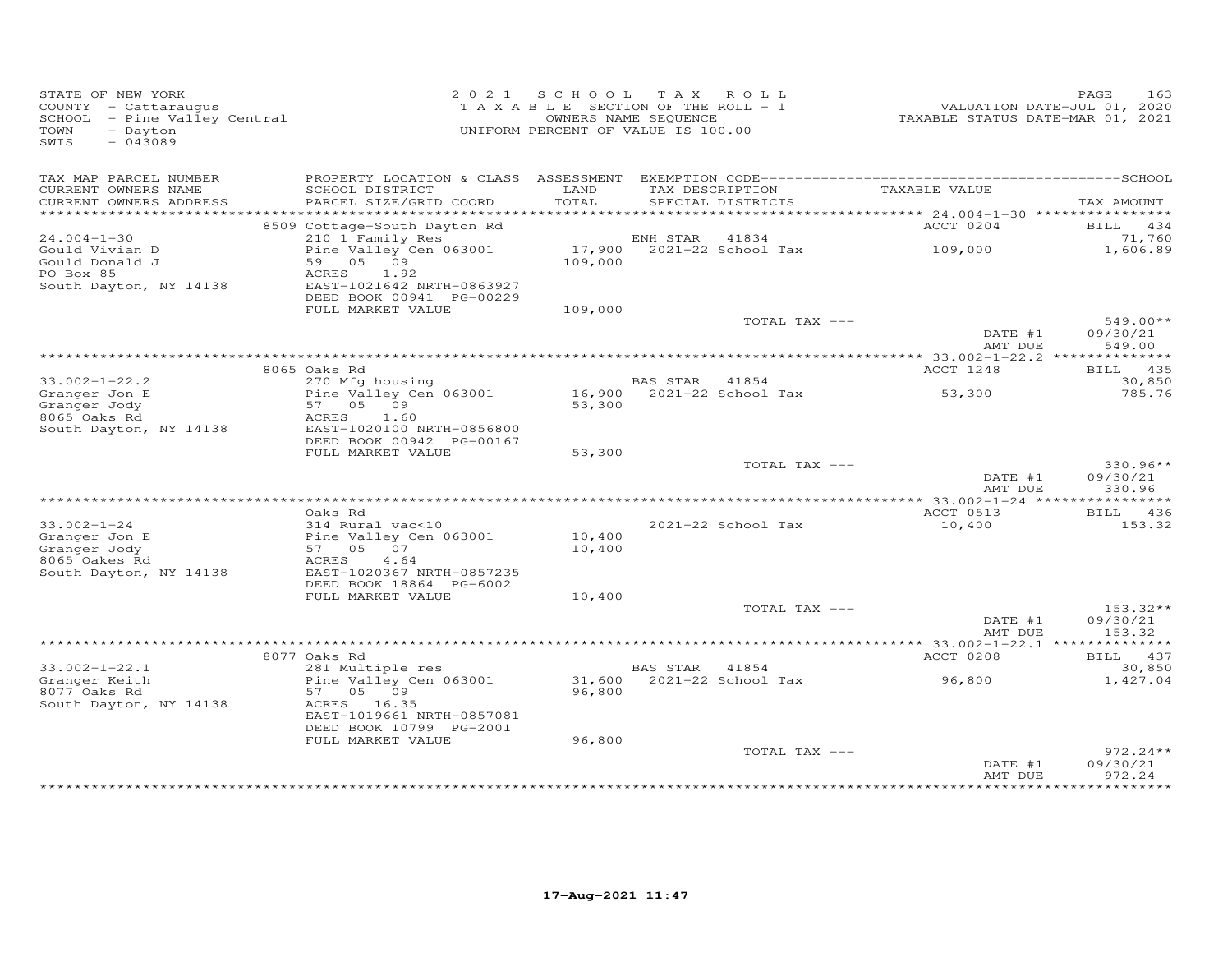STATE OF NEW YORK
COUNTY - Cattaraugus
SCHOOL - Pine Valley Central
TOWN - Dayton
SWIS - 043089

2 0 2 1 S C H O O L T A X R O L L
T A X A B L E SECTION OF THE ROLL - 1
OWNERS NAME SEQUENCE
UNIFORM PERCENT OF VALUE IS 100.00

VALUATION DATE-JUL 01, 2020
TAXABLE STATUS DATE-MAR 01, 2021

| TAX MAP PARCEL NUMBER / CURRENT OWNERS NAME / CURRENT OWNERS ADDRESS | PROPERTY LOCATION & CLASS / SCHOOL DISTRICT / PARCEL SIZE/GRID COORD | ASSESSMENT LAND / TOTAL | EXEMPTION CODE / TAX DESCRIPTION / SPECIAL DISTRICTS | TAXABLE VALUE | TAX AMOUNT |
|---|---|---|---|---|---|
| | 8509 Cottage-South Dayton Rd | | | ACCT 0204 | BILL 434 |
| 24.004-1-30 | 210 1 Family Res | | ENH STAR 41834 | | 71,760 |
| Gould Vivian D | Pine Valley Cen 063001 | 17,900 | 2021-22 School Tax | 109,000 | 1,606.89 |
| Gould Donald J | 59 05 09 | 109,000 | | | |
| PO Box 85 | ACRES 1.92 | | | | |
| South Dayton, NY 14138 | EAST-1021642 NRTH-0863927 | | | | |
| | DEED BOOK 00941 PG-00229 | | | | |
| | FULL MARKET VALUE | 109,000 | | | |
| | | | TOTAL TAX --- | | 549.00** |
| | | | | DATE #1 | 09/30/21 |
| | | | | AMT DUE | 549.00 |
| | 8065 Oaks Rd | | | ACCT 1248 | BILL 435 |
| 33.002-1-22.2 | 270 Mfg housing | | BAS STAR 41854 | | 30,850 |
| Granger Jon E | Pine Valley Cen 063001 | 16,900 | 2021-22 School Tax | 53,300 | 785.76 |
| Granger Jody | 57 05 09 | 53,300 | | | |
| 8065 Oaks Rd | ACRES 1.60 | | | | |
| South Dayton, NY 14138 | EAST-1020100 NRTH-0856800 | | | | |
| | DEED BOOK 00942 PG-00167 | | | | |
| | FULL MARKET VALUE | 53,300 | | | |
| | | | TOTAL TAX --- | | 330.96** |
| | | | | DATE #1 | 09/30/21 |
| | | | | AMT DUE | 330.96 |
| | Oaks Rd | | | ACCT 0513 | BILL 436 |
| 33.002-1-24 | 314 Rural vac<10 | | 2021-22 School Tax | 10,400 | 153.32 |
| Granger Jon E | Pine Valley Cen 063001 | 10,400 | | | |
| Granger Jody | 57 05 07 | 10,400 | | | |
| 8065 Oakes Rd | ACRES 4.64 | | | | |
| South Dayton, NY 14138 | EAST-1020367 NRTH-0857235 | | | | |
| | DEED BOOK 18864 PG-6002 | | | | |
| | FULL MARKET VALUE | 10,400 | | | |
| | | | TOTAL TAX --- | | 153.32** |
| | | | | DATE #1 | 09/30/21 |
| | | | | AMT DUE | 153.32 |
| | 8077 Oaks Rd | | | ACCT 0208 | BILL 437 |
| 33.002-1-22.1 | 281 Multiple res | | BAS STAR 41854 | | 30,850 |
| Granger Keith | Pine Valley Cen 063001 | 31,600 | 2021-22 School Tax | 96,800 | 1,427.04 |
| 8077 Oaks Rd | 57 05 09 | 96,800 | | | |
| South Dayton, NY 14138 | ACRES 16.35 | | | | |
| | EAST-1019661 NRTH-0857081 | | | | |
| | DEED BOOK 10799 PG-2001 | | | | |
| | FULL MARKET VALUE | 96,800 | | | |
| | | | TOTAL TAX --- | | 972.24** |
| | | | | DATE #1 | 09/30/21 |
| | | | | AMT DUE | 972.24 |

17-Aug-2021 11:47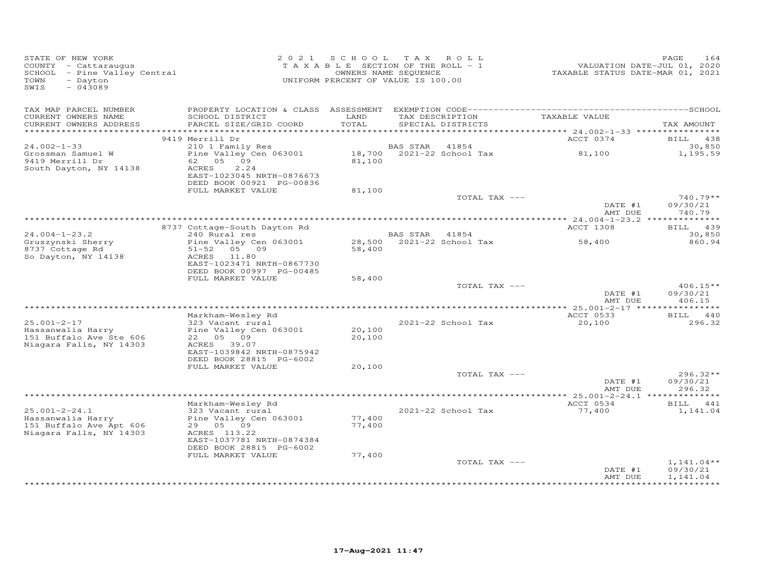STATE OF NEW YORK
COUNTY - Cattaraugus
SCHOOL - Pine Valley Central
TOWN - Dayton
SWIS - 043089

2021 SCHOOL TAX ROLL
TAXABLE SECTION OF THE ROLL - 1
OWNERS NAME SEQUENCE
UNIFORM PERCENT OF VALUE IS 100.00

VALUATION DATE-JUL 01, 2020
TAXABLE STATUS DATE-MAR 01, 2021

| TAX MAP PARCEL NUMBER / CURRENT OWNERS NAME / CURRENT OWNERS ADDRESS | PROPERTY LOCATION & CLASS / SCHOOL DISTRICT / PARCEL SIZE/GRID COORD | ASSESSMENT LAND / TOTAL | EXEMPTION CODE / TAX DESCRIPTION / SPECIAL DISTRICTS | TAXABLE VALUE | TAX AMOUNT |
|---|---|---|---|---|---|
| | 9419 Merrill Dr | | | ACCT 0374 | BILL 438 |
| 24.002-1-33 | 210 1 Family Res | | BAS STAR 41854 | | 30,850 |
| Grossman Samuel W | Pine Valley Cen 063001 | 18,700 | 2021-22 School Tax | 81,100 | 1,195.59 |
| 9419 Merrill Dr | 62 05 09 | 81,100 | | | |
| South Dayton, NY 14138 | ACRES 2.24 | | | | |
| | EAST-1023045 NRTH-0876673 | | | | |
| | DEED BOOK 00921 PG-00836 | | | | |
| | FULL MARKET VALUE | 81,100 | | | |
| | | | TOTAL TAX --- | | 740.79** |
| | | | | DATE #1 | 09/30/21 |
| | | | | AMT DUE | 740.79 |
| | 8737 Cottage-South Dayton Rd | | | ACCT 1308 | BILL 439 |
| 24.004-1-23.2 | 240 Rural res | | BAS STAR 41854 | | 30,850 |
| Gruszynski Sherry | Pine Valley Cen 063001 | 28,500 | 2021-22 School Tax | 58,400 | 860.94 |
| 8737 Cottage Rd | 51-52 05 09 | 58,400 | | | |
| So Dayton, NY 14138 | ACRES 11.80 | | | | |
| | EAST-1023471 NRTH-0867730 | | | | |
| | DEED BOOK 00997 PG-00485 | | | | |
| | FULL MARKET VALUE | 58,400 | | | |
| | | | TOTAL TAX --- | | 406.15** |
| | | | | DATE #1 | 09/30/21 |
| | | | | AMT DUE | 406.15 |
| | Markham-Wesley Rd | | | ACCT 0533 | BILL 440 |
| 25.001-2-17 | 323 Vacant rural | | 2021-22 School Tax | 20,100 | 296.32 |
| Hassanwalia Harry | Pine Valley Cen 063001 | 20,100 | | | |
| 151 Buffalo Ave Ste 606 | 22 05 09 | 20,100 | | | |
| Niagara Falls, NY 14303 | ACRES 39.07 | | | | |
| | EAST-1039842 NRTH-0875942 | | | | |
| | DEED BOOK 28815 PG-6002 | | | | |
| | FULL MARKET VALUE | 20,100 | | | |
| | | | TOTAL TAX --- | | 296.32** |
| | | | | DATE #1 | 09/30/21 |
| | | | | AMT DUE | 296.32 |
| | Markham-Wesley Rd | | | ACCT 0534 | BILL 441 |
| 25.001-2-24.1 | 323 Vacant rural | | 2021-22 School Tax | 77,400 | 1,141.04 |
| Hassanwalia Harry | Pine Valley Cen 063001 | 77,400 | | | |
| 151 Buffalo Ave Apt 606 | 29 05 09 | 77,400 | | | |
| Niagara Falls, NY 14303 | ACRES 113.22 | | | | |
| | EAST-1037781 NRTH-0874384 | | | | |
| | DEED BOOK 28815 PG-6002 | | | | |
| | FULL MARKET VALUE | 77,400 | | | |
| | | | TOTAL TAX --- | | 1,141.04** |
| | | | | DATE #1 | 09/30/21 |
| | | | | AMT DUE | 1,141.04 |

17-Aug-2021 11:47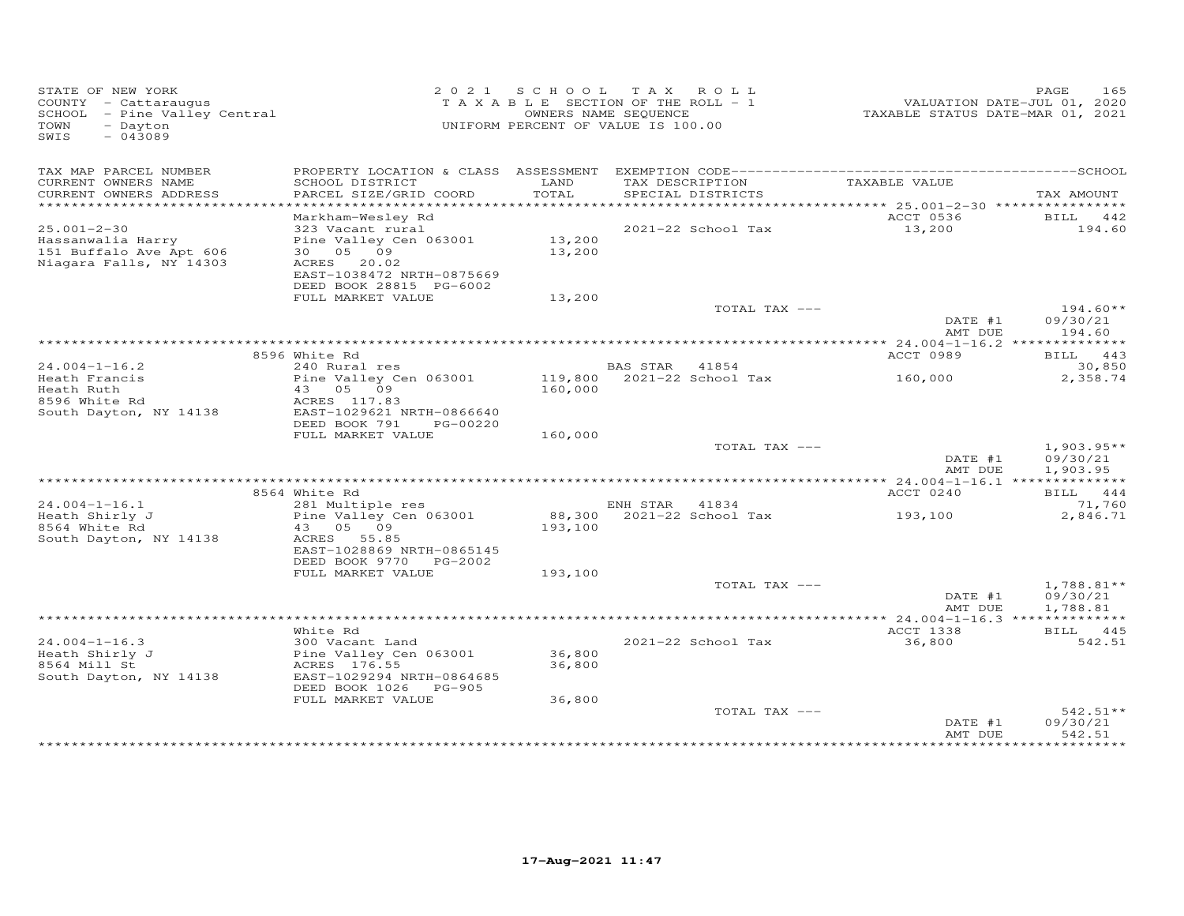STATE OF NEW YORK
COUNTY - Cattaraugus
SCHOOL - Pine Valley Central
TOWN - Dayton
SWIS - 043089

2021 SCHOOL TAX ROLL
TAXABLE SECTION OF THE ROLL - 1
OWNERS NAME SEQUENCE
UNIFORM PERCENT OF VALUE IS 100.00

VALUATION DATE-JUL 01, 2020
TAXABLE STATUS DATE-MAR 01, 2021

| TAX MAP PARCEL NUMBER / CURRENT OWNERS NAME / CURRENT OWNERS ADDRESS | PROPERTY LOCATION & CLASS / SCHOOL DISTRICT / PARCEL SIZE/GRID COORD | ASSESSMENT LAND / TOTAL | EXEMPTION CODE / TAX DESCRIPTION / SPECIAL DISTRICTS | TAXABLE VALUE | TAX AMOUNT |
|---|---|---|---|---|---|
| **25.001-2-30** | Markham-Wesley Rd | | | ACCT 0536 | BILL 442 |
| 25.001-2-30 | 323 Vacant rural | | 2021-22 School Tax | 13,200 | 194.60 |
| Hassanwalia Harry | Pine Valley Cen 063001 | 13,200 | | | |
| 151 Buffalo Ave Apt 606 | 30 05 09 | 13,200 | | | |
| Niagara Falls, NY 14303 | ACRES 20.02 | | | | |
| | EAST-1038472 NRTH-0875669 | | | | |
| | DEED BOOK 28815 PG-6002 | | | | |
| | FULL MARKET VALUE | 13,200 | | | |
| | | | TOTAL TAX --- | | 194.60** |
| | | | | DATE #1 | 09/30/21 |
| | | | | AMT DUE | 194.60 |
| **24.004-1-16.2** | 8596 White Rd | | | ACCT 0989 | BILL 443 |
| 24.004-1-16.2 | 240 Rural res | | BAS STAR 41854 | | 30,850 |
| Heath Francis | Pine Valley Cen 063001 | 119,800 | 2021-22 School Tax | 160,000 | 2,358.74 |
| Heath Ruth | 43 05 09 | 160,000 | | | |
| 8596 White Rd | ACRES 117.83 | | | | |
| South Dayton, NY 14138 | EAST-1029621 NRTH-0866640 | | | | |
| | DEED BOOK 791 PG-00220 | | | | |
| | FULL MARKET VALUE | 160,000 | | | |
| | | | TOTAL TAX --- | | 1,903.95** |
| | | | | DATE #1 | 09/30/21 |
| | | | | AMT DUE | 1,903.95 |
| **24.004-1-16.1** | 8564 White Rd | | | ACCT 0240 | BILL 444 |
| 24.004-1-16.1 | 281 Multiple res | | ENH STAR 41834 | | 71,760 |
| Heath Shirly J | Pine Valley Cen 063001 | 88,300 | 2021-22 School Tax | 193,100 | 2,846.71 |
| 8564 White Rd | 43 05 09 | 193,100 | | | |
| South Dayton, NY 14138 | ACRES 55.85 | | | | |
| | EAST-1028869 NRTH-0865145 | | | | |
| | DEED BOOK 9770 PG-2002 | | | | |
| | FULL MARKET VALUE | 193,100 | | | |
| | | | TOTAL TAX --- | | 1,788.81** |
| | | | | DATE #1 | 09/30/21 |
| | | | | AMT DUE | 1,788.81 |
| **24.004-1-16.3** | White Rd | | | ACCT 1338 | BILL 445 |
| 24.004-1-16.3 | 300 Vacant Land | | 2021-22 School Tax | 36,800 | 542.51 |
| Heath Shirly J | Pine Valley Cen 063001 | 36,800 | | | |
| 8564 Mill St | ACRES 176.55 | 36,800 | | | |
| South Dayton, NY 14138 | EAST-1029294 NRTH-0864685 | | | | |
| | DEED BOOK 1026 PG-905 | | | | |
| | FULL MARKET VALUE | 36,800 | | | |
| | | | TOTAL TAX --- | | 542.51** |
| | | | | DATE #1 | 09/30/21 |
| | | | | AMT DUE | 542.51 |

17-Aug-2021 11:47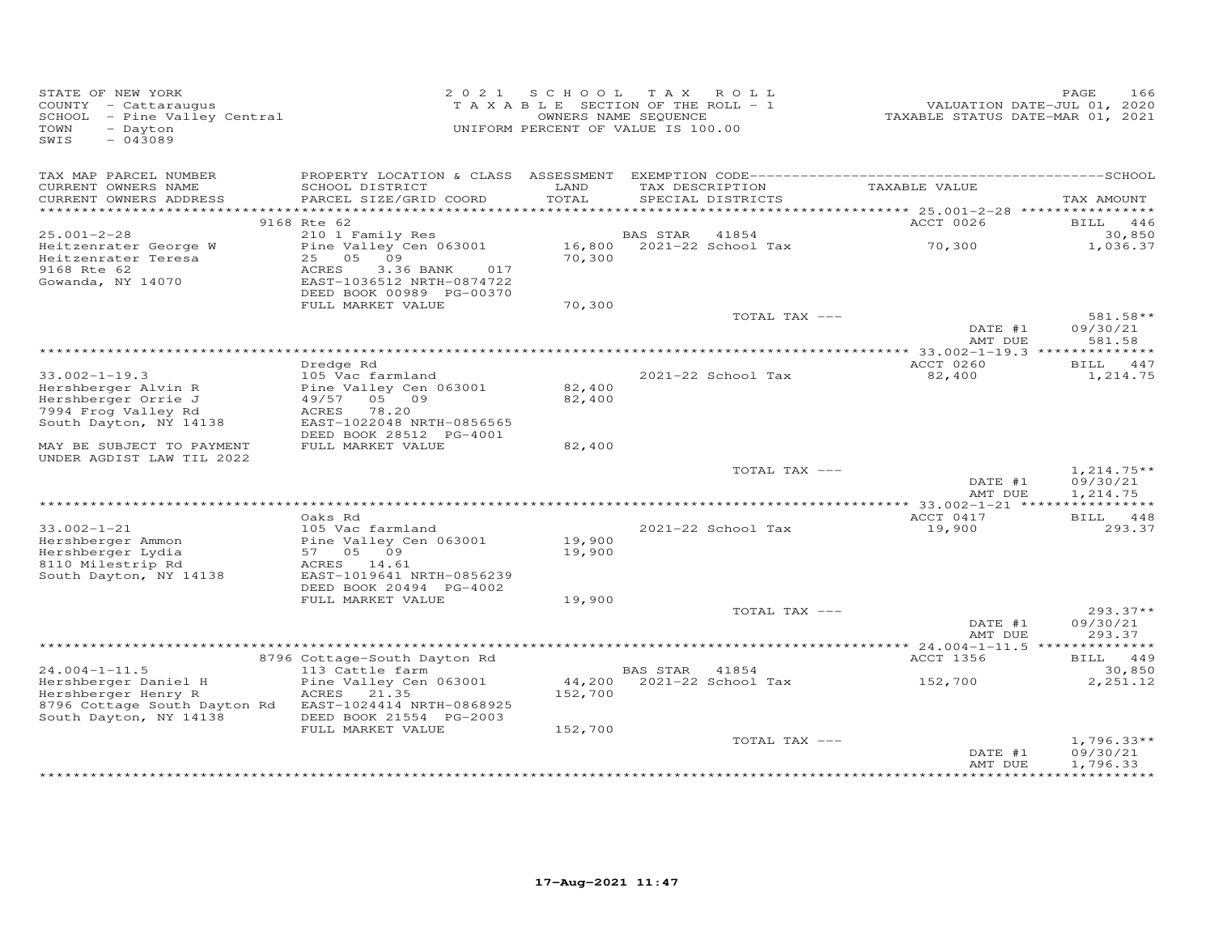STATE OF NEW YORK
COUNTY - Cattaraugus
SCHOOL - Pine Valley Central
TOWN - Dayton
SWIS - 043089

2021 SCHOOL TAX ROLL
TAXABLE SECTION OF THE ROLL - 1
OWNERS NAME SEQUENCE
UNIFORM PERCENT OF VALUE IS 100.00

VALUATION DATE-JUL 01, 2020
TAXABLE STATUS DATE-MAR 01, 2021

| TAX MAP PARCEL NUMBER / CURRENT OWNERS NAME / CURRENT OWNERS ADDRESS | PROPERTY LOCATION & CLASS / SCHOOL DISTRICT / PARCEL SIZE/GRID COORD | ASSESSMENT LAND / TOTAL | EXEMPTION CODE / TAX DESCRIPTION / SPECIAL DISTRICTS | TAXABLE VALUE | SCHOOL TAX AMOUNT |
|---|---|---|---|---|---|
| | 9168 Rte 62 | | | ACCT 0026 | BILL 446 |
| 25.001-2-28 | 210 1 Family Res | | BAS STAR 41854 | | 30,850 |
| Heitzenrater George W | Pine Valley Cen 063001 | 16,800 | 2021-22 School Tax | 70,300 | 1,036.37 |
| Heitzenrater Teresa | 25 05 09 | 70,300 | | | |
| 9168 Rte 62 | ACRES 3.36 BANK 017 | | | | |
| Gowanda, NY 14070 | EAST-1036512 NRTH-0874722 | | | | |
| | DEED BOOK 00989 PG-00370 | | | | |
| | FULL MARKET VALUE | 70,300 | | | |
| | | | TOTAL TAX --- | | 581.58** |
| | | | | DATE #1 | 09/30/21 |
| | | | | AMT DUE | 581.58 |
| | Dredge Rd | | | ACCT 0260 | BILL 447 |
| 33.002-1-19.3 | 105 Vac farmland | | 2021-22 School Tax | 82,400 | 1,214.75 |
| Hershberger Alvin R | Pine Valley Cen 063001 | 82,400 | | | |
| Hershberger Orrie J | 49/57 05 09 | 82,400 | | | |
| 7994 Frog Valley Rd | ACRES 78.20 | | | | |
| South Dayton, NY 14138 | EAST-1022048 NRTH-0856565 | | | | |
| | DEED BOOK 28512 PG-4001 | | | | |
| MAY BE SUBJECT TO PAYMENT | FULL MARKET VALUE | 82,400 | | | |
| UNDER AGDIST LAW TIL 2022 | | | | | |
| | | | TOTAL TAX --- | | 1,214.75** |
| | | | | DATE #1 | 09/30/21 |
| | | | | AMT DUE | 1,214.75 |
| | Oaks Rd | | | ACCT 0417 | BILL 448 |
| 33.002-1-21 | 105 Vac farmland | | 2021-22 School Tax | 19,900 | 293.37 |
| Hershberger Ammon | Pine Valley Cen 063001 | 19,900 | | | |
| Hershberger Lydia | 57 05 09 | 19,900 | | | |
| 8110 Milestrip Rd | ACRES 14.61 | | | | |
| South Dayton, NY 14138 | EAST-1019641 NRTH-0856239 | | | | |
| | DEED BOOK 20494 PG-4002 | | | | |
| | FULL MARKET VALUE | 19,900 | | | |
| | | | TOTAL TAX --- | | 293.37** |
| | | | | DATE #1 | 09/30/21 |
| | | | | AMT DUE | 293.37 |
| | 8796 Cottage-South Dayton Rd | | | ACCT 1356 | BILL 449 |
| 24.004-1-11.5 | 113 Cattle farm | | BAS STAR 41854 | | 30,850 |
| Hershberger Daniel H | Pine Valley Cen 063001 | 44,200 | 2021-22 School Tax | 152,700 | 2,251.12 |
| Hershberger Henry R | ACRES 21.35 | 152,700 | | | |
| 8796 Cottage South Dayton Rd | EAST-1024414 NRTH-0868925 | | | | |
| South Dayton, NY 14138 | DEED BOOK 21554 PG-2003 | | | | |
| | FULL MARKET VALUE | 152,700 | | | |
| | | | TOTAL TAX --- | | 1,796.33** |
| | | | | DATE #1 | 09/30/21 |
| | | | | AMT DUE | 1,796.33 |

17-Aug-2021 11:47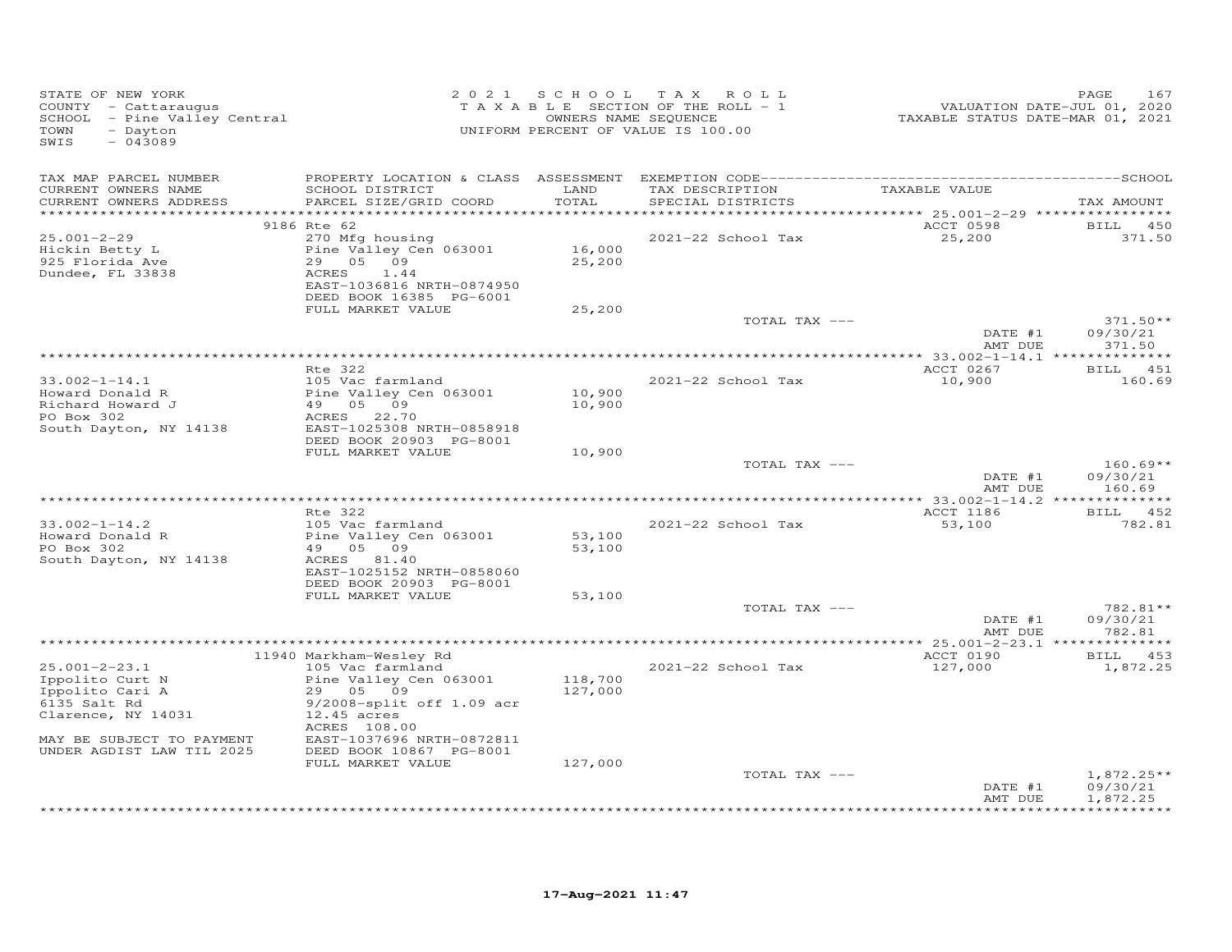STATE OF NEW YORK
COUNTY - Cattaraugus
SCHOOL - Pine Valley Central
TOWN - Dayton
SWIS - 043089

2021 SCHOOL TAX ROLL
TAXABLE SECTION OF THE ROLL - 1
OWNERS NAME SEQUENCE
UNIFORM PERCENT OF VALUE IS 100.00

VALUATION DATE-JUL 01, 2020
TAXABLE STATUS DATE-MAR 01, 2021

| TAX MAP PARCEL NUMBER / CURRENT OWNERS NAME / CURRENT OWNERS ADDRESS | PROPERTY LOCATION & CLASS / SCHOOL DISTRICT / PARCEL SIZE/GRID COORD | ASSESSMENT LAND / TOTAL | EXEMPTION CODE / TAX DESCRIPTION / SPECIAL DISTRICTS | TAXABLE VALUE | SCHOOL TAX AMOUNT |
|---|---|---|---|---|---|
| | 9186 Rte 62 | | | ACCT 0598 | BILL 450 |
| 25.001-2-29 | 270 Mfg housing | | 2021-22 School Tax | 25,200 | 371.50 |
| Hickin Betty L | Pine Valley Cen 063001 | 16,000 | | | |
| 925 Florida Ave | 29 05 09 | 25,200 | | | |
| Dundee, FL 33838 | ACRES 1.44 | | | | |
| | EAST-1036816 NRTH-0874950 | | | | |
| | DEED BOOK 16385 PG-6001 | | | | |
| | FULL MARKET VALUE | 25,200 | | | |
| | | | TOTAL TAX --- | | 371.50** |
| | | | | DATE #1 | 09/30/21 |
| | | | | AMT DUE | 371.50 |
| | Rte 322 | | | ACCT 0267 | BILL 451 |
| 33.002-1-14.1 | 105 Vac farmland | | 2021-22 School Tax | 10,900 | 160.69 |
| Howard Donald R | Pine Valley Cen 063001 | 10,900 | | | |
| Richard Howard J | 49 05 09 | 10,900 | | | |
| PO Box 302 | ACRES 22.70 | | | | |
| South Dayton, NY 14138 | EAST-1025308 NRTH-0858918 | | | | |
| | DEED BOOK 20903 PG-8001 | | | | |
| | FULL MARKET VALUE | 10,900 | | | |
| | | | TOTAL TAX --- | | 160.69** |
| | | | | DATE #1 | 09/30/21 |
| | | | | AMT DUE | 160.69 |
| | Rte 322 | | | ACCT 1186 | BILL 452 |
| 33.002-1-14.2 | 105 Vac farmland | | 2021-22 School Tax | 53,100 | 782.81 |
| Howard Donald R | Pine Valley Cen 063001 | 53,100 | | | |
| PO Box 302 | 49 05 09 | 53,100 | | | |
| South Dayton, NY 14138 | ACRES 81.40 | | | | |
| | EAST-1025152 NRTH-0858060 | | | | |
| | DEED BOOK 20903 PG-8001 | | | | |
| | FULL MARKET VALUE | 53,100 | | | |
| | | | TOTAL TAX --- | | 782.81** |
| | | | | DATE #1 | 09/30/21 |
| | | | | AMT DUE | 782.81 |
| | 11940 Markham-Wesley Rd | | | ACCT 0190 | BILL 453 |
| 25.001-2-23.1 | 105 Vac farmland | | 2021-22 School Tax | 127,000 | 1,872.25 |
| Ippolito Curt N | Pine Valley Cen 063001 | 118,700 | | | |
| Ippolito Cari A | 29 05 09 | 127,000 | | | |
| 6135 Salt Rd | 9/2008-split off 1.09 acr | | | | |
| Clarence, NY 14031 | 12.45 acres | | | | |
| | ACRES 108.00 | | | | |
| MAY BE SUBJECT TO PAYMENT | EAST-1037696 NRTH-0872811 | | | | |
| UNDER AGDIST LAW TIL 2025 | DEED BOOK 10867 PG-8001 | | | | |
| | FULL MARKET VALUE | 127,000 | | | |
| | | | TOTAL TAX --- | | 1,872.25** |
| | | | | DATE #1 | 09/30/21 |
| | | | | AMT DUE | 1,872.25 |

17-Aug-2021 11:47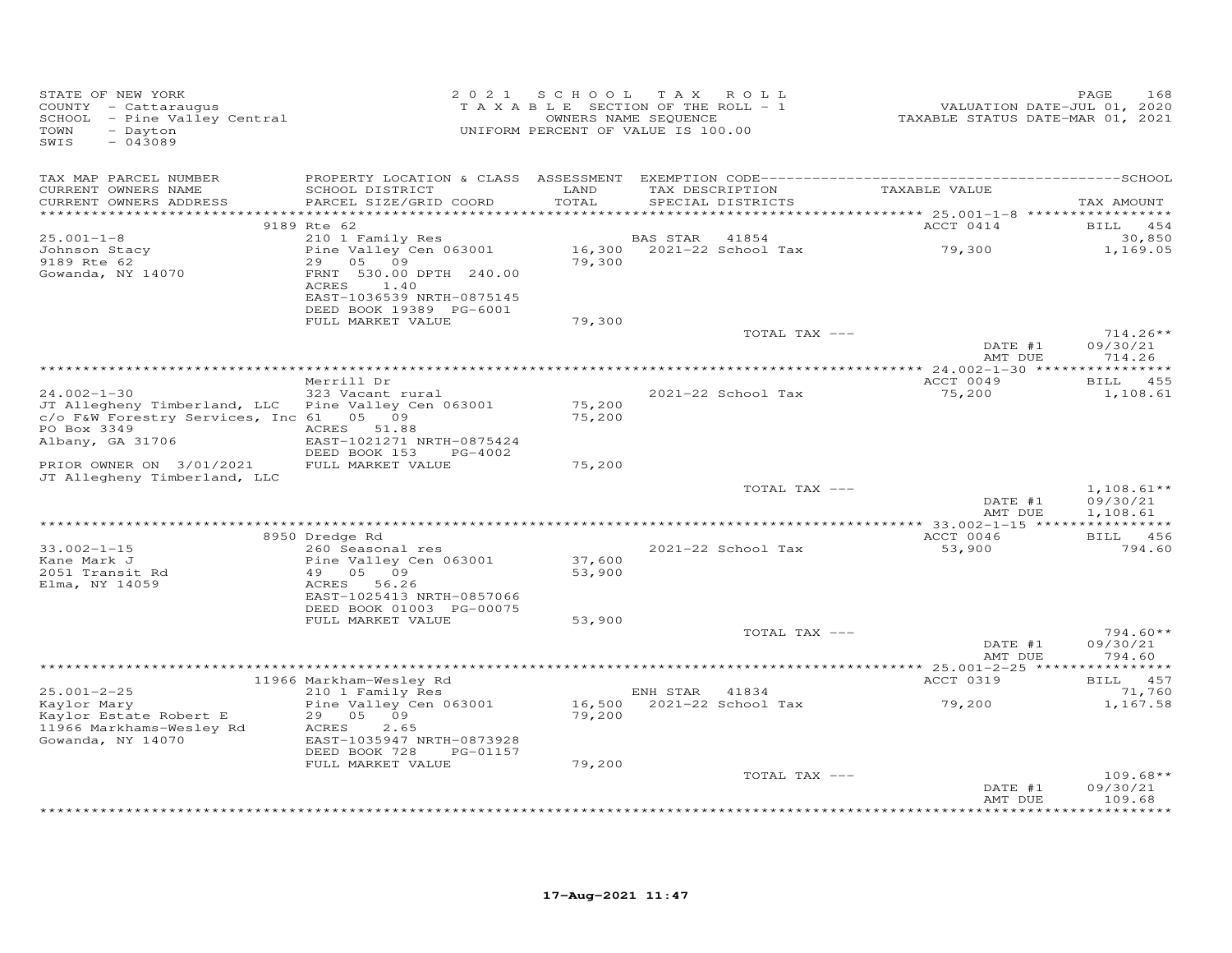STATE OF NEW YORK
COUNTY - Cattaraugus
SCHOOL - Pine Valley Central
TOWN - Dayton
SWIS - 043089

2021 SCHOOL TAX ROLL
TAXABLE SECTION OF THE ROLL - 1
OWNERS NAME SEQUENCE
UNIFORM PERCENT OF VALUE IS 100.00

VALUATION DATE-JUL 01, 2020
TAXABLE STATUS DATE-MAR 01, 2021

| TAX MAP PARCEL NUMBER / CURRENT OWNERS NAME / CURRENT OWNERS ADDRESS | PROPERTY LOCATION & CLASS / SCHOOL DISTRICT / PARCEL SIZE/GRID COORD | ASSESSMENT LAND / TOTAL | EXEMPTION CODE / TAX DESCRIPTION / SPECIAL DISTRICTS | TAXABLE VALUE | TAX AMOUNT |
|---|---|---|---|---|---|
| | 9189 Rte 62 | | | ACCT 0414 | BILL 454 |
| 25.001-1-8 | 210 1 Family Res | | BAS STAR 41854 | | 30,850 |
| Johnson Stacy | Pine Valley Cen 063001 | 16,300 | 2021-22 School Tax | 79,300 | 1,169.05 |
| 9189 Rte 62 | 29 05 09 | 79,300 | | | |
| Gowanda, NY 14070 | FRNT 530.00 DPTH 240.00 | | | | |
| | ACRES 1.40 | | | | |
| | EAST-1036539 NRTH-0875145 | | | | |
| | DEED BOOK 19389 PG-6001 | | | | |
| | FULL MARKET VALUE | 79,300 | | | |
| | | | TOTAL TAX --- | | 714.26** |
| | | | | DATE #1 | 09/30/21 |
| | | | | AMT DUE | 714.26 |
| | Merrill Dr | | | ACCT 0049 | BILL 455 |
| 24.002-1-30 | 323 Vacant rural | | 2021-22 School Tax | 75,200 | 1,108.61 |
| JT Allegheny Timberland, LLC | Pine Valley Cen 063001 | 75,200 | | | |
| c/o F&W Forestry Services, Inc | 61 05 09 | 75,200 | | | |
| PO Box 3349 | ACRES 51.88 | | | | |
| Albany, GA 31706 | EAST-1021271 NRTH-0875424 | | | | |
| | DEED BOOK 153 PG-4002 | | | | |
| PRIOR OWNER ON 3/01/2021 | FULL MARKET VALUE | 75,200 | | | |
| JT Allegheny Timberland, LLC | | | | | |
| | | | TOTAL TAX --- | | 1,108.61** |
| | | | | DATE #1 | 09/30/21 |
| | | | | AMT DUE | 1,108.61 |
| | 8950 Dredge Rd | | | ACCT 0046 | BILL 456 |
| 33.002-1-15 | 260 Seasonal res | | 2021-22 School Tax | 53,900 | 794.60 |
| Kane Mark J | Pine Valley Cen 063001 | 37,600 | | | |
| 2051 Transit Rd | 49 05 09 | 53,900 | | | |
| Elma, NY 14059 | ACRES 56.26 | | | | |
| | EAST-1025413 NRTH-0857066 | | | | |
| | DEED BOOK 01003 PG-00075 | | | | |
| | FULL MARKET VALUE | 53,900 | | | |
| | | | TOTAL TAX --- | | 794.60** |
| | | | | DATE #1 | 09/30/21 |
| | | | | AMT DUE | 794.60 |
| | 11966 Markham-Wesley Rd | | | ACCT 0319 | BILL 457 |
| 25.001-2-25 | 210 1 Family Res | | ENH STAR 41834 | | 71,760 |
| Kaylor Mary | Pine Valley Cen 063001 | 16,500 | 2021-22 School Tax | 79,200 | 1,167.58 |
| Kaylor Estate Robert E | 29 05 09 | 79,200 | | | |
| 11966 Markhams-Wesley Rd | ACRES 2.65 | | | | |
| Gowanda, NY 14070 | EAST-1035947 NRTH-0873928 | | | | |
| | DEED BOOK 728 PG-01157 | | | | |
| | FULL MARKET VALUE | 79,200 | | | |
| | | | TOTAL TAX --- | | 109.68** |
| | | | | DATE #1 | 09/30/21 |
| | | | | AMT DUE | 109.68 |

17-Aug-2021 11:47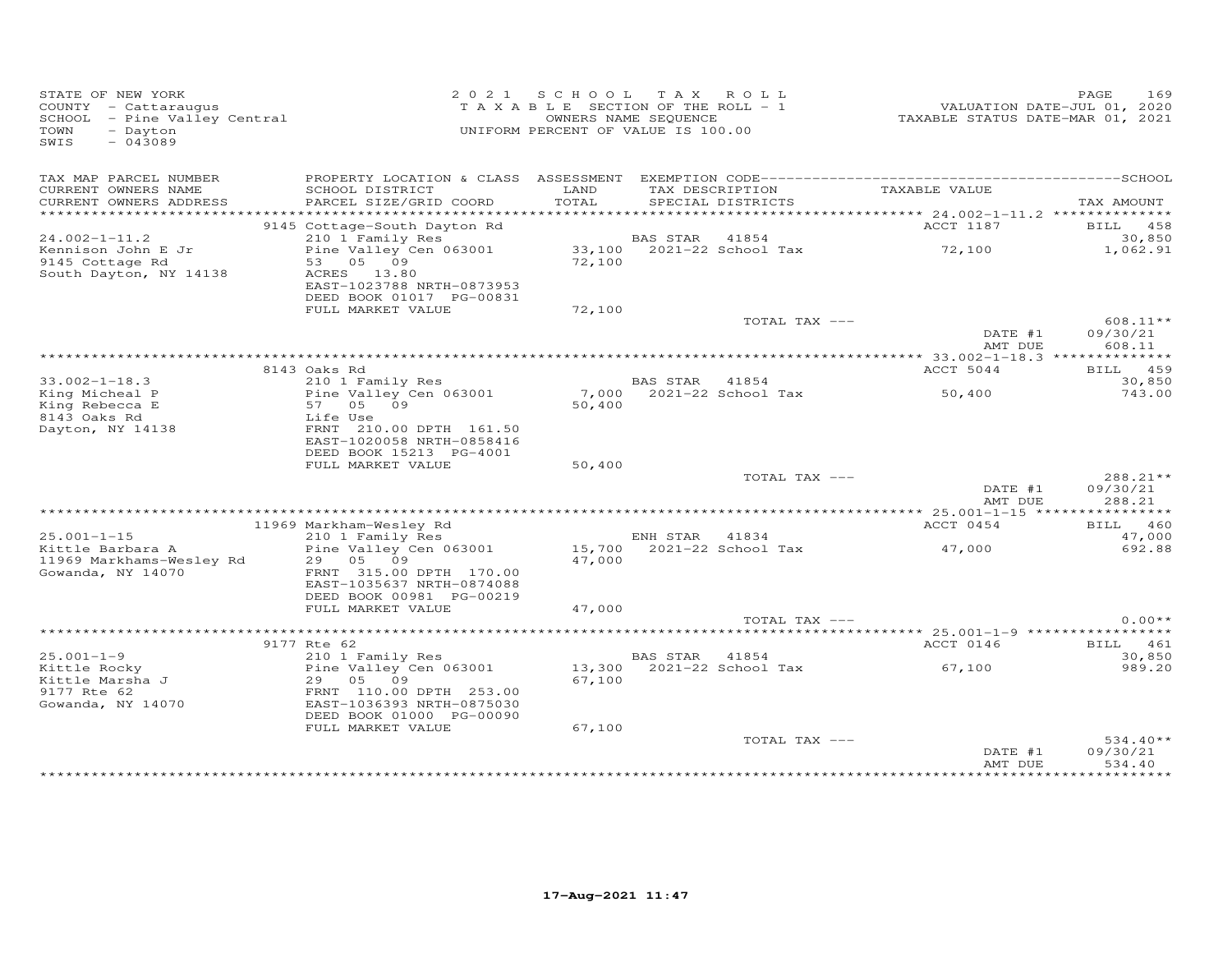STATE OF NEW YORK
COUNTY - Cattaraugus
SCHOOL - Pine Valley Central
TOWN - Dayton
SWIS - 043089

2021 SCHOOL TAX ROLL
TAXABLE SECTION OF THE ROLL - 1
OWNERS NAME SEQUENCE
UNIFORM PERCENT OF VALUE IS 100.00

VALUATION DATE-JUL 01, 2020
TAXABLE STATUS DATE-MAR 01, 2021

| TAX MAP PARCEL NUMBER / CURRENT OWNERS NAME / CURRENT OWNERS ADDRESS | PROPERTY LOCATION & CLASS / SCHOOL DISTRICT / PARCEL SIZE/GRID COORD | ASSESSMENT LAND / TOTAL | EXEMPTION CODE / TAX DESCRIPTION / SPECIAL DISTRICTS | TAXABLE VALUE | SCHOOL / TAX AMOUNT |
|---|---|---|---|---|---|
| **24.002-1-11.2** | 9145 Cottage-South Dayton Rd | | | ACCT 1187 | BILL 458 |
| Kennison John E Jr | 210 1 Family Res | | BAS STAR 41854 | | 30,850 |
| 9145 Cottage Rd | Pine Valley Cen 063001 | 33,100 | 2021-22 School Tax | 72,100 | 1,062.91 |
| South Dayton, NY 14138 | 53 05 09 | 72,100 | | | |
| | ACRES 13.80 | | | | |
| | EAST-1023788 NRTH-0873953 | | | | |
| | DEED BOOK 01017 PG-00831 | | | | |
| | FULL MARKET VALUE | 72,100 | | | |
| | | | TOTAL TAX --- | | 608.11** |
| | | | | DATE #1 | 09/30/21 |
| | | | | AMT DUE | 608.11 |
| **33.002-1-18.3** | 8143 Oaks Rd | | | ACCT 5044 | BILL 459 |
| King Micheal P | 210 1 Family Res | | BAS STAR 41854 | | 30,850 |
| King Rebecca E | Pine Valley Cen 063001 | 7,000 | 2021-22 School Tax | 50,400 | 743.00 |
| 8143 Oaks Rd | 57 05 09 | 50,400 | | | |
| Dayton, NY 14138 | Life Use | | | | |
| | FRNT 210.00 DPTH 161.50 | | | | |
| | EAST-1020058 NRTH-0858416 | | | | |
| | DEED BOOK 15213 PG-4001 | | | | |
| | FULL MARKET VALUE | 50,400 | | | |
| | | | TOTAL TAX --- | | 288.21** |
| | | | | DATE #1 | 09/30/21 |
| | | | | AMT DUE | 288.21 |
| **25.001-1-15** | 11969 Markham-Wesley Rd | | | ACCT 0454 | BILL 460 |
| Kittle Barbara A | 210 1 Family Res | | ENH STAR 41834 | | 47,000 |
| 11969 Markhams-Wesley Rd | Pine Valley Cen 063001 | 15,700 | 2021-22 School Tax | 47,000 | 692.88 |
| Gowanda, NY 14070 | 29 05 09 | 47,000 | | | |
| | FRNT 315.00 DPTH 170.00 | | | | |
| | EAST-1035637 NRTH-0874088 | | | | |
| | DEED BOOK 00981 PG-00219 | | | | |
| | FULL MARKET VALUE | 47,000 | | | |
| | | | TOTAL TAX --- | | 0.00** |
| **25.001-1-9** | 9177 Rte 62 | | | ACCT 0146 | BILL 461 |
| Kittle Rocky | 210 1 Family Res | | BAS STAR 41854 | | 30,850 |
| Kittle Marsha J | Pine Valley Cen 063001 | 13,300 | 2021-22 School Tax | 67,100 | 989.20 |
| 9177 Rte 62 | 29 05 09 | 67,100 | | | |
| Gowanda, NY 14070 | FRNT 110.00 DPTH 253.00 | | | | |
| | EAST-1036393 NRTH-0875030 | | | | |
| | DEED BOOK 01000 PG-00090 | | | | |
| | FULL MARKET VALUE | 67,100 | | | |
| | | | TOTAL TAX --- | | 534.40** |
| | | | | DATE #1 | 09/30/21 |
| | | | | AMT DUE | 534.40 |

17-Aug-2021 11:47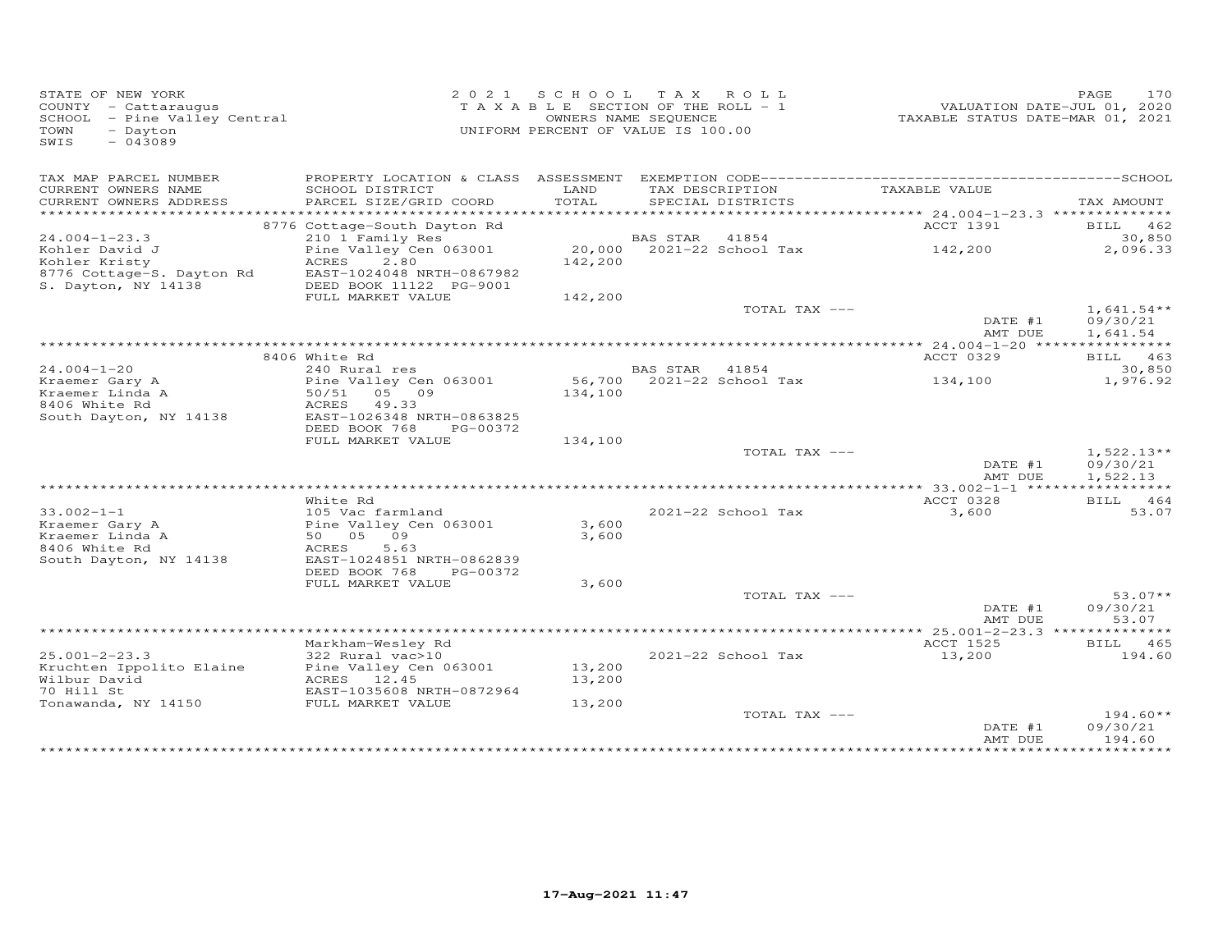STATE OF NEW YORK
COUNTY - Cattaraugus
SCHOOL - Pine Valley Central
TOWN - Dayton
SWIS - 043089

2021 SCHOOL TAX ROLL
TAXABLE SECTION OF THE ROLL - 1
OWNERS NAME SEQUENCE
UNIFORM PERCENT OF VALUE IS 100.00

VALUATION DATE-JUL 01, 2020
TAXABLE STATUS DATE-MAR 01, 2021

| TAX MAP PARCEL NUMBER / CURRENT OWNERS NAME / CURRENT OWNERS ADDRESS | PROPERTY LOCATION & CLASS / SCHOOL DISTRICT / PARCEL SIZE/GRID COORD | ASSESSMENT LAND / TOTAL | EXEMPTION CODE / TAX DESCRIPTION / SPECIAL DISTRICTS | TAXABLE VALUE | TAX AMOUNT |
|---|---|---|---|---|---|
| | 8776 Cottage-South Dayton Rd | | | ACCT 1391 | BILL 462 |
| 24.004-1-23.3 | 210 1 Family Res | | BAS STAR 41854 | | 30,850 |
| Kohler David J | Pine Valley Cen 063001 | 20,000 | 2021-22 School Tax | 142,200 | 2,096.33 |
| Kohler Kristy | ACRES 2.80 | 142,200 | | | |
| 8776 Cottage-S. Dayton Rd | EAST-1024048 NRTH-0867982 | | | | |
| S. Dayton, NY 14138 | DEED BOOK 11122 PG-9001 | | | | |
| | FULL MARKET VALUE | 142,200 | | | |
| | | | TOTAL TAX --- | | 1,641.54** |
| | | | | DATE #1 | 09/30/21 |
| | | | | AMT DUE | 1,641.54 |
| | 8406 White Rd | | | ACCT 0329 | BILL 463 |
| 24.004-1-20 | 240 Rural res | | BAS STAR 41854 | | 30,850 |
| Kraemer Gary A | Pine Valley Cen 063001 | 56,700 | 2021-22 School Tax | 134,100 | 1,976.92 |
| Kraemer Linda A | 50/51 05 09 | 134,100 | | | |
| 8406 White Rd | ACRES 49.33 | | | | |
| South Dayton, NY 14138 | EAST-1026348 NRTH-0863825 | | | | |
| | DEED BOOK 768 PG-00372 | | | | |
| | FULL MARKET VALUE | 134,100 | | | |
| | | | TOTAL TAX --- | | 1,522.13** |
| | | | | DATE #1 | 09/30/21 |
| | | | | AMT DUE | 1,522.13 |
| | White Rd | | | ACCT 0328 | BILL 464 |
| 33.002-1-1 | 105 Vac farmland | | 2021-22 School Tax | 3,600 | 53.07 |
| Kraemer Gary A | Pine Valley Cen 063001 | 3,600 | | | |
| Kraemer Linda A | 50 05 09 | 3,600 | | | |
| 8406 White Rd | ACRES 5.63 | | | | |
| South Dayton, NY 14138 | EAST-1024851 NRTH-0862839 | | | | |
| | DEED BOOK 768 PG-00372 | | | | |
| | FULL MARKET VALUE | 3,600 | | | |
| | | | TOTAL TAX --- | | 53.07** |
| | | | | DATE #1 | 09/30/21 |
| | | | | AMT DUE | 53.07 |
| | Markham-Wesley Rd | | | ACCT 1525 | BILL 465 |
| 25.001-2-23.3 | 322 Rural vac>10 | | 2021-22 School Tax | 13,200 | 194.60 |
| Kruchten Ippolito Elaine | Pine Valley Cen 063001 | 13,200 | | | |
| Wilbur David | ACRES 12.45 | 13,200 | | | |
| 70 Hill St | EAST-1035608 NRTH-0872964 | | | | |
| Tonawanda, NY 14150 | FULL MARKET VALUE | 13,200 | | | |
| | | | TOTAL TAX --- | | 194.60** |
| | | | | DATE #1 | 09/30/21 |
| | | | | AMT DUE | 194.60 |

17-Aug-2021 11:47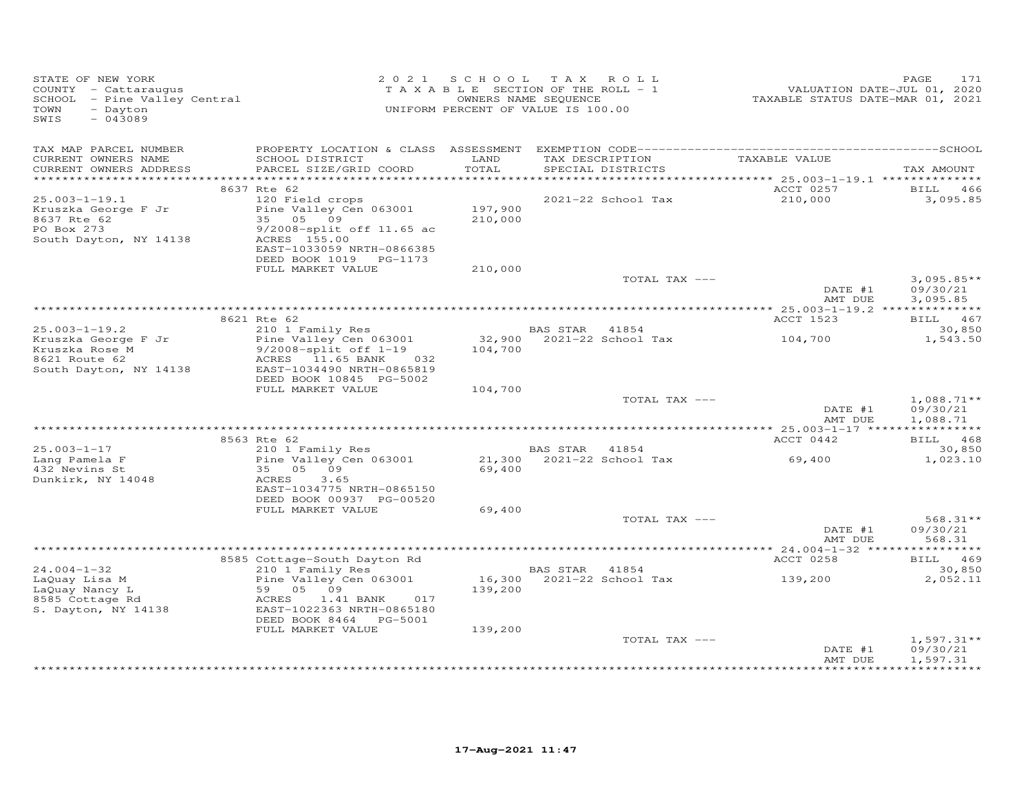STATE OF NEW YORK
COUNTY - Cattaraugus
SCHOOL - Pine Valley Central
TOWN - Dayton
SWIS - 043089

2 0 2 1 S C H O O L T A X R O L L
T A X A B L E SECTION OF THE ROLL - 1
OWNERS NAME SEQUENCE
UNIFORM PERCENT OF VALUE IS 100.00

VALUATION DATE-JUL 01, 2020
TAXABLE STATUS DATE-MAR 01, 2021

| TAX MAP PARCEL NUMBER / CURRENT OWNERS NAME / CURRENT OWNERS ADDRESS | PROPERTY LOCATION & CLASS / SCHOOL DISTRICT / PARCEL SIZE/GRID COORD | ASSESSMENT LAND / TOTAL | EXEMPTION CODE / TAX DESCRIPTION / SPECIAL DISTRICTS | TAXABLE VALUE | TAX AMOUNT |
|---|---|---|---|---|---|
| | 8637 Rte 62 | | | ACCT 0257 | BILL 466 |
| 25.003-1-19.1 | 120 Field crops | | 2021-22 School Tax | 210,000 | 3,095.85 |
| Kruszka George F Jr | Pine Valley Cen 063001 | 197,900 | | | |
| 8637 Rte 62 | 35 05 09 | 210,000 | | | |
| PO Box 273 | 9/2008-split off 11.65 ac | | | | |
| South Dayton, NY 14138 | ACRES 155.00 | | | | |
| | EAST-1033059 NRTH-0866385 | | | | |
| | DEED BOOK 1019 PG-1173 | | | | |
| | FULL MARKET VALUE | 210,000 | | | |
| | | | TOTAL TAX --- | | 3,095.85** |
| | | | | DATE #1 | 09/30/21 |
| | | | | AMT DUE | 3,095.85 |
| | 8621 Rte 62 | | | ACCT 1523 | BILL 467 |
| 25.003-1-19.2 | 210 1 Family Res | | BAS STAR 41854 | | 30,850 |
| Kruszka George F Jr | Pine Valley Cen 063001 | 32,900 | 2021-22 School Tax | 104,700 | 1,543.50 |
| Kruszka Rose M | 9/2008-split off 1-19 | 104,700 | | | |
| 8621 Route 62 | ACRES 11.65 BANK 032 | | | | |
| South Dayton, NY 14138 | EAST-1034490 NRTH-0865819 | | | | |
| | DEED BOOK 10845 PG-5002 | | | | |
| | FULL MARKET VALUE | 104,700 | | | |
| | | | TOTAL TAX --- | | 1,088.71** |
| | | | | DATE #1 | 09/30/21 |
| | | | | AMT DUE | 1,088.71 |
| | 8563 Rte 62 | | | ACCT 0442 | BILL 468 |
| 25.003-1-17 | 210 1 Family Res | | BAS STAR 41854 | | 30,850 |
| Lang Pamela F | Pine Valley Cen 063001 | 21,300 | 2021-22 School Tax | 69,400 | 1,023.10 |
| 432 Nevins St | 35 05 09 | 69,400 | | | |
| Dunkirk, NY 14048 | ACRES 3.65 | | | | |
| | EAST-1034775 NRTH-0865150 | | | | |
| | DEED BOOK 00937 PG-00520 | | | | |
| | FULL MARKET VALUE | 69,400 | | | |
| | | | TOTAL TAX --- | | 568.31** |
| | | | | DATE #1 | 09/30/21 |
| | | | | AMT DUE | 568.31 |
| | 8585 Cottage-South Dayton Rd | | | ACCT 0258 | BILL 469 |
| 24.004-1-32 | 210 1 Family Res | | BAS STAR 41854 | | 30,850 |
| LaQuay Lisa M | Pine Valley Cen 063001 | 16,300 | 2021-22 School Tax | 139,200 | 2,052.11 |
| LaQuay Nancy L | 59 05 09 | 139,200 | | | |
| 8585 Cottage Rd | ACRES 1.41 BANK 017 | | | | |
| S. Dayton, NY 14138 | EAST-1022363 NRTH-0865180 | | | | |
| | DEED BOOK 8464 PG-5001 | | | | |
| | FULL MARKET VALUE | 139,200 | | | |
| | | | TOTAL TAX --- | | 1,597.31** |
| | | | | DATE #1 | 09/30/21 |
| | | | | AMT DUE | 1,597.31 |

17-Aug-2021 11:47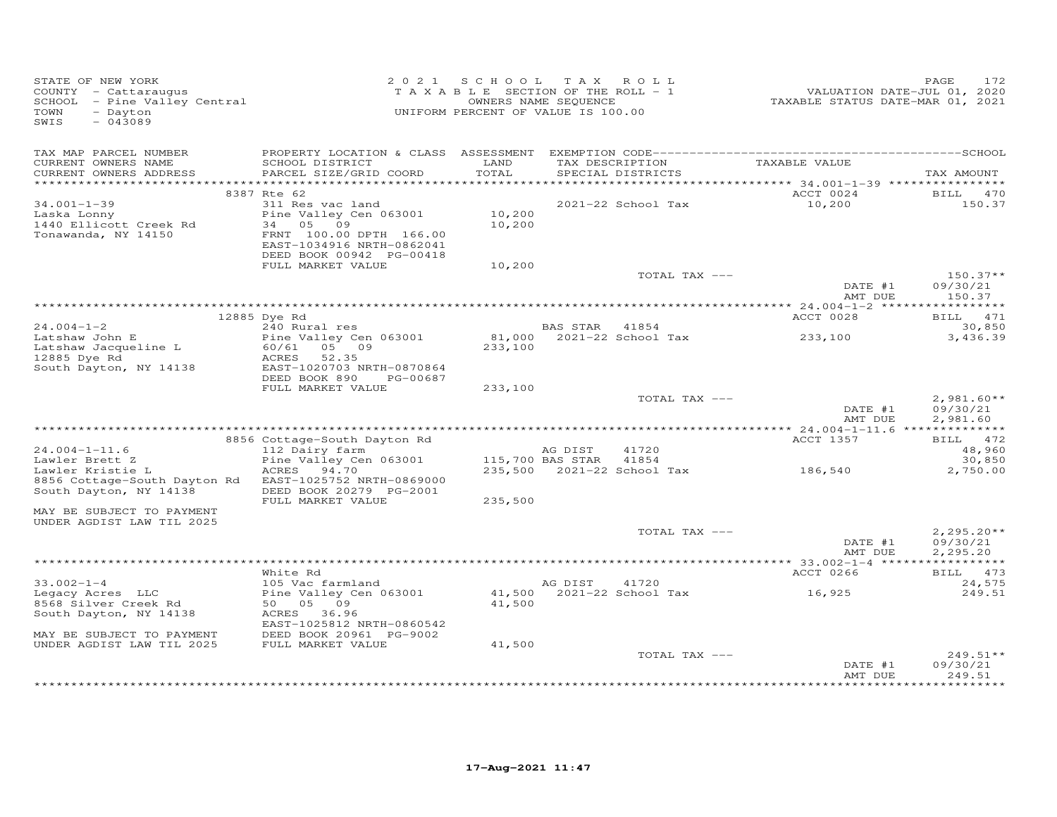STATE OF NEW YORK
COUNTY - Cattaraugus
SCHOOL - Pine Valley Central
TOWN - Dayton
SWIS - 043089

2021 SCHOOL TAX ROLL
TAXABLE SECTION OF THE ROLL - 1
OWNERS NAME SEQUENCE
UNIFORM PERCENT OF VALUE IS 100.00

VALUATION DATE-JUL 01, 2020
TAXABLE STATUS DATE-MAR 01, 2021

| TAX MAP PARCEL NUMBER / CURRENT OWNERS NAME / CURRENT OWNERS ADDRESS | PROPERTY LOCATION & CLASS / SCHOOL DISTRICT / PARCEL SIZE/GRID COORD | ASSESSMENT LAND / TOTAL | EXEMPTION CODE / TAX DESCRIPTION / SPECIAL DISTRICTS | TAXABLE VALUE | TAX AMOUNT |
|---|---|---|---|---|---|
| **34.001-1-39** | 8387 Rte 62 | | | ACCT 0024 | BILL 470 |
| Laska Lonny | 311 Res vac land | | | | |
| 1440 Ellicott Creek Rd | Pine Valley Cen 063001 | 10,200 | 2021-22 School Tax | 10,200 | 150.37 |
| Tonawanda, NY 14150 | 34 05 09 | 10,200 | | | |
| | FRNT 100.00 DPTH 166.00 | | | | |
| | EAST-1034916 NRTH-0862041 | | | | |
| | DEED BOOK 00942 PG-00418 | | | | |
| | FULL MARKET VALUE | 10,200 | | | |
| | | | TOTAL TAX --- | | 150.37** |
| | | | | DATE #1 | 09/30/21 |
| | | | | AMT DUE | 150.37 |
| **24.004-1-2** | 12885 Dye Rd | | | ACCT 0028 | BILL 471 |
| Latshaw John E | 240 Rural res | | BAS STAR 41854 | | 30,850 |
| Latshaw Jacqueline L | Pine Valley Cen 063001 | 81,000 | 2021-22 School Tax | 233,100 | 3,436.39 |
| 12885 Dye Rd | 60/61 05 09 | 233,100 | | | |
| South Dayton, NY 14138 | ACRES 52.35 | | | | |
| | EAST-1020703 NRTH-0870864 | | | | |
| | DEED BOOK 890 PG-00687 | | | | |
| | FULL MARKET VALUE | 233,100 | | | |
| | | | TOTAL TAX --- | | 2,981.60** |
| | | | | DATE #1 | 09/30/21 |
| | | | | AMT DUE | 2,981.60 |
| **24.004-1-11.6** | 8856 Cottage-South Dayton Rd | | | ACCT 1357 | BILL 472 |
| Lawler Brett Z | 112 Dairy farm | | AG DIST 41720 | | 48,960 |
| Lawler Kristie L | Pine Valley Cen 063001 | 115,700 | BAS STAR 41854 | | 30,850 |
| 8856 Cottage-South Dayton Rd | ACRES 94.70 | 235,500 | 2021-22 School Tax | 186,540 | 2,750.00 |
| South Dayton, NY 14138 | EAST-1025752 NRTH-0869000 | | | | |
| | DEED BOOK 20279 PG-2001 | | | | |
| | FULL MARKET VALUE | 235,500 | | | |
| MAY BE SUBJECT TO PAYMENT UNDER AGDIST LAW TIL 2025 | | | | | |
| | | | TOTAL TAX --- | | 2,295.20** |
| | | | | DATE #1 | 09/30/21 |
| | | | | AMT DUE | 2,295.20 |
| **33.002-1-4** | White Rd | | | ACCT 0266 | BILL 473 |
| Legacy Acres LLC | 105 Vac farmland | | AG DIST 41720 | | 24,575 |
| 8568 Silver Creek Rd | Pine Valley Cen 063001 | 41,500 | 2021-22 School Tax | 16,925 | 249.51 |
| South Dayton, NY 14138 | 50 05 09 | 41,500 | | | |
| | ACRES 36.96 | | | | |
| | EAST-1025812 NRTH-0860542 | | | | |
| MAY BE SUBJECT TO PAYMENT | DEED BOOK 20961 PG-9002 | | | | |
| UNDER AGDIST LAW TIL 2025 | FULL MARKET VALUE | 41,500 | | | |
| | | | TOTAL TAX --- | | 249.51** |
| | | | | DATE #1 | 09/30/21 |
| | | | | AMT DUE | 249.51 |

17-Aug-2021 11:47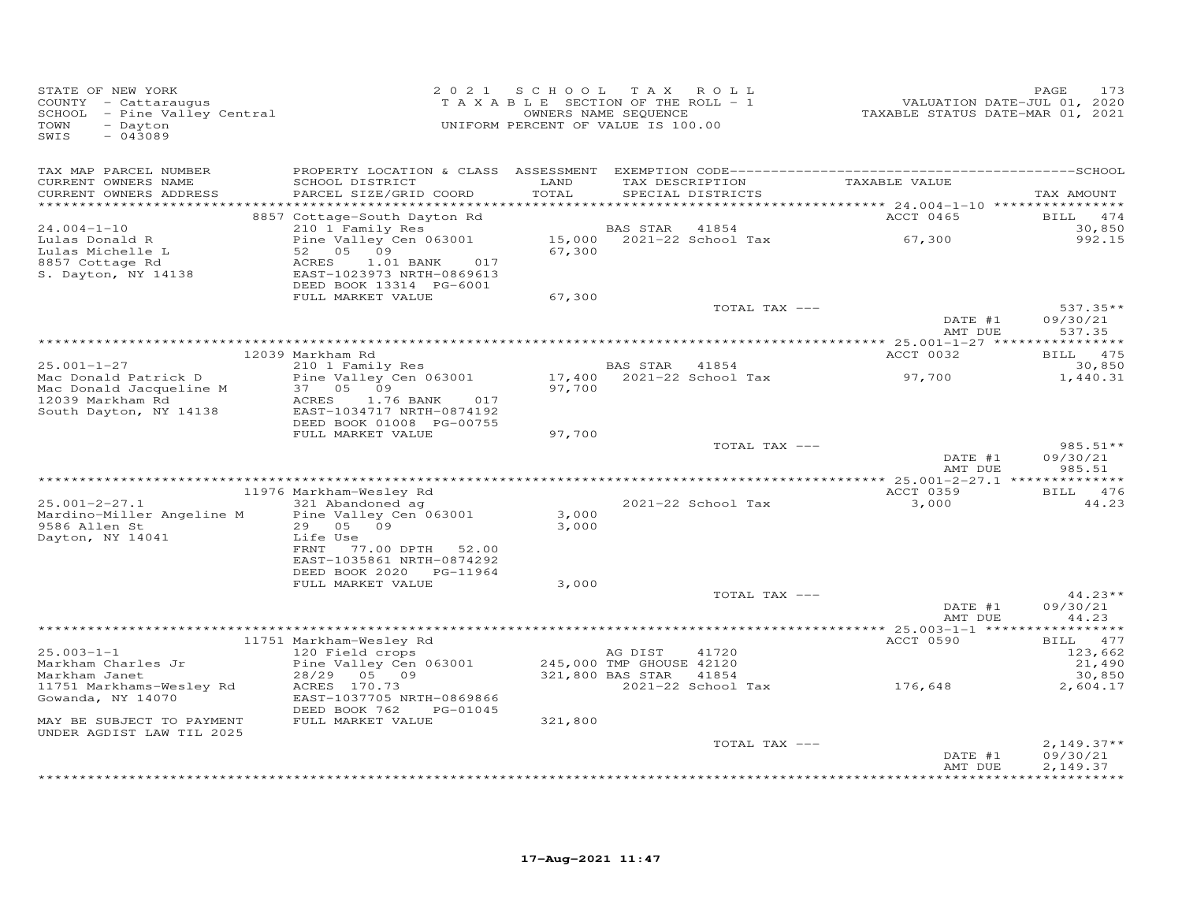STATE OF NEW YORK
COUNTY - Cattaraugus
SCHOOL - Pine Valley Central
TOWN - Dayton
SWIS - 043089

2021 SCHOOL TAX ROLL
TAXABLE SECTION OF THE ROLL - 1
OWNERS NAME SEQUENCE
UNIFORM PERCENT OF VALUE IS 100.00

VALUATION DATE-JUL 01, 2020
TAXABLE STATUS DATE-MAR 01, 2021

| TAX MAP PARCEL NUMBER / CURRENT OWNERS NAME / CURRENT OWNERS ADDRESS | PROPERTY LOCATION & CLASS / SCHOOL DISTRICT / PARCEL SIZE/GRID COORD | ASSESSMENT LAND / TOTAL | EXEMPTION CODE / TAX DESCRIPTION / SPECIAL DISTRICTS | TAXABLE VALUE | SCHOOL TAX AMOUNT |
|---|---|---|---|---|---|
| | 8857 Cottage-South Dayton Rd | | | ACCT 0465 | BILL 474 |
| 24.004-1-10 | 210 1 Family Res | | BAS STAR 41854 | | 30,850 |
| Lulas Donald R | Pine Valley Cen 063001 | 15,000 | 2021-22 School Tax | 67,300 | 992.15 |
| Lulas Michelle L | 52 05 09 | 67,300 | | | |
| 8857 Cottage Rd | ACRES 1.01 BANK 017 | | | | |
| S. Dayton, NY 14138 | EAST-1023973 NRTH-0869613 | | | | |
| | DEED BOOK 13314 PG-6001 | | | | |
| | FULL MARKET VALUE | 67,300 | | | |
| | | | TOTAL TAX --- | | 537.35** |
| | | | | DATE #1 | 09/30/21 |
| | | | | AMT DUE | 537.35 |
| | 12039 Markham Rd | | | ACCT 0032 | BILL 475 |
| 25.001-1-27 | 210 1 Family Res | | BAS STAR 41854 | | 30,850 |
| Mac Donald Patrick D | Pine Valley Cen 063001 | 17,400 | 2021-22 School Tax | 97,700 | 1,440.31 |
| Mac Donald Jacqueline M | 37 05 09 | 97,700 | | | |
| 12039 Markham Rd | ACRES 1.76 BANK 017 | | | | |
| South Dayton, NY 14138 | EAST-1034717 NRTH-0874192 | | | | |
| | DEED BOOK 01008 PG-00755 | | | | |
| | FULL MARKET VALUE | 97,700 | | | |
| | | | TOTAL TAX --- | | 985.51** |
| | | | | DATE #1 | 09/30/21 |
| | | | | AMT DUE | 985.51 |
| | 11976 Markham-Wesley Rd | | | ACCT 0359 | BILL 476 |
| 25.001-2-27.1 | 321 Abandoned ag | | 2021-22 School Tax | 3,000 | 44.23 |
| Mardino-Miller Angeline M | Pine Valley Cen 063001 | 3,000 | | | |
| 9586 Allen St | 29 05 09 | 3,000 | | | |
| Dayton, NY 14041 | Life Use | | | | |
| | FRNT 77.00 DPTH 52.00 | | | | |
| | EAST-1035861 NRTH-0874292 | | | | |
| | DEED BOOK 2020 PG-11964 | | | | |
| | FULL MARKET VALUE | 3,000 | | | |
| | | | TOTAL TAX --- | | 44.23** |
| | | | | DATE #1 | 09/30/21 |
| | | | | AMT DUE | 44.23 |
| | 11751 Markham-Wesley Rd | | | ACCT 0590 | BILL 477 |
| 25.003-1-1 | 120 Field crops | | AG DIST 41720 | | 123,662 |
| Markham Charles Jr | Pine Valley Cen 063001 | 245,000 | TMP GHOUSE 42120 | | 21,490 |
| Markham Janet | 28/29 05 09 | 321,800 | BAS STAR 41854 | | 30,850 |
| 11751 Markhams-Wesley Rd | ACRES 170.73 | | 2021-22 School Tax | 176,648 | 2,604.17 |
| Gowanda, NY 14070 | EAST-1037705 NRTH-0869866 | | | | |
| | DEED BOOK 762 PG-01045 | | | | |
| MAY BE SUBJECT TO PAYMENT | FULL MARKET VALUE | 321,800 | | | |
| UNDER AGDIST LAW TIL 2025 | | | | | |
| | | | TOTAL TAX --- | | 2,149.37** |
| | | | | DATE #1 | 09/30/21 |
| | | | | AMT DUE | 2,149.37 |

17-Aug-2021 11:47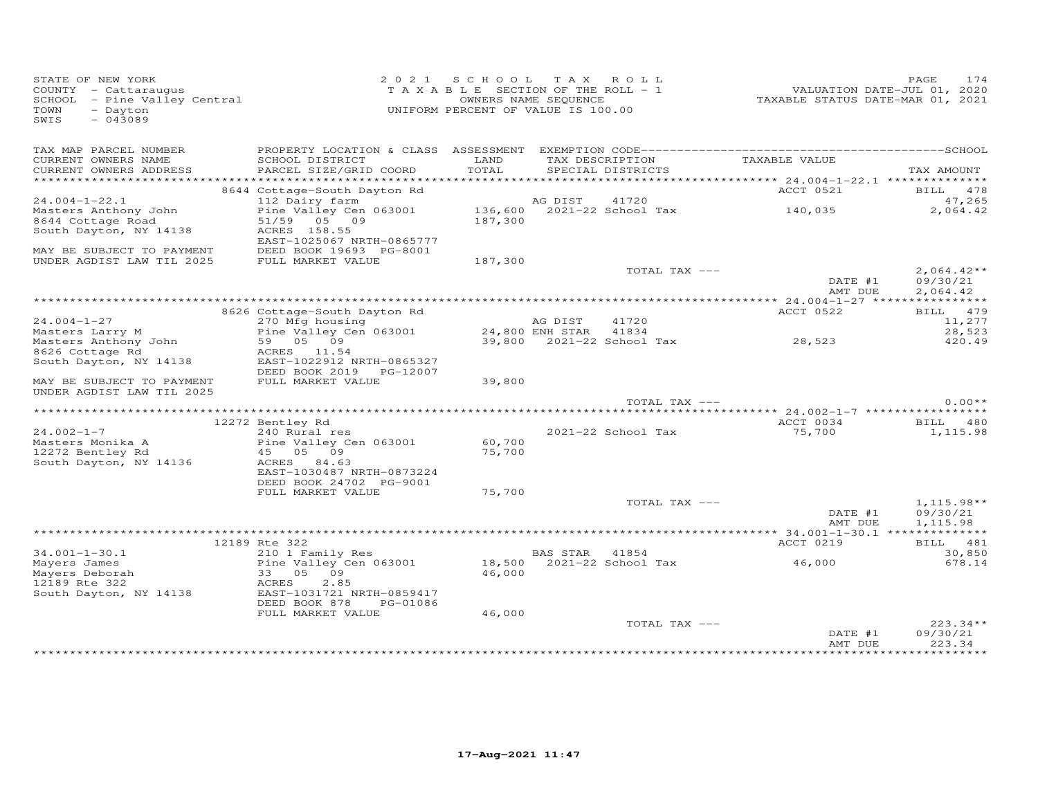STATE OF NEW YORK
COUNTY - Cattaraugus
SCHOOL - Pine Valley Central
TOWN - Dayton
SWIS - 043089

2021 SCHOOL TAX ROLL
TAXABLE SECTION OF THE ROLL - 1
OWNERS NAME SEQUENCE
UNIFORM PERCENT OF VALUE IS 100.00

VALUATION DATE-JUL 01, 2020
TAXABLE STATUS DATE-MAR 01, 2021

| TAX MAP PARCEL NUMBER / CURRENT OWNERS NAME / CURRENT OWNERS ADDRESS | PROPERTY LOCATION & CLASS / SCHOOL DISTRICT / PARCEL SIZE/GRID COORD | ASSESSMENT LAND / TOTAL | EXEMPTION CODE / TAX DESCRIPTION / SPECIAL DISTRICTS | TAXABLE VALUE | TAX AMOUNT |
|---|---|---|---|---|---|
| | 8644 Cottage-South Dayton Rd | | | ACCT 0521 | BILL 478 |
| 24.004-1-22.1 | 112 Dairy farm | | AG DIST 41720 | | 47,265 |
| Masters Anthony John | Pine Valley Cen 063001 | 136,600 | 2021-22 School Tax | 140,035 | 2,064.42 |
| 8644 Cottage Road | 51/59 05 09 | 187,300 | | | |
| South Dayton, NY 14138 | ACRES 158.55 | | | | |
| | EAST-1025067 NRTH-0865777 | | | | |
| MAY BE SUBJECT TO PAYMENT | DEED BOOK 19693 PG-8001 | | | | |
| UNDER AGDIST LAW TIL 2025 | FULL MARKET VALUE | 187,300 | | | |
| | | | TOTAL TAX --- | | 2,064.42** |
| | | | | DATE #1 | 09/30/21 |
| | | | | AMT DUE | 2,064.42 |
| | 8626 Cottage-South Dayton Rd | | | ACCT 0522 | BILL 479 |
| 24.004-1-27 | 270 Mfg housing | | AG DIST 41720 | | 11,277 |
| Masters Larry M | Pine Valley Cen 063001 | 24,800 | ENH STAR 41834 | | 28,523 |
| Masters Anthony John | 59 05 09 | 39,800 | 2021-22 School Tax | 28,523 | 420.49 |
| 8626 Cottage Rd | ACRES 11.54 | | | | |
| South Dayton, NY 14138 | EAST-1022912 NRTH-0865327 | | | | |
| | DEED BOOK 2019 PG-12007 | | | | |
| MAY BE SUBJECT TO PAYMENT | FULL MARKET VALUE | 39,800 | | | |
| UNDER AGDIST LAW TIL 2025 | | | | | |
| | | | TOTAL TAX --- | | 0.00** |
| | 12272 Bentley Rd | | | ACCT 0034 | BILL 480 |
| 24.002-1-7 | 240 Rural res | | 2021-22 School Tax | 75,700 | 1,115.98 |
| Masters Monika A | Pine Valley Cen 063001 | 60,700 | | | |
| 12272 Bentley Rd | 45 05 09 | 75,700 | | | |
| South Dayton, NY 14136 | ACRES 84.63 | | | | |
| | EAST-1030487 NRTH-0873224 | | | | |
| | DEED BOOK 24702 PG-9001 | | | | |
| | FULL MARKET VALUE | 75,700 | | | |
| | | | TOTAL TAX --- | | 1,115.98** |
| | | | | DATE #1 | 09/30/21 |
| | | | | AMT DUE | 1,115.98 |
| | 12189 Rte 322 | | | ACCT 0219 | BILL 481 |
| 34.001-1-30.1 | 210 1 Family Res | | BAS STAR 41854 | | 30,850 |
| Mayers James | Pine Valley Cen 063001 | 18,500 | 2021-22 School Tax | 46,000 | 678.14 |
| Mayers Deborah | 33 05 09 | 46,000 | | | |
| 12189 Rte 322 | ACRES 2.85 | | | | |
| South Dayton, NY 14138 | EAST-1031721 NRTH-0859417 | | | | |
| | DEED BOOK 878 PG-01086 | | | | |
| | FULL MARKET VALUE | 46,000 | | | |
| | | | TOTAL TAX --- | | 223.34** |
| | | | | DATE #1 | 09/30/21 |
| | | | | AMT DUE | 223.34 |

17-Aug-2021 11:47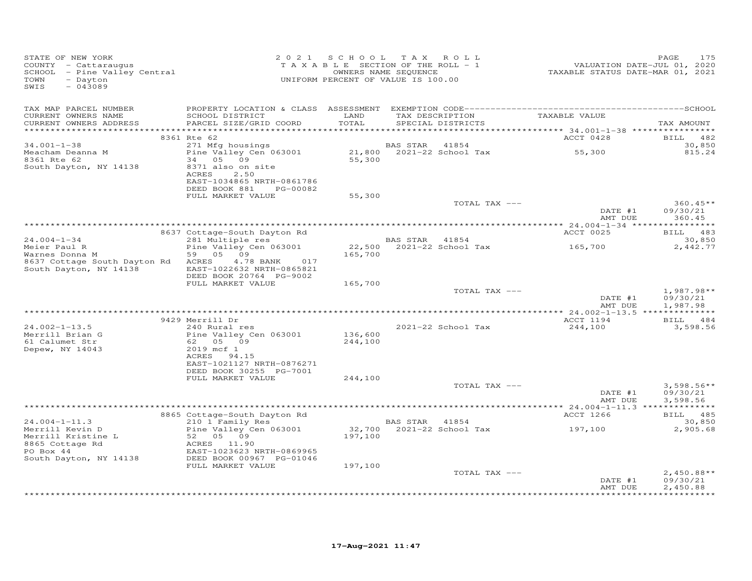STATE OF NEW YORK
COUNTY - Cattaraugus
SCHOOL - Pine Valley Central
TOWN - Dayton
SWIS - 043089

2021 SCHOOL TAX ROLL
TAXABLE SECTION OF THE ROLL - 1
OWNERS NAME SEQUENCE
UNIFORM PERCENT OF VALUE IS 100.00

VALUATION DATE-JUL 01, 2020
TAXABLE STATUS DATE-MAR 01, 2021

| TAX MAP PARCEL NUMBER<br>CURRENT OWNERS NAME<br>CURRENT OWNERS ADDRESS | PROPERTY LOCATION & CLASS<br>SCHOOL DISTRICT<br>PARCEL SIZE/GRID COORD | ASSESSMENT<br>LAND<br>TOTAL | EXEMPTION CODE<br>TAX DESCRIPTION<br>SPECIAL DISTRICTS | TAXABLE VALUE | SCHOOL<br>TAX AMOUNT |
|---|---|---|---|---|---|
| 34.001-1-38 | 8361 Rte 62 | | | ACCT 0428 | BILL 482 |
| Meacham Deanna M | 271 Mfg housings | | BAS STAR 41854 | | 30,850 |
| 8361 Rte 62 | Pine Valley Cen 063001 | 21,800 | 2021-22 School Tax | 55,300 | 815.24 |
| South Dayton, NY 14138 | 34 05 09 | 55,300 | | | |
| | 8371 also on site | | | | |
| | ACRES 2.50 | | | | |
| | EAST-1034865 NRTH-0861786 | | | | |
| | DEED BOOK 881 PG-00082 | | | | |
| | FULL MARKET VALUE | 55,300 | | | |
| | | | TOTAL TAX --- | | 360.45** |
| | | | | DATE #1 | 09/30/21 |
| | | | | AMT DUE | 360.45 |
| 24.004-1-34 | 8637 Cottage-South Dayton Rd | | | ACCT 0025 | BILL 483 |
| Meier Paul R | 281 Multiple res | | BAS STAR 41854 | | 30,850 |
| Warnes Donna M | Pine Valley Cen 063001 | 22,500 | 2021-22 School Tax | 165,700 | 2,442.77 |
| 8637 Cottage South Dayton Rd | 59 05 09 | 165,700 | | | |
| South Dayton, NY 14138 | ACRES 4.78 BANK 017 | | | | |
| | EAST-1022632 NRTH-0865821 | | | | |
| | DEED BOOK 20764 PG-9002 | | | | |
| | FULL MARKET VALUE | 165,700 | | | |
| | | | TOTAL TAX --- | | 1,987.98** |
| | | | | DATE #1 | 09/30/21 |
| | | | | AMT DUE | 1,987.98 |
| 24.002-1-13.5 | 9429 Merrill Dr | | | ACCT 1194 | BILL 484 |
| Merrill Brian G | 240 Rural res | | 2021-22 School Tax | 244,100 | 3,598.56 |
| 61 Calumet Str | Pine Valley Cen 063001 | 136,600 | | | |
| Depew, NY 14043 | 62 05 09 | 244,100 | | | |
| | 2019 mcf 1 | | | | |
| | ACRES 94.15 | | | | |
| | EAST-1021127 NRTH-0876271 | | | | |
| | DEED BOOK 30255 PG-7001 | | | | |
| | FULL MARKET VALUE | 244,100 | | | |
| | | | TOTAL TAX --- | | 3,598.56** |
| | | | | DATE #1 | 09/30/21 |
| | | | | AMT DUE | 3,598.56 |
| 24.004-1-11.3 | 8865 Cottage-South Dayton Rd | | | ACCT 1266 | BILL 485 |
| Merrill Kevin D | 210 1 Family Res | | BAS STAR 41854 | | 30,850 |
| Merrill Kristine L | Pine Valley Cen 063001 | 32,700 | 2021-22 School Tax | 197,100 | 2,905.68 |
| 8865 Cottage Rd | 52 05 09 | 197,100 | | | |
| PO Box 44 | ACRES 11.90 | | | | |
| South Dayton, NY 14138 | EAST-1023623 NRTH-0869965 | | | | |
| | DEED BOOK 00967 PG-01046 | | | | |
| | FULL MARKET VALUE | 197,100 | | | |
| | | | TOTAL TAX --- | | 2,450.88** |
| | | | | DATE #1 | 09/30/21 |
| | | | | AMT DUE | 2,450.88 |

17-Aug-2021 11:47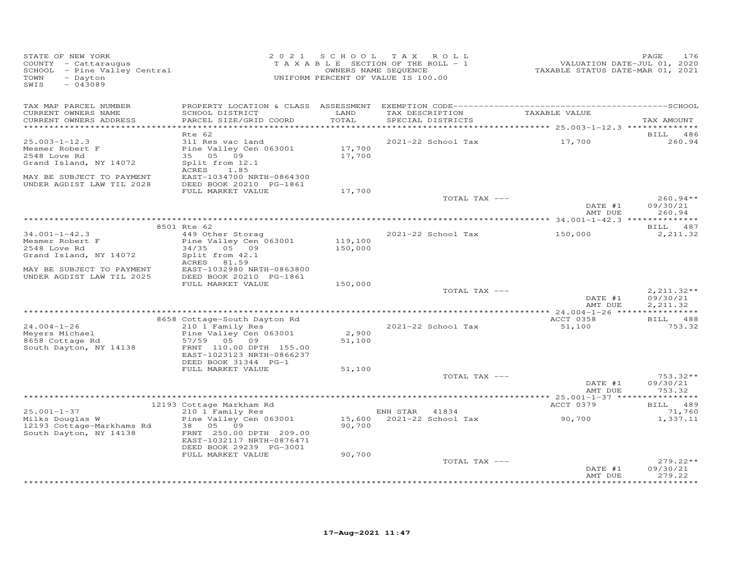STATE OF NEW YORK
COUNTY - Cattaraugus
SCHOOL - Pine Valley Central
TOWN - Dayton
SWIS - 043089

2021 SCHOOL TAX ROLL
TAXABLE SECTION OF THE ROLL - 1
OWNERS NAME SEQUENCE
UNIFORM PERCENT OF VALUE IS 100.00

VALUATION DATE-JUL 01, 2020
TAXABLE STATUS DATE-MAR 01, 2021

| TAX MAP PARCEL NUMBER / CURRENT OWNERS NAME / CURRENT OWNERS ADDRESS | PROPERTY LOCATION & CLASS / SCHOOL DISTRICT / PARCEL SIZE/GRID COORD | ASSESSMENT LAND / TOTAL | EXEMPTION CODE / TAX DESCRIPTION / SPECIAL DISTRICTS | TAXABLE VALUE | TAX AMOUNT |
|---|---|---|---|---|---|
| 25.003-1-12.3 | Rte 62 | | | | BILL 486 |
| Mesmer Robert F | 311 Res vac land | | 2021-22 School Tax | 17,700 | 260.94 |
| 2548 Love Rd | Pine Valley Cen 063001 | 17,700 | | | |
| Grand Island, NY 14072 | 35 05 09 | 17,700 | | | |
| | Split from 12.1 | | | | |
| | ACRES 1.85 | | | | |
| MAY BE SUBJECT TO PAYMENT | EAST-1034700 NRTH-0864300 | | | | |
| UNDER AGDIST LAW TIL 2028 | DEED BOOK 20210 PG-1861 | | | | |
| | FULL MARKET VALUE | 17,700 | | | |
| | | | TOTAL TAX --- | | 260.94** |
| | | | | DATE #1 | 09/30/21 |
| | | | | AMT DUE | 260.94 |
| 34.001-1-42.3 | 8501 Rte 62 | | | | BILL 487 |
| Mesmer Robert F | 449 Other Storag | | 2021-22 School Tax | 150,000 | 2,211.32 |
| 2548 Love Rd | Pine Valley Cen 063001 | 119,100 | | | |
| Grand Island, NY 14072 | 34/35 05 09 | 150,000 | | | |
| | Split from 42.1 | | | | |
| | ACRES 81.59 | | | | |
| MAY BE SUBJECT TO PAYMENT | EAST-1032980 NRTH-0863800 | | | | |
| UNDER AGDIST LAW TIL 2025 | DEED BOOK 20210 PG-1861 | | | | |
| | FULL MARKET VALUE | 150,000 | | | |
| | | | TOTAL TAX --- | | 2,211.32** |
| | | | | DATE #1 | 09/30/21 |
| | | | | AMT DUE | 2,211.32 |
| 24.004-1-26 | 8658 Cottage-South Dayton Rd | | | ACCT 0358 | BILL 488 |
| Meyers Michael | 210 1 Family Res | | 2021-22 School Tax | 51,100 | 753.32 |
| 8658 Cottage Rd | Pine Valley Cen 063001 | 2,900 | | | |
| South Dayton, NY 14138 | 57/59 05 09 | 51,100 | | | |
| | FRNT 110.00 DPTH 155.00 | | | | |
| | EAST-1023123 NRTH-0866237 | | | | |
| | DEED BOOK 31344 PG-1 | | | | |
| | FULL MARKET VALUE | 51,100 | | | |
| | | | TOTAL TAX --- | | 753.32** |
| | | | | DATE #1 | 09/30/21 |
| | | | | AMT DUE | 753.32 |
| 25.001-1-37 | 12193 Cottage Markham Rd | | | ACCT 0379 | BILL 489 |
| Milks Douglas W | 210 1 Family Res | | ENH STAR 41834 | | 71,760 |
| 12193 Cottage-Markhams Rd | Pine Valley Cen 063001 | 15,600 | 2021-22 School Tax | 90,700 | 1,337.11 |
| South Dayton, NY 14138 | 38 05 09 | 90,700 | | | |
| | FRNT 250.00 DPTH 209.00 | | | | |
| | EAST-1032117 NRTH-0876471 | | | | |
| | DEED BOOK 29239 PG-3001 | | | | |
| | FULL MARKET VALUE | 90,700 | | | |
| | | | TOTAL TAX --- | | 279.22** |
| | | | | DATE #1 | 09/30/21 |
| | | | | AMT DUE | 279.22 |

17-Aug-2021 11:47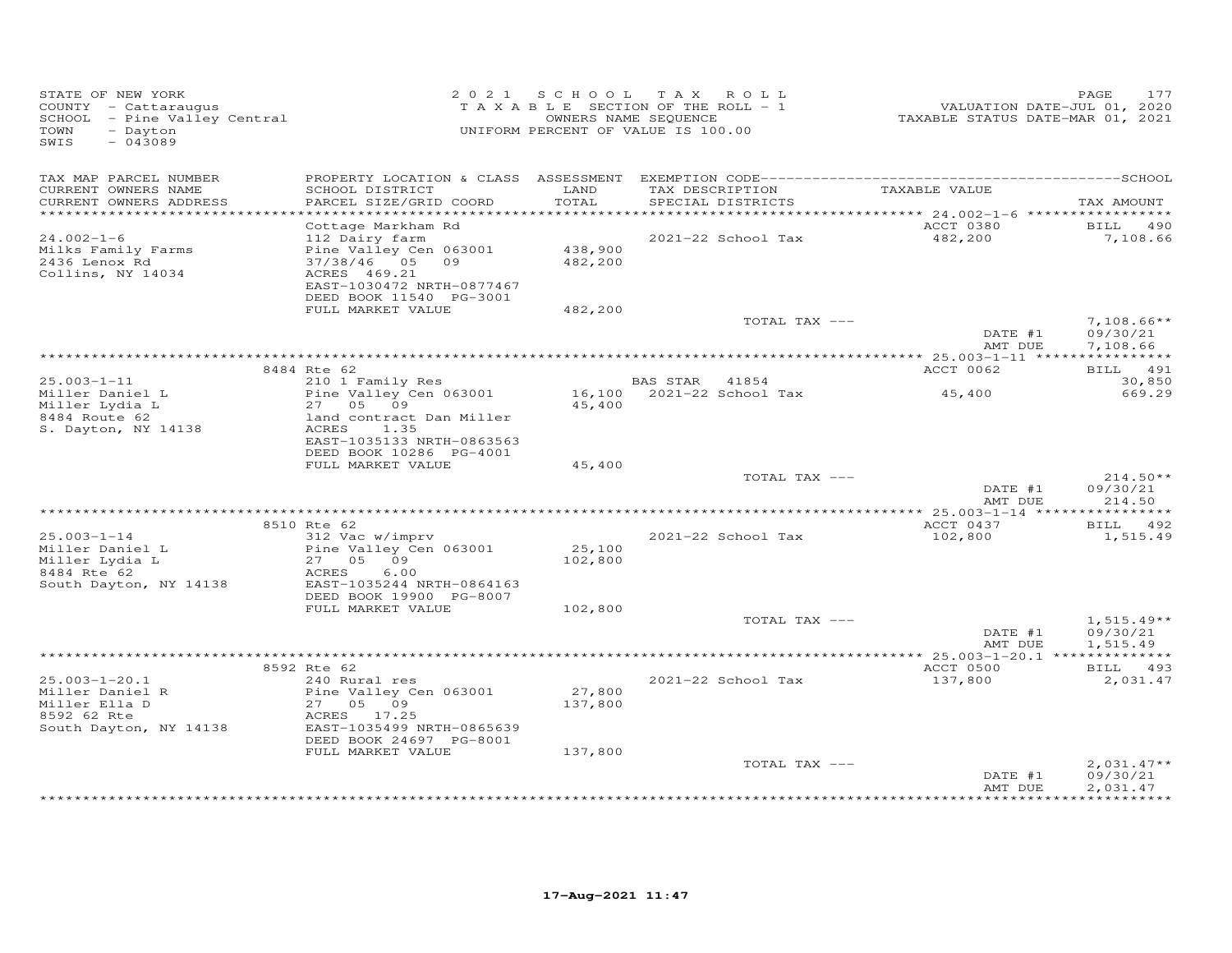STATE OF NEW YORK
COUNTY - Cattaraugus
SCHOOL - Pine Valley Central
TOWN - Dayton
SWIS - 043089

2021 SCHOOL TAX ROLL
TAXABLE SECTION OF THE ROLL - 1
OWNERS NAME SEQUENCE
UNIFORM PERCENT OF VALUE IS 100.00

VALUATION DATE-JUL 01, 2020
TAXABLE STATUS DATE-MAR 01, 2021

| TAX MAP PARCEL NUMBER / CURRENT OWNERS NAME / CURRENT OWNERS ADDRESS | PROPERTY LOCATION & CLASS / SCHOOL DISTRICT / PARCEL SIZE/GRID COORD | ASSESSMENT LAND / TOTAL | EXEMPTION CODE / TAX DESCRIPTION / SPECIAL DISTRICTS | TAXABLE VALUE | TAX AMOUNT |
|---|---|---|---|---|---|
| **24.002-1-6** | Cottage Markham Rd | | | ACCT 0380 | BILL 490 |
| 24.002-1-6 | 112 Dairy farm | | 2021-22 School Tax | 482,200 | 7,108.66 |
| Milks Family Farms | Pine Valley Cen 063001 | 438,900 | | | |
| 2436 Lenox Rd | 37/38/46 05 09 | 482,200 | | | |
| Collins, NY 14034 | ACRES 469.21 | | | | |
| | EAST-1030472 NRTH-0877467 | | | | |
| | DEED BOOK 11540 PG-3001 | | | | |
| | FULL MARKET VALUE | 482,200 | | | |
| | | | TOTAL TAX --- | | 7,108.66** |
| | | | | DATE #1 | 09/30/21 |
| | | | | AMT DUE | 7,108.66 |
| **25.003-1-11** | 8484 Rte 62 | | | ACCT 0062 | BILL 491 |
| 25.003-1-11 | 210 1 Family Res | | BAS STAR 41854 | | 30,850 |
| Miller Daniel L | Pine Valley Cen 063001 | 16,100 | 2021-22 School Tax | 45,400 | 669.29 |
| Miller Lydia L | 27 05 09 | 45,400 | | | |
| 8484 Route 62 | land contract Dan Miller | | | | |
| S. Dayton, NY 14138 | ACRES 1.35 | | | | |
| | EAST-1035133 NRTH-0863563 | | | | |
| | DEED BOOK 10286 PG-4001 | | | | |
| | FULL MARKET VALUE | 45,400 | | | |
| | | | TOTAL TAX --- | | 214.50** |
| | | | | DATE #1 | 09/30/21 |
| | | | | AMT DUE | 214.50 |
| **25.003-1-14** | 8510 Rte 62 | | | ACCT 0437 | BILL 492 |
| 25.003-1-14 | 312 Vac w/imprv | | 2021-22 School Tax | 102,800 | 1,515.49 |
| Miller Daniel L | Pine Valley Cen 063001 | 25,100 | | | |
| Miller Lydia L | 27 05 09 | 102,800 | | | |
| 8484 Rte 62 | ACRES 6.00 | | | | |
| South Dayton, NY 14138 | EAST-1035244 NRTH-0864163 | | | | |
| | DEED BOOK 19900 PG-8007 | | | | |
| | FULL MARKET VALUE | 102,800 | | | |
| | | | TOTAL TAX --- | | 1,515.49** |
| | | | | DATE #1 | 09/30/21 |
| | | | | AMT DUE | 1,515.49 |
| **25.003-1-20.1** | 8592 Rte 62 | | | ACCT 0500 | BILL 493 |
| 25.003-1-20.1 | 240 Rural res | | 2021-22 School Tax | 137,800 | 2,031.47 |
| Miller Daniel R | Pine Valley Cen 063001 | 27,800 | | | |
| Miller Ella D | 27 05 09 | 137,800 | | | |
| 8592 62 Rte | ACRES 17.25 | | | | |
| South Dayton, NY 14138 | EAST-1035499 NRTH-0865639 | | | | |
| | DEED BOOK 24697 PG-8001 | | | | |
| | FULL MARKET VALUE | 137,800 | | | |
| | | | TOTAL TAX --- | | 2,031.47** |
| | | | | DATE #1 | 09/30/21 |
| | | | | AMT DUE | 2,031.47 |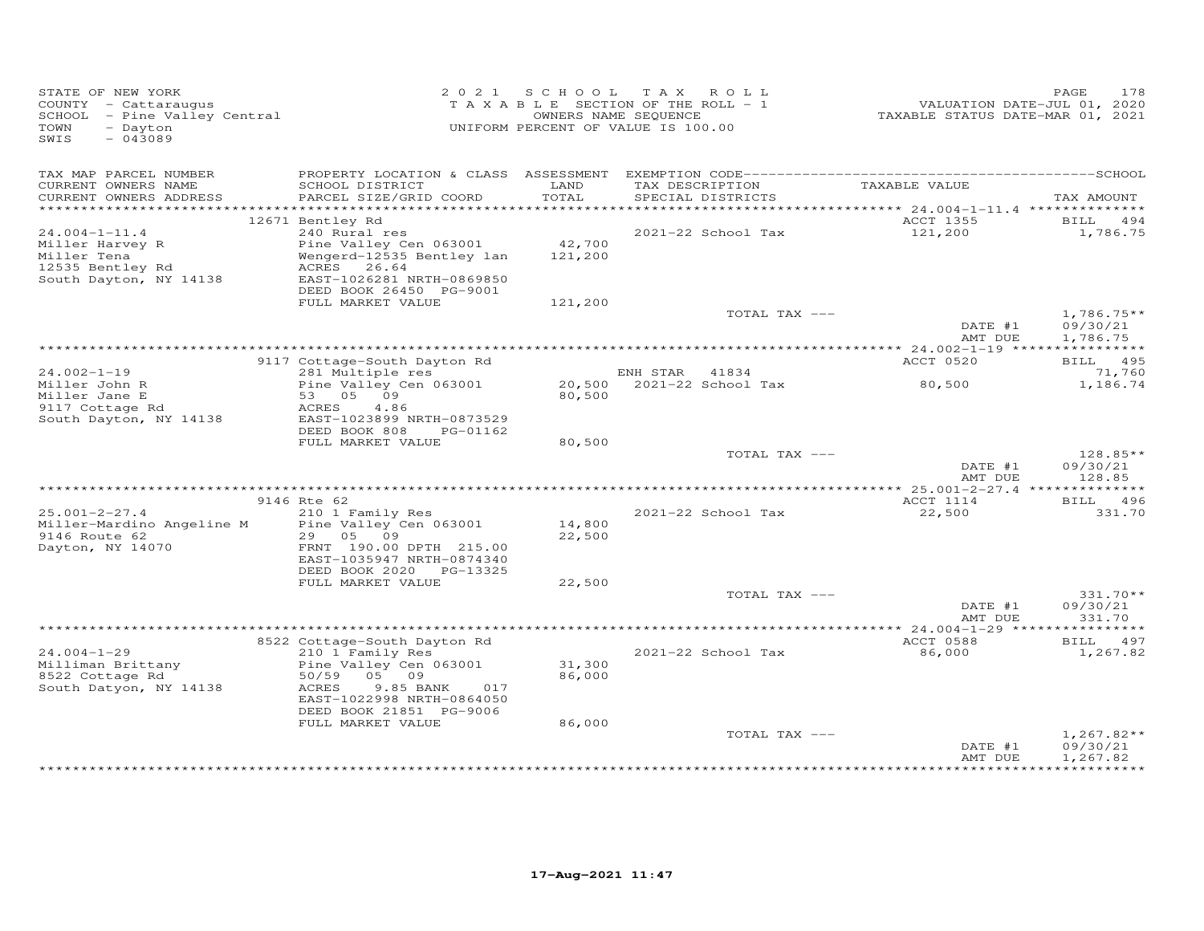STATE OF NEW YORK
COUNTY - Cattaraugus
SCHOOL - Pine Valley Central
TOWN - Dayton
SWIS - 043089

2 0 2 1 S C H O O L T A X R O L L
T A X A B L E SECTION OF THE ROLL - 1
OWNERS NAME SEQUENCE
UNIFORM PERCENT OF VALUE IS 100.00

VALUATION DATE-JUL 01, 2020
TAXABLE STATUS DATE-MAR 01, 2021

| TAX MAP PARCEL NUMBER<br>CURRENT OWNERS NAME<br>CURRENT OWNERS ADDRESS | PROPERTY LOCATION & CLASS<br>SCHOOL DISTRICT<br>PARCEL SIZE/GRID COORD | ASSESSMENT<br>LAND<br>TOTAL | EXEMPTION CODE<br>TAX DESCRIPTION<br>SPECIAL DISTRICTS | TAXABLE VALUE | SCHOOL<br><br>TAX AMOUNT |
|---|---|---|---|---|---|
| 24.004-1-11.4 | 12671 Bentley Rd | | | ACCT 1355 | BILL 494 |
| 24.004-1-11.4 | 240 Rural res | | 2021-22 School Tax | 121,200 | 1,786.75 |
| Miller Harvey R | Pine Valley Cen 063001 | 42,700 | | | |
| Miller Tena | Wengerd-12535 Bentley lan | 121,200 | | | |
| 12535 Bentley Rd | ACRES 26.64 | | | | |
| South Dayton, NY 14138 | EAST-1026281 NRTH-0869850 | | | | |
| | DEED BOOK 26450 PG-9001 | | | | |
| | FULL MARKET VALUE | 121,200 | | | |
| | | | TOTAL TAX --- | | 1,786.75** |
| | | | | DATE #1 | 09/30/21 |
| | | | | AMT DUE | 1,786.75 |
| 24.002-1-19 | 9117 Cottage-South Dayton Rd | | | ACCT 0520 | BILL 495 |
| 24.002-1-19 | 281 Multiple res | | ENH STAR 41834 | | 71,760 |
| Miller John R | Pine Valley Cen 063001 | 20,500 | 2021-22 School Tax | 80,500 | 1,186.74 |
| Miller Jane E | 53 05 09 | 80,500 | | | |
| 9117 Cottage Rd | ACRES 4.86 | | | | |
| South Dayton, NY 14138 | EAST-1023899 NRTH-0873529 | | | | |
| | DEED BOOK 808 PG-01162 | | | | |
| | FULL MARKET VALUE | 80,500 | | | |
| | | | TOTAL TAX --- | | 128.85** |
| | | | | DATE #1 | 09/30/21 |
| | | | | AMT DUE | 128.85 |
| 25.001-2-27.4 | 9146 Rte 62 | | | ACCT 1114 | BILL 496 |
| 25.001-2-27.4 | 210 1 Family Res | | 2021-22 School Tax | 22,500 | 331.70 |
| Miller-Mardino Angeline M | Pine Valley Cen 063001 | 14,800 | | | |
| 9146 Route 62 | 29 05 09 | 22,500 | | | |
| Dayton, NY 14070 | FRNT 190.00 DPTH 215.00 | | | | |
| | EAST-1035947 NRTH-0874340 | | | | |
| | DEED BOOK 2020 PG-13325 | | | | |
| | FULL MARKET VALUE | 22,500 | | | |
| | | | TOTAL TAX --- | | 331.70** |
| | | | | DATE #1 | 09/30/21 |
| | | | | AMT DUE | 331.70 |
| 24.004-1-29 | 8522 Cottage-South Dayton Rd | | | ACCT 0588 | BILL 497 |
| 24.004-1-29 | 210 1 Family Res | | 2021-22 School Tax | 86,000 | 1,267.82 |
| Milliman Brittany | Pine Valley Cen 063001 | 31,300 | | | |
| 8522 Cottage Rd | 50/59 05 09 | 86,000 | | | |
| South Datyon, NY 14138 | ACRES 9.85 BANK 017 | | | | |
| | EAST-1022998 NRTH-0864050 | | | | |
| | DEED BOOK 21851 PG-9006 | | | | |
| | FULL MARKET VALUE | 86,000 | | | |
| | | | TOTAL TAX --- | | 1,267.82** |
| | | | | DATE #1 | 09/30/21 |
| | | | | AMT DUE | 1,267.82 |

17-Aug-2021 11:47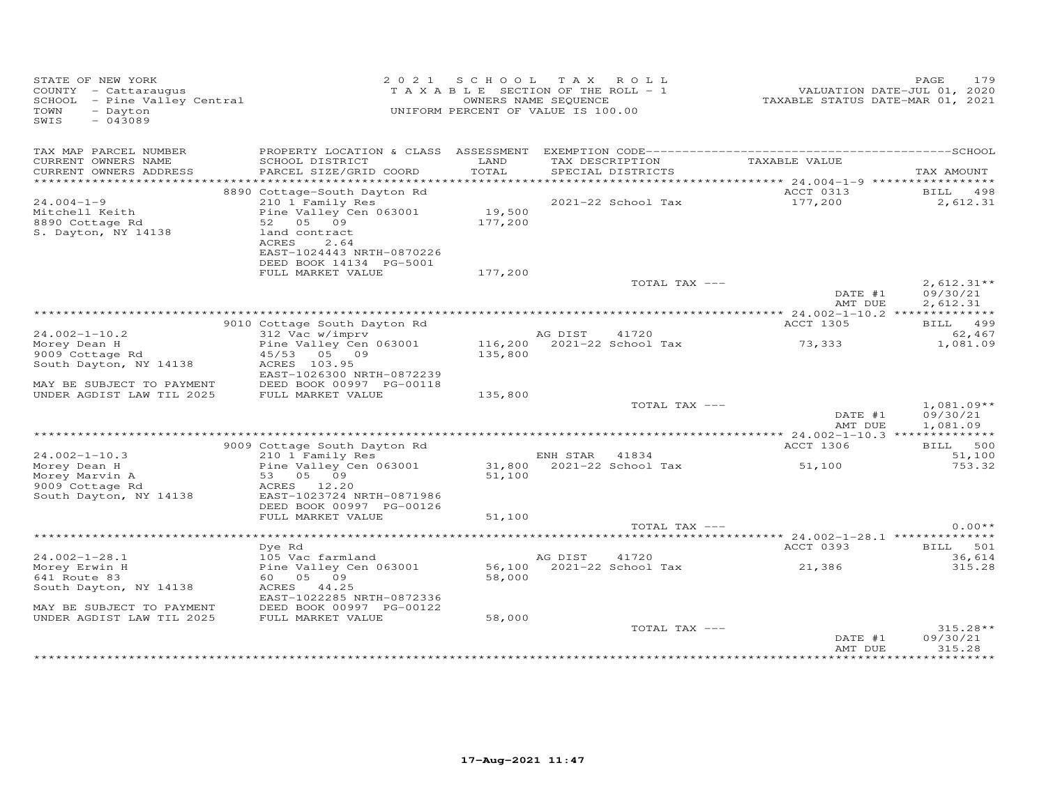STATE OF NEW YORK
COUNTY - Cattaraugus
SCHOOL - Pine Valley Central
TOWN - Dayton
SWIS - 043089

2 0 2 1 S C H O O L T A X R O L L
T A X A B L E SECTION OF THE ROLL - 1
OWNERS NAME SEQUENCE
UNIFORM PERCENT OF VALUE IS 100.00

VALUATION DATE-JUL 01, 2020
TAXABLE STATUS DATE-MAR 01, 2021

| TAX MAP PARCEL NUMBER / CURRENT OWNERS NAME / CURRENT OWNERS ADDRESS | PROPERTY LOCATION & CLASS / SCHOOL DISTRICT / PARCEL SIZE/GRID COORD | ASSESSMENT LAND / TOTAL | EXEMPTION CODE / TAX DESCRIPTION / SPECIAL DISTRICTS | TAXABLE VALUE | TAX AMOUNT |
|---|---|---|---|---|---|
| | 8890 Cottage-South Dayton Rd | | | ACCT 0313 | BILL 498 |
| 24.004-1-9 | 210 1 Family Res | | 2021-22 School Tax | 177,200 | 2,612.31 |
| Mitchell Keith | Pine Valley Cen 063001 | 19,500 | | | |
| 8890 Cottage Rd | 52 05 09 | 177,200 | | | |
| S. Dayton, NY 14138 | land contract | | | | |
| | ACRES 2.64 | | | | |
| | EAST-1024443 NRTH-0870226 | | | | |
| | DEED BOOK 14134 PG-5001 | | | | |
| | FULL MARKET VALUE | 177,200 | | | |
| | | | TOTAL TAX --- | | 2,612.31** |
| | | | | DATE #1 | 09/30/21 |
| | | | | AMT DUE | 2,612.31 |
| | 9010 Cottage South Dayton Rd | | | ACCT 1305 | BILL 499 |
| 24.002-1-10.2 | 312 Vac w/imprv | | AG DIST 41720 | | 62,467 |
| Morey Dean H | Pine Valley Cen 063001 | 116,200 | 2021-22 School Tax | 73,333 | 1,081.09 |
| 9009 Cottage Rd | 45/53 05 09 | 135,800 | | | |
| South Dayton, NY 14138 | ACRES 103.95 | | | | |
| | EAST-1026300 NRTH-0872239 | | | | |
| MAY BE SUBJECT TO PAYMENT | DEED BOOK 00997 PG-00118 | | | | |
| UNDER AGDIST LAW TIL 2025 | FULL MARKET VALUE | 135,800 | | | |
| | | | TOTAL TAX --- | | 1,081.09** |
| | | | | DATE #1 | 09/30/21 |
| | | | | AMT DUE | 1,081.09 |
| | 9009 Cottage South Dayton Rd | | | ACCT 1306 | BILL 500 |
| 24.002-1-10.3 | 210 1 Family Res | | ENH STAR 41834 | | 51,100 |
| Morey Dean H | Pine Valley Cen 063001 | 31,800 | 2021-22 School Tax | 51,100 | 753.32 |
| Morey Marvin A | 53 05 09 | 51,100 | | | |
| 9009 Cottage Rd | ACRES 12.20 | | | | |
| South Dayton, NY 14138 | EAST-1023724 NRTH-0871986 | | | | |
| | DEED BOOK 00997 PG-00126 | | | | |
| | FULL MARKET VALUE | 51,100 | | | |
| | | | TOTAL TAX --- | | 0.00** |
| | Dye Rd | | | ACCT 0393 | BILL 501 |
| 24.002-1-28.1 | 105 Vac farmland | | AG DIST 41720 | | 36,614 |
| Morey Erwin H | Pine Valley Cen 063001 | 56,100 | 2021-22 School Tax | 21,386 | 315.28 |
| 641 Route 83 | 60 05 09 | 58,000 | | | |
| South Dayton, NY 14138 | ACRES 44.25 | | | | |
| | EAST-1022285 NRTH-0872336 | | | | |
| MAY BE SUBJECT TO PAYMENT | DEED BOOK 00997 PG-00122 | | | | |
| UNDER AGDIST LAW TIL 2025 | FULL MARKET VALUE | 58,000 | | | |
| | | | TOTAL TAX --- | | 315.28** |
| | | | | DATE #1 | 09/30/21 |
| | | | | AMT DUE | 315.28 |

17-Aug-2021 11:47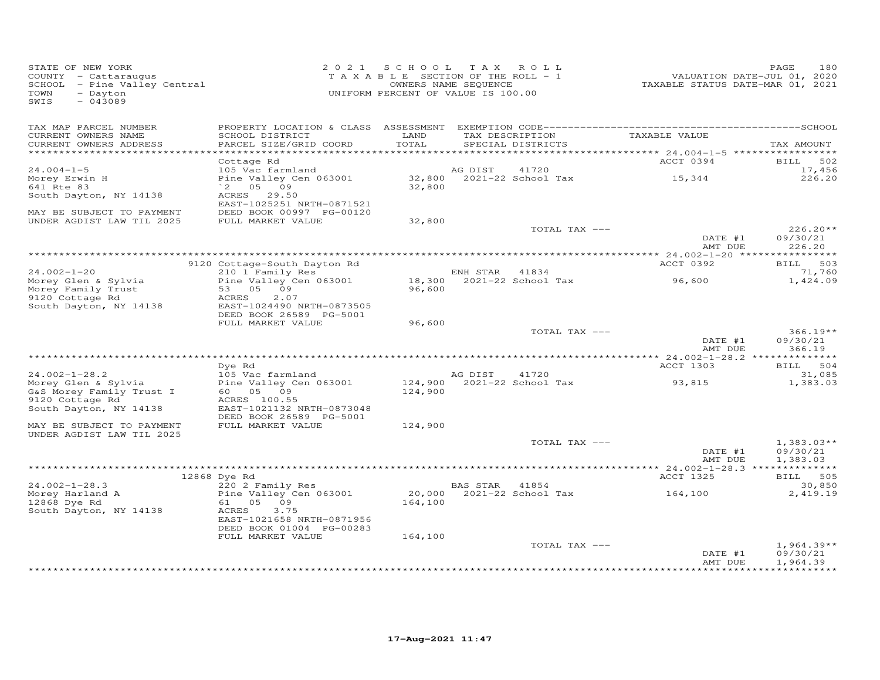STATE OF NEW YORK
COUNTY - Cattaraugus
SCHOOL - Pine Valley Central
TOWN - Dayton
SWIS - 043089

2021 SCHOOL TAX ROLL
TAXABLE SECTION OF THE ROLL - 1
OWNERS NAME SEQUENCE
UNIFORM PERCENT OF VALUE IS 100.00

VALUATION DATE-JUL 01, 2020
TAXABLE STATUS DATE-MAR 01, 2021

| TAX MAP PARCEL NUMBER / CURRENT OWNERS NAME / CURRENT OWNERS ADDRESS | PROPERTY LOCATION & CLASS / SCHOOL DISTRICT / PARCEL SIZE/GRID COORD | ASSESSMENT LAND / TOTAL | EXEMPTION CODE / TAX DESCRIPTION / SPECIAL DISTRICTS | TAXABLE VALUE | TAX AMOUNT |
|---|---|---|---|---|---|
| 24.004-1-5 | Cottage Rd | | | ACCT 0394 | BILL 502 |
| | 105 Vac farmland | | AG DIST 41720 | | 17,456 |
| Morey Erwin H | Pine Valley Cen 063001 | 32,800 | 2021-22 School Tax | 15,344 | 226.20 |
| 641 Rte 83 | `2 05 09 | 32,800 | | | |
| South Dayton, NY 14138 | ACRES 29.50 | | | | |
| | EAST-1025251 NRTH-0871521 | | | | |
| MAY BE SUBJECT TO PAYMENT | DEED BOOK 00997 PG-00120 | | | | |
| UNDER AGDIST LAW TIL 2025 | FULL MARKET VALUE | 32,800 | | | |
| | | | TOTAL TAX --- | | 226.20** |
| | | | | DATE #1 | 09/30/21 |
| | | | | AMT DUE | 226.20 |
| 24.002-1-20 | 9120 Cottage-South Dayton Rd | | | ACCT 0392 | BILL 503 |
| | 210 1 Family Res | | ENH STAR 41834 | | 71,760 |
| Morey Glen & Sylvia | Pine Valley Cen 063001 | 18,300 | 2021-22 School Tax | 96,600 | 1,424.09 |
| Morey Family Trust | 53 05 09 | 96,600 | | | |
| 9120 Cottage Rd | ACRES 2.07 | | | | |
| South Dayton, NY 14138 | EAST-1024490 NRTH-0873505 | | | | |
| | DEED BOOK 26589 PG-5001 | | | | |
| | FULL MARKET VALUE | 96,600 | | | |
| | | | TOTAL TAX --- | | 366.19** |
| | | | | DATE #1 | 09/30/21 |
| | | | | AMT DUE | 366.19 |
| 24.002-1-28.2 | Dye Rd | | | ACCT 1303 | BILL 504 |
| | 105 Vac farmland | | AG DIST 41720 | | 31,085 |
| Morey Glen & Sylvia | Pine Valley Cen 063001 | 124,900 | 2021-22 School Tax | 93,815 | 1,383.03 |
| G&S Morey Family Trust I | 60 05 09 | 124,900 | | | |
| 9120 Cottage Rd | ACRES 100.55 | | | | |
| South Dayton, NY 14138 | EAST-1021132 NRTH-0873048 | | | | |
| | DEED BOOK 26589 PG-5001 | | | | |
| MAY BE SUBJECT TO PAYMENT | FULL MARKET VALUE | 124,900 | | | |
| UNDER AGDIST LAW TIL 2025 | | | | | |
| | | | TOTAL TAX --- | | 1,383.03** |
| | | | | DATE #1 | 09/30/21 |
| | | | | AMT DUE | 1,383.03 |
| 24.002-1-28.3 | 12868 Dye Rd | | | ACCT 1325 | BILL 505 |
| | 220 2 Family Res | | BAS STAR 41854 | | 30,850 |
| Morey Harland A | Pine Valley Cen 063001 | 20,000 | 2021-22 School Tax | 164,100 | 2,419.19 |
| 12868 Dye Rd | 61 05 09 | 164,100 | | | |
| South Dayton, NY 14138 | ACRES 3.75 | | | | |
| | EAST-1021658 NRTH-0871956 | | | | |
| | DEED BOOK 01004 PG-00283 | | | | |
| | FULL MARKET VALUE | 164,100 | | | |
| | | | TOTAL TAX --- | | 1,964.39** |
| | | | | DATE #1 | 09/30/21 |
| | | | | AMT DUE | 1,964.39 |

17-Aug-2021 11:47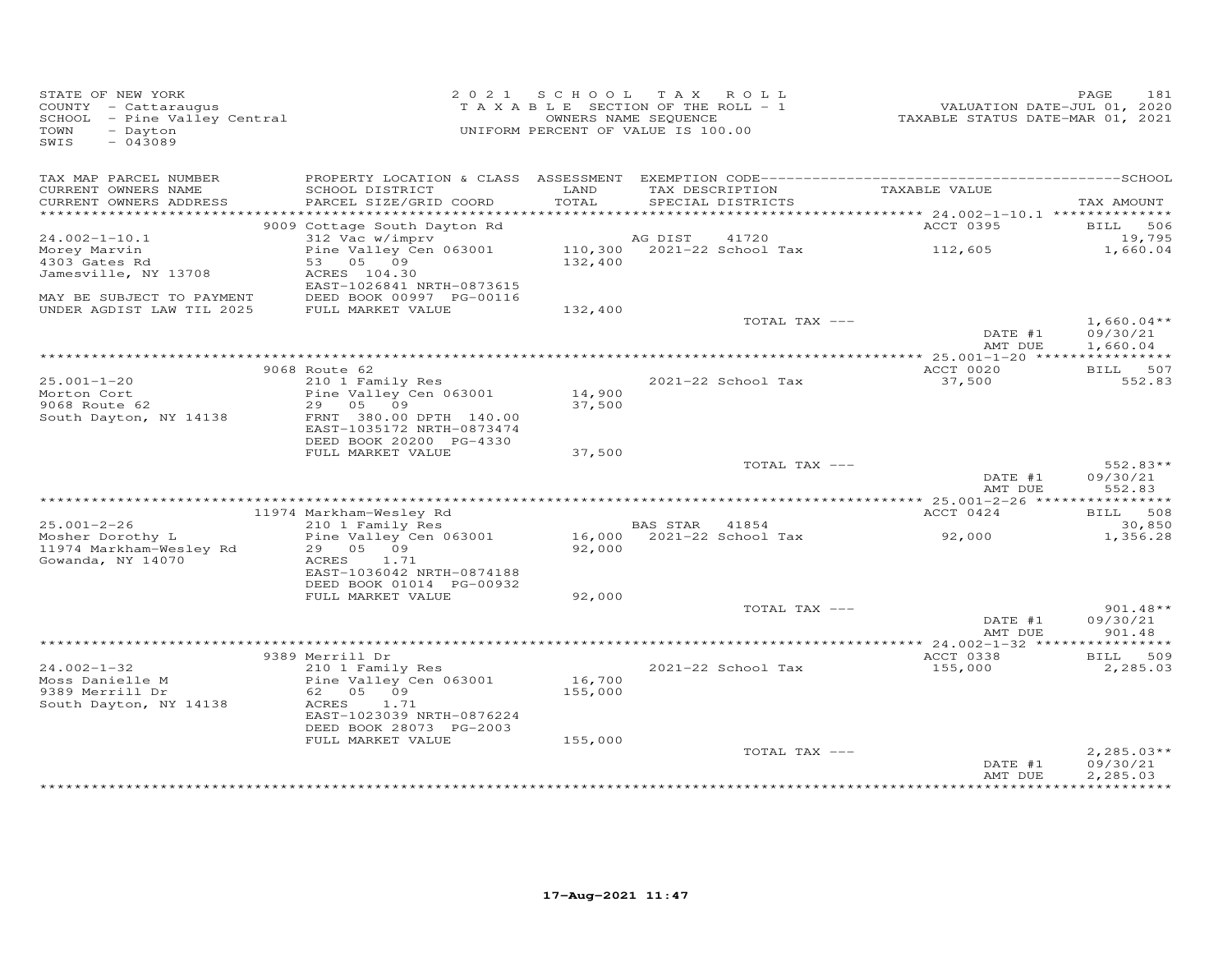STATE OF NEW YORK
COUNTY - Cattaraugus
SCHOOL - Pine Valley Central
TOWN - Dayton
SWIS - 043089

2021 SCHOOL TAX ROLL
TAXABLE SECTION OF THE ROLL - 1
OWNERS NAME SEQUENCE
UNIFORM PERCENT OF VALUE IS 100.00

VALUATION DATE-JUL 01, 2020
TAXABLE STATUS DATE-MAR 01, 2021

| TAX MAP PARCEL NUMBER / CURRENT OWNERS NAME / CURRENT OWNERS ADDRESS | PROPERTY LOCATION & CLASS / SCHOOL DISTRICT / PARCEL SIZE/GRID COORD | ASSESSMENT LAND / TOTAL | EXEMPTION CODE / TAX DESCRIPTION / SPECIAL DISTRICTS | TAXABLE VALUE | TAX AMOUNT |
|---|---|---|---|---|---|
| | 9009 Cottage South Dayton Rd | | | ACCT 0395 | BILL 506 |
| 24.002-1-10.1 | 312 Vac w/imprv | | AG DIST 41720 | | 19,795 |
| Morey Marvin | Pine Valley Cen 063001 | 110,300 | 2021-22 School Tax | 112,605 | 1,660.04 |
| 4303 Gates Rd | 53 05 09 | 132,400 | | | |
| Jamesville, NY 13708 | ACRES 104.30 | | | | |
| | EAST-1026841 NRTH-0873615 | | | | |
| MAY BE SUBJECT TO PAYMENT | DEED BOOK 00997 PG-00116 | | | | |
| UNDER AGDIST LAW TIL 2025 | FULL MARKET VALUE | 132,400 | | | |
| | | | TOTAL TAX --- | | 1,660.04** |
| | | | | DATE #1 | 09/30/21 |
| | | | | AMT DUE | 1,660.04 |
| | 9068 Route 62 | | | ACCT 0020 | BILL 507 |
| 25.001-1-20 | 210 1 Family Res | | 2021-22 School Tax | 37,500 | 552.83 |
| Morton Cort | Pine Valley Cen 063001 | 14,900 | | | |
| 9068 Route 62 | 29 05 09 | 37,500 | | | |
| South Dayton, NY 14138 | FRNT 380.00 DPTH 140.00 | | | | |
| | EAST-1035172 NRTH-0873474 | | | | |
| | DEED BOOK 20200 PG-4330 | | | | |
| | FULL MARKET VALUE | 37,500 | | | |
| | | | TOTAL TAX --- | | 552.83** |
| | | | | DATE #1 | 09/30/21 |
| | | | | AMT DUE | 552.83 |
| | 11974 Markham-Wesley Rd | | | ACCT 0424 | BILL 508 |
| 25.001-2-26 | 210 1 Family Res | | BAS STAR 41854 | | 30,850 |
| Mosher Dorothy L | Pine Valley Cen 063001 | 16,000 | 2021-22 School Tax | 92,000 | 1,356.28 |
| 11974 Markham-Wesley Rd | 29 05 09 | 92,000 | | | |
| Gowanda, NY 14070 | ACRES 1.71 | | | | |
| | EAST-1036042 NRTH-0874188 | | | | |
| | DEED BOOK 01014 PG-00932 | | | | |
| | FULL MARKET VALUE | 92,000 | | | |
| | | | TOTAL TAX --- | | 901.48** |
| | | | | DATE #1 | 09/30/21 |
| | | | | AMT DUE | 901.48 |
| | 9389 Merrill Dr | | | ACCT 0338 | BILL 509 |
| 24.002-1-32 | 210 1 Family Res | | 2021-22 School Tax | 155,000 | 2,285.03 |
| Moss Danielle M | Pine Valley Cen 063001 | 16,700 | | | |
| 9389 Merrill Dr | 62 05 09 | 155,000 | | | |
| South Dayton, NY 14138 | ACRES 1.71 | | | | |
| | EAST-1023039 NRTH-0876224 | | | | |
| | DEED BOOK 28073 PG-2003 | | | | |
| | FULL MARKET VALUE | 155,000 | | | |
| | | | TOTAL TAX --- | | 2,285.03** |
| | | | | DATE #1 | 09/30/21 |
| | | | | AMT DUE | 2,285.03 |

17-Aug-2021 11:47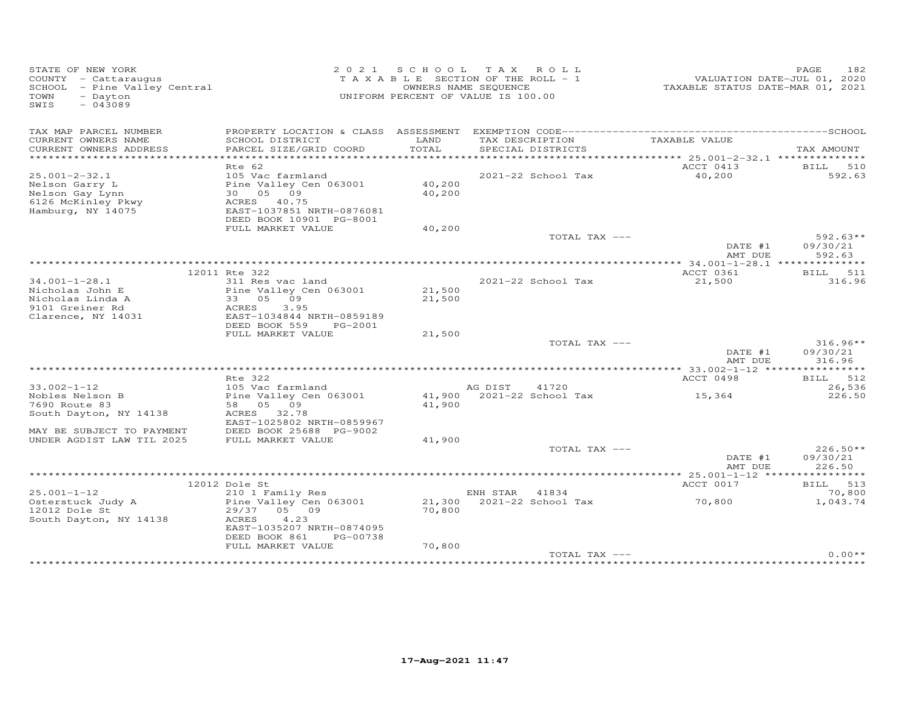STATE OF NEW YORK
COUNTY - Cattaraugus
SCHOOL - Pine Valley Central
TOWN - Dayton
SWIS - 043089

2 0 2 1 S C H O O L T A X R O L L
T A X A B L E SECTION OF THE ROLL - 1
OWNERS NAME SEQUENCE
UNIFORM PERCENT OF VALUE IS 100.00

VALUATION DATE-JUL 01, 2020
TAXABLE STATUS DATE-MAR 01, 2021

| TAX MAP PARCEL NUMBER / CURRENT OWNERS NAME / CURRENT OWNERS ADDRESS | PROPERTY LOCATION & CLASS / SCHOOL DISTRICT / PARCEL SIZE/GRID COORD | ASSESSMENT LAND / TOTAL | EXEMPTION CODE / TAX DESCRIPTION / SPECIAL DISTRICTS | TAXABLE VALUE | TAX AMOUNT |
|---|---|---|---|---|---|
| 25.001-2-32.1 | Rte 62 | | | ACCT 0413 | BILL 510 |
| Nelson Garry L | 105 Vac farmland | | 2021-22 School Tax | 40,200 | 592.63 |
| Nelson Gay Lynn | Pine Valley Cen 063001 | 40,200 | | | |
| 6126 McKinley Pkwy | 30 05 09 | 40,200 | | | |
| Hamburg, NY 14075 | ACRES 40.75 | | | | |
| | EAST-1037851 NRTH-0876081 | | | | |
| | DEED BOOK 10901 PG-8001 | | | | |
| | FULL MARKET VALUE | 40,200 | | | |
| | | | TOTAL TAX --- | | 592.63** |
| | | | | DATE #1 | 09/30/21 |
| | | | | AMT DUE | 592.63 |
| 34.001-1-28.1 | 12011 Rte 322 | | | ACCT 0361 | BILL 511 |
| Nicholas John E | 311 Res vac land | | 2021-22 School Tax | 21,500 | 316.96 |
| Nicholas Linda A | Pine Valley Cen 063001 | 21,500 | | | |
| 9101 Greiner Rd | 33 05 09 | 21,500 | | | |
| Clarence, NY 14031 | ACRES 3.95 | | | | |
| | EAST-1034844 NRTH-0859189 | | | | |
| | DEED BOOK 559 PG-2001 | | | | |
| | FULL MARKET VALUE | 21,500 | | | |
| | | | TOTAL TAX --- | | 316.96** |
| | | | | DATE #1 | 09/30/21 |
| | | | | AMT DUE | 316.96 |
| 33.002-1-12 | Rte 322 | | | ACCT 0498 | BILL 512 |
| Nobles Nelson B | 105 Vac farmland | | AG DIST 41720 | | 26,536 |
| 7690 Route 83 | Pine Valley Cen 063001 | 41,900 | 2021-22 School Tax | 15,364 | 226.50 |
| South Dayton, NY 14138 | 58 05 09 | 41,900 | | | |
| | ACRES 32.78 | | | | |
| | EAST-1025802 NRTH-0859967 | | | | |
| MAY BE SUBJECT TO PAYMENT | DEED BOOK 25688 PG-9002 | | | | |
| UNDER AGDIST LAW TIL 2025 | FULL MARKET VALUE | 41,900 | | | |
| | | | TOTAL TAX --- | | 226.50** |
| | | | | DATE #1 | 09/30/21 |
| | | | | AMT DUE | 226.50 |
| 25.001-1-12 | 12012 Dole St | | | ACCT 0017 | BILL 513 |
| Osterstuck Judy A | 210 1 Family Res | | ENH STAR 41834 | | 70,800 |
| 12012 Dole St | Pine Valley Cen 063001 | 21,300 | 2021-22 School Tax | 70,800 | 1,043.74 |
| South Dayton, NY 14138 | 29/37 05 09 | 70,800 | | | |
| | ACRES 4.23 | | | | |
| | EAST-1035207 NRTH-0874095 | | | | |
| | DEED BOOK 861 PG-00738 | | | | |
| | FULL MARKET VALUE | 70,800 | | | |
| | | | TOTAL TAX --- | | 0.00** |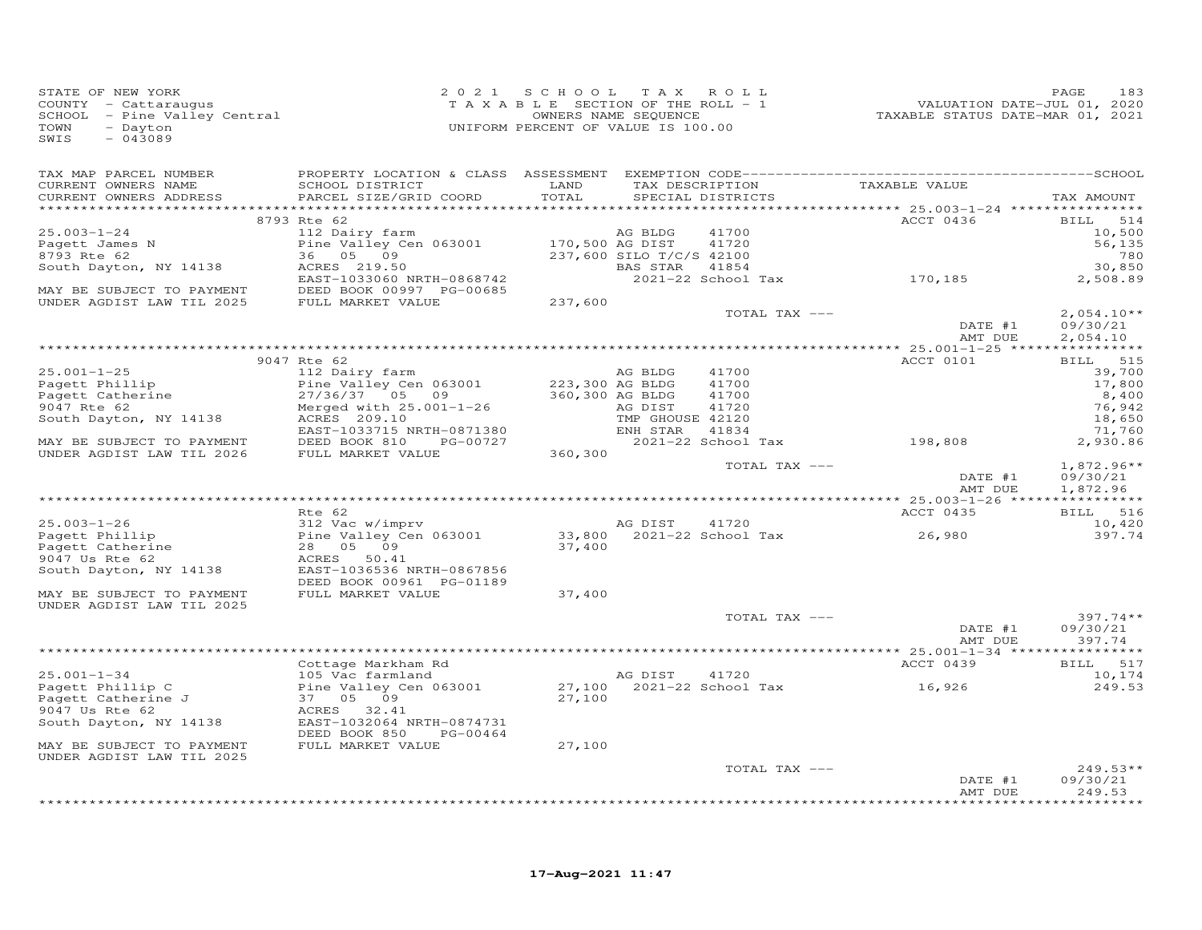STATE OF NEW YORK
COUNTY - Cattaraugus
SCHOOL - Pine Valley Central
TOWN - Dayton
SWIS - 043089

2021 SCHOOL TAX ROLL
TAXABLE SECTION OF THE ROLL - 1
OWNERS NAME SEQUENCE
UNIFORM PERCENT OF VALUE IS 100.00

VALUATION DATE-JUL 01, 2020
TAXABLE STATUS DATE-MAR 01, 2021

| TAX MAP PARCEL NUMBER / CURRENT OWNERS NAME / CURRENT OWNERS ADDRESS | PROPERTY LOCATION & CLASS / SCHOOL DISTRICT / PARCEL SIZE/GRID COORD | ASSESSMENT LAND / TOTAL | EXEMPTION CODE / TAX DESCRIPTION / SPECIAL DISTRICTS | TAXABLE VALUE | TAX AMOUNT |
|---|---|---|---|---|---|
| **25.003-1-24** | 8793 Rte 62 | | | ACCT 0436 | BILL 514 |
| 25.003-1-24 | 112 Dairy farm | | AG BLDG 41700 | | 10,500 |
| Pagett James N | Pine Valley Cen 063001 | 170,500 | AG DIST 41720 | | 56,135 |
| 8793 Rte 62 | 36 05 09 | 237,600 | SILO T/C/S 42100 | | 780 |
| South Dayton, NY 14138 | ACRES 219.50 | | BAS STAR 41854 | | 30,850 |
| | EAST-1033060 NRTH-0868742 | | 2021-22 School Tax | 170,185 | 2,508.89 |
| MAY BE SUBJECT TO PAYMENT | DEED BOOK 00997 PG-00685 | | | | |
| UNDER AGDIST LAW TIL 2025 | FULL MARKET VALUE | 237,600 | | | |
| | | | TOTAL TAX --- | | 2,054.10** |
| | | | | DATE #1 | 09/30/21 |
| | | | | AMT DUE | 2,054.10 |
| **25.001-1-25** | 9047 Rte 62 | | | ACCT 0101 | BILL 515 |
| 25.001-1-25 | 112 Dairy farm | | AG BLDG 41700 | | 39,700 |
| Pagett Phillip | Pine Valley Cen 063001 | 223,300 | AG BLDG 41700 | | 17,800 |
| Pagett Catherine | 27/36/37 05 09 | 360,300 | AG BLDG 41700 | | 8,400 |
| 9047 Rte 62 | Merged with 25.001-1-26 | | AG DIST 41720 | | 76,942 |
| South Dayton, NY 14138 | ACRES 209.10 | | TMP GHOUSE 42120 | | 18,650 |
| | EAST-1033715 NRTH-0871380 | | ENH STAR 41834 | | 71,760 |
| MAY BE SUBJECT TO PAYMENT | DEED BOOK 810 PG-00727 | | 2021-22 School Tax | 198,808 | 2,930.86 |
| UNDER AGDIST LAW TIL 2026 | FULL MARKET VALUE | 360,300 | | | |
| | | | TOTAL TAX --- | | 1,872.96** |
| | | | | DATE #1 | 09/30/21 |
| | | | | AMT DUE | 1,872.96 |
| **25.003-1-26** | Rte 62 | | | ACCT 0435 | BILL 516 |
| 25.003-1-26 | 312 Vac w/imprv | | AG DIST 41720 | | 10,420 |
| Pagett Phillip | Pine Valley Cen 063001 | 33,800 | 2021-22 School Tax | 26,980 | 397.74 |
| Pagett Catherine | 28 05 09 | 37,400 | | | |
| 9047 Us Rte 62 | ACRES 50.41 | | | | |
| South Dayton, NY 14138 | EAST-1036536 NRTH-0867856 | | | | |
| | DEED BOOK 00961 PG-01189 | | | | |
| MAY BE SUBJECT TO PAYMENT | FULL MARKET VALUE | 37,400 | | | |
| UNDER AGDIST LAW TIL 2025 | | | | | |
| | | | TOTAL TAX --- | | 397.74** |
| | | | | DATE #1 | 09/30/21 |
| | | | | AMT DUE | 397.74 |
| **25.001-1-34** | Cottage Markham Rd | | | ACCT 0439 | BILL 517 |
| 25.001-1-34 | 105 Vac farmland | | AG DIST 41720 | | 10,174 |
| Pagett Phillip C | Pine Valley Cen 063001 | 27,100 | 2021-22 School Tax | 16,926 | 249.53 |
| Pagett Catherine J | 37 05 09 | 27,100 | | | |
| 9047 Us Rte 62 | ACRES 32.41 | | | | |
| South Dayton, NY 14138 | EAST-1032064 NRTH-0874731 | | | | |
| | DEED BOOK 850 PG-00464 | | | | |
| MAY BE SUBJECT TO PAYMENT | FULL MARKET VALUE | 27,100 | | | |
| UNDER AGDIST LAW TIL 2025 | | | | | |
| | | | TOTAL TAX --- | | 249.53** |
| | | | | DATE #1 | 09/30/21 |
| | | | | AMT DUE | 249.53 |

17-Aug-2021 11:47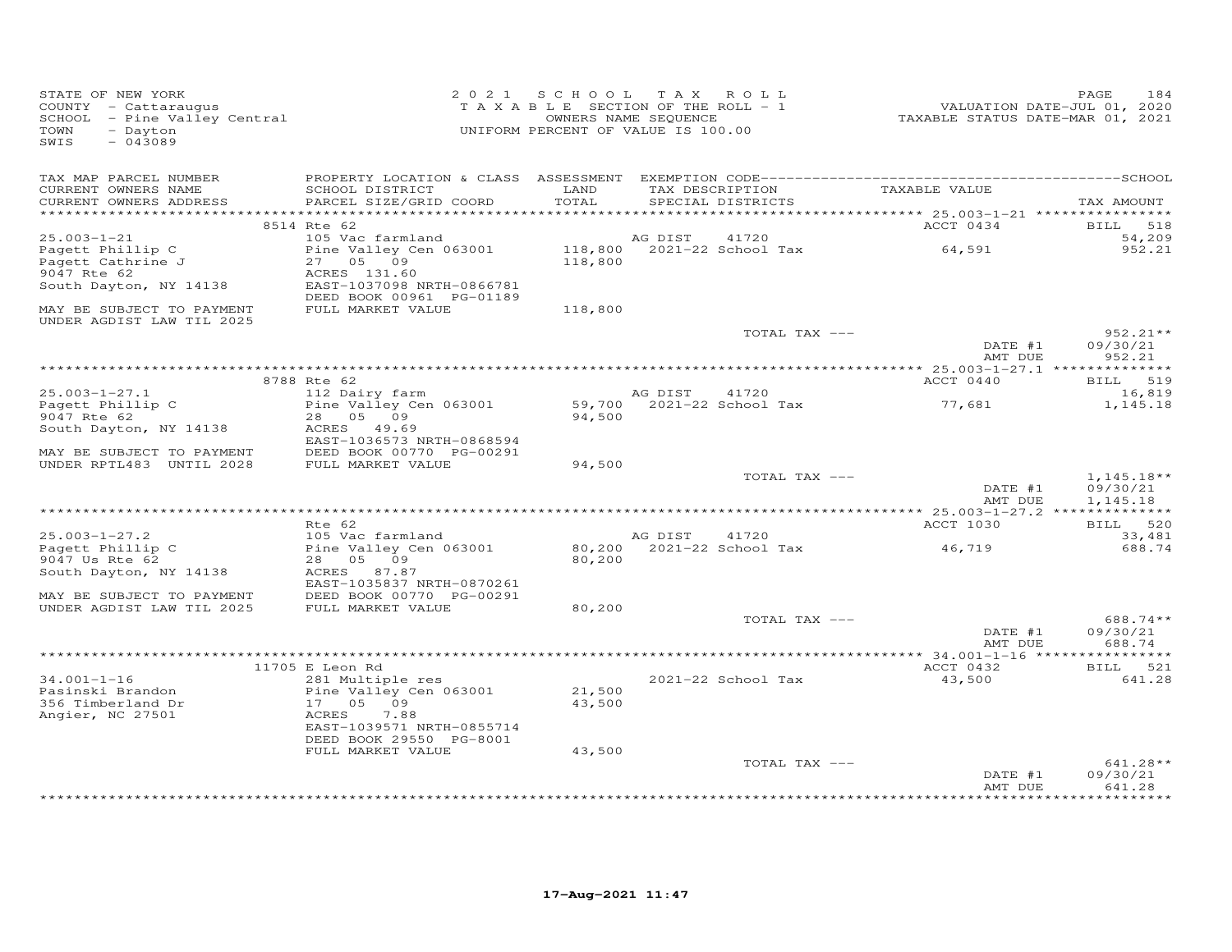STATE OF NEW YORK
COUNTY - Cattaraugus
SCHOOL - Pine Valley Central
TOWN - Dayton
SWIS - 043089

2021 SCHOOL TAX ROLL
TAXABLE SECTION OF THE ROLL - 1
OWNERS NAME SEQUENCE
UNIFORM PERCENT OF VALUE IS 100.00

VALUATION DATE-JUL 01, 2020
TAXABLE STATUS DATE-MAR 01, 2021

| TAX MAP PARCEL NUMBER / CURRENT OWNERS NAME / CURRENT OWNERS ADDRESS | PROPERTY LOCATION & CLASS / SCHOOL DISTRICT / PARCEL SIZE/GRID COORD | ASSESSMENT LAND / TOTAL | EXEMPTION CODE / TAX DESCRIPTION / SPECIAL DISTRICTS | TAXABLE VALUE | TAX AMOUNT |
|---|---|---|---|---|---|
| | 8514 Rte 62 | | | ACCT 0434 | BILL 518 |
| 25.003-1-21 | 105 Vac farmland | | AG DIST 41720 | | 54,209 |
| Pagett Phillip C | Pine Valley Cen 063001 | 118,800 | 2021-22 School Tax | 64,591 | 952.21 |
| Pagett Cathrine J | 27 05 09 | 118,800 | | | |
| 9047 Rte 62 | ACRES 131.60 | | | | |
| South Dayton, NY 14138 | EAST-1037098 NRTH-0866781 | | | | |
| | DEED BOOK 00961 PG-01189 | | | | |
| MAY BE SUBJECT TO PAYMENT | FULL MARKET VALUE | 118,800 | | | |
| UNDER AGDIST LAW TIL 2025 | | | | | |
| | | | TOTAL TAX --- | | 952.21** |
| | | | | DATE #1 | 09/30/21 |
| | | | | AMT DUE | 952.21 |
| | 8788 Rte 62 | | | ACCT 0440 | BILL 519 |
| 25.003-1-27.1 | 112 Dairy farm | | AG DIST 41720 | | 16,819 |
| Pagett Phillip C | Pine Valley Cen 063001 | 59,700 | 2021-22 School Tax | 77,681 | 1,145.18 |
| 9047 Rte 62 | 28 05 09 | 94,500 | | | |
| South Dayton, NY 14138 | ACRES 49.69 | | | | |
| | EAST-1036573 NRTH-0868594 | | | | |
| MAY BE SUBJECT TO PAYMENT | DEED BOOK 00770 PG-00291 | | | | |
| UNDER RPTL483 UNTIL 2028 | FULL MARKET VALUE | 94,500 | | | |
| | | | TOTAL TAX --- | | 1,145.18** |
| | | | | DATE #1 | 09/30/21 |
| | | | | AMT DUE | 1,145.18 |
| | Rte 62 | | | ACCT 1030 | BILL 520 |
| 25.003-1-27.2 | 105 Vac farmland | | AG DIST 41720 | | 33,481 |
| Pagett Phillip C | Pine Valley Cen 063001 | 80,200 | 2021-22 School Tax | 46,719 | 688.74 |
| 9047 Us Rte 62 | 28 05 09 | 80,200 | | | |
| South Dayton, NY 14138 | ACRES 87.87 | | | | |
| | EAST-1035837 NRTH-0870261 | | | | |
| MAY BE SUBJECT TO PAYMENT | DEED BOOK 00770 PG-00291 | | | | |
| UNDER AGDIST LAW TIL 2025 | FULL MARKET VALUE | 80,200 | | | |
| | | | TOTAL TAX --- | | 688.74** |
| | | | | DATE #1 | 09/30/21 |
| | | | | AMT DUE | 688.74 |
| | 11705 E Leon Rd | | | ACCT 0432 | BILL 521 |
| 34.001-1-16 | 281 Multiple res | | 2021-22 School Tax | 43,500 | 641.28 |
| Pasinski Brandon | Pine Valley Cen 063001 | 21,500 | | | |
| 356 Timberland Dr | 17 05 09 | 43,500 | | | |
| Angier, NC 27501 | ACRES 7.88 | | | | |
| | EAST-1039571 NRTH-0855714 | | | | |
| | DEED BOOK 29550 PG-8001 | | | | |
| | FULL MARKET VALUE | 43,500 | | | |
| | | | TOTAL TAX --- | | 641.28** |
| | | | | DATE #1 | 09/30/21 |
| | | | | AMT DUE | 641.28 |

17-Aug-2021 11:47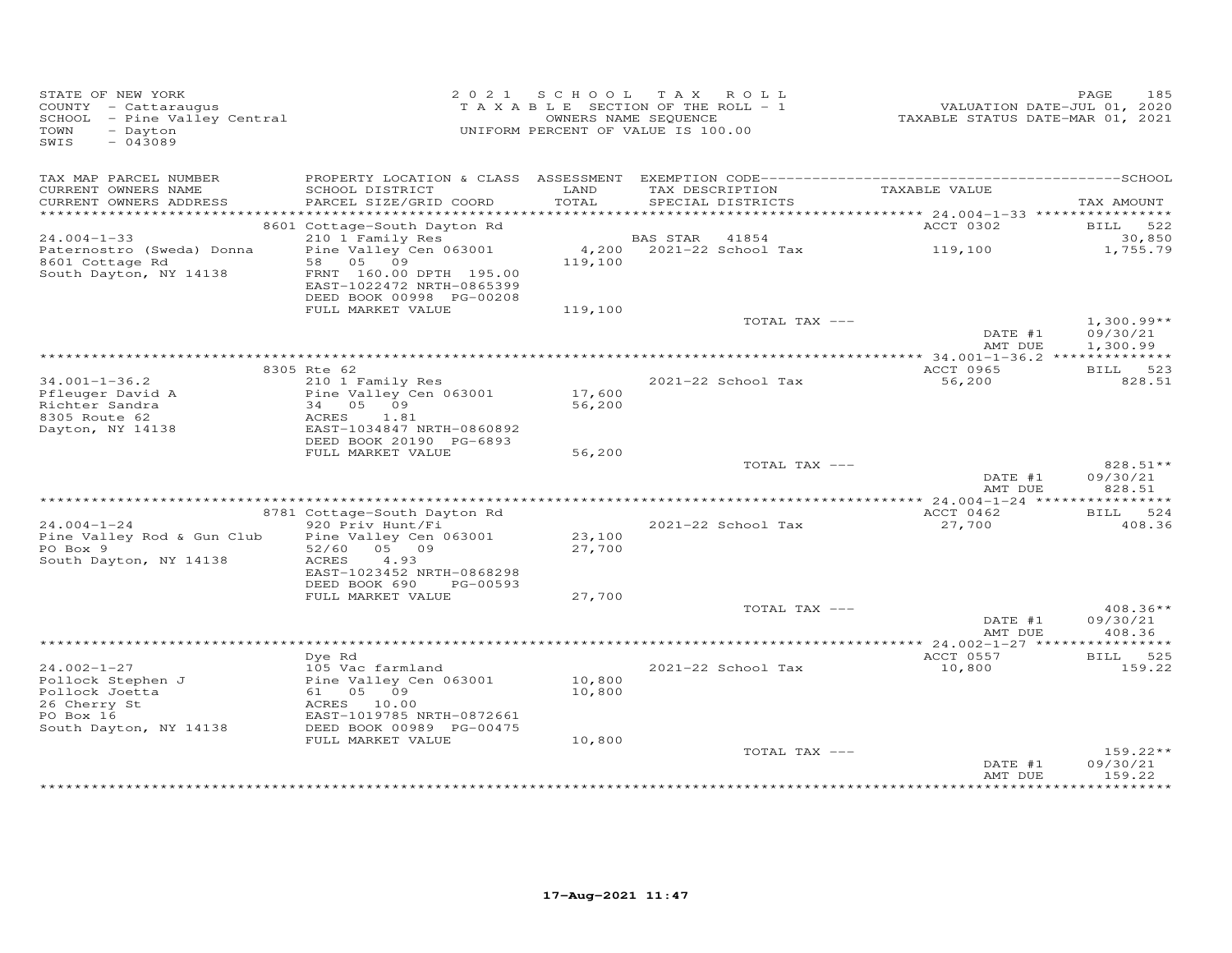STATE OF NEW YORK
COUNTY - Cattaraugus
SCHOOL - Pine Valley Central
TOWN - Dayton
SWIS - 043089

2 0 2 1 S C H O O L T A X R O L L
T A X A B L E SECTION OF THE ROLL - 1
OWNERS NAME SEQUENCE
UNIFORM PERCENT OF VALUE IS 100.00

VALUATION DATE-JUL 01, 2020
TAXABLE STATUS DATE-MAR 01, 2021

| TAX MAP PARCEL NUMBER / CURRENT OWNERS NAME / CURRENT OWNERS ADDRESS | PROPERTY LOCATION & CLASS / SCHOOL DISTRICT / PARCEL SIZE/GRID COORD | ASSESSMENT LAND / TOTAL | EXEMPTION CODE / TAX DESCRIPTION / SPECIAL DISTRICTS | TAXABLE VALUE | SCHOOL TAX AMOUNT |
|---|---|---|---|---|---|
| 24.004-1-33 | 8601 Cottage-South Dayton Rd | | | ACCT 0302 | BILL 522 |
| 24.004-1-33 | 210 1 Family Res | | BAS STAR 41854 | | 30,850 |
| Paternostro (Sweda) Donna | Pine Valley Cen 063001 | 4,200 | 2021-22 School Tax | 119,100 | 1,755.79 |
| 8601 Cottage Rd | 58 05 09 | 119,100 | | | |
| South Dayton, NY 14138 | FRNT 160.00 DPTH 195.00 | | | | |
| | EAST-1022472 NRTH-0865399 | | | | |
| | DEED BOOK 00998 PG-00208 | | | | |
| | FULL MARKET VALUE | 119,100 | | | |
| | | | TOTAL TAX --- | | 1,300.99** |
| | | | | DATE #1 | 09/30/21 |
| | | | | AMT DUE | 1,300.99 |
| 34.001-1-36.2 | 8305 Rte 62 | | | ACCT 0965 | BILL 523 |
| 34.001-1-36.2 | 210 1 Family Res | | 2021-22 School Tax | 56,200 | 828.51 |
| Pfleuger David A | Pine Valley Cen 063001 | 17,600 | | | |
| Richter Sandra | 34 05 09 | 56,200 | | | |
| 8305 Route 62 | ACRES 1.81 | | | | |
| Dayton, NY 14138 | EAST-1034847 NRTH-0860892 | | | | |
| | DEED BOOK 20190 PG-6893 | | | | |
| | FULL MARKET VALUE | 56,200 | | | |
| | | | TOTAL TAX --- | | 828.51** |
| | | | | DATE #1 | 09/30/21 |
| | | | | AMT DUE | 828.51 |
| 24.004-1-24 | 8781 Cottage-South Dayton Rd | | | ACCT 0462 | BILL 524 |
| 24.004-1-24 | 920 Priv Hunt/Fi | | 2021-22 School Tax | 27,700 | 408.36 |
| Pine Valley Rod & Gun Club | Pine Valley Cen 063001 | 23,100 | | | |
| PO Box 9 | 52/60 05 09 | 27,700 | | | |
| South Dayton, NY 14138 | ACRES 4.93 | | | | |
| | EAST-1023452 NRTH-0868298 | | | | |
| | DEED BOOK 690 PG-00593 | | | | |
| | FULL MARKET VALUE | 27,700 | | | |
| | | | TOTAL TAX --- | | 408.36** |
| | | | | DATE #1 | 09/30/21 |
| | | | | AMT DUE | 408.36 |
| 24.002-1-27 | Dye Rd | | | ACCT 0557 | BILL 525 |
| 24.002-1-27 | 105 Vac farmland | | 2021-22 School Tax | 10,800 | 159.22 |
| Pollock Stephen J | Pine Valley Cen 063001 | 10,800 | | | |
| Pollock Joetta | 61 05 09 | 10,800 | | | |
| 26 Cherry St | ACRES 10.00 | | | | |
| PO Box 16 | EAST-1019785 NRTH-0872661 | | | | |
| South Dayton, NY 14138 | DEED BOOK 00989 PG-00475 | | | | |
| | FULL MARKET VALUE | 10,800 | | | |
| | | | TOTAL TAX --- | | 159.22** |
| | | | | DATE #1 | 09/30/21 |
| | | | | AMT DUE | 159.22 |

17-Aug-2021 11:47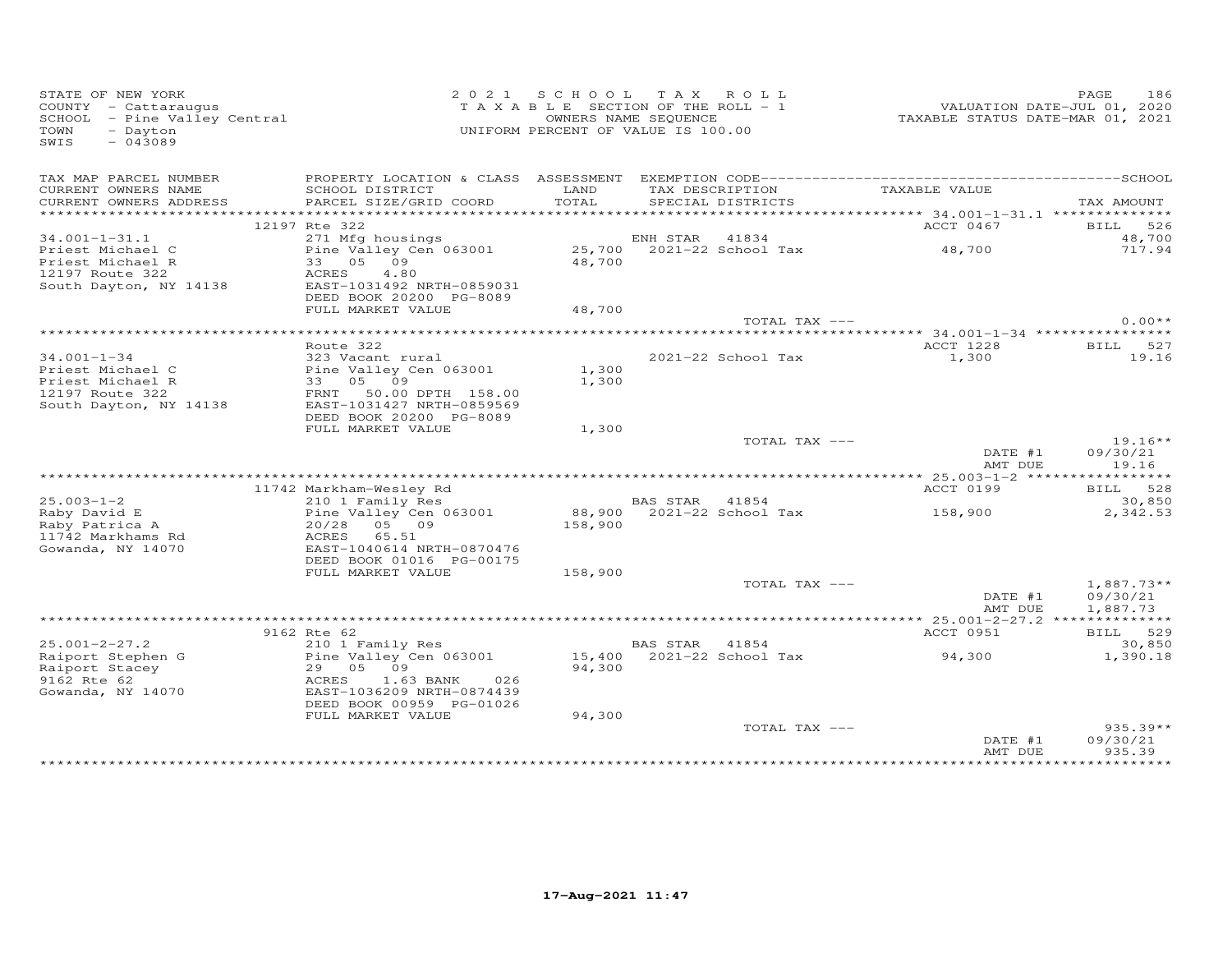STATE OF NEW YORK
COUNTY - Cattaraugus
SCHOOL - Pine Valley Central
TOWN - Dayton
SWIS - 043089

2021 SCHOOL TAX ROLL
TAXABLE SECTION OF THE ROLL - 1
OWNERS NAME SEQUENCE
UNIFORM PERCENT OF VALUE IS 100.00

VALUATION DATE-JUL 01, 2020
TAXABLE STATUS DATE-MAR 01, 2021

| TAX MAP PARCEL NUMBER / CURRENT OWNERS NAME / CURRENT OWNERS ADDRESS | PROPERTY LOCATION & CLASS / SCHOOL DISTRICT / PARCEL SIZE/GRID COORD | ASSESSMENT LAND / TOTAL | EXEMPTION CODE / TAX DESCRIPTION / SPECIAL DISTRICTS | TAXABLE VALUE | SCHOOL / TAX AMOUNT |
|---|---|---|---|---|---|
| | 12197 Rte 322 | | | ACCT 0467 | BILL 526 |
| 34.001-1-31.1 | 271 Mfg housings | | ENH STAR 41834 | | 48,700 |
| Priest Michael C | Pine Valley Cen 063001 | 25,700 | 2021-22 School Tax | 48,700 | 717.94 |
| Priest Michael R | 33 05 09 | 48,700 | | | |
| 12197 Route 322 | ACRES 4.80 | | | | |
| South Dayton, NY 14138 | EAST-1031492 NRTH-0859031 | | | | |
| | DEED BOOK 20200 PG-8089 | | | | |
| | FULL MARKET VALUE | 48,700 | | | |
| | | | TOTAL TAX --- | | 0.00** |
| | Route 322 | | | ACCT 1228 | BILL 527 |
| 34.001-1-34 | 323 Vacant rural | | 2021-22 School Tax | 1,300 | 19.16 |
| Priest Michael C | Pine Valley Cen 063001 | 1,300 | | | |
| Priest Michael R | 33 05 09 | 1,300 | | | |
| 12197 Route 322 | FRNT 50.00 DPTH 158.00 | | | | |
| South Dayton, NY 14138 | EAST-1031427 NRTH-0859569 | | | | |
| | DEED BOOK 20200 PG-8089 | | | | |
| | FULL MARKET VALUE | 1,300 | | | |
| | | | TOTAL TAX --- | | 19.16** |
| | | | | DATE #1 | 09/30/21 |
| | | | | AMT DUE | 19.16 |
| | 11742 Markham-Wesley Rd | | | ACCT 0199 | BILL 528 |
| 25.003-1-2 | 210 1 Family Res | | BAS STAR 41854 | | 30,850 |
| Raby David E | Pine Valley Cen 063001 | 88,900 | 2021-22 School Tax | 158,900 | 2,342.53 |
| Raby Patrica A | 20/28 05 09 | 158,900 | | | |
| 11742 Markhams Rd | ACRES 65.51 | | | | |
| Gowanda, NY 14070 | EAST-1040614 NRTH-0870476 | | | | |
| | DEED BOOK 01016 PG-00175 | | | | |
| | FULL MARKET VALUE | 158,900 | | | |
| | | | TOTAL TAX --- | | 1,887.73** |
| | | | | DATE #1 | 09/30/21 |
| | | | | AMT DUE | 1,887.73 |
| | 9162 Rte 62 | | | ACCT 0951 | BILL 529 |
| 25.001-2-27.2 | 210 1 Family Res | | BAS STAR 41854 | | 30,850 |
| Raiport Stephen G | Pine Valley Cen 063001 | 15,400 | 2021-22 School Tax | 94,300 | 1,390.18 |
| Raiport Stacey | 29 05 09 | 94,300 | | | |
| 9162 Rte 62 | ACRES 1.63 BANK 026 | | | | |
| Gowanda, NY 14070 | EAST-1036209 NRTH-0874439 | | | | |
| | DEED BOOK 00959 PG-01026 | | | | |
| | FULL MARKET VALUE | 94,300 | | | |
| | | | TOTAL TAX --- | | 935.39** |
| | | | | DATE #1 | 09/30/21 |
| | | | | AMT DUE | 935.39 |

17-Aug-2021 11:47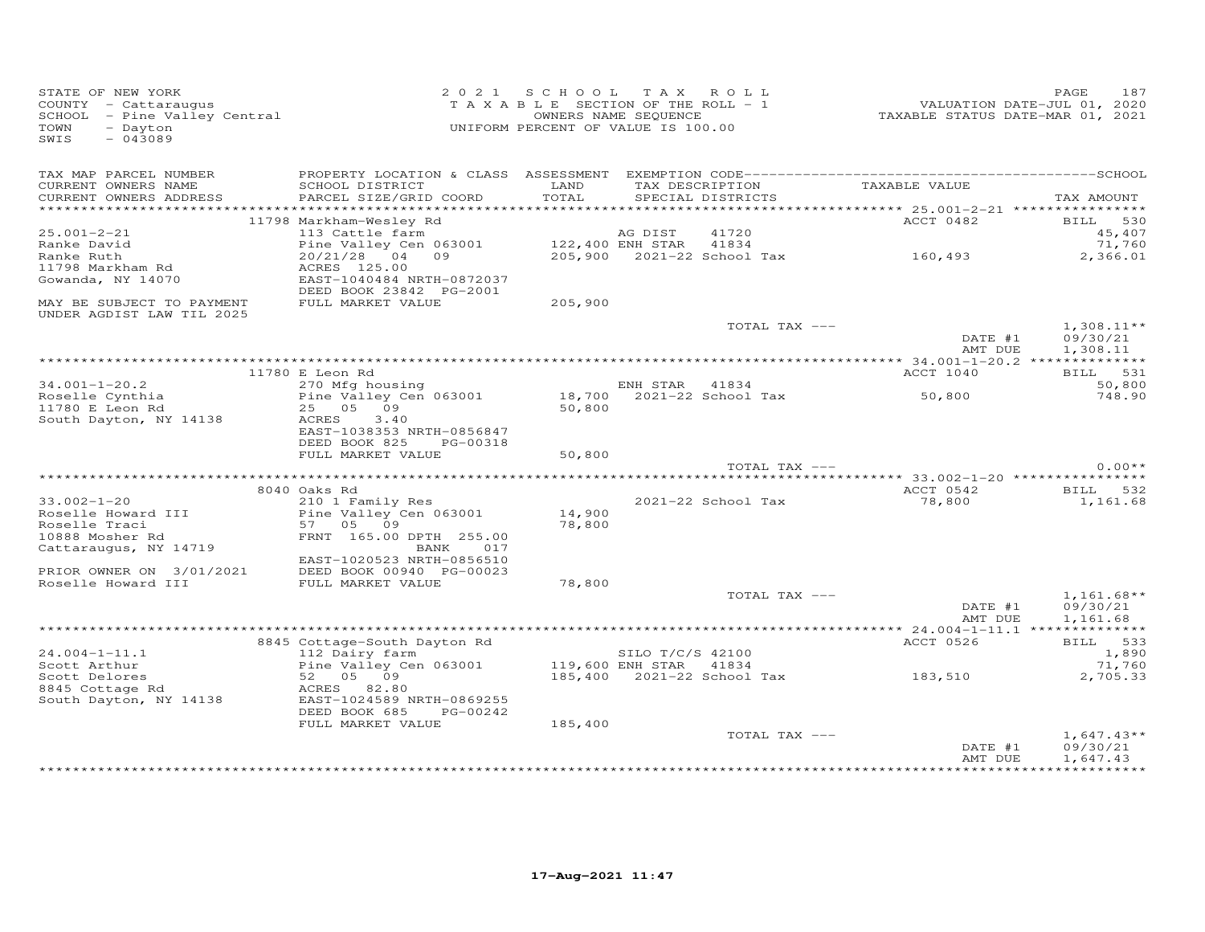STATE OF NEW YORK
COUNTY - Cattaraugus
SCHOOL - Pine Valley Central
TOWN - Dayton
SWIS - 043089

2021 SCHOOL TAX ROLL
TAXABLE SECTION OF THE ROLL - 1
OWNERS NAME SEQUENCE
UNIFORM PERCENT OF VALUE IS 100.00

VALUATION DATE-JUL 01, 2020
TAXABLE STATUS DATE-MAR 01, 2021

| TAX MAP PARCEL NUMBER / CURRENT OWNERS NAME / CURRENT OWNERS ADDRESS | PROPERTY LOCATION & CLASS / SCHOOL DISTRICT / PARCEL SIZE/GRID COORD | ASSESSMENT LAND / TOTAL | EXEMPTION CODE / TAX DESCRIPTION / SPECIAL DISTRICTS | TAXABLE VALUE | TAX AMOUNT |
|---|---|---|---|---|---|
| 25.001-2-21 | 11798 Markham-Wesley Rd | | | ACCT 0482 | BILL 530 |
| Ranke David | 113 Cattle farm | | AG DIST 41720 | | 45,407 |
| Ranke Ruth | Pine Valley Cen 063001 | 122,400 | ENH STAR 41834 | | 71,760 |
| 11798 Markham Rd | 20/21/28 04 09 | 205,900 | 2021-22 School Tax | 160,493 | 2,366.01 |
| Gowanda, NY 14070 | ACRES 125.00 | | | | |
| | EAST-1040484 NRTH-0872037 | | | | |
| | DEED BOOK 23842 PG-2001 | | | | |
| MAY BE SUBJECT TO PAYMENT UNDER AGDIST LAW TIL 2025 | FULL MARKET VALUE | 205,900 | | | |
| | | | TOTAL TAX --- | | 1,308.11** |
| | | | | DATE #1 | 09/30/21 |
| | | | | AMT DUE | 1,308.11 |
| 34.001-1-20.2 | 11780 E Leon Rd | | | ACCT 1040 | BILL 531 |
| Roselle Cynthia | 270 Mfg housing | | ENH STAR 41834 | | 50,800 |
| 11780 E Leon Rd | Pine Valley Cen 063001 | 18,700 | 2021-22 School Tax | 50,800 | 748.90 |
| South Dayton, NY 14138 | 25 05 09 | 50,800 | | | |
| | ACRES 3.40 | | | | |
| | EAST-1038353 NRTH-0856847 | | | | |
| | DEED BOOK 825 PG-00318 | | | | |
| | FULL MARKET VALUE | 50,800 | | | |
| | | | TOTAL TAX --- | | 0.00** |
| 33.002-1-20 | 8040 Oaks Rd | | | ACCT 0542 | BILL 532 |
| Roselle Howard III | 210 1 Family Res | | 2021-22 School Tax | 78,800 | 1,161.68 |
| Roselle Traci | Pine Valley Cen 063001 | 14,900 | | | |
| 10888 Mosher Rd | 57 05 09 | 78,800 | | | |
| Cattaraugus, NY 14719 | FRNT 165.00 DPTH 255.00 | | | | |
| | BANK 017 | | | | |
| | EAST-1020523 NRTH-0856510 | | | | |
| PRIOR OWNER ON 3/01/2021 | DEED BOOK 00940 PG-00023 | | | | |
| Roselle Howard III | FULL MARKET VALUE | 78,800 | | | |
| | | | TOTAL TAX --- | | 1,161.68** |
| | | | | DATE #1 | 09/30/21 |
| | | | | AMT DUE | 1,161.68 |
| 24.004-1-11.1 | 8845 Cottage-South Dayton Rd | | | ACCT 0526 | BILL 533 |
| Scott Arthur | 112 Dairy farm | | SILO T/C/S 42100 | | 1,890 |
| Scott Delores | Pine Valley Cen 063001 | 119,600 | ENH STAR 41834 | | 71,760 |
| 8845 Cottage Rd | 52 05 09 | 185,400 | 2021-22 School Tax | 183,510 | 2,705.33 |
| South Dayton, NY 14138 | ACRES 82.80 | | | | |
| | EAST-1024589 NRTH-0869255 | | | | |
| | DEED BOOK 685 PG-00242 | | | | |
| | FULL MARKET VALUE | 185,400 | | | |
| | | | TOTAL TAX --- | | 1,647.43** |
| | | | | DATE #1 | 09/30/21 |
| | | | | AMT DUE | 1,647.43 |

17-Aug-2021 11:47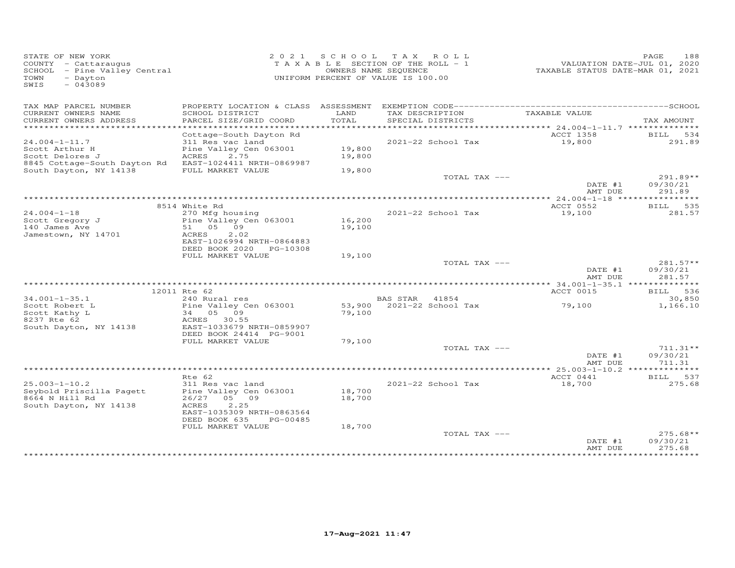STATE OF NEW YORK
COUNTY - Cattaraugus
SCHOOL - Pine Valley Central
TOWN - Dayton
SWIS - 043089

2021 SCHOOL TAX ROLL
TAXABLE SECTION OF THE ROLL - 1
OWNERS NAME SEQUENCE
UNIFORM PERCENT OF VALUE IS 100.00

VALUATION DATE-JUL 01, 2020
TAXABLE STATUS DATE-MAR 01, 2021

| TAX MAP PARCEL NUMBER / CURRENT OWNERS NAME / CURRENT OWNERS ADDRESS | PROPERTY LOCATION & CLASS / SCHOOL DISTRICT / PARCEL SIZE/GRID COORD | ASSESSMENT LAND / TOTAL | EXEMPTION CODE / TAX DESCRIPTION / SPECIAL DISTRICTS | TAXABLE VALUE | TAX AMOUNT |
|---|---|---|---|---|---|
| **24.004-1-11.7** | Cottage-South Dayton Rd | | | ACCT 1358 | BILL 534 |
| Scott Arthur H | 311 Res vac land | | | | |
| Scott Delores J | Pine Valley Cen 063001 | 19,800 | 2021-22 School Tax | 19,800 | 291.89 |
| 8845 Cottage-South Dayton Rd | ACRES 2.75 | 19,800 | | | |
| South Dayton, NY 14138 | EAST-1024411 NRTH-0869987 | | | | |
| | FULL MARKET VALUE | 19,800 | | | |
| | | | TOTAL TAX --- | | 291.89** |
| | | | | DATE #1 | 09/30/21 |
| | | | | AMT DUE | 291.89 |
| **24.004-1-18** | 8514 White Rd | | | ACCT 0552 | BILL 535 |
| Scott Gregory J | 270 Mfg housing | | | | |
| 140 James Ave | Pine Valley Cen 063001 | 16,200 | 2021-22 School Tax | 19,100 | 281.57 |
| Jamestown, NY 14701 | 51 05 09 | 19,100 | | | |
| | ACRES 2.02 | | | | |
| | EAST-1026994 NRTH-0864883 | | | | |
| | DEED BOOK 2020 PG-10308 | | | | |
| | FULL MARKET VALUE | 19,100 | | | |
| | | | TOTAL TAX --- | | 281.57** |
| | | | | DATE #1 | 09/30/21 |
| | | | | AMT DUE | 281.57 |
| **34.001-1-35.1** | 12011 Rte 62 | | | ACCT 0015 | BILL 536 |
| Scott Robert L | 240 Rural res | | BAS STAR 41854 | | 30,850 |
| Scott Kathy L | Pine Valley Cen 063001 | 53,900 | 2021-22 School Tax | 79,100 | 1,166.10 |
| 8237 Rte 62 | 34 05 09 | 79,100 | | | |
| South Dayton, NY 14138 | ACRES 30.55 | | | | |
| | EAST-1033679 NRTH-0859907 | | | | |
| | DEED BOOK 24414 PG-9001 | | | | |
| | FULL MARKET VALUE | 79,100 | | | |
| | | | TOTAL TAX --- | | 711.31** |
| | | | | DATE #1 | 09/30/21 |
| | | | | AMT DUE | 711.31 |
| **25.003-1-10.2** | Rte 62 | | | ACCT 0441 | BILL 537 |
| Seybold Priscilla Pagett | 311 Res vac land | | | | |
| 8664 N Hill Rd | Pine Valley Cen 063001 | 18,700 | 2021-22 School Tax | 18,700 | 275.68 |
| South Dayton, NY 14138 | 26/27 05 09 | 18,700 | | | |
| | ACRES 2.25 | | | | |
| | EAST-1035309 NRTH-0863564 | | | | |
| | DEED BOOK 635 PG-00485 | | | | |
| | FULL MARKET VALUE | 18,700 | | | |
| | | | TOTAL TAX --- | | 275.68** |
| | | | | DATE #1 | 09/30/21 |
| | | | | AMT DUE | 275.68 |

17-Aug-2021 11:47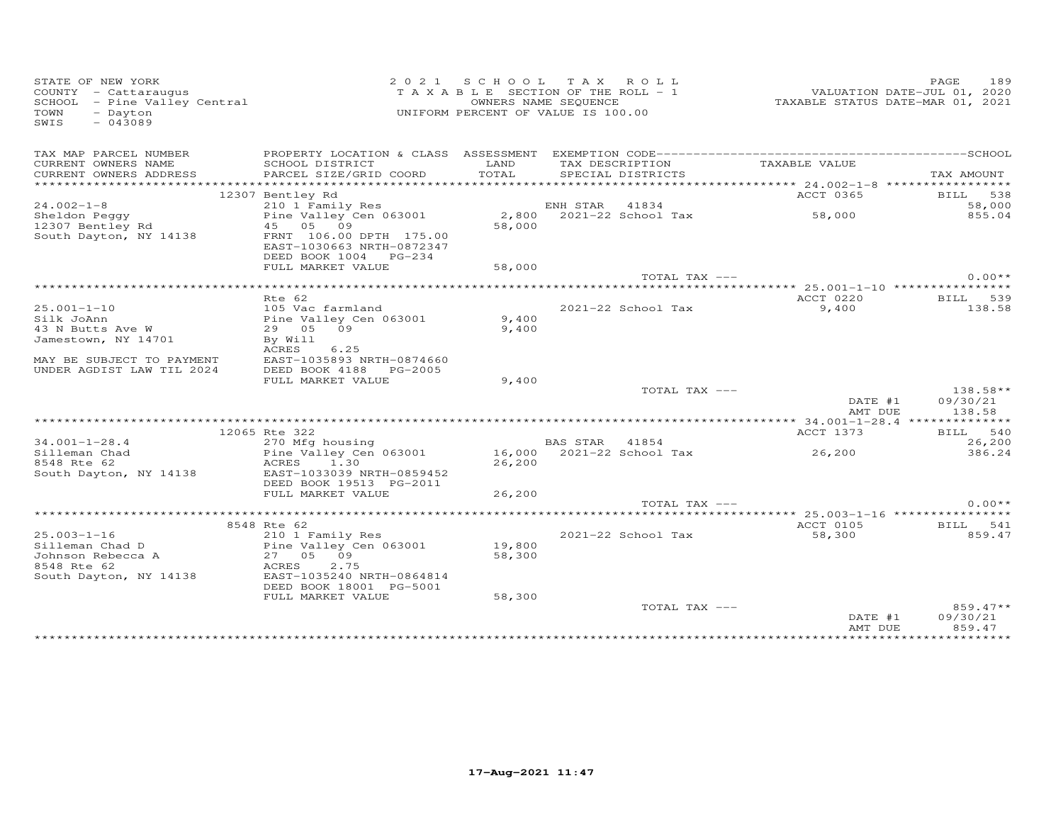STATE OF NEW YORK
COUNTY - Cattaraugus
SCHOOL - Pine Valley Central
TOWN - Dayton
SWIS - 043089

2 0 2 1 SCHOOL TAX ROLL
TAXABLE SECTION OF THE ROLL - 1
OWNERS NAME SEQUENCE
UNIFORM PERCENT OF VALUE IS 100.00

VALUATION DATE-JUL 01, 2020
TAXABLE STATUS DATE-MAR 01, 2021

| TAX MAP PARCEL NUMBER / CURRENT OWNERS NAME / CURRENT OWNERS ADDRESS | PROPERTY LOCATION & CLASS / SCHOOL DISTRICT / PARCEL SIZE/GRID COORD | ASSESSMENT LAND / TOTAL | EXEMPTION CODE / TAX DESCRIPTION / SPECIAL DISTRICTS | TAXABLE VALUE | TAX AMOUNT |
|---|---|---|---|---|---|
| **24.002-1-8** | 12307 Bentley Rd | | | ACCT 0365 | BILL 538 |
| Sheldon Peggy | 210 1 Family Res | | ENH STAR 41834 | | 58,000 |
| 12307 Bentley Rd | Pine Valley Cen 063001 | 2,800 | 2021-22 School Tax | 58,000 | 855.04 |
| South Dayton, NY 14138 | 45 05 09 | 58,000 | | | |
| | FRNT 106.00 DPTH 175.00 | | | | |
| | EAST-1030663 NRTH-0872347 | | | | |
| | DEED BOOK 1004 PG-234 | | | | |
| | FULL MARKET VALUE | 58,000 | | | |
| | | | TOTAL TAX --- | | 0.00** |
| **25.001-1-10** | Rte 62 | | | ACCT 0220 | BILL 539 |
| Silk JoAnn | 105 Vac farmland | | 2021-22 School Tax | 9,400 | 138.58 |
| 43 N Butts Ave W | Pine Valley Cen 063001 | 9,400 | | | |
| Jamestown, NY 14701 | 29 05 09 | 9,400 | | | |
| | By Will | | | | |
| | ACRES 6.25 | | | | |
| MAY BE SUBJECT TO PAYMENT | EAST-1035893 NRTH-0874660 | | | | |
| UNDER AGDIST LAW TIL 2024 | DEED BOOK 4188 PG-2005 | | | | |
| | FULL MARKET VALUE | 9,400 | | | |
| | | | TOTAL TAX --- | | 138.58** |
| | | | | DATE #1 | 09/30/21 |
| | | | | AMT DUE | 138.58 |
| **34.001-1-28.4** | 12065 Rte 322 | | | ACCT 1373 | BILL 540 |
| Silleman Chad | 270 Mfg housing | | BAS STAR 41854 | | 26,200 |
| 8548 Rte 62 | Pine Valley Cen 063001 | 16,000 | 2021-22 School Tax | 26,200 | 386.24 |
| South Dayton, NY 14138 | ACRES 1.30 | 26,200 | | | |
| | EAST-1033039 NRTH-0859452 | | | | |
| | DEED BOOK 19513 PG-2011 | | | | |
| | FULL MARKET VALUE | 26,200 | | | |
| | | | TOTAL TAX --- | | 0.00** |
| **25.003-1-16** | 8548 Rte 62 | | | ACCT 0105 | BILL 541 |
| Silleman Chad D | 210 1 Family Res | | 2021-22 School Tax | 58,300 | 859.47 |
| Johnson Rebecca A | Pine Valley Cen 063001 | 19,800 | | | |
| 8548 Rte 62 | 27 05 09 | 58,300 | | | |
| South Dayton, NY 14138 | ACRES 2.75 | | | | |
| | EAST-1035240 NRTH-0864814 | | | | |
| | DEED BOOK 18001 PG-5001 | | | | |
| | FULL MARKET VALUE | 58,300 | | | |
| | | | TOTAL TAX --- | | 859.47** |
| | | | | DATE #1 | 09/30/21 |
| | | | | AMT DUE | 859.47 |

17-Aug-2021 11:47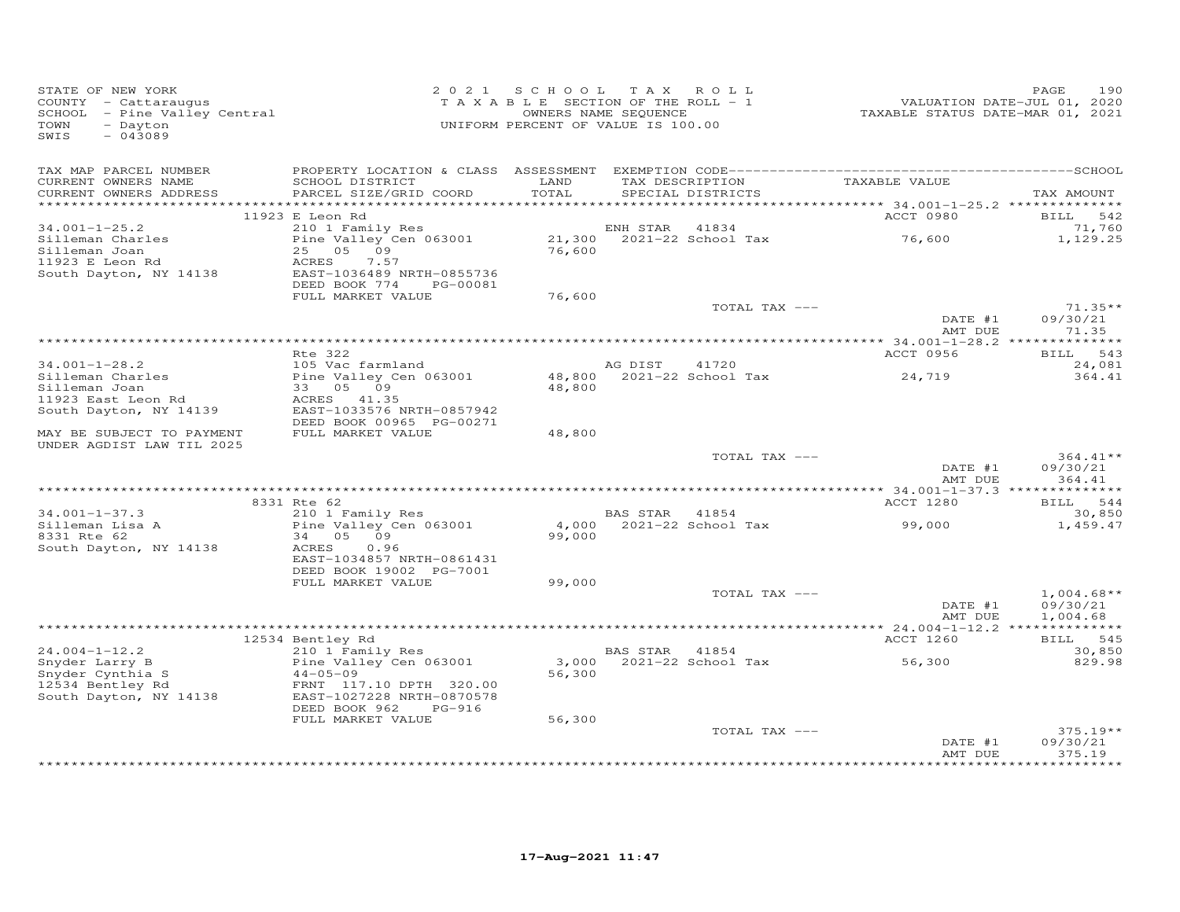STATE OF NEW YORK
COUNTY - Cattaraugus
SCHOOL - Pine Valley Central
TOWN - Dayton
SWIS - 043089

2021 SCHOOL TAX ROLL
TAXABLE SECTION OF THE ROLL - 1
OWNERS NAME SEQUENCE
UNIFORM PERCENT OF VALUE IS 100.00

VALUATION DATE-JUL 01, 2020
TAXABLE STATUS DATE-MAR 01, 2021

| TAX MAP PARCEL NUMBER / CURRENT OWNERS NAME / CURRENT OWNERS ADDRESS | PROPERTY LOCATION & CLASS / SCHOOL DISTRICT / PARCEL SIZE/GRID COORD | ASSESSMENT LAND / TOTAL | EXEMPTION CODE / TAX DESCRIPTION / SPECIAL DISTRICTS | TAXABLE VALUE | TAX AMOUNT |
|---|---|---|---|---|---|
| **34.001-1-25.2** | 11923 E Leon Rd | | | ACCT 0980 | BILL 542 |
| 34.001-1-25.2 | 210 1 Family Res | | ENH STAR 41834 | | 71,760 |
| Silleman Charles | Pine Valley Cen 063001 | 21,300 | 2021-22 School Tax | 76,600 | 1,129.25 |
| Silleman Joan | 25 05 09 | 76,600 | | | |
| 11923 E Leon Rd | ACRES 7.57 | | | | |
| South Dayton, NY 14138 | EAST-1036489 NRTH-0855736 | | | | |
| | DEED BOOK 774 PG-00081 | | | | |
| | FULL MARKET VALUE | 76,600 | | | |
| | | | TOTAL TAX --- | | 71.35** |
| | | | | DATE #1 | 09/30/21 |
| | | | | AMT DUE | 71.35 |
| **34.001-1-28.2** | Rte 322 | | | ACCT 0956 | BILL 543 |
| 34.001-1-28.2 | 105 Vac farmland | | AG DIST 41720 | | 24,081 |
| Silleman Charles | Pine Valley Cen 063001 | 48,800 | 2021-22 School Tax | 24,719 | 364.41 |
| Silleman Joan | 33 05 09 | 48,800 | | | |
| 11923 East Leon Rd | ACRES 41.35 | | | | |
| South Dayton, NY 14139 | EAST-1033576 NRTH-0857942 | | | | |
| | DEED BOOK 00965 PG-00271 | | | | |
| MAY BE SUBJECT TO PAYMENT | FULL MARKET VALUE | 48,800 | | | |
| UNDER AGDIST LAW TIL 2025 | | | | | |
| | | | TOTAL TAX --- | | 364.41** |
| | | | | DATE #1 | 09/30/21 |
| | | | | AMT DUE | 364.41 |
| **34.001-1-37.3** | 8331 Rte 62 | | | ACCT 1280 | BILL 544 |
| 34.001-1-37.3 | 210 1 Family Res | | BAS STAR 41854 | | 30,850 |
| Silleman Lisa A | Pine Valley Cen 063001 | 4,000 | 2021-22 School Tax | 99,000 | 1,459.47 |
| 8331 Rte 62 | 34 05 09 | 99,000 | | | |
| South Dayton, NY 14138 | ACRES 0.96 | | | | |
| | EAST-1034857 NRTH-0861431 | | | | |
| | DEED BOOK 19002 PG-7001 | | | | |
| | FULL MARKET VALUE | 99,000 | | | |
| | | | TOTAL TAX --- | | 1,004.68** |
| | | | | DATE #1 | 09/30/21 |
| | | | | AMT DUE | 1,004.68 |
| **24.004-1-12.2** | 12534 Bentley Rd | | | ACCT 1260 | BILL 545 |
| 24.004-1-12.2 | 210 1 Family Res | | BAS STAR 41854 | | 30,850 |
| Snyder Larry B | Pine Valley Cen 063001 | 3,000 | 2021-22 School Tax | 56,300 | 829.98 |
| Snyder Cynthia S | 44-05-09 | 56,300 | | | |
| 12534 Bentley Rd | FRNT 117.10 DPTH 320.00 | | | | |
| South Dayton, NY 14138 | EAST-1027228 NRTH-0870578 | | | | |
| | DEED BOOK 962 PG-916 | | | | |
| | FULL MARKET VALUE | 56,300 | | | |
| | | | TOTAL TAX --- | | 375.19** |
| | | | | DATE #1 | 09/30/21 |
| | | | | AMT DUE | 375.19 |

17-Aug-2021 11:47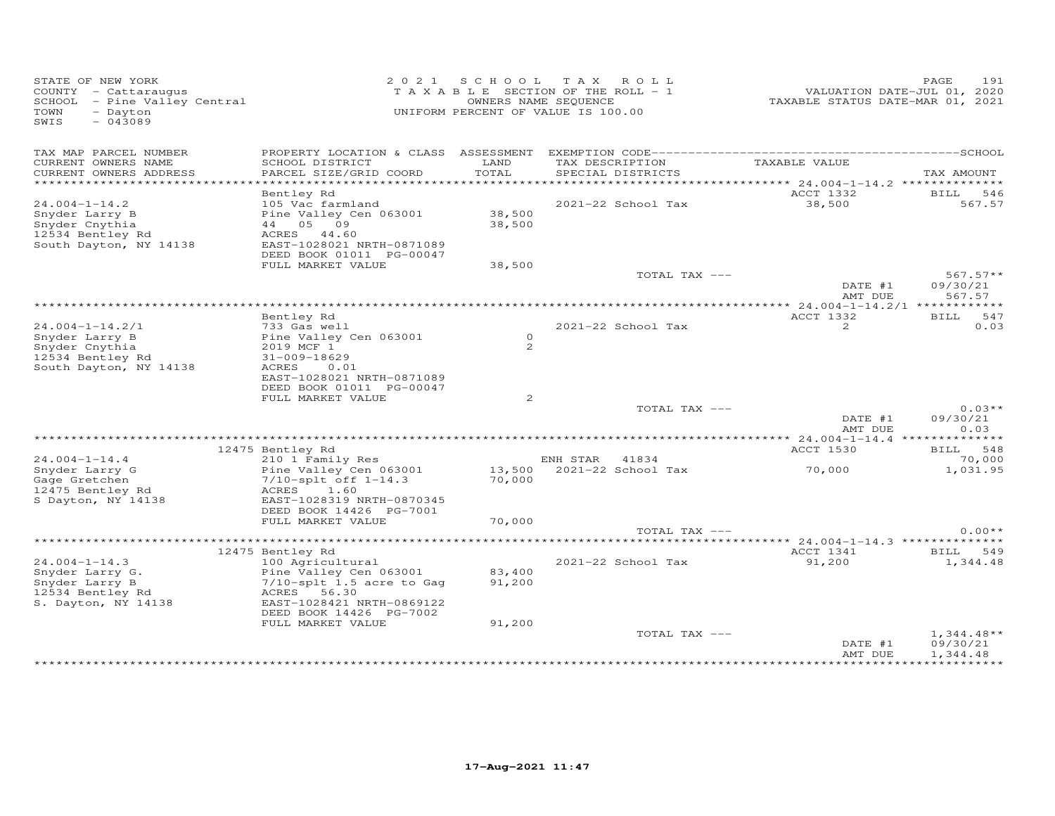STATE OF NEW YORK
COUNTY - Cattaraugus
SCHOOL - Pine Valley Central
TOWN - Dayton
SWIS - 043089

2021 SCHOOL TAX ROLL
TAXABLE SECTION OF THE ROLL - 1
OWNERS NAME SEQUENCE
UNIFORM PERCENT OF VALUE IS 100.00

VALUATION DATE-JUL 01, 2020
TAXABLE STATUS DATE-MAR 01, 2021

| TAX MAP PARCEL NUMBER / CURRENT OWNERS NAME / CURRENT OWNERS ADDRESS | PROPERTY LOCATION & CLASS / SCHOOL DISTRICT / PARCEL SIZE/GRID COORD | ASSESSMENT LAND / TOTAL | EXEMPTION CODE / TAX DESCRIPTION / SPECIAL DISTRICTS | TAXABLE VALUE | TAX AMOUNT |
|---|---|---|---|---|---|
| **24.004-1-14.2** | Bentley Rd | | | ACCT 1332 | BILL 546 |
| | 105 Vac farmland | | 2021-22 School Tax | 38,500 | 567.57 |
| Snyder Larry B | Pine Valley Cen 063001 | 38,500 | | | |
| Snyder Cnythia | 44 05 09 | 38,500 | | | |
| 12534 Bentley Rd | ACRES 44.60 | | | | |
| South Dayton, NY 14138 | EAST-1028021 NRTH-0871089 | | | | |
| | DEED BOOK 01011 PG-00047 | | | | |
| | FULL MARKET VALUE | 38,500 | | | |
| | | | TOTAL TAX --- | | 567.57** |
| | | | | DATE #1 | 09/30/21 |
| | | | | AMT DUE | 567.57 |
| **24.004-1-14.2/1** | Bentley Rd | | | ACCT 1332 | BILL 547 |
| | 733 Gas well | | 2021-22 School Tax | 2 | 0.03 |
| Snyder Larry B | Pine Valley Cen 063001 | 0 | | | |
| Snyder Cnythia | 2019 MCF 1 | 2 | | | |
| 12534 Bentley Rd | 31-009-18629 | | | | |
| South Dayton, NY 14138 | ACRES 0.01 | | | | |
| | EAST-1028021 NRTH-0871089 | | | | |
| | DEED BOOK 01011 PG-00047 | | | | |
| | FULL MARKET VALUE | 2 | | | |
| | | | TOTAL TAX --- | | 0.03** |
| | | | | DATE #1 | 09/30/21 |
| | | | | AMT DUE | 0.03 |
| **24.004-1-14.4** | 12475 Bentley Rd | | | ACCT 1530 | BILL 548 |
| | 210 1 Family Res | | ENH STAR 41834 | | 70,000 |
| Snyder Larry G | Pine Valley Cen 063001 | 13,500 | 2021-22 School Tax | 70,000 | 1,031.95 |
| Gage Gretchen | 7/10-splt off 1-14.3 | 70,000 | | | |
| 12475 Bentley Rd | ACRES 1.60 | | | | |
| S Dayton, NY 14138 | EAST-1028319 NRTH-0870345 | | | | |
| | DEED BOOK 14426 PG-7001 | | | | |
| | FULL MARKET VALUE | 70,000 | | | |
| | | | TOTAL TAX --- | | 0.00** |
| **24.004-1-14.3** | 12475 Bentley Rd | | | ACCT 1341 | BILL 549 |
| | 100 Agricultural | | 2021-22 School Tax | 91,200 | 1,344.48 |
| Snyder Larry G. | Pine Valley Cen 063001 | 83,400 | | | |
| Snyder Larry B | 7/10-splt 1.5 acre to Gag | 91,200 | | | |
| 12534 Bentley Rd | ACRES 56.30 | | | | |
| S. Dayton, NY 14138 | EAST-1028421 NRTH-0869122 | | | | |
| | DEED BOOK 14426 PG-7002 | | | | |
| | FULL MARKET VALUE | 91,200 | | | |
| | | | TOTAL TAX --- | | 1,344.48** |
| | | | | DATE #1 | 09/30/21 |
| | | | | AMT DUE | 1,344.48 |

17-Aug-2021 11:47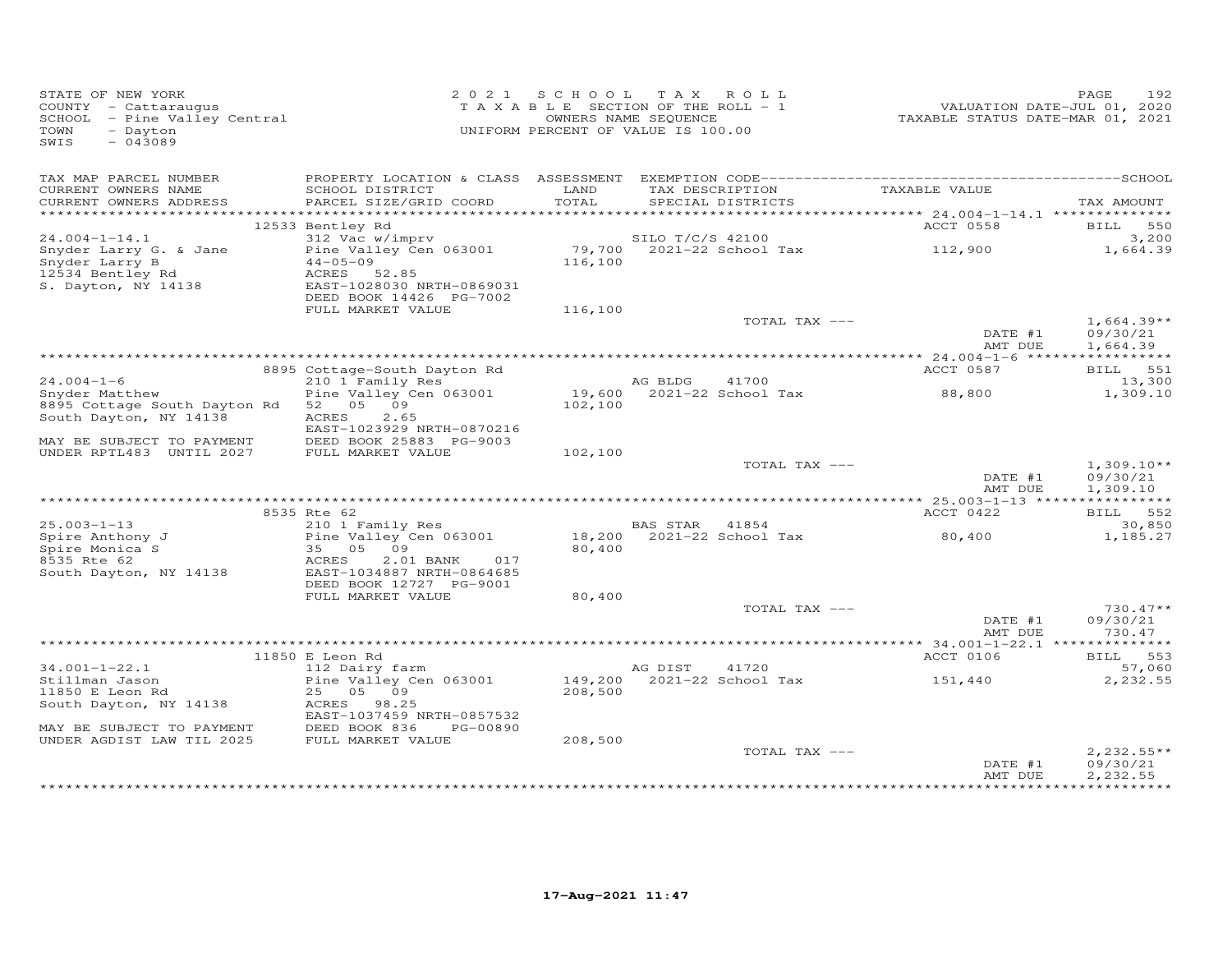STATE OF NEW YORK
COUNTY - Cattaraugus
SCHOOL - Pine Valley Central
TOWN - Dayton
SWIS - 043089

2021 SCHOOL TAX ROLL
TAXABLE SECTION OF THE ROLL - 1
OWNERS NAME SEQUENCE
UNIFORM PERCENT OF VALUE IS 100.00

VALUATION DATE-JUL 01, 2020
TAXABLE STATUS DATE-MAR 01, 2021

| TAX MAP PARCEL NUMBER / CURRENT OWNERS NAME / CURRENT OWNERS ADDRESS | PROPERTY LOCATION & CLASS / SCHOOL DISTRICT / PARCEL SIZE/GRID COORD | ASSESSMENT LAND / TOTAL | EXEMPTION CODE / TAX DESCRIPTION / SPECIAL DISTRICTS | TAXABLE VALUE | TAX AMOUNT |
|---|---|---|---|---|---|
| **24.004-1-14.1** | 12533 Bentley Rd | | | ACCT 0558 | BILL 550 |
| 24.004-1-14.1 | 312 Vac w/imprv | | SILO T/C/S 42100 | | 3,200 |
| Snyder Larry G. & Jane | Pine Valley Cen 063001 | 79,700 | 2021-22 School Tax | 112,900 | 1,664.39 |
| Snyder Larry B | 44-05-09 | 116,100 | | | |
| 12534 Bentley Rd | ACRES 52.85 | | | | |
| S. Dayton, NY 14138 | EAST-1028030 NRTH-0869031 | | | | |
| | DEED BOOK 14426 PG-7002 | | | | |
| | FULL MARKET VALUE | 116,100 | | | |
| | | | TOTAL TAX --- | | 1,664.39** |
| | | | | DATE #1 | 09/30/21 |
| | | | | AMT DUE | 1,664.39 |
| **24.004-1-6** | 8895 Cottage-South Dayton Rd | | | ACCT 0587 | BILL 551 |
| 24.004-1-6 | 210 1 Family Res | | AG BLDG 41700 | | 13,300 |
| Snyder Matthew | Pine Valley Cen 063001 | 19,600 | 2021-22 School Tax | 88,800 | 1,309.10 |
| 8895 Cottage South Dayton Rd | 52 05 09 | 102,100 | | | |
| South Dayton, NY 14138 | ACRES 2.65 | | | | |
| | EAST-1023929 NRTH-0870216 | | | | |
| MAY BE SUBJECT TO PAYMENT | DEED BOOK 25883 PG-9003 | | | | |
| UNDER RPTL483 UNTIL 2027 | FULL MARKET VALUE | 102,100 | | | |
| | | | TOTAL TAX --- | | 1,309.10** |
| | | | | DATE #1 | 09/30/21 |
| | | | | AMT DUE | 1,309.10 |
| **25.003-1-13** | 8535 Rte 62 | | | ACCT 0422 | BILL 552 |
| 25.003-1-13 | 210 1 Family Res | | BAS STAR 41854 | | 30,850 |
| Spire Anthony J | Pine Valley Cen 063001 | 18,200 | 2021-22 School Tax | 80,400 | 1,185.27 |
| Spire Monica S | 35 05 09 | 80,400 | | | |
| 8535 Rte 62 | ACRES 2.01 BANK 017 | | | | |
| South Dayton, NY 14138 | EAST-1034887 NRTH-0864685 | | | | |
| | DEED BOOK 12727 PG-9001 | | | | |
| | FULL MARKET VALUE | 80,400 | | | |
| | | | TOTAL TAX --- | | 730.47** |
| | | | | DATE #1 | 09/30/21 |
| | | | | AMT DUE | 730.47 |
| **34.001-1-22.1** | 11850 E Leon Rd | | | ACCT 0106 | BILL 553 |
| 34.001-1-22.1 | 112 Dairy farm | | AG DIST 41720 | | 57,060 |
| Stillman Jason | Pine Valley Cen 063001 | 149,200 | 2021-22 School Tax | 151,440 | 2,232.55 |
| 11850 E Leon Rd | 25 05 09 | 208,500 | | | |
| South Dayton, NY 14138 | ACRES 98.25 | | | | |
| | EAST-1037459 NRTH-0857532 | | | | |
| MAY BE SUBJECT TO PAYMENT | DEED BOOK 836 PG-00890 | | | | |
| UNDER AGDIST LAW TIL 2025 | FULL MARKET VALUE | 208,500 | | | |
| | | | TOTAL TAX --- | | 2,232.55** |
| | | | | DATE #1 | 09/30/21 |
| | | | | AMT DUE | 2,232.55 |

17-Aug-2021 11:47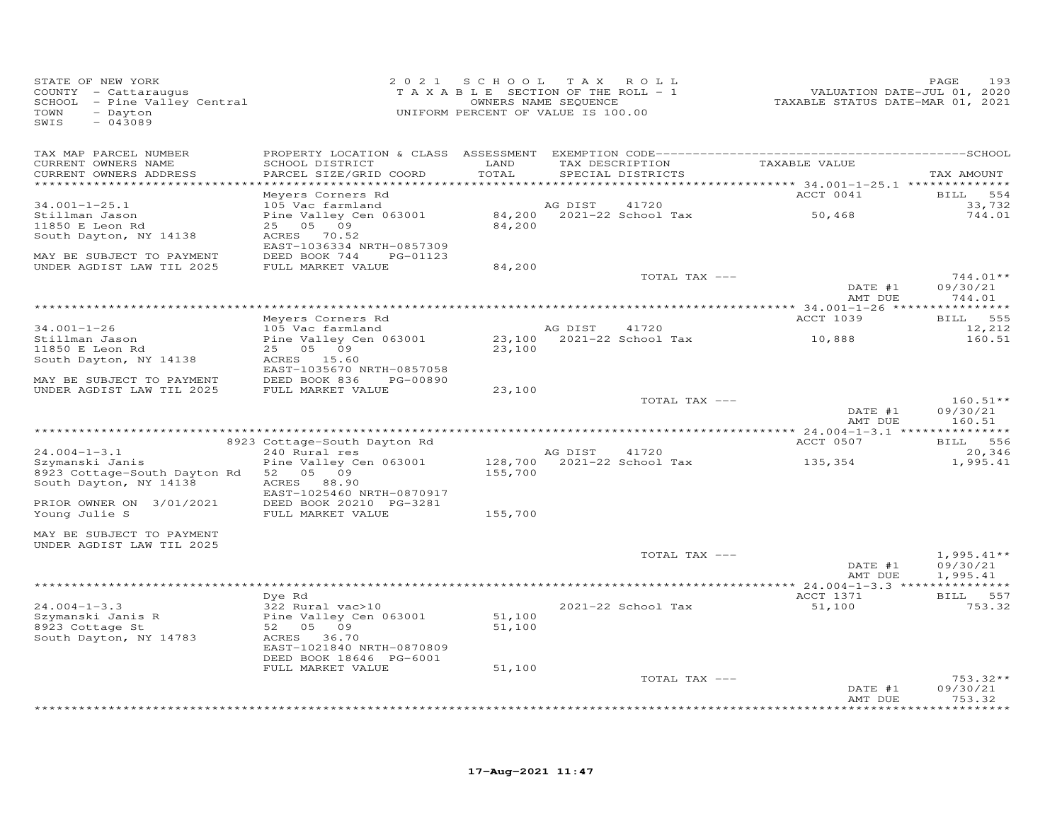STATE OF NEW YORK
COUNTY - Cattaraugus
SCHOOL - Pine Valley Central
TOWN - Dayton
SWIS - 043089

2021 SCHOOL TAX ROLL
TAXABLE SECTION OF THE ROLL - 1
OWNERS NAME SEQUENCE
UNIFORM PERCENT OF VALUE IS 100.00

VALUATION DATE-JUL 01, 2020
TAXABLE STATUS DATE-MAR 01, 2021

| TAX MAP PARCEL NUMBER / CURRENT OWNERS NAME / CURRENT OWNERS ADDRESS | PROPERTY LOCATION & CLASS / SCHOOL DISTRICT / PARCEL SIZE/GRID COORD | ASSESSMENT LAND / TOTAL | EXEMPTION CODE / TAX DESCRIPTION / SPECIAL DISTRICTS | TAXABLE VALUE | TAX AMOUNT |
|---|---|---|---|---|---|
| **34.001-1-25.1** | Meyers Corners Rd | | | ACCT 0041 | BILL 554 |
| 34.001-1-25.1 | 105 Vac farmland | | AG DIST 41720 | | 33,732 |
| Stillman Jason | Pine Valley Cen 063001 | 84,200 | 2021-22 School Tax | 50,468 | 744.01 |
| 11850 E Leon Rd | 25 05 09 | 84,200 | | | |
| South Dayton, NY 14138 | ACRES 70.52 | | | | |
| | EAST-1036334 NRTH-0857309 | | | | |
| MAY BE SUBJECT TO PAYMENT | DEED BOOK 744 PG-01123 | | | | |
| UNDER AGDIST LAW TIL 2025 | FULL MARKET VALUE | 84,200 | | | |
| | | | TOTAL TAX --- | | 744.01** |
| | | | | DATE #1 | 09/30/21 |
| | | | | AMT DUE | 744.01 |
| **34.001-1-26** | Meyers Corners Rd | | | ACCT 1039 | BILL 555 |
| 34.001-1-26 | 105 Vac farmland | | AG DIST 41720 | | 12,212 |
| Stillman Jason | Pine Valley Cen 063001 | 23,100 | 2021-22 School Tax | 10,888 | 160.51 |
| 11850 E Leon Rd | 25 05 09 | 23,100 | | | |
| South Dayton, NY 14138 | ACRES 15.60 | | | | |
| | EAST-1035670 NRTH-0857058 | | | | |
| MAY BE SUBJECT TO PAYMENT | DEED BOOK 836 PG-00890 | | | | |
| UNDER AGDIST LAW TIL 2025 | FULL MARKET VALUE | 23,100 | | | |
| | | | TOTAL TAX --- | | 160.51** |
| | | | | DATE #1 | 09/30/21 |
| | | | | AMT DUE | 160.51 |
| **24.004-1-3.1** | 8923 Cottage-South Dayton Rd | | | ACCT 0507 | BILL 556 |
| 24.004-1-3.1 | 240 Rural res | | AG DIST 41720 | | 20,346 |
| Szymanski Janis | Pine Valley Cen 063001 | 128,700 | 2021-22 School Tax | 135,354 | 1,995.41 |
| 8923 Cottage-South Dayton Rd | 52 05 09 | 155,700 | | | |
| South Dayton, NY 14138 | ACRES 88.90 | | | | |
| | EAST-1025460 NRTH-0870917 | | | | |
| PRIOR OWNER ON 3/01/2021 | DEED BOOK 20210 PG-3281 | | | | |
| Young Julie S | FULL MARKET VALUE | 155,700 | | | |
| MAY BE SUBJECT TO PAYMENT | | | | | |
| UNDER AGDIST LAW TIL 2025 | | | | | |
| | | | TOTAL TAX --- | | 1,995.41** |
| | | | | DATE #1 | 09/30/21 |
| | | | | AMT DUE | 1,995.41 |
| **24.004-1-3.3** | Dye Rd | | | ACCT 1371 | BILL 557 |
| 24.004-1-3.3 | 322 Rural vac>10 | | 2021-22 School Tax | 51,100 | 753.32 |
| Szymanski Janis R | Pine Valley Cen 063001 | 51,100 | | | |
| 8923 Cottage St | 52 05 09 | 51,100 | | | |
| South Dayton, NY 14783 | ACRES 36.70 | | | | |
| | EAST-1021840 NRTH-0870809 | | | | |
| | DEED BOOK 18646 PG-6001 | | | | |
| | FULL MARKET VALUE | 51,100 | | | |
| | | | TOTAL TAX --- | | 753.32** |
| | | | | DATE #1 | 09/30/21 |
| | | | | AMT DUE | 753.32 |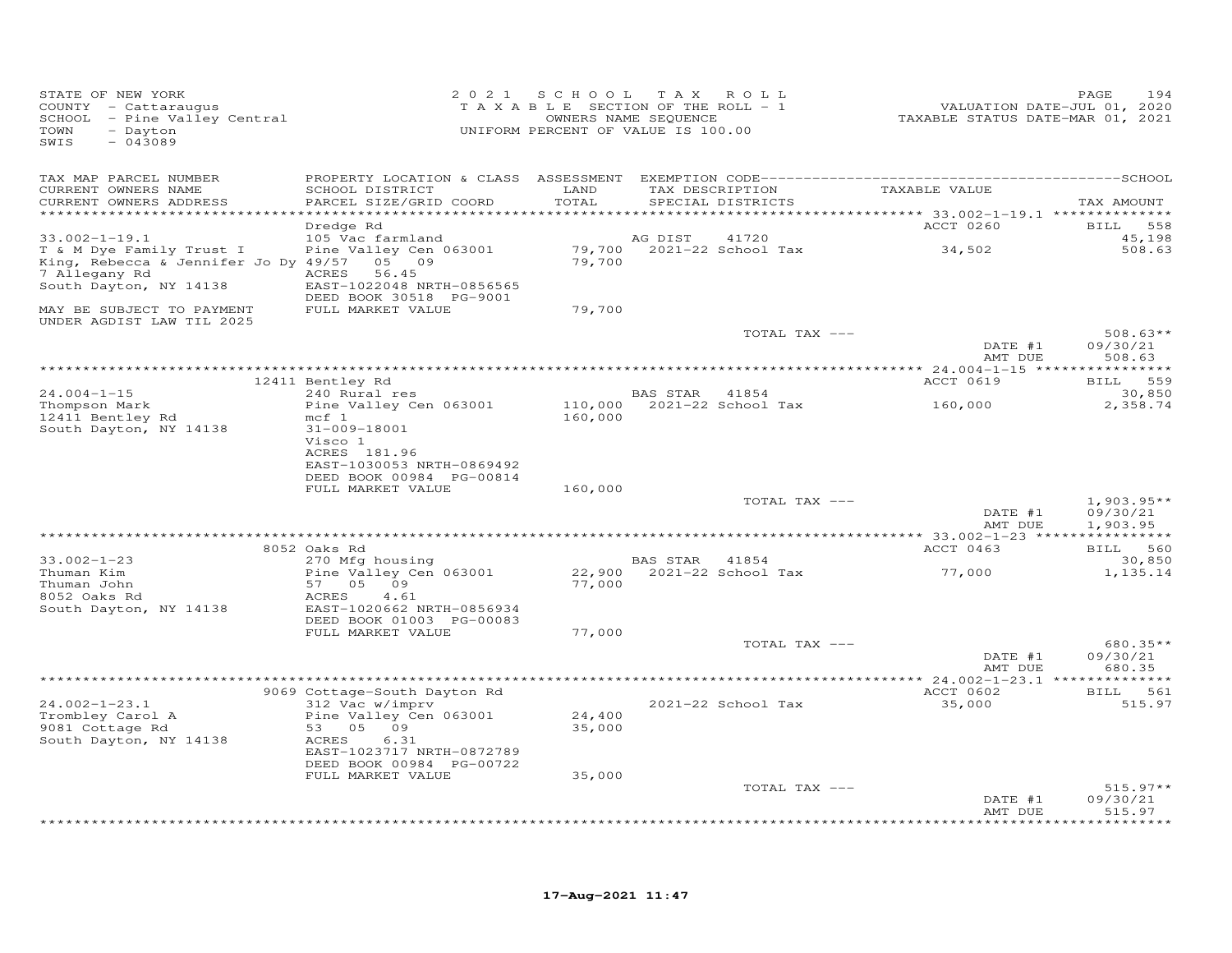STATE OF NEW YORK
COUNTY - Cattaraugus
SCHOOL - Pine Valley Central
TOWN - Dayton
SWIS - 043089

2 0 2 1 S C H O O L T A X R O L L
T A X A B L E SECTION OF THE ROLL - 1
OWNERS NAME SEQUENCE
UNIFORM PERCENT OF VALUE IS 100.00

VALUATION DATE-JUL 01, 2020
TAXABLE STATUS DATE-MAR 01, 2021

| TAX MAP PARCEL NUMBER / CURRENT OWNERS NAME / CURRENT OWNERS ADDRESS | PROPERTY LOCATION & CLASS / SCHOOL DISTRICT / PARCEL SIZE/GRID COORD | ASSESSMENT LAND / TOTAL | EXEMPTION CODE / TAX DESCRIPTION / SPECIAL DISTRICTS | TAXABLE VALUE | TAX AMOUNT |
|---|---|---|---|---|---|
| | Dredge Rd | | | ACCT 0260 | BILL 558 |
| 33.002-1-19.1 | 105 Vac farmland | | AG DIST 41720 | | 45,198 |
| T & M Dye Family Trust I | Pine Valley Cen 063001 | 79,700 | 2021-22 School Tax | 34,502 | 508.63 |
| King, Rebecca & Jennifer Jo Dy | 49/57 05 09 | 79,700 | | | |
| 7 Allegany Rd | ACRES 56.45 | | | | |
| South Dayton, NY 14138 | EAST-1022048 NRTH-0856565 | | | | |
| | DEED BOOK 30518 PG-9001 | | | | |
| MAY BE SUBJECT TO PAYMENT UNDER AGDIST LAW TIL 2025 | FULL MARKET VALUE | 79,700 | | | |
| | | | TOTAL TAX --- | | 508.63** |
| | | | | DATE #1 | 09/30/21 |
| | | | | AMT DUE | 508.63 |
| | 12411 Bentley Rd | | | ACCT 0619 | BILL 559 |
| 24.004-1-15 | 240 Rural res | | BAS STAR 41854 | | 30,850 |
| Thompson Mark | Pine Valley Cen 063001 | 110,000 | 2021-22 School Tax | 160,000 | 2,358.74 |
| 12411 Bentley Rd | mcf 1 | 160,000 | | | |
| South Dayton, NY 14138 | 31-009-18001 | | | | |
| | Visco 1 | | | | |
| | ACRES 181.96 | | | | |
| | EAST-1030053 NRTH-0869492 | | | | |
| | DEED BOOK 00984 PG-00814 | | | | |
| | FULL MARKET VALUE | 160,000 | | | |
| | | | TOTAL TAX --- | | 1,903.95** |
| | | | | DATE #1 | 09/30/21 |
| | | | | AMT DUE | 1,903.95 |
| | 8052 Oaks Rd | | | ACCT 0463 | BILL 560 |
| 33.002-1-23 | 270 Mfg housing | | BAS STAR 41854 | | 30,850 |
| Thuman Kim | Pine Valley Cen 063001 | 22,900 | 2021-22 School Tax | 77,000 | 1,135.14 |
| Thuman John | 57 05 09 | 77,000 | | | |
| 8052 Oaks Rd | ACRES 4.61 | | | | |
| South Dayton, NY 14138 | EAST-1020662 NRTH-0856934 | | | | |
| | DEED BOOK 01003 PG-00083 | | | | |
| | FULL MARKET VALUE | 77,000 | | | |
| | | | TOTAL TAX --- | | 680.35** |
| | | | | DATE #1 | 09/30/21 |
| | | | | AMT DUE | 680.35 |
| | 9069 Cottage-South Dayton Rd | | | ACCT 0602 | BILL 561 |
| 24.002-1-23.1 | 312 Vac w/imprv | | 2021-22 School Tax | 35,000 | 515.97 |
| Trombley Carol A | Pine Valley Cen 063001 | 24,400 | | | |
| 9081 Cottage Rd | 53 05 09 | 35,000 | | | |
| South Dayton, NY 14138 | ACRES 6.31 | | | | |
| | EAST-1023717 NRTH-0872789 | | | | |
| | DEED BOOK 00984 PG-00722 | | | | |
| | FULL MARKET VALUE | 35,000 | | | |
| | | | TOTAL TAX --- | | 515.97** |
| | | | | DATE #1 | 09/30/21 |
| | | | | AMT DUE | 515.97 |

17-Aug-2021 11:47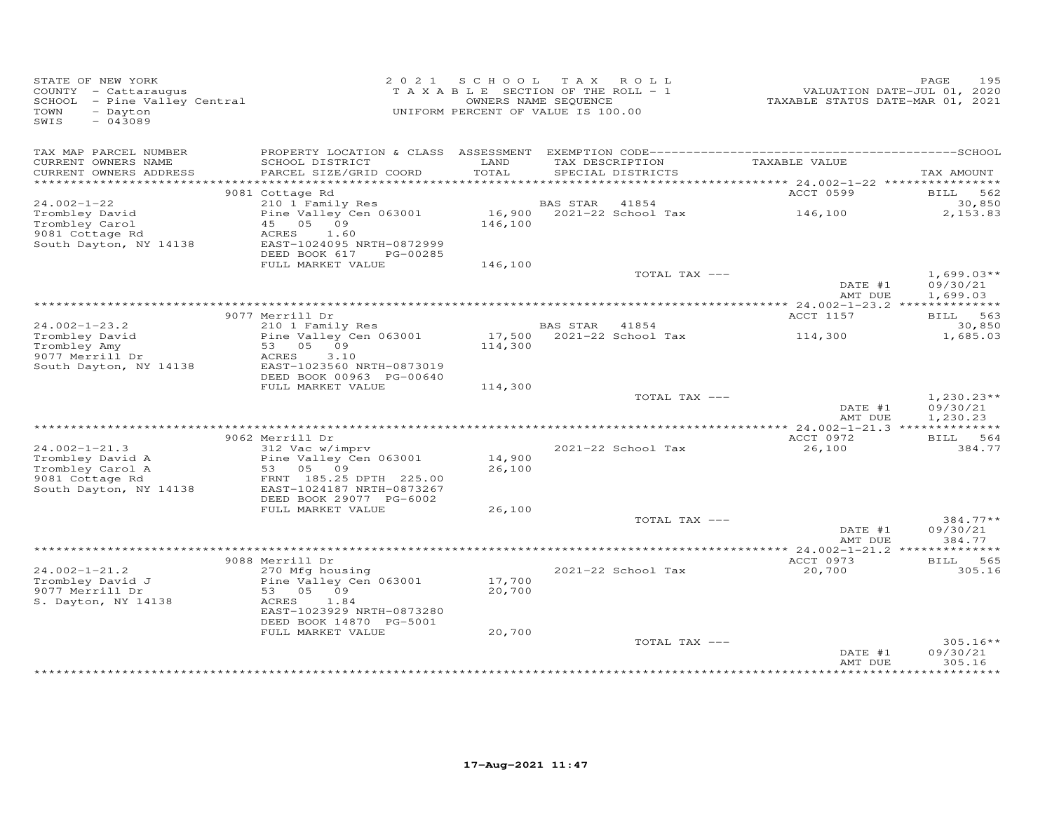STATE OF NEW YORK
COUNTY - Cattaraugus
SCHOOL - Pine Valley Central
TOWN - Dayton
SWIS - 043089

2 0 2 1 S C H O O L T A X R O L L
T A X A B L E SECTION OF THE ROLL - 1
OWNERS NAME SEQUENCE
UNIFORM PERCENT OF VALUE IS 100.00

VALUATION DATE-JUL 01, 2020
TAXABLE STATUS DATE-MAR 01, 2021

| TAX MAP PARCEL NUMBER<br>CURRENT OWNERS NAME<br>CURRENT OWNERS ADDRESS | PROPERTY LOCATION & CLASS<br>SCHOOL DISTRICT<br>PARCEL SIZE/GRID COORD | ASSESSMENT<br>LAND<br>TOTAL | EXEMPTION CODE<br>TAX DESCRIPTION<br>SPECIAL DISTRICTS | TAXABLE VALUE | TAX AMOUNT |
|---|---|---|---|---|---|
| | 9081 Cottage Rd | | | ACCT 0599 | BILL 562 |
| 24.002-1-22 | 210 1 Family Res | | BAS STAR 41854 | | 30,850 |
| Trombley David | Pine Valley Cen 063001 | 16,900 | 2021-22 School Tax | 146,100 | 2,153.83 |
| Trombley Carol | 45 05 09 | 146,100 | | | |
| 9081 Cottage Rd | ACRES 1.60 | | | | |
| South Dayton, NY 14138 | EAST-1024095 NRTH-0872999 | | | | |
| | DEED BOOK 617 PG-00285 | | | | |
| | FULL MARKET VALUE | 146,100 | | | |
| | | | TOTAL TAX --- | | 1,699.03** |
| | | | | DATE #1 | 09/30/21 |
| | | | | AMT DUE | 1,699.03 |
| | 9077 Merrill Dr | | | ACCT 1157 | BILL 563 |
| 24.002-1-23.2 | 210 1 Family Res | | BAS STAR 41854 | | 30,850 |
| Trombley David | Pine Valley Cen 063001 | 17,500 | 2021-22 School Tax | 114,300 | 1,685.03 |
| Trombley Amy | 53 05 09 | 114,300 | | | |
| 9077 Merrill Dr | ACRES 3.10 | | | | |
| South Dayton, NY 14138 | EAST-1023560 NRTH-0873019 | | | | |
| | DEED BOOK 00963 PG-00640 | | | | |
| | FULL MARKET VALUE | 114,300 | | | |
| | | | TOTAL TAX --- | | 1,230.23** |
| | | | | DATE #1 | 09/30/21 |
| | | | | AMT DUE | 1,230.23 |
| | 9062 Merrill Dr | | | ACCT 0972 | BILL 564 |
| 24.002-1-21.3 | 312 Vac w/imprv | | 2021-22 School Tax | 26,100 | 384.77 |
| Trombley David A | Pine Valley Cen 063001 | 14,900 | | | |
| Trombley Carol A | 53 05 09 | 26,100 | | | |
| 9081 Cottage Rd | FRNT 185.25 DPTH 225.00 | | | | |
| South Dayton, NY 14138 | EAST-1024187 NRTH-0873267 | | | | |
| | DEED BOOK 29077 PG-6002 | | | | |
| | FULL MARKET VALUE | 26,100 | | | |
| | | | TOTAL TAX --- | | 384.77** |
| | | | | DATE #1 | 09/30/21 |
| | | | | AMT DUE | 384.77 |
| | 9088 Merrill Dr | | | ACCT 0973 | BILL 565 |
| 24.002-1-21.2 | 270 Mfg housing | | 2021-22 School Tax | 20,700 | 305.16 |
| Trombley David J | Pine Valley Cen 063001 | 17,700 | | | |
| 9077 Merrill Dr | 53 05 09 | 20,700 | | | |
| S. Dayton, NY 14138 | ACRES 1.84 | | | | |
| | EAST-1023929 NRTH-0873280 | | | | |
| | DEED BOOK 14870 PG-5001 | | | | |
| | FULL MARKET VALUE | 20,700 | | | |
| | | | TOTAL TAX --- | | 305.16** |
| | | | | DATE #1 | 09/30/21 |
| | | | | AMT DUE | 305.16 |

17-Aug-2021 11:47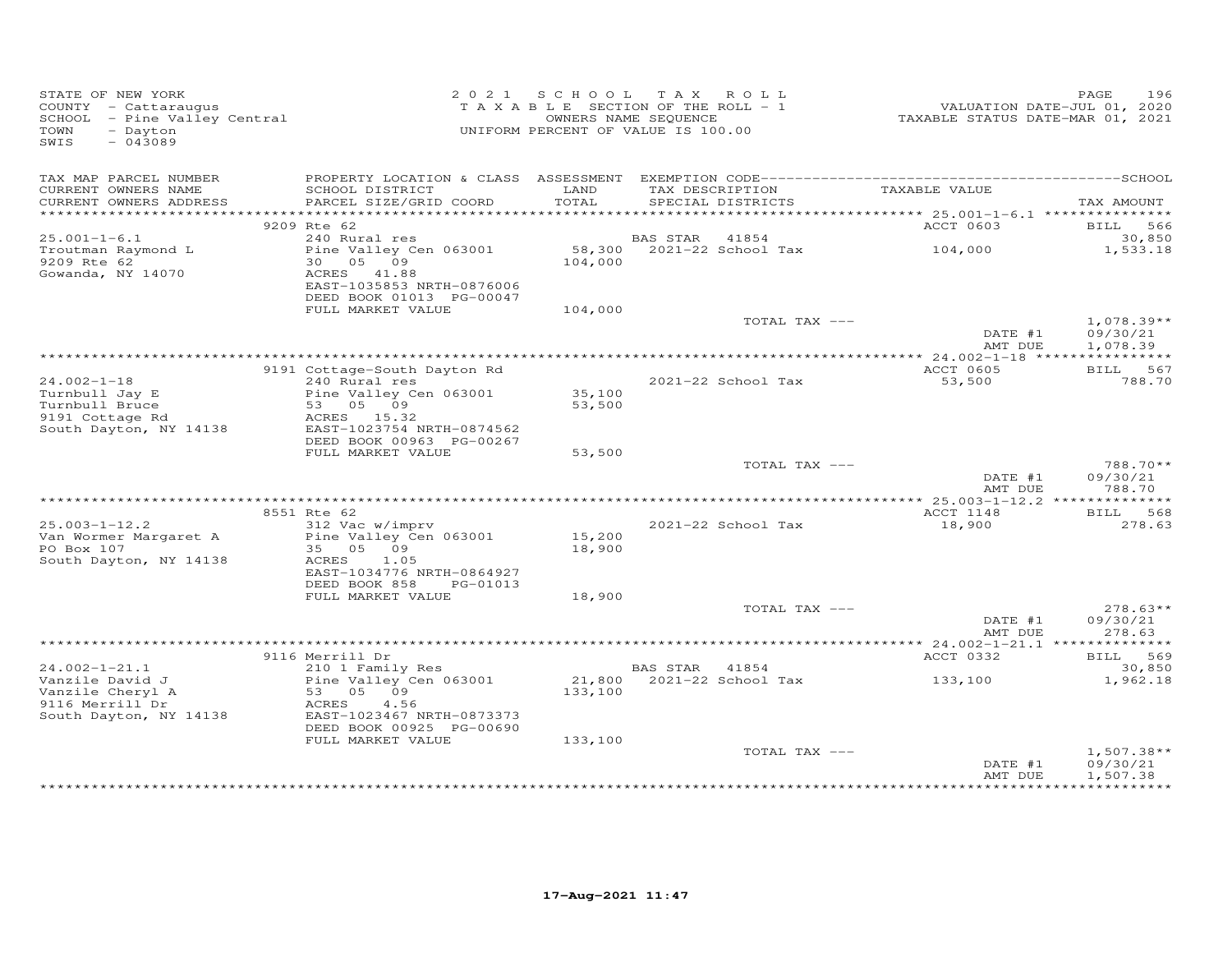STATE OF NEW YORK
COUNTY - Cattaraugus
SCHOOL - Pine Valley Central
TOWN - Dayton
SWIS - 043089

2021 SCHOOL TAX ROLL
TAXABLE SECTION OF THE ROLL - 1
OWNERS NAME SEQUENCE
UNIFORM PERCENT OF VALUE IS 100.00

VALUATION DATE-JUL 01, 2020
TAXABLE STATUS DATE-MAR 01, 2021

| TAX MAP PARCEL NUMBER / CURRENT OWNERS NAME / CURRENT OWNERS ADDRESS | PROPERTY LOCATION & CLASS / SCHOOL DISTRICT / PARCEL SIZE/GRID COORD | ASSESSMENT LAND / TOTAL | EXEMPTION CODE / TAX DESCRIPTION / SPECIAL DISTRICTS | TAXABLE VALUE | SCHOOL TAX AMOUNT |
|---|---|---|---|---|---|
| | 9209 Rte 62 | | | ACCT 0603 | BILL 566 |
| 25.001-1-6.1 | 240 Rural res | | BAS STAR 41854 | | 30,850 |
| Troutman Raymond L | Pine Valley Cen 063001 | 58,300 | 2021-22 School Tax | 104,000 | 1,533.18 |
| 9209 Rte 62 | 30 05 09 | 104,000 | | | |
| Gowanda, NY 14070 | ACRES 41.88 | | | | |
| | EAST-1035853 NRTH-0876006 | | | | |
| | DEED BOOK 01013 PG-00047 | | | | |
| | FULL MARKET VALUE | 104,000 | | | |
| | | | TOTAL TAX --- | | 1,078.39** |
| | | | | DATE #1 | 09/30/21 |
| | | | | AMT DUE | 1,078.39 |
| | 9191 Cottage-South Dayton Rd | | | ACCT 0605 | BILL 567 |
| 24.002-1-18 | 240 Rural res | | 2021-22 School Tax | 53,500 | 788.70 |
| Turnbull Jay E | Pine Valley Cen 063001 | 35,100 | | | |
| Turnbull Bruce | 53 05 09 | 53,500 | | | |
| 9191 Cottage Rd | ACRES 15.32 | | | | |
| South Dayton, NY 14138 | EAST-1023754 NRTH-0874562 | | | | |
| | DEED BOOK 00963 PG-00267 | | | | |
| | FULL MARKET VALUE | 53,500 | | | |
| | | | TOTAL TAX --- | | 788.70** |
| | | | | DATE #1 | 09/30/21 |
| | | | | AMT DUE | 788.70 |
| | 8551 Rte 62 | | | ACCT 1148 | BILL 568 |
| 25.003-1-12.2 | 312 Vac w/imprv | | 2021-22 School Tax | 18,900 | 278.63 |
| Van Wormer Margaret A | Pine Valley Cen 063001 | 15,200 | | | |
| PO Box 107 | 35 05 09 | 18,900 | | | |
| South Dayton, NY 14138 | ACRES 1.05 | | | | |
| | EAST-1034776 NRTH-0864927 | | | | |
| | DEED BOOK 858 PG-01013 | | | | |
| | FULL MARKET VALUE | 18,900 | | | |
| | | | TOTAL TAX --- | | 278.63** |
| | | | | DATE #1 | 09/30/21 |
| | | | | AMT DUE | 278.63 |
| | 9116 Merrill Dr | | | ACCT 0332 | BILL 569 |
| 24.002-1-21.1 | 210 1 Family Res | | BAS STAR 41854 | | 30,850 |
| Vanzile David J | Pine Valley Cen 063001 | 21,800 | 2021-22 School Tax | 133,100 | 1,962.18 |
| Vanzile Cheryl A | 53 05 09 | 133,100 | | | |
| 9116 Merrill Dr | ACRES 4.56 | | | | |
| South Dayton, NY 14138 | EAST-1023467 NRTH-0873373 | | | | |
| | DEED BOOK 00925 PG-00690 | | | | |
| | FULL MARKET VALUE | 133,100 | | | |
| | | | TOTAL TAX --- | | 1,507.38** |
| | | | | DATE #1 | 09/30/21 |
| | | | | AMT DUE | 1,507.38 |

17-Aug-2021 11:47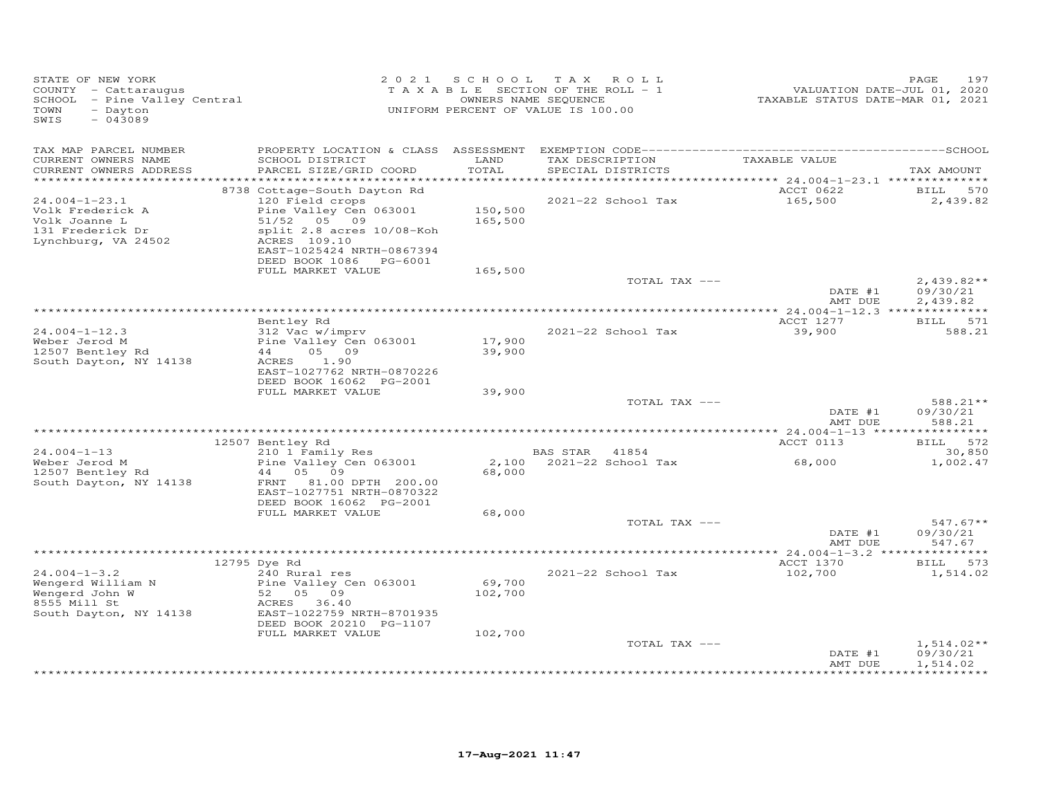STATE OF NEW YORK
COUNTY - Cattaraugus
SCHOOL - Pine Valley Central
TOWN - Dayton
SWIS - 043089

2021 SCHOOL TAX ROLL
TAXABLE SECTION OF THE ROLL - 1
OWNERS NAME SEQUENCE
UNIFORM PERCENT OF VALUE IS 100.00

VALUATION DATE-JUL 01, 2020
TAXABLE STATUS DATE-MAR 01, 2021

| TAX MAP PARCEL NUMBER / CURRENT OWNERS NAME / CURRENT OWNERS ADDRESS | PROPERTY LOCATION & CLASS / SCHOOL DISTRICT / PARCEL SIZE/GRID COORD | ASSESSMENT LAND / TOTAL | EXEMPTION CODE / TAX DESCRIPTION / SPECIAL DISTRICTS | TAXABLE VALUE | TAX AMOUNT |
|---|---|---|---|---|---|
| 24.004-1-23.1 | 8738 Cottage-South Dayton Rd | | | ACCT 0622 | BILL 570 |
| Volk Frederick A | 120 Field crops | | 2021-22 School Tax | 165,500 | 2,439.82 |
| Volk Joanne L | Pine Valley Cen 063001 | 150,500 | | | |
| 131 Frederick Dr | 51/52 05 09 | 165,500 | | | |
| Lynchburg, VA 24502 | split 2.8 acres 10/08-Koh | | | | |
| | ACRES 109.10 | | | | |
| | EAST-1025424 NRTH-0867394 | | | | |
| | DEED BOOK 1086 PG-6001 | | | | |
| | FULL MARKET VALUE | 165,500 | | | |
| | | | TOTAL TAX --- | | 2,439.82** |
| | | | | DATE #1 | 09/30/21 |
| | | | | AMT DUE | 2,439.82 |
| 24.004-1-12.3 | Bentley Rd | | | ACCT 1277 | BILL 571 |
| Weber Jerod M | 312 Vac w/imprv | | 2021-22 School Tax | 39,900 | 588.21 |
| 12507 Bentley Rd | Pine Valley Cen 063001 | 17,900 | | | |
| South Dayton, NY 14138 | 44 05 09 | 39,900 | | | |
| | ACRES 1.90 | | | | |
| | EAST-1027762 NRTH-0870226 | | | | |
| | DEED BOOK 16062 PG-2001 | | | | |
| | FULL MARKET VALUE | 39,900 | | | |
| | | | TOTAL TAX --- | | 588.21** |
| | | | | DATE #1 | 09/30/21 |
| | | | | AMT DUE | 588.21 |
| 24.004-1-13 | 12507 Bentley Rd | | | ACCT 0113 | BILL 572 |
| Weber Jerod M | 210 1 Family Res | | BAS STAR 41854 | | 30,850 |
| 12507 Bentley Rd | Pine Valley Cen 063001 | 2,100 | 2021-22 School Tax | 68,000 | 1,002.47 |
| South Dayton, NY 14138 | 44 05 09 | 68,000 | | | |
| | FRNT 81.00 DPTH 200.00 | | | | |
| | EAST-1027751 NRTH-0870322 | | | | |
| | DEED BOOK 16062 PG-2001 | | | | |
| | FULL MARKET VALUE | 68,000 | | | |
| | | | TOTAL TAX --- | | 547.67** |
| | | | | DATE #1 | 09/30/21 |
| | | | | AMT DUE | 547.67 |
| 24.004-1-3.2 | 12795 Dye Rd | | | ACCT 1370 | BILL 573 |
| Wengerd William N | 240 Rural res | | 2021-22 School Tax | 102,700 | 1,514.02 |
| Wengerd John W | Pine Valley Cen 063001 | 69,700 | | | |
| 8555 Mill St | 52 05 09 | 102,700 | | | |
| South Dayton, NY 14138 | ACRES 36.40 | | | | |
| | EAST-1022759 NRTH-8701935 | | | | |
| | DEED BOOK 20210 PG-1107 | | | | |
| | FULL MARKET VALUE | 102,700 | | | |
| | | | TOTAL TAX --- | | 1,514.02** |
| | | | | DATE #1 | 09/30/21 |
| | | | | AMT DUE | 1,514.02 |

17-Aug-2021 11:47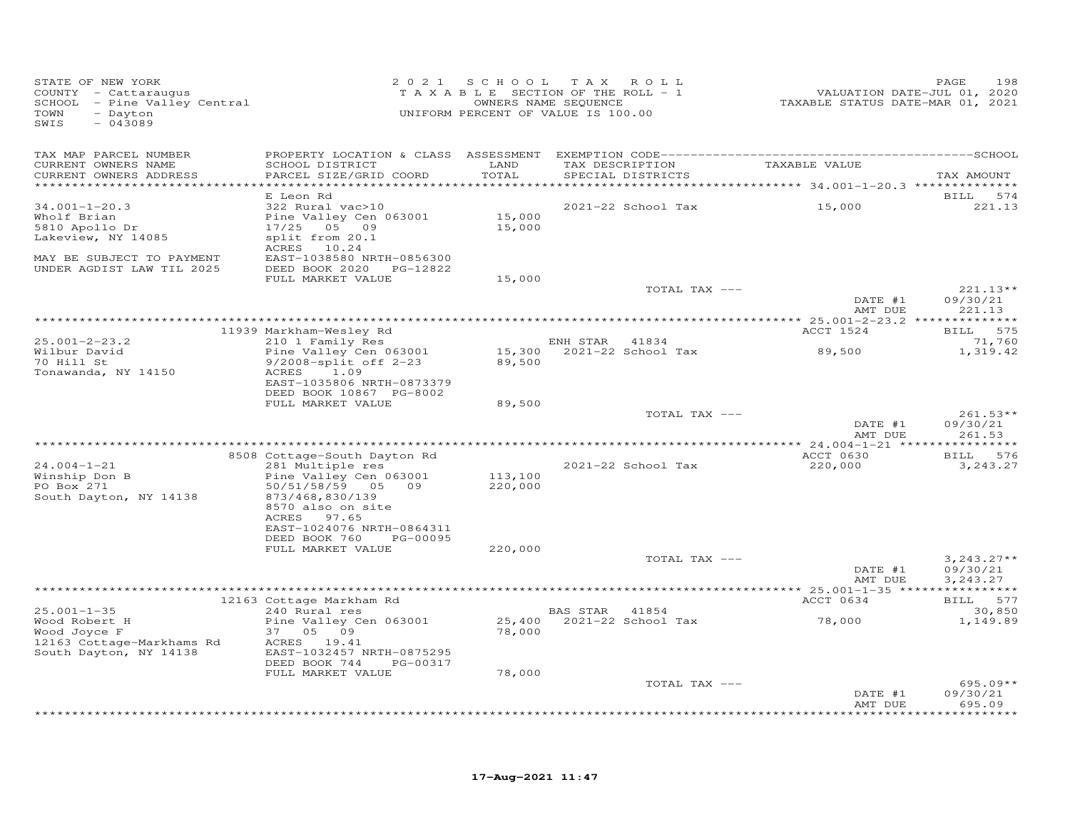STATE OF NEW YORK
COUNTY - Cattaraugus
SCHOOL - Pine Valley Central
TOWN - Dayton
SWIS - 043089

2021 SCHOOL TAX ROLL
TAXABLE SECTION OF THE ROLL - 1
OWNERS NAME SEQUENCE
UNIFORM PERCENT OF VALUE IS 100.00

VALUATION DATE-JUL 01, 2020
TAXABLE STATUS DATE-MAR 01, 2021

| TAX MAP PARCEL NUMBER / CURRENT OWNERS NAME / CURRENT OWNERS ADDRESS | PROPERTY LOCATION & CLASS / SCHOOL DISTRICT / PARCEL SIZE/GRID COORD | ASSESSMENT LAND / TOTAL | EXEMPTION CODE / TAX DESCRIPTION / SPECIAL DISTRICTS | TAXABLE VALUE | TAX AMOUNT |
|---|---|---|---|---|---|
| **34.001-1-20.3** | E Leon Rd | | | | BILL 574 |
| 34.001-1-20.3 | 322 Rural vac>10 | | 2021-22 School Tax | 15,000 | 221.13 |
| Wholf Brian | Pine Valley Cen 063001 | 15,000 | | | |
| 5810 Apollo Dr | 17/25 05 09 | 15,000 | | | |
| Lakeview, NY 14085 | split from 20.1 | | | | |
| | ACRES 10.24 | | | | |
| MAY BE SUBJECT TO PAYMENT | EAST-1038580 NRTH-0856300 | | | | |
| UNDER AGDIST LAW TIL 2025 | DEED BOOK 2020 PG-12822 | | | | |
| | FULL MARKET VALUE | 15,000 | | | |
| | | | TOTAL TAX --- | | 221.13** |
| | | | | DATE #1 | 09/30/21 |
| | | | | AMT DUE | 221.13 |
| **25.001-2-23.2** | 11939 Markham-Wesley Rd | | | ACCT 1524 | BILL 575 |
| 25.001-2-23.2 | 210 1 Family Res | | ENH STAR 41834 | | 71,760 |
| Wilbur David | Pine Valley Cen 063001 | 15,300 | 2021-22 School Tax | 89,500 | 1,319.42 |
| 70 Hill St | 9/2008-split off 2-23 | 89,500 | | | |
| Tonawanda, NY 14150 | ACRES 1.09 | | | | |
| | EAST-1035806 NRTH-0873379 | | | | |
| | DEED BOOK 10867 PG-8002 | | | | |
| | FULL MARKET VALUE | 89,500 | | | |
| | | | TOTAL TAX --- | | 261.53** |
| | | | | DATE #1 | 09/30/21 |
| | | | | AMT DUE | 261.53 |
| **24.004-1-21** | 8508 Cottage-South Dayton Rd | | | ACCT 0630 | BILL 576 |
| 24.004-1-21 | 281 Multiple res | | 2021-22 School Tax | 220,000 | 3,243.27 |
| Winship Don B | Pine Valley Cen 063001 | 113,100 | | | |
| PO Box 271 | 50/51/58/59 05 09 | 220,000 | | | |
| South Dayton, NY 14138 | 873/468,830/139 | | | | |
| | 8570 also on site | | | | |
| | ACRES 97.65 | | | | |
| | EAST-1024076 NRTH-0864311 | | | | |
| | DEED BOOK 760 PG-00095 | | | | |
| | FULL MARKET VALUE | 220,000 | | | |
| | | | TOTAL TAX --- | | 3,243.27** |
| | | | | DATE #1 | 09/30/21 |
| | | | | AMT DUE | 3,243.27 |
| **25.001-1-35** | 12163 Cottage Markham Rd | | | ACCT 0634 | BILL 577 |
| 25.001-1-35 | 240 Rural res | | BAS STAR 41854 | | 30,850 |
| Wood Robert H | Pine Valley Cen 063001 | 25,400 | 2021-22 School Tax | 78,000 | 1,149.89 |
| Wood Joyce F | 37 05 09 | 78,000 | | | |
| 12163 Cottage-Markhams Rd | ACRES 19.41 | | | | |
| South Dayton, NY 14138 | EAST-1032457 NRTH-0875295 | | | | |
| | DEED BOOK 744 PG-00317 | | | | |
| | FULL MARKET VALUE | 78,000 | | | |
| | | | TOTAL TAX --- | | 695.09** |
| | | | | DATE #1 | 09/30/21 |
| | | | | AMT DUE | 695.09 |

17-Aug-2021 11:47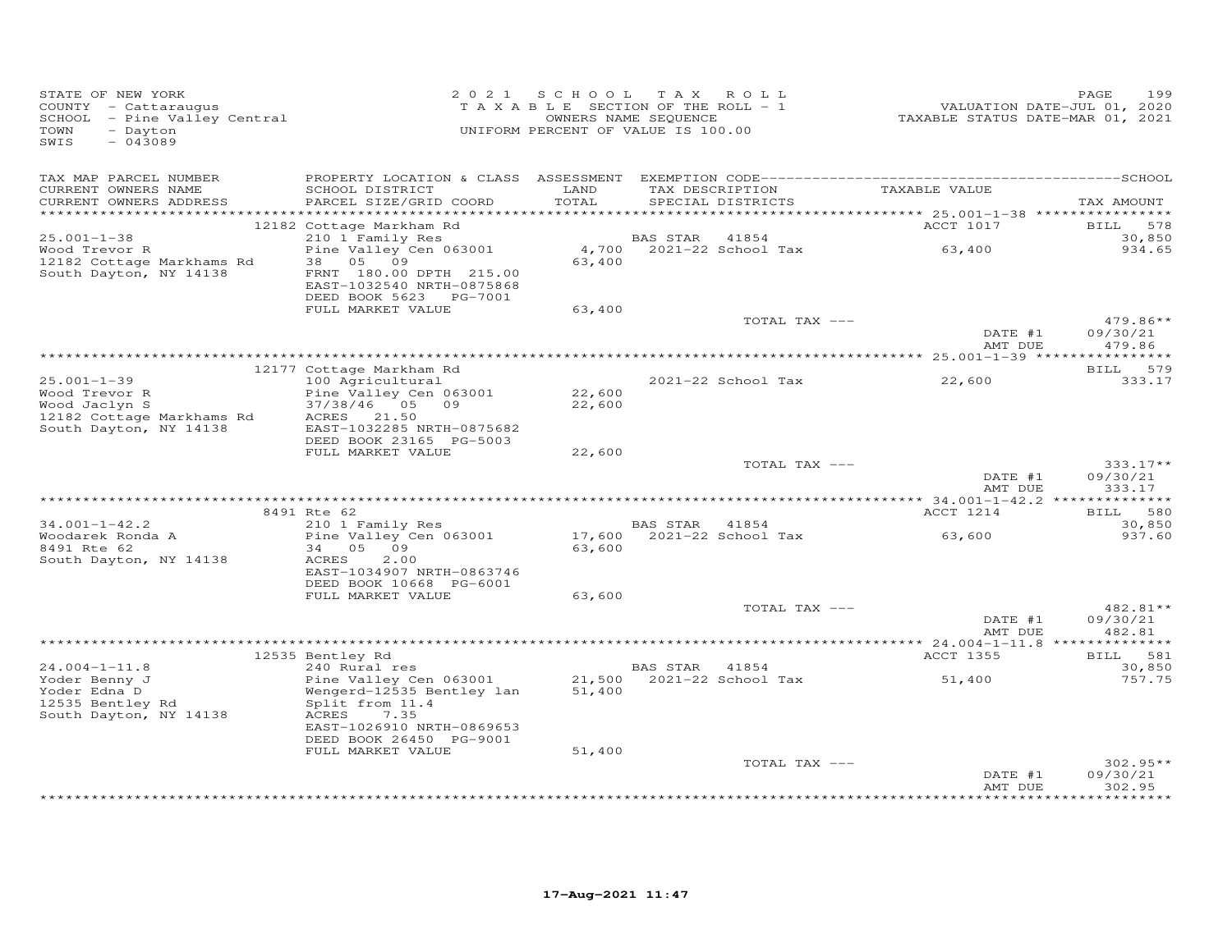STATE OF NEW YORK
COUNTY - Cattaraugus
SCHOOL - Pine Valley Central
TOWN - Dayton
SWIS - 043089

2021 SCHOOL TAX ROLL
TAXABLE SECTION OF THE ROLL - 1
OWNERS NAME SEQUENCE
UNIFORM PERCENT OF VALUE IS 100.00

VALUATION DATE-JUL 01, 2020
TAXABLE STATUS DATE-MAR 01, 2021

| TAX MAP PARCEL NUMBER / CURRENT OWNERS NAME / CURRENT OWNERS ADDRESS | PROPERTY LOCATION & CLASS / SCHOOL DISTRICT / PARCEL SIZE/GRID COORD | ASSESSMENT LAND / TOTAL | EXEMPTION CODE / TAX DESCRIPTION / SPECIAL DISTRICTS | TAXABLE VALUE | TAX AMOUNT |
|---|---|---|---|---|---|
| 25.001-1-38 | 12182 Cottage Markham Rd | | | ACCT 1017 | BILL 578 |
| | 210 1 Family Res | | BAS STAR 41854 | | 30,850 |
| Wood Trevor R | Pine Valley Cen 063001 | 4,700 | 2021-22 School Tax | 63,400 | 934.65 |
| 12182 Cottage Markhams Rd | 38 05 09 | 63,400 | | | |
| South Dayton, NY 14138 | FRNT 180.00 DPTH 215.00 | | | | |
| | EAST-1032540 NRTH-0875868 | | | | |
| | DEED BOOK 5623 PG-7001 | | | | |
| | FULL MARKET VALUE | 63,400 | | | |
| | | | TOTAL TAX --- | | 479.86** |
| | | | | DATE #1 | 09/30/21 |
| | | | | AMT DUE | 479.86 |
| 25.001-1-39 | 12177 Cottage Markham Rd | | | | BILL 579 |
| | 100 Agricultural | | 2021-22 School Tax | 22,600 | 333.17 |
| Wood Trevor R | Pine Valley Cen 063001 | 22,600 | | | |
| Wood Jaclyn S | 37/38/46 05 09 | 22,600 | | | |
| 12182 Cottage Markhams Rd | ACRES 21.50 | | | | |
| South Dayton, NY 14138 | EAST-1032285 NRTH-0875682 | | | | |
| | DEED BOOK 23165 PG-5003 | | | | |
| | FULL MARKET VALUE | 22,600 | | | |
| | | | TOTAL TAX --- | | 333.17** |
| | | | | DATE #1 | 09/30/21 |
| | | | | AMT DUE | 333.17 |
| 34.001-1-42.2 | 8491 Rte 62 | | | ACCT 1214 | BILL 580 |
| | 210 1 Family Res | | BAS STAR 41854 | | 30,850 |
| Woodarek Ronda A | Pine Valley Cen 063001 | 17,600 | 2021-22 School Tax | 63,600 | 937.60 |
| 8491 Rte 62 | 34 05 09 | 63,600 | | | |
| South Dayton, NY 14138 | ACRES 2.00 | | | | |
| | EAST-1034907 NRTH-0863746 | | | | |
| | DEED BOOK 10668 PG-6001 | | | | |
| | FULL MARKET VALUE | 63,600 | | | |
| | | | TOTAL TAX --- | | 482.81** |
| | | | | DATE #1 | 09/30/21 |
| | | | | AMT DUE | 482.81 |
| 24.004-1-11.8 | 12535 Bentley Rd | | | ACCT 1355 | BILL 581 |
| | 240 Rural res | | BAS STAR 41854 | | 30,850 |
| Yoder Benny J | Pine Valley Cen 063001 | 21,500 | 2021-22 School Tax | 51,400 | 757.75 |
| Yoder Edna D | Wengerd-12535 Bentley lan | 51,400 | | | |
| 12535 Bentley Rd | Split from 11.4 | | | | |
| South Dayton, NY 14138 | ACRES 7.35 | | | | |
| | EAST-1026910 NRTH-0869653 | | | | |
| | DEED BOOK 26450 PG-9001 | | | | |
| | FULL MARKET VALUE | 51,400 | | | |
| | | | TOTAL TAX --- | | 302.95** |
| | | | | DATE #1 | 09/30/21 |
| | | | | AMT DUE | 302.95 |

17-Aug-2021 11:47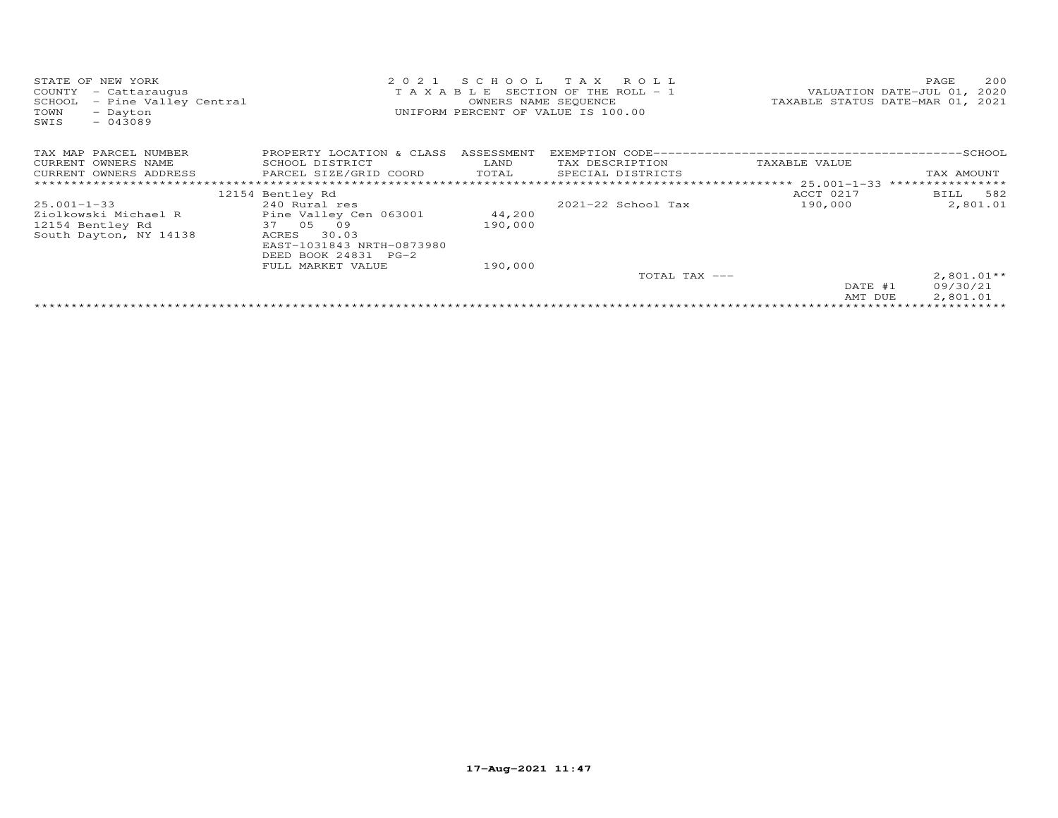STATE OF NEW YORK
COUNTY - Cattaraugus
SCHOOL - Pine Valley Central
TOWN - Dayton
SWIS - 043089

2021 SCHOOL TAX ROLL
TAXABLE SECTION OF THE ROLL - 1
OWNERS NAME SEQUENCE
UNIFORM PERCENT OF VALUE IS 100.00

VALUATION DATE-JUL 01, 2020
TAXABLE STATUS DATE-MAR 01, 2021

| TAX MAP PARCEL NUMBER<br>CURRENT OWNERS NAME<br>CURRENT OWNERS ADDRESS | PROPERTY LOCATION & CLASS<br>SCHOOL DISTRICT<br>PARCEL SIZE/GRID COORD | ASSESSMENT<br>LAND<br>TOTAL | EXEMPTION CODE----SCHOOL<br>TAX DESCRIPTION<br>SPECIAL DISTRICTS | TAXABLE VALUE | TAX AMOUNT |
|---|---|---|---|---|---|
| | 12154 Bentley Rd | | | ACCT 0217 | BILL 582 |
| 25.001-1-33 | 240 Rural res | | 2021-22 School Tax | 190,000 | 2,801.01 |
| Ziolkowski Michael R | Pine Valley Cen 063001 | 44,200 | | | |
| 12154 Bentley Rd | 37 05 09 | 190,000 | | | |
| South Dayton, NY 14138 | ACRES 30.03 | | | | |
| | EAST-1031843 NRTH-0873980 | | | | |
| | DEED BOOK 24831 PG-2 | | | | |
| | FULL MARKET VALUE | 190,000 | | | |
| | | | TOTAL TAX --- | | 2,801.01** |
| | | | | DATE #1 | 09/30/21 |
| | | | | AMT DUE | 2,801.01 |

17-Aug-2021 11:47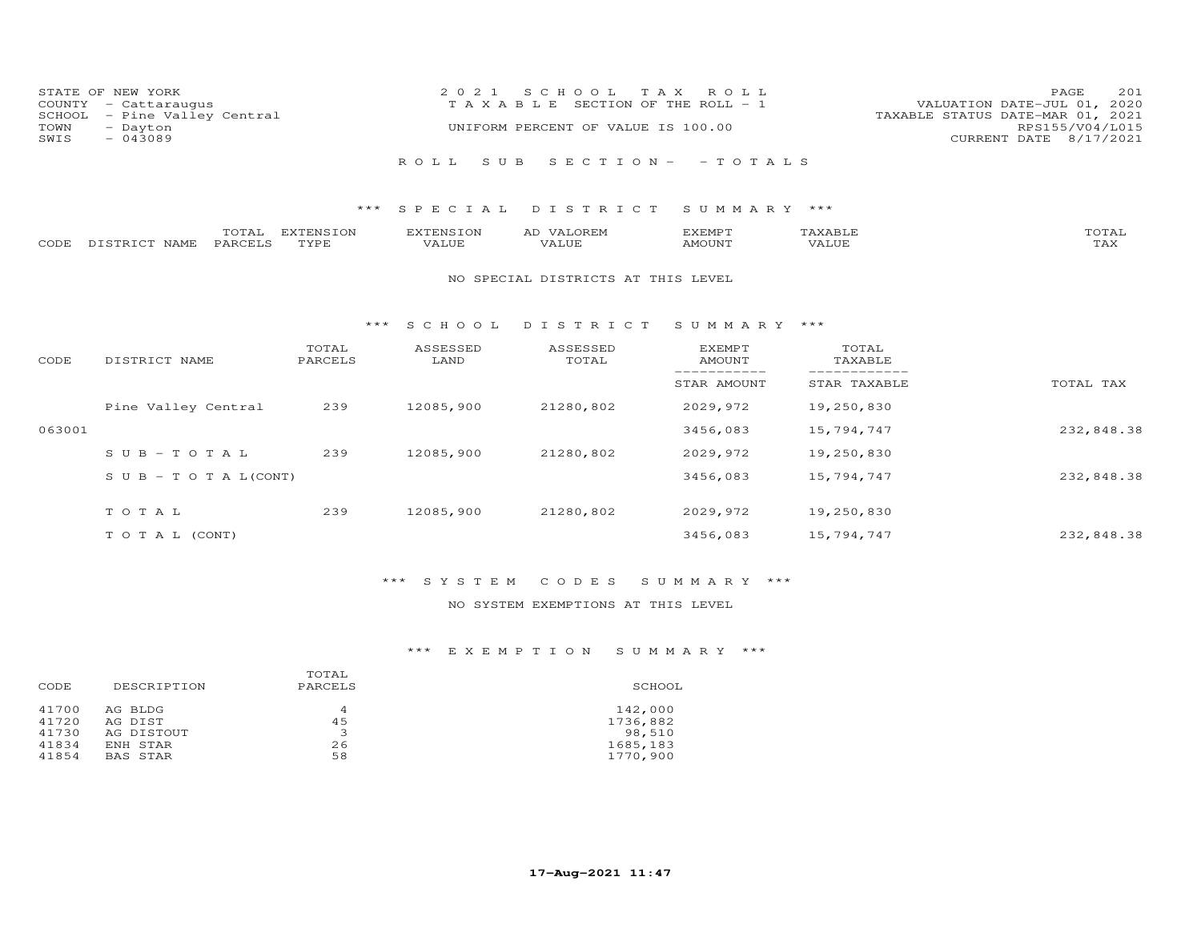STATE OF NEW YORK
COUNTY - Cattaraugus
SCHOOL - Pine Valley Central
TOWN - Dayton
SWIS - 043089

2021 SCHOOL TAX ROLL
TAXABLE SECTION OF THE ROLL - 1
UNIFORM PERCENT OF VALUE IS 100.00

VALUATION DATE-JUL 01, 2020
TAXABLE STATUS DATE-MAR 01, 2021
RPS155/V04/L015
CURRENT DATE 8/17/2021

ROLL SUB SECTION - - TOTALS

*** SPECIAL DISTRICT SUMMARY ***

| CODE | DISTRICT NAME | TOTAL PARCELS | EXTENSION TYPE | EXTENSION VALUE | AD VALOREM VALUE | EXEMPT AMOUNT | TAXABLE VALUE | TOTAL TAX |
|---|---|---|---|---|---|---|---|---|

NO SPECIAL DISTRICTS AT THIS LEVEL

*** SCHOOL DISTRICT SUMMARY ***

| CODE | DISTRICT NAME | TOTAL PARCELS | ASSESSED LAND | ASSESSED TOTAL | EXEMPT AMOUNT / STAR AMOUNT | TOTAL TAXABLE / STAR TAXABLE | TOTAL TAX |
|---|---|---|---|---|---|---|---|
| | Pine Valley Central | 239 | 12085,900 | 21280,802 | 2029,972 | 19,250,830 | |
| 063001 | | | | | 3456,083 | 15,794,747 | 232,848.38 |
| | SUB-TOTAL | 239 | 12085,900 | 21280,802 | 2029,972 | 19,250,830 | |
| | SUB-TOTAL(CONT) | | | | 3456,083 | 15,794,747 | 232,848.38 |
| | TOTAL | 239 | 12085,900 | 21280,802 | 2029,972 | 19,250,830 | |
| | TOTAL (CONT) | | | | 3456,083 | 15,794,747 | 232,848.38 |

*** SYSTEM CODES SUMMARY ***

NO SYSTEM EXEMPTIONS AT THIS LEVEL

*** EXEMPTION SUMMARY ***

| CODE | DESCRIPTION | TOTAL PARCELS | SCHOOL |
|---|---|---|---|
| 41700 | AG BLDG | 4 | 142,000 |
| 41720 | AG DIST | 45 | 1736,882 |
| 41730 | AG DISTOUT | 3 | 98,510 |
| 41834 | ENH STAR | 26 | 1685,183 |
| 41854 | BAS STAR | 58 | 1770,900 |

17-Aug-2021 11:47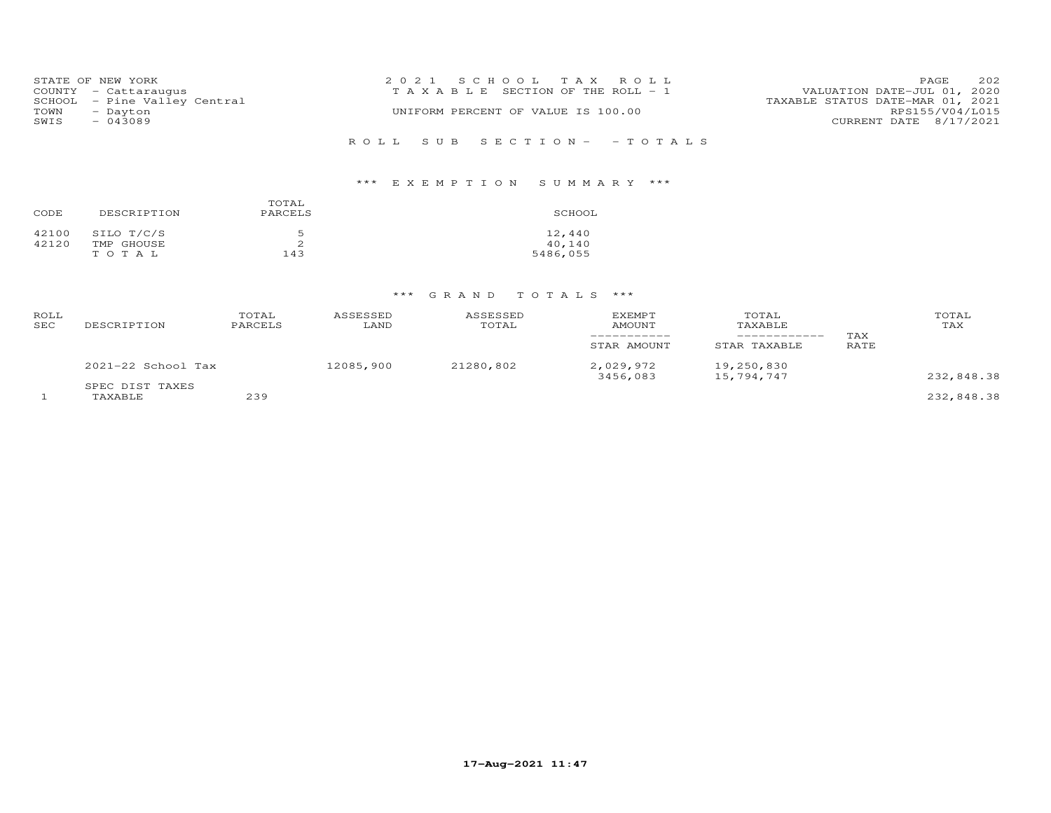STATE OF NEW YORK
COUNTY - Cattaraugus
SCHOOL - Pine Valley Central
TOWN - Dayton
SWIS - 043089

2021 SCHOOL TAX ROLL
TAXABLE SECTION OF THE ROLL - 1
UNIFORM PERCENT OF VALUE IS 100.00

VALUATION DATE-JUL 01, 2020
TAXABLE STATUS DATE-MAR 01, 2021
RPS155/V04/L015
CURRENT DATE 8/17/2021

ROLL SUB SECTION- - TOTALS

*** EXEMPTION SUMMARY ***

| CODE | DESCRIPTION | TOTAL PARCELS | SCHOOL |
|---|---|---|---|
| 42100 | SILO T/C/S | 5 | 12,440 |
| 42120 | TMP GHOUSE | 2 | 40,140 |
| | TOTAL | 143 | 5486,055 |

*** GRAND TOTALS ***

| ROLL SEC | DESCRIPTION | TOTAL PARCELS | ASSESSED LAND | ASSESSED TOTAL | EXEMPT AMOUNT / STAR AMOUNT | TOTAL TAXABLE / STAR TAXABLE | TAX RATE | TOTAL TAX |
|---|---|---|---|---|---|---|---|---|
| | 2021-22 School Tax | | 12085,900 | 21280,802 | 2,029,972 | 19,250,830 | | |
| | | | | | 3456,083 | 15,794,747 | | 232,848.38 |
| | SPEC DIST TAXES | | | | | | | |
| 1 | TAXABLE | 239 | | | | | | 232,848.38 |

17-Aug-2021 11:47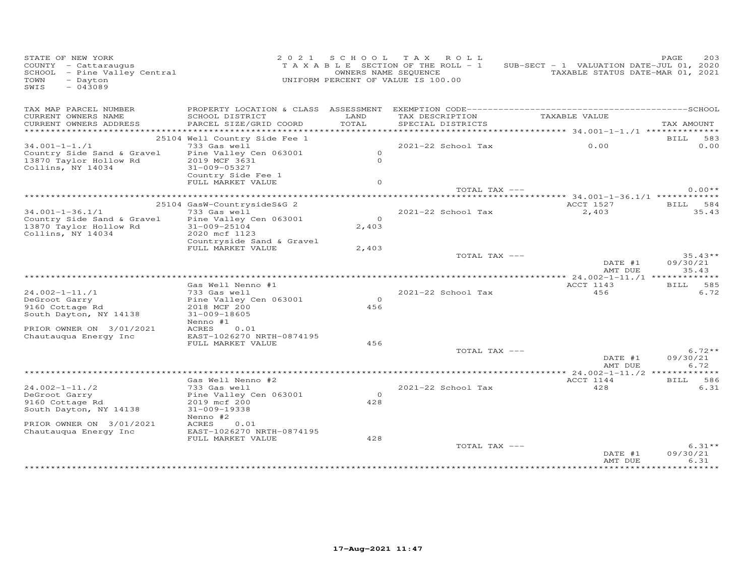STATE OF NEW YORK
COUNTY - Cattaraugus
SCHOOL - Pine Valley Central
TOWN - Dayton
SWIS - 043089

2021 SCHOOL TAX ROLL
TAXABLE SECTION OF THE ROLL - 1
OWNERS NAME SEQUENCE
UNIFORM PERCENT OF VALUE IS 100.00

SUB-SECT - 1 VALUATION DATE-JUL 01, 2020
TAXABLE STATUS DATE-MAR 01, 2021

| TAX MAP PARCEL NUMBER / CURRENT OWNERS NAME / CURRENT OWNERS ADDRESS | PROPERTY LOCATION & CLASS / SCHOOL DISTRICT / PARCEL SIZE/GRID COORD | ASSESSMENT LAND / TOTAL | EXEMPTION CODE / TAX DESCRIPTION / SPECIAL DISTRICTS | TAXABLE VALUE | TAX AMOUNT |
|---|---|---|---|---|---|
| **34.001-1-1./1** | 25104 Well Country Side Fee 1 | | | | BILL 583 |
| 34.001-1-1./1 | 733 Gas well | | 2021-22 School Tax | 0.00 | 0.00 |
| Country Side Sand & Gravel | Pine Valley Cen 063001 | 0 | | | |
| 13870 Taylor Hollow Rd | 2019 MCF 3631 | 0 | | | |
| Collins, NY 14034 | 31-009-05327 | | | | |
| | Country Side Fee 1 | | | | |
| | FULL MARKET VALUE | 0 | | | |
| | | | TOTAL TAX --- | | 0.00** |
| **34.001-1-36.1/1** | 25104 GasW-CountrysideS&G 2 | | | ACCT 1527 | BILL 584 |
| 34.001-1-36.1/1 | 733 Gas well | | 2021-22 School Tax | 2,403 | 35.43 |
| Country Side Sand & Gravel | Pine Valley Cen 063001 | 0 | | | |
| 13870 Taylor Hollow Rd | 31-009-25104 | 2,403 | | | |
| Collins, NY 14034 | 2020 mcf 1123 | | | | |
| | Countryside Sand & Gravel | | | | |
| | FULL MARKET VALUE | 2,403 | | | |
| | | | TOTAL TAX --- | | 35.43** |
| | | | | DATE #1 | 09/30/21 |
| | | | | AMT DUE | 35.43 |
| **24.002-1-11./1** | Gas Well Nenno #1 | | | ACCT 1143 | BILL 585 |
| 24.002-1-11./1 | 733 Gas well | | 2021-22 School Tax | 456 | 6.72 |
| DeGroot Garry | Pine Valley Cen 063001 | 0 | | | |
| 9160 Cottage Rd | 2018 MCF 200 | 456 | | | |
| South Dayton, NY 14138 | 31-009-18605 | | | | |
| | Nenno #1 | | | | |
| PRIOR OWNER ON 3/01/2021 | ACRES 0.01 | | | | |
| Chautauqua Energy Inc | EAST-1026270 NRTH-0874195 | | | | |
| | FULL MARKET VALUE | 456 | | | |
| | | | TOTAL TAX --- | | 6.72** |
| | | | | DATE #1 | 09/30/21 |
| | | | | AMT DUE | 6.72 |
| **24.002-1-11./2** | Gas Well Nenno #2 | | | ACCT 1144 | BILL 586 |
| 24.002-1-11./2 | 733 Gas well | | 2021-22 School Tax | 428 | 6.31 |
| DeGroot Garry | Pine Valley Cen 063001 | 0 | | | |
| 9160 Cottage Rd | 2019 mcf 200 | 428 | | | |
| South Dayton, NY 14138 | 31-009-19338 | | | | |
| | Nenno #2 | | | | |
| PRIOR OWNER ON 3/01/2021 | ACRES 0.01 | | | | |
| Chautauqua Energy Inc | EAST-1026270 NRTH-0874195 | | | | |
| | FULL MARKET VALUE | 428 | | | |
| | | | TOTAL TAX --- | | 6.31** |
| | | | | DATE #1 | 09/30/21 |
| | | | | AMT DUE | 6.31 |

17-Aug-2021 11:47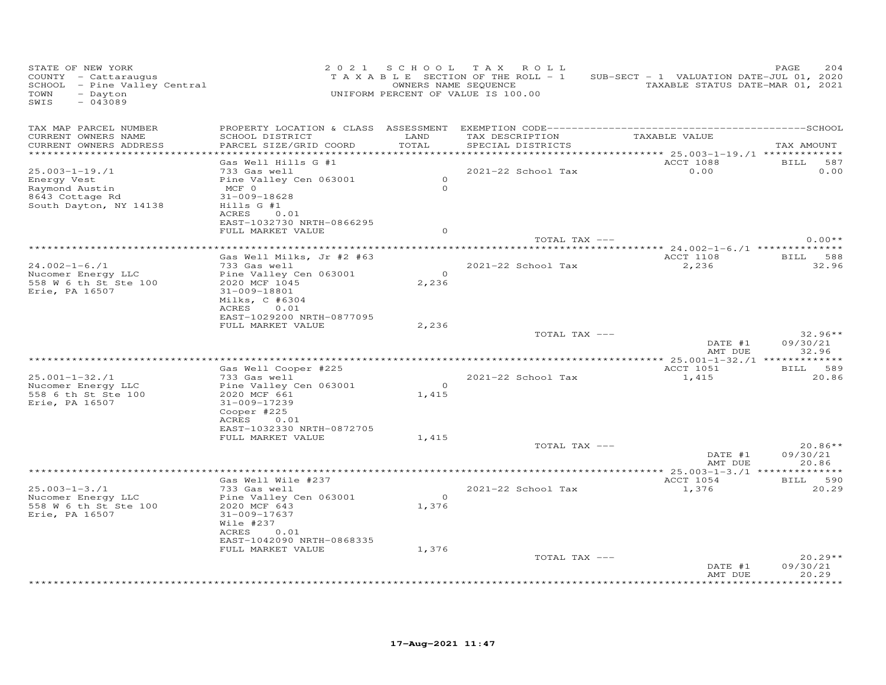STATE OF NEW YORK
COUNTY - Cattaraugus
SCHOOL - Pine Valley Central
TOWN - Dayton
SWIS - 043089

2 0 2 1 S C H O O L T A X R O L L
T A X A B L E SECTION OF THE ROLL - 1
OWNERS NAME SEQUENCE
UNIFORM PERCENT OF VALUE IS 100.00

SUB-SECT - 1 VALUATION DATE-JUL 01, 2020
TAXABLE STATUS DATE-MAR 01, 2021

| TAX MAP PARCEL NUMBER / CURRENT OWNERS NAME / CURRENT OWNERS ADDRESS | PROPERTY LOCATION & CLASS / SCHOOL DISTRICT / PARCEL SIZE/GRID COORD | ASSESSMENT LAND / TOTAL | EXEMPTION CODE / TAX DESCRIPTION / SPECIAL DISTRICTS | TAXABLE VALUE | TAX AMOUNT |
|---|---|---|---|---|---|
| **25.003-1-19./1** | Gas Well Hills G #1 | | | ACCT 1088 | BILL 587 |
| 25.003-1-19./1 | 733 Gas well | | 2021-22 School Tax | 0.00 | 0.00 |
| Energy Vest | Pine Valley Cen 063001 | 0 | | | |
| Raymond Austin | MCF 0 | 0 | | | |
| 8643 Cottage Rd | 31-009-18628 | | | | |
| South Dayton, NY 14138 | Hills G #1 | | | | |
| | ACRES 0.01 | | | | |
| | EAST-1032730 NRTH-0866295 | | | | |
| | FULL MARKET VALUE | 0 | | | |
| | | | TOTAL TAX --- | | 0.00** |
| **24.002-1-6./1** | Gas Well Milks, Jr #2 #63 | | | ACCT 1108 | BILL 588 |
| 24.002-1-6./1 | 733 Gas well | | 2021-22 School Tax | 2,236 | 32.96 |
| Nucomer Energy LLC | Pine Valley Cen 063001 | 0 | | | |
| 558 W 6 th St Ste 100 | 2020 MCF 1045 | 2,236 | | | |
| Erie, PA 16507 | 31-009-18801 | | | | |
| | Milks, C #6304 | | | | |
| | ACRES 0.01 | | | | |
| | EAST-1029200 NRTH-0877095 | | | | |
| | FULL MARKET VALUE | 2,236 | | | |
| | | | TOTAL TAX --- | | 32.96** |
| | | | | DATE #1 | 09/30/21 |
| | | | | AMT DUE | 32.96 |
| **25.001-1-32./1** | Gas Well Cooper #225 | | | ACCT 1051 | BILL 589 |
| 25.001-1-32./1 | 733 Gas well | | 2021-22 School Tax | 1,415 | 20.86 |
| Nucomer Energy LLC | Pine Valley Cen 063001 | 0 | | | |
| 558 6 th St Ste 100 | 2020 MCF 661 | 1,415 | | | |
| Erie, PA 16507 | 31-009-17239 | | | | |
| | Cooper #225 | | | | |
| | ACRES 0.01 | | | | |
| | EAST-1032330 NRTH-0872705 | | | | |
| | FULL MARKET VALUE | 1,415 | | | |
| | | | TOTAL TAX --- | | 20.86** |
| | | | | DATE #1 | 09/30/21 |
| | | | | AMT DUE | 20.86 |
| **25.003-1-3./1** | Gas Well Wile #237 | | | ACCT 1054 | BILL 590 |
| 25.003-1-3./1 | 733 Gas well | | 2021-22 School Tax | 1,376 | 20.29 |
| Nucomer Energy LLC | Pine Valley Cen 063001 | 0 | | | |
| 558 W 6 th St Ste 100 | 2020 MCF 643 | 1,376 | | | |
| Erie, PA 16507 | 31-009-17637 | | | | |
| | Wile #237 | | | | |
| | ACRES 0.01 | | | | |
| | EAST-1042090 NRTH-0868335 | | | | |
| | FULL MARKET VALUE | 1,376 | | | |
| | | | TOTAL TAX --- | | 20.29** |
| | | | | DATE #1 | 09/30/21 |
| | | | | AMT DUE | 20.29 |

17-Aug-2021 11:47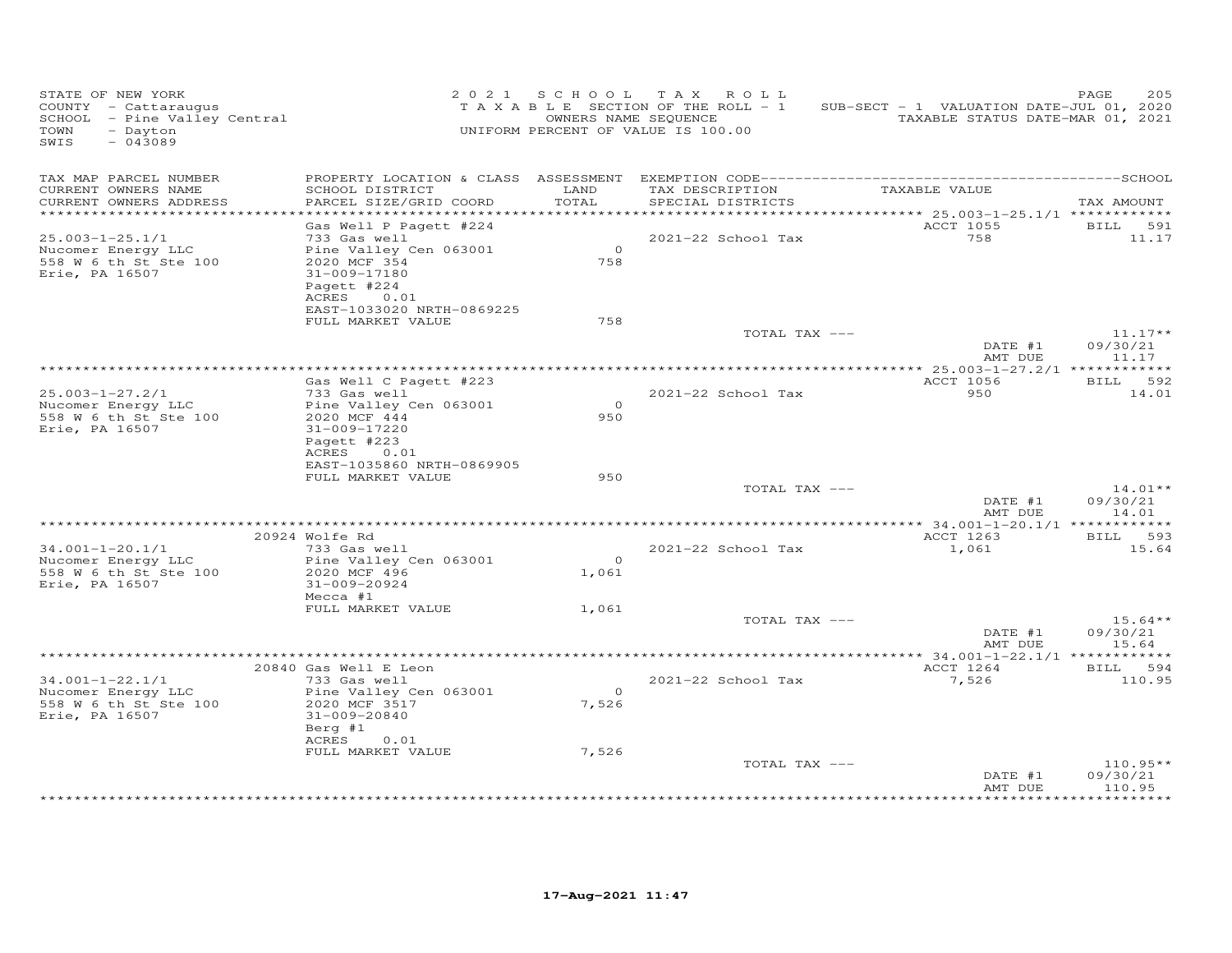STATE OF NEW YORK
COUNTY - Cattaraugus
SCHOOL - Pine Valley Central
TOWN - Dayton
SWIS - 043089

2021 SCHOOL TAX ROLL
TAXABLE SECTION OF THE ROLL - 1
OWNERS NAME SEQUENCE
UNIFORM PERCENT OF VALUE IS 100.00

SUB-SECT - 1 VALUATION DATE-JUL 01, 2020
TAXABLE STATUS DATE-MAR 01, 2021

| TAX MAP PARCEL NUMBER / CURRENT OWNERS NAME / CURRENT OWNERS ADDRESS | PROPERTY LOCATION & CLASS / SCHOOL DISTRICT / PARCEL SIZE/GRID COORD | ASSESSMENT LAND / TOTAL | EXEMPTION CODE / TAX DESCRIPTION / SPECIAL DISTRICTS | TAXABLE VALUE | TAX AMOUNT |
|---|---|---|---|---|---|
| **25.003-1-25.1/1** | Gas Well P Pagett #224 | | | ACCT 1055 | BILL 591 |
| 25.003-1-25.1/1 | 733 Gas well | | 2021-22 School Tax | 758 | 11.17 |
| Nucomer Energy LLC | Pine Valley Cen 063001 | 0 | | | |
| 558 W 6 th St Ste 100 | 2020 MCF 354 | 758 | | | |
| Erie, PA 16507 | 31-009-17180 | | | | |
| | Pagett #224 | | | | |
| | ACRES 0.01 | | | | |
| | EAST-1033020 NRTH-0869225 | | | | |
| | FULL MARKET VALUE | 758 | | | |
| | | | TOTAL TAX --- | | 11.17** |
| | | | | DATE #1 | 09/30/21 |
| | | | | AMT DUE | 11.17 |
| **25.003-1-27.2/1** | Gas Well C Pagett #223 | | | ACCT 1056 | BILL 592 |
| 25.003-1-27.2/1 | 733 Gas well | | 2021-22 School Tax | 950 | 14.01 |
| Nucomer Energy LLC | Pine Valley Cen 063001 | 0 | | | |
| 558 W 6 th St Ste 100 | 2020 MCF 444 | 950 | | | |
| Erie, PA 16507 | 31-009-17220 | | | | |
| | Pagett #223 | | | | |
| | ACRES 0.01 | | | | |
| | EAST-1035860 NRTH-0869905 | | | | |
| | FULL MARKET VALUE | 950 | | | |
| | | | TOTAL TAX --- | | 14.01** |
| | | | | DATE #1 | 09/30/21 |
| | | | | AMT DUE | 14.01 |
| **34.001-1-20.1/1** | 20924 Wolfe Rd | | | ACCT 1263 | BILL 593 |
| 34.001-1-20.1/1 | 733 Gas well | | 2021-22 School Tax | 1,061 | 15.64 |
| Nucomer Energy LLC | Pine Valley Cen 063001 | 0 | | | |
| 558 W 6 th St Ste 100 | 2020 MCF 496 | 1,061 | | | |
| Erie, PA 16507 | 31-009-20924 | | | | |
| | Mecca #1 | | | | |
| | FULL MARKET VALUE | 1,061 | | | |
| | | | TOTAL TAX --- | | 15.64** |
| | | | | DATE #1 | 09/30/21 |
| | | | | AMT DUE | 15.64 |
| **34.001-1-22.1/1** | 20840 Gas Well E Leon | | | ACCT 1264 | BILL 594 |
| 34.001-1-22.1/1 | 733 Gas well | | 2021-22 School Tax | 7,526 | 110.95 |
| Nucomer Energy LLC | Pine Valley Cen 063001 | 0 | | | |
| 558 W 6 th St Ste 100 | 2020 MCF 3517 | 7,526 | | | |
| Erie, PA 16507 | 31-009-20840 | | | | |
| | Berg #1 | | | | |
| | ACRES 0.01 | | | | |
| | FULL MARKET VALUE | 7,526 | | | |
| | | | TOTAL TAX --- | | 110.95** |
| | | | | DATE #1 | 09/30/21 |
| | | | | AMT DUE | 110.95 |

17-Aug-2021 11:47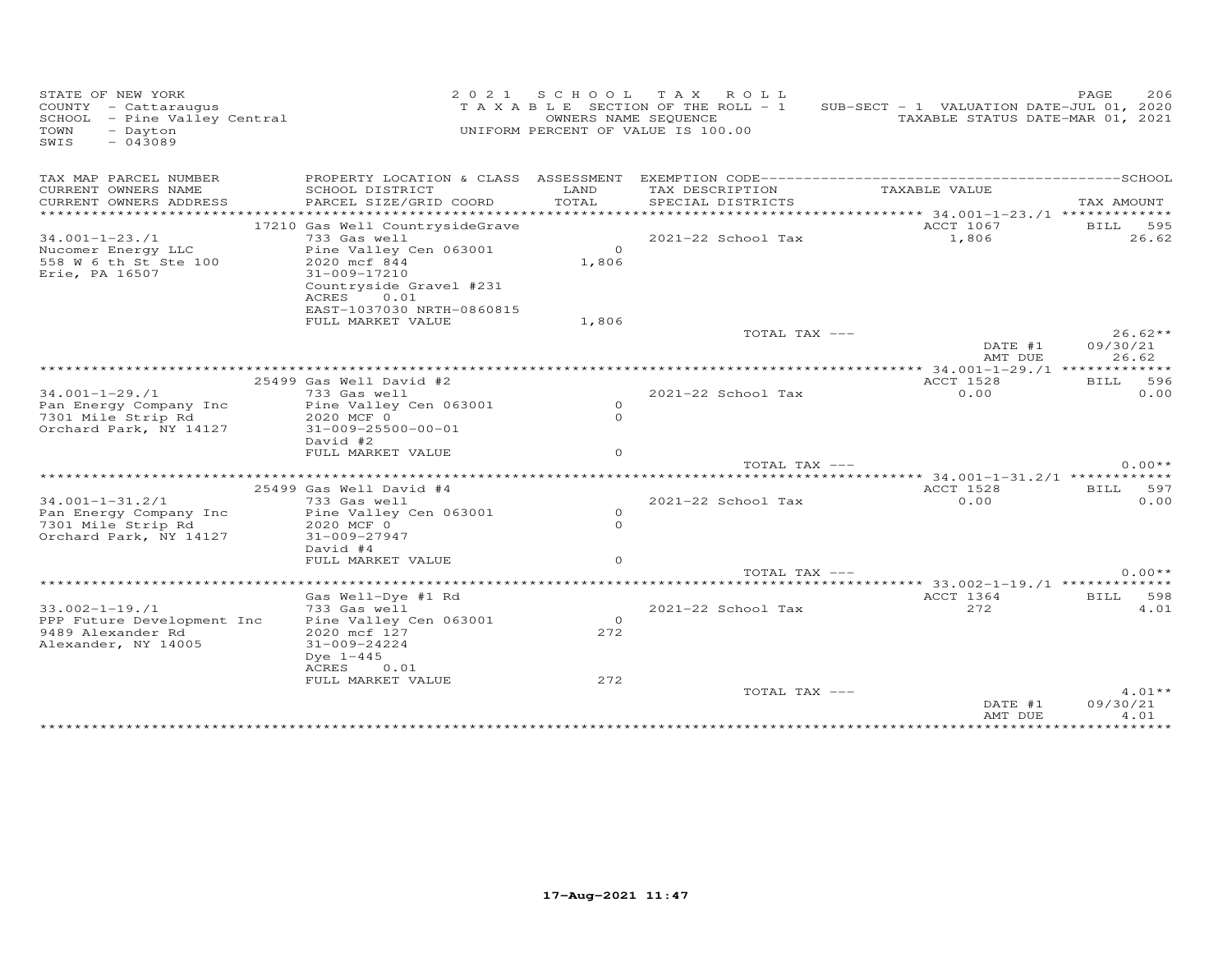STATE OF NEW YORK
COUNTY - Cattaraugus
SCHOOL - Pine Valley Central
TOWN - Dayton
SWIS - 043089

2021 SCHOOL TAX ROLL
TAXABLE SECTION OF THE ROLL - 1
OWNERS NAME SEQUENCE
UNIFORM PERCENT OF VALUE IS 100.00

SUB-SECT - 1 VALUATION DATE-JUL 01, 2020
TAXABLE STATUS DATE-MAR 01, 2021

| TAX MAP PARCEL NUMBER / CURRENT OWNERS NAME / CURRENT OWNERS ADDRESS | PROPERTY LOCATION & CLASS / SCHOOL DISTRICT / PARCEL SIZE/GRID COORD | ASSESSMENT LAND / TOTAL | EXEMPTION CODE / TAX DESCRIPTION / SPECIAL DISTRICTS | TAXABLE VALUE | TAX AMOUNT |
|---|---|---|---|---|---|
| 34.001-1-23./1 | 17210 Gas Well CountrysideGrave | | | ACCT 1067 | BILL 595 |
| 34.001-1-23./1 | 733 Gas well | | 2021-22 School Tax | 1,806 | 26.62 |
| Nucomer Energy LLC | Pine Valley Cen 063001 | 0 | | | |
| 558 W 6 th St Ste 100 | 2020 mcf 844 | 1,806 | | | |
| Erie, PA 16507 | 31-009-17210 | | | | |
| | Countryside Gravel #231 | | | | |
| | ACRES 0.01 | | | | |
| | EAST-1037030 NRTH-0860815 | | | | |
| | FULL MARKET VALUE | 1,806 | | | |
| | | | TOTAL TAX --- | | 26.62** |
| | | | | DATE #1 | 09/30/21 |
| | | | | AMT DUE | 26.62 |
| 34.001-1-29./1 | 25499 Gas Well David #2 | | | ACCT 1528 | BILL 596 |
| 34.001-1-29./1 | 733 Gas well | | 2021-22 School Tax | 0.00 | 0.00 |
| Pan Energy Company Inc | Pine Valley Cen 063001 | 0 | | | |
| 7301 Mile Strip Rd | 2020 MCF 0 | 0 | | | |
| Orchard Park, NY 14127 | 31-009-25500-00-01 | | | | |
| | David #2 | | | | |
| | FULL MARKET VALUE | 0 | | | |
| | | | TOTAL TAX --- | | 0.00** |
| 34.001-1-31.2/1 | 25499 Gas Well David #4 | | | ACCT 1528 | BILL 597 |
| 34.001-1-31.2/1 | 733 Gas well | | 2021-22 School Tax | 0.00 | 0.00 |
| Pan Energy Company Inc | Pine Valley Cen 063001 | 0 | | | |
| 7301 Mile Strip Rd | 2020 MCF 0 | 0 | | | |
| Orchard Park, NY 14127 | 31-009-27947 | | | | |
| | David #4 | | | | |
| | FULL MARKET VALUE | 0 | | | |
| | | | TOTAL TAX --- | | 0.00** |
| 33.002-1-19./1 | Gas Well-Dye #1 Rd | | | ACCT 1364 | BILL 598 |
| 33.002-1-19./1 | 733 Gas well | | 2021-22 School Tax | 272 | 4.01 |
| PPP Future Development Inc | Pine Valley Cen 063001 | 0 | | | |
| 9489 Alexander Rd | 2020 mcf 127 | 272 | | | |
| Alexander, NY 14005 | 31-009-24224 | | | | |
| | Dye 1-445 | | | | |
| | ACRES 0.01 | | | | |
| | FULL MARKET VALUE | 272 | | | |
| | | | TOTAL TAX --- | | 4.01** |
| | | | | DATE #1 | 09/30/21 |
| | | | | AMT DUE | 4.01 |

17-Aug-2021 11:47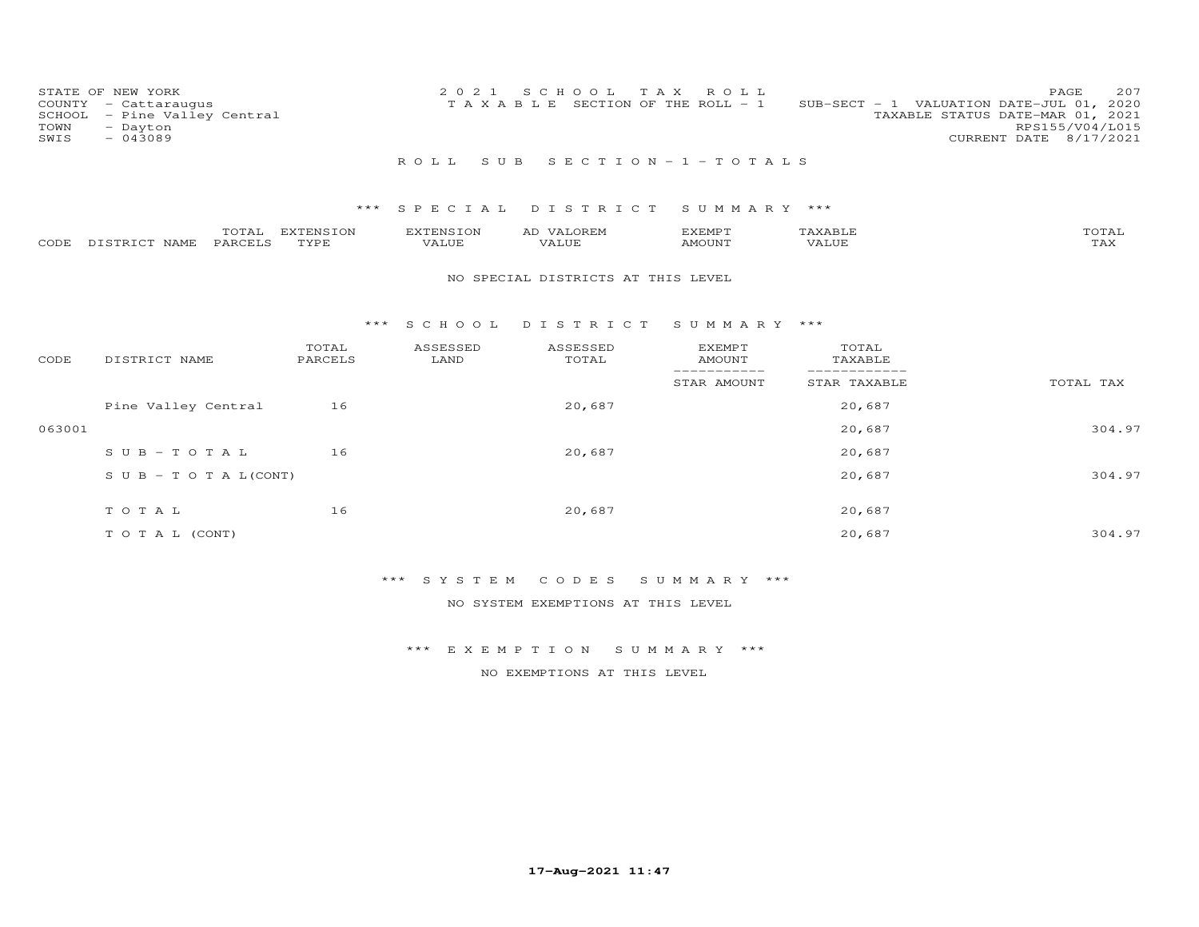STATE OF NEW YORK
COUNTY - Cattaraugus
SCHOOL - Pine Valley Central
TOWN - Dayton
SWIS - 043089

2 0 2 1 S C H O O L T A X R O L L
T A X A B L E SECTION OF THE ROLL - 1

SUB-SECT - 1 VALUATION DATE-JUL 01, 2020
TAXABLE STATUS DATE-MAR 01, 2021
RPS155/V04/L015
CURRENT DATE 8/17/2021

## R O L L S U B S E C T I O N - 1 - T O T A L S

### *** S P E C I A L D I S T R I C T S U M M A R Y ***

| CODE | DISTRICT NAME | TOTAL PARCELS | EXTENSION TYPE | EXTENSION VALUE | AD VALOREM VALUE | EXEMPT AMOUNT | TAXABLE VALUE | TOTAL TAX |
|---|---|---|---|---|---|---|---|---|

NO SPECIAL DISTRICTS AT THIS LEVEL

### *** S C H O O L D I S T R I C T S U M M A R Y ***

| CODE | DISTRICT NAME | TOTAL PARCELS | ASSESSED LAND | ASSESSED TOTAL | EXEMPT AMOUNT / STAR AMOUNT | TOTAL TAXABLE / STAR TAXABLE | TOTAL TAX |
|---|---|---|---|---|---|---|---|
| | Pine Valley Central | 16 | | 20,687 | | 20,687 | |
| 063001 | | | | | | 20,687 | 304.97 |
| | S U B - T O T A L | 16 | | 20,687 | | 20,687 | |
| | S U B - T O T A L(CONT) | | | | | 20,687 | 304.97 |
| | T O T A L | 16 | | 20,687 | | 20,687 | |
| | T O T A L (CONT) | | | | | 20,687 | 304.97 |

### *** S Y S T E M C O D E S S U M M A R Y ***

NO SYSTEM EXEMPTIONS AT THIS LEVEL

### *** E X E M P T I O N S U M M A R Y ***

NO EXEMPTIONS AT THIS LEVEL

17-Aug-2021 11:47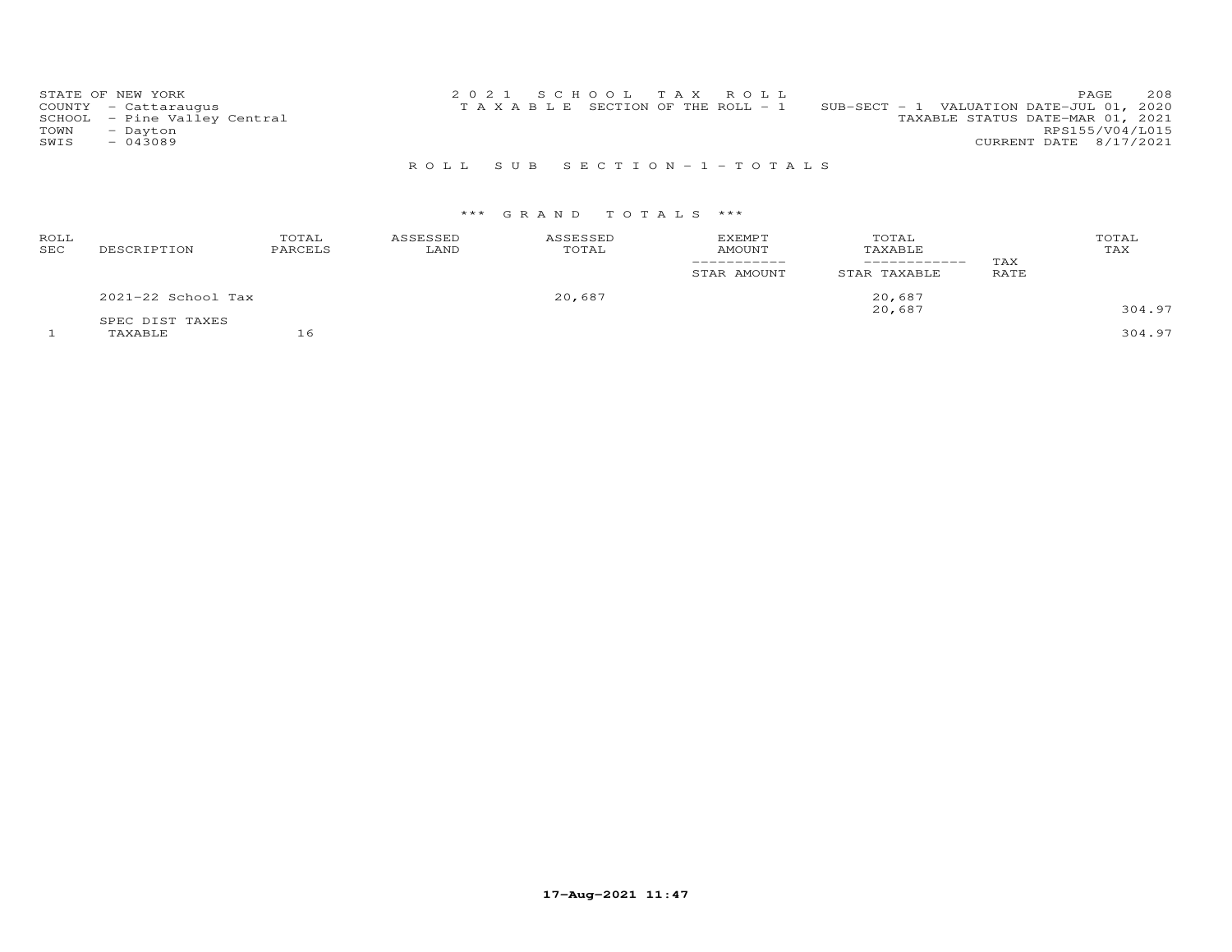STATE OF NEW YORK
COUNTY - Cattaraugus
SCHOOL - Pine Valley Central
TOWN - Dayton
SWIS - 043089

2021 SCHOOL TAX ROLL
TAXABLE SECTION OF THE ROLL - 1

SUB-SECT - 1 VALUATION DATE-JUL 01, 2020
TAXABLE STATUS DATE-MAR 01, 2021
RPS155/V04/L015
CURRENT DATE 8/17/2021

## ROLL SUB SECTION - 1 - TOTALS

### *** GRAND TOTALS ***

| ROLL SEC | DESCRIPTION | TOTAL PARCELS | ASSESSED LAND | ASSESSED TOTAL | EXEMPT AMOUNT / STAR AMOUNT | TOTAL TAXABLE / STAR TAXABLE | TAX RATE | TOTAL TAX |
|---|---|---|---|---|---|---|---|---|
| | 2021-22 School Tax | | | 20,687 | | 20,687 | | |
| | | | | | | 20,687 | | 304.97 |
| | SPEC DIST TAXES | | | | | | | |
| 1 | TAXABLE | 16 | | | | | | 304.97 |

17-Aug-2021 11:47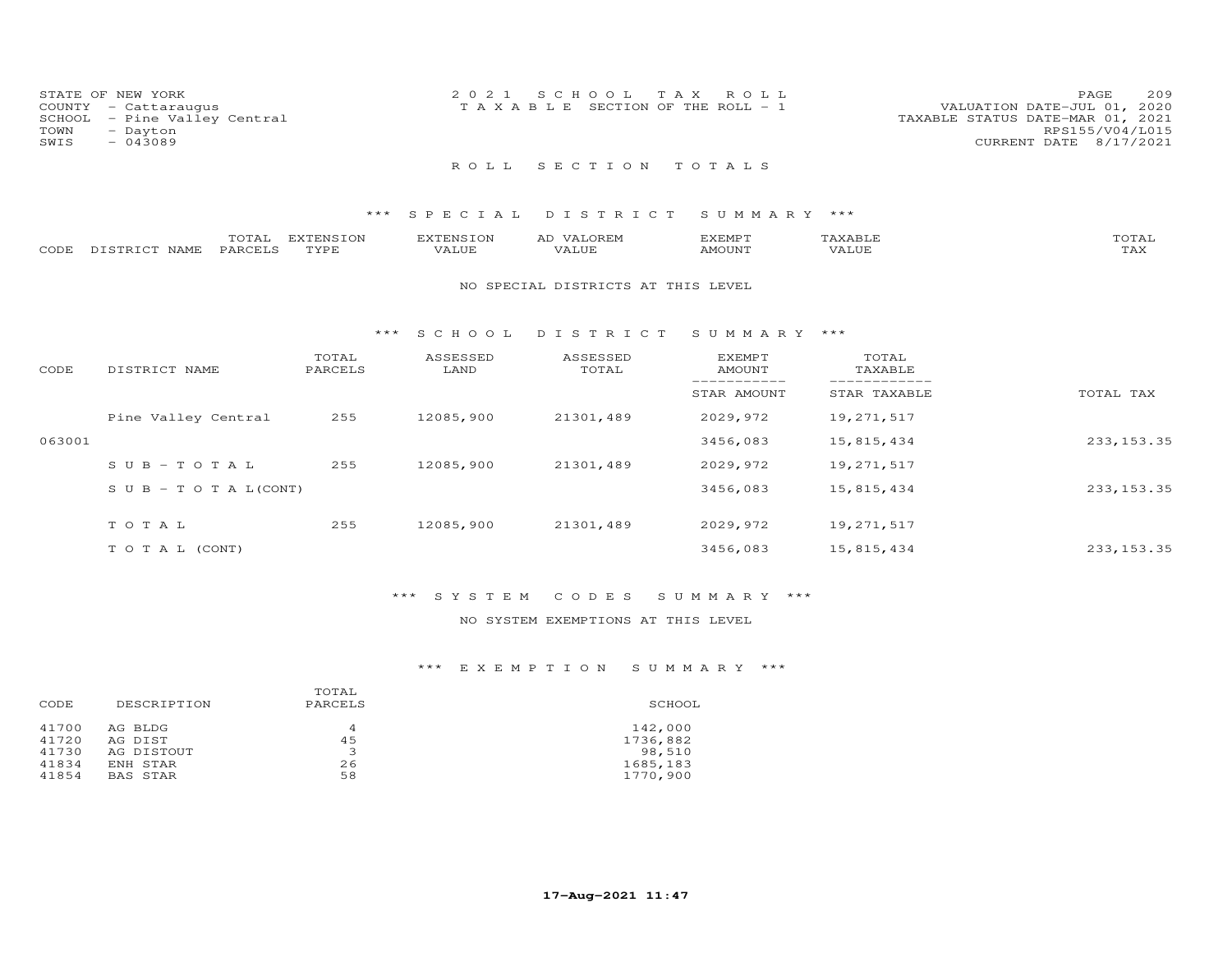STATE OF NEW YORK
COUNTY - Cattaraugus
SCHOOL - Pine Valley Central
TOWN - Dayton
SWIS - 043089

2021 SCHOOL TAX ROLL
TAXABLE SECTION OF THE ROLL - 1

VALUATION DATE-JUL 01, 2020
TAXABLE STATUS DATE-MAR 01, 2021
RPS155/V04/L015
CURRENT DATE 8/17/2021

## ROLL SECTION TOTALS

### *** SPECIAL DISTRICT SUMMARY ***

| CODE | DISTRICT NAME | TOTAL PARCELS | EXTENSION TYPE | EXTENSION VALUE | AD VALOREM VALUE | EXEMPT AMOUNT | TAXABLE VALUE | TOTAL TAX |
|---|---|---|---|---|---|---|---|---|

NO SPECIAL DISTRICTS AT THIS LEVEL

### *** SCHOOL DISTRICT SUMMARY ***

| CODE | DISTRICT NAME | TOTAL PARCELS | ASSESSED LAND | ASSESSED TOTAL | EXEMPT AMOUNT / STAR AMOUNT | TOTAL TAXABLE / STAR TAXABLE | TOTAL TAX |
|---|---|---|---|---|---|---|---|
| | Pine Valley Central | 255 | 12085,900 | 21301,489 | 2029,972 | 19,271,517 | |
| 063001 | | | | | 3456,083 | 15,815,434 | 233,153.35 |
| | S U B - T O T A L | 255 | 12085,900 | 21301,489 | 2029,972 | 19,271,517 | |
| | S U B - T O T A L(CONT) | | | | 3456,083 | 15,815,434 | 233,153.35 |
| | T O T A L | 255 | 12085,900 | 21301,489 | 2029,972 | 19,271,517 | |
| | T O T A L (CONT) | | | | 3456,083 | 15,815,434 | 233,153.35 |

### *** SYSTEM CODES SUMMARY ***

NO SYSTEM EXEMPTIONS AT THIS LEVEL

### *** EXEMPTION SUMMARY ***

| CODE | DESCRIPTION | TOTAL PARCELS | SCHOOL |
|---|---|---|---|
| 41700 | AG BLDG | 4 | 142,000 |
| 41720 | AG DIST | 45 | 1736,882 |
| 41730 | AG DISTOUT | 3 | 98,510 |
| 41834 | ENH STAR | 26 | 1685,183 |
| 41854 | BAS STAR | 58 | 1770,900 |

17-Aug-2021 11:47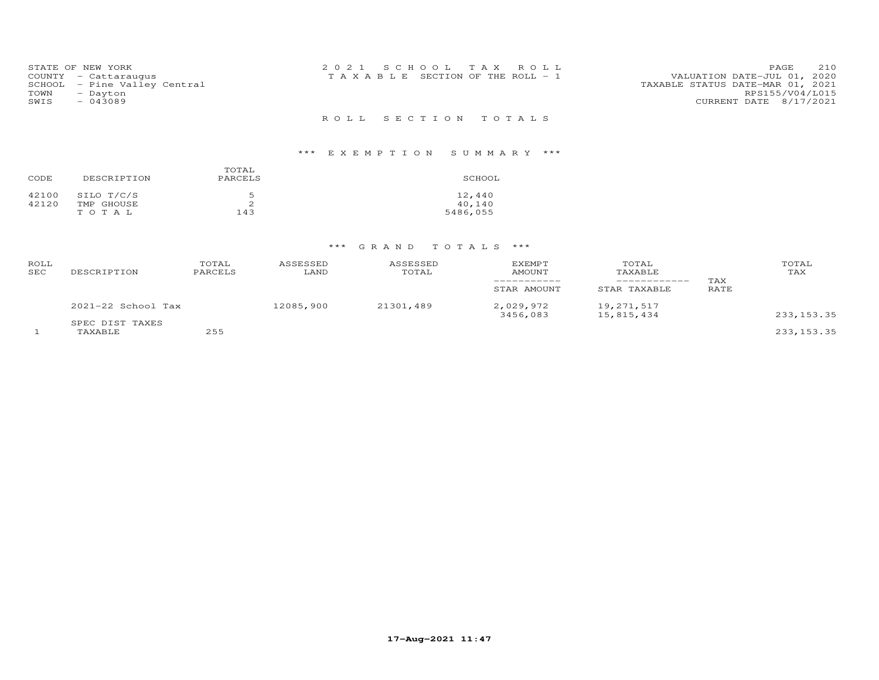STATE OF NEW YORK
COUNTY - Cattaraugus
SCHOOL - Pine Valley Central
TOWN - Dayton
SWIS - 043089

2021 SCHOOL TAX ROLL
TAXABLE SECTION OF THE ROLL - 1

VALUATION DATE-JUL 01, 2020
TAXABLE STATUS DATE-MAR 01, 2021
RPS155/V04/L015
CURRENT DATE 8/17/2021

## ROLL SECTION TOTALS

### *** EXEMPTION SUMMARY ***

| CODE | DESCRIPTION | TOTAL PARCELS | SCHOOL |
|---|---|---|---|
| 42100 | SILO T/C/S | 5 | 12,440 |
| 42120 | TMP GHOUSE | 2 | 40,140 |
| | T O T A L | 143 | 5486,055 |

### *** GRAND TOTALS ***

| ROLL SEC | DESCRIPTION | TOTAL PARCELS | ASSESSED LAND | ASSESSED TOTAL | EXEMPT AMOUNT / STAR AMOUNT | TOTAL TAXABLE / STAR TAXABLE | TAX RATE | TOTAL TAX |
|---|---|---|---|---|---|---|---|---|
| | 2021-22 School Tax | | 12085,900 | 21301,489 | 2,029,972 | 19,271,517 | | |
| | | | | | 3456,083 | 15,815,434 | | 233,153.35 |
| | SPEC DIST TAXES | | | | | | | |
| 1 | TAXABLE | 255 | | | | | | 233,153.35 |

17-Aug-2021 11:47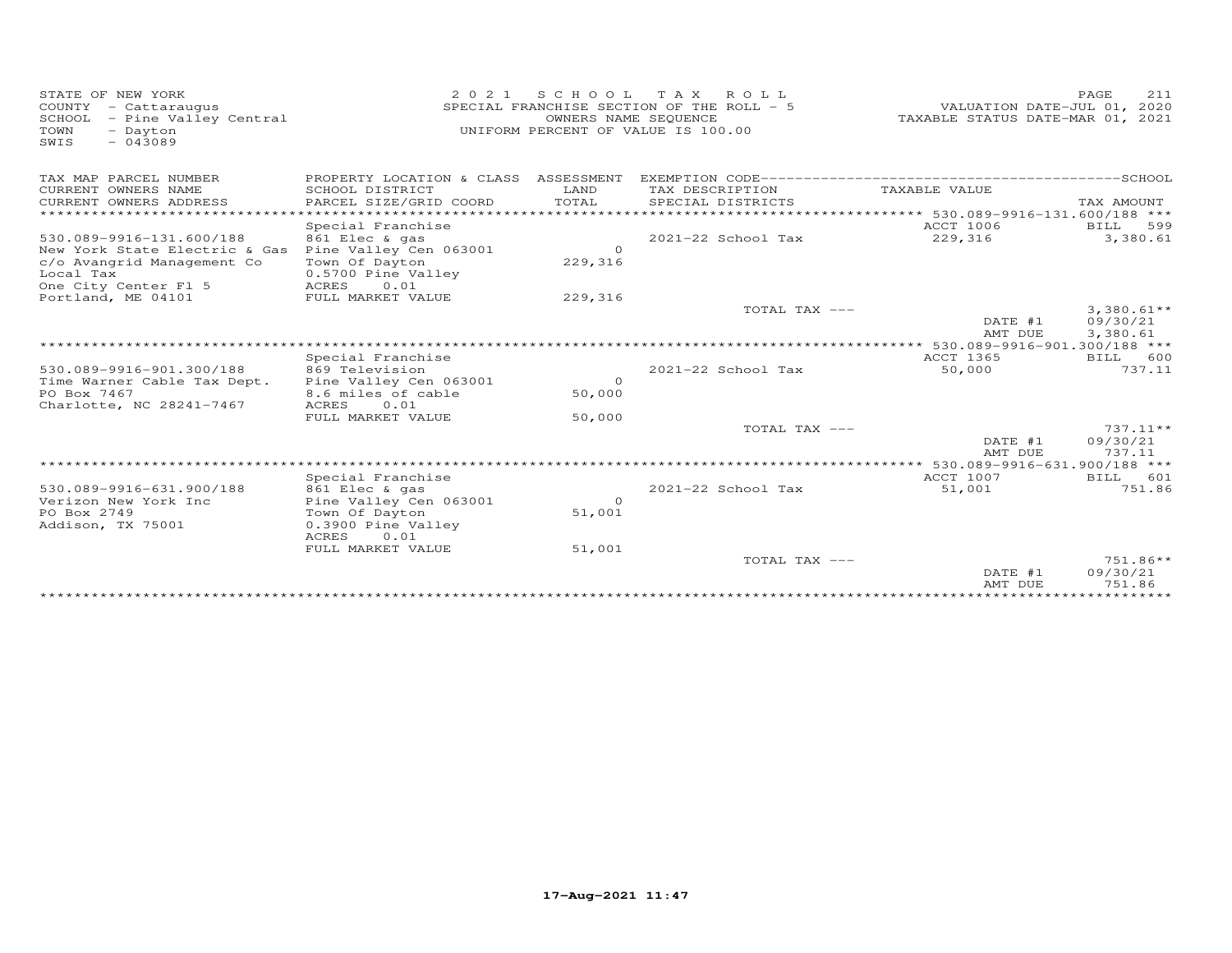STATE OF NEW YORK
COUNTY - Cattaraugus
SCHOOL - Pine Valley Central
TOWN - Dayton
SWIS - 043089

2 0 2 1 S C H O O L T A X R O L L
SPECIAL FRANCHISE SECTION OF THE ROLL - 5
OWNERS NAME SEQUENCE
UNIFORM PERCENT OF VALUE IS 100.00

VALUATION DATE-JUL 01, 2020
TAXABLE STATUS DATE-MAR 01, 2021

| TAX MAP PARCEL NUMBER / CURRENT OWNERS NAME / CURRENT OWNERS ADDRESS | PROPERTY LOCATION & CLASS / SCHOOL DISTRICT / PARCEL SIZE/GRID COORD | ASSESSMENT LAND / TOTAL | EXEMPTION CODE / TAX DESCRIPTION / SPECIAL DISTRICTS | TAXABLE VALUE | SCHOOL TAX AMOUNT |
|---|---|---|---|---|---|
| | | | | 530.089-9916-131.600/188 | |
| | Special Franchise | | | ACCT 1006 | BILL 599 |
| 530.089-9916-131.600/188 | 861 Elec & gas | | 2021-22 School Tax | 229,316 | 3,380.61 |
| New York State Electric & Gas | Pine Valley Cen 063001 | 0 | | | |
| c/o Avangrid Management Co | Town Of Dayton | 229,316 | | | |
| Local Tax | 0.5700 Pine Valley | | | | |
| One City Center Fl 5 | ACRES 0.01 | | | | |
| Portland, ME 04101 | FULL MARKET VALUE | 229,316 | | | |
| | | | TOTAL TAX --- | | 3,380.61** |
| | | | | DATE #1 | 09/30/21 |
| | | | | AMT DUE | 3,380.61 |
| | | | | 530.089-9916-901.300/188 | |
| | Special Franchise | | | ACCT 1365 | BILL 600 |
| 530.089-9916-901.300/188 | 869 Television | | 2021-22 School Tax | 50,000 | 737.11 |
| Time Warner Cable Tax Dept. | Pine Valley Cen 063001 | 0 | | | |
| PO Box 7467 | 8.6 miles of cable | 50,000 | | | |
| Charlotte, NC 28241-7467 | ACRES 0.01 | | | | |
| | FULL MARKET VALUE | 50,000 | | | |
| | | | TOTAL TAX --- | | 737.11** |
| | | | | DATE #1 | 09/30/21 |
| | | | | AMT DUE | 737.11 |
| | | | | 530.089-9916-631.900/188 | |
| | Special Franchise | | | ACCT 1007 | BILL 601 |
| 530.089-9916-631.900/188 | 861 Elec & gas | | 2021-22 School Tax | 51,001 | 751.86 |
| Verizon New York Inc | Pine Valley Cen 063001 | 0 | | | |
| PO Box 2749 | Town Of Dayton | 51,001 | | | |
| Addison, TX 75001 | 0.3900 Pine Valley | | | | |
| | ACRES 0.01 | | | | |
| | FULL MARKET VALUE | 51,001 | | | |
| | | | TOTAL TAX --- | | 751.86** |
| | | | | DATE #1 | 09/30/21 |
| | | | | AMT DUE | 751.86 |

17-Aug-2021 11:47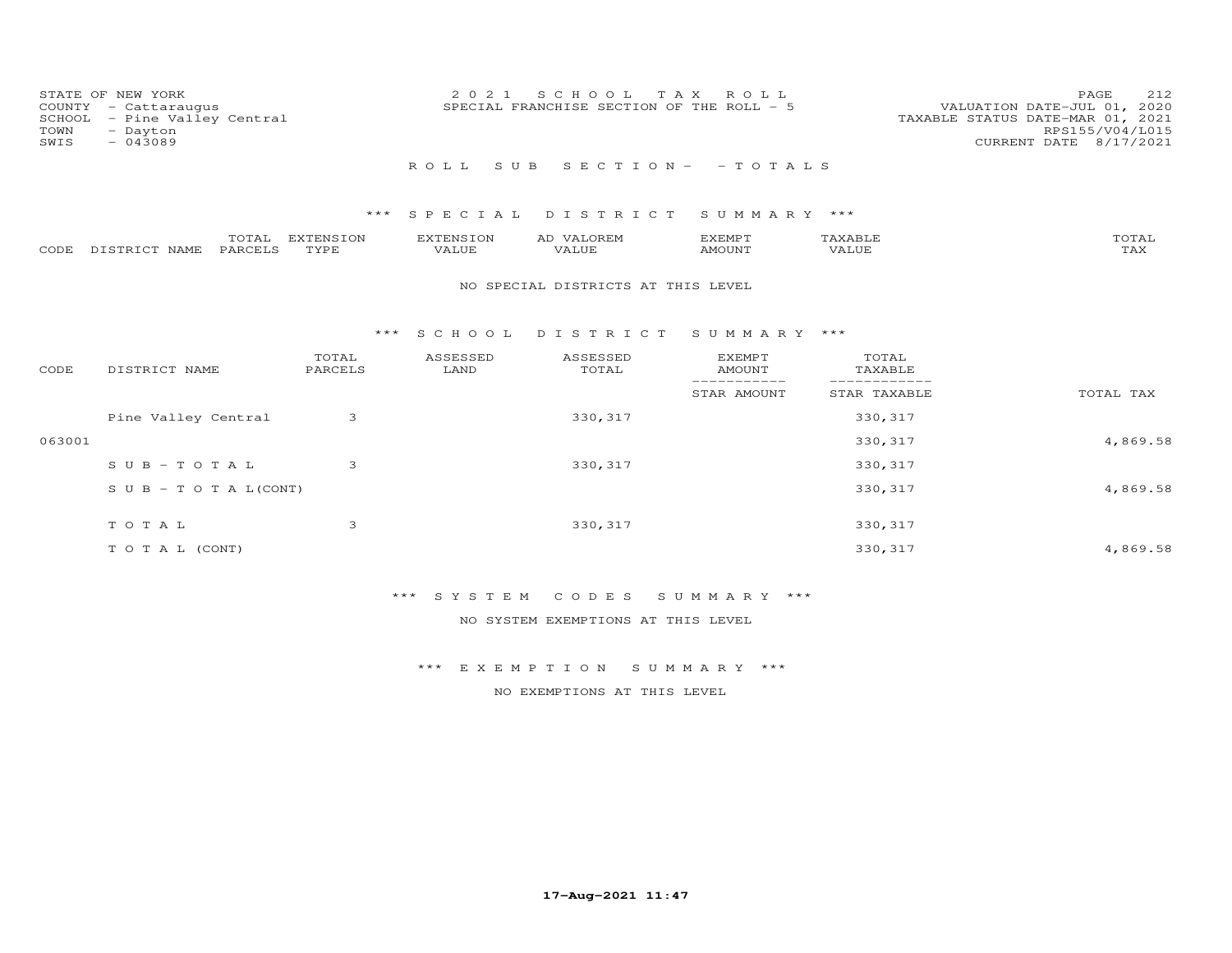STATE OF NEW YORK
COUNTY - Cattaraugus
SCHOOL - Pine Valley Central
TOWN - Dayton
SWIS - 043089

2021 SCHOOL TAX ROLL
SPECIAL FRANCHISE SECTION OF THE ROLL - 5

VALUATION DATE-JUL 01, 2020
TAXABLE STATUS DATE-MAR 01, 2021
RPS155/V04/L015
CURRENT DATE 8/17/2021

## ROLL SUB SECTION- - TOTALS

### *** SPECIAL DISTRICT SUMMARY ***

| CODE | DISTRICT NAME | TOTAL PARCELS | EXTENSION TYPE | EXTENSION VALUE | AD VALOREM VALUE | EXEMPT AMOUNT | TAXABLE VALUE | TOTAL TAX |
|---|---|---|---|---|---|---|---|---|

NO SPECIAL DISTRICTS AT THIS LEVEL

### *** SCHOOL DISTRICT SUMMARY ***

| CODE | DISTRICT NAME | TOTAL PARCELS | ASSESSED LAND | ASSESSED TOTAL | EXEMPT AMOUNT / STAR AMOUNT | TOTAL TAXABLE / STAR TAXABLE | TOTAL TAX |
|---|---|---|---|---|---|---|---|
| | Pine Valley Central | 3 | | 330,317 | | 330,317 | |
| 063001 | | | | | | 330,317 | 4,869.58 |
| | SUB-TOTAL | 3 | | 330,317 | | 330,317 | |
| | SUB-TOTAL(CONT) | | | | | 330,317 | 4,869.58 |
| | TOTAL | 3 | | 330,317 | | 330,317 | |
| | TOTAL (CONT) | | | | | 330,317 | 4,869.58 |

### *** SYSTEM CODES SUMMARY ***

NO SYSTEM EXEMPTIONS AT THIS LEVEL

### *** EXEMPTION SUMMARY ***

NO EXEMPTIONS AT THIS LEVEL

17-Aug-2021 11:47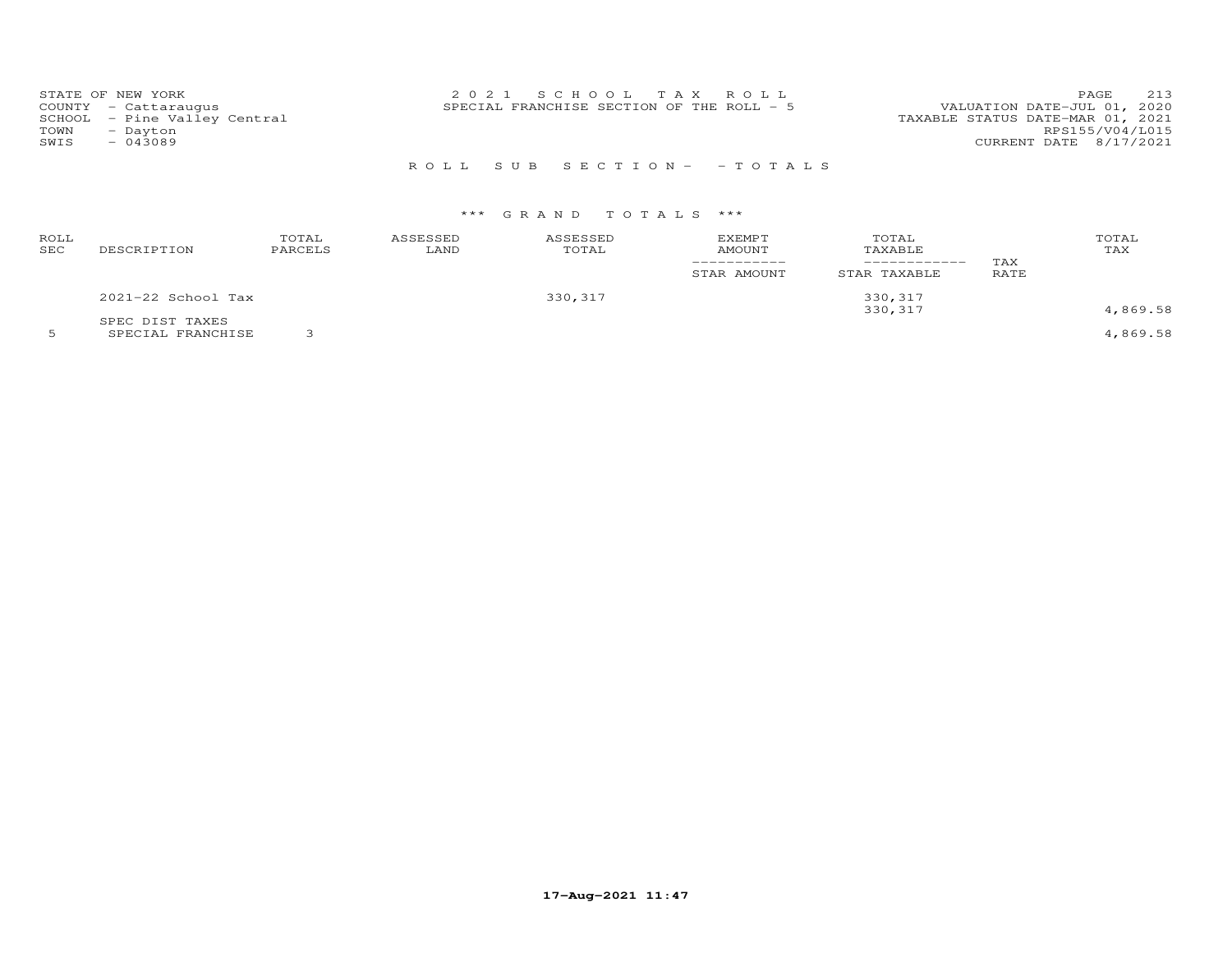STATE OF NEW YORK
COUNTY - Cattaraugus
SCHOOL - Pine Valley Central
TOWN - Dayton
SWIS - 043089

2 0 2 1 S C H O O L T A X R O L L
SPECIAL FRANCHISE SECTION OF THE ROLL - 5

VALUATION DATE-JUL 01, 2020
TAXABLE STATUS DATE-MAR 01, 2021
RPS155/V04/L015
CURRENT DATE 8/17/2021

R O L L S U B S E C T I O N - - T O T A L S

\*\*\* G R A N D T O T A L S \*\*\*

| ROLL SEC | DESCRIPTION | TOTAL PARCELS | ASSESSED LAND | ASSESSED TOTAL | EXEMPT AMOUNT / STAR AMOUNT | TOTAL TAXABLE / STAR TAXABLE | TAX RATE | TOTAL TAX |
|---|---|---|---|---|---|---|---|---|
| | 2021-22 School Tax | | | 330,317 | | 330,317 | | |
| | | | | | | 330,317 | | 4,869.58 |
| | SPEC DIST TAXES | | | | | | | |
| 5 | SPECIAL FRANCHISE | 3 | | | | | | 4,869.58 |

17-Aug-2021 11:47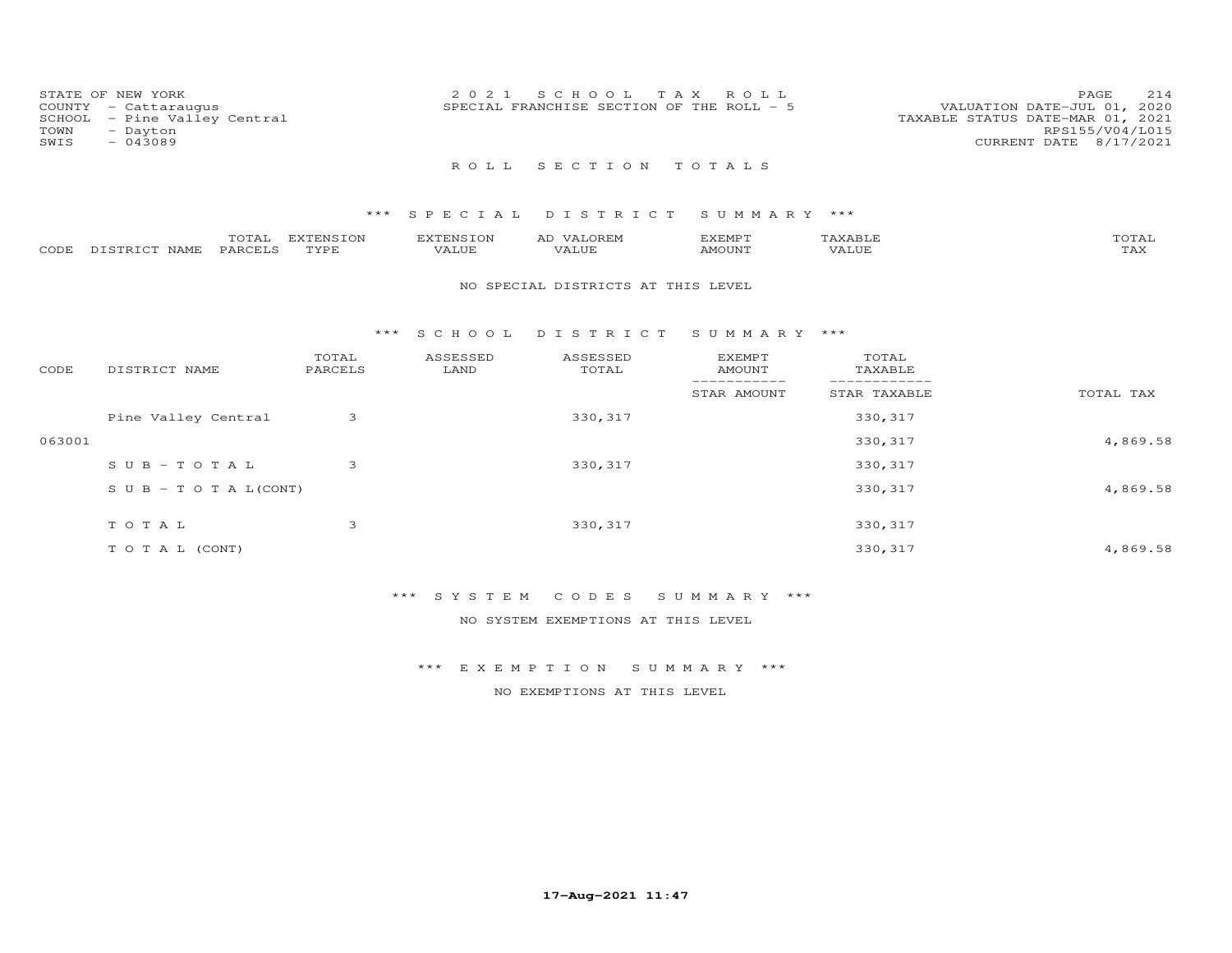STATE OF NEW YORK
COUNTY - Cattaraugus
SCHOOL - Pine Valley Central
TOWN - Dayton
SWIS - 043089

2021 SCHOOL TAX ROLL
SPECIAL FRANCHISE SECTION OF THE ROLL - 5

VALUATION DATE-JUL 01, 2020
TAXABLE STATUS DATE-MAR 01, 2021
RPS155/V04/L015
CURRENT DATE 8/17/2021

## ROLL SECTION TOTALS

### *** SPECIAL DISTRICT SUMMARY ***

| CODE | DISTRICT NAME | TOTAL PARCELS | EXTENSION TYPE | EXTENSION VALUE | AD VALOREM VALUE | EXEMPT AMOUNT | TAXABLE VALUE | TOTAL TAX |
|---|---|---|---|---|---|---|---|---|

NO SPECIAL DISTRICTS AT THIS LEVEL

### *** SCHOOL DISTRICT SUMMARY ***

| CODE | DISTRICT NAME | TOTAL PARCELS | ASSESSED LAND | ASSESSED TOTAL | EXEMPT AMOUNT / STAR AMOUNT | TOTAL TAXABLE / STAR TAXABLE | TOTAL TAX |
|---|---|---|---|---|---|---|---|
| | Pine Valley Central | 3 | | 330,317 | | 330,317 | |
| 063001 | | | | | | 330,317 | 4,869.58 |
| | SUB-TOTAL | 3 | | 330,317 | | 330,317 | |
| | SUB-TOTAL(CONT) | | | | | 330,317 | 4,869.58 |
| | TOTAL | 3 | | 330,317 | | 330,317 | |
| | TOTAL (CONT) | | | | | 330,317 | 4,869.58 |

### *** SYSTEM CODES SUMMARY ***

NO SYSTEM EXEMPTIONS AT THIS LEVEL

### *** EXEMPTION SUMMARY ***

NO EXEMPTIONS AT THIS LEVEL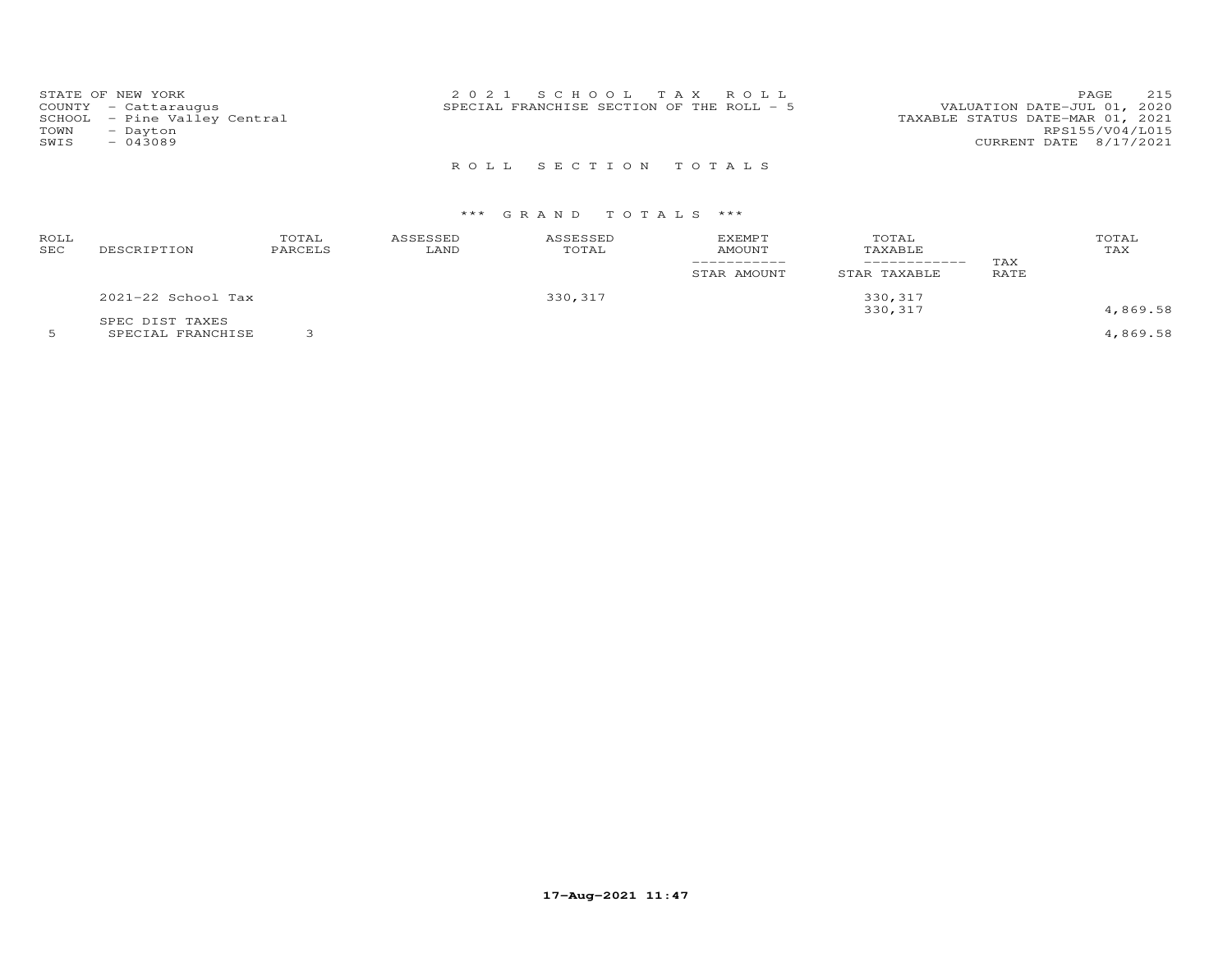STATE OF NEW YORK
COUNTY - Cattaraugus
SCHOOL - Pine Valley Central
TOWN - Dayton
SWIS - 043089

2 0 2 1 S C H O O L T A X R O L L
SPECIAL FRANCHISE SECTION OF THE ROLL - 5

VALUATION DATE-JUL 01, 2020
TAXABLE STATUS DATE-MAR 01, 2021
RPS155/V04/L015
CURRENT DATE 8/17/2021

R O L L S E C T I O N T O T A L S

\*\*\* G R A N D T O T A L S \*\*\*

| ROLL SEC | DESCRIPTION | TOTAL PARCELS | ASSESSED LAND | ASSESSED TOTAL | EXEMPT AMOUNT / STAR AMOUNT | TOTAL TAXABLE / STAR TAXABLE | TAX RATE | TOTAL TAX |
|---|---|---|---|---|---|---|---|---|
| | 2021-22 School Tax | | | 330,317 | | 330,317 | | |
| | | | | | | 330,317 | | 4,869.58 |
| | SPEC DIST TAXES | | | | | | | |
| 5 | SPECIAL FRANCHISE | 3 | | | | | | 4,869.58 |

17-Aug-2021 11:47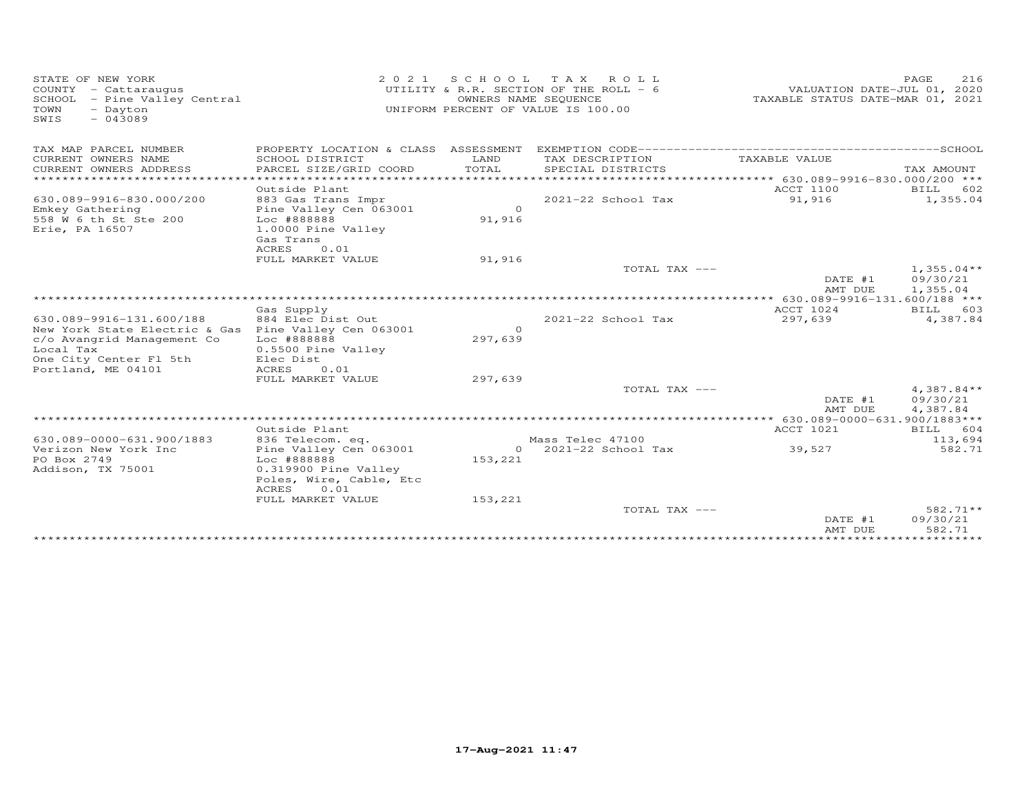STATE OF NEW YORK
COUNTY - Cattaraugus
SCHOOL - Pine Valley Central
TOWN - Dayton
SWIS - 043089

2 0 2 1 S C H O O L T A X R O L L
UTILITY & R.R. SECTION OF THE ROLL - 6
OWNERS NAME SEQUENCE
UNIFORM PERCENT OF VALUE IS 100.00

VALUATION DATE-JUL 01, 2020
TAXABLE STATUS DATE-MAR 01, 2021

| TAX MAP PARCEL NUMBER / CURRENT OWNERS NAME / CURRENT OWNERS ADDRESS | PROPERTY LOCATION & CLASS / SCHOOL DISTRICT / PARCEL SIZE/GRID COORD | ASSESSMENT LAND / TOTAL | EXEMPTION CODE / TAX DESCRIPTION / SPECIAL DISTRICTS | TAXABLE VALUE | TAX AMOUNT |
|---|---|---|---|---|---|
| ***630.089-9916-830.000/200*** | Outside Plant | | | ACCT 1100 | BILL 602 |
| 630.089-9916-830.000/200 | 883 Gas Trans Impr | | 2021-22 School Tax | 91,916 | 1,355.04 |
| Emkey Gathering | Pine Valley Cen 063001 | 0 | | | |
| 558 W 6 th St Ste 200 | Loc #888888 | 91,916 | | | |
| Erie, PA 16507 | 1.0000 Pine Valley | | | | |
| | Gas Trans | | | | |
| | ACRES 0.01 | | | | |
| | FULL MARKET VALUE | 91,916 | | | |
| | | | TOTAL TAX --- | | 1,355.04** |
| | | | | DATE #1 | 09/30/21 |
| | | | | AMT DUE | 1,355.04 |
| ***630.089-9916-131.600/188*** | Gas Supply | | | ACCT 1024 | BILL 603 |
| 630.089-9916-131.600/188 | 884 Elec Dist Out | | 2021-22 School Tax | 297,639 | 4,387.84 |
| New York State Electric & Gas | Pine Valley Cen 063001 | 0 | | | |
| c/o Avangrid Management Co | Loc #888888 | 297,639 | | | |
| Local Tax | 0.5500 Pine Valley | | | | |
| One City Center Fl 5th | Elec Dist | | | | |
| Portland, ME 04101 | ACRES 0.01 | | | | |
| | FULL MARKET VALUE | 297,639 | | | |
| | | | TOTAL TAX --- | | 4,387.84** |
| | | | | DATE #1 | 09/30/21 |
| | | | | AMT DUE | 4,387.84 |
| ***630.089-0000-631.900/1883*** | Outside Plant | | | ACCT 1021 | BILL 604 |
| 630.089-0000-631.900/1883 | 836 Telecom. eq. | | Mass Telec 47100 | | 113,694 |
| Verizon New York Inc | Pine Valley Cen 063001 | 0 | 2021-22 School Tax | 39,527 | 582.71 |
| PO Box 2749 | Loc #888888 | 153,221 | | | |
| Addison, TX 75001 | 0.319900 Pine Valley | | | | |
| | Poles, Wire, Cable, Etc | | | | |
| | ACRES 0.01 | | | | |
| | FULL MARKET VALUE | 153,221 | | | |
| | | | TOTAL TAX --- | | 582.71** |
| | | | | DATE #1 | 09/30/21 |
| | | | | AMT DUE | 582.71 |

17-Aug-2021 11:47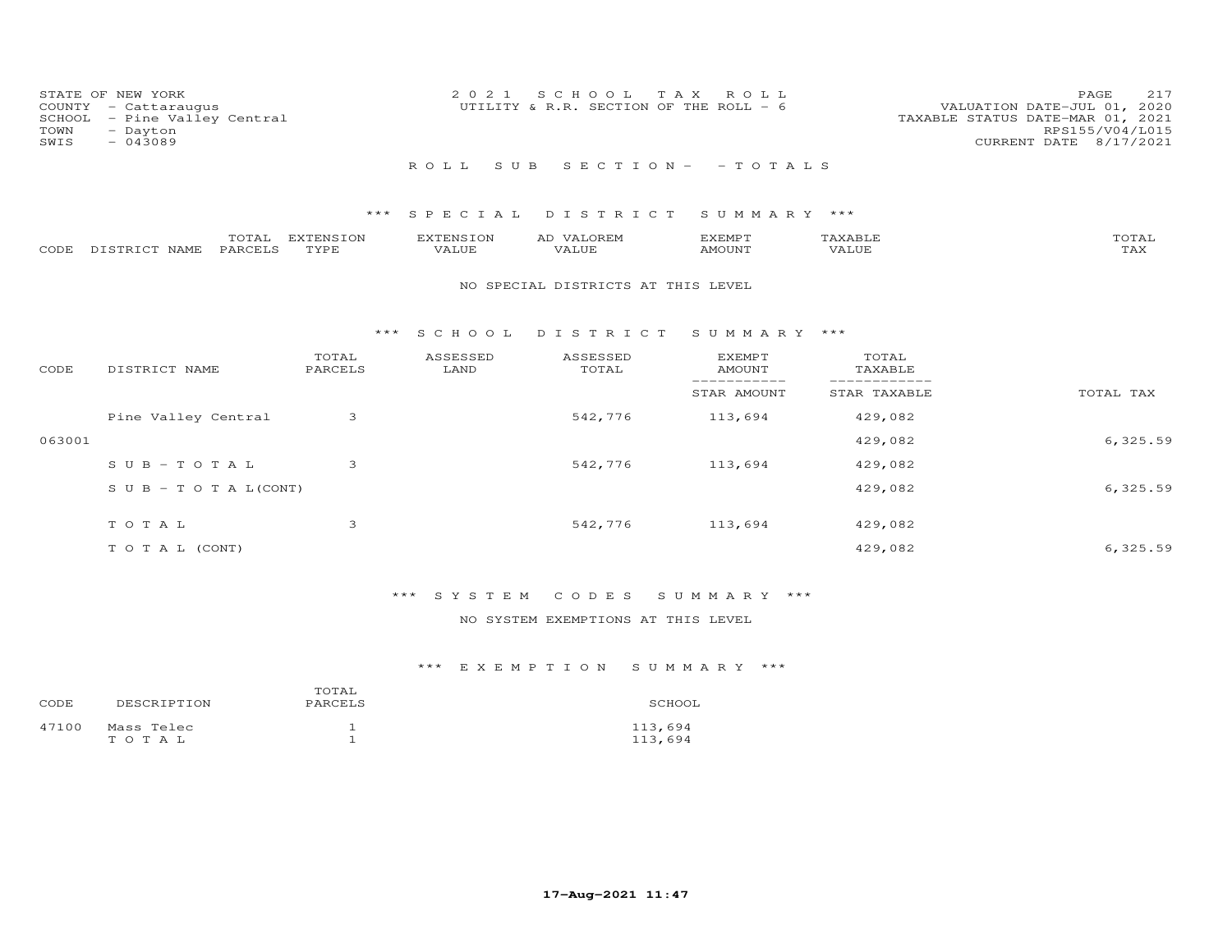STATE OF NEW YORK
COUNTY - Cattaraugus
SCHOOL - Pine Valley Central
TOWN - Dayton
SWIS - 043089

2021 SCHOOL TAX ROLL
UTILITY & R.R. SECTION OF THE ROLL - 6

VALUATION DATE-JUL 01, 2020
TAXABLE STATUS DATE-MAR 01, 2021
RPS155/V04/L015
CURRENT DATE 8/17/2021

## ROLL SUB SECTION- - TOTALS

### *** SPECIAL DISTRICT SUMMARY ***

| CODE | DISTRICT NAME | TOTAL PARCELS | EXTENSION TYPE | EXTENSION VALUE | AD VALOREM VALUE | EXEMPT AMOUNT | TAXABLE VALUE | TOTAL TAX |
|---|---|---|---|---|---|---|---|---|

NO SPECIAL DISTRICTS AT THIS LEVEL

### *** SCHOOL DISTRICT SUMMARY ***

| CODE | DISTRICT NAME | TOTAL PARCELS | ASSESSED LAND | ASSESSED TOTAL | EXEMPT AMOUNT / STAR AMOUNT | TOTAL TAXABLE / STAR TAXABLE | TOTAL TAX |
|---|---|---|---|---|---|---|---|
| | Pine Valley Central | 3 | | 542,776 | 113,694 | 429,082 | |
| 063001 | | | | | | 429,082 | 6,325.59 |
| | SUB-TOTAL | 3 | | 542,776 | 113,694 | 429,082 | |
| | SUB-TOTAL(CONT) | | | | | 429,082 | 6,325.59 |
| | TOTAL | 3 | | 542,776 | 113,694 | 429,082 | |
| | TOTAL (CONT) | | | | | 429,082 | 6,325.59 |

### *** SYSTEM CODES SUMMARY ***

NO SYSTEM EXEMPTIONS AT THIS LEVEL

### *** EXEMPTION SUMMARY ***

| CODE | DESCRIPTION | TOTAL PARCELS | SCHOOL |
|---|---|---|---|
| 47100 | Mass Telec | 1 | 113,694 |
| | TOTAL | 1 | 113,694 |

17-Aug-2021 11:47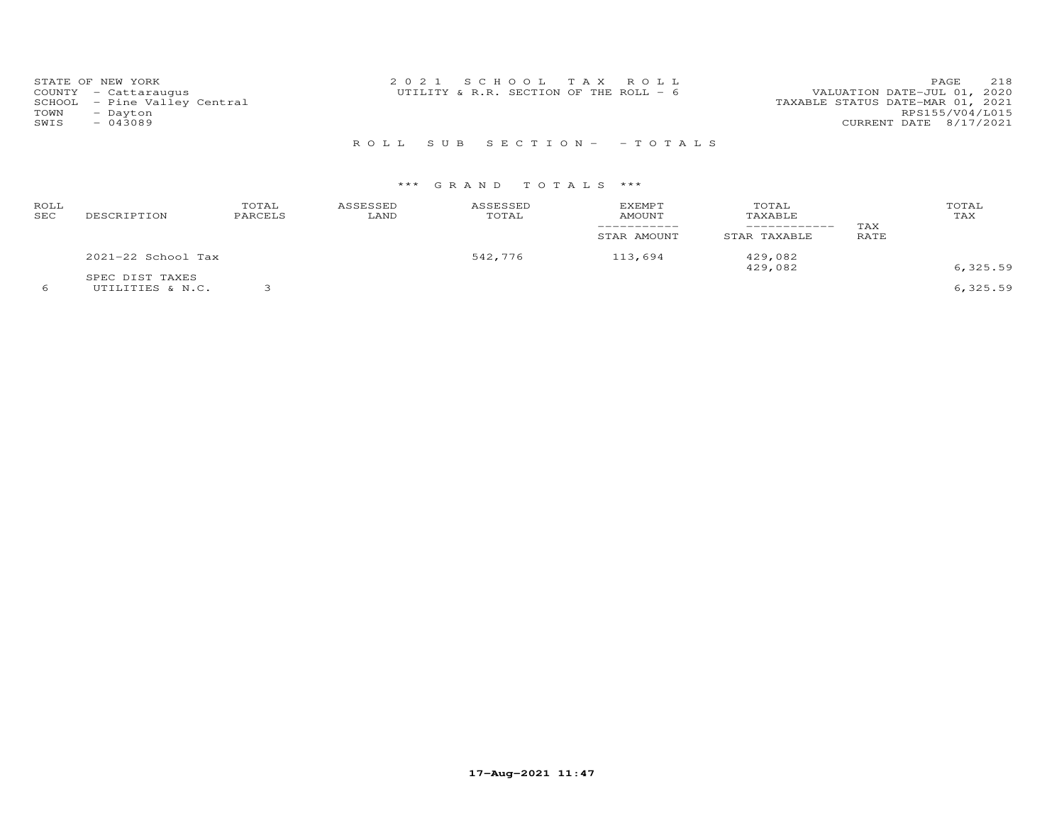STATE OF NEW YORK
COUNTY - Cattaraugus
SCHOOL - Pine Valley Central
TOWN - Dayton
SWIS - 043089

2 0 2 1 S C H O O L T A X R O L L
UTILITY & R.R. SECTION OF THE ROLL - 6

VALUATION DATE-JUL 01, 2020
TAXABLE STATUS DATE-MAR 01, 2021
RPS155/V04/L015
CURRENT DATE 8/17/2021

R O L L S U B S E C T I O N - - T O T A L S

*** G R A N D T O T A L S ***

| ROLL SEC | DESCRIPTION | TOTAL PARCELS | ASSESSED LAND | ASSESSED TOTAL | EXEMPT AMOUNT / STAR AMOUNT | TOTAL TAXABLE / STAR TAXABLE | TAX RATE | TOTAL TAX |
|---|---|---|---|---|---|---|---|---|
| | 2021-22 School Tax | | | 542,776 | 113,694 | 429,082 | | |
| | | | | | | 429,082 | | 6,325.59 |
| | SPEC DIST TAXES | | | | | | | |
| 6 | UTILITIES & N.C. | 3 | | | | | | 6,325.59 |

17-Aug-2021 11:47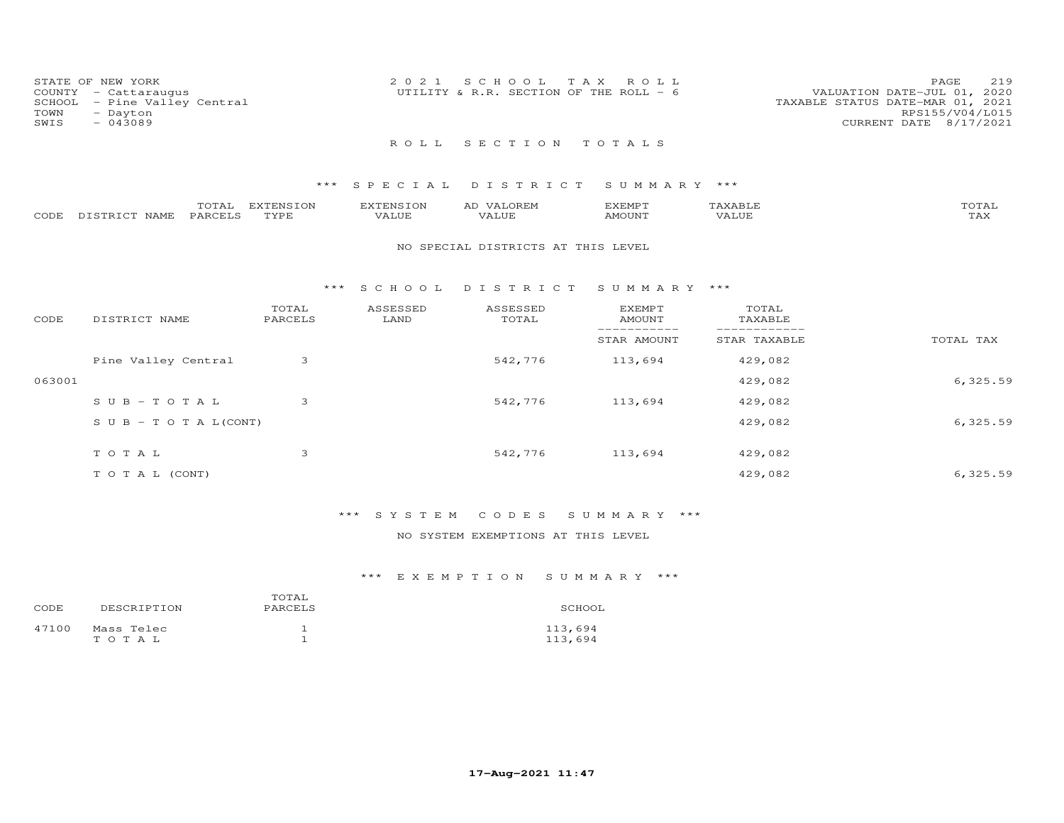STATE OF NEW YORK
COUNTY - Cattaraugus
SCHOOL - Pine Valley Central
TOWN - Dayton
SWIS - 043089

2021 SCHOOL TAX ROLL
UTILITY & R.R. SECTION OF THE ROLL - 6

VALUATION DATE-JUL 01, 2020
TAXABLE STATUS DATE-MAR 01, 2021
RPS155/V04/L015
CURRENT DATE 8/17/2021

## ROLL SECTION TOTALS

### *** SPECIAL DISTRICT SUMMARY ***

| CODE | DISTRICT NAME | TOTAL PARCELS | EXTENSION TYPE | EXTENSION VALUE | AD VALOREM VALUE | EXEMPT AMOUNT | TAXABLE VALUE | TOTAL TAX |
|---|---|---|---|---|---|---|---|---|

NO SPECIAL DISTRICTS AT THIS LEVEL

### *** SCHOOL DISTRICT SUMMARY ***

| CODE | DISTRICT NAME | TOTAL PARCELS | ASSESSED LAND | ASSESSED TOTAL | EXEMPT AMOUNT / STAR AMOUNT | TOTAL TAXABLE / STAR TAXABLE | TOTAL TAX |
|---|---|---|---|---|---|---|---|
| | Pine Valley Central | 3 | | 542,776 | 113,694 | 429,082 | |
| 063001 | | | | | | 429,082 | 6,325.59 |
| | SUB-TOTAL | 3 | | 542,776 | 113,694 | 429,082 | |
| | SUB-TOTAL(CONT) | | | | | 429,082 | 6,325.59 |
| | TOTAL | 3 | | 542,776 | 113,694 | 429,082 | |
| | TOTAL (CONT) | | | | | 429,082 | 6,325.59 |

### *** SYSTEM CODES SUMMARY ***

NO SYSTEM EXEMPTIONS AT THIS LEVEL

### *** EXEMPTION SUMMARY ***

| CODE | DESCRIPTION | TOTAL PARCELS | SCHOOL |
|---|---|---|---|
| 47100 | Mass Telec | 1 | 113,694 |
| | TOTAL | 1 | 113,694 |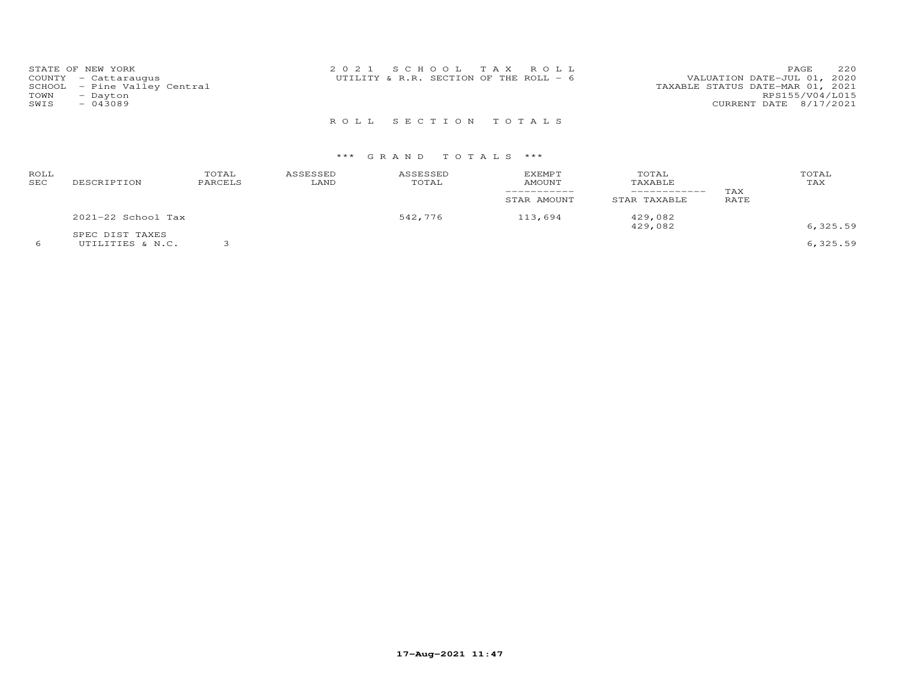STATE OF NEW YORK
COUNTY - Cattaraugus
SCHOOL - Pine Valley Central
TOWN - Dayton
SWIS - 043089

2 0 2 1 S C H O O L T A X R O L L
UTILITY & R.R. SECTION OF THE ROLL - 6

VALUATION DATE-JUL 01, 2020
TAXABLE STATUS DATE-MAR 01, 2021
RPS155/V04/L015
CURRENT DATE 8/17/2021

## R O L L S E C T I O N T O T A L S

### *** G R A N D T O T A L S ***

| ROLL SEC | DESCRIPTION | TOTAL PARCELS | ASSESSED LAND | ASSESSED TOTAL | EXEMPT AMOUNT / STAR AMOUNT | TOTAL TAXABLE / STAR TAXABLE | TAX RATE | TOTAL TAX |
|---|---|---|---|---|---|---|---|---|
| | 2021-22 School Tax | | | 542,776 | 113,694 | 429,082 | | |
| | | | | | | 429,082 | | 6,325.59 |
| | SPEC DIST TAXES | | | | | | | |
| 6 | UTILITIES & N.C. | 3 | | | | | | 6,325.59 |

17-Aug-2021 11:47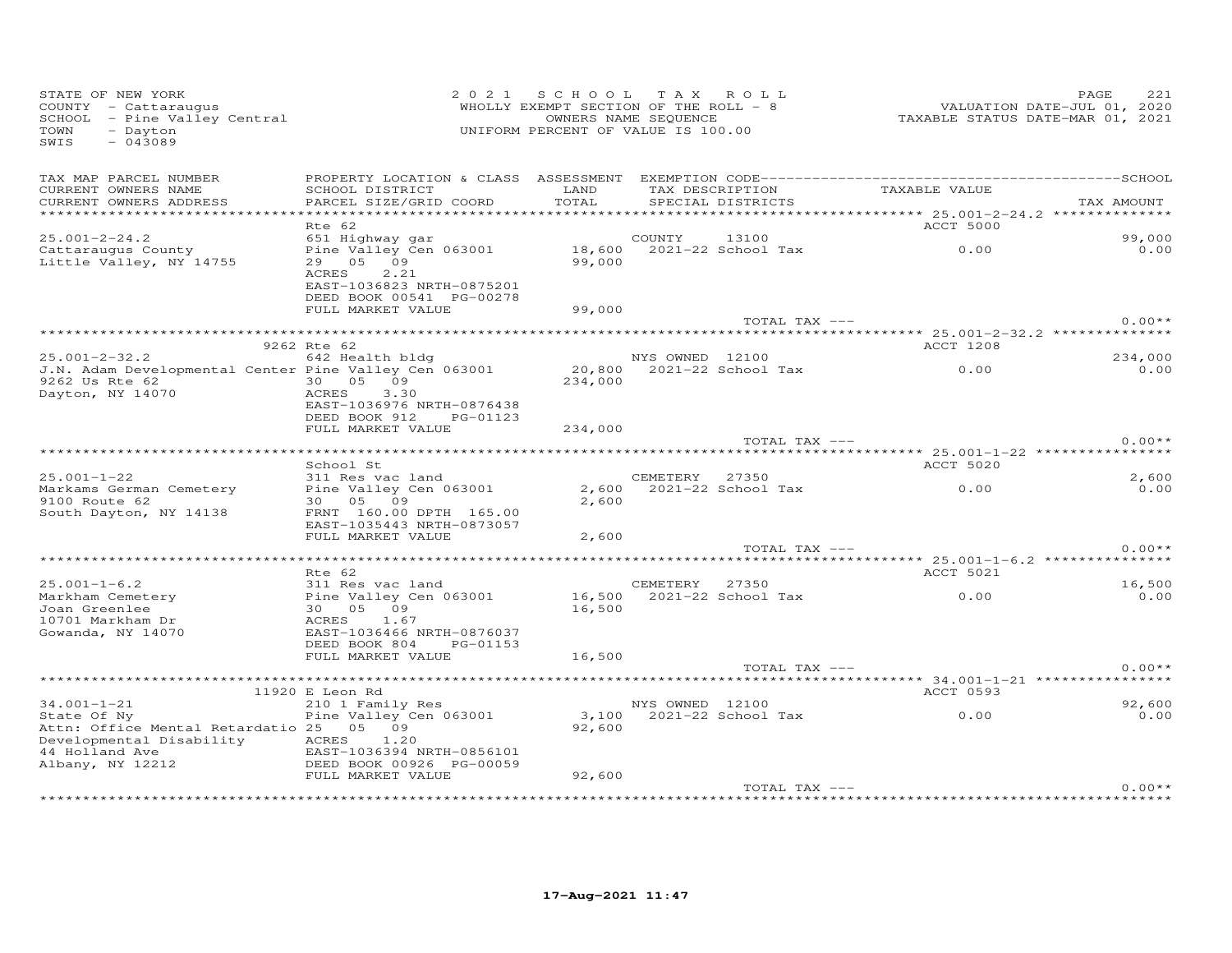STATE OF NEW YORK
COUNTY - Cattaraugus
SCHOOL - Pine Valley Central
TOWN - Dayton
SWIS - 043089

2021 SCHOOL TAX ROLL
WHOLLY EXEMPT SECTION OF THE ROLL - 8
OWNERS NAME SEQUENCE
UNIFORM PERCENT OF VALUE IS 100.00

VALUATION DATE-JUL 01, 2020
TAXABLE STATUS DATE-MAR 01, 2021

| TAX MAP PARCEL NUMBER / CURRENT OWNERS NAME / CURRENT OWNERS ADDRESS | PROPERTY LOCATION & CLASS / SCHOOL DISTRICT / PARCEL SIZE/GRID COORD | ASSESSMENT LAND / TOTAL | EXEMPTION CODE / TAX DESCRIPTION / SPECIAL DISTRICTS | TAXABLE VALUE | SCHOOL / TAX AMOUNT |
|---|---|---|---|---|---|
| **25.001-2-24.2** | Rte 62 | | | ACCT 5000 | |
| 25.001-2-24.2 | 651 Highway gar | | COUNTY 13100 | | 99,000 |
| Cattaraugus County | Pine Valley Cen 063001 | 18,600 | 2021-22 School Tax | 0.00 | 0.00 |
| Little Valley, NY 14755 | 29 05 09 | 99,000 | | | |
| | ACRES 2.21 | | | | |
| | EAST-1036823 NRTH-0875201 | | | | |
| | DEED BOOK 00541 PG-00278 | | | | |
| | FULL MARKET VALUE | 99,000 | | | |
| | | | TOTAL TAX --- | | 0.00** |
| **25.001-2-32.2** | 9262 Rte 62 | | | ACCT 1208 | |
| 25.001-2-32.2 | 642 Health bldg | | NYS OWNED 12100 | | 234,000 |
| J.N. Adam Developmental Center | Pine Valley Cen 063001 | 20,800 | 2021-22 School Tax | 0.00 | 0.00 |
| 9262 Us Rte 62 | 30 05 09 | 234,000 | | | |
| Dayton, NY 14070 | ACRES 3.30 | | | | |
| | EAST-1036976 NRTH-0876438 | | | | |
| | DEED BOOK 912 PG-01123 | | | | |
| | FULL MARKET VALUE | 234,000 | | | |
| | | | TOTAL TAX --- | | 0.00** |
| **25.001-1-22** | School St | | | ACCT 5020 | |
| 25.001-1-22 | 311 Res vac land | | CEMETERY 27350 | | 2,600 |
| Markams German Cemetery | Pine Valley Cen 063001 | 2,600 | 2021-22 School Tax | 0.00 | 0.00 |
| 9100 Route 62 | 30 05 09 | 2,600 | | | |
| South Dayton, NY 14138 | FRNT 160.00 DPTH 165.00 | | | | |
| | EAST-1035443 NRTH-0873057 | | | | |
| | FULL MARKET VALUE | 2,600 | | | |
| | | | TOTAL TAX --- | | 0.00** |
| **25.001-1-6.2** | Rte 62 | | | ACCT 5021 | |
| 25.001-1-6.2 | 311 Res vac land | | CEMETERY 27350 | | 16,500 |
| Markham Cemetery | Pine Valley Cen 063001 | 16,500 | 2021-22 School Tax | 0.00 | 0.00 |
| Joan Greenlee | 30 05 09 | 16,500 | | | |
| 10701 Markham Dr | ACRES 1.67 | | | | |
| Gowanda, NY 14070 | EAST-1036466 NRTH-0876037 | | | | |
| | DEED BOOK 804 PG-01153 | | | | |
| | FULL MARKET VALUE | 16,500 | | | |
| | | | TOTAL TAX --- | | 0.00** |
| **34.001-1-21** | 11920 E Leon Rd | | | ACCT 0593 | |
| 34.001-1-21 | 210 1 Family Res | | NYS OWNED 12100 | | 92,600 |
| State Of Ny | Pine Valley Cen 063001 | 3,100 | 2021-22 School Tax | 0.00 | 0.00 |
| Attn: Office Mental Retardatio | 25 05 09 | 92,600 | | | |
| Developmental Disability | ACRES 1.20 | | | | |
| 44 Holland Ave | EAST-1036394 NRTH-0856101 | | | | |
| Albany, NY 12212 | DEED BOOK 00926 PG-00059 | | | | |
| | FULL MARKET VALUE | 92,600 | | | |
| | | | TOTAL TAX --- | | 0.00** |

17-Aug-2021 11:47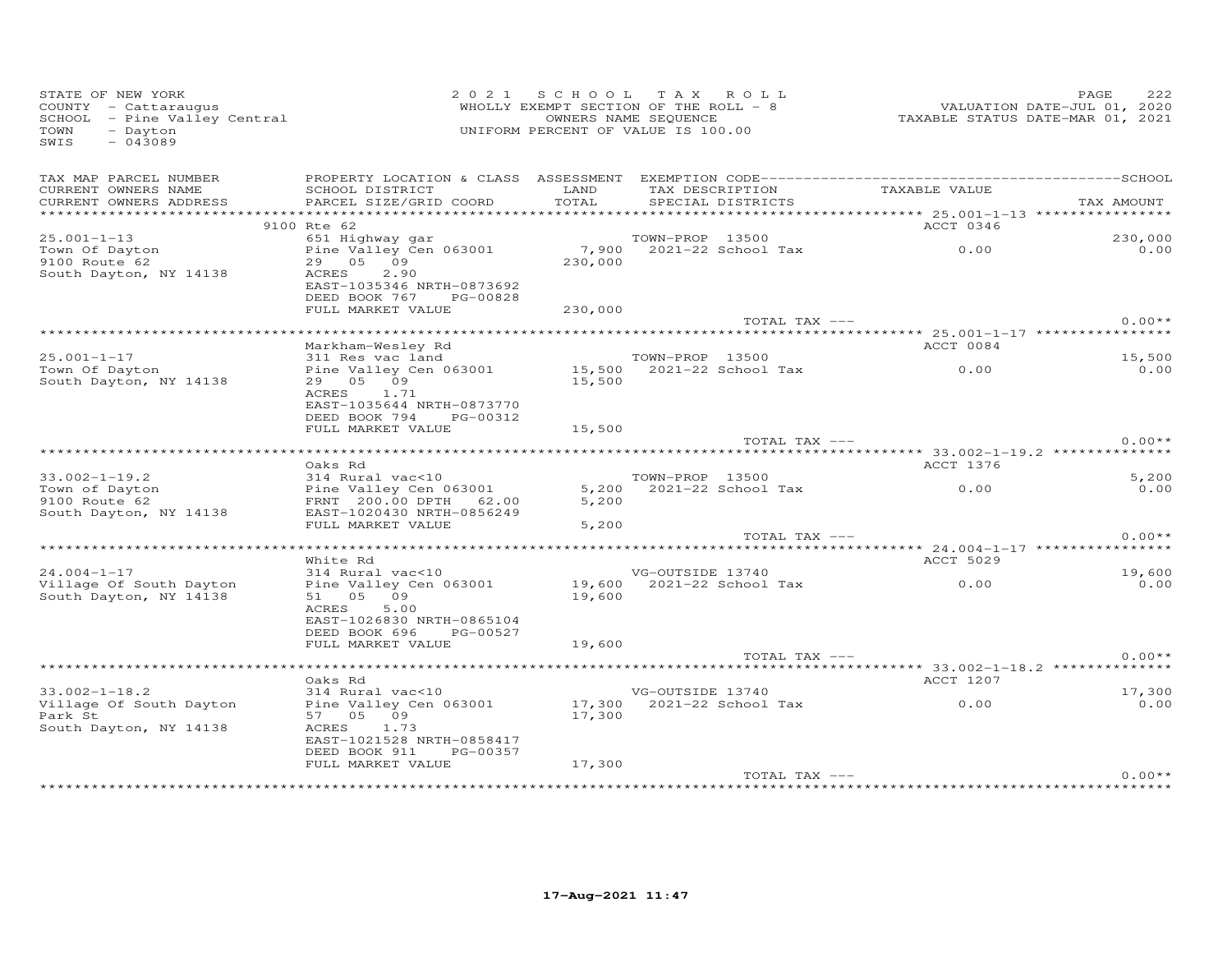STATE OF NEW YORK
COUNTY - Cattaraugus
SCHOOL - Pine Valley Central
TOWN - Dayton
SWIS - 043089

2021 SCHOOL TAX ROLL
WHOLLY EXEMPT SECTION OF THE ROLL - 8
OWNERS NAME SEQUENCE
UNIFORM PERCENT OF VALUE IS 100.00

VALUATION DATE-JUL 01, 2020
TAXABLE STATUS DATE-MAR 01, 2021

| TAX MAP PARCEL NUMBER / CURRENT OWNERS NAME / CURRENT OWNERS ADDRESS | PROPERTY LOCATION & CLASS / SCHOOL DISTRICT / PARCEL SIZE/GRID COORD | ASSESSMENT LAND / TOTAL | EXEMPTION CODE / TAX DESCRIPTION / SPECIAL DISTRICTS | TAXABLE VALUE | SCHOOL / TAX AMOUNT |
|---|---|---|---|---|---|
| 25.001-1-13 | 9100 Rte 62 | | | ACCT 0346 | |
| Town Of Dayton | 651 Highway gar | | TOWN-PROP 13500 | | 230,000 |
| 9100 Route 62 | Pine Valley Cen 063001 | 7,900 | 2021-22 School Tax | 0.00 | 0.00 |
| South Dayton, NY 14138 | 29 05 09 | 230,000 | | | |
| | ACRES 2.90 | | | | |
| | EAST-1035346 NRTH-0873692 | | | | |
| | DEED BOOK 767 PG-00828 | | | | |
| | FULL MARKET VALUE | 230,000 | | | |
| | | | TOTAL TAX --- | | 0.00** |
| 25.001-1-17 | Markham-Wesley Rd | | | ACCT 0084 | |
| Town Of Dayton | 311 Res vac land | | TOWN-PROP 13500 | | 15,500 |
| South Dayton, NY 14138 | Pine Valley Cen 063001 | 15,500 | 2021-22 School Tax | 0.00 | 0.00 |
| | 29 05 09 | 15,500 | | | |
| | ACRES 1.71 | | | | |
| | EAST-1035644 NRTH-0873770 | | | | |
| | DEED BOOK 794 PG-00312 | | | | |
| | FULL MARKET VALUE | 15,500 | | | |
| | | | TOTAL TAX --- | | 0.00** |
| 33.002-1-19.2 | Oaks Rd | | | ACCT 1376 | |
| Town of Dayton | 314 Rural vac<10 | | TOWN-PROP 13500 | | 5,200 |
| 9100 Route 62 | Pine Valley Cen 063001 | 5,200 | 2021-22 School Tax | 0.00 | 0.00 |
| South Dayton, NY 14138 | FRNT 200.00 DPTH 62.00 | 5,200 | | | |
| | EAST-1020430 NRTH-0856249 | | | | |
| | FULL MARKET VALUE | 5,200 | | | |
| | | | TOTAL TAX --- | | 0.00** |
| 24.004-1-17 | White Rd | | | ACCT 5029 | |
| Village Of South Dayton | 314 Rural vac<10 | | VG-OUTSIDE 13740 | | 19,600 |
| South Dayton, NY 14138 | Pine Valley Cen 063001 | 19,600 | 2021-22 School Tax | 0.00 | 0.00 |
| | 51 05 09 | 19,600 | | | |
| | ACRES 5.00 | | | | |
| | EAST-1026830 NRTH-0865104 | | | | |
| | DEED BOOK 696 PG-00527 | | | | |
| | FULL MARKET VALUE | 19,600 | | | |
| | | | TOTAL TAX --- | | 0.00** |
| 33.002-1-18.2 | Oaks Rd | | | ACCT 1207 | |
| Village Of South Dayton | 314 Rural vac<10 | | VG-OUTSIDE 13740 | | 17,300 |
| Park St | Pine Valley Cen 063001 | 17,300 | 2021-22 School Tax | 0.00 | 0.00 |
| South Dayton, NY 14138 | 57 05 09 | 17,300 | | | |
| | ACRES 1.73 | | | | |
| | EAST-1021528 NRTH-0858417 | | | | |
| | DEED BOOK 911 PG-00357 | | | | |
| | FULL MARKET VALUE | 17,300 | | | |
| | | | TOTAL TAX --- | | 0.00** |

17-Aug-2021 11:47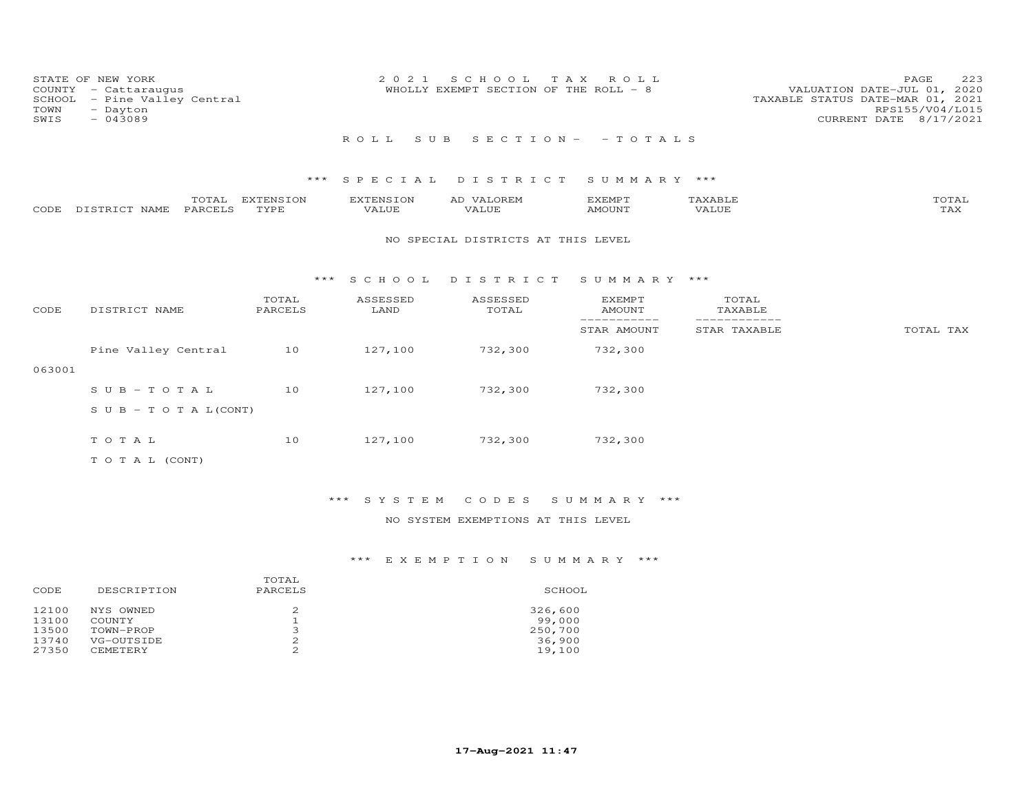STATE OF NEW YORK
COUNTY - Cattaraugus
SCHOOL - Pine Valley Central
TOWN - Dayton
SWIS - 043089

2 0 2 1 S C H O O L T A X R O L L
WHOLLY EXEMPT SECTION OF THE ROLL - 8

VALUATION DATE-JUL 01, 2020
TAXABLE STATUS DATE-MAR 01, 2021
RPS155/V04/L015
CURRENT DATE 8/17/2021

R O L L S U B S E C T I O N - - T O T A L S

*** S P E C I A L D I S T R I C T S U M M A R Y ***

| CODE | DISTRICT NAME | TOTAL PARCELS | EXTENSION TYPE | EXTENSION VALUE | AD VALOREM VALUE | EXEMPT AMOUNT | TAXABLE VALUE | TOTAL TAX |
|---|---|---|---|---|---|---|---|---|

NO SPECIAL DISTRICTS AT THIS LEVEL

*** S C H O O L D I S T R I C T S U M M A R Y ***

| CODE | DISTRICT NAME | TOTAL PARCELS | ASSESSED LAND | ASSESSED TOTAL | EXEMPT AMOUNT / STAR AMOUNT | TOTAL TAXABLE / STAR TAXABLE | TOTAL TAX |
|---|---|---|---|---|---|---|---|
| 063001 | Pine Valley Central | 10 | 127,100 | 732,300 | 732,300 | | |
| | S U B - T O T A L | 10 | 127,100 | 732,300 | 732,300 | | |
| | S U B - T O T A L(CONT) | | | | | | |
| | T O T A L | 10 | 127,100 | 732,300 | 732,300 | | |
| | T O T A L (CONT) | | | | | | |

*** S Y S T E M C O D E S S U M M A R Y ***

NO SYSTEM EXEMPTIONS AT THIS LEVEL

*** E X E M P T I O N S U M M A R Y ***

| CODE | DESCRIPTION | TOTAL PARCELS | SCHOOL |
|---|---|---|---|
| 12100 | NYS OWNED | 2 | 326,600 |
| 13100 | COUNTY | 1 | 99,000 |
| 13500 | TOWN-PROP | 3 | 250,700 |
| 13740 | VG-OUTSIDE | 2 | 36,900 |
| 27350 | CEMETERY | 2 | 19,100 |

17-Aug-2021 11:47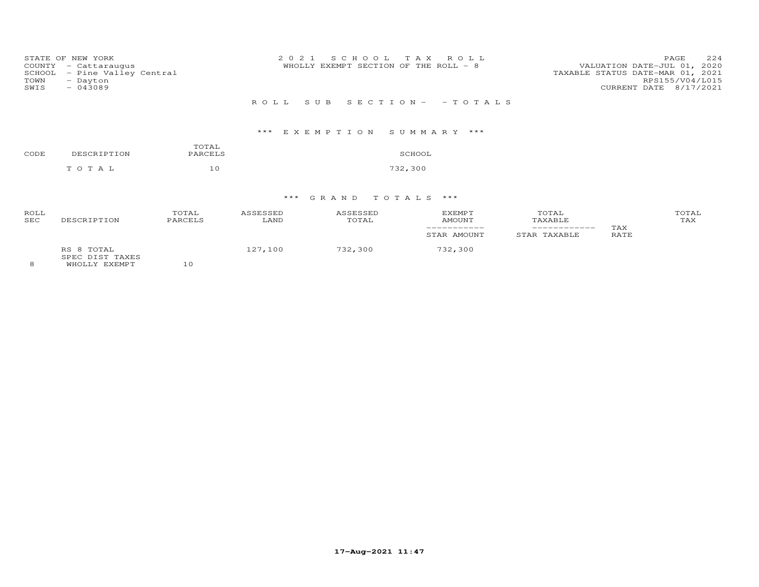STATE OF NEW YORK
COUNTY - Cattaraugus
SCHOOL - Pine Valley Central
TOWN - Dayton
SWIS - 043089

2 0 2 1 S C H O O L T A X R O L L
WHOLLY EXEMPT SECTION OF THE ROLL - 8

VALUATION DATE-JUL 01, 2020
TAXABLE STATUS DATE-MAR 01, 2021
RPS155/V04/L015
CURRENT DATE 8/17/2021

R O L L S U B S E C T I O N - - T O T A L S

*** E X E M P T I O N S U M M A R Y ***

| CODE | DESCRIPTION | TOTAL PARCELS | SCHOOL |
|---|---|---|---|
| | T O T A L | 10 | 732,300 |

*** G R A N D T O T A L S ***

| ROLL SEC | DESCRIPTION | TOTAL PARCELS | ASSESSED LAND | ASSESSED TOTAL | EXEMPT AMOUNT / STAR AMOUNT | TOTAL TAXABLE / STAR TAXABLE | TAX RATE | TOTAL TAX |
|---|---|---|---|---|---|---|---|---|
| 8 | RS 8 TOTAL SPEC DIST TAXES WHOLLY EXEMPT | 10 | 127,100 | 732,300 | 732,300 | | | |

17-Aug-2021 11:47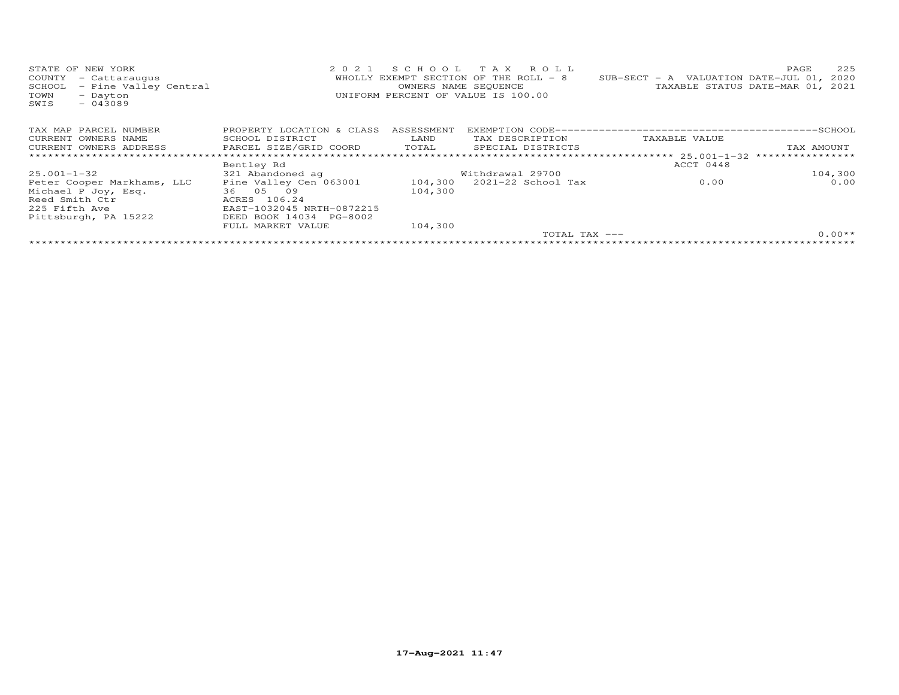STATE OF NEW YORK
COUNTY - Cattaraugus
SCHOOL - Pine Valley Central
TOWN - Dayton
SWIS - 043089

2021 SCHOOL TAX ROLL
WHOLLY EXEMPT SECTION OF THE ROLL - 8
OWNERS NAME SEQUENCE
UNIFORM PERCENT OF VALUE IS 100.00

SUB-SECT - A VALUATION DATE-JUL 01, 2020
TAXABLE STATUS DATE-MAR 01, 2021

| TAX MAP PARCEL NUMBER<br>CURRENT OWNERS NAME<br>CURRENT OWNERS ADDRESS | PROPERTY LOCATION & CLASS<br>SCHOOL DISTRICT<br>PARCEL SIZE/GRID COORD | ASSESSMENT<br>LAND<br>TOTAL | EXEMPTION CODE<br>TAX DESCRIPTION<br>SPECIAL DISTRICTS | SCHOOL<br>TAXABLE VALUE | TAX AMOUNT |
|---|---|---|---|---|---|
| 25.001-1-32 | Bentley Rd | | | ACCT 0448 | |
| 25.001-1-32 | 321 Abandoned ag | | Withdrawal 29700 | | 104,300 |
| Peter Cooper Markhams, LLC | Pine Valley Cen 063001 | 104,300 | 2021-22 School Tax | 0.00 | 0.00 |
| Michael P Joy, Esq. | 36 05 09 | 104,300 | | | |
| Reed Smith Ctr | ACRES 106.24 | | | | |
| 225 Fifth Ave | EAST-1032045 NRTH-0872215 | | | | |
| Pittsburgh, PA 15222 | DEED BOOK 14034 PG-8002 | | | | |
| | FULL MARKET VALUE | 104,300 | | | |
| | | | TOTAL TAX --- | | 0.00** |

17-Aug-2021 11:47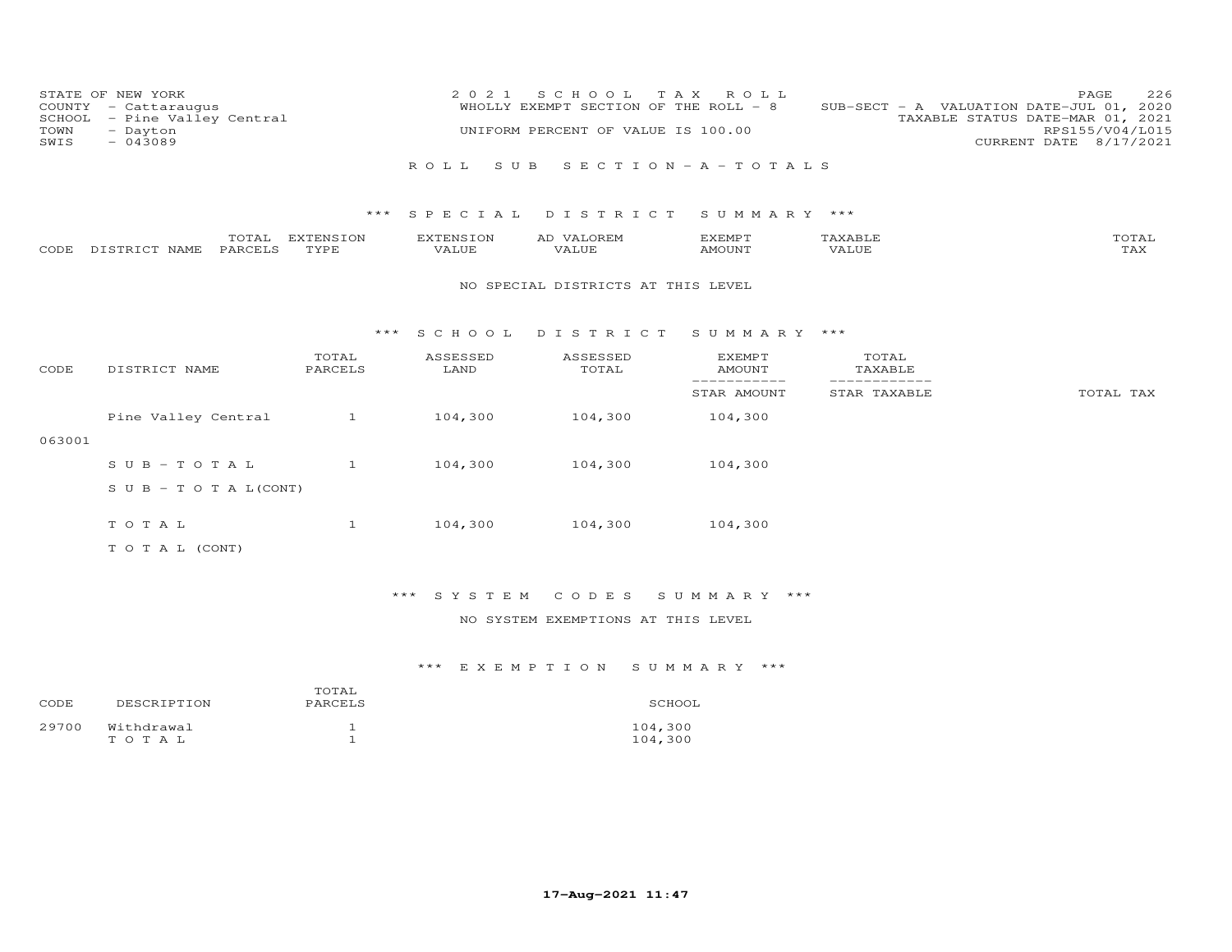STATE OF NEW YORK
COUNTY - Cattaraugus
SCHOOL - Pine Valley Central
TOWN - Dayton
SWIS - 043089

2021 SCHOOL TAX ROLL
WHOLLY EXEMPT SECTION OF THE ROLL - 8
UNIFORM PERCENT OF VALUE IS 100.00

SUB-SECT - A VALUATION DATE-JUL 01, 2020
TAXABLE STATUS DATE-MAR 01, 2021
RPS155/V04/L015
CURRENT DATE 8/17/2021

## ROLL SUB SECTION - A - TOTALS

### *** SPECIAL DISTRICT SUMMARY ***

| CODE | DISTRICT NAME | TOTAL PARCELS | EXTENSION TYPE | EXTENSION VALUE | AD VALOREM VALUE | EXEMPT AMOUNT | TAXABLE VALUE | TOTAL TAX |
|---|---|---|---|---|---|---|---|---|

NO SPECIAL DISTRICTS AT THIS LEVEL

### *** SCHOOL DISTRICT SUMMARY ***

| CODE | DISTRICT NAME | TOTAL PARCELS | ASSESSED LAND | ASSESSED TOTAL | EXEMPT AMOUNT / STAR AMOUNT | TOTAL TAXABLE / STAR TAXABLE | TOTAL TAX |
|---|---|---|---|---|---|---|---|
| 063001 | Pine Valley Central | 1 | 104,300 | 104,300 | 104,300 | | |
| | SUB-TOTAL | 1 | 104,300 | 104,300 | 104,300 | | |
| | SUB-TOTAL(CONT) | | | | | | |
| | TOTAL | 1 | 104,300 | 104,300 | 104,300 | | |
| | TOTAL (CONT) | | | | | | |

### *** SYSTEM CODES SUMMARY ***

NO SYSTEM EXEMPTIONS AT THIS LEVEL

### *** EXEMPTION SUMMARY ***

| CODE | DESCRIPTION | TOTAL PARCELS | SCHOOL |
|---|---|---|---|
| 29700 | Withdrawal | 1 | 104,300 |
| | TOTAL | 1 | 104,300 |

17-Aug-2021 11:47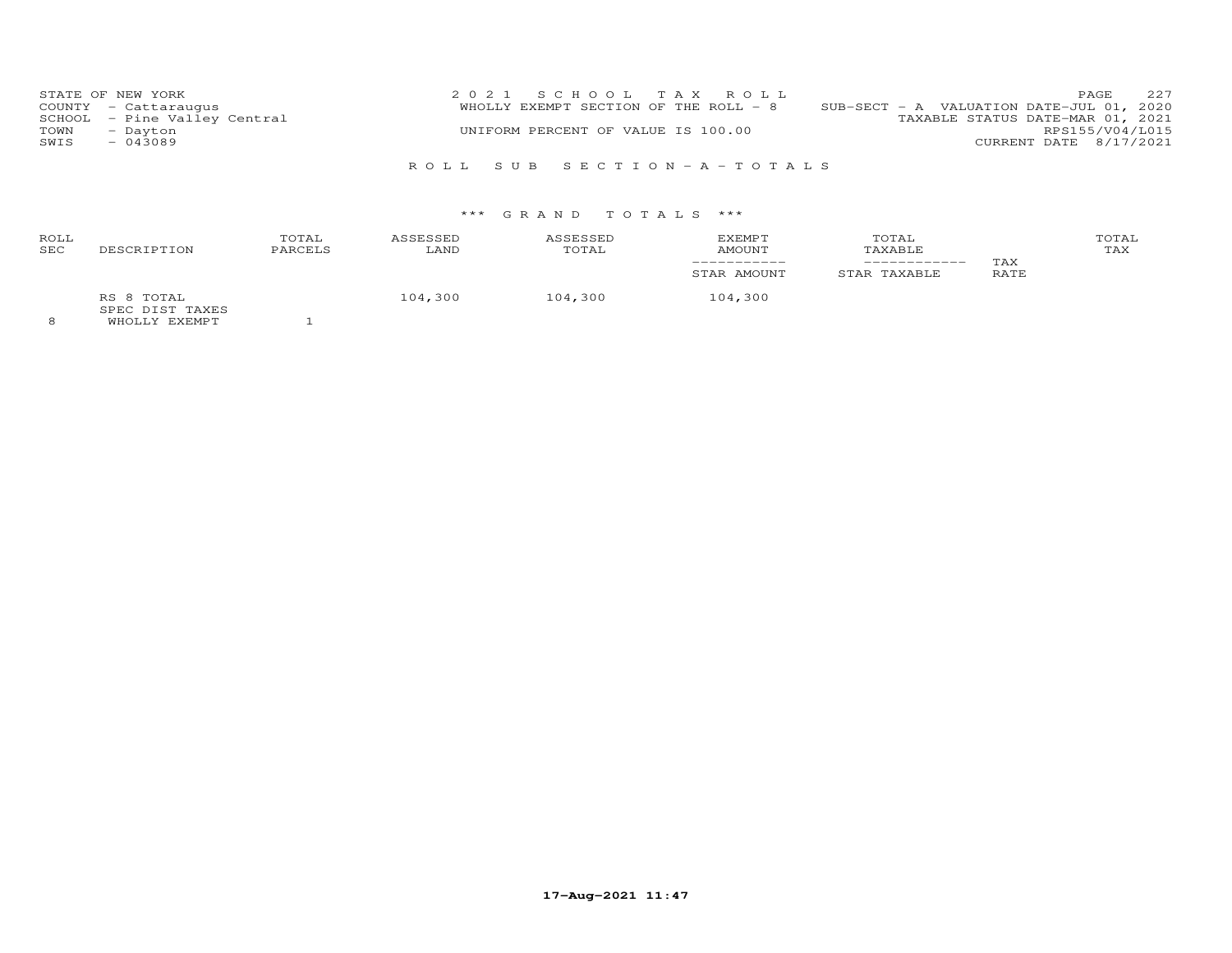STATE OF NEW YORK
COUNTY - Cattaraugus
SCHOOL - Pine Valley Central
TOWN - Dayton
SWIS - 043089

2 0 2 1 S C H O O L T A X R O L L
WHOLLY EXEMPT SECTION OF THE ROLL - 8
UNIFORM PERCENT OF VALUE IS 100.00

SUB-SECT - A VALUATION DATE-JUL 01, 2020
TAXABLE STATUS DATE-MAR 01, 2021
RPS155/V04/L015
CURRENT DATE 8/17/2021

R O L L S U B S E C T I O N - A - T O T A L S

\*\*\* G R A N D T O T A L S \*\*\*

| ROLL SEC | DESCRIPTION | TOTAL PARCELS | ASSESSED LAND | ASSESSED TOTAL | EXEMPT AMOUNT / STAR AMOUNT | TOTAL TAXABLE / STAR TAXABLE | TAX RATE | TOTAL TAX |
|---|---|---|---|---|---|---|---|---|
| | RS 8 TOTAL | | 104,300 | 104,300 | 104,300 | | | |
| | SPEC DIST TAXES | | | | | | | |
| 8 | WHOLLY EXEMPT | 1 | | | | | | |

17-Aug-2021 11:47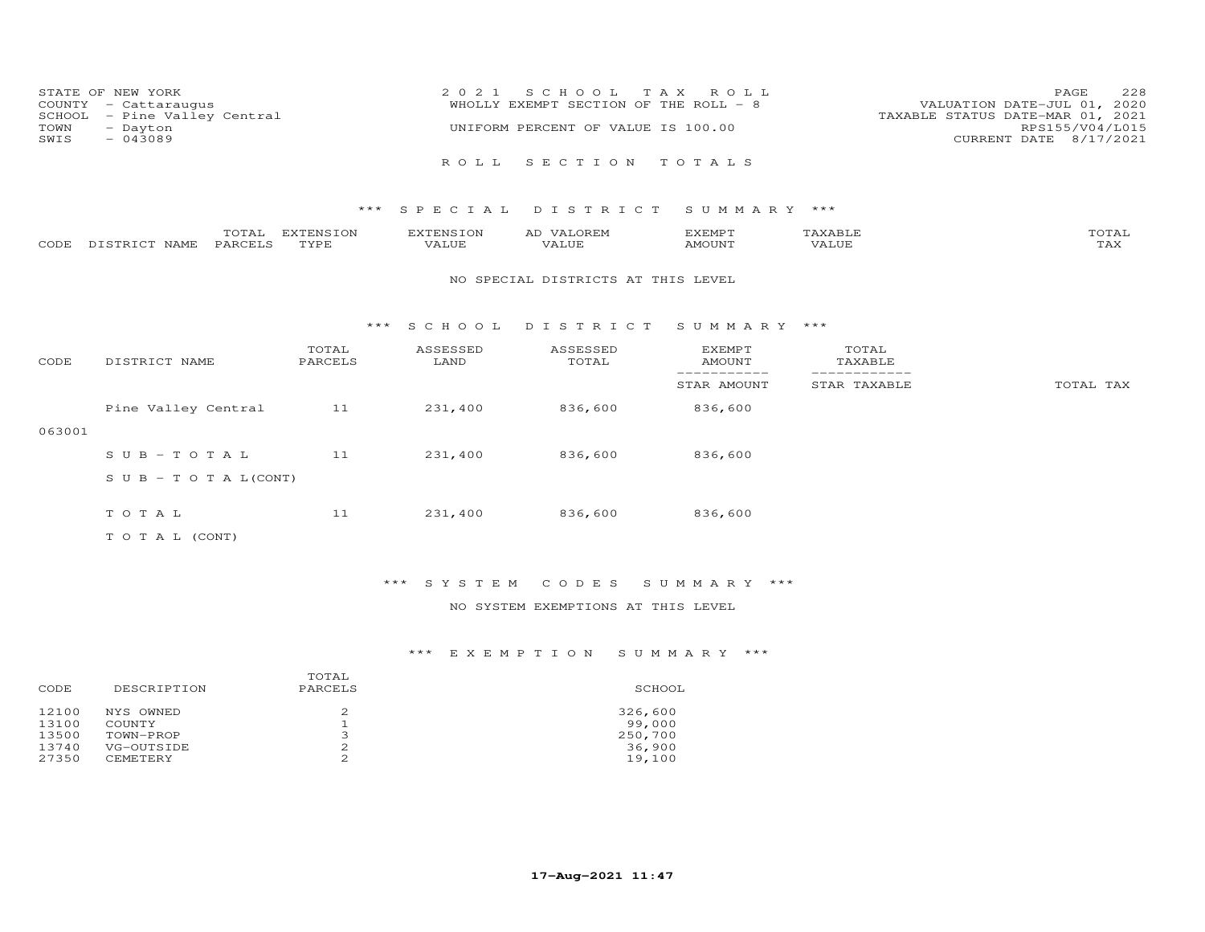STATE OF NEW YORK
COUNTY - Cattaraugus
SCHOOL - Pine Valley Central
TOWN - Dayton
SWIS - 043089

2 0 2 1 S C H O O L T A X R O L L
WHOLLY EXEMPT SECTION OF THE ROLL - 8
UNIFORM PERCENT OF VALUE IS 100.00

VALUATION DATE-JUL 01, 2020
TAXABLE STATUS DATE-MAR 01, 2021
RPS155/V04/L015
CURRENT DATE 8/17/2021

R O L L S E C T I O N T O T A L S

\*\*\* S P E C I A L D I S T R I C T S U M M A R Y \*\*\*

| CODE | DISTRICT NAME | TOTAL PARCELS | EXTENSION TYPE | EXTENSION VALUE | AD VALOREM VALUE | EXEMPT AMOUNT | TAXABLE VALUE | TOTAL TAX |
|---|---|---|---|---|---|---|---|---|

NO SPECIAL DISTRICTS AT THIS LEVEL

\*\*\* S C H O O L D I S T R I C T S U M M A R Y \*\*\*

| CODE | DISTRICT NAME | TOTAL PARCELS | ASSESSED LAND | ASSESSED TOTAL | EXEMPT AMOUNT / STAR AMOUNT | TOTAL TAXABLE / STAR TAXABLE | TOTAL TAX |
|---|---|---|---|---|---|---|---|
| 063001 | Pine Valley Central | 11 | 231,400 | 836,600 | 836,600 | | |
| | S U B - T O T A L | 11 | 231,400 | 836,600 | 836,600 | | |
| | S U B - T O T A L(CONT) | | | | | | |
| | T O T A L | 11 | 231,400 | 836,600 | 836,600 | | |
| | T O T A L (CONT) | | | | | | |

\*\*\* S Y S T E M C O D E S S U M M A R Y \*\*\*

NO SYSTEM EXEMPTIONS AT THIS LEVEL

\*\*\* E X E M P T I O N S U M M A R Y \*\*\*

| CODE | DESCRIPTION | TOTAL PARCELS | SCHOOL |
|---|---|---|---|
| 12100 | NYS OWNED | 2 | 326,600 |
| 13100 | COUNTY | 1 | 99,000 |
| 13500 | TOWN-PROP | 3 | 250,700 |
| 13740 | VG-OUTSIDE | 2 | 36,900 |
| 27350 | CEMETERY | 2 | 19,100 |

**17-Aug-2021 11:47**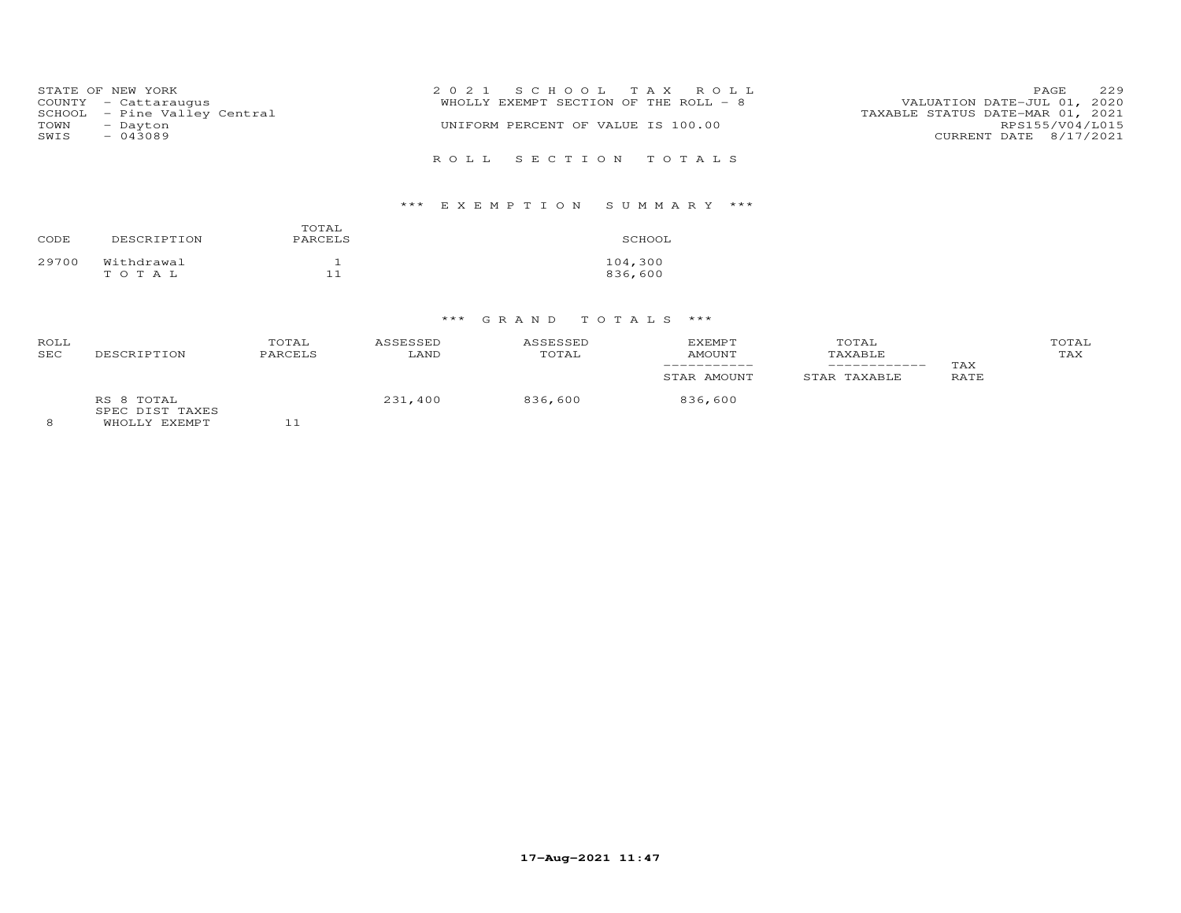STATE OF NEW YORK
COUNTY - Cattaraugus
SCHOOL - Pine Valley Central
TOWN - Dayton
SWIS - 043089

2 0 2 1 S C H O O L T A X R O L L
WHOLLY EXEMPT SECTION OF THE ROLL - 8
UNIFORM PERCENT OF VALUE IS 100.00

VALUATION DATE-JUL 01, 2020
TAXABLE STATUS DATE-MAR 01, 2021
RPS155/V04/L015
CURRENT DATE 8/17/2021

R O L L S E C T I O N T O T A L S

*** E X E M P T I O N S U M M A R Y ***

| CODE | DESCRIPTION | TOTAL PARCELS | SCHOOL |
|---|---|---|---|
| 29700 | Withdrawal | 1 | 104,300 |
| | T O T A L | 11 | 836,600 |

*** G R A N D T O T A L S ***

| ROLL SEC | DESCRIPTION | TOTAL PARCELS | ASSESSED LAND | ASSESSED TOTAL | EXEMPT AMOUNT<br>-----------<br>STAR AMOUNT | TOTAL TAXABLE<br>------------<br>STAR TAXABLE | TAX RATE | TOTAL TAX |
|---|---|---|---|---|---|---|---|---|
| | RS 8 TOTAL | | 231,400 | 836,600 | 836,600 | | | |
| | SPEC DIST TAXES | | | | | | | |
| 8 | WHOLLY EXEMPT | 11 | | | | | | |

17-Aug-2021 11:47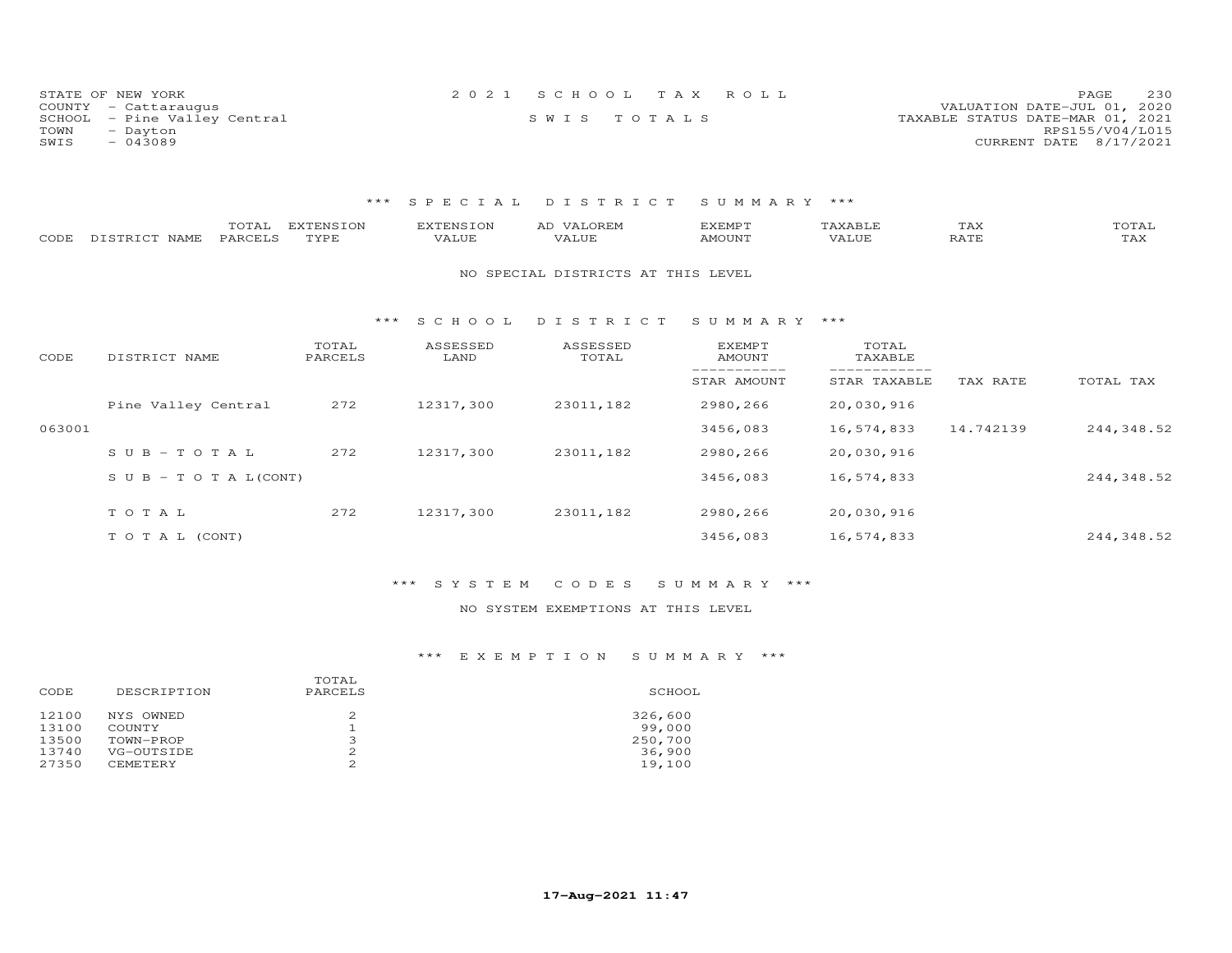STATE OF NEW YORK
COUNTY - Cattaraugus
SCHOOL - Pine Valley Central
TOWN - Dayton
SWIS - 043089

2021 SCHOOL TAX ROLL
SWIS TOTALS

VALUATION DATE-JUL 01, 2020
TAXABLE STATUS DATE-MAR 01, 2021
RPS155/V04/L015
CURRENT DATE 8/17/2021

## *** SPECIAL DISTRICT SUMMARY ***

| CODE | DISTRICT NAME | TOTAL PARCELS | EXTENSION TYPE | EXTENSION VALUE | AD VALOREM VALUE | EXEMPT AMOUNT | TAXABLE VALUE | TAX RATE | TOTAL TAX |
|---|---|---|---|---|---|---|---|---|---|

NO SPECIAL DISTRICTS AT THIS LEVEL

## *** SCHOOL DISTRICT SUMMARY ***

| CODE | DISTRICT NAME | TOTAL PARCELS | ASSESSED LAND | ASSESSED TOTAL | EXEMPT AMOUNT / STAR AMOUNT | TOTAL TAXABLE / STAR TAXABLE | TAX RATE | TOTAL TAX |
|---|---|---|---|---|---|---|---|---|
| | Pine Valley Central | 272 | 12317,300 | 23011,182 | 2980,266 | 20,030,916 | | |
| 063001 | | | | | 3456,083 | 16,574,833 | 14.742139 | 244,348.52 |
| | S U B - T O T A L | 272 | 12317,300 | 23011,182 | 2980,266 | 20,030,916 | | |
| | S U B - T O T A L(CONT) | | | | 3456,083 | 16,574,833 | | 244,348.52 |
| | T O T A L | 272 | 12317,300 | 23011,182 | 2980,266 | 20,030,916 | | |
| | T O T A L (CONT) | | | | 3456,083 | 16,574,833 | | 244,348.52 |

## *** SYSTEM CODES SUMMARY ***

NO SYSTEM EXEMPTIONS AT THIS LEVEL

## *** EXEMPTION SUMMARY ***

| CODE | DESCRIPTION | TOTAL PARCELS | SCHOOL |
|---|---|---|---|
| 12100 | NYS OWNED | 2 | 326,600 |
| 13100 | COUNTY | 1 | 99,000 |
| 13500 | TOWN-PROP | 3 | 250,700 |
| 13740 | VG-OUTSIDE | 2 | 36,900 |
| 27350 | CEMETERY | 2 | 19,100 |

17-Aug-2021 11:47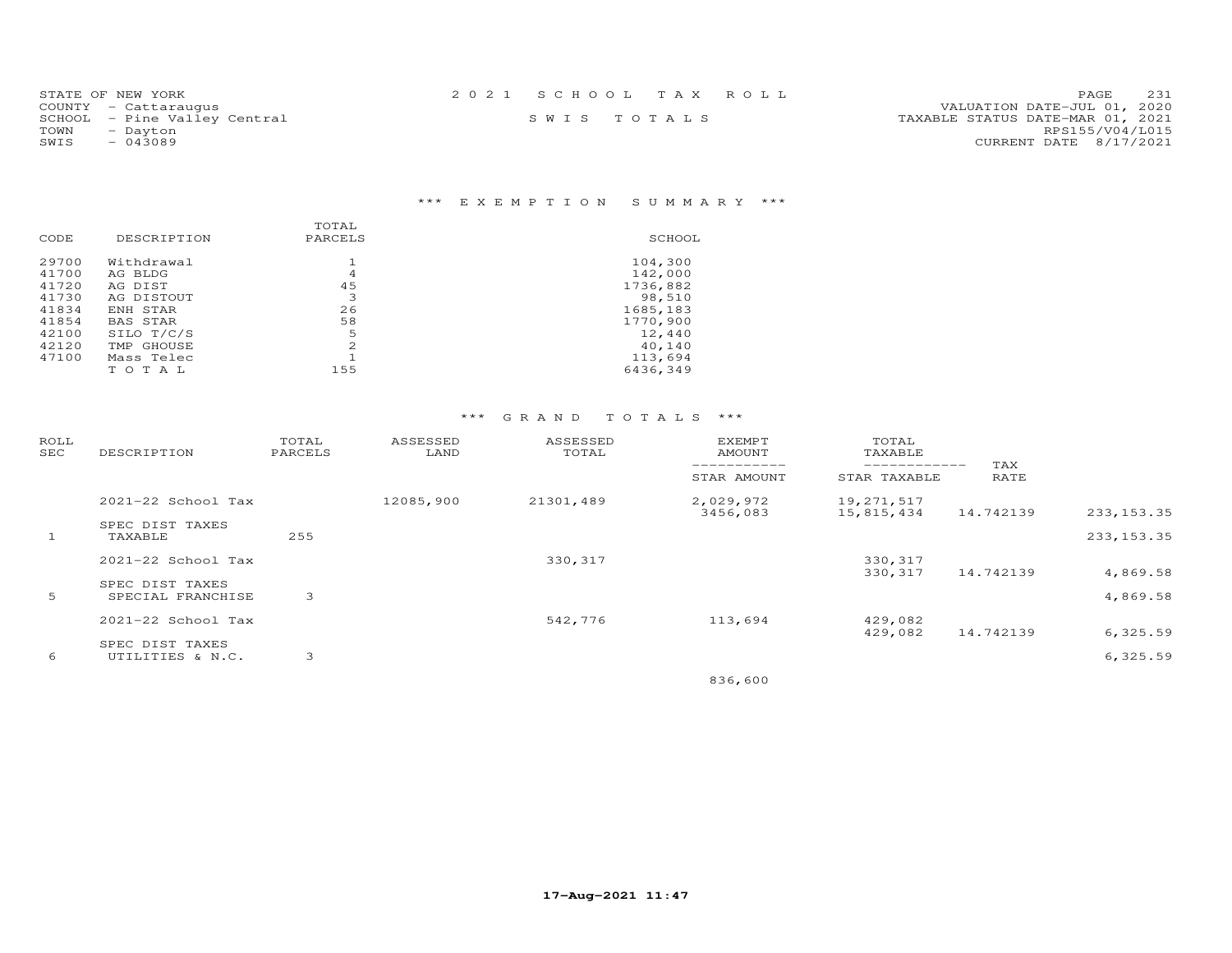STATE OF NEW YORK
COUNTY - Cattaraugus
SCHOOL - Pine Valley Central
TOWN - Dayton
SWIS - 043089

2 0 2 1 S C H O O L T A X R O L L

S W I S T O T A L S

VALUATION DATE-JUL 01, 2020
TAXABLE STATUS DATE-MAR 01, 2021
RPS155/V04/L015
CURRENT DATE 8/17/2021

## \*\*\* E X E M P T I O N S U M M A R Y \*\*\*

| CODE | DESCRIPTION | TOTAL PARCELS | SCHOOL |
|---|---|---|---|
| 29700 | Withdrawal | 1 | 104,300 |
| 41700 | AG BLDG | 4 | 142,000 |
| 41720 | AG DIST | 45 | 1736,882 |
| 41730 | AG DISTOUT | 3 | 98,510 |
| 41834 | ENH STAR | 26 | 1685,183 |
| 41854 | BAS STAR | 58 | 1770,900 |
| 42100 | SILO T/C/S | 5 | 12,440 |
| 42120 | TMP GHOUSE | 2 | 40,140 |
| 47100 | Mass Telec | 1 | 113,694 |
| | T O T A L | 155 | 6436,349 |

## \*\*\* G R A N D T O T A L S \*\*\*

| ROLL SEC | DESCRIPTION | TOTAL PARCELS | ASSESSED LAND | ASSESSED TOTAL | EXEMPT AMOUNT / STAR AMOUNT | TOTAL TAXABLE / STAR TAXABLE | TAX RATE | |
|---|---|---|---|---|---|---|---|---|
| | 2021-22 School Tax | | 12085,900 | 21301,489 | 2,029,972 | 19,271,517 | | |
| | | | | | 3456,083 | 15,815,434 | 14.742139 | 233,153.35 |
| | SPEC DIST TAXES | | | | | | | |
| 1 | TAXABLE | 255 | | | | | | 233,153.35 |
| | 2021-22 School Tax | | | 330,317 | | 330,317 | | |
| | | | | | | 330,317 | 14.742139 | 4,869.58 |
| | SPEC DIST TAXES | | | | | | | |
| 5 | SPECIAL FRANCHISE | 3 | | | | | | 4,869.58 |
| | 2021-22 School Tax | | | 542,776 | 113,694 | 429,082 | | |
| | | | | | | 429,082 | 14.742139 | 6,325.59 |
| | SPEC DIST TAXES | | | | | | | |
| 6 | UTILITIES & N.C. | 3 | | | | | | 6,325.59 |
| | | | | | 836,600 | | | |

17-Aug-2021 11:47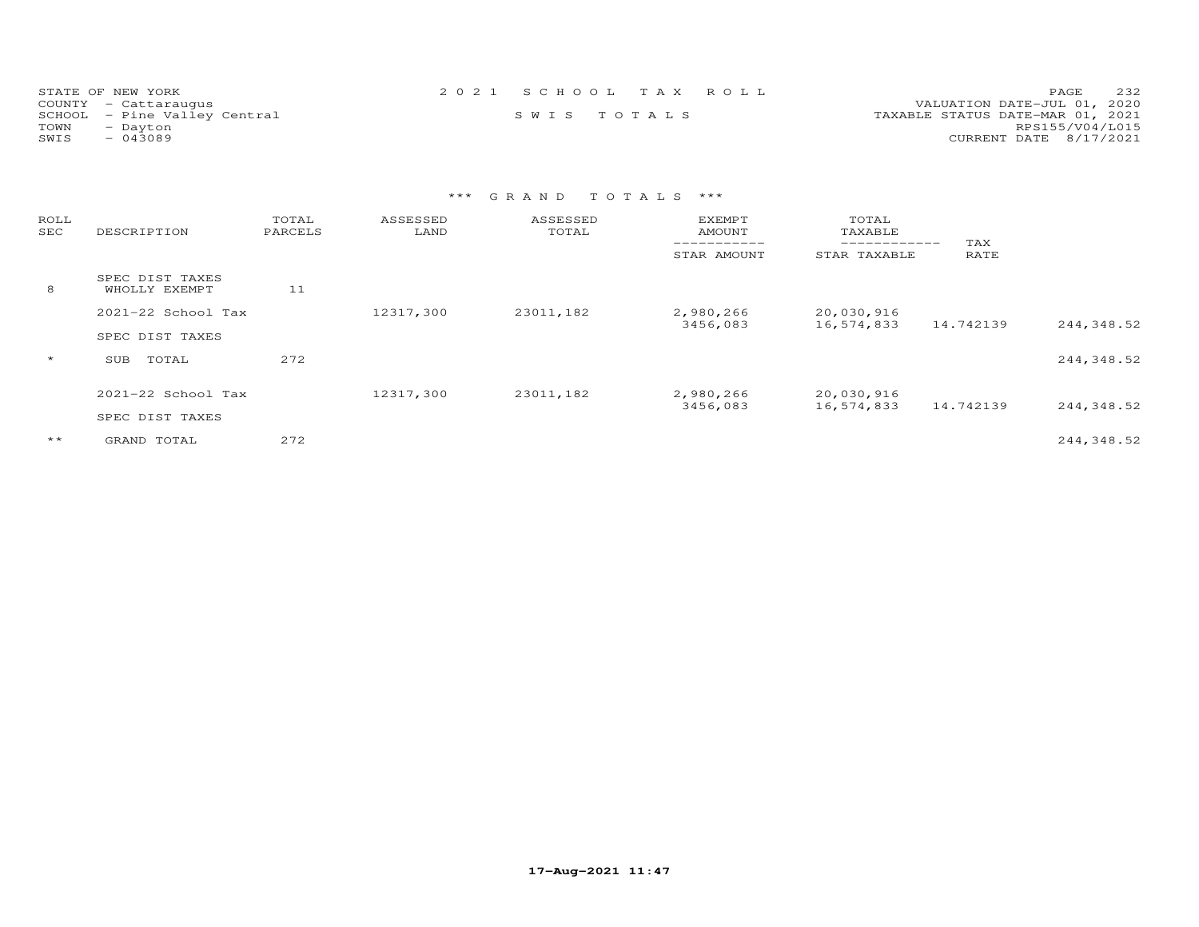STATE OF NEW YORK
COUNTY - Cattaraugus
SCHOOL - Pine Valley Central
TOWN - Dayton
SWIS - 043089

2 0 2 1 S C H O O L T A X R O L L

S W I S T O T A L S

VALUATION DATE-JUL 01, 2020
TAXABLE STATUS DATE-MAR 01, 2021
RPS155/V04/L015
CURRENT DATE 8/17/2021

### *** G R A N D T O T A L S ***

| ROLL SEC | DESCRIPTION | TOTAL PARCELS | ASSESSED LAND | ASSESSED TOTAL | EXEMPT AMOUNT / STAR AMOUNT | TOTAL TAXABLE / STAR TAXABLE | TAX RATE | |
|---|---|---|---|---|---|---|---|---|
| 8 | SPEC DIST TAXES WHOLLY EXEMPT | 11 | | | | | | |
| | 2021-22 School Tax | | 12317,300 | 23011,182 | 2,980,266 | 20,030,916 | | |
| | | | | | 3456,083 | 16,574,833 | 14.742139 | 244,348.52 |
| | SPEC DIST TAXES | | | | | | | |
| * | SUB TOTAL | 272 | | | | | | 244,348.52 |
| | 2021-22 School Tax | | 12317,300 | 23011,182 | 2,980,266 | 20,030,916 | | |
| | | | | | 3456,083 | 16,574,833 | 14.742139 | 244,348.52 |
| | SPEC DIST TAXES | | | | | | | |
| ** | GRAND TOTAL | 272 | | | | | | 244,348.52 |

17-Aug-2021 11:47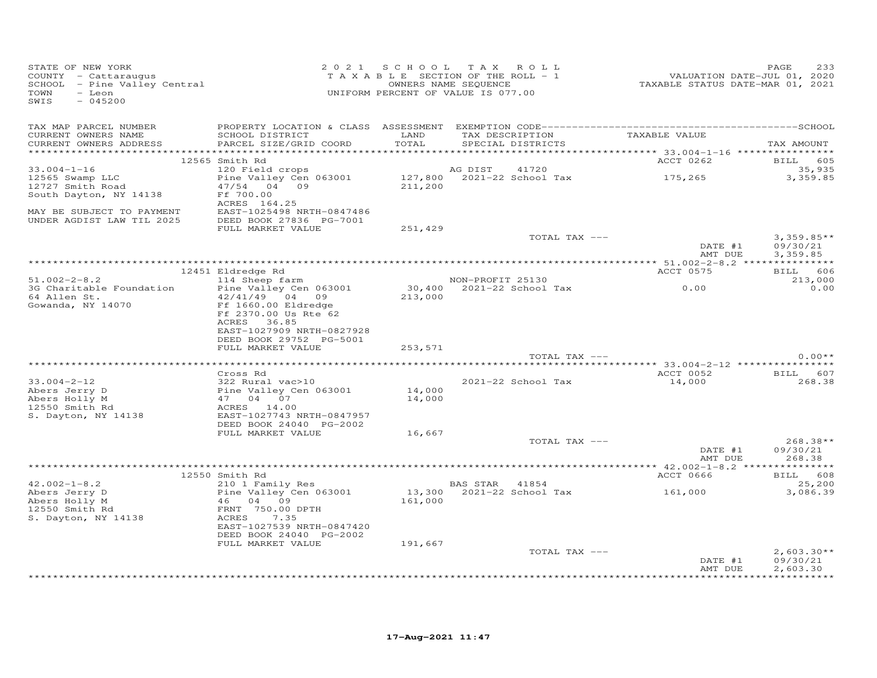STATE OF NEW YORK
COUNTY - Cattaraugus
SCHOOL - Pine Valley Central
TOWN - Leon
SWIS - 045200

2021 SCHOOL TAX ROLL
TAXABLE SECTION OF THE ROLL - 1
OWNERS NAME SEQUENCE
UNIFORM PERCENT OF VALUE IS 077.00

VALUATION DATE-JUL 01, 2020
TAXABLE STATUS DATE-MAR 01, 2021

| TAX MAP PARCEL NUMBER / CURRENT OWNERS NAME / CURRENT OWNERS ADDRESS | PROPERTY LOCATION & CLASS / SCHOOL DISTRICT / PARCEL SIZE/GRID COORD | ASSESSMENT LAND / TOTAL | EXEMPTION CODE / TAX DESCRIPTION / SPECIAL DISTRICTS | TAXABLE VALUE | TAX AMOUNT |
|---|---|---|---|---|---|
| | 12565 Smith Rd | | | ACCT 0262 | BILL 605 |
| 33.004-1-16 | 120 Field crops | | AG DIST 41720 | | 35,935 |
| 12565 Swamp LLC | Pine Valley Cen 063001 | 127,800 | 2021-22 School Tax | 175,265 | 3,359.85 |
| 12727 Smith Road | 47/54 04 09 | 211,200 | | | |
| South Dayton, NY 14138 | Ff 700.00 | | | | |
| | ACRES 164.25 | | | | |
| MAY BE SUBJECT TO PAYMENT | EAST-1025498 NRTH-0847486 | | | | |
| UNDER AGDIST LAW TIL 2025 | DEED BOOK 27836 PG-7001 | | | | |
| | FULL MARKET VALUE | 251,429 | | | |
| | | | TOTAL TAX --- | | 3,359.85** |
| | | | | DATE #1 | 09/30/21 |
| | | | | AMT DUE | 3,359.85 |
| | 12451 Eldredge Rd | | | ACCT 0575 | BILL 606 |
| 51.002-2-8.2 | 114 Sheep farm | | NON-PROFIT 25130 | | 213,000 |
| 3G Charitable Foundation | Pine Valley Cen 063001 | 30,400 | 2021-22 School Tax | 0.00 | 0.00 |
| 64 Allen St. | 42/41/49 04 09 | 213,000 | | | |
| Gowanda, NY 14070 | Ff 1660.00 Eldredge | | | | |
| | Ff 2370.00 Us Rte 62 | | | | |
| | ACRES 36.85 | | | | |
| | EAST-1027909 NRTH-0827928 | | | | |
| | DEED BOOK 29752 PG-5001 | | | | |
| | FULL MARKET VALUE | 253,571 | | | |
| | | | TOTAL TAX --- | | 0.00** |
| | Cross Rd | | | ACCT 0052 | BILL 607 |
| 33.004-2-12 | 322 Rural vac>10 | | 2021-22 School Tax | 14,000 | 268.38 |
| Abers Jerry D | Pine Valley Cen 063001 | 14,000 | | | |
| Abers Holly M | 47 04 07 | 14,000 | | | |
| 12550 Smith Rd | ACRES 14.00 | | | | |
| S. Dayton, NY 14138 | EAST-1027743 NRTH-0847957 | | | | |
| | DEED BOOK 24040 PG-2002 | | | | |
| | FULL MARKET VALUE | 16,667 | | | |
| | | | TOTAL TAX --- | | 268.38** |
| | | | | DATE #1 | 09/30/21 |
| | | | | AMT DUE | 268.38 |
| | 12550 Smith Rd | | | ACCT 0666 | BILL 608 |
| 42.002-1-8.2 | 210 1 Family Res | | BAS STAR 41854 | | 25,200 |
| Abers Jerry D | Pine Valley Cen 063001 | 13,300 | 2021-22 School Tax | 161,000 | 3,086.39 |
| Abers Holly M | 46 04 09 | 161,000 | | | |
| 12550 Smith Rd | FRNT 750.00 DPTH | | | | |
| S. Dayton, NY 14138 | ACRES 7.35 | | | | |
| | EAST-1027539 NRTH-0847420 | | | | |
| | DEED BOOK 24040 PG-2002 | | | | |
| | FULL MARKET VALUE | 191,667 | | | |
| | | | TOTAL TAX --- | | 2,603.30** |
| | | | | DATE #1 | 09/30/21 |
| | | | | AMT DUE | 2,603.30 |

17-Aug-2021 11:47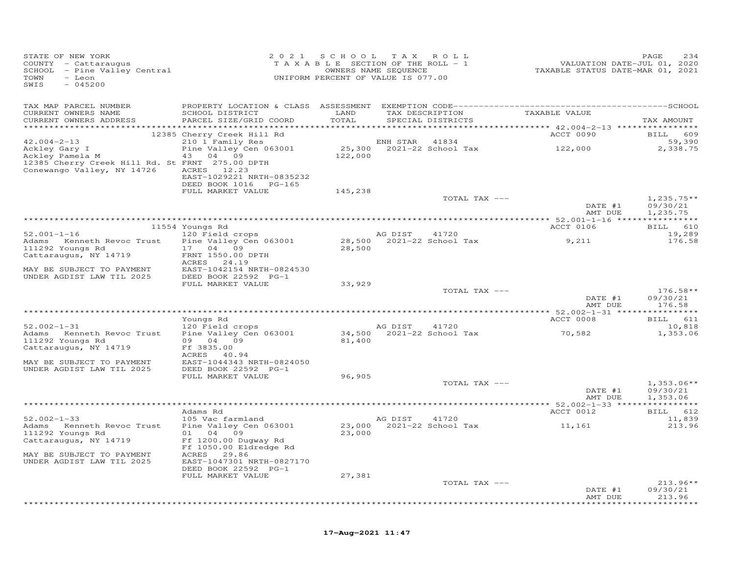STATE OF NEW YORK
COUNTY - Cattaraugus
SCHOOL - Pine Valley Central
TOWN - Leon
SWIS - 045200

2021 SCHOOL TAX ROLL
TAXABLE SECTION OF THE ROLL - 1
OWNERS NAME SEQUENCE
UNIFORM PERCENT OF VALUE IS 077.00

VALUATION DATE-JUL 01, 2020
TAXABLE STATUS DATE-MAR 01, 2021

| TAX MAP PARCEL NUMBER / CURRENT OWNERS NAME / CURRENT OWNERS ADDRESS | PROPERTY LOCATION & CLASS / SCHOOL DISTRICT / PARCEL SIZE/GRID COORD | ASSESSMENT LAND / TOTAL | EXEMPTION CODE / TAX DESCRIPTION / SPECIAL DISTRICTS | TAXABLE VALUE | TAX AMOUNT |
|---|---|---|---|---|---|
| | 12385 Cherry Creek Hill Rd | | | ACCT 0090 | BILL 609 |
| 42.004-2-13 | 210 1 Family Res | | ENH STAR 41834 | | 59,390 |
| Ackley Gary I | Pine Valley Cen 063001 | 25,300 | 2021-22 School Tax | 122,000 | 2,338.75 |
| Ackley Pamela M | 43 04 09 | 122,000 | | | |
| 12385 Cherry Creek Hill Rd. St | FRNT 275.00 DPTH | | | | |
| Conewango Valley, NY 14726 | ACRES 12.23 | | | | |
| | EAST-1029221 NRTH-0835232 | | | | |
| | DEED BOOK 1016 PG-165 | | | | |
| | FULL MARKET VALUE | 145,238 | | | |
| | | | TOTAL TAX --- | | 1,235.75** |
| | | | | DATE #1 | 09/30/21 |
| | | | | AMT DUE | 1,235.75 |
| | 11554 Youngs Rd | | | ACCT 0106 | BILL 610 |
| 52.001-1-16 | 120 Field crops | | AG DIST 41720 | | 19,289 |
| Adams Kenneth Revoc Trust | Pine Valley Cen 063001 | 28,500 | 2021-22 School Tax | 9,211 | 176.58 |
| 111292 Youngs Rd | 17 04 09 | 28,500 | | | |
| Cattaraugus, NY 14719 | FRNT 1550.00 DPTH | | | | |
| | ACRES 24.19 | | | | |
| MAY BE SUBJECT TO PAYMENT | EAST-1042154 NRTH-0824530 | | | | |
| UNDER AGDIST LAW TIL 2025 | DEED BOOK 22592 PG-1 | | | | |
| | FULL MARKET VALUE | 33,929 | | | |
| | | | TOTAL TAX --- | | 176.58** |
| | | | | DATE #1 | 09/30/21 |
| | | | | AMT DUE | 176.58 |
| | Youngs Rd | | | ACCT 0008 | BILL 611 |
| 52.002-1-31 | 120 Field crops | | AG DIST 41720 | | 10,818 |
| Adams Kenneth Revoc Trust | Pine Valley Cen 063001 | 34,500 | 2021-22 School Tax | 70,582 | 1,353.06 |
| 111292 Youngs Rd | 09 04 09 | 81,400 | | | |
| Cattaraugus, NY 14719 | Ff 3835.00 | | | | |
| | ACRES 40.94 | | | | |
| MAY BE SUBJECT TO PAYMENT | EAST-1044343 NRTH-0824050 | | | | |
| UNDER AGDIST LAW TIL 2025 | DEED BOOK 22592 PG-1 | | | | |
| | FULL MARKET VALUE | 96,905 | | | |
| | | | TOTAL TAX --- | | 1,353.06** |
| | | | | DATE #1 | 09/30/21 |
| | | | | AMT DUE | 1,353.06 |
| | Adams Rd | | | ACCT 0012 | BILL 612 |
| 52.002-1-33 | 105 Vac farmland | | AG DIST 41720 | | 11,839 |
| Adams Kenneth Revoc Trust | Pine Valley Cen 063001 | 23,000 | 2021-22 School Tax | 11,161 | 213.96 |
| 111292 Youngs Rd | 01 04 09 | 23,000 | | | |
| Cattaraugus, NY 14719 | Ff 1200.00 Dugway Rd | | | | |
| | Ff 1050.00 Eldredge Rd | | | | |
| MAY BE SUBJECT TO PAYMENT | ACRES 29.86 | | | | |
| UNDER AGDIST LAW TIL 2025 | EAST-1047301 NRTH-0827170 | | | | |
| | DEED BOOK 22592 PG-1 | | | | |
| | FULL MARKET VALUE | 27,381 | | | |
| | | | TOTAL TAX --- | | 213.96** |
| | | | | DATE #1 | 09/30/21 |
| | | | | AMT DUE | 213.96 |

17-Aug-2021 11:47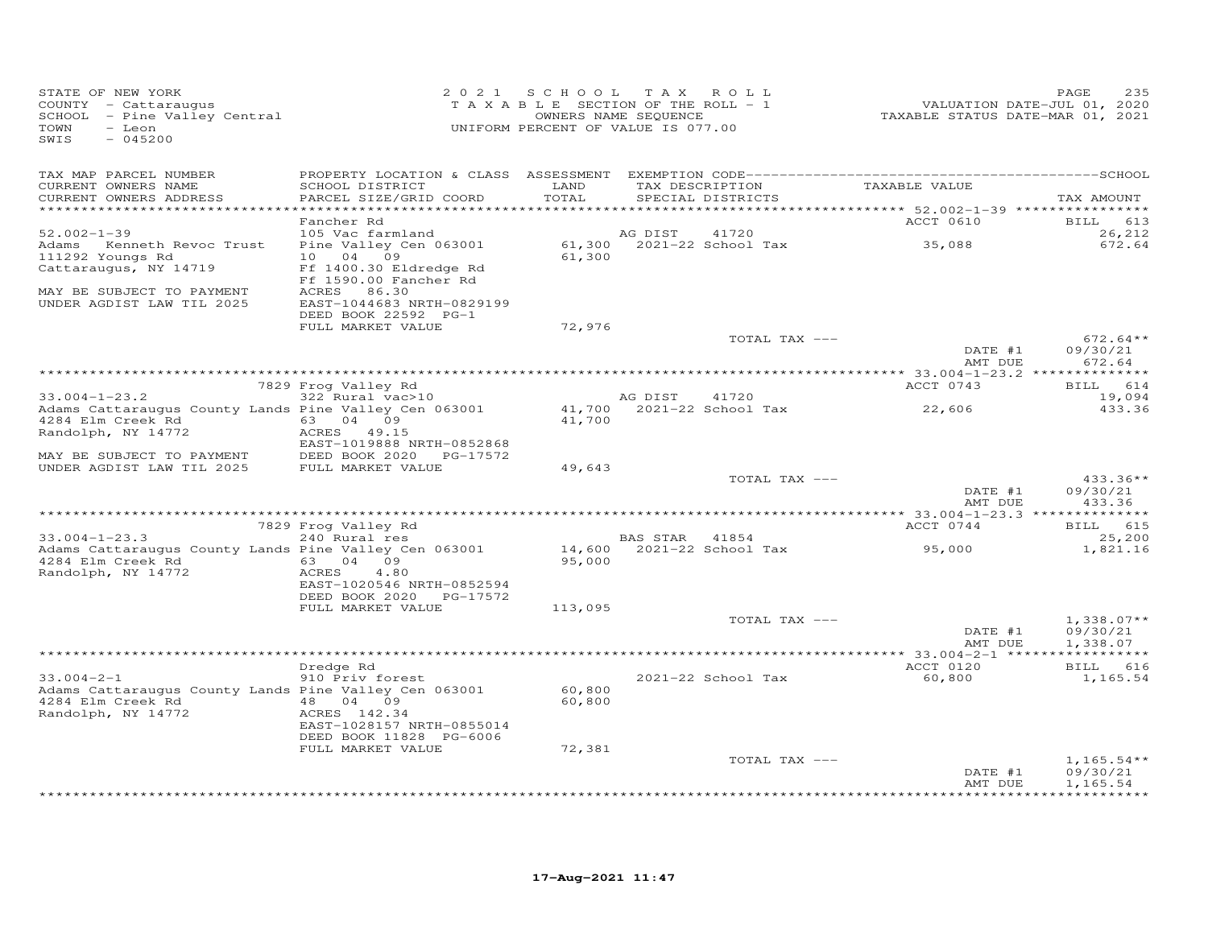STATE OF NEW YORK
COUNTY - Cattaraugus
SCHOOL - Pine Valley Central
TOWN - Leon
SWIS - 045200

2021 SCHOOL TAX ROLL
TAXABLE SECTION OF THE ROLL - 1
OWNERS NAME SEQUENCE
UNIFORM PERCENT OF VALUE IS 077.00

VALUATION DATE-JUL 01, 2020
TAXABLE STATUS DATE-MAR 01, 2021

| TAX MAP PARCEL NUMBER / CURRENT OWNERS NAME / CURRENT OWNERS ADDRESS | PROPERTY LOCATION & CLASS / SCHOOL DISTRICT / PARCEL SIZE/GRID COORD | ASSESSMENT LAND / TOTAL | EXEMPTION CODE / TAX DESCRIPTION / SPECIAL DISTRICTS | TAXABLE VALUE | TAX AMOUNT |
|---|---|---|---|---|---|
| 52.002-1-39 | Fancher Rd | | | ACCT 0610 | BILL 613 |
| 52.002-1-39 | 105 Vac farmland | | AG DIST 41720 | | 26,212 |
| Adams Kenneth Revoc Trust | Pine Valley Cen 063001 | 61,300 | 2021-22 School Tax | 35,088 | 672.64 |
| 111292 Youngs Rd | 10 04 09 | 61,300 | | | |
| Cattaraugus, NY 14719 | Ff 1400.30 Eldredge Rd | | | | |
| | Ff 1590.00 Fancher Rd | | | | |
| MAY BE SUBJECT TO PAYMENT | ACRES 86.30 | | | | |
| UNDER AGDIST LAW TIL 2025 | EAST-1044683 NRTH-0829199 | | | | |
| | DEED BOOK 22592 PG-1 | | | | |
| | FULL MARKET VALUE | 72,976 | | | |
| | | | TOTAL TAX --- | | 672.64** |
| | | | | DATE #1 | 09/30/21 |
| | | | | AMT DUE | 672.64 |
| 33.004-1-23.2 | 7829 Frog Valley Rd | | | ACCT 0743 | BILL 614 |
| 33.004-1-23.2 | 322 Rural vac>10 | | AG DIST 41720 | | 19,094 |
| Adams Cattaraugus County Lands | Pine Valley Cen 063001 | 41,700 | 2021-22 School Tax | 22,606 | 433.36 |
| 4284 Elm Creek Rd | 63 04 09 | 41,700 | | | |
| Randolph, NY 14772 | ACRES 49.15 | | | | |
| | EAST-1019888 NRTH-0852868 | | | | |
| MAY BE SUBJECT TO PAYMENT | DEED BOOK 2020 PG-17572 | | | | |
| UNDER AGDIST LAW TIL 2025 | FULL MARKET VALUE | 49,643 | | | |
| | | | TOTAL TAX --- | | 433.36** |
| | | | | DATE #1 | 09/30/21 |
| | | | | AMT DUE | 433.36 |
| 33.004-1-23.3 | 7829 Frog Valley Rd | | | ACCT 0744 | BILL 615 |
| 33.004-1-23.3 | 240 Rural res | | BAS STAR 41854 | | 25,200 |
| Adams Cattaraugus County Lands | Pine Valley Cen 063001 | 14,600 | 2021-22 School Tax | 95,000 | 1,821.16 |
| 4284 Elm Creek Rd | 63 04 09 | 95,000 | | | |
| Randolph, NY 14772 | ACRES 4.80 | | | | |
| | EAST-1020546 NRTH-0852594 | | | | |
| | DEED BOOK 2020 PG-17572 | | | | |
| | FULL MARKET VALUE | 113,095 | | | |
| | | | TOTAL TAX --- | | 1,338.07** |
| | | | | DATE #1 | 09/30/21 |
| | | | | AMT DUE | 1,338.07 |
| 33.004-2-1 | Dredge Rd | | | ACCT 0120 | BILL 616 |
| 33.004-2-1 | 910 Priv forest | | 2021-22 School Tax | 60,800 | 1,165.54 |
| Adams Cattaraugus County Lands | Pine Valley Cen 063001 | 60,800 | | | |
| 4284 Elm Creek Rd | 48 04 09 | 60,800 | | | |
| Randolph, NY 14772 | ACRES 142.34 | | | | |
| | EAST-1028157 NRTH-0855014 | | | | |
| | DEED BOOK 11828 PG-6006 | | | | |
| | FULL MARKET VALUE | 72,381 | | | |
| | | | TOTAL TAX --- | | 1,165.54** |
| | | | | DATE #1 | 09/30/21 |
| | | | | AMT DUE | 1,165.54 |

17-Aug-2021 11:47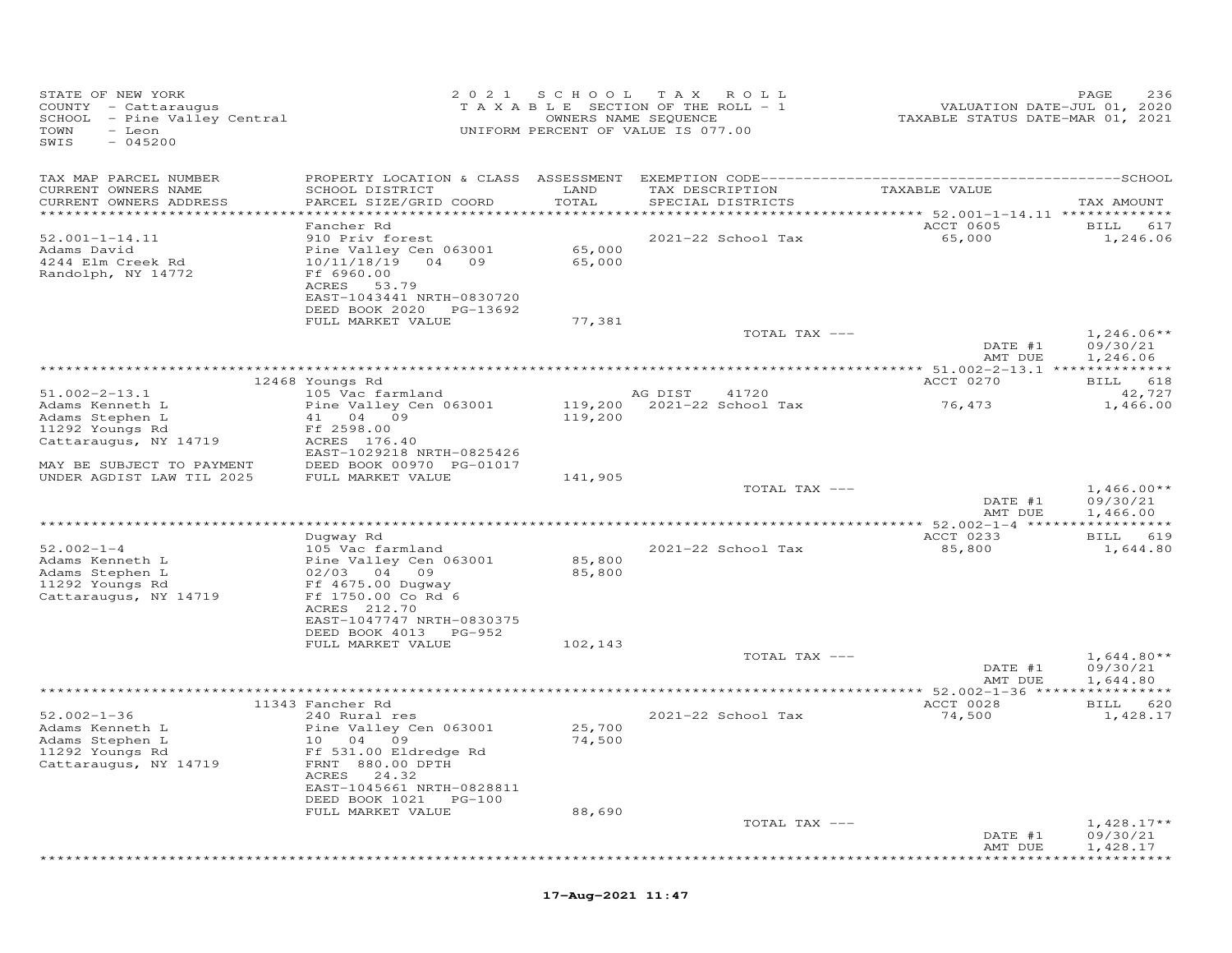STATE OF NEW YORK
COUNTY - Cattaraugus
SCHOOL - Pine Valley Central
TOWN - Leon
SWIS - 045200

2021 SCHOOL TAX ROLL
TAXABLE SECTION OF THE ROLL - 1
OWNERS NAME SEQUENCE
UNIFORM PERCENT OF VALUE IS 077.00

VALUATION DATE-JUL 01, 2020
TAXABLE STATUS DATE-MAR 01, 2021

| TAX MAP PARCEL NUMBER / CURRENT OWNERS NAME / CURRENT OWNERS ADDRESS | PROPERTY LOCATION & CLASS / SCHOOL DISTRICT / PARCEL SIZE/GRID COORD | ASSESSMENT LAND / TOTAL | EXEMPTION CODE / TAX DESCRIPTION / SPECIAL DISTRICTS | TAXABLE VALUE | TAX AMOUNT |
|---|---|---|---|---|---|
| **52.001-1-14.11** | Fancher Rd | | | ACCT 0605 | BILL 617 |
| 52.001-1-14.11 | 910 Priv forest | | 2021-22 School Tax | 65,000 | 1,246.06 |
| Adams David | Pine Valley Cen 063001 | 65,000 | | | |
| 4244 Elm Creek Rd | 10/11/18/19 04 09 | 65,000 | | | |
| Randolph, NY 14772 | Ff 6960.00 | | | | |
| | ACRES 53.79 | | | | |
| | EAST-1043441 NRTH-0830720 | | | | |
| | DEED BOOK 2020 PG-13692 | | | | |
| | FULL MARKET VALUE | 77,381 | | | |
| | | | TOTAL TAX --- | | 1,246.06** |
| | | | | DATE #1 | 09/30/21 |
| | | | | AMT DUE | 1,246.06 |
| **51.002-2-13.1** | 12468 Youngs Rd | | | ACCT 0270 | BILL 618 |
| 51.002-2-13.1 | 105 Vac farmland | | AG DIST 41720 | | 42,727 |
| Adams Kenneth L | Pine Valley Cen 063001 | 119,200 | 2021-22 School Tax | 76,473 | 1,466.00 |
| Adams Stephen L | 41 04 09 | 119,200 | | | |
| 11292 Youngs Rd | Ff 2598.00 | | | | |
| Cattaraugus, NY 14719 | ACRES 176.40 | | | | |
| | EAST-1029218 NRTH-0825426 | | | | |
| MAY BE SUBJECT TO PAYMENT | DEED BOOK 00970 PG-01017 | | | | |
| UNDER AGDIST LAW TIL 2025 | FULL MARKET VALUE | 141,905 | | | |
| | | | TOTAL TAX --- | | 1,466.00** |
| | | | | DATE #1 | 09/30/21 |
| | | | | AMT DUE | 1,466.00 |
| **52.002-1-4** | Dugway Rd | | | ACCT 0233 | BILL 619 |
| 52.002-1-4 | 105 Vac farmland | | 2021-22 School Tax | 85,800 | 1,644.80 |
| Adams Kenneth L | Pine Valley Cen 063001 | 85,800 | | | |
| Adams Stephen L | 02/03 04 09 | 85,800 | | | |
| 11292 Youngs Rd | Ff 4675.00 Dugway | | | | |
| Cattaraugus, NY 14719 | Ff 1750.00 Co Rd 6 | | | | |
| | ACRES 212.70 | | | | |
| | EAST-1047747 NRTH-0830375 | | | | |
| | DEED BOOK 4013 PG-952 | | | | |
| | FULL MARKET VALUE | 102,143 | | | |
| | | | TOTAL TAX --- | | 1,644.80** |
| | | | | DATE #1 | 09/30/21 |
| | | | | AMT DUE | 1,644.80 |
| **52.002-1-36** | 11343 Fancher Rd | | | ACCT 0028 | BILL 620 |
| 52.002-1-36 | 240 Rural res | | 2021-22 School Tax | 74,500 | 1,428.17 |
| Adams Kenneth L | Pine Valley Cen 063001 | 25,700 | | | |
| Adams Stephen L | 10 04 09 | 74,500 | | | |
| 11292 Youngs Rd | Ff 531.00 Eldredge Rd | | | | |
| Cattaraugus, NY 14719 | FRNT 880.00 DPTH | | | | |
| | ACRES 24.32 | | | | |
| | EAST-1045661 NRTH-0828811 | | | | |
| | DEED BOOK 1021 PG-100 | | | | |
| | FULL MARKET VALUE | 88,690 | | | |
| | | | TOTAL TAX --- | | 1,428.17** |
| | | | | DATE #1 | 09/30/21 |
| | | | | AMT DUE | 1,428.17 |

17-Aug-2021 11:47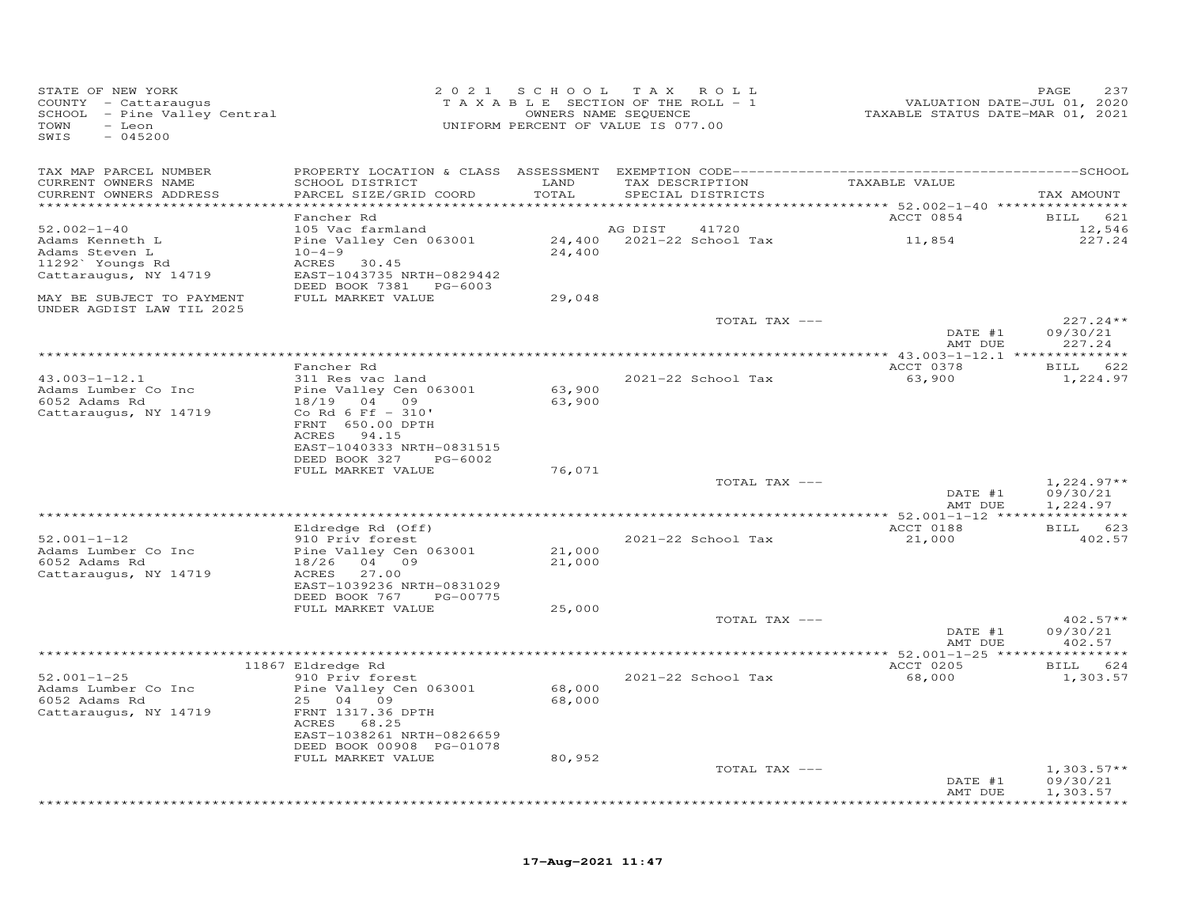STATE OF NEW YORK
COUNTY - Cattaraugus
SCHOOL - Pine Valley Central
TOWN - Leon
SWIS - 045200

2021 SCHOOL TAX ROLL
TAXABLE SECTION OF THE ROLL - 1
OWNERS NAME SEQUENCE
UNIFORM PERCENT OF VALUE IS 077.00

VALUATION DATE-JUL 01, 2020
TAXABLE STATUS DATE-MAR 01, 2021

| TAX MAP PARCEL NUMBER / CURRENT OWNERS NAME / CURRENT OWNERS ADDRESS | PROPERTY LOCATION & CLASS / SCHOOL DISTRICT / PARCEL SIZE/GRID COORD | ASSESSMENT LAND / TOTAL | EXEMPTION CODE / TAX DESCRIPTION / SPECIAL DISTRICTS | TAXABLE VALUE | TAX AMOUNT |
|---|---|---|---|---|---|
| 52.002-1-40 | Fancher Rd | | | ACCT 0854 | BILL 621 |
| | 105 Vac farmland | | AG DIST 41720 | | 12,546 |
| Adams Kenneth L | Pine Valley Cen 063001 | 24,400 | 2021-22 School Tax | 11,854 | 227.24 |
| Adams Steven L | 10-4-9 | 24,400 | | | |
| 11292` Youngs Rd | ACRES 30.45 | | | | |
| Cattaraugus, NY 14719 | EAST-1043735 NRTH-0829442 | | | | |
| | DEED BOOK 7381 PG-6003 | | | | |
| MAY BE SUBJECT TO PAYMENT UNDER AGDIST LAW TIL 2025 | FULL MARKET VALUE | 29,048 | | | |
| | | | TOTAL TAX --- | | 227.24** |
| | | | | DATE #1 | 09/30/21 |
| | | | | AMT DUE | 227.24 |
| 43.003-1-12.1 | Fancher Rd | | | ACCT 0378 | BILL 622 |
| | 311 Res vac land | | 2021-22 School Tax | 63,900 | 1,224.97 |
| Adams Lumber Co Inc | Pine Valley Cen 063001 | 63,900 | | | |
| 6052 Adams Rd | 18/19 04 09 | 63,900 | | | |
| Cattaraugus, NY 14719 | Co Rd 6 Ff - 310' | | | | |
| | FRNT 650.00 DPTH | | | | |
| | ACRES 94.15 | | | | |
| | EAST-1040333 NRTH-0831515 | | | | |
| | DEED BOOK 327 PG-6002 | | | | |
| | FULL MARKET VALUE | 76,071 | | | |
| | | | TOTAL TAX --- | | 1,224.97** |
| | | | | DATE #1 | 09/30/21 |
| | | | | AMT DUE | 1,224.97 |
| 52.001-1-12 | Eldredge Rd (Off) | | | ACCT 0188 | BILL 623 |
| | 910 Priv forest | | 2021-22 School Tax | 21,000 | 402.57 |
| Adams Lumber Co Inc | Pine Valley Cen 063001 | 21,000 | | | |
| 6052 Adams Rd | 18/26 04 09 | 21,000 | | | |
| Cattaraugus, NY 14719 | ACRES 27.00 | | | | |
| | EAST-1039236 NRTH-0831029 | | | | |
| | DEED BOOK 767 PG-00775 | | | | |
| | FULL MARKET VALUE | 25,000 | | | |
| | | | TOTAL TAX --- | | 402.57** |
| | | | | DATE #1 | 09/30/21 |
| | | | | AMT DUE | 402.57 |
| 52.001-1-25 | 11867 Eldredge Rd | | | ACCT 0205 | BILL 624 |
| | 910 Priv forest | | 2021-22 School Tax | 68,000 | 1,303.57 |
| Adams Lumber Co Inc | Pine Valley Cen 063001 | 68,000 | | | |
| 6052 Adams Rd | 25 04 09 | 68,000 | | | |
| Cattaraugus, NY 14719 | FRNT 1317.36 DPTH | | | | |
| | ACRES 68.25 | | | | |
| | EAST-1038261 NRTH-0826659 | | | | |
| | DEED BOOK 00908 PG-01078 | | | | |
| | FULL MARKET VALUE | 80,952 | | | |
| | | | TOTAL TAX --- | | 1,303.57** |
| | | | | DATE #1 | 09/30/21 |
| | | | | AMT DUE | 1,303.57 |

17-Aug-2021 11:47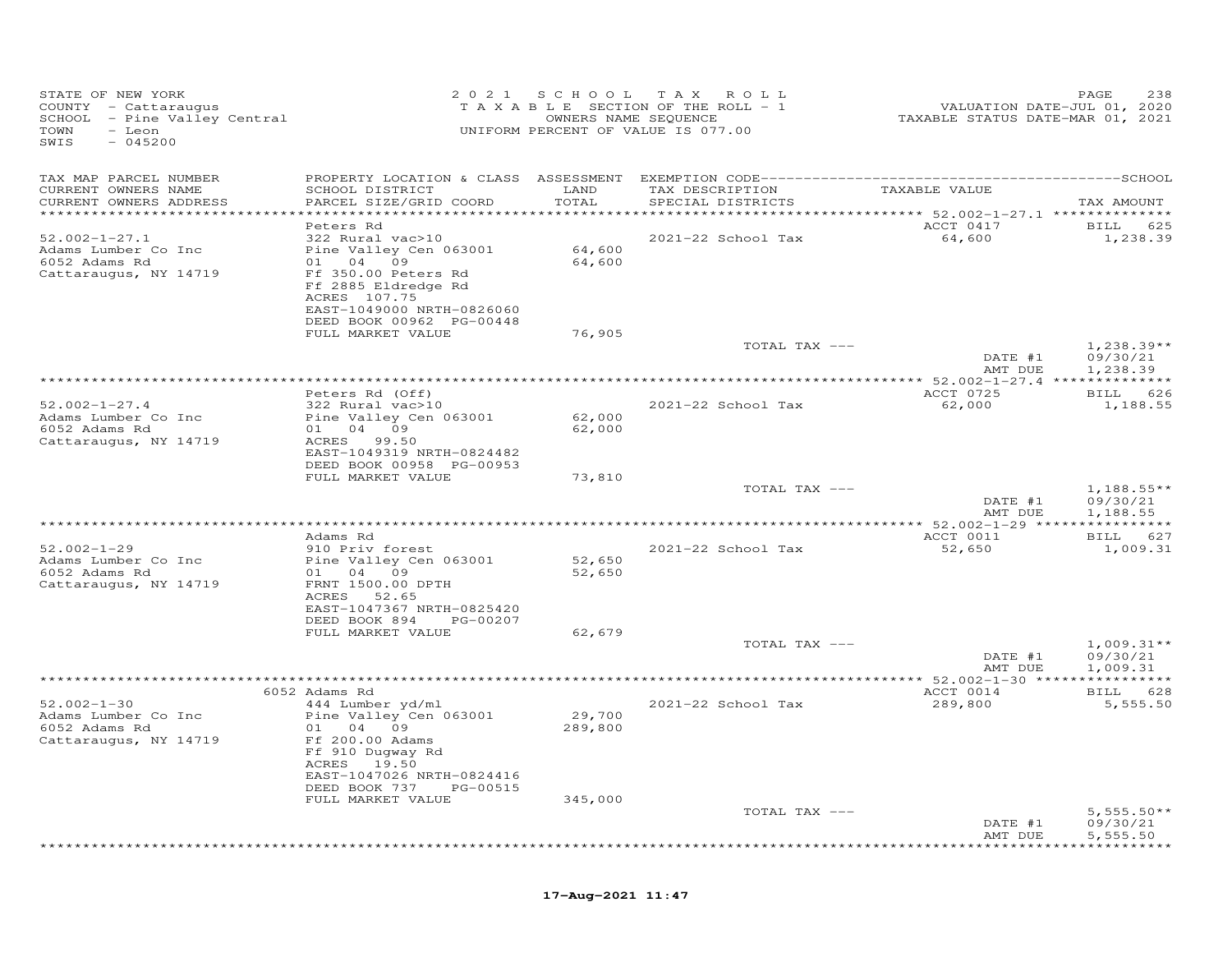STATE OF NEW YORK
COUNTY - Cattaraugus
SCHOOL - Pine Valley Central
TOWN - Leon
SWIS - 045200

2021 SCHOOL TAX ROLL
TAXABLE SECTION OF THE ROLL - 1
OWNERS NAME SEQUENCE
UNIFORM PERCENT OF VALUE IS 077.00

VALUATION DATE-JUL 01, 2020
TAXABLE STATUS DATE-MAR 01, 2021

| TAX MAP PARCEL NUMBER / CURRENT OWNERS NAME / CURRENT OWNERS ADDRESS | PROPERTY LOCATION & CLASS / SCHOOL DISTRICT / PARCEL SIZE/GRID COORD | ASSESSMENT LAND / TOTAL | EXEMPTION CODE / TAX DESCRIPTION / SPECIAL DISTRICTS | TAXABLE VALUE | TAX AMOUNT |
|---|---|---|---|---|---|
| 52.002-1-27.1 | Peters Rd | | | ACCT 0417 | BILL 625 |
| Adams Lumber Co Inc | 322 Rural vac>10 | | 2021-22 School Tax | 64,600 | 1,238.39 |
| 6052 Adams Rd | Pine Valley Cen 063001 | 64,600 | | | |
| Cattaraugus, NY 14719 | 01 04 09 | 64,600 | | | |
| | Ff 350.00 Peters Rd | | | | |
| | Ff 2885 Eldredge Rd | | | | |
| | ACRES 107.75 | | | | |
| | EAST-1049000 NRTH-0826060 | | | | |
| | DEED BOOK 00962 PG-00448 | | | | |
| | FULL MARKET VALUE | 76,905 | | | |
| | | | TOTAL TAX --- | | 1,238.39** |
| | | | | DATE #1 | 09/30/21 |
| | | | | AMT DUE | 1,238.39 |
| 52.002-1-27.4 | Peters Rd (Off) | | | ACCT 0725 | BILL 626 |
| Adams Lumber Co Inc | 322 Rural vac>10 | | 2021-22 School Tax | 62,000 | 1,188.55 |
| 6052 Adams Rd | Pine Valley Cen 063001 | 62,000 | | | |
| Cattaraugus, NY 14719 | 01 04 09 | 62,000 | | | |
| | ACRES 99.50 | | | | |
| | EAST-1049319 NRTH-0824482 | | | | |
| | DEED BOOK 00958 PG-00953 | | | | |
| | FULL MARKET VALUE | 73,810 | | | |
| | | | TOTAL TAX --- | | 1,188.55** |
| | | | | DATE #1 | 09/30/21 |
| | | | | AMT DUE | 1,188.55 |
| 52.002-1-29 | Adams Rd | | | ACCT 0011 | BILL 627 |
| Adams Lumber Co Inc | 910 Priv forest | | 2021-22 School Tax | 52,650 | 1,009.31 |
| 6052 Adams Rd | Pine Valley Cen 063001 | 52,650 | | | |
| Cattaraugus, NY 14719 | 01 04 09 | 52,650 | | | |
| | FRNT 1500.00 DPTH | | | | |
| | ACRES 52.65 | | | | |
| | EAST-1047367 NRTH-0825420 | | | | |
| | DEED BOOK 894 PG-00207 | | | | |
| | FULL MARKET VALUE | 62,679 | | | |
| | | | TOTAL TAX --- | | 1,009.31** |
| | | | | DATE #1 | 09/30/21 |
| | | | | AMT DUE | 1,009.31 |
| 52.002-1-30 | 6052 Adams Rd | | | ACCT 0014 | BILL 628 |
| Adams Lumber Co Inc | 444 Lumber yd/ml | | 2021-22 School Tax | 289,800 | 5,555.50 |
| 6052 Adams Rd | Pine Valley Cen 063001 | 29,700 | | | |
| Cattaraugus, NY 14719 | 01 04 09 | 289,800 | | | |
| | Ff 200.00 Adams | | | | |
| | Ff 910 Dugway Rd | | | | |
| | ACRES 19.50 | | | | |
| | EAST-1047026 NRTH-0824416 | | | | |
| | DEED BOOK 737 PG-00515 | | | | |
| | FULL MARKET VALUE | 345,000 | | | |
| | | | TOTAL TAX --- | | 5,555.50** |
| | | | | DATE #1 | 09/30/21 |
| | | | | AMT DUE | 5,555.50 |

17-Aug-2021 11:47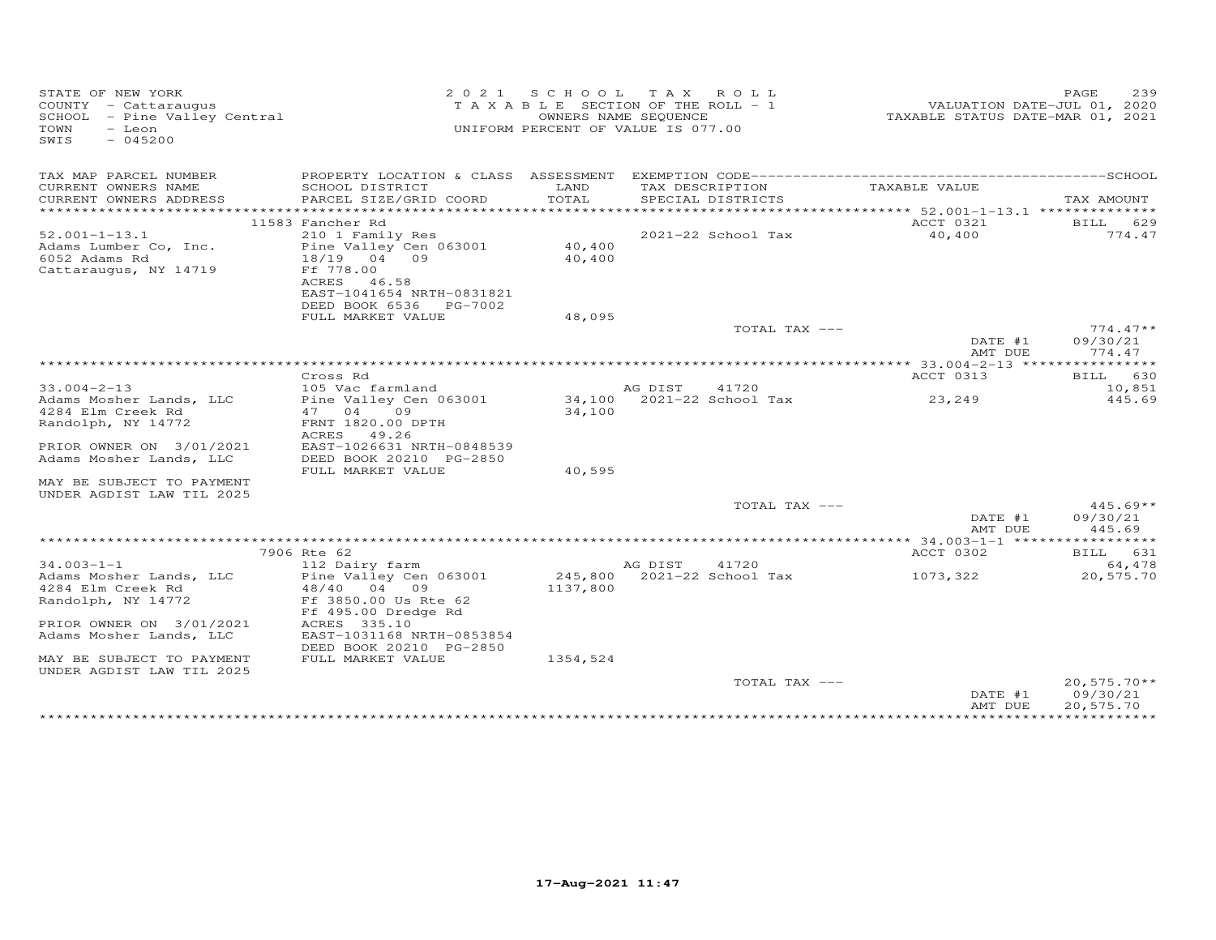STATE OF NEW YORK
COUNTY - Cattaraugus
SCHOOL - Pine Valley Central
TOWN - Leon
SWIS - 045200

2021 SCHOOL TAX ROLL
TAXABLE SECTION OF THE ROLL - 1
OWNERS NAME SEQUENCE
UNIFORM PERCENT OF VALUE IS 077.00

VALUATION DATE-JUL 01, 2020
TAXABLE STATUS DATE-MAR 01, 2021

| TAX MAP PARCEL NUMBER / CURRENT OWNERS NAME / CURRENT OWNERS ADDRESS | PROPERTY LOCATION & CLASS / SCHOOL DISTRICT / PARCEL SIZE/GRID COORD | ASSESSMENT LAND / TOTAL | EXEMPTION CODE / TAX DESCRIPTION / SPECIAL DISTRICTS | TAXABLE VALUE | TAX AMOUNT |
|---|---|---|---|---|---|
| **52.001-1-13.1** | 11583 Fancher Rd | | | ACCT 0321 | BILL 629 |
| | 210 1 Family Res | | 2021-22 School Tax | 40,400 | 774.47 |
| Adams Lumber Co, Inc. | Pine Valley Cen 063001 | 40,400 | | | |
| 6052 Adams Rd | 18/19 04 09 | 40,400 | | | |
| Cattaraugus, NY 14719 | Ff 778.00 | | | | |
| | ACRES 46.58 | | | | |
| | EAST-1041654 NRTH-0831821 | | | | |
| | DEED BOOK 6536 PG-7002 | | | | |
| | FULL MARKET VALUE | 48,095 | | | |
| | | | TOTAL TAX --- | | 774.47** |
| | | | | DATE #1 | 09/30/21 |
| | | | | AMT DUE | 774.47 |
| **33.004-2-13** | Cross Rd | | | ACCT 0313 | BILL 630 |
| | 105 Vac farmland | | AG DIST 41720 | | 10,851 |
| Adams Mosher Lands, LLC | Pine Valley Cen 063001 | 34,100 | 2021-22 School Tax | 23,249 | 445.69 |
| 4284 Elm Creek Rd | 47 04 09 | 34,100 | | | |
| Randolph, NY 14772 | FRNT 1820.00 DPTH | | | | |
| | ACRES 49.26 | | | | |
| PRIOR OWNER ON 3/01/2021 | EAST-1026631 NRTH-0848539 | | | | |
| Adams Mosher Lands, LLC | DEED BOOK 20210 PG-2850 | | | | |
| | FULL MARKET VALUE | 40,595 | | | |
| MAY BE SUBJECT TO PAYMENT UNDER AGDIST LAW TIL 2025 | | | | | |
| | | | TOTAL TAX --- | | 445.69** |
| | | | | DATE #1 | 09/30/21 |
| | | | | AMT DUE | 445.69 |
| **34.003-1-1** | 7906 Rte 62 | | | ACCT 0302 | BILL 631 |
| | 112 Dairy farm | | AG DIST 41720 | | 64,478 |
| Adams Mosher Lands, LLC | Pine Valley Cen 063001 | 245,800 | 2021-22 School Tax | 1073,322 | 20,575.70 |
| 4284 Elm Creek Rd | 48/40 04 09 | 1137,800 | | | |
| Randolph, NY 14772 | Ff 3850.00 Us Rte 62 | | | | |
| | Ff 495.00 Dredge Rd | | | | |
| PRIOR OWNER ON 3/01/2021 | ACRES 335.10 | | | | |
| Adams Mosher Lands, LLC | EAST-1031168 NRTH-0853854 | | | | |
| | DEED BOOK 20210 PG-2850 | | | | |
| MAY BE SUBJECT TO PAYMENT UNDER AGDIST LAW TIL 2025 | FULL MARKET VALUE | 1354,524 | | | |
| | | | TOTAL TAX --- | | 20,575.70** |
| | | | | DATE #1 | 09/30/21 |
| | | | | AMT DUE | 20,575.70 |

17-Aug-2021 11:47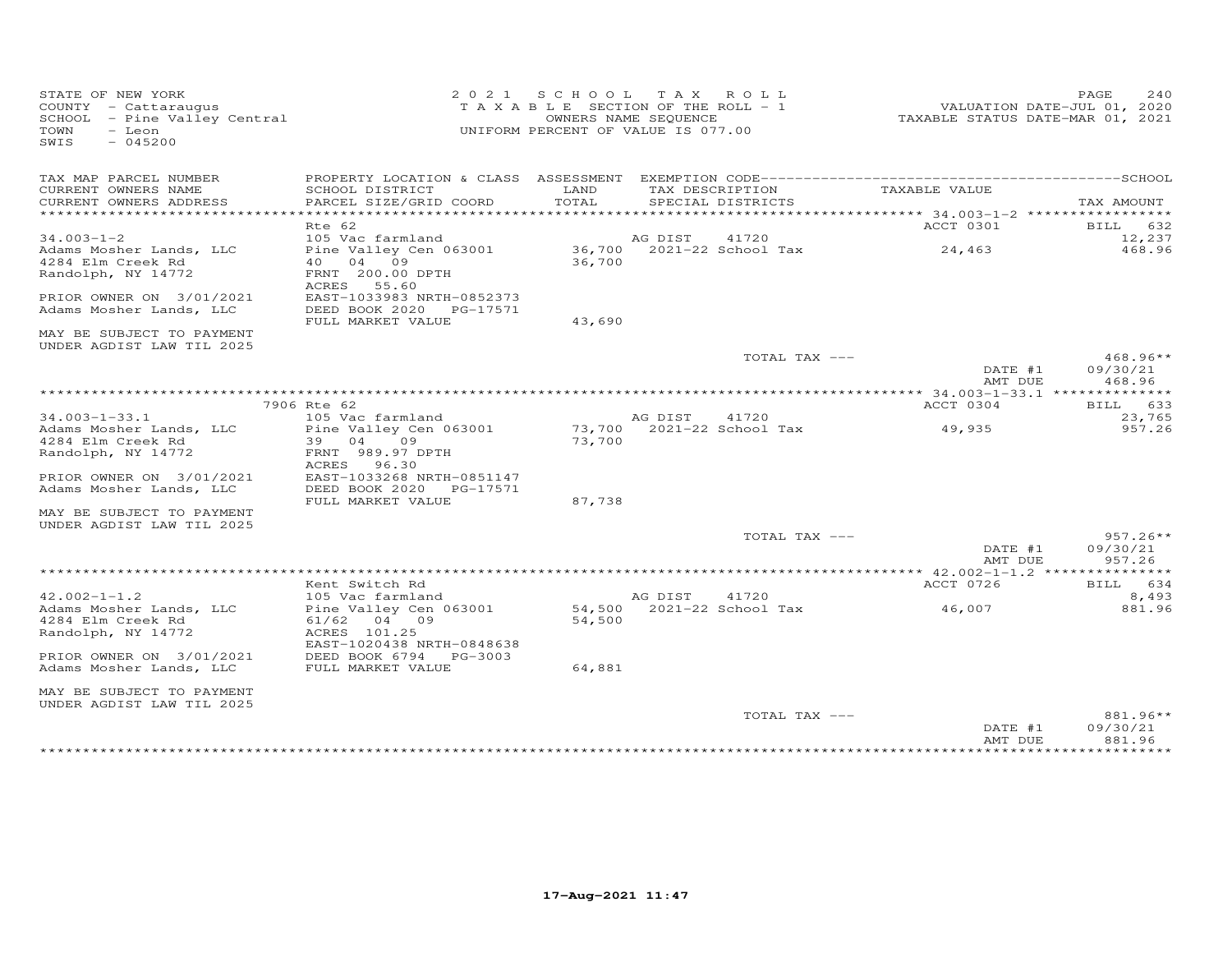STATE OF NEW YORK
COUNTY - Cattaraugus
SCHOOL - Pine Valley Central
TOWN - Leon
SWIS - 045200

2 0 2 1 S C H O O L T A X R O L L
T A X A B L E SECTION OF THE ROLL - 1
OWNERS NAME SEQUENCE
UNIFORM PERCENT OF VALUE IS 077.00

VALUATION DATE-JUL 01, 2020
TAXABLE STATUS DATE-MAR 01, 2021

| TAX MAP PARCEL NUMBER / CURRENT OWNERS NAME / CURRENT OWNERS ADDRESS | PROPERTY LOCATION & CLASS / SCHOOL DISTRICT / PARCEL SIZE/GRID COORD | ASSESSMENT LAND / TOTAL | EXEMPTION CODE / TAX DESCRIPTION / SPECIAL DISTRICTS | TAXABLE VALUE | TAX AMOUNT |
|---|---|---|---|---|---|
| 34.003-1-2 | Rte 62 | | | ACCT 0301 | BILL 632 |
| | 105 Vac farmland | | AG DIST 41720 | | 12,237 |
| Adams Mosher Lands, LLC | Pine Valley Cen 063001 | 36,700 | 2021-22 School Tax | 24,463 | 468.96 |
| 4284 Elm Creek Rd | 40 04 09 | 36,700 | | | |
| Randolph, NY 14772 | FRNT 200.00 DPTH | | | | |
| | ACRES 55.60 | | | | |
| PRIOR OWNER ON 3/01/2021 | EAST-1033983 NRTH-0852373 | | | | |
| Adams Mosher Lands, LLC | DEED BOOK 2020 PG-17571 | | | | |
| | FULL MARKET VALUE | 43,690 | | | |
| MAY BE SUBJECT TO PAYMENT UNDER AGDIST LAW TIL 2025 | | | | | |
| | | | TOTAL TAX --- | | 468.96** |
| | | | | DATE #1 | 09/30/21 |
| | | | | AMT DUE | 468.96 |
| 34.003-1-33.1 | 7906 Rte 62 | | | ACCT 0304 | BILL 633 |
| | 105 Vac farmland | | AG DIST 41720 | | 23,765 |
| Adams Mosher Lands, LLC | Pine Valley Cen 063001 | 73,700 | 2021-22 School Tax | 49,935 | 957.26 |
| 4284 Elm Creek Rd | 39 04 09 | 73,700 | | | |
| Randolph, NY 14772 | FRNT 989.97 DPTH | | | | |
| | ACRES 96.30 | | | | |
| PRIOR OWNER ON 3/01/2021 | EAST-1033268 NRTH-0851147 | | | | |
| Adams Mosher Lands, LLC | DEED BOOK 2020 PG-17571 | | | | |
| | FULL MARKET VALUE | 87,738 | | | |
| MAY BE SUBJECT TO PAYMENT UNDER AGDIST LAW TIL 2025 | | | | | |
| | | | TOTAL TAX --- | | 957.26** |
| | | | | DATE #1 | 09/30/21 |
| | | | | AMT DUE | 957.26 |
| 42.002-1-1.2 | Kent Switch Rd | | | ACCT 0726 | BILL 634 |
| | 105 Vac farmland | | AG DIST 41720 | | 8,493 |
| Adams Mosher Lands, LLC | Pine Valley Cen 063001 | 54,500 | 2021-22 School Tax | 46,007 | 881.96 |
| 4284 Elm Creek Rd | 61/62 04 09 | 54,500 | | | |
| Randolph, NY 14772 | ACRES 101.25 | | | | |
| | EAST-1020438 NRTH-0848638 | | | | |
| PRIOR OWNER ON 3/01/2021 | DEED BOOK 6794 PG-3003 | | | | |
| Adams Mosher Lands, LLC | FULL MARKET VALUE | 64,881 | | | |
| MAY BE SUBJECT TO PAYMENT UNDER AGDIST LAW TIL 2025 | | | | | |
| | | | TOTAL TAX --- | | 881.96** |
| | | | | DATE #1 | 09/30/21 |
| | | | | AMT DUE | 881.96 |

17-Aug-2021 11:47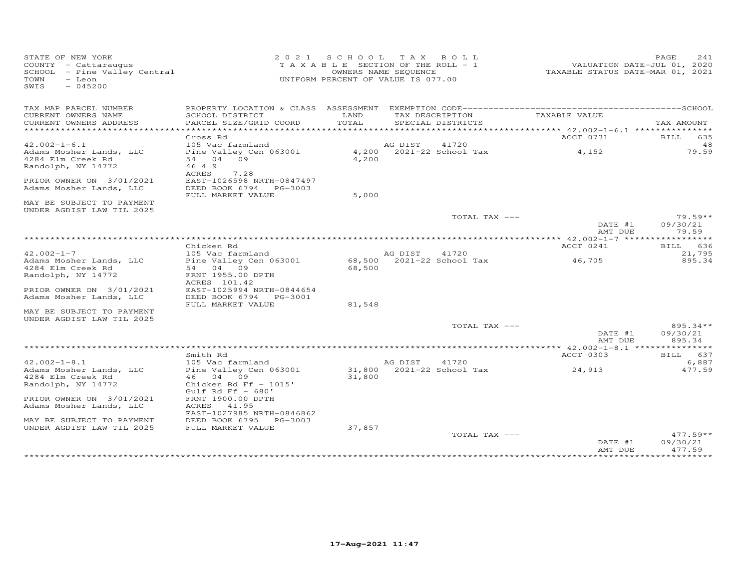STATE OF NEW YORK
COUNTY - Cattaraugus
SCHOOL - Pine Valley Central
TOWN - Leon
SWIS - 045200

2021 SCHOOL TAX ROLL
TAXABLE SECTION OF THE ROLL - 1
OWNERS NAME SEQUENCE
UNIFORM PERCENT OF VALUE IS 077.00

VALUATION DATE-JUL 01, 2020
TAXABLE STATUS DATE-MAR 01, 2021

| TAX MAP PARCEL NUMBER / CURRENT OWNERS NAME / CURRENT OWNERS ADDRESS | PROPERTY LOCATION & CLASS / SCHOOL DISTRICT / PARCEL SIZE/GRID COORD | ASSESSMENT LAND / TOTAL | EXEMPTION CODE / TAX DESCRIPTION / SPECIAL DISTRICTS | TAXABLE VALUE | TAX AMOUNT |
|---|---|---|---|---|---|
| **42.002-1-6.1** | Cross Rd | | | ACCT 0731 | BILL 635 |
| | 105 Vac farmland | | AG DIST 41720 | | 48 |
| Adams Mosher Lands, LLC | Pine Valley Cen 063001 | 4,200 | 2021-22 School Tax | 4,152 | 79.59 |
| 4284 Elm Creek Rd | 54 04 09 | 4,200 | | | |
| Randolph, NY 14772 | 46 4 9 | | | | |
| | ACRES 7.28 | | | | |
| PRIOR OWNER ON 3/01/2021 | EAST-1026598 NRTH-0847497 | | | | |
| Adams Mosher Lands, LLC | DEED BOOK 6794 PG-3003 | | | | |
| | FULL MARKET VALUE | 5,000 | | | |
| MAY BE SUBJECT TO PAYMENT UNDER AGDIST LAW TIL 2025 | | | | | |
| | | | TOTAL TAX --- | | 79.59** |
| | | | | DATE #1 | 09/30/21 |
| | | | | AMT DUE | 79.59 |
| **42.002-1-7** | Chicken Rd | | | ACCT 0241 | BILL 636 |
| | 105 Vac farmland | | AG DIST 41720 | | 21,795 |
| Adams Mosher Lands, LLC | Pine Valley Cen 063001 | 68,500 | 2021-22 School Tax | 46,705 | 895.34 |
| 4284 Elm Creek Rd | 54 04 09 | 68,500 | | | |
| Randolph, NY 14772 | FRNT 1955.00 DPTH | | | | |
| | ACRES 101.42 | | | | |
| PRIOR OWNER ON 3/01/2021 | EAST-1025994 NRTH-0844654 | | | | |
| Adams Mosher Lands, LLC | DEED BOOK 6794 PG-3001 | | | | |
| | FULL MARKET VALUE | 81,548 | | | |
| MAY BE SUBJECT TO PAYMENT UNDER AGDIST LAW TIL 2025 | | | | | |
| | | | TOTAL TAX --- | | 895.34** |
| | | | | DATE #1 | 09/30/21 |
| | | | | AMT DUE | 895.34 |
| **42.002-1-8.1** | Smith Rd | | | ACCT 0303 | BILL 637 |
| | 105 Vac farmland | | AG DIST 41720 | | 6,887 |
| Adams Mosher Lands, LLC | Pine Valley Cen 063001 | 31,800 | 2021-22 School Tax | 24,913 | 477.59 |
| 4284 Elm Creek Rd | 46 04 09 | 31,800 | | | |
| Randolph, NY 14772 | Chicken Rd Ff - 1015' | | | | |
| | Gulf Rd Ff - 680' | | | | |
| PRIOR OWNER ON 3/01/2021 | FRNT 1900.00 DPTH | | | | |
| Adams Mosher Lands, LLC | ACRES 41.95 | | | | |
| | EAST-1027985 NRTH-0846862 | | | | |
| MAY BE SUBJECT TO PAYMENT | DEED BOOK 6795 PG-3003 | | | | |
| UNDER AGDIST LAW TIL 2025 | FULL MARKET VALUE | 37,857 | | | |
| | | | TOTAL TAX --- | | 477.59** |
| | | | | DATE #1 | 09/30/21 |
| | | | | AMT DUE | 477.59 |

17-Aug-2021 11:47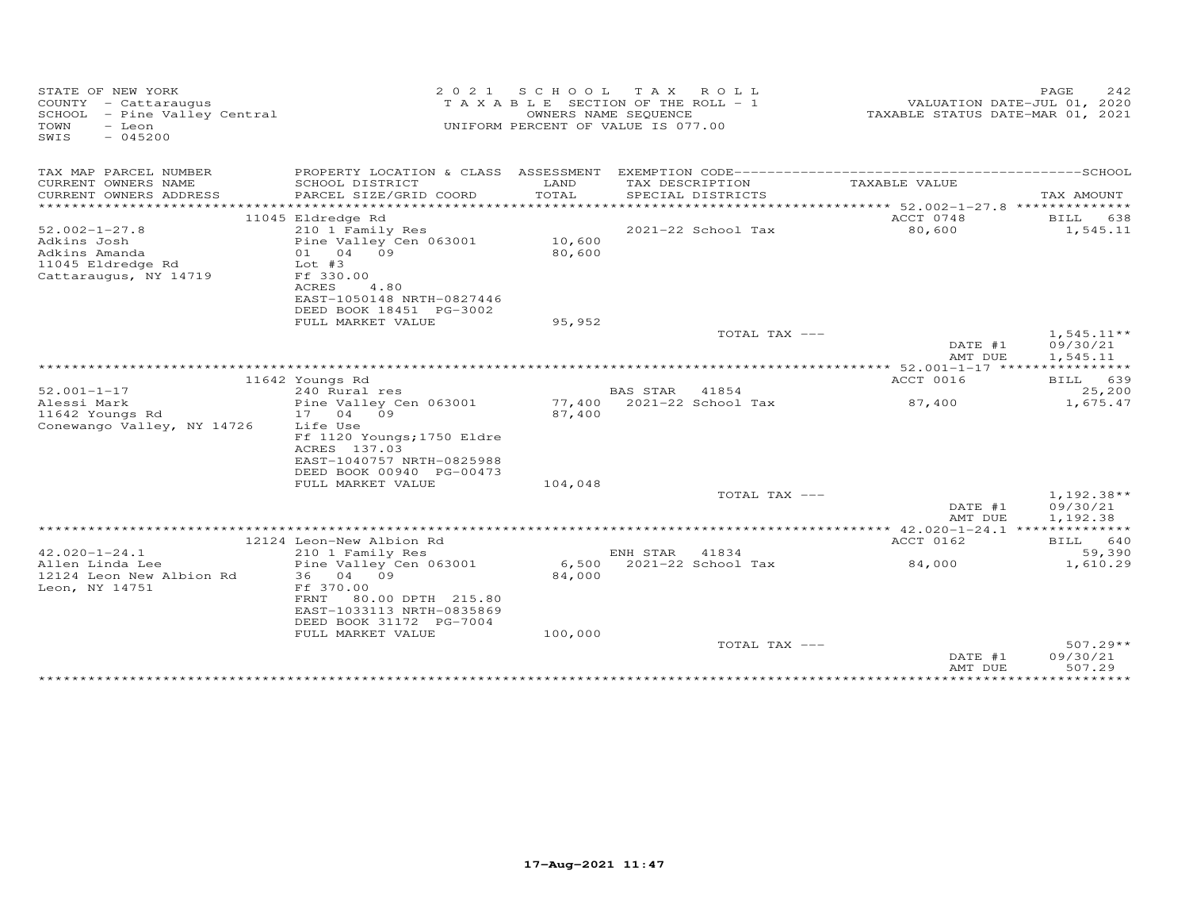STATE OF NEW YORK
COUNTY - Cattaraugus
SCHOOL - Pine Valley Central
TOWN - Leon
SWIS - 045200

2 0 2 1 S C H O O L T A X R O L L
T A X A B L E SECTION OF THE ROLL - 1
OWNERS NAME SEQUENCE
UNIFORM PERCENT OF VALUE IS 077.00

VALUATION DATE-JUL 01, 2020
TAXABLE STATUS DATE-MAR 01, 2021

| TAX MAP PARCEL NUMBER / CURRENT OWNERS NAME / CURRENT OWNERS ADDRESS | PROPERTY LOCATION & CLASS / SCHOOL DISTRICT / PARCEL SIZE/GRID COORD | ASSESSMENT LAND / TOTAL | EXEMPTION CODE / TAX DESCRIPTION / SPECIAL DISTRICTS | TAXABLE VALUE | TAX AMOUNT |
|---|---|---|---|---|---|
| | 11045 Eldredge Rd | | | ACCT 0748 | BILL 638 |
| 52.002-1-27.8 | 210 1 Family Res | | 2021-22 School Tax | 80,600 | 1,545.11 |
| Adkins Josh | Pine Valley Cen 063001 | 10,600 | | | |
| Adkins Amanda | 01 04 09 | 80,600 | | | |
| 11045 Eldredge Rd | Lot #3 | | | | |
| Cattaraugus, NY 14719 | Ff 330.00 | | | | |
| | ACRES 4.80 | | | | |
| | EAST-1050148 NRTH-0827446 | | | | |
| | DEED BOOK 18451 PG-3002 | | | | |
| | FULL MARKET VALUE | 95,952 | | | |
| | | | TOTAL TAX --- | | 1,545.11** |
| | | | | DATE #1 | 09/30/21 |
| | | | | AMT DUE | 1,545.11 |
| | 11642 Youngs Rd | | | ACCT 0016 | BILL 639 |
| 52.001-1-17 | 240 Rural res | | BAS STAR 41854 | | 25,200 |
| Alessi Mark | Pine Valley Cen 063001 | 77,400 | 2021-22 School Tax | 87,400 | 1,675.47 |
| 11642 Youngs Rd | 17 04 09 | 87,400 | | | |
| Conewango Valley, NY 14726 | Life Use | | | | |
| | Ff 1120 Youngs;1750 Eldre | | | | |
| | ACRES 137.03 | | | | |
| | EAST-1040757 NRTH-0825988 | | | | |
| | DEED BOOK 00940 PG-00473 | | | | |
| | FULL MARKET VALUE | 104,048 | | | |
| | | | TOTAL TAX --- | | 1,192.38** |
| | | | | DATE #1 | 09/30/21 |
| | | | | AMT DUE | 1,192.38 |
| | 12124 Leon-New Albion Rd | | | ACCT 0162 | BILL 640 |
| 42.020-1-24.1 | 210 1 Family Res | | ENH STAR 41834 | | 59,390 |
| Allen Linda Lee | Pine Valley Cen 063001 | 6,500 | 2021-22 School Tax | 84,000 | 1,610.29 |
| 12124 Leon New Albion Rd | 36 04 09 | 84,000 | | | |
| Leon, NY 14751 | Ff 370.00 | | | | |
| | FRNT 80.00 DPTH 215.80 | | | | |
| | EAST-1033113 NRTH-0835869 | | | | |
| | DEED BOOK 31172 PG-7004 | | | | |
| | FULL MARKET VALUE | 100,000 | | | |
| | | | TOTAL TAX --- | | 507.29** |
| | | | | DATE #1 | 09/30/21 |
| | | | | AMT DUE | 507.29 |

17-Aug-2021 11:47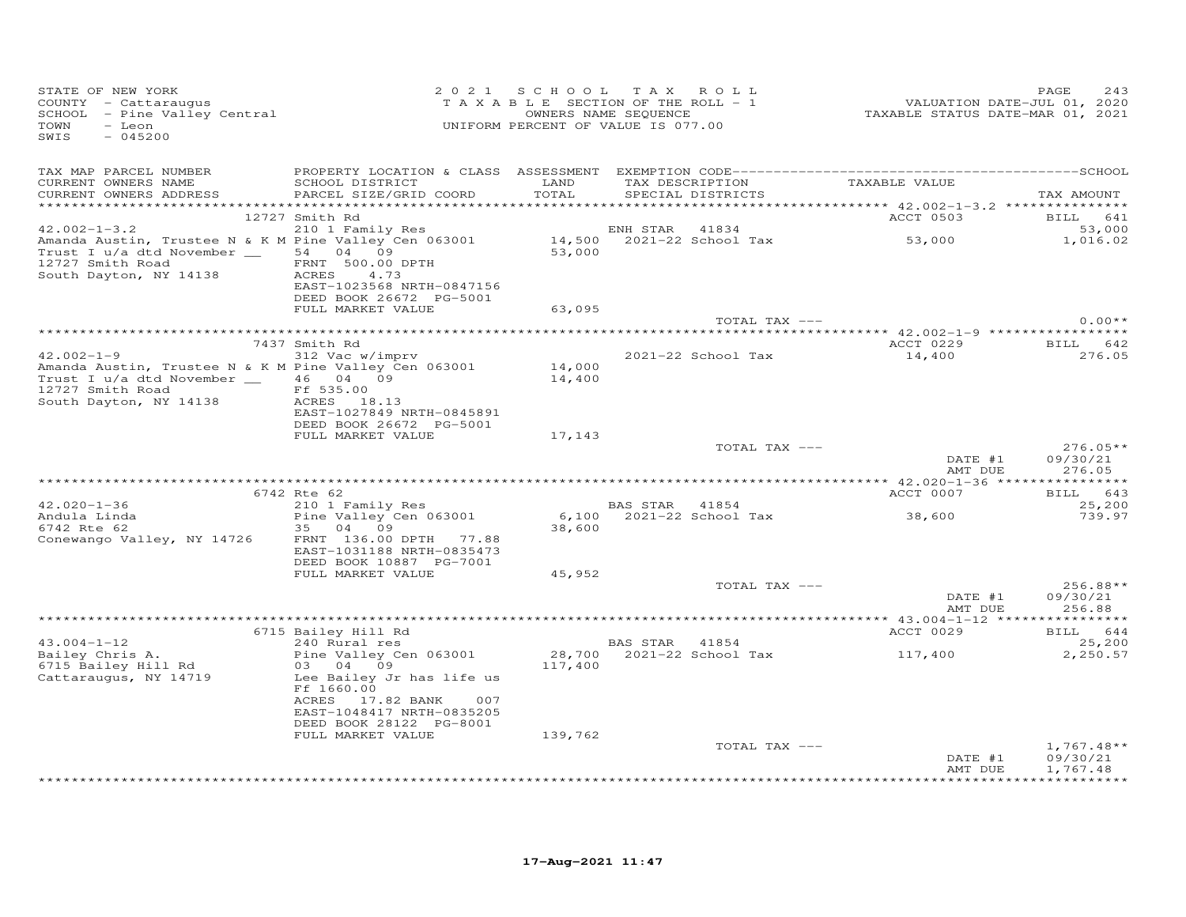STATE OF NEW YORK
COUNTY - Cattaraugus
SCHOOL - Pine Valley Central
TOWN - Leon
SWIS - 045200

2021 SCHOOL TAX ROLL
TAXABLE SECTION OF THE ROLL - 1
OWNERS NAME SEQUENCE
UNIFORM PERCENT OF VALUE IS 077.00

VALUATION DATE-JUL 01, 2020
TAXABLE STATUS DATE-MAR 01, 2021

| TAX MAP PARCEL NUMBER / CURRENT OWNERS NAME / CURRENT OWNERS ADDRESS | PROPERTY LOCATION & CLASS / SCHOOL DISTRICT / PARCEL SIZE/GRID COORD | ASSESSMENT LAND / TOTAL | EXEMPTION CODE / TAX DESCRIPTION / SPECIAL DISTRICTS | TAXABLE VALUE | SCHOOL TAX AMOUNT |
|---|---|---|---|---|---|
| **42.002-1-3.2** | 12727 Smith Rd | | | ACCT 0503 | BILL 641 |
| Amanda Austin, Trustee N & K M | 210 1 Family Res | | ENH STAR 41834 | | 53,000 |
| Trust I u/a dtd November __ | Pine Valley Cen 063001 | 14,500 | 2021-22 School Tax | 53,000 | 1,016.02 |
| 12727 Smith Road | 54 04 09 | 53,000 | | | |
| South Dayton, NY 14138 | FRNT 500.00 DPTH | | | | |
| | ACRES 4.73 | | | | |
| | EAST-1023568 NRTH-0847156 | | | | |
| | DEED BOOK 26672 PG-5001 | | | | |
| | FULL MARKET VALUE | 63,095 | | | |
| | | | TOTAL TAX --- | | 0.00** |
| **42.002-1-9** | 7437 Smith Rd | | | ACCT 0229 | BILL 642 |
| Amanda Austin, Trustee N & K M | 312 Vac w/imprv | | 2021-22 School Tax | 14,400 | 276.05 |
| Trust I u/a dtd November __ | Pine Valley Cen 063001 | 14,000 | | | |
| 12727 Smith Road | 46 04 09 | 14,400 | | | |
| South Dayton, NY 14138 | Ff 535.00 | | | | |
| | ACRES 18.13 | | | | |
| | EAST-1027849 NRTH-0845891 | | | | |
| | DEED BOOK 26672 PG-5001 | | | | |
| | FULL MARKET VALUE | 17,143 | | | |
| | | | TOTAL TAX --- | | 276.05** |
| | | | | DATE #1 | 09/30/21 |
| | | | | AMT DUE | 276.05 |
| **42.020-1-36** | 6742 Rte 62 | | | ACCT 0007 | BILL 643 |
| Andula Linda | 210 1 Family Res | | BAS STAR 41854 | | 25,200 |
| 6742 Rte 62 | Pine Valley Cen 063001 | 6,100 | 2021-22 School Tax | 38,600 | 739.97 |
| Conewango Valley, NY 14726 | 35 04 09 | 38,600 | | | |
| | FRNT 136.00 DPTH 77.88 | | | | |
| | EAST-1031188 NRTH-0835473 | | | | |
| | DEED BOOK 10887 PG-7001 | | | | |
| | FULL MARKET VALUE | 45,952 | | | |
| | | | TOTAL TAX --- | | 256.88** |
| | | | | DATE #1 | 09/30/21 |
| | | | | AMT DUE | 256.88 |
| **43.004-1-12** | 6715 Bailey Hill Rd | | | ACCT 0029 | BILL 644 |
| Bailey Chris A. | 240 Rural res | | BAS STAR 41854 | | 25,200 |
| 6715 Bailey Hill Rd | Pine Valley Cen 063001 | 28,700 | 2021-22 School Tax | 117,400 | 2,250.57 |
| Cattaraugus, NY 14719 | 03 04 09 | 117,400 | | | |
| | Lee Bailey Jr has life us | | | | |
| | Ff 1660.00 | | | | |
| | ACRES 17.82 BANK 007 | | | | |
| | EAST-1048417 NRTH-0835205 | | | | |
| | DEED BOOK 28122 PG-8001 | | | | |
| | FULL MARKET VALUE | 139,762 | | | |
| | | | TOTAL TAX --- | | 1,767.48** |
| | | | | DATE #1 | 09/30/21 |
| | | | | AMT DUE | 1,767.48 |

17-Aug-2021 11:47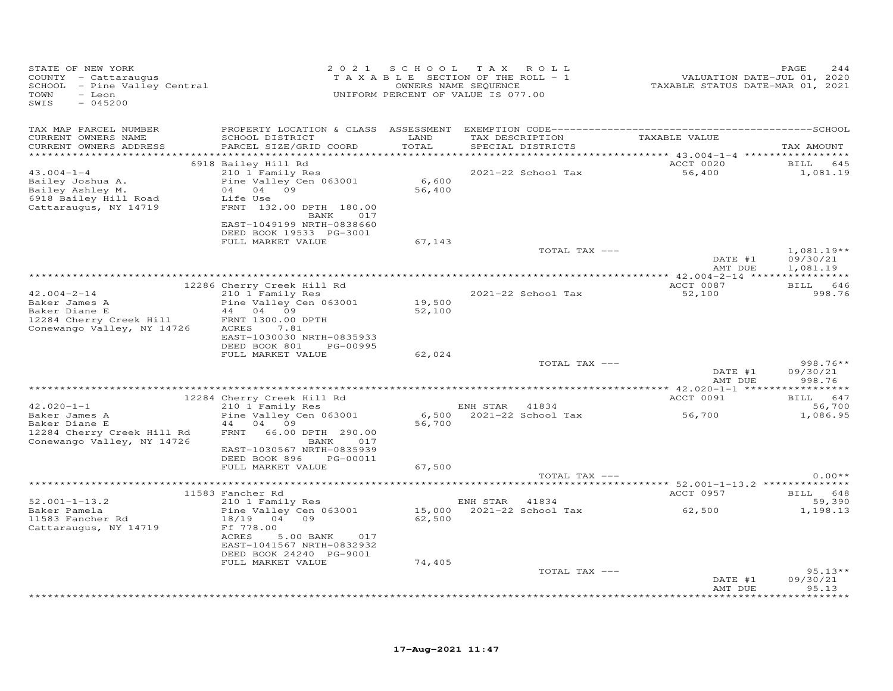STATE OF NEW YORK
COUNTY - Cattaraugus
SCHOOL - Pine Valley Central
TOWN - Leon
SWIS - 045200

2021 SCHOOL TAX ROLL
TAXABLE SECTION OF THE ROLL - 1
OWNERS NAME SEQUENCE
UNIFORM PERCENT OF VALUE IS 077.00

VALUATION DATE-JUL 01, 2020
TAXABLE STATUS DATE-MAR 01, 2021

| TAX MAP PARCEL NUMBER / CURRENT OWNERS NAME / CURRENT OWNERS ADDRESS | PROPERTY LOCATION & CLASS / SCHOOL DISTRICT / PARCEL SIZE/GRID COORD | ASSESSMENT LAND / TOTAL | EXEMPTION CODE / TAX DESCRIPTION / SPECIAL DISTRICTS | TAXABLE VALUE | TAX AMOUNT |
|---|---|---|---|---|---|
| 43.004-1-4 | 6918 Bailey Hill Rd | | | ACCT 0020 | BILL 645 |
| 43.004-1-4 | 210 1 Family Res | | 2021-22 School Tax | 56,400 | 1,081.19 |
| Bailey Joshua A. | Pine Valley Cen 063001 | 6,600 | | | |
| Bailey Ashley M. | 04 04 09 | 56,400 | | | |
| 6918 Bailey Hill Road | Life Use | | | | |
| Cattaraugus, NY 14719 | FRNT 132.00 DPTH 180.00 BANK 017 | | | | |
| | EAST-1049199 NRTH-0838660 | | | | |
| | DEED BOOK 19533 PG-3001 | | | | |
| | FULL MARKET VALUE | 67,143 | | | |
| | | | TOTAL TAX --- | | 1,081.19** |
| | | | | DATE #1 | 09/30/21 |
| | | | | AMT DUE | 1,081.19 |
| 42.004-2-14 | 12286 Cherry Creek Hill Rd | | | ACCT 0087 | BILL 646 |
| 42.004-2-14 | 210 1 Family Res | | 2021-22 School Tax | 52,100 | 998.76 |
| Baker James A | Pine Valley Cen 063001 | 19,500 | | | |
| Baker Diane E | 44 04 09 | 52,100 | | | |
| 12284 Cherry Creek Hill | FRNT 1300.00 DPTH | | | | |
| Conewango Valley, NY 14726 | ACRES 7.81 | | | | |
| | EAST-1030030 NRTH-0835933 | | | | |
| | DEED BOOK 801 PG-00995 | | | | |
| | FULL MARKET VALUE | 62,024 | | | |
| | | | TOTAL TAX --- | | 998.76** |
| | | | | DATE #1 | 09/30/21 |
| | | | | AMT DUE | 998.76 |
| 42.020-1-1 | 12284 Cherry Creek Hill Rd | | | ACCT 0091 | BILL 647 |
| 42.020-1-1 | 210 1 Family Res | | ENH STAR 41834 | | 56,700 |
| Baker James A | Pine Valley Cen 063001 | 6,500 | 2021-22 School Tax | 56,700 | 1,086.95 |
| Baker Diane E | 44 04 09 | 56,700 | | | |
| 12284 Cherry Creek Hill Rd | FRNT 66.00 DPTH 290.00 BANK 017 | | | | |
| Conewango Valley, NY 14726 | EAST-1030567 NRTH-0835939 | | | | |
| | DEED BOOK 896 PG-00011 | | | | |
| | FULL MARKET VALUE | 67,500 | | | |
| | | | TOTAL TAX --- | | 0.00** |
| 52.001-1-13.2 | 11583 Fancher Rd | | | ACCT 0957 | BILL 648 |
| 52.001-1-13.2 | 210 1 Family Res | | ENH STAR 41834 | | 59,390 |
| Baker Pamela | Pine Valley Cen 063001 | 15,000 | 2021-22 School Tax | 62,500 | 1,198.13 |
| 11583 Fancher Rd | 18/19 04 09 | 62,500 | | | |
| Cattaraugus, NY 14719 | Ff 778.00 | | | | |
| | ACRES 5.00 BANK 017 | | | | |
| | EAST-1041567 NRTH-0832932 | | | | |
| | DEED BOOK 24240 PG-9001 | | | | |
| | FULL MARKET VALUE | 74,405 | | | |
| | | | TOTAL TAX --- | | 95.13** |
| | | | | DATE #1 | 09/30/21 |
| | | | | AMT DUE | 95.13 |

17-Aug-2021 11:47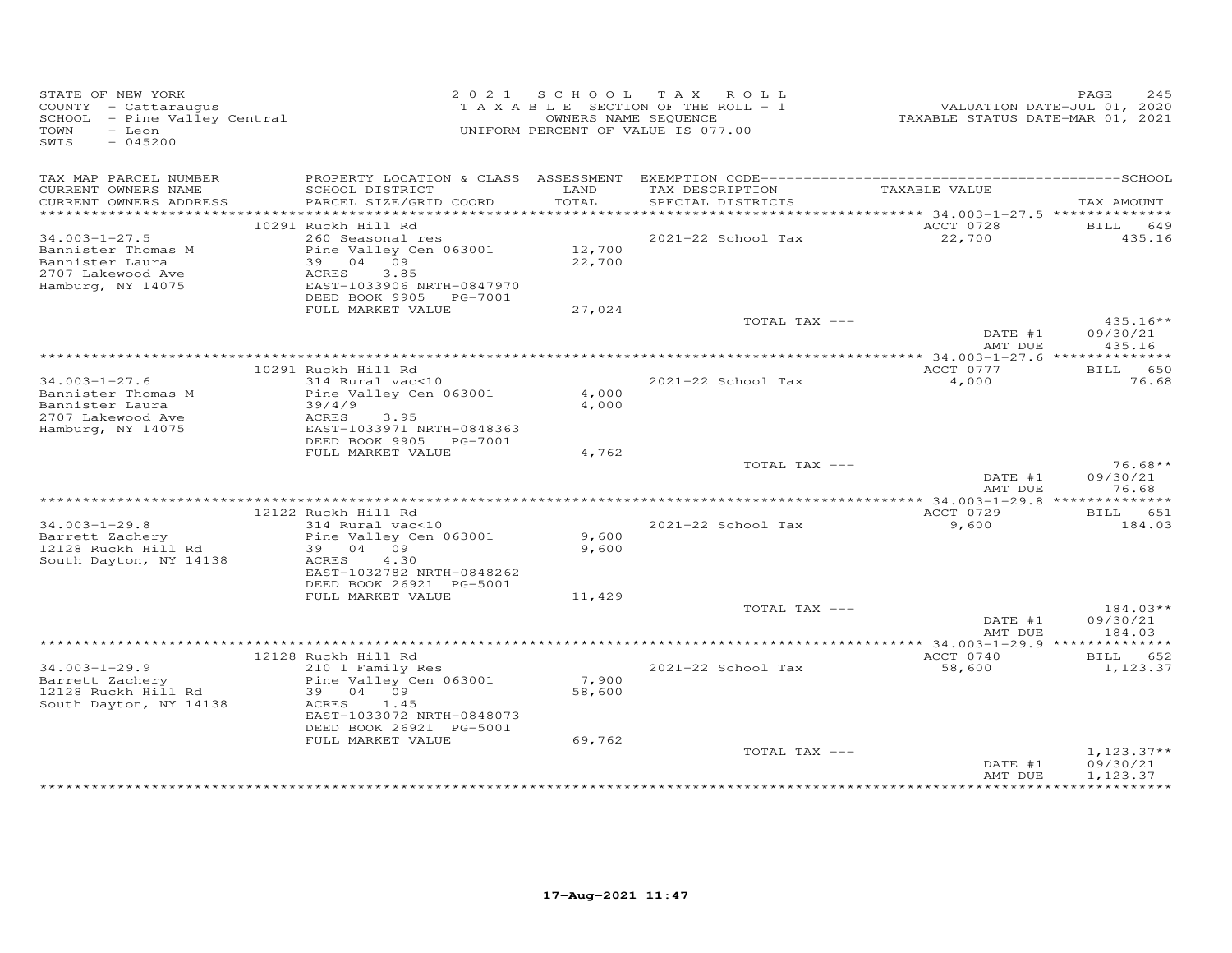STATE OF NEW YORK
COUNTY - Cattaraugus
SCHOOL - Pine Valley Central
TOWN - Leon
SWIS - 045200

2021 SCHOOL TAX ROLL
TAXABLE SECTION OF THE ROLL - 1
OWNERS NAME SEQUENCE
UNIFORM PERCENT OF VALUE IS 077.00

VALUATION DATE-JUL 01, 2020
TAXABLE STATUS DATE-MAR 01, 2021

| TAX MAP PARCEL NUMBER / CURRENT OWNERS NAME / CURRENT OWNERS ADDRESS | PROPERTY LOCATION & CLASS / SCHOOL DISTRICT / PARCEL SIZE/GRID COORD | ASSESSMENT LAND / TOTAL | EXEMPTION CODE / TAX DESCRIPTION / SPECIAL DISTRICTS | TAXABLE VALUE | TAX AMOUNT |
|---|---|---|---|---|---|
| 34.003-1-27.5 | 10291 Ruckh Hill Rd | | | ACCT 0728 | BILL 649 |
| Bannister Thomas M | 260 Seasonal res | | 2021-22 School Tax | 22,700 | 435.16 |
| Bannister Laura | Pine Valley Cen 063001 | 12,700 | | | |
| 2707 Lakewood Ave | 39 04 09 | 22,700 | | | |
| Hamburg, NY 14075 | ACRES 3.85 | | | | |
| | EAST-1033906 NRTH-0847970 | | | | |
| | DEED BOOK 9905 PG-7001 | | | | |
| | FULL MARKET VALUE | 27,024 | | | |
| | | | TOTAL TAX --- | | 435.16** |
| | | | | DATE #1 | 09/30/21 |
| | | | | AMT DUE | 435.16 |
| 34.003-1-27.6 | 10291 Ruckh Hill Rd | | | ACCT 0777 | BILL 650 |
| Bannister Thomas M | 314 Rural vac<10 | | 2021-22 School Tax | 4,000 | 76.68 |
| Bannister Laura | Pine Valley Cen 063001 | 4,000 | | | |
| 2707 Lakewood Ave | 39/4/9 | 4,000 | | | |
| Hamburg, NY 14075 | ACRES 3.95 | | | | |
| | EAST-1033971 NRTH-0848363 | | | | |
| | DEED BOOK 9905 PG-7001 | | | | |
| | FULL MARKET VALUE | 4,762 | | | |
| | | | TOTAL TAX --- | | 76.68** |
| | | | | DATE #1 | 09/30/21 |
| | | | | AMT DUE | 76.68 |
| 34.003-1-29.8 | 12122 Ruckh Hill Rd | | | ACCT 0729 | BILL 651 |
| Barrett Zachery | 314 Rural vac<10 | | 2021-22 School Tax | 9,600 | 184.03 |
| 12128 Ruckh Hill Rd | Pine Valley Cen 063001 | 9,600 | | | |
| South Dayton, NY 14138 | 39 04 09 | 9,600 | | | |
| | ACRES 4.30 | | | | |
| | EAST-1032782 NRTH-0848262 | | | | |
| | DEED BOOK 26921 PG-5001 | | | | |
| | FULL MARKET VALUE | 11,429 | | | |
| | | | TOTAL TAX --- | | 184.03** |
| | | | | DATE #1 | 09/30/21 |
| | | | | AMT DUE | 184.03 |
| 34.003-1-29.9 | 12128 Ruckh Hill Rd | | | ACCT 0740 | BILL 652 |
| Barrett Zachery | 210 1 Family Res | | 2021-22 School Tax | 58,600 | 1,123.37 |
| 12128 Ruckh Hill Rd | Pine Valley Cen 063001 | 7,900 | | | |
| South Dayton, NY 14138 | 39 04 09 | 58,600 | | | |
| | ACRES 1.45 | | | | |
| | EAST-1033072 NRTH-0848073 | | | | |
| | DEED BOOK 26921 PG-5001 | | | | |
| | FULL MARKET VALUE | 69,762 | | | |
| | | | TOTAL TAX --- | | 1,123.37** |
| | | | | DATE #1 | 09/30/21 |
| | | | | AMT DUE | 1,123.37 |

17-Aug-2021 11:47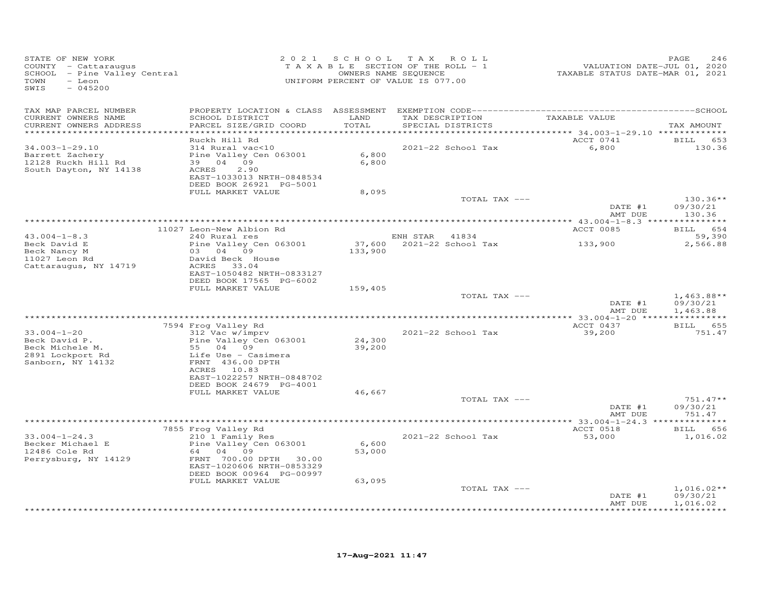STATE OF NEW YORK
COUNTY - Cattaraugus
SCHOOL - Pine Valley Central
TOWN - Leon
SWIS - 045200

2021 SCHOOL TAX ROLL
TAXABLE SECTION OF THE ROLL - 1
OWNERS NAME SEQUENCE
UNIFORM PERCENT OF VALUE IS 077.00

VALUATION DATE-JUL 01, 2020
TAXABLE STATUS DATE-MAR 01, 2021

| TAX MAP PARCEL NUMBER / CURRENT OWNERS NAME / CURRENT OWNERS ADDRESS | PROPERTY LOCATION & CLASS / SCHOOL DISTRICT / PARCEL SIZE/GRID COORD | ASSESSMENT LAND / TOTAL | EXEMPTION CODE / TAX DESCRIPTION / SPECIAL DISTRICTS | TAXABLE VALUE | TAX AMOUNT |
|---|---|---|---|---|---|
| 34.003-1-29.10 | Ruckh Hill Rd | | | ACCT 0741 | BILL 653 |
| Barrett Zachery | 314 Rural vac<10 | | | | |
| 12128 Ruckh Hill Rd | Pine Valley Cen 063001 | 6,800 | 2021-22 School Tax | 6,800 | 130.36 |
| South Dayton, NY 14138 | 39 04 09 | 6,800 | | | |
| | ACRES 2.90 | | | | |
| | EAST-1033013 NRTH-0848534 | | | | |
| | DEED BOOK 26921 PG-5001 | | | | |
| | FULL MARKET VALUE | 8,095 | | | |
| | | | TOTAL TAX --- | | 130.36** |
| | | | | DATE #1 | 09/30/21 |
| | | | | AMT DUE | 130.36 |
| 43.004-1-8.3 | 11027 Leon-New Albion Rd | | | ACCT 0085 | BILL 654 |
| Beck David E | 240 Rural res | | ENH STAR 41834 | | 59,390 |
| Beck Nancy M | Pine Valley Cen 063001 | 37,600 | 2021-22 School Tax | 133,900 | 2,566.88 |
| 11027 Leon Rd | 03 04 09 | 133,900 | | | |
| Cattaraugus, NY 14719 | David Beck House | | | | |
| | ACRES 33.04 | | | | |
| | EAST-1050482 NRTH-0833127 | | | | |
| | DEED BOOK 17565 PG-6002 | | | | |
| | FULL MARKET VALUE | 159,405 | | | |
| | | | TOTAL TAX --- | | 1,463.88** |
| | | | | DATE #1 | 09/30/21 |
| | | | | AMT DUE | 1,463.88 |
| 33.004-1-20 | 7594 Frog Valley Rd | | | ACCT 0437 | BILL 655 |
| Beck David P. | 312 Vac w/imprv | | 2021-22 School Tax | 39,200 | 751.47 |
| Beck Michele M. | Pine Valley Cen 063001 | 24,300 | | | |
| 2891 Lockport Rd | 55 04 09 | 39,200 | | | |
| Sanborn, NY 14132 | Life Use - Casimera | | | | |
| | FRNT 436.00 DPTH | | | | |
| | ACRES 10.83 | | | | |
| | EAST-1022257 NRTH-0848702 | | | | |
| | DEED BOOK 24679 PG-4001 | | | | |
| | FULL MARKET VALUE | 46,667 | | | |
| | | | TOTAL TAX --- | | 751.47** |
| | | | | DATE #1 | 09/30/21 |
| | | | | AMT DUE | 751.47 |
| 33.004-1-24.3 | 7855 Frog Valley Rd | | | ACCT 0518 | BILL 656 |
| Becker Michael E | 210 1 Family Res | | 2021-22 School Tax | 53,000 | 1,016.02 |
| 12486 Cole Rd | Pine Valley Cen 063001 | 6,600 | | | |
| Perrysburg, NY 14129 | 64 04 09 | 53,000 | | | |
| | FRNT 700.00 DPTH 30.00 | | | | |
| | EAST-1020606 NRTH-0853329 | | | | |
| | DEED BOOK 00964 PG-00997 | | | | |
| | FULL MARKET VALUE | 63,095 | | | |
| | | | TOTAL TAX --- | | 1,016.02** |
| | | | | DATE #1 | 09/30/21 |
| | | | | AMT DUE | 1,016.02 |

17-Aug-2021 11:47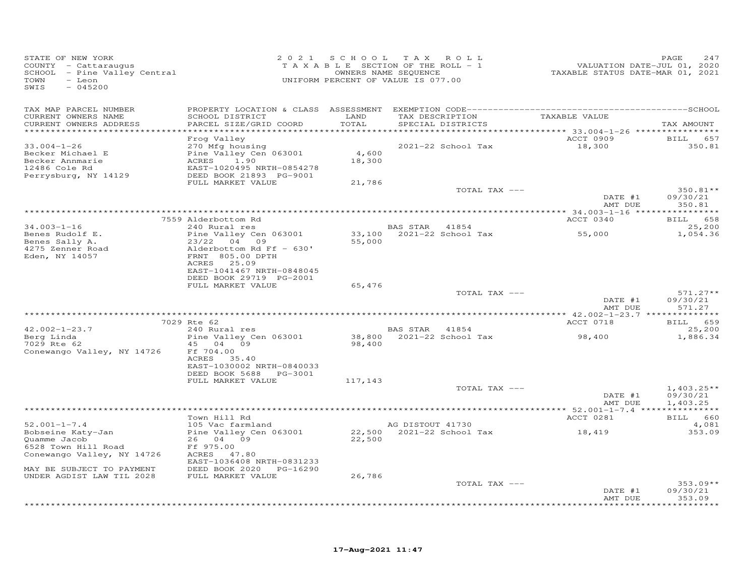STATE OF NEW YORK
COUNTY - Cattaraugus
SCHOOL - Pine Valley Central
TOWN - Leon
SWIS - 045200

2021 SCHOOL TAX ROLL
TAXABLE SECTION OF THE ROLL - 1
OWNERS NAME SEQUENCE
UNIFORM PERCENT OF VALUE IS 077.00

VALUATION DATE-JUL 01, 2020
TAXABLE STATUS DATE-MAR 01, 2021

| TAX MAP PARCEL NUMBER / CURRENT OWNERS NAME / CURRENT OWNERS ADDRESS | PROPERTY LOCATION & CLASS / SCHOOL DISTRICT / PARCEL SIZE/GRID COORD | ASSESSMENT LAND / TOTAL | EXEMPTION CODE / TAX DESCRIPTION / SPECIAL DISTRICTS | TAXABLE VALUE | SCHOOL TAX AMOUNT |
|---|---|---|---|---|---|
| **33.004-1-26** | Frog Valley | | | ACCT 0909 | BILL 657 |
| Becker Michael E | 270 Mfg housing | | 2021-22 School Tax | 18,300 | 350.81 |
| Becker Annmarie | Pine Valley Cen 063001 | 4,600 | | | |
| 12486 Cole Rd | ACRES 1.90 | 18,300 | | | |
| Perrysburg, NY 14129 | EAST-1020495 NRTH-0854278 | | | | |
| | DEED BOOK 21893 PG-9001 | | | | |
| | FULL MARKET VALUE | 21,786 | | | |
| | | | TOTAL TAX --- | | 350.81** |
| | | | | DATE #1 | 09/30/21 |
| | | | | AMT DUE | 350.81 |
| **34.003-1-16** | 7559 Alderbottom Rd | | | ACCT 0340 | BILL 658 |
| Benes Rudolf E. | 240 Rural res | | BAS STAR 41854 | | 25,200 |
| Benes Sally A. | Pine Valley Cen 063001 | 33,100 | 2021-22 School Tax | 55,000 | 1,054.36 |
| 4275 Zenner Road | 23/22 04 09 | 55,000 | | | |
| Eden, NY 14057 | Alderbottom Rd Ff - 630' | | | | |
| | FRNT 805.00 DPTH | | | | |
| | ACRES 25.09 | | | | |
| | EAST-1041467 NRTH-0848045 | | | | |
| | DEED BOOK 29719 PG-2001 | | | | |
| | FULL MARKET VALUE | 65,476 | | | |
| | | | TOTAL TAX --- | | 571.27** |
| | | | | DATE #1 | 09/30/21 |
| | | | | AMT DUE | 571.27 |
| **42.002-1-23.7** | 7029 Rte 62 | | | ACCT 0718 | BILL 659 |
| Berg Linda | 240 Rural res | | BAS STAR 41854 | | 25,200 |
| 7029 Rte 62 | Pine Valley Cen 063001 | 38,800 | 2021-22 School Tax | 98,400 | 1,886.34 |
| Conewango Valley, NY 14726 | 45 04 09 | 98,400 | | | |
| | Ff 704.00 | | | | |
| | ACRES 35.40 | | | | |
| | EAST-1030002 NRTH-0840033 | | | | |
| | DEED BOOK 5688 PG-3001 | | | | |
| | FULL MARKET VALUE | 117,143 | | | |
| | | | TOTAL TAX --- | | 1,403.25** |
| | | | | DATE #1 | 09/30/21 |
| | | | | AMT DUE | 1,403.25 |
| **52.001-1-7.4** | Town Hill Rd | | | ACCT 0281 | BILL 660 |
| Bobseine Katy-Jan | 105 Vac farmland | | AG DISTOUT 41730 | | 4,081 |
| Quamme Jacob | Pine Valley Cen 063001 | 22,500 | 2021-22 School Tax | 18,419 | 353.09 |
| 6528 Town Hill Road | 26 04 09 | 22,500 | | | |
| Conewango Valley, NY 14726 | Ff 975.00 | | | | |
| | ACRES 47.80 | | | | |
| MAY BE SUBJECT TO PAYMENT | EAST-1036408 NRTH-0831233 | | | | |
| UNDER AGDIST LAW TIL 2028 | DEED BOOK 2020 PG-16290 | | | | |
| | FULL MARKET VALUE | 26,786 | | | |
| | | | TOTAL TAX --- | | 353.09** |
| | | | | DATE #1 | 09/30/21 |
| | | | | AMT DUE | 353.09 |

17-Aug-2021 11:47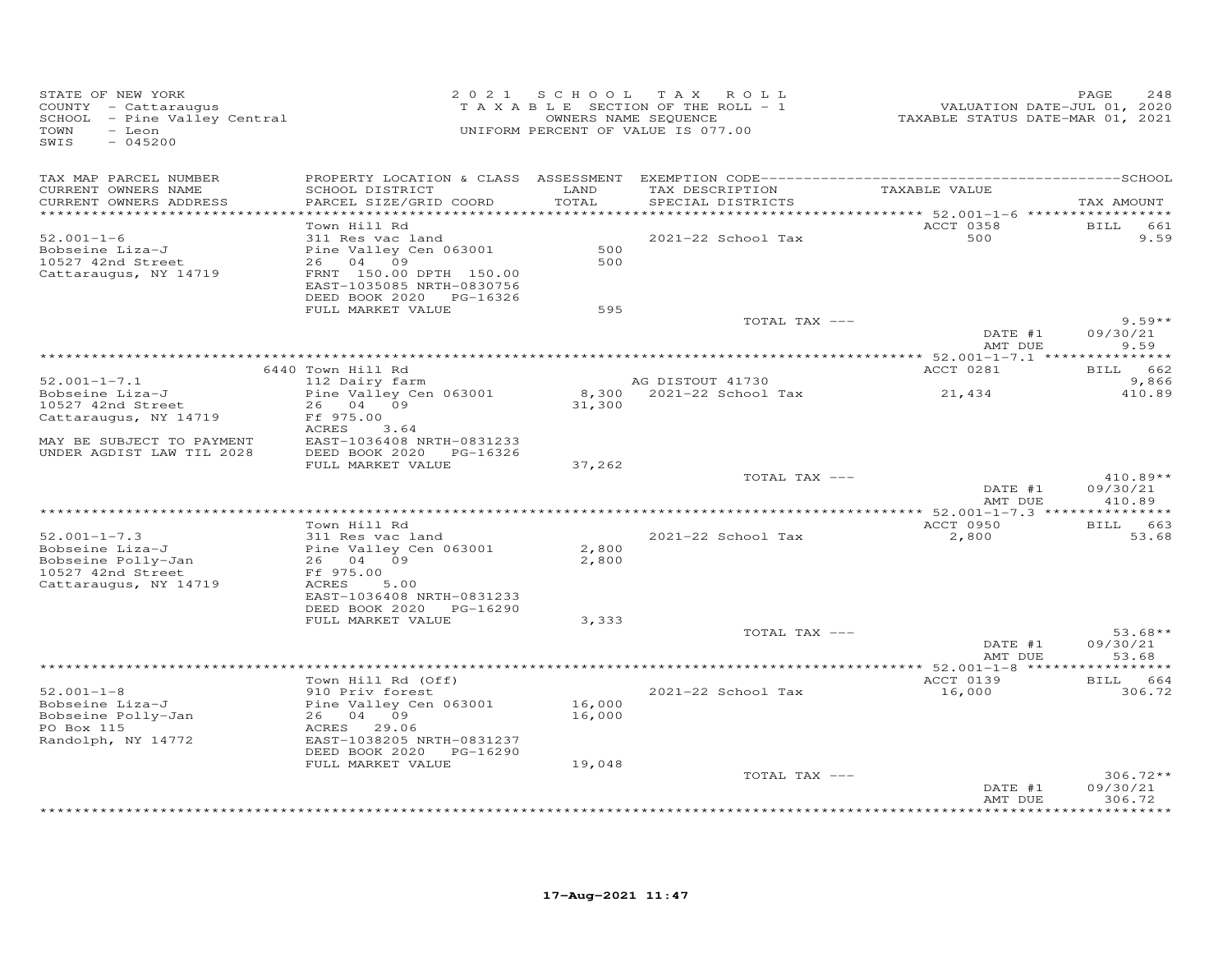STATE OF NEW YORK
COUNTY - Cattaraugus
SCHOOL - Pine Valley Central
TOWN - Leon
SWIS - 045200

2021 SCHOOL TAX ROLL
TAXABLE SECTION OF THE ROLL - 1
OWNERS NAME SEQUENCE
UNIFORM PERCENT OF VALUE IS 077.00

VALUATION DATE-JUL 01, 2020
TAXABLE STATUS DATE-MAR 01, 2021

| TAX MAP PARCEL NUMBER / CURRENT OWNERS NAME / CURRENT OWNERS ADDRESS | PROPERTY LOCATION & CLASS / SCHOOL DISTRICT / PARCEL SIZE/GRID COORD | ASSESSMENT LAND / TOTAL | EXEMPTION CODE / TAX DESCRIPTION / SPECIAL DISTRICTS | TAXABLE VALUE | TAX AMOUNT |
|---|---|---|---|---|---|
| 52.001-1-6 | Town Hill Rd | | | ACCT 0358 | BILL 661 |
| Bobseine Liza-J | 311 Res vac land | | 2021-22 School Tax | 500 | 9.59 |
| 10527 42nd Street | Pine Valley Cen 063001 | 500 | | | |
| Cattaraugus, NY 14719 | 26 04 09 | 500 | | | |
| | FRNT 150.00 DPTH 150.00 | | | | |
| | EAST-1035085 NRTH-0830756 | | | | |
| | DEED BOOK 2020 PG-16326 | | | | |
| | FULL MARKET VALUE | 595 | | | |
| | | | TOTAL TAX --- | | 9.59** |
| | | | | DATE #1 | 09/30/21 |
| | | | | AMT DUE | 9.59 |
| 52.001-1-7.1 | 6440 Town Hill Rd | | | ACCT 0281 | BILL 662 |
| Bobseine Liza-J | 112 Dairy farm | | AG DISTOUT 41730 | | 9,866 |
| 10527 42nd Street | Pine Valley Cen 063001 | 8,300 | 2021-22 School Tax | 21,434 | 410.89 |
| Cattaraugus, NY 14719 | 26 04 09 | 31,300 | | | |
| | Ff 975.00 | | | | |
| | ACRES 3.64 | | | | |
| MAY BE SUBJECT TO PAYMENT | EAST-1036408 NRTH-0831233 | | | | |
| UNDER AGDIST LAW TIL 2028 | DEED BOOK 2020 PG-16326 | | | | |
| | FULL MARKET VALUE | 37,262 | | | |
| | | | TOTAL TAX --- | | 410.89** |
| | | | | DATE #1 | 09/30/21 |
| | | | | AMT DUE | 410.89 |
| 52.001-1-7.3 | Town Hill Rd | | | ACCT 0950 | BILL 663 |
| Bobseine Liza-J | 311 Res vac land | | 2021-22 School Tax | 2,800 | 53.68 |
| Bobseine Polly-Jan | Pine Valley Cen 063001 | 2,800 | | | |
| 10527 42nd Street | 26 04 09 | 2,800 | | | |
| Cattaraugus, NY 14719 | Ff 975.00 | | | | |
| | ACRES 5.00 | | | | |
| | EAST-1036408 NRTH-0831233 | | | | |
| | DEED BOOK 2020 PG-16290 | | | | |
| | FULL MARKET VALUE | 3,333 | | | |
| | | | TOTAL TAX --- | | 53.68** |
| | | | | DATE #1 | 09/30/21 |
| | | | | AMT DUE | 53.68 |
| 52.001-1-8 | Town Hill Rd (Off) | | | ACCT 0139 | BILL 664 |
| Bobseine Liza-J | 910 Priv forest | | 2021-22 School Tax | 16,000 | 306.72 |
| Bobseine Polly-Jan | Pine Valley Cen 063001 | 16,000 | | | |
| PO Box 115 | 26 04 09 | 16,000 | | | |
| Randolph, NY 14772 | ACRES 29.06 | | | | |
| | EAST-1038205 NRTH-0831237 | | | | |
| | DEED BOOK 2020 PG-16290 | | | | |
| | FULL MARKET VALUE | 19,048 | | | |
| | | | TOTAL TAX --- | | 306.72** |
| | | | | DATE #1 | 09/30/21 |
| | | | | AMT DUE | 306.72 |

17-Aug-2021 11:47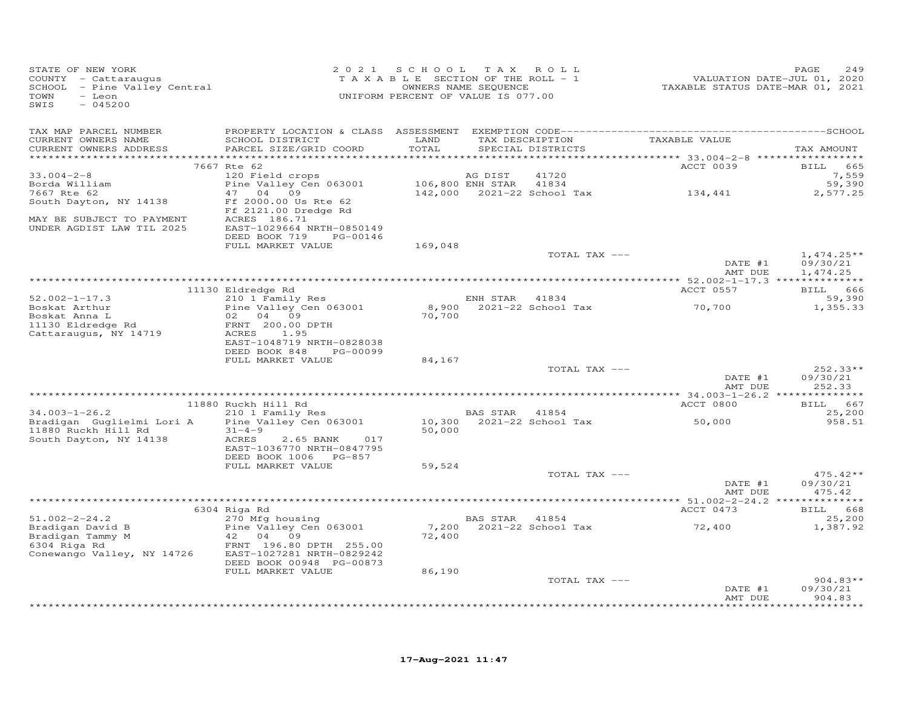STATE OF NEW YORK
COUNTY - Cattaraugus
SCHOOL - Pine Valley Central
TOWN - Leon
SWIS - 045200

2 0 2 1 S C H O O L T A X R O L L
T A X A B L E SECTION OF THE ROLL - 1
OWNERS NAME SEQUENCE
UNIFORM PERCENT OF VALUE IS 077.00

VALUATION DATE-JUL 01, 2020
TAXABLE STATUS DATE-MAR 01, 2021

| TAX MAP PARCEL NUMBER<br>CURRENT OWNERS NAME<br>CURRENT OWNERS ADDRESS | PROPERTY LOCATION & CLASS<br>SCHOOL DISTRICT<br>PARCEL SIZE/GRID COORD | ASSESSMENT<br>LAND<br>TOTAL | EXEMPTION CODE<br>TAX DESCRIPTION<br>SPECIAL DISTRICTS | TAXABLE VALUE | TAX AMOUNT |
|---|---|---|---|---|---|
| | 7667 Rte 62 | | | ACCT 0039 | BILL 665 |
| 33.004-2-8 | 120 Field crops | | AG DIST 41720 | | 7,559 |
| Borda William | Pine Valley Cen 063001 | 106,800 | ENH STAR 41834 | | 59,390 |
| 7667 Rte 62 | 47 04 09 | 142,000 | 2021-22 School Tax | 134,441 | 2,577.25 |
| South Dayton, NY 14138 | Ff 2000.00 Us Rte 62 | | | | |
| | Ff 2121.00 Dredge Rd | | | | |
| MAY BE SUBJECT TO PAYMENT | ACRES 186.71 | | | | |
| UNDER AGDIST LAW TIL 2025 | EAST-1029664 NRTH-0850149 | | | | |
| | DEED BOOK 719 PG-00146 | | | | |
| | FULL MARKET VALUE | 169,048 | | | |
| | | | TOTAL TAX --- | | 1,474.25** |
| | | | | DATE #1 | 09/30/21 |
| | | | | AMT DUE | 1,474.25 |
| | 11130 Eldredge Rd | | | ACCT 0557 | BILL 666 |
| 52.002-1-17.3 | 210 1 Family Res | | ENH STAR 41834 | | 59,390 |
| Boskat Arthur | Pine Valley Cen 063001 | 8,900 | 2021-22 School Tax | 70,700 | 1,355.33 |
| Boskat Anna L | 02 04 09 | 70,700 | | | |
| 11130 Eldredge Rd | FRNT 200.00 DPTH | | | | |
| Cattaraugus, NY 14719 | ACRES 1.95 | | | | |
| | EAST-1048719 NRTH-0828038 | | | | |
| | DEED BOOK 848 PG-00099 | | | | |
| | FULL MARKET VALUE | 84,167 | | | |
| | | | TOTAL TAX --- | | 252.33** |
| | | | | DATE #1 | 09/30/21 |
| | | | | AMT DUE | 252.33 |
| | 11880 Ruckh Hill Rd | | | ACCT 0800 | BILL 667 |
| 34.003-1-26.2 | 210 1 Family Res | | BAS STAR 41854 | | 25,200 |
| Bradigan Guglielmi Lori A | Pine Valley Cen 063001 | 10,300 | 2021-22 School Tax | 50,000 | 958.51 |
| 11880 Ruckh Hill Rd | 31-4-9 | 50,000 | | | |
| South Dayton, NY 14138 | ACRES 2.65 BANK 017 | | | | |
| | EAST-1036770 NRTH-0847795 | | | | |
| | DEED BOOK 1006 PG-857 | | | | |
| | FULL MARKET VALUE | 59,524 | | | |
| | | | TOTAL TAX --- | | 475.42** |
| | | | | DATE #1 | 09/30/21 |
| | | | | AMT DUE | 475.42 |
| | 6304 Riga Rd | | | ACCT 0473 | BILL 668 |
| 51.002-2-24.2 | 270 Mfg housing | | BAS STAR 41854 | | 25,200 |
| Bradigan David B | Pine Valley Cen 063001 | 7,200 | 2021-22 School Tax | 72,400 | 1,387.92 |
| Bradigan Tammy M | 42 04 09 | 72,400 | | | |
| 6304 Riga Rd | FRNT 196.80 DPTH 255.00 | | | | |
| Conewango Valley, NY 14726 | EAST-1027281 NRTH-0829242 | | | | |
| | DEED BOOK 00948 PG-00873 | | | | |
| | FULL MARKET VALUE | 86,190 | | | |
| | | | TOTAL TAX --- | | 904.83** |
| | | | | DATE #1 | 09/30/21 |
| | | | | AMT DUE | 904.83 |

17-Aug-2021 11:47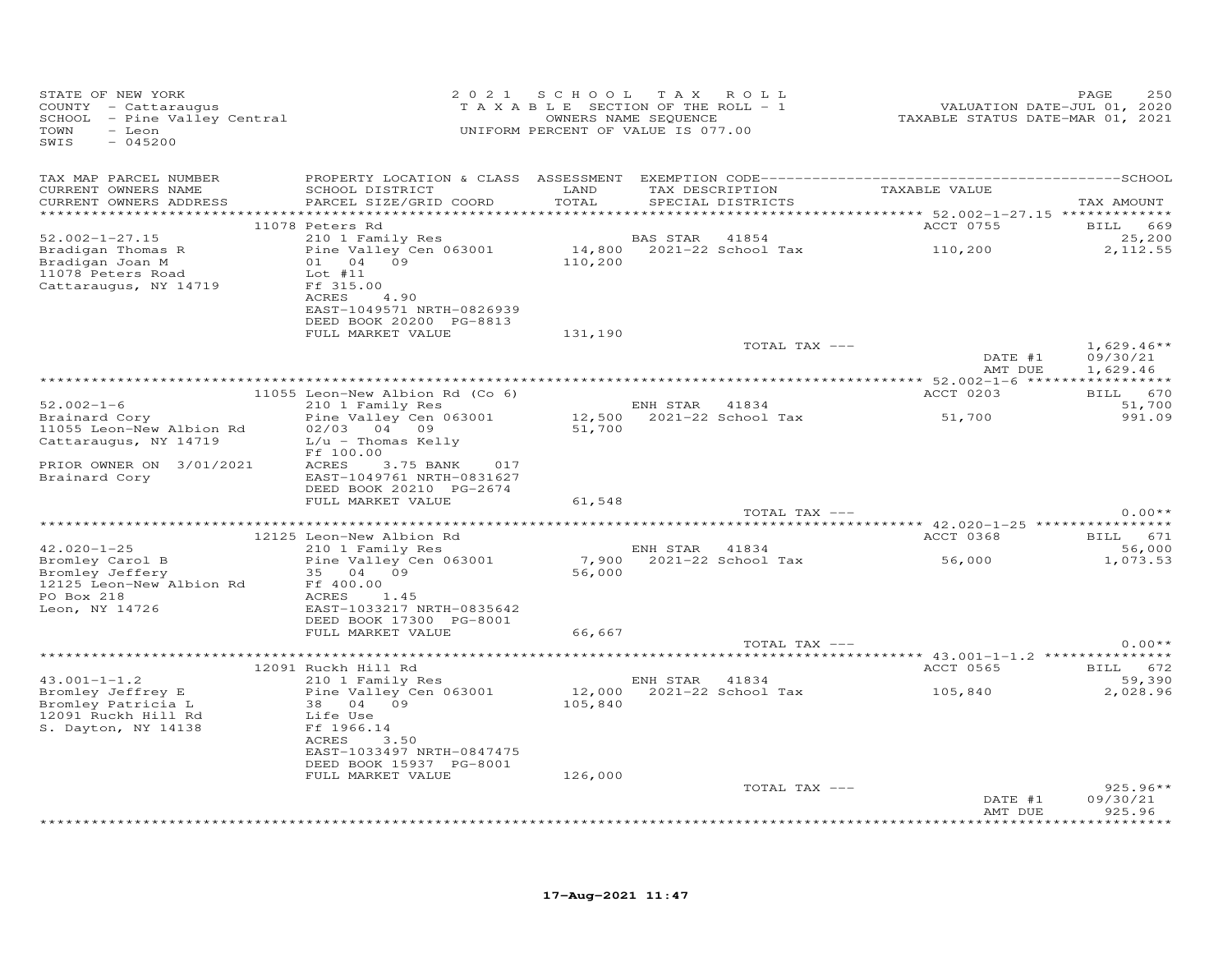STATE OF NEW YORK
COUNTY - Cattaraugus
SCHOOL - Pine Valley Central
TOWN - Leon
SWIS - 045200

2021 SCHOOL TAX ROLL
TAXABLE SECTION OF THE ROLL - 1
OWNERS NAME SEQUENCE
UNIFORM PERCENT OF VALUE IS 077.00

VALUATION DATE-JUL 01, 2020
TAXABLE STATUS DATE-MAR 01, 2021

| TAX MAP PARCEL NUMBER / CURRENT OWNERS NAME / CURRENT OWNERS ADDRESS | PROPERTY LOCATION & CLASS / SCHOOL DISTRICT / PARCEL SIZE/GRID COORD | ASSESSMENT LAND / TOTAL | EXEMPTION CODE / TAX DESCRIPTION / SPECIAL DISTRICTS | TAXABLE VALUE | TAX AMOUNT |
|---|---|---|---|---|---|
| | 11078 Peters Rd | | | ACCT 0755 | BILL 669 |
| 52.002-1-27.15 | 210 1 Family Res | | BAS STAR 41854 | | 25,200 |
| Bradigan Thomas R | Pine Valley Cen 063001 | 14,800 | 2021-22 School Tax | 110,200 | 2,112.55 |
| Bradigan Joan M | 01 04 09 | 110,200 | | | |
| 11078 Peters Road | Lot #11 | | | | |
| Cattaraugus, NY 14719 | Ff 315.00 | | | | |
| | ACRES 4.90 | | | | |
| | EAST-1049571 NRTH-0826939 | | | | |
| | DEED BOOK 20200 PG-8813 | | | | |
| | FULL MARKET VALUE | 131,190 | | | |
| | | | TOTAL TAX --- | | 1,629.46** |
| | | | | DATE #1 | 09/30/21 |
| | | | | AMT DUE | 1,629.46 |
| | 11055 Leon-New Albion Rd (Co 6) | | | ACCT 0203 | BILL 670 |
| 52.002-1-6 | 210 1 Family Res | | ENH STAR 41834 | | 51,700 |
| Brainard Cory | Pine Valley Cen 063001 | 12,500 | 2021-22 School Tax | 51,700 | 991.09 |
| 11055 Leon-New Albion Rd | 02/03 04 09 | 51,700 | | | |
| Cattaraugus, NY 14719 | L/u - Thomas Kelly | | | | |
| | Ff 100.00 | | | | |
| PRIOR OWNER ON 3/01/2021 | ACRES 3.75 BANK 017 | | | | |
| Brainard Cory | EAST-1049761 NRTH-0831627 | | | | |
| | DEED BOOK 20210 PG-2674 | | | | |
| | FULL MARKET VALUE | 61,548 | | | |
| | | | TOTAL TAX --- | | 0.00** |
| | 12125 Leon-New Albion Rd | | | ACCT 0368 | BILL 671 |
| 42.020-1-25 | 210 1 Family Res | | ENH STAR 41834 | | 56,000 |
| Bromley Carol B | Pine Valley Cen 063001 | 7,900 | 2021-22 School Tax | 56,000 | 1,073.53 |
| Bromley Jeffery | 35 04 09 | 56,000 | | | |
| 12125 Leon-New Albion Rd | Ff 400.00 | | | | |
| PO Box 218 | ACRES 1.45 | | | | |
| Leon, NY 14726 | EAST-1033217 NRTH-0835642 | | | | |
| | DEED BOOK 17300 PG-8001 | | | | |
| | FULL MARKET VALUE | 66,667 | | | |
| | | | TOTAL TAX --- | | 0.00** |
| | 12091 Ruckh Hill Rd | | | ACCT 0565 | BILL 672 |
| 43.001-1-1.2 | 210 1 Family Res | | ENH STAR 41834 | | 59,390 |
| Bromley Jeffrey E | Pine Valley Cen 063001 | 12,000 | 2021-22 School Tax | 105,840 | 2,028.96 |
| Bromley Patricia L | 38 04 09 | 105,840 | | | |
| 12091 Ruckh Hill Rd | Life Use | | | | |
| S. Dayton, NY 14138 | Ff 1966.14 | | | | |
| | ACRES 3.50 | | | | |
| | EAST-1033497 NRTH-0847475 | | | | |
| | DEED BOOK 15937 PG-8001 | | | | |
| | FULL MARKET VALUE | 126,000 | | | |
| | | | TOTAL TAX --- | | 925.96** |
| | | | | DATE #1 | 09/30/21 |
| | | | | AMT DUE | 925.96 |

17-Aug-2021 11:47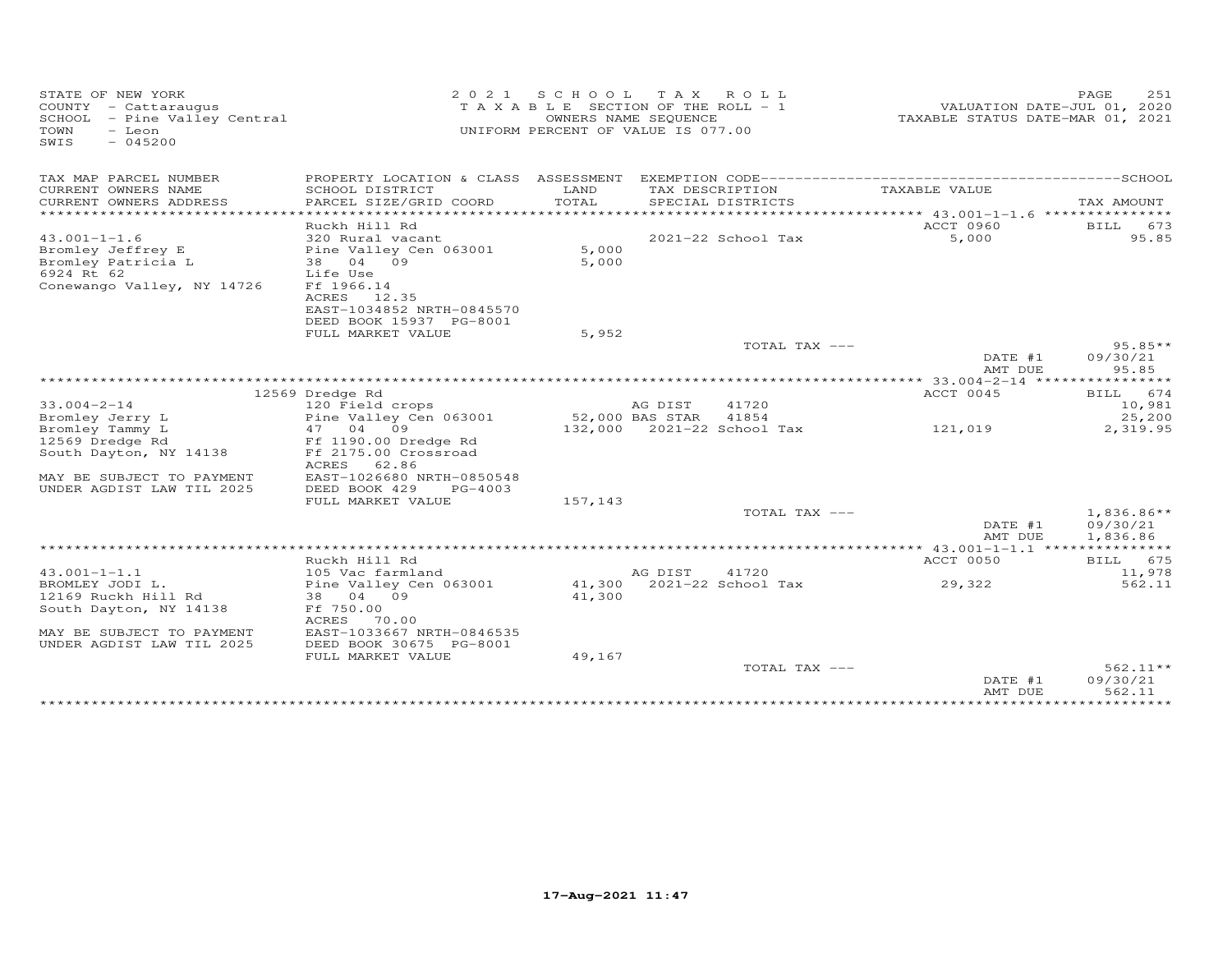STATE OF NEW YORK
COUNTY - Cattaraugus
SCHOOL - Pine Valley Central
TOWN - Leon
SWIS - 045200

2021 SCHOOL TAX ROLL
TAXABLE SECTION OF THE ROLL - 1
OWNERS NAME SEQUENCE
UNIFORM PERCENT OF VALUE IS 077.00

VALUATION DATE-JUL 01, 2020
TAXABLE STATUS DATE-MAR 01, 2021

| TAX MAP PARCEL NUMBER / CURRENT OWNERS NAME / CURRENT OWNERS ADDRESS | PROPERTY LOCATION & CLASS / SCHOOL DISTRICT / PARCEL SIZE/GRID COORD | ASSESSMENT LAND / TOTAL | EXEMPTION CODE / TAX DESCRIPTION / SPECIAL DISTRICTS | TAXABLE VALUE | TAX AMOUNT |
|---|---|---|---|---|---|
| **43.001-1-1.6** | Ruckh Hill Rd | | | ACCT 0960 | BILL 673 |
| 43.001-1-1.6 | 320 Rural vacant | | 2021-22 School Tax | 5,000 | 95.85 |
| Bromley Jeffrey E | Pine Valley Cen 063001 | 5,000 | | | |
| Bromley Patricia L | 38 04 09 | 5,000 | | | |
| 6924 Rt 62 | Life Use | | | | |
| Conewango Valley, NY 14726 | Ff 1966.14 | | | | |
| | ACRES 12.35 | | | | |
| | EAST-1034852 NRTH-0845570 | | | | |
| | DEED BOOK 15937 PG-8001 | | | | |
| | FULL MARKET VALUE | 5,952 | | | |
| | | | TOTAL TAX --- | | 95.85** |
| | | | | DATE #1 | 09/30/21 |
| | | | | AMT DUE | 95.85 |
| **33.004-2-14** | 12569 Dredge Rd | | | ACCT 0045 | BILL 674 |
| 33.004-2-14 | 120 Field crops | | AG DIST 41720 | | 10,981 |
| Bromley Jerry L | Pine Valley Cen 063001 | 52,000 | BAS STAR 41854 | | 25,200 |
| Bromley Tammy L | 47 04 09 | 132,000 | 2021-22 School Tax | 121,019 | 2,319.95 |
| 12569 Dredge Rd | Ff 1190.00 Dredge Rd | | | | |
| South Dayton, NY 14138 | Ff 2175.00 Crossroad | | | | |
| | ACRES 62.86 | | | | |
| MAY BE SUBJECT TO PAYMENT | EAST-1026680 NRTH-0850548 | | | | |
| UNDER AGDIST LAW TIL 2025 | DEED BOOK 429 PG-4003 | | | | |
| | FULL MARKET VALUE | 157,143 | | | |
| | | | TOTAL TAX --- | | 1,836.86** |
| | | | | DATE #1 | 09/30/21 |
| | | | | AMT DUE | 1,836.86 |
| **43.001-1-1.1** | Ruckh Hill Rd | | | ACCT 0050 | BILL 675 |
| 43.001-1-1.1 | 105 Vac farmland | | AG DIST 41720 | | 11,978 |
| BROMLEY JODI L. | Pine Valley Cen 063001 | 41,300 | 2021-22 School Tax | 29,322 | 562.11 |
| 12169 Ruckh Hill Rd | 38 04 09 | 41,300 | | | |
| South Dayton, NY 14138 | Ff 750.00 | | | | |
| | ACRES 70.00 | | | | |
| MAY BE SUBJECT TO PAYMENT | EAST-1033667 NRTH-0846535 | | | | |
| UNDER AGDIST LAW TIL 2025 | DEED BOOK 30675 PG-8001 | | | | |
| | FULL MARKET VALUE | 49,167 | | | |
| | | | TOTAL TAX --- | | 562.11** |
| | | | | DATE #1 | 09/30/21 |
| | | | | AMT DUE | 562.11 |

17-Aug-2021 11:47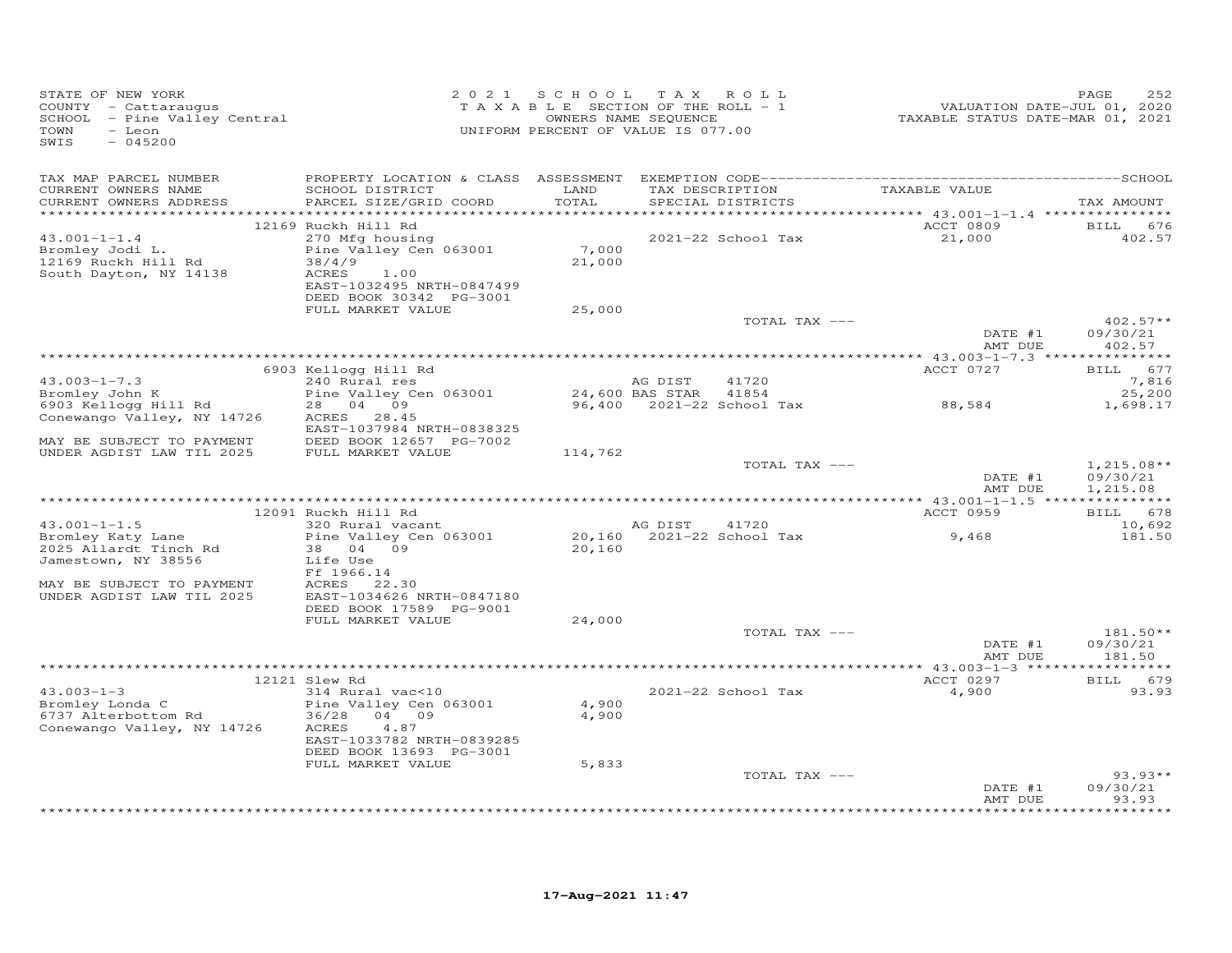STATE OF NEW YORK
COUNTY - Cattaraugus
SCHOOL - Pine Valley Central
TOWN - Leon
SWIS - 045200

2021 SCHOOL TAX ROLL
TAXABLE SECTION OF THE ROLL - 1
OWNERS NAME SEQUENCE
UNIFORM PERCENT OF VALUE IS 077.00

VALUATION DATE-JUL 01, 2020
TAXABLE STATUS DATE-MAR 01, 2021

| TAX MAP PARCEL NUMBER / CURRENT OWNERS NAME / CURRENT OWNERS ADDRESS | PROPERTY LOCATION & CLASS / SCHOOL DISTRICT / PARCEL SIZE/GRID COORD | ASSESSMENT LAND / TOTAL | EXEMPTION CODE / TAX DESCRIPTION / SPECIAL DISTRICTS | TAXABLE VALUE | TAX AMOUNT |
|---|---|---|---|---|---|
| 43.001-1-1.4 | 12169 Ruckh Hill Rd | | | ACCT 0809 | BILL 676 |
| Bromley Jodi L. | 270 Mfg housing | | | | |
| 12169 Ruckh Hill Rd | Pine Valley Cen 063001 | 7,000 | 2021-22 School Tax | 21,000 | 402.57 |
| South Dayton, NY 14138 | 38/4/9 | 21,000 | | | |
| | ACRES 1.00 | | | | |
| | EAST-1032495 NRTH-0847499 | | | | |
| | DEED BOOK 30342 PG-3001 | | | | |
| | FULL MARKET VALUE | 25,000 | | | |
| | | | TOTAL TAX --- | | 402.57** |
| | | | | DATE #1 | 09/30/21 |
| | | | | AMT DUE | 402.57 |
| 43.003-1-7.3 | 6903 Kellogg Hill Rd | | | ACCT 0727 | BILL 677 |
| Bromley John K | 240 Rural res | | AG DIST 41720 | | 7,816 |
| 6903 Kellogg Hill Rd | Pine Valley Cen 063001 | 24,600 | BAS STAR 41854 | | 25,200 |
| Conewango Valley, NY 14726 | 28 04 09 | 96,400 | 2021-22 School Tax | 88,584 | 1,698.17 |
| | ACRES 28.45 | | | | |
| MAY BE SUBJECT TO PAYMENT | EAST-1037984 NRTH-0838325 | | | | |
| UNDER AGDIST LAW TIL 2025 | DEED BOOK 12657 PG-7002 | | | | |
| | FULL MARKET VALUE | 114,762 | | | |
| | | | TOTAL TAX --- | | 1,215.08** |
| | | | | DATE #1 | 09/30/21 |
| | | | | AMT DUE | 1,215.08 |
| 43.001-1-1.5 | 12091 Ruckh Hill Rd | | | ACCT 0959 | BILL 678 |
| Bromley Katy Lane | 320 Rural vacant | | AG DIST 41720 | | 10,692 |
| 2025 Allardt Tinch Rd | Pine Valley Cen 063001 | 20,160 | 2021-22 School Tax | 9,468 | 181.50 |
| Jamestown, NY 38556 | 38 04 09 | 20,160 | | | |
| | Life Use | | | | |
| | Ff 1966.14 | | | | |
| MAY BE SUBJECT TO PAYMENT | ACRES 22.30 | | | | |
| UNDER AGDIST LAW TIL 2025 | EAST-1034626 NRTH-0847180 | | | | |
| | DEED BOOK 17589 PG-9001 | | | | |
| | FULL MARKET VALUE | 24,000 | | | |
| | | | TOTAL TAX --- | | 181.50** |
| | | | | DATE #1 | 09/30/21 |
| | | | | AMT DUE | 181.50 |
| 43.003-1-3 | 12121 Slew Rd | | | ACCT 0297 | BILL 679 |
| Bromley Londa C | 314 Rural vac<10 | | | | |
| 6737 Alterbottom Rd | Pine Valley Cen 063001 | 4,900 | 2021-22 School Tax | 4,900 | 93.93 |
| Conewango Valley, NY 14726 | 36/28 04 09 | 4,900 | | | |
| | ACRES 4.87 | | | | |
| | EAST-1033782 NRTH-0839285 | | | | |
| | DEED BOOK 13693 PG-3001 | | | | |
| | FULL MARKET VALUE | 5,833 | | | |
| | | | TOTAL TAX --- | | 93.93** |
| | | | | DATE #1 | 09/30/21 |
| | | | | AMT DUE | 93.93 |

17-Aug-2021 11:47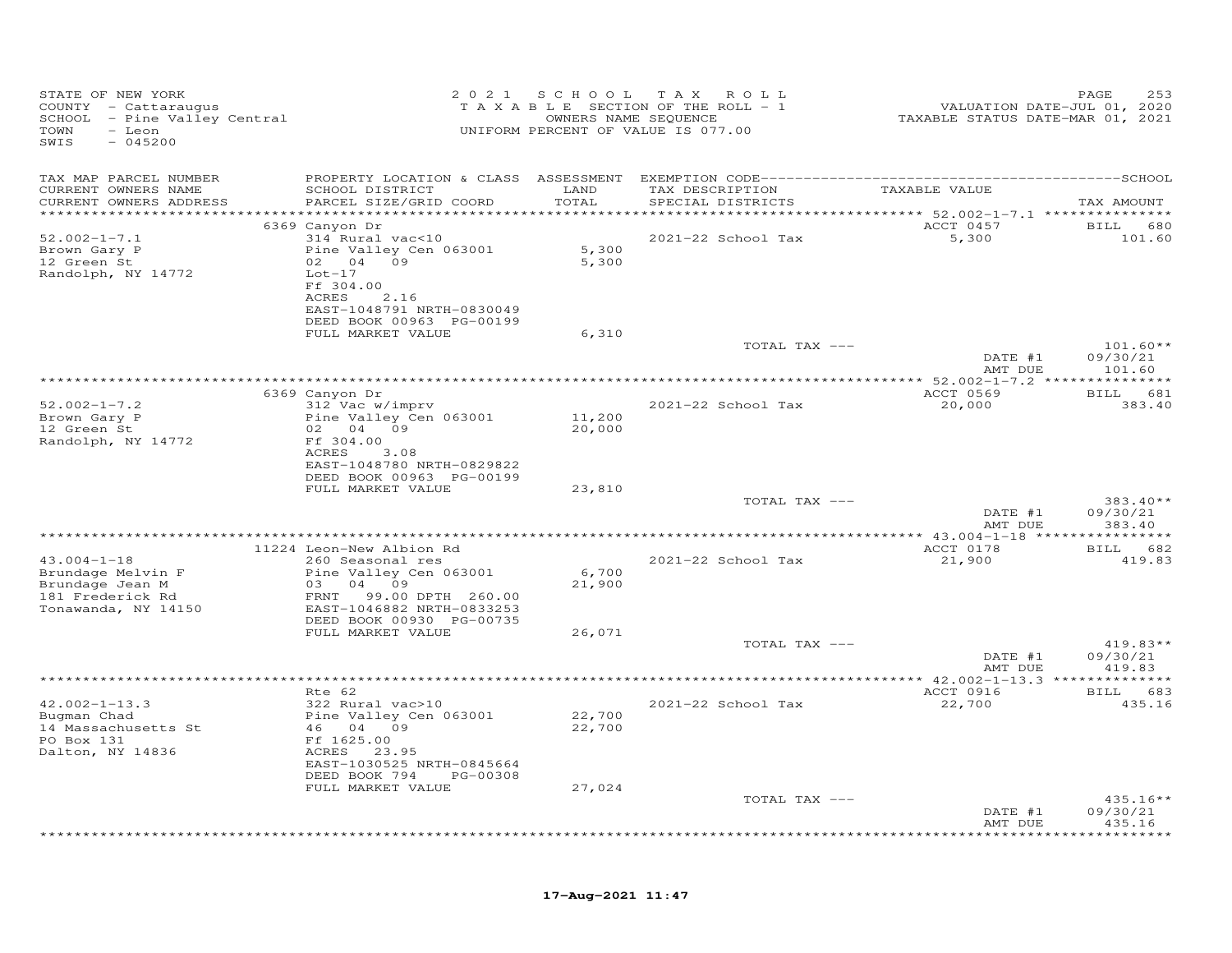STATE OF NEW YORK
COUNTY - Cattaraugus
SCHOOL - Pine Valley Central
TOWN - Leon
SWIS - 045200

2021 SCHOOL TAX ROLL
TAXABLE SECTION OF THE ROLL - 1
OWNERS NAME SEQUENCE
UNIFORM PERCENT OF VALUE IS 077.00

VALUATION DATE-JUL 01, 2020
TAXABLE STATUS DATE-MAR 01, 2021

| TAX MAP PARCEL NUMBER / CURRENT OWNERS NAME / CURRENT OWNERS ADDRESS | PROPERTY LOCATION & CLASS / SCHOOL DISTRICT / PARCEL SIZE/GRID COORD | ASSESSMENT LAND / TOTAL | EXEMPTION CODE / TAX DESCRIPTION / SPECIAL DISTRICTS | TAXABLE VALUE | TAX AMOUNT |
|---|---|---|---|---|---|
| 52.002-1-7.1 | 6369 Canyon Dr | | | ACCT 0457 | BILL 680 |
| Brown Gary P | 314 Rural vac<10 | | | | |
| 12 Green St | Pine Valley Cen 063001 | 5,300 | 2021-22 School Tax | 5,300 | 101.60 |
| Randolph, NY 14772 | 02 04 09 | 5,300 | | | |
| | Lot-17 | | | | |
| | Ff 304.00 | | | | |
| | ACRES 2.16 | | | | |
| | EAST-1048791 NRTH-0830049 | | | | |
| | DEED BOOK 00963 PG-00199 | | | | |
| | FULL MARKET VALUE | 6,310 | | | |
| | | | TOTAL TAX --- | | 101.60** |
| | | | | DATE #1 | 09/30/21 |
| | | | | AMT DUE | 101.60 |
| 52.002-1-7.2 | 6369 Canyon Dr | | | ACCT 0569 | BILL 681 |
| Brown Gary P | 312 Vac w/imprv | | | | |
| 12 Green St | Pine Valley Cen 063001 | 11,200 | 2021-22 School Tax | 20,000 | 383.40 |
| Randolph, NY 14772 | 02 04 09 | 20,000 | | | |
| | Ff 304.00 | | | | |
| | ACRES 3.08 | | | | |
| | EAST-1048780 NRTH-0829822 | | | | |
| | DEED BOOK 00963 PG-00199 | | | | |
| | FULL MARKET VALUE | 23,810 | | | |
| | | | TOTAL TAX --- | | 383.40** |
| | | | | DATE #1 | 09/30/21 |
| | | | | AMT DUE | 383.40 |
| 43.004-1-18 | 11224 Leon-New Albion Rd | | | ACCT 0178 | BILL 682 |
| Brundage Melvin F | 260 Seasonal res | | | | |
| Brundage Jean M | Pine Valley Cen 063001 | 6,700 | 2021-22 School Tax | 21,900 | 419.83 |
| 181 Frederick Rd | 03 04 09 | 21,900 | | | |
| Tonawanda, NY 14150 | FRNT 99.00 DPTH 260.00 | | | | |
| | EAST-1046882 NRTH-0833253 | | | | |
| | DEED BOOK 00930 PG-00735 | | | | |
| | FULL MARKET VALUE | 26,071 | | | |
| | | | TOTAL TAX --- | | 419.83** |
| | | | | DATE #1 | 09/30/21 |
| | | | | AMT DUE | 419.83 |
| 42.002-1-13.3 | Rte 62 | | | ACCT 0916 | BILL 683 |
| Bugman Chad | 322 Rural vac>10 | | | | |
| 14 Massachusetts St | Pine Valley Cen 063001 | 22,700 | 2021-22 School Tax | 22,700 | 435.16 |
| PO Box 131 | 46 04 09 | 22,700 | | | |
| Dalton, NY 14836 | Ff 1625.00 | | | | |
| | ACRES 23.95 | | | | |
| | EAST-1030525 NRTH-0845664 | | | | |
| | DEED BOOK 794 PG-00308 | | | | |
| | FULL MARKET VALUE | 27,024 | | | |
| | | | TOTAL TAX --- | | 435.16** |
| | | | | DATE #1 | 09/30/21 |
| | | | | AMT DUE | 435.16 |

17-Aug-2021 11:47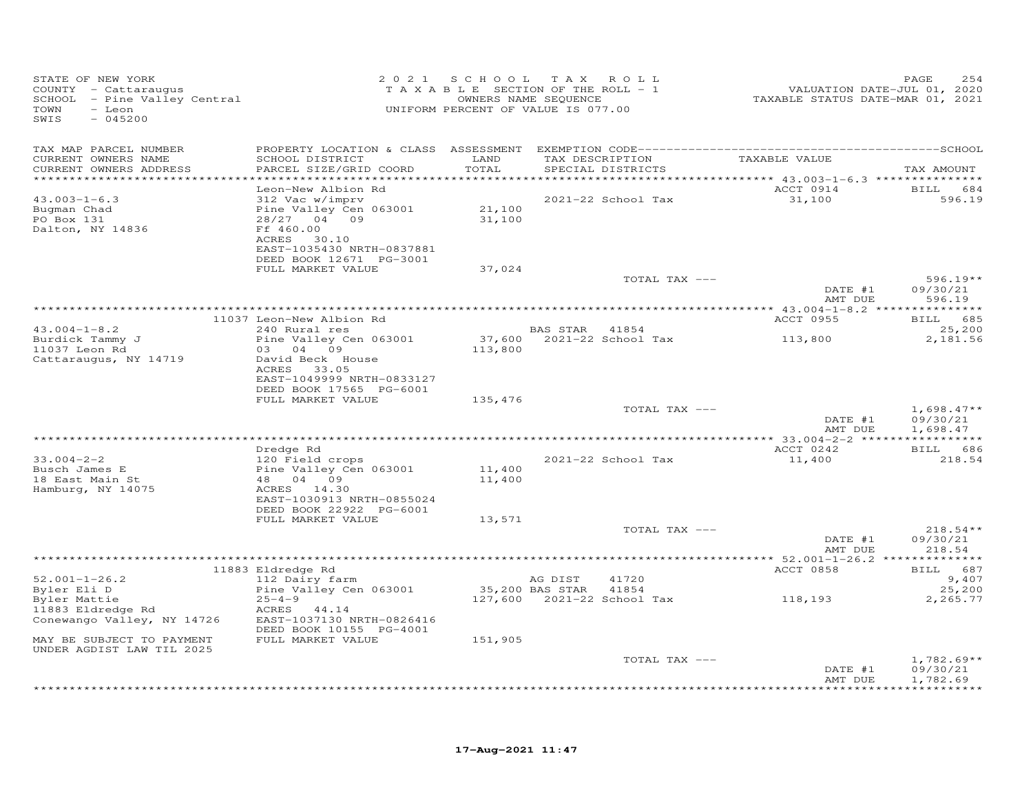STATE OF NEW YORK
COUNTY - Cattaraugus
SCHOOL - Pine Valley Central
TOWN - Leon
SWIS - 045200

2021 SCHOOL TAX ROLL
TAXABLE SECTION OF THE ROLL - 1
OWNERS NAME SEQUENCE
UNIFORM PERCENT OF VALUE IS 077.00

VALUATION DATE-JUL 01, 2020
TAXABLE STATUS DATE-MAR 01, 2021

| TAX MAP PARCEL NUMBER<br>CURRENT OWNERS NAME<br>CURRENT OWNERS ADDRESS | PROPERTY LOCATION & CLASS<br>SCHOOL DISTRICT<br>PARCEL SIZE/GRID COORD | ASSESSMENT<br>LAND<br>TOTAL | EXEMPTION CODE<br>TAX DESCRIPTION<br>SPECIAL DISTRICTS | TAXABLE VALUE | SCHOOL<br>TAX AMOUNT |
|---|---|---|---|---|---|
| | Leon-New Albion Rd | | | ACCT 0914 | BILL 684 |
| 43.003-1-6.3 | 312 Vac w/imprv | | 2021-22 School Tax | 31,100 | 596.19 |
| Bugman Chad | Pine Valley Cen 063001 | 21,100 | | | |
| PO Box 131 | 28/27 04 09 | 31,100 | | | |
| Dalton, NY 14836 | Ff 460.00 | | | | |
| | ACRES 30.10 | | | | |
| | EAST-1035430 NRTH-0837881 | | | | |
| | DEED BOOK 12671 PG-3001 | | | | |
| | FULL MARKET VALUE | 37,024 | | | |
| | | | TOTAL TAX --- | | 596.19** |
| | | | | DATE #1 | 09/30/21 |
| | | | | AMT DUE | 596.19 |
| | 11037 Leon-New Albion Rd | | | ACCT 0955 | BILL 685 |
| 43.004-1-8.2 | 240 Rural res | | BAS STAR 41854 | | 25,200 |
| Burdick Tammy J | Pine Valley Cen 063001 | 37,600 | 2021-22 School Tax | 113,800 | 2,181.56 |
| 11037 Leon Rd | 03 04 09 | 113,800 | | | |
| Cattaraugus, NY 14719 | David Beck House | | | | |
| | ACRES 33.05 | | | | |
| | EAST-1049999 NRTH-0833127 | | | | |
| | DEED BOOK 17565 PG-6001 | | | | |
| | FULL MARKET VALUE | 135,476 | | | |
| | | | TOTAL TAX --- | | 1,698.47** |
| | | | | DATE #1 | 09/30/21 |
| | | | | AMT DUE | 1,698.47 |
| | Dredge Rd | | | ACCT 0242 | BILL 686 |
| 33.004-2-2 | 120 Field crops | | 2021-22 School Tax | 11,400 | 218.54 |
| Busch James E | Pine Valley Cen 063001 | 11,400 | | | |
| 18 East Main St | 48 04 09 | 11,400 | | | |
| Hamburg, NY 14075 | ACRES 14.30 | | | | |
| | EAST-1030913 NRTH-0855024 | | | | |
| | DEED BOOK 22922 PG-6001 | | | | |
| | FULL MARKET VALUE | 13,571 | | | |
| | | | TOTAL TAX --- | | 218.54** |
| | | | | DATE #1 | 09/30/21 |
| | | | | AMT DUE | 218.54 |
| | 11883 Eldredge Rd | | | ACCT 0858 | BILL 687 |
| 52.001-1-26.2 | 112 Dairy farm | | AG DIST 41720 | | 9,407 |
| Byler Eli D | Pine Valley Cen 063001 | 35,200 | BAS STAR 41854 | | 25,200 |
| Byler Mattie | 25-4-9 | 127,600 | 2021-22 School Tax | 118,193 | 2,265.77 |
| 11883 Eldredge Rd | ACRES 44.14 | | | | |
| Conewango Valley, NY 14726 | EAST-1037130 NRTH-0826416 | | | | |
| | DEED BOOK 10155 PG-4001 | | | | |
| MAY BE SUBJECT TO PAYMENT | FULL MARKET VALUE | 151,905 | | | |
| UNDER AGDIST LAW TIL 2025 | | | | | |
| | | | TOTAL TAX --- | | 1,782.69** |
| | | | | DATE #1 | 09/30/21 |
| | | | | AMT DUE | 1,782.69 |

17-Aug-2021 11:47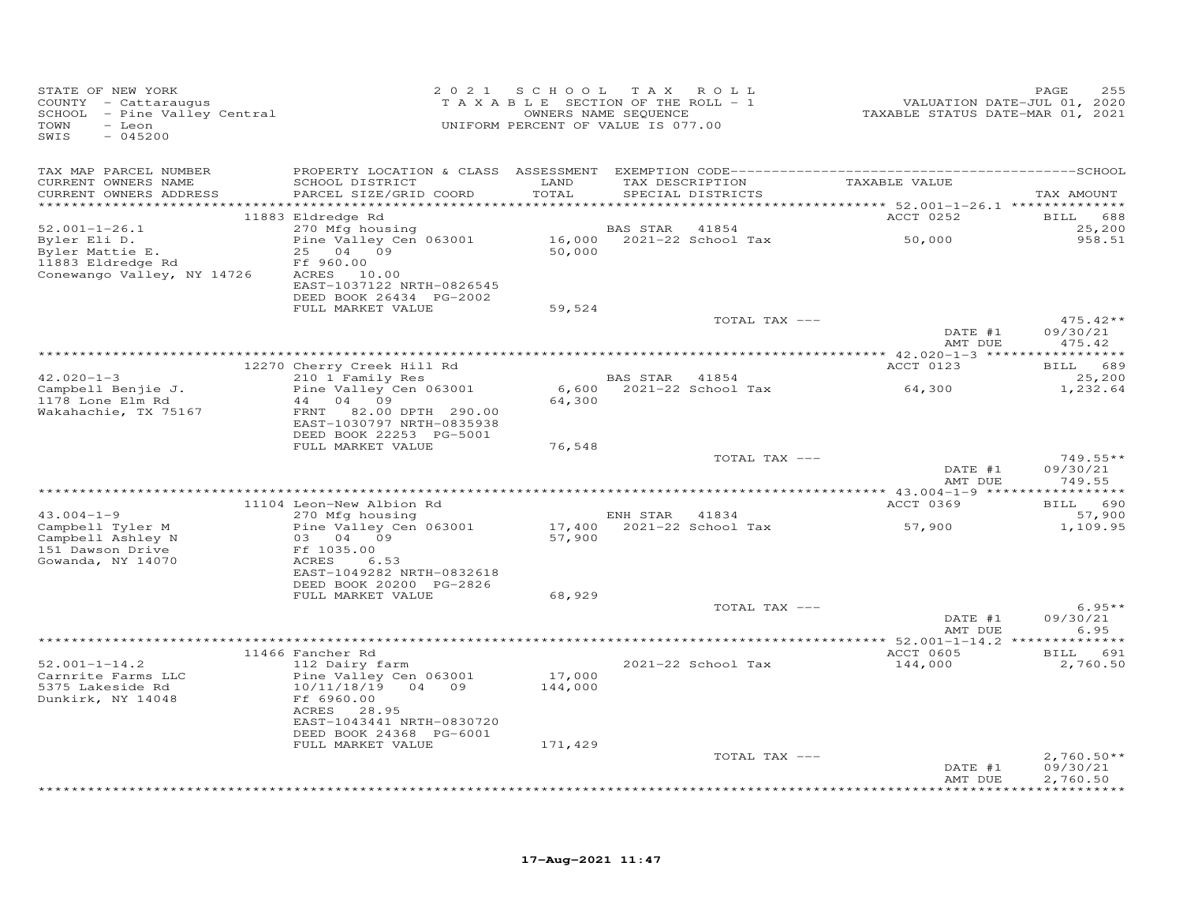STATE OF NEW YORK
COUNTY - Cattaraugus
SCHOOL - Pine Valley Central
TOWN - Leon
SWIS - 045200

2021 SCHOOL TAX ROLL
TAXABLE SECTION OF THE ROLL - 1
OWNERS NAME SEQUENCE
UNIFORM PERCENT OF VALUE IS 077.00

VALUATION DATE-JUL 01, 2020
TAXABLE STATUS DATE-MAR 01, 2021

| TAX MAP PARCEL NUMBER / CURRENT OWNERS NAME / CURRENT OWNERS ADDRESS | PROPERTY LOCATION & CLASS / SCHOOL DISTRICT / PARCEL SIZE/GRID COORD | ASSESSMENT LAND / TOTAL | EXEMPTION CODE / TAX DESCRIPTION / SPECIAL DISTRICTS | TAXABLE VALUE | TAX AMOUNT |
|---|---|---|---|---|---|
| | 11883 Eldredge Rd | | | ACCT 0252 | BILL 688 |
| 52.001-1-26.1 | 270 Mfg housing | | BAS STAR 41854 | | 25,200 |
| Byler Eli D. | Pine Valley Cen 063001 | 16,000 | 2021-22 School Tax | 50,000 | 958.51 |
| Byler Mattie E. | 25 04 09 | 50,000 | | | |
| 11883 Eldredge Rd | Ff 960.00 | | | | |
| Conewango Valley, NY 14726 | ACRES 10.00 | | | | |
| | EAST-1037122 NRTH-0826545 | | | | |
| | DEED BOOK 26434 PG-2002 | | | | |
| | FULL MARKET VALUE | 59,524 | | | |
| | | | TOTAL TAX --- | | 475.42** |
| | | | | DATE #1 | 09/30/21 |
| | | | | AMT DUE | 475.42 |
| | 12270 Cherry Creek Hill Rd | | | ACCT 0123 | BILL 689 |
| 42.020-1-3 | 210 1 Family Res | | BAS STAR 41854 | | 25,200 |
| Campbell Benjie J. | Pine Valley Cen 063001 | 6,600 | 2021-22 School Tax | 64,300 | 1,232.64 |
| 1178 Lone Elm Rd | 44 04 09 | 64,300 | | | |
| Wakahachie, TX 75167 | FRNT 82.00 DPTH 290.00 | | | | |
| | EAST-1030797 NRTH-0835938 | | | | |
| | DEED BOOK 22253 PG-5001 | | | | |
| | FULL MARKET VALUE | 76,548 | | | |
| | | | TOTAL TAX --- | | 749.55** |
| | | | | DATE #1 | 09/30/21 |
| | | | | AMT DUE | 749.55 |
| | 11104 Leon-New Albion Rd | | | ACCT 0369 | BILL 690 |
| 43.004-1-9 | 270 Mfg housing | | ENH STAR 41834 | | 57,900 |
| Campbell Tyler M | Pine Valley Cen 063001 | 17,400 | 2021-22 School Tax | 57,900 | 1,109.95 |
| Campbell Ashley N | 03 04 09 | 57,900 | | | |
| 151 Dawson Drive | Ff 1035.00 | | | | |
| Gowanda, NY 14070 | ACRES 6.53 | | | | |
| | EAST-1049282 NRTH-0832618 | | | | |
| | DEED BOOK 20200 PG-2826 | | | | |
| | FULL MARKET VALUE | 68,929 | | | |
| | | | TOTAL TAX --- | | 6.95** |
| | | | | DATE #1 | 09/30/21 |
| | | | | AMT DUE | 6.95 |
| | 11466 Fancher Rd | | | ACCT 0605 | BILL 691 |
| 52.001-1-14.2 | 112 Dairy farm | | 2021-22 School Tax | 144,000 | 2,760.50 |
| Carnrite Farms LLC | Pine Valley Cen 063001 | 17,000 | | | |
| 5375 Lakeside Rd | 10/11/18/19 04 09 | 144,000 | | | |
| Dunkirk, NY 14048 | Ff 6960.00 | | | | |
| | ACRES 28.95 | | | | |
| | EAST-1043441 NRTH-0830720 | | | | |
| | DEED BOOK 24368 PG-6001 | | | | |
| | FULL MARKET VALUE | 171,429 | | | |
| | | | TOTAL TAX --- | | 2,760.50** |
| | | | | DATE #1 | 09/30/21 |
| | | | | AMT DUE | 2,760.50 |

17-Aug-2021 11:47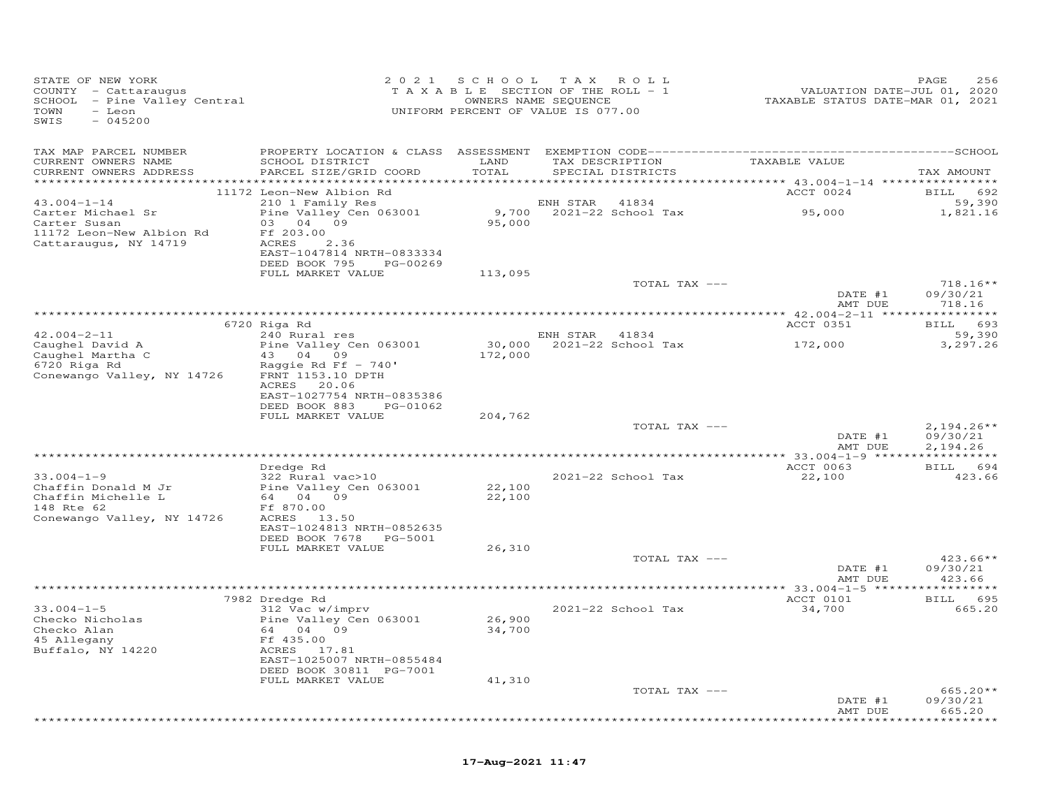STATE OF NEW YORK
COUNTY - Cattaraugus
SCHOOL - Pine Valley Central
TOWN - Leon
SWIS - 045200

2021 SCHOOL TAX ROLL
TAXABLE SECTION OF THE ROLL - 1
OWNERS NAME SEQUENCE
UNIFORM PERCENT OF VALUE IS 077.00

VALUATION DATE-JUL 01, 2020
TAXABLE STATUS DATE-MAR 01, 2021

| TAX MAP PARCEL NUMBER / CURRENT OWNERS NAME / CURRENT OWNERS ADDRESS | PROPERTY LOCATION & CLASS / SCHOOL DISTRICT / PARCEL SIZE/GRID COORD | ASSESSMENT LAND / TOTAL | EXEMPTION CODE / TAX DESCRIPTION / SPECIAL DISTRICTS | TAXABLE VALUE | TAX AMOUNT |
|---|---|---|---|---|---|
| | 11172 Leon-New Albion Rd | | | ACCT 0024 | BILL 692 |
| 43.004-1-14 | 210 1 Family Res | | ENH STAR 41834 | | 59,390 |
| Carter Michael Sr | Pine Valley Cen 063001 | 9,700 | 2021-22 School Tax | 95,000 | 1,821.16 |
| Carter Susan | 03 04 09 | 95,000 | | | |
| 11172 Leon-New Albion Rd | Ff 203.00 | | | | |
| Cattaraugus, NY 14719 | ACRES 2.36 | | | | |
| | EAST-1047814 NRTH-0833334 | | | | |
| | DEED BOOK 795 PG-00269 | | | | |
| | FULL MARKET VALUE | 113,095 | | | |
| | | | TOTAL TAX --- | | 718.16** |
| | | | | DATE #1 | 09/30/21 |
| | | | | AMT DUE | 718.16 |
| | 6720 Riga Rd | | | ACCT 0351 | BILL 693 |
| 42.004-2-11 | 240 Rural res | | ENH STAR 41834 | | 59,390 |
| Caughel David A | Pine Valley Cen 063001 | 30,000 | 2021-22 School Tax | 172,000 | 3,297.26 |
| Caughel Martha C | 43 04 09 | 172,000 | | | |
| 6720 Riga Rd | Raggie Rd Ff - 740' | | | | |
| Conewango Valley, NY 14726 | FRNT 1153.10 DPTH | | | | |
| | ACRES 20.06 | | | | |
| | EAST-1027754 NRTH-0835386 | | | | |
| | DEED BOOK 883 PG-01062 | | | | |
| | FULL MARKET VALUE | 204,762 | | | |
| | | | TOTAL TAX --- | | 2,194.26** |
| | | | | DATE #1 | 09/30/21 |
| | | | | AMT DUE | 2,194.26 |
| | Dredge Rd | | | ACCT 0063 | BILL 694 |
| 33.004-1-9 | 322 Rural vac>10 | | 2021-22 School Tax | 22,100 | 423.66 |
| Chaffin Donald M Jr | Pine Valley Cen 063001 | 22,100 | | | |
| Chaffin Michelle L | 64 04 09 | 22,100 | | | |
| 148 Rte 62 | Ff 870.00 | | | | |
| Conewango Valley, NY 14726 | ACRES 13.50 | | | | |
| | EAST-1024813 NRTH-0852635 | | | | |
| | DEED BOOK 7678 PG-5001 | | | | |
| | FULL MARKET VALUE | 26,310 | | | |
| | | | TOTAL TAX --- | | 423.66** |
| | | | | DATE #1 | 09/30/21 |
| | | | | AMT DUE | 423.66 |
| | 7982 Dredge Rd | | | ACCT 0101 | BILL 695 |
| 33.004-1-5 | 312 Vac w/imprv | | 2021-22 School Tax | 34,700 | 665.20 |
| Checko Nicholas | Pine Valley Cen 063001 | 26,900 | | | |
| Checko Alan | 64 04 09 | 34,700 | | | |
| 45 Allegany | Ff 435.00 | | | | |
| Buffalo, NY 14220 | ACRES 17.81 | | | | |
| | EAST-1025007 NRTH-0855484 | | | | |
| | DEED BOOK 30811 PG-7001 | | | | |
| | FULL MARKET VALUE | 41,310 | | | |
| | | | TOTAL TAX --- | | 665.20** |
| | | | | DATE #1 | 09/30/21 |
| | | | | AMT DUE | 665.20 |

17-Aug-2021 11:47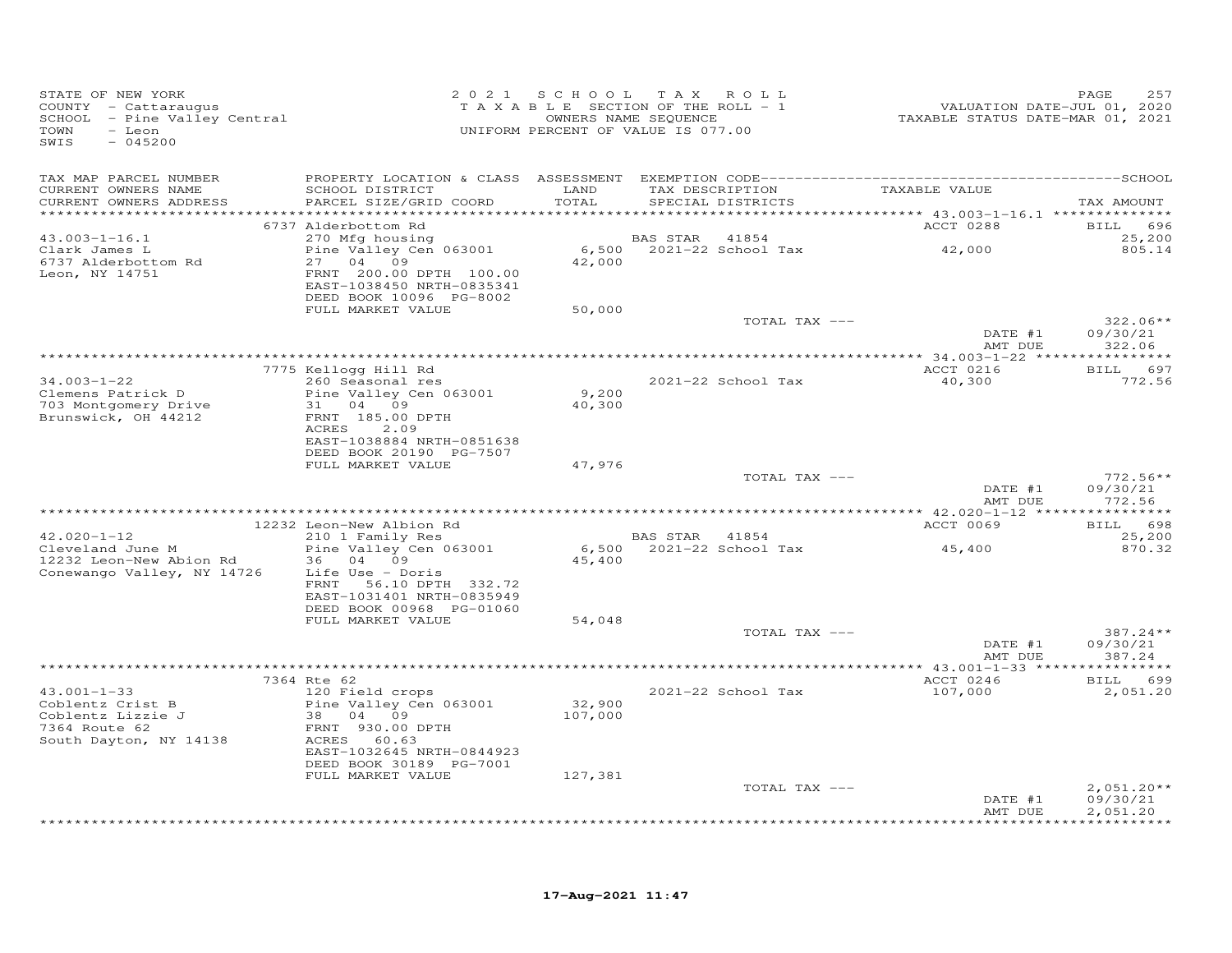STATE OF NEW YORK
COUNTY - Cattaraugus
SCHOOL - Pine Valley Central
TOWN - Leon
SWIS - 045200

2021 SCHOOL TAX ROLL
TAXABLE SECTION OF THE ROLL - 1
OWNERS NAME SEQUENCE
UNIFORM PERCENT OF VALUE IS 077.00

VALUATION DATE-JUL 01, 2020
TAXABLE STATUS DATE-MAR 01, 2021

| TAX MAP PARCEL NUMBER / CURRENT OWNERS NAME / CURRENT OWNERS ADDRESS | PROPERTY LOCATION & CLASS / SCHOOL DISTRICT / PARCEL SIZE/GRID COORD | ASSESSMENT LAND / TOTAL | EXEMPTION CODE / TAX DESCRIPTION / SPECIAL DISTRICTS | TAXABLE VALUE | TAX AMOUNT |
|---|---|---|---|---|---|
| | 6737 Alderbottom Rd | | | ACCT 0288 | BILL 696 |
| 43.003-1-16.1 | 270 Mfg housing | | BAS STAR 41854 | | 25,200 |
| Clark James L | Pine Valley Cen 063001 | 6,500 | 2021-22 School Tax | 42,000 | 805.14 |
| 6737 Alderbottom Rd | 27 04 09 | 42,000 | | | |
| Leon, NY 14751 | FRNT 200.00 DPTH 100.00 | | | | |
| | EAST-1038450 NRTH-0835341 | | | | |
| | DEED BOOK 10096 PG-8002 | | | | |
| | FULL MARKET VALUE | 50,000 | | | |
| | | | TOTAL TAX --- | | 322.06** |
| | | | | DATE #1 | 09/30/21 |
| | | | | AMT DUE | 322.06 |
| | 7775 Kellogg Hill Rd | | | ACCT 0216 | BILL 697 |
| 34.003-1-22 | 260 Seasonal res | | 2021-22 School Tax | 40,300 | 772.56 |
| Clemens Patrick D | Pine Valley Cen 063001 | 9,200 | | | |
| 703 Montgomery Drive | 31 04 09 | 40,300 | | | |
| Brunswick, OH 44212 | FRNT 185.00 DPTH | | | | |
| | ACRES 2.09 | | | | |
| | EAST-1038884 NRTH-0851638 | | | | |
| | DEED BOOK 20190 PG-7507 | | | | |
| | FULL MARKET VALUE | 47,976 | | | |
| | | | TOTAL TAX --- | | 772.56** |
| | | | | DATE #1 | 09/30/21 |
| | | | | AMT DUE | 772.56 |
| | 12232 Leon-New Albion Rd | | | ACCT 0069 | BILL 698 |
| 42.020-1-12 | 210 1 Family Res | | BAS STAR 41854 | | 25,200 |
| Cleveland June M | Pine Valley Cen 063001 | 6,500 | 2021-22 School Tax | 45,400 | 870.32 |
| 12232 Leon-New Abion Rd | 36 04 09 | 45,400 | | | |
| Conewango Valley, NY 14726 | Life Use - Doris | | | | |
| | FRNT 56.10 DPTH 332.72 | | | | |
| | EAST-1031401 NRTH-0835949 | | | | |
| | DEED BOOK 00968 PG-01060 | | | | |
| | FULL MARKET VALUE | 54,048 | | | |
| | | | TOTAL TAX --- | | 387.24** |
| | | | | DATE #1 | 09/30/21 |
| | | | | AMT DUE | 387.24 |
| | 7364 Rte 62 | | | ACCT 0246 | BILL 699 |
| 43.001-1-33 | 120 Field crops | | 2021-22 School Tax | 107,000 | 2,051.20 |
| Coblentz Crist B | Pine Valley Cen 063001 | 32,900 | | | |
| Coblentz Lizzie J | 38 04 09 | 107,000 | | | |
| 7364 Route 62 | FRNT 930.00 DPTH | | | | |
| South Dayton, NY 14138 | ACRES 60.63 | | | | |
| | EAST-1032645 NRTH-0844923 | | | | |
| | DEED BOOK 30189 PG-7001 | | | | |
| | FULL MARKET VALUE | 127,381 | | | |
| | | | TOTAL TAX --- | | 2,051.20** |
| | | | | DATE #1 | 09/30/21 |
| | | | | AMT DUE | 2,051.20 |

17-Aug-2021 11:47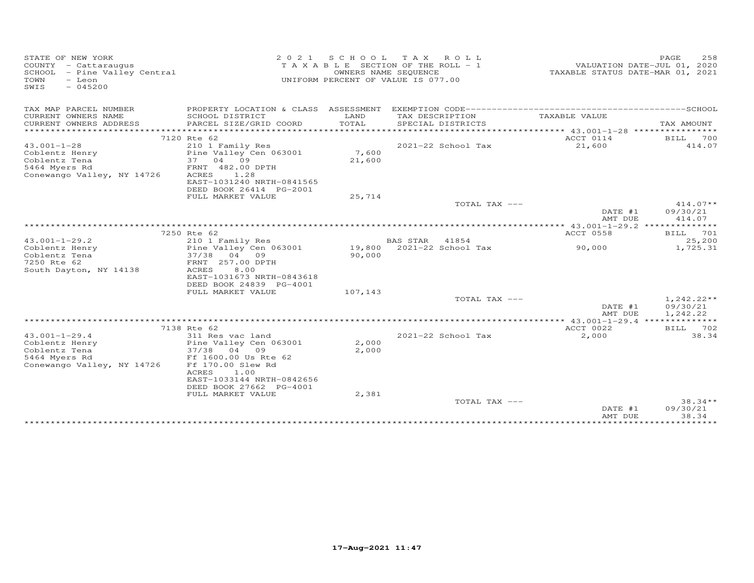STATE OF NEW YORK
COUNTY - Cattaraugus
SCHOOL - Pine Valley Central
TOWN - Leon
SWIS - 045200

2021 SCHOOL TAX ROLL
TAXABLE SECTION OF THE ROLL - 1
OWNERS NAME SEQUENCE
UNIFORM PERCENT OF VALUE IS 077.00

VALUATION DATE-JUL 01, 2020
TAXABLE STATUS DATE-MAR 01, 2021

| TAX MAP PARCEL NUMBER / CURRENT OWNERS NAME / CURRENT OWNERS ADDRESS | PROPERTY LOCATION & CLASS / SCHOOL DISTRICT / PARCEL SIZE/GRID COORD | ASSESSMENT LAND / TOTAL | EXEMPTION CODE / TAX DESCRIPTION / SPECIAL DISTRICTS | TAXABLE VALUE | TAX AMOUNT |
|---|---|---|---|---|---|
| 43.001-1-28 | 7120 Rte 62 | | | ACCT 0114 | BILL 700 |
| Coblentz Henry | 210 1 Family Res | | | | |
| Coblentz Tena | Pine Valley Cen 063001 | 7,600 | 2021-22 School Tax | 21,600 | 414.07 |
| 5464 Myers Rd | 37 04 09 | 21,600 | | | |
| Conewango Valley, NY 14726 | FRNT 482.00 DPTH | | | | |
| | ACRES 1.28 | | | | |
| | EAST-1031240 NRTH-0841565 | | | | |
| | DEED BOOK 26414 PG-2001 | | | | |
| | FULL MARKET VALUE | 25,714 | | | |
| | | | TOTAL TAX --- | | 414.07** |
| | | | | DATE #1 | 09/30/21 |
| | | | | AMT DUE | 414.07 |
| 43.001-1-29.2 | 7250 Rte 62 | | | ACCT 0558 | BILL 701 |
| Coblentz Henry | 210 1 Family Res | | BAS STAR 41854 | | 25,200 |
| Coblentz Tena | Pine Valley Cen 063001 | 19,800 | 2021-22 School Tax | 90,000 | 1,725.31 |
| 7250 Rte 62 | 37/38 04 09 | 90,000 | | | |
| South Dayton, NY 14138 | FRNT 257.00 DPTH | | | | |
| | ACRES 8.00 | | | | |
| | EAST-1031673 NRTH-0843618 | | | | |
| | DEED BOOK 24839 PG-4001 | | | | |
| | FULL MARKET VALUE | 107,143 | | | |
| | | | TOTAL TAX --- | | 1,242.22** |
| | | | | DATE #1 | 09/30/21 |
| | | | | AMT DUE | 1,242.22 |
| 43.001-1-29.4 | 7138 Rte 62 | | | ACCT 0022 | BILL 702 |
| Coblentz Henry | 311 Res vac land | | 2021-22 School Tax | 2,000 | 38.34 |
| Coblentz Tena | Pine Valley Cen 063001 | 2,000 | | | |
| 5464 Myers Rd | 37/38 04 09 | 2,000 | | | |
| Conewango Valley, NY 14726 | Ff 1600.00 Us Rte 62 | | | | |
| | Ff 170.00 Slew Rd | | | | |
| | ACRES 1.00 | | | | |
| | EAST-1033144 NRTH-0842656 | | | | |
| | DEED BOOK 27662 PG-4001 | | | | |
| | FULL MARKET VALUE | 2,381 | | | |
| | | | TOTAL TAX --- | | 38.34** |
| | | | | DATE #1 | 09/30/21 |
| | | | | AMT DUE | 38.34 |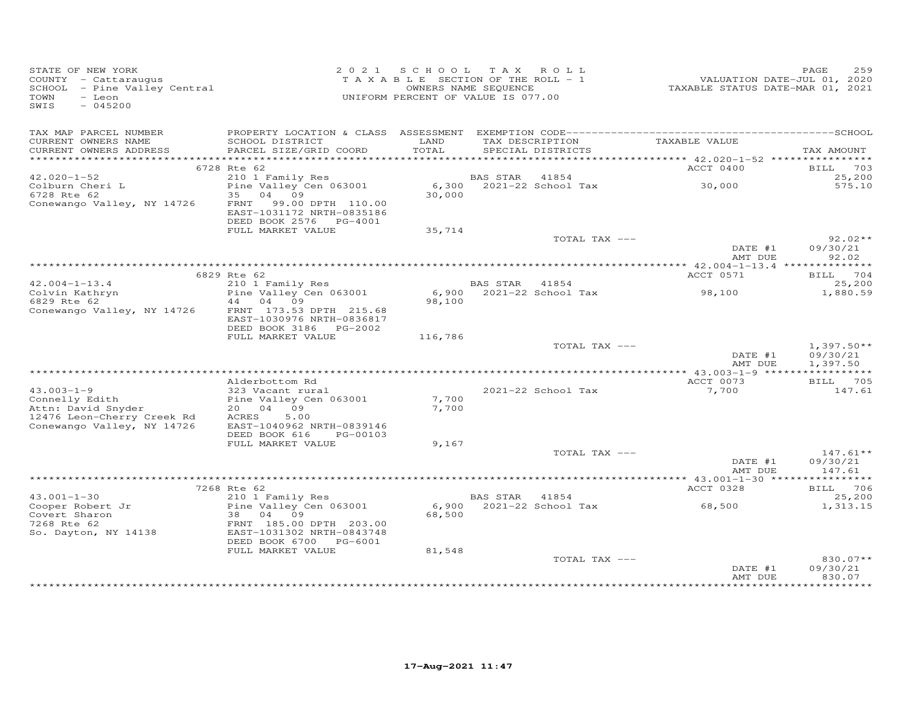STATE OF NEW YORK
COUNTY - Cattaraugus
SCHOOL - Pine Valley Central
TOWN - Leon
SWIS - 045200

2021 SCHOOL TAX ROLL
TAXABLE SECTION OF THE ROLL - 1
OWNERS NAME SEQUENCE
UNIFORM PERCENT OF VALUE IS 077.00

VALUATION DATE-JUL 01, 2020
TAXABLE STATUS DATE-MAR 01, 2021

| TAX MAP PARCEL NUMBER / CURRENT OWNERS NAME / CURRENT OWNERS ADDRESS | PROPERTY LOCATION & CLASS / SCHOOL DISTRICT / PARCEL SIZE/GRID COORD | ASSESSMENT LAND / TOTAL | EXEMPTION CODE / TAX DESCRIPTION / SPECIAL DISTRICTS | TAXABLE VALUE | TAX AMOUNT |
|---|---|---|---|---|---|
| 42.020-1-52 | 6728 Rte 62 | | | ACCT 0400 | BILL 703 |
| | 210 1 Family Res | | BAS STAR 41854 | | 25,200 |
| Colburn Cheri L | Pine Valley Cen 063001 | 6,300 | 2021-22 School Tax | 30,000 | 575.10 |
| 6728 Rte 62 | 35 04 09 | 30,000 | | | |
| Conewango Valley, NY 14726 | FRNT 99.00 DPTH 110.00 | | | | |
| | EAST-1031172 NRTH-0835186 | | | | |
| | DEED BOOK 2576 PG-4001 | | | | |
| | FULL MARKET VALUE | 35,714 | | | |
| | | | TOTAL TAX --- | | 92.02** |
| | | | | DATE #1 | 09/30/21 |
| | | | | AMT DUE | 92.02 |
| 42.004-1-13.4 | 6829 Rte 62 | | | ACCT 0571 | BILL 704 |
| | 210 1 Family Res | | BAS STAR 41854 | | 25,200 |
| Colvin Kathryn | Pine Valley Cen 063001 | 6,900 | 2021-22 School Tax | 98,100 | 1,880.59 |
| 6829 Rte 62 | 44 04 09 | 98,100 | | | |
| Conewango Valley, NY 14726 | FRNT 173.53 DPTH 215.68 | | | | |
| | EAST-1030976 NRTH-0836817 | | | | |
| | DEED BOOK 3186 PG-2002 | | | | |
| | FULL MARKET VALUE | 116,786 | | | |
| | | | TOTAL TAX --- | | 1,397.50** |
| | | | | DATE #1 | 09/30/21 |
| | | | | AMT DUE | 1,397.50 |
| 43.003-1-9 | Alderbottom Rd | | | ACCT 0073 | BILL 705 |
| | 323 Vacant rural | | 2021-22 School Tax | 7,700 | 147.61 |
| Connelly Edith | Pine Valley Cen 063001 | 7,700 | | | |
| Attn: David Snyder | 20 04 09 | 7,700 | | | |
| 12476 Leon-Cherry Creek Rd | ACRES 5.00 | | | | |
| Conewango Valley, NY 14726 | EAST-1040962 NRTH-0839146 | | | | |
| | DEED BOOK 616 PG-00103 | | | | |
| | FULL MARKET VALUE | 9,167 | | | |
| | | | TOTAL TAX --- | | 147.61** |
| | | | | DATE #1 | 09/30/21 |
| | | | | AMT DUE | 147.61 |
| 43.001-1-30 | 7268 Rte 62 | | | ACCT 0328 | BILL 706 |
| | 210 1 Family Res | | BAS STAR 41854 | | 25,200 |
| Cooper Robert Jr | Pine Valley Cen 063001 | 6,900 | 2021-22 School Tax | 68,500 | 1,313.15 |
| Covert Sharon | 38 04 09 | 68,500 | | | |
| 7268 Rte 62 | FRNT 185.00 DPTH 203.00 | | | | |
| So. Dayton, NY 14138 | EAST-1031302 NRTH-0843748 | | | | |
| | DEED BOOK 6700 PG-6001 | | | | |
| | FULL MARKET VALUE | 81,548 | | | |
| | | | TOTAL TAX --- | | 830.07** |
| | | | | DATE #1 | 09/30/21 |
| | | | | AMT DUE | 830.07 |

17-Aug-2021 11:47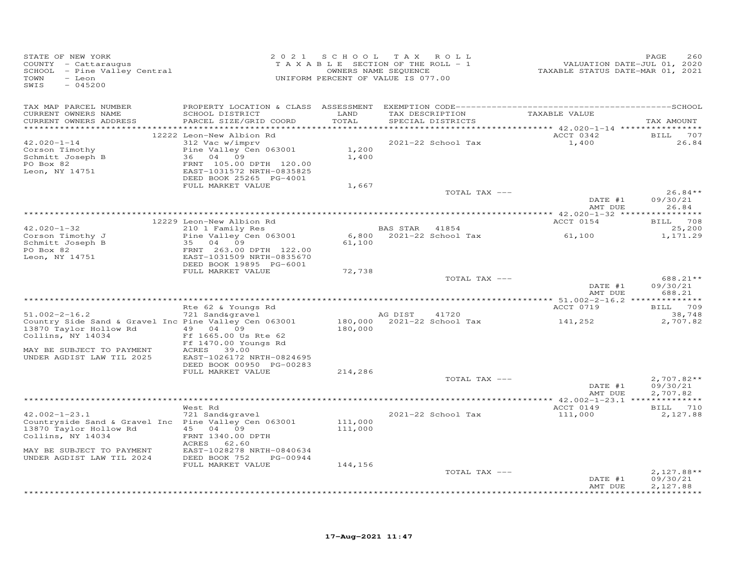STATE OF NEW YORK
COUNTY - Cattaraugus
SCHOOL - Pine Valley Central
TOWN - Leon
SWIS - 045200

2021 SCHOOL TAX ROLL
TAXABLE SECTION OF THE ROLL - 1
OWNERS NAME SEQUENCE
UNIFORM PERCENT OF VALUE IS 077.00

VALUATION DATE-JUL 01, 2020
TAXABLE STATUS DATE-MAR 01, 2021

| TAX MAP PARCEL NUMBER / CURRENT OWNERS NAME / CURRENT OWNERS ADDRESS | PROPERTY LOCATION & CLASS / SCHOOL DISTRICT / PARCEL SIZE/GRID COORD | ASSESSMENT LAND / TOTAL | EXEMPTION CODE / TAX DESCRIPTION / SPECIAL DISTRICTS | TAXABLE VALUE | TAX AMOUNT |
|---|---|---|---|---|---|
| 42.020-1-14 | 12222 Leon-New Albion Rd | | | ACCT 0342 | BILL 707 |
| Corson Timothy | 312 Vac w/imprv | | | | |
| Schmitt Joseph B | Pine Valley Cen 063001 | 1,200 | 2021-22 School Tax | 1,400 | 26.84 |
| PO Box 82 | 36 04 09 | 1,400 | | | |
| Leon, NY 14751 | FRNT 105.00 DPTH 120.00 | | | | |
| | EAST-1031572 NRTH-0835825 | | | | |
| | DEED BOOK 25265 PG-4001 | | | | |
| | FULL MARKET VALUE | 1,667 | | | |
| | | | TOTAL TAX --- | | 26.84** |
| | | | | DATE #1 | 09/30/21 |
| | | | | AMT DUE | 26.84 |
| 42.020-1-32 | 12229 Leon-New Albion Rd | | | ACCT 0154 | BILL 708 |
| Corson Timothy J | 210 1 Family Res | | BAS STAR 41854 | | 25,200 |
| Schmitt Joseph B | Pine Valley Cen 063001 | 6,800 | 2021-22 School Tax | 61,100 | 1,171.29 |
| PO Box 82 | 35 04 09 | 61,100 | | | |
| Leon, NY 14751 | FRNT 263.00 DPTH 122.00 | | | | |
| | EAST-1031509 NRTH-0835670 | | | | |
| | DEED BOOK 19895 PG-6001 | | | | |
| | FULL MARKET VALUE | 72,738 | | | |
| | | | TOTAL TAX --- | | 688.21** |
| | | | | DATE #1 | 09/30/21 |
| | | | | AMT DUE | 688.21 |
| 51.002-2-16.2 | Rte 62 & Youngs Rd | | | ACCT 0719 | BILL 709 |
| Country Side Sand & Gravel Inc | 721 Sand&gravel | | AG DIST 41720 | | 38,748 |
| 13870 Taylor Hollow Rd | Pine Valley Cen 063001 | 180,000 | 2021-22 School Tax | 141,252 | 2,707.82 |
| Collins, NY 14034 | 49 04 09 | 180,000 | | | |
| | Ff 1665.00 Us Rte 62 | | | | |
| | Ff 1470.00 Youngs Rd | | | | |
| MAY BE SUBJECT TO PAYMENT | ACRES 39.00 | | | | |
| UNDER AGDIST LAW TIL 2025 | EAST-1026172 NRTH-0824695 | | | | |
| | DEED BOOK 00950 PG-00283 | | | | |
| | FULL MARKET VALUE | 214,286 | | | |
| | | | TOTAL TAX --- | | 2,707.82** |
| | | | | DATE #1 | 09/30/21 |
| | | | | AMT DUE | 2,707.82 |
| 42.002-1-23.1 | West Rd | | | ACCT 0149 | BILL 710 |
| Countryside Sand & Gravel Inc | 721 Sand&gravel | | | | |
| 13870 Taylor Hollow Rd | Pine Valley Cen 063001 | 111,000 | 2021-22 School Tax | 111,000 | 2,127.88 |
| Collins, NY 14034 | 45 04 09 | 111,000 | | | |
| | FRNT 1340.00 DPTH | | | | |
| | ACRES 62.60 | | | | |
| MAY BE SUBJECT TO PAYMENT | EAST-1028278 NRTH-0840634 | | | | |
| UNDER AGDIST LAW TIL 2024 | DEED BOOK 752 PG-00944 | | | | |
| | FULL MARKET VALUE | 144,156 | | | |
| | | | TOTAL TAX --- | | 2,127.88** |
| | | | | DATE #1 | 09/30/21 |
| | | | | AMT DUE | 2,127.88 |

17-Aug-2021 11:47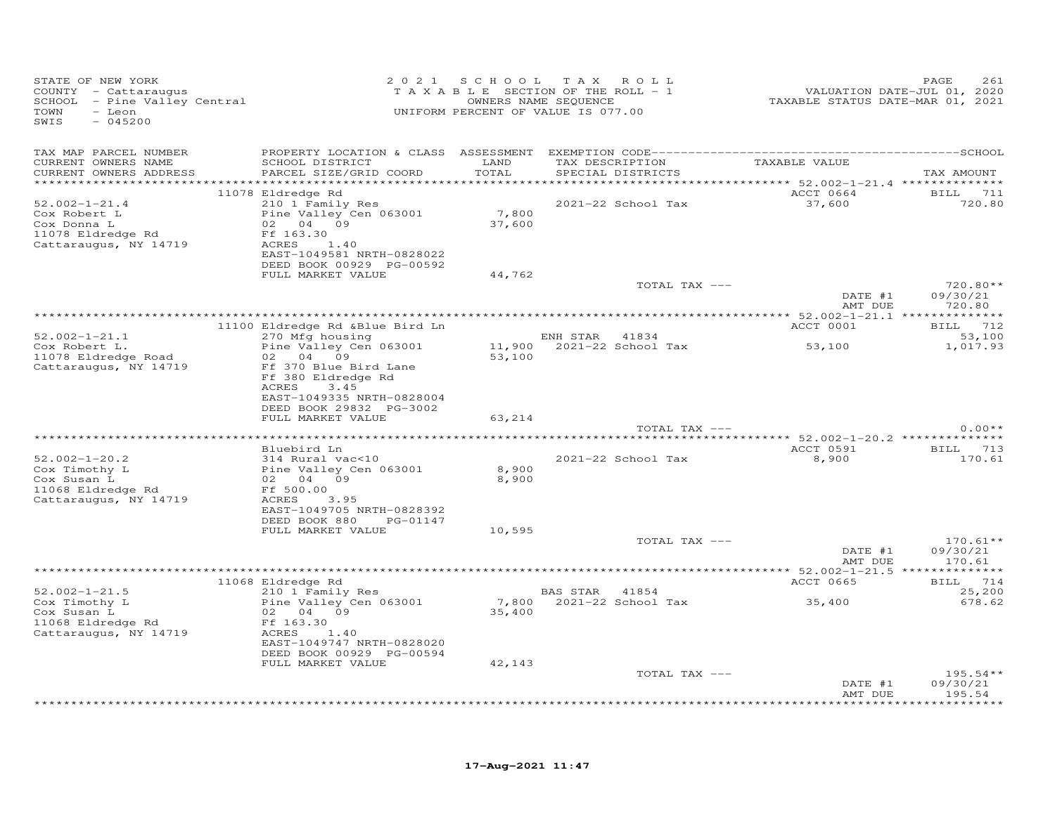STATE OF NEW YORK
COUNTY - Cattaraugus
SCHOOL - Pine Valley Central
TOWN - Leon
SWIS - 045200

2 0 2 1 S C H O O L T A X R O L L
T A X A B L E SECTION OF THE ROLL - 1
OWNERS NAME SEQUENCE
UNIFORM PERCENT OF VALUE IS 077.00

VALUATION DATE-JUL 01, 2020
TAXABLE STATUS DATE-MAR 01, 2021

| TAX MAP PARCEL NUMBER / CURRENT OWNERS NAME / CURRENT OWNERS ADDRESS | PROPERTY LOCATION & CLASS / SCHOOL DISTRICT / PARCEL SIZE/GRID COORD | ASSESSMENT LAND / TOTAL | EXEMPTION CODE / TAX DESCRIPTION / SPECIAL DISTRICTS | TAXABLE VALUE | SCHOOL TAX AMOUNT |
|---|---|---|---|---|---|
| | 11078 Eldredge Rd | | | ACCT 0664 | BILL 711 |
| 52.002-1-21.4 | 210 1 Family Res | | 2021-22 School Tax | 37,600 | 720.80 |
| Cox Robert L | Pine Valley Cen 063001 | 7,800 | | | |
| Cox Donna L | 02 04 09 | 37,600 | | | |
| 11078 Eldredge Rd | Ff 163.30 | | | | |
| Cattaraugus, NY 14719 | ACRES 1.40 | | | | |
| | EAST-1049581 NRTH-0828022 | | | | |
| | DEED BOOK 00929 PG-00592 | | | | |
| | FULL MARKET VALUE | 44,762 | | | |
| | | | TOTAL TAX --- | | 720.80** |
| | | | | DATE #1 | 09/30/21 |
| | | | | AMT DUE | 720.80 |
| | 11100 Eldredge Rd &Blue Bird Ln | | | ACCT 0001 | BILL 712 |
| 52.002-1-21.1 | 270 Mfg housing | | ENH STAR 41834 | | 53,100 |
| Cox Robert L. | Pine Valley Cen 063001 | 11,900 | 2021-22 School Tax | 53,100 | 1,017.93 |
| 11078 Eldredge Road | 02 04 09 | 53,100 | | | |
| Cattaraugus, NY 14719 | Ff 370 Blue Bird Lane | | | | |
| | Ff 380 Eldredge Rd | | | | |
| | ACRES 3.45 | | | | |
| | EAST-1049335 NRTH-0828004 | | | | |
| | DEED BOOK 29832 PG-3002 | | | | |
| | FULL MARKET VALUE | 63,214 | | | |
| | | | TOTAL TAX --- | | 0.00** |
| | Bluebird Ln | | | ACCT 0591 | BILL 713 |
| 52.002-1-20.2 | 314 Rural vac<10 | | 2021-22 School Tax | 8,900 | 170.61 |
| Cox Timothy L | Pine Valley Cen 063001 | 8,900 | | | |
| Cox Susan L | 02 04 09 | 8,900 | | | |
| 11068 Eldredge Rd | Ff 500.00 | | | | |
| Cattaraugus, NY 14719 | ACRES 3.95 | | | | |
| | EAST-1049705 NRTH-0828392 | | | | |
| | DEED BOOK 880 PG-01147 | | | | |
| | FULL MARKET VALUE | 10,595 | | | |
| | | | TOTAL TAX --- | | 170.61** |
| | | | | DATE #1 | 09/30/21 |
| | | | | AMT DUE | 170.61 |
| | 11068 Eldredge Rd | | | ACCT 0665 | BILL 714 |
| 52.002-1-21.5 | 210 1 Family Res | | BAS STAR 41854 | | 25,200 |
| Cox Timothy L | Pine Valley Cen 063001 | 7,800 | 2021-22 School Tax | 35,400 | 678.62 |
| Cox Susan L | 02 04 09 | 35,400 | | | |
| 11068 Eldredge Rd | Ff 163.30 | | | | |
| Cattaraugus, NY 14719 | ACRES 1.40 | | | | |
| | EAST-1049747 NRTH-0828020 | | | | |
| | DEED BOOK 00929 PG-00594 | | | | |
| | FULL MARKET VALUE | 42,143 | | | |
| | | | TOTAL TAX --- | | 195.54** |
| | | | | DATE #1 | 09/30/21 |
| | | | | AMT DUE | 195.54 |

17-Aug-2021 11:47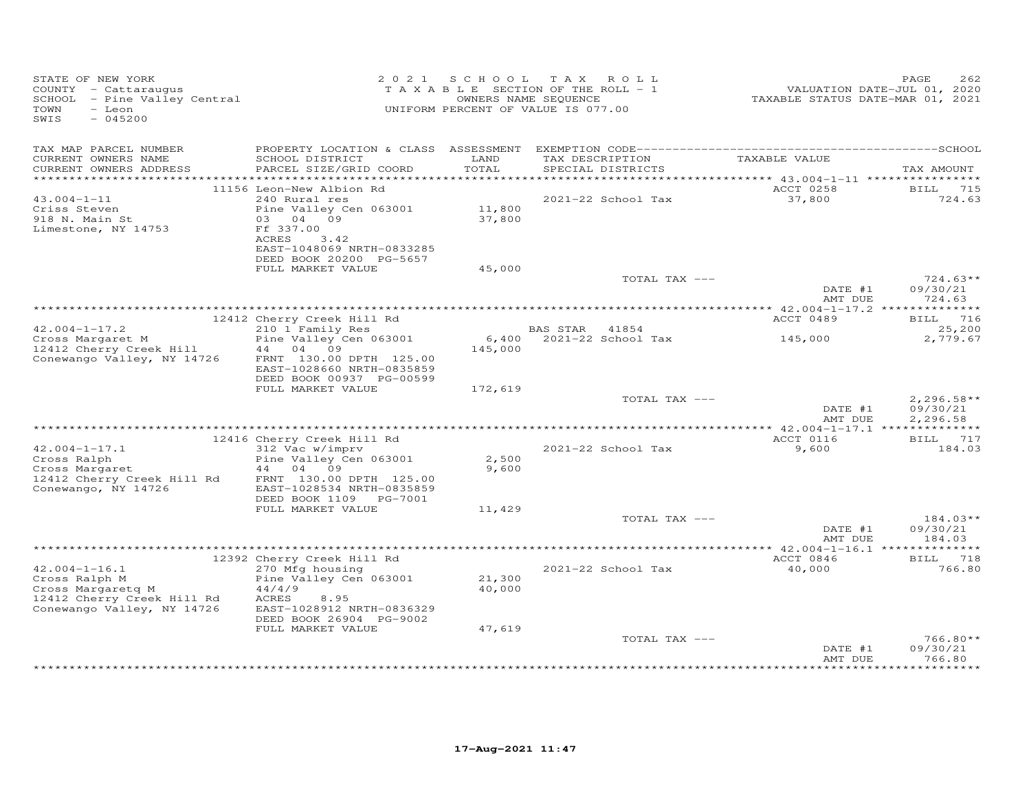STATE OF NEW YORK
COUNTY - Cattaraugus
SCHOOL - Pine Valley Central
TOWN - Leon
SWIS - 045200

2021 SCHOOL TAX ROLL
TAXABLE SECTION OF THE ROLL - 1
OWNERS NAME SEQUENCE
UNIFORM PERCENT OF VALUE IS 077.00

VALUATION DATE-JUL 01, 2020
TAXABLE STATUS DATE-MAR 01, 2021

| TAX MAP PARCEL NUMBER / CURRENT OWNERS NAME / CURRENT OWNERS ADDRESS | PROPERTY LOCATION & CLASS / SCHOOL DISTRICT / PARCEL SIZE/GRID COORD | ASSESSMENT LAND / TOTAL | EXEMPTION CODE / TAX DESCRIPTION / SPECIAL DISTRICTS | TAXABLE VALUE | TAX AMOUNT |
|---|---|---|---|---|---|
| 43.004-1-11 | 11156 Leon-New Albion Rd | | | ACCT 0258 | BILL 715 |
| Criss Steven | 240 Rural res | | 2021-22 School Tax | 37,800 | 724.63 |
| 918 N. Main St | Pine Valley Cen 063001 | 11,800 | | | |
| Limestone, NY 14753 | 03 04 09 | 37,800 | | | |
| | Ff 337.00 | | | | |
| | ACRES 3.42 | | | | |
| | EAST-1048069 NRTH-0833285 | | | | |
| | DEED BOOK 20200 PG-5657 | | | | |
| | FULL MARKET VALUE | 45,000 | | | |
| | | | TOTAL TAX --- | | 724.63** |
| | | | | DATE #1 | 09/30/21 |
| | | | | AMT DUE | 724.63 |
| 42.004-1-17.2 | 12412 Cherry Creek Hill Rd | | | ACCT 0489 | BILL 716 |
| Cross Margaret M | 210 1 Family Res | | BAS STAR 41854 | | 25,200 |
| 12412 Cherry Creek Hill | Pine Valley Cen 063001 | 6,400 | 2021-22 School Tax | 145,000 | 2,779.67 |
| Conewango Valley, NY 14726 | 44 04 09 | 145,000 | | | |
| | FRNT 130.00 DPTH 125.00 | | | | |
| | EAST-1028660 NRTH-0835859 | | | | |
| | DEED BOOK 00937 PG-00599 | | | | |
| | FULL MARKET VALUE | 172,619 | | | |
| | | | TOTAL TAX --- | | 2,296.58** |
| | | | | DATE #1 | 09/30/21 |
| | | | | AMT DUE | 2,296.58 |
| 42.004-1-17.1 | 12416 Cherry Creek Hill Rd | | | ACCT 0116 | BILL 717 |
| Cross Ralph | 312 Vac w/imprv | | 2021-22 School Tax | 9,600 | 184.03 |
| Cross Margaret | Pine Valley Cen 063001 | 2,500 | | | |
| 12412 Cherry Creek Hill Rd | 44 04 09 | 9,600 | | | |
| Conewango, NY 14726 | FRNT 130.00 DPTH 125.00 | | | | |
| | EAST-1028534 NRTH-0835859 | | | | |
| | DEED BOOK 1109 PG-7001 | | | | |
| | FULL MARKET VALUE | 11,429 | | | |
| | | | TOTAL TAX --- | | 184.03** |
| | | | | DATE #1 | 09/30/21 |
| | | | | AMT DUE | 184.03 |
| 42.004-1-16.1 | 12392 Cherry Creek Hill Rd | | | ACCT 0846 | BILL 718 |
| Cross Ralph M | 270 Mfg housing | | 2021-22 School Tax | 40,000 | 766.80 |
| Cross Margaretq M | Pine Valley Cen 063001 | 21,300 | | | |
| 12412 Cherry Creek Hill Rd | 44/4/9 | 40,000 | | | |
| Conewango Valley, NY 14726 | ACRES 8.95 | | | | |
| | EAST-1028912 NRTH-0836329 | | | | |
| | DEED BOOK 26904 PG-9002 | | | | |
| | FULL MARKET VALUE | 47,619 | | | |
| | | | TOTAL TAX --- | | 766.80** |
| | | | | DATE #1 | 09/30/21 |
| | | | | AMT DUE | 766.80 |

17-Aug-2021 11:47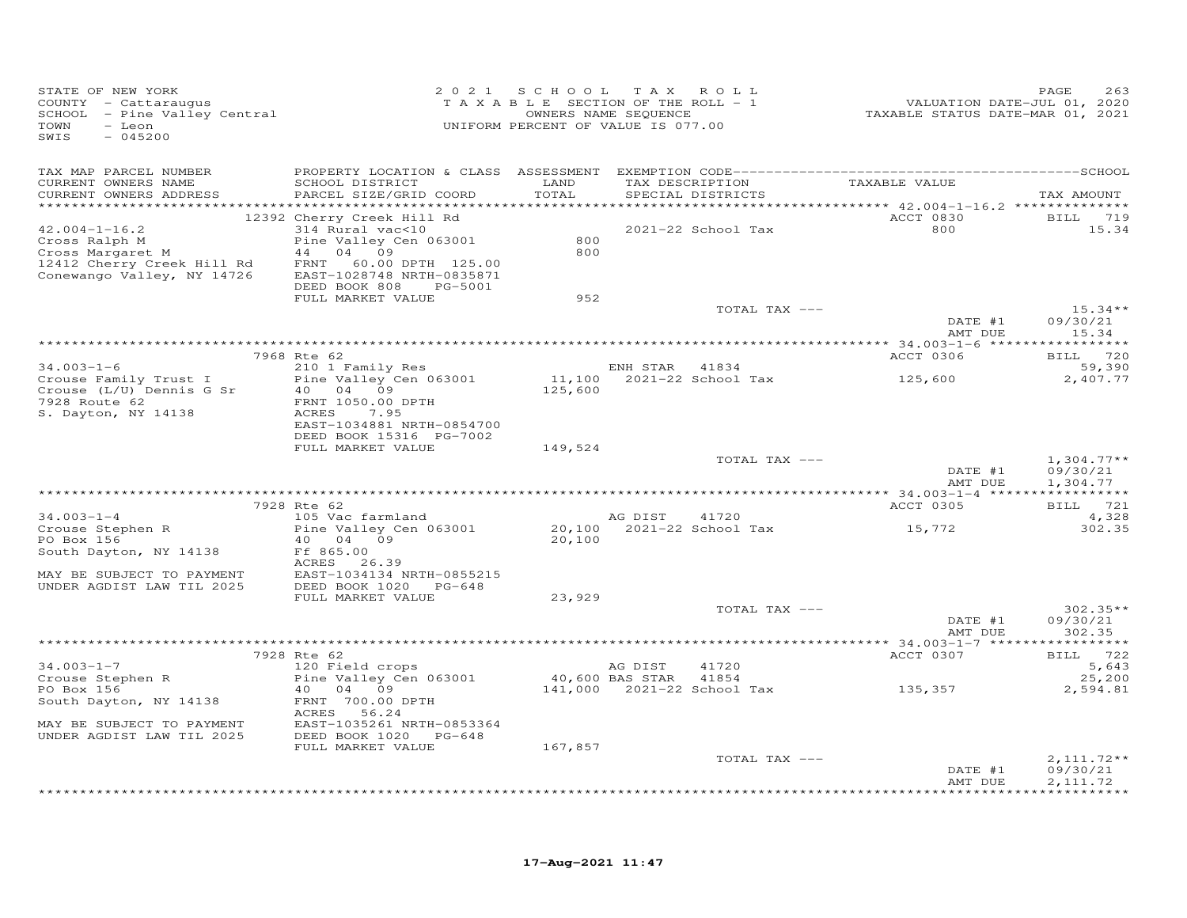STATE OF NEW YORK
COUNTY - Cattaraugus
SCHOOL - Pine Valley Central
TOWN - Leon
SWIS - 045200

2021 SCHOOL TAX ROLL
TAXABLE SECTION OF THE ROLL - 1
OWNERS NAME SEQUENCE
UNIFORM PERCENT OF VALUE IS 077.00

VALUATION DATE-JUL 01, 2020
TAXABLE STATUS DATE-MAR 01, 2021

| TAX MAP PARCEL NUMBER / CURRENT OWNERS NAME / CURRENT OWNERS ADDRESS | PROPERTY LOCATION & CLASS / SCHOOL DISTRICT / PARCEL SIZE/GRID COORD | ASSESSMENT LAND / TOTAL | EXEMPTION CODE / TAX DESCRIPTION / SPECIAL DISTRICTS | TAXABLE VALUE | TAX AMOUNT |
|---|---|---|---|---|---|
| | 12392 Cherry Creek Hill Rd | | | ACCT 0830 | BILL 719 |
| 42.004-1-16.2 | 314 Rural vac<10 | | 2021-22 School Tax | 800 | 15.34 |
| Cross Ralph M | Pine Valley Cen 063001 | 800 | | | |
| Cross Margaret M | 44 04 09 | 800 | | | |
| 12412 Cherry Creek Hill Rd | FRNT 60.00 DPTH 125.00 | | | | |
| Conewango Valley, NY 14726 | EAST-1028748 NRTH-0835871 | | | | |
| | DEED BOOK 808 PG-5001 | | | | |
| | FULL MARKET VALUE | 952 | | | |
| | | | TOTAL TAX --- | | 15.34** |
| | | | | DATE #1 | 09/30/21 |
| | | | | AMT DUE | 15.34 |
| | 7968 Rte 62 | | | ACCT 0306 | BILL 720 |
| 34.003-1-6 | 210 1 Family Res | | ENH STAR 41834 | | 59,390 |
| Crouse Family Trust I | Pine Valley Cen 063001 | 11,100 | 2021-22 School Tax | 125,600 | 2,407.77 |
| Crouse (L/U) Dennis G Sr | 40 04 09 | 125,600 | | | |
| 7928 Route 62 | FRNT 1050.00 DPTH | | | | |
| S. Dayton, NY 14138 | ACRES 7.95 | | | | |
| | EAST-1034881 NRTH-0854700 | | | | |
| | DEED BOOK 15316 PG-7002 | | | | |
| | FULL MARKET VALUE | 149,524 | | | |
| | | | TOTAL TAX --- | | 1,304.77** |
| | | | | DATE #1 | 09/30/21 |
| | | | | AMT DUE | 1,304.77 |
| | 7928 Rte 62 | | | ACCT 0305 | BILL 721 |
| 34.003-1-4 | 105 Vac farmland | | AG DIST 41720 | | 4,328 |
| Crouse Stephen R | Pine Valley Cen 063001 | 20,100 | 2021-22 School Tax | 15,772 | 302.35 |
| PO Box 156 | 40 04 09 | 20,100 | | | |
| South Dayton, NY 14138 | Ff 865.00 | | | | |
| | ACRES 26.39 | | | | |
| MAY BE SUBJECT TO PAYMENT | EAST-1034134 NRTH-0855215 | | | | |
| UNDER AGDIST LAW TIL 2025 | DEED BOOK 1020 PG-648 | | | | |
| | FULL MARKET VALUE | 23,929 | | | |
| | | | TOTAL TAX --- | | 302.35** |
| | | | | DATE #1 | 09/30/21 |
| | | | | AMT DUE | 302.35 |
| | 7928 Rte 62 | | | ACCT 0307 | BILL 722 |
| 34.003-1-7 | 120 Field crops | | AG DIST 41720 | | 5,643 |
| Crouse Stephen R | Pine Valley Cen 063001 | 40,600 | BAS STAR 41854 | | 25,200 |
| PO Box 156 | 40 04 09 | 141,000 | 2021-22 School Tax | 135,357 | 2,594.81 |
| South Dayton, NY 14138 | FRNT 700.00 DPTH | | | | |
| | ACRES 56.24 | | | | |
| MAY BE SUBJECT TO PAYMENT | EAST-1035261 NRTH-0853364 | | | | |
| UNDER AGDIST LAW TIL 2025 | DEED BOOK 1020 PG-648 | | | | |
| | FULL MARKET VALUE | 167,857 | | | |
| | | | TOTAL TAX --- | | 2,111.72** |
| | | | | DATE #1 | 09/30/21 |
| | | | | AMT DUE | 2,111.72 |

17-Aug-2021 11:47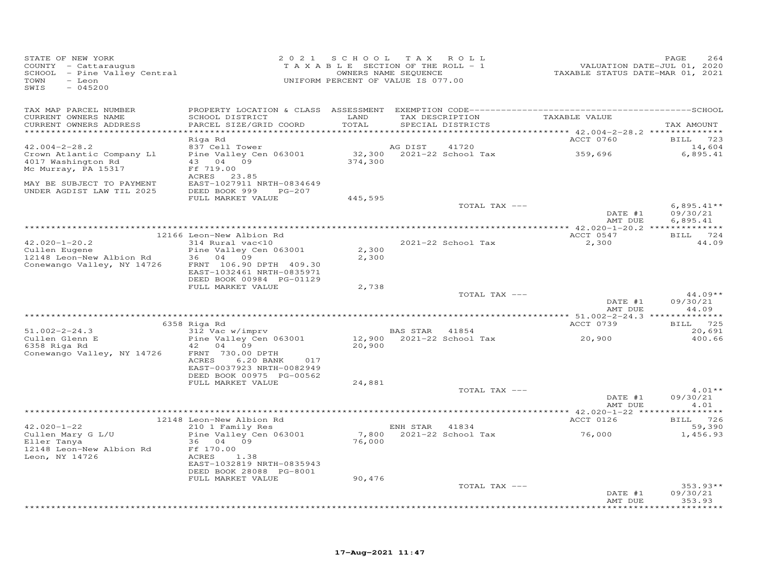STATE OF NEW YORK
COUNTY - Cattaraugus
SCHOOL - Pine Valley Central
TOWN - Leon
SWIS - 045200

2 0 2 1 S C H O O L T A X R O L L
T A X A B L E SECTION OF THE ROLL - 1
OWNERS NAME SEQUENCE
UNIFORM PERCENT OF VALUE IS 077.00

VALUATION DATE-JUL 01, 2020
TAXABLE STATUS DATE-MAR 01, 2021

| TAX MAP PARCEL NUMBER / CURRENT OWNERS NAME / CURRENT OWNERS ADDRESS | PROPERTY LOCATION & CLASS / SCHOOL DISTRICT / PARCEL SIZE/GRID COORD | ASSESSMENT LAND / TOTAL | EXEMPTION CODE / TAX DESCRIPTION / SPECIAL DISTRICTS | TAXABLE VALUE | TAX AMOUNT |
|---|---|---|---|---|---|
| **42.004-2-28.2** | Riga Rd | | | ACCT 0760 | BILL 723 |
| | 837 Cell Tower | | AG DIST 41720 | | 14,604 |
| Crown Atlantic Company Ll | Pine Valley Cen 063001 | 32,300 | 2021-22 School Tax | 359,696 | 6,895.41 |
| 4017 Washington Rd | 43 04 09 | 374,300 | | | |
| Mc Murray, PA 15317 | Ff 719.00 | | | | |
| | ACRES 23.85 | | | | |
| MAY BE SUBJECT TO PAYMENT | EAST-1027911 NRTH-0834649 | | | | |
| UNDER AGDIST LAW TIL 2025 | DEED BOOK 999 PG-207 | | | | |
| | FULL MARKET VALUE | 445,595 | | | |
| | | | TOTAL TAX --- | | 6,895.41** |
| | | | | DATE #1 | 09/30/21 |
| | | | | AMT DUE | 6,895.41 |
| **42.020-1-20.2** | 12166 Leon-New Albion Rd | | | ACCT 0547 | BILL 724 |
| | 314 Rural vac<10 | | 2021-22 School Tax | 2,300 | 44.09 |
| Cullen Eugene | Pine Valley Cen 063001 | 2,300 | | | |
| 12148 Leon-New Albion Rd | 36 04 09 | 2,300 | | | |
| Conewango Valley, NY 14726 | FRNT 106.90 DPTH 409.30 | | | | |
| | EAST-1032461 NRTH-0835971 | | | | |
| | DEED BOOK 00984 PG-01129 | | | | |
| | FULL MARKET VALUE | 2,738 | | | |
| | | | TOTAL TAX --- | | 44.09** |
| | | | | DATE #1 | 09/30/21 |
| | | | | AMT DUE | 44.09 |
| **51.002-2-24.3** | 6358 Riga Rd | | | ACCT 0739 | BILL 725 |
| | 312 Vac w/imprv | | BAS STAR 41854 | | 20,691 |
| Cullen Glenn E | Pine Valley Cen 063001 | 12,900 | 2021-22 School Tax | 20,900 | 400.66 |
| 6358 Riga Rd | 42 04 09 | 20,900 | | | |
| Conewango Valley, NY 14726 | FRNT 730.00 DPTH | | | | |
| | ACRES 6.20 BANK 017 | | | | |
| | EAST-0037923 NRTH-0082949 | | | | |
| | DEED BOOK 00975 PG-00562 | | | | |
| | FULL MARKET VALUE | 24,881 | | | |
| | | | TOTAL TAX --- | | 4.01** |
| | | | | DATE #1 | 09/30/21 |
| | | | | AMT DUE | 4.01 |
| **42.020-1-22** | 12148 Leon-New Albion Rd | | | ACCT 0126 | BILL 726 |
| | 210 1 Family Res | | ENH STAR 41834 | | 59,390 |
| Cullen Mary G L/U | Pine Valley Cen 063001 | 7,800 | 2021-22 School Tax | 76,000 | 1,456.93 |
| Eller Tanya | 36 04 09 | 76,000 | | | |
| 12148 Leon-New Albion Rd | Ff 170.00 | | | | |
| Leon, NY 14726 | ACRES 1.38 | | | | |
| | EAST-1032819 NRTH-0835943 | | | | |
| | DEED BOOK 28088 PG-8001 | | | | |
| | FULL MARKET VALUE | 90,476 | | | |
| | | | TOTAL TAX --- | | 353.93** |
| | | | | DATE #1 | 09/30/21 |
| | | | | AMT DUE | 353.93 |

17-Aug-2021 11:47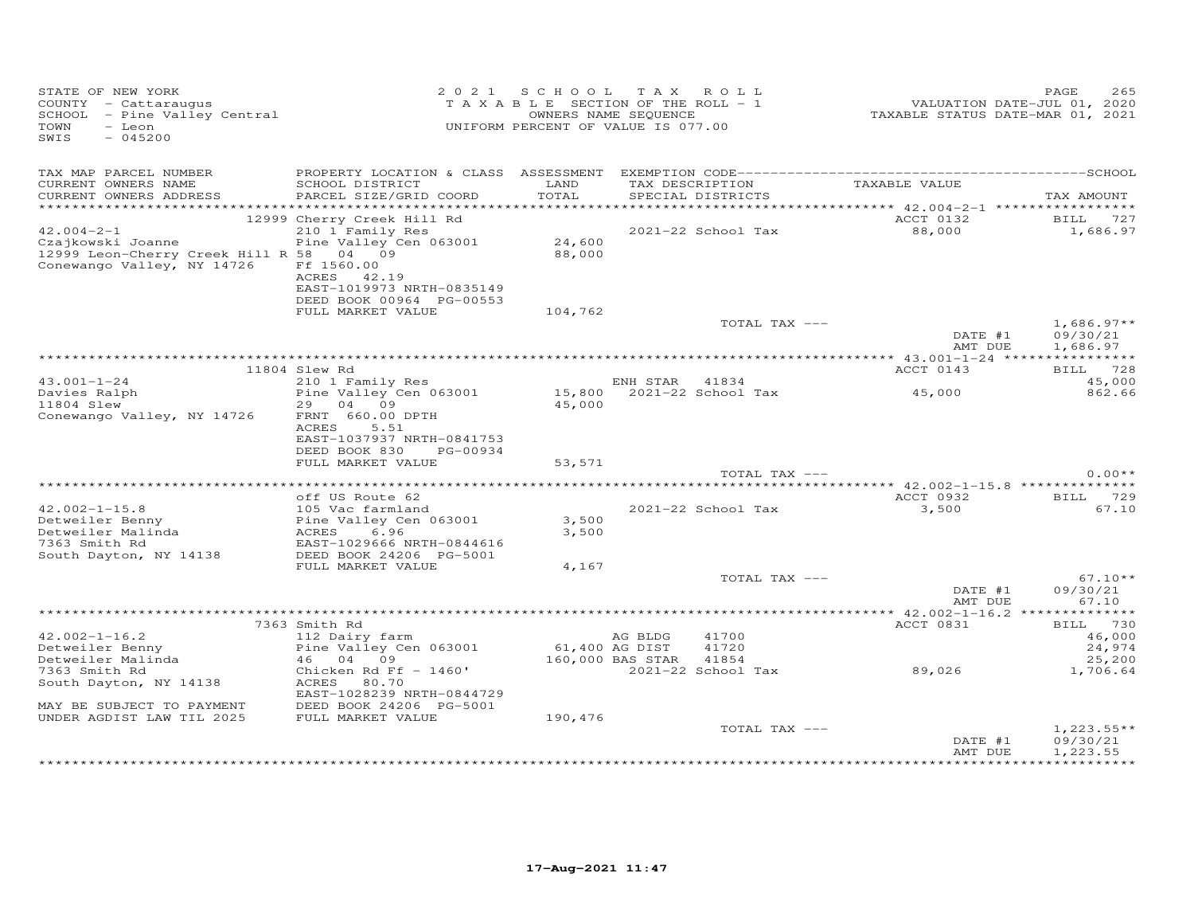STATE OF NEW YORK
COUNTY - Cattaraugus
SCHOOL - Pine Valley Central
TOWN - Leon
SWIS - 045200

2 0 2 1 S C H O O L T A X R O L L
T A X A B L E SECTION OF THE ROLL - 1
OWNERS NAME SEQUENCE
UNIFORM PERCENT OF VALUE IS 077.00

VALUATION DATE-JUL 01, 2020
TAXABLE STATUS DATE-MAR 01, 2021

| TAX MAP PARCEL NUMBER / CURRENT OWNERS NAME / CURRENT OWNERS ADDRESS | PROPERTY LOCATION & CLASS / SCHOOL DISTRICT / PARCEL SIZE/GRID COORD | ASSESSMENT LAND / TOTAL | EXEMPTION CODE / TAX DESCRIPTION / SPECIAL DISTRICTS | | TAXABLE VALUE | TAX AMOUNT |
|---|---|---|---|---|---|---|
| 42.004-2-1 | 12999 Cherry Creek Hill Rd | | | | ACCT 0132 | BILL 727 |
| Czajkowski Joanne | 210 1 Family Res | | | | | |
| 12999 Leon-Cherry Creek Hill R | Pine Valley Cen 063001 | 24,600 | 2021-22 School Tax | | 88,000 | 1,686.97 |
| Conewango Valley, NY 14726 | 58 04 09 | 88,000 | | | | |
| | Ff 1560.00 | | | | | |
| | ACRES 42.19 | | | | | |
| | EAST-1019973 NRTH-0835149 | | | | | |
| | DEED BOOK 00964 PG-00553 | | | | | |
| | FULL MARKET VALUE | 104,762 | | | | |
| | | | TOTAL TAX --- | | | 1,686.97** |
| | | | | | DATE #1 | 09/30/21 |
| | | | | | AMT DUE | 1,686.97 |
| 43.001-1-24 | 11804 Slew Rd | | | | ACCT 0143 | BILL 728 |
| Davies Ralph | 210 1 Family Res | | ENH STAR | 41834 | | 45,000 |
| 11804 Slew | Pine Valley Cen 063001 | 15,800 | 2021-22 School Tax | | 45,000 | 862.66 |
| Conewango Valley, NY 14726 | 29 04 09 | 45,000 | | | | |
| | FRNT 660.00 DPTH | | | | | |
| | ACRES 5.51 | | | | | |
| | EAST-1037937 NRTH-0841753 | | | | | |
| | DEED BOOK 830 PG-00934 | | | | | |
| | FULL MARKET VALUE | 53,571 | | | | |
| | | | TOTAL TAX --- | | | 0.00** |
| 42.002-1-15.8 | off US Route 62 | | | | ACCT 0932 | BILL 729 |
| Detweiler Benny | 105 Vac farmland | | | | | |
| Detweiler Malinda | Pine Valley Cen 063001 | 3,500 | 2021-22 School Tax | | 3,500 | 67.10 |
| 7363 Smith Rd | ACRES 6.96 | 3,500 | | | | |
| South Dayton, NY 14138 | EAST-1029666 NRTH-0844616 | | | | | |
| | DEED BOOK 24206 PG-5001 | | | | | |
| | FULL MARKET VALUE | 4,167 | | | | |
| | | | TOTAL TAX --- | | | 67.10** |
| | | | | | DATE #1 | 09/30/21 |
| | | | | | AMT DUE | 67.10 |
| 42.002-1-16.2 | 7363 Smith Rd | | | | ACCT 0831 | BILL 730 |
| Detweiler Benny | 112 Dairy farm | | AG BLDG | 41700 | | 46,000 |
| Detweiler Malinda | Pine Valley Cen 063001 | 61,400 | AG DIST | 41720 | | 24,974 |
| 7363 Smith Rd | 46 04 09 | 160,000 | BAS STAR | 41854 | | 25,200 |
| South Dayton, NY 14138 | Chicken Rd Ff - 1460' | | 2021-22 School Tax | | 89,026 | 1,706.64 |
| | ACRES 80.70 | | | | | |
| | EAST-1028239 NRTH-0844729 | | | | | |
| MAY BE SUBJECT TO PAYMENT | DEED BOOK 24206 PG-5001 | | | | | |
| UNDER AGDIST LAW TIL 2025 | FULL MARKET VALUE | 190,476 | | | | |
| | | | TOTAL TAX --- | | | 1,223.55** |
| | | | | | DATE #1 | 09/30/21 |
| | | | | | AMT DUE | 1,223.55 |

17-Aug-2021 11:47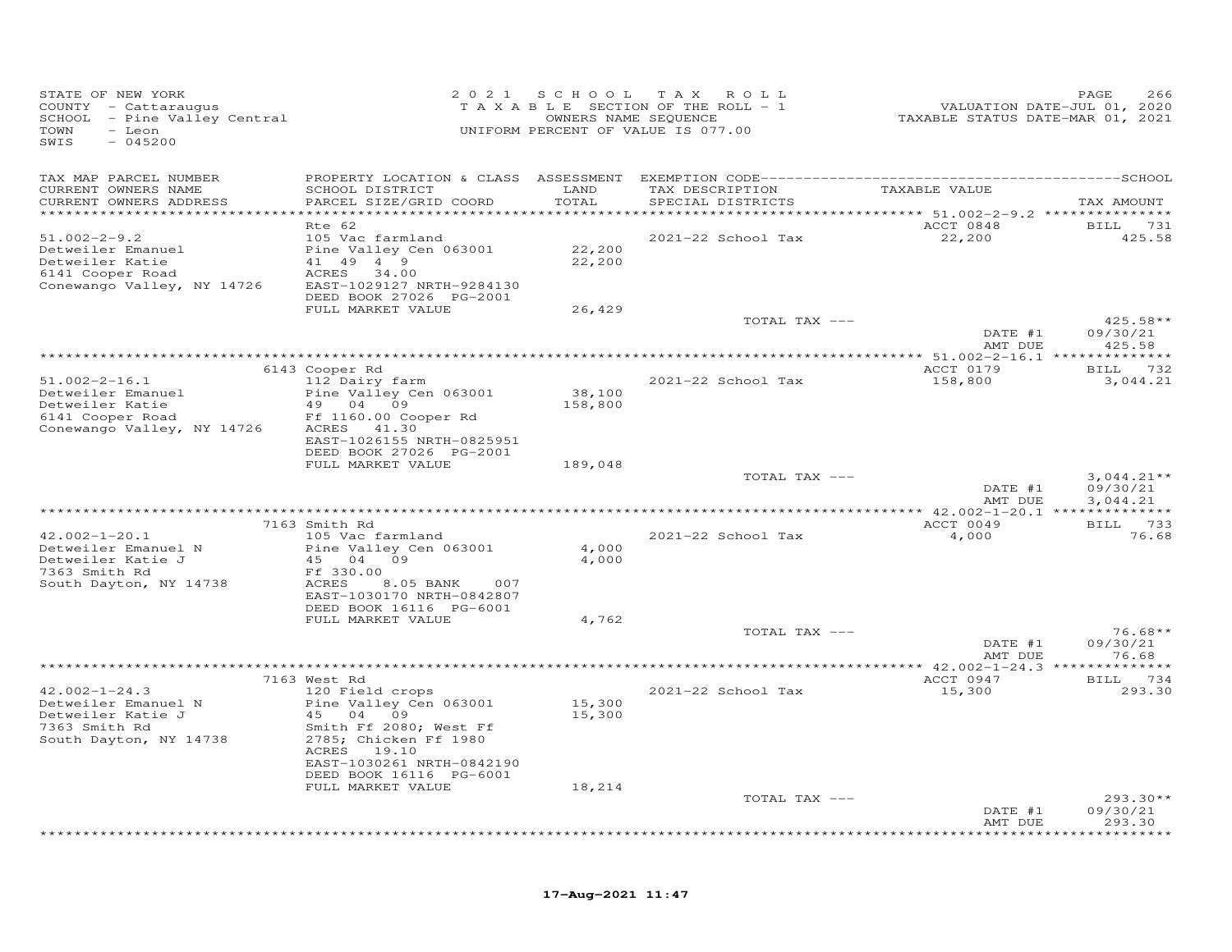STATE OF NEW YORK
COUNTY - Cattaraugus
SCHOOL - Pine Valley Central
TOWN - Leon
SWIS - 045200

2021 SCHOOL TAX ROLL
TAXABLE SECTION OF THE ROLL - 1
OWNERS NAME SEQUENCE
UNIFORM PERCENT OF VALUE IS 077.00

VALUATION DATE-JUL 01, 2020
TAXABLE STATUS DATE-MAR 01, 2021

| TAX MAP PARCEL NUMBER / CURRENT OWNERS NAME / CURRENT OWNERS ADDRESS | PROPERTY LOCATION & CLASS / SCHOOL DISTRICT / PARCEL SIZE/GRID COORD | ASSESSMENT LAND / TOTAL | EXEMPTION CODE / TAX DESCRIPTION / SPECIAL DISTRICTS | TAXABLE VALUE | TAX AMOUNT |
|---|---|---|---|---|---|
| 51.002-2-9.2 | Rte 62 | | | ACCT 0848 | BILL 731 |
| Detweiler Emanuel | 105 Vac farmland | | 2021-22 School Tax | 22,200 | 425.58 |
| Detweiler Katie | Pine Valley Cen 063001 | 22,200 | | | |
| 6141 Cooper Road | 41 49 4 9 | 22,200 | | | |
| Conewango Valley, NY 14726 | ACRES 34.00 | | | | |
| | EAST-1029127 NRTH-9284130 | | | | |
| | DEED BOOK 27026 PG-2001 | | | | |
| | FULL MARKET VALUE | 26,429 | | | |
| | | | TOTAL TAX --- | | 425.58** |
| | | | | DATE #1 | 09/30/21 |
| | | | | AMT DUE | 425.58 |
| 51.002-2-16.1 | 6143 Cooper Rd | | | ACCT 0179 | BILL 732 |
| Detweiler Emanuel | 112 Dairy farm | | 2021-22 School Tax | 158,800 | 3,044.21 |
| Detweiler Katie | Pine Valley Cen 063001 | 38,100 | | | |
| 6141 Cooper Road | 49 04 09 | 158,800 | | | |
| Conewango Valley, NY 14726 | Ff 1160.00 Cooper Rd | | | | |
| | ACRES 41.30 | | | | |
| | EAST-1026155 NRTH-0825951 | | | | |
| | DEED BOOK 27026 PG-2001 | | | | |
| | FULL MARKET VALUE | 189,048 | | | |
| | | | TOTAL TAX --- | | 3,044.21** |
| | | | | DATE #1 | 09/30/21 |
| | | | | AMT DUE | 3,044.21 |
| 42.002-1-20.1 | 7163 Smith Rd | | | ACCT 0049 | BILL 733 |
| Detweiler Emanuel N | 105 Vac farmland | | 2021-22 School Tax | 4,000 | 76.68 |
| Detweiler Katie J | Pine Valley Cen 063001 | 4,000 | | | |
| 7363 Smith Rd | 45 04 09 | 4,000 | | | |
| South Dayton, NY 14738 | Ff 330.00 | | | | |
| | ACRES 8.05 BANK 007 | | | | |
| | EAST-1030170 NRTH-0842807 | | | | |
| | DEED BOOK 16116 PG-6001 | | | | |
| | FULL MARKET VALUE | 4,762 | | | |
| | | | TOTAL TAX --- | | 76.68** |
| | | | | DATE #1 | 09/30/21 |
| | | | | AMT DUE | 76.68 |
| 42.002-1-24.3 | 7163 West Rd | | | ACCT 0947 | BILL 734 |
| Detweiler Emanuel N | 120 Field crops | | 2021-22 School Tax | 15,300 | 293.30 |
| Detweiler Katie J | Pine Valley Cen 063001 | 15,300 | | | |
| 7363 Smith Rd | 45 04 09 | 15,300 | | | |
| South Dayton, NY 14738 | Smith Ff 2080; West Ff | | | | |
| | 2785; Chicken Ff 1980 | | | | |
| | ACRES 19.10 | | | | |
| | EAST-1030261 NRTH-0842190 | | | | |
| | DEED BOOK 16116 PG-6001 | | | | |
| | FULL MARKET VALUE | 18,214 | | | |
| | | | TOTAL TAX --- | | 293.30** |
| | | | | DATE #1 | 09/30/21 |
| | | | | AMT DUE | 293.30 |

17-Aug-2021 11:47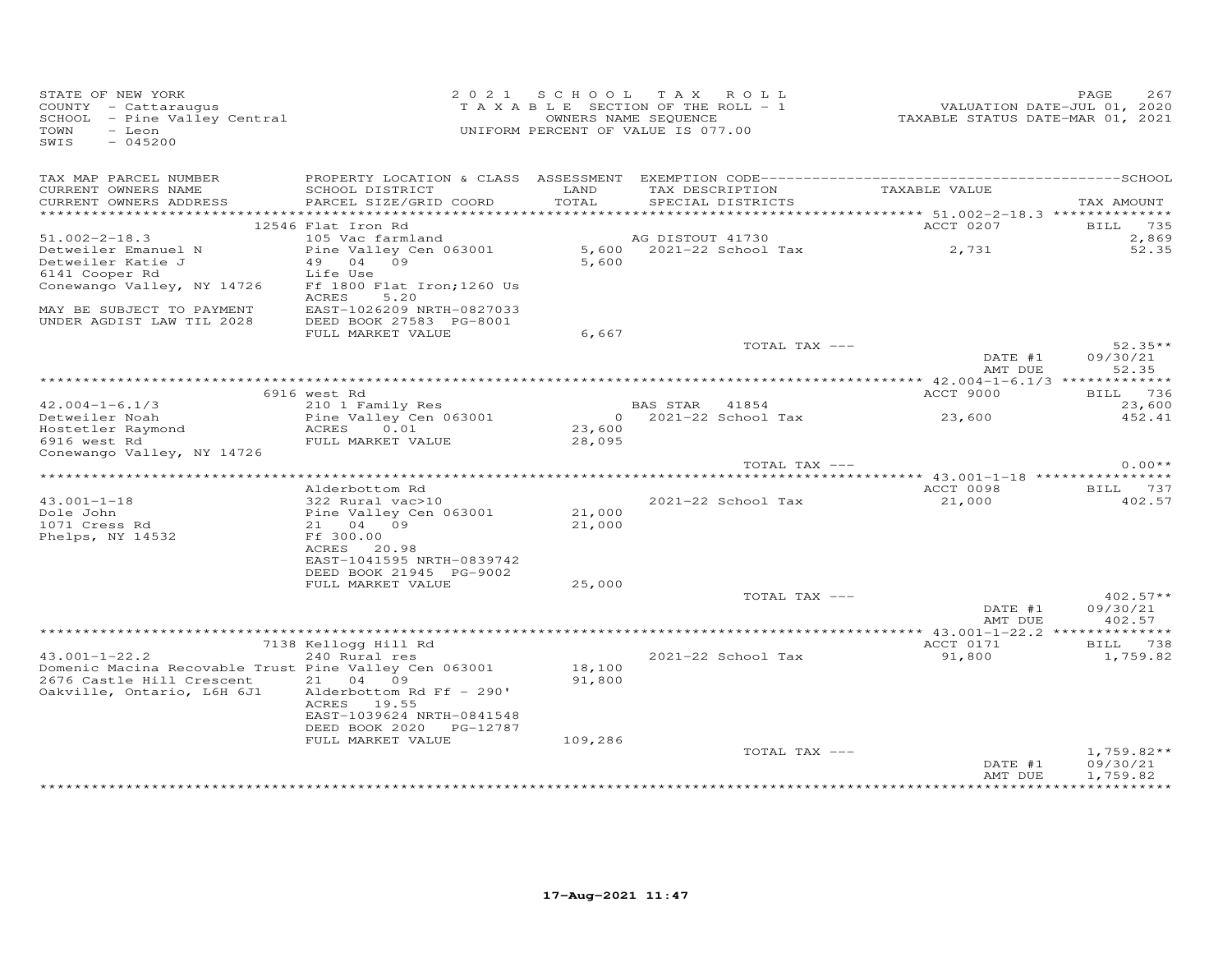STATE OF NEW YORK
COUNTY - Cattaraugus
SCHOOL - Pine Valley Central
TOWN - Leon
SWIS - 045200

2021 SCHOOL TAX ROLL
TAXABLE SECTION OF THE ROLL - 1
OWNERS NAME SEQUENCE
UNIFORM PERCENT OF VALUE IS 077.00

VALUATION DATE-JUL 01, 2020
TAXABLE STATUS DATE-MAR 01, 2021

| TAX MAP PARCEL NUMBER<br>CURRENT OWNERS NAME<br>CURRENT OWNERS ADDRESS | PROPERTY LOCATION & CLASS<br>SCHOOL DISTRICT<br>PARCEL SIZE/GRID COORD | ASSESSMENT<br>LAND<br>TOTAL | EXEMPTION CODE<br>TAX DESCRIPTION<br>SPECIAL DISTRICTS | TAXABLE VALUE | SCHOOL<br>TAX AMOUNT |
|---|---|---|---|---|---|
| | 12546 Flat Iron Rd | | | ACCT 0207 | BILL 735 |
| 51.002-2-18.3 | 105 Vac farmland | | AG DISTOUT 41730 | | 2,869 |
| Detweiler Emanuel N | Pine Valley Cen 063001 | 5,600 | 2021-22 School Tax | 2,731 | 52.35 |
| Detweiler Katie J | 49 04 09 | 5,600 | | | |
| 6141 Cooper Rd | Life Use | | | | |
| Conewango Valley, NY 14726 | Ff 1800 Flat Iron;1260 Us | | | | |
| | ACRES 5.20 | | | | |
| MAY BE SUBJECT TO PAYMENT | EAST-1026209 NRTH-0827033 | | | | |
| UNDER AGDIST LAW TIL 2028 | DEED BOOK 27583 PG-8001 | | | | |
| | FULL MARKET VALUE | 6,667 | | | |
| | | | TOTAL TAX --- | | 52.35** |
| | | | | DATE #1 | 09/30/21 |
| | | | | AMT DUE | 52.35 |
| | 6916 west Rd | | | ACCT 9000 | BILL 736 |
| 42.004-1-6.1/3 | 210 1 Family Res | | BAS STAR 41854 | | 23,600 |
| Detweiler Noah | Pine Valley Cen 063001 | 0 | 2021-22 School Tax | 23,600 | 452.41 |
| Hostetler Raymond | ACRES 0.01 | 23,600 | | | |
| 6916 west Rd | FULL MARKET VALUE | 28,095 | | | |
| Conewango Valley, NY 14726 | | | | | |
| | | | TOTAL TAX --- | | 0.00** |
| | Alderbottom Rd | | | ACCT 0098 | BILL 737 |
| 43.001-1-18 | 322 Rural vac>10 | | 2021-22 School Tax | 21,000 | 402.57 |
| Dole John | Pine Valley Cen 063001 | 21,000 | | | |
| 1071 Cress Rd | 21 04 09 | 21,000 | | | |
| Phelps, NY 14532 | Ff 300.00 | | | | |
| | ACRES 20.98 | | | | |
| | EAST-1041595 NRTH-0839742 | | | | |
| | DEED BOOK 21945 PG-9002 | | | | |
| | FULL MARKET VALUE | 25,000 | | | |
| | | | TOTAL TAX --- | | 402.57** |
| | | | | DATE #1 | 09/30/21 |
| | | | | AMT DUE | 402.57 |
| | 7138 Kellogg Hill Rd | | | ACCT 0171 | BILL 738 |
| 43.001-1-22.2 | 240 Rural res | | 2021-22 School Tax | 91,800 | 1,759.82 |
| Domenic Macina Recovable Trust | Pine Valley Cen 063001 | 18,100 | | | |
| 2676 Castle Hill Crescent | 21 04 09 | 91,800 | | | |
| Oakville, Ontario, L6H 6J1 | Alderbottom Rd Ff - 290' | | | | |
| | ACRES 19.55 | | | | |
| | EAST-1039624 NRTH-0841548 | | | | |
| | DEED BOOK 2020 PG-12787 | | | | |
| | FULL MARKET VALUE | 109,286 | | | |
| | | | TOTAL TAX --- | | 1,759.82** |
| | | | | DATE #1 | 09/30/21 |
| | | | | AMT DUE | 1,759.82 |

17-Aug-2021 11:47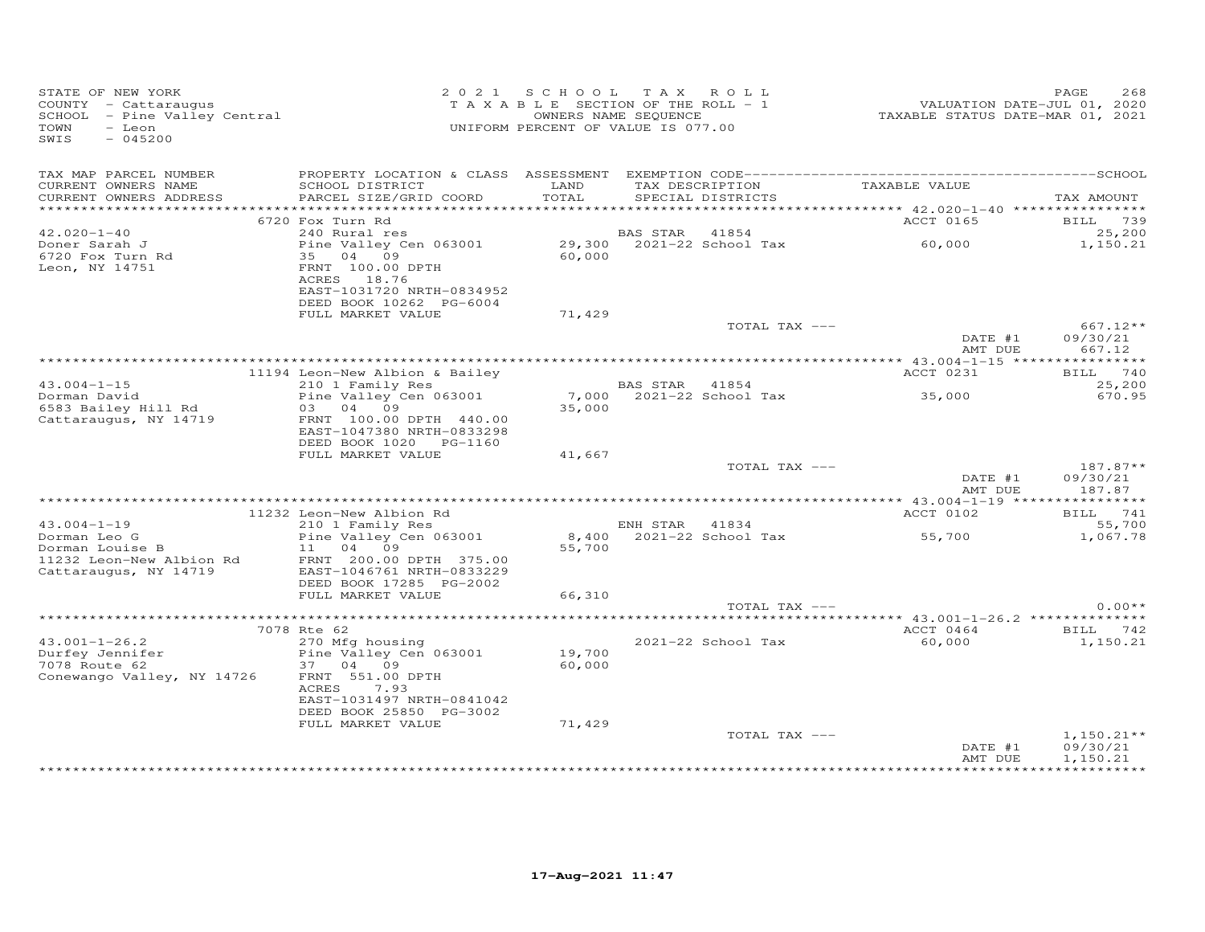STATE OF NEW YORK
COUNTY - Cattaraugus
SCHOOL - Pine Valley Central
TOWN - Leon
SWIS - 045200

2 0 2 1 S C H O O L T A X R O L L
T A X A B L E SECTION OF THE ROLL - 1
OWNERS NAME SEQUENCE
UNIFORM PERCENT OF VALUE IS 077.00

VALUATION DATE-JUL 01, 2020
TAXABLE STATUS DATE-MAR 01, 2021

| TAX MAP PARCEL NUMBER / CURRENT OWNERS NAME / CURRENT OWNERS ADDRESS | PROPERTY LOCATION & CLASS / SCHOOL DISTRICT / PARCEL SIZE/GRID COORD | ASSESSMENT LAND / TOTAL | EXEMPTION CODE / TAX DESCRIPTION / SPECIAL DISTRICTS | TAXABLE VALUE | SCHOOL TAX AMOUNT |
|---|---|---|---|---|---|
| 42.020-1-40 | 6720 Fox Turn Rd | | | ACCT 0165 | BILL 739 |
| 42.020-1-40 | 240 Rural res | | BAS STAR 41854 | | 25,200 |
| Doner Sarah J | Pine Valley Cen 063001 | 29,300 | 2021-22 School Tax | 60,000 | 1,150.21 |
| 6720 Fox Turn Rd | 35 04 09 | 60,000 | | | |
| Leon, NY 14751 | FRNT 100.00 DPTH | | | | |
| | ACRES 18.76 | | | | |
| | EAST-1031720 NRTH-0834952 | | | | |
| | DEED BOOK 10262 PG-6004 | | | | |
| | FULL MARKET VALUE | 71,429 | | | |
| | | | TOTAL TAX --- | | 667.12** |
| | | | | DATE #1 | 09/30/21 |
| | | | | AMT DUE | 667.12 |
| 43.004-1-15 | 11194 Leon-New Albion & Bailey | | | ACCT 0231 | BILL 740 |
| 43.004-1-15 | 210 1 Family Res | | BAS STAR 41854 | | 25,200 |
| Dorman David | Pine Valley Cen 063001 | 7,000 | 2021-22 School Tax | 35,000 | 670.95 |
| 6583 Bailey Hill Rd | 03 04 09 | 35,000 | | | |
| Cattaraugus, NY 14719 | FRNT 100.00 DPTH 440.00 | | | | |
| | EAST-1047380 NRTH-0833298 | | | | |
| | DEED BOOK 1020 PG-1160 | | | | |
| | FULL MARKET VALUE | 41,667 | | | |
| | | | TOTAL TAX --- | | 187.87** |
| | | | | DATE #1 | 09/30/21 |
| | | | | AMT DUE | 187.87 |
| 43.004-1-19 | 11232 Leon-New Albion Rd | | | ACCT 0102 | BILL 741 |
| 43.004-1-19 | 210 1 Family Res | | ENH STAR 41834 | | 55,700 |
| Dorman Leo G | Pine Valley Cen 063001 | 8,400 | 2021-22 School Tax | 55,700 | 1,067.78 |
| Dorman Louise B | 11 04 09 | 55,700 | | | |
| 11232 Leon-New Albion Rd | FRNT 200.00 DPTH 375.00 | | | | |
| Cattaraugus, NY 14719 | EAST-1046761 NRTH-0833229 | | | | |
| | DEED BOOK 17285 PG-2002 | | | | |
| | FULL MARKET VALUE | 66,310 | | | |
| | | | TOTAL TAX --- | | 0.00** |
| 43.001-1-26.2 | 7078 Rte 62 | | | ACCT 0464 | BILL 742 |
| 43.001-1-26.2 | 270 Mfg housing | | 2021-22 School Tax | 60,000 | 1,150.21 |
| Durfey Jennifer | Pine Valley Cen 063001 | 19,700 | | | |
| 7078 Route 62 | 37 04 09 | 60,000 | | | |
| Conewango Valley, NY 14726 | FRNT 551.00 DPTH | | | | |
| | ACRES 7.93 | | | | |
| | EAST-1031497 NRTH-0841042 | | | | |
| | DEED BOOK 25850 PG-3002 | | | | |
| | FULL MARKET VALUE | 71,429 | | | |
| | | | TOTAL TAX --- | | 1,150.21** |
| | | | | DATE #1 | 09/30/21 |
| | | | | AMT DUE | 1,150.21 |

17-Aug-2021 11:47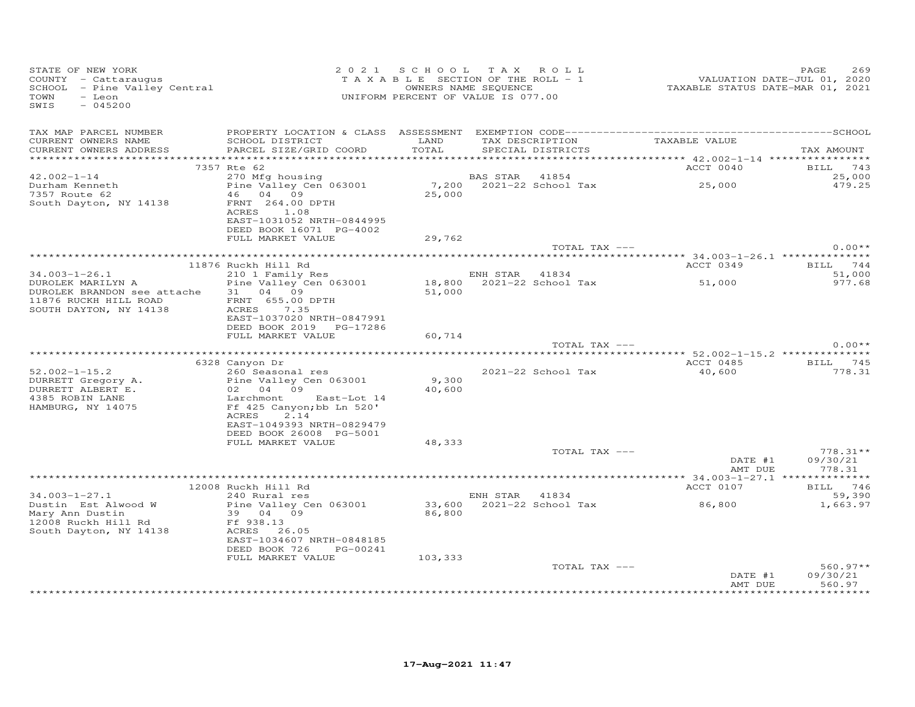STATE OF NEW YORK
COUNTY - Cattaraugus
SCHOOL - Pine Valley Central
TOWN - Leon
SWIS - 045200

2021 SCHOOL TAX ROLL
TAXABLE SECTION OF THE ROLL - 1
OWNERS NAME SEQUENCE
UNIFORM PERCENT OF VALUE IS 077.00

VALUATION DATE-JUL 01, 2020
TAXABLE STATUS DATE-MAR 01, 2021

| TAX MAP PARCEL NUMBER / CURRENT OWNERS NAME / CURRENT OWNERS ADDRESS | PROPERTY LOCATION & CLASS / SCHOOL DISTRICT / PARCEL SIZE/GRID COORD | ASSESSMENT LAND / TOTAL | EXEMPTION CODE / TAX DESCRIPTION / SPECIAL DISTRICTS | TAXABLE VALUE | TAX AMOUNT |
|---|---|---|---|---|---|
| | 7357 Rte 62 | | | ACCT 0040 | BILL 743 |
| 42.002-1-14 | 270 Mfg housing | | BAS STAR 41854 | | 25,000 |
| Durham Kenneth | Pine Valley Cen 063001 | 7,200 | 2021-22 School Tax | 25,000 | 479.25 |
| 7357 Route 62 | 46 04 09 | 25,000 | | | |
| South Dayton, NY 14138 | FRNT 264.00 DPTH | | | | |
| | ACRES 1.08 | | | | |
| | EAST-1031052 NRTH-0844995 | | | | |
| | DEED BOOK 16071 PG-4002 | | | | |
| | FULL MARKET VALUE | 29,762 | | | |
| | | | TOTAL TAX --- | | 0.00** |
| | 11876 Ruckh Hill Rd | | | ACCT 0349 | BILL 744 |
| 34.003-1-26.1 | 210 1 Family Res | | ENH STAR 41834 | | 51,000 |
| DUROLEK MARILYN A | Pine Valley Cen 063001 | 18,800 | 2021-22 School Tax | 51,000 | 977.68 |
| DUROLEK BRANDON see attache | 31 04 09 | 51,000 | | | |
| 11876 RUCKH HILL ROAD | FRNT 655.00 DPTH | | | | |
| SOUTH DAYTON, NY 14138 | ACRES 7.35 | | | | |
| | EAST-1037020 NRTH-0847991 | | | | |
| | DEED BOOK 2019 PG-17286 | | | | |
| | FULL MARKET VALUE | 60,714 | | | |
| | | | TOTAL TAX --- | | 0.00** |
| | 6328 Canyon Dr | | | ACCT 0485 | BILL 745 |
| 52.002-1-15.2 | 260 Seasonal res | | 2021-22 School Tax | 40,600 | 778.31 |
| DURRETT Gregory A. | Pine Valley Cen 063001 | 9,300 | | | |
| DURRETT ALBERT E. | 02 04 09 | 40,600 | | | |
| 4385 ROBIN LANE | Larchmont East-Lot 14 | | | | |
| HAMBURG, NY 14075 | Ff 425 Canyon;bb Ln 520' | | | | |
| | ACRES 2.14 | | | | |
| | EAST-1049393 NRTH-0829479 | | | | |
| | DEED BOOK 26008 PG-5001 | | | | |
| | FULL MARKET VALUE | 48,333 | | | |
| | | | TOTAL TAX --- | | 778.31** |
| | | | | DATE #1 | 09/30/21 |
| | | | | AMT DUE | 778.31 |
| | 12008 Ruckh Hill Rd | | | ACCT 0107 | BILL 746 |
| 34.003-1-27.1 | 240 Rural res | | ENH STAR 41834 | | 59,390 |
| Dustin Est Alwood W | Pine Valley Cen 063001 | 33,600 | 2021-22 School Tax | 86,800 | 1,663.97 |
| Mary Ann Dustin | 39 04 09 | 86,800 | | | |
| 12008 Ruckh Hill Rd | Ff 938.13 | | | | |
| South Dayton, NY 14138 | ACRES 26.05 | | | | |
| | EAST-1034607 NRTH-0848185 | | | | |
| | DEED BOOK 726 PG-00241 | | | | |
| | FULL MARKET VALUE | 103,333 | | | |
| | | | TOTAL TAX --- | | 560.97** |
| | | | | DATE #1 | 09/30/21 |
| | | | | AMT DUE | 560.97 |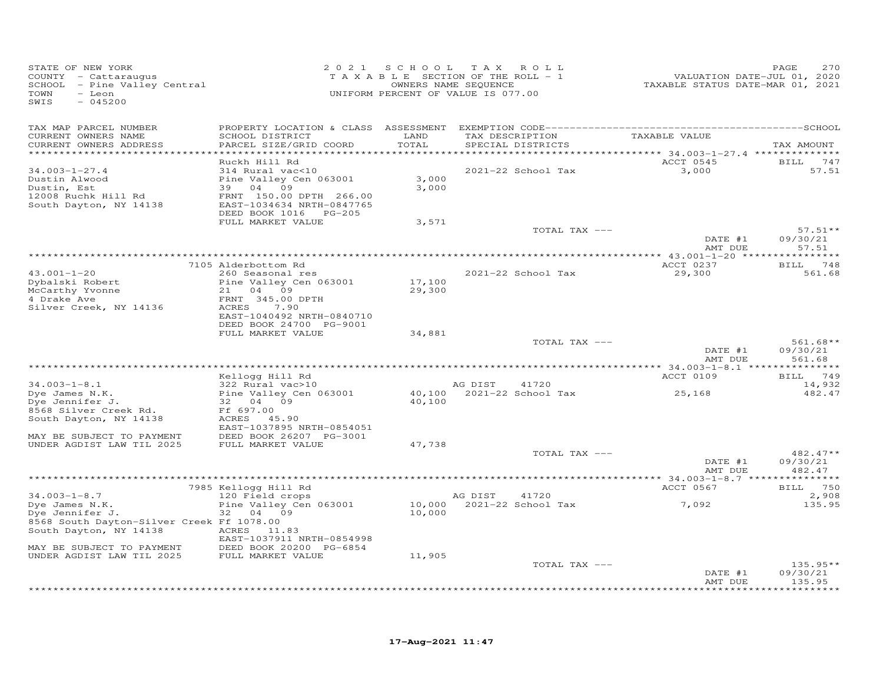STATE OF NEW YORK
COUNTY - Cattaraugus
SCHOOL - Pine Valley Central
TOWN - Leon
SWIS - 045200

2021 SCHOOL TAX ROLL
TAXABLE SECTION OF THE ROLL - 1
OWNERS NAME SEQUENCE
UNIFORM PERCENT OF VALUE IS 077.00

VALUATION DATE-JUL 01, 2020
TAXABLE STATUS DATE-MAR 01, 2021

| TAX MAP PARCEL NUMBER / CURRENT OWNERS NAME / CURRENT OWNERS ADDRESS | PROPERTY LOCATION & CLASS / SCHOOL DISTRICT / PARCEL SIZE/GRID COORD | ASSESSMENT LAND / TOTAL | EXEMPTION CODE / TAX DESCRIPTION / SPECIAL DISTRICTS | TAXABLE VALUE | TAX AMOUNT |
|---|---|---|---|---|---|
| **34.003-1-27.4** | Ruckh Hill Rd | | | ACCT 0545 | BILL 747 |
| 34.003-1-27.4 | 314 Rural vac<10 | | 2021-22 School Tax | 3,000 | 57.51 |
| Dustin Alwood | Pine Valley Cen 063001 | 3,000 | | | |
| Dustin, Est | 39 04 09 | 3,000 | | | |
| 12008 Ruchk Hill Rd | FRNT 150.00 DPTH 266.00 | | | | |
| South Dayton, NY 14138 | EAST-1034634 NRTH-0847765 | | | | |
| | DEED BOOK 1016 PG-205 | | | | |
| | FULL MARKET VALUE | 3,571 | | | |
| | | | TOTAL TAX --- | | 57.51** |
| | | | | DATE #1 | 09/30/21 |
| | | | | AMT DUE | 57.51 |
| **43.001-1-20** | 7105 Alderbottom Rd | | | ACCT 0237 | BILL 748 |
| 43.001-1-20 | 260 Seasonal res | | 2021-22 School Tax | 29,300 | 561.68 |
| Dybalski Robert | Pine Valley Cen 063001 | 17,100 | | | |
| McCarthy Yvonne | 21 04 09 | 29,300 | | | |
| 4 Drake Ave | FRNT 345.00 DPTH | | | | |
| Silver Creek, NY 14136 | ACRES 7.90 | | | | |
| | EAST-1040492 NRTH-0840710 | | | | |
| | DEED BOOK 24700 PG-9001 | | | | |
| | FULL MARKET VALUE | 34,881 | | | |
| | | | TOTAL TAX --- | | 561.68** |
| | | | | DATE #1 | 09/30/21 |
| | | | | AMT DUE | 561.68 |
| **34.003-1-8.1** | Kellogg Hill Rd | | | ACCT 0109 | BILL 749 |
| 34.003-1-8.1 | 322 Rural vac>10 | | AG DIST 41720 | | 14,932 |
| Dye James N.K. | Pine Valley Cen 063001 | 40,100 | 2021-22 School Tax | 25,168 | 482.47 |
| Dye Jennifer J. | 32 04 09 | 40,100 | | | |
| 8568 Silver Creek Rd. | Ff 697.00 | | | | |
| South Dayton, NY 14138 | ACRES 45.90 | | | | |
| | EAST-1037895 NRTH-0854051 | | | | |
| MAY BE SUBJECT TO PAYMENT | DEED BOOK 26207 PG-3001 | | | | |
| UNDER AGDIST LAW TIL 2025 | FULL MARKET VALUE | 47,738 | | | |
| | | | TOTAL TAX --- | | 482.47** |
| | | | | DATE #1 | 09/30/21 |
| | | | | AMT DUE | 482.47 |
| **34.003-1-8.7** | 7985 Kellogg Hill Rd | | | ACCT 0567 | BILL 750 |
| 34.003-1-8.7 | 120 Field crops | | AG DIST 41720 | | 2,908 |
| Dye James N.K. | Pine Valley Cen 063001 | 10,000 | 2021-22 School Tax | 7,092 | 135.95 |
| Dye Jennifer J. | 32 04 09 | 10,000 | | | |
| 8568 South Dayton-Silver Creek | Ff 1078.00 | | | | |
| South Dayton, NY 14138 | ACRES 11.83 | | | | |
| | EAST-1037911 NRTH-0854998 | | | | |
| MAY BE SUBJECT TO PAYMENT | DEED BOOK 20200 PG-6854 | | | | |
| UNDER AGDIST LAW TIL 2025 | FULL MARKET VALUE | 11,905 | | | |
| | | | TOTAL TAX --- | | 135.95** |
| | | | | DATE #1 | 09/30/21 |
| | | | | AMT DUE | 135.95 |

17-Aug-2021 11:47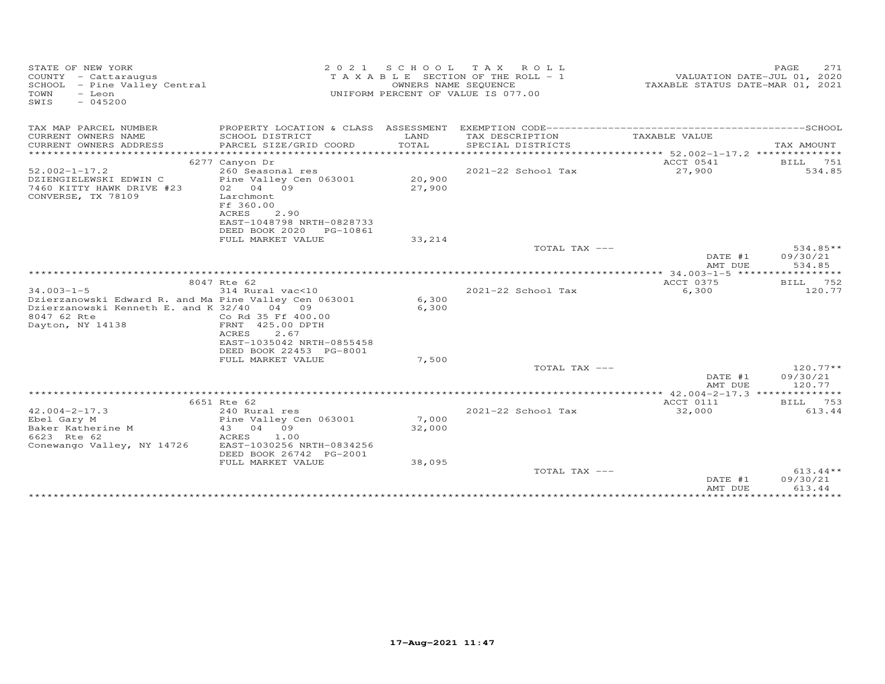STATE OF NEW YORK
COUNTY - Cattaraugus
SCHOOL - Pine Valley Central
TOWN - Leon
SWIS - 045200

2021 SCHOOL TAX ROLL
TAXABLE SECTION OF THE ROLL - 1
OWNERS NAME SEQUENCE
UNIFORM PERCENT OF VALUE IS 077.00

VALUATION DATE-JUL 01, 2020
TAXABLE STATUS DATE-MAR 01, 2021

| TAX MAP PARCEL NUMBER / CURRENT OWNERS NAME / CURRENT OWNERS ADDRESS | PROPERTY LOCATION & CLASS / SCHOOL DISTRICT / PARCEL SIZE/GRID COORD | ASSESSMENT LAND / TOTAL | EXEMPTION CODE / TAX DESCRIPTION / SPECIAL DISTRICTS | TAXABLE VALUE | TAX AMOUNT |
|---|---|---|---|---|---|
| | 6277 Canyon Dr | | | ACCT 0541 | BILL 751 |
| 52.002-1-17.2 | 260 Seasonal res | | 2021-22 School Tax | 27,900 | 534.85 |
| DZIENGIELEWSKI EDWIN C | Pine Valley Cen 063001 | 20,900 | | | |
| 7460 KITTY HAWK DRIVE #23 | 02 04 09 | 27,900 | | | |
| CONVERSE, TX 78109 | Larchmont | | | | |
| | Ff 360.00 | | | | |
| | ACRES 2.90 | | | | |
| | EAST-1048798 NRTH-0828733 | | | | |
| | DEED BOOK 2020 PG-10861 | | | | |
| | FULL MARKET VALUE | 33,214 | | | |
| | | | TOTAL TAX --- | | 534.85** |
| | | | | DATE #1 | 09/30/21 |
| | | | | AMT DUE | 534.85 |
| | 8047 Rte 62 | | | ACCT 0375 | BILL 752 |
| 34.003-1-5 | 314 Rural vac<10 | | 2021-22 School Tax | 6,300 | 120.77 |
| Dzierzanowski Edward R. and Ma | Pine Valley Cen 063001 | 6,300 | | | |
| Dzierzanowski Kenneth E. and K | 32/40 04 09 | 6,300 | | | |
| 8047 62 Rte | Co Rd 35 Ff 400.00 | | | | |
| Dayton, NY 14138 | FRNT 425.00 DPTH | | | | |
| | ACRES 2.67 | | | | |
| | EAST-1035042 NRTH-0855458 | | | | |
| | DEED BOOK 22453 PG-8001 | | | | |
| | FULL MARKET VALUE | 7,500 | | | |
| | | | TOTAL TAX --- | | 120.77** |
| | | | | DATE #1 | 09/30/21 |
| | | | | AMT DUE | 120.77 |
| | 6651 Rte 62 | | | ACCT 0111 | BILL 753 |
| 42.004-2-17.3 | 240 Rural res | | 2021-22 School Tax | 32,000 | 613.44 |
| Ebel Gary M | Pine Valley Cen 063001 | 7,000 | | | |
| Baker Katherine M | 43 04 09 | 32,000 | | | |
| 6623 Rte 62 | ACRES 1.00 | | | | |
| Conewango Valley, NY 14726 | EAST-1030256 NRTH-0834256 | | | | |
| | DEED BOOK 26742 PG-2001 | | | | |
| | FULL MARKET VALUE | 38,095 | | | |
| | | | TOTAL TAX --- | | 613.44** |
| | | | | DATE #1 | 09/30/21 |
| | | | | AMT DUE | 613.44 |

17-Aug-2021 11:47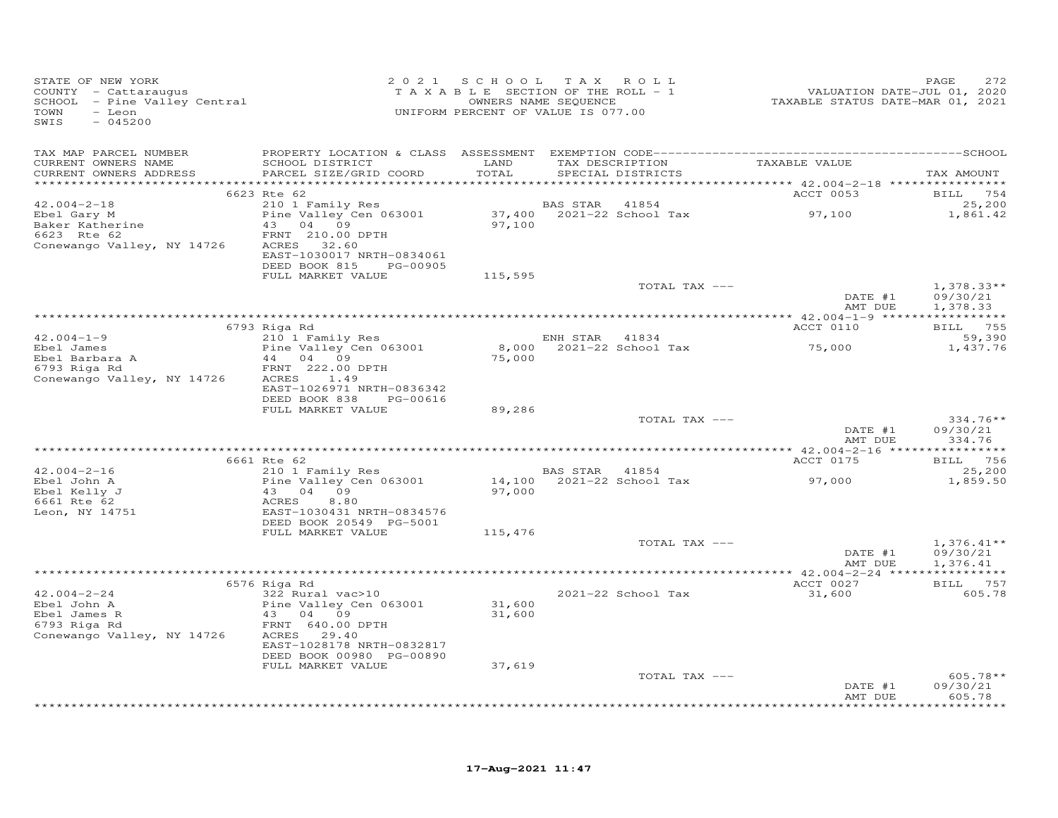STATE OF NEW YORK
COUNTY - Cattaraugus
SCHOOL - Pine Valley Central
TOWN - Leon
SWIS - 045200

2 0 2 1 S C H O O L T A X R O L L
T A X A B L E SECTION OF THE ROLL - 1
OWNERS NAME SEQUENCE
UNIFORM PERCENT OF VALUE IS 077.00

VALUATION DATE-JUL 01, 2020
TAXABLE STATUS DATE-MAR 01, 2021

| TAX MAP PARCEL NUMBER / CURRENT OWNERS NAME / CURRENT OWNERS ADDRESS | PROPERTY LOCATION & CLASS / SCHOOL DISTRICT / PARCEL SIZE/GRID COORD | ASSESSMENT LAND / TOTAL | EXEMPTION CODE / TAX DESCRIPTION / SPECIAL DISTRICTS | TAXABLE VALUE | TAX AMOUNT |
|---|---|---|---|---|---|
| | 6623 Rte 62 | | | ACCT 0053 | BILL 754 |
| 42.004-2-18 | 210 1 Family Res | | BAS STAR 41854 | | 25,200 |
| Ebel Gary M | Pine Valley Cen 063001 | 37,400 | 2021-22 School Tax | 97,100 | 1,861.42 |
| Baker Katherine | 43 04 09 | 97,100 | | | |
| 6623 Rte 62 | FRNT 210.00 DPTH | | | | |
| Conewango Valley, NY 14726 | ACRES 32.60 | | | | |
| | EAST-1030017 NRTH-0834061 | | | | |
| | DEED BOOK 815 PG-00905 | | | | |
| | FULL MARKET VALUE | 115,595 | | | |
| | | | TOTAL TAX --- | | 1,378.33** |
| | | | | DATE #1 | 09/30/21 |
| | | | | AMT DUE | 1,378.33 |
| | 6793 Riga Rd | | | ACCT 0110 | BILL 755 |
| 42.004-1-9 | 210 1 Family Res | | ENH STAR 41834 | | 59,390 |
| Ebel James | Pine Valley Cen 063001 | 8,000 | 2021-22 School Tax | 75,000 | 1,437.76 |
| Ebel Barbara A | 44 04 09 | 75,000 | | | |
| 6793 Riga Rd | FRNT 222.00 DPTH | | | | |
| Conewango Valley, NY 14726 | ACRES 1.49 | | | | |
| | EAST-1026971 NRTH-0836342 | | | | |
| | DEED BOOK 838 PG-00616 | | | | |
| | FULL MARKET VALUE | 89,286 | | | |
| | | | TOTAL TAX --- | | 334.76** |
| | | | | DATE #1 | 09/30/21 |
| | | | | AMT DUE | 334.76 |
| | 6661 Rte 62 | | | ACCT 0175 | BILL 756 |
| 42.004-2-16 | 210 1 Family Res | | BAS STAR 41854 | | 25,200 |
| Ebel John A | Pine Valley Cen 063001 | 14,100 | 2021-22 School Tax | 97,000 | 1,859.50 |
| Ebel Kelly J | 43 04 09 | 97,000 | | | |
| 6661 Rte 62 | ACRES 8.80 | | | | |
| Leon, NY 14751 | EAST-1030431 NRTH-0834576 | | | | |
| | DEED BOOK 20549 PG-5001 | | | | |
| | FULL MARKET VALUE | 115,476 | | | |
| | | | TOTAL TAX --- | | 1,376.41** |
| | | | | DATE #1 | 09/30/21 |
| | | | | AMT DUE | 1,376.41 |
| | 6576 Riga Rd | | | ACCT 0027 | BILL 757 |
| 42.004-2-24 | 322 Rural vac>10 | | 2021-22 School Tax | 31,600 | 605.78 |
| Ebel John A | Pine Valley Cen 063001 | 31,600 | | | |
| Ebel James R | 43 04 09 | 31,600 | | | |
| 6793 Riga Rd | FRNT 640.00 DPTH | | | | |
| Conewango Valley, NY 14726 | ACRES 29.40 | | | | |
| | EAST-1028178 NRTH-0832817 | | | | |
| | DEED BOOK 00980 PG-00890 | | | | |
| | FULL MARKET VALUE | 37,619 | | | |
| | | | TOTAL TAX --- | | 605.78** |
| | | | | DATE #1 | 09/30/21 |
| | | | | AMT DUE | 605.78 |

17-Aug-2021 11:47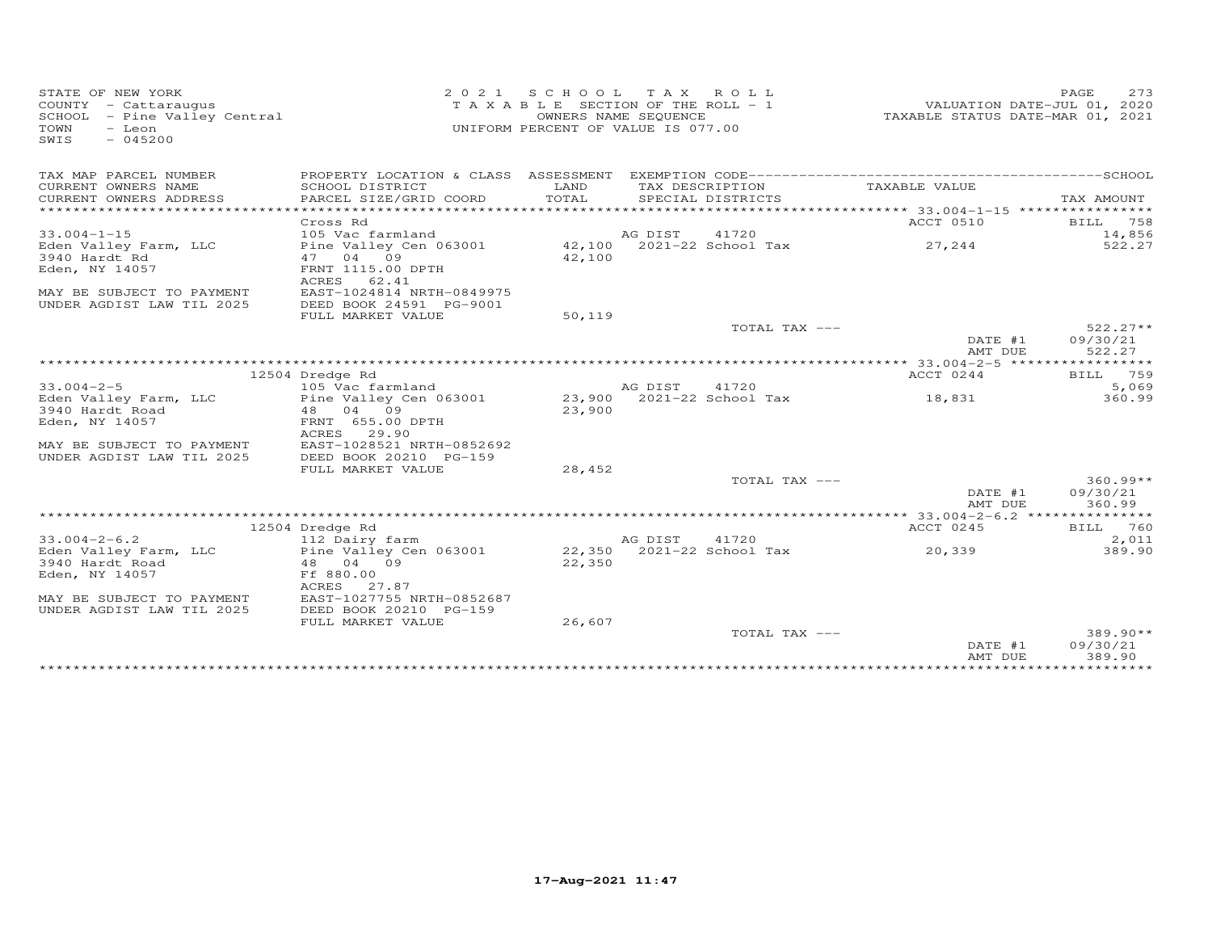STATE OF NEW YORK
COUNTY - Cattaraugus
SCHOOL - Pine Valley Central
TOWN - Leon
SWIS - 045200

2021 SCHOOL TAX ROLL
TAXABLE SECTION OF THE ROLL - 1
OWNERS NAME SEQUENCE
UNIFORM PERCENT OF VALUE IS 077.00

VALUATION DATE-JUL 01, 2020
TAXABLE STATUS DATE-MAR 01, 2021

| TAX MAP PARCEL NUMBER / CURRENT OWNERS NAME / CURRENT OWNERS ADDRESS | PROPERTY LOCATION & CLASS / SCHOOL DISTRICT / PARCEL SIZE/GRID COORD | ASSESSMENT LAND / TOTAL | EXEMPTION CODE / TAX DESCRIPTION / SPECIAL DISTRICTS | TAXABLE VALUE | TAX AMOUNT |
|---|---|---|---|---|---|
| **33.004-1-15** | Cross Rd | | | ACCT 0510 | BILL 758 |
| | 105 Vac farmland | | AG DIST 41720 | | 14,856 |
| Eden Valley Farm, LLC | Pine Valley Cen 063001 | 42,100 | 2021-22 School Tax | 27,244 | 522.27 |
| 3940 Hardt Rd | 47 04 09 | 42,100 | | | |
| Eden, NY 14057 | FRNT 1115.00 DPTH | | | | |
| | ACRES 62.41 | | | | |
| MAY BE SUBJECT TO PAYMENT | EAST-1024814 NRTH-0849975 | | | | |
| UNDER AGDIST LAW TIL 2025 | DEED BOOK 24591 PG-9001 | | | | |
| | FULL MARKET VALUE | 50,119 | | | |
| | | | TOTAL TAX --- | | 522.27** |
| | | | | DATE #1 | 09/30/21 |
| | | | | AMT DUE | 522.27 |
| **33.004-2-5** | 12504 Dredge Rd | | | ACCT 0244 | BILL 759 |
| | 105 Vac farmland | | AG DIST 41720 | | 5,069 |
| Eden Valley Farm, LLC | Pine Valley Cen 063001 | 23,900 | 2021-22 School Tax | 18,831 | 360.99 |
| 3940 Hardt Road | 48 04 09 | 23,900 | | | |
| Eden, NY 14057 | FRNT 655.00 DPTH | | | | |
| | ACRES 29.90 | | | | |
| MAY BE SUBJECT TO PAYMENT | EAST-1028521 NRTH-0852692 | | | | |
| UNDER AGDIST LAW TIL 2025 | DEED BOOK 20210 PG-159 | | | | |
| | FULL MARKET VALUE | 28,452 | | | |
| | | | TOTAL TAX --- | | 360.99** |
| | | | | DATE #1 | 09/30/21 |
| | | | | AMT DUE | 360.99 |
| **33.004-2-6.2** | 12504 Dredge Rd | | | ACCT 0245 | BILL 760 |
| | 112 Dairy farm | | AG DIST 41720 | | 2,011 |
| Eden Valley Farm, LLC | Pine Valley Cen 063001 | 22,350 | 2021-22 School Tax | 20,339 | 389.90 |
| 3940 Hardt Road | 48 04 09 | 22,350 | | | |
| Eden, NY 14057 | Ff 880.00 | | | | |
| | ACRES 27.87 | | | | |
| MAY BE SUBJECT TO PAYMENT | EAST-1027755 NRTH-0852687 | | | | |
| UNDER AGDIST LAW TIL 2025 | DEED BOOK 20210 PG-159 | | | | |
| | FULL MARKET VALUE | 26,607 | | | |
| | | | TOTAL TAX --- | | 389.90** |
| | | | | DATE #1 | 09/30/21 |
| | | | | AMT DUE | 389.90 |

17-Aug-2021 11:47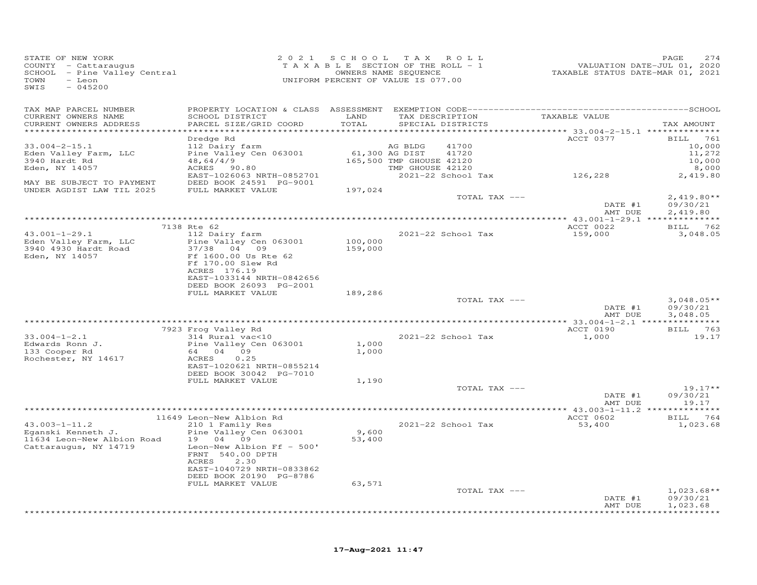STATE OF NEW YORK
COUNTY - Cattaraugus
SCHOOL - Pine Valley Central
TOWN - Leon
SWIS - 045200

2021 SCHOOL TAX ROLL
TAXABLE SECTION OF THE ROLL - 1
OWNERS NAME SEQUENCE
UNIFORM PERCENT OF VALUE IS 077.00

VALUATION DATE-JUL 01, 2020
TAXABLE STATUS DATE-MAR 01, 2021

| TAX MAP PARCEL NUMBER / CURRENT OWNERS NAME / CURRENT OWNERS ADDRESS | PROPERTY LOCATION & CLASS / SCHOOL DISTRICT / PARCEL SIZE/GRID COORD | ASSESSMENT LAND / TOTAL | EXEMPTION CODE / TAX DESCRIPTION / SPECIAL DISTRICTS | TAXABLE VALUE | TAX AMOUNT |
|---|---|---|---|---|---|
| 33.004-2-15.1 | Dredge Rd | | | ACCT 0377 | BILL 761 |
| Eden Valley Farm, LLC | 112 Dairy farm | | AG BLDG 41700 | | 10,000 |
| 3940 Hardt Rd | Pine Valley Cen 063001 | 61,300 | AG DIST 41720 | | 11,272 |
| Eden, NY 14057 | 48,64/4/9 | 165,500 | TMP GHOUSE 42120 | | 10,000 |
| | ACRES 90.80 | | TMP GHOUSE 42120 | | 8,000 |
| | EAST-1026063 NRTH-0852701 | | 2021-22 School Tax | 126,228 | 2,419.80 |
| MAY BE SUBJECT TO PAYMENT | DEED BOOK 24591 PG-9001 | | | | |
| UNDER AGDIST LAW TIL 2025 | FULL MARKET VALUE | 197,024 | | | |
| | | | TOTAL TAX --- | | 2,419.80** |
| | | | | DATE #1 | 09/30/21 |
| | | | | AMT DUE | 2,419.80 |
| 43.001-1-29.1 | 7138 Rte 62 | | | ACCT 0022 | BILL 762 |
| Eden Valley Farm, LLC | 112 Dairy farm | | 2021-22 School Tax | 159,000 | 3,048.05 |
| 3940 4930 Hardt Road | Pine Valley Cen 063001 | 100,000 | | | |
| Eden, NY 14057 | 37/38 04 09 | 159,000 | | | |
| | Ff 1600.00 Us Rte 62 | | | | |
| | Ff 170.00 Slew Rd | | | | |
| | ACRES 176.19 | | | | |
| | EAST-1033144 NRTH-0842656 | | | | |
| | DEED BOOK 26093 PG-2001 | | | | |
| | FULL MARKET VALUE | 189,286 | | | |
| | | | TOTAL TAX --- | | 3,048.05** |
| | | | | DATE #1 | 09/30/21 |
| | | | | AMT DUE | 3,048.05 |
| 33.004-1-2.1 | 7923 Frog Valley Rd | | | ACCT 0190 | BILL 763 |
| Edwards Ronn J. | 314 Rural vac<10 | | 2021-22 School Tax | 1,000 | 19.17 |
| 133 Cooper Rd | Pine Valley Cen 063001 | 1,000 | | | |
| Rochester, NY 14617 | 64 04 09 | 1,000 | | | |
| | ACRES 0.25 | | | | |
| | EAST-1020621 NRTH-0855214 | | | | |
| | DEED BOOK 30042 PG-7010 | | | | |
| | FULL MARKET VALUE | 1,190 | | | |
| | | | TOTAL TAX --- | | 19.17** |
| | | | | DATE #1 | 09/30/21 |
| | | | | AMT DUE | 19.17 |
| 43.003-1-11.2 | 11649 Leon-New Albion Rd | | | ACCT 0602 | BILL 764 |
| Eganski Kenneth J. | 210 1 Family Res | | 2021-22 School Tax | 53,400 | 1,023.68 |
| 11634 Leon-New Albion Road | Pine Valley Cen 063001 | 9,600 | | | |
| Cattaraugus, NY 14719 | 19 04 09 | 53,400 | | | |
| | Leon-New Albion Ff - 500' | | | | |
| | FRNT 540.00 DPTH | | | | |
| | ACRES 2.30 | | | | |
| | EAST-1040729 NRTH-0833862 | | | | |
| | DEED BOOK 20190 PG-8786 | | | | |
| | FULL MARKET VALUE | 63,571 | | | |
| | | | TOTAL TAX --- | | 1,023.68** |
| | | | | DATE #1 | 09/30/21 |
| | | | | AMT DUE | 1,023.68 |

17-Aug-2021 11:47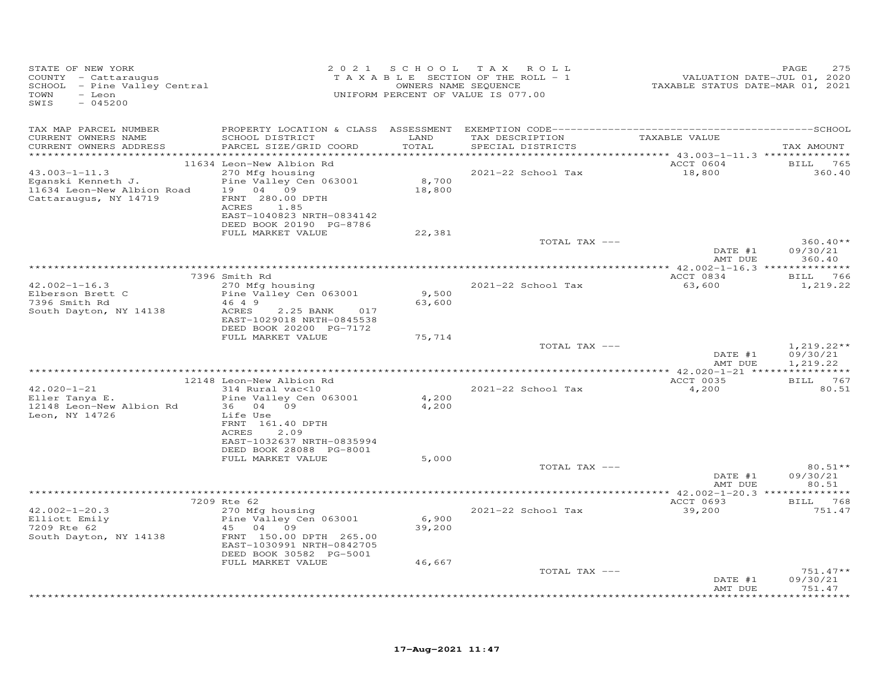STATE OF NEW YORK
COUNTY - Cattaraugus
SCHOOL - Pine Valley Central
TOWN - Leon
SWIS - 045200

2021 SCHOOL TAX ROLL
TAXABLE SECTION OF THE ROLL - 1
OWNERS NAME SEQUENCE
UNIFORM PERCENT OF VALUE IS 077.00

VALUATION DATE-JUL 01, 2020
TAXABLE STATUS DATE-MAR 01, 2021

| TAX MAP PARCEL NUMBER / CURRENT OWNERS NAME / CURRENT OWNERS ADDRESS | PROPERTY LOCATION & CLASS / SCHOOL DISTRICT / PARCEL SIZE/GRID COORD | ASSESSMENT LAND / TOTAL | EXEMPTION CODE / TAX DESCRIPTION / SPECIAL DISTRICTS | TAXABLE VALUE | TAX AMOUNT |
|---|---|---|---|---|---|
| 43.003-1-11.3 | 11634 Leon-New Albion Rd | | | ACCT 0604 | BILL 765 |
| Eganski Kenneth J. | 270 Mfg housing | | 2021-22 School Tax | 18,800 | 360.40 |
| 11634 Leon-New Albion Road | Pine Valley Cen 063001 | 8,700 | | | |
| Cattaraugus, NY 14719 | 19 04 09 | 18,800 | | | |
| | FRNT 280.00 DPTH | | | | |
| | ACRES 1.85 | | | | |
| | EAST-1040823 NRTH-0834142 | | | | |
| | DEED BOOK 20190 PG-8786 | | | | |
| | FULL MARKET VALUE | 22,381 | | | |
| | | | TOTAL TAX --- | | 360.40** |
| | | | | DATE #1 | 09/30/21 |
| | | | | AMT DUE | 360.40 |
| 42.002-1-16.3 | 7396 Smith Rd | | | ACCT 0834 | BILL 766 |
| Elberson Brett C | 270 Mfg housing | | 2021-22 School Tax | 63,600 | 1,219.22 |
| 7396 Smith Rd | Pine Valley Cen 063001 | 9,500 | | | |
| South Dayton, NY 14138 | 46 4 9 | 63,600 | | | |
| | ACRES 2.25 BANK 017 | | | | |
| | EAST-1029018 NRTH-0845538 | | | | |
| | DEED BOOK 20200 PG-7172 | | | | |
| | FULL MARKET VALUE | 75,714 | | | |
| | | | TOTAL TAX --- | | 1,219.22** |
| | | | | DATE #1 | 09/30/21 |
| | | | | AMT DUE | 1,219.22 |
| 42.020-1-21 | 12148 Leon-New Albion Rd | | | ACCT 0035 | BILL 767 |
| Eller Tanya E. | 314 Rural vac<10 | | 2021-22 School Tax | 4,200 | 80.51 |
| 12148 Leon-New Albion Rd | Pine Valley Cen 063001 | 4,200 | | | |
| Leon, NY 14726 | 36 04 09 | 4,200 | | | |
| | Life Use | | | | |
| | FRNT 161.40 DPTH | | | | |
| | ACRES 2.09 | | | | |
| | EAST-1032637 NRTH-0835994 | | | | |
| | DEED BOOK 28088 PG-8001 | | | | |
| | FULL MARKET VALUE | 5,000 | | | |
| | | | TOTAL TAX --- | | 80.51** |
| | | | | DATE #1 | 09/30/21 |
| | | | | AMT DUE | 80.51 |
| 42.002-1-20.3 | 7209 Rte 62 | | | ACCT 0693 | BILL 768 |
| Elliott Emily | 270 Mfg housing | | 2021-22 School Tax | 39,200 | 751.47 |
| 7209 Rte 62 | Pine Valley Cen 063001 | 6,900 | | | |
| South Dayton, NY 14138 | 45 04 09 | 39,200 | | | |
| | FRNT 150.00 DPTH 265.00 | | | | |
| | EAST-1030991 NRTH-0842705 | | | | |
| | DEED BOOK 30582 PG-5001 | | | | |
| | FULL MARKET VALUE | 46,667 | | | |
| | | | TOTAL TAX --- | | 751.47** |
| | | | | DATE #1 | 09/30/21 |
| | | | | AMT DUE | 751.47 |

17-Aug-2021 11:47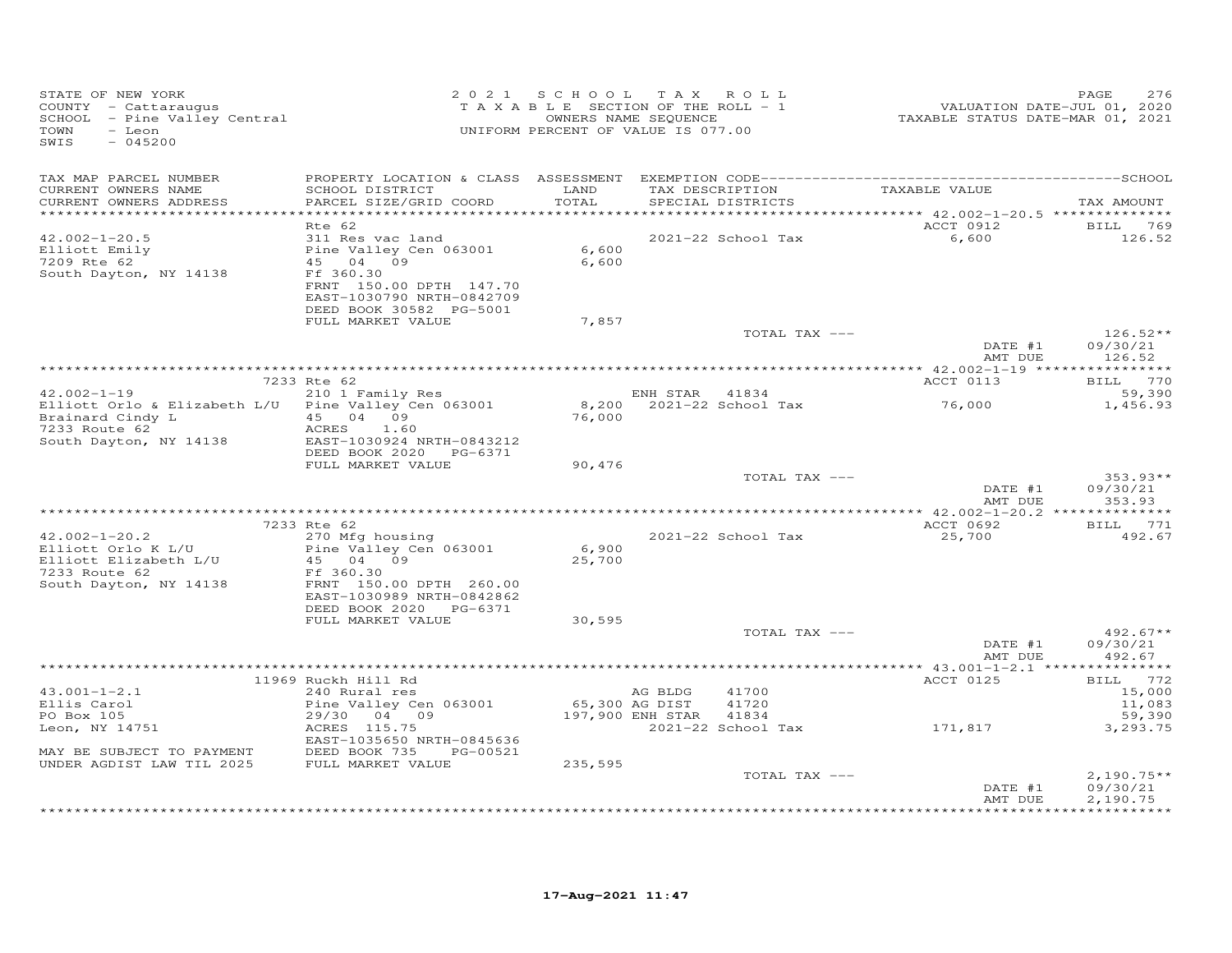STATE OF NEW YORK
COUNTY - Cattaraugus
SCHOOL - Pine Valley Central
TOWN - Leon
SWIS - 045200

2021 SCHOOL TAX ROLL
TAXABLE SECTION OF THE ROLL - 1
OWNERS NAME SEQUENCE
UNIFORM PERCENT OF VALUE IS 077.00

VALUATION DATE-JUL 01, 2020
TAXABLE STATUS DATE-MAR 01, 2021

| TAX MAP PARCEL NUMBER / CURRENT OWNERS NAME / CURRENT OWNERS ADDRESS | PROPERTY LOCATION & CLASS / SCHOOL DISTRICT / PARCEL SIZE/GRID COORD | ASSESSMENT LAND / TOTAL | EXEMPTION CODE / TAX DESCRIPTION / SPECIAL DISTRICTS | TAXABLE VALUE | TAX AMOUNT |
|---|---|---|---|---|---|
| 42.002-1-20.5 | Rte 62 | | | ACCT 0912 | BILL 769 |
| | 311 Res vac land | | | | |
| Elliott Emily | Pine Valley Cen 063001 | 6,600 | 2021-22 School Tax | 6,600 | 126.52 |
| 7209 Rte 62 | 45 04 09 | 6,600 | | | |
| South Dayton, NY 14138 | Ff 360.30 | | | | |
| | FRNT 150.00 DPTH 147.70 | | | | |
| | EAST-1030790 NRTH-0842709 | | | | |
| | DEED BOOK 30582 PG-5001 | | | | |
| | FULL MARKET VALUE | 7,857 | | | |
| | | | TOTAL TAX --- | | 126.52** |
| | | | | DATE #1 | 09/30/21 |
| | | | | AMT DUE | 126.52 |
| 42.002-1-19 | 7233 Rte 62 | | | ACCT 0113 | BILL 770 |
| | 210 1 Family Res | | ENH STAR 41834 | | 59,390 |
| Elliott Orlo & Elizabeth L/U | Pine Valley Cen 063001 | 8,200 | 2021-22 School Tax | 76,000 | 1,456.93 |
| Brainard Cindy L | 45 04 09 | 76,000 | | | |
| 7233 Route 62 | ACRES 1.60 | | | | |
| South Dayton, NY 14138 | EAST-1030924 NRTH-0843212 | | | | |
| | DEED BOOK 2020 PG-6371 | | | | |
| | FULL MARKET VALUE | 90,476 | | | |
| | | | TOTAL TAX --- | | 353.93** |
| | | | | DATE #1 | 09/30/21 |
| | | | | AMT DUE | 353.93 |
| 42.002-1-20.2 | 7233 Rte 62 | | | ACCT 0692 | BILL 771 |
| | 270 Mfg housing | | | | |
| Elliott Orlo K L/U | Pine Valley Cen 063001 | 6,900 | 2021-22 School Tax | 25,700 | 492.67 |
| Elliott Elizabeth L/U | 45 04 09 | 25,700 | | | |
| 7233 Route 62 | Ff 360.30 | | | | |
| South Dayton, NY 14138 | FRNT 150.00 DPTH 260.00 | | | | |
| | EAST-1030989 NRTH-0842862 | | | | |
| | DEED BOOK 2020 PG-6371 | | | | |
| | FULL MARKET VALUE | 30,595 | | | |
| | | | TOTAL TAX --- | | 492.67** |
| | | | | DATE #1 | 09/30/21 |
| | | | | AMT DUE | 492.67 |
| 43.001-1-2.1 | 11969 Ruckh Hill Rd | | | ACCT 0125 | BILL 772 |
| | 240 Rural res | | AG BLDG 41700 | | 15,000 |
| Ellis Carol | Pine Valley Cen 063001 | 65,300 | AG DIST 41720 | | 11,083 |
| PO Box 105 | 29/30 04 09 | 197,900 | ENH STAR 41834 | | 59,390 |
| Leon, NY 14751 | ACRES 115.75 | | 2021-22 School Tax | 171,817 | 3,293.75 |
| | EAST-1035650 NRTH-0845636 | | | | |
| MAY BE SUBJECT TO PAYMENT | DEED BOOK 735 PG-00521 | | | | |
| UNDER AGDIST LAW TIL 2025 | FULL MARKET VALUE | 235,595 | | | |
| | | | TOTAL TAX --- | | 2,190.75** |
| | | | | DATE #1 | 09/30/21 |
| | | | | AMT DUE | 2,190.75 |

17-Aug-2021 11:47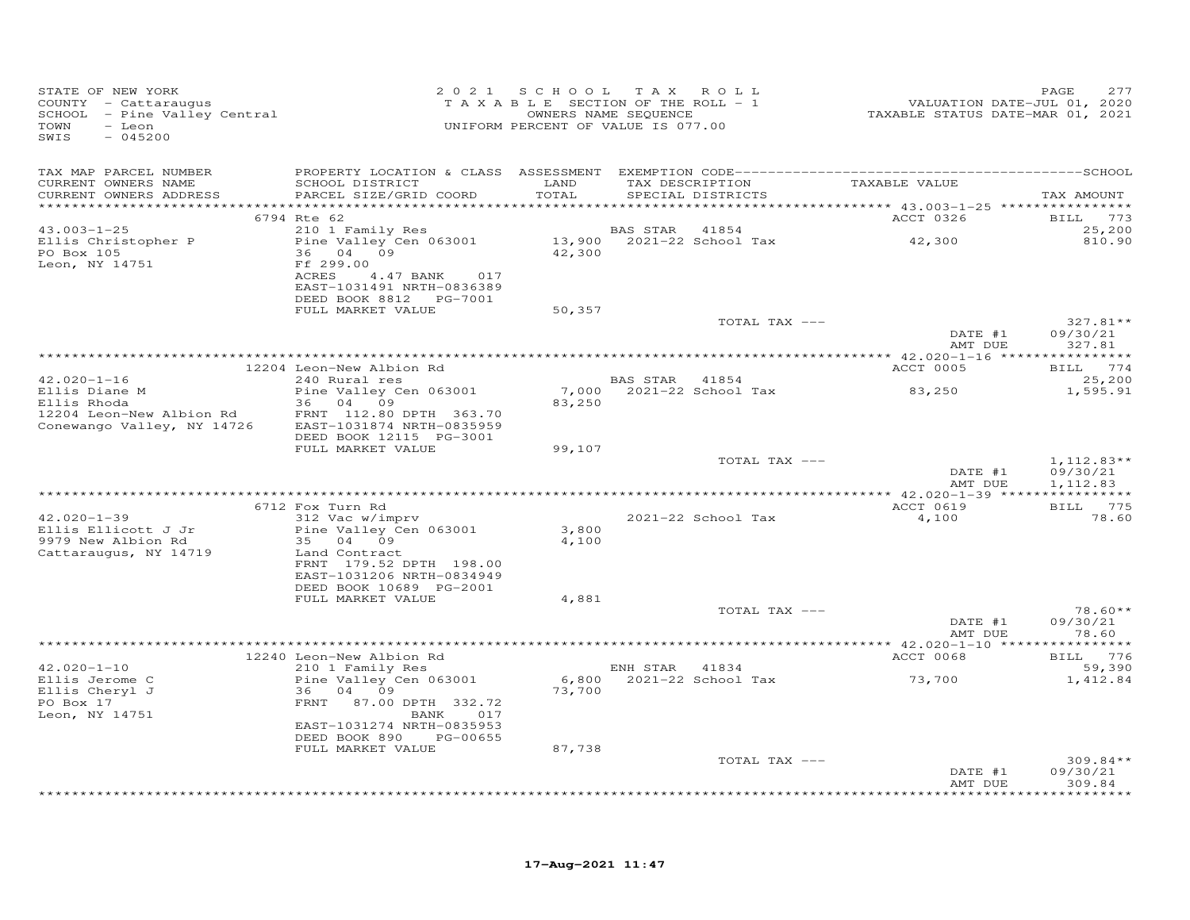STATE OF NEW YORK
COUNTY - Cattaraugus
SCHOOL - Pine Valley Central
TOWN - Leon
SWIS - 045200

2 0 2 1 S C H O O L T A X R O L L
T A X A B L E SECTION OF THE ROLL - 1
OWNERS NAME SEQUENCE
UNIFORM PERCENT OF VALUE IS 077.00

VALUATION DATE-JUL 01, 2020
TAXABLE STATUS DATE-MAR 01, 2021

| TAX MAP PARCEL NUMBER / CURRENT OWNERS NAME / CURRENT OWNERS ADDRESS | PROPERTY LOCATION & CLASS / SCHOOL DISTRICT / PARCEL SIZE/GRID COORD | ASSESSMENT LAND / TOTAL | EXEMPTION CODE / TAX DESCRIPTION / SPECIAL DISTRICTS | TAXABLE VALUE | SCHOOL / TAX AMOUNT |
|---|---|---|---|---|---|
| **43.003-1-25** | 6794 Rte 62 | | | ACCT 0326 | BILL 773 |
| Ellis Christopher P | 210 1 Family Res | | BAS STAR 41854 | | 25,200 |
| PO Box 105 | Pine Valley Cen 063001 | 13,900 | 2021-22 School Tax | 42,300 | 810.90 |
| Leon, NY 14751 | 36 04 09 | 42,300 | | | |
| | Ff 299.00 | | | | |
| | ACRES 4.47 BANK 017 | | | | |
| | EAST-1031491 NRTH-0836389 | | | | |
| | DEED BOOK 8812 PG-7001 | | | | |
| | FULL MARKET VALUE | 50,357 | | | |
| | | | TOTAL TAX --- | | 327.81** |
| | | | | DATE #1 | 09/30/21 |
| | | | | AMT DUE | 327.81 |
| **42.020-1-16** | 12204 Leon-New Albion Rd | | | ACCT 0005 | BILL 774 |
| Ellis Diane M | 240 Rural res | | BAS STAR 41854 | | 25,200 |
| Ellis Rhoda | Pine Valley Cen 063001 | 7,000 | 2021-22 School Tax | 83,250 | 1,595.91 |
| 12204 Leon-New Albion Rd | 36 04 09 | 83,250 | | | |
| Conewango Valley, NY 14726 | FRNT 112.80 DPTH 363.70 | | | | |
| | EAST-1031874 NRTH-0835959 | | | | |
| | DEED BOOK 12115 PG-3001 | | | | |
| | FULL MARKET VALUE | 99,107 | | | |
| | | | TOTAL TAX --- | | 1,112.83** |
| | | | | DATE #1 | 09/30/21 |
| | | | | AMT DUE | 1,112.83 |
| **42.020-1-39** | 6712 Fox Turn Rd | | | ACCT 0619 | BILL 775 |
| Ellis Ellicott J Jr | 312 Vac w/imprv | | 2021-22 School Tax | 4,100 | 78.60 |
| 9979 New Albion Rd | Pine Valley Cen 063001 | 3,800 | | | |
| Cattaraugus, NY 14719 | 35 04 09 | 4,100 | | | |
| | Land Contract | | | | |
| | FRNT 179.52 DPTH 198.00 | | | | |
| | EAST-1031206 NRTH-0834949 | | | | |
| | DEED BOOK 10689 PG-2001 | | | | |
| | FULL MARKET VALUE | 4,881 | | | |
| | | | TOTAL TAX --- | | 78.60** |
| | | | | DATE #1 | 09/30/21 |
| | | | | AMT DUE | 78.60 |
| **42.020-1-10** | 12240 Leon-New Albion Rd | | | ACCT 0068 | BILL 776 |
| Ellis Jerome C | 210 1 Family Res | | ENH STAR 41834 | | 59,390 |
| Ellis Cheryl J | Pine Valley Cen 063001 | 6,800 | 2021-22 School Tax | 73,700 | 1,412.84 |
| PO Box 17 | 36 04 09 | 73,700 | | | |
| Leon, NY 14751 | FRNT 87.00 DPTH 332.72 | | | | |
| | BANK 017 | | | | |
| | EAST-1031274 NRTH-0835953 | | | | |
| | DEED BOOK 890 PG-00655 | | | | |
| | FULL MARKET VALUE | 87,738 | | | |
| | | | TOTAL TAX --- | | 309.84** |
| | | | | DATE #1 | 09/30/21 |
| | | | | AMT DUE | 309.84 |

17-Aug-2021 11:47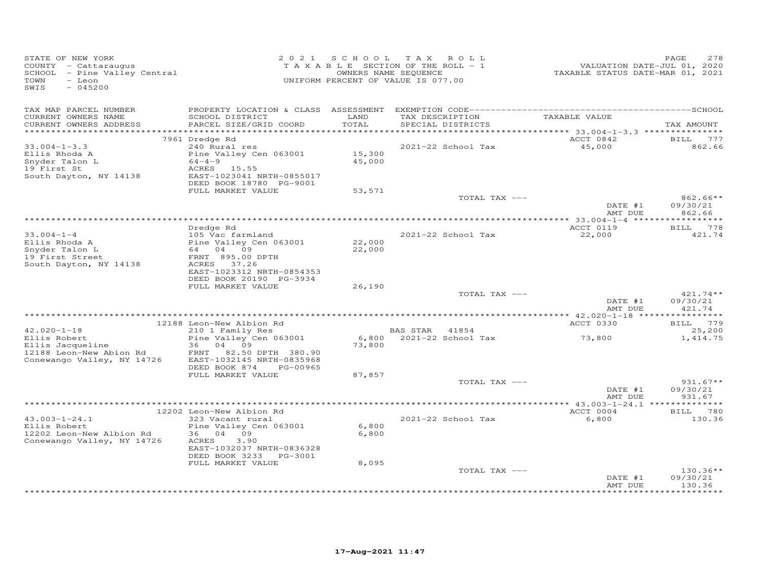STATE OF NEW YORK
COUNTY - Cattaraugus
SCHOOL - Pine Valley Central
TOWN - Leon
SWIS - 045200

2021 SCHOOL TAX ROLL
TAXABLE SECTION OF THE ROLL - 1
OWNERS NAME SEQUENCE
UNIFORM PERCENT OF VALUE IS 077.00

VALUATION DATE-JUL 01, 2020
TAXABLE STATUS DATE-MAR 01, 2021

| TAX MAP PARCEL NUMBER / CURRENT OWNERS NAME / CURRENT OWNERS ADDRESS | PROPERTY LOCATION & CLASS / SCHOOL DISTRICT / PARCEL SIZE/GRID COORD | ASSESSMENT LAND / TOTAL | EXEMPTION CODE / TAX DESCRIPTION / SPECIAL DISTRICTS | TAXABLE VALUE | TAX AMOUNT |
|---|---|---|---|---|---|
| 33.004-1-3.3 | 7961 Dredge Rd | | | ACCT 0842 | BILL 777 |
| Ellis Rhoda A | 240 Rural res | | 2021-22 School Tax | 45,000 | 862.66 |
| Snyder Talon L | Pine Valley Cen 063001 | 15,300 | | | |
| 19 First St | 64-4-9 | 45,000 | | | |
| South Dayton, NY 14138 | ACRES 15.55 | | | | |
| | EAST-1023041 NRTH-0855017 | | | | |
| | DEED BOOK 18780 PG-9001 | | | | |
| | FULL MARKET VALUE | 53,571 | | | |
| | | | TOTAL TAX --- | | 862.66** |
| | | | | DATE #1 | 09/30/21 |
| | | | | AMT DUE | 862.66 |
| 33.004-1-4 | Dredge Rd | | | ACCT 0119 | BILL 778 |
| Ellis Rhoda A | 105 Vac farmland | | 2021-22 School Tax | 22,000 | 421.74 |
| Snyder Talon L | Pine Valley Cen 063001 | 22,000 | | | |
| 19 First Street | 64 04 09 | 22,000 | | | |
| South Dayton, NY 14138 | FRNT 895.00 DPTH | | | | |
| | ACRES 37.26 | | | | |
| | EAST-1023312 NRTH-0854353 | | | | |
| | DEED BOOK 20190 PG-3934 | | | | |
| | FULL MARKET VALUE | 26,190 | | | |
| | | | TOTAL TAX --- | | 421.74** |
| | | | | DATE #1 | 09/30/21 |
| | | | | AMT DUE | 421.74 |
| 42.020-1-18 | 12188 Leon-New Albion Rd | | | ACCT 0330 | BILL 779 |
| Ellis Robert | 210 1 Family Res | | BAS STAR 41854 | | 25,200 |
| Ellis Jacqueline | Pine Valley Cen 063001 | 6,800 | 2021-22 School Tax | 73,800 | 1,414.75 |
| 12188 Leon-New Abion Rd | 36 04 09 | 73,800 | | | |
| Conewango Valley, NY 14726 | FRNT 82.50 DPTH 380.90 | | | | |
| | EAST-1032145 NRTH-0835968 | | | | |
| | DEED BOOK 874 PG-00965 | | | | |
| | FULL MARKET VALUE | 87,857 | | | |
| | | | TOTAL TAX --- | | 931.67** |
| | | | | DATE #1 | 09/30/21 |
| | | | | AMT DUE | 931.67 |
| 43.003-1-24.1 | 12202 Leon-New Albion Rd | | | ACCT 0004 | BILL 780 |
| Ellis Robert | 323 Vacant rural | | 2021-22 School Tax | 6,800 | 130.36 |
| 12202 Leon-New Albion Rd | Pine Valley Cen 063001 | 6,800 | | | |
| Conewango Valley, NY 14726 | 36 04 09 | 6,800 | | | |
| | ACRES 3.90 | | | | |
| | EAST-1032037 NRTH-0836328 | | | | |
| | DEED BOOK 3233 PG-3001 | | | | |
| | FULL MARKET VALUE | 8,095 | | | |
| | | | TOTAL TAX --- | | 130.36** |
| | | | | DATE #1 | 09/30/21 |
| | | | | AMT DUE | 130.36 |

17-Aug-2021 11:47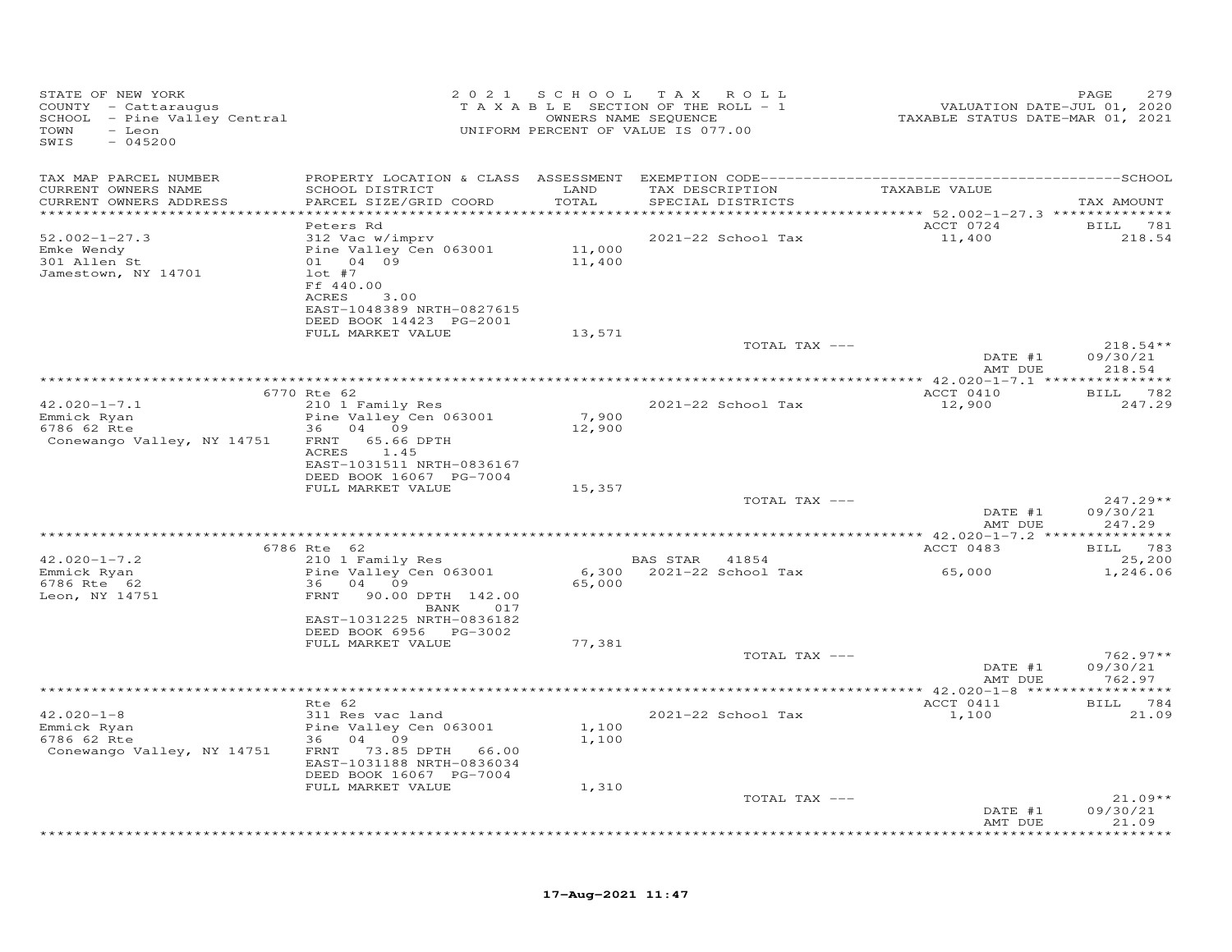STATE OF NEW YORK
COUNTY - Cattaraugus
SCHOOL - Pine Valley Central
TOWN - Leon
SWIS - 045200

2021 SCHOOL TAX ROLL
TAXABLE SECTION OF THE ROLL - 1
OWNERS NAME SEQUENCE
UNIFORM PERCENT OF VALUE IS 077.00

VALUATION DATE-JUL 01, 2020
TAXABLE STATUS DATE-MAR 01, 2021

| TAX MAP PARCEL NUMBER / CURRENT OWNERS NAME / CURRENT OWNERS ADDRESS | PROPERTY LOCATION & CLASS / SCHOOL DISTRICT / PARCEL SIZE/GRID COORD | ASSESSMENT LAND / TOTAL | EXEMPTION CODE / TAX DESCRIPTION / SPECIAL DISTRICTS | TAXABLE VALUE | TAX AMOUNT |
|---|---|---|---|---|---|
| | Peters Rd | | | ACCT 0724 | BILL 781 |
| 52.002-1-27.3 | 312 Vac w/imprv | | 2021-22 School Tax | 11,400 | 218.54 |
| Emke Wendy | Pine Valley Cen 063001 | 11,000 | | | |
| 301 Allen St | 01 04 09 | 11,400 | | | |
| Jamestown, NY 14701 | lot #7 | | | | |
| | Ff 440.00 | | | | |
| | ACRES 3.00 | | | | |
| | EAST-1048389 NRTH-0827615 | | | | |
| | DEED BOOK 14423 PG-2001 | | | | |
| | FULL MARKET VALUE | 13,571 | | | |
| | | | TOTAL TAX --- | | 218.54** |
| | | | | DATE #1 | 09/30/21 |
| | | | | AMT DUE | 218.54 |
| | 6770 Rte 62 | | | ACCT 0410 | BILL 782 |
| 42.020-1-7.1 | 210 1 Family Res | | 2021-22 School Tax | 12,900 | 247.29 |
| Emmick Ryan | Pine Valley Cen 063001 | 7,900 | | | |
| 6786 62 Rte | 36 04 09 | 12,900 | | | |
| Conewango Valley, NY 14751 | FRNT 65.66 DPTH | | | | |
| | ACRES 1.45 | | | | |
| | EAST-1031511 NRTH-0836167 | | | | |
| | DEED BOOK 16067 PG-7004 | | | | |
| | FULL MARKET VALUE | 15,357 | | | |
| | | | TOTAL TAX --- | | 247.29** |
| | | | | DATE #1 | 09/30/21 |
| | | | | AMT DUE | 247.29 |
| | 6786 Rte 62 | | | ACCT 0483 | BILL 783 |
| 42.020-1-7.2 | 210 1 Family Res | | BAS STAR 41854 | | 25,200 |
| Emmick Ryan | Pine Valley Cen 063001 | 6,300 | 2021-22 School Tax | 65,000 | 1,246.06 |
| 6786 Rte 62 | 36 04 09 | 65,000 | | | |
| Leon, NY 14751 | FRNT 90.00 DPTH 142.00 | | | | |
| | BANK 017 | | | | |
| | EAST-1031225 NRTH-0836182 | | | | |
| | DEED BOOK 6956 PG-3002 | | | | |
| | FULL MARKET VALUE | 77,381 | | | |
| | | | TOTAL TAX --- | | 762.97** |
| | | | | DATE #1 | 09/30/21 |
| | | | | AMT DUE | 762.97 |
| | Rte 62 | | | ACCT 0411 | BILL 784 |
| 42.020-1-8 | 311 Res vac land | | 2021-22 School Tax | 1,100 | 21.09 |
| Emmick Ryan | Pine Valley Cen 063001 | 1,100 | | | |
| 6786 62 Rte | 36 04 09 | 1,100 | | | |
| Conewango Valley, NY 14751 | FRNT 73.85 DPTH 66.00 | | | | |
| | EAST-1031188 NRTH-0836034 | | | | |
| | DEED BOOK 16067 PG-7004 | | | | |
| | FULL MARKET VALUE | 1,310 | | | |
| | | | TOTAL TAX --- | | 21.09** |
| | | | | DATE #1 | 09/30/21 |
| | | | | AMT DUE | 21.09 |

17-Aug-2021 11:47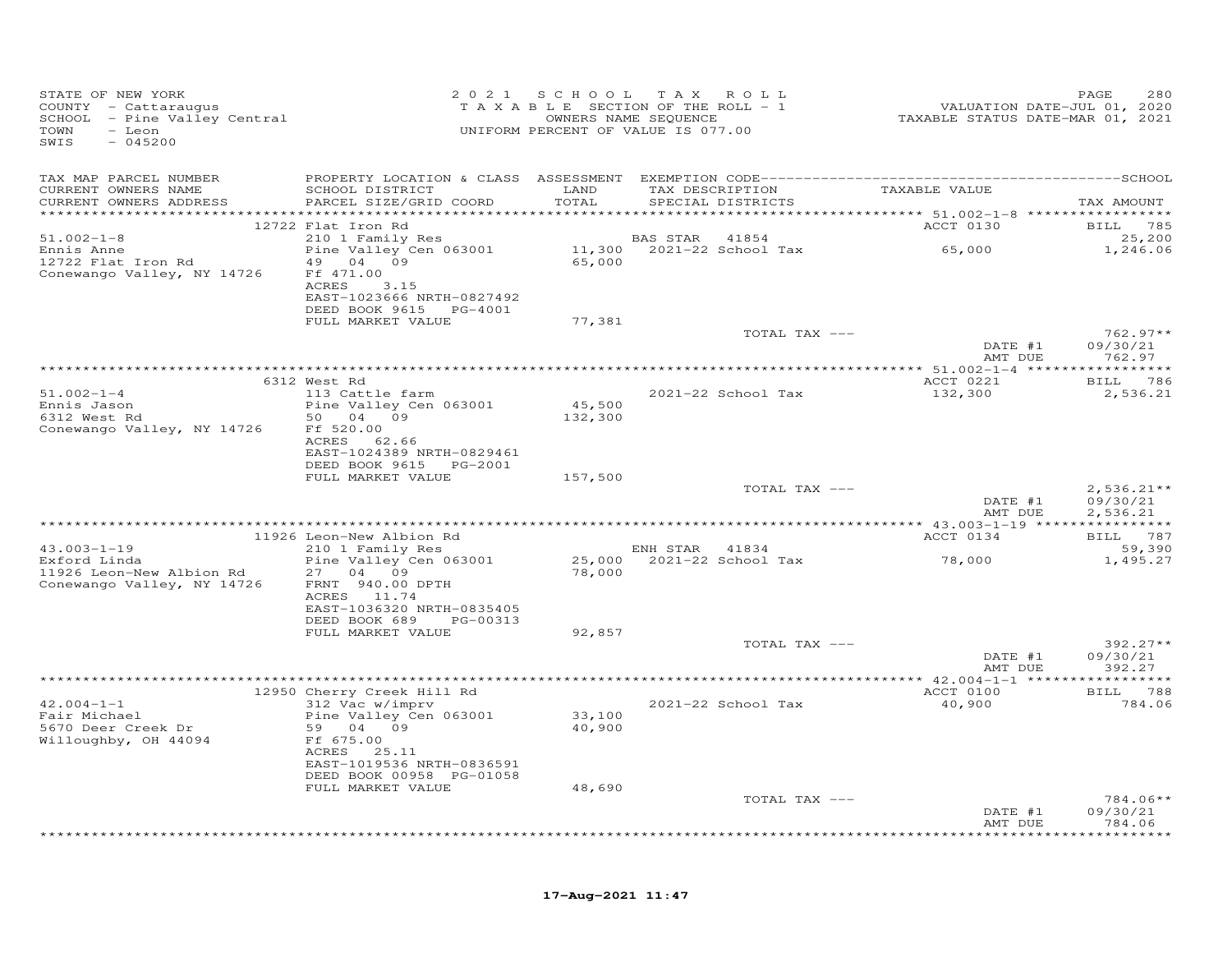STATE OF NEW YORK
COUNTY - Cattaraugus
SCHOOL - Pine Valley Central
TOWN - Leon
SWIS - 045200

2021 SCHOOL TAX ROLL
TAXABLE SECTION OF THE ROLL - 1
OWNERS NAME SEQUENCE
UNIFORM PERCENT OF VALUE IS 077.00

VALUATION DATE-JUL 01, 2020
TAXABLE STATUS DATE-MAR 01, 2021

| TAX MAP PARCEL NUMBER / CURRENT OWNERS NAME / CURRENT OWNERS ADDRESS | PROPERTY LOCATION & CLASS / SCHOOL DISTRICT / PARCEL SIZE/GRID COORD | ASSESSMENT LAND / TOTAL | EXEMPTION CODE / TAX DESCRIPTION / SPECIAL DISTRICTS | TAXABLE VALUE | TAX AMOUNT |
|---|---|---|---|---|---|
| | 12722 Flat Iron Rd | | | ACCT 0130 | BILL 785 |
| 51.002-1-8 | 210 1 Family Res | | BAS STAR 41854 | | 25,200 |
| Ennis Anne | Pine Valley Cen 063001 | 11,300 | 2021-22 School Tax | 65,000 | 1,246.06 |
| 12722 Flat Iron Rd | 49 04 09 | 65,000 | | | |
| Conewango Valley, NY 14726 | Ff 471.00 | | | | |
| | ACRES 3.15 | | | | |
| | EAST-1023666 NRTH-0827492 | | | | |
| | DEED BOOK 9615 PG-4001 | | | | |
| | FULL MARKET VALUE | 77,381 | | | |
| | | | TOTAL TAX --- | | 762.97** |
| | | | | DATE #1 | 09/30/21 |
| | | | | AMT DUE | 762.97 |
| | 6312 West Rd | | | ACCT 0221 | BILL 786 |
| 51.002-1-4 | 113 Cattle farm | | 2021-22 School Tax | 132,300 | 2,536.21 |
| Ennis Jason | Pine Valley Cen 063001 | 45,500 | | | |
| 6312 West Rd | 50 04 09 | 132,300 | | | |
| Conewango Valley, NY 14726 | Ff 520.00 | | | | |
| | ACRES 62.66 | | | | |
| | EAST-1024389 NRTH-0829461 | | | | |
| | DEED BOOK 9615 PG-2001 | | | | |
| | FULL MARKET VALUE | 157,500 | | | |
| | | | TOTAL TAX --- | | 2,536.21** |
| | | | | DATE #1 | 09/30/21 |
| | | | | AMT DUE | 2,536.21 |
| | 11926 Leon-New Albion Rd | | | ACCT 0134 | BILL 787 |
| 43.003-1-19 | 210 1 Family Res | | ENH STAR 41834 | | 59,390 |
| Exford Linda | Pine Valley Cen 063001 | 25,000 | 2021-22 School Tax | 78,000 | 1,495.27 |
| 11926 Leon-New Albion Rd | 27 04 09 | 78,000 | | | |
| Conewango Valley, NY 14726 | FRNT 940.00 DPTH | | | | |
| | ACRES 11.74 | | | | |
| | EAST-1036320 NRTH-0835405 | | | | |
| | DEED BOOK 689 PG-00313 | | | | |
| | FULL MARKET VALUE | 92,857 | | | |
| | | | TOTAL TAX --- | | 392.27** |
| | | | | DATE #1 | 09/30/21 |
| | | | | AMT DUE | 392.27 |
| | 12950 Cherry Creek Hill Rd | | | ACCT 0100 | BILL 788 |
| 42.004-1-1 | 312 Vac w/imprv | | 2021-22 School Tax | 40,900 | 784.06 |
| Fair Michael | Pine Valley Cen 063001 | 33,100 | | | |
| 5670 Deer Creek Dr | 59 04 09 | 40,900 | | | |
| Willoughby, OH 44094 | Ff 675.00 | | | | |
| | ACRES 25.11 | | | | |
| | EAST-1019536 NRTH-0836591 | | | | |
| | DEED BOOK 00958 PG-01058 | | | | |
| | FULL MARKET VALUE | 48,690 | | | |
| | | | TOTAL TAX --- | | 784.06** |
| | | | | DATE #1 | 09/30/21 |
| | | | | AMT DUE | 784.06 |

17-Aug-2021 11:47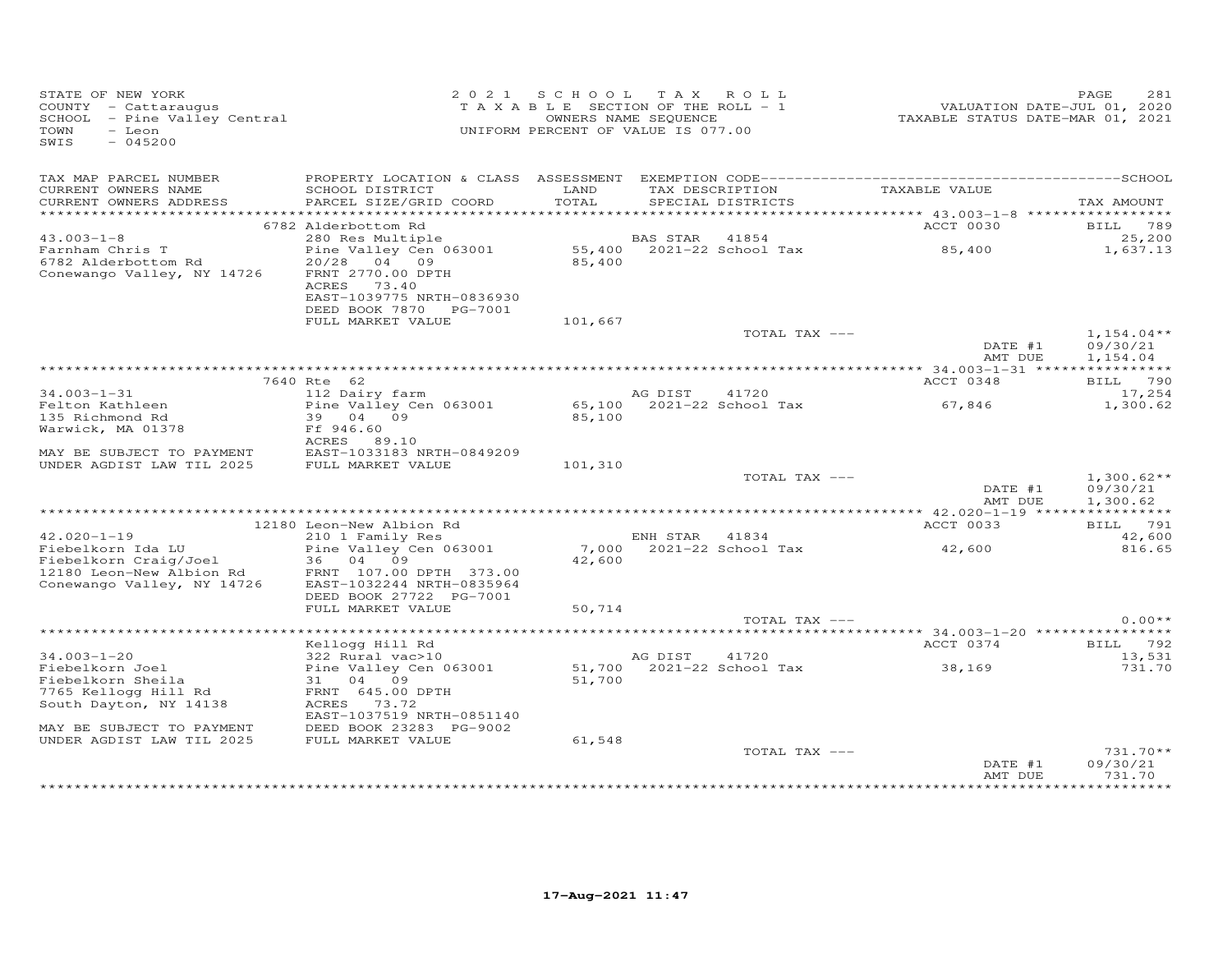STATE OF NEW YORK
COUNTY - Cattaraugus
SCHOOL - Pine Valley Central
TOWN - Leon
SWIS - 045200

2021 SCHOOL TAX ROLL
TAXABLE SECTION OF THE ROLL - 1
OWNERS NAME SEQUENCE
UNIFORM PERCENT OF VALUE IS 077.00

VALUATION DATE-JUL 01, 2020
TAXABLE STATUS DATE-MAR 01, 2021

| TAX MAP PARCEL NUMBER / CURRENT OWNERS NAME / CURRENT OWNERS ADDRESS | PROPERTY LOCATION & CLASS / SCHOOL DISTRICT / PARCEL SIZE/GRID COORD | ASSESSMENT LAND / TOTAL | EXEMPTION CODE / TAX DESCRIPTION / SPECIAL DISTRICTS | TAXABLE VALUE | TAX AMOUNT |
|---|---|---|---|---|---|
| 43.003-1-8 | 6782 Alderbottom Rd | | | ACCT 0030 | BILL 789 |
| Farnham Chris T | 280 Res Multiple | | BAS STAR 41854 | | 25,200 |
| 6782 Alderbottom Rd | Pine Valley Cen 063001 | 55,400 | 2021-22 School Tax | 85,400 | 1,637.13 |
| Conewango Valley, NY 14726 | 20/28 04 09 | 85,400 | | | |
| | FRNT 2770.00 DPTH | | | | |
| | ACRES 73.40 | | | | |
| | EAST-1039775 NRTH-0836930 | | | | |
| | DEED BOOK 7870 PG-7001 | | | | |
| | FULL MARKET VALUE | 101,667 | | | |
| | | | TOTAL TAX --- | | 1,154.04** |
| | | | | DATE #1 | 09/30/21 |
| | | | | AMT DUE | 1,154.04 |
| 34.003-1-31 | 7640 Rte 62 | | | ACCT 0348 | BILL 790 |
| Felton Kathleen | 112 Dairy farm | | AG DIST 41720 | | 17,254 |
| 135 Richmond Rd | Pine Valley Cen 063001 | 65,100 | 2021-22 School Tax | 67,846 | 1,300.62 |
| Warwick, MA 01378 | 39 04 09 | 85,100 | | | |
| | Ff 946.60 | | | | |
| | ACRES 89.10 | | | | |
| MAY BE SUBJECT TO PAYMENT | EAST-1033183 NRTH-0849209 | | | | |
| UNDER AGDIST LAW TIL 2025 | FULL MARKET VALUE | 101,310 | | | |
| | | | TOTAL TAX --- | | 1,300.62** |
| | | | | DATE #1 | 09/30/21 |
| | | | | AMT DUE | 1,300.62 |
| 42.020-1-19 | 12180 Leon-New Albion Rd | | | ACCT 0033 | BILL 791 |
| Fiebelkorn Ida LU | 210 1 Family Res | | ENH STAR 41834 | | 42,600 |
| Fiebelkorn Craig/Joel | Pine Valley Cen 063001 | 7,000 | 2021-22 School Tax | 42,600 | 816.65 |
| 12180 Leon-New Albion Rd | 36 04 09 | 42,600 | | | |
| Conewango Valley, NY 14726 | FRNT 107.00 DPTH 373.00 | | | | |
| | EAST-1032244 NRTH-0835964 | | | | |
| | DEED BOOK 27722 PG-7001 | | | | |
| | FULL MARKET VALUE | 50,714 | | | |
| | | | TOTAL TAX --- | | 0.00** |
| 34.003-1-20 | Kellogg Hill Rd | | | ACCT 0374 | BILL 792 |
| Fiebelkorn Joel | 322 Rural vac>10 | | AG DIST 41720 | | 13,531 |
| Fiebelkorn Sheila | Pine Valley Cen 063001 | 51,700 | 2021-22 School Tax | 38,169 | 731.70 |
| 7765 Kellogg Hill Rd | 31 04 09 | 51,700 | | | |
| South Dayton, NY 14138 | FRNT 645.00 DPTH | | | | |
| | ACRES 73.72 | | | | |
| | EAST-1037519 NRTH-0851140 | | | | |
| MAY BE SUBJECT TO PAYMENT | DEED BOOK 23283 PG-9002 | | | | |
| UNDER AGDIST LAW TIL 2025 | FULL MARKET VALUE | 61,548 | | | |
| | | | TOTAL TAX --- | | 731.70** |
| | | | | DATE #1 | 09/30/21 |
| | | | | AMT DUE | 731.70 |

17-Aug-2021 11:47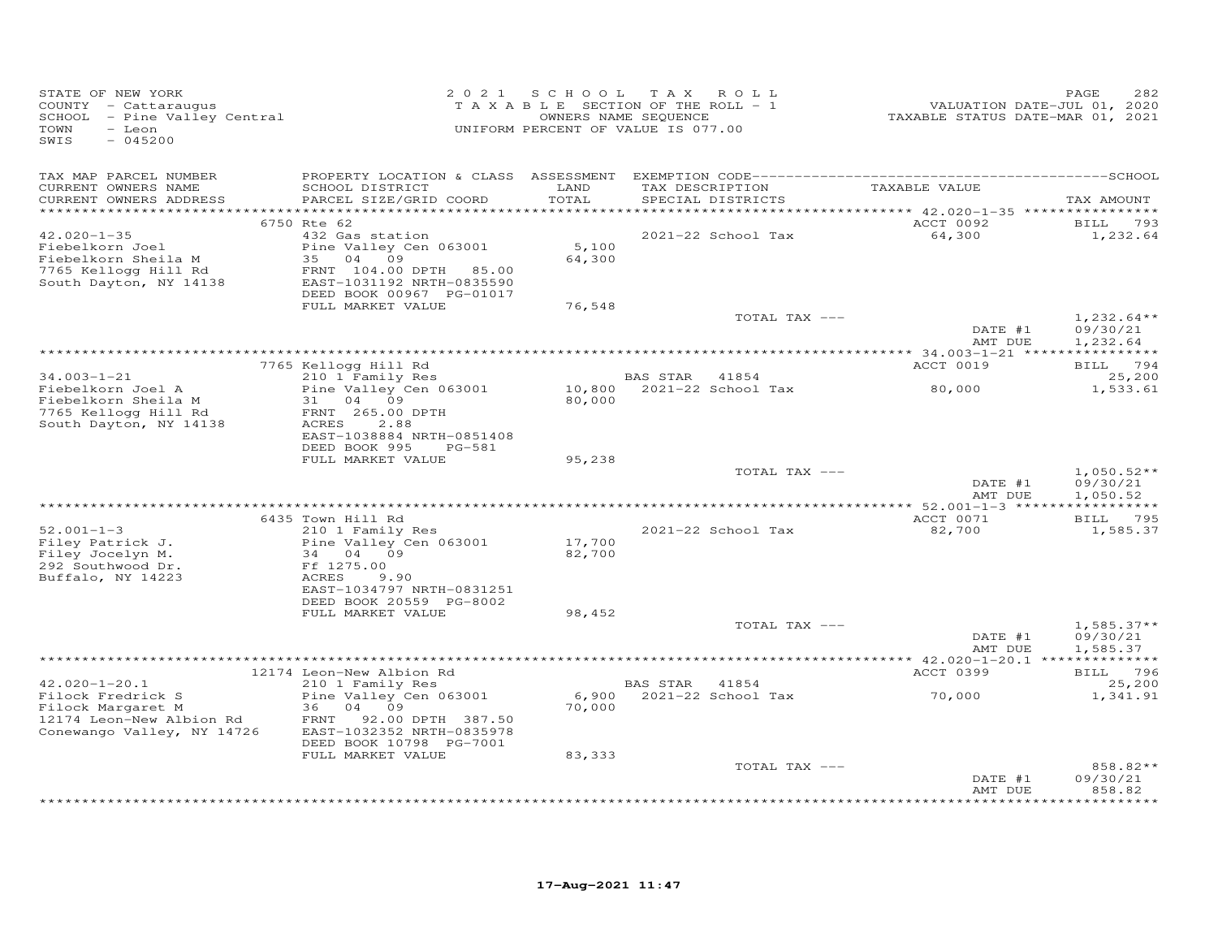STATE OF NEW YORK
COUNTY - Cattaraugus
SCHOOL - Pine Valley Central
TOWN - Leon
SWIS - 045200

2 0 2 1 S C H O O L T A X R O L L
T A X A B L E SECTION OF THE ROLL - 1
OWNERS NAME SEQUENCE
UNIFORM PERCENT OF VALUE IS 077.00

VALUATION DATE-JUL 01, 2020
TAXABLE STATUS DATE-MAR 01, 2021

| TAX MAP PARCEL NUMBER / CURRENT OWNERS NAME / CURRENT OWNERS ADDRESS | PROPERTY LOCATION & CLASS / SCHOOL DISTRICT / PARCEL SIZE/GRID COORD | ASSESSMENT LAND / TOTAL | EXEMPTION CODE / TAX DESCRIPTION / SPECIAL DISTRICTS | TAXABLE VALUE | SCHOOL TAX AMOUNT |
|---|---|---|---|---|---|
| | 6750 Rte 62 | | | ACCT 0092 | BILL 793 |
| 42.020-1-35 | 432 Gas station | | 2021-22 School Tax | 64,300 | 1,232.64 |
| Fiebelkorn Joel | Pine Valley Cen 063001 | 5,100 | | | |
| Fiebelkorn Sheila M | 35 04 09 | 64,300 | | | |
| 7765 Kellogg Hill Rd | FRNT 104.00 DPTH 85.00 | | | | |
| South Dayton, NY 14138 | EAST-1031192 NRTH-0835590 | | | | |
| | DEED BOOK 00967 PG-01017 | | | | |
| | FULL MARKET VALUE | 76,548 | | | |
| | | | TOTAL TAX --- | | 1,232.64** |
| | | | | DATE #1 | 09/30/21 |
| | | | | AMT DUE | 1,232.64 |
| | 7765 Kellogg Hill Rd | | | ACCT 0019 | BILL 794 |
| 34.003-1-21 | 210 1 Family Res | | BAS STAR 41854 | | 25,200 |
| Fiebelkorn Joel A | Pine Valley Cen 063001 | 10,800 | 2021-22 School Tax | 80,000 | 1,533.61 |
| Fiebelkorn Sheila M | 31 04 09 | 80,000 | | | |
| 7765 Kellogg Hill Rd | FRNT 265.00 DPTH | | | | |
| South Dayton, NY 14138 | ACRES 2.88 | | | | |
| | EAST-1038884 NRTH-0851408 | | | | |
| | DEED BOOK 995 PG-581 | | | | |
| | FULL MARKET VALUE | 95,238 | | | |
| | | | TOTAL TAX --- | | 1,050.52** |
| | | | | DATE #1 | 09/30/21 |
| | | | | AMT DUE | 1,050.52 |
| | 6435 Town Hill Rd | | | ACCT 0071 | BILL 795 |
| 52.001-1-3 | 210 1 Family Res | | 2021-22 School Tax | 82,700 | 1,585.37 |
| Filey Patrick J. | Pine Valley Cen 063001 | 17,700 | | | |
| Filey Jocelyn M. | 34 04 09 | 82,700 | | | |
| 292 Southwood Dr. | Ff 1275.00 | | | | |
| Buffalo, NY 14223 | ACRES 9.90 | | | | |
| | EAST-1034797 NRTH-0831251 | | | | |
| | DEED BOOK 20559 PG-8002 | | | | |
| | FULL MARKET VALUE | 98,452 | | | |
| | | | TOTAL TAX --- | | 1,585.37** |
| | | | | DATE #1 | 09/30/21 |
| | | | | AMT DUE | 1,585.37 |
| | 12174 Leon-New Albion Rd | | | ACCT 0399 | BILL 796 |
| 42.020-1-20.1 | 210 1 Family Res | | BAS STAR 41854 | | 25,200 |
| Filock Fredrick S | Pine Valley Cen 063001 | 6,900 | 2021-22 School Tax | 70,000 | 1,341.91 |
| Filock Margaret M | 36 04 09 | 70,000 | | | |
| 12174 Leon-New Albion Rd | FRNT 92.00 DPTH 387.50 | | | | |
| Conewango Valley, NY 14726 | EAST-1032352 NRTH-0835978 | | | | |
| | DEED BOOK 10798 PG-7001 | | | | |
| | FULL MARKET VALUE | 83,333 | | | |
| | | | TOTAL TAX --- | | 858.82** |
| | | | | DATE #1 | 09/30/21 |
| | | | | AMT DUE | 858.82 |

17-Aug-2021 11:47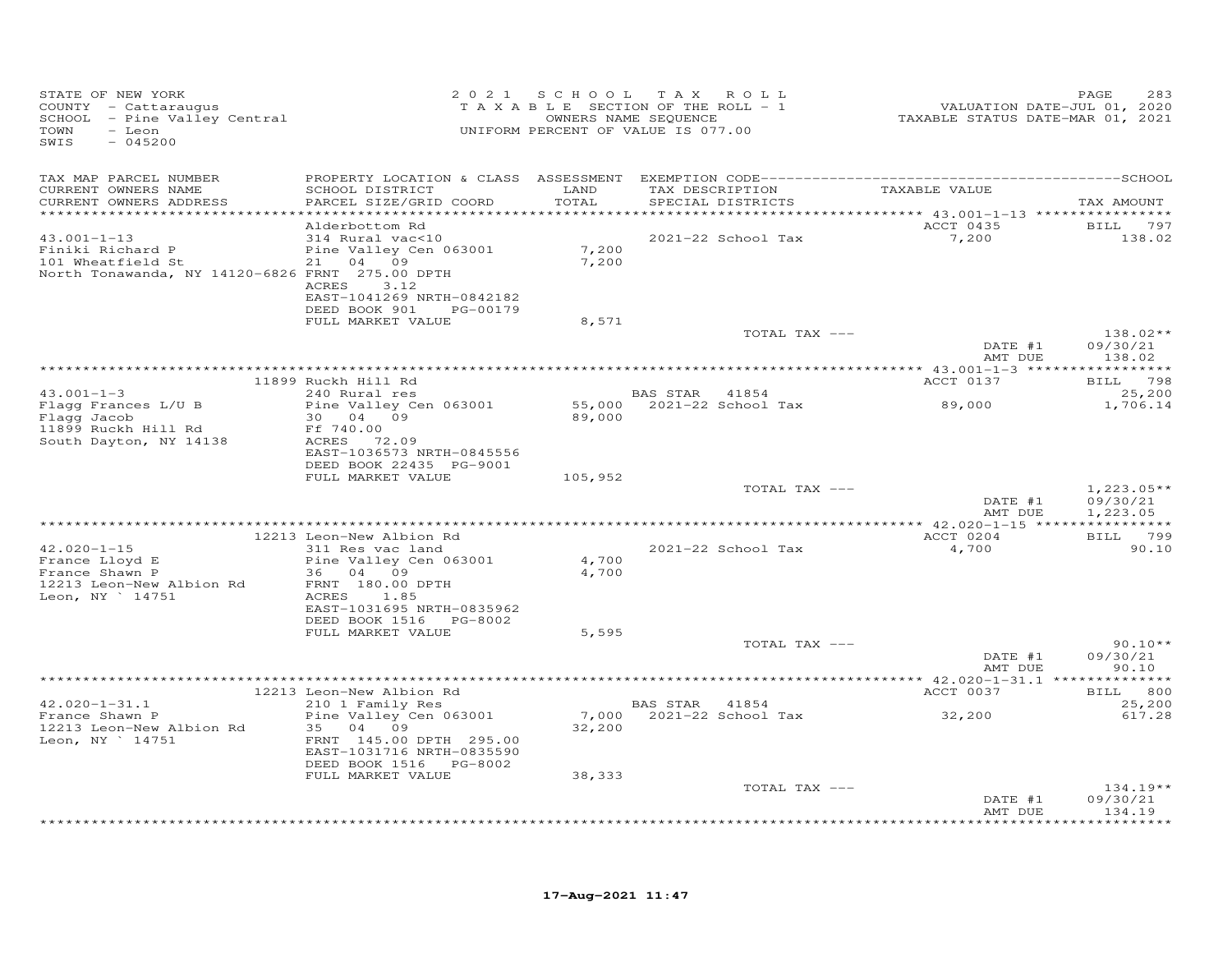STATE OF NEW YORK
COUNTY - Cattaraugus
SCHOOL - Pine Valley Central
TOWN - Leon
SWIS - 045200

2 0 2 1 S C H O O L T A X R O L L
T A X A B L E SECTION OF THE ROLL - 1
OWNERS NAME SEQUENCE
UNIFORM PERCENT OF VALUE IS 077.00

VALUATION DATE-JUL 01, 2020
TAXABLE STATUS DATE-MAR 01, 2021

| TAX MAP PARCEL NUMBER / CURRENT OWNERS NAME / CURRENT OWNERS ADDRESS | PROPERTY LOCATION & CLASS / SCHOOL DISTRICT / PARCEL SIZE/GRID COORD | ASSESSMENT LAND / TOTAL | EXEMPTION CODE / TAX DESCRIPTION / SPECIAL DISTRICTS | TAXABLE VALUE | TAX AMOUNT |
|---|---|---|---|---|---|
| **43.001-1-13** | Alderbottom Rd | | | ACCT 0435 | BILL 797 |
| | 314 Rural vac<10 | | | | |
| Finiki Richard P | Pine Valley Cen 063001 | 7,200 | 2021-22 School Tax | 7,200 | 138.02 |
| 101 Wheatfield St | 21 04 09 | 7,200 | | | |
| North Tonawanda, NY 14120-6826 | FRNT 275.00 DPTH | | | | |
| | ACRES 3.12 | | | | |
| | EAST-1041269 NRTH-0842182 | | | | |
| | DEED BOOK 901 PG-00179 | | | | |
| | FULL MARKET VALUE | 8,571 | | | |
| | | | TOTAL TAX --- | | 138.02** |
| | | | | DATE #1 | 09/30/21 |
| | | | | AMT DUE | 138.02 |
| **43.001-1-3** | 11899 Ruckh Hill Rd | | | ACCT 0137 | BILL 798 |
| | 240 Rural res | | BAS STAR 41854 | | 25,200 |
| Flagg Frances L/U B | Pine Valley Cen 063001 | 55,000 | 2021-22 School Tax | 89,000 | 1,706.14 |
| Flagg Jacob | 30 04 09 | 89,000 | | | |
| 11899 Ruckh Hill Rd | Ff 740.00 | | | | |
| South Dayton, NY 14138 | ACRES 72.09 | | | | |
| | EAST-1036573 NRTH-0845556 | | | | |
| | DEED BOOK 22435 PG-9001 | | | | |
| | FULL MARKET VALUE | 105,952 | | | |
| | | | TOTAL TAX --- | | 1,223.05** |
| | | | | DATE #1 | 09/30/21 |
| | | | | AMT DUE | 1,223.05 |
| **42.020-1-15** | 12213 Leon-New Albion Rd | | | ACCT 0204 | BILL 799 |
| | 311 Res vac land | | | | |
| France Lloyd E | Pine Valley Cen 063001 | 4,700 | 2021-22 School Tax | 4,700 | 90.10 |
| France Shawn P | 36 04 09 | 4,700 | | | |
| 12213 Leon-New Albion Rd | FRNT 180.00 DPTH | | | | |
| Leon, NY ` 14751 | ACRES 1.85 | | | | |
| | EAST-1031695 NRTH-0835962 | | | | |
| | DEED BOOK 1516 PG-8002 | | | | |
| | FULL MARKET VALUE | 5,595 | | | |
| | | | TOTAL TAX --- | | 90.10** |
| | | | | DATE #1 | 09/30/21 |
| | | | | AMT DUE | 90.10 |
| **42.020-1-31.1** | 12213 Leon-New Albion Rd | | | ACCT 0037 | BILL 800 |
| | 210 1 Family Res | | BAS STAR 41854 | | 25,200 |
| France Shawn P | Pine Valley Cen 063001 | 7,000 | 2021-22 School Tax | 32,200 | 617.28 |
| 12213 Leon-New Albion Rd | 35 04 09 | 32,200 | | | |
| Leon, NY ` 14751 | FRNT 145.00 DPTH 295.00 | | | | |
| | EAST-1031716 NRTH-0835590 | | | | |
| | DEED BOOK 1516 PG-8002 | | | | |
| | FULL MARKET VALUE | 38,333 | | | |
| | | | TOTAL TAX --- | | 134.19** |
| | | | | DATE #1 | 09/30/21 |
| | | | | AMT DUE | 134.19 |

17-Aug-2021 11:47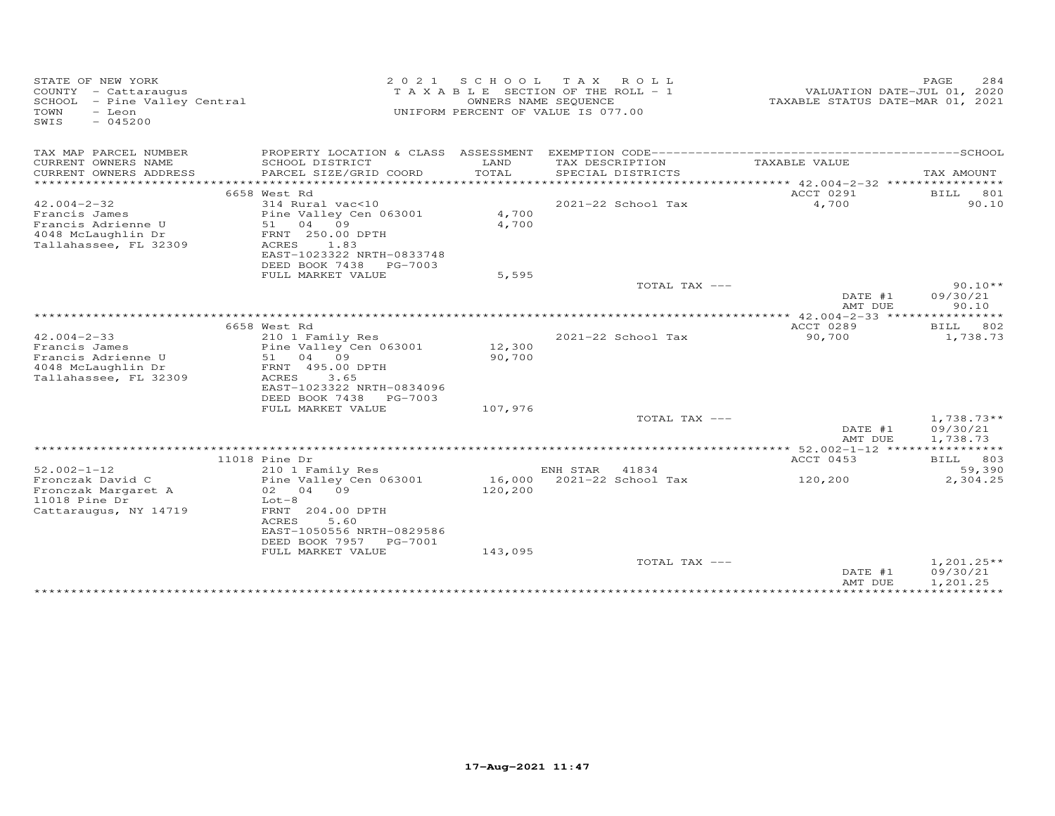STATE OF NEW YORK
COUNTY - Cattaraugus
SCHOOL - Pine Valley Central
TOWN - Leon
SWIS - 045200

2021 SCHOOL TAX ROLL
TAXABLE SECTION OF THE ROLL - 1
OWNERS NAME SEQUENCE
UNIFORM PERCENT OF VALUE IS 077.00

VALUATION DATE-JUL 01, 2020
TAXABLE STATUS DATE-MAR 01, 2021

| TAX MAP PARCEL NUMBER / CURRENT OWNERS NAME / CURRENT OWNERS ADDRESS | PROPERTY LOCATION & CLASS / SCHOOL DISTRICT / PARCEL SIZE/GRID COORD | ASSESSMENT LAND / TOTAL | EXEMPTION CODE / TAX DESCRIPTION / SPECIAL DISTRICTS | TAXABLE VALUE | TAX AMOUNT |
|---|---|---|---|---|---|
| | 6658 West Rd | | | ACCT 0291 | BILL 801 |
| 42.004-2-32 | 314 Rural vac<10 | | 2021-22 School Tax | 4,700 | 90.10 |
| Francis James | Pine Valley Cen 063001 | 4,700 | | | |
| Francis Adrienne U | 51 04 09 | 4,700 | | | |
| 4048 McLaughlin Dr | FRNT 250.00 DPTH | | | | |
| Tallahassee, FL 32309 | ACRES 1.83 | | | | |
| | EAST-1023322 NRTH-0833748 | | | | |
| | DEED BOOK 7438 PG-7003 | | | | |
| | FULL MARKET VALUE | 5,595 | | | |
| | | | TOTAL TAX --- | | 90.10** |
| | | | | DATE #1 | 09/30/21 |
| | | | | AMT DUE | 90.10 |
| | 6658 West Rd | | | ACCT 0289 | BILL 802 |
| 42.004-2-33 | 210 1 Family Res | | 2021-22 School Tax | 90,700 | 1,738.73 |
| Francis James | Pine Valley Cen 063001 | 12,300 | | | |
| Francis Adrienne U | 51 04 09 | 90,700 | | | |
| 4048 McLaughlin Dr | FRNT 495.00 DPTH | | | | |
| Tallahassee, FL 32309 | ACRES 3.65 | | | | |
| | EAST-1023322 NRTH-0834096 | | | | |
| | DEED BOOK 7438 PG-7003 | | | | |
| | FULL MARKET VALUE | 107,976 | | | |
| | | | TOTAL TAX --- | | 1,738.73** |
| | | | | DATE #1 | 09/30/21 |
| | | | | AMT DUE | 1,738.73 |
| | 11018 Pine Dr | | | ACCT 0453 | BILL 803 |
| 52.002-1-12 | 210 1 Family Res | | ENH STAR 41834 | | 59,390 |
| Fronczak David C | Pine Valley Cen 063001 | 16,000 | 2021-22 School Tax | 120,200 | 2,304.25 |
| Fronczak Margaret A | 02 04 09 | 120,200 | | | |
| 11018 Pine Dr | Lot-8 | | | | |
| Cattaraugus, NY 14719 | FRNT 204.00 DPTH | | | | |
| | ACRES 5.60 | | | | |
| | EAST-1050556 NRTH-0829586 | | | | |
| | DEED BOOK 7957 PG-7001 | | | | |
| | FULL MARKET VALUE | 143,095 | | | |
| | | | TOTAL TAX --- | | 1,201.25** |
| | | | | DATE #1 | 09/30/21 |
| | | | | AMT DUE | 1,201.25 |

17-Aug-2021 11:47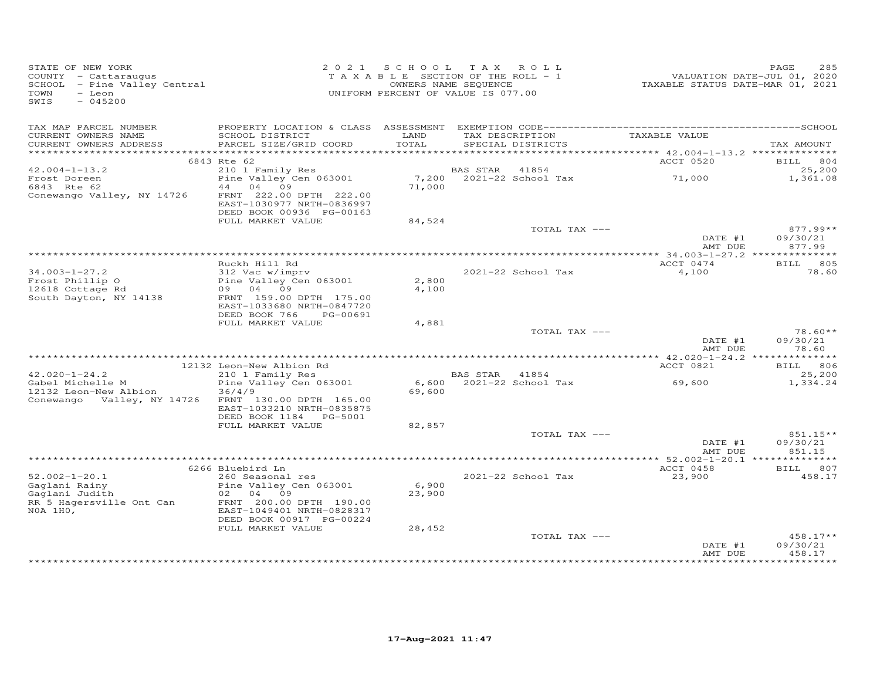STATE OF NEW YORK
COUNTY - Cattaraugus
SCHOOL - Pine Valley Central
TOWN - Leon
SWIS - 045200

2021 SCHOOL TAX ROLL
TAXABLE SECTION OF THE ROLL - 1
OWNERS NAME SEQUENCE
UNIFORM PERCENT OF VALUE IS 077.00

VALUATION DATE-JUL 01, 2020
TAXABLE STATUS DATE-MAR 01, 2021

| TAX MAP PARCEL NUMBER / CURRENT OWNERS NAME / CURRENT OWNERS ADDRESS | PROPERTY LOCATION & CLASS / SCHOOL DISTRICT / PARCEL SIZE/GRID COORD | ASSESSMENT LAND / TOTAL | EXEMPTION CODE / TAX DESCRIPTION / SPECIAL DISTRICTS | TAXABLE VALUE | TAX AMOUNT |
|---|---|---|---|---|---|
| | 6843 Rte 62 | | | ACCT 0520 | BILL 804 |
| 42.004-1-13.2 | 210 1 Family Res | | BAS STAR 41854 | | 25,200 |
| Frost Doreen | Pine Valley Cen 063001 | 7,200 | 2021-22 School Tax | 71,000 | 1,361.08 |
| 6843 Rte 62 | 44 04 09 | 71,000 | | | |
| Conewango Valley, NY 14726 | FRNT 222.00 DPTH 222.00 | | | | |
| | EAST-1030977 NRTH-0836997 | | | | |
| | DEED BOOK 00936 PG-00163 | | | | |
| | FULL MARKET VALUE | 84,524 | | | |
| | | | TOTAL TAX --- | | 877.99** |
| | | | | DATE #1 | 09/30/21 |
| | | | | AMT DUE | 877.99 |
| | Ruckh Hill Rd | | | ACCT 0474 | BILL 805 |
| 34.003-1-27.2 | 312 Vac w/imprv | | 2021-22 School Tax | 4,100 | 78.60 |
| Frost Phillip O | Pine Valley Cen 063001 | 2,800 | | | |
| 12618 Cottage Rd | 09 04 09 | 4,100 | | | |
| South Dayton, NY 14138 | FRNT 159.00 DPTH 175.00 | | | | |
| | EAST-1033680 NRTH-0847720 | | | | |
| | DEED BOOK 766 PG-00691 | | | | |
| | FULL MARKET VALUE | 4,881 | | | |
| | | | TOTAL TAX --- | | 78.60** |
| | | | | DATE #1 | 09/30/21 |
| | | | | AMT DUE | 78.60 |
| | 12132 Leon-New Albion Rd | | | ACCT 0821 | BILL 806 |
| 42.020-1-24.2 | 210 1 Family Res | | BAS STAR 41854 | | 25,200 |
| Gabel Michelle M | Pine Valley Cen 063001 | 6,600 | 2021-22 School Tax | 69,600 | 1,334.24 |
| 12132 Leon-New Albion | 36/4/9 | 69,600 | | | |
| Conewango Valley, NY 14726 | FRNT 130.00 DPTH 165.00 | | | | |
| | EAST-1033210 NRTH-0835875 | | | | |
| | DEED BOOK 1184 PG-5001 | | | | |
| | FULL MARKET VALUE | 82,857 | | | |
| | | | TOTAL TAX --- | | 851.15** |
| | | | | DATE #1 | 09/30/21 |
| | | | | AMT DUE | 851.15 |
| | 6266 Bluebird Ln | | | ACCT 0458 | BILL 807 |
| 52.002-1-20.1 | 260 Seasonal res | | 2021-22 School Tax | 23,900 | 458.17 |
| Gaglani Rainy | Pine Valley Cen 063001 | 6,900 | | | |
| Gaglani Judith | 02 04 09 | 23,900 | | | |
| RR 5 Hagersville Ont Can | FRNT 200.00 DPTH 190.00 | | | | |
| N0A 1H0, | EAST-1049401 NRTH-0828317 | | | | |
| | DEED BOOK 00917 PG-00224 | | | | |
| | FULL MARKET VALUE | 28,452 | | | |
| | | | TOTAL TAX --- | | 458.17** |
| | | | | DATE #1 | 09/30/21 |
| | | | | AMT DUE | 458.17 |

17-Aug-2021 11:47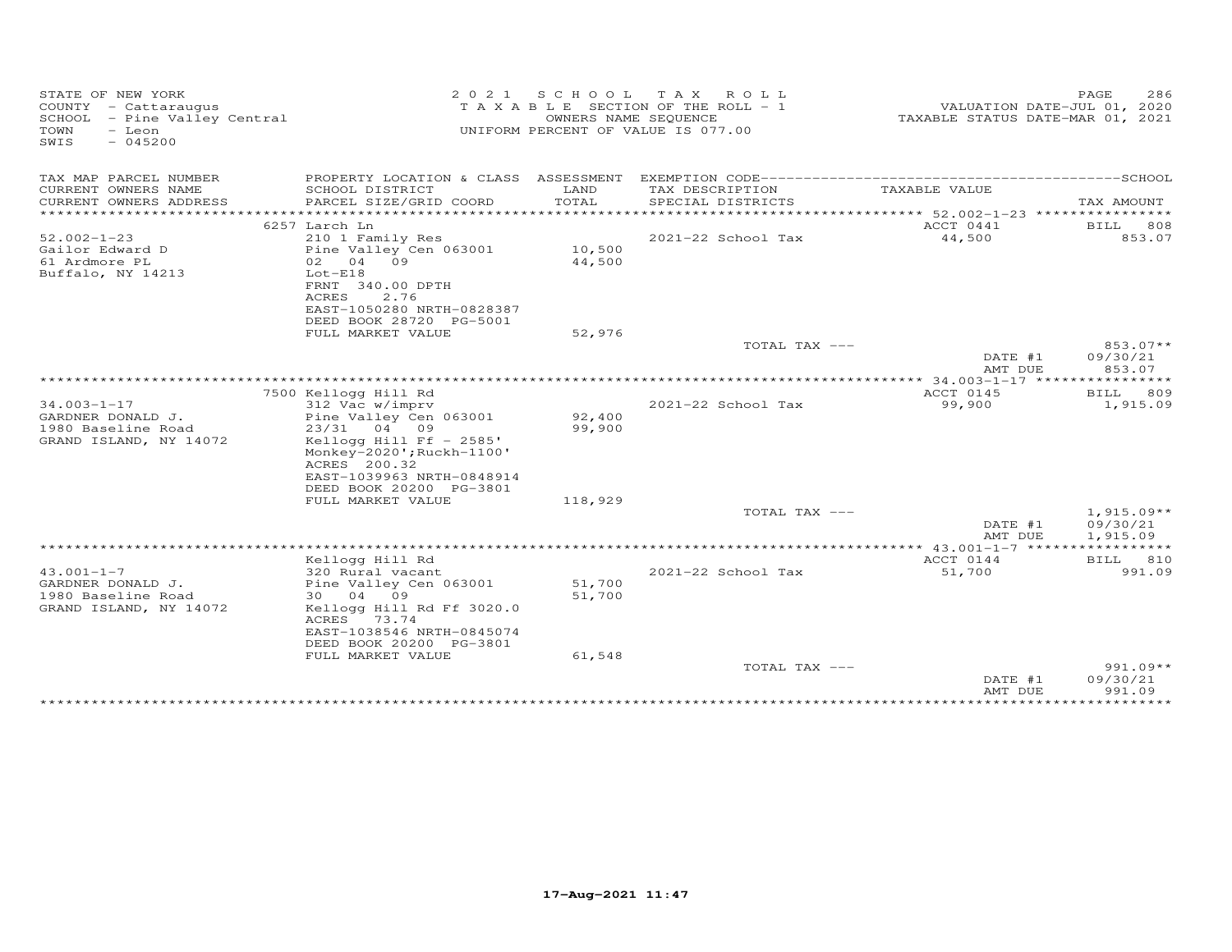STATE OF NEW YORK
COUNTY - Cattaraugus
SCHOOL - Pine Valley Central
TOWN - Leon
SWIS - 045200

2021 SCHOOL TAX ROLL
TAXABLE SECTION OF THE ROLL - 1
OWNERS NAME SEQUENCE
UNIFORM PERCENT OF VALUE IS 077.00

VALUATION DATE-JUL 01, 2020
TAXABLE STATUS DATE-MAR 01, 2021

| TAX MAP PARCEL NUMBER / CURRENT OWNERS NAME / CURRENT OWNERS ADDRESS | PROPERTY LOCATION & CLASS / SCHOOL DISTRICT / PARCEL SIZE/GRID COORD | ASSESSMENT LAND / TOTAL | EXEMPTION CODE / TAX DESCRIPTION / SPECIAL DISTRICTS | TAXABLE VALUE | TAX AMOUNT |
|---|---|---|---|---|---|
| | 6257 Larch Ln | | | ACCT 0441 | BILL 808 |
| 52.002-1-23 | 210 1 Family Res | | 2021-22 School Tax | 44,500 | 853.07 |
| Gailor Edward D | Pine Valley Cen 063001 | 10,500 | | | |
| 61 Ardmore PL | 02 04 09 | 44,500 | | | |
| Buffalo, NY 14213 | Lot-E18 | | | | |
| | FRNT 340.00 DPTH | | | | |
| | ACRES 2.76 | | | | |
| | EAST-1050280 NRTH-0828387 | | | | |
| | DEED BOOK 28720 PG-5001 | | | | |
| | FULL MARKET VALUE | 52,976 | | | |
| | | | TOTAL TAX --- | | 853.07** |
| | | | | DATE #1 | 09/30/21 |
| | | | | AMT DUE | 853.07 |
| | 7500 Kellogg Hill Rd | | | ACCT 0145 | BILL 809 |
| 34.003-1-17 | 312 Vac w/imprv | | 2021-22 School Tax | 99,900 | 1,915.09 |
| GARDNER DONALD J. | Pine Valley Cen 063001 | 92,400 | | | |
| 1980 Baseline Road | 23/31 04 09 | 99,900 | | | |
| GRAND ISLAND, NY 14072 | Kellogg Hill Ff - 2585' | | | | |
| | Monkey-2020';Ruckh-1100' | | | | |
| | ACRES 200.32 | | | | |
| | EAST-1039963 NRTH-0848914 | | | | |
| | DEED BOOK 20200 PG-3801 | | | | |
| | FULL MARKET VALUE | 118,929 | | | |
| | | | TOTAL TAX --- | | 1,915.09** |
| | | | | DATE #1 | 09/30/21 |
| | | | | AMT DUE | 1,915.09 |
| | Kellogg Hill Rd | | | ACCT 0144 | BILL 810 |
| 43.001-1-7 | 320 Rural vacant | | 2021-22 School Tax | 51,700 | 991.09 |
| GARDNER DONALD J. | Pine Valley Cen 063001 | 51,700 | | | |
| 1980 Baseline Road | 30 04 09 | 51,700 | | | |
| GRAND ISLAND, NY 14072 | Kellogg Hill Rd Ff 3020.0 | | | | |
| | ACRES 73.74 | | | | |
| | EAST-1038546 NRTH-0845074 | | | | |
| | DEED BOOK 20200 PG-3801 | | | | |
| | FULL MARKET VALUE | 61,548 | | | |
| | | | TOTAL TAX --- | | 991.09** |
| | | | | DATE #1 | 09/30/21 |
| | | | | AMT DUE | 991.09 |

17-Aug-2021 11:47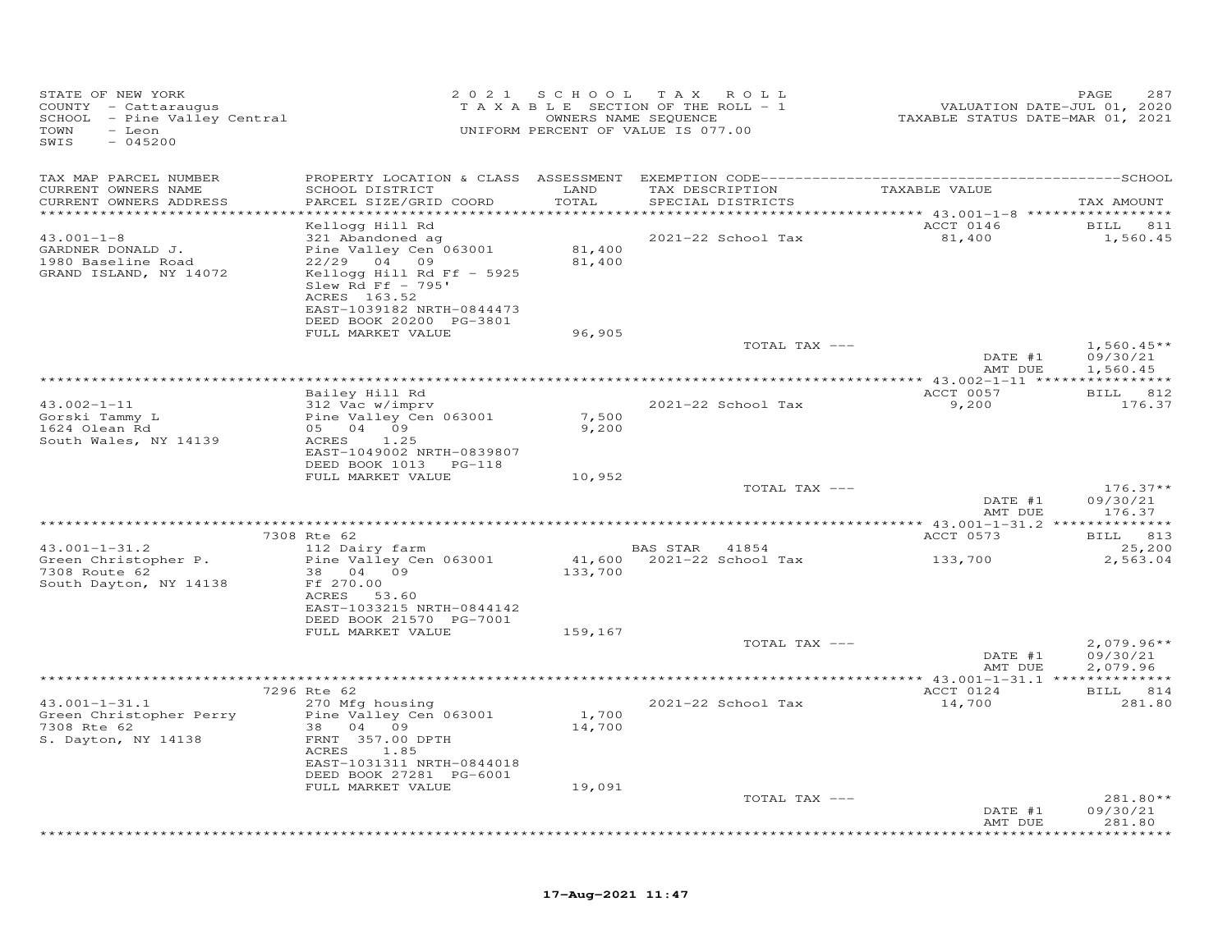STATE OF NEW YORK
COUNTY - Cattaraugus
SCHOOL - Pine Valley Central
TOWN - Leon
SWIS - 045200

2 0 2 1 S C H O O L T A X R O L L
T A X A B L E SECTION OF THE ROLL - 1
OWNERS NAME SEQUENCE
UNIFORM PERCENT OF VALUE IS 077.00

VALUATION DATE-JUL 01, 2020
TAXABLE STATUS DATE-MAR 01, 2021

| TAX MAP PARCEL NUMBER / CURRENT OWNERS NAME / CURRENT OWNERS ADDRESS | PROPERTY LOCATION & CLASS / SCHOOL DISTRICT / PARCEL SIZE/GRID COORD | ASSESSMENT LAND / TOTAL | EXEMPTION CODE / TAX DESCRIPTION / SPECIAL DISTRICTS | TAXABLE VALUE | TAX AMOUNT |
|---|---|---|---|---|---|
| **43.001-1-8** | Kellogg Hill Rd | | | ACCT 0146 | BILL 811 |
| 43.001-1-8 | 321 Abandoned ag | | 2021-22 School Tax | 81,400 | 1,560.45 |
| GARDNER DONALD J. | Pine Valley Cen 063001 | 81,400 | | | |
| 1980 Baseline Road | 22/29 04 09 | 81,400 | | | |
| GRAND ISLAND, NY 14072 | Kellogg Hill Rd Ff - 5925 | | | | |
| | Slew Rd Ff - 795' | | | | |
| | ACRES 163.52 | | | | |
| | EAST-1039182 NRTH-0844473 | | | | |
| | DEED BOOK 20200 PG-3801 | | | | |
| | FULL MARKET VALUE | 96,905 | | | |
| | | | TOTAL TAX --- | | 1,560.45** |
| | | | | DATE #1 | 09/30/21 |
| | | | | AMT DUE | 1,560.45 |
| **43.002-1-11** | Bailey Hill Rd | | | ACCT 0057 | BILL 812 |
| 43.002-1-11 | 312 Vac w/imprv | | 2021-22 School Tax | 9,200 | 176.37 |
| Gorski Tammy L | Pine Valley Cen 063001 | 7,500 | | | |
| 1624 Olean Rd | 05 04 09 | 9,200 | | | |
| South Wales, NY 14139 | ACRES 1.25 | | | | |
| | EAST-1049002 NRTH-0839807 | | | | |
| | DEED BOOK 1013 PG-118 | | | | |
| | FULL MARKET VALUE | 10,952 | | | |
| | | | TOTAL TAX --- | | 176.37** |
| | | | | DATE #1 | 09/30/21 |
| | | | | AMT DUE | 176.37 |
| **43.001-1-31.2** | 7308 Rte 62 | | | ACCT 0573 | BILL 813 |
| 43.001-1-31.2 | 112 Dairy farm | | BAS STAR 41854 | | 25,200 |
| Green Christopher P. | Pine Valley Cen 063001 | 41,600 | 2021-22 School Tax | 133,700 | 2,563.04 |
| 7308 Route 62 | 38 04 09 | 133,700 | | | |
| South Dayton, NY 14138 | Ff 270.00 | | | | |
| | ACRES 53.60 | | | | |
| | EAST-1033215 NRTH-0844142 | | | | |
| | DEED BOOK 21570 PG-7001 | | | | |
| | FULL MARKET VALUE | 159,167 | | | |
| | | | TOTAL TAX --- | | 2,079.96** |
| | | | | DATE #1 | 09/30/21 |
| | | | | AMT DUE | 2,079.96 |
| **43.001-1-31.1** | 7296 Rte 62 | | | ACCT 0124 | BILL 814 |
| 43.001-1-31.1 | 270 Mfg housing | | 2021-22 School Tax | 14,700 | 281.80 |
| Green Christopher Perry | Pine Valley Cen 063001 | 1,700 | | | |
| 7308 Rte 62 | 38 04 09 | 14,700 | | | |
| S. Dayton, NY 14138 | FRNT 357.00 DPTH | | | | |
| | ACRES 1.85 | | | | |
| | EAST-1031311 NRTH-0844018 | | | | |
| | DEED BOOK 27281 PG-6001 | | | | |
| | FULL MARKET VALUE | 19,091 | | | |
| | | | TOTAL TAX --- | | 281.80** |
| | | | | DATE #1 | 09/30/21 |
| | | | | AMT DUE | 281.80 |

17-Aug-2021 11:47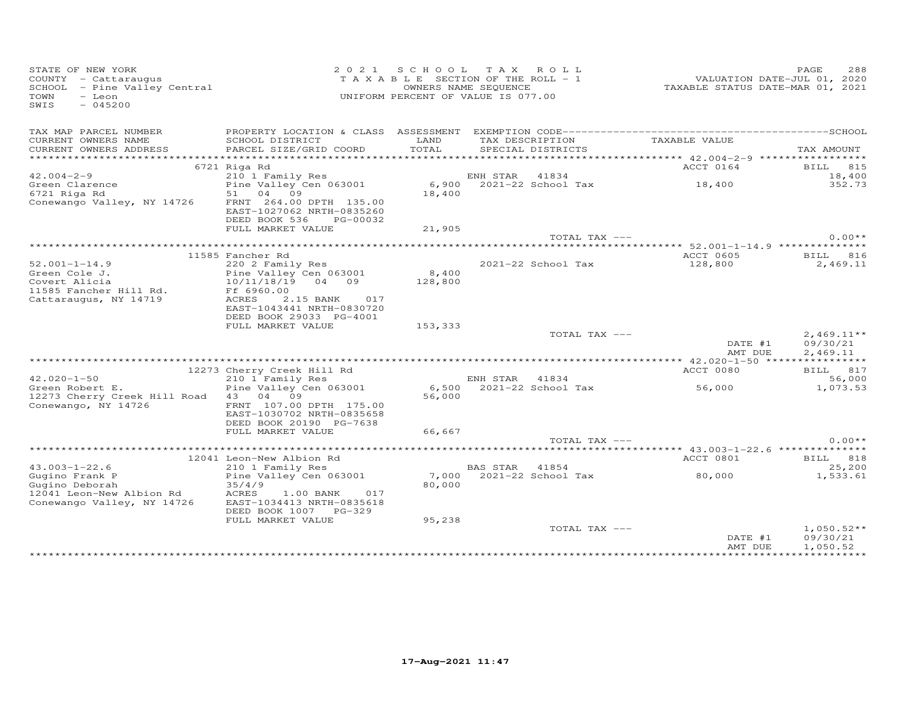STATE OF NEW YORK
COUNTY - Cattaraugus
SCHOOL - Pine Valley Central
TOWN - Leon
SWIS - 045200

2021 SCHOOL TAX ROLL
TAXABLE SECTION OF THE ROLL - 1
OWNERS NAME SEQUENCE
UNIFORM PERCENT OF VALUE IS 077.00

VALUATION DATE-JUL 01, 2020
TAXABLE STATUS DATE-MAR 01, 2021

| TAX MAP PARCEL NUMBER / CURRENT OWNERS NAME / CURRENT OWNERS ADDRESS | PROPERTY LOCATION & CLASS / SCHOOL DISTRICT / PARCEL SIZE/GRID COORD | ASSESSMENT LAND / TOTAL | EXEMPTION CODE / TAX DESCRIPTION / SPECIAL DISTRICTS | TAXABLE VALUE | TAX AMOUNT |
|---|---|---|---|---|---|
| | 6721 Riga Rd | | | ACCT 0164 | BILL 815 |
| 42.004-2-9 | 210 1 Family Res | | ENH STAR 41834 | | 18,400 |
| Green Clarence | Pine Valley Cen 063001 | 6,900 | 2021-22 School Tax | 18,400 | 352.73 |
| 6721 Riga Rd | 51 04 09 | 18,400 | | | |
| Conewango Valley, NY 14726 | FRNT 264.00 DPTH 135.00 | | | | |
| | EAST-1027062 NRTH-0835260 | | | | |
| | DEED BOOK 536 PG-00032 | | | | |
| | FULL MARKET VALUE | 21,905 | | | |
| | | | TOTAL TAX --- | | 0.00** |
| | 11585 Fancher Rd | | | ACCT 0605 | BILL 816 |
| 52.001-1-14.9 | 220 2 Family Res | | 2021-22 School Tax | 128,800 | 2,469.11 |
| Green Cole J. | Pine Valley Cen 063001 | 8,400 | | | |
| Covert Alicia | 10/11/18/19 04 09 | 128,800 | | | |
| 11585 Fancher Hill Rd. | Ff 6960.00 | | | | |
| Cattaraugus, NY 14719 | ACRES 2.15 BANK 017 | | | | |
| | EAST-1043441 NRTH-0830720 | | | | |
| | DEED BOOK 29033 PG-4001 | | | | |
| | FULL MARKET VALUE | 153,333 | | | |
| | | | TOTAL TAX --- | | 2,469.11** |
| | | | | DATE #1 | 09/30/21 |
| | | | | AMT DUE | 2,469.11 |
| | 12273 Cherry Creek Hill Rd | | | ACCT 0080 | BILL 817 |
| 42.020-1-50 | 210 1 Family Res | | ENH STAR 41834 | | 56,000 |
| Green Robert E. | Pine Valley Cen 063001 | 6,500 | 2021-22 School Tax | 56,000 | 1,073.53 |
| 12273 Cherry Creek Hill Road | 43 04 09 | 56,000 | | | |
| Conewango, NY 14726 | FRNT 107.00 DPTH 175.00 | | | | |
| | EAST-1030702 NRTH-0835658 | | | | |
| | DEED BOOK 20190 PG-7638 | | | | |
| | FULL MARKET VALUE | 66,667 | | | |
| | | | TOTAL TAX --- | | 0.00** |
| | 12041 Leon-New Albion Rd | | | ACCT 0801 | BILL 818 |
| 43.003-1-22.6 | 210 1 Family Res | | BAS STAR 41854 | | 25,200 |
| Gugino Frank P | Pine Valley Cen 063001 | 7,000 | 2021-22 School Tax | 80,000 | 1,533.61 |
| Gugino Deborah | 35/4/9 | 80,000 | | | |
| 12041 Leon-New Albion Rd | ACRES 1.00 BANK 017 | | | | |
| Conewango Valley, NY 14726 | EAST-1034413 NRTH-0835618 | | | | |
| | DEED BOOK 1007 PG-329 | | | | |
| | FULL MARKET VALUE | 95,238 | | | |
| | | | TOTAL TAX --- | | 1,050.52** |
| | | | | DATE #1 | 09/30/21 |
| | | | | AMT DUE | 1,050.52 |

17-Aug-2021 11:47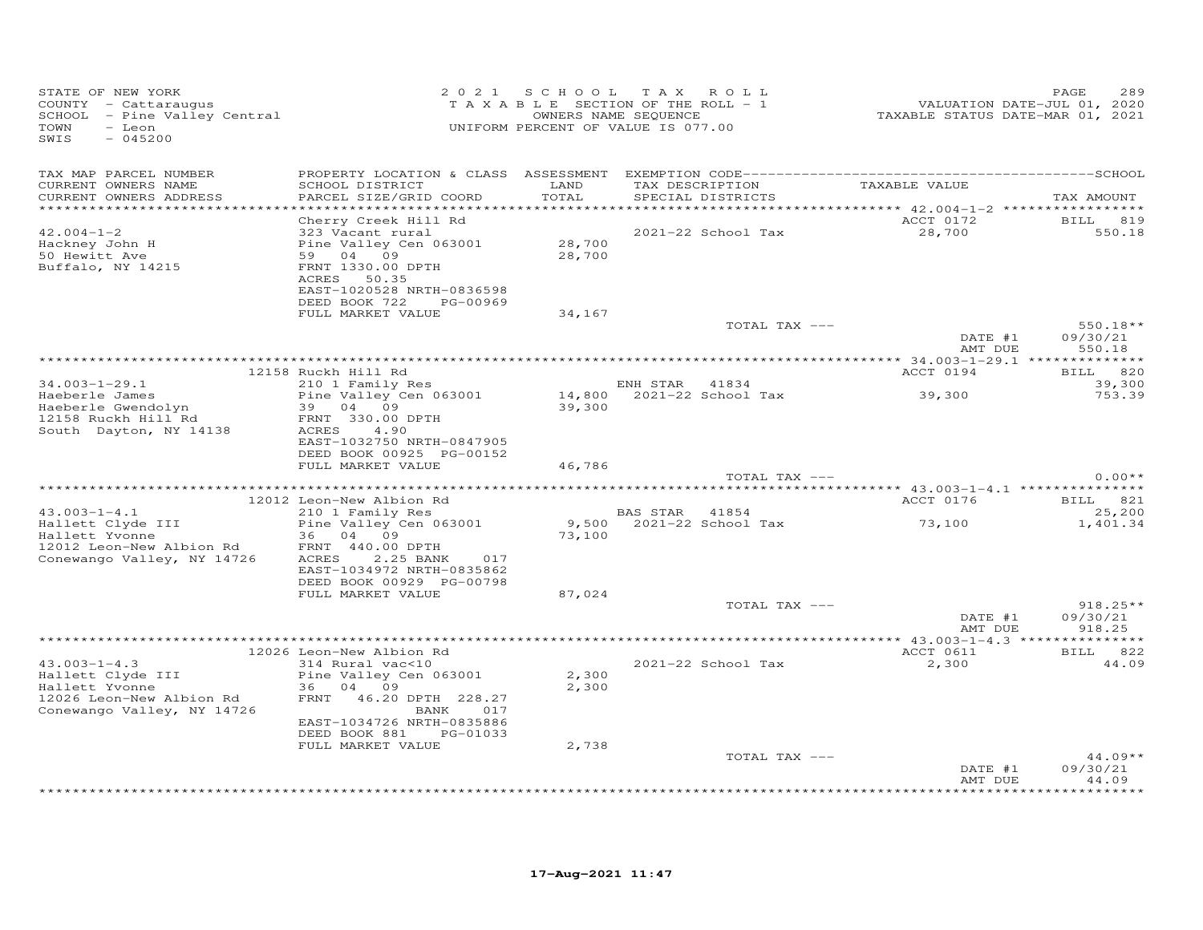STATE OF NEW YORK
COUNTY - Cattaraugus
SCHOOL - Pine Valley Central
TOWN - Leon
SWIS - 045200

2021 SCHOOL TAX ROLL
TAXABLE SECTION OF THE ROLL - 1
OWNERS NAME SEQUENCE
UNIFORM PERCENT OF VALUE IS 077.00

VALUATION DATE-JUL 01, 2020
TAXABLE STATUS DATE-MAR 01, 2021

| TAX MAP PARCEL NUMBER / CURRENT OWNERS NAME / CURRENT OWNERS ADDRESS | PROPERTY LOCATION & CLASS / SCHOOL DISTRICT / PARCEL SIZE/GRID COORD | ASSESSMENT LAND / TOTAL | EXEMPTION CODE / TAX DESCRIPTION / SPECIAL DISTRICTS | TAXABLE VALUE | TAX AMOUNT |
|---|---|---|---|---|---|
| **42.004-1-2** | Cherry Creek Hill Rd | | | ACCT 0172 | BILL 819 |
| Hackney John H | 323 Vacant rural | | 2021-22 School Tax | 28,700 | 550.18 |
| 50 Hewitt Ave | Pine Valley Cen 063001 | 28,700 | | | |
| Buffalo, NY 14215 | 59 04 09 | 28,700 | | | |
| | FRNT 1330.00 DPTH | | | | |
| | ACRES 50.35 | | | | |
| | EAST-1020528 NRTH-0836598 | | | | |
| | DEED BOOK 722 PG-00969 | | | | |
| | FULL MARKET VALUE | 34,167 | | | |
| | | | TOTAL TAX --- | | 550.18** |
| | | | | DATE #1 | 09/30/21 |
| | | | | AMT DUE | 550.18 |
| **34.003-1-29.1** | 12158 Ruckh Hill Rd | | | ACCT 0194 | BILL 820 |
| Haeberle James | 210 1 Family Res | | ENH STAR 41834 | | 39,300 |
| Haeberle Gwendolyn | Pine Valley Cen 063001 | 14,800 | 2021-22 School Tax | 39,300 | 753.39 |
| 12158 Ruckh Hill Rd | 39 04 09 | 39,300 | | | |
| South Dayton, NY 14138 | FRNT 330.00 DPTH | | | | |
| | ACRES 4.90 | | | | |
| | EAST-1032750 NRTH-0847905 | | | | |
| | DEED BOOK 00925 PG-00152 | | | | |
| | FULL MARKET VALUE | 46,786 | | | |
| | | | TOTAL TAX --- | | 0.00** |
| **43.003-1-4.1** | 12012 Leon-New Albion Rd | | | ACCT 0176 | BILL 821 |
| Hallett Clyde III | 210 1 Family Res | | BAS STAR 41854 | | 25,200 |
| Hallett Yvonne | Pine Valley Cen 063001 | 9,500 | 2021-22 School Tax | 73,100 | 1,401.34 |
| 12012 Leon-New Albion Rd | 36 04 09 | 73,100 | | | |
| Conewango Valley, NY 14726 | FRNT 440.00 DPTH | | | | |
| | ACRES 2.25 BANK 017 | | | | |
| | EAST-1034972 NRTH-0835862 | | | | |
| | DEED BOOK 00929 PG-00798 | | | | |
| | FULL MARKET VALUE | 87,024 | | | |
| | | | TOTAL TAX --- | | 918.25** |
| | | | | DATE #1 | 09/30/21 |
| | | | | AMT DUE | 918.25 |
| **43.003-1-4.3** | 12026 Leon-New Albion Rd | | | ACCT 0611 | BILL 822 |
| Hallett Clyde III | 314 Rural vac<10 | | 2021-22 School Tax | 2,300 | 44.09 |
| Hallett Yvonne | Pine Valley Cen 063001 | 2,300 | | | |
| 12026 Leon-New Albion Rd | 36 04 09 | 2,300 | | | |
| Conewango Valley, NY 14726 | FRNT 46.20 DPTH 228.27 | | | | |
| | BANK 017 | | | | |
| | EAST-1034726 NRTH-0835886 | | | | |
| | DEED BOOK 881 PG-01033 | | | | |
| | FULL MARKET VALUE | 2,738 | | | |
| | | | TOTAL TAX --- | | 44.09** |
| | | | | DATE #1 | 09/30/21 |
| | | | | AMT DUE | 44.09 |

17-Aug-2021 11:47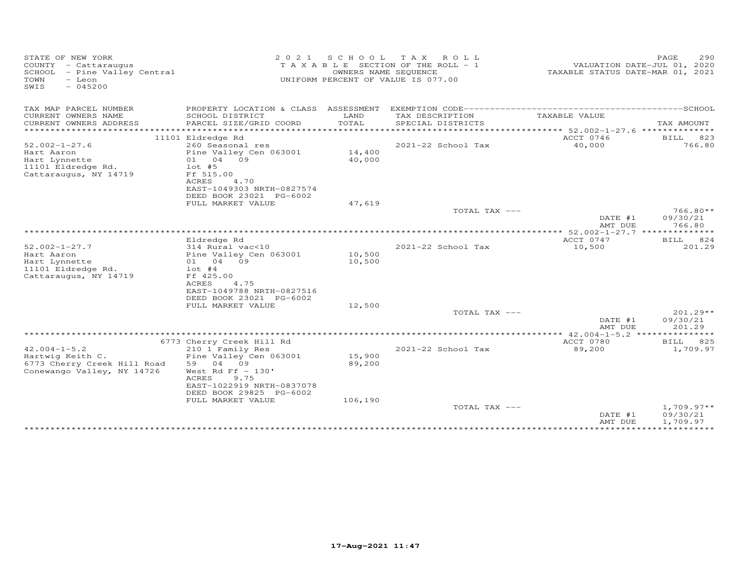STATE OF NEW YORK
COUNTY - Cattaraugus
SCHOOL - Pine Valley Central
TOWN - Leon
SWIS - 045200

2 0 2 1 S C H O O L T A X R O L L
T A X A B L E SECTION OF THE ROLL - 1
OWNERS NAME SEQUENCE
UNIFORM PERCENT OF VALUE IS 077.00

VALUATION DATE-JUL 01, 2020
TAXABLE STATUS DATE-MAR 01, 2021

| TAX MAP PARCEL NUMBER / CURRENT OWNERS NAME / CURRENT OWNERS ADDRESS | PROPERTY LOCATION & CLASS / SCHOOL DISTRICT / PARCEL SIZE/GRID COORD | ASSESSMENT LAND / TOTAL | EXEMPTION CODE / TAX DESCRIPTION / SPECIAL DISTRICTS | TAXABLE VALUE | TAX AMOUNT |
|---|---|---|---|---|---|
| | 11101 Eldredge Rd | | | ACCT 0746 | BILL 823 |
| 52.002-1-27.6 | 260 Seasonal res | | 2021-22 School Tax | 40,000 | 766.80 |
| Hart Aaron | Pine Valley Cen 063001 | 14,400 | | | |
| Hart Lynnette | 01 04 09 | 40,000 | | | |
| 11101 Eldredge Rd. | lot #5 | | | | |
| Cattaraugus, NY 14719 | Ff 515.00 | | | | |
| | ACRES 4.70 | | | | |
| | EAST-1049303 NRTH-0827574 | | | | |
| | DEED BOOK 23021 PG-6002 | | | | |
| | FULL MARKET VALUE | 47,619 | | | |
| | | | TOTAL TAX --- | | 766.80** |
| | | | | DATE #1 | 09/30/21 |
| | | | | AMT DUE | 766.80 |
| | Eldredge Rd | | | ACCT 0747 | BILL 824 |
| 52.002-1-27.7 | 314 Rural vac<10 | | 2021-22 School Tax | 10,500 | 201.29 |
| Hart Aaron | Pine Valley Cen 063001 | 10,500 | | | |
| Hart Lynnette | 01 04 09 | 10,500 | | | |
| 11101 Eldredge Rd. | lot #4 | | | | |
| Cattaraugus, NY 14719 | Ff 425.00 | | | | |
| | ACRES 4.75 | | | | |
| | EAST-1049788 NRTH-0827516 | | | | |
| | DEED BOOK 23021 PG-6002 | | | | |
| | FULL MARKET VALUE | 12,500 | | | |
| | | | TOTAL TAX --- | | 201.29** |
| | | | | DATE #1 | 09/30/21 |
| | | | | AMT DUE | 201.29 |
| | 6773 Cherry Creek Hill Rd | | | ACCT 0780 | BILL 825 |
| 42.004-1-5.2 | 210 1 Family Res | | 2021-22 School Tax | 89,200 | 1,709.97 |
| Hartwig Keith C. | Pine Valley Cen 063001 | 15,900 | | | |
| 6773 Cherry Creek Hill Road | 59 04 09 | 89,200 | | | |
| Conewango Valley, NY 14726 | West Rd Ff - 130' | | | | |
| | ACRES 9.75 | | | | |
| | EAST-1022919 NRTH-0837078 | | | | |
| | DEED BOOK 29825 PG-6002 | | | | |
| | FULL MARKET VALUE | 106,190 | | | |
| | | | TOTAL TAX --- | | 1,709.97** |
| | | | | DATE #1 | 09/30/21 |
| | | | | AMT DUE | 1,709.97 |

17-Aug-2021 11:47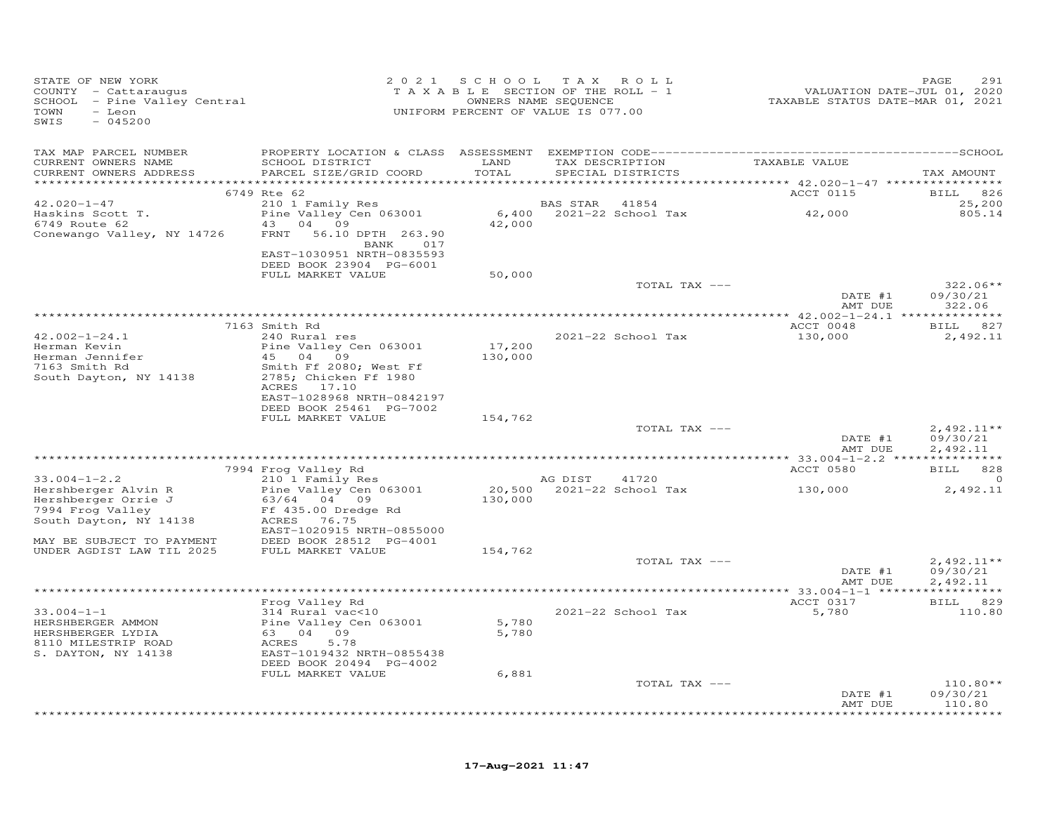STATE OF NEW YORK
COUNTY - Cattaraugus
SCHOOL - Pine Valley Central
TOWN - Leon
SWIS - 045200

2 0 2 1 S C H O O L T A X R O L L
T A X A B L E SECTION OF THE ROLL - 1
OWNERS NAME SEQUENCE
UNIFORM PERCENT OF VALUE IS 077.00

VALUATION DATE-JUL 01, 2020
TAXABLE STATUS DATE-MAR 01, 2021

| TAX MAP PARCEL NUMBER / CURRENT OWNERS NAME / CURRENT OWNERS ADDRESS | PROPERTY LOCATION & CLASS / SCHOOL DISTRICT / PARCEL SIZE/GRID COORD | ASSESSMENT LAND / TOTAL | EXEMPTION CODE / TAX DESCRIPTION / SPECIAL DISTRICTS | TAXABLE VALUE | TAX AMOUNT |
|---|---|---|---|---|---|
| | 6749 Rte 62 | | | ACCT 0115 | BILL 826 |
| 42.020-1-47 | 210 1 Family Res | | BAS STAR 41854 | | 25,200 |
| Haskins Scott T. | Pine Valley Cen 063001 | 6,400 | 2021-22 School Tax | 42,000 | 805.14 |
| 6749 Route 62 | 43 04 09 | 42,000 | | | |
| Conewango Valley, NY 14726 | FRNT 56.10 DPTH 263.90 | | | | |
| | BANK 017 | | | | |
| | EAST-1030951 NRTH-0835593 | | | | |
| | DEED BOOK 23904 PG-6001 | | | | |
| | FULL MARKET VALUE | 50,000 | | | |
| | | | TOTAL TAX --- | | 322.06** |
| | | | | DATE #1 | 09/30/21 |
| | | | | AMT DUE | 322.06 |
| | 7163 Smith Rd | | | ACCT 0048 | BILL 827 |
| 42.002-1-24.1 | 240 Rural res | | 2021-22 School Tax | 130,000 | 2,492.11 |
| Herman Kevin | Pine Valley Cen 063001 | 17,200 | | | |
| Herman Jennifer | 45 04 09 | 130,000 | | | |
| 7163 Smith Rd | Smith Ff 2080; West Ff | | | | |
| South Dayton, NY 14138 | 2785; Chicken Ff 1980 | | | | |
| | ACRES 17.10 | | | | |
| | EAST-1028968 NRTH-0842197 | | | | |
| | DEED BOOK 25461 PG-7002 | | | | |
| | FULL MARKET VALUE | 154,762 | | | |
| | | | TOTAL TAX --- | | 2,492.11** |
| | | | | DATE #1 | 09/30/21 |
| | | | | AMT DUE | 2,492.11 |
| | 7994 Frog Valley Rd | | | ACCT 0580 | BILL 828 |
| 33.004-1-2.2 | 210 1 Family Res | | AG DIST 41720 | | 0 |
| Hershberger Alvin R | Pine Valley Cen 063001 | 20,500 | 2021-22 School Tax | 130,000 | 2,492.11 |
| Hershberger Orrie J | 63/64 04 09 | 130,000 | | | |
| 7994 Frog Valley | Ff 435.00 Dredge Rd | | | | |
| South Dayton, NY 14138 | ACRES 76.75 | | | | |
| | EAST-1020915 NRTH-0855000 | | | | |
| MAY BE SUBJECT TO PAYMENT | DEED BOOK 28512 PG-4001 | | | | |
| UNDER AGDIST LAW TIL 2025 | FULL MARKET VALUE | 154,762 | | | |
| | | | TOTAL TAX --- | | 2,492.11** |
| | | | | DATE #1 | 09/30/21 |
| | | | | AMT DUE | 2,492.11 |
| | Frog Valley Rd | | | ACCT 0317 | BILL 829 |
| 33.004-1-1 | 314 Rural vac<10 | | 2021-22 School Tax | 5,780 | 110.80 |
| HERSHBERGER AMMON | Pine Valley Cen 063001 | 5,780 | | | |
| HERSHBERGER LYDIA | 63 04 09 | 5,780 | | | |
| 8110 MILESTRIP ROAD | ACRES 5.78 | | | | |
| S. DAYTON, NY 14138 | EAST-1019432 NRTH-0855438 | | | | |
| | DEED BOOK 20494 PG-4002 | | | | |
| | FULL MARKET VALUE | 6,881 | | | |
| | | | TOTAL TAX --- | | 110.80** |
| | | | | DATE #1 | 09/30/21 |
| | | | | AMT DUE | 110.80 |

17-Aug-2021 11:47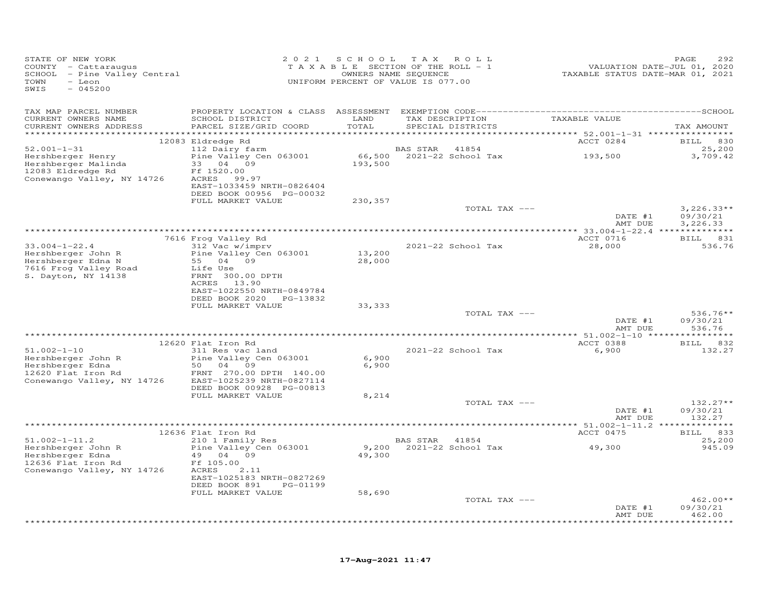STATE OF NEW YORK
COUNTY - Cattaraugus
SCHOOL - Pine Valley Central
TOWN - Leon
SWIS - 045200

2021 SCHOOL TAX ROLL
TAXABLE SECTION OF THE ROLL - 1
OWNERS NAME SEQUENCE
UNIFORM PERCENT OF VALUE IS 077.00

VALUATION DATE-JUL 01, 2020
TAXABLE STATUS DATE-MAR 01, 2021

| TAX MAP PARCEL NUMBER / CURRENT OWNERS NAME / CURRENT OWNERS ADDRESS | PROPERTY LOCATION & CLASS / SCHOOL DISTRICT / PARCEL SIZE/GRID COORD | ASSESSMENT LAND / TOTAL | EXEMPTION CODE / TAX DESCRIPTION / SPECIAL DISTRICTS | TAXABLE VALUE | TAX AMOUNT |
|---|---|---|---|---|---|
| | 12083 Eldredge Rd | | | ACCT 0284 | BILL 830 |
| 52.001-1-31 | 112 Dairy farm | | BAS STAR 41854 | | 25,200 |
| Hershberger Henry | Pine Valley Cen 063001 | 66,500 | 2021-22 School Tax | 193,500 | 3,709.42 |
| Hershberger Malinda | 33 04 09 | 193,500 | | | |
| 12083 Eldredge Rd | Ff 1520.00 | | | | |
| Conewango Valley, NY 14726 | ACRES 99.97 | | | | |
| | EAST-1033459 NRTH-0826404 | | | | |
| | DEED BOOK 00956 PG-00032 | | | | |
| | FULL MARKET VALUE | 230,357 | | | |
| | | | TOTAL TAX --- | | 3,226.33** |
| | | | | DATE #1 | 09/30/21 |
| | | | | AMT DUE | 3,226.33 |
| | 7616 Frog Valley Rd | | | ACCT 0716 | BILL 831 |
| 33.004-1-22.4 | 312 Vac w/imprv | | 2021-22 School Tax | 28,000 | 536.76 |
| Hershberger John R | Pine Valley Cen 063001 | 13,200 | | | |
| Hershberger Edna N | 55 04 09 | 28,000 | | | |
| 7616 Frog Valley Road | Life Use | | | | |
| S. Dayton, NY 14138 | FRNT 300.00 DPTH | | | | |
| | ACRES 13.90 | | | | |
| | EAST-1022550 NRTH-0849784 | | | | |
| | DEED BOOK 2020 PG-13832 | | | | |
| | FULL MARKET VALUE | 33,333 | | | |
| | | | TOTAL TAX --- | | 536.76** |
| | | | | DATE #1 | 09/30/21 |
| | | | | AMT DUE | 536.76 |
| | 12620 Flat Iron Rd | | | ACCT 0388 | BILL 832 |
| 51.002-1-10 | 311 Res vac land | | 2021-22 School Tax | 6,900 | 132.27 |
| Hershberger John R | Pine Valley Cen 063001 | 6,900 | | | |
| Hershberger Edna | 50 04 09 | 6,900 | | | |
| 12620 Flat Iron Rd | FRNT 270.00 DPTH 140.00 | | | | |
| Conewango Valley, NY 14726 | EAST-1025239 NRTH-0827114 | | | | |
| | DEED BOOK 00928 PG-00813 | | | | |
| | FULL MARKET VALUE | 8,214 | | | |
| | | | TOTAL TAX --- | | 132.27** |
| | | | | DATE #1 | 09/30/21 |
| | | | | AMT DUE | 132.27 |
| | 12636 Flat Iron Rd | | | ACCT 0475 | BILL 833 |
| 51.002-1-11.2 | 210 1 Family Res | | BAS STAR 41854 | | 25,200 |
| Hershberger John R | Pine Valley Cen 063001 | 9,200 | 2021-22 School Tax | 49,300 | 945.09 |
| Hershberger Edna | 49 04 09 | 49,300 | | | |
| 12636 Flat Iron Rd | Ff 105.00 | | | | |
| Conewango Valley, NY 14726 | ACRES 2.11 | | | | |
| | EAST-1025183 NRTH-0827269 | | | | |
| | DEED BOOK 891 PG-01199 | | | | |
| | FULL MARKET VALUE | 58,690 | | | |
| | | | TOTAL TAX --- | | 462.00** |
| | | | | DATE #1 | 09/30/21 |
| | | | | AMT DUE | 462.00 |

17-Aug-2021 11:47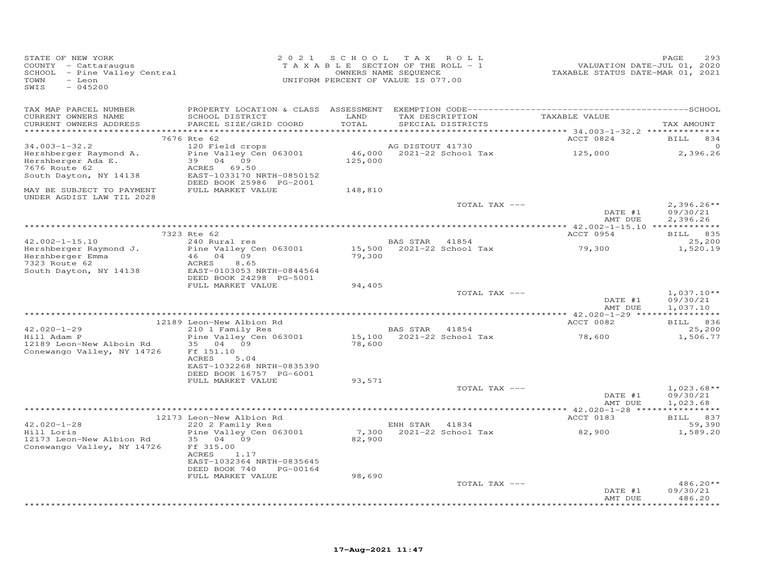STATE OF NEW YORK
COUNTY - Cattaraugus
SCHOOL - Pine Valley Central
TOWN - Leon
SWIS - 045200

2021 SCHOOL TAX ROLL
TAXABLE SECTION OF THE ROLL - 1
OWNERS NAME SEQUENCE
UNIFORM PERCENT OF VALUE IS 077.00

VALUATION DATE-JUL 01, 2020
TAXABLE STATUS DATE-MAR 01, 2021

| TAX MAP PARCEL NUMBER / CURRENT OWNERS NAME / CURRENT OWNERS ADDRESS | PROPERTY LOCATION & CLASS / SCHOOL DISTRICT / PARCEL SIZE/GRID COORD | ASSESSMENT LAND / TOTAL | EXEMPTION CODE / TAX DESCRIPTION / SPECIAL DISTRICTS | TAXABLE VALUE | TAX AMOUNT |
|---|---|---|---|---|---|
| 34.003-1-32.2 | 7676 Rte 62 | | | ACCT 0824 | BILL 834 |
| Hershberger Raymond A. | 120 Field crops | | AG DISTOUT 41730 | | 0 |
| Hershberger Ada E. | Pine Valley Cen 063001 | 46,000 | 2021-22 School Tax | 125,000 | 2,396.26 |
| 7676 Route 62 | 39 04 09 | 125,000 | | | |
| South Dayton, NY 14138 | ACRES 69.50 | | | | |
| | EAST-1033170 NRTH-0850152 | | | | |
| | DEED BOOK 25986 PG-2001 | | | | |
| MAY BE SUBJECT TO PAYMENT UNDER AGDIST LAW TIL 2028 | FULL MARKET VALUE | 148,810 | | | |
| | | | TOTAL TAX --- | | 2,396.26** |
| | | | | DATE #1 | 09/30/21 |
| | | | | AMT DUE | 2,396.26 |
| 42.002-1-15.10 | 7323 Rte 62 | | | ACCT 0954 | BILL 835 |
| Hershberger Raymond J. | 240 Rural res | | BAS STAR 41854 | | 25,200 |
| Hershberger Emma | Pine Valley Cen 063001 | 15,500 | 2021-22 School Tax | 79,300 | 1,520.19 |
| 7323 Route 62 | 46 04 09 | 79,300 | | | |
| South Dayton, NY 14138 | ACRES 8.65 | | | | |
| | EAST-0103053 NRTH-0844564 | | | | |
| | DEED BOOK 24298 PG-5001 | | | | |
| | FULL MARKET VALUE | 94,405 | | | |
| | | | TOTAL TAX --- | | 1,037.10** |
| | | | | DATE #1 | 09/30/21 |
| | | | | AMT DUE | 1,037.10 |
| 42.020-1-29 | 12189 Leon-New Albion Rd | | | ACCT 0082 | BILL 836 |
| Hill Adam P | 210 1 Family Res | | BAS STAR 41854 | | 25,200 |
| 12189 Leon-New Alboin Rd | Pine Valley Cen 063001 | 15,100 | 2021-22 School Tax | 78,600 | 1,506.77 |
| Conewango Valley, NY 14726 | 35 04 09 | 78,600 | | | |
| | Ff 151.10 | | | | |
| | ACRES 5.04 | | | | |
| | EAST-1032268 NRTH-0835390 | | | | |
| | DEED BOOK 16757 PG-6001 | | | | |
| | FULL MARKET VALUE | 93,571 | | | |
| | | | TOTAL TAX --- | | 1,023.68** |
| | | | | DATE #1 | 09/30/21 |
| | | | | AMT DUE | 1,023.68 |
| 42.020-1-28 | 12173 Leon-New Albion Rd | | | ACCT 0183 | BILL 837 |
| Hill Loris | 220 2 Family Res | | ENH STAR 41834 | | 59,390 |
| 12173 Leon-New Albion Rd | Pine Valley Cen 063001 | 7,300 | 2021-22 School Tax | 82,900 | 1,589.20 |
| Conewango Valley, NY 14726 | 35 04 09 | 82,900 | | | |
| | Ff 315.00 | | | | |
| | ACRES 1.17 | | | | |
| | EAST-1032364 NRTH-0835645 | | | | |
| | DEED BOOK 740 PG-00164 | | | | |
| | FULL MARKET VALUE | 98,690 | | | |
| | | | TOTAL TAX --- | | 486.20** |
| | | | | DATE #1 | 09/30/21 |
| | | | | AMT DUE | 486.20 |

17-Aug-2021 11:47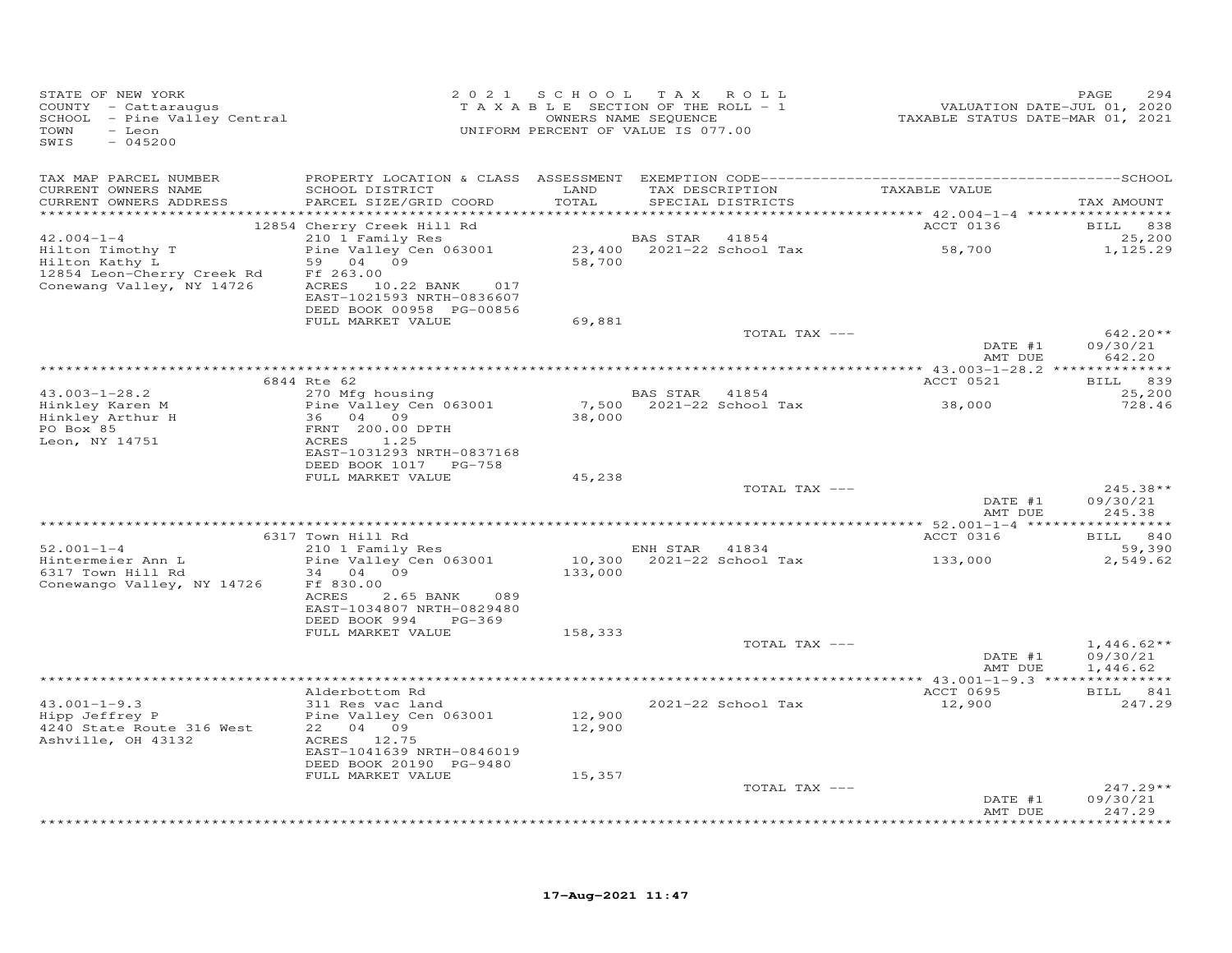STATE OF NEW YORK
COUNTY - Cattaraugus
SCHOOL - Pine Valley Central
TOWN - Leon
SWIS - 045200

2021 SCHOOL TAX ROLL
TAXABLE SECTION OF THE ROLL - 1
OWNERS NAME SEQUENCE
UNIFORM PERCENT OF VALUE IS 077.00

VALUATION DATE-JUL 01, 2020
TAXABLE STATUS DATE-MAR 01, 2021

| TAX MAP PARCEL NUMBER / CURRENT OWNERS NAME / CURRENT OWNERS ADDRESS | PROPERTY LOCATION & CLASS / SCHOOL DISTRICT / PARCEL SIZE/GRID COORD | ASSESSMENT LAND / TOTAL | EXEMPTION CODE / TAX DESCRIPTION / SPECIAL DISTRICTS | TAXABLE VALUE | TAX AMOUNT |
|---|---|---|---|---|---|
| | 12854 Cherry Creek Hill Rd | | | ACCT 0136 | BILL 838 |
| 42.004-1-4 | 210 1 Family Res | | BAS STAR 41854 | | 25,200 |
| Hilton Timothy T | Pine Valley Cen 063001 | 23,400 | 2021-22 School Tax | 58,700 | 1,125.29 |
| Hilton Kathy L | 59 04 09 | 58,700 | | | |
| 12854 Leon-Cherry Creek Rd | Ff 263.00 | | | | |
| Conewang Valley, NY 14726 | ACRES 10.22 BANK 017 | | | | |
| | EAST-1021593 NRTH-0836607 | | | | |
| | DEED BOOK 00958 PG-00856 | | | | |
| | FULL MARKET VALUE | 69,881 | | | |
| | | | TOTAL TAX --- | | 642.20** |
| | | | | DATE #1 | 09/30/21 |
| | | | | AMT DUE | 642.20 |
| | 6844 Rte 62 | | | ACCT 0521 | BILL 839 |
| 43.003-1-28.2 | 270 Mfg housing | | BAS STAR 41854 | | 25,200 |
| Hinkley Karen M | Pine Valley Cen 063001 | 7,500 | 2021-22 School Tax | 38,000 | 728.46 |
| Hinkley Arthur H | 36 04 09 | 38,000 | | | |
| PO Box 85 | FRNT 200.00 DPTH | | | | |
| Leon, NY 14751 | ACRES 1.25 | | | | |
| | EAST-1031293 NRTH-0837168 | | | | |
| | DEED BOOK 1017 PG-758 | | | | |
| | FULL MARKET VALUE | 45,238 | | | |
| | | | TOTAL TAX --- | | 245.38** |
| | | | | DATE #1 | 09/30/21 |
| | | | | AMT DUE | 245.38 |
| | 6317 Town Hill Rd | | | ACCT 0316 | BILL 840 |
| 52.001-1-4 | 210 1 Family Res | | ENH STAR 41834 | | 59,390 |
| Hintermeier Ann L | Pine Valley Cen 063001 | 10,300 | 2021-22 School Tax | 133,000 | 2,549.62 |
| 6317 Town Hill Rd | 34 04 09 | 133,000 | | | |
| Conewango Valley, NY 14726 | Ff 830.00 | | | | |
| | ACRES 2.65 BANK 089 | | | | |
| | EAST-1034807 NRTH-0829480 | | | | |
| | DEED BOOK 994 PG-369 | | | | |
| | FULL MARKET VALUE | 158,333 | | | |
| | | | TOTAL TAX --- | | 1,446.62** |
| | | | | DATE #1 | 09/30/21 |
| | | | | AMT DUE | 1,446.62 |
| | Alderbottom Rd | | | ACCT 0695 | BILL 841 |
| 43.001-1-9.3 | 311 Res vac land | | 2021-22 School Tax | 12,900 | 247.29 |
| Hipp Jeffrey P | Pine Valley Cen 063001 | 12,900 | | | |
| 4240 State Route 316 West | 22 04 09 | 12,900 | | | |
| Ashville, OH 43132 | ACRES 12.75 | | | | |
| | EAST-1041639 NRTH-0846019 | | | | |
| | DEED BOOK 20190 PG-9480 | | | | |
| | FULL MARKET VALUE | 15,357 | | | |
| | | | TOTAL TAX --- | | 247.29** |
| | | | | DATE #1 | 09/30/21 |
| | | | | AMT DUE | 247.29 |

17-Aug-2021 11:47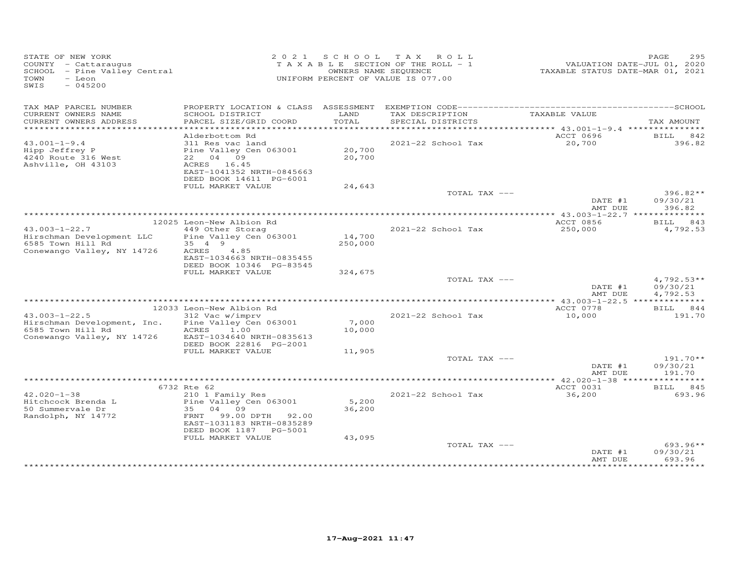STATE OF NEW YORK
COUNTY - Cattaraugus
SCHOOL - Pine Valley Central
TOWN - Leon
SWIS - 045200

**2021 SCHOOL TAX ROLL**
TAXABLE SECTION OF THE ROLL - 1
OWNERS NAME SEQUENCE
UNIFORM PERCENT OF VALUE IS 077.00

VALUATION DATE-JUL 01, 2020
TAXABLE STATUS DATE-MAR 01, 2021

| TAX MAP PARCEL NUMBER / CURRENT OWNERS NAME / CURRENT OWNERS ADDRESS | PROPERTY LOCATION & CLASS / SCHOOL DISTRICT / PARCEL SIZE/GRID COORD | ASSESSMENT LAND / TOTAL | EXEMPTION CODE / TAX DESCRIPTION / SPECIAL DISTRICTS | TAXABLE VALUE | TAX AMOUNT |
|---|---|---|---|---|---|
| 43.001-1-9.4 | Alderbottom Rd | | | ACCT 0696 | BILL 842 |
| 43.001-1-9.4 | 311 Res vac land | | 2021-22 School Tax | 20,700 | 396.82 |
| Hipp Jeffrey P | Pine Valley Cen 063001 | 20,700 | | | |
| 4240 Route 316 West | 22 04 09 | 20,700 | | | |
| Ashville, OH 43103 | ACRES 16.45 | | | | |
| | EAST-1041352 NRTH-0845663 | | | | |
| | DEED BOOK 14611 PG-6001 | | | | |
| | FULL MARKET VALUE | 24,643 | | | |
| | | | TOTAL TAX --- | | 396.82** |
| | | | | DATE #1 | 09/30/21 |
| | | | | AMT DUE | 396.82 |
| 43.003-1-22.7 | 12025 Leon-New Albion Rd | | | ACCT 0856 | BILL 843 |
| 43.003-1-22.7 | 449 Other Storag | | 2021-22 School Tax | 250,000 | 4,792.53 |
| Hirschman Development LLC | Pine Valley Cen 063001 | 14,700 | | | |
| 6585 Town Hill Rd | 35 4 9 | 250,000 | | | |
| Conewango Valley, NY 14726 | ACRES 4.85 | | | | |
| | EAST-1034663 NRTH-0835455 | | | | |
| | DEED BOOK 10346 PG-83545 | | | | |
| | FULL MARKET VALUE | 324,675 | | | |
| | | | TOTAL TAX --- | | 4,792.53** |
| | | | | DATE #1 | 09/30/21 |
| | | | | AMT DUE | 4,792.53 |
| 43.003-1-22.5 | 12033 Leon-New Albion Rd | | | ACCT 0778 | BILL 844 |
| 43.003-1-22.5 | 312 Vac w/imprv | | 2021-22 School Tax | 10,000 | 191.70 |
| Hirschman Development, Inc. | Pine Valley Cen 063001 | 7,000 | | | |
| 6585 Town Hill Rd | ACRES 1.00 | 10,000 | | | |
| Conewango Valley, NY 14726 | EAST-1034640 NRTH-0835613 | | | | |
| | DEED BOOK 22816 PG-2001 | | | | |
| | FULL MARKET VALUE | 11,905 | | | |
| | | | TOTAL TAX --- | | 191.70** |
| | | | | DATE #1 | 09/30/21 |
| | | | | AMT DUE | 191.70 |
| 42.020-1-38 | 6732 Rte 62 | | | ACCT 0031 | BILL 845 |
| 42.020-1-38 | 210 1 Family Res | | 2021-22 School Tax | 36,200 | 693.96 |
| Hitchcock Brenda L | Pine Valley Cen 063001 | 5,200 | | | |
| 50 Summervale Dr | 35 04 09 | 36,200 | | | |
| Randolph, NY 14772 | FRNT 99.00 DPTH 92.00 | | | | |
| | EAST-1031183 NRTH-0835289 | | | | |
| | DEED BOOK 1187 PG-5001 | | | | |
| | FULL MARKET VALUE | 43,095 | | | |
| | | | TOTAL TAX --- | | 693.96** |
| | | | | DATE #1 | 09/30/21 |
| | | | | AMT DUE | 693.96 |

17-Aug-2021 11:47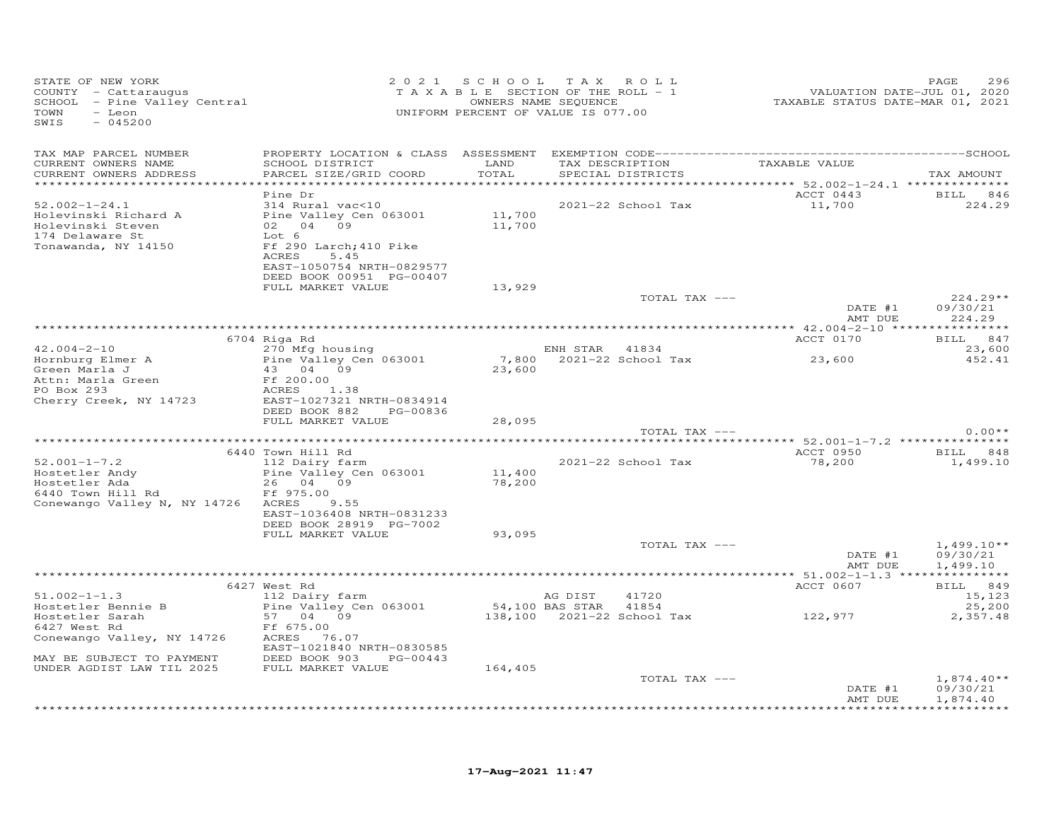STATE OF NEW YORK
COUNTY - Cattaraugus
SCHOOL - Pine Valley Central
TOWN - Leon
SWIS - 045200

2021 SCHOOL TAX ROLL
TAXABLE SECTION OF THE ROLL - 1
OWNERS NAME SEQUENCE
UNIFORM PERCENT OF VALUE IS 077.00

VALUATION DATE-JUL 01, 2020
TAXABLE STATUS DATE-MAR 01, 2021

| TAX MAP PARCEL NUMBER / CURRENT OWNERS NAME / CURRENT OWNERS ADDRESS | PROPERTY LOCATION & CLASS / SCHOOL DISTRICT / PARCEL SIZE/GRID COORD | ASSESSMENT LAND / TOTAL | EXEMPTION CODE / TAX DESCRIPTION / SPECIAL DISTRICTS | TAXABLE VALUE | TAX AMOUNT |
|---|---|---|---|---|---|
| **52.002-1-24.1** | Pine Dr | | | ACCT 0443 | BILL 846 |
| Holevinski Richard A | 314 Rural vac<10 | | 2021-22 School Tax | 11,700 | 224.29 |
| Holevinski Steven | Pine Valley Cen 063001 | 11,700 | | | |
| 174 Delaware St | 02 04 09 | 11,700 | | | |
| Tonawanda, NY 14150 | Lot 6 | | | | |
| | Ff 290 Larch;410 Pike | | | | |
| | ACRES 5.45 | | | | |
| | EAST-1050754 NRTH-0829577 | | | | |
| | DEED BOOK 00951 PG-00407 | | | | |
| | FULL MARKET VALUE | 13,929 | | | |
| | | | TOTAL TAX --- | | 224.29** |
| | | | | DATE #1 | 09/30/21 |
| | | | | AMT DUE | 224.29 |
| **42.004-2-10** | 6704 Riga Rd | | | ACCT 0170 | BILL 847 |
| Hornburg Elmer A | 270 Mfg housing | | ENH STAR 41834 | | 23,600 |
| Green Marla J | Pine Valley Cen 063001 | 7,800 | 2021-22 School Tax | 23,600 | 452.41 |
| Attn: Marla Green | 43 04 09 | 23,600 | | | |
| PO Box 293 | Ff 200.00 | | | | |
| Cherry Creek, NY 14723 | ACRES 1.38 | | | | |
| | EAST-1027321 NRTH-0834914 | | | | |
| | DEED BOOK 882 PG-00836 | | | | |
| | FULL MARKET VALUE | 28,095 | | | |
| | | | TOTAL TAX --- | | 0.00** |
| **52.001-1-7.2** | 6440 Town Hill Rd | | | ACCT 0950 | BILL 848 |
| Hostetler Andy | 112 Dairy farm | | 2021-22 School Tax | 78,200 | 1,499.10 |
| Hostetler Ada | Pine Valley Cen 063001 | 11,400 | | | |
| 6440 Town Hill Rd | 26 04 09 | 78,200 | | | |
| Conewango Valley N, NY 14726 | Ff 975.00 | | | | |
| | ACRES 9.55 | | | | |
| | EAST-1036408 NRTH-0831233 | | | | |
| | DEED BOOK 28919 PG-7002 | | | | |
| | FULL MARKET VALUE | 93,095 | | | |
| | | | TOTAL TAX --- | | 1,499.10** |
| | | | | DATE #1 | 09/30/21 |
| | | | | AMT DUE | 1,499.10 |
| **51.002-1-1.3** | 6427 West Rd | | | ACCT 0607 | BILL 849 |
| Hostetler Bennie B | 112 Dairy farm | | AG DIST 41720 | | 15,123 |
| Hostetler Sarah | Pine Valley Cen 063001 | 54,100 | BAS STAR 41854 | | 25,200 |
| 6427 West Rd | 57 04 09 | 138,100 | 2021-22 School Tax | 122,977 | 2,357.48 |
| Conewango Valley, NY 14726 | Ff 675.00 | | | | |
| | ACRES 76.07 | | | | |
| | EAST-1021840 NRTH-0830585 | | | | |
| MAY BE SUBJECT TO PAYMENT | DEED BOOK 903 PG-00443 | | | | |
| UNDER AGDIST LAW TIL 2025 | FULL MARKET VALUE | 164,405 | | | |
| | | | TOTAL TAX --- | | 1,874.40** |
| | | | | DATE #1 | 09/30/21 |
| | | | | AMT DUE | 1,874.40 |

17-Aug-2021 11:47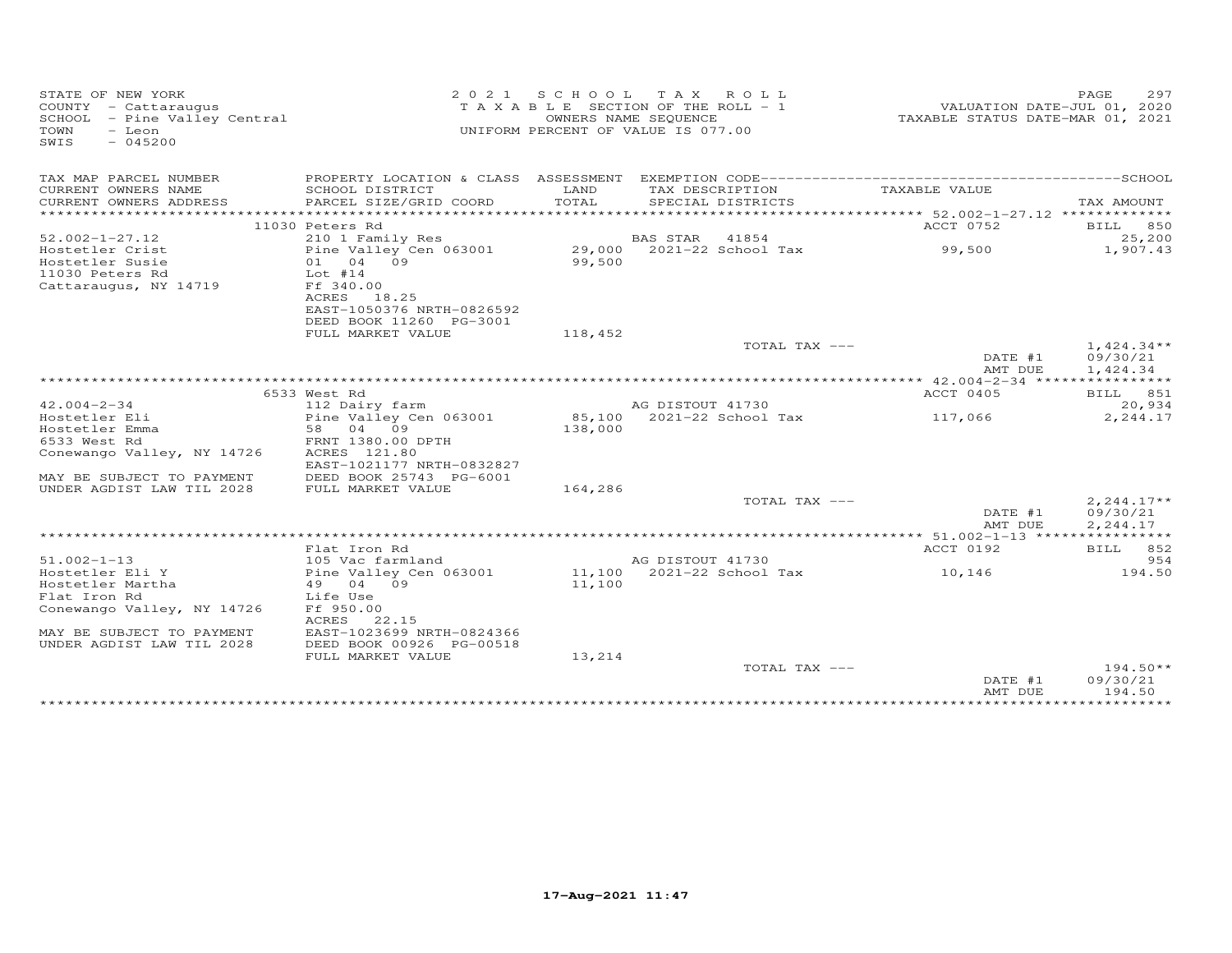STATE OF NEW YORK
COUNTY - Cattaraugus
SCHOOL - Pine Valley Central
TOWN - Leon
SWIS - 045200

2 0 2 1 SCHOOL TAX ROLL
TAXABLE SECTION OF THE ROLL - 1
OWNERS NAME SEQUENCE
UNIFORM PERCENT OF VALUE IS 077.00

VALUATION DATE-JUL 01, 2020
TAXABLE STATUS DATE-MAR 01, 2021

| TAX MAP PARCEL NUMBER / CURRENT OWNERS NAME / CURRENT OWNERS ADDRESS | PROPERTY LOCATION & CLASS / SCHOOL DISTRICT / PARCEL SIZE/GRID COORD | ASSESSMENT LAND / TOTAL | EXEMPTION CODE / TAX DESCRIPTION / SPECIAL DISTRICTS | TAXABLE VALUE | SCHOOL / TAX AMOUNT |
|---|---|---|---|---|---|
| | 11030 Peters Rd | | | ACCT 0752 | BILL 850 |
| 52.002-1-27.12 | 210 1 Family Res | | BAS STAR 41854 | | 25,200 |
| Hostetler Crist | Pine Valley Cen 063001 | 29,000 | 2021-22 School Tax | 99,500 | 1,907.43 |
| Hostetler Susie | 01 04 09 | 99,500 | | | |
| 11030 Peters Rd | Lot #14 | | | | |
| Cattaraugus, NY 14719 | Ff 340.00 | | | | |
| | ACRES 18.25 | | | | |
| | EAST-1050376 NRTH-0826592 | | | | |
| | DEED BOOK 11260 PG-3001 | | | | |
| | FULL MARKET VALUE | 118,452 | | | |
| | | | TOTAL TAX --- | | 1,424.34** |
| | | | | DATE #1 | 09/30/21 |
| | | | | AMT DUE | 1,424.34 |
| | 6533 West Rd | | | ACCT 0405 | BILL 851 |
| 42.004-2-34 | 112 Dairy farm | | AG DISTOUT 41730 | | 20,934 |
| Hostetler Eli | Pine Valley Cen 063001 | 85,100 | 2021-22 School Tax | 117,066 | 2,244.17 |
| Hostetler Emma | 58 04 09 | 138,000 | | | |
| 6533 West Rd | FRNT 1380.00 DPTH | | | | |
| Conewango Valley, NY 14726 | ACRES 121.80 | | | | |
| | EAST-1021177 NRTH-0832827 | | | | |
| MAY BE SUBJECT TO PAYMENT | DEED BOOK 25743 PG-6001 | | | | |
| UNDER AGDIST LAW TIL 2028 | FULL MARKET VALUE | 164,286 | | | |
| | | | TOTAL TAX --- | | 2,244.17** |
| | | | | DATE #1 | 09/30/21 |
| | | | | AMT DUE | 2,244.17 |
| | Flat Iron Rd | | | ACCT 0192 | BILL 852 |
| 51.002-1-13 | 105 Vac farmland | | AG DISTOUT 41730 | | 954 |
| Hostetler Eli Y | Pine Valley Cen 063001 | 11,100 | 2021-22 School Tax | 10,146 | 194.50 |
| Hostetler Martha | 49 04 09 | 11,100 | | | |
| Flat Iron Rd | Life Use | | | | |
| Conewango Valley, NY 14726 | Ff 950.00 | | | | |
| | ACRES 22.15 | | | | |
| MAY BE SUBJECT TO PAYMENT | EAST-1023699 NRTH-0824366 | | | | |
| UNDER AGDIST LAW TIL 2028 | DEED BOOK 00926 PG-00518 | | | | |
| | FULL MARKET VALUE | 13,214 | | | |
| | | | TOTAL TAX --- | | 194.50** |
| | | | | DATE #1 | 09/30/21 |
| | | | | AMT DUE | 194.50 |

17-Aug-2021 11:47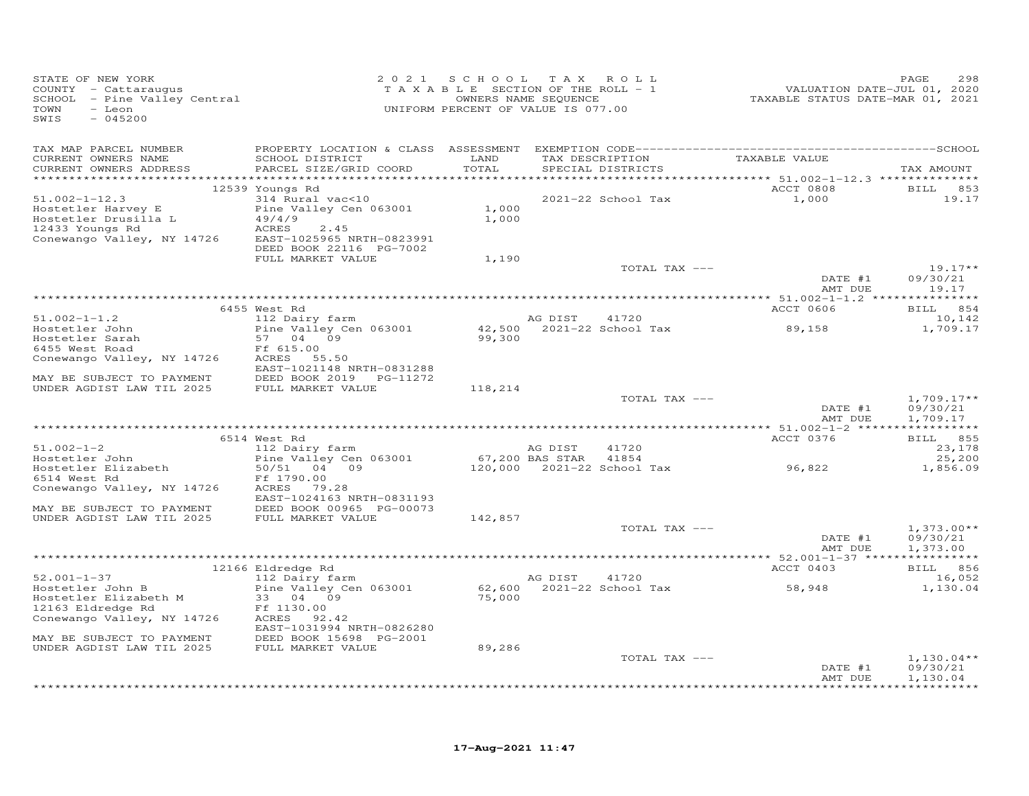STATE OF NEW YORK
COUNTY - Cattaraugus
SCHOOL - Pine Valley Central
TOWN - Leon
SWIS - 045200

2021 SCHOOL TAX ROLL
TAXABLE SECTION OF THE ROLL - 1
OWNERS NAME SEQUENCE
UNIFORM PERCENT OF VALUE IS 077.00

VALUATION DATE-JUL 01, 2020
TAXABLE STATUS DATE-MAR 01, 2021

| TAX MAP PARCEL NUMBER / CURRENT OWNERS NAME / CURRENT OWNERS ADDRESS | PROPERTY LOCATION & CLASS / SCHOOL DISTRICT / PARCEL SIZE/GRID COORD | ASSESSMENT LAND / TOTAL | EXEMPTION CODE / TAX DESCRIPTION / SPECIAL DISTRICTS | TAXABLE VALUE | TAX AMOUNT |
|---|---|---|---|---|---|
| 51.002-1-12.3 | 12539 Youngs Rd | | | ACCT 0808 | BILL 853 |
| Hostetler Harvey E | 314 Rural vac<10 | | | | |
| Hostetler Drusilla L | Pine Valley Cen 063001 | 1,000 | 2021-22 School Tax | 1,000 | 19.17 |
| 12433 Youngs Rd | 49/4/9 | 1,000 | | | |
| Conewango Valley, NY 14726 | ACRES 2.45 | | | | |
| | EAST-1025965 NRTH-0823991 | | | | |
| | DEED BOOK 22116 PG-7002 | | | | |
| | FULL MARKET VALUE | 1,190 | | | |
| | | | TOTAL TAX --- | | 19.17** |
| | | | | DATE #1 | 09/30/21 |
| | | | | AMT DUE | 19.17 |
| 51.002-1-1.2 | 6455 West Rd | | | ACCT 0606 | BILL 854 |
| Hostetler John | 112 Dairy farm | | AG DIST 41720 | | 10,142 |
| Hostetler Sarah | Pine Valley Cen 063001 | 42,500 | 2021-22 School Tax | 89,158 | 1,709.17 |
| 6455 West Road | 57 04 09 | 99,300 | | | |
| Conewango Valley, NY 14726 | Ff 615.00 | | | | |
| | ACRES 55.50 | | | | |
| | EAST-1021148 NRTH-0831288 | | | | |
| MAY BE SUBJECT TO PAYMENT | DEED BOOK 2019 PG-11272 | | | | |
| UNDER AGDIST LAW TIL 2025 | FULL MARKET VALUE | 118,214 | | | |
| | | | TOTAL TAX --- | | 1,709.17** |
| | | | | DATE #1 | 09/30/21 |
| | | | | AMT DUE | 1,709.17 |
| 51.002-1-2 | 6514 West Rd | | | ACCT 0376 | BILL 855 |
| Hostetler John | 112 Dairy farm | | AG DIST 41720 | | 23,178 |
| Hostetler Elizabeth | Pine Valley Cen 063001 | 67,200 | BAS STAR 41854 | | 25,200 |
| 6514 West Rd | 50/51 04 09 | 120,000 | 2021-22 School Tax | 96,822 | 1,856.09 |
| Conewango Valley, NY 14726 | Ff 1790.00 | | | | |
| | ACRES 79.28 | | | | |
| | EAST-1024163 NRTH-0831193 | | | | |
| MAY BE SUBJECT TO PAYMENT | DEED BOOK 00965 PG-00073 | | | | |
| UNDER AGDIST LAW TIL 2025 | FULL MARKET VALUE | 142,857 | | | |
| | | | TOTAL TAX --- | | 1,373.00** |
| | | | | DATE #1 | 09/30/21 |
| | | | | AMT DUE | 1,373.00 |
| 52.001-1-37 | 12166 Eldredge Rd | | | ACCT 0403 | BILL 856 |
| Hostetler John B | 112 Dairy farm | | AG DIST 41720 | | 16,052 |
| Hostetler Elizabeth M | Pine Valley Cen 063001 | 62,600 | 2021-22 School Tax | 58,948 | 1,130.04 |
| 12163 Eldredge Rd | 33 04 09 | 75,000 | | | |
| Conewango Valley, NY 14726 | Ff 1130.00 | | | | |
| | ACRES 92.42 | | | | |
| | EAST-1031994 NRTH-0826280 | | | | |
| MAY BE SUBJECT TO PAYMENT | DEED BOOK 15698 PG-2001 | | | | |
| UNDER AGDIST LAW TIL 2025 | FULL MARKET VALUE | 89,286 | | | |
| | | | TOTAL TAX --- | | 1,130.04** |
| | | | | DATE #1 | 09/30/21 |
| | | | | AMT DUE | 1,130.04 |

17-Aug-2021 11:47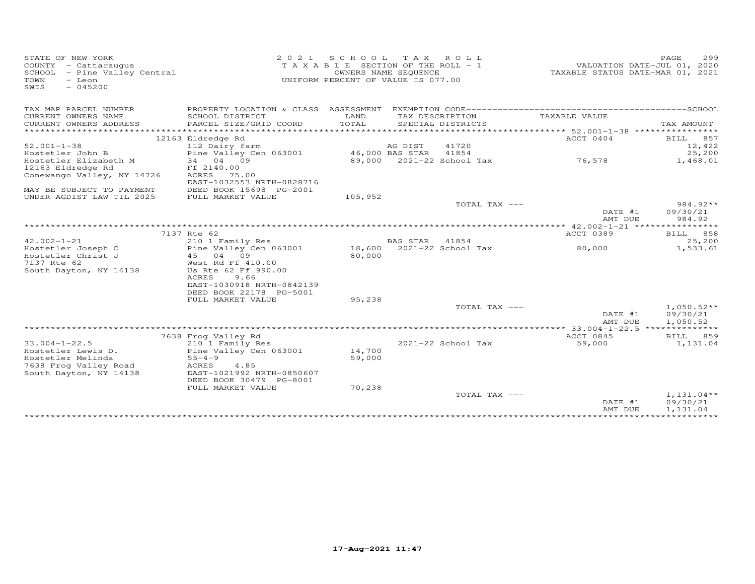STATE OF NEW YORK
COUNTY - Cattaraugus
SCHOOL - Pine Valley Central
TOWN - Leon
SWIS - 045200

2021 SCHOOL TAX ROLL
TAXABLE SECTION OF THE ROLL - 1
OWNERS NAME SEQUENCE
UNIFORM PERCENT OF VALUE IS 077.00

VALUATION DATE-JUL 01, 2020
TAXABLE STATUS DATE-MAR 01, 2021

| TAX MAP PARCEL NUMBER / CURRENT OWNERS NAME / CURRENT OWNERS ADDRESS | PROPERTY LOCATION & CLASS / SCHOOL DISTRICT / PARCEL SIZE/GRID COORD | ASSESSMENT LAND / TOTAL | EXEMPTION CODE / TAX DESCRIPTION / SPECIAL DISTRICTS | TAXABLE VALUE | TAX AMOUNT |
|---|---|---|---|---|---|
| | 12163 Eldredge Rd | | | ACCT 0404 | BILL 857 |
| 52.001-1-38 | 112 Dairy farm | | AG DIST 41720 | | 12,422 |
| Hostetler John B | Pine Valley Cen 063001 | 46,000 | BAS STAR 41854 | | 25,200 |
| Hostetler Elizabeth M | 34 04 09 | 89,000 | 2021-22 School Tax | 76,578 | 1,468.01 |
| 12163 Eldredge Rd | Ff 2140.00 | | | | |
| Conewango Valley, NY 14726 | ACRES 75.00 | | | | |
| | EAST-1032553 NRTH-0828716 | | | | |
| MAY BE SUBJECT TO PAYMENT | DEED BOOK 15698 PG-2001 | | | | |
| UNDER AGDIST LAW TIL 2025 | FULL MARKET VALUE | 105,952 | | | |
| | | | TOTAL TAX --- | | 984.92** |
| | | | | DATE #1 | 09/30/21 |
| | | | | AMT DUE | 984.92 |
| | 7137 Rte 62 | | | ACCT 0389 | BILL 858 |
| 42.002-1-21 | 210 1 Family Res | | BAS STAR 41854 | | 25,200 |
| Hostetler Joseph C | Pine Valley Cen 063001 | 18,600 | 2021-22 School Tax | 80,000 | 1,533.61 |
| Hostetler Christ J | 45 04 09 | 80,000 | | | |
| 7137 Rte 62 | West Rd Ff 410.00 | | | | |
| South Dayton, NY 14138 | Us Rte 62 Ff 990.00 | | | | |
| | ACRES 9.66 | | | | |
| | EAST-1030918 NRTH-0842139 | | | | |
| | DEED BOOK 22178 PG-5001 | | | | |
| | FULL MARKET VALUE | 95,238 | | | |
| | | | TOTAL TAX --- | | 1,050.52** |
| | | | | DATE #1 | 09/30/21 |
| | | | | AMT DUE | 1,050.52 |
| | 7638 Frog Valley Rd | | | ACCT 0845 | BILL 859 |
| 33.004-1-22.5 | 210 1 Family Res | | 2021-22 School Tax | 59,000 | 1,131.04 |
| Hostetler Lewis D. | Pine Valley Cen 063001 | 14,700 | | | |
| Hostetler Melinda | 55-4-9 | 59,000 | | | |
| 7638 Frog Valley Road | ACRES 4.85 | | | | |
| South Dayton, NY 14138 | EAST-1021992 NRTH-0850607 | | | | |
| | DEED BOOK 30479 PG-8001 | | | | |
| | FULL MARKET VALUE | 70,238 | | | |
| | | | TOTAL TAX --- | | 1,131.04** |
| | | | | DATE #1 | 09/30/21 |
| | | | | AMT DUE | 1,131.04 |

17-Aug-2021 11:47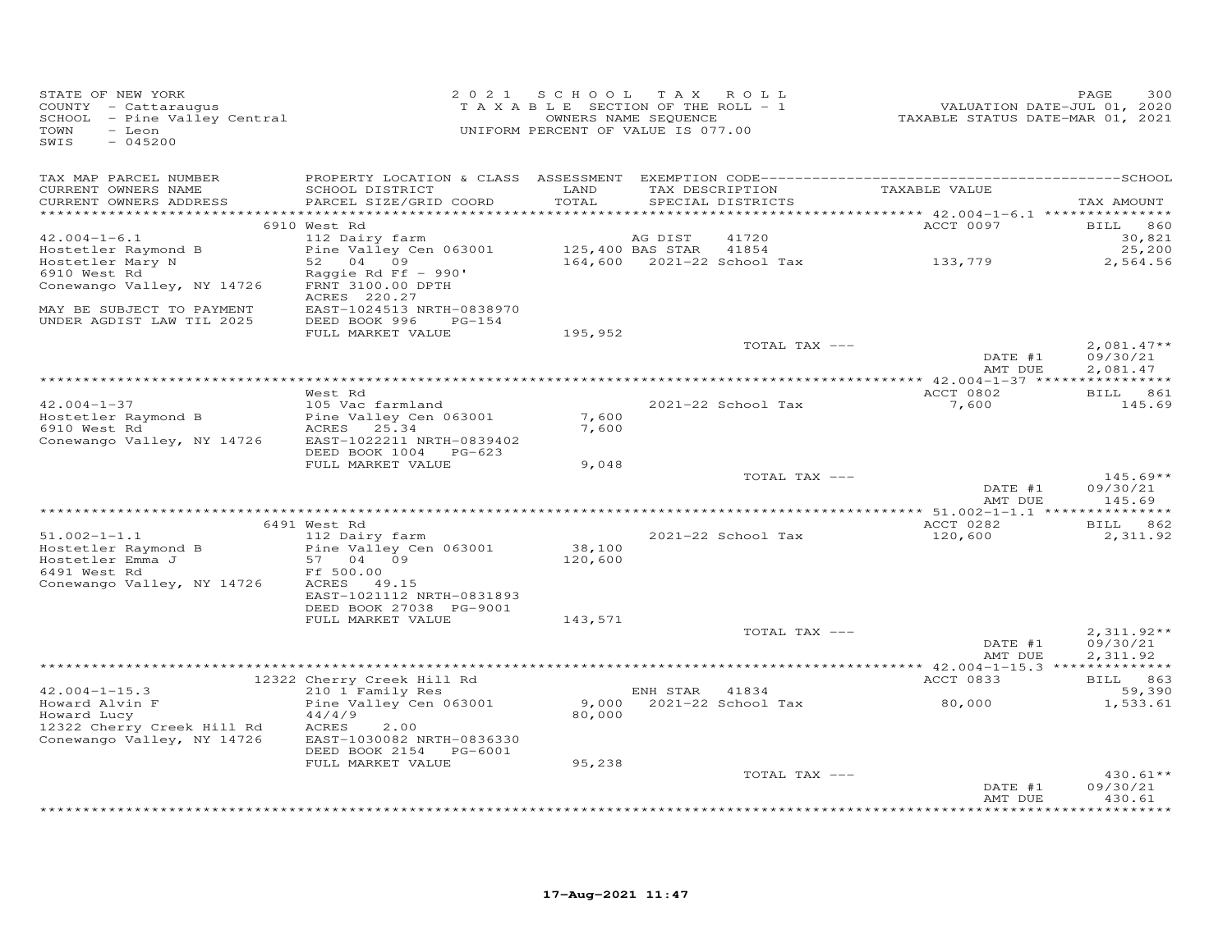STATE OF NEW YORK
COUNTY - Cattaraugus
SCHOOL - Pine Valley Central
TOWN - Leon
SWIS - 045200

2 0 2 1 S C H O O L T A X R O L L
T A X A B L E SECTION OF THE ROLL - 1
OWNERS NAME SEQUENCE
UNIFORM PERCENT OF VALUE IS 077.00

VALUATION DATE-JUL 01, 2020
TAXABLE STATUS DATE-MAR 01, 2021

| TAX MAP PARCEL NUMBER / CURRENT OWNERS NAME / CURRENT OWNERS ADDRESS | PROPERTY LOCATION & CLASS / SCHOOL DISTRICT / PARCEL SIZE/GRID COORD | ASSESSMENT LAND / TOTAL | EXEMPTION CODE / TAX DESCRIPTION / SPECIAL DISTRICTS | TAXABLE VALUE | TAX AMOUNT |
|---|---|---|---|---|---|
| | 6910 West Rd | | | ACCT 0097 | BILL 860 |
| 42.004-1-6.1 | 112 Dairy farm | | AG DIST 41720 | | 30,821 |
| Hostetler Raymond B | Pine Valley Cen 063001 | 125,400 | BAS STAR 41854 | | 25,200 |
| Hostetler Mary N | 52 04 09 | 164,600 | 2021-22 School Tax | 133,779 | 2,564.56 |
| 6910 West Rd | Raggie Rd Ff - 990' | | | | |
| Conewango Valley, NY 14726 | FRNT 3100.00 DPTH | | | | |
| | ACRES 220.27 | | | | |
| MAY BE SUBJECT TO PAYMENT | EAST-1024513 NRTH-0838970 | | | | |
| UNDER AGDIST LAW TIL 2025 | DEED BOOK 996 PG-154 | | | | |
| | FULL MARKET VALUE | 195,952 | | | |
| | | | TOTAL TAX --- | | 2,081.47** |
| | | | | DATE #1 | 09/30/21 |
| | | | | AMT DUE | 2,081.47 |
| | West Rd | | | ACCT 0802 | BILL 861 |
| 42.004-1-37 | 105 Vac farmland | | 2021-22 School Tax | 7,600 | 145.69 |
| Hostetler Raymond B | Pine Valley Cen 063001 | 7,600 | | | |
| 6910 West Rd | ACRES 25.34 | 7,600 | | | |
| Conewango Valley, NY 14726 | EAST-1022211 NRTH-0839402 | | | | |
| | DEED BOOK 1004 PG-623 | | | | |
| | FULL MARKET VALUE | 9,048 | | | |
| | | | TOTAL TAX --- | | 145.69** |
| | | | | DATE #1 | 09/30/21 |
| | | | | AMT DUE | 145.69 |
| | 6491 West Rd | | | ACCT 0282 | BILL 862 |
| 51.002-1-1.1 | 112 Dairy farm | | 2021-22 School Tax | 120,600 | 2,311.92 |
| Hostetler Raymond B | Pine Valley Cen 063001 | 38,100 | | | |
| Hostetler Emma J | 57 04 09 | 120,600 | | | |
| 6491 West Rd | Ff 500.00 | | | | |
| Conewango Valley, NY 14726 | ACRES 49.15 | | | | |
| | EAST-1021112 NRTH-0831893 | | | | |
| | DEED BOOK 27038 PG-9001 | | | | |
| | FULL MARKET VALUE | 143,571 | | | |
| | | | TOTAL TAX --- | | 2,311.92** |
| | | | | DATE #1 | 09/30/21 |
| | | | | AMT DUE | 2,311.92 |
| | 12322 Cherry Creek Hill Rd | | | ACCT 0833 | BILL 863 |
| 42.004-1-15.3 | 210 1 Family Res | | ENH STAR 41834 | | 59,390 |
| Howard Alvin F | Pine Valley Cen 063001 | 9,000 | 2021-22 School Tax | 80,000 | 1,533.61 |
| Howard Lucy | 44/4/9 | 80,000 | | | |
| 12322 Cherry Creek Hill Rd | ACRES 2.00 | | | | |
| Conewango Valley, NY 14726 | EAST-1030082 NRTH-0836330 | | | | |
| | DEED BOOK 2154 PG-6001 | | | | |
| | FULL MARKET VALUE | 95,238 | | | |
| | | | TOTAL TAX --- | | 430.61** |
| | | | | DATE #1 | 09/30/21 |
| | | | | AMT DUE | 430.61 |

17-Aug-2021 11:47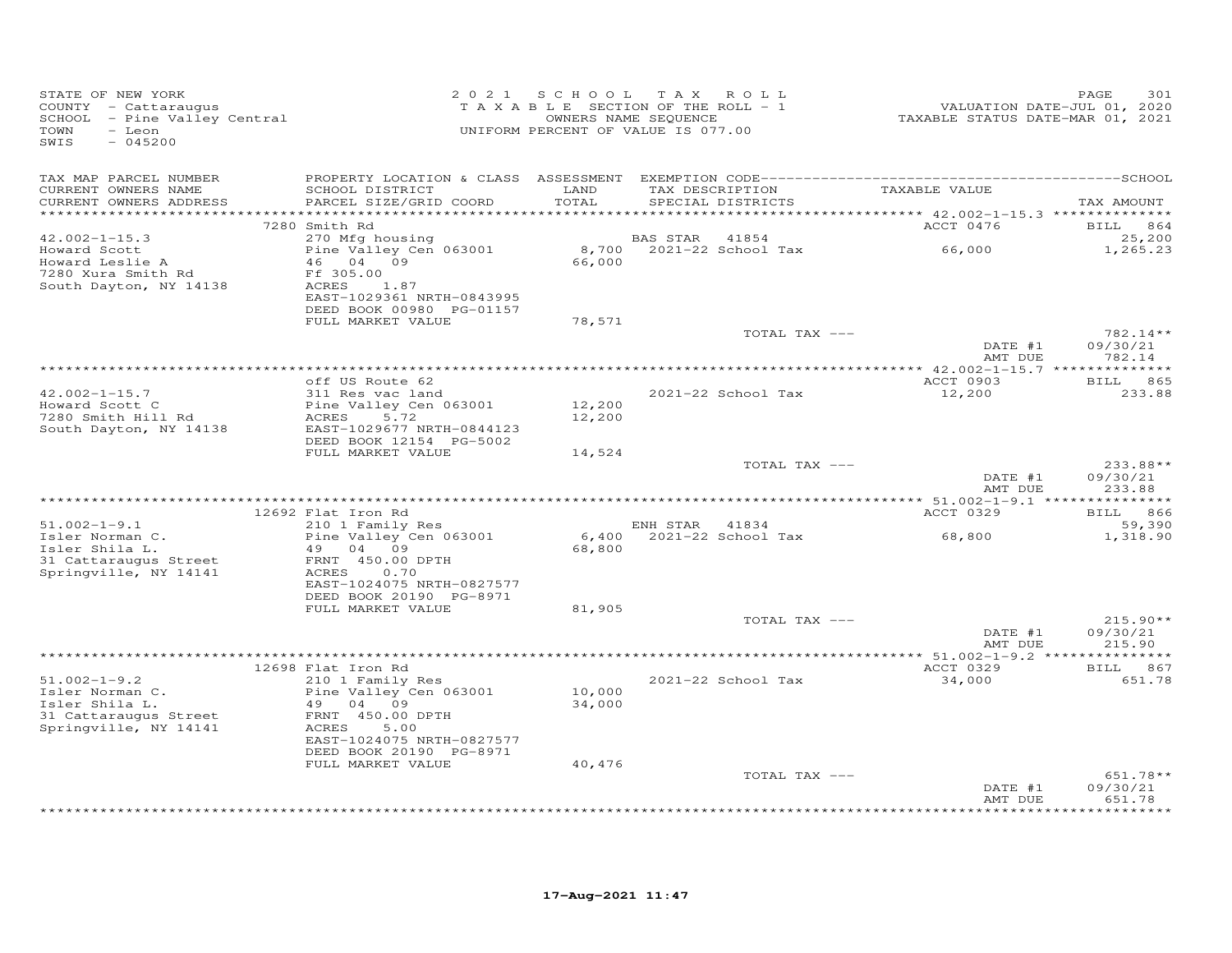STATE OF NEW YORK
COUNTY - Cattaraugus
SCHOOL - Pine Valley Central
TOWN - Leon
SWIS - 045200

2021 SCHOOL TAX ROLL
TAXABLE SECTION OF THE ROLL - 1
OWNERS NAME SEQUENCE
UNIFORM PERCENT OF VALUE IS 077.00

VALUATION DATE-JUL 01, 2020
TAXABLE STATUS DATE-MAR 01, 2021

| TAX MAP PARCEL NUMBER / CURRENT OWNERS NAME / CURRENT OWNERS ADDRESS | PROPERTY LOCATION & CLASS / SCHOOL DISTRICT / PARCEL SIZE/GRID COORD | ASSESSMENT LAND / TOTAL | EXEMPTION CODE / TAX DESCRIPTION / SPECIAL DISTRICTS | TAXABLE VALUE | TAX AMOUNT |
|---|---|---|---|---|---|
| 42.002-1-15.3 | 7280 Smith Rd | | | ACCT 0476 | BILL 864 |
| Howard Scott | 270 Mfg housing | | BAS STAR 41854 | | 25,200 |
| Howard Leslie A | Pine Valley Cen 063001 | 8,700 | 2021-22 School Tax | 66,000 | 1,265.23 |
| 7280 Xura Smith Rd | 46 04 09 | 66,000 | | | |
| South Dayton, NY 14138 | Ff 305.00 | | | | |
| | ACRES 1.87 | | | | |
| | EAST-1029361 NRTH-0843995 | | | | |
| | DEED BOOK 00980 PG-01157 | | | | |
| | FULL MARKET VALUE | 78,571 | | | |
| | | | TOTAL TAX --- | | 782.14** |
| | | | | DATE #1 | 09/30/21 |
| | | | | AMT DUE | 782.14 |
| 42.002-1-15.7 | off US Route 62 | | | ACCT 0903 | BILL 865 |
| Howard Scott C | 311 Res vac land | | 2021-22 School Tax | 12,200 | 233.88 |
| 7280 Smith Hill Rd | Pine Valley Cen 063001 | 12,200 | | | |
| South Dayton, NY 14138 | ACRES 5.72 | 12,200 | | | |
| | EAST-1029677 NRTH-0844123 | | | | |
| | DEED BOOK 12154 PG-5002 | | | | |
| | FULL MARKET VALUE | 14,524 | | | |
| | | | TOTAL TAX --- | | 233.88** |
| | | | | DATE #1 | 09/30/21 |
| | | | | AMT DUE | 233.88 |
| 51.002-1-9.1 | 12692 Flat Iron Rd | | | ACCT 0329 | BILL 866 |
| Isler Norman C. | 210 1 Family Res | | ENH STAR 41834 | | 59,390 |
| Isler Shila L. | Pine Valley Cen 063001 | 6,400 | 2021-22 School Tax | 68,800 | 1,318.90 |
| 31 Cattaraugus Street | 49 04 09 | 68,800 | | | |
| Springville, NY 14141 | FRNT 450.00 DPTH | | | | |
| | ACRES 0.70 | | | | |
| | EAST-1024075 NRTH-0827577 | | | | |
| | DEED BOOK 20190 PG-8971 | | | | |
| | FULL MARKET VALUE | 81,905 | | | |
| | | | TOTAL TAX --- | | 215.90** |
| | | | | DATE #1 | 09/30/21 |
| | | | | AMT DUE | 215.90 |
| 51.002-1-9.2 | 12698 Flat Iron Rd | | | ACCT 0329 | BILL 867 |
| Isler Norman C. | 210 1 Family Res | | 2021-22 School Tax | 34,000 | 651.78 |
| Isler Shila L. | Pine Valley Cen 063001 | 10,000 | | | |
| 31 Cattaraugus Street | 49 04 09 | 34,000 | | | |
| Springville, NY 14141 | FRNT 450.00 DPTH | | | | |
| | ACRES 5.00 | | | | |
| | EAST-1024075 NRTH-0827577 | | | | |
| | DEED BOOK 20190 PG-8971 | | | | |
| | FULL MARKET VALUE | 40,476 | | | |
| | | | TOTAL TAX --- | | 651.78** |
| | | | | DATE #1 | 09/30/21 |
| | | | | AMT DUE | 651.78 |

17-Aug-2021 11:47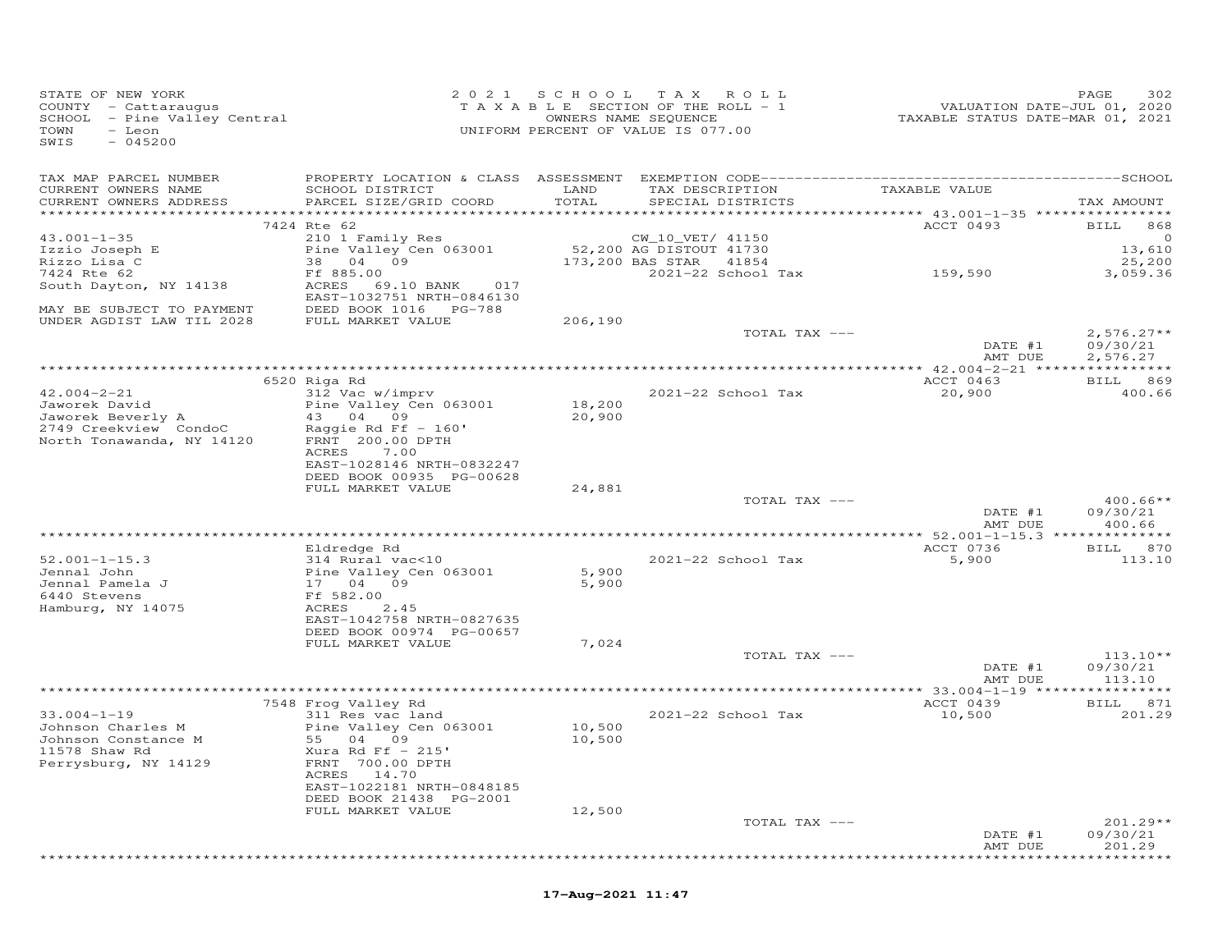STATE OF NEW YORK
COUNTY - Cattaraugus
SCHOOL - Pine Valley Central
TOWN - Leon
SWIS - 045200

2021 SCHOOL TAX ROLL
TAXABLE SECTION OF THE ROLL - 1
OWNERS NAME SEQUENCE
UNIFORM PERCENT OF VALUE IS 077.00

VALUATION DATE-JUL 01, 2020
TAXABLE STATUS DATE-MAR 01, 2021

| TAX MAP PARCEL NUMBER / CURRENT OWNERS NAME / CURRENT OWNERS ADDRESS | PROPERTY LOCATION & CLASS / SCHOOL DISTRICT / PARCEL SIZE/GRID COORD | ASSESSMENT LAND / TOTAL | EXEMPTION CODE / TAX DESCRIPTION / SPECIAL DISTRICTS | TAXABLE VALUE | SCHOOL TAX AMOUNT |
|---|---|---|---|---|---|
| | 7424 Rte 62 | | | ACCT 0493 | BILL 868 |
| 43.001-1-35 | 210 1 Family Res | | CW_10_VET/ 41150 | | 0 |
| Izzio Joseph E | Pine Valley Cen 063001 | 52,200 | AG DISTOUT 41730 | | 13,610 |
| Rizzo Lisa C | 38 04 09 | 173,200 | BAS STAR 41854 | | 25,200 |
| 7424 Rte 62 | Ff 885.00 | | 2021-22 School Tax | 159,590 | 3,059.36 |
| South Dayton, NY 14138 | ACRES 69.10 BANK 017 | | | | |
| | EAST-1032751 NRTH-0846130 | | | | |
| MAY BE SUBJECT TO PAYMENT | DEED BOOK 1016 PG-788 | | | | |
| UNDER AGDIST LAW TIL 2028 | FULL MARKET VALUE | 206,190 | | | |
| | | | TOTAL TAX --- | | 2,576.27** |
| | | | | DATE #1 | 09/30/21 |
| | | | | AMT DUE | 2,576.27 |
| | 6520 Riga Rd | | | ACCT 0463 | BILL 869 |
| 42.004-2-21 | 312 Vac w/imprv | | 2021-22 School Tax | 20,900 | 400.66 |
| Jaworek David | Pine Valley Cen 063001 | 18,200 | | | |
| Jaworek Beverly A | 43 04 09 | 20,900 | | | |
| 2749 Creekview CondoC | Raggie Rd Ff - 160' | | | | |
| North Tonawanda, NY 14120 | FRNT 200.00 DPTH | | | | |
| | ACRES 7.00 | | | | |
| | EAST-1028146 NRTH-0832247 | | | | |
| | DEED BOOK 00935 PG-00628 | | | | |
| | FULL MARKET VALUE | 24,881 | | | |
| | | | TOTAL TAX --- | | 400.66** |
| | | | | DATE #1 | 09/30/21 |
| | | | | AMT DUE | 400.66 |
| | Eldredge Rd | | | ACCT 0736 | BILL 870 |
| 52.001-1-15.3 | 314 Rural vac<10 | | 2021-22 School Tax | 5,900 | 113.10 |
| Jennal John | Pine Valley Cen 063001 | 5,900 | | | |
| Jennal Pamela J | 17 04 09 | 5,900 | | | |
| 6440 Stevens | Ff 582.00 | | | | |
| Hamburg, NY 14075 | ACRES 2.45 | | | | |
| | EAST-1042758 NRTH-0827635 | | | | |
| | DEED BOOK 00974 PG-00657 | | | | |
| | FULL MARKET VALUE | 7,024 | | | |
| | | | TOTAL TAX --- | | 113.10** |
| | | | | DATE #1 | 09/30/21 |
| | | | | AMT DUE | 113.10 |
| | 7548 Frog Valley Rd | | | ACCT 0439 | BILL 871 |
| 33.004-1-19 | 311 Res vac land | | 2021-22 School Tax | 10,500 | 201.29 |
| Johnson Charles M | Pine Valley Cen 063001 | 10,500 | | | |
| Johnson Constance M | 55 04 09 | 10,500 | | | |
| 11578 Shaw Rd | Xura Rd Ff - 215' | | | | |
| Perrysburg, NY 14129 | FRNT 700.00 DPTH | | | | |
| | ACRES 14.70 | | | | |
| | EAST-1022181 NRTH-0848185 | | | | |
| | DEED BOOK 21438 PG-2001 | | | | |
| | FULL MARKET VALUE | 12,500 | | | |
| | | | TOTAL TAX --- | | 201.29** |
| | | | | DATE #1 | 09/30/21 |
| | | | | AMT DUE | 201.29 |

17-Aug-2021 11:47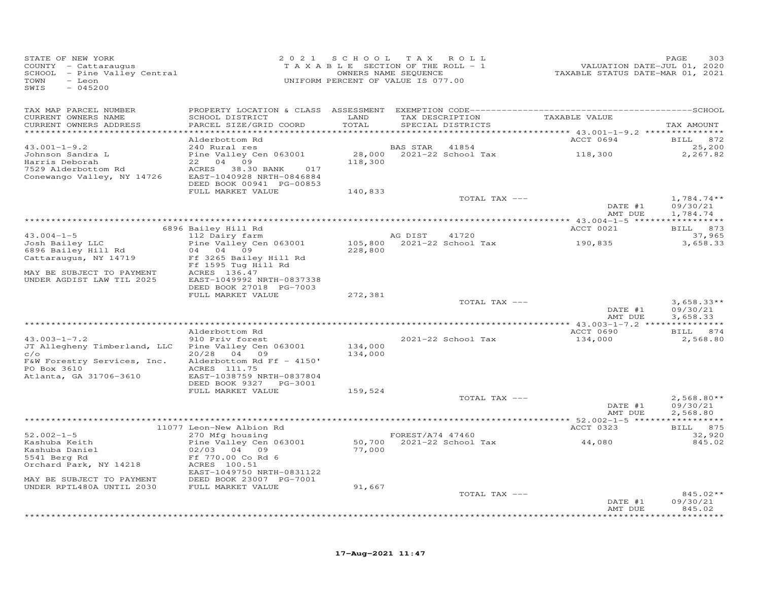STATE OF NEW YORK
COUNTY - Cattaraugus
SCHOOL - Pine Valley Central
TOWN - Leon
SWIS - 045200

2 0 2 1 SCHOOL TAX ROLL
TAXABLE SECTION OF THE ROLL - 1
OWNERS NAME SEQUENCE
UNIFORM PERCENT OF VALUE IS 077.00

VALUATION DATE-JUL 01, 2020
TAXABLE STATUS DATE-MAR 01, 2021

| TAX MAP PARCEL NUMBER / CURRENT OWNERS NAME / CURRENT OWNERS ADDRESS | PROPERTY LOCATION & CLASS / SCHOOL DISTRICT / PARCEL SIZE/GRID COORD | ASSESSMENT LAND / TOTAL | EXEMPTION CODE / TAX DESCRIPTION / SPECIAL DISTRICTS | TAXABLE VALUE | TAX AMOUNT |
|---|---|---|---|---|---|
| 43.001-1-9.2 | Alderbottom Rd | | | ACCT 0694 | BILL 872 |
| Johnson Sandra L | 240 Rural res | | BAS STAR 41854 | | 25,200 |
| Harris Deborah | Pine Valley Cen 063001 | 28,000 | 2021-22 School Tax | 118,300 | 2,267.82 |
| 7529 Alderbottom Rd | 22 04 09 | 118,300 | | | |
| Conewango Valley, NY 14726 | ACRES 38.30 BANK 017 | | | | |
| | EAST-1040928 NRTH-0846884 | | | | |
| | DEED BOOK 00941 PG-00853 | | | | |
| | FULL MARKET VALUE | 140,833 | | | |
| | | | TOTAL TAX --- | | 1,784.74** |
| | | | | DATE #1 | 09/30/21 |
| | | | | AMT DUE | 1,784.74 |
| 43.004-1-5 | 6896 Bailey Hill Rd | | | ACCT 0021 | BILL 873 |
| Josh Bailey LLC | 112 Dairy farm | | AG DIST 41720 | | 37,965 |
| 6896 Bailey Hill Rd | Pine Valley Cen 063001 | 105,800 | 2021-22 School Tax | 190,835 | 3,658.33 |
| Cattaraugus, NY 14719 | 04 04 09 | 228,800 | | | |
| | Ff 3265 Bailey Hill Rd | | | | |
| | Ff 1595 Tug Hill Rd | | | | |
| MAY BE SUBJECT TO PAYMENT | ACRES 136.47 | | | | |
| UNDER AGDIST LAW TIL 2025 | EAST-1049992 NRTH-0837338 | | | | |
| | DEED BOOK 27018 PG-7003 | | | | |
| | FULL MARKET VALUE | 272,381 | | | |
| | | | TOTAL TAX --- | | 3,658.33** |
| | | | | DATE #1 | 09/30/21 |
| | | | | AMT DUE | 3,658.33 |
| 43.003-1-7.2 | Alderbottom Rd | | | ACCT 0690 | BILL 874 |
| JT Allegheny Timberland, LLC | 910 Priv forest | | 2021-22 School Tax | 134,000 | 2,568.80 |
| c/o | Pine Valley Cen 063001 | 134,000 | | | |
| F&W Forestry Services, Inc. | 20/28 04 09 | 134,000 | | | |
| PO Box 3610 | Alderbottom Rd Ff - 4150' | | | | |
| Atlanta, GA 31706-3610 | ACRES 111.75 | | | | |
| | EAST-1038759 NRTH-0837804 | | | | |
| | DEED BOOK 9327 PG-3001 | | | | |
| | FULL MARKET VALUE | 159,524 | | | |
| | | | TOTAL TAX --- | | 2,568.80** |
| | | | | DATE #1 | 09/30/21 |
| | | | | AMT DUE | 2,568.80 |
| 52.002-1-5 | 11077 Leon-New Albion Rd | | | ACCT 0323 | BILL 875 |
| Kashuba Keith | 270 Mfg housing | | FOREST/A74 47460 | | 32,920 |
| Kashuba Daniel | Pine Valley Cen 063001 | 50,700 | 2021-22 School Tax | 44,080 | 845.02 |
| 5541 Berg Rd | 02/03 04 09 | 77,000 | | | |
| Orchard Park, NY 14218 | Ff 770.00 Co Rd 6 | | | | |
| | ACRES 100.51 | | | | |
| | EAST-1049750 NRTH-0831122 | | | | |
| MAY BE SUBJECT TO PAYMENT | DEED BOOK 23007 PG-7001 | | | | |
| UNDER RPTL480A UNTIL 2030 | FULL MARKET VALUE | 91,667 | | | |
| | | | TOTAL TAX --- | | 845.02** |
| | | | | DATE #1 | 09/30/21 |
| | | | | AMT DUE | 845.02 |

17-Aug-2021 11:47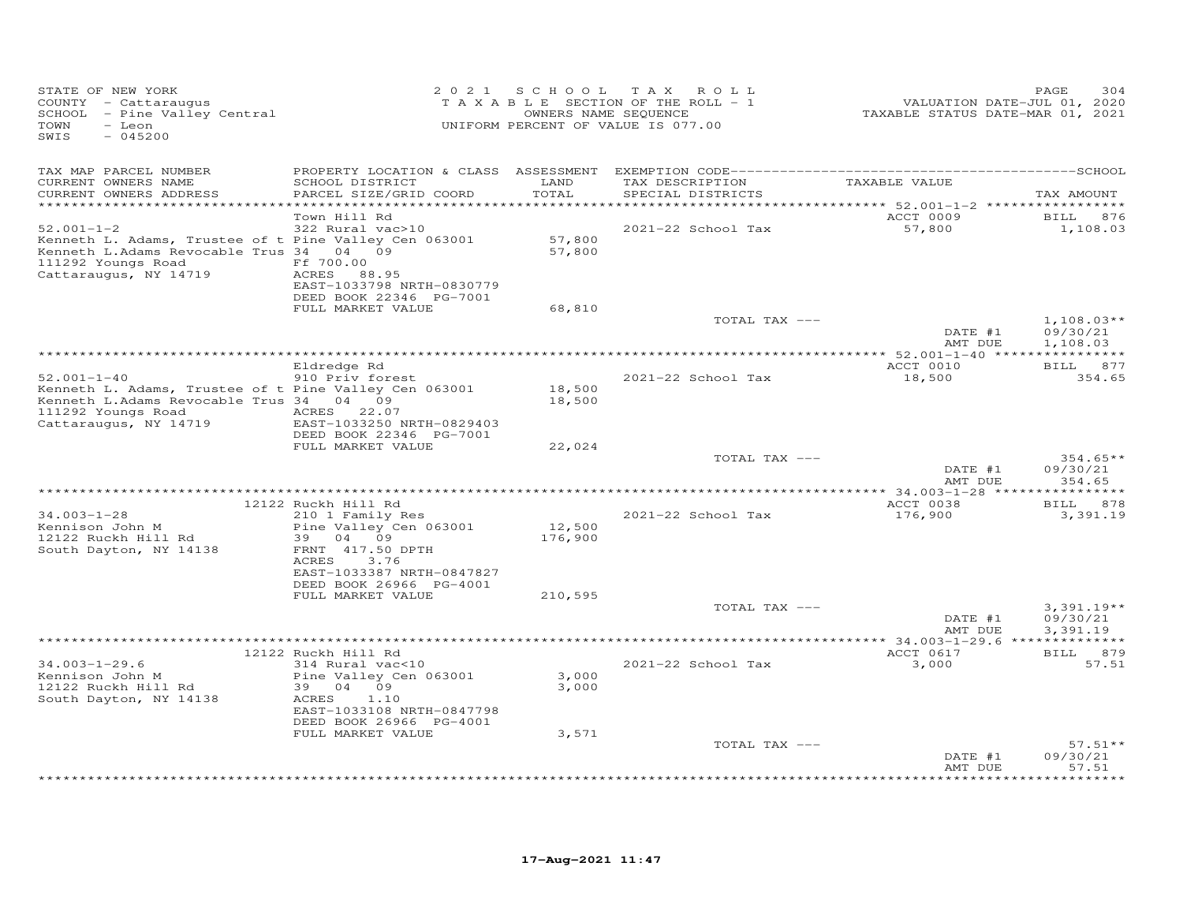STATE OF NEW YORK
COUNTY - Cattaraugus
SCHOOL - Pine Valley Central
TOWN - Leon
SWIS - 045200

2 0 2 1 S C H O O L T A X R O L L
T A X A B L E SECTION OF THE ROLL - 1
OWNERS NAME SEQUENCE
UNIFORM PERCENT OF VALUE IS 077.00

VALUATION DATE-JUL 01, 2020
TAXABLE STATUS DATE-MAR 01, 2021

| TAX MAP PARCEL NUMBER / CURRENT OWNERS NAME / CURRENT OWNERS ADDRESS | PROPERTY LOCATION & CLASS / SCHOOL DISTRICT / PARCEL SIZE/GRID COORD | ASSESSMENT LAND / TOTAL | EXEMPTION CODE / TAX DESCRIPTION / SPECIAL DISTRICTS | TAXABLE VALUE | TAX AMOUNT |
|---|---|---|---|---|---|
| | Town Hill Rd | | | ACCT 0009 | BILL 876 |
| 52.001-1-2 | 322 Rural vac>10 | | 2021-22 School Tax | 57,800 | 1,108.03 |
| Kenneth L. Adams, Trustee of t | Pine Valley Cen 063001 | 57,800 | | | |
| Kenneth L.Adams Revocable Trus | 34 04 09 | 57,800 | | | |
| 111292 Youngs Road | Ff 700.00 | | | | |
| Cattaraugus, NY 14719 | ACRES 88.95 | | | | |
| | EAST-1033798 NRTH-0830779 | | | | |
| | DEED BOOK 22346 PG-7001 | | | | |
| | FULL MARKET VALUE | 68,810 | | | |
| | | | TOTAL TAX --- | | 1,108.03** |
| | | | | DATE #1 | 09/30/21 |
| | | | | AMT DUE | 1,108.03 |
| | Eldredge Rd | | | ACCT 0010 | BILL 877 |
| 52.001-1-40 | 910 Priv forest | | 2021-22 School Tax | 18,500 | 354.65 |
| Kenneth L. Adams, Trustee of t | Pine Valley Cen 063001 | 18,500 | | | |
| Kenneth L.Adams Revocable Trus | 34 04 09 | 18,500 | | | |
| 111292 Youngs Road | ACRES 22.07 | | | | |
| Cattaraugus, NY 14719 | EAST-1033250 NRTH-0829403 | | | | |
| | DEED BOOK 22346 PG-7001 | | | | |
| | FULL MARKET VALUE | 22,024 | | | |
| | | | TOTAL TAX --- | | 354.65** |
| | | | | DATE #1 | 09/30/21 |
| | | | | AMT DUE | 354.65 |
| | 12122 Ruckh Hill Rd | | | ACCT 0038 | BILL 878 |
| 34.003-1-28 | 210 1 Family Res | | 2021-22 School Tax | 176,900 | 3,391.19 |
| Kennison John M | Pine Valley Cen 063001 | 12,500 | | | |
| 12122 Ruckh Hill Rd | 39 04 09 | 176,900 | | | |
| South Dayton, NY 14138 | FRNT 417.50 DPTH | | | | |
| | ACRES 3.76 | | | | |
| | EAST-1033387 NRTH-0847827 | | | | |
| | DEED BOOK 26966 PG-4001 | | | | |
| | FULL MARKET VALUE | 210,595 | | | |
| | | | TOTAL TAX --- | | 3,391.19** |
| | | | | DATE #1 | 09/30/21 |
| | | | | AMT DUE | 3,391.19 |
| | 12122 Ruckh Hill Rd | | | ACCT 0617 | BILL 879 |
| 34.003-1-29.6 | 314 Rural vac<10 | | 2021-22 School Tax | 3,000 | 57.51 |
| Kennison John M | Pine Valley Cen 063001 | 3,000 | | | |
| 12122 Ruckh Hill Rd | 39 04 09 | 3,000 | | | |
| South Dayton, NY 14138 | ACRES 1.10 | | | | |
| | EAST-1033108 NRTH-0847798 | | | | |
| | DEED BOOK 26966 PG-4001 | | | | |
| | FULL MARKET VALUE | 3,571 | | | |
| | | | TOTAL TAX --- | | 57.51** |
| | | | | DATE #1 | 09/30/21 |
| | | | | AMT DUE | 57.51 |

17-Aug-2021 11:47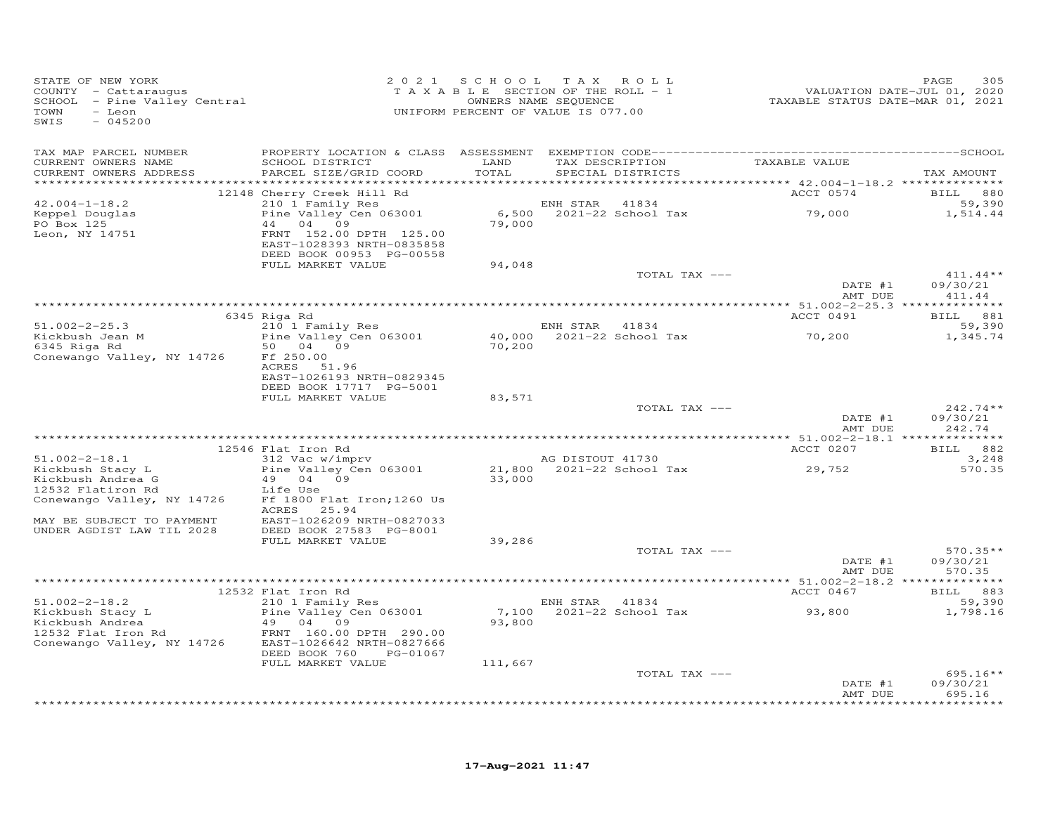STATE OF NEW YORK
COUNTY - Cattaraugus
SCHOOL - Pine Valley Central
TOWN - Leon
SWIS - 045200

2021 SCHOOL TAX ROLL
TAXABLE SECTION OF THE ROLL - 1
OWNERS NAME SEQUENCE
UNIFORM PERCENT OF VALUE IS 077.00

VALUATION DATE-JUL 01, 2020
TAXABLE STATUS DATE-MAR 01, 2021

| TAX MAP PARCEL NUMBER / CURRENT OWNERS NAME / CURRENT OWNERS ADDRESS | PROPERTY LOCATION & CLASS / SCHOOL DISTRICT / PARCEL SIZE/GRID COORD | ASSESSMENT LAND / TOTAL | EXEMPTION CODE / TAX DESCRIPTION / SPECIAL DISTRICTS | TAXABLE VALUE | TAX AMOUNT |
|---|---|---|---|---|---|
| **42.004-1-18.2** | 12148 Cherry Creek Hill Rd | | | ACCT 0574 | BILL 880 |
| Keppel Douglas | 210 1 Family Res | | ENH STAR 41834 | | 59,390 |
| PO Box 125 | Pine Valley Cen 063001 | 6,500 | 2021-22 School Tax | 79,000 | 1,514.44 |
| Leon, NY 14751 | 44 04 09 | 79,000 | | | |
| | FRNT 152.00 DPTH 125.00 | | | | |
| | EAST-1028393 NRTH-0835858 | | | | |
| | DEED BOOK 00953 PG-00558 | | | | |
| | FULL MARKET VALUE | 94,048 | | | |
| | | | TOTAL TAX --- | | 411.44** |
| | | | | DATE #1 | 09/30/21 |
| | | | | AMT DUE | 411.44 |
| **51.002-2-25.3** | 6345 Riga Rd | | | ACCT 0491 | BILL 881 |
| Kickbush Jean M | 210 1 Family Res | | ENH STAR 41834 | | 59,390 |
| 6345 Riga Rd | Pine Valley Cen 063001 | 40,000 | 2021-22 School Tax | 70,200 | 1,345.74 |
| Conewango Valley, NY 14726 | 50 04 09 | 70,200 | | | |
| | Ff 250.00 | | | | |
| | ACRES 51.96 | | | | |
| | EAST-1026193 NRTH-0829345 | | | | |
| | DEED BOOK 17717 PG-5001 | | | | |
| | FULL MARKET VALUE | 83,571 | | | |
| | | | TOTAL TAX --- | | 242.74** |
| | | | | DATE #1 | 09/30/21 |
| | | | | AMT DUE | 242.74 |
| **51.002-2-18.1** | 12546 Flat Iron Rd | | | ACCT 0207 | BILL 882 |
| Kickbush Stacy L | 312 Vac w/imprv | | AG DISTOUT 41730 | | 3,248 |
| Kickbush Andrea G | Pine Valley Cen 063001 | 21,800 | 2021-22 School Tax | 29,752 | 570.35 |
| 12532 Flatiron Rd | 49 04 09 | 33,000 | | | |
| Conewango Valley, NY 14726 | Life Use | | | | |
| | Ff 1800 Flat Iron;1260 Us | | | | |
| MAY BE SUBJECT TO PAYMENT | ACRES 25.94 | | | | |
| UNDER AGDIST LAW TIL 2028 | EAST-1026209 NRTH-0827033 | | | | |
| | DEED BOOK 27583 PG-8001 | | | | |
| | FULL MARKET VALUE | 39,286 | | | |
| | | | TOTAL TAX --- | | 570.35** |
| | | | | DATE #1 | 09/30/21 |
| | | | | AMT DUE | 570.35 |
| **51.002-2-18.2** | 12532 Flat Iron Rd | | | ACCT 0467 | BILL 883 |
| Kickbush Stacy L | 210 1 Family Res | | ENH STAR 41834 | | 59,390 |
| Kickbush Andrea | Pine Valley Cen 063001 | 7,100 | 2021-22 School Tax | 93,800 | 1,798.16 |
| 12532 Flat Iron Rd | 49 04 09 | 93,800 | | | |
| Conewango Valley, NY 14726 | FRNT 160.00 DPTH 290.00 | | | | |
| | EAST-1026642 NRTH-0827666 | | | | |
| | DEED BOOK 760 PG-01067 | | | | |
| | FULL MARKET VALUE | 111,667 | | | |
| | | | TOTAL TAX --- | | 695.16** |
| | | | | DATE #1 | 09/30/21 |
| | | | | AMT DUE | 695.16 |

17-Aug-2021 11:47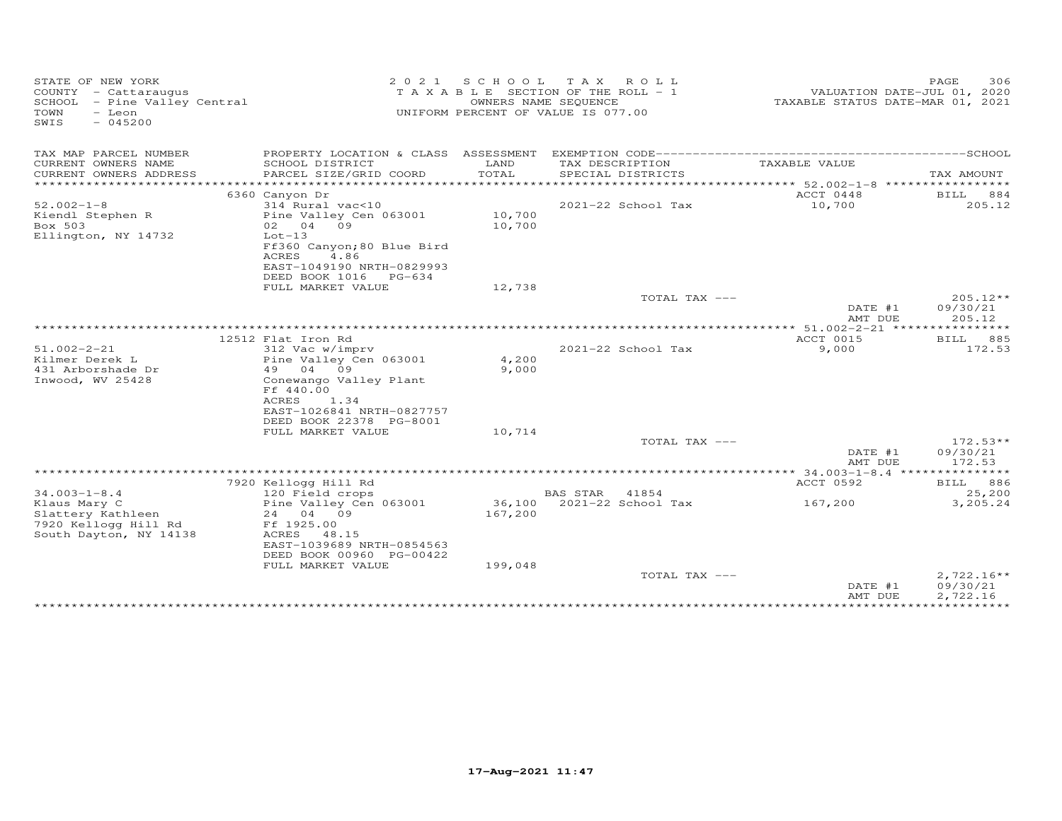STATE OF NEW YORK
COUNTY - Cattaraugus
SCHOOL - Pine Valley Central
TOWN - Leon
SWIS - 045200

2021 SCHOOL TAX ROLL
TAXABLE SECTION OF THE ROLL - 1
OWNERS NAME SEQUENCE
UNIFORM PERCENT OF VALUE IS 077.00

VALUATION DATE-JUL 01, 2020
TAXABLE STATUS DATE-MAR 01, 2021

| TAX MAP PARCEL NUMBER / CURRENT OWNERS NAME / CURRENT OWNERS ADDRESS | PROPERTY LOCATION & CLASS / SCHOOL DISTRICT / PARCEL SIZE/GRID COORD | ASSESSMENT LAND / TOTAL | EXEMPTION CODE / TAX DESCRIPTION / SPECIAL DISTRICTS | TAXABLE VALUE | TAX AMOUNT |
|---|---|---|---|---|---|
| | 6360 Canyon Dr | | | ACCT 0448 | BILL 884 |
| 52.002-1-8 | 314 Rural vac<10 | | 2021-22 School Tax | 10,700 | 205.12 |
| Kiendl Stephen R | Pine Valley Cen 063001 | 10,700 | | | |
| Box 503 | 02 04 09 | 10,700 | | | |
| Ellington, NY 14732 | Lot-13 | | | | |
| | Ff360 Canyon;80 Blue Bird | | | | |
| | ACRES 4.86 | | | | |
| | EAST-1049190 NRTH-0829993 | | | | |
| | DEED BOOK 1016 PG-634 | | | | |
| | FULL MARKET VALUE | 12,738 | | | |
| | | | TOTAL TAX --- | | 205.12** |
| | | | | DATE #1 | 09/30/21 |
| | | | | AMT DUE | 205.12 |
| | 12512 Flat Iron Rd | | | ACCT 0015 | BILL 885 |
| 51.002-2-21 | 312 Vac w/imprv | | 2021-22 School Tax | 9,000 | 172.53 |
| Kilmer Derek L | Pine Valley Cen 063001 | 4,200 | | | |
| 431 Arborshade Dr | 49 04 09 | 9,000 | | | |
| Inwood, WV 25428 | Conewango Valley Plant | | | | |
| | Ff 440.00 | | | | |
| | ACRES 1.34 | | | | |
| | EAST-1026841 NRTH-0827757 | | | | |
| | DEED BOOK 22378 PG-8001 | | | | |
| | FULL MARKET VALUE | 10,714 | | | |
| | | | TOTAL TAX --- | | 172.53** |
| | | | | DATE #1 | 09/30/21 |
| | | | | AMT DUE | 172.53 |
| | 7920 Kellogg Hill Rd | | | ACCT 0592 | BILL 886 |
| 34.003-1-8.4 | 120 Field crops | | BAS STAR 41854 | | 25,200 |
| Klaus Mary C | Pine Valley Cen 063001 | 36,100 | 2021-22 School Tax | 167,200 | 3,205.24 |
| Slattery Kathleen | 24 04 09 | 167,200 | | | |
| 7920 Kellogg Hill Rd | Ff 1925.00 | | | | |
| South Dayton, NY 14138 | ACRES 48.15 | | | | |
| | EAST-1039689 NRTH-0854563 | | | | |
| | DEED BOOK 00960 PG-00422 | | | | |
| | FULL MARKET VALUE | 199,048 | | | |
| | | | TOTAL TAX --- | | 2,722.16** |
| | | | | DATE #1 | 09/30/21 |
| | | | | AMT DUE | 2,722.16 |

17-Aug-2021 11:47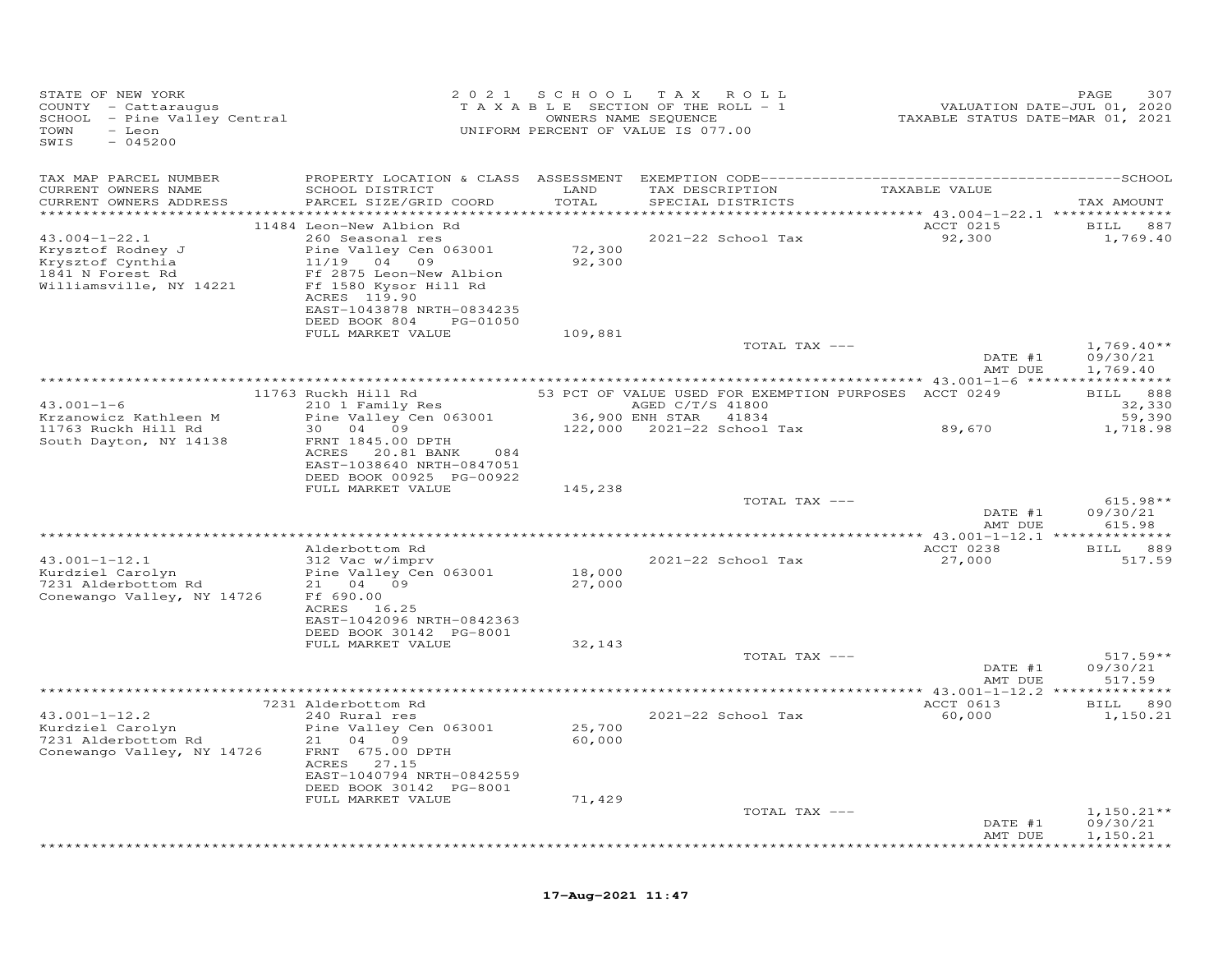STATE OF NEW YORK
COUNTY - Cattaraugus
SCHOOL - Pine Valley Central
TOWN - Leon
SWIS - 045200

2021 SCHOOL TAX ROLL
TAXABLE SECTION OF THE ROLL - 1
OWNERS NAME SEQUENCE
UNIFORM PERCENT OF VALUE IS 077.00

VALUATION DATE-JUL 01, 2020
TAXABLE STATUS DATE-MAR 01, 2021

| TAX MAP PARCEL NUMBER / CURRENT OWNERS NAME / CURRENT OWNERS ADDRESS | PROPERTY LOCATION & CLASS / SCHOOL DISTRICT / PARCEL SIZE/GRID COORD | ASSESSMENT LAND / TOTAL | EXEMPTION CODE / TAX DESCRIPTION / SPECIAL DISTRICTS | TAXABLE VALUE | TAX AMOUNT |
|---|---|---|---|---|---|
| | 11484 Leon-New Albion Rd | | | ACCT 0215 | BILL 887 |
| 43.004-1-22.1 | 260 Seasonal res | | 2021-22 School Tax | 92,300 | 1,769.40 |
| Krysztof Rodney J | Pine Valley Cen 063001 | 72,300 | | | |
| Krysztof Cynthia | 11/19 04 09 | 92,300 | | | |
| 1841 N Forest Rd | Ff 2875 Leon-New Albion | | | | |
| Williamsville, NY 14221 | Ff 1580 Kysor Hill Rd | | | | |
| | ACRES 119.90 | | | | |
| | EAST-1043878 NRTH-0834235 | | | | |
| | DEED BOOK 804 PG-01050 | | | | |
| | FULL MARKET VALUE | 109,881 | | | |
| | | | TOTAL TAX --- | | 1,769.40** |
| | | | | DATE #1 | 09/30/21 |
| | | | | AMT DUE | 1,769.40 |
| | 11763 Ruckh Hill Rd | | 53 PCT OF VALUE USED FOR EXEMPTION PURPOSES | ACCT 0249 | BILL 888 |
| 43.001-1-6 | 210 1 Family Res | | AGED C/T/S 41800 | | 32,330 |
| Krzanowicz Kathleen M | Pine Valley Cen 063001 | 36,900 | ENH STAR 41834 | | 59,390 |
| 11763 Ruckh Hill Rd | 30 04 09 | 122,000 | 2021-22 School Tax | 89,670 | 1,718.98 |
| South Dayton, NY 14138 | FRNT 1845.00 DPTH | | | | |
| | ACRES 20.81 BANK 084 | | | | |
| | EAST-1038640 NRTH-0847051 | | | | |
| | DEED BOOK 00925 PG-00922 | | | | |
| | FULL MARKET VALUE | 145,238 | | | |
| | | | TOTAL TAX --- | | 615.98** |
| | | | | DATE #1 | 09/30/21 |
| | | | | AMT DUE | 615.98 |
| | Alderbottom Rd | | | ACCT 0238 | BILL 889 |
| 43.001-1-12.1 | 312 Vac w/imprv | | 2021-22 School Tax | 27,000 | 517.59 |
| Kurdziel Carolyn | Pine Valley Cen 063001 | 18,000 | | | |
| 7231 Alderbottom Rd | 21 04 09 | 27,000 | | | |
| Conewango Valley, NY 14726 | Ff 690.00 | | | | |
| | ACRES 16.25 | | | | |
| | EAST-1042096 NRTH-0842363 | | | | |
| | DEED BOOK 30142 PG-8001 | | | | |
| | FULL MARKET VALUE | 32,143 | | | |
| | | | TOTAL TAX --- | | 517.59** |
| | | | | DATE #1 | 09/30/21 |
| | | | | AMT DUE | 517.59 |
| | 7231 Alderbottom Rd | | | ACCT 0613 | BILL 890 |
| 43.001-1-12.2 | 240 Rural res | | 2021-22 School Tax | 60,000 | 1,150.21 |
| Kurdziel Carolyn | Pine Valley Cen 063001 | 25,700 | | | |
| 7231 Alderbottom Rd | 21 04 09 | 60,000 | | | |
| Conewango Valley, NY 14726 | FRNT 675.00 DPTH | | | | |
| | ACRES 27.15 | | | | |
| | EAST-1040794 NRTH-0842559 | | | | |
| | DEED BOOK 30142 PG-8001 | | | | |
| | FULL MARKET VALUE | 71,429 | | | |
| | | | TOTAL TAX --- | | 1,150.21** |
| | | | | DATE #1 | 09/30/21 |
| | | | | AMT DUE | 1,150.21 |

17-Aug-2021 11:47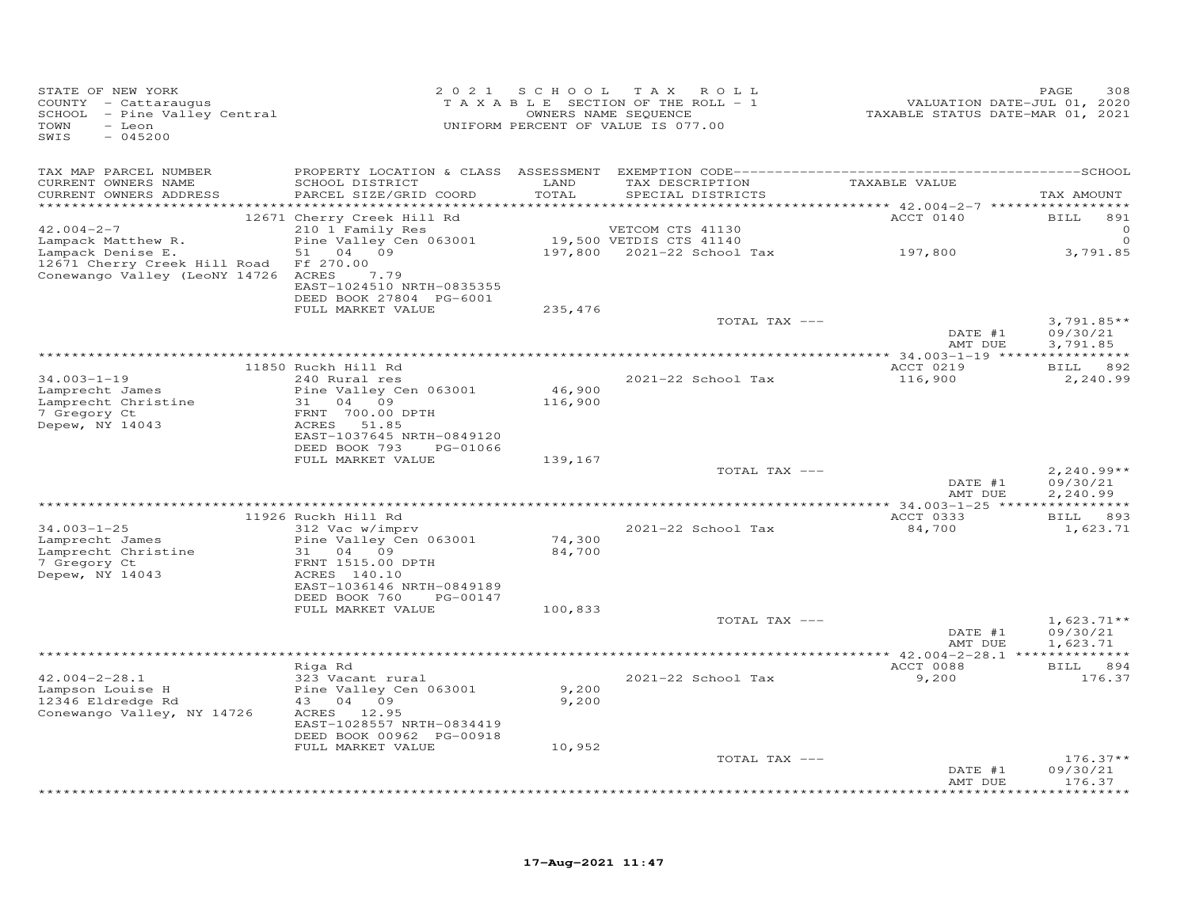STATE OF NEW YORK
COUNTY - Cattaraugus
SCHOOL - Pine Valley Central
TOWN - Leon
SWIS - 045200

2021 SCHOOL TAX ROLL
TAXABLE SECTION OF THE ROLL - 1
OWNERS NAME SEQUENCE
UNIFORM PERCENT OF VALUE IS 077.00

VALUATION DATE-JUL 01, 2020
TAXABLE STATUS DATE-MAR 01, 2021

| TAX MAP PARCEL NUMBER / CURRENT OWNERS NAME / CURRENT OWNERS ADDRESS | PROPERTY LOCATION & CLASS / SCHOOL DISTRICT / PARCEL SIZE/GRID COORD | ASSESSMENT LAND / TOTAL | EXEMPTION CODE / TAX DESCRIPTION / SPECIAL DISTRICTS | TAXABLE VALUE | TAX AMOUNT |
|---|---|---|---|---|---|
| **42.004-2-7** | 12671 Cherry Creek Hill Rd | | | ACCT 0140 | BILL 891 |
| Lampack Matthew R. | 210 1 Family Res | | VETCOM CTS 41130 | | 0 |
| Lampack Denise E. | Pine Valley Cen 063001 | 19,500 | VETDIS CTS 41140 | | 0 |
| 12671 Cherry Creek Hill Road | 51 04 09 | 197,800 | 2021-22 School Tax | 197,800 | 3,791.85 |
| Conewango Valley (LeoNY 14726 | Ff 270.00 | | | | |
| | ACRES 7.79 | | | | |
| | EAST-1024510 NRTH-0835355 | | | | |
| | DEED BOOK 27804 PG-6001 | | | | |
| | FULL MARKET VALUE | 235,476 | | | |
| | | | TOTAL TAX --- | | 3,791.85** |
| | | | | DATE #1 | 09/30/21 |
| | | | | AMT DUE | 3,791.85 |
| **34.003-1-19** | 11850 Ruckh Hill Rd | | | ACCT 0219 | BILL 892 |
| Lamprecht James | 240 Rural res | | 2021-22 School Tax | 116,900 | 2,240.99 |
| Lamprecht Christine | Pine Valley Cen 063001 | 46,900 | | | |
| 7 Gregory Ct | 31 04 09 | 116,900 | | | |
| Depew, NY 14043 | FRNT 700.00 DPTH | | | | |
| | ACRES 51.85 | | | | |
| | EAST-1037645 NRTH-0849120 | | | | |
| | DEED BOOK 793 PG-01066 | | | | |
| | FULL MARKET VALUE | 139,167 | | | |
| | | | TOTAL TAX --- | | 2,240.99** |
| | | | | DATE #1 | 09/30/21 |
| | | | | AMT DUE | 2,240.99 |
| **34.003-1-25** | 11926 Ruckh Hill Rd | | | ACCT 0333 | BILL 893 |
| Lamprecht James | 312 Vac w/imprv | | 2021-22 School Tax | 84,700 | 1,623.71 |
| Lamprecht Christine | Pine Valley Cen 063001 | 74,300 | | | |
| 7 Gregory Ct | 31 04 09 | 84,700 | | | |
| Depew, NY 14043 | FRNT 1515.00 DPTH | | | | |
| | ACRES 140.10 | | | | |
| | EAST-1036146 NRTH-0849189 | | | | |
| | DEED BOOK 760 PG-00147 | | | | |
| | FULL MARKET VALUE | 100,833 | | | |
| | | | TOTAL TAX --- | | 1,623.71** |
| | | | | DATE #1 | 09/30/21 |
| | | | | AMT DUE | 1,623.71 |
| **42.004-2-28.1** | Riga Rd | | | ACCT 0088 | BILL 894 |
| Lampson Louise H | 323 Vacant rural | | 2021-22 School Tax | 9,200 | 176.37 |
| 12346 Eldredge Rd | Pine Valley Cen 063001 | 9,200 | | | |
| Conewango Valley, NY 14726 | 43 04 09 | 9,200 | | | |
| | ACRES 12.95 | | | | |
| | EAST-1028557 NRTH-0834419 | | | | |
| | DEED BOOK 00962 PG-00918 | | | | |
| | FULL MARKET VALUE | 10,952 | | | |
| | | | TOTAL TAX --- | | 176.37** |
| | | | | DATE #1 | 09/30/21 |
| | | | | AMT DUE | 176.37 |

17-Aug-2021 11:47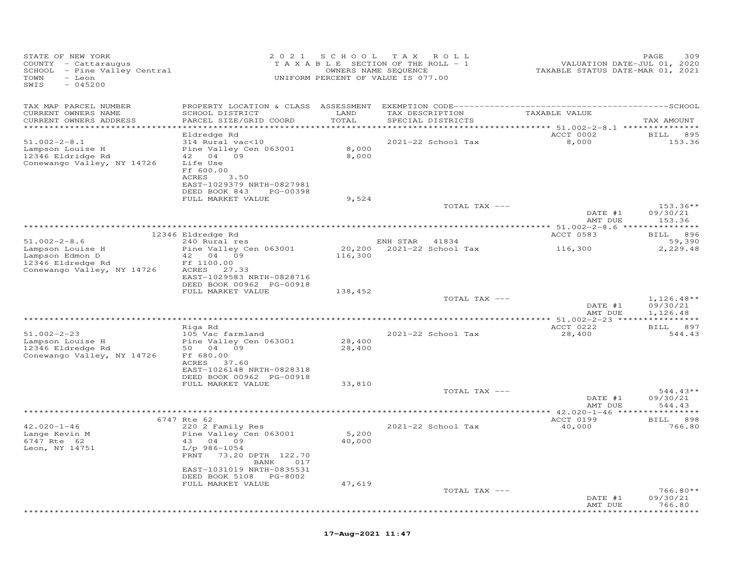STATE OF NEW YORK
COUNTY - Cattaraugus
SCHOOL - Pine Valley Central
TOWN - Leon
SWIS - 045200

2021 SCHOOL TAX ROLL
TAXABLE SECTION OF THE ROLL - 1
OWNERS NAME SEQUENCE
UNIFORM PERCENT OF VALUE IS 077.00

VALUATION DATE-JUL 01, 2020
TAXABLE STATUS DATE-MAR 01, 2021

| TAX MAP PARCEL NUMBER / CURRENT OWNERS NAME / CURRENT OWNERS ADDRESS | PROPERTY LOCATION & CLASS / SCHOOL DISTRICT / PARCEL SIZE/GRID COORD | ASSESSMENT LAND / TOTAL | EXEMPTION CODE / TAX DESCRIPTION / SPECIAL DISTRICTS | TAXABLE VALUE | TAX AMOUNT |
|---|---|---|---|---|---|
| | Eldredge Rd | | | ACCT 0002 | BILL 895 |
| 51.002-2-8.1 | 314 Rural vac<10 | | 2021-22 School Tax | 8,000 | 153.36 |
| Lampson Louise H | Pine Valley Cen 063001 | 8,000 | | | |
| 12346 Eldridge Rd | 42 04 09 | 8,000 | | | |
| Conewango Valley, NY 14726 | Life Use | | | | |
| | Ff 600.00 | | | | |
| | ACRES 3.50 | | | | |
| | EAST-1029379 NRTH-0827981 | | | | |
| | DEED BOOK 843 PG-00398 | | | | |
| | FULL MARKET VALUE | 9,524 | | | |
| | | | TOTAL TAX --- | | 153.36** |
| | | | | DATE #1 | 09/30/21 |
| | | | | AMT DUE | 153.36 |
| | 12346 Eldredge Rd | | | ACCT 0583 | BILL 896 |
| 51.002-2-8.6 | 240 Rural res | | ENH STAR 41834 | | 59,390 |
| Lampson Louise H | Pine Valley Cen 063001 | 20,200 | 2021-22 School Tax | 116,300 | 2,229.48 |
| Lampson Edmon D | 42 04 09 | 116,300 | | | |
| 12346 Eldredge Rd | Ff 1100.00 | | | | |
| Conewango Valley, NY 14726 | ACRES 27.33 | | | | |
| | EAST-1029583 NRTH-0828716 | | | | |
| | DEED BOOK 00962 PG-00918 | | | | |
| | FULL MARKET VALUE | 138,452 | | | |
| | | | TOTAL TAX --- | | 1,126.48** |
| | | | | DATE #1 | 09/30/21 |
| | | | | AMT DUE | 1,126.48 |
| | Riga Rd | | | ACCT 0222 | BILL 897 |
| 51.002-2-23 | 105 Vac farmland | | 2021-22 School Tax | 28,400 | 544.43 |
| Lampson Louise H | Pine Valley Cen 063001 | 28,400 | | | |
| 12346 Eldredge Rd | 50 04 09 | 28,400 | | | |
| Conewango Valley, NY 14726 | Ff 680.00 | | | | |
| | ACRES 37.60 | | | | |
| | EAST-1026148 NRTH-0828318 | | | | |
| | DEED BOOK 00962 PG-00918 | | | | |
| | FULL MARKET VALUE | 33,810 | | | |
| | | | TOTAL TAX --- | | 544.43** |
| | | | | DATE #1 | 09/30/21 |
| | | | | AMT DUE | 544.43 |
| | 6747 Rte 62 | | | ACCT 0199 | BILL 898 |
| 42.020-1-46 | 220 2 Family Res | | 2021-22 School Tax | 40,000 | 766.80 |
| Lange Kevin M | Pine Valley Cen 063001 | 5,200 | | | |
| 6747 Rte 62 | 43 04 09 | 40,000 | | | |
| Leon, NY 14751 | L/p 986-1054 | | | | |
| | FRNT 73.20 DPTH 122.70 | | | | |
| | BANK 017 | | | | |
| | EAST-1031019 NRTH-0835531 | | | | |
| | DEED BOOK 5108 PG-8002 | | | | |
| | FULL MARKET VALUE | 47,619 | | | |
| | | | TOTAL TAX --- | | 766.80** |
| | | | | DATE #1 | 09/30/21 |
| | | | | AMT DUE | 766.80 |

17-Aug-2021 11:47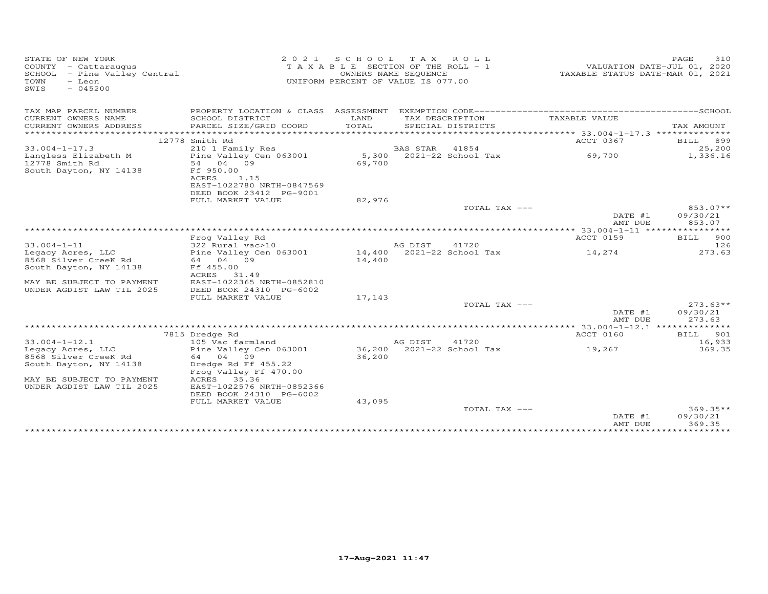STATE OF NEW YORK
COUNTY - Cattaraugus
SCHOOL - Pine Valley Central
TOWN - Leon
SWIS - 045200

2021 SCHOOL TAX ROLL
TAXABLE SECTION OF THE ROLL - 1
OWNERS NAME SEQUENCE
UNIFORM PERCENT OF VALUE IS 077.00

VALUATION DATE-JUL 01, 2020
TAXABLE STATUS DATE-MAR 01, 2021

| TAX MAP PARCEL NUMBER / CURRENT OWNERS NAME / CURRENT OWNERS ADDRESS | PROPERTY LOCATION & CLASS / SCHOOL DISTRICT / PARCEL SIZE/GRID COORD | ASSESSMENT LAND / TOTAL | EXEMPTION CODE / TAX DESCRIPTION / SPECIAL DISTRICTS | TAXABLE VALUE | SCHOOL TAX AMOUNT |
|---|---|---|---|---|---|
| | 12778 Smith Rd | | | ACCT 0367 | BILL 899 |
| 33.004-1-17.3 | 210 1 Family Res | | BAS STAR 41854 | | 25,200 |
| Langless Elizabeth M | Pine Valley Cen 063001 | 5,300 | 2021-22 School Tax | 69,700 | 1,336.16 |
| 12778 Smith Rd | 54 04 09 | 69,700 | | | |
| South Dayton, NY 14138 | Ff 950.00 | | | | |
| | ACRES 1.15 | | | | |
| | EAST-1022780 NRTH-0847569 | | | | |
| | DEED BOOK 23412 PG-9001 | | | | |
| | FULL MARKET VALUE | 82,976 | | | |
| | | | TOTAL TAX --- | | 853.07** |
| | | | | DATE #1 | 09/30/21 |
| | | | | AMT DUE | 853.07 |
| | Frog Valley Rd | | | ACCT 0159 | BILL 900 |
| 33.004-1-11 | 322 Rural vac>10 | | AG DIST 41720 | | 126 |
| Legacy Acres, LLC | Pine Valley Cen 063001 | 14,400 | 2021-22 School Tax | 14,274 | 273.63 |
| 8568 Silver CreeK Rd | 64 04 09 | 14,400 | | | |
| South Dayton, NY 14138 | Ff 455.00 | | | | |
| | ACRES 31.49 | | | | |
| MAY BE SUBJECT TO PAYMENT | EAST-1022365 NRTH-0852810 | | | | |
| UNDER AGDIST LAW TIL 2025 | DEED BOOK 24310 PG-6002 | | | | |
| | FULL MARKET VALUE | 17,143 | | | |
| | | | TOTAL TAX --- | | 273.63** |
| | | | | DATE #1 | 09/30/21 |
| | | | | AMT DUE | 273.63 |
| | 7815 Dredge Rd | | | ACCT 0160 | BILL 901 |
| 33.004-1-12.1 | 105 Vac farmland | | AG DIST 41720 | | 16,933 |
| Legacy Acres, LLC | Pine Valley Cen 063001 | 36,200 | 2021-22 School Tax | 19,267 | 369.35 |
| 8568 Silver CreeK Rd | 64 04 09 | 36,200 | | | |
| South Dayton, NY 14138 | Dredge Rd Ff 455.22 | | | | |
| | Frog Valley Ff 470.00 | | | | |
| MAY BE SUBJECT TO PAYMENT | ACRES 35.36 | | | | |
| UNDER AGDIST LAW TIL 2025 | EAST-1022576 NRTH-0852366 | | | | |
| | DEED BOOK 24310 PG-6002 | | | | |
| | FULL MARKET VALUE | 43,095 | | | |
| | | | TOTAL TAX --- | | 369.35** |
| | | | | DATE #1 | 09/30/21 |
| | | | | AMT DUE | 369.35 |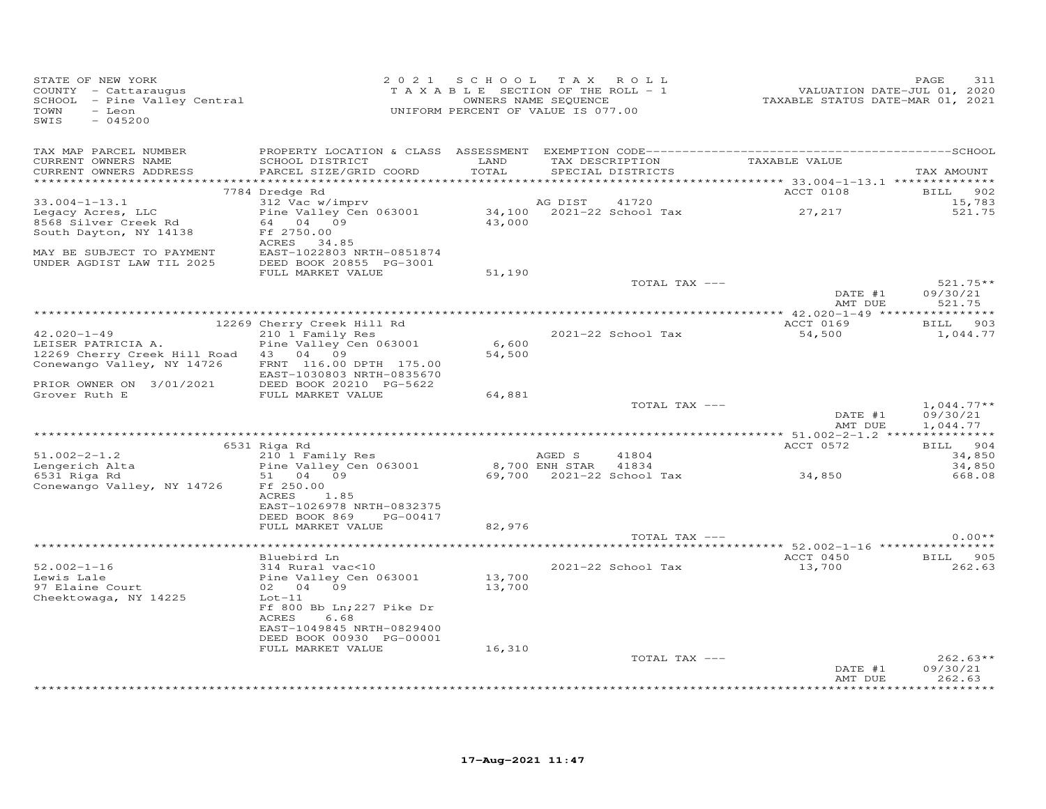STATE OF NEW YORK
COUNTY - Cattaraugus
SCHOOL - Pine Valley Central
TOWN - Leon
SWIS - 045200

2 0 2 1 S C H O O L T A X R O L L
T A X A B L E SECTION OF THE ROLL - 1
OWNERS NAME SEQUENCE
UNIFORM PERCENT OF VALUE IS 077.00

VALUATION DATE-JUL 01, 2020
TAXABLE STATUS DATE-MAR 01, 2021

| TAX MAP PARCEL NUMBER / CURRENT OWNERS NAME / CURRENT OWNERS ADDRESS | PROPERTY LOCATION & CLASS / SCHOOL DISTRICT / PARCEL SIZE/GRID COORD | ASSESSMENT LAND / TOTAL | EXEMPTION CODE / TAX DESCRIPTION / SPECIAL DISTRICTS | TAXABLE VALUE | TAX AMOUNT |
|---|---|---|---|---|---|
| | 7784 Dredge Rd | | | ACCT 0108 | BILL 902 |
| 33.004-1-13.1 | 312 Vac w/imprv | | AG DIST 41720 | | 15,783 |
| Legacy Acres, LLC | Pine Valley Cen 063001 | 34,100 | 2021-22 School Tax | 27,217 | 521.75 |
| 8568 Silver Creek Rd | 64 04 09 | 43,000 | | | |
| South Dayton, NY 14138 | Ff 2750.00 | | | | |
| | ACRES 34.85 | | | | |
| MAY BE SUBJECT TO PAYMENT | EAST-1022803 NRTH-0851874 | | | | |
| UNDER AGDIST LAW TIL 2025 | DEED BOOK 20855 PG-3001 | | | | |
| | FULL MARKET VALUE | 51,190 | | | |
| | | | TOTAL TAX --- | | 521.75** |
| | | | | DATE #1 | 09/30/21 |
| | | | | AMT DUE | 521.75 |
| | 12269 Cherry Creek Hill Rd | | | ACCT 0169 | BILL 903 |
| 42.020-1-49 | 210 1 Family Res | | 2021-22 School Tax | 54,500 | 1,044.77 |
| LEISER PATRICIA A. | Pine Valley Cen 063001 | 6,600 | | | |
| 12269 Cherry Creek Hill Road | 43 04 09 | 54,500 | | | |
| Conewango Valley, NY 14726 | FRNT 116.00 DPTH 175.00 | | | | |
| | EAST-1030803 NRTH-0835670 | | | | |
| PRIOR OWNER ON 3/01/2021 | DEED BOOK 20210 PG-5622 | | | | |
| Grover Ruth E | FULL MARKET VALUE | 64,881 | | | |
| | | | TOTAL TAX --- | | 1,044.77** |
| | | | | DATE #1 | 09/30/21 |
| | | | | AMT DUE | 1,044.77 |
| | 6531 Riga Rd | | | ACCT 0572 | BILL 904 |
| 51.002-2-1.2 | 210 1 Family Res | | AGED S 41804 | | 34,850 |
| Lengerich Alta | Pine Valley Cen 063001 | 8,700 | ENH STAR 41834 | | 34,850 |
| 6531 Riga Rd | 51 04 09 | 69,700 | 2021-22 School Tax | 34,850 | 668.08 |
| Conewango Valley, NY 14726 | Ff 250.00 | | | | |
| | ACRES 1.85 | | | | |
| | EAST-1026978 NRTH-0832375 | | | | |
| | DEED BOOK 869 PG-00417 | | | | |
| | FULL MARKET VALUE | 82,976 | | | |
| | | | TOTAL TAX --- | | 0.00** |
| | Bluebird Ln | | | ACCT 0450 | BILL 905 |
| 52.002-1-16 | 314 Rural vac<10 | | 2021-22 School Tax | 13,700 | 262.63 |
| Lewis Lale | Pine Valley Cen 063001 | 13,700 | | | |
| 97 Elaine Court | 02 04 09 | 13,700 | | | |
| Cheektowaga, NY 14225 | Lot-11 | | | | |
| | Ff 800 Bb Ln;227 Pike Dr | | | | |
| | ACRES 6.68 | | | | |
| | EAST-1049845 NRTH-0829400 | | | | |
| | DEED BOOK 00930 PG-00001 | | | | |
| | FULL MARKET VALUE | 16,310 | | | |
| | | | TOTAL TAX --- | | 262.63** |
| | | | | DATE #1 | 09/30/21 |
| | | | | AMT DUE | 262.63 |

17-Aug-2021 11:47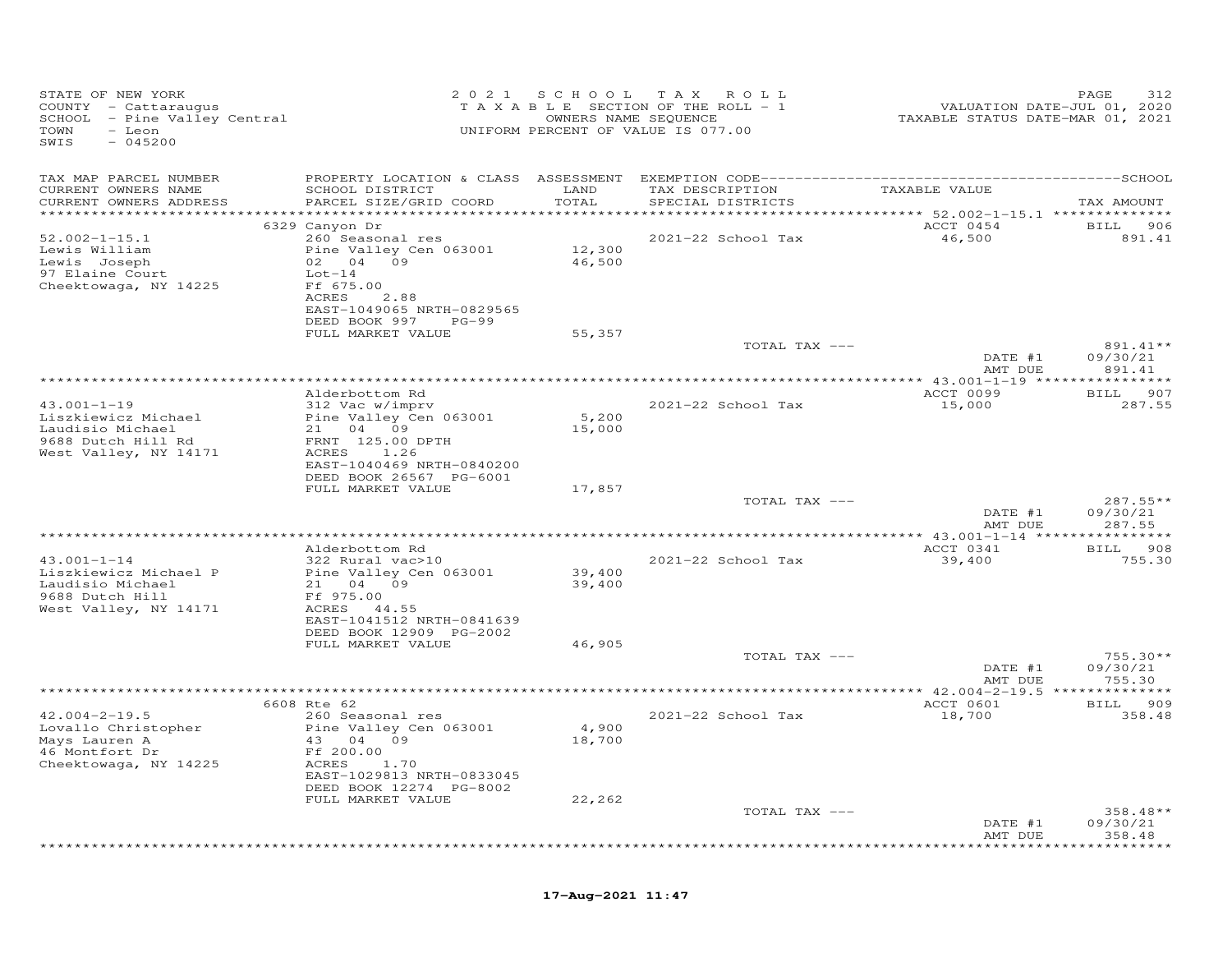STATE OF NEW YORK
COUNTY - Cattaraugus
SCHOOL - Pine Valley Central
TOWN - Leon
SWIS - 045200

2021 SCHOOL TAX ROLL
TAXABLE SECTION OF THE ROLL - 1
OWNERS NAME SEQUENCE
UNIFORM PERCENT OF VALUE IS 077.00

VALUATION DATE-JUL 01, 2020
TAXABLE STATUS DATE-MAR 01, 2021

| TAX MAP PARCEL NUMBER / CURRENT OWNERS NAME / CURRENT OWNERS ADDRESS | PROPERTY LOCATION & CLASS / SCHOOL DISTRICT / PARCEL SIZE/GRID COORD | ASSESSMENT LAND / TOTAL | EXEMPTION CODE / TAX DESCRIPTION / SPECIAL DISTRICTS | TAXABLE VALUE | TAX AMOUNT |
|---|---|---|---|---|---|
| | 6329 Canyon Dr | | | ACCT 0454 | BILL 906 |
| 52.002-1-15.1 | 260 Seasonal res | | 2021-22 School Tax | 46,500 | 891.41 |
| Lewis William | Pine Valley Cen 063001 | 12,300 | | | |
| Lewis Joseph | 02 04 09 | 46,500 | | | |
| 97 Elaine Court | Lot-14 | | | | |
| Cheektowaga, NY 14225 | Ff 675.00 | | | | |
| | ACRES 2.88 | | | | |
| | EAST-1049065 NRTH-0829565 | | | | |
| | DEED BOOK 997 PG-99 | | | | |
| | FULL MARKET VALUE | 55,357 | | | |
| | | | TOTAL TAX --- | | 891.41** |
| | | | | DATE #1 | 09/30/21 |
| | | | | AMT DUE | 891.41 |
| | Alderbottom Rd | | | ACCT 0099 | BILL 907 |
| 43.001-1-19 | 312 Vac w/imprv | | 2021-22 School Tax | 15,000 | 287.55 |
| Liszkiewicz Michael | Pine Valley Cen 063001 | 5,200 | | | |
| Laudisio Michael | 21 04 09 | 15,000 | | | |
| 9688 Dutch Hill Rd | FRNT 125.00 DPTH | | | | |
| West Valley, NY 14171 | ACRES 1.26 | | | | |
| | EAST-1040469 NRTH-0840200 | | | | |
| | DEED BOOK 26567 PG-6001 | | | | |
| | FULL MARKET VALUE | 17,857 | | | |
| | | | TOTAL TAX --- | | 287.55** |
| | | | | DATE #1 | 09/30/21 |
| | | | | AMT DUE | 287.55 |
| | Alderbottom Rd | | | ACCT 0341 | BILL 908 |
| 43.001-1-14 | 322 Rural vac>10 | | 2021-22 School Tax | 39,400 | 755.30 |
| Liszkiewicz Michael P | Pine Valley Cen 063001 | 39,400 | | | |
| Laudisio Michael | 21 04 09 | 39,400 | | | |
| 9688 Dutch Hill | Ff 975.00 | | | | |
| West Valley, NY 14171 | ACRES 44.55 | | | | |
| | EAST-1041512 NRTH-0841639 | | | | |
| | DEED BOOK 12909 PG-2002 | | | | |
| | FULL MARKET VALUE | 46,905 | | | |
| | | | TOTAL TAX --- | | 755.30** |
| | | | | DATE #1 | 09/30/21 |
| | | | | AMT DUE | 755.30 |
| | 6608 Rte 62 | | | ACCT 0601 | BILL 909 |
| 42.004-2-19.5 | 260 Seasonal res | | 2021-22 School Tax | 18,700 | 358.48 |
| Lovallo Christopher | Pine Valley Cen 063001 | 4,900 | | | |
| Mays Lauren A | 43 04 09 | 18,700 | | | |
| 46 Montfort Dr | Ff 200.00 | | | | |
| Cheektowaga, NY 14225 | ACRES 1.70 | | | | |
| | EAST-1029813 NRTH-0833045 | | | | |
| | DEED BOOK 12274 PG-8002 | | | | |
| | FULL MARKET VALUE | 22,262 | | | |
| | | | TOTAL TAX --- | | 358.48** |
| | | | | DATE #1 | 09/30/21 |
| | | | | AMT DUE | 358.48 |

17-Aug-2021 11:47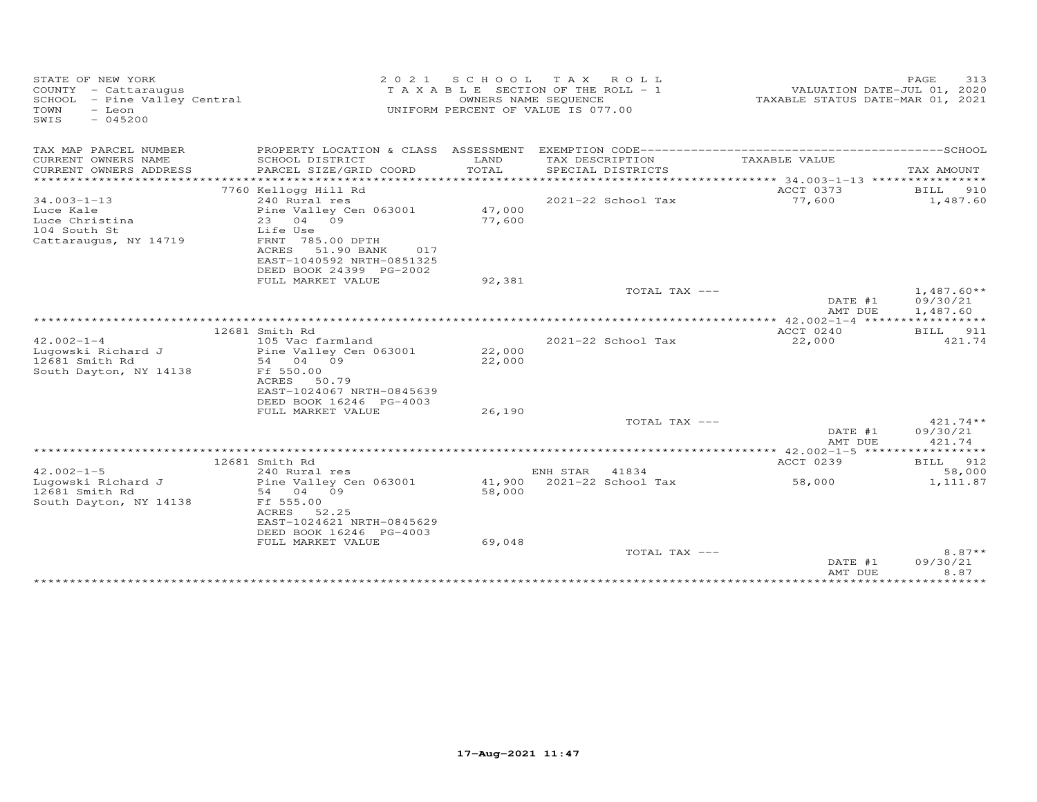STATE OF NEW YORK
COUNTY - Cattaraugus
SCHOOL - Pine Valley Central
TOWN - Leon
SWIS - 045200

2021 SCHOOL TAX ROLL
TAXABLE SECTION OF THE ROLL - 1
OWNERS NAME SEQUENCE
UNIFORM PERCENT OF VALUE IS 077.00

VALUATION DATE-JUL 01, 2020
TAXABLE STATUS DATE-MAR 01, 2021

| TAX MAP PARCEL NUMBER / CURRENT OWNERS NAME / CURRENT OWNERS ADDRESS | PROPERTY LOCATION & CLASS / SCHOOL DISTRICT / PARCEL SIZE/GRID COORD | ASSESSMENT LAND / TOTAL | EXEMPTION CODE / TAX DESCRIPTION / SPECIAL DISTRICTS | TAXABLE VALUE | TAX AMOUNT |
|---|---|---|---|---|---|
| | 7760 Kellogg Hill Rd | | | ACCT 0373 | BILL 910 |
| 34.003-1-13 | 240 Rural res | | 2021-22 School Tax | 77,600 | 1,487.60 |
| Luce Kale | Pine Valley Cen 063001 | 47,000 | | | |
| Luce Christina | 23 04 09 | 77,600 | | | |
| 104 South St | Life Use | | | | |
| Cattaraugus, NY 14719 | FRNT 785.00 DPTH | | | | |
| | ACRES 51.90 BANK 017 | | | | |
| | EAST-1040592 NRTH-0851325 | | | | |
| | DEED BOOK 24399 PG-2002 | | | | |
| | FULL MARKET VALUE | 92,381 | | | |
| | | | TOTAL TAX --- | | 1,487.60** |
| | | | | DATE #1 | 09/30/21 |
| | | | | AMT DUE | 1,487.60 |
| | 12681 Smith Rd | | | ACCT 0240 | BILL 911 |
| 42.002-1-4 | 105 Vac farmland | | 2021-22 School Tax | 22,000 | 421.74 |
| Lugowski Richard J | Pine Valley Cen 063001 | 22,000 | | | |
| 12681 Smith Rd | 54 04 09 | 22,000 | | | |
| South Dayton, NY 14138 | Ff 550.00 | | | | |
| | ACRES 50.79 | | | | |
| | EAST-1024067 NRTH-0845639 | | | | |
| | DEED BOOK 16246 PG-4003 | | | | |
| | FULL MARKET VALUE | 26,190 | | | |
| | | | TOTAL TAX --- | | 421.74** |
| | | | | DATE #1 | 09/30/21 |
| | | | | AMT DUE | 421.74 |
| | 12681 Smith Rd | | | ACCT 0239 | BILL 912 |
| 42.002-1-5 | 240 Rural res | | ENH STAR 41834 | | 58,000 |
| Lugowski Richard J | Pine Valley Cen 063001 | 41,900 | 2021-22 School Tax | 58,000 | 1,111.87 |
| 12681 Smith Rd | 54 04 09 | 58,000 | | | |
| South Dayton, NY 14138 | Ff 555.00 | | | | |
| | ACRES 52.25 | | | | |
| | EAST-1024621 NRTH-0845629 | | | | |
| | DEED BOOK 16246 PG-4003 | | | | |
| | FULL MARKET VALUE | 69,048 | | | |
| | | | TOTAL TAX --- | | 8.87** |
| | | | | DATE #1 | 09/30/21 |
| | | | | AMT DUE | 8.87 |

17-Aug-2021 11:47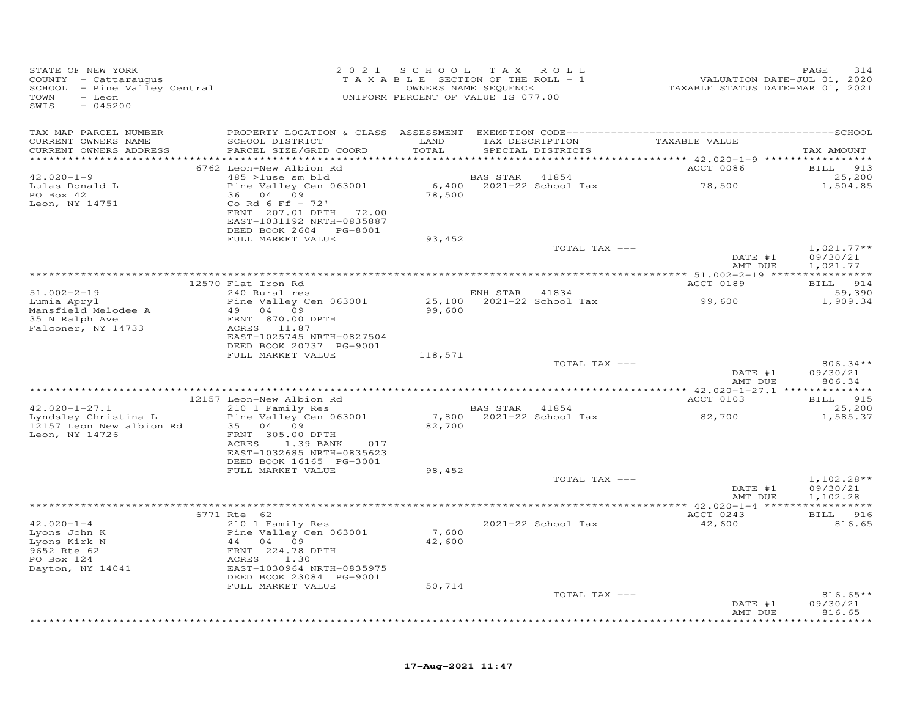STATE OF NEW YORK
COUNTY - Cattaraugus
SCHOOL - Pine Valley Central
TOWN - Leon
SWIS - 045200

2021 SCHOOL TAX ROLL
TAXABLE SECTION OF THE ROLL - 1
OWNERS NAME SEQUENCE
UNIFORM PERCENT OF VALUE IS 077.00

VALUATION DATE-JUL 01, 2020
TAXABLE STATUS DATE-MAR 01, 2021

| TAX MAP PARCEL NUMBER / CURRENT OWNERS NAME / CURRENT OWNERS ADDRESS | PROPERTY LOCATION & CLASS / SCHOOL DISTRICT / PARCEL SIZE/GRID COORD | ASSESSMENT LAND / TOTAL | EXEMPTION CODE / TAX DESCRIPTION / SPECIAL DISTRICTS | TAXABLE VALUE | TAX AMOUNT |
|---|---|---|---|---|---|
| | 6762 Leon-New Albion Rd | | | ACCT 0086 | BILL 913 |
| 42.020-1-9 | 485 >1use sm bld | | BAS STAR 41854 | | 25,200 |
| Lulas Donald L | Pine Valley Cen 063001 | 6,400 | 2021-22 School Tax | 78,500 | 1,504.85 |
| PO Box 42 | 36 04 09 | 78,500 | | | |
| Leon, NY 14751 | Co Rd 6 Ff - 72' | | | | |
| | FRNT 207.01 DPTH 72.00 | | | | |
| | EAST-1031192 NRTH-0835887 | | | | |
| | DEED BOOK 2604 PG-8001 | | | | |
| | FULL MARKET VALUE | 93,452 | | | |
| | | | TOTAL TAX --- | | 1,021.77** |
| | | | | DATE #1 | 09/30/21 |
| | | | | AMT DUE | 1,021.77 |
| | 12570 Flat Iron Rd | | | ACCT 0189 | BILL 914 |
| 51.002-2-19 | 240 Rural res | | ENH STAR 41834 | | 59,390 |
| Lumia Apryl | Pine Valley Cen 063001 | 25,100 | 2021-22 School Tax | 99,600 | 1,909.34 |
| Mansfield Melodee A | 49 04 09 | 99,600 | | | |
| 35 N Ralph Ave | FRNT 870.00 DPTH | | | | |
| Falconer, NY 14733 | ACRES 11.87 | | | | |
| | EAST-1025745 NRTH-0827504 | | | | |
| | DEED BOOK 20737 PG-9001 | | | | |
| | FULL MARKET VALUE | 118,571 | | | |
| | | | TOTAL TAX --- | | 806.34** |
| | | | | DATE #1 | 09/30/21 |
| | | | | AMT DUE | 806.34 |
| | 12157 Leon-New Albion Rd | | | ACCT 0103 | BILL 915 |
| 42.020-1-27.1 | 210 1 Family Res | | BAS STAR 41854 | | 25,200 |
| Lyndsley Christina L | Pine Valley Cen 063001 | 7,800 | 2021-22 School Tax | 82,700 | 1,585.37 |
| 12157 Leon New albion Rd | 35 04 09 | 82,700 | | | |
| Leon, NY 14726 | FRNT 305.00 DPTH | | | | |
| | ACRES 1.39 BANK 017 | | | | |
| | EAST-1032685 NRTH-0835623 | | | | |
| | DEED BOOK 16165 PG-3001 | | | | |
| | FULL MARKET VALUE | 98,452 | | | |
| | | | TOTAL TAX --- | | 1,102.28** |
| | | | | DATE #1 | 09/30/21 |
| | | | | AMT DUE | 1,102.28 |
| | 6771 Rte 62 | | | ACCT 0243 | BILL 916 |
| 42.020-1-4 | 210 1 Family Res | | 2021-22 School Tax | 42,600 | 816.65 |
| Lyons John K | Pine Valley Cen 063001 | 7,600 | | | |
| Lyons Kirk N | 44 04 09 | 42,600 | | | |
| 9652 Rte 62 | FRNT 224.78 DPTH | | | | |
| PO Box 124 | ACRES 1.30 | | | | |
| Dayton, NY 14041 | EAST-1030964 NRTH-0835975 | | | | |
| | DEED BOOK 23084 PG-9001 | | | | |
| | FULL MARKET VALUE | 50,714 | | | |
| | | | TOTAL TAX --- | | 816.65** |
| | | | | DATE #1 | 09/30/21 |
| | | | | AMT DUE | 816.65 |

17-Aug-2021 11:47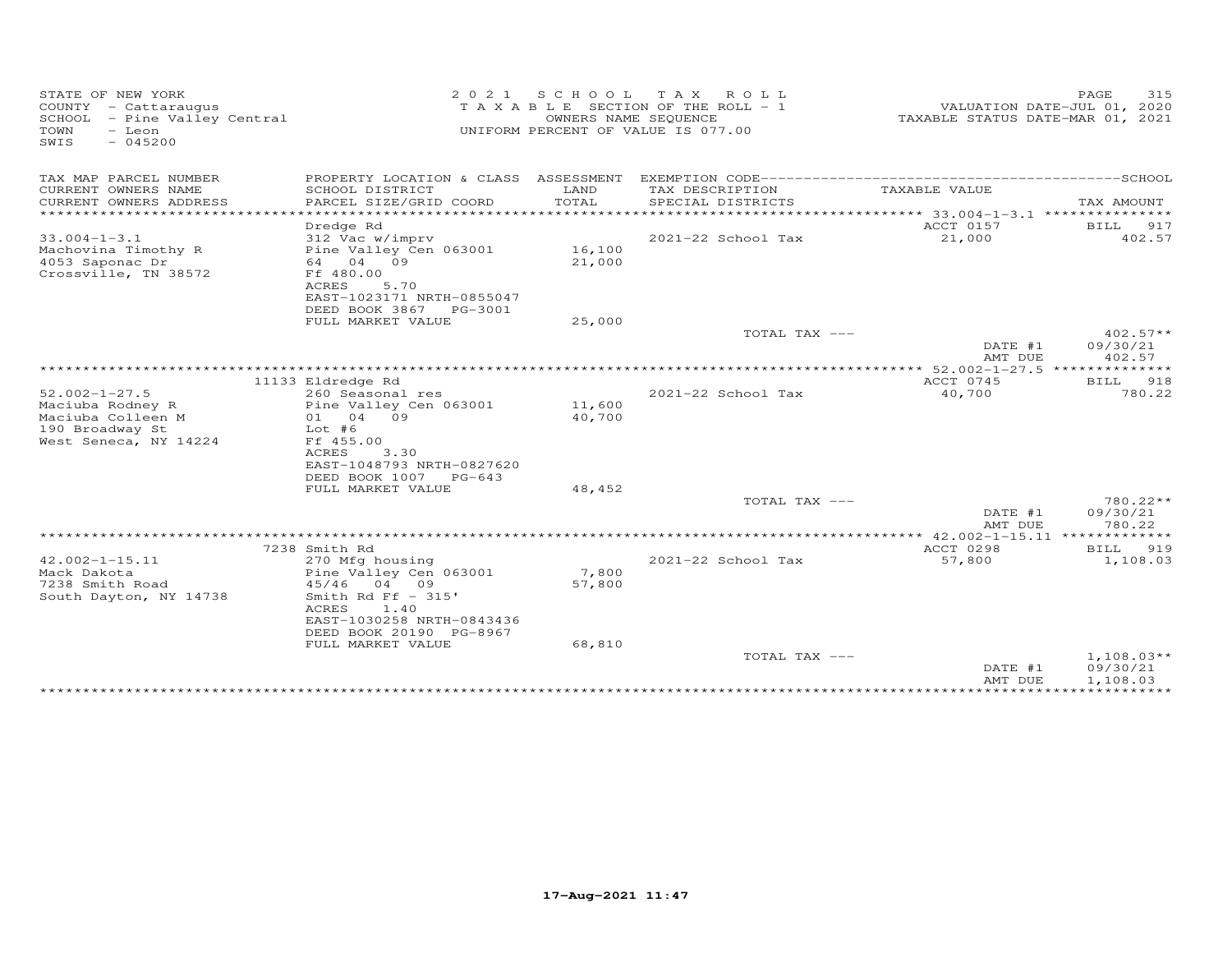STATE OF NEW YORK
COUNTY - Cattaraugus
SCHOOL - Pine Valley Central
TOWN - Leon
SWIS - 045200

2021 SCHOOL TAX ROLL
TAXABLE SECTION OF THE ROLL - 1
OWNERS NAME SEQUENCE
UNIFORM PERCENT OF VALUE IS 077.00

VALUATION DATE-JUL 01, 2020
TAXABLE STATUS DATE-MAR 01, 2021

| TAX MAP PARCEL NUMBER / CURRENT OWNERS NAME / CURRENT OWNERS ADDRESS | PROPERTY LOCATION & CLASS / SCHOOL DISTRICT / PARCEL SIZE/GRID COORD | ASSESSMENT LAND / TOTAL | EXEMPTION CODE / TAX DESCRIPTION / SPECIAL DISTRICTS | TAXABLE VALUE | SCHOOL TAX AMOUNT |
|---|---|---|---|---|---|
| 33.004-1-3.1 | Dredge Rd | | | ACCT 0157 | BILL 917 |
| Machovina Timothy R | 312 Vac w/imprv | | 2021-22 School Tax | 21,000 | 402.57 |
| 4053 Saponac Dr | Pine Valley Cen 063001 | 16,100 | | | |
| Crossville, TN 38572 | 64 04 09 | 21,000 | | | |
| | Ff 480.00 | | | | |
| | ACRES 5.70 | | | | |
| | EAST-1023171 NRTH-0855047 | | | | |
| | DEED BOOK 3867 PG-3001 | | | | |
| | FULL MARKET VALUE | 25,000 | | | |
| | | | TOTAL TAX --- | | 402.57** |
| | | | | DATE #1 | 09/30/21 |
| | | | | AMT DUE | 402.57 |
| 52.002-1-27.5 | 11133 Eldredge Rd | | | ACCT 0745 | BILL 918 |
| Maciuba Rodney R | 260 Seasonal res | | 2021-22 School Tax | 40,700 | 780.22 |
| Maciuba Colleen M | Pine Valley Cen 063001 | 11,600 | | | |
| 190 Broadway St | 01 04 09 | 40,700 | | | |
| West Seneca, NY 14224 | Lot #6 | | | | |
| | Ff 455.00 | | | | |
| | ACRES 3.30 | | | | |
| | EAST-1048793 NRTH-0827620 | | | | |
| | DEED BOOK 1007 PG-643 | | | | |
| | FULL MARKET VALUE | 48,452 | | | |
| | | | TOTAL TAX --- | | 780.22** |
| | | | | DATE #1 | 09/30/21 |
| | | | | AMT DUE | 780.22 |
| 42.002-1-15.11 | 7238 Smith Rd | | | ACCT 0298 | BILL 919 |
| Mack Dakota | 270 Mfg housing | | 2021-22 School Tax | 57,800 | 1,108.03 |
| 7238 Smith Road | Pine Valley Cen 063001 | 7,800 | | | |
| South Dayton, NY 14738 | 45/46 04 09 | 57,800 | | | |
| | Smith Rd Ff - 315' | | | | |
| | ACRES 1.40 | | | | |
| | EAST-1030258 NRTH-0843436 | | | | |
| | DEED BOOK 20190 PG-8967 | | | | |
| | FULL MARKET VALUE | 68,810 | | | |
| | | | TOTAL TAX --- | | 1,108.03** |
| | | | | DATE #1 | 09/30/21 |
| | | | | AMT DUE | 1,108.03 |

17-Aug-2021 11:47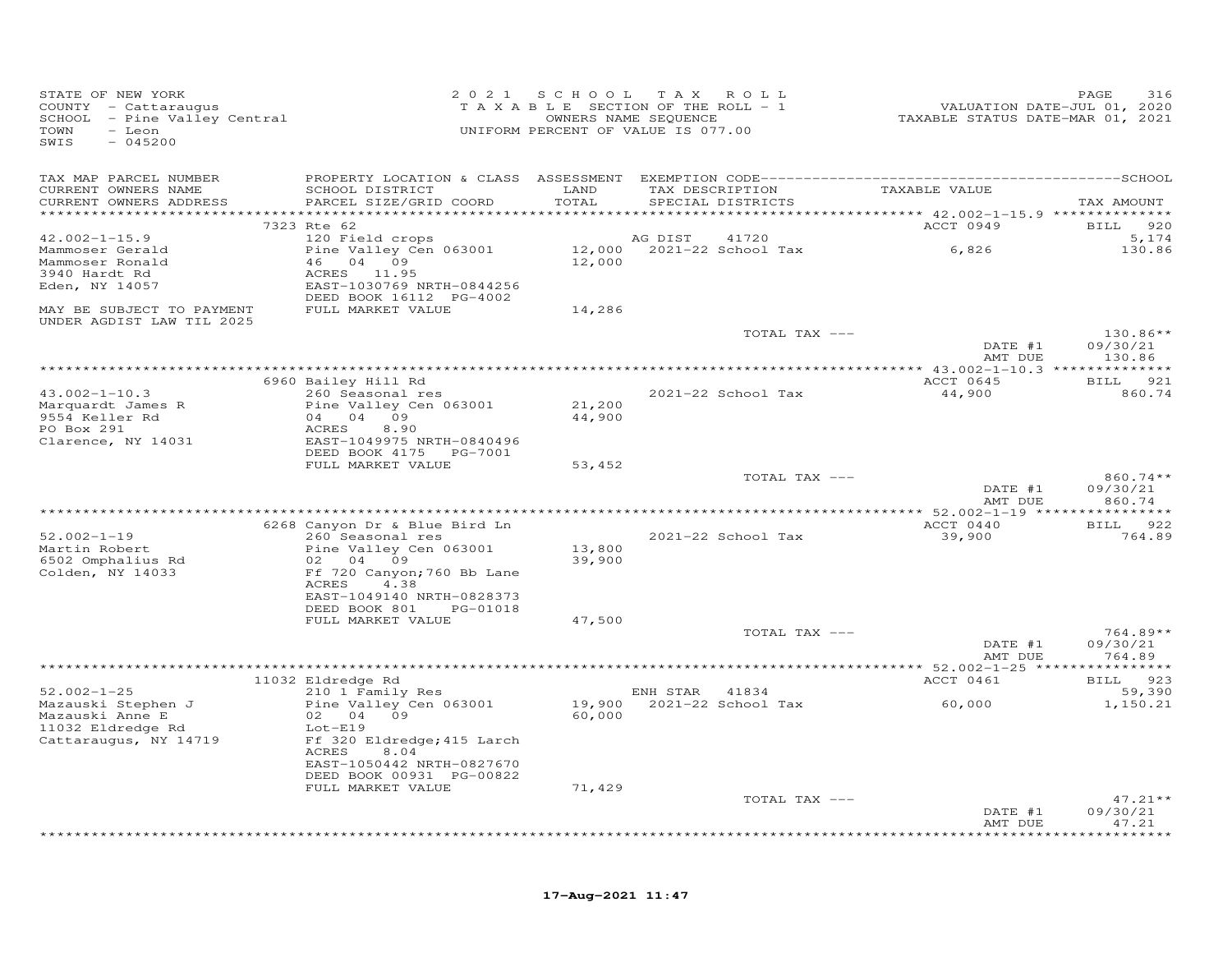STATE OF NEW YORK
COUNTY - Cattaraugus
SCHOOL - Pine Valley Central
TOWN - Leon
SWIS - 045200

2 0 2 1 S C H O O L T A X R O L L
T A X A B L E SECTION OF THE ROLL - 1
OWNERS NAME SEQUENCE
UNIFORM PERCENT OF VALUE IS 077.00

VALUATION DATE-JUL 01, 2020
TAXABLE STATUS DATE-MAR 01, 2021

| TAX MAP PARCEL NUMBER / CURRENT OWNERS NAME / CURRENT OWNERS ADDRESS | PROPERTY LOCATION & CLASS / SCHOOL DISTRICT / PARCEL SIZE/GRID COORD | ASSESSMENT LAND / TOTAL | EXEMPTION CODE / TAX DESCRIPTION / SPECIAL DISTRICTS | TAXABLE VALUE | TAX AMOUNT |
|---|---|---|---|---|---|
| | 7323 Rte 62 | | | ACCT 0949 | BILL 920 |
| 42.002-1-15.9 | 120 Field crops | | AG DIST 41720 | | 5,174 |
| Mammoser Gerald | Pine Valley Cen 063001 | 12,000 | 2021-22 School Tax | 6,826 | 130.86 |
| Mammoser Ronald | 46 04 09 | 12,000 | | | |
| 3940 Hardt Rd | ACRES 11.95 | | | | |
| Eden, NY 14057 | EAST-1030769 NRTH-0844256 | | | | |
| | DEED BOOK 16112 PG-4002 | | | | |
| MAY BE SUBJECT TO PAYMENT UNDER AGDIST LAW TIL 2025 | FULL MARKET VALUE | 14,286 | | | |
| | | | TOTAL TAX --- | | 130.86** |
| | | | | DATE #1 | 09/30/21 |
| | | | | AMT DUE | 130.86 |
| | 6960 Bailey Hill Rd | | | ACCT 0645 | BILL 921 |
| 43.002-1-10.3 | 260 Seasonal res | | 2021-22 School Tax | 44,900 | 860.74 |
| Marquardt James R | Pine Valley Cen 063001 | 21,200 | | | |
| 9554 Keller Rd | 04 04 09 | 44,900 | | | |
| PO Box 291 | ACRES 8.90 | | | | |
| Clarence, NY 14031 | EAST-1049975 NRTH-0840496 | | | | |
| | DEED BOOK 4175 PG-7001 | | | | |
| | FULL MARKET VALUE | 53,452 | | | |
| | | | TOTAL TAX --- | | 860.74** |
| | | | | DATE #1 | 09/30/21 |
| | | | | AMT DUE | 860.74 |
| | 6268 Canyon Dr & Blue Bird Ln | | | ACCT 0440 | BILL 922 |
| 52.002-1-19 | 260 Seasonal res | | 2021-22 School Tax | 39,900 | 764.89 |
| Martin Robert | Pine Valley Cen 063001 | 13,800 | | | |
| 6502 Omphalius Rd | 02 04 09 | 39,900 | | | |
| Colden, NY 14033 | Ff 720 Canyon;760 Bb Lane | | | | |
| | ACRES 4.38 | | | | |
| | EAST-1049140 NRTH-0828373 | | | | |
| | DEED BOOK 801 PG-01018 | | | | |
| | FULL MARKET VALUE | 47,500 | | | |
| | | | TOTAL TAX --- | | 764.89** |
| | | | | DATE #1 | 09/30/21 |
| | | | | AMT DUE | 764.89 |
| | 11032 Eldredge Rd | | | ACCT 0461 | BILL 923 |
| 52.002-1-25 | 210 1 Family Res | | ENH STAR 41834 | | 59,390 |
| Mazauski Stephen J | Pine Valley Cen 063001 | 19,900 | 2021-22 School Tax | 60,000 | 1,150.21 |
| Mazauski Anne E | 02 04 09 | 60,000 | | | |
| 11032 Eldredge Rd | Lot-E19 | | | | |
| Cattaraugus, NY 14719 | Ff 320 Eldredge;415 Larch | | | | |
| | ACRES 8.04 | | | | |
| | EAST-1050442 NRTH-0827670 | | | | |
| | DEED BOOK 00931 PG-00822 | | | | |
| | FULL MARKET VALUE | 71,429 | | | |
| | | | TOTAL TAX --- | | 47.21** |
| | | | | DATE #1 | 09/30/21 |
| | | | | AMT DUE | 47.21 |

17-Aug-2021 11:47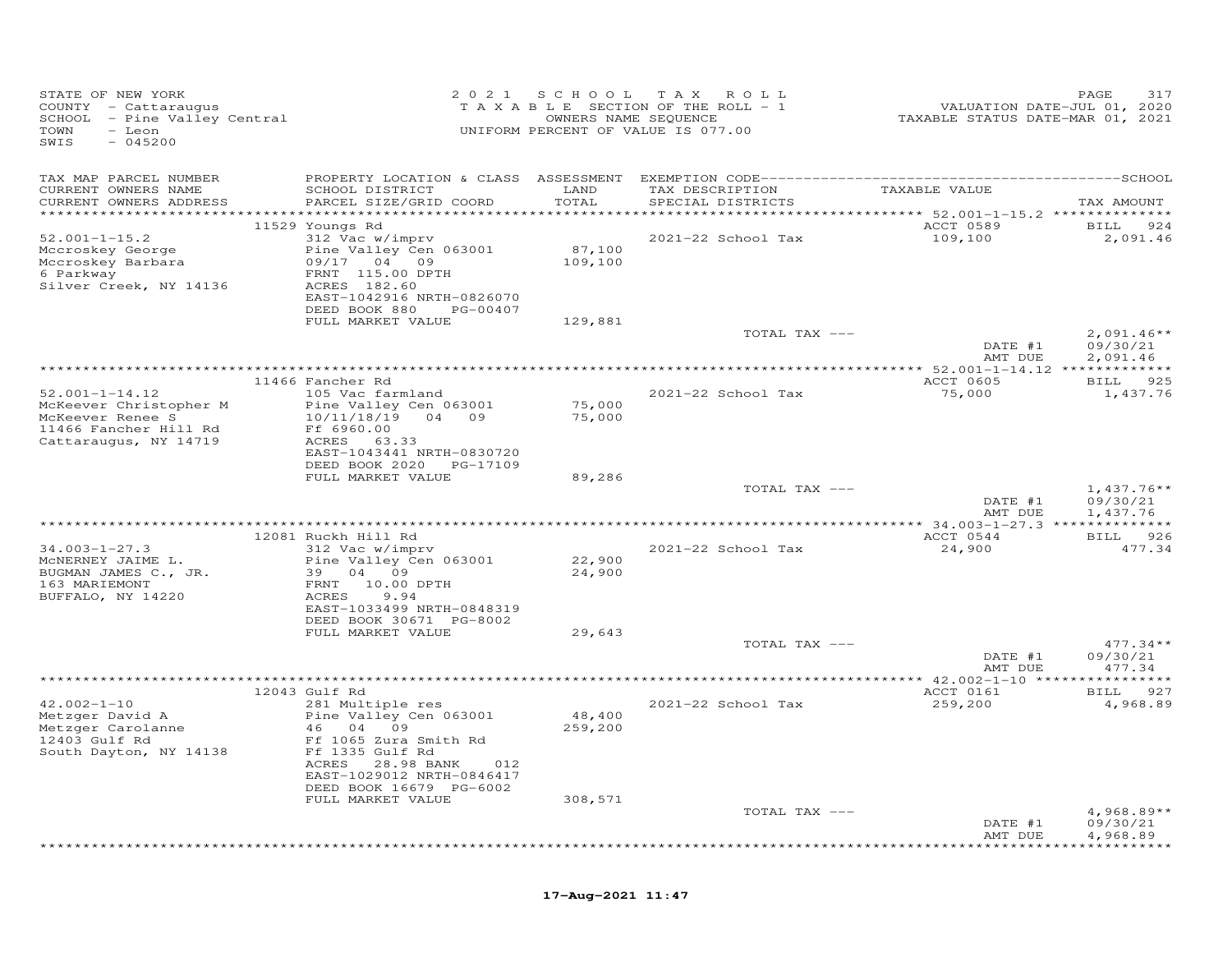STATE OF NEW YORK
COUNTY - Cattaraugus
SCHOOL - Pine Valley Central
TOWN - Leon
SWIS - 045200

2021 SCHOOL TAX ROLL
TAXABLE SECTION OF THE ROLL - 1
OWNERS NAME SEQUENCE
UNIFORM PERCENT OF VALUE IS 077.00

VALUATION DATE-JUL 01, 2020
TAXABLE STATUS DATE-MAR 01, 2021

| TAX MAP PARCEL NUMBER / CURRENT OWNERS NAME / CURRENT OWNERS ADDRESS | PROPERTY LOCATION & CLASS / SCHOOL DISTRICT / PARCEL SIZE/GRID COORD | ASSESSMENT LAND / TOTAL | EXEMPTION CODE / TAX DESCRIPTION / SPECIAL DISTRICTS | TAXABLE VALUE | TAX AMOUNT |
|---|---|---|---|---|---|
| 52.001-1-15.2 | 11529 Youngs Rd | | | ACCT 0589 | BILL 924 |
| | 312 Vac w/imprv | | 2021-22 School Tax | 109,100 | 2,091.46 |
| Mccroskey George | Pine Valley Cen 063001 | 87,100 | | | |
| Mccroskey Barbara | 09/17 04 09 | 109,100 | | | |
| 6 Parkway | FRNT 115.00 DPTH | | | | |
| Silver Creek, NY 14136 | ACRES 182.60 | | | | |
| | EAST-1042916 NRTH-0826070 | | | | |
| | DEED BOOK 880 PG-00407 | | | | |
| | FULL MARKET VALUE | 129,881 | | | |
| | | | TOTAL TAX --- | | 2,091.46** |
| | | | | DATE #1 | 09/30/21 |
| | | | | AMT DUE | 2,091.46 |
| 52.001-1-14.12 | 11466 Fancher Rd | | | ACCT 0605 | BILL 925 |
| | 105 Vac farmland | | 2021-22 School Tax | 75,000 | 1,437.76 |
| McKeever Christopher M | Pine Valley Cen 063001 | 75,000 | | | |
| McKeever Renee S | 10/11/18/19 04 09 | 75,000 | | | |
| 11466 Fancher Hill Rd | Ff 6960.00 | | | | |
| Cattaraugus, NY 14719 | ACRES 63.33 | | | | |
| | EAST-1043441 NRTH-0830720 | | | | |
| | DEED BOOK 2020 PG-17109 | | | | |
| | FULL MARKET VALUE | 89,286 | | | |
| | | | TOTAL TAX --- | | 1,437.76** |
| | | | | DATE #1 | 09/30/21 |
| | | | | AMT DUE | 1,437.76 |
| 34.003-1-27.3 | 12081 Ruckh Hill Rd | | | ACCT 0544 | BILL 926 |
| | 312 Vac w/imprv | | 2021-22 School Tax | 24,900 | 477.34 |
| McNERNEY JAIME L. | Pine Valley Cen 063001 | 22,900 | | | |
| BUGMAN JAMES C., JR. | 39 04 09 | 24,900 | | | |
| 163 MARIEMONT | FRNT 10.00 DPTH | | | | |
| BUFFALO, NY 14220 | ACRES 9.94 | | | | |
| | EAST-1033499 NRTH-0848319 | | | | |
| | DEED BOOK 30671 PG-8002 | | | | |
| | FULL MARKET VALUE | 29,643 | | | |
| | | | TOTAL TAX --- | | 477.34** |
| | | | | DATE #1 | 09/30/21 |
| | | | | AMT DUE | 477.34 |
| 42.002-1-10 | 12043 Gulf Rd | | | ACCT 0161 | BILL 927 |
| | 281 Multiple res | | 2021-22 School Tax | 259,200 | 4,968.89 |
| Metzger David A | Pine Valley Cen 063001 | 48,400 | | | |
| Metzger Carolanne | 46 04 09 | 259,200 | | | |
| 12403 Gulf Rd | Ff 1065 Zura Smith Rd | | | | |
| South Dayton, NY 14138 | Ff 1335 Gulf Rd | | | | |
| | ACRES 28.98 BANK 012 | | | | |
| | EAST-1029012 NRTH-0846417 | | | | |
| | DEED BOOK 16679 PG-6002 | | | | |
| | FULL MARKET VALUE | 308,571 | | | |
| | | | TOTAL TAX --- | | 4,968.89** |
| | | | | DATE #1 | 09/30/21 |
| | | | | AMT DUE | 4,968.89 |

17-Aug-2021 11:47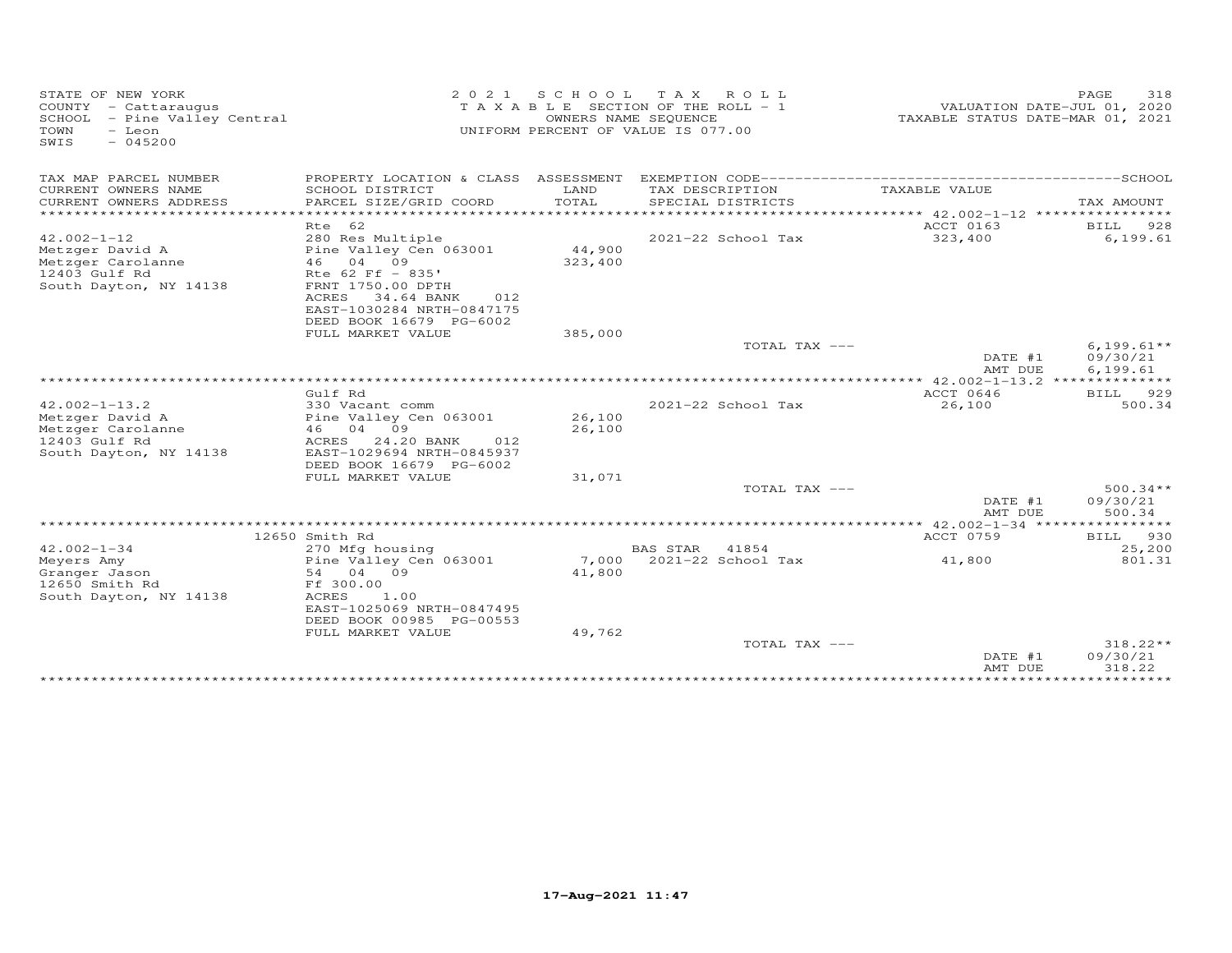STATE OF NEW YORK
COUNTY - Cattaraugus
SCHOOL - Pine Valley Central
TOWN - Leon
SWIS - 045200

2021 SCHOOL TAX ROLL
TAXABLE SECTION OF THE ROLL - 1
OWNERS NAME SEQUENCE
UNIFORM PERCENT OF VALUE IS 077.00

VALUATION DATE-JUL 01, 2020
TAXABLE STATUS DATE-MAR 01, 2021

| TAX MAP PARCEL NUMBER / CURRENT OWNERS NAME / CURRENT OWNERS ADDRESS | PROPERTY LOCATION & CLASS / SCHOOL DISTRICT / PARCEL SIZE/GRID COORD | ASSESSMENT LAND / TOTAL | EXEMPTION CODE / TAX DESCRIPTION / SPECIAL DISTRICTS | TAXABLE VALUE | TAX AMOUNT |
|---|---|---|---|---|---|
| 42.002-1-12 | Rte 62 | | | ACCT 0163 | BILL 928 |
| Metzger David A | 280 Res Multiple | | 2021-22 School Tax | 323,400 | 6,199.61 |
| Metzger Carolanne | Pine Valley Cen 063001 | 44,900 | | | |
| 12403 Gulf Rd | 46 04 09 | 323,400 | | | |
| South Dayton, NY 14138 | Rte 62 Ff - 835' | | | | |
| | FRNT 1750.00 DPTH | | | | |
| | ACRES 34.64 BANK 012 | | | | |
| | EAST-1030284 NRTH-0847175 | | | | |
| | DEED BOOK 16679 PG-6002 | | | | |
| | FULL MARKET VALUE | 385,000 | | | |
| | | | TOTAL TAX --- | | 6,199.61** |
| | | | | DATE #1 | 09/30/21 |
| | | | | AMT DUE | 6,199.61 |
| 42.002-1-13.2 | Gulf Rd | | | ACCT 0646 | BILL 929 |
| Metzger David A | 330 Vacant comm | | 2021-22 School Tax | 26,100 | 500.34 |
| Metzger Carolanne | Pine Valley Cen 063001 | 26,100 | | | |
| 12403 Gulf Rd | 46 04 09 | 26,100 | | | |
| South Dayton, NY 14138 | ACRES 24.20 BANK 012 | | | | |
| | EAST-1029694 NRTH-0845937 | | | | |
| | DEED BOOK 16679 PG-6002 | | | | |
| | FULL MARKET VALUE | 31,071 | | | |
| | | | TOTAL TAX --- | | 500.34** |
| | | | | DATE #1 | 09/30/21 |
| | | | | AMT DUE | 500.34 |
| 42.002-1-34 | 12650 Smith Rd | | | ACCT 0759 | BILL 930 |
| Meyers Amy | 270 Mfg housing | | BAS STAR 41854 | | 25,200 |
| Granger Jason | Pine Valley Cen 063001 | 7,000 | 2021-22 School Tax | 41,800 | 801.31 |
| 12650 Smith Rd | 54 04 09 | 41,800 | | | |
| South Dayton, NY 14138 | Ff 300.00 | | | | |
| | ACRES 1.00 | | | | |
| | EAST-1025069 NRTH-0847495 | | | | |
| | DEED BOOK 00985 PG-00553 | | | | |
| | FULL MARKET VALUE | 49,762 | | | |
| | | | TOTAL TAX --- | | 318.22** |
| | | | | DATE #1 | 09/30/21 |
| | | | | AMT DUE | 318.22 |

17-Aug-2021 11:47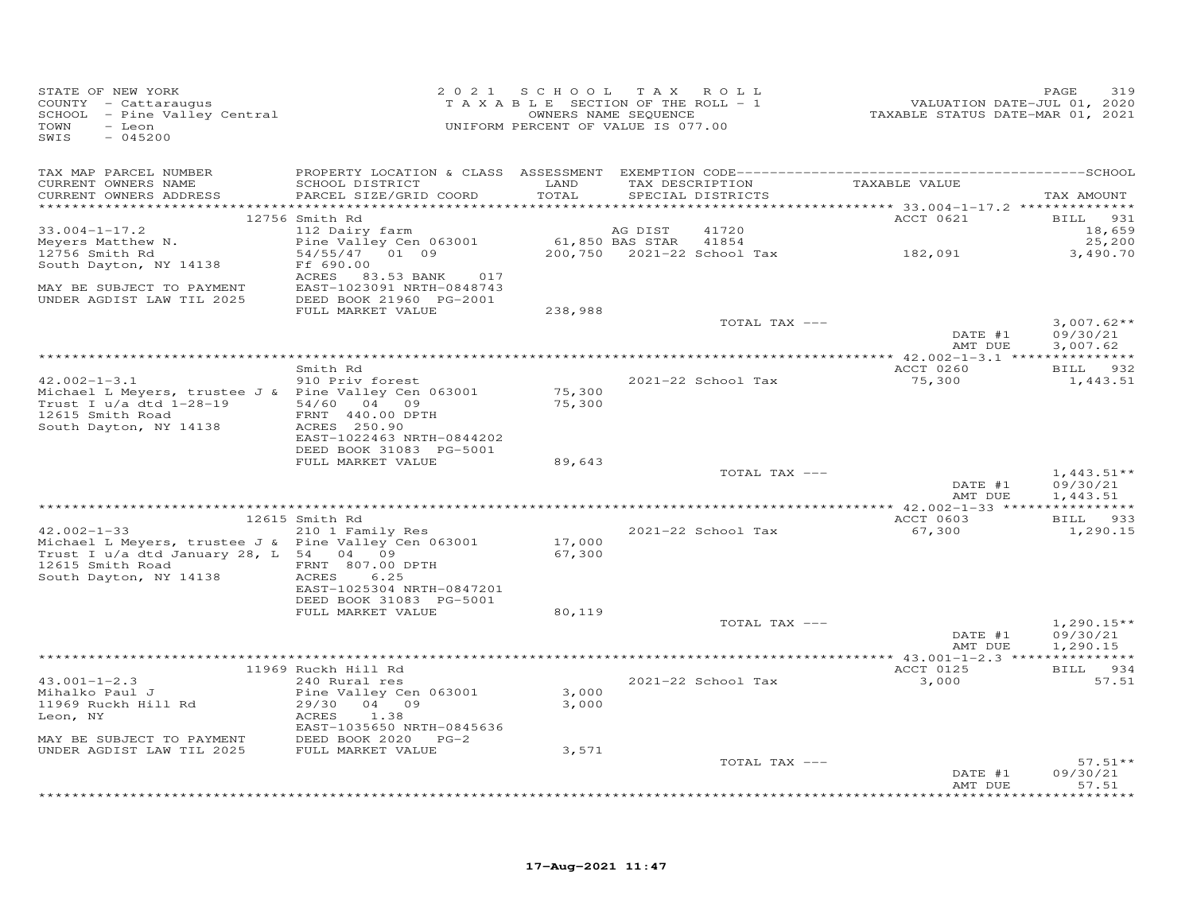STATE OF NEW YORK
COUNTY - Cattaraugus
SCHOOL - Pine Valley Central
TOWN - Leon
SWIS - 045200

2021 SCHOOL TAX ROLL
TAXABLE SECTION OF THE ROLL - 1
OWNERS NAME SEQUENCE
UNIFORM PERCENT OF VALUE IS 077.00

VALUATION DATE-JUL 01, 2020
TAXABLE STATUS DATE-MAR 01, 2021

| TAX MAP PARCEL NUMBER / CURRENT OWNERS NAME / CURRENT OWNERS ADDRESS | PROPERTY LOCATION & CLASS / SCHOOL DISTRICT / PARCEL SIZE/GRID COORD | ASSESSMENT LAND / TOTAL | EXEMPTION CODE / TAX DESCRIPTION / SPECIAL DISTRICTS | TAXABLE VALUE | TAX AMOUNT |
|---|---|---|---|---|---|
| 33.004-1-17.2 | 12756 Smith Rd | | | ACCT 0621 | BILL 931 |
| Meyers Matthew N. | 112 Dairy farm | | AG DIST 41720 | | 18,659 |
| 12756 Smith Rd | Pine Valley Cen 063001 | 61,850 | BAS STAR 41854 | | 25,200 |
| South Dayton, NY 14138 | 54/55/47 01 09 | 200,750 | 2021-22 School Tax | 182,091 | 3,490.70 |
| | Ff 690.00 | | | | |
| | ACRES 83.53 BANK 017 | | | | |
| MAY BE SUBJECT TO PAYMENT | EAST-1023091 NRTH-0848743 | | | | |
| UNDER AGDIST LAW TIL 2025 | DEED BOOK 21960 PG-2001 | | | | |
| | FULL MARKET VALUE | 238,988 | | | |
| | | | TOTAL TAX --- | | 3,007.62** |
| | | | | DATE #1 | 09/30/21 |
| | | | | AMT DUE | 3,007.62 |
| 42.002-1-3.1 | Smith Rd | | | ACCT 0260 | BILL 932 |
| Michael L Meyers, trustee J & | 910 Priv forest | | 2021-22 School Tax | 75,300 | 1,443.51 |
| Trust I u/a dtd 1-28-19 | Pine Valley Cen 063001 | 75,300 | | | |
| 12615 Smith Road | 54/60 04 09 | 75,300 | | | |
| South Dayton, NY 14138 | FRNT 440.00 DPTH | | | | |
| | ACRES 250.90 | | | | |
| | EAST-1022463 NRTH-0844202 | | | | |
| | DEED BOOK 31083 PG-5001 | | | | |
| | FULL MARKET VALUE | 89,643 | | | |
| | | | TOTAL TAX --- | | 1,443.51** |
| | | | | DATE #1 | 09/30/21 |
| | | | | AMT DUE | 1,443.51 |
| 42.002-1-33 | 12615 Smith Rd | | | ACCT 0603 | BILL 933 |
| Michael L Meyers, trustee J & | 210 1 Family Res | | 2021-22 School Tax | 67,300 | 1,290.15 |
| Trust I u/a dtd January 28, L | Pine Valley Cen 063001 | 17,000 | | | |
| 12615 Smith Road | 54 04 09 | 67,300 | | | |
| South Dayton, NY 14138 | FRNT 807.00 DPTH | | | | |
| | ACRES 6.25 | | | | |
| | EAST-1025304 NRTH-0847201 | | | | |
| | DEED BOOK 31083 PG-5001 | | | | |
| | FULL MARKET VALUE | 80,119 | | | |
| | | | TOTAL TAX --- | | 1,290.15** |
| | | | | DATE #1 | 09/30/21 |
| | | | | AMT DUE | 1,290.15 |
| 43.001-1-2.3 | 11969 Ruckh Hill Rd | | | ACCT 0125 | BILL 934 |
| Mihalko Paul J | 240 Rural res | | 2021-22 School Tax | 3,000 | 57.51 |
| 11969 Ruckh Hill Rd | Pine Valley Cen 063001 | 3,000 | | | |
| Leon, NY | 29/30 04 09 | 3,000 | | | |
| | ACRES 1.38 | | | | |
| | EAST-1035650 NRTH-0845636 | | | | |
| MAY BE SUBJECT TO PAYMENT | DEED BOOK 2020 PG-2 | | | | |
| UNDER AGDIST LAW TIL 2025 | FULL MARKET VALUE | 3,571 | | | |
| | | | TOTAL TAX --- | | 57.51** |
| | | | | DATE #1 | 09/30/21 |
| | | | | AMT DUE | 57.51 |

17-Aug-2021 11:47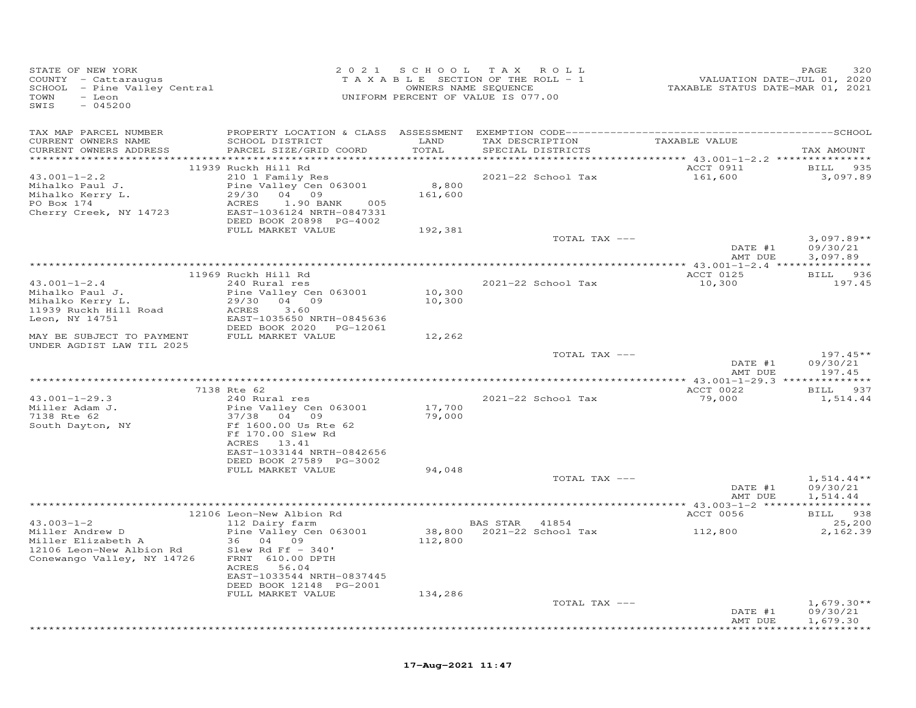STATE OF NEW YORK
COUNTY - Cattaraugus
SCHOOL - Pine Valley Central
TOWN - Leon
SWIS - 045200

2021 SCHOOL TAX ROLL
TAXABLE SECTION OF THE ROLL - 1
OWNERS NAME SEQUENCE
UNIFORM PERCENT OF VALUE IS 077.00

VALUATION DATE-JUL 01, 2020
TAXABLE STATUS DATE-MAR 01, 2021

| TAX MAP PARCEL NUMBER / CURRENT OWNERS NAME / CURRENT OWNERS ADDRESS | PROPERTY LOCATION & CLASS / SCHOOL DISTRICT / PARCEL SIZE/GRID COORD | ASSESSMENT LAND / TOTAL | EXEMPTION CODE / TAX DESCRIPTION / SPECIAL DISTRICTS | TAXABLE VALUE | TAX AMOUNT |
|---|---|---|---|---|---|
| **43.001-1-2.2** | 11939 Ruckh Hill Rd | | | ACCT 0911 | BILL 935 |
| 43.001-1-2.2 | 210 1 Family Res | | 2021-22 School Tax | 161,600 | 3,097.89 |
| Mihalko Paul J. | Pine Valley Cen 063001 | 8,800 | | | |
| Mihalko Kerry L. | 29/30 04 09 | 161,600 | | | |
| PO Box 174 | ACRES 1.90 BANK 005 | | | | |
| Cherry Creek, NY 14723 | EAST-1036124 NRTH-0847331 | | | | |
| | DEED BOOK 20898 PG-4002 | | | | |
| | FULL MARKET VALUE | 192,381 | | | |
| | | | TOTAL TAX --- | | 3,097.89** |
| | | | | DATE #1 | 09/30/21 |
| | | | | AMT DUE | 3,097.89 |
| **43.001-1-2.4** | 11969 Ruckh Hill Rd | | | ACCT 0125 | BILL 936 |
| 43.001-1-2.4 | 240 Rural res | | 2021-22 School Tax | 10,300 | 197.45 |
| Mihalko Paul J. | Pine Valley Cen 063001 | 10,300 | | | |
| Mihalko Kerry L. | 29/30 04 09 | 10,300 | | | |
| 11939 Ruckh Hill Road | ACRES 3.60 | | | | |
| Leon, NY 14751 | EAST-1035650 NRTH-0845636 | | | | |
| | DEED BOOK 2020 PG-12061 | | | | |
| MAY BE SUBJECT TO PAYMENT | FULL MARKET VALUE | 12,262 | | | |
| UNDER AGDIST LAW TIL 2025 | | | | | |
| | | | TOTAL TAX --- | | 197.45** |
| | | | | DATE #1 | 09/30/21 |
| | | | | AMT DUE | 197.45 |
| **43.001-1-29.3** | 7138 Rte 62 | | | ACCT 0022 | BILL 937 |
| 43.001-1-29.3 | 240 Rural res | | 2021-22 School Tax | 79,000 | 1,514.44 |
| Miller Adam J. | Pine Valley Cen 063001 | 17,700 | | | |
| 7138 Rte 62 | 37/38 04 09 | 79,000 | | | |
| South Dayton, NY | Ff 1600.00 Us Rte 62 | | | | |
| | Ff 170.00 Slew Rd | | | | |
| | ACRES 13.41 | | | | |
| | EAST-1033144 NRTH-0842656 | | | | |
| | DEED BOOK 27589 PG-3002 | | | | |
| | FULL MARKET VALUE | 94,048 | | | |
| | | | TOTAL TAX --- | | 1,514.44** |
| | | | | DATE #1 | 09/30/21 |
| | | | | AMT DUE | 1,514.44 |
| **43.003-1-2** | 12106 Leon-New Albion Rd | | | ACCT 0056 | BILL 938 |
| 43.003-1-2 | 112 Dairy farm | | BAS STAR 41854 | | 25,200 |
| Miller Andrew D | Pine Valley Cen 063001 | 38,800 | 2021-22 School Tax | 112,800 | 2,162.39 |
| Miller Elizabeth A | 36 04 09 | 112,800 | | | |
| 12106 Leon-New Albion Rd | Slew Rd Ff - 340' | | | | |
| Conewango Valley, NY 14726 | FRNT 610.00 DPTH | | | | |
| | ACRES 56.04 | | | | |
| | EAST-1033544 NRTH-0837445 | | | | |
| | DEED BOOK 12148 PG-2001 | | | | |
| | FULL MARKET VALUE | 134,286 | | | |
| | | | TOTAL TAX --- | | 1,679.30** |
| | | | | DATE #1 | 09/30/21 |
| | | | | AMT DUE | 1,679.30 |

17-Aug-2021 11:47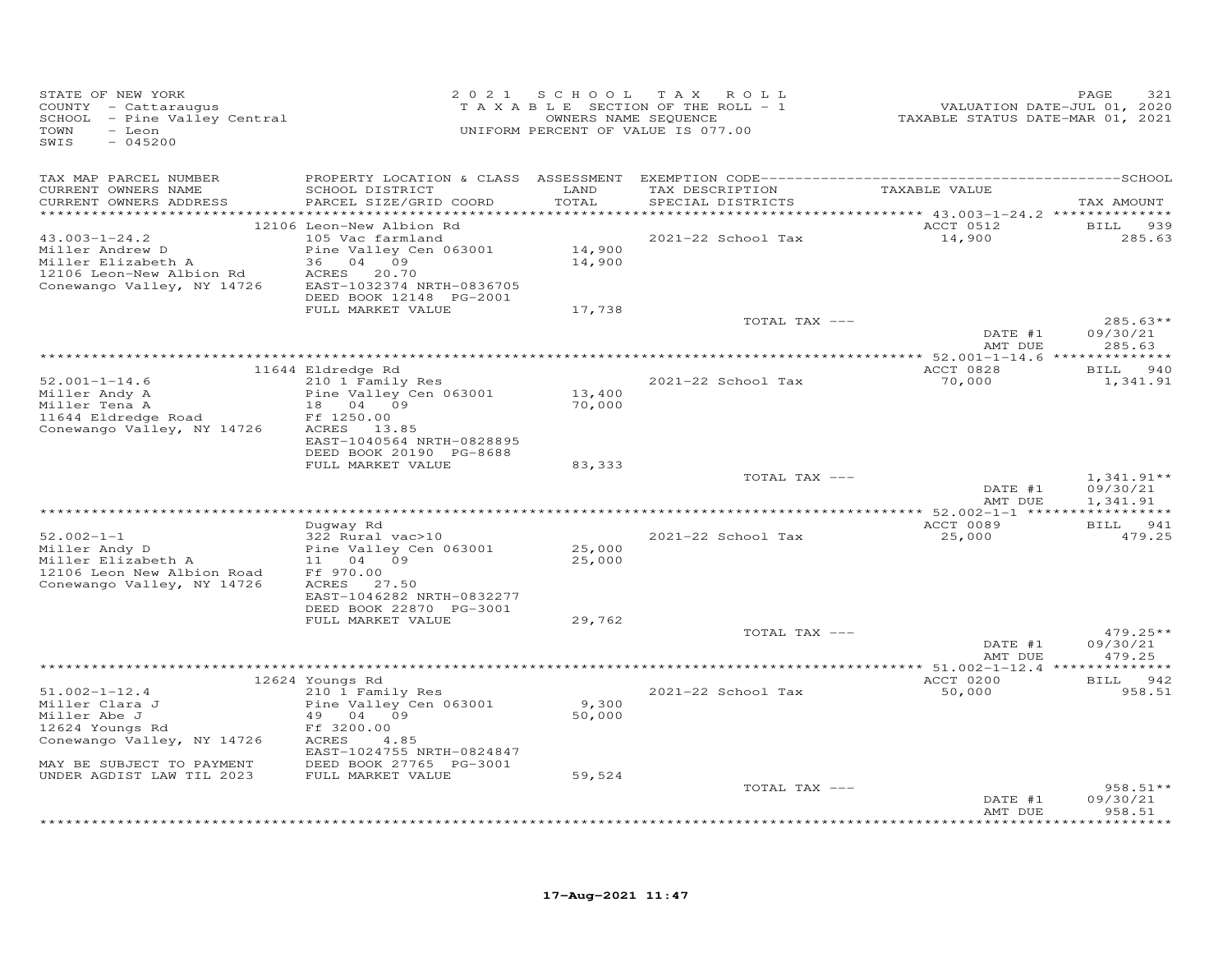STATE OF NEW YORK
COUNTY - Cattaraugus
SCHOOL - Pine Valley Central
TOWN - Leon
SWIS - 045200

2021 SCHOOL TAX ROLL
TAXABLE SECTION OF THE ROLL - 1
OWNERS NAME SEQUENCE
UNIFORM PERCENT OF VALUE IS 077.00

VALUATION DATE-JUL 01, 2020
TAXABLE STATUS DATE-MAR 01, 2021

| TAX MAP PARCEL NUMBER / CURRENT OWNERS NAME / CURRENT OWNERS ADDRESS | PROPERTY LOCATION & CLASS / SCHOOL DISTRICT / PARCEL SIZE/GRID COORD | ASSESSMENT LAND / TOTAL | EXEMPTION CODE / TAX DESCRIPTION / SPECIAL DISTRICTS | TAXABLE VALUE | TAX AMOUNT |
|---|---|---|---|---|---|
| | 12106 Leon-New Albion Rd | | | ACCT 0512 | BILL 939 |
| 43.003-1-24.2 | 105 Vac farmland | | 2021-22 School Tax | 14,900 | 285.63 |
| Miller Andrew D | Pine Valley Cen 063001 | 14,900 | | | |
| Miller Elizabeth A | 36 04 09 | 14,900 | | | |
| 12106 Leon-New Albion Rd | ACRES 20.70 | | | | |
| Conewango Valley, NY 14726 | EAST-1032374 NRTH-0836705 | | | | |
| | DEED BOOK 12148 PG-2001 | | | | |
| | FULL MARKET VALUE | 17,738 | | | |
| | | | TOTAL TAX --- | | 285.63** |
| | | | | DATE #1 | 09/30/21 |
| | | | | AMT DUE | 285.63 |
| | 11644 Eldredge Rd | | | ACCT 0828 | BILL 940 |
| 52.001-1-14.6 | 210 1 Family Res | | 2021-22 School Tax | 70,000 | 1,341.91 |
| Miller Andy A | Pine Valley Cen 063001 | 13,400 | | | |
| Miller Tena A | 18 04 09 | 70,000 | | | |
| 11644 Eldredge Road | Ff 1250.00 | | | | |
| Conewango Valley, NY 14726 | ACRES 13.85 | | | | |
| | EAST-1040564 NRTH-0828895 | | | | |
| | DEED BOOK 20190 PG-8688 | | | | |
| | FULL MARKET VALUE | 83,333 | | | |
| | | | TOTAL TAX --- | | 1,341.91** |
| | | | | DATE #1 | 09/30/21 |
| | | | | AMT DUE | 1,341.91 |
| | Dugway Rd | | | ACCT 0089 | BILL 941 |
| 52.002-1-1 | 322 Rural vac>10 | | 2021-22 School Tax | 25,000 | 479.25 |
| Miller Andy D | Pine Valley Cen 063001 | 25,000 | | | |
| Miller Elizabeth A | 11 04 09 | 25,000 | | | |
| 12106 Leon New Albion Road | Ff 970.00 | | | | |
| Conewango Valley, NY 14726 | ACRES 27.50 | | | | |
| | EAST-1046282 NRTH-0832277 | | | | |
| | DEED BOOK 22870 PG-3001 | | | | |
| | FULL MARKET VALUE | 29,762 | | | |
| | | | TOTAL TAX --- | | 479.25** |
| | | | | DATE #1 | 09/30/21 |
| | | | | AMT DUE | 479.25 |
| | 12624 Youngs Rd | | | ACCT 0200 | BILL 942 |
| 51.002-1-12.4 | 210 1 Family Res | | 2021-22 School Tax | 50,000 | 958.51 |
| Miller Clara J | Pine Valley Cen 063001 | 9,300 | | | |
| Miller Abe J | 49 04 09 | 50,000 | | | |
| 12624 Youngs Rd | Ff 3200.00 | | | | |
| Conewango Valley, NY 14726 | ACRES 4.85 | | | | |
| | EAST-1024755 NRTH-0824847 | | | | |
| MAY BE SUBJECT TO PAYMENT | DEED BOOK 27765 PG-3001 | | | | |
| UNDER AGDIST LAW TIL 2023 | FULL MARKET VALUE | 59,524 | | | |
| | | | TOTAL TAX --- | | 958.51** |
| | | | | DATE #1 | 09/30/21 |
| | | | | AMT DUE | 958.51 |

17-Aug-2021 11:47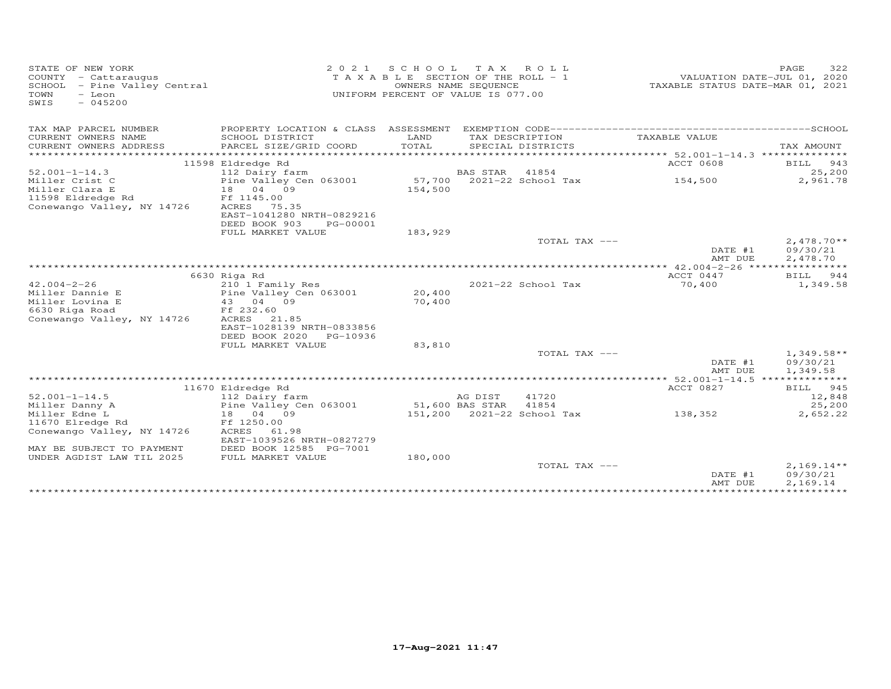STATE OF NEW YORK
COUNTY - Cattaraugus
SCHOOL - Pine Valley Central
TOWN - Leon
SWIS - 045200

2021 SCHOOL TAX ROLL
TAXABLE SECTION OF THE ROLL - 1
OWNERS NAME SEQUENCE
UNIFORM PERCENT OF VALUE IS 077.00

VALUATION DATE-JUL 01, 2020
TAXABLE STATUS DATE-MAR 01, 2021

| TAX MAP PARCEL NUMBER / CURRENT OWNERS NAME / CURRENT OWNERS ADDRESS | PROPERTY LOCATION & CLASS / SCHOOL DISTRICT / PARCEL SIZE/GRID COORD | ASSESSMENT LAND / TOTAL | EXEMPTION CODE / TAX DESCRIPTION / SPECIAL DISTRICTS | TAXABLE VALUE | TAX AMOUNT |
|---|---|---|---|---|---|
| | 11598 Eldredge Rd | | | ACCT 0608 | BILL 943 |
| 52.001-1-14.3 | 112 Dairy farm | | BAS STAR 41854 | | 25,200 |
| Miller Crist C | Pine Valley Cen 063001 | 57,700 | 2021-22 School Tax | 154,500 | 2,961.78 |
| Miller Clara E | 18 04 09 | 154,500 | | | |
| 11598 Eldredge Rd | Ff 1145.00 | | | | |
| Conewango Valley, NY 14726 | ACRES 75.35 | | | | |
| | EAST-1041280 NRTH-0829216 | | | | |
| | DEED BOOK 903 PG-00001 | | | | |
| | FULL MARKET VALUE | 183,929 | | | |
| | | | TOTAL TAX --- | | 2,478.70** |
| | | | | DATE #1 | 09/30/21 |
| | | | | AMT DUE | 2,478.70 |
| | 6630 Riga Rd | | | ACCT 0447 | BILL 944 |
| 42.004-2-26 | 210 1 Family Res | | 2021-22 School Tax | 70,400 | 1,349.58 |
| Miller Dannie E | Pine Valley Cen 063001 | 20,400 | | | |
| Miller Lovina E | 43 04 09 | 70,400 | | | |
| 6630 Riga Road | Ff 232.60 | | | | |
| Conewango Valley, NY 14726 | ACRES 21.85 | | | | |
| | EAST-1028139 NRTH-0833856 | | | | |
| | DEED BOOK 2020 PG-10936 | | | | |
| | FULL MARKET VALUE | 83,810 | | | |
| | | | TOTAL TAX --- | | 1,349.58** |
| | | | | DATE #1 | 09/30/21 |
| | | | | AMT DUE | 1,349.58 |
| | 11670 Eldredge Rd | | | ACCT 0827 | BILL 945 |
| 52.001-1-14.5 | 112 Dairy farm | | AG DIST 41720 | | 12,848 |
| Miller Danny A | Pine Valley Cen 063001 | 51,600 | BAS STAR 41854 | | 25,200 |
| Miller Edne L | 18 04 09 | 151,200 | 2021-22 School Tax | 138,352 | 2,652.22 |
| 11670 Elredge Rd | Ff 1250.00 | | | | |
| Conewango Valley, NY 14726 | ACRES 61.98 | | | | |
| | EAST-1039526 NRTH-0827279 | | | | |
| MAY BE SUBJECT TO PAYMENT | DEED BOOK 12585 PG-7001 | | | | |
| UNDER AGDIST LAW TIL 2025 | FULL MARKET VALUE | 180,000 | | | |
| | | | TOTAL TAX --- | | 2,169.14** |
| | | | | DATE #1 | 09/30/21 |
| | | | | AMT DUE | 2,169.14 |

17-Aug-2021 11:47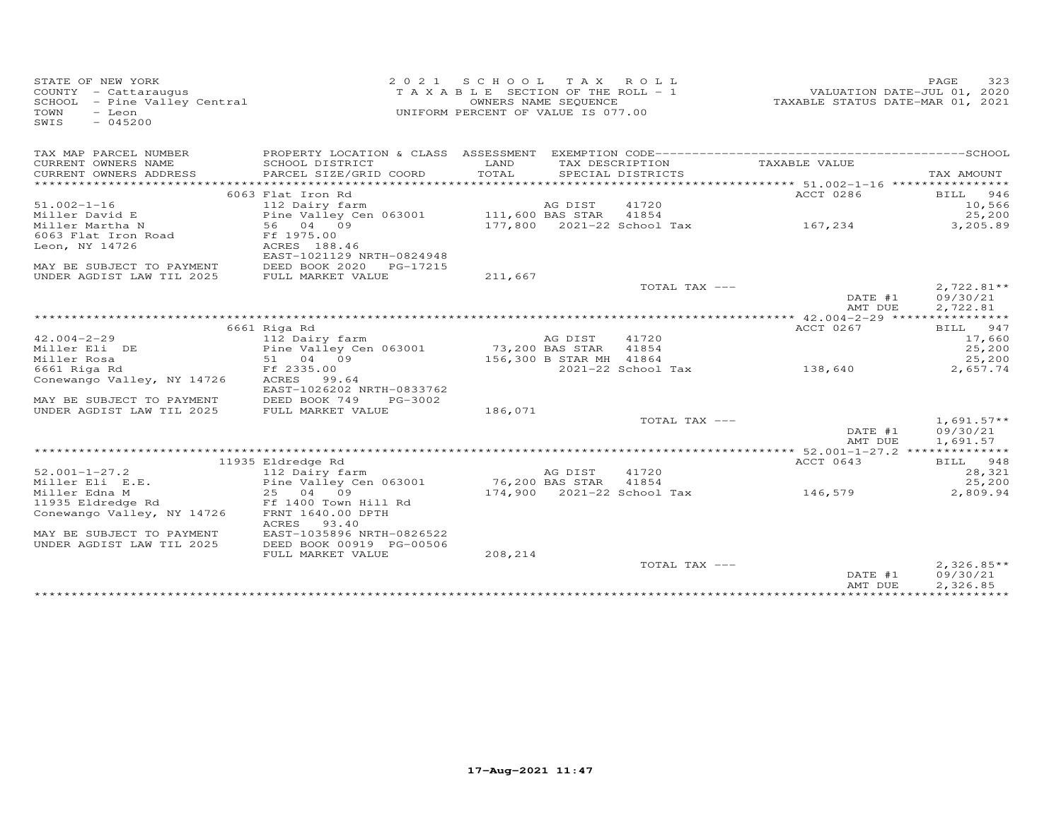STATE OF NEW YORK
COUNTY - Cattaraugus
SCHOOL - Pine Valley Central
TOWN - Leon
SWIS - 045200

2021 SCHOOL TAX ROLL
TAXABLE SECTION OF THE ROLL - 1
OWNERS NAME SEQUENCE
UNIFORM PERCENT OF VALUE IS 077.00

VALUATION DATE-JUL 01, 2020
TAXABLE STATUS DATE-MAR 01, 2021

| TAX MAP PARCEL NUMBER / CURRENT OWNERS NAME / CURRENT OWNERS ADDRESS | PROPERTY LOCATION & CLASS / SCHOOL DISTRICT / PARCEL SIZE/GRID COORD | ASSESSMENT LAND / TOTAL | EXEMPTION CODE / TAX DESCRIPTION / SPECIAL DISTRICTS | TAXABLE VALUE | TAX AMOUNT |
|---|---|---|---|---|---|
| | 6063 Flat Iron Rd | | | ACCT 0286 | BILL 946 |
| 51.002-1-16 | 112 Dairy farm | | AG DIST 41720 | | 10,566 |
| Miller David E | Pine Valley Cen 063001 | 111,600 | BAS STAR 41854 | | 25,200 |
| Miller Martha N | 56 04 09 | 177,800 | 2021-22 School Tax | 167,234 | 3,205.89 |
| 6063 Flat Iron Road | Ff 1975.00 | | | | |
| Leon, NY 14726 | ACRES 188.46 | | | | |
| | EAST-1021129 NRTH-0824948 | | | | |
| MAY BE SUBJECT TO PAYMENT | DEED BOOK 2020 PG-17215 | | | | |
| UNDER AGDIST LAW TIL 2025 | FULL MARKET VALUE | 211,667 | | | |
| | | | TOTAL TAX --- | | 2,722.81** |
| | | | | DATE #1 | 09/30/21 |
| | | | | AMT DUE | 2,722.81 |
| | 6661 Riga Rd | | | ACCT 0267 | BILL 947 |
| 42.004-2-29 | 112 Dairy farm | | AG DIST 41720 | | 17,660 |
| Miller Eli DE | Pine Valley Cen 063001 | 73,200 | BAS STAR 41854 | | 25,200 |
| Miller Rosa | 51 04 09 | 156,300 | B STAR MH 41864 | | 25,200 |
| 6661 Riga Rd | Ff 2335.00 | | 2021-22 School Tax | 138,640 | 2,657.74 |
| Conewango Valley, NY 14726 | ACRES 99.64 | | | | |
| | EAST-1026202 NRTH-0833762 | | | | |
| MAY BE SUBJECT TO PAYMENT | DEED BOOK 749 PG-3002 | | | | |
| UNDER AGDIST LAW TIL 2025 | FULL MARKET VALUE | 186,071 | | | |
| | | | TOTAL TAX --- | | 1,691.57** |
| | | | | DATE #1 | 09/30/21 |
| | | | | AMT DUE | 1,691.57 |
| | 11935 Eldredge Rd | | | ACCT 0643 | BILL 948 |
| 52.001-1-27.2 | 112 Dairy farm | | AG DIST 41720 | | 28,321 |
| Miller Eli E.E. | Pine Valley Cen 063001 | 76,200 | BAS STAR 41854 | | 25,200 |
| Miller Edna M | 25 04 09 | 174,900 | 2021-22 School Tax | 146,579 | 2,809.94 |
| 11935 Eldredge Rd | Ff 1400 Town Hill Rd | | | | |
| Conewango Valley, NY 14726 | FRNT 1640.00 DPTH | | | | |
| | ACRES 93.40 | | | | |
| MAY BE SUBJECT TO PAYMENT | EAST-1035896 NRTH-0826522 | | | | |
| UNDER AGDIST LAW TIL 2025 | DEED BOOK 00919 PG-00506 | | | | |
| | FULL MARKET VALUE | 208,214 | | | |
| | | | TOTAL TAX --- | | 2,326.85** |
| | | | | DATE #1 | 09/30/21 |
| | | | | AMT DUE | 2,326.85 |

17-Aug-2021 11:47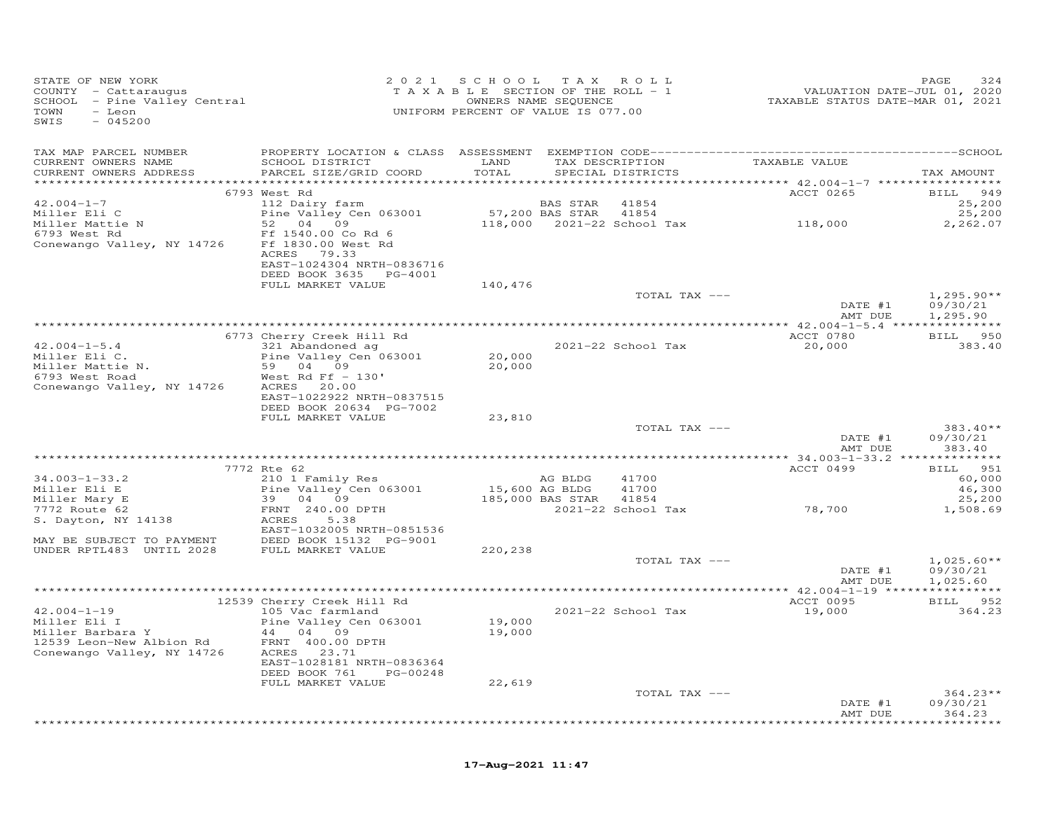STATE OF NEW YORK
COUNTY - Cattaraugus
SCHOOL - Pine Valley Central
TOWN - Leon
SWIS - 045200

2021 SCHOOL TAX ROLL
TAXABLE SECTION OF THE ROLL - 1
OWNERS NAME SEQUENCE
UNIFORM PERCENT OF VALUE IS 077.00

VALUATION DATE-JUL 01, 2020
TAXABLE STATUS DATE-MAR 01, 2021

| TAX MAP PARCEL NUMBER / CURRENT OWNERS NAME / CURRENT OWNERS ADDRESS | PROPERTY LOCATION & CLASS / SCHOOL DISTRICT / PARCEL SIZE/GRID COORD | ASSESSMENT LAND / TOTAL | EXEMPTION CODE / TAX DESCRIPTION / SPECIAL DISTRICTS | TAXABLE VALUE | TAX AMOUNT |
|---|---|---|---|---|---|
| **42.004-1-7** | 6793 West Rd | | | ACCT 0265 | BILL 949 |
| Miller Eli C | 112 Dairy farm | | BAS STAR 41854 | | 25,200 |
| Miller Mattie N | Pine Valley Cen 063001 | 57,200 | BAS STAR 41854 | | 25,200 |
| 6793 West Rd | 52 04 09 | 118,000 | 2021-22 School Tax | 118,000 | 2,262.07 |
| Conewango Valley, NY 14726 | Ff 1540.00 Co Rd 6 | | | | |
| | Ff 1830.00 West Rd | | | | |
| | ACRES 79.33 | | | | |
| | EAST-1024304 NRTH-0836716 | | | | |
| | DEED BOOK 3635 PG-4001 | | | | |
| | FULL MARKET VALUE | 140,476 | | | |
| | | | TOTAL TAX --- | | 1,295.90** |
| | | | | DATE #1 | 09/30/21 |
| | | | | AMT DUE | 1,295.90 |
| **42.004-1-5.4** | 6773 Cherry Creek Hill Rd | | | ACCT 0780 | BILL 950 |
| Miller Eli C. | 321 Abandoned ag | | 2021-22 School Tax | 20,000 | 383.40 |
| Miller Mattie N. | Pine Valley Cen 063001 | 20,000 | | | |
| 6793 West Road | 59 04 09 | 20,000 | | | |
| Conewango Valley, NY 14726 | West Rd Ff - 130' | | | | |
| | ACRES 20.00 | | | | |
| | EAST-1022922 NRTH-0837515 | | | | |
| | DEED BOOK 20634 PG-7002 | | | | |
| | FULL MARKET VALUE | 23,810 | | | |
| | | | TOTAL TAX --- | | 383.40** |
| | | | | DATE #1 | 09/30/21 |
| | | | | AMT DUE | 383.40 |
| **34.003-1-33.2** | 7772 Rte 62 | | | ACCT 0499 | BILL 951 |
| Miller Eli E | 210 1 Family Res | | AG BLDG 41700 | | 60,000 |
| Miller Mary E | Pine Valley Cen 063001 | 15,600 | AG BLDG 41700 | | 46,300 |
| 7772 Route 62 | 39 04 09 | 185,000 | BAS STAR 41854 | | 25,200 |
| S. Dayton, NY 14138 | FRNT 240.00 DPTH | | 2021-22 School Tax | 78,700 | 1,508.69 |
| | ACRES 5.38 | | | | |
| MAY BE SUBJECT TO PAYMENT | EAST-1032005 NRTH-0851536 | | | | |
| UNDER RPTL483 UNTIL 2028 | DEED BOOK 15132 PG-9001 | | | | |
| | FULL MARKET VALUE | 220,238 | | | |
| | | | TOTAL TAX --- | | 1,025.60** |
| | | | | DATE #1 | 09/30/21 |
| | | | | AMT DUE | 1,025.60 |
| **42.004-1-19** | 12539 Cherry Creek Hill Rd | | | ACCT 0095 | BILL 952 |
| Miller Eli I | 105 Vac farmland | | 2021-22 School Tax | 19,000 | 364.23 |
| Miller Barbara Y | Pine Valley Cen 063001 | 19,000 | | | |
| 12539 Leon-New Albion Rd | 44 04 09 | 19,000 | | | |
| Conewango Valley, NY 14726 | FRNT 400.00 DPTH | | | | |
| | ACRES 23.71 | | | | |
| | EAST-1028181 NRTH-0836364 | | | | |
| | DEED BOOK 761 PG-00248 | | | | |
| | FULL MARKET VALUE | 22,619 | | | |
| | | | TOTAL TAX --- | | 364.23** |
| | | | | DATE #1 | 09/30/21 |
| | | | | AMT DUE | 364.23 |

17-Aug-2021 11:47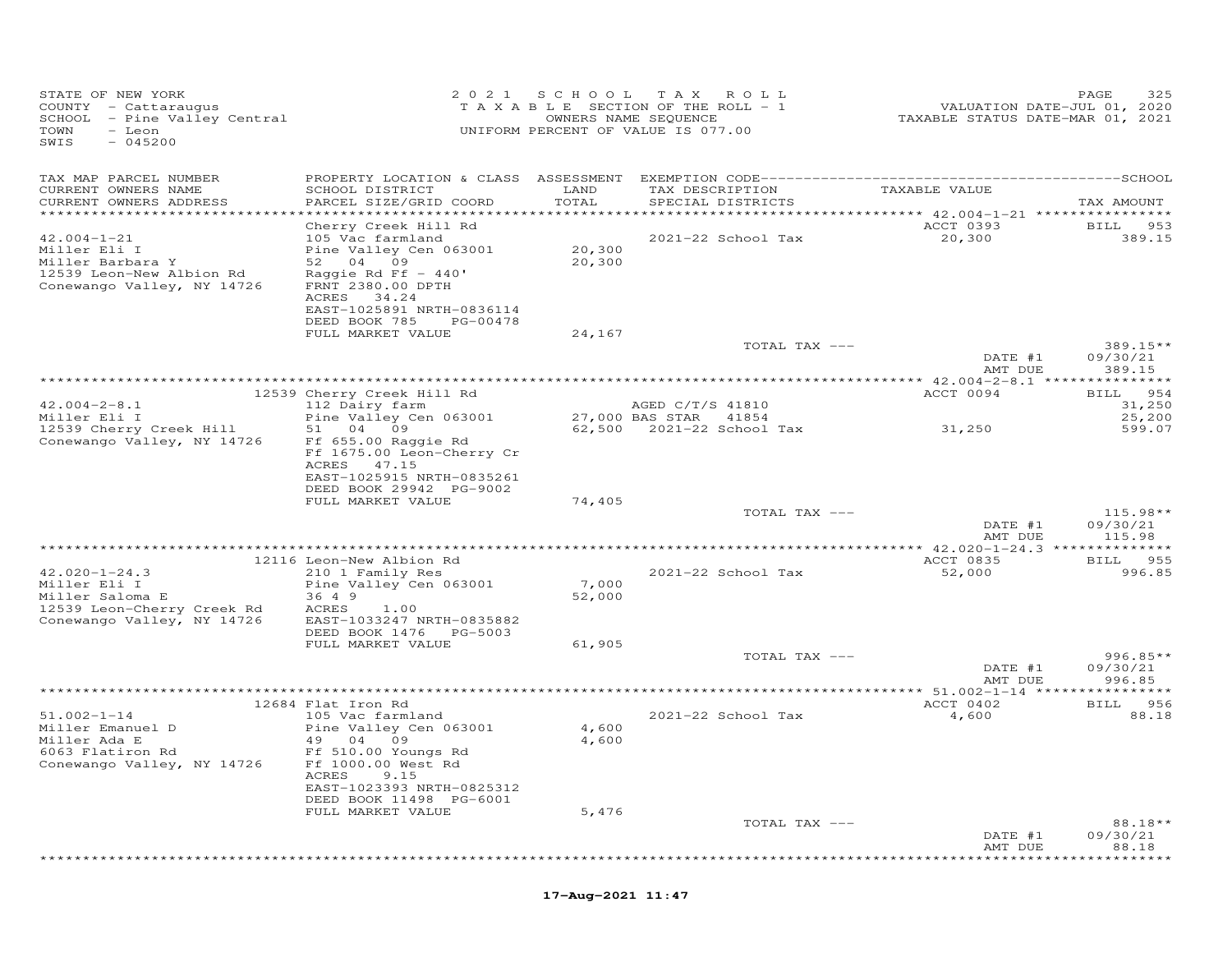STATE OF NEW YORK
COUNTY - Cattaraugus
SCHOOL - Pine Valley Central
TOWN - Leon
SWIS - 045200

2021 SCHOOL TAX ROLL
TAXABLE SECTION OF THE ROLL - 1
OWNERS NAME SEQUENCE
UNIFORM PERCENT OF VALUE IS 077.00

VALUATION DATE-JUL 01, 2020
TAXABLE STATUS DATE-MAR 01, 2021

| TAX MAP PARCEL NUMBER / CURRENT OWNERS NAME / CURRENT OWNERS ADDRESS | PROPERTY LOCATION & CLASS / SCHOOL DISTRICT / PARCEL SIZE/GRID COORD | ASSESSMENT LAND / TOTAL | EXEMPTION CODE / TAX DESCRIPTION / SPECIAL DISTRICTS | TAXABLE VALUE | TAX AMOUNT |
|---|---|---|---|---|---|
| 42.004-1-21 | Cherry Creek Hill Rd | | | ACCT 0393 | BILL 953 |
| Miller Eli I | 105 Vac farmland | | 2021-22 School Tax | 20,300 | 389.15 |
| Miller Barbara Y | Pine Valley Cen 063001 | 20,300 | | | |
| 12539 Leon-New Albion Rd | 52 04 09 | 20,300 | | | |
| Conewango Valley, NY 14726 | Raggie Rd Ff - 440' | | | | |
| | FRNT 2380.00 DPTH | | | | |
| | ACRES 34.24 | | | | |
| | EAST-1025891 NRTH-0836114 | | | | |
| | DEED BOOK 785 PG-00478 | | | | |
| | FULL MARKET VALUE | 24,167 | | | |
| | | | TOTAL TAX --- | | 389.15** |
| | | | | DATE #1 | 09/30/21 |
| | | | | AMT DUE | 389.15 |
| 42.004-2-8.1 | 12539 Cherry Creek Hill Rd | | | ACCT 0094 | BILL 954 |
| Miller Eli I | 112 Dairy farm | | AGED C/T/S 41810 | | 31,250 |
| 12539 Cherry Creek Hill | Pine Valley Cen 063001 | 27,000 | BAS STAR 41854 | | 25,200 |
| Conewango Valley, NY 14726 | 51 04 09 | 62,500 | 2021-22 School Tax | 31,250 | 599.07 |
| | Ff 655.00 Raggie Rd | | | | |
| | Ff 1675.00 Leon-Cherry Cr | | | | |
| | ACRES 47.15 | | | | |
| | EAST-1025915 NRTH-0835261 | | | | |
| | DEED BOOK 29942 PG-9002 | | | | |
| | FULL MARKET VALUE | 74,405 | | | |
| | | | TOTAL TAX --- | | 115.98** |
| | | | | DATE #1 | 09/30/21 |
| | | | | AMT DUE | 115.98 |
| 42.020-1-24.3 | 12116 Leon-New Albion Rd | | | ACCT 0835 | BILL 955 |
| Miller Eli I | 210 1 Family Res | | 2021-22 School Tax | 52,000 | 996.85 |
| Miller Saloma E | Pine Valley Cen 063001 | 7,000 | | | |
| 12539 Leon-Cherry Creek Rd | 36 4 9 | 52,000 | | | |
| Conewango Valley, NY 14726 | ACRES 1.00 | | | | |
| | EAST-1033247 NRTH-0835882 | | | | |
| | DEED BOOK 1476 PG-5003 | | | | |
| | FULL MARKET VALUE | 61,905 | | | |
| | | | TOTAL TAX --- | | 996.85** |
| | | | | DATE #1 | 09/30/21 |
| | | | | AMT DUE | 996.85 |
| 51.002-1-14 | 12684 Flat Iron Rd | | | ACCT 0402 | BILL 956 |
| Miller Emanuel D | 105 Vac farmland | | 2021-22 School Tax | 4,600 | 88.18 |
| Miller Ada E | Pine Valley Cen 063001 | 4,600 | | | |
| 6063 Flatiron Rd | 49 04 09 | 4,600 | | | |
| Conewango Valley, NY 14726 | Ff 510.00 Youngs Rd | | | | |
| | Ff 1000.00 West Rd | | | | |
| | ACRES 9.15 | | | | |
| | EAST-1023393 NRTH-0825312 | | | | |
| | DEED BOOK 11498 PG-6001 | | | | |
| | FULL MARKET VALUE | 5,476 | | | |
| | | | TOTAL TAX --- | | 88.18** |
| | | | | DATE #1 | 09/30/21 |
| | | | | AMT DUE | 88.18 |

17-Aug-2021 11:47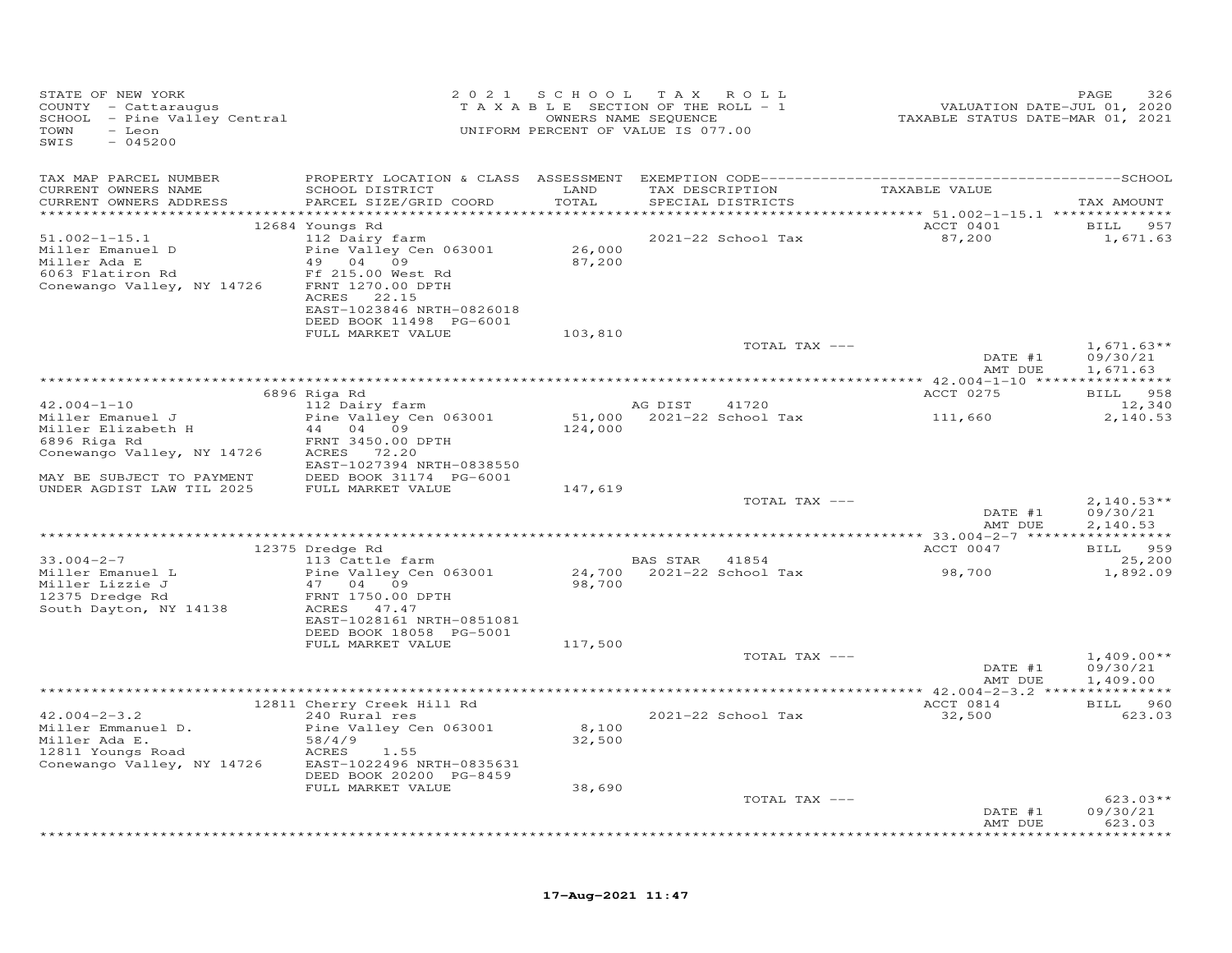STATE OF NEW YORK
COUNTY - Cattaraugus
SCHOOL - Pine Valley Central
TOWN - Leon
SWIS - 045200

2021 SCHOOL TAX ROLL
TAXABLE SECTION OF THE ROLL - 1
OWNERS NAME SEQUENCE
UNIFORM PERCENT OF VALUE IS 077.00

VALUATION DATE-JUL 01, 2020
TAXABLE STATUS DATE-MAR 01, 2021

| TAX MAP PARCEL NUMBER / CURRENT OWNERS NAME / CURRENT OWNERS ADDRESS | PROPERTY LOCATION & CLASS / SCHOOL DISTRICT / PARCEL SIZE/GRID COORD | ASSESSMENT LAND / TOTAL | EXEMPTION CODE / TAX DESCRIPTION / SPECIAL DISTRICTS | TAXABLE VALUE | TAX AMOUNT |
|---|---|---|---|---|---|
| | 12684 Youngs Rd | | | ACCT 0401 | BILL 957 |
| 51.002-1-15.1 | 112 Dairy farm | | 2021-22 School Tax | 87,200 | 1,671.63 |
| Miller Emanuel D | Pine Valley Cen 063001 | 26,000 | | | |
| Miller Ada E | 49 04 09 | 87,200 | | | |
| 6063 Flatiron Rd | Ff 215.00 West Rd | | | | |
| Conewango Valley, NY 14726 | FRNT 1270.00 DPTH | | | | |
| | ACRES 22.15 | | | | |
| | EAST-1023846 NRTH-0826018 | | | | |
| | DEED BOOK 11498 PG-6001 | | | | |
| | FULL MARKET VALUE | 103,810 | | | |
| | | | TOTAL TAX --- | | 1,671.63** |
| | | | | DATE #1 | 09/30/21 |
| | | | | AMT DUE | 1,671.63 |
| | 6896 Riga Rd | | | ACCT 0275 | BILL 958 |
| 42.004-1-10 | 112 Dairy farm | | AG DIST 41720 | | 12,340 |
| Miller Emanuel J | Pine Valley Cen 063001 | 51,000 | 2021-22 School Tax | 111,660 | 2,140.53 |
| Miller Elizabeth H | 44 04 09 | 124,000 | | | |
| 6896 Riga Rd | FRNT 3450.00 DPTH | | | | |
| Conewango Valley, NY 14726 | ACRES 72.20 | | | | |
| | EAST-1027394 NRTH-0838550 | | | | |
| MAY BE SUBJECT TO PAYMENT | DEED BOOK 31174 PG-6001 | | | | |
| UNDER AGDIST LAW TIL 2025 | FULL MARKET VALUE | 147,619 | | | |
| | | | TOTAL TAX --- | | 2,140.53** |
| | | | | DATE #1 | 09/30/21 |
| | | | | AMT DUE | 2,140.53 |
| | 12375 Dredge Rd | | | ACCT 0047 | BILL 959 |
| 33.004-2-7 | 113 Cattle farm | | BAS STAR 41854 | | 25,200 |
| Miller Emanuel L | Pine Valley Cen 063001 | 24,700 | 2021-22 School Tax | 98,700 | 1,892.09 |
| Miller Lizzie J | 47 04 09 | 98,700 | | | |
| 12375 Dredge Rd | FRNT 1750.00 DPTH | | | | |
| South Dayton, NY 14138 | ACRES 47.47 | | | | |
| | EAST-1028161 NRTH-0851081 | | | | |
| | DEED BOOK 18058 PG-5001 | | | | |
| | FULL MARKET VALUE | 117,500 | | | |
| | | | TOTAL TAX --- | | 1,409.00** |
| | | | | DATE #1 | 09/30/21 |
| | | | | AMT DUE | 1,409.00 |
| | 12811 Cherry Creek Hill Rd | | | ACCT 0814 | BILL 960 |
| 42.004-2-3.2 | 240 Rural res | | 2021-22 School Tax | 32,500 | 623.03 |
| Miller Emmanuel D. | Pine Valley Cen 063001 | 8,100 | | | |
| Miller Ada E. | 58/4/9 | 32,500 | | | |
| 12811 Youngs Road | ACRES 1.55 | | | | |
| Conewango Valley, NY 14726 | EAST-1022496 NRTH-0835631 | | | | |
| | DEED BOOK 20200 PG-8459 | | | | |
| | FULL MARKET VALUE | 38,690 | | | |
| | | | TOTAL TAX --- | | 623.03** |
| | | | | DATE #1 | 09/30/21 |
| | | | | AMT DUE | 623.03 |

17-Aug-2021 11:47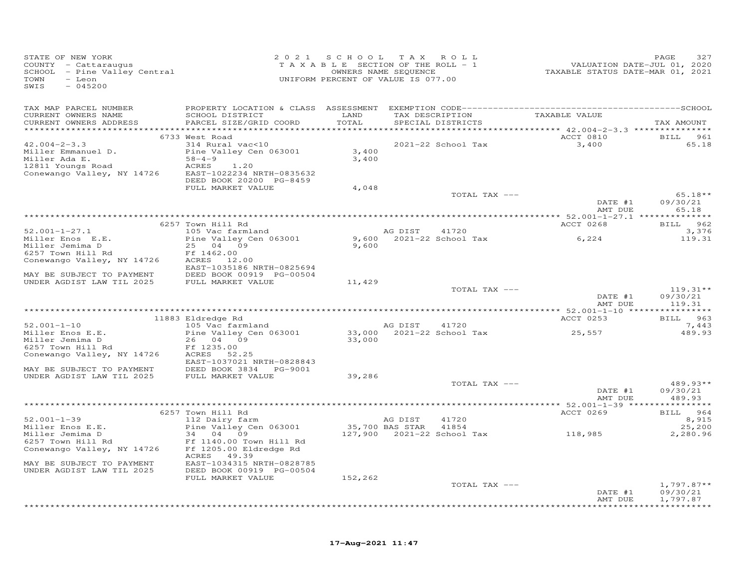STATE OF NEW YORK
COUNTY - Cattaraugus
SCHOOL - Pine Valley Central
TOWN - Leon
SWIS - 045200

2021 SCHOOL TAX ROLL
TAXABLE SECTION OF THE ROLL - 1
OWNERS NAME SEQUENCE
UNIFORM PERCENT OF VALUE IS 077.00

VALUATION DATE-JUL 01, 2020
TAXABLE STATUS DATE-MAR 01, 2021

| TAX MAP PARCEL NUMBER / CURRENT OWNERS NAME / CURRENT OWNERS ADDRESS | PROPERTY LOCATION & CLASS / SCHOOL DISTRICT / PARCEL SIZE/GRID COORD | ASSESSMENT LAND / TOTAL | EXEMPTION CODE / TAX DESCRIPTION / SPECIAL DISTRICTS | TAXABLE VALUE | TAX AMOUNT |
|---|---|---|---|---|---|
| 42.004-2-3.3 | 6733 West Road | | | ACCT 0810 | BILL 961 |
| Miller Emmanuel D. | 314 Rural vac<10 | | | | |
| Miller Ada E. | Pine Valley Cen 063001 | 3,400 | 2021-22 School Tax | 3,400 | 65.18 |
| 12811 Youngs Road | 58-4-9 | 3,400 | | | |
| Conewango Valley, NY 14726 | ACRES 1.20 | | | | |
| | EAST-1022234 NRTH-0835632 | | | | |
| | DEED BOOK 20200 PG-8459 | | | | |
| | FULL MARKET VALUE | 4,048 | | | |
| | | | TOTAL TAX --- | | 65.18** |
| | | | | DATE #1 | 09/30/21 |
| | | | | AMT DUE | 65.18 |
| 52.001-1-27.1 | 6257 Town Hill Rd | | | ACCT 0268 | BILL 962 |
| Miller Enos E.E. | 105 Vac farmland | | AG DIST 41720 | | 3,376 |
| Miller Jemima D | Pine Valley Cen 063001 | 9,600 | 2021-22 School Tax | 6,224 | 119.31 |
| 6257 Town Hill Rd | 25 04 09 | 9,600 | | | |
| Conewango Valley, NY 14726 | Ff 1462.00 | | | | |
| | ACRES 12.00 | | | | |
| | EAST-1035186 NRTH-0825694 | | | | |
| MAY BE SUBJECT TO PAYMENT | DEED BOOK 00919 PG-00504 | | | | |
| UNDER AGDIST LAW TIL 2025 | FULL MARKET VALUE | 11,429 | | | |
| | | | TOTAL TAX --- | | 119.31** |
| | | | | DATE #1 | 09/30/21 |
| | | | | AMT DUE | 119.31 |
| 52.001-1-10 | 11883 Eldredge Rd | | | ACCT 0253 | BILL 963 |
| Miller Enos E.E. | 105 Vac farmland | | AG DIST 41720 | | 7,443 |
| Miller Jemima D | Pine Valley Cen 063001 | 33,000 | 2021-22 School Tax | 25,557 | 489.93 |
| 6257 Town Hill Rd | 26 04 09 | 33,000 | | | |
| Conewango Valley, NY 14726 | Ff 1235.00 | | | | |
| | ACRES 52.25 | | | | |
| | EAST-1037021 NRTH-0828843 | | | | |
| MAY BE SUBJECT TO PAYMENT | DEED BOOK 3834 PG-9001 | | | | |
| UNDER AGDIST LAW TIL 2025 | FULL MARKET VALUE | 39,286 | | | |
| | | | TOTAL TAX --- | | 489.93** |
| | | | | DATE #1 | 09/30/21 |
| | | | | AMT DUE | 489.93 |
| 52.001-1-39 | 6257 Town Hill Rd | | | ACCT 0269 | BILL 964 |
| Miller Enos E.E. | 112 Dairy farm | | AG DIST 41720 | | 8,915 |
| Miller Jemima D | Pine Valley Cen 063001 | 35,700 | BAS STAR 41854 | | 25,200 |
| 6257 Town Hill Rd | 34 04 09 | 127,900 | 2021-22 School Tax | 118,985 | 2,280.96 |
| Conewango Valley, NY 14726 | Ff 1140.00 Town Hill Rd | | | | |
| | Ff 1205.00 Eldredge Rd | | | | |
| | ACRES 49.39 | | | | |
| MAY BE SUBJECT TO PAYMENT | EAST-1034315 NRTH-0828785 | | | | |
| UNDER AGDIST LAW TIL 2025 | DEED BOOK 00919 PG-00504 | | | | |
| | FULL MARKET VALUE | 152,262 | | | |
| | | | TOTAL TAX --- | | 1,797.87** |
| | | | | DATE #1 | 09/30/21 |
| | | | | AMT DUE | 1,797.87 |

17-Aug-2021 11:47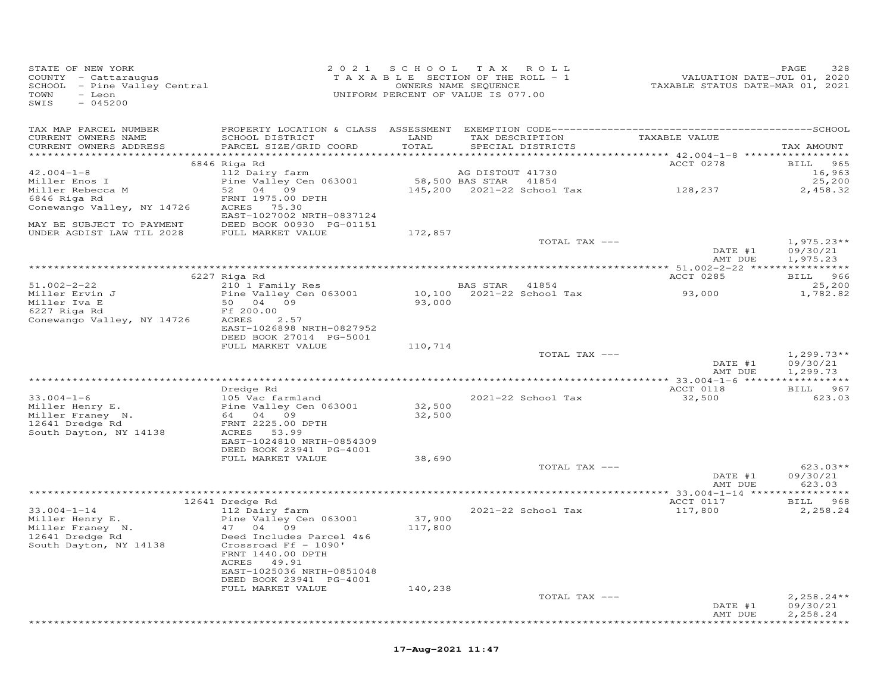STATE OF NEW YORK
COUNTY - Cattaraugus
SCHOOL - Pine Valley Central
TOWN - Leon
SWIS - 045200

2021 SCHOOL TAX ROLL
TAXABLE SECTION OF THE ROLL - 1
OWNERS NAME SEQUENCE
UNIFORM PERCENT OF VALUE IS 077.00

VALUATION DATE-JUL 01, 2020
TAXABLE STATUS DATE-MAR 01, 2021

| TAX MAP PARCEL NUMBER / CURRENT OWNERS NAME / CURRENT OWNERS ADDRESS | PROPERTY LOCATION & CLASS / SCHOOL DISTRICT / PARCEL SIZE/GRID COORD | ASSESSMENT LAND / TOTAL | EXEMPTION CODE / TAX DESCRIPTION / SPECIAL DISTRICTS | TAXABLE VALUE | TAX AMOUNT |
|---|---|---|---|---|---|
| | 6846 Riga Rd | | | ACCT 0278 | BILL 965 |
| 42.004-1-8 | 112 Dairy farm | | AG DISTOUT 41730 | | 16,963 |
| Miller Enos I | Pine Valley Cen 063001 | 58,500 | BAS STAR 41854 | | 25,200 |
| Miller Rebecca M | 52 04 09 | 145,200 | 2021-22 School Tax | 128,237 | 2,458.32 |
| 6846 Riga Rd | FRNT 1975.00 DPTH | | | | |
| Conewango Valley, NY 14726 | ACRES 75.30 | | | | |
| | EAST-1027002 NRTH-0837124 | | | | |
| MAY BE SUBJECT TO PAYMENT | DEED BOOK 00930 PG-01151 | | | | |
| UNDER AGDIST LAW TIL 2028 | FULL MARKET VALUE | 172,857 | | | |
| | | | TOTAL TAX --- | | 1,975.23** |
| | | | | DATE #1 | 09/30/21 |
| | | | | AMT DUE | 1,975.23 |
| | 6227 Riga Rd | | | ACCT 0285 | BILL 966 |
| 51.002-2-22 | 210 1 Family Res | | BAS STAR 41854 | | 25,200 |
| Miller Ervin J | Pine Valley Cen 063001 | 10,100 | 2021-22 School Tax | 93,000 | 1,782.82 |
| Miller Iva E | 50 04 09 | 93,000 | | | |
| 6227 Riga Rd | Ff 200.00 | | | | |
| Conewango Valley, NY 14726 | ACRES 2.57 | | | | |
| | EAST-1026898 NRTH-0827952 | | | | |
| | DEED BOOK 27014 PG-5001 | | | | |
| | FULL MARKET VALUE | 110,714 | | | |
| | | | TOTAL TAX --- | | 1,299.73** |
| | | | | DATE #1 | 09/30/21 |
| | | | | AMT DUE | 1,299.73 |
| | Dredge Rd | | | ACCT 0118 | BILL 967 |
| 33.004-1-6 | 105 Vac farmland | | 2021-22 School Tax | 32,500 | 623.03 |
| Miller Henry E. | Pine Valley Cen 063001 | 32,500 | | | |
| Miller Franey N. | 64 04 09 | 32,500 | | | |
| 12641 Dredge Rd | FRNT 2225.00 DPTH | | | | |
| South Dayton, NY 14138 | ACRES 53.99 | | | | |
| | EAST-1024810 NRTH-0854309 | | | | |
| | DEED BOOK 23941 PG-4001 | | | | |
| | FULL MARKET VALUE | 38,690 | | | |
| | | | TOTAL TAX --- | | 623.03** |
| | | | | DATE #1 | 09/30/21 |
| | | | | AMT DUE | 623.03 |
| | 12641 Dredge Rd | | | ACCT 0117 | BILL 968 |
| 33.004-1-14 | 112 Dairy farm | | 2021-22 School Tax | 117,800 | 2,258.24 |
| Miller Henry E. | Pine Valley Cen 063001 | 37,900 | | | |
| Miller Franey N. | 47 04 09 | 117,800 | | | |
| 12641 Dredge Rd | Deed Includes Parcel 4&6 | | | | |
| South Dayton, NY 14138 | Crossroad Ff - 1090' | | | | |
| | FRNT 1440.00 DPTH | | | | |
| | ACRES 49.91 | | | | |
| | EAST-1025036 NRTH-0851048 | | | | |
| | DEED BOOK 23941 PG-4001 | | | | |
| | FULL MARKET VALUE | 140,238 | | | |
| | | | TOTAL TAX --- | | 2,258.24** |
| | | | | DATE #1 | 09/30/21 |
| | | | | AMT DUE | 2,258.24 |

17-Aug-2021 11:47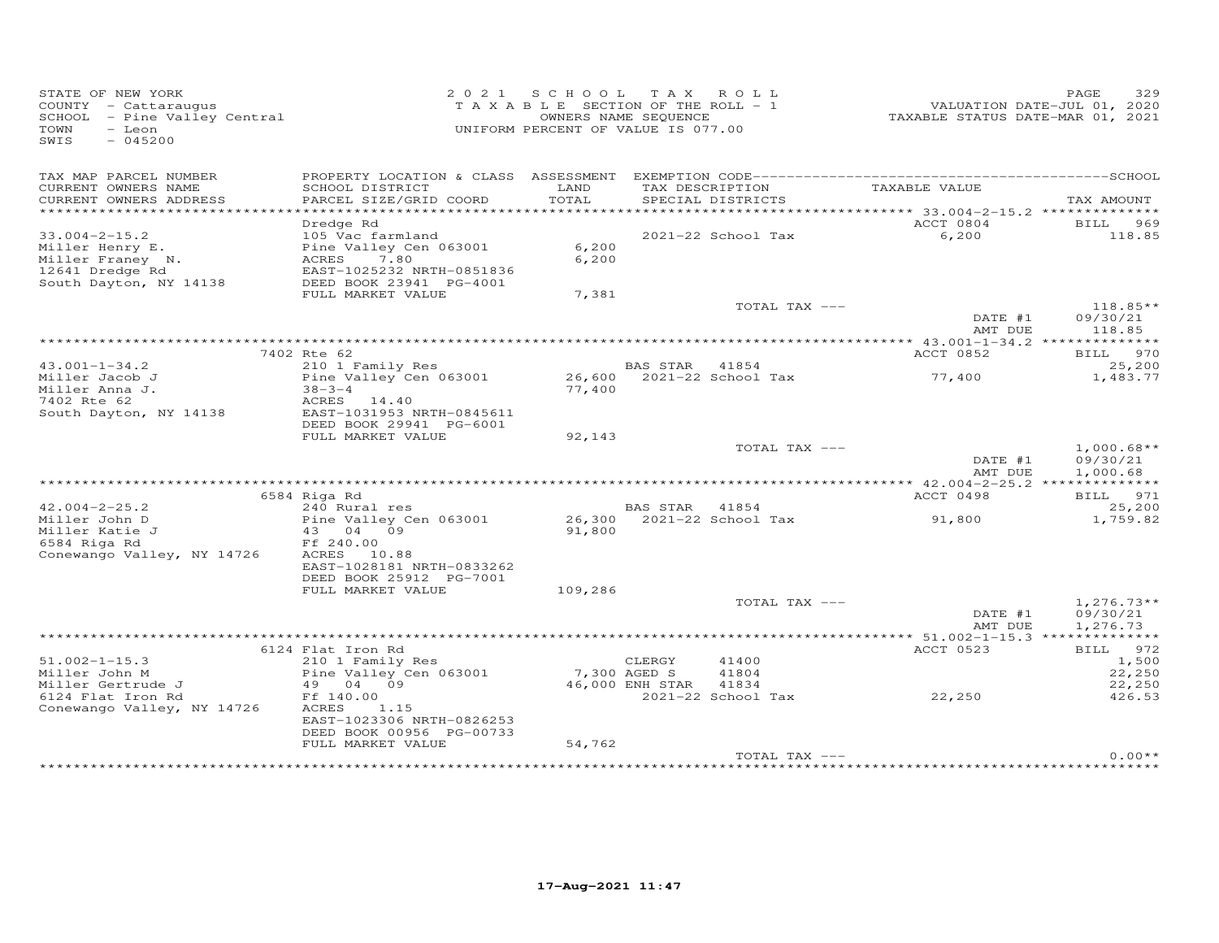STATE OF NEW YORK
COUNTY - Cattaraugus
SCHOOL - Pine Valley Central
TOWN - Leon
SWIS - 045200

2021 SCHOOL TAX ROLL
TAXABLE SECTION OF THE ROLL - 1
OWNERS NAME SEQUENCE
UNIFORM PERCENT OF VALUE IS 077.00

VALUATION DATE-JUL 01, 2020
TAXABLE STATUS DATE-MAR 01, 2021

| TAX MAP PARCEL NUMBER / CURRENT OWNERS NAME / CURRENT OWNERS ADDRESS | PROPERTY LOCATION & CLASS / SCHOOL DISTRICT / PARCEL SIZE/GRID COORD | ASSESSMENT LAND / TOTAL | EXEMPTION CODE / TAX DESCRIPTION / SPECIAL DISTRICTS | | TAXABLE VALUE | TAX AMOUNT |
|---|---|---|---|---|---|---|
| | Dredge Rd | | | | ACCT 0804 | BILL 969 |
| 33.004-2-15.2 | 105 Vac farmland | | 2021-22 School Tax | | 6,200 | 118.85 |
| Miller Henry E. | Pine Valley Cen 063001 | 6,200 | | | | |
| Miller Franey N. | ACRES 7.80 | 6,200 | | | | |
| 12641 Dredge Rd | EAST-1025232 NRTH-0851836 | | | | | |
| South Dayton, NY 14138 | DEED BOOK 23941 PG-4001 | | | | | |
| | FULL MARKET VALUE | 7,381 | | | | |
| | | | TOTAL TAX --- | | | 118.85** |
| | | | | | DATE #1 | 09/30/21 |
| | | | | | AMT DUE | 118.85 |
| | 7402 Rte 62 | | | | ACCT 0852 | BILL 970 |
| 43.001-1-34.2 | 210 1 Family Res | | BAS STAR | 41854 | | 25,200 |
| Miller Jacob J | Pine Valley Cen 063001 | 26,600 | 2021-22 School Tax | | 77,400 | 1,483.77 |
| Miller Anna J. | 38-3-4 | 77,400 | | | | |
| 7402 Rte 62 | ACRES 14.40 | | | | | |
| South Dayton, NY 14138 | EAST-1031953 NRTH-0845611 | | | | | |
| | DEED BOOK 29941 PG-6001 | | | | | |
| | FULL MARKET VALUE | 92,143 | | | | |
| | | | TOTAL TAX --- | | | 1,000.68** |
| | | | | | DATE #1 | 09/30/21 |
| | | | | | AMT DUE | 1,000.68 |
| | 6584 Riga Rd | | | | ACCT 0498 | BILL 971 |
| 42.004-2-25.2 | 240 Rural res | | BAS STAR | 41854 | | 25,200 |
| Miller John D | Pine Valley Cen 063001 | 26,300 | 2021-22 School Tax | | 91,800 | 1,759.82 |
| Miller Katie J | 43 04 09 | 91,800 | | | | |
| 6584 Riga Rd | Ff 240.00 | | | | | |
| Conewango Valley, NY 14726 | ACRES 10.88 | | | | | |
| | EAST-1028181 NRTH-0833262 | | | | | |
| | DEED BOOK 25912 PG-7001 | | | | | |
| | FULL MARKET VALUE | 109,286 | | | | |
| | | | TOTAL TAX --- | | | 1,276.73** |
| | | | | | DATE #1 | 09/30/21 |
| | | | | | AMT DUE | 1,276.73 |
| | 6124 Flat Iron Rd | | | | ACCT 0523 | BILL 972 |
| 51.002-1-15.3 | 210 1 Family Res | | CLERGY | 41400 | | 1,500 |
| Miller John M | Pine Valley Cen 063001 | 7,300 | AGED S | 41804 | | 22,250 |
| Miller Gertrude J | 49 04 09 | 46,000 | ENH STAR | 41834 | | 22,250 |
| 6124 Flat Iron Rd | Ff 140.00 | | 2021-22 School Tax | | 22,250 | 426.53 |
| Conewango Valley, NY 14726 | ACRES 1.15 | | | | | |
| | EAST-1023306 NRTH-0826253 | | | | | |
| | DEED BOOK 00956 PG-00733 | | | | | |
| | FULL MARKET VALUE | 54,762 | | | | |
| | | | TOTAL TAX --- | | | 0.00** |

17-Aug-2021 11:47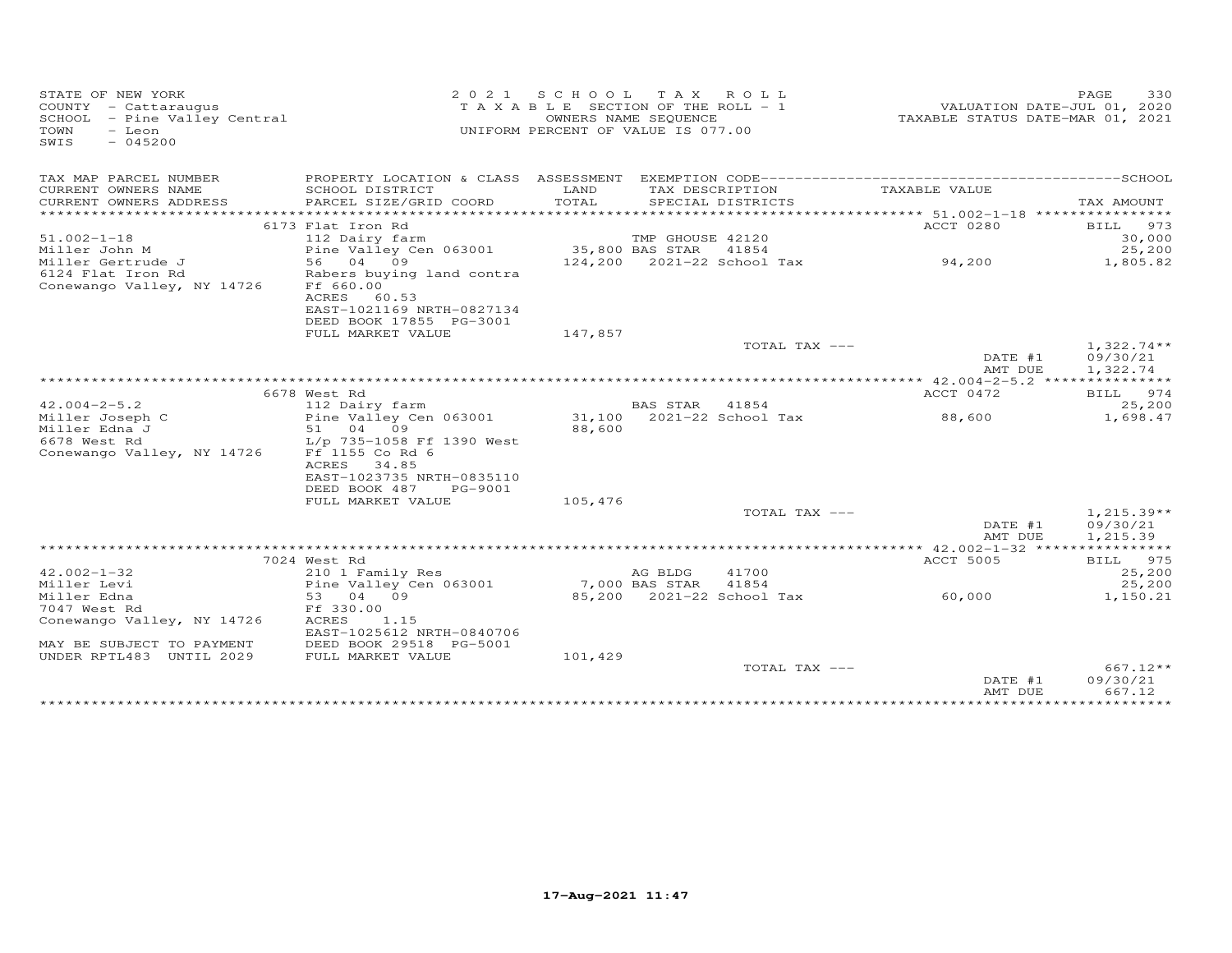STATE OF NEW YORK
COUNTY - Cattaraugus
SCHOOL - Pine Valley Central
TOWN - Leon
SWIS - 045200

2021 SCHOOL TAX ROLL
TAXABLE SECTION OF THE ROLL - 1
OWNERS NAME SEQUENCE
UNIFORM PERCENT OF VALUE IS 077.00

VALUATION DATE-JUL 01, 2020
TAXABLE STATUS DATE-MAR 01, 2021

| TAX MAP PARCEL NUMBER / CURRENT OWNERS NAME / CURRENT OWNERS ADDRESS | PROPERTY LOCATION & CLASS / SCHOOL DISTRICT / PARCEL SIZE/GRID COORD | ASSESSMENT LAND / TOTAL | EXEMPTION CODE / TAX DESCRIPTION / SPECIAL DISTRICTS | TAXABLE VALUE | SCHOOL TAX AMOUNT |
|---|---|---|---|---|---|
| | 6173 Flat Iron Rd | | | ACCT 0280 | BILL 973 |
| 51.002-1-18 | 112 Dairy farm | | TMP GHOUSE 42120 | | 30,000 |
| Miller John M | Pine Valley Cen 063001 | 35,800 | BAS STAR 41854 | | 25,200 |
| Miller Gertrude J | 56 04 09 | 124,200 | 2021-22 School Tax | 94,200 | 1,805.82 |
| 6124 Flat Iron Rd | Rabers buying land contra | | | | |
| Conewango Valley, NY 14726 | Ff 660.00 | | | | |
| | ACRES 60.53 | | | | |
| | EAST-1021169 NRTH-0827134 | | | | |
| | DEED BOOK 17855 PG-3001 | | | | |
| | FULL MARKET VALUE | 147,857 | | | |
| | | | TOTAL TAX --- | | 1,322.74** |
| | | | | DATE #1 | 09/30/21 |
| | | | | AMT DUE | 1,322.74 |
| | 6678 West Rd | | | ACCT 0472 | BILL 974 |
| 42.004-2-5.2 | 112 Dairy farm | | BAS STAR 41854 | | 25,200 |
| Miller Joseph C | Pine Valley Cen 063001 | 31,100 | 2021-22 School Tax | 88,600 | 1,698.47 |
| Miller Edna J | 51 04 09 | 88,600 | | | |
| 6678 West Rd | L/p 735-1058 Ff 1390 West | | | | |
| Conewango Valley, NY 14726 | Ff 1155 Co Rd 6 | | | | |
| | ACRES 34.85 | | | | |
| | EAST-1023735 NRTH-0835110 | | | | |
| | DEED BOOK 487 PG-9001 | | | | |
| | FULL MARKET VALUE | 105,476 | | | |
| | | | TOTAL TAX --- | | 1,215.39** |
| | | | | DATE #1 | 09/30/21 |
| | | | | AMT DUE | 1,215.39 |
| | 7024 West Rd | | | ACCT 5005 | BILL 975 |
| 42.002-1-32 | 210 1 Family Res | | AG BLDG 41700 | | 25,200 |
| Miller Levi | Pine Valley Cen 063001 | 7,000 | BAS STAR 41854 | | 25,200 |
| Miller Edna | 53 04 09 | 85,200 | 2021-22 School Tax | 60,000 | 1,150.21 |
| 7047 West Rd | Ff 330.00 | | | | |
| Conewango Valley, NY 14726 | ACRES 1.15 | | | | |
| | EAST-1025612 NRTH-0840706 | | | | |
| MAY BE SUBJECT TO PAYMENT | DEED BOOK 29518 PG-5001 | | | | |
| UNDER RPTL483 UNTIL 2029 | FULL MARKET VALUE | 101,429 | | | |
| | | | TOTAL TAX --- | | 667.12** |
| | | | | DATE #1 | 09/30/21 |
| | | | | AMT DUE | 667.12 |

17-Aug-2021 11:47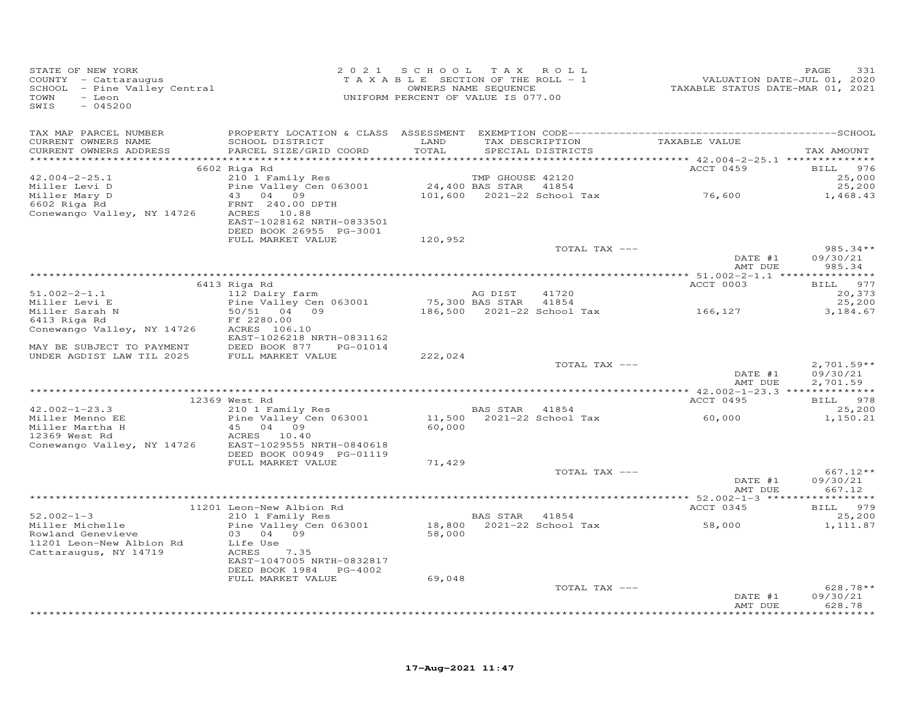STATE OF NEW YORK
COUNTY - Cattaraugus
SCHOOL - Pine Valley Central
TOWN - Leon
SWIS - 045200

2021 SCHOOL TAX ROLL
TAXABLE SECTION OF THE ROLL - 1
OWNERS NAME SEQUENCE
UNIFORM PERCENT OF VALUE IS 077.00

VALUATION DATE-JUL 01, 2020
TAXABLE STATUS DATE-MAR 01, 2021

| TAX MAP PARCEL NUMBER / CURRENT OWNERS NAME / CURRENT OWNERS ADDRESS | PROPERTY LOCATION & CLASS / SCHOOL DISTRICT / PARCEL SIZE/GRID COORD | ASSESSMENT LAND / TOTAL | EXEMPTION CODE / TAX DESCRIPTION / SPECIAL DISTRICTS | TAXABLE VALUE | TAX AMOUNT |
|---|---|---|---|---|---|
| | 6602 Riga Rd | | | ACCT 0459 | BILL 976 |
| 42.004-2-25.1 | 210 1 Family Res | | TMP GHOUSE 42120 | | 25,000 |
| Miller Levi D | Pine Valley Cen 063001 | 24,400 | BAS STAR 41854 | | 25,200 |
| Miller Mary D | 43 04 09 | 101,600 | 2021-22 School Tax | 76,600 | 1,468.43 |
| 6602 Riga Rd | FRNT 240.00 DPTH | | | | |
| Conewango Valley, NY 14726 | ACRES 10.88 | | | | |
| | EAST-1028162 NRTH-0833501 | | | | |
| | DEED BOOK 26955 PG-3001 | | | | |
| | FULL MARKET VALUE | 120,952 | | | |
| | | | TOTAL TAX --- | | 985.34** |
| | | | | DATE #1 | 09/30/21 |
| | | | | AMT DUE | 985.34 |
| | 6413 Riga Rd | | | ACCT 0003 | BILL 977 |
| 51.002-2-1.1 | 112 Dairy farm | | AG DIST 41720 | | 20,373 |
| Miller Levi E | Pine Valley Cen 063001 | 75,300 | BAS STAR 41854 | | 25,200 |
| Miller Sarah N | 50/51 04 09 | 186,500 | 2021-22 School Tax | 166,127 | 3,184.67 |
| 6413 Riga Rd | Ff 2280.00 | | | | |
| Conewango Valley, NY 14726 | ACRES 106.10 | | | | |
| | EAST-1026218 NRTH-0831162 | | | | |
| MAY BE SUBJECT TO PAYMENT | DEED BOOK 877 PG-01014 | | | | |
| UNDER AGDIST LAW TIL 2025 | FULL MARKET VALUE | 222,024 | | | |
| | | | TOTAL TAX --- | | 2,701.59** |
| | | | | DATE #1 | 09/30/21 |
| | | | | AMT DUE | 2,701.59 |
| | 12369 West Rd | | | ACCT 0495 | BILL 978 |
| 42.002-1-23.3 | 210 1 Family Res | | BAS STAR 41854 | | 25,200 |
| Miller Menno EE | Pine Valley Cen 063001 | 11,500 | 2021-22 School Tax | 60,000 | 1,150.21 |
| Miller Martha H | 45 04 09 | 60,000 | | | |
| 12369 West Rd | ACRES 10.40 | | | | |
| Conewango Valley, NY 14726 | EAST-1029555 NRTH-0840618 | | | | |
| | DEED BOOK 00949 PG-01119 | | | | |
| | FULL MARKET VALUE | 71,429 | | | |
| | | | TOTAL TAX --- | | 667.12** |
| | | | | DATE #1 | 09/30/21 |
| | | | | AMT DUE | 667.12 |
| | 11201 Leon-New Albion Rd | | | ACCT 0345 | BILL 979 |
| 52.002-1-3 | 210 1 Family Res | | BAS STAR 41854 | | 25,200 |
| Miller Michelle | Pine Valley Cen 063001 | 18,800 | 2021-22 School Tax | 58,000 | 1,111.87 |
| Rowland Genevieve | 03 04 09 | 58,000 | | | |
| 11201 Leon-New Albion Rd | Life Use | | | | |
| Cattaraugus, NY 14719 | ACRES 7.35 | | | | |
| | EAST-1047005 NRTH-0832817 | | | | |
| | DEED BOOK 1984 PG-4002 | | | | |
| | FULL MARKET VALUE | 69,048 | | | |
| | | | TOTAL TAX --- | | 628.78** |
| | | | | DATE #1 | 09/30/21 |
| | | | | AMT DUE | 628.78 |

17-Aug-2021 11:47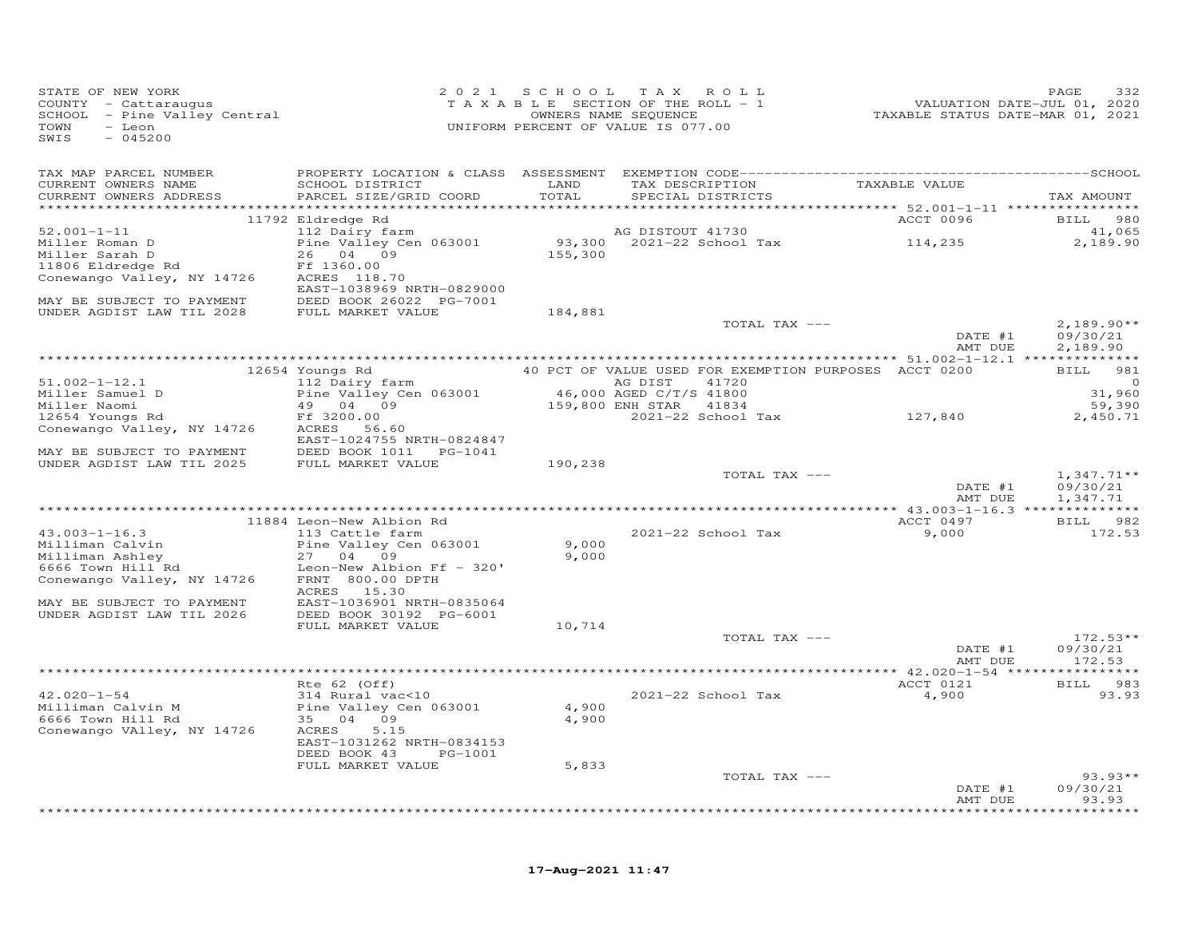STATE OF NEW YORK
COUNTY - Cattaraugus
SCHOOL - Pine Valley Central
TOWN - Leon
SWIS - 045200

2 0 2 1 S C H O O L T A X R O L L
T A X A B L E SECTION OF THE ROLL - 1
OWNERS NAME SEQUENCE
UNIFORM PERCENT OF VALUE IS 077.00

VALUATION DATE-JUL 01, 2020
TAXABLE STATUS DATE-MAR 01, 2021

| TAX MAP PARCEL NUMBER / CURRENT OWNERS NAME / CURRENT OWNERS ADDRESS | PROPERTY LOCATION & CLASS / SCHOOL DISTRICT / PARCEL SIZE/GRID COORD | ASSESSMENT LAND / TOTAL | EXEMPTION CODE / TAX DESCRIPTION / SPECIAL DISTRICTS | TAXABLE VALUE | TAX AMOUNT |
|---|---|---|---|---|---|
| **52.001-1-11** | 11792 Eldredge Rd | | | ACCT 0096 | BILL 980 |
| Miller Roman D | 112 Dairy farm | | AG DISTOUT 41730 | | 41,065 |
| Miller Sarah D | Pine Valley Cen 063001 | 93,300 | 2021-22 School Tax | 114,235 | 2,189.90 |
| 11806 Eldredge Rd | 26 04 09 | 155,300 | | | |
| Conewango Valley, NY 14726 | Ff 1360.00 | | | | |
| | ACRES 118.70 | | | | |
| | EAST-1038969 NRTH-0829000 | | | | |
| MAY BE SUBJECT TO PAYMENT | DEED BOOK 26022 PG-7001 | | | | |
| UNDER AGDIST LAW TIL 2028 | FULL MARKET VALUE | 184,881 | | | |
| | | | TOTAL TAX --- | | 2,189.90** |
| | | | | DATE #1 | 09/30/21 |
| | | | | AMT DUE | 2,189.90 |
| **51.002-1-12.1** | 12654 Youngs Rd | | 40 PCT OF VALUE USED FOR EXEMPTION PURPOSES | ACCT 0200 | BILL 981 |
| Miller Samuel D | 112 Dairy farm | | AG DIST 41720 | | 0 |
| Miller Naomi | Pine Valley Cen 063001 | 46,000 | AGED C/T/S 41800 | | 31,960 |
| 12654 Youngs Rd | 49 04 09 | 159,800 | ENH STAR 41834 | | 59,390 |
| Conewango Valley, NY 14726 | Ff 3200.00 | | 2021-22 School Tax | 127,840 | 2,450.71 |
| | ACRES 56.60 | | | | |
| | EAST-1024755 NRTH-0824847 | | | | |
| MAY BE SUBJECT TO PAYMENT | DEED BOOK 1011 PG-1041 | | | | |
| UNDER AGDIST LAW TIL 2025 | FULL MARKET VALUE | 190,238 | | | |
| | | | TOTAL TAX --- | | 1,347.71** |
| | | | | DATE #1 | 09/30/21 |
| | | | | AMT DUE | 1,347.71 |
| **43.003-1-16.3** | 11884 Leon-New Albion Rd | | | ACCT 0497 | BILL 982 |
| Milliman Calvin | 113 Cattle farm | | 2021-22 School Tax | 9,000 | 172.53 |
| Milliman Ashley | Pine Valley Cen 063001 | 9,000 | | | |
| 6666 Town Hill Rd | 27 04 09 | 9,000 | | | |
| Conewango Valley, NY 14726 | Leon-New Albion Ff - 320' | | | | |
| | FRNT 800.00 DPTH | | | | |
| | ACRES 15.30 | | | | |
| MAY BE SUBJECT TO PAYMENT | EAST-1036901 NRTH-0835064 | | | | |
| UNDER AGDIST LAW TIL 2026 | DEED BOOK 30192 PG-6001 | | | | |
| | FULL MARKET VALUE | 10,714 | | | |
| | | | TOTAL TAX --- | | 172.53** |
| | | | | DATE #1 | 09/30/21 |
| | | | | AMT DUE | 172.53 |
| **42.020-1-54** | Rte 62 (Off) | | | ACCT 0121 | BILL 983 |
| Milliman Calvin M | 314 Rural vac<10 | | 2021-22 School Tax | 4,900 | 93.93 |
| 6666 Town Hill Rd | Pine Valley Cen 063001 | 4,900 | | | |
| Conewango VAlley, NY 14726 | 35 04 09 | 4,900 | | | |
| | ACRES 5.15 | | | | |
| | EAST-1031262 NRTH-0834153 | | | | |
| | DEED BOOK 43 PG-1001 | | | | |
| | FULL MARKET VALUE | 5,833 | | | |
| | | | TOTAL TAX --- | | 93.93** |
| | | | | DATE #1 | 09/30/21 |
| | | | | AMT DUE | 93.93 |

17-Aug-2021 11:47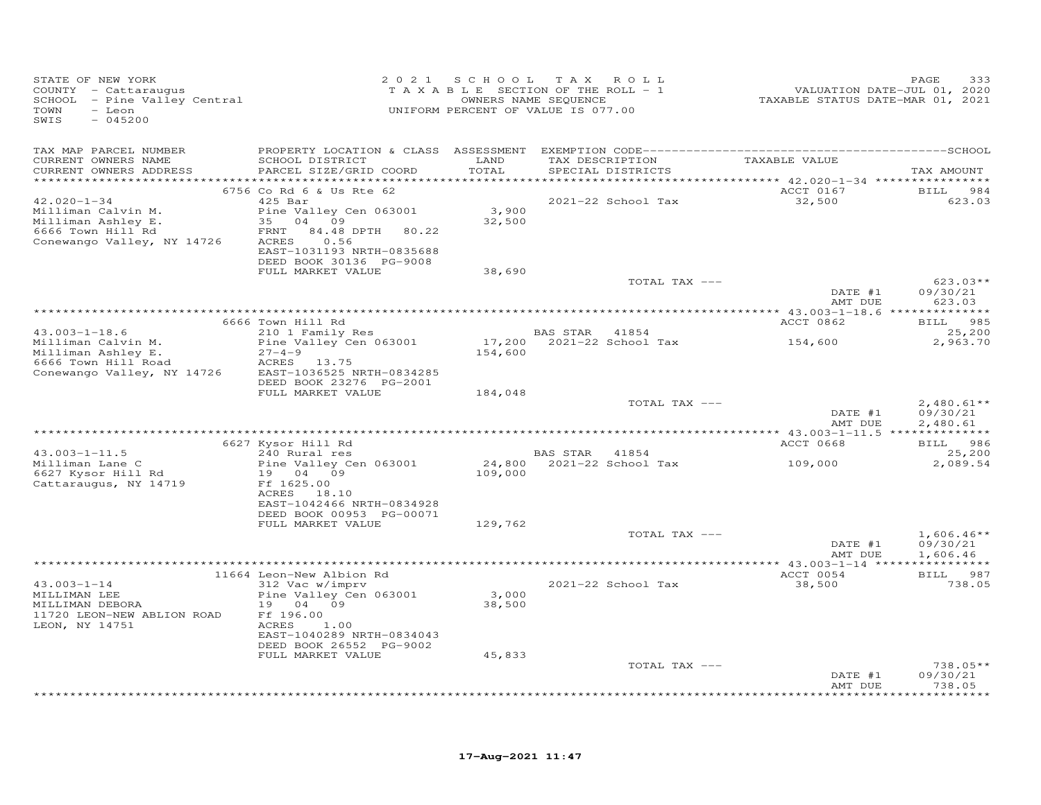STATE OF NEW YORK
COUNTY - Cattaraugus
SCHOOL - Pine Valley Central
TOWN - Leon
SWIS - 045200

2021 SCHOOL TAX ROLL
TAXABLE SECTION OF THE ROLL - 1
OWNERS NAME SEQUENCE
UNIFORM PERCENT OF VALUE IS 077.00

VALUATION DATE-JUL 01, 2020
TAXABLE STATUS DATE-MAR 01, 2021

| TAX MAP PARCEL NUMBER / CURRENT OWNERS NAME / CURRENT OWNERS ADDRESS | PROPERTY LOCATION & CLASS / SCHOOL DISTRICT / PARCEL SIZE/GRID COORD | ASSESSMENT LAND / TOTAL | EXEMPTION CODE / TAX DESCRIPTION / SPECIAL DISTRICTS | TAXABLE VALUE | TAX AMOUNT |
|---|---|---|---|---|---|
| | 6756 Co Rd 6 & Us Rte 62 | | | ACCT 0167 | BILL 984 |
| 42.020-1-34 | 425 Bar | | 2021-22 School Tax | 32,500 | 623.03 |
| Milliman Calvin M. | Pine Valley Cen 063001 | 3,900 | | | |
| Milliman Ashley E. | 35 04 09 | 32,500 | | | |
| 6666 Town Hill Rd | FRNT 84.48 DPTH 80.22 | | | | |
| Conewango Valley, NY 14726 | ACRES 0.56 | | | | |
| | EAST-1031193 NRTH-0835688 | | | | |
| | DEED BOOK 30136 PG-9008 | | | | |
| | FULL MARKET VALUE | 38,690 | | | |
| | | | TOTAL TAX --- | | 623.03** |
| | | | | DATE #1 | 09/30/21 |
| | | | | AMT DUE | 623.03 |
| | 6666 Town Hill Rd | | | ACCT 0862 | BILL 985 |
| 43.003-1-18.6 | 210 1 Family Res | | BAS STAR 41854 | | 25,200 |
| Milliman Calvin M. | Pine Valley Cen 063001 | 17,200 | 2021-22 School Tax | 154,600 | 2,963.70 |
| Milliman Ashley E. | 27-4-9 | 154,600 | | | |
| 6666 Town Hill Road | ACRES 13.75 | | | | |
| Conewango Valley, NY 14726 | EAST-1036525 NRTH-0834285 | | | | |
| | DEED BOOK 23276 PG-2001 | | | | |
| | FULL MARKET VALUE | 184,048 | | | |
| | | | TOTAL TAX --- | | 2,480.61** |
| | | | | DATE #1 | 09/30/21 |
| | | | | AMT DUE | 2,480.61 |
| | 6627 Kysor Hill Rd | | | ACCT 0668 | BILL 986 |
| 43.003-1-11.5 | 240 Rural res | | BAS STAR 41854 | | 25,200 |
| Milliman Lane C | Pine Valley Cen 063001 | 24,800 | 2021-22 School Tax | 109,000 | 2,089.54 |
| 6627 Kysor Hill Rd | 19 04 09 | 109,000 | | | |
| Cattaraugus, NY 14719 | Ff 1625.00 | | | | |
| | ACRES 18.10 | | | | |
| | EAST-1042466 NRTH-0834928 | | | | |
| | DEED BOOK 00953 PG-00071 | | | | |
| | FULL MARKET VALUE | 129,762 | | | |
| | | | TOTAL TAX --- | | 1,606.46** |
| | | | | DATE #1 | 09/30/21 |
| | | | | AMT DUE | 1,606.46 |
| | 11664 Leon-New Albion Rd | | | ACCT 0054 | BILL 987 |
| 43.003-1-14 | 312 Vac w/imprv | | 2021-22 School Tax | 38,500 | 738.05 |
| MILLIMAN LEE | Pine Valley Cen 063001 | 3,000 | | | |
| MILLIMAN DEBORA | 19 04 09 | 38,500 | | | |
| 11720 LEON-NEW ABLION ROAD | Ff 196.00 | | | | |
| LEON, NY 14751 | ACRES 1.00 | | | | |
| | EAST-1040289 NRTH-0834043 | | | | |
| | DEED BOOK 26552 PG-9002 | | | | |
| | FULL MARKET VALUE | 45,833 | | | |
| | | | TOTAL TAX --- | | 738.05** |
| | | | | DATE #1 | 09/30/21 |
| | | | | AMT DUE | 738.05 |

17-Aug-2021 11:47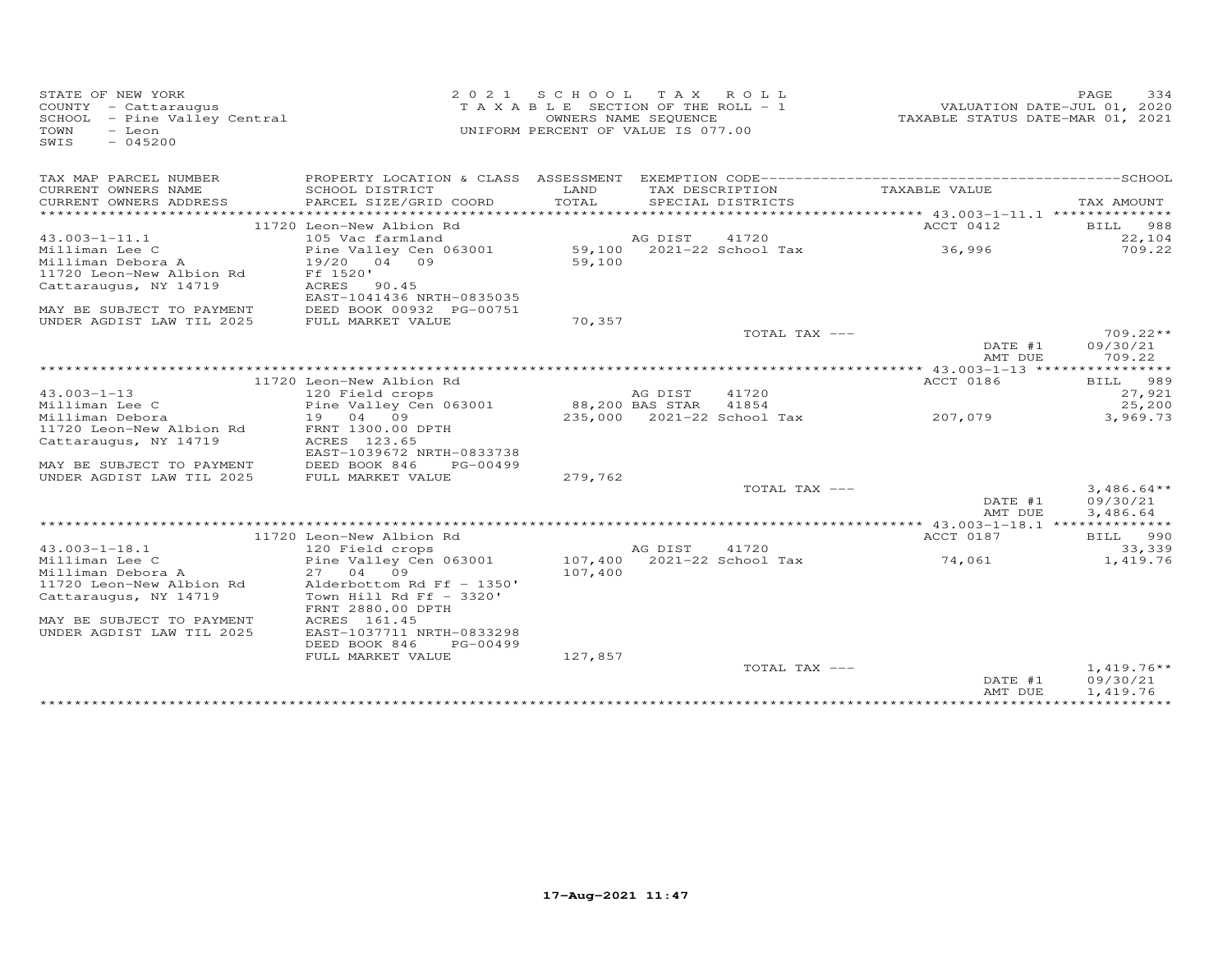STATE OF NEW YORK
COUNTY - Cattaraugus
SCHOOL - Pine Valley Central
TOWN - Leon
SWIS - 045200

2021 SCHOOL TAX ROLL
TAXABLE SECTION OF THE ROLL - 1
OWNERS NAME SEQUENCE
UNIFORM PERCENT OF VALUE IS 077.00

VALUATION DATE-JUL 01, 2020
TAXABLE STATUS DATE-MAR 01, 2021

| TAX MAP PARCEL NUMBER / CURRENT OWNERS NAME / CURRENT OWNERS ADDRESS | PROPERTY LOCATION & CLASS / SCHOOL DISTRICT / PARCEL SIZE/GRID COORD | ASSESSMENT LAND / TOTAL | EXEMPTION CODE / TAX DESCRIPTION / SPECIAL DISTRICTS | TAXABLE VALUE | TAX AMOUNT |
|---|---|---|---|---|---|
| | 11720 Leon-New Albion Rd | | | ACCT 0412 | BILL 988 |
| 43.003-1-11.1 | 105 Vac farmland | | AG DIST 41720 | | 22,104 |
| Milliman Lee C | Pine Valley Cen 063001 | 59,100 | 2021-22 School Tax | 36,996 | 709.22 |
| Milliman Debora A | 19/20 04 09 | 59,100 | | | |
| 11720 Leon-New Albion Rd | Ff 1520' | | | | |
| Cattaraugus, NY 14719 | ACRES 90.45 | | | | |
| | EAST-1041436 NRTH-0835035 | | | | |
| MAY BE SUBJECT TO PAYMENT | DEED BOOK 00932 PG-00751 | | | | |
| UNDER AGDIST LAW TIL 2025 | FULL MARKET VALUE | 70,357 | | | |
| | | | TOTAL TAX --- | | 709.22** |
| | | | | DATE #1 | 09/30/21 |
| | | | | AMT DUE | 709.22 |
| | 11720 Leon-New Albion Rd | | | ACCT 0186 | BILL 989 |
| 43.003-1-13 | 120 Field crops | | AG DIST 41720 | | 27,921 |
| Milliman Lee C | Pine Valley Cen 063001 | 88,200 | BAS STAR 41854 | | 25,200 |
| Milliman Debora | 19 04 09 | 235,000 | 2021-22 School Tax | 207,079 | 3,969.73 |
| 11720 Leon-New Albion Rd | FRNT 1300.00 DPTH | | | | |
| Cattaraugus, NY 14719 | ACRES 123.65 | | | | |
| | EAST-1039672 NRTH-0833738 | | | | |
| MAY BE SUBJECT TO PAYMENT | DEED BOOK 846 PG-00499 | | | | |
| UNDER AGDIST LAW TIL 2025 | FULL MARKET VALUE | 279,762 | | | |
| | | | TOTAL TAX --- | | 3,486.64** |
| | | | | DATE #1 | 09/30/21 |
| | | | | AMT DUE | 3,486.64 |
| | 11720 Leon-New Albion Rd | | | ACCT 0187 | BILL 990 |
| 43.003-1-18.1 | 120 Field crops | | AG DIST 41720 | | 33,339 |
| Milliman Lee C | Pine Valley Cen 063001 | 107,400 | 2021-22 School Tax | 74,061 | 1,419.76 |
| Milliman Debora A | 27 04 09 | 107,400 | | | |
| 11720 Leon-New Albion Rd | Alderbottom Rd Ff - 1350' | | | | |
| Cattaraugus, NY 14719 | Town Hill Rd Ff - 3320' | | | | |
| | FRNT 2880.00 DPTH | | | | |
| MAY BE SUBJECT TO PAYMENT | ACRES 161.45 | | | | |
| UNDER AGDIST LAW TIL 2025 | EAST-1037711 NRTH-0833298 | | | | |
| | DEED BOOK 846 PG-00499 | | | | |
| | FULL MARKET VALUE | 127,857 | | | |
| | | | TOTAL TAX --- | | 1,419.76** |
| | | | | DATE #1 | 09/30/21 |
| | | | | AMT DUE | 1,419.76 |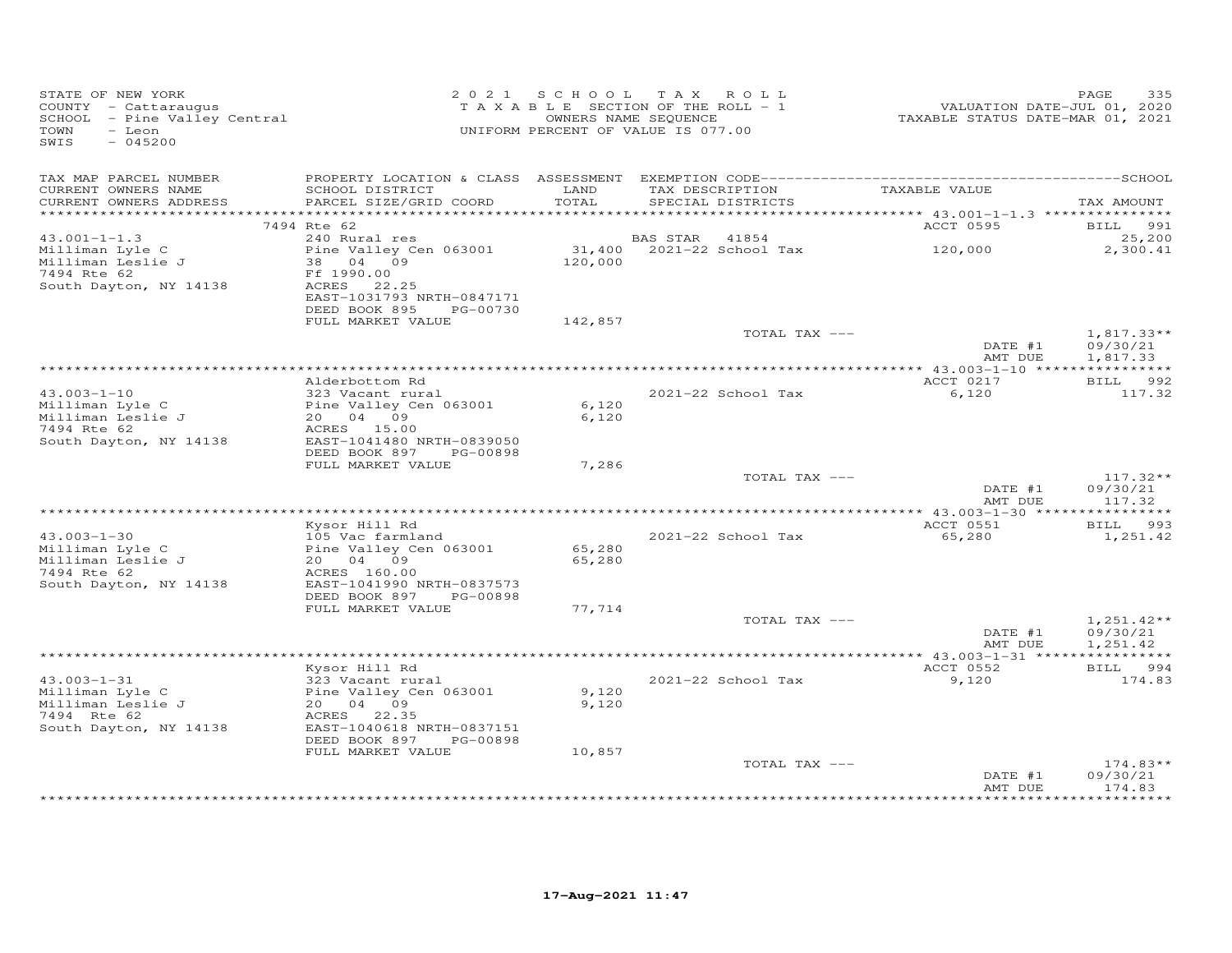STATE OF NEW YORK
COUNTY - Cattaraugus
SCHOOL - Pine Valley Central
TOWN - Leon
SWIS - 045200

2 0 2 1 S C H O O L T A X R O L L
T A X A B L E SECTION OF THE ROLL - 1
OWNERS NAME SEQUENCE
UNIFORM PERCENT OF VALUE IS 077.00

VALUATION DATE-JUL 01, 2020
TAXABLE STATUS DATE-MAR 01, 2021

| TAX MAP PARCEL NUMBER / CURRENT OWNERS NAME / CURRENT OWNERS ADDRESS | PROPERTY LOCATION & CLASS / SCHOOL DISTRICT / PARCEL SIZE/GRID COORD | ASSESSMENT LAND / TOTAL | EXEMPTION CODE / TAX DESCRIPTION / SPECIAL DISTRICTS | TAXABLE VALUE | SCHOOL TAX AMOUNT |
|---|---|---|---|---|---|
| **43.001-1-1.3** | 7494 Rte 62 | | | ACCT 0595 | BILL 991 |
| Milliman Lyle C | 240 Rural res | | BAS STAR 41854 | | 25,200 |
| Milliman Leslie J | Pine Valley Cen 063001 | 31,400 | 2021-22 School Tax | 120,000 | 2,300.41 |
| 7494 Rte 62 | 38 04 09 | 120,000 | | | |
| South Dayton, NY 14138 | Ff 1990.00 | | | | |
| | ACRES 22.25 | | | | |
| | EAST-1031793 NRTH-0847171 | | | | |
| | DEED BOOK 895 PG-00730 | | | | |
| | FULL MARKET VALUE | 142,857 | | | |
| | | | TOTAL TAX --- | | 1,817.33** |
| | | | | DATE #1 | 09/30/21 |
| | | | | AMT DUE | 1,817.33 |
| **43.003-1-10** | Alderbottom Rd | | | ACCT 0217 | BILL 992 |
| Milliman Lyle C | 323 Vacant rural | | 2021-22 School Tax | 6,120 | 117.32 |
| Milliman Leslie J | Pine Valley Cen 063001 | 6,120 | | | |
| 7494 Rte 62 | 20 04 09 | 6,120 | | | |
| South Dayton, NY 14138 | ACRES 15.00 | | | | |
| | EAST-1041480 NRTH-0839050 | | | | |
| | DEED BOOK 897 PG-00898 | | | | |
| | FULL MARKET VALUE | 7,286 | | | |
| | | | TOTAL TAX --- | | 117.32** |
| | | | | DATE #1 | 09/30/21 |
| | | | | AMT DUE | 117.32 |
| **43.003-1-30** | Kysor Hill Rd | | | ACCT 0551 | BILL 993 |
| Milliman Lyle C | 105 Vac farmland | | 2021-22 School Tax | 65,280 | 1,251.42 |
| Milliman Leslie J | Pine Valley Cen 063001 | 65,280 | | | |
| 7494 Rte 62 | 20 04 09 | 65,280 | | | |
| South Dayton, NY 14138 | ACRES 160.00 | | | | |
| | EAST-1041990 NRTH-0837573 | | | | |
| | DEED BOOK 897 PG-00898 | | | | |
| | FULL MARKET VALUE | 77,714 | | | |
| | | | TOTAL TAX --- | | 1,251.42** |
| | | | | DATE #1 | 09/30/21 |
| | | | | AMT DUE | 1,251.42 |
| **43.003-1-31** | Kysor Hill Rd | | | ACCT 0552 | BILL 994 |
| Milliman Lyle C | 323 Vacant rural | | 2021-22 School Tax | 9,120 | 174.83 |
| Milliman Leslie J | Pine Valley Cen 063001 | 9,120 | | | |
| 7494 Rte 62 | 20 04 09 | 9,120 | | | |
| South Dayton, NY 14138 | ACRES 22.35 | | | | |
| | EAST-1040618 NRTH-0837151 | | | | |
| | DEED BOOK 897 PG-00898 | | | | |
| | FULL MARKET VALUE | 10,857 | | | |
| | | | TOTAL TAX --- | | 174.83** |
| | | | | DATE #1 | 09/30/21 |
| | | | | AMT DUE | 174.83 |

17-Aug-2021 11:47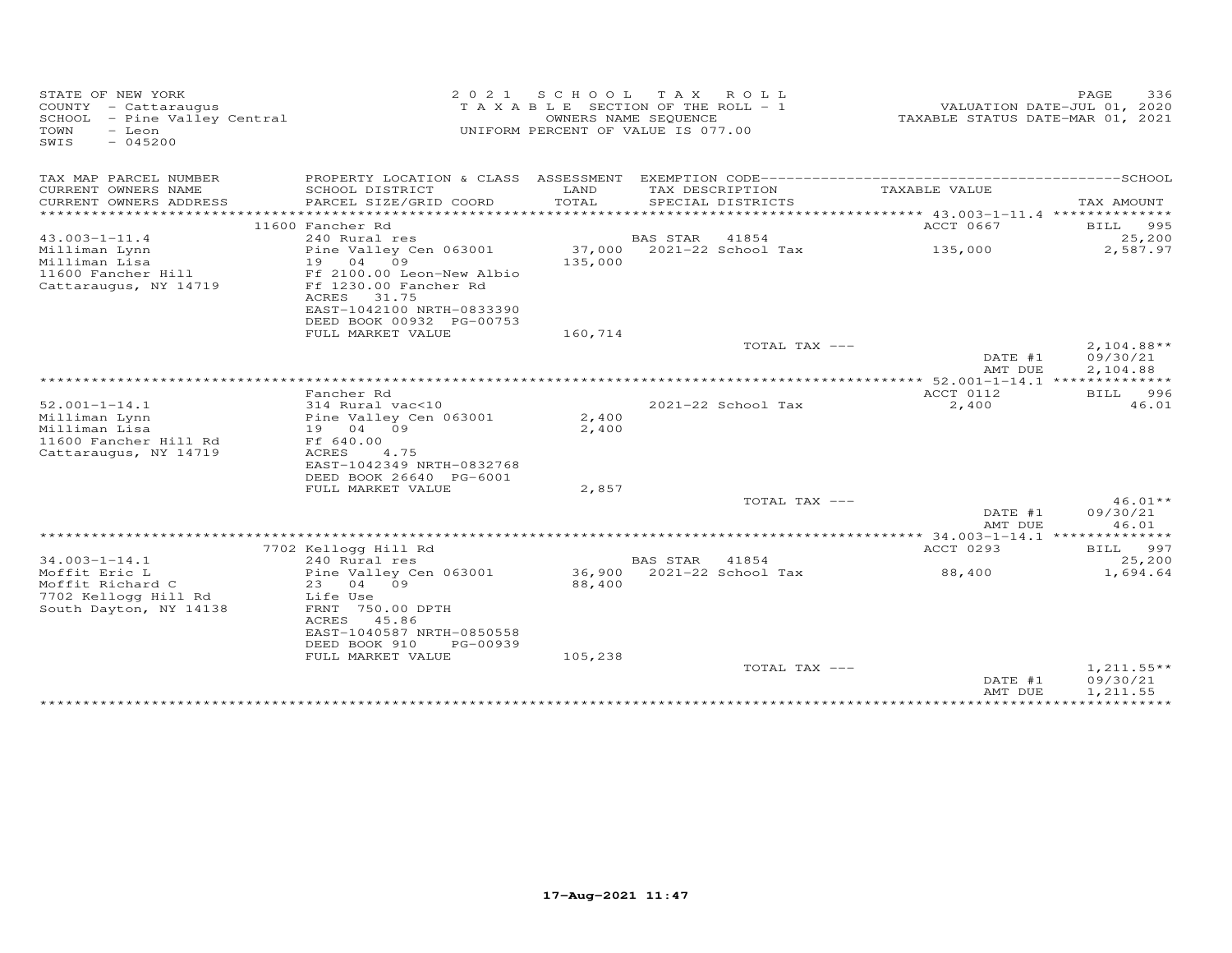STATE OF NEW YORK
COUNTY - Cattaraugus
SCHOOL - Pine Valley Central
TOWN - Leon
SWIS - 045200

2021 SCHOOL TAX ROLL
TAXABLE SECTION OF THE ROLL - 1
OWNERS NAME SEQUENCE
UNIFORM PERCENT OF VALUE IS 077.00

VALUATION DATE-JUL 01, 2020
TAXABLE STATUS DATE-MAR 01, 2021

| TAX MAP PARCEL NUMBER / CURRENT OWNERS NAME / CURRENT OWNERS ADDRESS | PROPERTY LOCATION & CLASS / SCHOOL DISTRICT / PARCEL SIZE/GRID COORD | ASSESSMENT LAND / TOTAL | EXEMPTION CODE / TAX DESCRIPTION / SPECIAL DISTRICTS | TAXABLE VALUE | TAX AMOUNT |
|---|---|---|---|---|---|
| | 11600 Fancher Rd | | | ACCT 0667 | BILL 995 |
| 43.003-1-11.4 | 240 Rural res | | BAS STAR 41854 | | 25,200 |
| Milliman Lynn | Pine Valley Cen 063001 | 37,000 | 2021-22 School Tax | 135,000 | 2,587.97 |
| Milliman Lisa | 19 04 09 | 135,000 | | | |
| 11600 Fancher Hill | Ff 2100.00 Leon-New Albio | | | | |
| Cattaraugus, NY 14719 | Ff 1230.00 Fancher Rd | | | | |
| | ACRES 31.75 | | | | |
| | EAST-1042100 NRTH-0833390 | | | | |
| | DEED BOOK 00932 PG-00753 | | | | |
| | FULL MARKET VALUE | 160,714 | | | |
| | | | TOTAL TAX --- | | 2,104.88** |
| | | | | DATE #1 | 09/30/21 |
| | | | | AMT DUE | 2,104.88 |
| | Fancher Rd | | | ACCT 0112 | BILL 996 |
| 52.001-1-14.1 | 314 Rural vac<10 | | 2021-22 School Tax | 2,400 | 46.01 |
| Milliman Lynn | Pine Valley Cen 063001 | 2,400 | | | |
| Milliman Lisa | 19 04 09 | 2,400 | | | |
| 11600 Fancher Hill Rd | Ff 640.00 | | | | |
| Cattaraugus, NY 14719 | ACRES 4.75 | | | | |
| | EAST-1042349 NRTH-0832768 | | | | |
| | DEED BOOK 26640 PG-6001 | | | | |
| | FULL MARKET VALUE | 2,857 | | | |
| | | | TOTAL TAX --- | | 46.01** |
| | | | | DATE #1 | 09/30/21 |
| | | | | AMT DUE | 46.01 |
| | 7702 Kellogg Hill Rd | | | ACCT 0293 | BILL 997 |
| 34.003-1-14.1 | 240 Rural res | | BAS STAR 41854 | | 25,200 |
| Moffit Eric L | Pine Valley Cen 063001 | 36,900 | 2021-22 School Tax | 88,400 | 1,694.64 |
| Moffit Richard C | 23 04 09 | 88,400 | | | |
| 7702 Kellogg Hill Rd | Life Use | | | | |
| South Dayton, NY 14138 | FRNT 750.00 DPTH | | | | |
| | ACRES 45.86 | | | | |
| | EAST-1040587 NRTH-0850558 | | | | |
| | DEED BOOK 910 PG-00939 | | | | |
| | FULL MARKET VALUE | 105,238 | | | |
| | | | TOTAL TAX --- | | 1,211.55** |
| | | | | DATE #1 | 09/30/21 |
| | | | | AMT DUE | 1,211.55 |

17-Aug-2021 11:47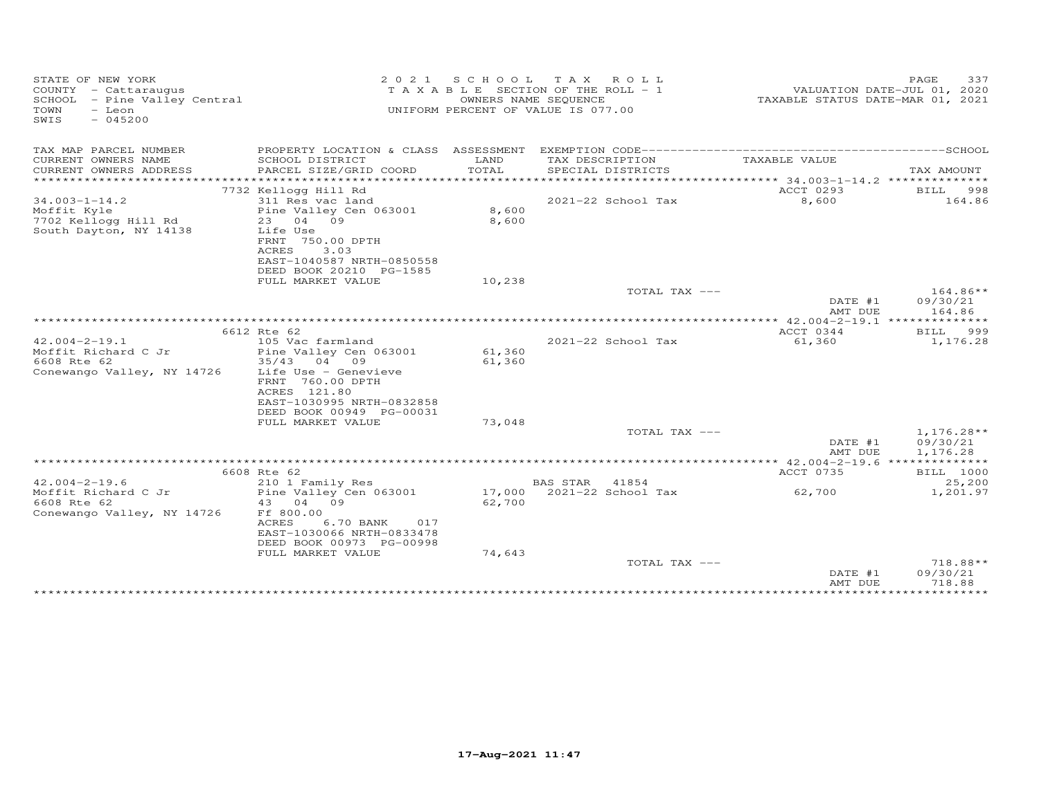STATE OF NEW YORK
COUNTY - Cattaraugus
SCHOOL - Pine Valley Central
TOWN - Leon
SWIS - 045200

2021 SCHOOL TAX ROLL
TAXABLE SECTION OF THE ROLL - 1
OWNERS NAME SEQUENCE
UNIFORM PERCENT OF VALUE IS 077.00

VALUATION DATE-JUL 01, 2020
TAXABLE STATUS DATE-MAR 01, 2021

| TAX MAP PARCEL NUMBER / CURRENT OWNERS NAME / CURRENT OWNERS ADDRESS | PROPERTY LOCATION & CLASS / SCHOOL DISTRICT / PARCEL SIZE/GRID COORD | ASSESSMENT LAND / TOTAL | EXEMPTION CODE / TAX DESCRIPTION / SPECIAL DISTRICTS | TAXABLE VALUE | TAX AMOUNT |
|---|---|---|---|---|---|
| | 7732 Kellogg Hill Rd | | | ACCT 0293 | BILL 998 |
| 34.003-1-14.2 | 311 Res vac land | | 2021-22 School Tax | 8,600 | 164.86 |
| Moffit Kyle | Pine Valley Cen 063001 | 8,600 | | | |
| 7702 Kellogg Hill Rd | 23 04 09 | 8,600 | | | |
| South Dayton, NY 14138 | Life Use | | | | |
| | FRNT 750.00 DPTH | | | | |
| | ACRES 3.03 | | | | |
| | EAST-1040587 NRTH-0850558 | | | | |
| | DEED BOOK 20210 PG-1585 | | | | |
| | FULL MARKET VALUE | 10,238 | | | |
| | | | TOTAL TAX --- | | 164.86** |
| | | | | DATE #1 | 09/30/21 |
| | | | | AMT DUE | 164.86 |
| | 6612 Rte 62 | | | ACCT 0344 | BILL 999 |
| 42.004-2-19.1 | 105 Vac farmland | | 2021-22 School Tax | 61,360 | 1,176.28 |
| Moffit Richard C Jr | Pine Valley Cen 063001 | 61,360 | | | |
| 6608 Rte 62 | 35/43 04 09 | 61,360 | | | |
| Conewango Valley, NY 14726 | Life Use - Genevieve | | | | |
| | FRNT 760.00 DPTH | | | | |
| | ACRES 121.80 | | | | |
| | EAST-1030995 NRTH-0832858 | | | | |
| | DEED BOOK 00949 PG-00031 | | | | |
| | FULL MARKET VALUE | 73,048 | | | |
| | | | TOTAL TAX --- | | 1,176.28** |
| | | | | DATE #1 | 09/30/21 |
| | | | | AMT DUE | 1,176.28 |
| | 6608 Rte 62 | | | ACCT 0735 | BILL 1000 |
| 42.004-2-19.6 | 210 1 Family Res | | BAS STAR 41854 | | 25,200 |
| Moffit Richard C Jr | Pine Valley Cen 063001 | 17,000 | 2021-22 School Tax | 62,700 | 1,201.97 |
| 6608 Rte 62 | 43 04 09 | 62,700 | | | |
| Conewango Valley, NY 14726 | Ff 800.00 | | | | |
| | ACRES 6.70 BANK 017 | | | | |
| | EAST-1030066 NRTH-0833478 | | | | |
| | DEED BOOK 00973 PG-00998 | | | | |
| | FULL MARKET VALUE | 74,643 | | | |
| | | | TOTAL TAX --- | | 718.88** |
| | | | | DATE #1 | 09/30/21 |
| | | | | AMT DUE | 718.88 |

17-Aug-2021 11:47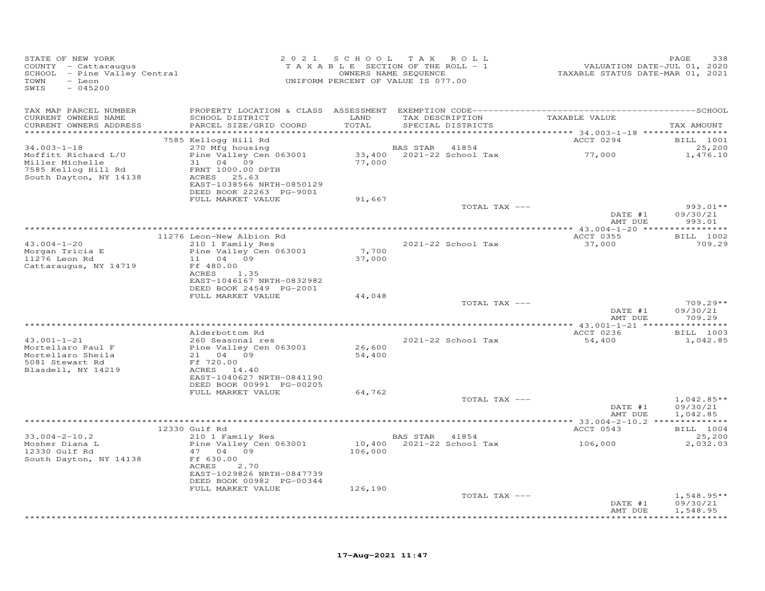STATE OF NEW YORK
COUNTY - Cattaraugus
SCHOOL - Pine Valley Central
TOWN - Leon
SWIS - 045200

2021 SCHOOL TAX ROLL
TAXABLE SECTION OF THE ROLL - 1
OWNERS NAME SEQUENCE
UNIFORM PERCENT OF VALUE IS 077.00

VALUATION DATE-JUL 01, 2020
TAXABLE STATUS DATE-MAR 01, 2021

| TAX MAP PARCEL NUMBER / CURRENT OWNERS NAME / CURRENT OWNERS ADDRESS | PROPERTY LOCATION & CLASS / SCHOOL DISTRICT / PARCEL SIZE/GRID COORD | ASSESSMENT LAND / TOTAL | EXEMPTION CODE / TAX DESCRIPTION / SPECIAL DISTRICTS | TAXABLE VALUE | TAX AMOUNT |
|---|---|---|---|---|---|
| | 7585 Kellogg Hill Rd | | | ACCT 0294 | BILL 1001 |
| 34.003-1-18 | 270 Mfg housing | | BAS STAR 41854 | | 25,200 |
| Moffitt Richard L/U | Pine Valley Cen 063001 | 33,400 | 2021-22 School Tax | 77,000 | 1,476.10 |
| Miller Michelle | 31 04 09 | 77,000 | | | |
| 7585 Kellog Hill Rd | FRNT 1000.00 DPTH | | | | |
| South Dayton, NY 14138 | ACRES 25.63 | | | | |
| | EAST-1038566 NRTH-0850129 | | | | |
| | DEED BOOK 22263 PG-9001 | | | | |
| | FULL MARKET VALUE | 91,667 | | | |
| | | | TOTAL TAX --- | | 993.01** |
| | | | | DATE #1 | 09/30/21 |
| | | | | AMT DUE | 993.01 |
| | 11276 Leon-New Albion Rd | | | ACCT 0355 | BILL 1002 |
| 43.004-1-20 | 210 1 Family Res | | 2021-22 School Tax | 37,000 | 709.29 |
| Morgan Tricia E | Pine Valley Cen 063001 | 7,700 | | | |
| 11276 Leon Rd | 11 04 09 | 37,000 | | | |
| Cattaraugus, NY 14719 | Ff 480.00 | | | | |
| | ACRES 1.35 | | | | |
| | EAST-1046167 NRTH-0832982 | | | | |
| | DEED BOOK 24549 PG-2001 | | | | |
| | FULL MARKET VALUE | 44,048 | | | |
| | | | TOTAL TAX --- | | 709.29** |
| | | | | DATE #1 | 09/30/21 |
| | | | | AMT DUE | 709.29 |
| | Alderbottom Rd | | | ACCT 0236 | BILL 1003 |
| 43.001-1-21 | 260 Seasonal res | | 2021-22 School Tax | 54,400 | 1,042.85 |
| Mortellaro Paul F | Pine Valley Cen 063001 | 26,600 | | | |
| Mortellaro Sheila | 21 04 09 | 54,400 | | | |
| 5081 Stewart Rd | Ff 720.00 | | | | |
| Blasdell, NY 14219 | ACRES 14.40 | | | | |
| | EAST-1040627 NRTH-0841190 | | | | |
| | DEED BOOK 00991 PG-00205 | | | | |
| | FULL MARKET VALUE | 64,762 | | | |
| | | | TOTAL TAX --- | | 1,042.85** |
| | | | | DATE #1 | 09/30/21 |
| | | | | AMT DUE | 1,042.85 |
| | 12330 Gulf Rd | | | ACCT 0543 | BILL 1004 |
| 33.004-2-10.2 | 210 1 Family Res | | BAS STAR 41854 | | 25,200 |
| Mosher Diana L | Pine Valley Cen 063001 | 10,400 | 2021-22 School Tax | 106,000 | 2,032.03 |
| 12330 Gulf Rd | 47 04 09 | 106,000 | | | |
| South Dayton, NY 14138 | Ff 630.00 | | | | |
| | ACRES 2.70 | | | | |
| | EAST-1029826 NRTH-0847739 | | | | |
| | DEED BOOK 00982 PG-00344 | | | | |
| | FULL MARKET VALUE | 126,190 | | | |
| | | | TOTAL TAX --- | | 1,548.95** |
| | | | | DATE #1 | 09/30/21 |
| | | | | AMT DUE | 1,548.95 |

17-Aug-2021 11:47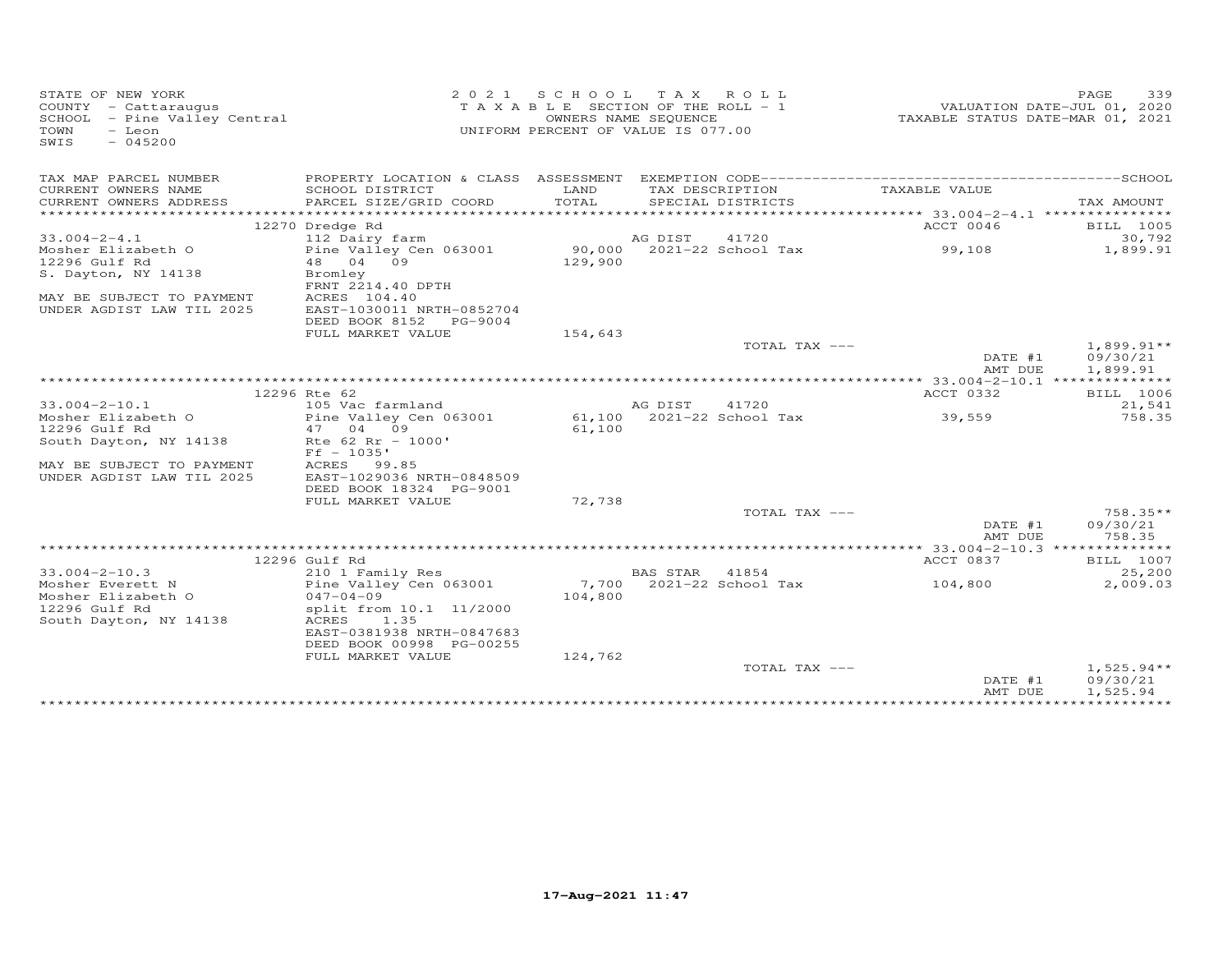STATE OF NEW YORK
COUNTY - Cattaraugus
SCHOOL - Pine Valley Central
TOWN - Leon
SWIS - 045200

2021 SCHOOL TAX ROLL
TAXABLE SECTION OF THE ROLL - 1
OWNERS NAME SEQUENCE
UNIFORM PERCENT OF VALUE IS 077.00

VALUATION DATE-JUL 01, 2020
TAXABLE STATUS DATE-MAR 01, 2021

| TAX MAP PARCEL NUMBER / CURRENT OWNERS NAME / CURRENT OWNERS ADDRESS | PROPERTY LOCATION & CLASS / SCHOOL DISTRICT / PARCEL SIZE/GRID COORD | ASSESSMENT LAND / TOTAL | EXEMPTION CODE / TAX DESCRIPTION / SPECIAL DISTRICTS | TAXABLE VALUE | SCHOOL TAX AMOUNT |
|---|---|---|---|---|---|
| **33.004-2-4.1** | 12270 Dredge Rd | | | ACCT 0046 | BILL 1005 |
| 33.004-2-4.1 | 112 Dairy farm | | AG DIST 41720 | | 30,792 |
| Mosher Elizabeth O | Pine Valley Cen 063001 | 90,000 | 2021-22 School Tax | 99,108 | 1,899.91 |
| 12296 Gulf Rd | 48 04 09 | 129,900 | | | |
| S. Dayton, NY 14138 | Bromley | | | | |
| | FRNT 2214.40 DPTH | | | | |
| MAY BE SUBJECT TO PAYMENT | ACRES 104.40 | | | | |
| UNDER AGDIST LAW TIL 2025 | EAST-1030011 NRTH-0852704 | | | | |
| | DEED BOOK 8152 PG-9004 | | | | |
| | FULL MARKET VALUE | 154,643 | | | |
| | | | TOTAL TAX --- | | 1,899.91** |
| | | | | DATE #1 | 09/30/21 |
| | | | | AMT DUE | 1,899.91 |
| **33.004-2-10.1** | 12296 Rte 62 | | | ACCT 0332 | BILL 1006 |
| 33.004-2-10.1 | 105 Vac farmland | | AG DIST 41720 | | 21,541 |
| Mosher Elizabeth O | Pine Valley Cen 063001 | 61,100 | 2021-22 School Tax | 39,559 | 758.35 |
| 12296 Gulf Rd | 47 04 09 | 61,100 | | | |
| South Dayton, NY 14138 | Rte 62 Rr - 1000' | | | | |
| | Ff - 1035' | | | | |
| MAY BE SUBJECT TO PAYMENT | ACRES 99.85 | | | | |
| UNDER AGDIST LAW TIL 2025 | EAST-1029036 NRTH-0848509 | | | | |
| | DEED BOOK 18324 PG-9001 | | | | |
| | FULL MARKET VALUE | 72,738 | | | |
| | | | TOTAL TAX --- | | 758.35** |
| | | | | DATE #1 | 09/30/21 |
| | | | | AMT DUE | 758.35 |
| **33.004-2-10.3** | 12296 Gulf Rd | | | ACCT 0837 | BILL 1007 |
| 33.004-2-10.3 | 210 1 Family Res | | BAS STAR 41854 | | 25,200 |
| Mosher Everett N | Pine Valley Cen 063001 | 7,700 | 2021-22 School Tax | 104,800 | 2,009.03 |
| Mosher Elizabeth O | 047-04-09 | 104,800 | | | |
| 12296 Gulf Rd | split from 10.1 11/2000 | | | | |
| South Dayton, NY 14138 | ACRES 1.35 | | | | |
| | EAST-0381938 NRTH-0847683 | | | | |
| | DEED BOOK 00998 PG-00255 | | | | |
| | FULL MARKET VALUE | 124,762 | | | |
| | | | TOTAL TAX --- | | 1,525.94** |
| | | | | DATE #1 | 09/30/21 |
| | | | | AMT DUE | 1,525.94 |

17-Aug-2021 11:47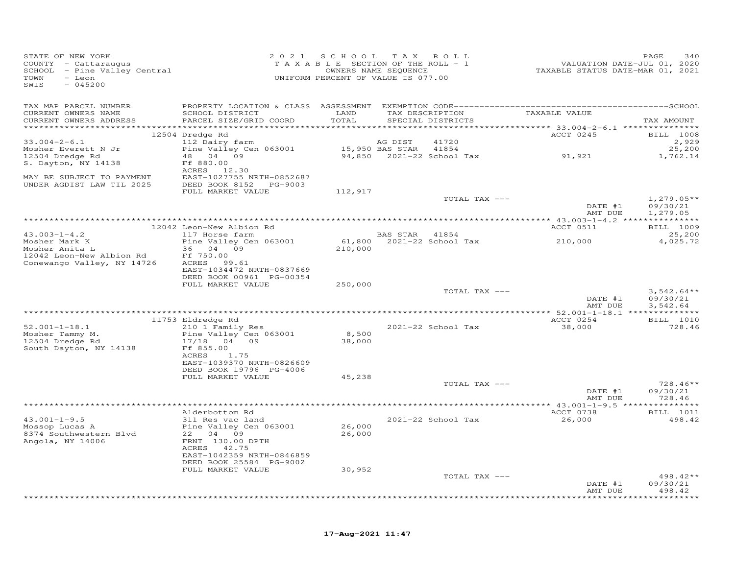STATE OF NEW YORK
COUNTY - Cattaraugus
SCHOOL - Pine Valley Central
TOWN - Leon
SWIS - 045200

2021 SCHOOL TAX ROLL
TAXABLE SECTION OF THE ROLL - 1
OWNERS NAME SEQUENCE
UNIFORM PERCENT OF VALUE IS 077.00

VALUATION DATE-JUL 01, 2020
TAXABLE STATUS DATE-MAR 01, 2021

| TAX MAP PARCEL NUMBER / CURRENT OWNERS NAME / CURRENT OWNERS ADDRESS | PROPERTY LOCATION & CLASS / SCHOOL DISTRICT / PARCEL SIZE/GRID COORD | ASSESSMENT LAND / TOTAL | EXEMPTION CODE / TAX DESCRIPTION / SPECIAL DISTRICTS | TAXABLE VALUE | TAX AMOUNT |
|---|---|---|---|---|---|
| 33.004-2-6.1 | 12504 Dredge Rd | | | ACCT 0245 | BILL 1008 |
| Mosher Everett N Jr | 112 Dairy farm | | AG DIST 41720 | | 2,929 |
| 12504 Dredge Rd | Pine Valley Cen 063001 | 15,950 | BAS STAR 41854 | | 25,200 |
| S. Dayton, NY 14138 | 48 04 09 | 94,850 | 2021-22 School Tax | 91,921 | 1,762.14 |
| | Ff 880.00 | | | | |
| | ACRES 12.30 | | | | |
| MAY BE SUBJECT TO PAYMENT | EAST-1027755 NRTH-0852687 | | | | |
| UNDER AGDIST LAW TIL 2025 | DEED BOOK 8152 PG-9003 | | | | |
| | FULL MARKET VALUE | 112,917 | | | |
| | | | TOTAL TAX --- | | 1,279.05** |
| | | | | DATE #1 | 09/30/21 |
| | | | | AMT DUE | 1,279.05 |
| 43.003-1-4.2 | 12042 Leon-New Albion Rd | | | ACCT 0511 | BILL 1009 |
| Mosher Mark K | 117 Horse farm | | BAS STAR 41854 | | 25,200 |
| Mosher Anita L | Pine Valley Cen 063001 | 61,800 | 2021-22 School Tax | 210,000 | 4,025.72 |
| 12042 Leon-New Albion Rd | 36 04 09 | 210,000 | | | |
| Conewango Valley, NY 14726 | Ff 750.00 | | | | |
| | ACRES 99.61 | | | | |
| | EAST-1034472 NRTH-0837669 | | | | |
| | DEED BOOK 00961 PG-00354 | | | | |
| | FULL MARKET VALUE | 250,000 | | | |
| | | | TOTAL TAX --- | | 3,542.64** |
| | | | | DATE #1 | 09/30/21 |
| | | | | AMT DUE | 3,542.64 |
| 52.001-1-18.1 | 11753 Eldredge Rd | | | ACCT 0254 | BILL 1010 |
| Mosher Tammy M. | 210 1 Family Res | | 2021-22 School Tax | 38,000 | 728.46 |
| 12504 Dredge Rd | Pine Valley Cen 063001 | 8,500 | | | |
| South Dayton, NY 14138 | 17/18 04 09 | 38,000 | | | |
| | Ff 855.00 | | | | |
| | ACRES 1.75 | | | | |
| | EAST-1039370 NRTH-0826609 | | | | |
| | DEED BOOK 19796 PG-4006 | | | | |
| | FULL MARKET VALUE | 45,238 | | | |
| | | | TOTAL TAX --- | | 728.46** |
| | | | | DATE #1 | 09/30/21 |
| | | | | AMT DUE | 728.46 |
| 43.001-1-9.5 | Alderbottom Rd | | | ACCT 0738 | BILL 1011 |
| Mossop Lucas A | 311 Res vac land | | 2021-22 School Tax | 26,000 | 498.42 |
| 8374 Southwestern Blvd | Pine Valley Cen 063001 | 26,000 | | | |
| Angola, NY 14006 | 22 04 09 | 26,000 | | | |
| | FRNT 130.00 DPTH | | | | |
| | ACRES 42.75 | | | | |
| | EAST-1042359 NRTH-0846859 | | | | |
| | DEED BOOK 25584 PG-9002 | | | | |
| | FULL MARKET VALUE | 30,952 | | | |
| | | | TOTAL TAX --- | | 498.42** |
| | | | | DATE #1 | 09/30/21 |
| | | | | AMT DUE | 498.42 |

17-Aug-2021 11:47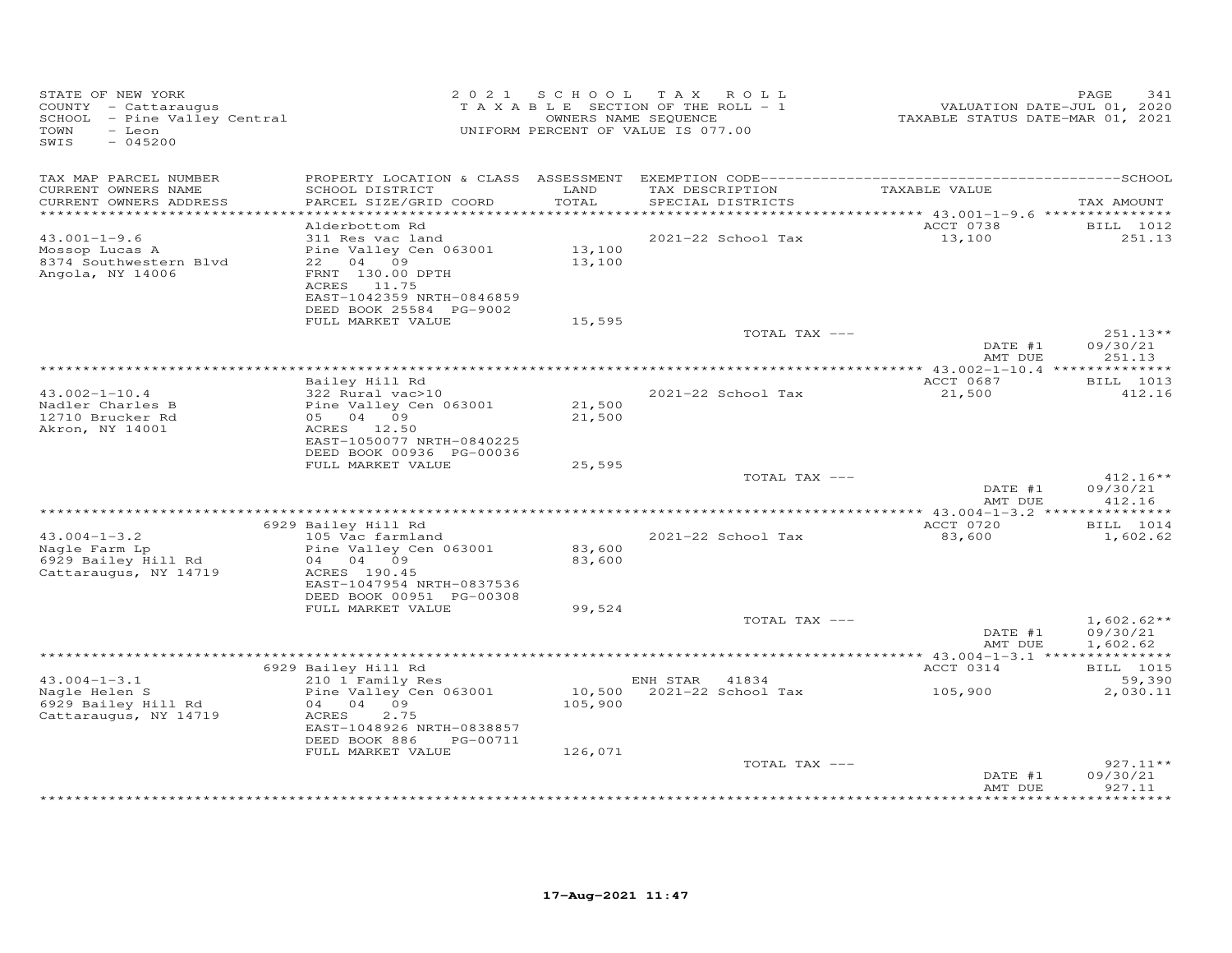STATE OF NEW YORK
COUNTY - Cattaraugus
SCHOOL - Pine Valley Central
TOWN - Leon
SWIS - 045200

2021 SCHOOL TAX ROLL
TAXABLE SECTION OF THE ROLL - 1
OWNERS NAME SEQUENCE
UNIFORM PERCENT OF VALUE IS 077.00

VALUATION DATE-JUL 01, 2020
TAXABLE STATUS DATE-MAR 01, 2021

| TAX MAP PARCEL NUMBER / CURRENT OWNERS NAME / CURRENT OWNERS ADDRESS | PROPERTY LOCATION & CLASS / SCHOOL DISTRICT / PARCEL SIZE/GRID COORD | ASSESSMENT LAND / TOTAL | EXEMPTION CODE / TAX DESCRIPTION / SPECIAL DISTRICTS | TAXABLE VALUE | TAX AMOUNT |
|---|---|---|---|---|---|
| 43.001-1-9.6 | Alderbottom Rd | | | ACCT 0738 | BILL 1012 |
| Mossop Lucas A | 311 Res vac land | | 2021-22 School Tax | 13,100 | 251.13 |
| 8374 Southwestern Blvd | Pine Valley Cen 063001 | 13,100 | | | |
| Angola, NY 14006 | 22 04 09 | 13,100 | | | |
| | FRNT 130.00 DPTH | | | | |
| | ACRES 11.75 | | | | |
| | EAST-1042359 NRTH-0846859 | | | | |
| | DEED BOOK 25584 PG-9002 | | | | |
| | FULL MARKET VALUE | 15,595 | | | |
| | | | TOTAL TAX --- | | 251.13** |
| | | | | DATE #1 | 09/30/21 |
| | | | | AMT DUE | 251.13 |
| 43.002-1-10.4 | Bailey Hill Rd | | | ACCT 0687 | BILL 1013 |
| Nadler Charles B | 322 Rural vac>10 | | 2021-22 School Tax | 21,500 | 412.16 |
| 12710 Brucker Rd | Pine Valley Cen 063001 | 21,500 | | | |
| Akron, NY 14001 | 05 04 09 | 21,500 | | | |
| | ACRES 12.50 | | | | |
| | EAST-1050077 NRTH-0840225 | | | | |
| | DEED BOOK 00936 PG-00036 | | | | |
| | FULL MARKET VALUE | 25,595 | | | |
| | | | TOTAL TAX --- | | 412.16** |
| | | | | DATE #1 | 09/30/21 |
| | | | | AMT DUE | 412.16 |
| 43.004-1-3.2 | 6929 Bailey Hill Rd | | | ACCT 0720 | BILL 1014 |
| Nagle Farm Lp | 105 Vac farmland | | 2021-22 School Tax | 83,600 | 1,602.62 |
| 6929 Bailey Hill Rd | Pine Valley Cen 063001 | 83,600 | | | |
| Cattaraugus, NY 14719 | 04 04 09 | 83,600 | | | |
| | ACRES 190.45 | | | | |
| | EAST-1047954 NRTH-0837536 | | | | |
| | DEED BOOK 00951 PG-00308 | | | | |
| | FULL MARKET VALUE | 99,524 | | | |
| | | | TOTAL TAX --- | | 1,602.62** |
| | | | | DATE #1 | 09/30/21 |
| | | | | AMT DUE | 1,602.62 |
| 43.004-1-3.1 | 6929 Bailey Hill Rd | | | ACCT 0314 | BILL 1015 |
| Nagle Helen S | 210 1 Family Res | | ENH STAR 41834 | | 59,390 |
| 6929 Bailey Hill Rd | Pine Valley Cen 063001 | 10,500 | 2021-22 School Tax | 105,900 | 2,030.11 |
| Cattaraugus, NY 14719 | 04 04 09 | 105,900 | | | |
| | ACRES 2.75 | | | | |
| | EAST-1048926 NRTH-0838857 | | | | |
| | DEED BOOK 886 PG-00711 | | | | |
| | FULL MARKET VALUE | 126,071 | | | |
| | | | TOTAL TAX --- | | 927.11** |
| | | | | DATE #1 | 09/30/21 |
| | | | | AMT DUE | 927.11 |

17-Aug-2021 11:47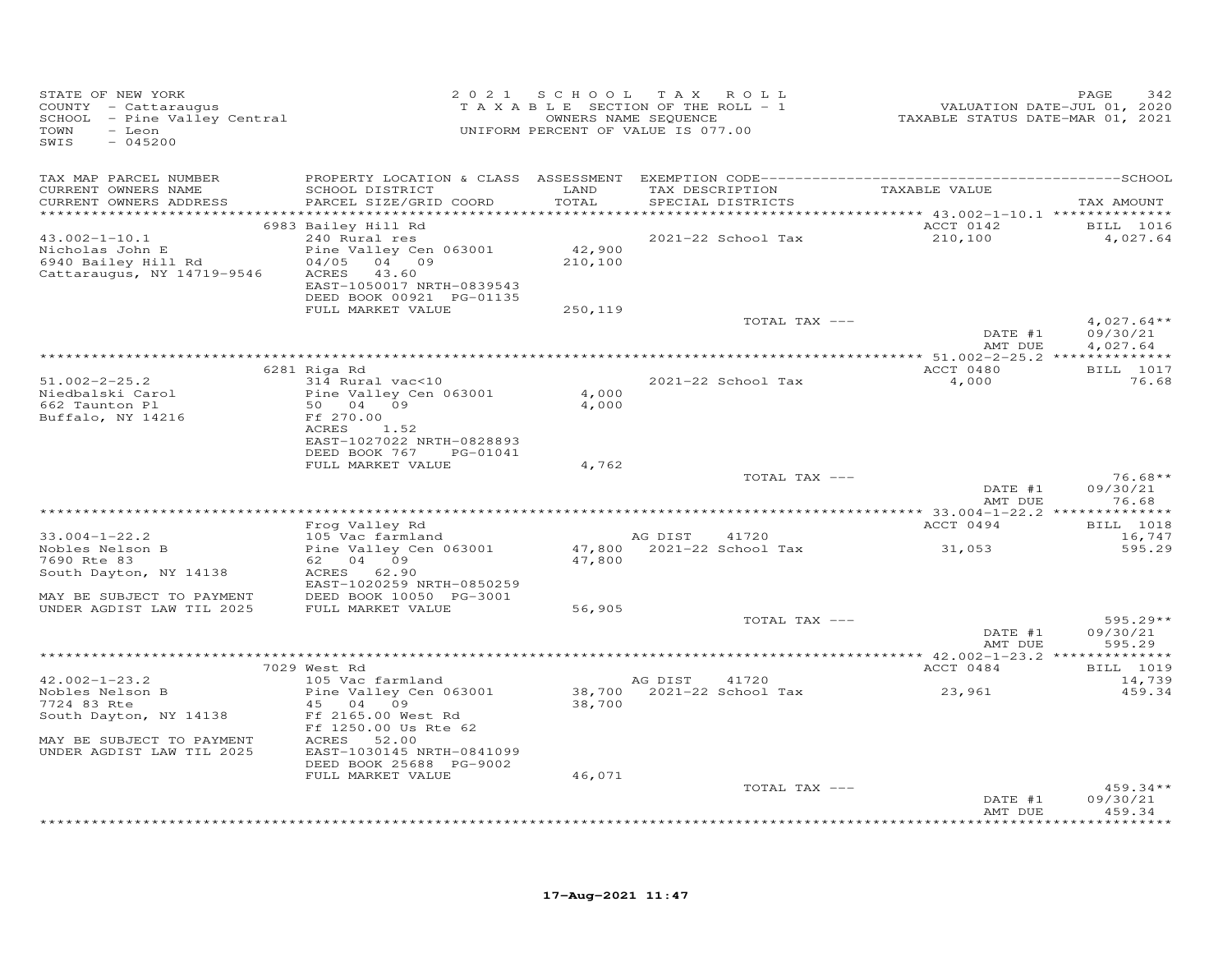STATE OF NEW YORK
COUNTY - Cattaraugus
SCHOOL - Pine Valley Central
TOWN - Leon
SWIS - 045200

2 0 2 1 S C H O O L T A X R O L L
T A X A B L E SECTION OF THE ROLL - 1
OWNERS NAME SEQUENCE
UNIFORM PERCENT OF VALUE IS 077.00

VALUATION DATE-JUL 01, 2020
TAXABLE STATUS DATE-MAR 01, 2021

| TAX MAP PARCEL NUMBER / CURRENT OWNERS NAME / CURRENT OWNERS ADDRESS | PROPERTY LOCATION & CLASS / SCHOOL DISTRICT / PARCEL SIZE/GRID COORD | ASSESSMENT LAND / TOTAL | EXEMPTION CODE / TAX DESCRIPTION / SPECIAL DISTRICTS | TAXABLE VALUE | TAX AMOUNT |
|---|---|---|---|---|---|
| 43.002-1-10.1 | 6983 Bailey Hill Rd | | | ACCT 0142 | BILL 1016 |
| Nicholas John E | 240 Rural res | | 2021-22 School Tax | 210,100 | 4,027.64 |
| 6940 Bailey Hill Rd | Pine Valley Cen 063001 | 42,900 | | | |
| Cattaraugus, NY 14719-9546 | 04/05 04 09 | 210,100 | | | |
| | ACRES 43.60 | | | | |
| | EAST-1050017 NRTH-0839543 | | | | |
| | DEED BOOK 00921 PG-01135 | | | | |
| | FULL MARKET VALUE | 250,119 | | | |
| | | | TOTAL TAX --- | | 4,027.64** |
| | | | | DATE #1 | 09/30/21 |
| | | | | AMT DUE | 4,027.64 |
| 51.002-2-25.2 | 6281 Riga Rd | | | ACCT 0480 | BILL 1017 |
| Niedbalski Carol | 314 Rural vac<10 | | 2021-22 School Tax | 4,000 | 76.68 |
| 662 Taunton Pl | Pine Valley Cen 063001 | 4,000 | | | |
| Buffalo, NY 14216 | 50 04 09 | 4,000 | | | |
| | Ff 270.00 | | | | |
| | ACRES 1.52 | | | | |
| | EAST-1027022 NRTH-0828893 | | | | |
| | DEED BOOK 767 PG-01041 | | | | |
| | FULL MARKET VALUE | 4,762 | | | |
| | | | TOTAL TAX --- | | 76.68** |
| | | | | DATE #1 | 09/30/21 |
| | | | | AMT DUE | 76.68 |
| 33.004-1-22.2 | Frog Valley Rd | | | ACCT 0494 | BILL 1018 |
| Nobles Nelson B | 105 Vac farmland | | AG DIST 41720 | | 16,747 |
| 7690 Rte 83 | Pine Valley Cen 063001 | 47,800 | 2021-22 School Tax | 31,053 | 595.29 |
| South Dayton, NY 14138 | 62 04 09 | 47,800 | | | |
| | ACRES 62.90 | | | | |
| | EAST-1020259 NRTH-0850259 | | | | |
| MAY BE SUBJECT TO PAYMENT | DEED BOOK 10050 PG-3001 | | | | |
| UNDER AGDIST LAW TIL 2025 | FULL MARKET VALUE | 56,905 | | | |
| | | | TOTAL TAX --- | | 595.29** |
| | | | | DATE #1 | 09/30/21 |
| | | | | AMT DUE | 595.29 |
| 42.002-1-23.2 | 7029 West Rd | | | ACCT 0484 | BILL 1019 |
| Nobles Nelson B | 105 Vac farmland | | AG DIST 41720 | | 14,739 |
| 7724 83 Rte | Pine Valley Cen 063001 | 38,700 | 2021-22 School Tax | 23,961 | 459.34 |
| South Dayton, NY 14138 | 45 04 09 | 38,700 | | | |
| | Ff 2165.00 West Rd | | | | |
| | Ff 1250.00 Us Rte 62 | | | | |
| MAY BE SUBJECT TO PAYMENT | ACRES 52.00 | | | | |
| UNDER AGDIST LAW TIL 2025 | EAST-1030145 NRTH-0841099 | | | | |
| | DEED BOOK 25688 PG-9002 | | | | |
| | FULL MARKET VALUE | 46,071 | | | |
| | | | TOTAL TAX --- | | 459.34** |
| | | | | DATE #1 | 09/30/21 |
| | | | | AMT DUE | 459.34 |

17-Aug-2021 11:47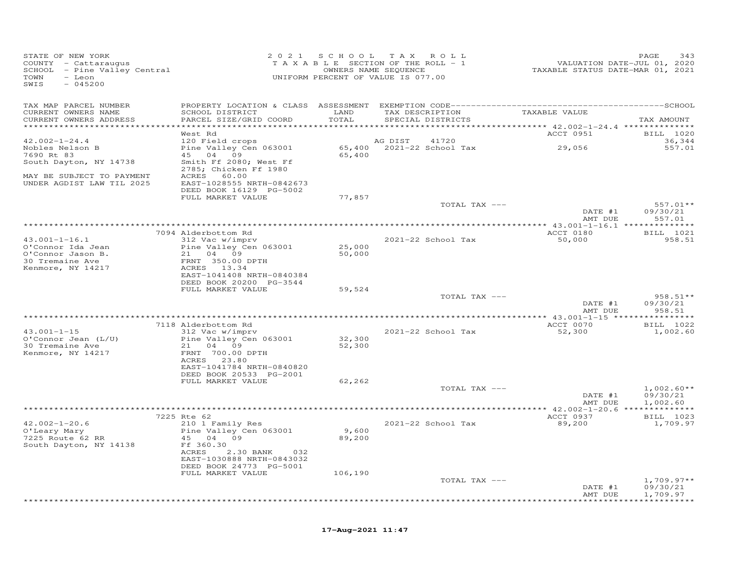STATE OF NEW YORK
COUNTY - Cattaraugus
SCHOOL - Pine Valley Central
TOWN - Leon
SWIS - 045200

2021 SCHOOL TAX ROLL
TAXABLE SECTION OF THE ROLL - 1
OWNERS NAME SEQUENCE
UNIFORM PERCENT OF VALUE IS 077.00

VALUATION DATE-JUL 01, 2020
TAXABLE STATUS DATE-MAR 01, 2021

| TAX MAP PARCEL NUMBER / CURRENT OWNERS NAME / CURRENT OWNERS ADDRESS | PROPERTY LOCATION & CLASS / SCHOOL DISTRICT / PARCEL SIZE/GRID COORD | ASSESSMENT LAND / TOTAL | EXEMPTION CODE / TAX DESCRIPTION / SPECIAL DISTRICTS | TAXABLE VALUE | TAX AMOUNT |
|---|---|---|---|---|---|
| **42.002-1-24.4** | West Rd | | | ACCT 0951 | BILL 1020 |
| 42.002-1-24.4 | 120 Field crops | | AG DIST 41720 | | 36,344 |
| Nobles Nelson B | Pine Valley Cen 063001 | 65,400 | 2021-22 School Tax | 29,056 | 557.01 |
| 7690 Rt 83 | 45 04 09 | 65,400 | | | |
| South Dayton, NY 14738 | Smith Ff 2080; West Ff 2785; Chicken Ff 1980 | | | | |
| MAY BE SUBJECT TO PAYMENT | ACRES 60.00 | | | | |
| UNDER AGDIST LAW TIL 2025 | EAST-1028555 NRTH-0842673 | | | | |
| | DEED BOOK 16129 PG-5002 | | | | |
| | FULL MARKET VALUE | 77,857 | | | |
| | | | TOTAL TAX --- | | 557.01** |
| | | | | DATE #1 | 09/30/21 |
| | | | | AMT DUE | 557.01 |
| **43.001-1-16.1** | 7094 Alderbottom Rd | | | ACCT 0180 | BILL 1021 |
| 43.001-1-16.1 | 312 Vac w/imprv | | 2021-22 School Tax | 50,000 | 958.51 |
| O'Connor Ida Jean | Pine Valley Cen 063001 | 25,000 | | | |
| O'Connor Jason B. | 21 04 09 | 50,000 | | | |
| 30 Tremaine Ave | FRNT 350.00 DPTH | | | | |
| Kenmore, NY 14217 | ACRES 13.34 | | | | |
| | EAST-1041408 NRTH-0840384 | | | | |
| | DEED BOOK 20200 PG-3544 | | | | |
| | FULL MARKET VALUE | 59,524 | | | |
| | | | TOTAL TAX --- | | 958.51** |
| | | | | DATE #1 | 09/30/21 |
| | | | | AMT DUE | 958.51 |
| **43.001-1-15** | 7118 Alderbottom Rd | | | ACCT 0070 | BILL 1022 |
| 43.001-1-15 | 312 Vac w/imprv | | 2021-22 School Tax | 52,300 | 1,002.60 |
| O'Connor Jean (L/U) | Pine Valley Cen 063001 | 32,300 | | | |
| 30 Tremaine Ave | 21 04 09 | 52,300 | | | |
| Kenmore, NY 14217 | FRNT 700.00 DPTH | | | | |
| | ACRES 23.80 | | | | |
| | EAST-1041784 NRTH-0840820 | | | | |
| | DEED BOOK 20533 PG-2001 | | | | |
| | FULL MARKET VALUE | 62,262 | | | |
| | | | TOTAL TAX --- | | 1,002.60** |
| | | | | DATE #1 | 09/30/21 |
| | | | | AMT DUE | 1,002.60 |
| **42.002-1-20.6** | 7225 Rte 62 | | | ACCT 0937 | BILL 1023 |
| 42.002-1-20.6 | 210 1 Family Res | | 2021-22 School Tax | 89,200 | 1,709.97 |
| O'Leary Mary | Pine Valley Cen 063001 | 9,600 | | | |
| 7225 Route 62 RR | 45 04 09 | 89,200 | | | |
| South Dayton, NY 14138 | Ff 360.30 | | | | |
| | ACRES 2.30 BANK 032 | | | | |
| | EAST-1030888 NRTH-0843032 | | | | |
| | DEED BOOK 24773 PG-5001 | | | | |
| | FULL MARKET VALUE | 106,190 | | | |
| | | | TOTAL TAX --- | | 1,709.97** |
| | | | | DATE #1 | 09/30/21 |
| | | | | AMT DUE | 1,709.97 |

17-Aug-2021 11:47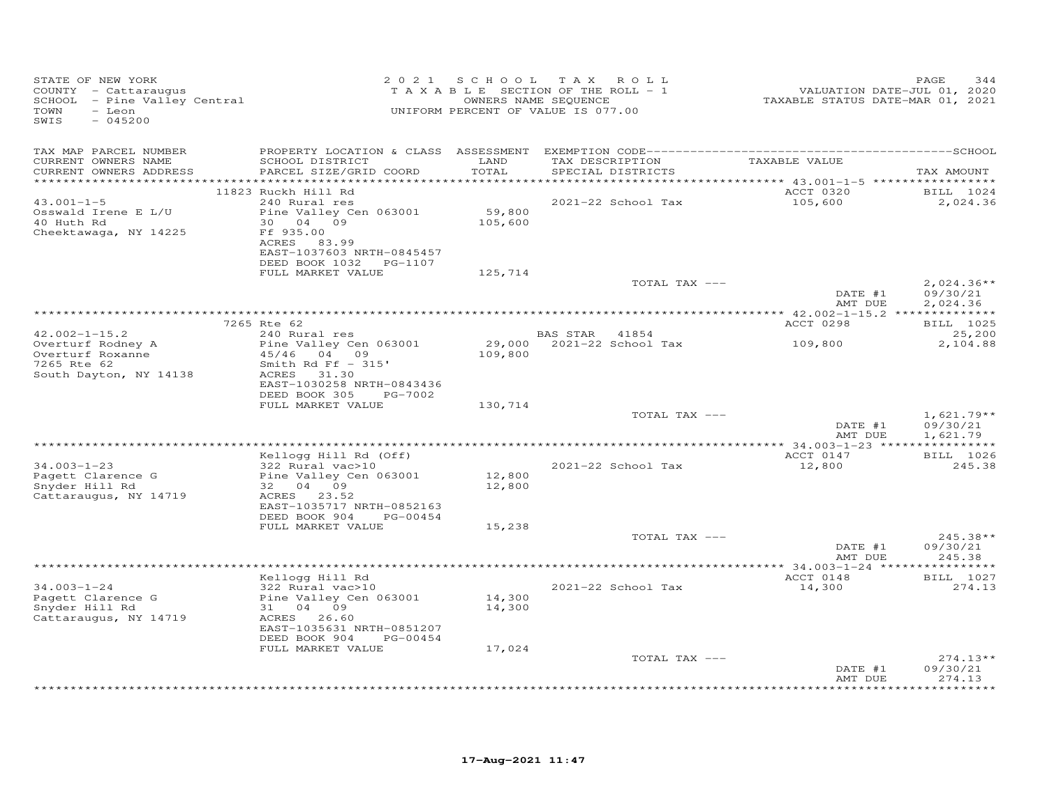STATE OF NEW YORK
COUNTY - Cattaraugus
SCHOOL - Pine Valley Central
TOWN - Leon
SWIS - 045200

2021 SCHOOL TAX ROLL
TAXABLE SECTION OF THE ROLL - 1
OWNERS NAME SEQUENCE
UNIFORM PERCENT OF VALUE IS 077.00

VALUATION DATE-JUL 01, 2020
TAXABLE STATUS DATE-MAR 01, 2021

| TAX MAP PARCEL NUMBER / CURRENT OWNERS NAME / CURRENT OWNERS ADDRESS | PROPERTY LOCATION & CLASS / SCHOOL DISTRICT / PARCEL SIZE/GRID COORD | ASSESSMENT LAND / TOTAL | EXEMPTION CODE / TAX DESCRIPTION / SPECIAL DISTRICTS | TAXABLE VALUE | TAX AMOUNT |
|---|---|---|---|---|---|
| **43.001-1-5** | 11823 Ruckh Hill Rd | | | ACCT 0320 | BILL 1024 |
| Osswald Irene E L/U | 240 Rural res | | | | |
| 40 Huth Rd | Pine Valley Cen 063001 | 59,800 | 2021-22 School Tax | 105,600 | 2,024.36 |
| Cheektawaga, NY 14225 | 30 04 09 | 105,600 | | | |
| | Ff 935.00 | | | | |
| | ACRES 83.99 | | | | |
| | EAST-1037603 NRTH-0845457 | | | | |
| | DEED BOOK 1032 PG-1107 | | | | |
| | FULL MARKET VALUE | 125,714 | | | |
| | | | TOTAL TAX --- | | 2,024.36** |
| | | | | DATE #1 | 09/30/21 |
| | | | | AMT DUE | 2,024.36 |
| **42.002-1-15.2** | 7265 Rte 62 | | | ACCT 0298 | BILL 1025 |
| Overturf Rodney A | 240 Rural res | | BAS STAR 41854 | | 25,200 |
| Overturf Roxanne | Pine Valley Cen 063001 | 29,000 | 2021-22 School Tax | 109,800 | 2,104.88 |
| 7265 Rte 62 | 45/46 04 09 | 109,800 | | | |
| South Dayton, NY 14138 | Smith Rd Ff - 315' | | | | |
| | ACRES 31.30 | | | | |
| | EAST-1030258 NRTH-0843436 | | | | |
| | DEED BOOK 305 PG-7002 | | | | |
| | FULL MARKET VALUE | 130,714 | | | |
| | | | TOTAL TAX --- | | 1,621.79** |
| | | | | DATE #1 | 09/30/21 |
| | | | | AMT DUE | 1,621.79 |
| **34.003-1-23** | Kellogg Hill Rd (Off) | | | ACCT 0147 | BILL 1026 |
| Pagett Clarence G | 322 Rural vac>10 | | | | |
| Snyder Hill Rd | Pine Valley Cen 063001 | 12,800 | 2021-22 School Tax | 12,800 | 245.38 |
| Cattaraugus, NY 14719 | 32 04 09 | 12,800 | | | |
| | ACRES 23.52 | | | | |
| | EAST-1035717 NRTH-0852163 | | | | |
| | DEED BOOK 904 PG-00454 | | | | |
| | FULL MARKET VALUE | 15,238 | | | |
| | | | TOTAL TAX --- | | 245.38** |
| | | | | DATE #1 | 09/30/21 |
| | | | | AMT DUE | 245.38 |
| **34.003-1-24** | Kellogg Hill Rd | | | ACCT 0148 | BILL 1027 |
| Pagett Clarence G | 322 Rural vac>10 | | | | |
| Snyder Hill Rd | Pine Valley Cen 063001 | 14,300 | 2021-22 School Tax | 14,300 | 274.13 |
| Cattaraugus, NY 14719 | 31 04 09 | 14,300 | | | |
| | ACRES 26.60 | | | | |
| | EAST-1035631 NRTH-0851207 | | | | |
| | DEED BOOK 904 PG-00454 | | | | |
| | FULL MARKET VALUE | 17,024 | | | |
| | | | TOTAL TAX --- | | 274.13** |
| | | | | DATE #1 | 09/30/21 |
| | | | | AMT DUE | 274.13 |

17-Aug-2021 11:47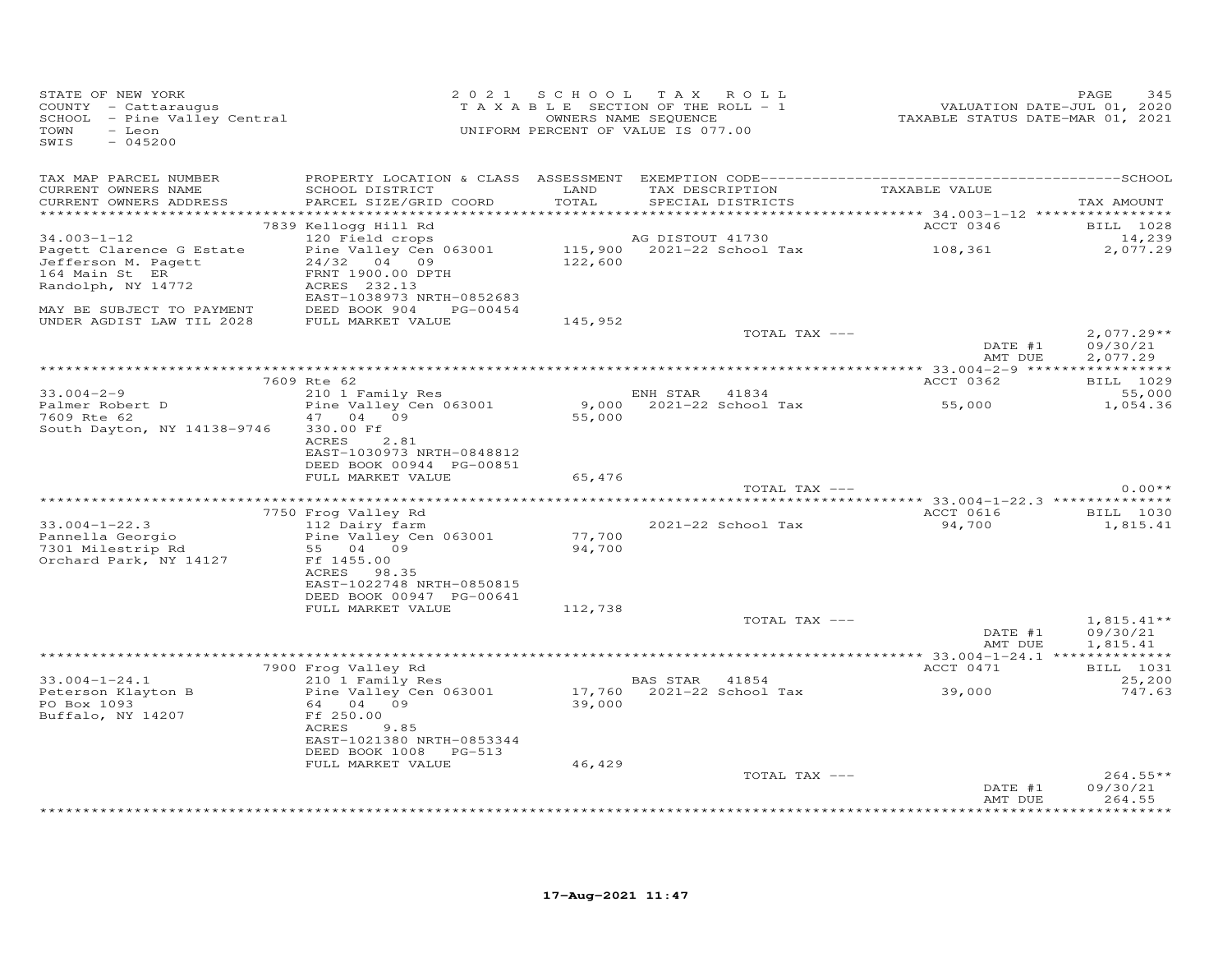STATE OF NEW YORK
COUNTY - Cattaraugus
SCHOOL - Pine Valley Central
TOWN - Leon
SWIS - 045200

2021 SCHOOL TAX ROLL
TAXABLE SECTION OF THE ROLL - 1
OWNERS NAME SEQUENCE
UNIFORM PERCENT OF VALUE IS 077.00

VALUATION DATE-JUL 01, 2020
TAXABLE STATUS DATE-MAR 01, 2021

| TAX MAP PARCEL NUMBER / CURRENT OWNERS NAME / CURRENT OWNERS ADDRESS | PROPERTY LOCATION & CLASS / SCHOOL DISTRICT / PARCEL SIZE/GRID COORD | ASSESSMENT LAND / TOTAL | EXEMPTION CODE / TAX DESCRIPTION / SPECIAL DISTRICTS | TAXABLE VALUE | TAX AMOUNT |
|---|---|---|---|---|---|
| | 7839 Kellogg Hill Rd | | | ACCT 0346 | BILL 1028 |
| 34.003-1-12 | 120 Field crops | | AG DISTOUT 41730 | | 14,239 |
| Pagett Clarence G Estate | Pine Valley Cen 063001 | 115,900 | 2021-22 School Tax | 108,361 | 2,077.29 |
| Jefferson M. Pagett | 24/32 04 09 | 122,600 | | | |
| 164 Main St ER | FRNT 1900.00 DPTH | | | | |
| Randolph, NY 14772 | ACRES 232.13 | | | | |
| | EAST-1038973 NRTH-0852683 | | | | |
| MAY BE SUBJECT TO PAYMENT | DEED BOOK 904 PG-00454 | | | | |
| UNDER AGDIST LAW TIL 2028 | FULL MARKET VALUE | 145,952 | | | |
| | | | TOTAL TAX --- | | 2,077.29** |
| | | | | DATE #1 | 09/30/21 |
| | | | | AMT DUE | 2,077.29 |
| | 7609 Rte 62 | | | ACCT 0362 | BILL 1029 |
| 33.004-2-9 | 210 1 Family Res | | ENH STAR 41834 | | 55,000 |
| Palmer Robert D | Pine Valley Cen 063001 | 9,000 | 2021-22 School Tax | 55,000 | 1,054.36 |
| 7609 Rte 62 | 47 04 09 | 55,000 | | | |
| South Dayton, NY 14138-9746 | 330.00 Ff | | | | |
| | ACRES 2.81 | | | | |
| | EAST-1030973 NRTH-0848812 | | | | |
| | DEED BOOK 00944 PG-00851 | | | | |
| | FULL MARKET VALUE | 65,476 | | | |
| | | | TOTAL TAX --- | | 0.00** |
| | 7750 Frog Valley Rd | | | ACCT 0616 | BILL 1030 |
| 33.004-1-22.3 | 112 Dairy farm | | 2021-22 School Tax | 94,700 | 1,815.41 |
| Pannella Georgio | Pine Valley Cen 063001 | 77,700 | | | |
| 7301 Milestrip Rd | 55 04 09 | 94,700 | | | |
| Orchard Park, NY 14127 | Ff 1455.00 | | | | |
| | ACRES 98.35 | | | | |
| | EAST-1022748 NRTH-0850815 | | | | |
| | DEED BOOK 00947 PG-00641 | | | | |
| | FULL MARKET VALUE | 112,738 | | | |
| | | | TOTAL TAX --- | | 1,815.41** |
| | | | | DATE #1 | 09/30/21 |
| | | | | AMT DUE | 1,815.41 |
| | 7900 Frog Valley Rd | | | ACCT 0471 | BILL 1031 |
| 33.004-1-24.1 | 210 1 Family Res | | BAS STAR 41854 | | 25,200 |
| Peterson Klayton B | Pine Valley Cen 063001 | 17,760 | 2021-22 School Tax | 39,000 | 747.63 |
| PO Box 1093 | 64 04 09 | 39,000 | | | |
| Buffalo, NY 14207 | Ff 250.00 | | | | |
| | ACRES 9.85 | | | | |
| | EAST-1021380 NRTH-0853344 | | | | |
| | DEED BOOK 1008 PG-513 | | | | |
| | FULL MARKET VALUE | 46,429 | | | |
| | | | TOTAL TAX --- | | 264.55** |
| | | | | DATE #1 | 09/30/21 |
| | | | | AMT DUE | 264.55 |

17-Aug-2021 11:47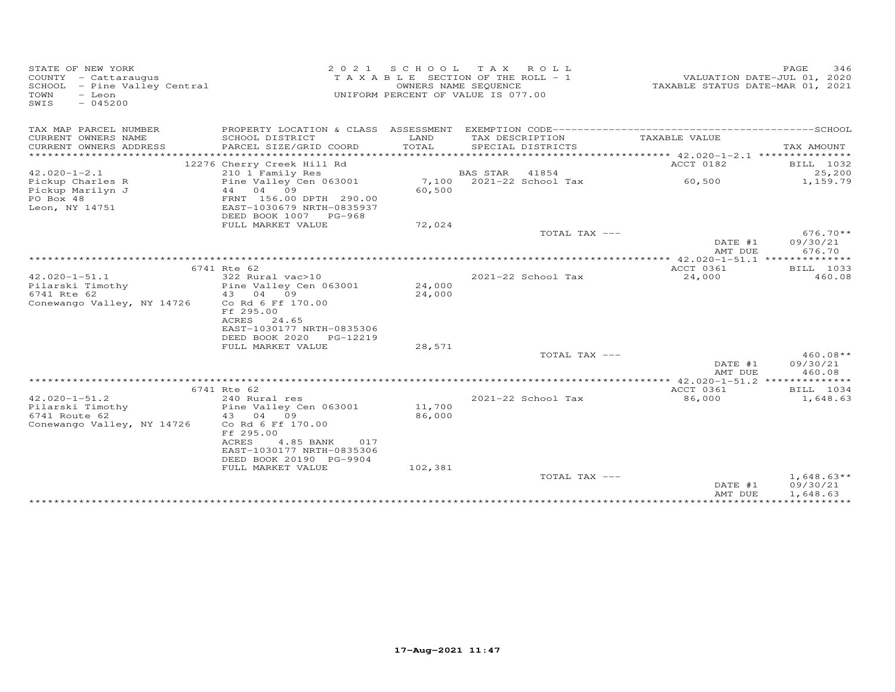STATE OF NEW YORK
COUNTY - Cattaraugus
SCHOOL - Pine Valley Central
TOWN - Leon
SWIS - 045200

2021 SCHOOL TAX ROLL
TAXABLE SECTION OF THE ROLL - 1
OWNERS NAME SEQUENCE
UNIFORM PERCENT OF VALUE IS 077.00

VALUATION DATE-JUL 01, 2020
TAXABLE STATUS DATE-MAR 01, 2021

| TAX MAP PARCEL NUMBER / CURRENT OWNERS NAME / CURRENT OWNERS ADDRESS | PROPERTY LOCATION & CLASS / SCHOOL DISTRICT / PARCEL SIZE/GRID COORD | ASSESSMENT LAND / TOTAL | EXEMPTION CODE / TAX DESCRIPTION / SPECIAL DISTRICTS | TAXABLE VALUE | TAX AMOUNT |
|---|---|---|---|---|---|
| | 12276 Cherry Creek Hill Rd | | | ACCT 0182 | BILL 1032 |
| 42.020-1-2.1 | 210 1 Family Res | | BAS STAR 41854 | | 25,200 |
| Pickup Charles R | Pine Valley Cen 063001 | 7,100 | 2021-22 School Tax | 60,500 | 1,159.79 |
| Pickup Marilyn J | 44 04 09 | 60,500 | | | |
| PO Box 48 | FRNT 156.00 DPTH 290.00 | | | | |
| Leon, NY 14751 | EAST-1030679 NRTH-0835937 | | | | |
| | DEED BOOK 1007 PG-968 | | | | |
| | FULL MARKET VALUE | 72,024 | | | |
| | | | TOTAL TAX --- | | 676.70** |
| | | | | DATE #1 | 09/30/21 |
| | | | | AMT DUE | 676.70 |
| | 6741 Rte 62 | | | ACCT 0361 | BILL 1033 |
| 42.020-1-51.1 | 322 Rural vac>10 | | 2021-22 School Tax | 24,000 | 460.08 |
| Pilarski Timothy | Pine Valley Cen 063001 | 24,000 | | | |
| 6741 Rte 62 | 43 04 09 | 24,000 | | | |
| Conewango Valley, NY 14726 | Co Rd 6 Ff 170.00 | | | | |
| | Ff 295.00 | | | | |
| | ACRES 24.65 | | | | |
| | EAST-1030177 NRTH-0835306 | | | | |
| | DEED BOOK 2020 PG-12219 | | | | |
| | FULL MARKET VALUE | 28,571 | | | |
| | | | TOTAL TAX --- | | 460.08** |
| | | | | DATE #1 | 09/30/21 |
| | | | | AMT DUE | 460.08 |
| | 6741 Rte 62 | | | ACCT 0361 | BILL 1034 |
| 42.020-1-51.2 | 240 Rural res | | 2021-22 School Tax | 86,000 | 1,648.63 |
| Pilarski Timothy | Pine Valley Cen 063001 | 11,700 | | | |
| 6741 Route 62 | 43 04 09 | 86,000 | | | |
| Conewango Valley, NY 14726 | Co Rd 6 Ff 170.00 | | | | |
| | Ff 295.00 | | | | |
| | ACRES 4.85 BANK 017 | | | | |
| | EAST-1030177 NRTH-0835306 | | | | |
| | DEED BOOK 20190 PG-9904 | | | | |
| | FULL MARKET VALUE | 102,381 | | | |
| | | | TOTAL TAX --- | | 1,648.63** |
| | | | | DATE #1 | 09/30/21 |
| | | | | AMT DUE | 1,648.63 |

17-Aug-2021 11:47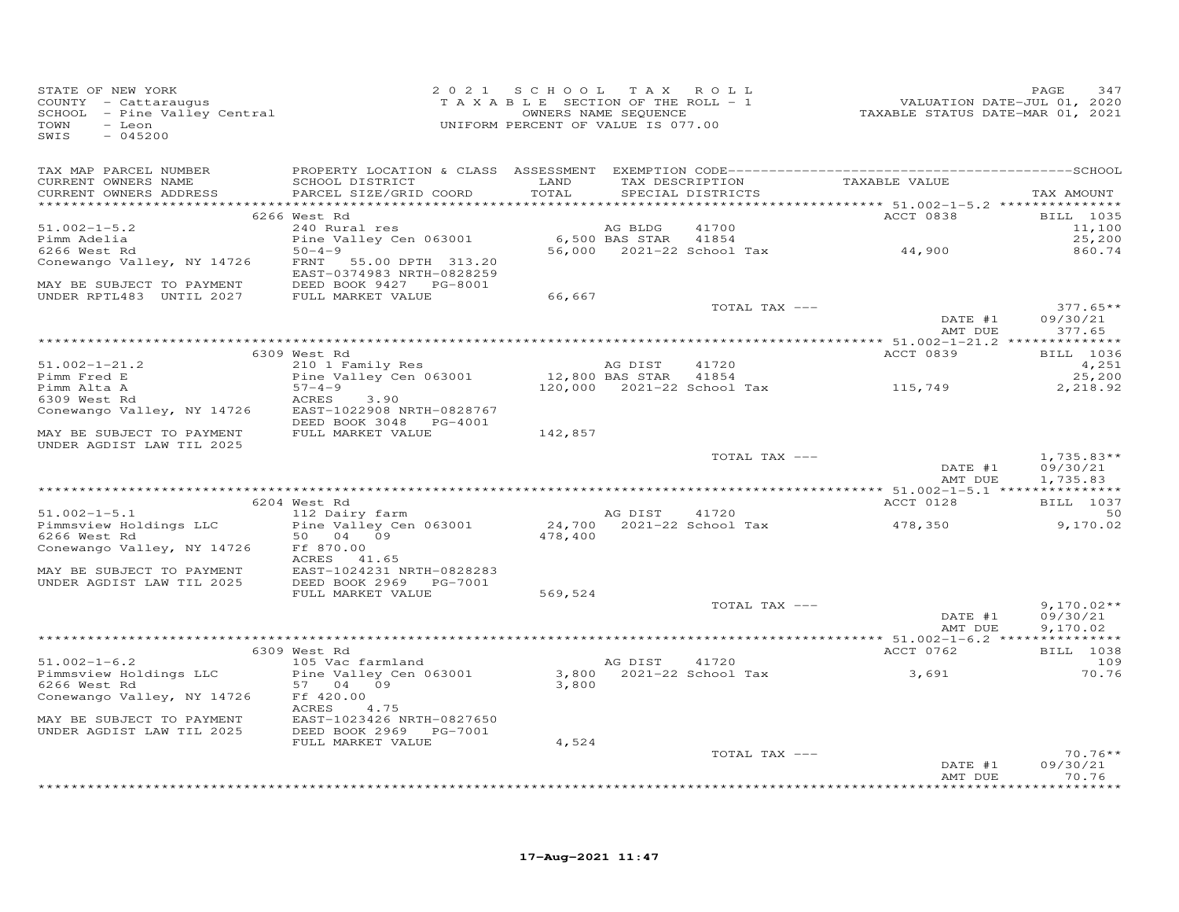STATE OF NEW YORK
COUNTY - Cattaraugus
SCHOOL - Pine Valley Central
TOWN - Leon
SWIS - 045200

2 0 2 1 S C H O O L T A X R O L L
T A X A B L E SECTION OF THE ROLL - 1
OWNERS NAME SEQUENCE
UNIFORM PERCENT OF VALUE IS 077.00

VALUATION DATE-JUL 01, 2020
TAXABLE STATUS DATE-MAR 01, 2021

| TAX MAP PARCEL NUMBER / CURRENT OWNERS NAME / CURRENT OWNERS ADDRESS | PROPERTY LOCATION & CLASS / SCHOOL DISTRICT / PARCEL SIZE/GRID COORD | ASSESSMENT LAND / TOTAL | EXEMPTION CODE / TAX DESCRIPTION / SPECIAL DISTRICTS | TAXABLE VALUE | TAX AMOUNT |
|---|---|---|---|---|---|
| **51.002-1-5.2** | 6266 West Rd | | | ACCT 0838 | BILL 1035 |
| | 240 Rural res | | AG BLDG 41700 | | 11,100 |
| Pimm Adelia | Pine Valley Cen 063001 | 6,500 | BAS STAR 41854 | | 25,200 |
| 6266 West Rd | 50-4-9 | 56,000 | 2021-22 School Tax | 44,900 | 860.74 |
| Conewango Valley, NY 14726 | FRNT 55.00 DPTH 313.20 | | | | |
| | EAST-0374983 NRTH-0828259 | | | | |
| MAY BE SUBJECT TO PAYMENT | DEED BOOK 9427 PG-8001 | | | | |
| UNDER RPTL483 UNTIL 2027 | FULL MARKET VALUE | 66,667 | | | |
| | | | TOTAL TAX --- | | 377.65** |
| | | | | DATE #1 | 09/30/21 |
| | | | | AMT DUE | 377.65 |
| **51.002-1-21.2** | 6309 West Rd | | | ACCT 0839 | BILL 1036 |
| | 210 1 Family Res | | AG DIST 41720 | | 4,251 |
| Pimm Fred E | Pine Valley Cen 063001 | 12,800 | BAS STAR 41854 | | 25,200 |
| Pimm Alta A | 57-4-9 | 120,000 | 2021-22 School Tax | 115,749 | 2,218.92 |
| 6309 West Rd | ACRES 3.90 | | | | |
| Conewango Valley, NY 14726 | EAST-1022908 NRTH-0828767 | | | | |
| | DEED BOOK 3048 PG-4001 | | | | |
| MAY BE SUBJECT TO PAYMENT | FULL MARKET VALUE | 142,857 | | | |
| UNDER AGDIST LAW TIL 2025 | | | | | |
| | | | TOTAL TAX --- | | 1,735.83** |
| | | | | DATE #1 | 09/30/21 |
| | | | | AMT DUE | 1,735.83 |
| **51.002-1-5.1** | 6204 West Rd | | | ACCT 0128 | BILL 1037 |
| | 112 Dairy farm | | AG DIST 41720 | | 50 |
| Pimmsview Holdings LLC | Pine Valley Cen 063001 | 24,700 | 2021-22 School Tax | 478,350 | 9,170.02 |
| 6266 West Rd | 50 04 09 | 478,400 | | | |
| Conewango Valley, NY 14726 | Ff 870.00 | | | | |
| | ACRES 41.65 | | | | |
| MAY BE SUBJECT TO PAYMENT | EAST-1024231 NRTH-0828283 | | | | |
| UNDER AGDIST LAW TIL 2025 | DEED BOOK 2969 PG-7001 | | | | |
| | FULL MARKET VALUE | 569,524 | | | |
| | | | TOTAL TAX --- | | 9,170.02** |
| | | | | DATE #1 | 09/30/21 |
| | | | | AMT DUE | 9,170.02 |
| **51.002-1-6.2** | 6309 West Rd | | | ACCT 0762 | BILL 1038 |
| | 105 Vac farmland | | AG DIST 41720 | | 109 |
| Pimmsview Holdings LLC | Pine Valley Cen 063001 | 3,800 | 2021-22 School Tax | 3,691 | 70.76 |
| 6266 West Rd | 57 04 09 | 3,800 | | | |
| Conewango Valley, NY 14726 | Ff 420.00 | | | | |
| | ACRES 4.75 | | | | |
| MAY BE SUBJECT TO PAYMENT | EAST-1023426 NRTH-0827650 | | | | |
| UNDER AGDIST LAW TIL 2025 | DEED BOOK 2969 PG-7001 | | | | |
| | FULL MARKET VALUE | 4,524 | | | |
| | | | TOTAL TAX --- | | 70.76** |
| | | | | DATE #1 | 09/30/21 |
| | | | | AMT DUE | 70.76 |

17-Aug-2021 11:47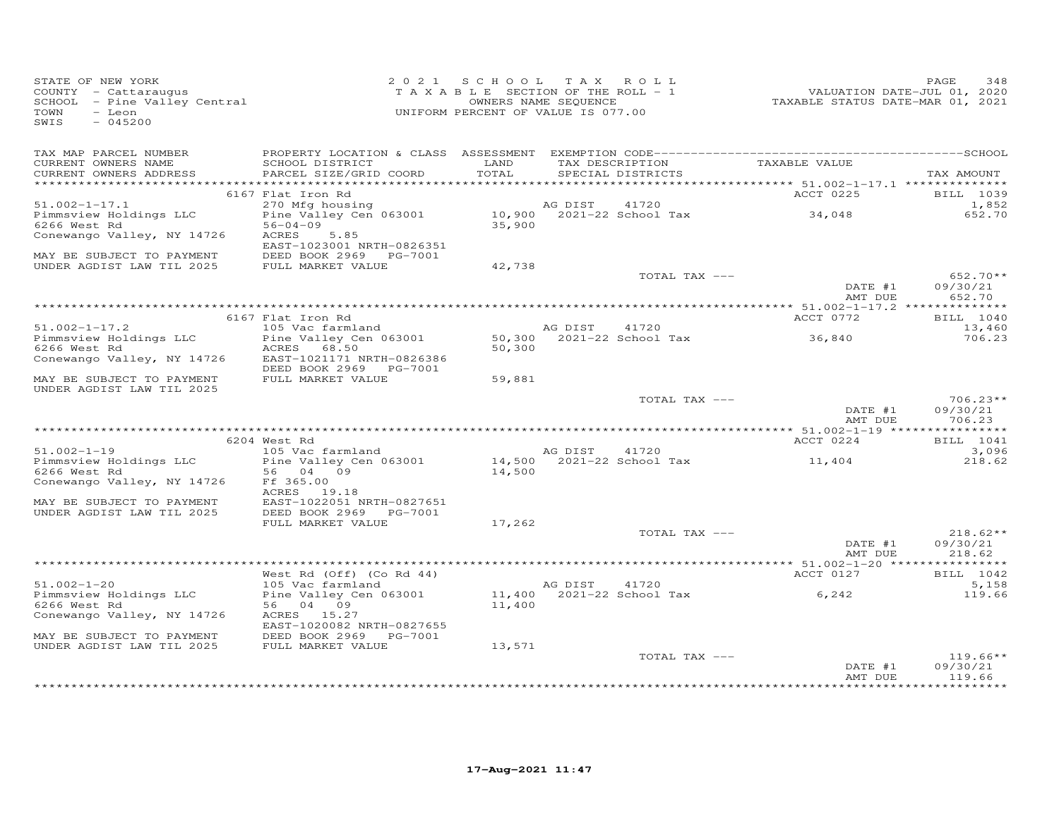STATE OF NEW YORK
COUNTY - Cattaraugus
SCHOOL - Pine Valley Central
TOWN - Leon
SWIS - 045200

2 0 2 1 SCHOOL TAX ROLL
TAXABLE SECTION OF THE ROLL - 1
OWNERS NAME SEQUENCE
UNIFORM PERCENT OF VALUE IS 077.00

VALUATION DATE-JUL 01, 2020
TAXABLE STATUS DATE-MAR 01, 2021

| TAX MAP PARCEL NUMBER / CURRENT OWNERS NAME / CURRENT OWNERS ADDRESS | PROPERTY LOCATION & CLASS / SCHOOL DISTRICT / PARCEL SIZE/GRID COORD | ASSESSMENT LAND / TOTAL | EXEMPTION CODE / TAX DESCRIPTION / SPECIAL DISTRICTS | TAXABLE VALUE | TAX AMOUNT |
|---|---|---|---|---|---|
| | 6167 Flat Iron Rd | | | ACCT 0225 | BILL 1039 |
| 51.002-1-17.1 | 270 Mfg housing | | AG DIST 41720 | | 1,852 |
| Pimmsview Holdings LLC | Pine Valley Cen 063001 | 10,900 | 2021-22 School Tax | 34,048 | 652.70 |
| 6266 West Rd | 56-04-09 | 35,900 | | | |
| Conewango Valley, NY 14726 | ACRES 5.85 | | | | |
| | EAST-1023001 NRTH-0826351 | | | | |
| MAY BE SUBJECT TO PAYMENT | DEED BOOK 2969 PG-7001 | | | | |
| UNDER AGDIST LAW TIL 2025 | FULL MARKET VALUE | 42,738 | | | |
| | | | TOTAL TAX --- | | 652.70** |
| | | | | DATE #1 | 09/30/21 |
| | | | | AMT DUE | 652.70 |
| | 6167 Flat Iron Rd | | | ACCT 0772 | BILL 1040 |
| 51.002-1-17.2 | 105 Vac farmland | | AG DIST 41720 | | 13,460 |
| Pimmsview Holdings LLC | Pine Valley Cen 063001 | 50,300 | 2021-22 School Tax | 36,840 | 706.23 |
| 6266 West Rd | ACRES 68.50 | 50,300 | | | |
| Conewango Valley, NY 14726 | EAST-1021171 NRTH-0826386 | | | | |
| | DEED BOOK 2969 PG-7001 | | | | |
| MAY BE SUBJECT TO PAYMENT | FULL MARKET VALUE | 59,881 | | | |
| UNDER AGDIST LAW TIL 2025 | | | | | |
| | | | TOTAL TAX --- | | 706.23** |
| | | | | DATE #1 | 09/30/21 |
| | | | | AMT DUE | 706.23 |
| | 6204 West Rd | | | ACCT 0224 | BILL 1041 |
| 51.002-1-19 | 105 Vac farmland | | AG DIST 41720 | | 3,096 |
| Pimmsview Holdings LLC | Pine Valley Cen 063001 | 14,500 | 2021-22 School Tax | 11,404 | 218.62 |
| 6266 West Rd | 56 04 09 | 14,500 | | | |
| Conewango Valley, NY 14726 | Ff 365.00 | | | | |
| | ACRES 19.18 | | | | |
| MAY BE SUBJECT TO PAYMENT | EAST-1022051 NRTH-0827651 | | | | |
| UNDER AGDIST LAW TIL 2025 | DEED BOOK 2969 PG-7001 | | | | |
| | FULL MARKET VALUE | 17,262 | | | |
| | | | TOTAL TAX --- | | 218.62** |
| | | | | DATE #1 | 09/30/21 |
| | | | | AMT DUE | 218.62 |
| | West Rd (Off) (Co Rd 44) | | | ACCT 0127 | BILL 1042 |
| 51.002-1-20 | 105 Vac farmland | | AG DIST 41720 | | 5,158 |
| Pimmsview Holdings LLC | Pine Valley Cen 063001 | 11,400 | 2021-22 School Tax | 6,242 | 119.66 |
| 6266 West Rd | 56 04 09 | 11,400 | | | |
| Conewango Valley, NY 14726 | ACRES 15.27 | | | | |
| | EAST-1020082 NRTH-0827655 | | | | |
| MAY BE SUBJECT TO PAYMENT | DEED BOOK 2969 PG-7001 | | | | |
| UNDER AGDIST LAW TIL 2025 | FULL MARKET VALUE | 13,571 | | | |
| | | | TOTAL TAX --- | | 119.66** |
| | | | | DATE #1 | 09/30/21 |
| | | | | AMT DUE | 119.66 |

17-Aug-2021 11:47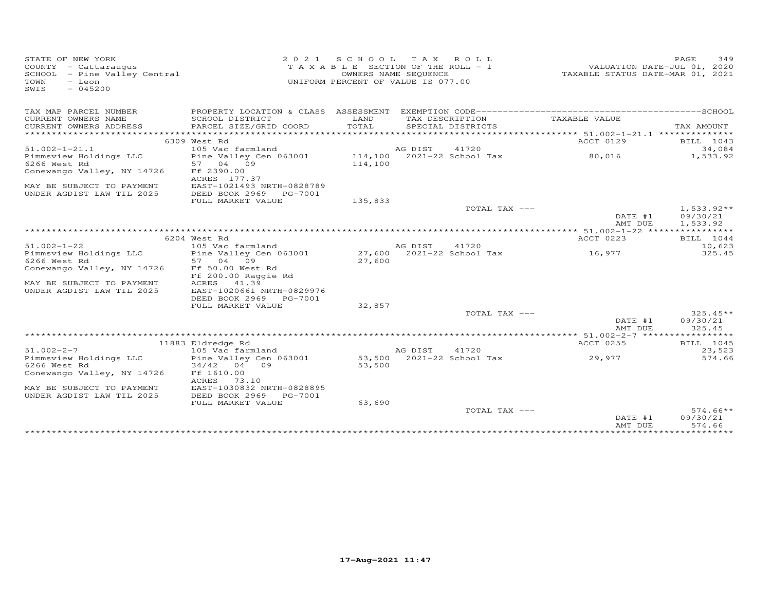STATE OF NEW YORK
COUNTY - Cattaraugus
SCHOOL - Pine Valley Central
TOWN - Leon
SWIS - 045200

2021 SCHOOL TAX ROLL
TAXABLE SECTION OF THE ROLL - 1
OWNERS NAME SEQUENCE
UNIFORM PERCENT OF VALUE IS 077.00

VALUATION DATE-JUL 01, 2020
TAXABLE STATUS DATE-MAR 01, 2021

| TAX MAP PARCEL NUMBER / CURRENT OWNERS NAME / CURRENT OWNERS ADDRESS | PROPERTY LOCATION & CLASS / SCHOOL DISTRICT / PARCEL SIZE/GRID COORD | ASSESSMENT LAND / TOTAL | EXEMPTION CODE / TAX DESCRIPTION / SPECIAL DISTRICTS | TAXABLE VALUE | TAX AMOUNT |
|---|---|---|---|---|---|
| | 6309 West Rd | | | ACCT 0129 | BILL 1043 |
| 51.002-1-21.1 | 105 Vac farmland | | AG DIST 41720 | | 34,084 |
| Pimmsview Holdings LLC | Pine Valley Cen 063001 | 114,100 | 2021-22 School Tax | 80,016 | 1,533.92 |
| 6266 West Rd | 57 04 09 | 114,100 | | | |
| Conewango Valley, NY 14726 | Ff 2390.00 | | | | |
| | ACRES 177.37 | | | | |
| MAY BE SUBJECT TO PAYMENT | EAST-1021493 NRTH-0828789 | | | | |
| UNDER AGDIST LAW TIL 2025 | DEED BOOK 2969 PG-7001 | | | | |
| | FULL MARKET VALUE | 135,833 | | | |
| | | | TOTAL TAX --- | | 1,533.92** |
| | | | | DATE #1 | 09/30/21 |
| | | | | AMT DUE | 1,533.92 |
| | 6204 West Rd | | | ACCT 0223 | BILL 1044 |
| 51.002-1-22 | 105 Vac farmland | | AG DIST 41720 | | 10,623 |
| Pimmsview Holdings LLC | Pine Valley Cen 063001 | 27,600 | 2021-22 School Tax | 16,977 | 325.45 |
| 6266 West Rd | 57 04 09 | 27,600 | | | |
| Conewango Valley, NY 14726 | Ff 50.00 West Rd | | | | |
| | Ff 200.00 Raggie Rd | | | | |
| MAY BE SUBJECT TO PAYMENT | ACRES 41.39 | | | | |
| UNDER AGDIST LAW TIL 2025 | EAST-1020661 NRTH-0829976 | | | | |
| | DEED BOOK 2969 PG-7001 | | | | |
| | FULL MARKET VALUE | 32,857 | | | |
| | | | TOTAL TAX --- | | 325.45** |
| | | | | DATE #1 | 09/30/21 |
| | | | | AMT DUE | 325.45 |
| | 11883 Eldredge Rd | | | ACCT 0255 | BILL 1045 |
| 51.002-2-7 | 105 Vac farmland | | AG DIST 41720 | | 23,523 |
| Pimmsview Holdings LLC | Pine Valley Cen 063001 | 53,500 | 2021-22 School Tax | 29,977 | 574.66 |
| 6266 West Rd | 34/42 04 09 | 53,500 | | | |
| Conewango Valley, NY 14726 | Ff 1610.00 | | | | |
| | ACRES 73.10 | | | | |
| MAY BE SUBJECT TO PAYMENT | EAST-1030832 NRTH-0828895 | | | | |
| UNDER AGDIST LAW TIL 2025 | DEED BOOK 2969 PG-7001 | | | | |
| | FULL MARKET VALUE | 63,690 | | | |
| | | | TOTAL TAX --- | | 574.66** |
| | | | | DATE #1 | 09/30/21 |
| | | | | AMT DUE | 574.66 |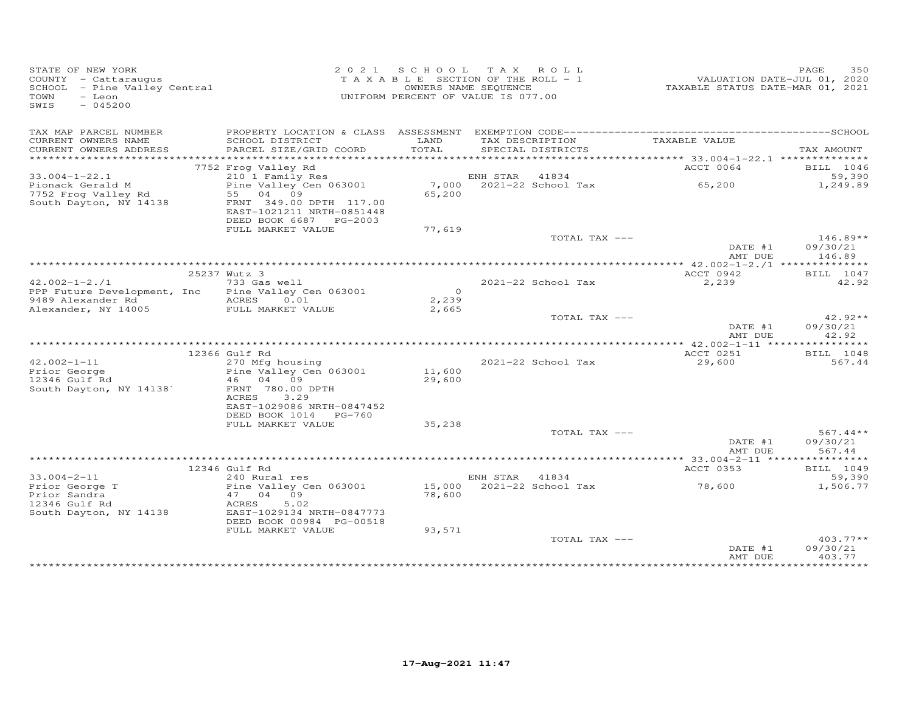STATE OF NEW YORK
COUNTY - Cattaraugus
SCHOOL - Pine Valley Central
TOWN - Leon
SWIS - 045200

2021 SCHOOL TAX ROLL
TAXABLE SECTION OF THE ROLL - 1
OWNERS NAME SEQUENCE
UNIFORM PERCENT OF VALUE IS 077.00

VALUATION DATE-JUL 01, 2020
TAXABLE STATUS DATE-MAR 01, 2021

| TAX MAP PARCEL NUMBER / CURRENT OWNERS NAME / CURRENT OWNERS ADDRESS | PROPERTY LOCATION & CLASS / SCHOOL DISTRICT / PARCEL SIZE/GRID COORD | ASSESSMENT LAND / TOTAL | EXEMPTION CODE / TAX DESCRIPTION / SPECIAL DISTRICTS | TAXABLE VALUE | TAX AMOUNT |
|---|---|---|---|---|---|
| | 7752 Frog Valley Rd | | | ACCT 0064 | BILL 1046 |
| 33.004-1-22.1 | 210 1 Family Res | | ENH STAR 41834 | | 59,390 |
| Pionack Gerald M | Pine Valley Cen 063001 | 7,000 | 2021-22 School Tax | 65,200 | 1,249.89 |
| 7752 Frog Valley Rd | 55 04 09 | 65,200 | | | |
| South Dayton, NY 14138 | FRNT 349.00 DPTH 117.00 | | | | |
| | EAST-1021211 NRTH-0851448 | | | | |
| | DEED BOOK 6687 PG-2003 | | | | |
| | FULL MARKET VALUE | 77,619 | | | |
| | | | TOTAL TAX --- | | 146.89** |
| | | | | DATE #1 | 09/30/21 |
| | | | | AMT DUE | 146.89 |
| | 25237 Wutz 3 | | | ACCT 0942 | BILL 1047 |
| 42.002-1-2./1 | 733 Gas well | | 2021-22 School Tax | 2,239 | 42.92 |
| PPP Future Development, Inc | Pine Valley Cen 063001 | 0 | | | |
| 9489 Alexander Rd | ACRES 0.01 | 2,239 | | | |
| Alexander, NY 14005 | FULL MARKET VALUE | 2,665 | | | |
| | | | TOTAL TAX --- | | 42.92** |
| | | | | DATE #1 | 09/30/21 |
| | | | | AMT DUE | 42.92 |
| | 12366 Gulf Rd | | | ACCT 0251 | BILL 1048 |
| 42.002-1-11 | 270 Mfg housing | | 2021-22 School Tax | 29,600 | 567.44 |
| Prior George | Pine Valley Cen 063001 | 11,600 | | | |
| 12346 Gulf Rd | 46 04 09 | 29,600 | | | |
| South Dayton, NY 14138` | FRNT 780.00 DPTH | | | | |
| | ACRES 3.29 | | | | |
| | EAST-1029086 NRTH-0847452 | | | | |
| | DEED BOOK 1014 PG-760 | | | | |
| | FULL MARKET VALUE | 35,238 | | | |
| | | | TOTAL TAX --- | | 567.44** |
| | | | | DATE #1 | 09/30/21 |
| | | | | AMT DUE | 567.44 |
| | 12346 Gulf Rd | | | ACCT 0353 | BILL 1049 |
| 33.004-2-11 | 240 Rural res | | ENH STAR 41834 | | 59,390 |
| Prior George T | Pine Valley Cen 063001 | 15,000 | 2021-22 School Tax | 78,600 | 1,506.77 |
| Prior Sandra | 47 04 09 | 78,600 | | | |
| 12346 Gulf Rd | ACRES 5.02 | | | | |
| South Dayton, NY 14138 | EAST-1029134 NRTH-0847773 | | | | |
| | DEED BOOK 00984 PG-00518 | | | | |
| | FULL MARKET VALUE | 93,571 | | | |
| | | | TOTAL TAX --- | | 403.77** |
| | | | | DATE #1 | 09/30/21 |
| | | | | AMT DUE | 403.77 |

17-Aug-2021 11:47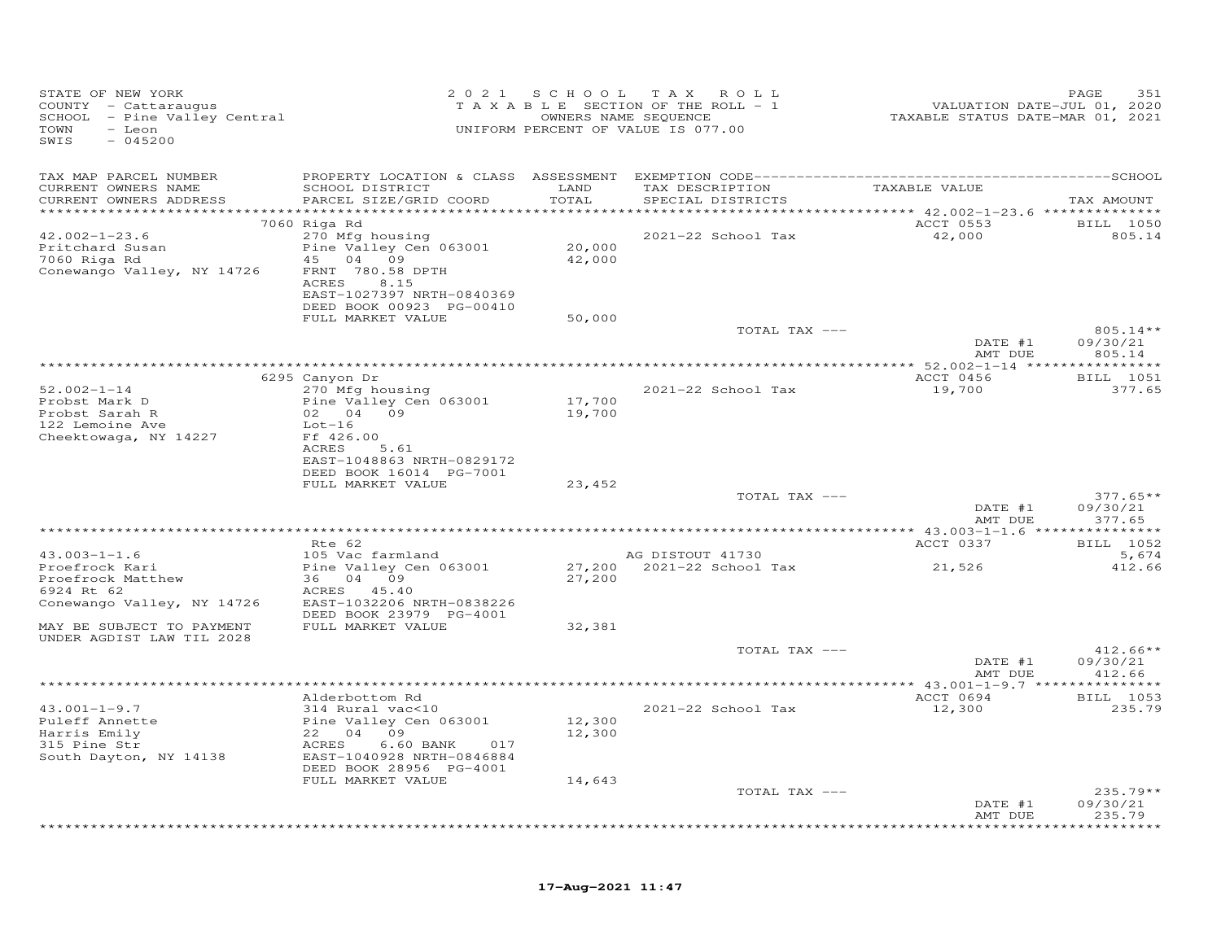STATE OF NEW YORK
COUNTY - Cattaraugus
SCHOOL - Pine Valley Central
TOWN - Leon
SWIS - 045200

2021 SCHOOL TAX ROLL
TAXABLE SECTION OF THE ROLL - 1
OWNERS NAME SEQUENCE
UNIFORM PERCENT OF VALUE IS 077.00

VALUATION DATE-JUL 01, 2020
TAXABLE STATUS DATE-MAR 01, 2021

| TAX MAP PARCEL NUMBER / CURRENT OWNERS NAME / CURRENT OWNERS ADDRESS | PROPERTY LOCATION & CLASS / SCHOOL DISTRICT / PARCEL SIZE/GRID COORD | ASSESSMENT LAND / TOTAL | EXEMPTION CODE / TAX DESCRIPTION / SPECIAL DISTRICTS | TAXABLE VALUE | TAX AMOUNT |
|---|---|---|---|---|---|
| **42.002-1-23.6** | 7060 Riga Rd | | | ACCT 0553 | BILL 1050 |
| Pritchard Susan | 270 Mfg housing | | 2021-22 School Tax | 42,000 | 805.14 |
| 7060 Riga Rd | Pine Valley Cen 063001 | 20,000 | | | |
| Conewango Valley, NY 14726 | 45 04 09 | 42,000 | | | |
| | FRNT 780.58 DPTH | | | | |
| | ACRES 8.15 | | | | |
| | EAST-1027397 NRTH-0840369 | | | | |
| | DEED BOOK 00923 PG-00410 | | | | |
| | FULL MARKET VALUE | 50,000 | | | |
| | | | TOTAL TAX --- | | 805.14** |
| | | | | DATE #1 | 09/30/21 |
| | | | | AMT DUE | 805.14 |
| **52.002-1-14** | 6295 Canyon Dr | | | ACCT 0456 | BILL 1051 |
| Probst Mark D | 270 Mfg housing | | 2021-22 School Tax | 19,700 | 377.65 |
| Probst Sarah R | Pine Valley Cen 063001 | 17,700 | | | |
| 122 Lemoine Ave | 02 04 09 | 19,700 | | | |
| Cheektowaga, NY 14227 | Lot-16 | | | | |
| | Ff 426.00 | | | | |
| | ACRES 5.61 | | | | |
| | EAST-1048863 NRTH-0829172 | | | | |
| | DEED BOOK 16014 PG-7001 | | | | |
| | FULL MARKET VALUE | 23,452 | | | |
| | | | TOTAL TAX --- | | 377.65** |
| | | | | DATE #1 | 09/30/21 |
| | | | | AMT DUE | 377.65 |
| **43.003-1-1.6** | Rte 62 | | | ACCT 0337 | BILL 1052 |
| Proefrock Kari | 105 Vac farmland | | AG DISTOUT 41730 | | 5,674 |
| Proefrock Matthew | Pine Valley Cen 063001 | 27,200 | 2021-22 School Tax | 21,526 | 412.66 |
| 6924 Rt 62 | 36 04 09 | 27,200 | | | |
| Conewango Valley, NY 14726 | ACRES 45.40 | | | | |
| | EAST-1032206 NRTH-0838226 | | | | |
| | DEED BOOK 23979 PG-4001 | | | | |
| MAY BE SUBJECT TO PAYMENT | FULL MARKET VALUE | 32,381 | | | |
| UNDER AGDIST LAW TIL 2028 | | | | | |
| | | | TOTAL TAX --- | | 412.66** |
| | | | | DATE #1 | 09/30/21 |
| | | | | AMT DUE | 412.66 |
| **43.001-1-9.7** | Alderbottom Rd | | | ACCT 0694 | BILL 1053 |
| Puleff Annette | 314 Rural vac<10 | | 2021-22 School Tax | 12,300 | 235.79 |
| Harris Emily | Pine Valley Cen 063001 | 12,300 | | | |
| 315 Pine Str | 22 04 09 | 12,300 | | | |
| South Dayton, NY 14138 | ACRES 6.60 BANK 017 | | | | |
| | EAST-1040928 NRTH-0846884 | | | | |
| | DEED BOOK 28956 PG-4001 | | | | |
| | FULL MARKET VALUE | 14,643 | | | |
| | | | TOTAL TAX --- | | 235.79** |
| | | | | DATE #1 | 09/30/21 |
| | | | | AMT DUE | 235.79 |

17-Aug-2021 11:47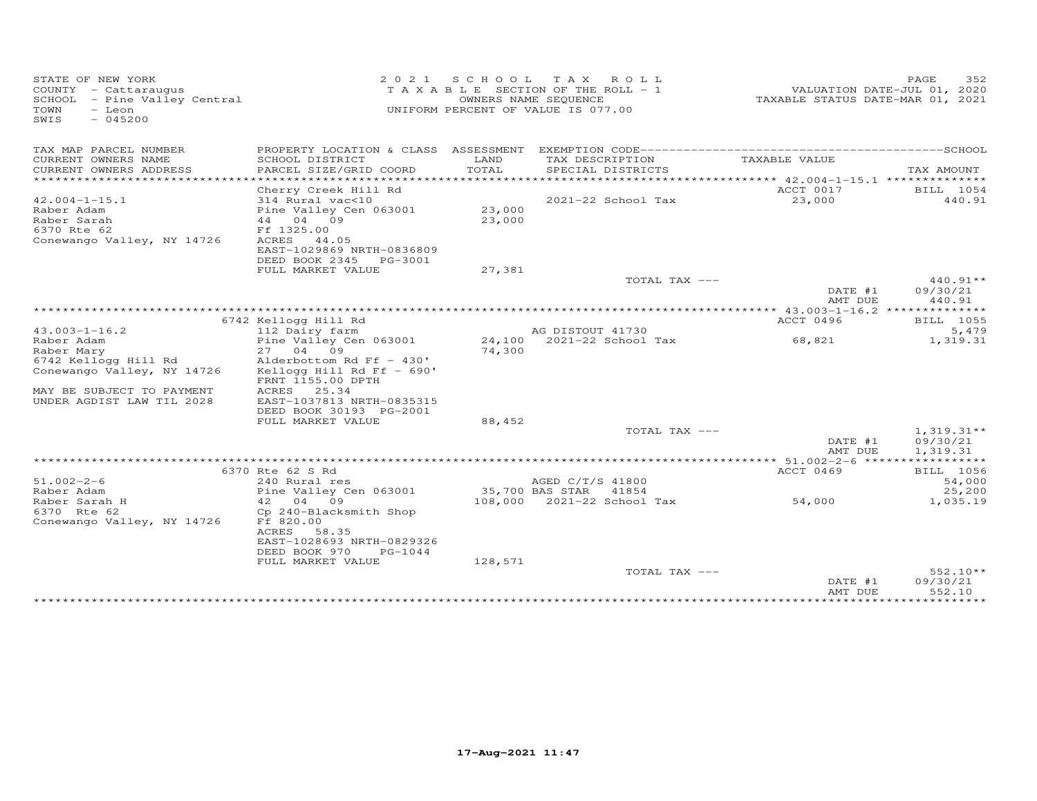STATE OF NEW YORK
COUNTY - Cattaraugus
SCHOOL - Pine Valley Central
TOWN - Leon
SWIS - 045200

2021 SCHOOL TAX ROLL
TAXABLE SECTION OF THE ROLL - 1
OWNERS NAME SEQUENCE
UNIFORM PERCENT OF VALUE IS 077.00

VALUATION DATE-JUL 01, 2020
TAXABLE STATUS DATE-MAR 01, 2021

| TAX MAP PARCEL NUMBER<br>CURRENT OWNERS NAME<br>CURRENT OWNERS ADDRESS | PROPERTY LOCATION & CLASS<br>SCHOOL DISTRICT<br>PARCEL SIZE/GRID COORD | ASSESSMENT<br>LAND<br>TOTAL | EXEMPTION CODE<br>TAX DESCRIPTION<br>SPECIAL DISTRICTS | TAXABLE VALUE | SCHOOL<br>TAX AMOUNT |
|---|---|---|---|---|---|
| 42.004-1-15.1 | Cherry Creek Hill Rd | | | ACCT 0017 | BILL 1054 |
| Raber Adam | 314 Rural vac<10 | | 2021-22 School Tax | 23,000 | 440.91 |
| Raber Sarah | Pine Valley Cen 063001 | 23,000 | | | |
| 6370 Rte 62 | 44 04 09 | 23,000 | | | |
| Conewango Valley, NY 14726 | Ff 1325.00 | | | | |
| | ACRES 44.05 | | | | |
| | EAST-1029869 NRTH-0836809 | | | | |
| | DEED BOOK 2345 PG-3001 | | | | |
| | FULL MARKET VALUE | 27,381 | | | |
| | | | TOTAL TAX --- | | 440.91** |
| | | | | DATE #1 | 09/30/21 |
| | | | | AMT DUE | 440.91 |
| 43.003-1-16.2 | 6742 Kellogg Hill Rd | | | ACCT 0496 | BILL 1055 |
| Raber Adam | 112 Dairy farm | | AG DISTOUT 41730 | | 5,479 |
| Raber Mary | Pine Valley Cen 063001 | 24,100 | 2021-22 School Tax | 68,821 | 1,319.31 |
| 6742 Kellogg Hill Rd | 27 04 09 | 74,300 | | | |
| Conewango Valley, NY 14726 | Alderbottom Rd Ff - 430' | | | | |
| | Kellogg Hill Rd Ff - 690' | | | | |
| MAY BE SUBJECT TO PAYMENT | FRNT 1155.00 DPTH | | | | |
| UNDER AGDIST LAW TIL 2028 | ACRES 25.34 | | | | |
| | EAST-1037813 NRTH-0835315 | | | | |
| | DEED BOOK 30193 PG-2001 | | | | |
| | FULL MARKET VALUE | 88,452 | | | |
| | | | TOTAL TAX --- | | 1,319.31** |
| | | | | DATE #1 | 09/30/21 |
| | | | | AMT DUE | 1,319.31 |
| 51.002-2-6 | 6370 Rte 62 S Rd | | | ACCT 0469 | BILL 1056 |
| Raber Adam | 240 Rural res | | AGED C/T/S 41800 | | 54,000 |
| Raber Sarah H | Pine Valley Cen 063001 | 35,700 | BAS STAR 41854 | | 25,200 |
| 6370 Rte 62 | 42 04 09 | 108,000 | 2021-22 School Tax | 54,000 | 1,035.19 |
| Conewango Valley, NY 14726 | Cp 240-Blacksmith Shop | | | | |
| | Ff 820.00 | | | | |
| | ACRES 58.35 | | | | |
| | EAST-1028693 NRTH-0829326 | | | | |
| | DEED BOOK 970 PG-1044 | | | | |
| | FULL MARKET VALUE | 128,571 | | | |
| | | | TOTAL TAX --- | | 552.10** |
| | | | | DATE #1 | 09/30/21 |
| | | | | AMT DUE | 552.10 |

17-Aug-2021 11:47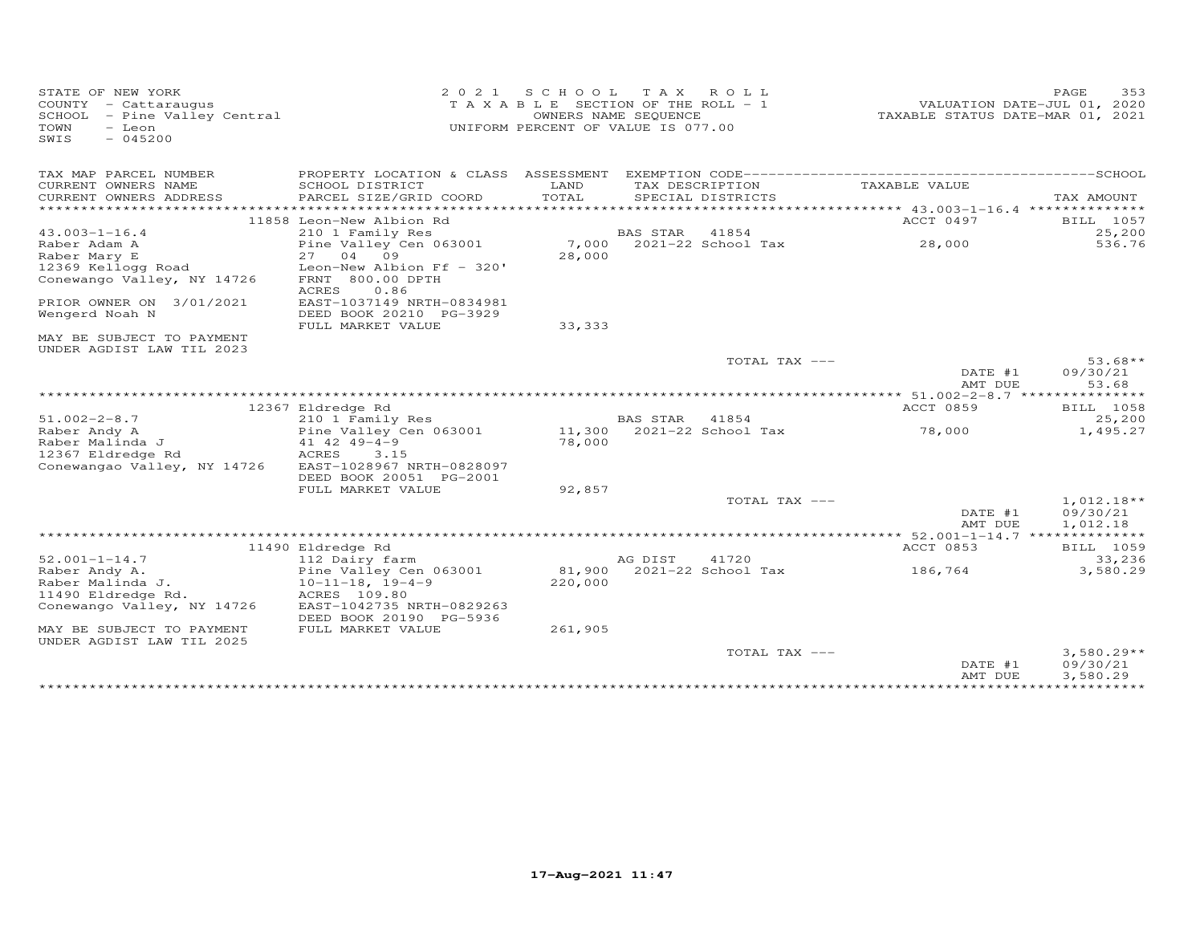STATE OF NEW YORK
COUNTY - Cattaraugus
SCHOOL - Pine Valley Central
TOWN - Leon
SWIS - 045200

2021 SCHOOL TAX ROLL
TAXABLE SECTION OF THE ROLL - 1
OWNERS NAME SEQUENCE
UNIFORM PERCENT OF VALUE IS 077.00

VALUATION DATE-JUL 01, 2020
TAXABLE STATUS DATE-MAR 01, 2021

| TAX MAP PARCEL NUMBER / CURRENT OWNERS NAME / CURRENT OWNERS ADDRESS | PROPERTY LOCATION & CLASS / SCHOOL DISTRICT / PARCEL SIZE/GRID COORD | ASSESSMENT LAND / TOTAL | EXEMPTION CODE / TAX DESCRIPTION / SPECIAL DISTRICTS | TAXABLE VALUE | SCHOOL / TAX AMOUNT |
|---|---|---|---|---|---|
| 43.003-1-16.4 | 11858 Leon-New Albion Rd | | | ACCT 0497 | BILL 1057 |
| Raber Adam A | 210 1 Family Res | | BAS STAR 41854 | | 25,200 |
| Raber Mary E | Pine Valley Cen 063001 | 7,000 | 2021-22 School Tax | 28,000 | 536.76 |
| 12369 Kellogg Road | 27 04 09 | 28,000 | | | |
| Conewango Valley, NY 14726 | Leon-New Albion Ff - 320' | | | | |
| | FRNT 800.00 DPTH | | | | |
| | ACRES 0.86 | | | | |
| PRIOR OWNER ON 3/01/2021 | EAST-1037149 NRTH-0834981 | | | | |
| Wengerd Noah N | DEED BOOK 20210 PG-3929 | | | | |
| | FULL MARKET VALUE | 33,333 | | | |
| MAY BE SUBJECT TO PAYMENT UNDER AGDIST LAW TIL 2023 | | | | | |
| | | | TOTAL TAX --- | | 53.68** |
| | | | | DATE #1 | 09/30/21 |
| | | | | AMT DUE | 53.68 |
| 51.002-2-8.7 | 12367 Eldredge Rd | | | ACCT 0859 | BILL 1058 |
| Raber Andy A | 210 1 Family Res | | BAS STAR 41854 | | 25,200 |
| Raber Malinda J | Pine Valley Cen 063001 | 11,300 | 2021-22 School Tax | 78,000 | 1,495.27 |
| 12367 Eldredge Rd | 41 42 49-4-9 | 78,000 | | | |
| Conewangao Valley, NY 14726 | ACRES 3.15 | | | | |
| | EAST-1028967 NRTH-0828097 | | | | |
| | DEED BOOK 20051 PG-2001 | | | | |
| | FULL MARKET VALUE | 92,857 | | | |
| | | | TOTAL TAX --- | | 1,012.18** |
| | | | | DATE #1 | 09/30/21 |
| | | | | AMT DUE | 1,012.18 |
| 52.001-1-14.7 | 11490 Eldredge Rd | | | ACCT 0853 | BILL 1059 |
| Raber Andy A. | 112 Dairy farm | | AG DIST 41720 | | 33,236 |
| Raber Malinda J. | Pine Valley Cen 063001 | 81,900 | 2021-22 School Tax | 186,764 | 3,580.29 |
| 11490 Eldredge Rd. | 10-11-18, 19-4-9 | 220,000 | | | |
| Conewango Valley, NY 14726 | ACRES 109.80 | | | | |
| | EAST-1042735 NRTH-0829263 | | | | |
| | DEED BOOK 20190 PG-5936 | | | | |
| MAY BE SUBJECT TO PAYMENT UNDER AGDIST LAW TIL 2025 | FULL MARKET VALUE | 261,905 | | | |
| | | | TOTAL TAX --- | | 3,580.29** |
| | | | | DATE #1 | 09/30/21 |
| | | | | AMT DUE | 3,580.29 |

17-Aug-2021 11:47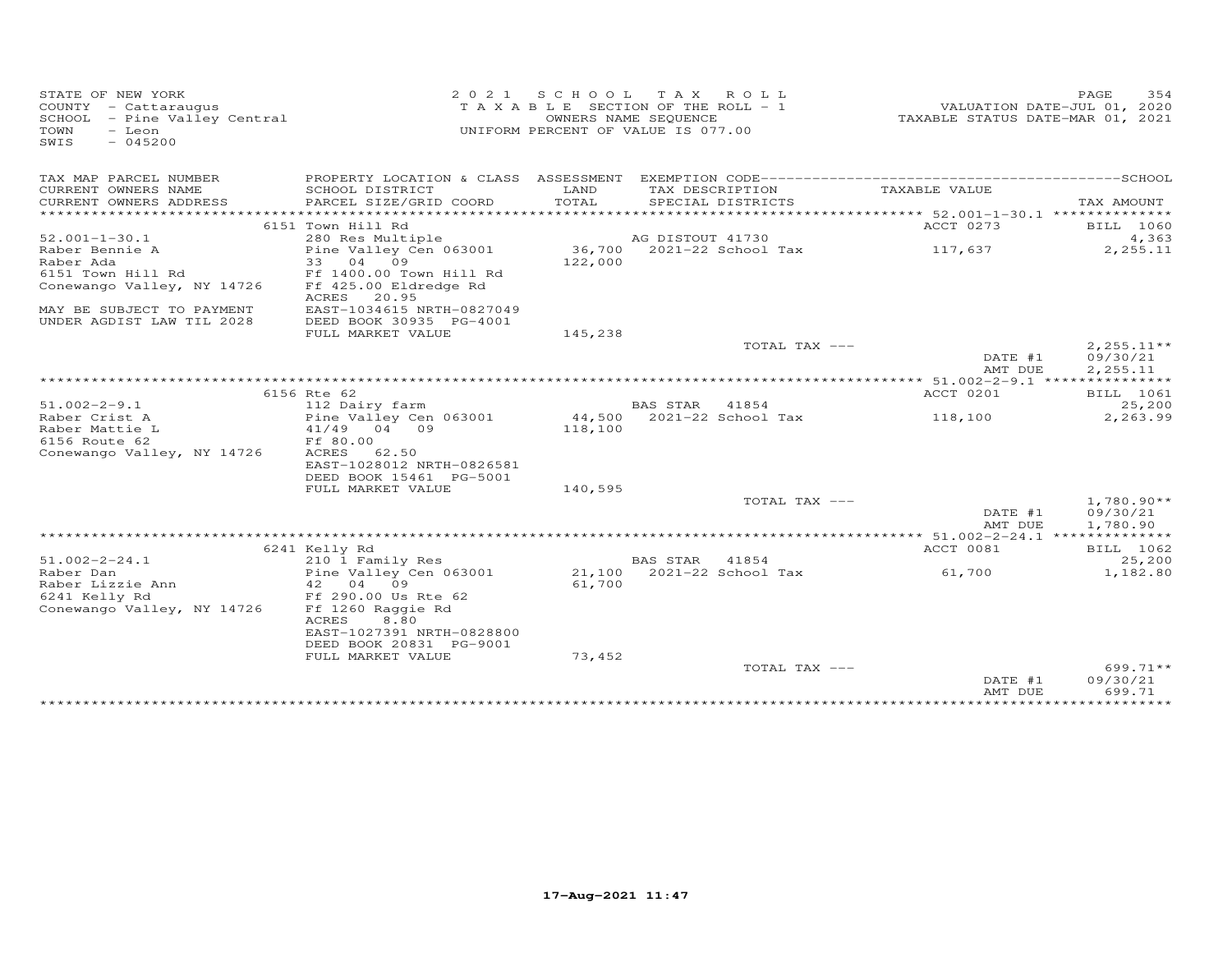STATE OF NEW YORK
COUNTY - Cattaraugus
SCHOOL - Pine Valley Central
TOWN - Leon
SWIS - 045200

2021 SCHOOL TAX ROLL
TAXABLE SECTION OF THE ROLL - 1
OWNERS NAME SEQUENCE
UNIFORM PERCENT OF VALUE IS 077.00

VALUATION DATE-JUL 01, 2020
TAXABLE STATUS DATE-MAR 01, 2021

| TAX MAP PARCEL NUMBER / CURRENT OWNERS NAME / CURRENT OWNERS ADDRESS | PROPERTY LOCATION & CLASS / SCHOOL DISTRICT / PARCEL SIZE/GRID COORD | ASSESSMENT LAND / TOTAL | EXEMPTION CODE / TAX DESCRIPTION / SPECIAL DISTRICTS | TAXABLE VALUE | TAX AMOUNT |
|---|---|---|---|---|---|
| | 6151 Town Hill Rd | | | ACCT 0273 | BILL 1060 |
| 52.001-1-30.1 | 280 Res Multiple | | AG DISTOUT 41730 | | 4,363 |
| Raber Bennie A | Pine Valley Cen 063001 | 36,700 | 2021-22 School Tax | 117,637 | 2,255.11 |
| Raber Ada | 33 04 09 | 122,000 | | | |
| 6151 Town Hill Rd | Ff 1400.00 Town Hill Rd | | | | |
| Conewango Valley, NY 14726 | Ff 425.00 Eldredge Rd | | | | |
| | ACRES 20.95 | | | | |
| MAY BE SUBJECT TO PAYMENT | EAST-1034615 NRTH-0827049 | | | | |
| UNDER AGDIST LAW TIL 2028 | DEED BOOK 30935 PG-4001 | | | | |
| | FULL MARKET VALUE | 145,238 | | | |
| | | | TOTAL TAX --- | | 2,255.11** |
| | | | | DATE #1 | 09/30/21 |
| | | | | AMT DUE | 2,255.11 |
| | 6156 Rte 62 | | | ACCT 0201 | BILL 1061 |
| 51.002-2-9.1 | 112 Dairy farm | | BAS STAR 41854 | | 25,200 |
| Raber Crist A | Pine Valley Cen 063001 | 44,500 | 2021-22 School Tax | 118,100 | 2,263.99 |
| Raber Mattie L | 41/49 04 09 | 118,100 | | | |
| 6156 Route 62 | Ff 80.00 | | | | |
| Conewango Valley, NY 14726 | ACRES 62.50 | | | | |
| | EAST-1028012 NRTH-0826581 | | | | |
| | DEED BOOK 15461 PG-5001 | | | | |
| | FULL MARKET VALUE | 140,595 | | | |
| | | | TOTAL TAX --- | | 1,780.90** |
| | | | | DATE #1 | 09/30/21 |
| | | | | AMT DUE | 1,780.90 |
| | 6241 Kelly Rd | | | ACCT 0081 | BILL 1062 |
| 51.002-2-24.1 | 210 1 Family Res | | BAS STAR 41854 | | 25,200 |
| Raber Dan | Pine Valley Cen 063001 | 21,100 | 2021-22 School Tax | 61,700 | 1,182.80 |
| Raber Lizzie Ann | 42 04 09 | 61,700 | | | |
| 6241 Kelly Rd | Ff 290.00 Us Rte 62 | | | | |
| Conewango Valley, NY 14726 | Ff 1260 Raggie Rd | | | | |
| | ACRES 8.80 | | | | |
| | EAST-1027391 NRTH-0828800 | | | | |
| | DEED BOOK 20831 PG-9001 | | | | |
| | FULL MARKET VALUE | 73,452 | | | |
| | | | TOTAL TAX --- | | 699.71** |
| | | | | DATE #1 | 09/30/21 |
| | | | | AMT DUE | 699.71 |

17-Aug-2021 11:47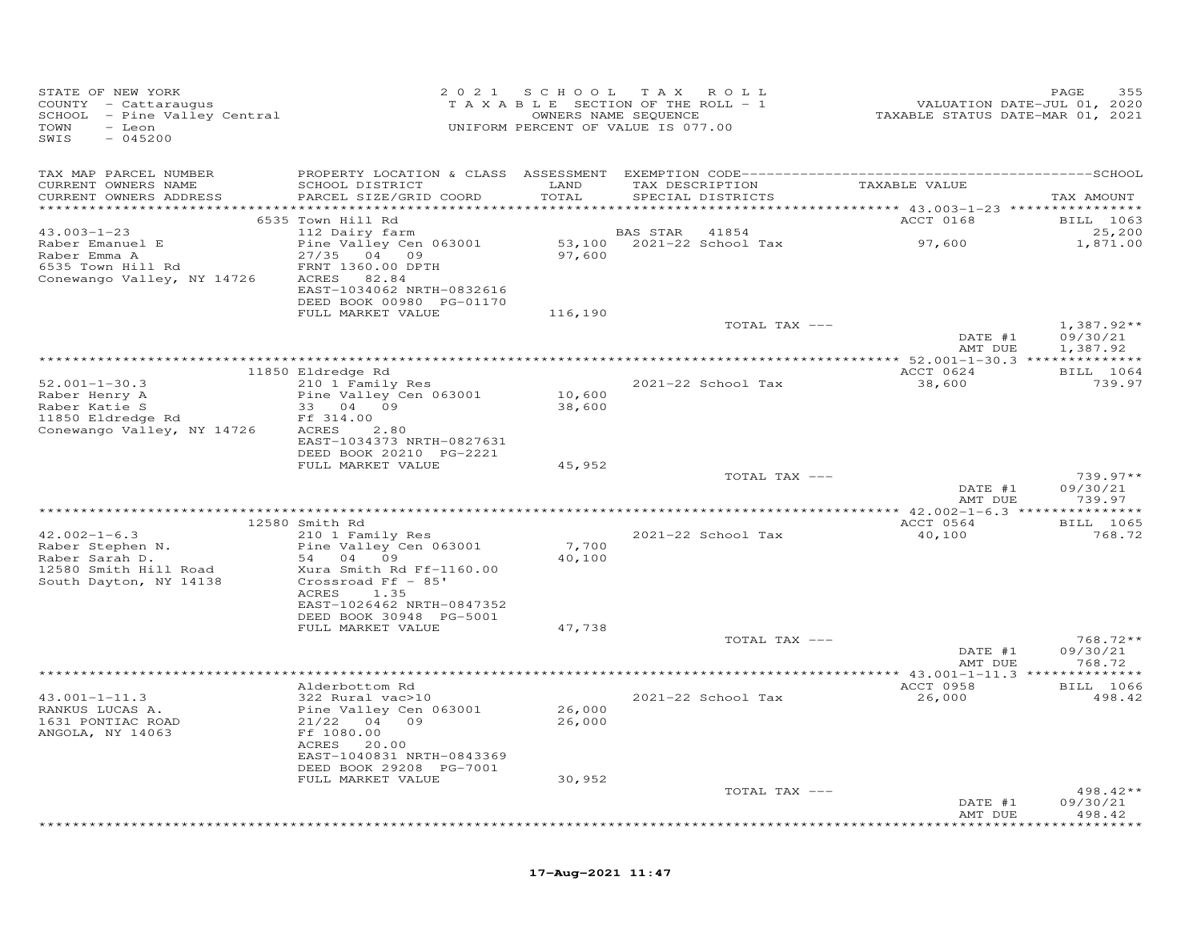STATE OF NEW YORK
COUNTY - Cattaraugus
SCHOOL - Pine Valley Central
TOWN - Leon
SWIS - 045200

2021 SCHOOL TAX ROLL
TAXABLE SECTION OF THE ROLL - 1
OWNERS NAME SEQUENCE
UNIFORM PERCENT OF VALUE IS 077.00

VALUATION DATE-JUL 01, 2020
TAXABLE STATUS DATE-MAR 01, 2021

| TAX MAP PARCEL NUMBER / CURRENT OWNERS NAME / CURRENT OWNERS ADDRESS | PROPERTY LOCATION & CLASS / SCHOOL DISTRICT / PARCEL SIZE/GRID COORD | ASSESSMENT LAND / TOTAL | EXEMPTION CODE / TAX DESCRIPTION / SPECIAL DISTRICTS | TAXABLE VALUE | TAX AMOUNT |
|---|---|---|---|---|---|
| | 6535 Town Hill Rd | | | ACCT 0168 | BILL 1063 |
| 43.003-1-23 | 112 Dairy farm | | BAS STAR 41854 | | 25,200 |
| Raber Emanuel E | Pine Valley Cen 063001 | 53,100 | 2021-22 School Tax | 97,600 | 1,871.00 |
| Raber Emma A | 27/35 04 09 | 97,600 | | | |
| 6535 Town Hill Rd | FRNT 1360.00 DPTH | | | | |
| Conewango Valley, NY 14726 | ACRES 82.84 | | | | |
| | EAST-1034062 NRTH-0832616 | | | | |
| | DEED BOOK 00980 PG-01170 | | | | |
| | FULL MARKET VALUE | 116,190 | | | |
| | | | TOTAL TAX --- | | 1,387.92** |
| | | | | DATE #1 | 09/30/21 |
| | | | | AMT DUE | 1,387.92 |
| | 11850 Eldredge Rd | | | ACCT 0624 | BILL 1064 |
| 52.001-1-30.3 | 210 1 Family Res | | 2021-22 School Tax | 38,600 | 739.97 |
| Raber Henry A | Pine Valley Cen 063001 | 10,600 | | | |
| Raber Katie S | 33 04 09 | 38,600 | | | |
| 11850 Eldredge Rd | Ff 314.00 | | | | |
| Conewango Valley, NY 14726 | ACRES 2.80 | | | | |
| | EAST-1034373 NRTH-0827631 | | | | |
| | DEED BOOK 20210 PG-2221 | | | | |
| | FULL MARKET VALUE | 45,952 | | | |
| | | | TOTAL TAX --- | | 739.97** |
| | | | | DATE #1 | 09/30/21 |
| | | | | AMT DUE | 739.97 |
| | 12580 Smith Rd | | | ACCT 0564 | BILL 1065 |
| 42.002-1-6.3 | 210 1 Family Res | | 2021-22 School Tax | 40,100 | 768.72 |
| Raber Stephen N. | Pine Valley Cen 063001 | 7,700 | | | |
| Raber Sarah D. | 54 04 09 | 40,100 | | | |
| 12580 Smith Hill Road | Xura Smith Rd Ff-1160.00 | | | | |
| South Dayton, NY 14138 | Crossroad Ff - 85' | | | | |
| | ACRES 1.35 | | | | |
| | EAST-1026462 NRTH-0847352 | | | | |
| | DEED BOOK 30948 PG-5001 | | | | |
| | FULL MARKET VALUE | 47,738 | | | |
| | | | TOTAL TAX --- | | 768.72** |
| | | | | DATE #1 | 09/30/21 |
| | | | | AMT DUE | 768.72 |
| | Alderbottom Rd | | | ACCT 0958 | BILL 1066 |
| 43.001-1-11.3 | 322 Rural vac>10 | | 2021-22 School Tax | 26,000 | 498.42 |
| RANKUS LUCAS A. | Pine Valley Cen 063001 | 26,000 | | | |
| 1631 PONTIAC ROAD | 21/22 04 09 | 26,000 | | | |
| ANGOLA, NY 14063 | Ff 1080.00 | | | | |
| | ACRES 20.00 | | | | |
| | EAST-1040831 NRTH-0843369 | | | | |
| | DEED BOOK 29208 PG-7001 | | | | |
| | FULL MARKET VALUE | 30,952 | | | |
| | | | TOTAL TAX --- | | 498.42** |
| | | | | DATE #1 | 09/30/21 |
| | | | | AMT DUE | 498.42 |

17-Aug-2021 11:47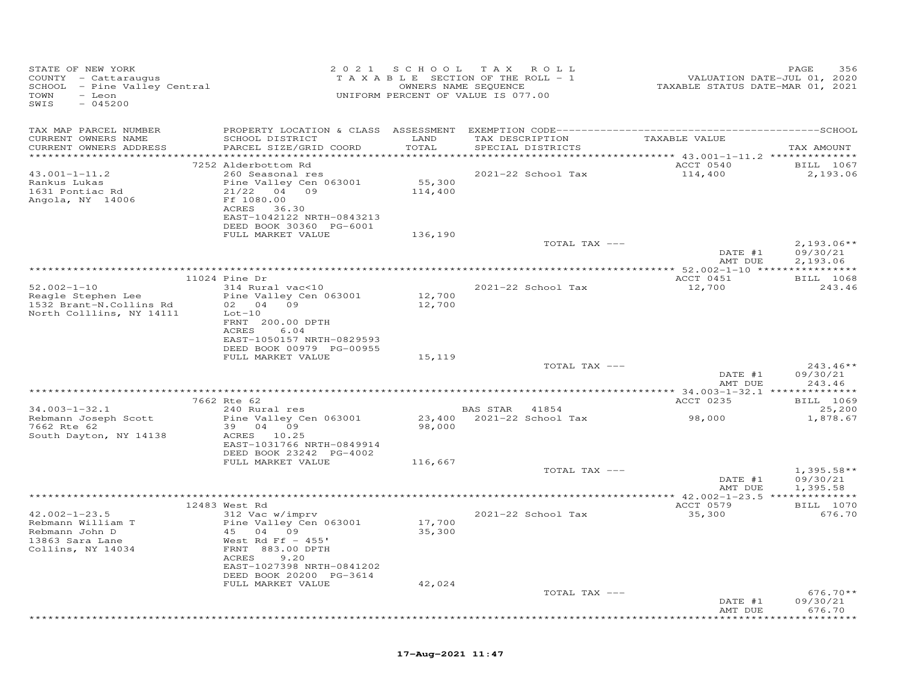STATE OF NEW YORK
COUNTY - Cattaraugus
SCHOOL - Pine Valley Central
TOWN - Leon
SWIS - 045200

2 0 2 1 S C H O O L T A X R O L L
T A X A B L E SECTION OF THE ROLL - 1
OWNERS NAME SEQUENCE
UNIFORM PERCENT OF VALUE IS 077.00

VALUATION DATE-JUL 01, 2020
TAXABLE STATUS DATE-MAR 01, 2021

| TAX MAP PARCEL NUMBER / CURRENT OWNERS NAME / CURRENT OWNERS ADDRESS | PROPERTY LOCATION & CLASS / SCHOOL DISTRICT / PARCEL SIZE/GRID COORD | ASSESSMENT LAND / TOTAL | EXEMPTION CODE / TAX DESCRIPTION / SPECIAL DISTRICTS | TAXABLE VALUE | TAX AMOUNT |
|---|---|---|---|---|---|
| | 7252 Alderbottom Rd | | | ACCT 0540 | BILL 1067 |
| 43.001-1-11.2 | 260 Seasonal res | | 2021-22 School Tax | 114,400 | 2,193.06 |
| Rankus Lukas | Pine Valley Cen 063001 | 55,300 | | | |
| 1631 Pontiac Rd | 21/22 04 09 | 114,400 | | | |
| Angola, NY 14006 | Ff 1080.00 | | | | |
| | ACRES 36.30 | | | | |
| | EAST-1042122 NRTH-0843213 | | | | |
| | DEED BOOK 30360 PG-6001 | | | | |
| | FULL MARKET VALUE | 136,190 | | | |
| | | | TOTAL TAX --- | | 2,193.06** |
| | | | | DATE #1 | 09/30/21 |
| | | | | AMT DUE | 2,193.06 |
| | 11024 Pine Dr | | | ACCT 0451 | BILL 1068 |
| 52.002-1-10 | 314 Rural vac<10 | | 2021-22 School Tax | 12,700 | 243.46 |
| Reagle Stephen Lee | Pine Valley Cen 063001 | 12,700 | | | |
| 1532 Brant-N.Collins Rd | 02 04 09 | 12,700 | | | |
| North Colllins, NY 14111 | Lot-10 | | | | |
| | FRNT 200.00 DPTH | | | | |
| | ACRES 6.04 | | | | |
| | EAST-1050157 NRTH-0829593 | | | | |
| | DEED BOOK 00979 PG-00955 | | | | |
| | FULL MARKET VALUE | 15,119 | | | |
| | | | TOTAL TAX --- | | 243.46** |
| | | | | DATE #1 | 09/30/21 |
| | | | | AMT DUE | 243.46 |
| | 7662 Rte 62 | | | ACCT 0235 | BILL 1069 |
| 34.003-1-32.1 | 240 Rural res | | BAS STAR 41854 | | 25,200 |
| Rebmann Joseph Scott | Pine Valley Cen 063001 | 23,400 | 2021-22 School Tax | 98,000 | 1,878.67 |
| 7662 Rte 62 | 39 04 09 | 98,000 | | | |
| South Dayton, NY 14138 | ACRES 10.25 | | | | |
| | EAST-1031766 NRTH-0849914 | | | | |
| | DEED BOOK 23242 PG-4002 | | | | |
| | FULL MARKET VALUE | 116,667 | | | |
| | | | TOTAL TAX --- | | 1,395.58** |
| | | | | DATE #1 | 09/30/21 |
| | | | | AMT DUE | 1,395.58 |
| | 12483 West Rd | | | ACCT 0579 | BILL 1070 |
| 42.002-1-23.5 | 312 Vac w/imprv | | 2021-22 School Tax | 35,300 | 676.70 |
| Rebmann William T | Pine Valley Cen 063001 | 17,700 | | | |
| Rebmann John D | 45 04 09 | 35,300 | | | |
| 13863 Sara Lane | West Rd Ff - 455' | | | | |
| Collins, NY 14034 | FRNT 883.00 DPTH | | | | |
| | ACRES 9.20 | | | | |
| | EAST-1027398 NRTH-0841202 | | | | |
| | DEED BOOK 20200 PG-3614 | | | | |
| | FULL MARKET VALUE | 42,024 | | | |
| | | | TOTAL TAX --- | | 676.70** |
| | | | | DATE #1 | 09/30/21 |
| | | | | AMT DUE | 676.70 |

17-Aug-2021 11:47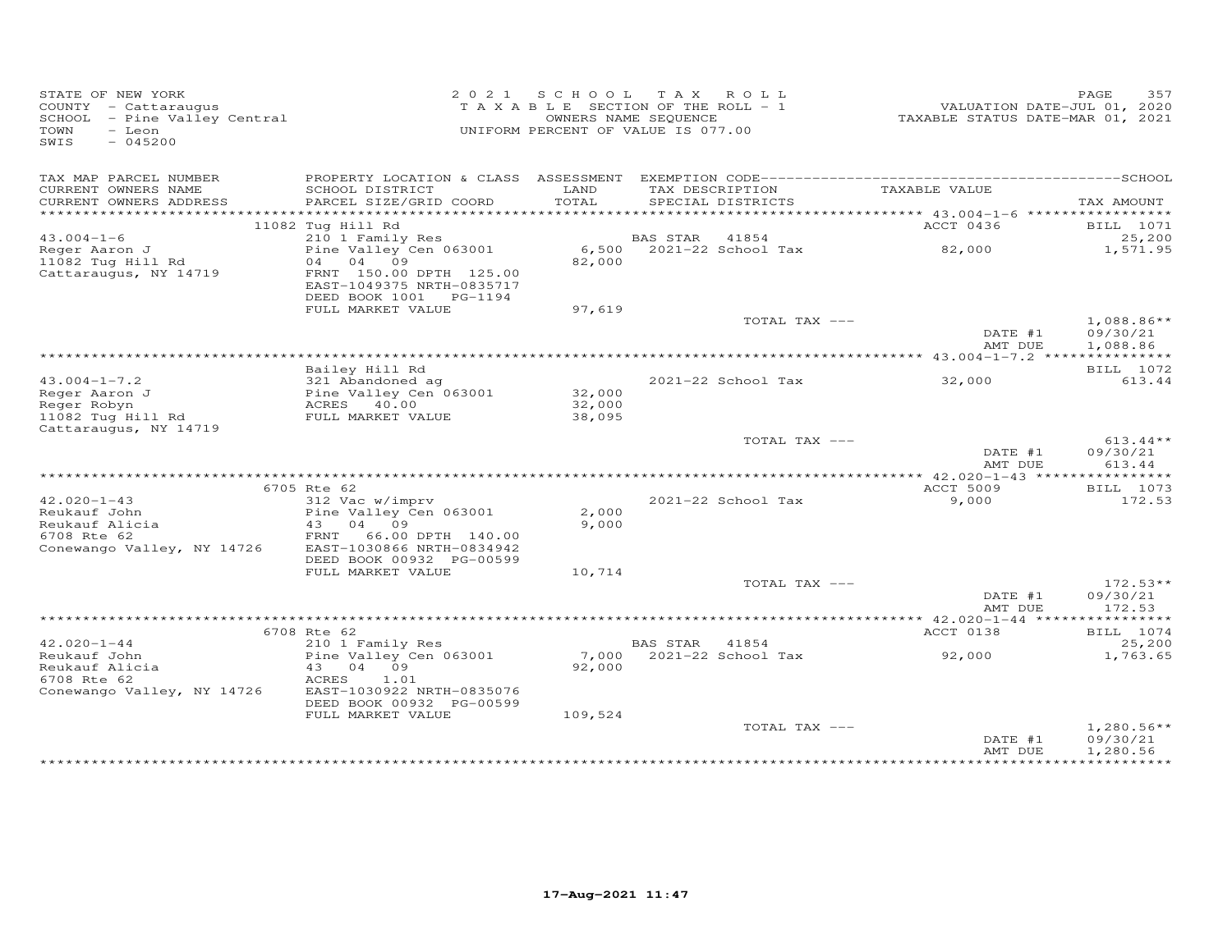STATE OF NEW YORK
COUNTY - Cattaraugus
SCHOOL - Pine Valley Central
TOWN - Leon
SWIS - 045200

2021 SCHOOL TAX ROLL
TAXABLE SECTION OF THE ROLL - 1
OWNERS NAME SEQUENCE
UNIFORM PERCENT OF VALUE IS 077.00

VALUATION DATE-JUL 01, 2020
TAXABLE STATUS DATE-MAR 01, 2021

| TAX MAP PARCEL NUMBER / CURRENT OWNERS NAME / CURRENT OWNERS ADDRESS | PROPERTY LOCATION & CLASS / SCHOOL DISTRICT / PARCEL SIZE/GRID COORD | ASSESSMENT LAND / TOTAL | EXEMPTION CODE / TAX DESCRIPTION / SPECIAL DISTRICTS | TAXABLE VALUE | TAX AMOUNT |
|---|---|---|---|---|---|
| | 11082 Tug Hill Rd | | | ACCT 0436 | BILL 1071 |
| 43.004-1-6 | 210 1 Family Res | | BAS STAR 41854 | | 25,200 |
| Reger Aaron J | Pine Valley Cen 063001 | 6,500 | 2021-22 School Tax | 82,000 | 1,571.95 |
| 11082 Tug Hill Rd | 04 04 09 | 82,000 | | | |
| Cattaraugus, NY 14719 | FRNT 150.00 DPTH 125.00 | | | | |
| | EAST-1049375 NRTH-0835717 | | | | |
| | DEED BOOK 1001 PG-1194 | | | | |
| | FULL MARKET VALUE | 97,619 | | | |
| | | | TOTAL TAX --- | | 1,088.86** |
| | | | | DATE #1 | 09/30/21 |
| | | | | AMT DUE | 1,088.86 |
| | Bailey Hill Rd | | | | BILL 1072 |
| 43.004-1-7.2 | 321 Abandoned ag | | 2021-22 School Tax | 32,000 | 613.44 |
| Reger Aaron J | Pine Valley Cen 063001 | 32,000 | | | |
| Reger Robyn | ACRES 40.00 | 32,000 | | | |
| 11082 Tug Hill Rd | FULL MARKET VALUE | 38,095 | | | |
| Cattaraugus, NY 14719 | | | | | |
| | | | TOTAL TAX --- | | 613.44** |
| | | | | DATE #1 | 09/30/21 |
| | | | | AMT DUE | 613.44 |
| | 6705 Rte 62 | | | ACCT 5009 | BILL 1073 |
| 42.020-1-43 | 312 Vac w/imprv | | 2021-22 School Tax | 9,000 | 172.53 |
| Reukauf John | Pine Valley Cen 063001 | 2,000 | | | |
| Reukauf Alicia | 43 04 09 | 9,000 | | | |
| 6708 Rte 62 | FRNT 66.00 DPTH 140.00 | | | | |
| Conewango Valley, NY 14726 | EAST-1030866 NRTH-0834942 | | | | |
| | DEED BOOK 00932 PG-00599 | | | | |
| | FULL MARKET VALUE | 10,714 | | | |
| | | | TOTAL TAX --- | | 172.53** |
| | | | | DATE #1 | 09/30/21 |
| | | | | AMT DUE | 172.53 |
| | 6708 Rte 62 | | | ACCT 0138 | BILL 1074 |
| 42.020-1-44 | 210 1 Family Res | | BAS STAR 41854 | | 25,200 |
| Reukauf John | Pine Valley Cen 063001 | 7,000 | 2021-22 School Tax | 92,000 | 1,763.65 |
| Reukauf Alicia | 43 04 09 | 92,000 | | | |
| 6708 Rte 62 | ACRES 1.01 | | | | |
| Conewango Valley, NY 14726 | EAST-1030922 NRTH-0835076 | | | | |
| | DEED BOOK 00932 PG-00599 | | | | |
| | FULL MARKET VALUE | 109,524 | | | |
| | | | TOTAL TAX --- | | 1,280.56** |
| | | | | DATE #1 | 09/30/21 |
| | | | | AMT DUE | 1,280.56 |

17-Aug-2021 11:47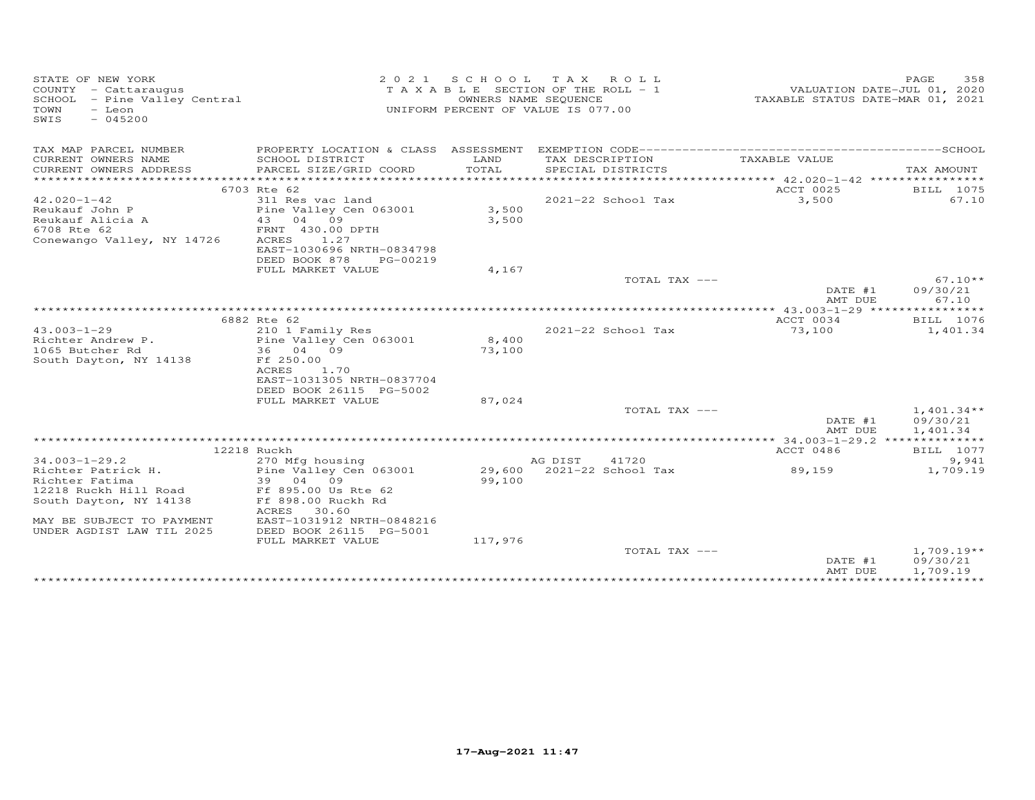STATE OF NEW YORK
COUNTY - Cattaraugus
SCHOOL - Pine Valley Central
TOWN - Leon
SWIS - 045200

2021 SCHOOL TAX ROLL
TAXABLE SECTION OF THE ROLL - 1
OWNERS NAME SEQUENCE
UNIFORM PERCENT OF VALUE IS 077.00

VALUATION DATE-JUL 01, 2020
TAXABLE STATUS DATE-MAR 01, 2021

| TAX MAP PARCEL NUMBER<br>CURRENT OWNERS NAME<br>CURRENT OWNERS ADDRESS | PROPERTY LOCATION & CLASS<br>SCHOOL DISTRICT<br>PARCEL SIZE/GRID COORD | ASSESSMENT<br>LAND<br>TOTAL | EXEMPTION CODE<br>TAX DESCRIPTION<br>SPECIAL DISTRICTS | TAXABLE VALUE | SCHOOL<br>TAX AMOUNT |
|---|---|---|---|---|---|
| 42.020-1-42 | 6703 Rte 62 | | | ACCT 0025 | BILL 1075 |
| 42.020-1-42 | 311 Res vac land | | 2021-22 School Tax | 3,500 | 67.10 |
| Reukauf John P | Pine Valley Cen 063001 | 3,500 | | | |
| Reukauf Alicia A | 43 04 09 | 3,500 | | | |
| 6708 Rte 62 | FRNT 430.00 DPTH | | | | |
| Conewango Valley, NY 14726 | ACRES 1.27 | | | | |
| | EAST-1030696 NRTH-0834798 | | | | |
| | DEED BOOK 878 PG-00219 | | | | |
| | FULL MARKET VALUE | 4,167 | | | |
| | | | TOTAL TAX --- | | 67.10** |
| | | | | DATE #1 | 09/30/21 |
| | | | | AMT DUE | 67.10 |
| 43.003-1-29 | 6882 Rte 62 | | | ACCT 0034 | BILL 1076 |
| 43.003-1-29 | 210 1 Family Res | | 2021-22 School Tax | 73,100 | 1,401.34 |
| Richter Andrew P. | Pine Valley Cen 063001 | 8,400 | | | |
| 1065 Butcher Rd | 36 04 09 | 73,100 | | | |
| South Dayton, NY 14138 | Ff 250.00 | | | | |
| | ACRES 1.70 | | | | |
| | EAST-1031305 NRTH-0837704 | | | | |
| | DEED BOOK 26115 PG-5002 | | | | |
| | FULL MARKET VALUE | 87,024 | | | |
| | | | TOTAL TAX --- | | 1,401.34** |
| | | | | DATE #1 | 09/30/21 |
| | | | | AMT DUE | 1,401.34 |
| 34.003-1-29.2 | 12218 Ruckh | | | ACCT 0486 | BILL 1077 |
| 34.003-1-29.2 | 270 Mfg housing | | AG DIST 41720 | | 9,941 |
| Richter Patrick H. | Pine Valley Cen 063001 | 29,600 | 2021-22 School Tax | 89,159 | 1,709.19 |
| Richter Fatima | 39 04 09 | 99,100 | | | |
| 12218 Ruckh Hill Road | Ff 895.00 Us Rte 62 | | | | |
| South Dayton, NY 14138 | Ff 898.00 Ruckh Rd | | | | |
| | ACRES 30.60 | | | | |
| MAY BE SUBJECT TO PAYMENT | EAST-1031912 NRTH-0848216 | | | | |
| UNDER AGDIST LAW TIL 2025 | DEED BOOK 26115 PG-5001 | | | | |
| | FULL MARKET VALUE | 117,976 | | | |
| | | | TOTAL TAX --- | | 1,709.19** |
| | | | | DATE #1 | 09/30/21 |
| | | | | AMT DUE | 1,709.19 |

17-Aug-2021 11:47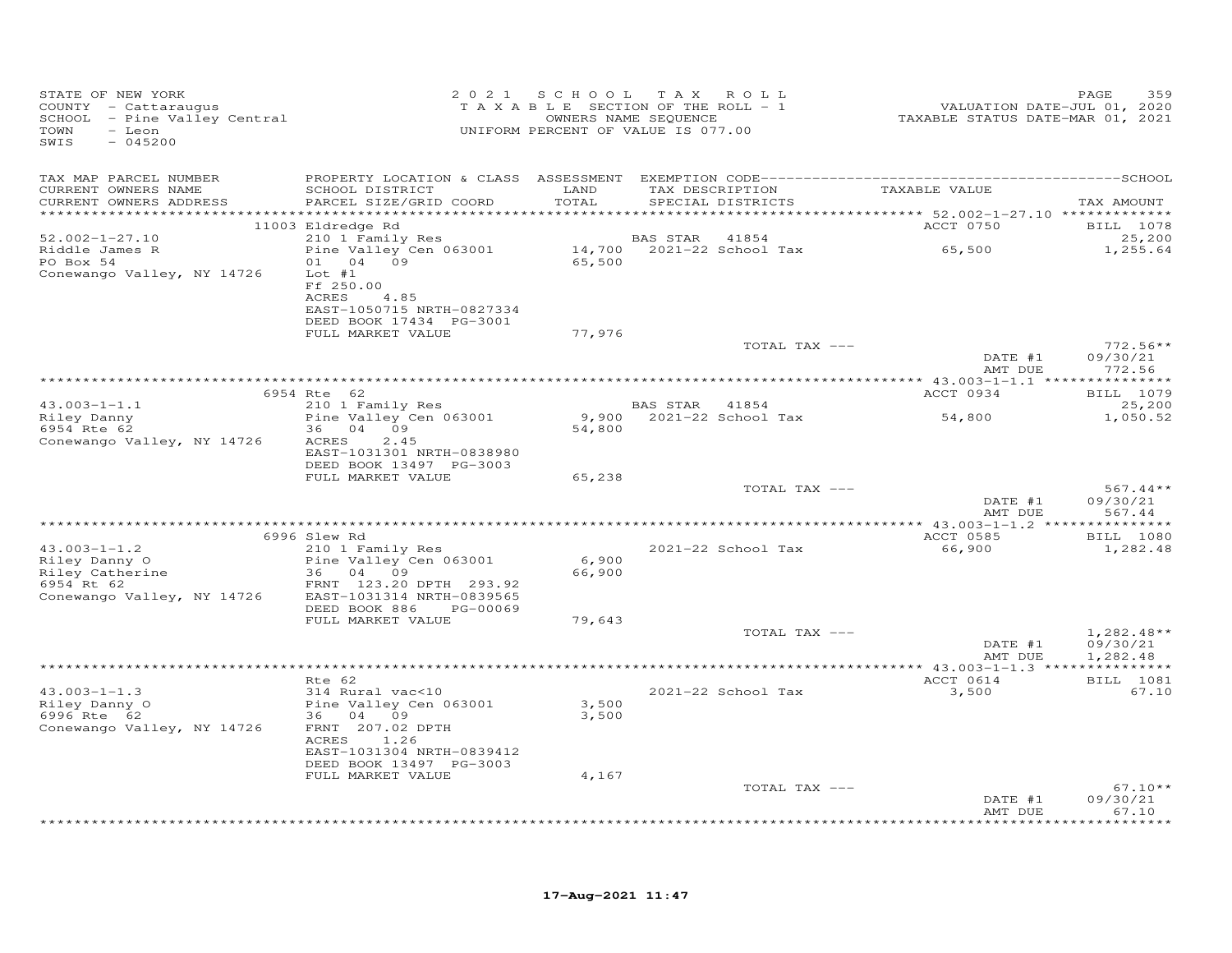STATE OF NEW YORK
COUNTY - Cattaraugus
SCHOOL - Pine Valley Central
TOWN - Leon
SWIS - 045200

2021 SCHOOL TAX ROLL
TAXABLE SECTION OF THE ROLL - 1
OWNERS NAME SEQUENCE
UNIFORM PERCENT OF VALUE IS 077.00

VALUATION DATE-JUL 01, 2020
TAXABLE STATUS DATE-MAR 01, 2021

| TAX MAP PARCEL NUMBER / CURRENT OWNERS NAME / CURRENT OWNERS ADDRESS | PROPERTY LOCATION & CLASS / SCHOOL DISTRICT / PARCEL SIZE/GRID COORD | ASSESSMENT LAND / TOTAL | EXEMPTION CODE / TAX DESCRIPTION / SPECIAL DISTRICTS | TAXABLE VALUE | TAX AMOUNT |
|---|---|---|---|---|---|
| 52.002-1-27.10 | 11003 Eldredge Rd | | | ACCT 0750 | BILL 1078 |
| | 210 1 Family Res | | BAS STAR 41854 | | 25,200 |
| Riddle James R | Pine Valley Cen 063001 | 14,700 | 2021-22 School Tax | 65,500 | 1,255.64 |
| PO Box 54 | 01 04 09 | 65,500 | | | |
| Conewango Valley, NY 14726 | Lot #1 | | | | |
| | Ff 250.00 | | | | |
| | ACRES 4.85 | | | | |
| | EAST-1050715 NRTH-0827334 | | | | |
| | DEED BOOK 17434 PG-3001 | | | | |
| | FULL MARKET VALUE | 77,976 | | | |
| | | | TOTAL TAX --- | | 772.56** |
| | | | | DATE #1 | 09/30/21 |
| | | | | AMT DUE | 772.56 |
| 43.003-1-1.1 | 6954 Rte 62 | | | ACCT 0934 | BILL 1079 |
| | 210 1 Family Res | | BAS STAR 41854 | | 25,200 |
| Riley Danny | Pine Valley Cen 063001 | 9,900 | 2021-22 School Tax | 54,800 | 1,050.52 |
| 6954 Rte 62 | 36 04 09 | 54,800 | | | |
| Conewango Valley, NY 14726 | ACRES 2.45 | | | | |
| | EAST-1031301 NRTH-0838980 | | | | |
| | DEED BOOK 13497 PG-3003 | | | | |
| | FULL MARKET VALUE | 65,238 | | | |
| | | | TOTAL TAX --- | | 567.44** |
| | | | | DATE #1 | 09/30/21 |
| | | | | AMT DUE | 567.44 |
| 43.003-1-1.2 | 6996 Slew Rd | | | ACCT 0585 | BILL 1080 |
| | 210 1 Family Res | | 2021-22 School Tax | 66,900 | 1,282.48 |
| Riley Danny O | Pine Valley Cen 063001 | 6,900 | | | |
| Riley Catherine | 36 04 09 | 66,900 | | | |
| 6954 Rt 62 | FRNT 123.20 DPTH 293.92 | | | | |
| Conewango Valley, NY 14726 | EAST-1031314 NRTH-0839565 | | | | |
| | DEED BOOK 886 PG-00069 | | | | |
| | FULL MARKET VALUE | 79,643 | | | |
| | | | TOTAL TAX --- | | 1,282.48** |
| | | | | DATE #1 | 09/30/21 |
| | | | | AMT DUE | 1,282.48 |
| 43.003-1-1.3 | Rte 62 | | | ACCT 0614 | BILL 1081 |
| | 314 Rural vac<10 | | 2021-22 School Tax | 3,500 | 67.10 |
| Riley Danny O | Pine Valley Cen 063001 | 3,500 | | | |
| 6996 Rte 62 | 36 04 09 | 3,500 | | | |
| Conewango Valley, NY 14726 | FRNT 207.02 DPTH | | | | |
| | ACRES 1.26 | | | | |
| | EAST-1031304 NRTH-0839412 | | | | |
| | DEED BOOK 13497 PG-3003 | | | | |
| | FULL MARKET VALUE | 4,167 | | | |
| | | | TOTAL TAX --- | | 67.10** |
| | | | | DATE #1 | 09/30/21 |
| | | | | AMT DUE | 67.10 |

17-Aug-2021 11:47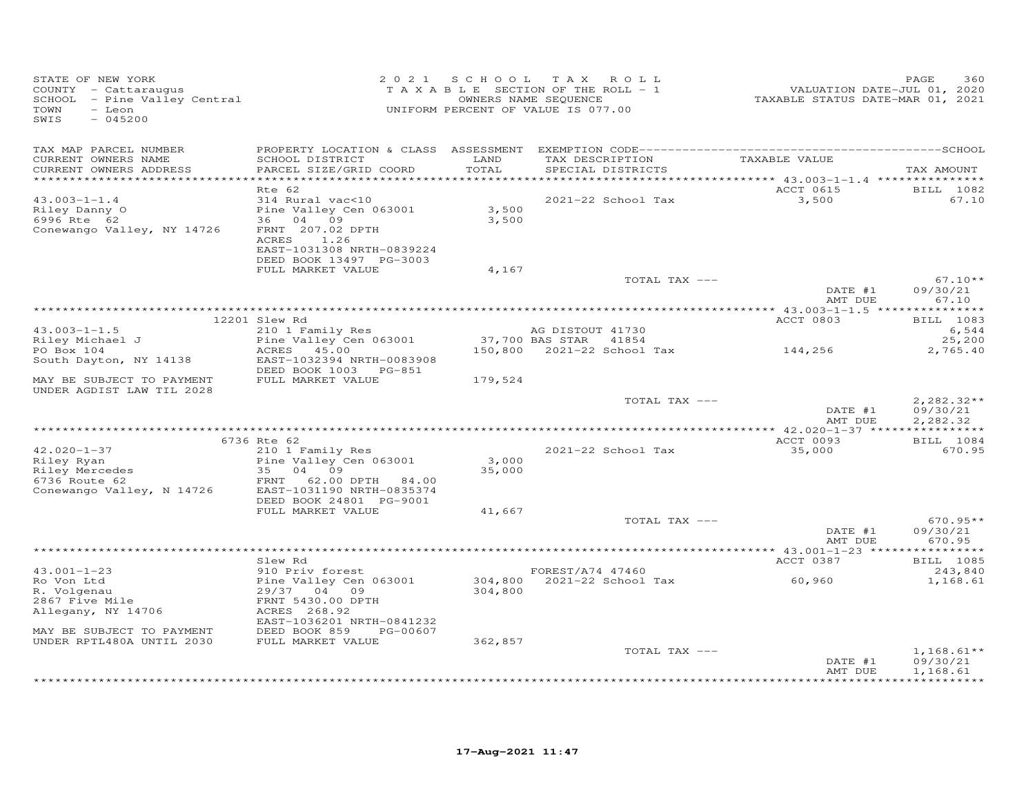STATE OF NEW YORK
COUNTY - Cattaraugus
SCHOOL - Pine Valley Central
TOWN - Leon
SWIS - 045200

2021 SCHOOL TAX ROLL
TAXABLE SECTION OF THE ROLL - 1
OWNERS NAME SEQUENCE
UNIFORM PERCENT OF VALUE IS 077.00

VALUATION DATE-JUL 01, 2020
TAXABLE STATUS DATE-MAR 01, 2021

| TAX MAP PARCEL NUMBER / CURRENT OWNERS NAME / CURRENT OWNERS ADDRESS | PROPERTY LOCATION & CLASS / SCHOOL DISTRICT / PARCEL SIZE/GRID COORD | ASSESSMENT LAND / TOTAL | EXEMPTION CODE / TAX DESCRIPTION / SPECIAL DISTRICTS | TAXABLE VALUE | TAX AMOUNT |
|---|---|---|---|---|---|
| **43.003-1-1.4** | Rte 62 | | | ACCT 0615 | BILL 1082 |
| Riley Danny O | 314 Rural vac<10 | | | | |
| 6996 Rte 62 | Pine Valley Cen 063001 | 3,500 | 2021-22 School Tax | 3,500 | 67.10 |
| Conewango Valley, NY 14726 | 36 04 09 | 3,500 | | | |
| | FRNT 207.02 DPTH | | | | |
| | ACRES 1.26 | | | | |
| | EAST-1031308 NRTH-0839224 | | | | |
| | DEED BOOK 13497 PG-3003 | | | | |
| | FULL MARKET VALUE | 4,167 | | | |
| | | | TOTAL TAX --- | | 67.10** |
| | | | | DATE #1 | 09/30/21 |
| | | | | AMT DUE | 67.10 |
| **43.003-1-1.5** | 12201 Slew Rd | | | ACCT 0803 | BILL 1083 |
| Riley Michael J | 210 1 Family Res | | AG DISTOUT 41730 | | 6,544 |
| PO Box 104 | Pine Valley Cen 063001 | 37,700 | BAS STAR 41854 | | 25,200 |
| South Dayton, NY 14138 | ACRES 45.00 | 150,800 | 2021-22 School Tax | 144,256 | 2,765.40 |
| | EAST-1032394 NRTH-0083908 | | | | |
| | DEED BOOK 1003 PG-851 | | | | |
| MAY BE SUBJECT TO PAYMENT | FULL MARKET VALUE | 179,524 | | | |
| UNDER AGDIST LAW TIL 2028 | | | | | |
| | | | TOTAL TAX --- | | 2,282.32** |
| | | | | DATE #1 | 09/30/21 |
| | | | | AMT DUE | 2,282.32 |
| **42.020-1-37** | 6736 Rte 62 | | | ACCT 0093 | BILL 1084 |
| Riley Ryan | 210 1 Family Res | | | | |
| Riley Mercedes | Pine Valley Cen 063001 | 3,000 | 2021-22 School Tax | 35,000 | 670.95 |
| 6736 Route 62 | 35 04 09 | 35,000 | | | |
| Conewango Valley, N 14726 | FRNT 62.00 DPTH 84.00 | | | | |
| | EAST-1031190 NRTH-0835374 | | | | |
| | DEED BOOK 24801 PG-9001 | | | | |
| | FULL MARKET VALUE | 41,667 | | | |
| | | | TOTAL TAX --- | | 670.95** |
| | | | | DATE #1 | 09/30/21 |
| | | | | AMT DUE | 670.95 |
| **43.001-1-23** | Slew Rd | | | ACCT 0387 | BILL 1085 |
| Ro Von Ltd | 910 Priv forest | | FOREST/A74 47460 | | 243,840 |
| R. Volgenau | Pine Valley Cen 063001 | 304,800 | 2021-22 School Tax | 60,960 | 1,168.61 |
| 2867 Five Mile | 29/37 04 09 | 304,800 | | | |
| Allegany, NY 14706 | FRNT 5430.00 DPTH | | | | |
| | ACRES 268.92 | | | | |
| | EAST-1036201 NRTH-0841232 | | | | |
| MAY BE SUBJECT TO PAYMENT | DEED BOOK 859 PG-00607 | | | | |
| UNDER RPTL480A UNTIL 2030 | FULL MARKET VALUE | 362,857 | | | |
| | | | TOTAL TAX --- | | 1,168.61** |
| | | | | DATE #1 | 09/30/21 |
| | | | | AMT DUE | 1,168.61 |

17-Aug-2021 11:47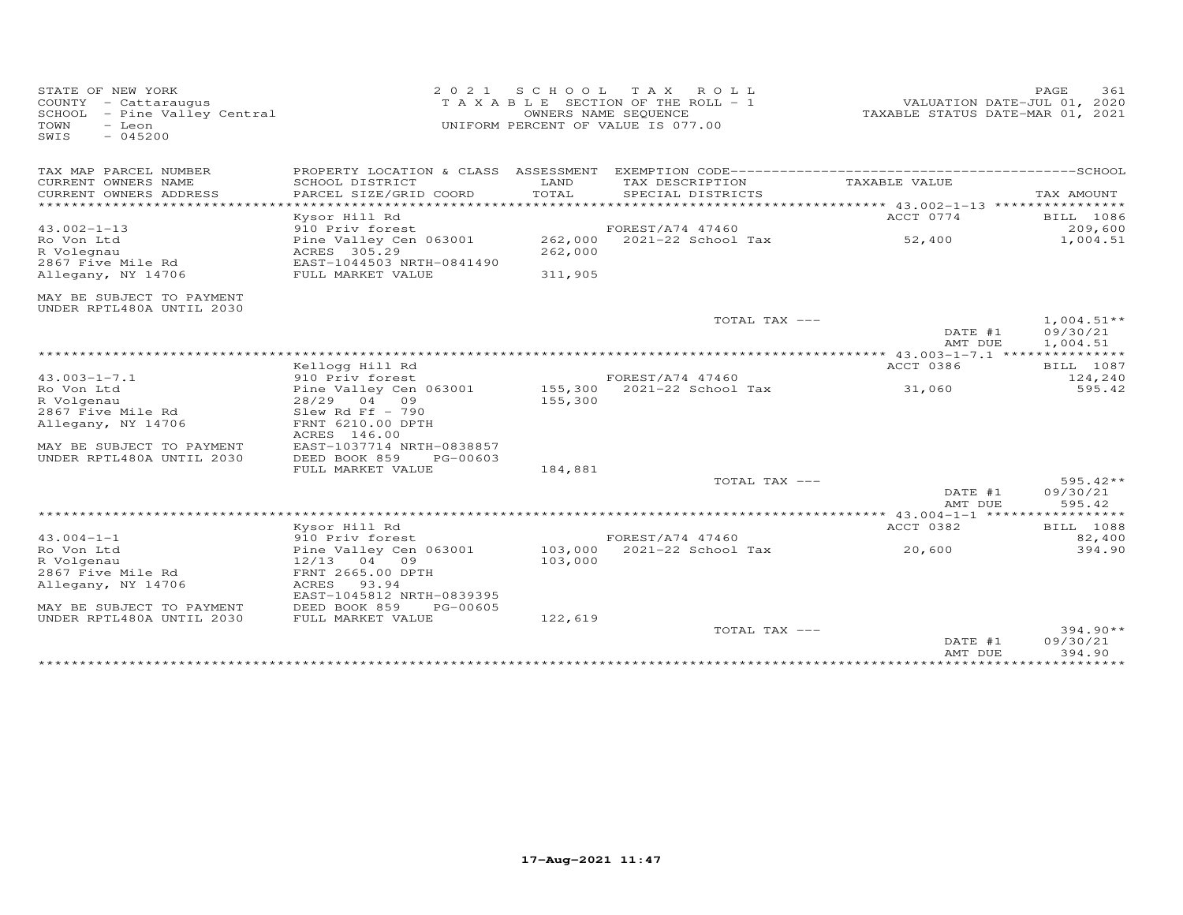STATE OF NEW YORK
COUNTY - Cattaraugus
SCHOOL - Pine Valley Central
TOWN - Leon
SWIS - 045200

2021 SCHOOL TAX ROLL
TAXABLE SECTION OF THE ROLL - 1
OWNERS NAME SEQUENCE
UNIFORM PERCENT OF VALUE IS 077.00

VALUATION DATE-JUL 01, 2020
TAXABLE STATUS DATE-MAR 01, 2021

| TAX MAP PARCEL NUMBER<br>CURRENT OWNERS NAME<br>CURRENT OWNERS ADDRESS | PROPERTY LOCATION & CLASS<br>SCHOOL DISTRICT<br>PARCEL SIZE/GRID COORD | ASSESSMENT<br>LAND<br>TOTAL | EXEMPTION CODE<br>TAX DESCRIPTION<br>SPECIAL DISTRICTS | SCHOOL<br>TAXABLE VALUE | TAX AMOUNT |
|---|---|---|---|---|---|
| | Kysor Hill Rd | | | ACCT 0774 | BILL 1086 |
| 43.002-1-13 | 910 Priv forest | | FOREST/A74 47460 | | 209,600 |
| Ro Von Ltd | Pine Valley Cen 063001 | 262,000 | 2021-22 School Tax | 52,400 | 1,004.51 |
| R Volegnau | ACRES 305.29 | 262,000 | | | |
| 2867 Five Mile Rd | EAST-1044503 NRTH-0841490 | | | | |
| Allegany, NY 14706 | FULL MARKET VALUE | 311,905 | | | |
| MAY BE SUBJECT TO PAYMENT UNDER RPTL480A UNTIL 2030 | | | | | |
| | | | TOTAL TAX --- | | 1,004.51** |
| | | | | DATE #1 | 09/30/21 |
| | | | | AMT DUE | 1,004.51 |
| | Kellogg Hill Rd | | | ACCT 0386 | BILL 1087 |
| 43.003-1-7.1 | 910 Priv forest | | FOREST/A74 47460 | | 124,240 |
| Ro Von Ltd | Pine Valley Cen 063001 | 155,300 | 2021-22 School Tax | 31,060 | 595.42 |
| R Volgenau | 28/29 04 09 | 155,300 | | | |
| 2867 Five Mile Rd | Slew Rd Ff - 790 | | | | |
| Allegany, NY 14706 | FRNT 6210.00 DPTH | | | | |
| | ACRES 146.00 | | | | |
| MAY BE SUBJECT TO PAYMENT | EAST-1037714 NRTH-0838857 | | | | |
| UNDER RPTL480A UNTIL 2030 | DEED BOOK 859 PG-00603 | | | | |
| | FULL MARKET VALUE | 184,881 | | | |
| | | | TOTAL TAX --- | | 595.42** |
| | | | | DATE #1 | 09/30/21 |
| | | | | AMT DUE | 595.42 |
| | Kysor Hill Rd | | | ACCT 0382 | BILL 1088 |
| 43.004-1-1 | 910 Priv forest | | FOREST/A74 47460 | | 82,400 |
| Ro Von Ltd | Pine Valley Cen 063001 | 103,000 | 2021-22 School Tax | 20,600 | 394.90 |
| R Volgenau | 12/13 04 09 | 103,000 | | | |
| 2867 Five Mile Rd | FRNT 2665.00 DPTH | | | | |
| Allegany, NY 14706 | ACRES 93.94 | | | | |
| | EAST-1045812 NRTH-0839395 | | | | |
| MAY BE SUBJECT TO PAYMENT | DEED BOOK 859 PG-00605 | | | | |
| UNDER RPTL480A UNTIL 2030 | FULL MARKET VALUE | 122,619 | | | |
| | | | TOTAL TAX --- | | 394.90** |
| | | | | DATE #1 | 09/30/21 |
| | | | | AMT DUE | 394.90 |

17-Aug-2021 11:47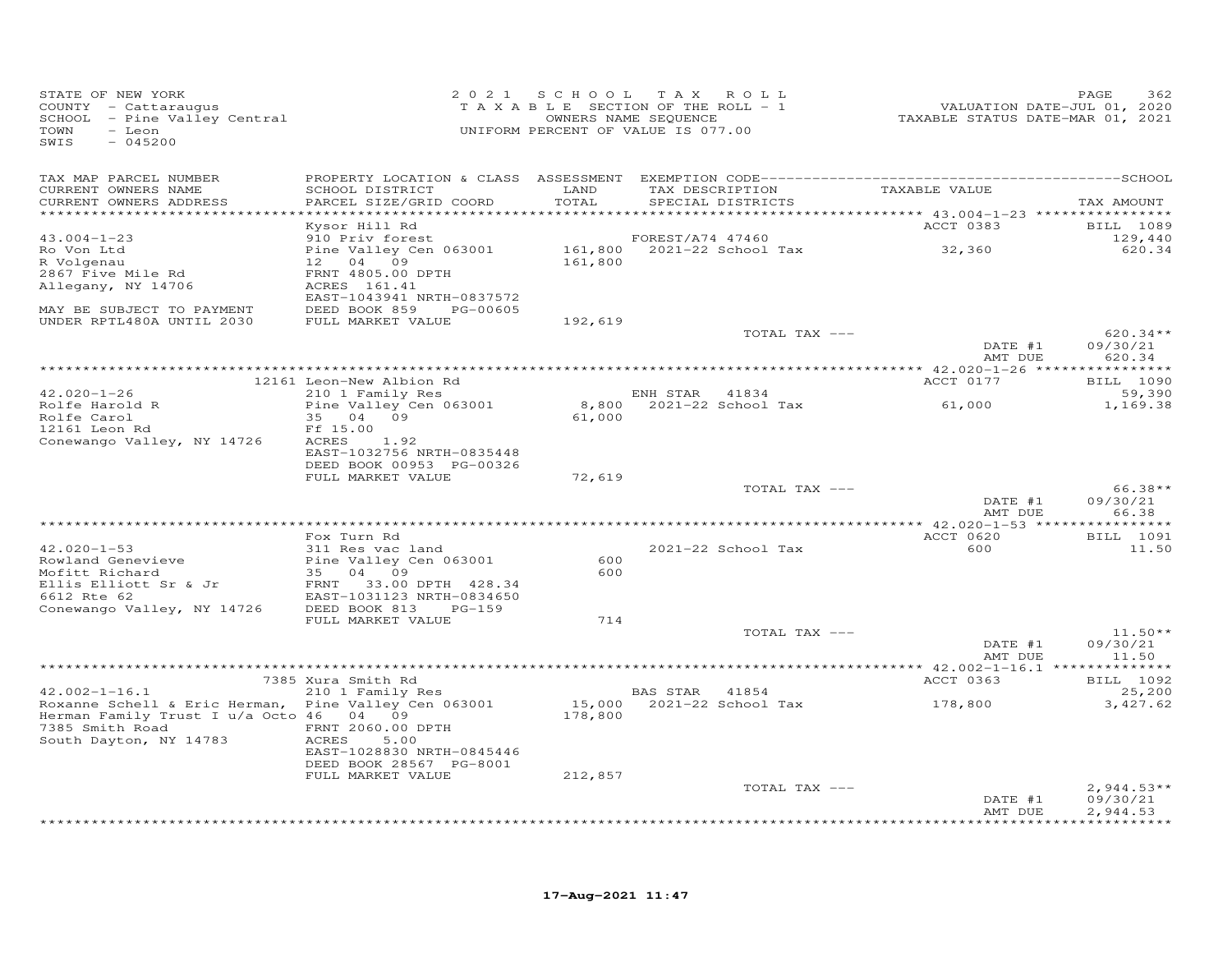STATE OF NEW YORK
COUNTY - Cattaraugus
SCHOOL - Pine Valley Central
TOWN - Leon
SWIS - 045200

2 0 2 1 S C H O O L T A X R O L L
T A X A B L E SECTION OF THE ROLL - 1
OWNERS NAME SEQUENCE
UNIFORM PERCENT OF VALUE IS 077.00

VALUATION DATE-JUL 01, 2020
TAXABLE STATUS DATE-MAR 01, 2021

| TAX MAP PARCEL NUMBER / CURRENT OWNERS NAME / CURRENT OWNERS ADDRESS | PROPERTY LOCATION & CLASS / SCHOOL DISTRICT / PARCEL SIZE/GRID COORD | ASSESSMENT LAND / TOTAL | EXEMPTION CODE / TAX DESCRIPTION / SPECIAL DISTRICTS | TAXABLE VALUE | SCHOOL / TAX AMOUNT |
|---|---|---|---|---|---|
| **43.004-1-23** | Kysor Hill Rd | | | ACCT 0383 | BILL 1089 |
| | 910 Priv forest | | FOREST/A74 47460 | | 129,440 |
| Ro Von Ltd | Pine Valley Cen 063001 | 161,800 | 2021-22 School Tax | 32,360 | 620.34 |
| R Volgenau | 12 04 09 | 161,800 | | | |
| 2867 Five Mile Rd | FRNT 4805.00 DPTH | | | | |
| Allegany, NY 14706 | ACRES 161.41 | | | | |
| | EAST-1043941 NRTH-0837572 | | | | |
| MAY BE SUBJECT TO PAYMENT | DEED BOOK 859 PG-00605 | | | | |
| UNDER RPTL480A UNTIL 2030 | FULL MARKET VALUE | 192,619 | | | |
| | | | TOTAL TAX --- | | 620.34** |
| | | | | DATE #1 | 09/30/21 |
| | | | | AMT DUE | 620.34 |
| **42.020-1-26** | 12161 Leon-New Albion Rd | | | ACCT 0177 | BILL 1090 |
| | 210 1 Family Res | | ENH STAR 41834 | | 59,390 |
| Rolfe Harold R | Pine Valley Cen 063001 | 8,800 | 2021-22 School Tax | 61,000 | 1,169.38 |
| Rolfe Carol | 35 04 09 | 61,000 | | | |
| 12161 Leon Rd | Ff 15.00 | | | | |
| Conewango Valley, NY 14726 | ACRES 1.92 | | | | |
| | EAST-1032756 NRTH-0835448 | | | | |
| | DEED BOOK 00953 PG-00326 | | | | |
| | FULL MARKET VALUE | 72,619 | | | |
| | | | TOTAL TAX --- | | 66.38** |
| | | | | DATE #1 | 09/30/21 |
| | | | | AMT DUE | 66.38 |
| **42.020-1-53** | Fox Turn Rd | | | ACCT 0620 | BILL 1091 |
| | 311 Res vac land | | 2021-22 School Tax | 600 | 11.50 |
| Rowland Genevieve | Pine Valley Cen 063001 | 600 | | | |
| Mofitt Richard | 35 04 09 | 600 | | | |
| Ellis Elliott Sr & Jr | FRNT 33.00 DPTH 428.34 | | | | |
| 6612 Rte 62 | EAST-1031123 NRTH-0834650 | | | | |
| Conewango Valley, NY 14726 | DEED BOOK 813 PG-159 | | | | |
| | FULL MARKET VALUE | 714 | | | |
| | | | TOTAL TAX --- | | 11.50** |
| | | | | DATE #1 | 09/30/21 |
| | | | | AMT DUE | 11.50 |
| **42.002-1-16.1** | 7385 Xura Smith Rd | | | ACCT 0363 | BILL 1092 |
| | 210 1 Family Res | | BAS STAR 41854 | | 25,200 |
| Roxanne Schell & Eric Herman, | Pine Valley Cen 063001 | 15,000 | 2021-22 School Tax | 178,800 | 3,427.62 |
| Herman Family Trust I u/a Octo | 46 04 09 | 178,800 | | | |
| 7385 Smith Road | FRNT 2060.00 DPTH | | | | |
| South Dayton, NY 14783 | ACRES 5.00 | | | | |
| | EAST-1028830 NRTH-0845446 | | | | |
| | DEED BOOK 28567 PG-8001 | | | | |
| | FULL MARKET VALUE | 212,857 | | | |
| | | | TOTAL TAX --- | | 2,944.53** |
| | | | | DATE #1 | 09/30/21 |
| | | | | AMT DUE | 2,944.53 |

17-Aug-2021 11:47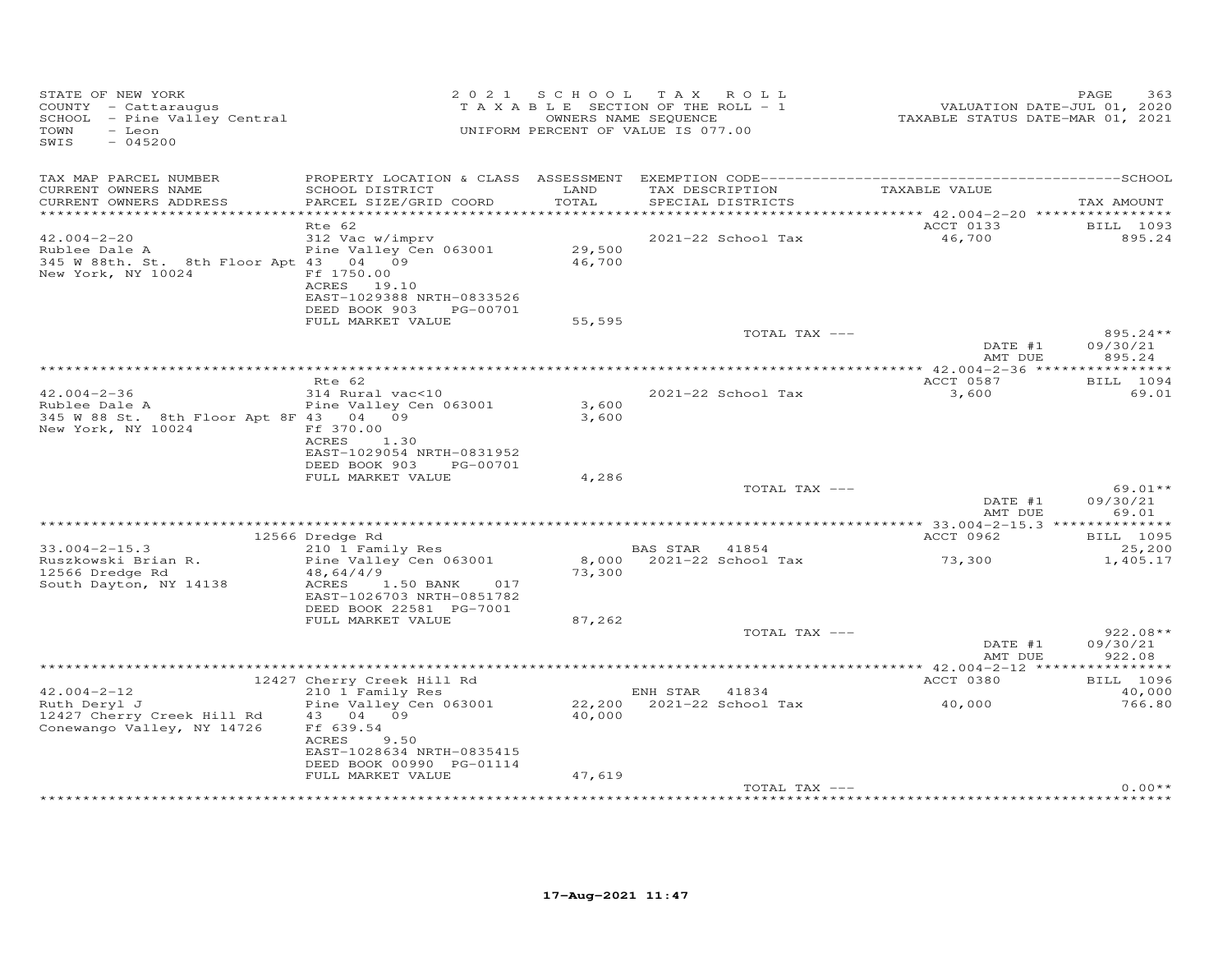STATE OF NEW YORK
COUNTY - Cattaraugus
SCHOOL - Pine Valley Central
TOWN - Leon
SWIS - 045200

2021 SCHOOL TAX ROLL
TAXABLE SECTION OF THE ROLL - 1
OWNERS NAME SEQUENCE
UNIFORM PERCENT OF VALUE IS 077.00

VALUATION DATE-JUL 01, 2020
TAXABLE STATUS DATE-MAR 01, 2021

| TAX MAP PARCEL NUMBER / CURRENT OWNERS NAME / CURRENT OWNERS ADDRESS | PROPERTY LOCATION & CLASS / SCHOOL DISTRICT / PARCEL SIZE/GRID COORD | ASSESSMENT LAND / TOTAL | EXEMPTION CODE / TAX DESCRIPTION / SPECIAL DISTRICTS | TAXABLE VALUE | TAX AMOUNT |
|---|---|---|---|---|---|
| 42.004-2-20 | Rte 62 | | | ACCT 0133 | BILL 1093 |
| Rublee Dale A | 312 Vac w/imprv | | | | |
| 345 W 88th. St. 8th Floor Apt | Pine Valley Cen 063001 | 29,500 | 2021-22 School Tax | 46,700 | 895.24 |
| New York, NY 10024 | 43 04 09 | 46,700 | | | |
| | Ff 1750.00 | | | | |
| | ACRES 19.10 | | | | |
| | EAST-1029388 NRTH-0833526 | | | | |
| | DEED BOOK 903 PG-00701 | | | | |
| | FULL MARKET VALUE | 55,595 | | | |
| | | | TOTAL TAX --- | | 895.24** |
| | | | | DATE #1 | 09/30/21 |
| | | | | AMT DUE | 895.24 |
| 42.004-2-36 | Rte 62 | | | ACCT 0587 | BILL 1094 |
| Rublee Dale A | 314 Rural vac<10 | | | | |
| 345 W 88 St. 8th Floor Apt 8F | Pine Valley Cen 063001 | 3,600 | 2021-22 School Tax | 3,600 | 69.01 |
| New York, NY 10024 | 43 04 09 | 3,600 | | | |
| | Ff 370.00 | | | | |
| | ACRES 1.30 | | | | |
| | EAST-1029054 NRTH-0831952 | | | | |
| | DEED BOOK 903 PG-00701 | | | | |
| | FULL MARKET VALUE | 4,286 | | | |
| | | | TOTAL TAX --- | | 69.01** |
| | | | | DATE #1 | 09/30/21 |
| | | | | AMT DUE | 69.01 |
| 33.004-2-15.3 | 12566 Dredge Rd | | | ACCT 0962 | BILL 1095 |
| Ruszkowski Brian R. | 210 1 Family Res | | BAS STAR 41854 | | 25,200 |
| 12566 Dredge Rd | Pine Valley Cen 063001 | 8,000 | 2021-22 School Tax | 73,300 | 1,405.17 |
| South Dayton, NY 14138 | 48,64/4/9 | 73,300 | | | |
| | ACRES 1.50 BANK 017 | | | | |
| | EAST-1026703 NRTH-0851782 | | | | |
| | DEED BOOK 22581 PG-7001 | | | | |
| | FULL MARKET VALUE | 87,262 | | | |
| | | | TOTAL TAX --- | | 922.08** |
| | | | | DATE #1 | 09/30/21 |
| | | | | AMT DUE | 922.08 |
| 42.004-2-12 | 12427 Cherry Creek Hill Rd | | | ACCT 0380 | BILL 1096 |
| Ruth Deryl J | 210 1 Family Res | | ENH STAR 41834 | | 40,000 |
| 12427 Cherry Creek Hill Rd | Pine Valley Cen 063001 | 22,200 | 2021-22 School Tax | 40,000 | 766.80 |
| Conewango Valley, NY 14726 | 43 04 09 | 40,000 | | | |
| | Ff 639.54 | | | | |
| | ACRES 9.50 | | | | |
| | EAST-1028634 NRTH-0835415 | | | | |
| | DEED BOOK 00990 PG-01114 | | | | |
| | FULL MARKET VALUE | 47,619 | | | |
| | | | TOTAL TAX --- | | 0.00** |

17-Aug-2021 11:47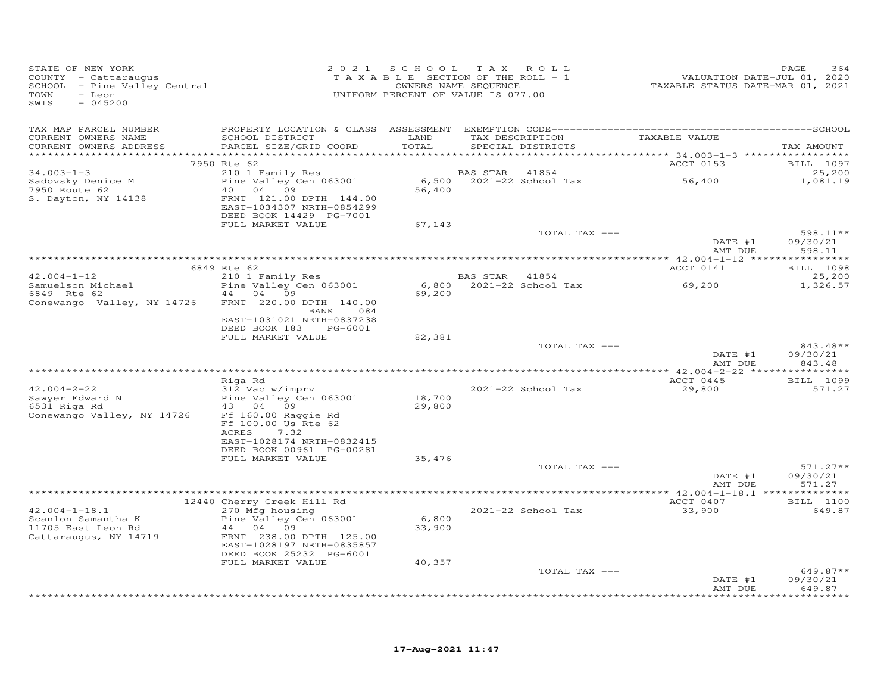STATE OF NEW YORK
COUNTY - Cattaraugus
SCHOOL - Pine Valley Central
TOWN - Leon
SWIS - 045200

2021 SCHOOL TAX ROLL
TAXABLE SECTION OF THE ROLL - 1
OWNERS NAME SEQUENCE
UNIFORM PERCENT OF VALUE IS 077.00

VALUATION DATE-JUL 01, 2020
TAXABLE STATUS DATE-MAR 01, 2021

| TAX MAP PARCEL NUMBER / CURRENT OWNERS NAME / CURRENT OWNERS ADDRESS | PROPERTY LOCATION & CLASS / SCHOOL DISTRICT / PARCEL SIZE/GRID COORD | ASSESSMENT LAND / TOTAL | EXEMPTION CODE / TAX DESCRIPTION / SPECIAL DISTRICTS | TAXABLE VALUE | TAX AMOUNT |
|---|---|---|---|---|---|
| 34.003-1-3 | 7950 Rte 62 | | | ACCT 0153 | BILL 1097 |
| | 210 1 Family Res | | BAS STAR 41854 | | 25,200 |
| Sadovsky Denice M | Pine Valley Cen 063001 | 6,500 | 2021-22 School Tax | 56,400 | 1,081.19 |
| 7950 Route 62 | 40 04 09 | 56,400 | | | |
| S. Dayton, NY 14138 | FRNT 121.00 DPTH 144.00 | | | | |
| | EAST-1034307 NRTH-0854299 | | | | |
| | DEED BOOK 14429 PG-7001 | | | | |
| | FULL MARKET VALUE | 67,143 | | | |
| | | | TOTAL TAX --- | | 598.11** |
| | | | | DATE #1 | 09/30/21 |
| | | | | AMT DUE | 598.11 |
| 42.004-1-12 | 6849 Rte 62 | | | ACCT 0141 | BILL 1098 |
| | 210 1 Family Res | | BAS STAR 41854 | | 25,200 |
| Samuelson Michael | Pine Valley Cen 063001 | 6,800 | 2021-22 School Tax | 69,200 | 1,326.57 |
| 6849 Rte 62 | 44 04 09 | 69,200 | | | |
| Conewango Valley, NY 14726 | FRNT 220.00 DPTH 140.00 | | | | |
| | BANK 084 | | | | |
| | EAST-1031021 NRTH-0837238 | | | | |
| | DEED BOOK 183 PG-6001 | | | | |
| | FULL MARKET VALUE | 82,381 | | | |
| | | | TOTAL TAX --- | | 843.48** |
| | | | | DATE #1 | 09/30/21 |
| | | | | AMT DUE | 843.48 |
| 42.004-2-22 | Riga Rd | | | ACCT 0445 | BILL 1099 |
| | 312 Vac w/imprv | | 2021-22 School Tax | 29,800 | 571.27 |
| Sawyer Edward N | Pine Valley Cen 063001 | 18,700 | | | |
| 6531 Riga Rd | 43 04 09 | 29,800 | | | |
| Conewango Valley, NY 14726 | Ff 160.00 Raggie Rd | | | | |
| | Ff 100.00 Us Rte 62 | | | | |
| | ACRES 7.32 | | | | |
| | EAST-1028174 NRTH-0832415 | | | | |
| | DEED BOOK 00961 PG-00281 | | | | |
| | FULL MARKET VALUE | 35,476 | | | |
| | | | TOTAL TAX --- | | 571.27** |
| | | | | DATE #1 | 09/30/21 |
| | | | | AMT DUE | 571.27 |
| 42.004-1-18.1 | 12440 Cherry Creek Hill Rd | | | ACCT 0407 | BILL 1100 |
| | 270 Mfg housing | | 2021-22 School Tax | 33,900 | 649.87 |
| Scanlon Samantha K | Pine Valley Cen 063001 | 6,800 | | | |
| 11705 East Leon Rd | 44 04 09 | 33,900 | | | |
| Cattaraugus, NY 14719 | FRNT 238.00 DPTH 125.00 | | | | |
| | EAST-1028197 NRTH-0835857 | | | | |
| | DEED BOOK 25232 PG-6001 | | | | |
| | FULL MARKET VALUE | 40,357 | | | |
| | | | TOTAL TAX --- | | 649.87** |
| | | | | DATE #1 | 09/30/21 |
| | | | | AMT DUE | 649.87 |

17-Aug-2021 11:47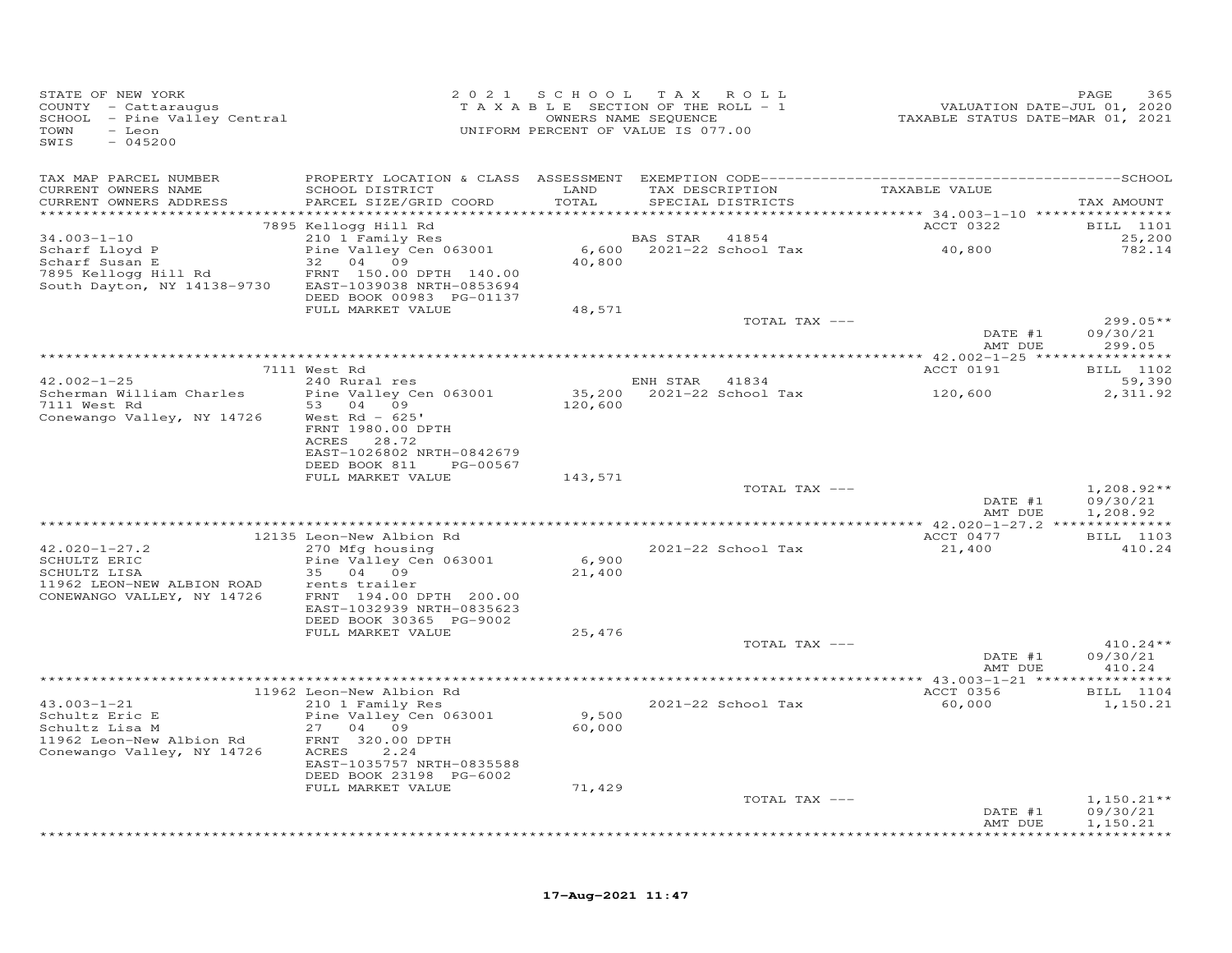STATE OF NEW YORK
COUNTY - Cattaraugus
SCHOOL - Pine Valley Central
TOWN - Leon
SWIS - 045200

2021 SCHOOL TAX ROLL
TAXABLE SECTION OF THE ROLL - 1
OWNERS NAME SEQUENCE
UNIFORM PERCENT OF VALUE IS 077.00

VALUATION DATE-JUL 01, 2020
TAXABLE STATUS DATE-MAR 01, 2021

| TAX MAP PARCEL NUMBER / CURRENT OWNERS NAME / CURRENT OWNERS ADDRESS | PROPERTY LOCATION & CLASS / SCHOOL DISTRICT / PARCEL SIZE/GRID COORD | ASSESSMENT LAND / TOTAL | EXEMPTION CODE / TAX DESCRIPTION / SPECIAL DISTRICTS | TAXABLE VALUE | TAX AMOUNT |
|---|---|---|---|---|---|
| | 7895 Kellogg Hill Rd | | | ACCT 0322 | BILL 1101 |
| 34.003-1-10 | 210 1 Family Res | | BAS STAR 41854 | | 25,200 |
| Scharf Lloyd P | Pine Valley Cen 063001 | 6,600 | 2021-22 School Tax | 40,800 | 782.14 |
| Scharf Susan E | 32 04 09 | 40,800 | | | |
| 7895 Kellogg Hill Rd | FRNT 150.00 DPTH 140.00 | | | | |
| South Dayton, NY 14138-9730 | EAST-1039038 NRTH-0853694 | | | | |
| | DEED BOOK 00983 PG-01137 | | | | |
| | FULL MARKET VALUE | 48,571 | | | |
| | | | TOTAL TAX --- | | 299.05** |
| | | | | DATE #1 | 09/30/21 |
| | | | | AMT DUE | 299.05 |
| | 7111 West Rd | | | ACCT 0191 | BILL 1102 |
| 42.002-1-25 | 240 Rural res | | ENH STAR 41834 | | 59,390 |
| Scherman William Charles | Pine Valley Cen 063001 | 35,200 | 2021-22 School Tax | 120,600 | 2,311.92 |
| 7111 West Rd | 53 04 09 | 120,600 | | | |
| Conewango Valley, NY 14726 | West Rd - 625' | | | | |
| | FRNT 1980.00 DPTH | | | | |
| | ACRES 28.72 | | | | |
| | EAST-1026802 NRTH-0842679 | | | | |
| | DEED BOOK 811 PG-00567 | | | | |
| | FULL MARKET VALUE | 143,571 | | | |
| | | | TOTAL TAX --- | | 1,208.92** |
| | | | | DATE #1 | 09/30/21 |
| | | | | AMT DUE | 1,208.92 |
| | 12135 Leon-New Albion Rd | | | ACCT 0477 | BILL 1103 |
| 42.020-1-27.2 | 270 Mfg housing | | 2021-22 School Tax | 21,400 | 410.24 |
| SCHULTZ ERIC | Pine Valley Cen 063001 | 6,900 | | | |
| SCHULTZ LISA | 35 04 09 | 21,400 | | | |
| 11962 LEON-NEW ALBION ROAD | rents trailer | | | | |
| CONEWANGO VALLEY, NY 14726 | FRNT 194.00 DPTH 200.00 | | | | |
| | EAST-1032939 NRTH-0835623 | | | | |
| | DEED BOOK 30365 PG-9002 | | | | |
| | FULL MARKET VALUE | 25,476 | | | |
| | | | TOTAL TAX --- | | 410.24** |
| | | | | DATE #1 | 09/30/21 |
| | | | | AMT DUE | 410.24 |
| | 11962 Leon-New Albion Rd | | | ACCT 0356 | BILL 1104 |
| 43.003-1-21 | 210 1 Family Res | | 2021-22 School Tax | 60,000 | 1,150.21 |
| Schultz Eric E | Pine Valley Cen 063001 | 9,500 | | | |
| Schultz Lisa M | 27 04 09 | 60,000 | | | |
| 11962 Leon-New Albion Rd | FRNT 320.00 DPTH | | | | |
| Conewango Valley, NY 14726 | ACRES 2.24 | | | | |
| | EAST-1035757 NRTH-0835588 | | | | |
| | DEED BOOK 23198 PG-6002 | | | | |
| | FULL MARKET VALUE | 71,429 | | | |
| | | | TOTAL TAX --- | | 1,150.21** |
| | | | | DATE #1 | 09/30/21 |
| | | | | AMT DUE | 1,150.21 |

17-Aug-2021 11:47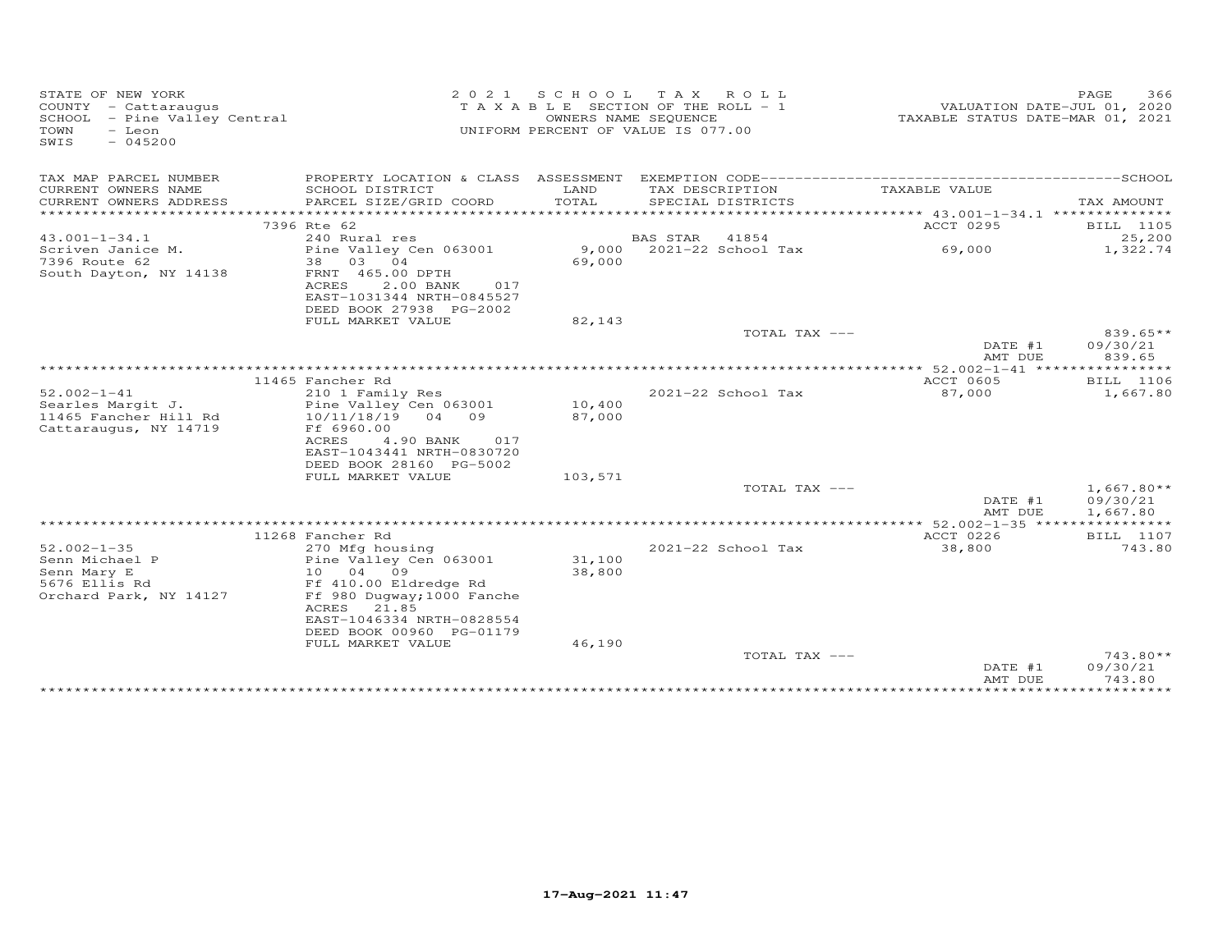STATE OF NEW YORK
COUNTY - Cattaraugus
SCHOOL - Pine Valley Central
TOWN - Leon
SWIS - 045200

2021 SCHOOL TAX ROLL
TAXABLE SECTION OF THE ROLL - 1
OWNERS NAME SEQUENCE
UNIFORM PERCENT OF VALUE IS 077.00

VALUATION DATE-JUL 01, 2020
TAXABLE STATUS DATE-MAR 01, 2021

| TAX MAP PARCEL NUMBER / CURRENT OWNERS NAME / CURRENT OWNERS ADDRESS | PROPERTY LOCATION & CLASS / SCHOOL DISTRICT / PARCEL SIZE/GRID COORD | ASSESSMENT LAND / TOTAL | EXEMPTION CODE / TAX DESCRIPTION / SPECIAL DISTRICTS | TAXABLE VALUE | SCHOOL TAX AMOUNT |
|---|---|---|---|---|---|
| 43.001-1-34.1 | 7396 Rte 62 | | | ACCT 0295 | BILL 1105 |
| Scriven Janice M. | 240 Rural res | | BAS STAR 41854 | | 25,200 |
| 7396 Route 62 | Pine Valley Cen 063001 | 9,000 | 2021-22 School Tax | 69,000 | 1,322.74 |
| South Dayton, NY 14138 | 38 03 04 | 69,000 | | | |
| | FRNT 465.00 DPTH | | | | |
| | ACRES 2.00 BANK 017 | | | | |
| | EAST-1031344 NRTH-0845527 | | | | |
| | DEED BOOK 27938 PG-2002 | | | | |
| | FULL MARKET VALUE | 82,143 | | | |
| | | | TOTAL TAX --- | | 839.65** |
| | | | | DATE #1 | 09/30/21 |
| | | | | AMT DUE | 839.65 |
| 52.002-1-41 | 11465 Fancher Rd | | | ACCT 0605 | BILL 1106 |
| Searles Margit J. | 210 1 Family Res | | 2021-22 School Tax | 87,000 | 1,667.80 |
| 11465 Fancher Hill Rd | Pine Valley Cen 063001 | 10,400 | | | |
| Cattaraugus, NY 14719 | 10/11/18/19 04 09 | 87,000 | | | |
| | Ff 6960.00 | | | | |
| | ACRES 4.90 BANK 017 | | | | |
| | EAST-1043441 NRTH-0830720 | | | | |
| | DEED BOOK 28160 PG-5002 | | | | |
| | FULL MARKET VALUE | 103,571 | | | |
| | | | TOTAL TAX --- | | 1,667.80** |
| | | | | DATE #1 | 09/30/21 |
| | | | | AMT DUE | 1,667.80 |
| 52.002-1-35 | 11268 Fancher Rd | | | ACCT 0226 | BILL 1107 |
| Senn Michael P | 270 Mfg housing | | 2021-22 School Tax | 38,800 | 743.80 |
| Senn Mary E | Pine Valley Cen 063001 | 31,100 | | | |
| 5676 Ellis Rd | 10 04 09 | 38,800 | | | |
| Orchard Park, NY 14127 | Ff 410.00 Eldredge Rd | | | | |
| | Ff 980 Dugway;1000 Fanche | | | | |
| | ACRES 21.85 | | | | |
| | EAST-1046334 NRTH-0828554 | | | | |
| | DEED BOOK 00960 PG-01179 | | | | |
| | FULL MARKET VALUE | 46,190 | | | |
| | | | TOTAL TAX --- | | 743.80** |
| | | | | DATE #1 | 09/30/21 |
| | | | | AMT DUE | 743.80 |

17-Aug-2021 11:47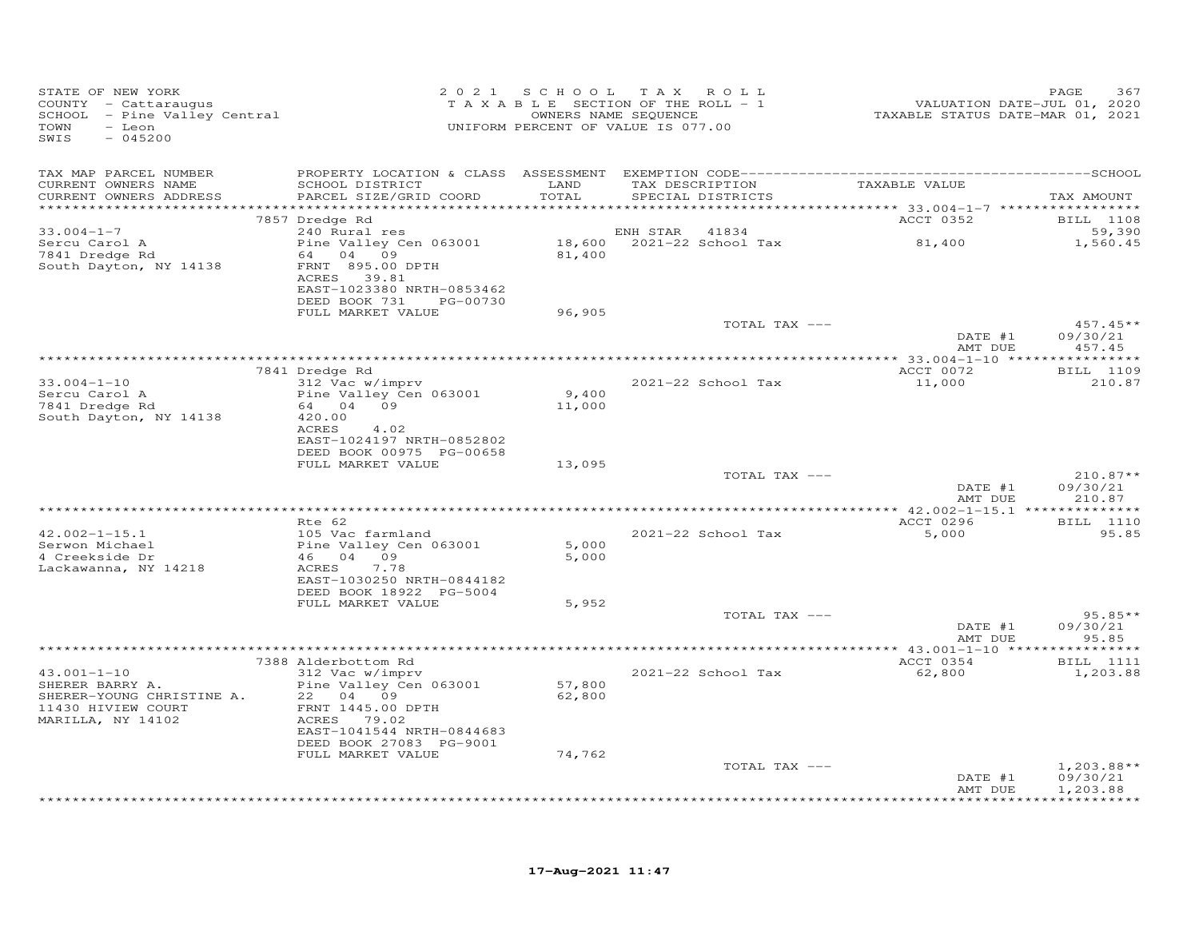STATE OF NEW YORK
COUNTY - Cattaraugus
SCHOOL - Pine Valley Central
TOWN - Leon
SWIS - 045200

2021 SCHOOL TAX ROLL
TAXABLE SECTION OF THE ROLL - 1
OWNERS NAME SEQUENCE
UNIFORM PERCENT OF VALUE IS 077.00

VALUATION DATE-JUL 01, 2020
TAXABLE STATUS DATE-MAR 01, 2021

| TAX MAP PARCEL NUMBER / CURRENT OWNERS NAME / CURRENT OWNERS ADDRESS | PROPERTY LOCATION & CLASS / SCHOOL DISTRICT / PARCEL SIZE/GRID COORD | ASSESSMENT LAND / TOTAL | EXEMPTION CODE / TAX DESCRIPTION / SPECIAL DISTRICTS | TAXABLE VALUE | TAX AMOUNT |
|---|---|---|---|---|---|
| | 7857 Dredge Rd | | | ACCT 0352 | BILL 1108 |
| 33.004-1-7 | 240 Rural res | | ENH STAR 41834 | | 59,390 |
| Sercu Carol A | Pine Valley Cen 063001 | 18,600 | 2021-22 School Tax | 81,400 | 1,560.45 |
| 7841 Dredge Rd | 64 04 09 | 81,400 | | | |
| South Dayton, NY 14138 | FRNT 895.00 DPTH | | | | |
| | ACRES 39.81 | | | | |
| | EAST-1023380 NRTH-0853462 | | | | |
| | DEED BOOK 731 PG-00730 | | | | |
| | FULL MARKET VALUE | 96,905 | | | |
| | | | TOTAL TAX --- | | 457.45** |
| | | | | DATE #1 | 09/30/21 |
| | | | | AMT DUE | 457.45 |
| | 7841 Dredge Rd | | | ACCT 0072 | BILL 1109 |
| 33.004-1-10 | 312 Vac w/imprv | | 2021-22 School Tax | 11,000 | 210.87 |
| Sercu Carol A | Pine Valley Cen 063001 | 9,400 | | | |
| 7841 Dredge Rd | 64 04 09 | 11,000 | | | |
| South Dayton, NY 14138 | 420.00 | | | | |
| | ACRES 4.02 | | | | |
| | EAST-1024197 NRTH-0852802 | | | | |
| | DEED BOOK 00975 PG-00658 | | | | |
| | FULL MARKET VALUE | 13,095 | | | |
| | | | TOTAL TAX --- | | 210.87** |
| | | | | DATE #1 | 09/30/21 |
| | | | | AMT DUE | 210.87 |
| | Rte 62 | | | ACCT 0296 | BILL 1110 |
| 42.002-1-15.1 | 105 Vac farmland | | 2021-22 School Tax | 5,000 | 95.85 |
| Serwon Michael | Pine Valley Cen 063001 | 5,000 | | | |
| 4 Creekside Dr | 46 04 09 | 5,000 | | | |
| Lackawanna, NY 14218 | ACRES 7.78 | | | | |
| | EAST-1030250 NRTH-0844182 | | | | |
| | DEED BOOK 18922 PG-5004 | | | | |
| | FULL MARKET VALUE | 5,952 | | | |
| | | | TOTAL TAX --- | | 95.85** |
| | | | | DATE #1 | 09/30/21 |
| | | | | AMT DUE | 95.85 |
| | 7388 Alderbottom Rd | | | ACCT 0354 | BILL 1111 |
| 43.001-1-10 | 312 Vac w/imprv | | 2021-22 School Tax | 62,800 | 1,203.88 |
| SHERER BARRY A. | Pine Valley Cen 063001 | 57,800 | | | |
| SHERER-YOUNG CHRISTINE A. | 22 04 09 | 62,800 | | | |
| 11430 HIVIEW COURT | FRNT 1445.00 DPTH | | | | |
| MARILLA, NY 14102 | ACRES 79.02 | | | | |
| | EAST-1041544 NRTH-0844683 | | | | |
| | DEED BOOK 27083 PG-9001 | | | | |
| | FULL MARKET VALUE | 74,762 | | | |
| | | | TOTAL TAX --- | | 1,203.88** |
| | | | | DATE #1 | 09/30/21 |
| | | | | AMT DUE | 1,203.88 |

17-Aug-2021 11:47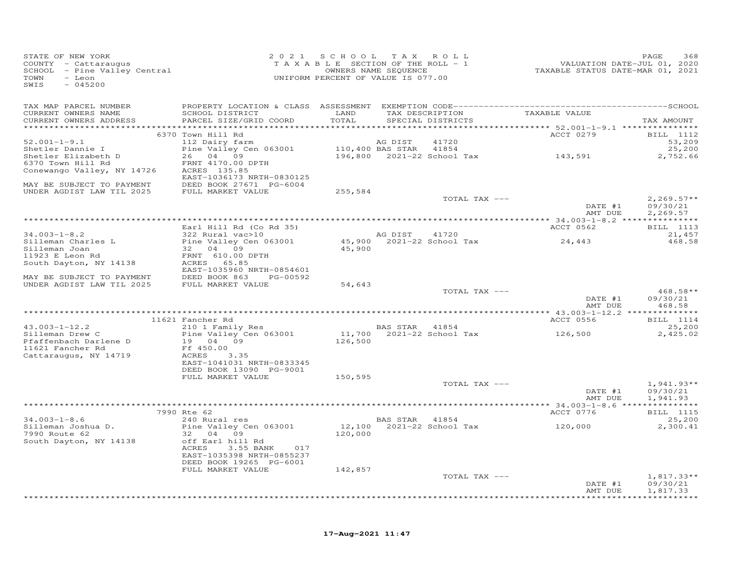STATE OF NEW YORK
COUNTY - Cattaraugus
SCHOOL - Pine Valley Central
TOWN - Leon
SWIS - 045200

2021 SCHOOL TAX ROLL
TAXABLE SECTION OF THE ROLL - 1
OWNERS NAME SEQUENCE
UNIFORM PERCENT OF VALUE IS 077.00

VALUATION DATE-JUL 01, 2020
TAXABLE STATUS DATE-MAR 01, 2021

| TAX MAP PARCEL NUMBER / CURRENT OWNERS NAME / CURRENT OWNERS ADDRESS | PROPERTY LOCATION & CLASS / SCHOOL DISTRICT / PARCEL SIZE/GRID COORD | ASSESSMENT LAND / TOTAL | EXEMPTION CODE / TAX DESCRIPTION / SPECIAL DISTRICTS | TAXABLE VALUE | TAX AMOUNT |
|---|---|---|---|---|---|
| | 6370 Town Hill Rd | | | ACCT 0279 | BILL 1112 |
| 52.001-1-9.1 | 112 Dairy farm | | AG DIST 41720 | | 53,209 |
| Shetler Dannie I | Pine Valley Cen 063001 | 110,400 | BAS STAR 41854 | | 25,200 |
| Shetler Elizabeth D | 26 04 09 | 196,800 | 2021-22 School Tax | 143,591 | 2,752.66 |
| 6370 Town Hill Rd | FRNT 4170.00 DPTH | | | | |
| Conewango Valley, NY 14726 | ACRES 135.85 | | | | |
| | EAST-1036173 NRTH-0830125 | | | | |
| MAY BE SUBJECT TO PAYMENT | DEED BOOK 27671 PG-6004 | | | | |
| UNDER AGDIST LAW TIL 2025 | FULL MARKET VALUE | 255,584 | | | |
| | | | TOTAL TAX --- | | 2,269.57** |
| | | | | DATE #1 | 09/30/21 |
| | | | | AMT DUE | 2,269.57 |
| | Earl Hill Rd (Co Rd 35) | | | ACCT 0562 | BILL 1113 |
| 34.003-1-8.2 | 322 Rural vac>10 | | AG DIST 41720 | | 21,457 |
| Silleman Charles L | Pine Valley Cen 063001 | 45,900 | 2021-22 School Tax | 24,443 | 468.58 |
| Silleman Joan | 32 04 09 | 45,900 | | | |
| 11923 E Leon Rd | FRNT 610.00 DPTH | | | | |
| South Dayton, NY 14138 | ACRES 65.85 | | | | |
| | EAST-1035960 NRTH-0854601 | | | | |
| MAY BE SUBJECT TO PAYMENT | DEED BOOK 863 PG-00592 | | | | |
| UNDER AGDIST LAW TIL 2025 | FULL MARKET VALUE | 54,643 | | | |
| | | | TOTAL TAX --- | | 468.58** |
| | | | | DATE #1 | 09/30/21 |
| | | | | AMT DUE | 468.58 |
| | 11621 Fancher Rd | | | ACCT 0556 | BILL 1114 |
| 43.003-1-12.2 | 210 1 Family Res | | BAS STAR 41854 | | 25,200 |
| Silleman Drew C | Pine Valley Cen 063001 | 11,700 | 2021-22 School Tax | 126,500 | 2,425.02 |
| Pfaffenbach Darlene D | 19 04 09 | 126,500 | | | |
| 11621 Fancher Rd | Ff 450.00 | | | | |
| Cattaraugus, NY 14719 | ACRES 3.35 | | | | |
| | EAST-1041031 NRTH-0833345 | | | | |
| | DEED BOOK 13090 PG-9001 | | | | |
| | FULL MARKET VALUE | 150,595 | | | |
| | | | TOTAL TAX --- | | 1,941.93** |
| | | | | DATE #1 | 09/30/21 |
| | | | | AMT DUE | 1,941.93 |
| | 7990 Rte 62 | | | ACCT 0776 | BILL 1115 |
| 34.003-1-8.6 | 240 Rural res | | BAS STAR 41854 | | 25,200 |
| Silleman Joshua D. | Pine Valley Cen 063001 | 12,100 | 2021-22 School Tax | 120,000 | 2,300.41 |
| 7990 Route 62 | 32 04 09 | 120,000 | | | |
| South Dayton, NY 14138 | off Earl hill Rd | | | | |
| | ACRES 3.55 BANK 017 | | | | |
| | EAST-1035398 NRTH-0855237 | | | | |
| | DEED BOOK 19265 PG-6001 | | | | |
| | FULL MARKET VALUE | 142,857 | | | |
| | | | TOTAL TAX --- | | 1,817.33** |
| | | | | DATE #1 | 09/30/21 |
| | | | | AMT DUE | 1,817.33 |

17-Aug-2021 11:47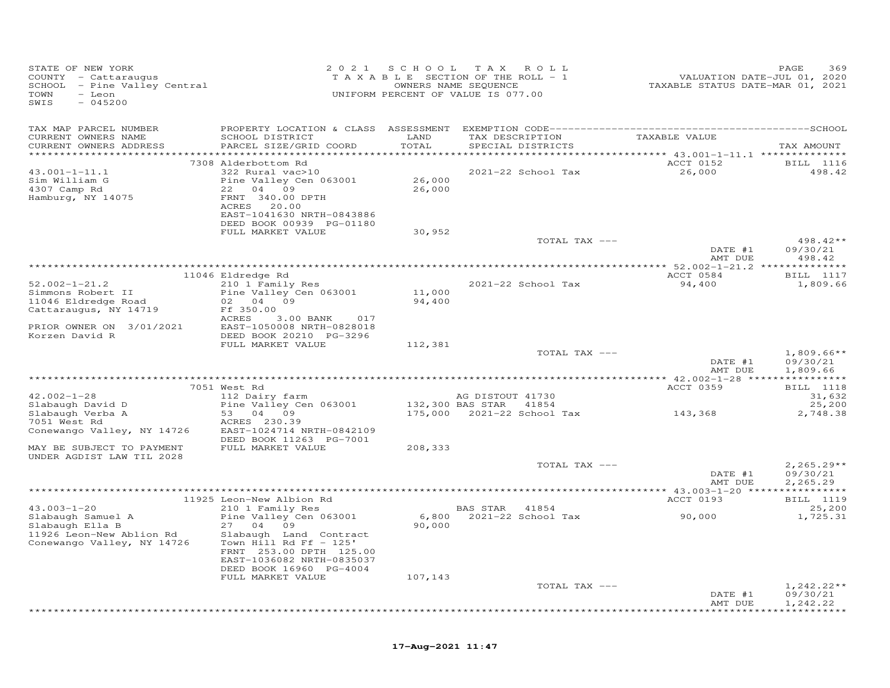STATE OF NEW YORK
COUNTY - Cattaraugus
SCHOOL - Pine Valley Central
TOWN - Leon
SWIS - 045200

2 0 2 1 S C H O O L T A X R O L L
T A X A B L E SECTION OF THE ROLL - 1
OWNERS NAME SEQUENCE
UNIFORM PERCENT OF VALUE IS 077.00

VALUATION DATE-JUL 01, 2020
TAXABLE STATUS DATE-MAR 01, 2021

| TAX MAP PARCEL NUMBER / CURRENT OWNERS NAME / CURRENT OWNERS ADDRESS | PROPERTY LOCATION & CLASS / SCHOOL DISTRICT / PARCEL SIZE/GRID COORD | ASSESSMENT LAND / TOTAL | EXEMPTION CODE / TAX DESCRIPTION / SPECIAL DISTRICTS | TAXABLE VALUE | TAX AMOUNT |
|---|---|---|---|---|---|
| | 7308 Alderbottom Rd | | | ACCT 0152 | BILL 1116 |
| 43.001-1-11.1 | 322 Rural vac>10 | | 2021-22 School Tax | 26,000 | 498.42 |
| Sim William G | Pine Valley Cen 063001 | 26,000 | | | |
| 4307 Camp Rd | 22 04 09 | 26,000 | | | |
| Hamburg, NY 14075 | FRNT 340.00 DPTH | | | | |
| | ACRES 20.00 | | | | |
| | EAST-1041630 NRTH-0843886 | | | | |
| | DEED BOOK 00939 PG-01180 | | | | |
| | FULL MARKET VALUE | 30,952 | | | |
| | | | TOTAL TAX --- | | 498.42** |
| | | | | DATE #1 | 09/30/21 |
| | | | | AMT DUE | 498.42 |
| | 11046 Eldredge Rd | | | ACCT 0584 | BILL 1117 |
| 52.002-1-21.2 | 210 1 Family Res | | 2021-22 School Tax | 94,400 | 1,809.66 |
| Simmons Robert II | Pine Valley Cen 063001 | 11,000 | | | |
| 11046 Eldredge Road | 02 04 09 | 94,400 | | | |
| Cattaraugus, NY 14719 | Ff 350.00 | | | | |
| | ACRES 3.00 BANK 017 | | | | |
| PRIOR OWNER ON 3/01/2021 | EAST-1050008 NRTH-0828018 | | | | |
| Korzen David R | DEED BOOK 20210 PG-3296 | | | | |
| | FULL MARKET VALUE | 112,381 | | | |
| | | | TOTAL TAX --- | | 1,809.66** |
| | | | | DATE #1 | 09/30/21 |
| | | | | AMT DUE | 1,809.66 |
| | 7051 West Rd | | | ACCT 0359 | BILL 1118 |
| 42.002-1-28 | 112 Dairy farm | | AG DISTOUT 41730 | | 31,632 |
| Slabaugh David D | Pine Valley Cen 063001 | 132,300 | BAS STAR 41854 | | 25,200 |
| Slabaugh Verba A | 53 04 09 | 175,000 | 2021-22 School Tax | 143,368 | 2,748.38 |
| 7051 West Rd | ACRES 230.39 | | | | |
| Conewango Valley, NY 14726 | EAST-1024714 NRTH-0842109 | | | | |
| | DEED BOOK 11263 PG-7001 | | | | |
| MAY BE SUBJECT TO PAYMENT | FULL MARKET VALUE | 208,333 | | | |
| UNDER AGDIST LAW TIL 2028 | | | | | |
| | | | TOTAL TAX --- | | 2,265.29** |
| | | | | DATE #1 | 09/30/21 |
| | | | | AMT DUE | 2,265.29 |
| | 11925 Leon-New Albion Rd | | | ACCT 0193 | BILL 1119 |
| 43.003-1-20 | 210 1 Family Res | | BAS STAR 41854 | | 25,200 |
| Slabaugh Samuel A | Pine Valley Cen 063001 | 6,800 | 2021-22 School Tax | 90,000 | 1,725.31 |
| Slabaugh Ella B | 27 04 09 | 90,000 | | | |
| 11926 Leon-New Ablion Rd | Slabaugh Land Contract | | | | |
| Conewango Valley, NY 14726 | Town Hill Rd Ff - 125' | | | | |
| | FRNT 253.00 DPTH 125.00 | | | | |
| | EAST-1036082 NRTH-0835037 | | | | |
| | DEED BOOK 16960 PG-4004 | | | | |
| | FULL MARKET VALUE | 107,143 | | | |
| | | | TOTAL TAX --- | | 1,242.22** |
| | | | | DATE #1 | 09/30/21 |
| | | | | AMT DUE | 1,242.22 |

17-Aug-2021 11:47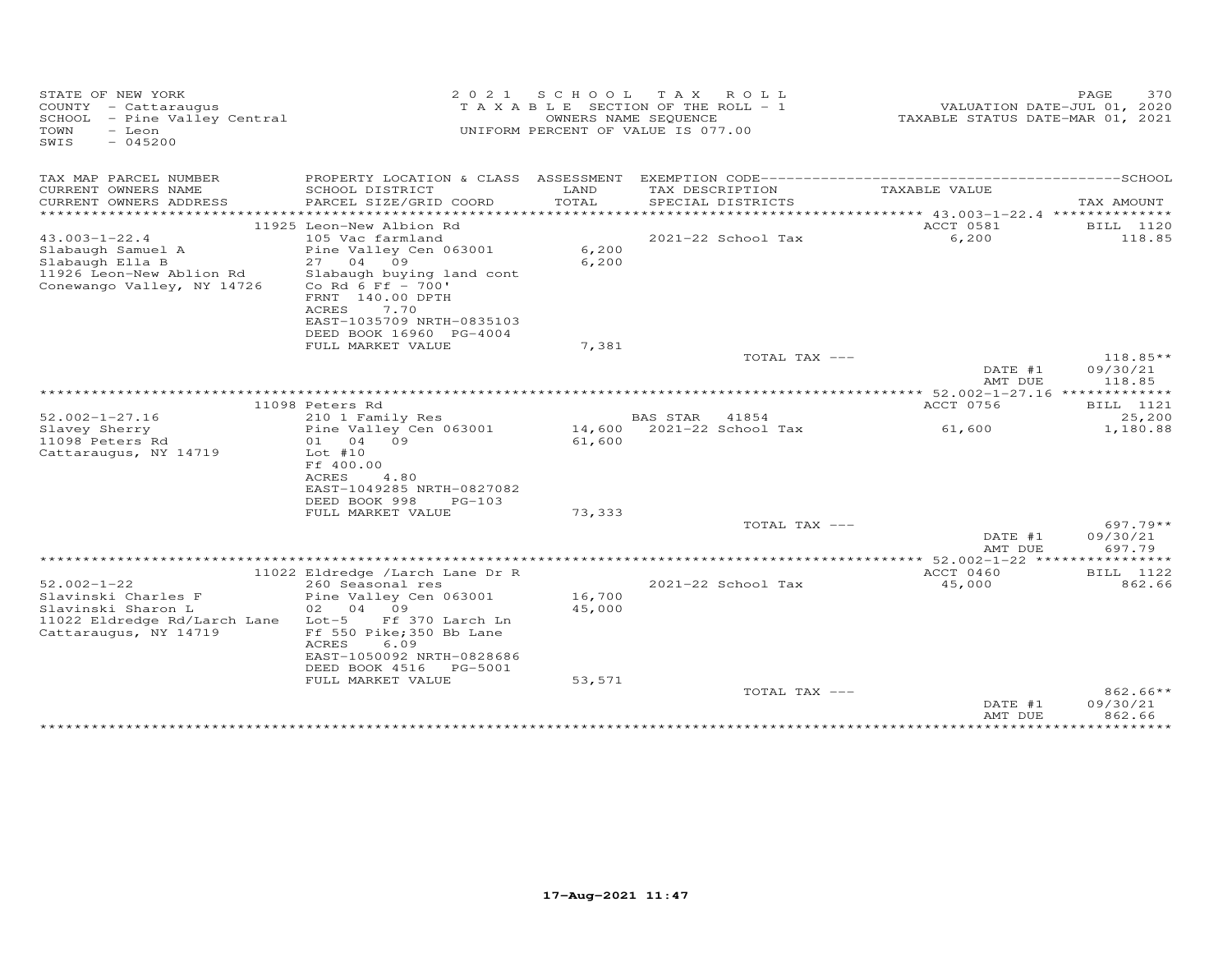STATE OF NEW YORK
COUNTY - Cattaraugus
SCHOOL - Pine Valley Central
TOWN - Leon
SWIS - 045200

2 0 2 1 S C H O O L T A X R O L L
T A X A B L E SECTION OF THE ROLL - 1
OWNERS NAME SEQUENCE
UNIFORM PERCENT OF VALUE IS 077.00

VALUATION DATE-JUL 01, 2020
TAXABLE STATUS DATE-MAR 01, 2021

| TAX MAP PARCEL NUMBER / CURRENT OWNERS NAME / CURRENT OWNERS ADDRESS | PROPERTY LOCATION & CLASS / SCHOOL DISTRICT / PARCEL SIZE/GRID COORD | ASSESSMENT LAND / TOTAL | EXEMPTION CODE / TAX DESCRIPTION / SPECIAL DISTRICTS | TAXABLE VALUE | SCHOOL TAX AMOUNT |
|---|---|---|---|---|---|
| | 11925 Leon-New Albion Rd | | | ACCT 0581 | BILL 1120 |
| 43.003-1-22.4 | 105 Vac farmland | | 2021-22 School Tax | 6,200 | 118.85 |
| Slabaugh Samuel A | Pine Valley Cen 063001 | 6,200 | | | |
| Slabaugh Ella B | 27 04 09 | 6,200 | | | |
| 11926 Leon-New Ablion Rd | Slabaugh buying land cont | | | | |
| Conewango Valley, NY 14726 | Co Rd 6 Ff - 700' | | | | |
| | FRNT 140.00 DPTH | | | | |
| | ACRES 7.70 | | | | |
| | EAST-1035709 NRTH-0835103 | | | | |
| | DEED BOOK 16960 PG-4004 | | | | |
| | FULL MARKET VALUE | 7,381 | | | |
| | | | TOTAL TAX --- | | 118.85** |
| | | | | DATE #1 | 09/30/21 |
| | | | | AMT DUE | 118.85 |
| | 11098 Peters Rd | | | ACCT 0756 | BILL 1121 |
| 52.002-1-27.16 | 210 1 Family Res | | BAS STAR 41854 | | 25,200 |
| Slavey Sherry | Pine Valley Cen 063001 | 14,600 | 2021-22 School Tax | 61,600 | 1,180.88 |
| 11098 Peters Rd | 01 04 09 | 61,600 | | | |
| Cattaraugus, NY 14719 | Lot #10 | | | | |
| | Ff 400.00 | | | | |
| | ACRES 4.80 | | | | |
| | EAST-1049285 NRTH-0827082 | | | | |
| | DEED BOOK 998 PG-103 | | | | |
| | FULL MARKET VALUE | 73,333 | | | |
| | | | TOTAL TAX --- | | 697.79** |
| | | | | DATE #1 | 09/30/21 |
| | | | | AMT DUE | 697.79 |
| | 11022 Eldredge /Larch Lane Dr R | | | ACCT 0460 | BILL 1122 |
| 52.002-1-22 | 260 Seasonal res | | 2021-22 School Tax | 45,000 | 862.66 |
| Slavinski Charles F | Pine Valley Cen 063001 | 16,700 | | | |
| Slavinski Sharon L | 02 04 09 | 45,000 | | | |
| 11022 Eldredge Rd/Larch Lane | Lot-5 Ff 370 Larch Ln | | | | |
| Cattaraugus, NY 14719 | Ff 550 Pike;350 Bb Lane | | | | |
| | ACRES 6.09 | | | | |
| | EAST-1050092 NRTH-0828686 | | | | |
| | DEED BOOK 4516 PG-5001 | | | | |
| | FULL MARKET VALUE | 53,571 | | | |
| | | | TOTAL TAX --- | | 862.66** |
| | | | | DATE #1 | 09/30/21 |
| | | | | AMT DUE | 862.66 |

17-Aug-2021 11:47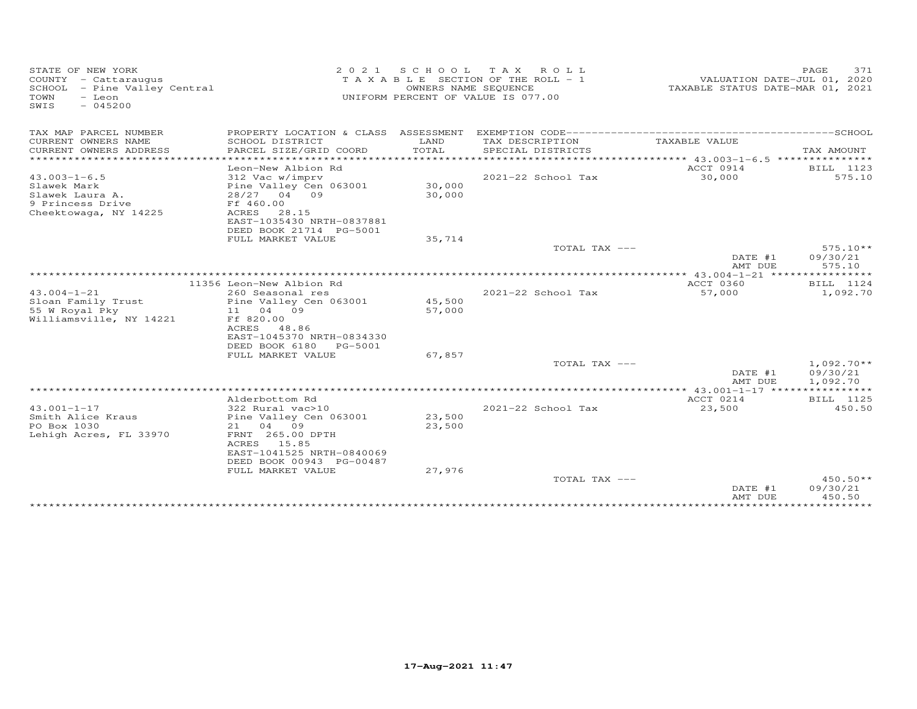STATE OF NEW YORK
COUNTY - Cattaraugus
SCHOOL - Pine Valley Central
TOWN - Leon
SWIS - 045200

2021 SCHOOL TAX ROLL
TAXABLE SECTION OF THE ROLL - 1
OWNERS NAME SEQUENCE
UNIFORM PERCENT OF VALUE IS 077.00

VALUATION DATE-JUL 01, 2020
TAXABLE STATUS DATE-MAR 01, 2021

| TAX MAP PARCEL NUMBER / CURRENT OWNERS NAME / CURRENT OWNERS ADDRESS | PROPERTY LOCATION & CLASS / SCHOOL DISTRICT / PARCEL SIZE/GRID COORD | ASSESSMENT LAND / TOTAL | EXEMPTION CODE / TAX DESCRIPTION / SPECIAL DISTRICTS | TAXABLE VALUE | TAX AMOUNT |
|---|---|---|---|---|---|
| 43.003-1-6.5 | Leon-New Albion Rd | | | ACCT 0914 | BILL 1123 |
| Slawek Mark | 312 Vac w/imprv | | 2021-22 School Tax | 30,000 | 575.10 |
| Slawek Laura A. | Pine Valley Cen 063001 | 30,000 | | | |
| 9 Princess Drive | 28/27 04 09 | 30,000 | | | |
| Cheektowaga, NY 14225 | Ff 460.00 | | | | |
| | ACRES 28.15 | | | | |
| | EAST-1035430 NRTH-0837881 | | | | |
| | DEED BOOK 21714 PG-5001 | | | | |
| | FULL MARKET VALUE | 35,714 | | | |
| | | | TOTAL TAX --- | | 575.10** |
| | | | | DATE #1 | 09/30/21 |
| | | | | AMT DUE | 575.10 |
| 43.004-1-21 | 11356 Leon-New Albion Rd | | | ACCT 0360 | BILL 1124 |
| Sloan Family Trust | 260 Seasonal res | | 2021-22 School Tax | 57,000 | 1,092.70 |
| 55 W Royal Pky | Pine Valley Cen 063001 | 45,500 | | | |
| Williamsville, NY 14221 | 11 04 09 | 57,000 | | | |
| | Ff 820.00 | | | | |
| | ACRES 48.86 | | | | |
| | EAST-1045370 NRTH-0834330 | | | | |
| | DEED BOOK 6180 PG-5001 | | | | |
| | FULL MARKET VALUE | 67,857 | | | |
| | | | TOTAL TAX --- | | 1,092.70** |
| | | | | DATE #1 | 09/30/21 |
| | | | | AMT DUE | 1,092.70 |
| 43.001-1-17 | Alderbottom Rd | | | ACCT 0214 | BILL 1125 |
| Smith Alice Kraus | 322 Rural vac>10 | | 2021-22 School Tax | 23,500 | 450.50 |
| PO Box 1030 | Pine Valley Cen 063001 | 23,500 | | | |
| Lehigh Acres, FL 33970 | 21 04 09 | 23,500 | | | |
| | FRNT 265.00 DPTH | | | | |
| | ACRES 15.85 | | | | |
| | EAST-1041525 NRTH-0840069 | | | | |
| | DEED BOOK 00943 PG-00487 | | | | |
| | FULL MARKET VALUE | 27,976 | | | |
| | | | TOTAL TAX --- | | 450.50** |
| | | | | DATE #1 | 09/30/21 |
| | | | | AMT DUE | 450.50 |

17-Aug-2021 11:47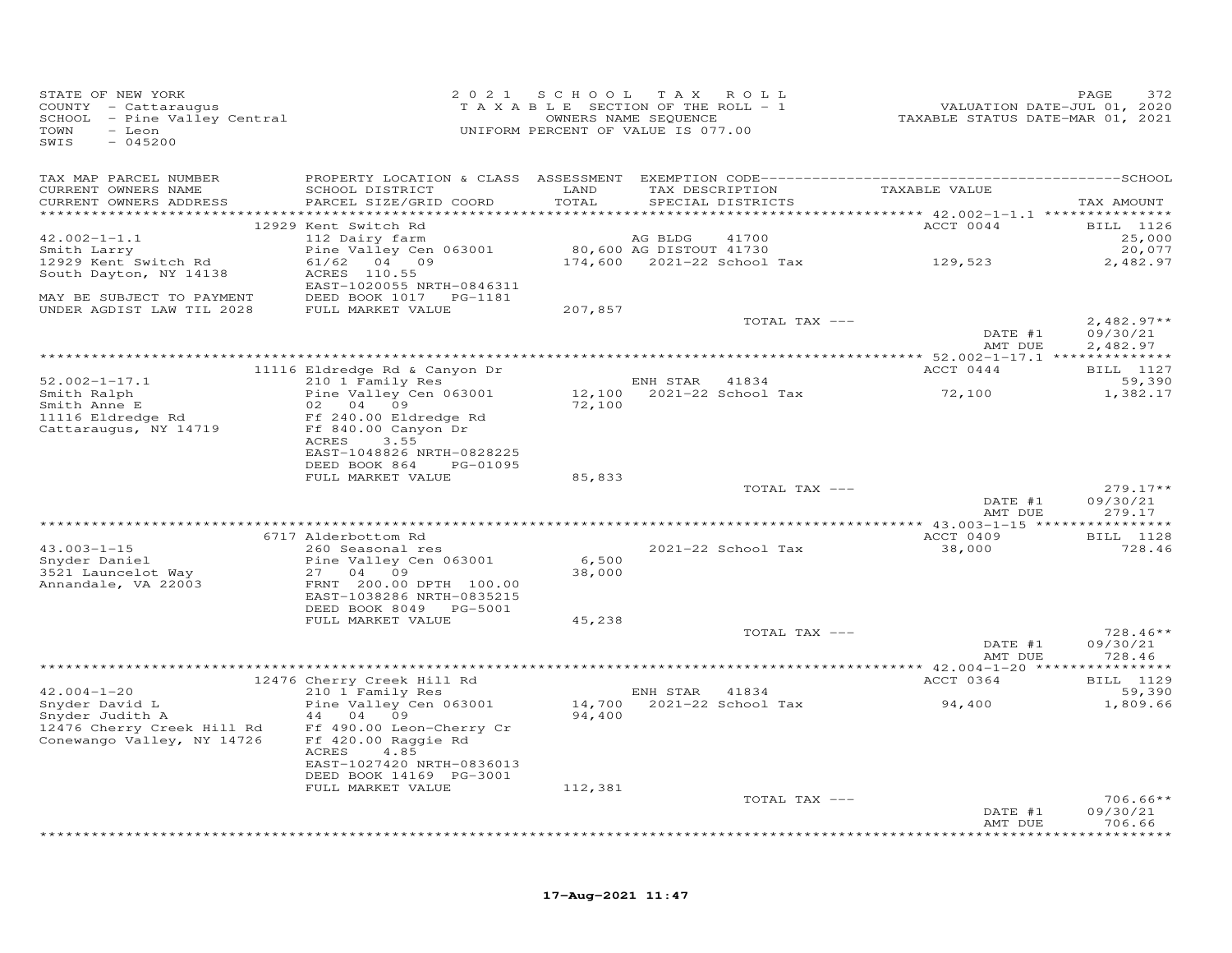STATE OF NEW YORK
COUNTY - Cattaraugus
SCHOOL - Pine Valley Central
TOWN - Leon
SWIS - 045200

2021 SCHOOL TAX ROLL
TAXABLE SECTION OF THE ROLL - 1
OWNERS NAME SEQUENCE
UNIFORM PERCENT OF VALUE IS 077.00

VALUATION DATE-JUL 01, 2020
TAXABLE STATUS DATE-MAR 01, 2021

| TAX MAP PARCEL NUMBER / CURRENT OWNERS NAME / CURRENT OWNERS ADDRESS | PROPERTY LOCATION & CLASS / SCHOOL DISTRICT / PARCEL SIZE/GRID COORD | ASSESSMENT LAND / TOTAL | EXEMPTION CODE / TAX DESCRIPTION / SPECIAL DISTRICTS | TAXABLE VALUE | TAX AMOUNT |
|---|---|---|---|---|---|
| | 12929 Kent Switch Rd | | | ACCT 0044 | BILL 1126 |
| 42.002-1-1.1 | 112 Dairy farm | | AG BLDG 41700 | | 25,000 |
| Smith Larry | Pine Valley Cen 063001 | 80,600 | AG DISTOUT 41730 | | 20,077 |
| 12929 Kent Switch Rd | 61/62 04 09 | 174,600 | 2021-22 School Tax | 129,523 | 2,482.97 |
| South Dayton, NY 14138 | ACRES 110.55 | | | | |
| | EAST-1020055 NRTH-0846311 | | | | |
| MAY BE SUBJECT TO PAYMENT | DEED BOOK 1017 PG-1181 | | | | |
| UNDER AGDIST LAW TIL 2028 | FULL MARKET VALUE | 207,857 | | | |
| | | | TOTAL TAX --- | | 2,482.97** |
| | | | | DATE #1 | 09/30/21 |
| | | | | AMT DUE | 2,482.97 |
| | 11116 Eldredge Rd & Canyon Dr | | | ACCT 0444 | BILL 1127 |
| 52.002-1-17.1 | 210 1 Family Res | | ENH STAR 41834 | | 59,390 |
| Smith Ralph | Pine Valley Cen 063001 | 12,100 | 2021-22 School Tax | 72,100 | 1,382.17 |
| Smith Anne E | 02 04 09 | 72,100 | | | |
| 11116 Eldredge Rd | Ff 240.00 Eldredge Rd | | | | |
| Cattaraugus, NY 14719 | Ff 840.00 Canyon Dr | | | | |
| | ACRES 3.55 | | | | |
| | EAST-1048826 NRTH-0828225 | | | | |
| | DEED BOOK 864 PG-01095 | | | | |
| | FULL MARKET VALUE | 85,833 | | | |
| | | | TOTAL TAX --- | | 279.17** |
| | | | | DATE #1 | 09/30/21 |
| | | | | AMT DUE | 279.17 |
| | 6717 Alderbottom Rd | | | ACCT 0409 | BILL 1128 |
| 43.003-1-15 | 260 Seasonal res | | 2021-22 School Tax | 38,000 | 728.46 |
| Snyder Daniel | Pine Valley Cen 063001 | 6,500 | | | |
| 3521 Launcelot Way | 27 04 09 | 38,000 | | | |
| Annandale, VA 22003 | FRNT 200.00 DPTH 100.00 | | | | |
| | EAST-1038286 NRTH-0835215 | | | | |
| | DEED BOOK 8049 PG-5001 | | | | |
| | FULL MARKET VALUE | 45,238 | | | |
| | | | TOTAL TAX --- | | 728.46** |
| | | | | DATE #1 | 09/30/21 |
| | | | | AMT DUE | 728.46 |
| | 12476 Cherry Creek Hill Rd | | | ACCT 0364 | BILL 1129 |
| 42.004-1-20 | 210 1 Family Res | | ENH STAR 41834 | | 59,390 |
| Snyder David L | Pine Valley Cen 063001 | 14,700 | 2021-22 School Tax | 94,400 | 1,809.66 |
| Snyder Judith A | 44 04 09 | 94,400 | | | |
| 12476 Cherry Creek Hill Rd | Ff 490.00 Leon-Cherry Cr | | | | |
| Conewango Valley, NY 14726 | Ff 420.00 Raggie Rd | | | | |
| | ACRES 4.85 | | | | |
| | EAST-1027420 NRTH-0836013 | | | | |
| | DEED BOOK 14169 PG-3001 | | | | |
| | FULL MARKET VALUE | 112,381 | | | |
| | | | TOTAL TAX --- | | 706.66** |
| | | | | DATE #1 | 09/30/21 |
| | | | | AMT DUE | 706.66 |

17-Aug-2021 11:47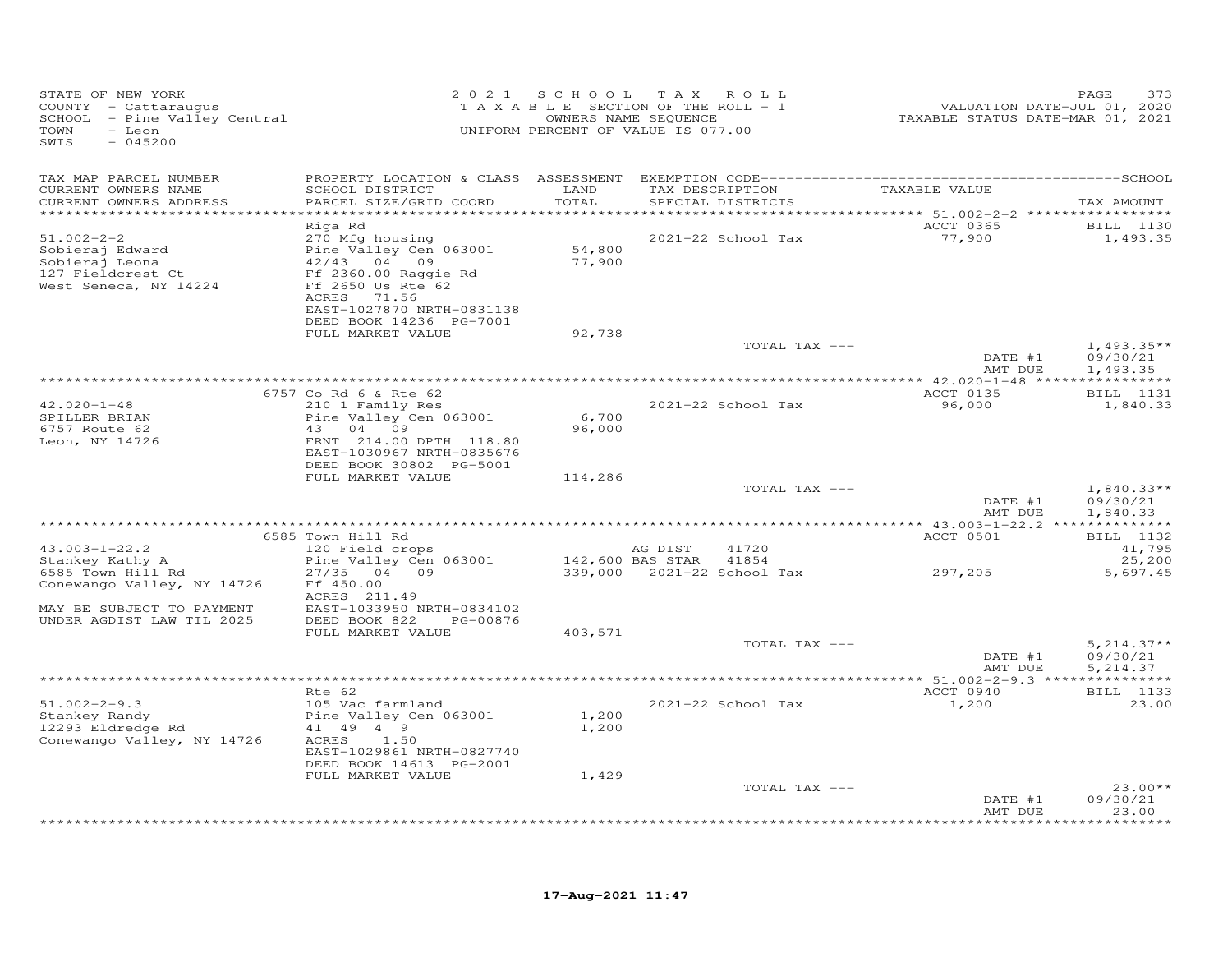STATE OF NEW YORK
COUNTY - Cattaraugus
SCHOOL - Pine Valley Central
TOWN - Leon
SWIS - 045200

2021 SCHOOL TAX ROLL
TAXABLE SECTION OF THE ROLL - 1
OWNERS NAME SEQUENCE
UNIFORM PERCENT OF VALUE IS 077.00

VALUATION DATE-JUL 01, 2020
TAXABLE STATUS DATE-MAR 01, 2021

| TAX MAP PARCEL NUMBER / CURRENT OWNERS NAME / CURRENT OWNERS ADDRESS | PROPERTY LOCATION & CLASS / SCHOOL DISTRICT / PARCEL SIZE/GRID COORD | ASSESSMENT LAND / TOTAL | EXEMPTION CODE / TAX DESCRIPTION / SPECIAL DISTRICTS | TAXABLE VALUE | TAX AMOUNT |
|---|---|---|---|---|---|
| 51.002-2-2 | Riga Rd | | | ACCT 0365 | BILL 1130 |
| 51.002-2-2 | 270 Mfg housing | | 2021-22 School Tax | 77,900 | 1,493.35 |
| Sobieraj Edward | Pine Valley Cen 063001 | 54,800 | | | |
| Sobieraj Leona | 42/43 04 09 | 77,900 | | | |
| 127 Fieldcrest Ct | Ff 2360.00 Raggie Rd | | | | |
| West Seneca, NY 14224 | Ff 2650 Us Rte 62 | | | | |
| | ACRES 71.56 | | | | |
| | EAST-1027870 NRTH-0831138 | | | | |
| | DEED BOOK 14236 PG-7001 | | | | |
| | FULL MARKET VALUE | 92,738 | | | |
| | | | TOTAL TAX --- | | 1,493.35** |
| | | | | DATE #1 | 09/30/21 |
| | | | | AMT DUE | 1,493.35 |
| 42.020-1-48 | 6757 Co Rd 6 & Rte 62 | | | ACCT 0135 | BILL 1131 |
| 42.020-1-48 | 210 1 Family Res | | 2021-22 School Tax | 96,000 | 1,840.33 |
| SPILLER BRIAN | Pine Valley Cen 063001 | 6,700 | | | |
| 6757 Route 62 | 43 04 09 | 96,000 | | | |
| Leon, NY 14726 | FRNT 214.00 DPTH 118.80 | | | | |
| | EAST-1030967 NRTH-0835676 | | | | |
| | DEED BOOK 30802 PG-5001 | | | | |
| | FULL MARKET VALUE | 114,286 | | | |
| | | | TOTAL TAX --- | | 1,840.33** |
| | | | | DATE #1 | 09/30/21 |
| | | | | AMT DUE | 1,840.33 |
| 43.003-1-22.2 | 6585 Town Hill Rd | | | ACCT 0501 | BILL 1132 |
| 43.003-1-22.2 | 120 Field crops | | AG DIST 41720 | | 41,795 |
| Stankey Kathy A | Pine Valley Cen 063001 | 142,600 | BAS STAR 41854 | | 25,200 |
| 6585 Town Hill Rd | 27/35 04 09 | 339,000 | 2021-22 School Tax | 297,205 | 5,697.45 |
| Conewango Valley, NY 14726 | Ff 450.00 | | | | |
| | ACRES 211.49 | | | | |
| MAY BE SUBJECT TO PAYMENT | EAST-1033950 NRTH-0834102 | | | | |
| UNDER AGDIST LAW TIL 2025 | DEED BOOK 822 PG-00876 | | | | |
| | FULL MARKET VALUE | 403,571 | | | |
| | | | TOTAL TAX --- | | 5,214.37** |
| | | | | DATE #1 | 09/30/21 |
| | | | | AMT DUE | 5,214.37 |
| 51.002-2-9.3 | Rte 62 | | | ACCT 0940 | BILL 1133 |
| 51.002-2-9.3 | 105 Vac farmland | | 2021-22 School Tax | 1,200 | 23.00 |
| Stankey Randy | Pine Valley Cen 063001 | 1,200 | | | |
| 12293 Eldredge Rd | 41 49 4 9 | 1,200 | | | |
| Conewango Valley, NY 14726 | ACRES 1.50 | | | | |
| | EAST-1029861 NRTH-0827740 | | | | |
| | DEED BOOK 14613 PG-2001 | | | | |
| | FULL MARKET VALUE | 1,429 | | | |
| | | | TOTAL TAX --- | | 23.00** |
| | | | | DATE #1 | 09/30/21 |
| | | | | AMT DUE | 23.00 |

17-Aug-2021 11:47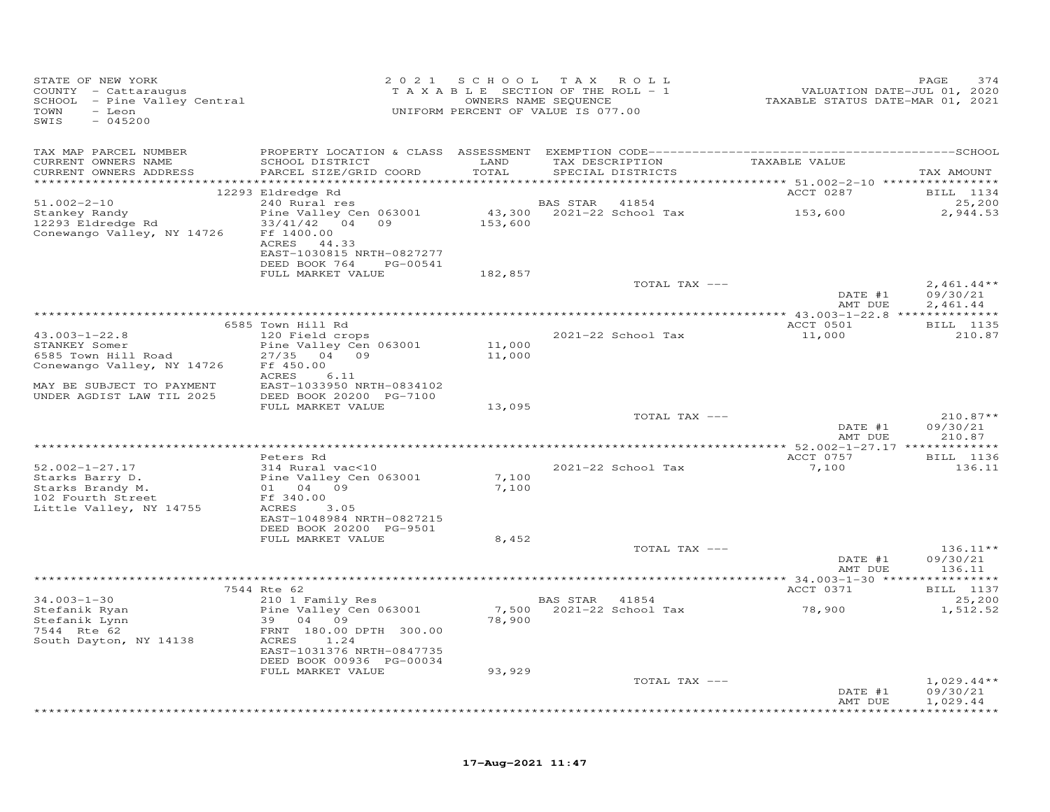STATE OF NEW YORK
COUNTY - Cattaraugus
SCHOOL - Pine Valley Central
TOWN - Leon
SWIS - 045200

2021 SCHOOL TAX ROLL
TAXABLE SECTION OF THE ROLL - 1
OWNERS NAME SEQUENCE
UNIFORM PERCENT OF VALUE IS 077.00

VALUATION DATE-JUL 01, 2020
TAXABLE STATUS DATE-MAR 01, 2021

| TAX MAP PARCEL NUMBER / CURRENT OWNERS NAME / CURRENT OWNERS ADDRESS | PROPERTY LOCATION & CLASS / SCHOOL DISTRICT / PARCEL SIZE/GRID COORD | ASSESSMENT LAND / TOTAL | EXEMPTION CODE / TAX DESCRIPTION / SPECIAL DISTRICTS | TAXABLE VALUE | TAX AMOUNT |
|---|---|---|---|---|---|
| | 12293 Eldredge Rd | | | ACCT 0287 | BILL 1134 |
| 51.002-2-10 | 240 Rural res | | BAS STAR 41854 | | 25,200 |
| Stankey Randy | Pine Valley Cen 063001 | 43,300 | 2021-22 School Tax | 153,600 | 2,944.53 |
| 12293 Eldredge Rd | 33/41/42 04 09 | 153,600 | | | |
| Conewango Valley, NY 14726 | Ff 1400.00 | | | | |
| | ACRES 44.33 | | | | |
| | EAST-1030815 NRTH-0827277 | | | | |
| | DEED BOOK 764 PG-00541 | | | | |
| | FULL MARKET VALUE | 182,857 | | | |
| | | | TOTAL TAX --- | | 2,461.44** |
| | | | | DATE #1 | 09/30/21 |
| | | | | AMT DUE | 2,461.44 |
| | 6585 Town Hill Rd | | | ACCT 0501 | BILL 1135 |
| 43.003-1-22.8 | 120 Field crops | | 2021-22 School Tax | 11,000 | 210.87 |
| STANKEY Somer | Pine Valley Cen 063001 | 11,000 | | | |
| 6585 Town Hill Road | 27/35 04 09 | 11,000 | | | |
| Conewango Valley, NY 14726 | Ff 450.00 | | | | |
| | ACRES 6.11 | | | | |
| MAY BE SUBJECT TO PAYMENT | EAST-1033950 NRTH-0834102 | | | | |
| UNDER AGDIST LAW TIL 2025 | DEED BOOK 20200 PG-7100 | | | | |
| | FULL MARKET VALUE | 13,095 | | | |
| | | | TOTAL TAX --- | | 210.87** |
| | | | | DATE #1 | 09/30/21 |
| | | | | AMT DUE | 210.87 |
| | Peters Rd | | | ACCT 0757 | BILL 1136 |
| 52.002-1-27.17 | 314 Rural vac<10 | | 2021-22 School Tax | 7,100 | 136.11 |
| Starks Barry D. | Pine Valley Cen 063001 | 7,100 | | | |
| Starks Brandy M. | 01 04 09 | 7,100 | | | |
| 102 Fourth Street | Ff 340.00 | | | | |
| Little Valley, NY 14755 | ACRES 3.05 | | | | |
| | EAST-1048984 NRTH-0827215 | | | | |
| | DEED BOOK 20200 PG-9501 | | | | |
| | FULL MARKET VALUE | 8,452 | | | |
| | | | TOTAL TAX --- | | 136.11** |
| | | | | DATE #1 | 09/30/21 |
| | | | | AMT DUE | 136.11 |
| | 7544 Rte 62 | | | ACCT 0371 | BILL 1137 |
| 34.003-1-30 | 210 1 Family Res | | BAS STAR 41854 | | 25,200 |
| Stefanik Ryan | Pine Valley Cen 063001 | 7,500 | 2021-22 School Tax | 78,900 | 1,512.52 |
| Stefanik Lynn | 39 04 09 | 78,900 | | | |
| 7544 Rte 62 | FRNT 180.00 DPTH 300.00 | | | | |
| South Dayton, NY 14138 | ACRES 1.24 | | | | |
| | EAST-1031376 NRTH-0847735 | | | | |
| | DEED BOOK 00936 PG-00034 | | | | |
| | FULL MARKET VALUE | 93,929 | | | |
| | | | TOTAL TAX --- | | 1,029.44** |
| | | | | DATE #1 | 09/30/21 |
| | | | | AMT DUE | 1,029.44 |

17-Aug-2021 11:47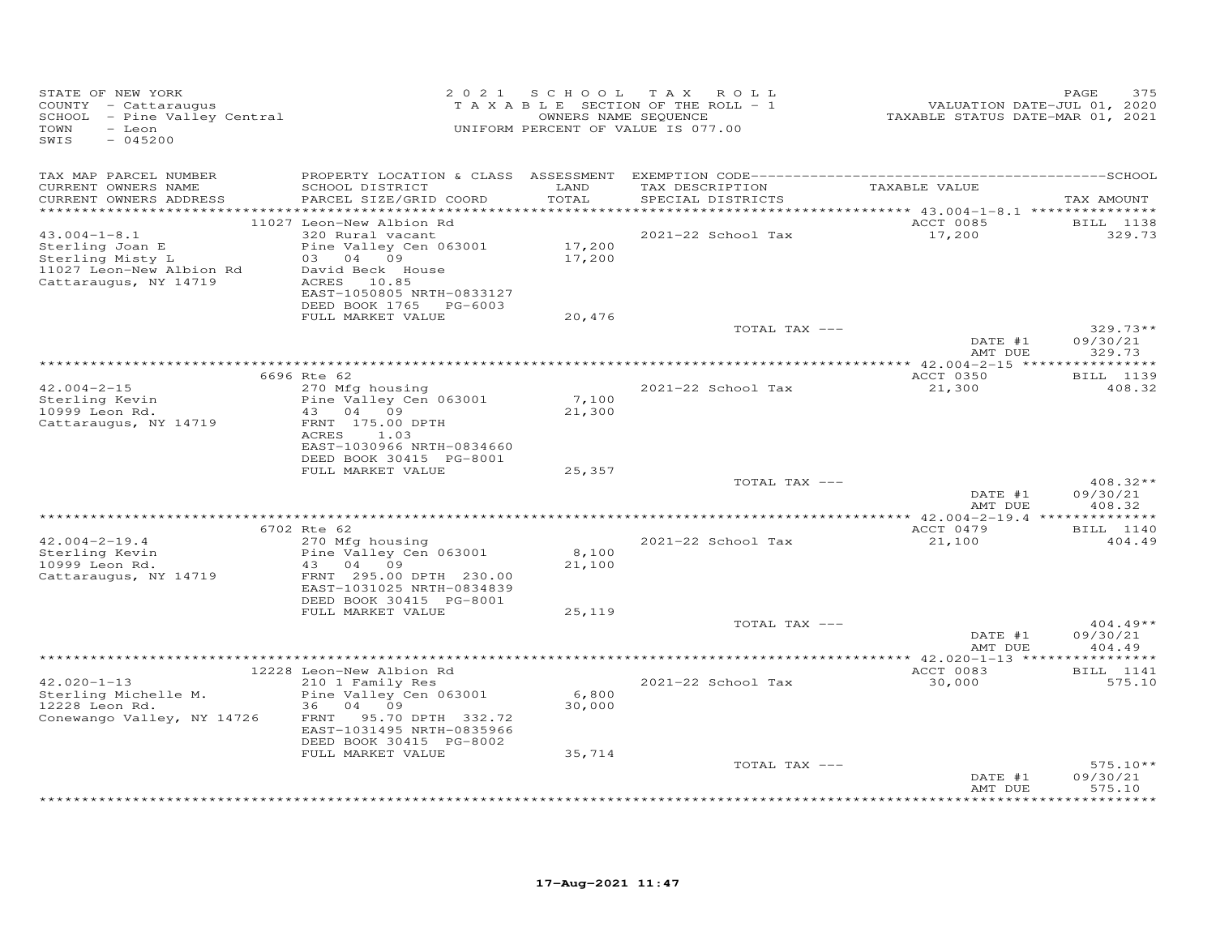STATE OF NEW YORK
COUNTY - Cattaraugus
SCHOOL - Pine Valley Central
TOWN - Leon
SWIS - 045200

2021 SCHOOL TAX ROLL
TAXABLE SECTION OF THE ROLL - 1
OWNERS NAME SEQUENCE
UNIFORM PERCENT OF VALUE IS 077.00

VALUATION DATE-JUL 01, 2020
TAXABLE STATUS DATE-MAR 01, 2021

| TAX MAP PARCEL NUMBER / CURRENT OWNERS NAME / CURRENT OWNERS ADDRESS | PROPERTY LOCATION & CLASS / SCHOOL DISTRICT / PARCEL SIZE/GRID COORD | ASSESSMENT LAND / TOTAL | EXEMPTION CODE / TAX DESCRIPTION / SPECIAL DISTRICTS | TAXABLE VALUE | TAX AMOUNT |
|---|---|---|---|---|---|
| | 11027 Leon-New Albion Rd | | | ACCT 0085 | BILL 1138 |
| 43.004-1-8.1 | 320 Rural vacant | | 2021-22 School Tax | 17,200 | 329.73 |
| Sterling Joan E | Pine Valley Cen 063001 | 17,200 | | | |
| Sterling Misty L | 03 04 09 | 17,200 | | | |
| 11027 Leon-New Albion Rd | David Beck House | | | | |
| Cattaraugus, NY 14719 | ACRES 10.85 | | | | |
| | EAST-1050805 NRTH-0833127 | | | | |
| | DEED BOOK 1765 PG-6003 | | | | |
| | FULL MARKET VALUE | 20,476 | | | |
| | | | TOTAL TAX --- | | 329.73** |
| | | | | DATE #1 | 09/30/21 |
| | | | | AMT DUE | 329.73 |
| | 6696 Rte 62 | | | ACCT 0350 | BILL 1139 |
| 42.004-2-15 | 270 Mfg housing | | 2021-22 School Tax | 21,300 | 408.32 |
| Sterling Kevin | Pine Valley Cen 063001 | 7,100 | | | |
| 10999 Leon Rd. | 43 04 09 | 21,300 | | | |
| Cattaraugus, NY 14719 | FRNT 175.00 DPTH | | | | |
| | ACRES 1.03 | | | | |
| | EAST-1030966 NRTH-0834660 | | | | |
| | DEED BOOK 30415 PG-8001 | | | | |
| | FULL MARKET VALUE | 25,357 | | | |
| | | | TOTAL TAX --- | | 408.32** |
| | | | | DATE #1 | 09/30/21 |
| | | | | AMT DUE | 408.32 |
| | 6702 Rte 62 | | | ACCT 0479 | BILL 1140 |
| 42.004-2-19.4 | 270 Mfg housing | | 2021-22 School Tax | 21,100 | 404.49 |
| Sterling Kevin | Pine Valley Cen 063001 | 8,100 | | | |
| 10999 Leon Rd. | 43 04 09 | 21,100 | | | |
| Cattaraugus, NY 14719 | FRNT 295.00 DPTH 230.00 | | | | |
| | EAST-1031025 NRTH-0834839 | | | | |
| | DEED BOOK 30415 PG-8001 | | | | |
| | FULL MARKET VALUE | 25,119 | | | |
| | | | TOTAL TAX --- | | 404.49** |
| | | | | DATE #1 | 09/30/21 |
| | | | | AMT DUE | 404.49 |
| | 12228 Leon-New Albion Rd | | | ACCT 0083 | BILL 1141 |
| 42.020-1-13 | 210 1 Family Res | | 2021-22 School Tax | 30,000 | 575.10 |
| Sterling Michelle M. | Pine Valley Cen 063001 | 6,800 | | | |
| 12228 Leon Rd. | 36 04 09 | 30,000 | | | |
| Conewango Valley, NY 14726 | FRNT 95.70 DPTH 332.72 | | | | |
| | EAST-1031495 NRTH-0835966 | | | | |
| | DEED BOOK 30415 PG-8002 | | | | |
| | FULL MARKET VALUE | 35,714 | | | |
| | | | TOTAL TAX --- | | 575.10** |
| | | | | DATE #1 | 09/30/21 |
| | | | | AMT DUE | 575.10 |

17-Aug-2021 11:47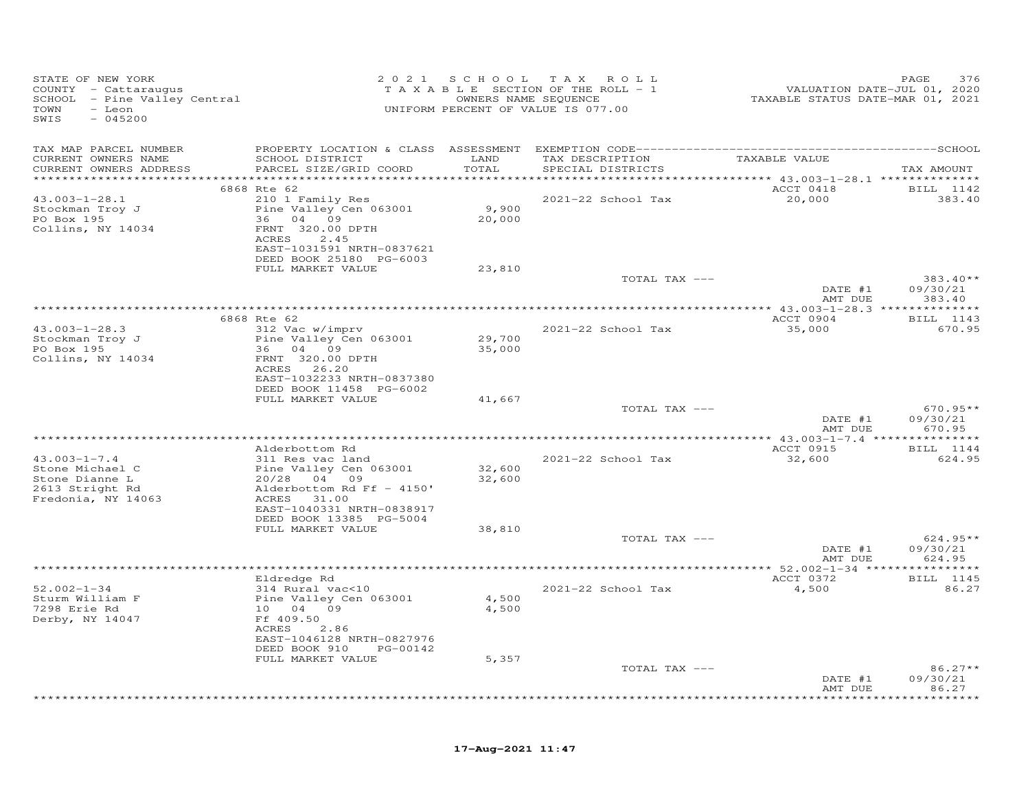STATE OF NEW YORK
COUNTY - Cattaraugus
SCHOOL - Pine Valley Central
TOWN - Leon
SWIS - 045200

2021 SCHOOL TAX ROLL
TAXABLE SECTION OF THE ROLL - 1
OWNERS NAME SEQUENCE
UNIFORM PERCENT OF VALUE IS 077.00

VALUATION DATE-JUL 01, 2020
TAXABLE STATUS DATE-MAR 01, 2021

| TAX MAP PARCEL NUMBER / CURRENT OWNERS NAME / CURRENT OWNERS ADDRESS | PROPERTY LOCATION & CLASS / SCHOOL DISTRICT / PARCEL SIZE/GRID COORD | ASSESSMENT LAND / TOTAL | EXEMPTION CODE / TAX DESCRIPTION / SPECIAL DISTRICTS | TAXABLE VALUE | TAX AMOUNT |
|---|---|---|---|---|---|
| **43.003-1-28.1** | 6868 Rte 62 | | | ACCT 0418 | BILL 1142 |
| Stockman Troy J | 210 1 Family Res | | 2021-22 School Tax | 20,000 | 383.40 |
| PO Box 195 | Pine Valley Cen 063001 | 9,900 | | | |
| Collins, NY 14034 | 36 04 09 | 20,000 | | | |
| | FRNT 320.00 DPTH | | | | |
| | ACRES 2.45 | | | | |
| | EAST-1031591 NRTH-0837621 | | | | |
| | DEED BOOK 25180 PG-6003 | | | | |
| | FULL MARKET VALUE | 23,810 | | | |
| | | | TOTAL TAX --- | | 383.40** |
| | | | | DATE #1 | 09/30/21 |
| | | | | AMT DUE | 383.40 |
| **43.003-1-28.3** | 6868 Rte 62 | | | ACCT 0904 | BILL 1143 |
| Stockman Troy J | 312 Vac w/imprv | | 2021-22 School Tax | 35,000 | 670.95 |
| PO Box 195 | Pine Valley Cen 063001 | 29,700 | | | |
| Collins, NY 14034 | 36 04 09 | 35,000 | | | |
| | FRNT 320.00 DPTH | | | | |
| | ACRES 26.20 | | | | |
| | EAST-1032233 NRTH-0837380 | | | | |
| | DEED BOOK 11458 PG-6002 | | | | |
| | FULL MARKET VALUE | 41,667 | | | |
| | | | TOTAL TAX --- | | 670.95** |
| | | | | DATE #1 | 09/30/21 |
| | | | | AMT DUE | 670.95 |
| **43.003-1-7.4** | Alderbottom Rd | | | ACCT 0915 | BILL 1144 |
| Stone Michael C | 311 Res vac land | | 2021-22 School Tax | 32,600 | 624.95 |
| Stone Dianne L | Pine Valley Cen 063001 | 32,600 | | | |
| 2613 Stright Rd | 20/28 04 09 | 32,600 | | | |
| Fredonia, NY 14063 | Alderbottom Rd Ff - 4150' | | | | |
| | ACRES 31.00 | | | | |
| | EAST-1040331 NRTH-0838917 | | | | |
| | DEED BOOK 13385 PG-5004 | | | | |
| | FULL MARKET VALUE | 38,810 | | | |
| | | | TOTAL TAX --- | | 624.95** |
| | | | | DATE #1 | 09/30/21 |
| | | | | AMT DUE | 624.95 |
| **52.002-1-34** | Eldredge Rd | | | ACCT 0372 | BILL 1145 |
| Sturm William F | 314 Rural vac<10 | | 2021-22 School Tax | 4,500 | 86.27 |
| 7298 Erie Rd | Pine Valley Cen 063001 | 4,500 | | | |
| Derby, NY 14047 | 10 04 09 | 4,500 | | | |
| | Ff 409.50 | | | | |
| | ACRES 2.86 | | | | |
| | EAST-1046128 NRTH-0827976 | | | | |
| | DEED BOOK 910 PG-00142 | | | | |
| | FULL MARKET VALUE | 5,357 | | | |
| | | | TOTAL TAX --- | | 86.27** |
| | | | | DATE #1 | 09/30/21 |
| | | | | AMT DUE | 86.27 |

17-Aug-2021 11:47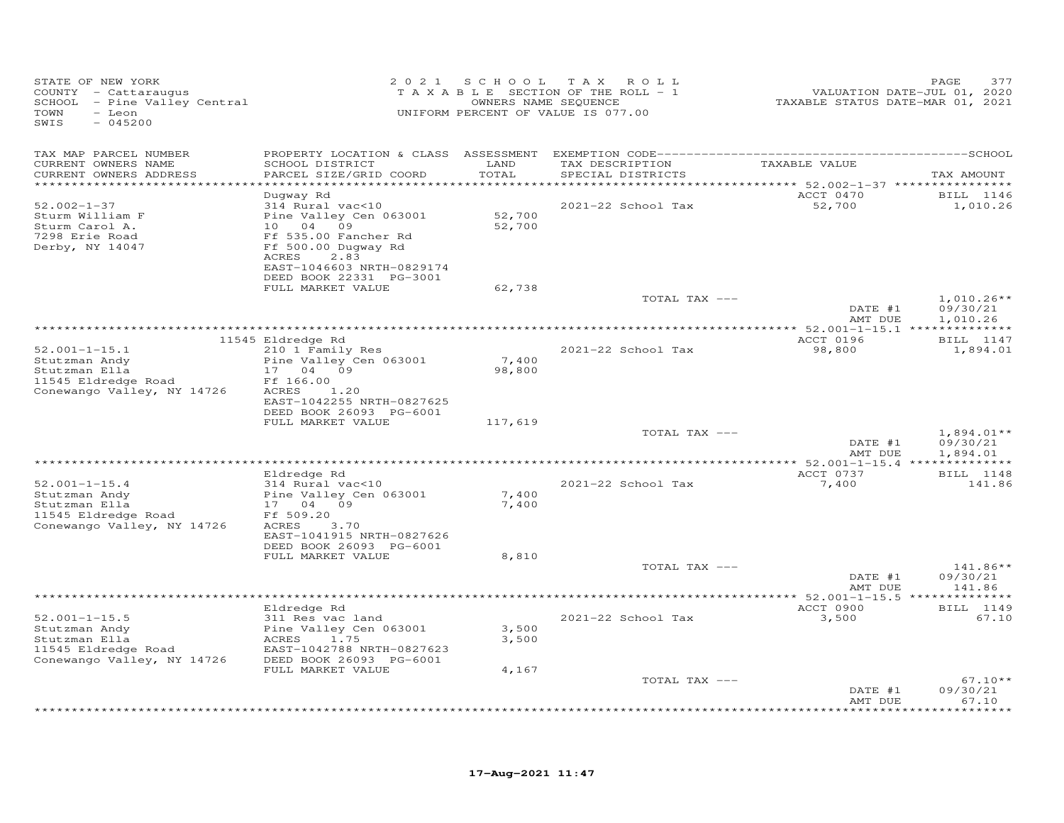STATE OF NEW YORK
COUNTY - Cattaraugus
SCHOOL - Pine Valley Central
TOWN - Leon
SWIS - 045200

2021 SCHOOL TAX ROLL
TAXABLE SECTION OF THE ROLL - 1
OWNERS NAME SEQUENCE
UNIFORM PERCENT OF VALUE IS 077.00

VALUATION DATE-JUL 01, 2020
TAXABLE STATUS DATE-MAR 01, 2021

| TAX MAP PARCEL NUMBER / CURRENT OWNERS NAME / CURRENT OWNERS ADDRESS | PROPERTY LOCATION & CLASS / SCHOOL DISTRICT / PARCEL SIZE/GRID COORD | ASSESSMENT LAND / TOTAL | EXEMPTION CODE / TAX DESCRIPTION / SPECIAL DISTRICTS | TAXABLE VALUE | TAX AMOUNT |
|---|---|---|---|---|---|
| 52.002-1-37 | Dugway Rd | | | ACCT 0470 | BILL 1146 |
| Sturm William F | 314 Rural vac<10 | | 2021-22 School Tax | 52,700 | 1,010.26 |
| Sturm Carol A. | Pine Valley Cen 063001 | 52,700 | | | |
| 7298 Erie Road | 10 04 09 | 52,700 | | | |
| Derby, NY 14047 | Ff 535.00 Fancher Rd | | | | |
| | Ff 500.00 Dugway Rd | | | | |
| | ACRES 2.83 | | | | |
| | EAST-1046603 NRTH-0829174 | | | | |
| | DEED BOOK 22331 PG-3001 | | | | |
| | FULL MARKET VALUE | 62,738 | | | |
| | | | TOTAL TAX --- | | 1,010.26** |
| | | | | DATE #1 | 09/30/21 |
| | | | | AMT DUE | 1,010.26 |
| 52.001-1-15.1 | 11545 Eldredge Rd | | | ACCT 0196 | BILL 1147 |
| Stutzman Andy | 210 1 Family Res | | 2021-22 School Tax | 98,800 | 1,894.01 |
| Stutzman Ella | Pine Valley Cen 063001 | 7,400 | | | |
| 11545 Eldredge Road | 17 04 09 | 98,800 | | | |
| Conewango Valley, NY 14726 | Ff 166.00 | | | | |
| | ACRES 1.20 | | | | |
| | EAST-1042255 NRTH-0827625 | | | | |
| | DEED BOOK 26093 PG-6001 | | | | |
| | FULL MARKET VALUE | 117,619 | | | |
| | | | TOTAL TAX --- | | 1,894.01** |
| | | | | DATE #1 | 09/30/21 |
| | | | | AMT DUE | 1,894.01 |
| 52.001-1-15.4 | Eldredge Rd | | | ACCT 0737 | BILL 1148 |
| Stutzman Andy | 314 Rural vac<10 | | 2021-22 School Tax | 7,400 | 141.86 |
| Stutzman Ella | Pine Valley Cen 063001 | 7,400 | | | |
| 11545 Eldredge Road | 17 04 09 | 7,400 | | | |
| Conewango Valley, NY 14726 | Ff 509.20 | | | | |
| | ACRES 3.70 | | | | |
| | EAST-1041915 NRTH-0827626 | | | | |
| | DEED BOOK 26093 PG-6001 | | | | |
| | FULL MARKET VALUE | 8,810 | | | |
| | | | TOTAL TAX --- | | 141.86** |
| | | | | DATE #1 | 09/30/21 |
| | | | | AMT DUE | 141.86 |
| 52.001-1-15.5 | Eldredge Rd | | | ACCT 0900 | BILL 1149 |
| Stutzman Andy | 311 Res vac land | | 2021-22 School Tax | 3,500 | 67.10 |
| Stutzman Ella | Pine Valley Cen 063001 | 3,500 | | | |
| 11545 Eldredge Road | ACRES 1.75 | 3,500 | | | |
| Conewango Valley, NY 14726 | EAST-1042788 NRTH-0827623 | | | | |
| | DEED BOOK 26093 PG-6001 | | | | |
| | FULL MARKET VALUE | 4,167 | | | |
| | | | TOTAL TAX --- | | 67.10** |
| | | | | DATE #1 | 09/30/21 |
| | | | | AMT DUE | 67.10 |

17-Aug-2021 11:47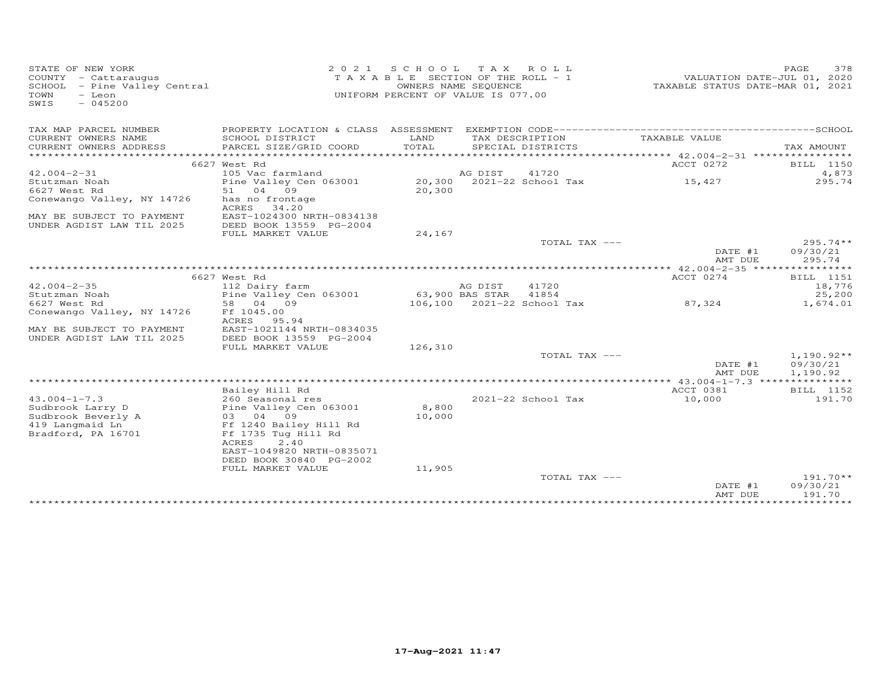STATE OF NEW YORK
COUNTY - Cattaraugus
SCHOOL - Pine Valley Central
TOWN - Leon
SWIS - 045200

2 0 2 1 S C H O O L T A X R O L L
T A X A B L E SECTION OF THE ROLL - 1
OWNERS NAME SEQUENCE
UNIFORM PERCENT OF VALUE IS 077.00

VALUATION DATE-JUL 01, 2020
TAXABLE STATUS DATE-MAR 01, 2021

| TAX MAP PARCEL NUMBER<br>CURRENT OWNERS NAME<br>CURRENT OWNERS ADDRESS | PROPERTY LOCATION & CLASS<br>SCHOOL DISTRICT<br>PARCEL SIZE/GRID COORD | ASSESSMENT<br>LAND<br>TOTAL | EXEMPTION CODE<br>TAX DESCRIPTION<br>SPECIAL DISTRICTS | | TAXABLE VALUE | SCHOOL<br><br>TAX AMOUNT |
|---|---|---|---|---|---|---|
| | 6627 West Rd | | | | ACCT 0272 | BILL 1150 |
| 42.004-2-31 | 105 Vac farmland | | AG DIST | 41720 | | 4,873 |
| Stutzman Noah | Pine Valley Cen 063001 | 20,300 | 2021-22 School Tax | | 15,427 | 295.74 |
| 6627 West Rd | 51 04 09 | 20,300 | | | | |
| Conewango Valley, NY 14726 | has no frontage | | | | | |
| | ACRES 34.20 | | | | | |
| MAY BE SUBJECT TO PAYMENT | EAST-1024300 NRTH-0834138 | | | | | |
| UNDER AGDIST LAW TIL 2025 | DEED BOOK 13559 PG-2004 | | | | | |
| | FULL MARKET VALUE | 24,167 | | | | |
| | | | TOTAL TAX --- | | | 295.74** |
| | | | | | DATE #1 | 09/30/21 |
| | | | | | AMT DUE | 295.74 |
| | 6627 West Rd | | | | ACCT 0274 | BILL 1151 |
| 42.004-2-35 | 112 Dairy farm | | AG DIST | 41720 | | 18,776 |
| Stutzman Noah | Pine Valley Cen 063001 | 63,900 | BAS STAR | 41854 | | 25,200 |
| 6627 West Rd | 58 04 09 | 106,100 | 2021-22 School Tax | | 87,324 | 1,674.01 |
| Conewango Valley, NY 14726 | Ff 1045.00 | | | | | |
| | ACRES 95.94 | | | | | |
| MAY BE SUBJECT TO PAYMENT | EAST-1021144 NRTH-0834035 | | | | | |
| UNDER AGDIST LAW TIL 2025 | DEED BOOK 13559 PG-2004 | | | | | |
| | FULL MARKET VALUE | 126,310 | | | | |
| | | | TOTAL TAX --- | | | 1,190.92** |
| | | | | | DATE #1 | 09/30/21 |
| | | | | | AMT DUE | 1,190.92 |
| | Bailey Hill Rd | | | | ACCT 0381 | BILL 1152 |
| 43.004-1-7.3 | 260 Seasonal res | | 2021-22 School Tax | | 10,000 | 191.70 |
| Sudbrook Larry D | Pine Valley Cen 063001 | 8,800 | | | | |
| Sudbrook Beverly A | 03 04 09 | 10,000 | | | | |
| 419 Langmaid Ln | Ff 1240 Bailey Hill Rd | | | | | |
| Bradford, PA 16701 | Ff 1735 Tug Hill Rd | | | | | |
| | ACRES 2.40 | | | | | |
| | EAST-1049820 NRTH-0835071 | | | | | |
| | DEED BOOK 30840 PG-2002 | | | | | |
| | FULL MARKET VALUE | 11,905 | | | | |
| | | | TOTAL TAX --- | | | 191.70** |
| | | | | | DATE #1 | 09/30/21 |
| | | | | | AMT DUE | 191.70 |

17-Aug-2021 11:47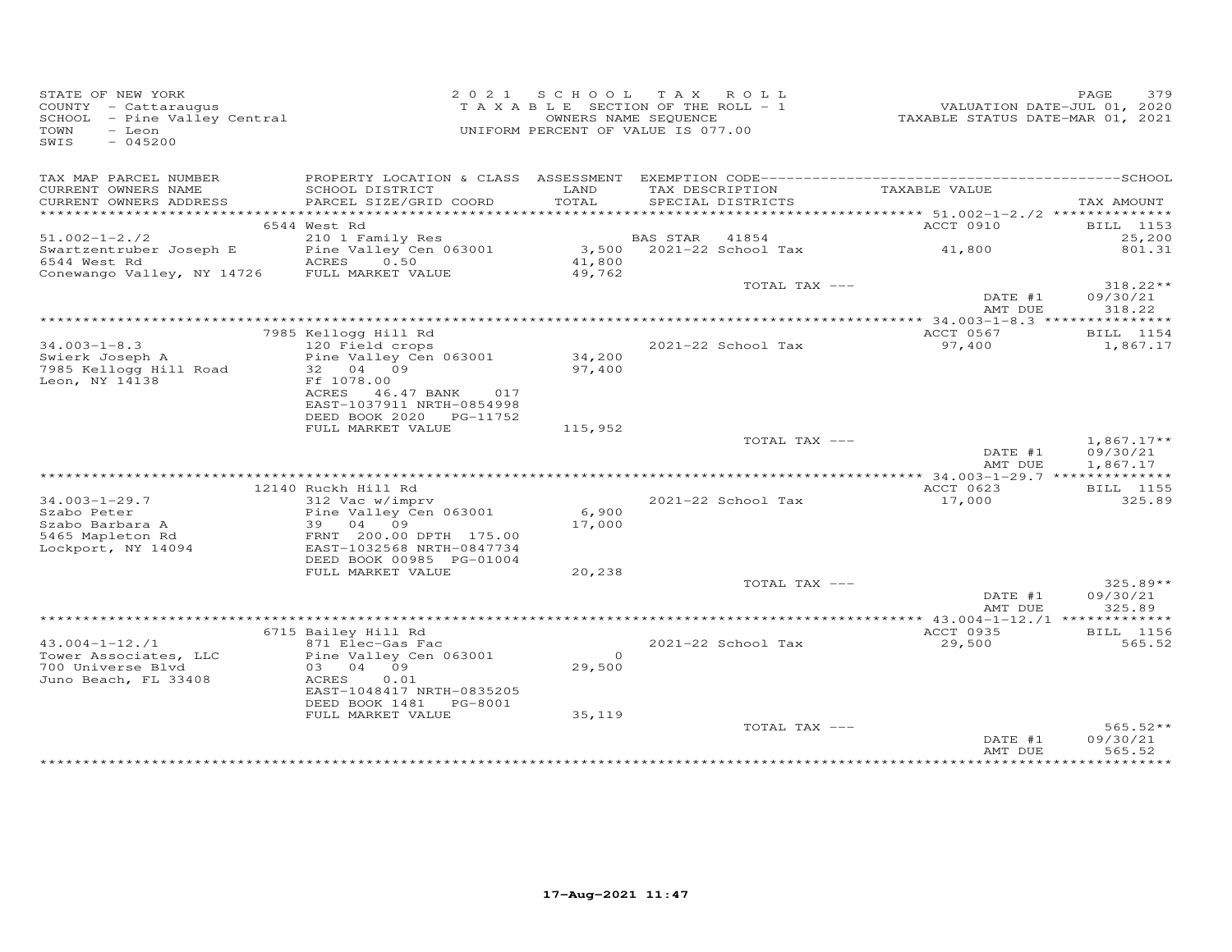STATE OF NEW YORK
COUNTY - Cattaraugus
SCHOOL - Pine Valley Central
TOWN - Leon
SWIS - 045200

2021 SCHOOL TAX ROLL
TAXABLE SECTION OF THE ROLL - 1
OWNERS NAME SEQUENCE
UNIFORM PERCENT OF VALUE IS 077.00

VALUATION DATE-JUL 01, 2020
TAXABLE STATUS DATE-MAR 01, 2021

| TAX MAP PARCEL NUMBER / CURRENT OWNERS NAME / CURRENT OWNERS ADDRESS | PROPERTY LOCATION & CLASS / SCHOOL DISTRICT / PARCEL SIZE/GRID COORD | ASSESSMENT LAND / TOTAL | EXEMPTION CODE / TAX DESCRIPTION / SPECIAL DISTRICTS | TAXABLE VALUE | TAX AMOUNT |
|---|---|---|---|---|---|
| 51.002-1-2./2 | 6544 West Rd | | | ACCT 0910 | BILL 1153 |
| 51.002-1-2./2 | 210 1 Family Res | | BAS STAR 41854 | | 25,200 |
| Swartzentruber Joseph E | Pine Valley Cen 063001 | 3,500 | 2021-22 School Tax | 41,800 | 801.31 |
| 6544 West Rd | ACRES 0.50 | 41,800 | | | |
| Conewango Valley, NY 14726 | FULL MARKET VALUE | 49,762 | | | |
| | | | TOTAL TAX --- | | 318.22** |
| | | | | DATE #1 | 09/30/21 |
| | | | | AMT DUE | 318.22 |
| 34.003-1-8.3 | 7985 Kellogg Hill Rd | | | ACCT 0567 | BILL 1154 |
| 34.003-1-8.3 | 120 Field crops | | 2021-22 School Tax | 97,400 | 1,867.17 |
| Swierk Joseph A | Pine Valley Cen 063001 | 34,200 | | | |
| 7985 Kellogg Hill Road | 32 04 09 | 97,400 | | | |
| Leon, NY 14138 | Ff 1078.00 | | | | |
| | ACRES 46.47 BANK 017 | | | | |
| | EAST-1037911 NRTH-0854998 | | | | |
| | DEED BOOK 2020 PG-11752 | | | | |
| | FULL MARKET VALUE | 115,952 | | | |
| | | | TOTAL TAX --- | | 1,867.17** |
| | | | | DATE #1 | 09/30/21 |
| | | | | AMT DUE | 1,867.17 |
| 34.003-1-29.7 | 12140 Ruckh Hill Rd | | | ACCT 0623 | BILL 1155 |
| 34.003-1-29.7 | 312 Vac w/imprv | | 2021-22 School Tax | 17,000 | 325.89 |
| Szabo Peter | Pine Valley Cen 063001 | 6,900 | | | |
| Szabo Barbara A | 39 04 09 | 17,000 | | | |
| 5465 Mapleton Rd | FRNT 200.00 DPTH 175.00 | | | | |
| Lockport, NY 14094 | EAST-1032568 NRTH-0847734 | | | | |
| | DEED BOOK 00985 PG-01004 | | | | |
| | FULL MARKET VALUE | 20,238 | | | |
| | | | TOTAL TAX --- | | 325.89** |
| | | | | DATE #1 | 09/30/21 |
| | | | | AMT DUE | 325.89 |
| 43.004-1-12./1 | 6715 Bailey Hill Rd | | | ACCT 0935 | BILL 1156 |
| 43.004-1-12./1 | 871 Elec-Gas Fac | | 2021-22 School Tax | 29,500 | 565.52 |
| Tower Associates, LLC | Pine Valley Cen 063001 | 0 | | | |
| 700 Universe Blvd | 03 04 09 | 29,500 | | | |
| Juno Beach, FL 33408 | ACRES 0.01 | | | | |
| | EAST-1048417 NRTH-0835205 | | | | |
| | DEED BOOK 1481 PG-8001 | | | | |
| | FULL MARKET VALUE | 35,119 | | | |
| | | | TOTAL TAX --- | | 565.52** |
| | | | | DATE #1 | 09/30/21 |
| | | | | AMT DUE | 565.52 |

17-Aug-2021 11:47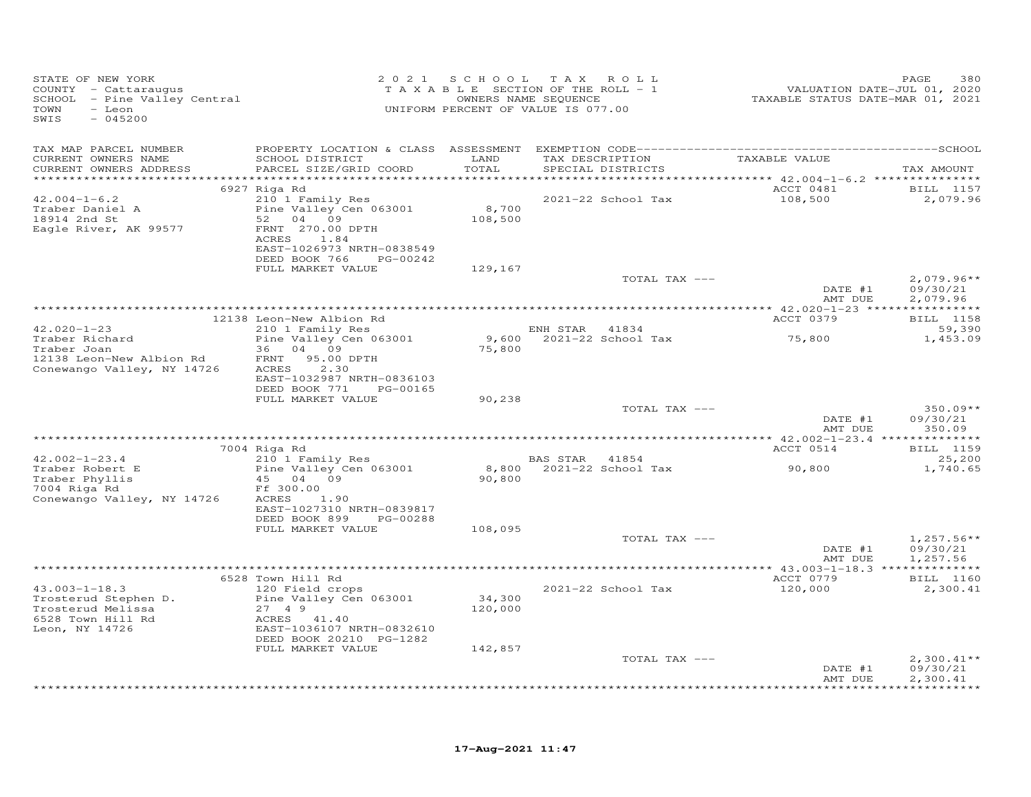STATE OF NEW YORK
COUNTY - Cattaraugus
SCHOOL - Pine Valley Central
TOWN - Leon
SWIS - 045200

2021 SCHOOL TAX ROLL
TAXABLE SECTION OF THE ROLL - 1
OWNERS NAME SEQUENCE
UNIFORM PERCENT OF VALUE IS 077.00

VALUATION DATE-JUL 01, 2020
TAXABLE STATUS DATE-MAR 01, 2021

| TAX MAP PARCEL NUMBER / CURRENT OWNERS NAME / CURRENT OWNERS ADDRESS | PROPERTY LOCATION & CLASS / SCHOOL DISTRICT / PARCEL SIZE/GRID COORD | ASSESSMENT LAND / TOTAL | EXEMPTION CODE / TAX DESCRIPTION / SPECIAL DISTRICTS | TAXABLE VALUE | TAX AMOUNT |
|---|---|---|---|---|---|
| **42.004-1-6.2** | 6927 Riga Rd | | | ACCT 0481 | BILL 1157 |
| Traber Daniel A | 210 1 Family Res | | 2021-22 School Tax | 108,500 | 2,079.96 |
| 18914 2nd St | Pine Valley Cen 063001 | 8,700 | | | |
| Eagle River, AK 99577 | 52 04 09 | 108,500 | | | |
| | FRNT 270.00 DPTH | | | | |
| | ACRES 1.84 | | | | |
| | EAST-1026973 NRTH-0838549 | | | | |
| | DEED BOOK 766 PG-00242 | | | | |
| | FULL MARKET VALUE | 129,167 | | | |
| | | | TOTAL TAX --- | | 2,079.96** |
| | | | | DATE #1 | 09/30/21 |
| | | | | AMT DUE | 2,079.96 |
| **42.020-1-23** | 12138 Leon-New Albion Rd | | | ACCT 0379 | BILL 1158 |
| Traber Richard | 210 1 Family Res | | ENH STAR 41834 | | 59,390 |
| Traber Joan | Pine Valley Cen 063001 | 9,600 | 2021-22 School Tax | 75,800 | 1,453.09 |
| 12138 Leon-New Albion Rd | 36 04 09 | 75,800 | | | |
| Conewango Valley, NY 14726 | FRNT 95.00 DPTH | | | | |
| | ACRES 2.30 | | | | |
| | EAST-1032987 NRTH-0836103 | | | | |
| | DEED BOOK 771 PG-00165 | | | | |
| | FULL MARKET VALUE | 90,238 | | | |
| | | | TOTAL TAX --- | | 350.09** |
| | | | | DATE #1 | 09/30/21 |
| | | | | AMT DUE | 350.09 |
| **42.002-1-23.4** | 7004 Riga Rd | | | ACCT 0514 | BILL 1159 |
| Traber Robert E | 210 1 Family Res | | BAS STAR 41854 | | 25,200 |
| Traber Phyllis | Pine Valley Cen 063001 | 8,800 | 2021-22 School Tax | 90,800 | 1,740.65 |
| 7004 Riga Rd | 45 04 09 | 90,800 | | | |
| Conewango Valley, NY 14726 | Ff 300.00 | | | | |
| | ACRES 1.90 | | | | |
| | EAST-1027310 NRTH-0839817 | | | | |
| | DEED BOOK 899 PG-00288 | | | | |
| | FULL MARKET VALUE | 108,095 | | | |
| | | | TOTAL TAX --- | | 1,257.56** |
| | | | | DATE #1 | 09/30/21 |
| | | | | AMT DUE | 1,257.56 |
| **43.003-1-18.3** | 6528 Town Hill Rd | | | ACCT 0779 | BILL 1160 |
| Trosterud Stephen D. | 120 Field crops | | 2021-22 School Tax | 120,000 | 2,300.41 |
| Trosterud Melissa | Pine Valley Cen 063001 | 34,300 | | | |
| 6528 Town Hill Rd | 27 4 9 | 120,000 | | | |
| Leon, NY 14726 | ACRES 41.40 | | | | |
| | EAST-1036107 NRTH-0832610 | | | | |
| | DEED BOOK 20210 PG-1282 | | | | |
| | FULL MARKET VALUE | 142,857 | | | |
| | | | TOTAL TAX --- | | 2,300.41** |
| | | | | DATE #1 | 09/30/21 |
| | | | | AMT DUE | 2,300.41 |

17-Aug-2021 11:47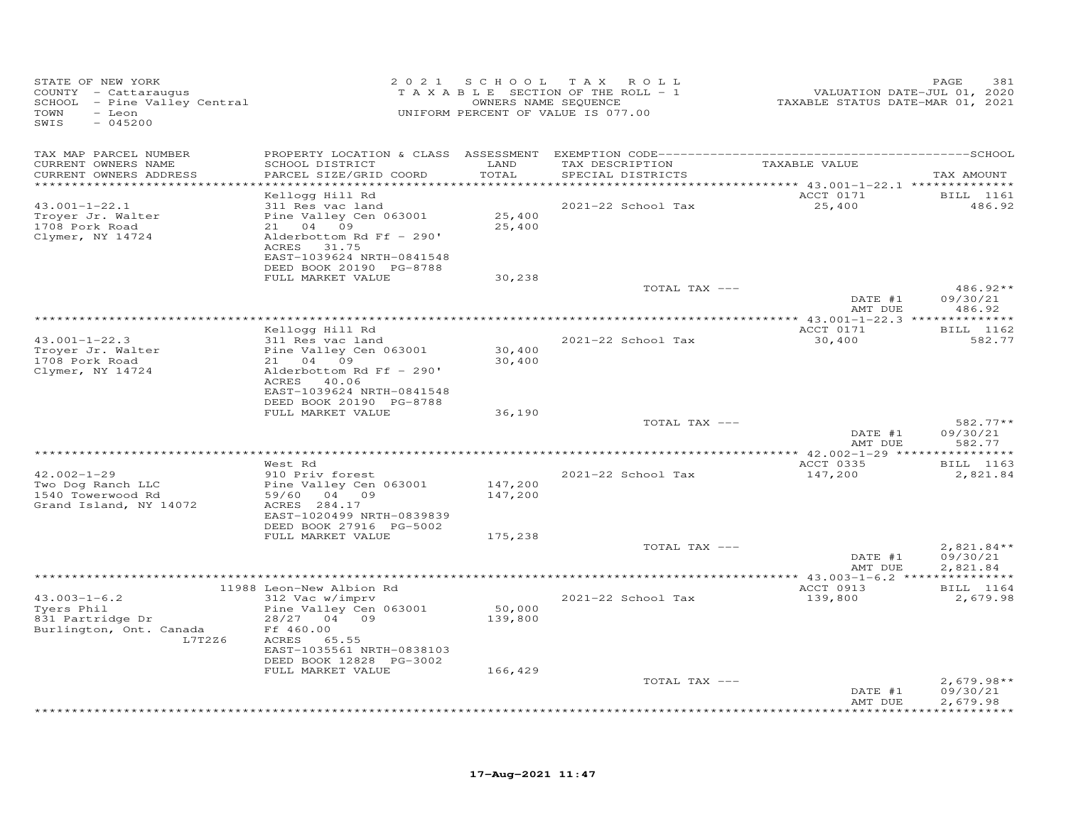STATE OF NEW YORK
COUNTY - Cattaraugus
SCHOOL - Pine Valley Central
TOWN - Leon
SWIS - 045200

2021 SCHOOL TAX ROLL
TAXABLE SECTION OF THE ROLL - 1
OWNERS NAME SEQUENCE
UNIFORM PERCENT OF VALUE IS 077.00

VALUATION DATE-JUL 01, 2020
TAXABLE STATUS DATE-MAR 01, 2021

| TAX MAP PARCEL NUMBER / CURRENT OWNERS NAME / CURRENT OWNERS ADDRESS | PROPERTY LOCATION & CLASS / SCHOOL DISTRICT / PARCEL SIZE/GRID COORD | ASSESSMENT LAND / TOTAL | EXEMPTION CODE / TAX DESCRIPTION / SPECIAL DISTRICTS | TAXABLE VALUE | TAX AMOUNT |
|---|---|---|---|---|---|
| 43.001-1-22.1 | Kellogg Hill Rd | | | ACCT 0171 | BILL 1161 |
| Troyer Jr. Walter | 311 Res vac land | | 2021-22 School Tax | 25,400 | 486.92 |
| 1708 Pork Road | Pine Valley Cen 063001 | 25,400 | | | |
| Clymer, NY 14724 | 21 04 09 | 25,400 | | | |
| | Alderbottom Rd Ff - 290' | | | | |
| | ACRES 31.75 | | | | |
| | EAST-1039624 NRTH-0841548 | | | | |
| | DEED BOOK 20190 PG-8788 | | | | |
| | FULL MARKET VALUE | 30,238 | | | |
| | | | TOTAL TAX --- | | 486.92** |
| | | | | DATE #1 | 09/30/21 |
| | | | | AMT DUE | 486.92 |
| 43.001-1-22.3 | Kellogg Hill Rd | | | ACCT 0171 | BILL 1162 |
| Troyer Jr. Walter | 311 Res vac land | | 2021-22 School Tax | 30,400 | 582.77 |
| 1708 Pork Road | Pine Valley Cen 063001 | 30,400 | | | |
| Clymer, NY 14724 | 21 04 09 | 30,400 | | | |
| | Alderbottom Rd Ff - 290' | | | | |
| | ACRES 40.06 | | | | |
| | EAST-1039624 NRTH-0841548 | | | | |
| | DEED BOOK 20190 PG-8788 | | | | |
| | FULL MARKET VALUE | 36,190 | | | |
| | | | TOTAL TAX --- | | 582.77** |
| | | | | DATE #1 | 09/30/21 |
| | | | | AMT DUE | 582.77 |
| 42.002-1-29 | West Rd | | | ACCT 0335 | BILL 1163 |
| Two Dog Ranch LLC | 910 Priv forest | | 2021-22 School Tax | 147,200 | 2,821.84 |
| 1540 Towerwood Rd | Pine Valley Cen 063001 | 147,200 | | | |
| Grand Island, NY 14072 | 59/60 04 09 | 147,200 | | | |
| | ACRES 284.17 | | | | |
| | EAST-1020499 NRTH-0839839 | | | | |
| | DEED BOOK 27916 PG-5002 | | | | |
| | FULL MARKET VALUE | 175,238 | | | |
| | | | TOTAL TAX --- | | 2,821.84** |
| | | | | DATE #1 | 09/30/21 |
| | | | | AMT DUE | 2,821.84 |
| 43.003-1-6.2 | 11988 Leon-New Albion Rd | | | ACCT 0913 | BILL 1164 |
| Tyers Phil | 312 Vac w/imprv | | 2021-22 School Tax | 139,800 | 2,679.98 |
| 831 Partridge Dr | Pine Valley Cen 063001 | 50,000 | | | |
| Burlington, Ont. Canada | 28/27 04 09 | 139,800 | | | |
| L7T2Z6 | Ff 460.00 | | | | |
| | ACRES 65.55 | | | | |
| | EAST-1035561 NRTH-0838103 | | | | |
| | DEED BOOK 12828 PG-3002 | | | | |
| | FULL MARKET VALUE | 166,429 | | | |
| | | | TOTAL TAX --- | | 2,679.98** |
| | | | | DATE #1 | 09/30/21 |
| | | | | AMT DUE | 2,679.98 |

17-Aug-2021 11:47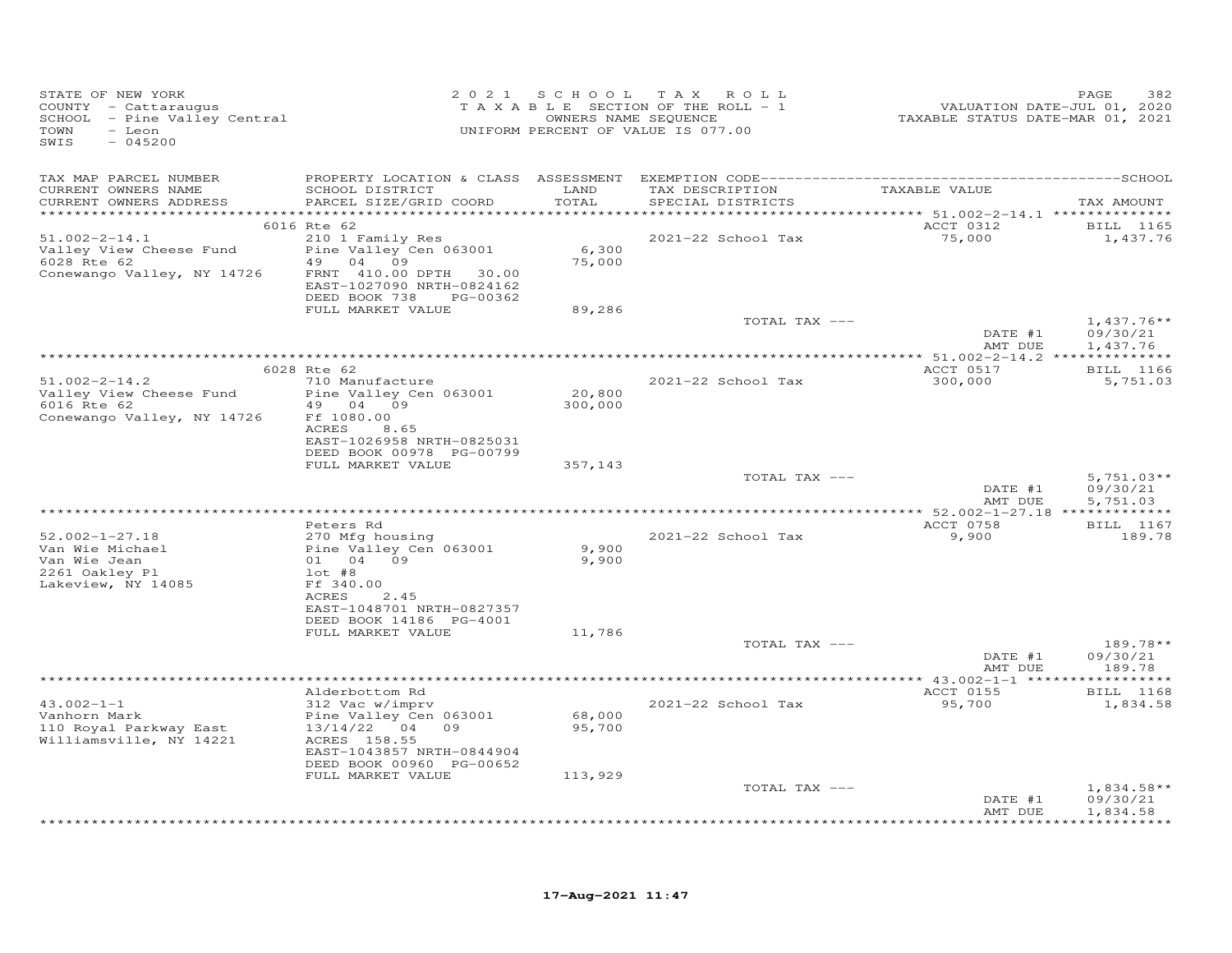STATE OF NEW YORK
COUNTY - Cattaraugus
SCHOOL - Pine Valley Central
TOWN - Leon
SWIS - 045200

2021 SCHOOL TAX ROLL
TAXABLE SECTION OF THE ROLL - 1
OWNERS NAME SEQUENCE
UNIFORM PERCENT OF VALUE IS 077.00

VALUATION DATE-JUL 01, 2020
TAXABLE STATUS DATE-MAR 01, 2021

| TAX MAP PARCEL NUMBER<br>CURRENT OWNERS NAME<br>CURRENT OWNERS ADDRESS | PROPERTY LOCATION & CLASS<br>SCHOOL DISTRICT<br>PARCEL SIZE/GRID COORD | ASSESSMENT<br>LAND<br>TOTAL | EXEMPTION CODE<br>TAX DESCRIPTION<br>SPECIAL DISTRICTS | TAXABLE VALUE | SCHOOL<br>TAX AMOUNT |
|---|---|---|---|---|---|
| 51.002-2-14.1 | 6016 Rte 62 | | | ACCT 0312 | BILL 1165 |
| Valley View Cheese Fund | 210 1 Family Res | | 2021-22 School Tax | 75,000 | 1,437.76 |
| 6028 Rte 62 | Pine Valley Cen 063001 | 6,300 | | | |
| Conewango Valley, NY 14726 | 49 04 09 | 75,000 | | | |
| | FRNT 410.00 DPTH 30.00 | | | | |
| | EAST-1027090 NRTH-0824162 | | | | |
| | DEED BOOK 738 PG-00362 | | | | |
| | FULL MARKET VALUE | 89,286 | | | |
| | | | TOTAL TAX --- | | 1,437.76** |
| | | | | DATE #1 | 09/30/21 |
| | | | | AMT DUE | 1,437.76 |
| 51.002-2-14.2 | 6028 Rte 62 | | | ACCT 0517 | BILL 1166 |
| Valley View Cheese Fund | 710 Manufacture | | 2021-22 School Tax | 300,000 | 5,751.03 |
| 6016 Rte 62 | Pine Valley Cen 063001 | 20,800 | | | |
| Conewango Valley, NY 14726 | 49 04 09 | 300,000 | | | |
| | Ff 1080.00 | | | | |
| | ACRES 8.65 | | | | |
| | EAST-1026958 NRTH-0825031 | | | | |
| | DEED BOOK 00978 PG-00799 | | | | |
| | FULL MARKET VALUE | 357,143 | | | |
| | | | TOTAL TAX --- | | 5,751.03** |
| | | | | DATE #1 | 09/30/21 |
| | | | | AMT DUE | 5,751.03 |
| 52.002-1-27.18 | Peters Rd | | | ACCT 0758 | BILL 1167 |
| Van Wie Michael | 270 Mfg housing | | 2021-22 School Tax | 9,900 | 189.78 |
| Van Wie Jean | Pine Valley Cen 063001 | 9,900 | | | |
| 2261 Oakley Pl | 01 04 09 | 9,900 | | | |
| Lakeview, NY 14085 | lot #8 | | | | |
| | Ff 340.00 | | | | |
| | ACRES 2.45 | | | | |
| | EAST-1048701 NRTH-0827357 | | | | |
| | DEED BOOK 14186 PG-4001 | | | | |
| | FULL MARKET VALUE | 11,786 | | | |
| | | | TOTAL TAX --- | | 189.78** |
| | | | | DATE #1 | 09/30/21 |
| | | | | AMT DUE | 189.78 |
| 43.002-1-1 | Alderbottom Rd | | | ACCT 0155 | BILL 1168 |
| Vanhorn Mark | 312 Vac w/imprv | | 2021-22 School Tax | 95,700 | 1,834.58 |
| 110 Royal Parkway East | Pine Valley Cen 063001 | 68,000 | | | |
| Williamsville, NY 14221 | 13/14/22 04 09 | 95,700 | | | |
| | ACRES 158.55 | | | | |
| | EAST-1043857 NRTH-0844904 | | | | |
| | DEED BOOK 00960 PG-00652 | | | | |
| | FULL MARKET VALUE | 113,929 | | | |
| | | | TOTAL TAX --- | | 1,834.58** |
| | | | | DATE #1 | 09/30/21 |
| | | | | AMT DUE | 1,834.58 |

17-Aug-2021 11:47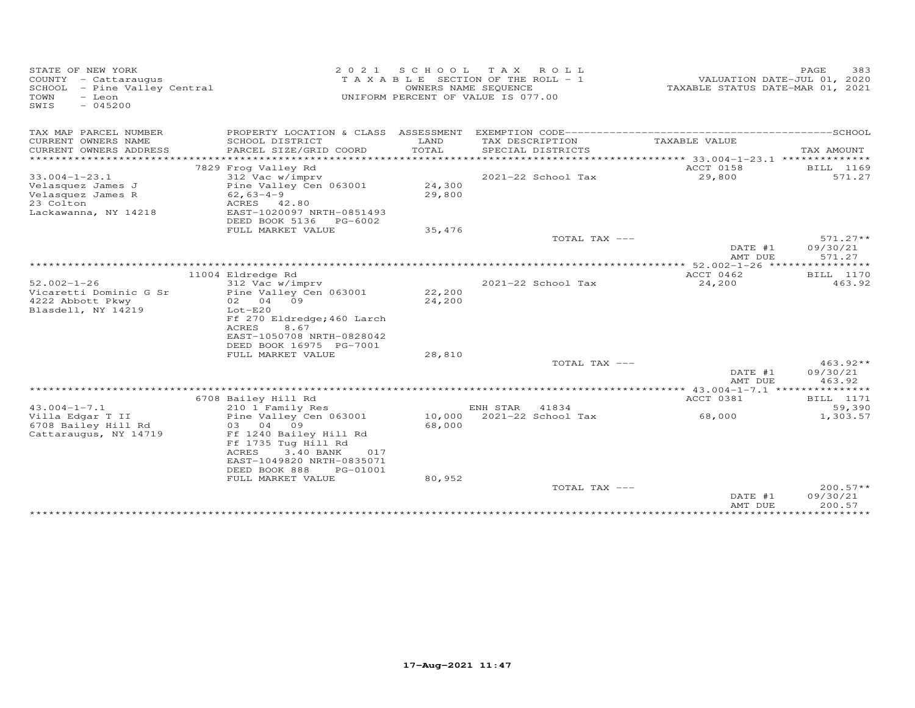STATE OF NEW YORK
COUNTY - Cattaraugus
SCHOOL - Pine Valley Central
TOWN - Leon
SWIS - 045200

2021 SCHOOL TAX ROLL
TAXABLE SECTION OF THE ROLL - 1
OWNERS NAME SEQUENCE
UNIFORM PERCENT OF VALUE IS 077.00

VALUATION DATE-JUL 01, 2020
TAXABLE STATUS DATE-MAR 01, 2021

| TAX MAP PARCEL NUMBER / CURRENT OWNERS NAME / CURRENT OWNERS ADDRESS | PROPERTY LOCATION & CLASS / SCHOOL DISTRICT / PARCEL SIZE/GRID COORD | ASSESSMENT LAND / TOTAL | EXEMPTION CODE / TAX DESCRIPTION / SPECIAL DISTRICTS | TAXABLE VALUE | TAX AMOUNT |
|---|---|---|---|---|---|
| **33.004-1-23.1** | 7829 Frog Valley Rd | | | ACCT 0158 | BILL 1169 |
| Velasquez James J | 312 Vac w/imprv | | 2021-22 School Tax | 29,800 | 571.27 |
| Velasquez James R | Pine Valley Cen 063001 | 24,300 | | | |
| 23 Colton | 62,63-4-9 | 29,800 | | | |
| Lackawanna, NY 14218 | ACRES 42.80 | | | | |
| | EAST-1020097 NRTH-0851493 | | | | |
| | DEED BOOK 5136 PG-6002 | | | | |
| | FULL MARKET VALUE | 35,476 | | | |
| | | | TOTAL TAX --- | | 571.27** |
| | | | | DATE #1 | 09/30/21 |
| | | | | AMT DUE | 571.27 |
| **52.002-1-26** | 11004 Eldredge Rd | | | ACCT 0462 | BILL 1170 |
| Vicaretti Dominic G Sr | 312 Vac w/imprv | | 2021-22 School Tax | 24,200 | 463.92 |
| 4222 Abbott Pkwy | Pine Valley Cen 063001 | 22,200 | | | |
| Blasdell, NY 14219 | 02 04 09 | 24,200 | | | |
| | Lot-E20 | | | | |
| | Ff 270 Eldredge;460 Larch | | | | |
| | ACRES 8.67 | | | | |
| | EAST-1050708 NRTH-0828042 | | | | |
| | DEED BOOK 16975 PG-7001 | | | | |
| | FULL MARKET VALUE | 28,810 | | | |
| | | | TOTAL TAX --- | | 463.92** |
| | | | | DATE #1 | 09/30/21 |
| | | | | AMT DUE | 463.92 |
| **43.004-1-7.1** | 6708 Bailey Hill Rd | | | ACCT 0381 | BILL 1171 |
| Villa Edgar T II | 210 1 Family Res | | ENH STAR 41834 | | 59,390 |
| 6708 Bailey Hill Rd | Pine Valley Cen 063001 | 10,000 | 2021-22 School Tax | 68,000 | 1,303.57 |
| Cattaraugus, NY 14719 | 03 04 09 | 68,000 | | | |
| | Ff 1240 Bailey Hill Rd | | | | |
| | Ff 1735 Tug Hill Rd | | | | |
| | ACRES 3.40 BANK 017 | | | | |
| | EAST-1049820 NRTH-0835071 | | | | |
| | DEED BOOK 888 PG-01001 | | | | |
| | FULL MARKET VALUE | 80,952 | | | |
| | | | TOTAL TAX --- | | 200.57** |
| | | | | DATE #1 | 09/30/21 |
| | | | | AMT DUE | 200.57 |

17-Aug-2021 11:47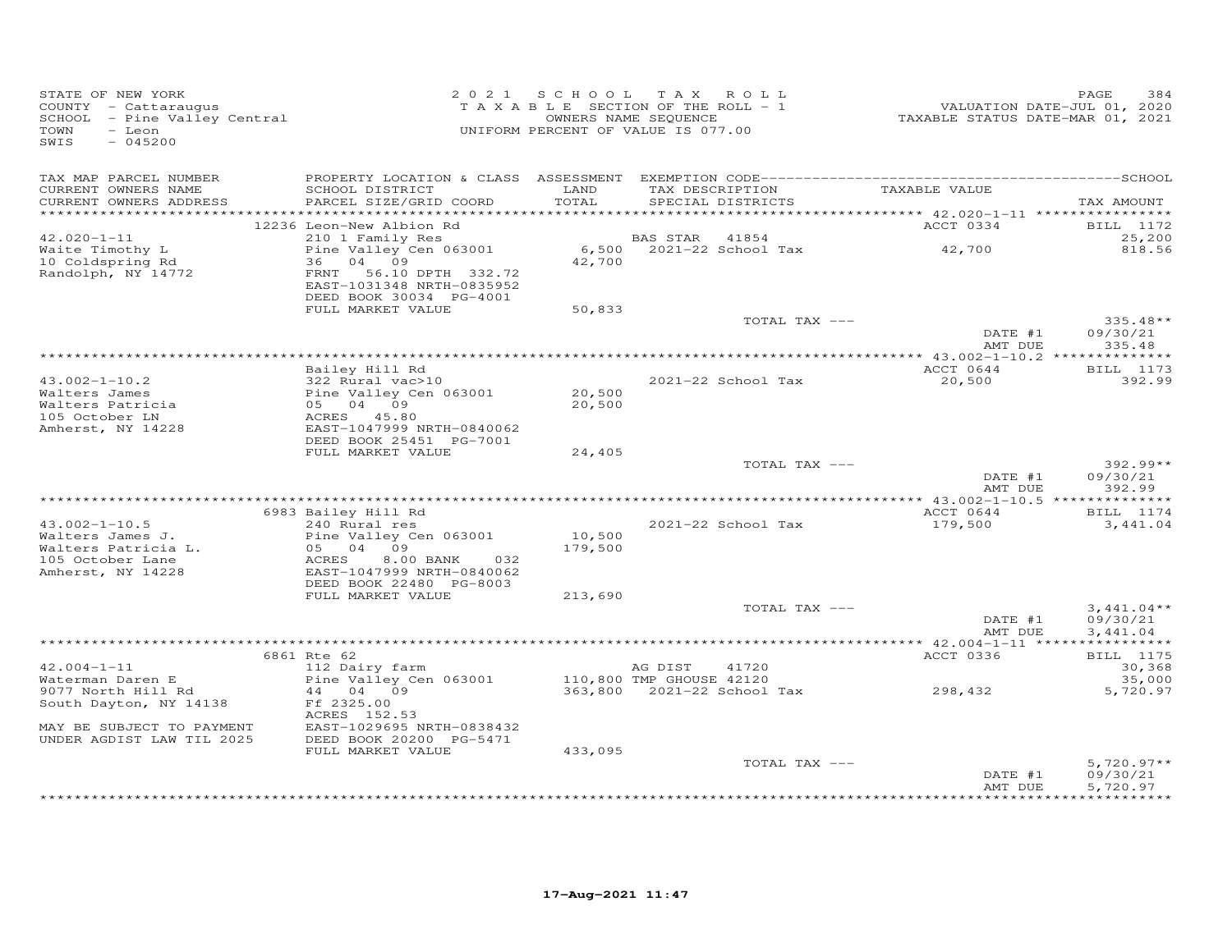STATE OF NEW YORK
COUNTY - Cattaraugus
SCHOOL - Pine Valley Central
TOWN - Leon
SWIS - 045200

2021 SCHOOL TAX ROLL
TAXABLE SECTION OF THE ROLL - 1
OWNERS NAME SEQUENCE
UNIFORM PERCENT OF VALUE IS 077.00

VALUATION DATE-JUL 01, 2020
TAXABLE STATUS DATE-MAR 01, 2021

| TAX MAP PARCEL NUMBER / CURRENT OWNERS NAME / CURRENT OWNERS ADDRESS | PROPERTY LOCATION & CLASS / SCHOOL DISTRICT / PARCEL SIZE/GRID COORD | ASSESSMENT LAND / TOTAL | EXEMPTION CODE / TAX DESCRIPTION / SPECIAL DISTRICTS | TAXABLE VALUE | TAX AMOUNT |
|---|---|---|---|---|---|
| | 12236 Leon-New Albion Rd | | | ACCT 0334 | BILL 1172 |
| 42.020-1-11 | 210 1 Family Res | | BAS STAR 41854 | | 25,200 |
| Waite Timothy L | Pine Valley Cen 063001 | 6,500 | 2021-22 School Tax | 42,700 | 818.56 |
| 10 Coldspring Rd | 36 04 09 | 42,700 | | | |
| Randolph, NY 14772 | FRNT 56.10 DPTH 332.72 | | | | |
| | EAST-1031348 NRTH-0835952 | | | | |
| | DEED BOOK 30034 PG-4001 | | | | |
| | FULL MARKET VALUE | 50,833 | | | |
| | | | TOTAL TAX --- | | 335.48** |
| | | | | DATE #1 | 09/30/21 |
| | | | | AMT DUE | 335.48 |
| | Bailey Hill Rd | | | ACCT 0644 | BILL 1173 |
| 43.002-1-10.2 | 322 Rural vac>10 | | 2021-22 School Tax | 20,500 | 392.99 |
| Walters James | Pine Valley Cen 063001 | 20,500 | | | |
| Walters Patricia | 05 04 09 | 20,500 | | | |
| 105 October LN | ACRES 45.80 | | | | |
| Amherst, NY 14228 | EAST-1047999 NRTH-0840062 | | | | |
| | DEED BOOK 25451 PG-7001 | | | | |
| | FULL MARKET VALUE | 24,405 | | | |
| | | | TOTAL TAX --- | | 392.99** |
| | | | | DATE #1 | 09/30/21 |
| | | | | AMT DUE | 392.99 |
| | 6983 Bailey Hill Rd | | | ACCT 0644 | BILL 1174 |
| 43.002-1-10.5 | 240 Rural res | | 2021-22 School Tax | 179,500 | 3,441.04 |
| Walters James J. | Pine Valley Cen 063001 | 10,500 | | | |
| Walters Patricia L. | 05 04 09 | 179,500 | | | |
| 105 October Lane | ACRES 8.00 BANK 032 | | | | |
| Amherst, NY 14228 | EAST-1047999 NRTH-0840062 | | | | |
| | DEED BOOK 22480 PG-8003 | | | | |
| | FULL MARKET VALUE | 213,690 | | | |
| | | | TOTAL TAX --- | | 3,441.04** |
| | | | | DATE #1 | 09/30/21 |
| | | | | AMT DUE | 3,441.04 |
| | 6861 Rte 62 | | | ACCT 0336 | BILL 1175 |
| 42.004-1-11 | 112 Dairy farm | | AG DIST 41720 | | 30,368 |
| Waterman Daren E | Pine Valley Cen 063001 | 110,800 | TMP GHOUSE 42120 | | 35,000 |
| 9077 North Hill Rd | 44 04 09 | 363,800 | 2021-22 School Tax | 298,432 | 5,720.97 |
| South Dayton, NY 14138 | Ff 2325.00 | | | | |
| | ACRES 152.53 | | | | |
| MAY BE SUBJECT TO PAYMENT | EAST-1029695 NRTH-0838432 | | | | |
| UNDER AGDIST LAW TIL 2025 | DEED BOOK 20200 PG-5471 | | | | |
| | FULL MARKET VALUE | 433,095 | | | |
| | | | TOTAL TAX --- | | 5,720.97** |
| | | | | DATE #1 | 09/30/21 |
| | | | | AMT DUE | 5,720.97 |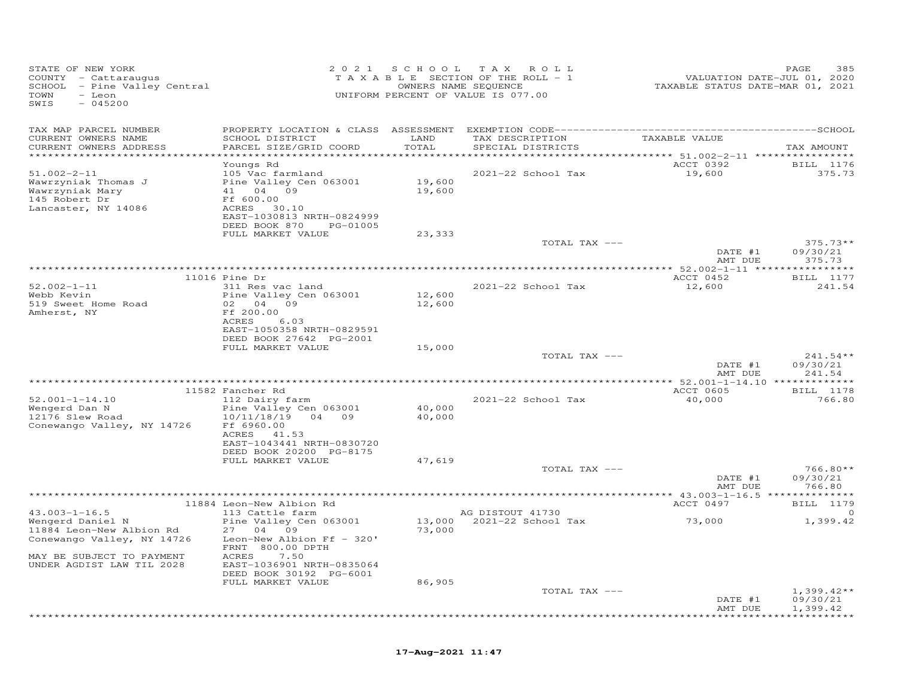STATE OF NEW YORK
COUNTY - Cattaraugus
SCHOOL - Pine Valley Central
TOWN - Leon
SWIS - 045200

2021 SCHOOL TAX ROLL
TAXABLE SECTION OF THE ROLL - 1
OWNERS NAME SEQUENCE
UNIFORM PERCENT OF VALUE IS 077.00

VALUATION DATE-JUL 01, 2020
TAXABLE STATUS DATE-MAR 01, 2021

| TAX MAP PARCEL NUMBER / CURRENT OWNERS NAME / CURRENT OWNERS ADDRESS | PROPERTY LOCATION & CLASS / SCHOOL DISTRICT / PARCEL SIZE/GRID COORD | ASSESSMENT LAND / TOTAL | EXEMPTION CODE / TAX DESCRIPTION / SPECIAL DISTRICTS | TAXABLE VALUE | TAX AMOUNT |
|---|---|---|---|---|---|
| | Youngs Rd | | | ACCT 0392 | BILL 1176 |
| 51.002-2-11 | 105 Vac farmland | | 2021-22 School Tax | 19,600 | 375.73 |
| Wawrzyniak Thomas J | Pine Valley Cen 063001 | 19,600 | | | |
| Wawrzyniak Mary | 41 04 09 | 19,600 | | | |
| 145 Robert Dr | Ff 600.00 | | | | |
| Lancaster, NY 14086 | ACRES 30.10 | | | | |
| | EAST-1030813 NRTH-0824999 | | | | |
| | DEED BOOK 870 PG-01005 | | | | |
| | FULL MARKET VALUE | 23,333 | | | |
| | | | TOTAL TAX --- | | 375.73** |
| | | | | DATE #1 | 09/30/21 |
| | | | | AMT DUE | 375.73 |
| | 11016 Pine Dr | | | ACCT 0452 | BILL 1177 |
| 52.002-1-11 | 311 Res vac land | | 2021-22 School Tax | 12,600 | 241.54 |
| Webb Kevin | Pine Valley Cen 063001 | 12,600 | | | |
| 519 Sweet Home Road | 02 04 09 | 12,600 | | | |
| Amherst, NY | Ff 200.00 | | | | |
| | ACRES 6.03 | | | | |
| | EAST-1050358 NRTH-0829591 | | | | |
| | DEED BOOK 27642 PG-2001 | | | | |
| | FULL MARKET VALUE | 15,000 | | | |
| | | | TOTAL TAX --- | | 241.54** |
| | | | | DATE #1 | 09/30/21 |
| | | | | AMT DUE | 241.54 |
| | 11582 Fancher Rd | | | ACCT 0605 | BILL 1178 |
| 52.001-1-14.10 | 112 Dairy farm | | 2021-22 School Tax | 40,000 | 766.80 |
| Wengerd Dan N | Pine Valley Cen 063001 | 40,000 | | | |
| 12176 Slew Road | 10/11/18/19 04 09 | 40,000 | | | |
| Conewango Valley, NY 14726 | Ff 6960.00 | | | | |
| | ACRES 41.53 | | | | |
| | EAST-1043441 NRTH-0830720 | | | | |
| | DEED BOOK 20200 PG-8175 | | | | |
| | FULL MARKET VALUE | 47,619 | | | |
| | | | TOTAL TAX --- | | 766.80** |
| | | | | DATE #1 | 09/30/21 |
| | | | | AMT DUE | 766.80 |
| | 11884 Leon-New Albion Rd | | | ACCT 0497 | BILL 1179 |
| 43.003-1-16.5 | 113 Cattle farm | | AG DISTOUT 41730 | | 0 |
| Wengerd Daniel N | Pine Valley Cen 063001 | 13,000 | 2021-22 School Tax | 73,000 | 1,399.42 |
| 11884 Leon-New Albion Rd | 27 04 09 | 73,000 | | | |
| Conewango Valley, NY 14726 | Leon-New Albion Ff - 320' | | | | |
| | FRNT 800.00 DPTH | | | | |
| MAY BE SUBJECT TO PAYMENT | ACRES 7.50 | | | | |
| UNDER AGDIST LAW TIL 2028 | EAST-1036901 NRTH-0835064 | | | | |
| | DEED BOOK 30192 PG-6001 | | | | |
| | FULL MARKET VALUE | 86,905 | | | |
| | | | TOTAL TAX --- | | 1,399.42** |
| | | | | DATE #1 | 09/30/21 |
| | | | | AMT DUE | 1,399.42 |

17-Aug-2021 11:47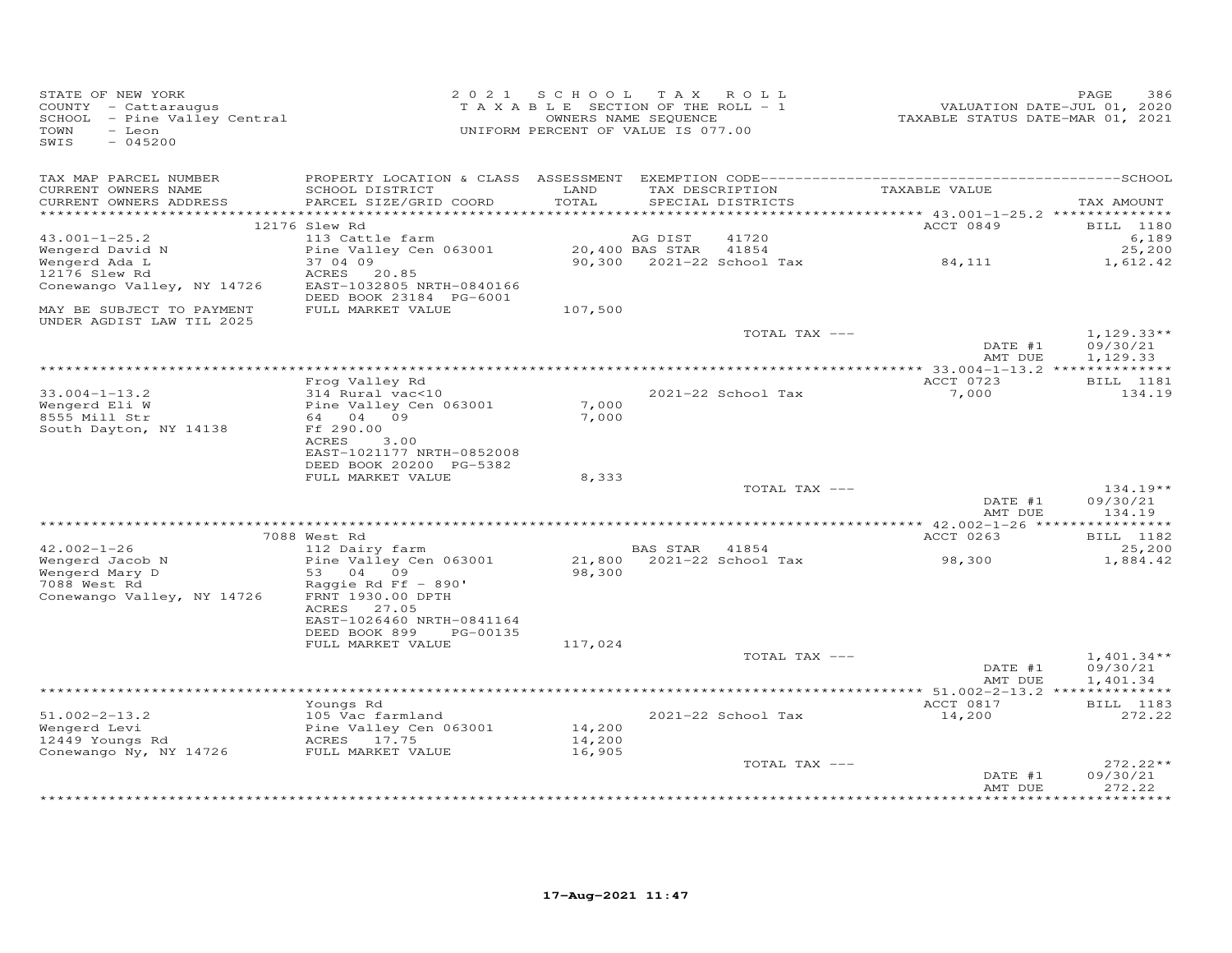STATE OF NEW YORK
COUNTY - Cattaraugus
SCHOOL - Pine Valley Central
TOWN - Leon
SWIS - 045200

2021 SCHOOL TAX ROLL
TAXABLE SECTION OF THE ROLL - 1
OWNERS NAME SEQUENCE
UNIFORM PERCENT OF VALUE IS 077.00

VALUATION DATE-JUL 01, 2020
TAXABLE STATUS DATE-MAR 01, 2021

| TAX MAP PARCEL NUMBER / CURRENT OWNERS NAME / CURRENT OWNERS ADDRESS | PROPERTY LOCATION & CLASS / SCHOOL DISTRICT / PARCEL SIZE/GRID COORD | ASSESSMENT LAND / TOTAL | EXEMPTION CODE / TAX DESCRIPTION / SPECIAL DISTRICTS | TAXABLE VALUE | TAX AMOUNT |
|---|---|---|---|---|---|
| | 12176 Slew Rd | | | ACCT 0849 | BILL 1180 |
| 43.001-1-25.2 | 113 Cattle farm | | AG DIST 41720 | | 6,189 |
| Wengerd David N | Pine Valley Cen 063001 | 20,400 | BAS STAR 41854 | | 25,200 |
| Wengerd Ada L | 37 04 09 | 90,300 | 2021-22 School Tax | 84,111 | 1,612.42 |
| 12176 Slew Rd | ACRES 20.85 | | | | |
| Conewango Valley, NY 14726 | EAST-1032805 NRTH-0840166 | | | | |
| | DEED BOOK 23184 PG-6001 | | | | |
| MAY BE SUBJECT TO PAYMENT UNDER AGDIST LAW TIL 2025 | FULL MARKET VALUE | 107,500 | | | |
| | | | TOTAL TAX --- | | 1,129.33** |
| | | | | DATE #1 | 09/30/21 |
| | | | | AMT DUE | 1,129.33 |
| | Frog Valley Rd | | | ACCT 0723 | BILL 1181 |
| 33.004-1-13.2 | 314 Rural vac<10 | | 2021-22 School Tax | 7,000 | 134.19 |
| Wengerd Eli W | Pine Valley Cen 063001 | 7,000 | | | |
| 8555 Mill Str | 64 04 09 | 7,000 | | | |
| South Dayton, NY 14138 | Ff 290.00 | | | | |
| | ACRES 3.00 | | | | |
| | EAST-1021177 NRTH-0852008 | | | | |
| | DEED BOOK 20200 PG-5382 | | | | |
| | FULL MARKET VALUE | 8,333 | | | |
| | | | TOTAL TAX --- | | 134.19** |
| | | | | DATE #1 | 09/30/21 |
| | | | | AMT DUE | 134.19 |
| | 7088 West Rd | | | ACCT 0263 | BILL 1182 |
| 42.002-1-26 | 112 Dairy farm | | BAS STAR 41854 | | 25,200 |
| Wengerd Jacob N | Pine Valley Cen 063001 | 21,800 | 2021-22 School Tax | 98,300 | 1,884.42 |
| Wengerd Mary D | 53 04 09 | 98,300 | | | |
| 7088 West Rd | Raggie Rd Ff - 890' | | | | |
| Conewango Valley, NY 14726 | FRNT 1930.00 DPTH | | | | |
| | ACRES 27.05 | | | | |
| | EAST-1026460 NRTH-0841164 | | | | |
| | DEED BOOK 899 PG-00135 | | | | |
| | FULL MARKET VALUE | 117,024 | | | |
| | | | TOTAL TAX --- | | 1,401.34** |
| | | | | DATE #1 | 09/30/21 |
| | | | | AMT DUE | 1,401.34 |
| | Youngs Rd | | | ACCT 0817 | BILL 1183 |
| 51.002-2-13.2 | 105 Vac farmland | | 2021-22 School Tax | 14,200 | 272.22 |
| Wengerd Levi | Pine Valley Cen 063001 | 14,200 | | | |
| 12449 Youngs Rd | ACRES 17.75 | 14,200 | | | |
| Conewango Ny, NY 14726 | FULL MARKET VALUE | 16,905 | | | |
| | | | TOTAL TAX --- | | 272.22** |
| | | | | DATE #1 | 09/30/21 |
| | | | | AMT DUE | 272.22 |

17-Aug-2021 11:47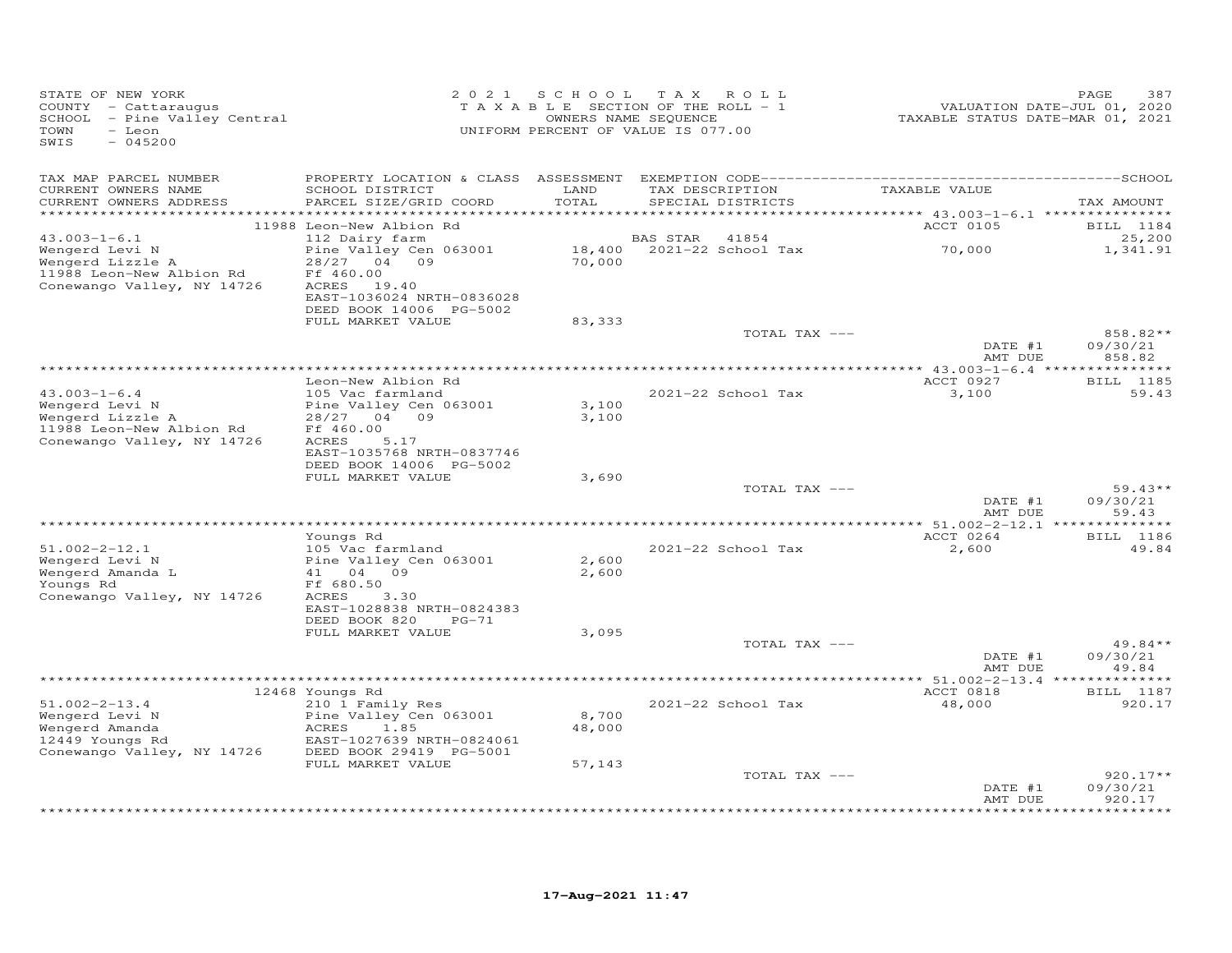STATE OF NEW YORK
COUNTY - Cattaraugus
SCHOOL - Pine Valley Central
TOWN - Leon
SWIS - 045200

2 0 2 1 S C H O O L T A X R O L L
T A X A B L E SECTION OF THE ROLL - 1
OWNERS NAME SEQUENCE
UNIFORM PERCENT OF VALUE IS 077.00

VALUATION DATE-JUL 01, 2020
TAXABLE STATUS DATE-MAR 01, 2021

| TAX MAP PARCEL NUMBER / CURRENT OWNERS NAME / CURRENT OWNERS ADDRESS | PROPERTY LOCATION & CLASS / SCHOOL DISTRICT / PARCEL SIZE/GRID COORD | ASSESSMENT LAND / TOTAL | EXEMPTION CODE / TAX DESCRIPTION / SPECIAL DISTRICTS | TAXABLE VALUE | TAX AMOUNT |
|---|---|---|---|---|---|
| | 11988 Leon-New Albion Rd | | | ACCT 0105 | BILL 1184 |
| 43.003-1-6.1 | 112 Dairy farm | | BAS STAR 41854 | | 25,200 |
| Wengerd Levi N | Pine Valley Cen 063001 | 18,400 | 2021-22 School Tax | 70,000 | 1,341.91 |
| Wengerd Lizzle A | 28/27 04 09 | 70,000 | | | |
| 11988 Leon-New Albion Rd | Ff 460.00 | | | | |
| Conewango Valley, NY 14726 | ACRES 19.40 | | | | |
| | EAST-1036024 NRTH-0836028 | | | | |
| | DEED BOOK 14006 PG-5002 | | | | |
| | FULL MARKET VALUE | 83,333 | | | |
| | | | TOTAL TAX --- | | 858.82** |
| | | | | DATE #1 | 09/30/21 |
| | | | | AMT DUE | 858.82 |
| | Leon-New Albion Rd | | | ACCT 0927 | BILL 1185 |
| 43.003-1-6.4 | 105 Vac farmland | | 2021-22 School Tax | 3,100 | 59.43 |
| Wengerd Levi N | Pine Valley Cen 063001 | 3,100 | | | |
| Wengerd Lizzle A | 28/27 04 09 | 3,100 | | | |
| 11988 Leon-New Albion Rd | Ff 460.00 | | | | |
| Conewango Valley, NY 14726 | ACRES 5.17 | | | | |
| | EAST-1035768 NRTH-0837746 | | | | |
| | DEED BOOK 14006 PG-5002 | | | | |
| | FULL MARKET VALUE | 3,690 | | | |
| | | | TOTAL TAX --- | | 59.43** |
| | | | | DATE #1 | 09/30/21 |
| | | | | AMT DUE | 59.43 |
| | Youngs Rd | | | ACCT 0264 | BILL 1186 |
| 51.002-2-12.1 | 105 Vac farmland | | 2021-22 School Tax | 2,600 | 49.84 |
| Wengerd Levi N | Pine Valley Cen 063001 | 2,600 | | | |
| Wengerd Amanda L | 41 04 09 | 2,600 | | | |
| Youngs Rd | Ff 680.50 | | | | |
| Conewango Valley, NY 14726 | ACRES 3.30 | | | | |
| | EAST-1028838 NRTH-0824383 | | | | |
| | DEED BOOK 820 PG-71 | | | | |
| | FULL MARKET VALUE | 3,095 | | | |
| | | | TOTAL TAX --- | | 49.84** |
| | | | | DATE #1 | 09/30/21 |
| | | | | AMT DUE | 49.84 |
| | 12468 Youngs Rd | | | ACCT 0818 | BILL 1187 |
| 51.002-2-13.4 | 210 1 Family Res | | 2021-22 School Tax | 48,000 | 920.17 |
| Wengerd Levi N | Pine Valley Cen 063001 | 8,700 | | | |
| Wengerd Amanda | ACRES 1.85 | 48,000 | | | |
| 12449 Youngs Rd | EAST-1027639 NRTH-0824061 | | | | |
| Conewango Valley, NY 14726 | DEED BOOK 29419 PG-5001 | | | | |
| | FULL MARKET VALUE | 57,143 | | | |
| | | | TOTAL TAX --- | | 920.17** |
| | | | | DATE #1 | 09/30/21 |
| | | | | AMT DUE | 920.17 |

17-Aug-2021 11:47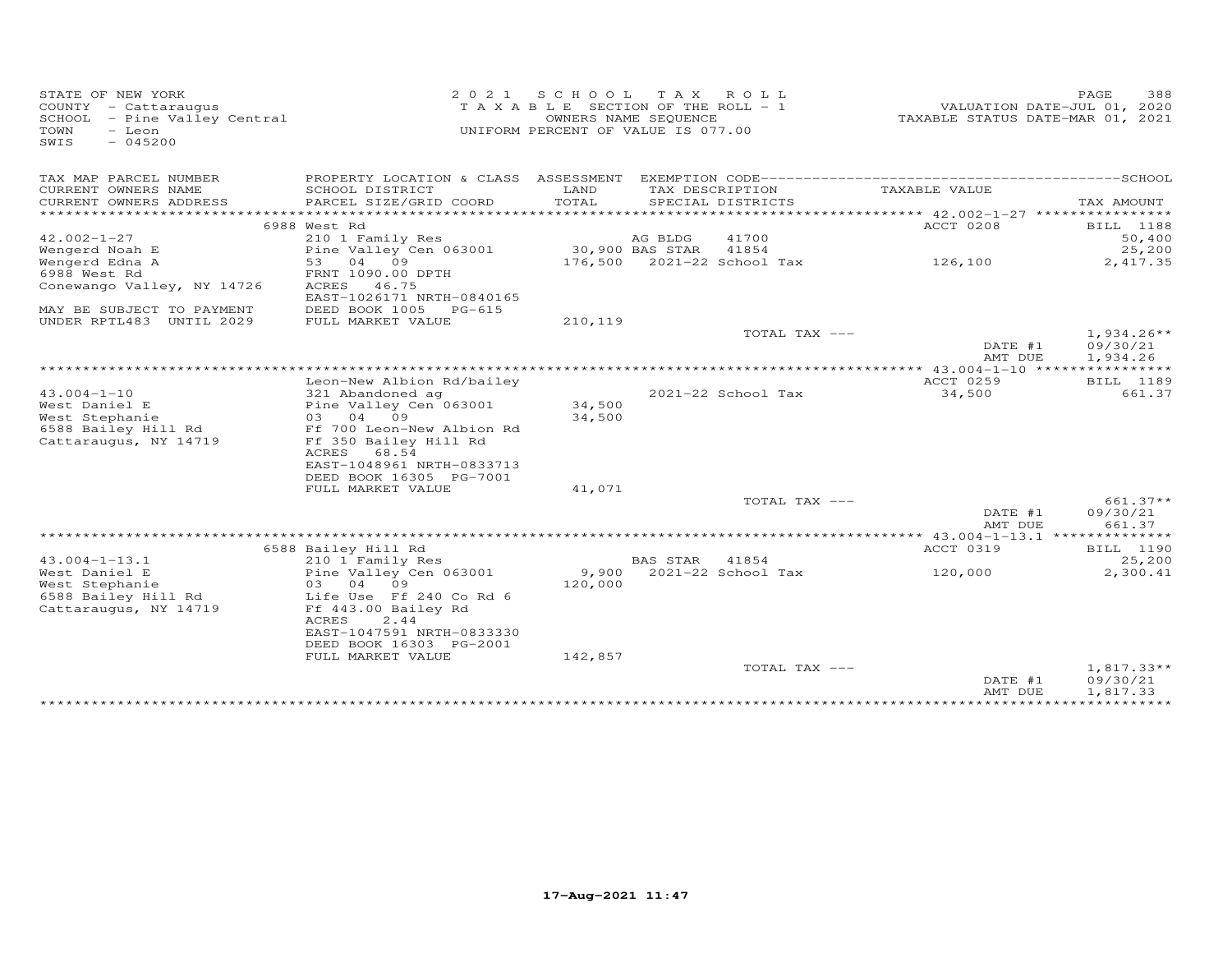STATE OF NEW YORK
COUNTY - Cattaraugus
SCHOOL - Pine Valley Central
TOWN - Leon
SWIS - 045200

2021 SCHOOL TAX ROLL
TAXABLE SECTION OF THE ROLL - 1
OWNERS NAME SEQUENCE
UNIFORM PERCENT OF VALUE IS 077.00

VALUATION DATE-JUL 01, 2020
TAXABLE STATUS DATE-MAR 01, 2021

| TAX MAP PARCEL NUMBER / CURRENT OWNERS NAME / CURRENT OWNERS ADDRESS | PROPERTY LOCATION & CLASS / SCHOOL DISTRICT / PARCEL SIZE/GRID COORD | ASSESSMENT LAND / TOTAL | EXEMPTION CODE / TAX DESCRIPTION / SPECIAL DISTRICTS | TAXABLE VALUE | TAX AMOUNT |
|---|---|---|---|---|---|
| | 6988 West Rd | | | ACCT 0208 | BILL 1188 |
| 42.002-1-27 | 210 1 Family Res | | AG BLDG 41700 | | 50,400 |
| Wengerd Noah E | Pine Valley Cen 063001 | 30,900 | BAS STAR 41854 | | 25,200 |
| Wengerd Edna A | 53 04 09 | 176,500 | 2021-22 School Tax | 126,100 | 2,417.35 |
| 6988 West Rd | FRNT 1090.00 DPTH | | | | |
| Conewango Valley, NY 14726 | ACRES 46.75 | | | | |
| | EAST-1026171 NRTH-0840165 | | | | |
| MAY BE SUBJECT TO PAYMENT | DEED BOOK 1005 PG-615 | | | | |
| UNDER RPTL483 UNTIL 2029 | FULL MARKET VALUE | 210,119 | | | |
| | | | TOTAL TAX --- | | 1,934.26** |
| | | | | DATE #1 | 09/30/21 |
| | | | | AMT DUE | 1,934.26 |
| | Leon-New Albion Rd/bailey | | | ACCT 0259 | BILL 1189 |
| 43.004-1-10 | 321 Abandoned ag | | 2021-22 School Tax | 34,500 | 661.37 |
| West Daniel E | Pine Valley Cen 063001 | 34,500 | | | |
| West Stephanie | 03 04 09 | 34,500 | | | |
| 6588 Bailey Hill Rd | Ff 700 Leon-New Albion Rd | | | | |
| Cattaraugus, NY 14719 | Ff 350 Bailey Hill Rd | | | | |
| | ACRES 68.54 | | | | |
| | EAST-1048961 NRTH-0833713 | | | | |
| | DEED BOOK 16305 PG-7001 | | | | |
| | FULL MARKET VALUE | 41,071 | | | |
| | | | TOTAL TAX --- | | 661.37** |
| | | | | DATE #1 | 09/30/21 |
| | | | | AMT DUE | 661.37 |
| | 6588 Bailey Hill Rd | | | ACCT 0319 | BILL 1190 |
| 43.004-1-13.1 | 210 1 Family Res | | BAS STAR 41854 | | 25,200 |
| West Daniel E | Pine Valley Cen 063001 | 9,900 | 2021-22 School Tax | 120,000 | 2,300.41 |
| West Stephanie | 03 04 09 | 120,000 | | | |
| 6588 Bailey Hill Rd | Life Use Ff 240 Co Rd 6 | | | | |
| Cattaraugus, NY 14719 | Ff 443.00 Bailey Rd | | | | |
| | ACRES 2.44 | | | | |
| | EAST-1047591 NRTH-0833330 | | | | |
| | DEED BOOK 16303 PG-2001 | | | | |
| | FULL MARKET VALUE | 142,857 | | | |
| | | | TOTAL TAX --- | | 1,817.33** |
| | | | | DATE #1 | 09/30/21 |
| | | | | AMT DUE | 1,817.33 |

17-Aug-2021 11:47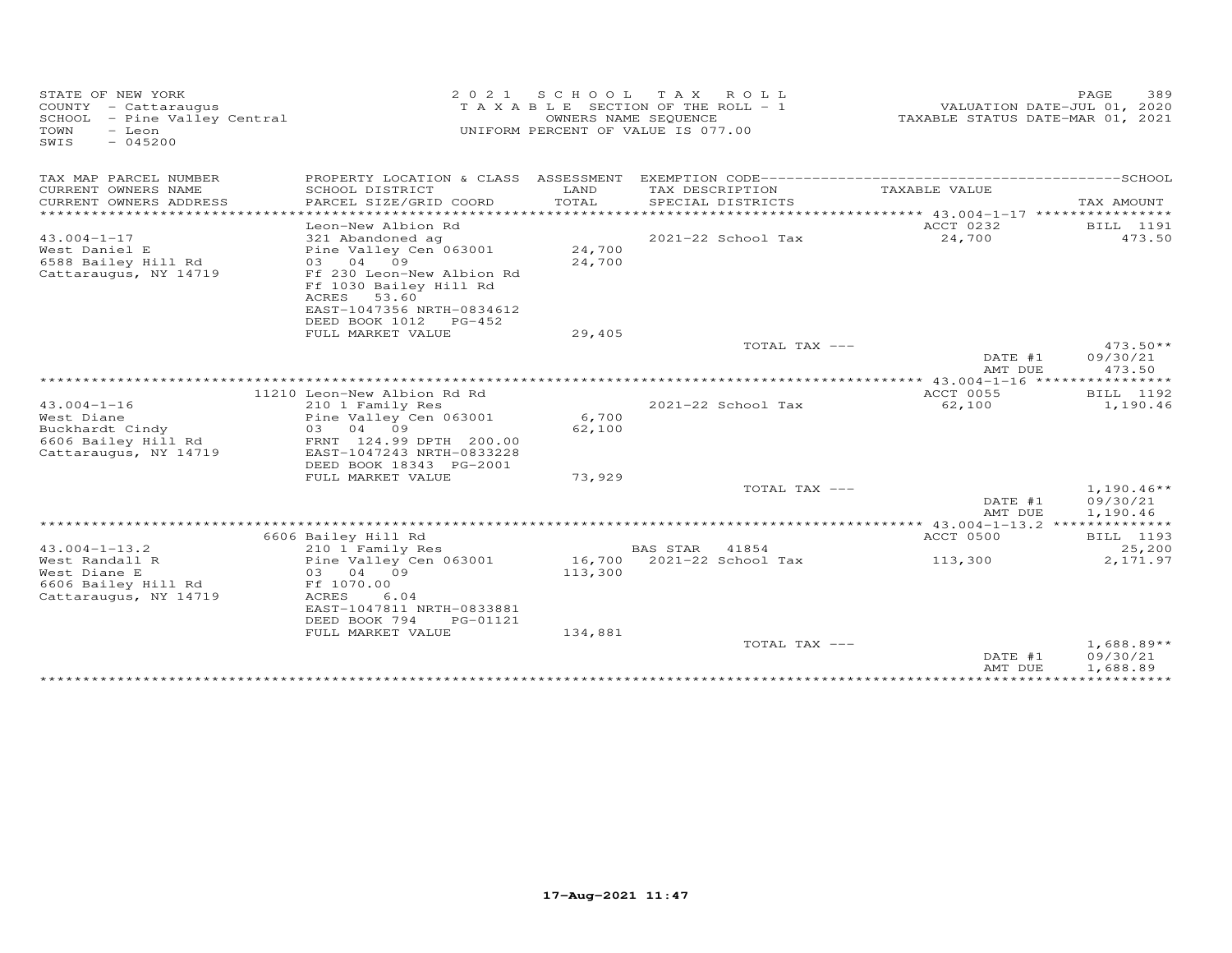STATE OF NEW YORK
COUNTY - Cattaraugus
SCHOOL - Pine Valley Central
TOWN - Leon
SWIS - 045200

2 0 2 1 S C H O O L T A X R O L L
T A X A B L E SECTION OF THE ROLL - 1
OWNERS NAME SEQUENCE
UNIFORM PERCENT OF VALUE IS 077.00

VALUATION DATE-JUL 01, 2020
TAXABLE STATUS DATE-MAR 01, 2021

| TAX MAP PARCEL NUMBER / CURRENT OWNERS NAME / CURRENT OWNERS ADDRESS | PROPERTY LOCATION & CLASS / SCHOOL DISTRICT / PARCEL SIZE/GRID COORD | ASSESSMENT LAND / TOTAL | EXEMPTION CODE / TAX DESCRIPTION / SPECIAL DISTRICTS | TAXABLE VALUE | TAX AMOUNT |
|---|---|---|---|---|---|
| 43.004-1-17 | Leon-New Albion Rd | | | ACCT 0232 | BILL 1191 |
| 43.004-1-17 | 321 Abandoned ag | | | | |
| West Daniel E | Pine Valley Cen 063001 | 24,700 | 2021-22 School Tax | 24,700 | 473.50 |
| 6588 Bailey Hill Rd | 03 04 09 | 24,700 | | | |
| Cattaraugus, NY 14719 | Ff 230 Leon-New Albion Rd | | | | |
| | Ff 1030 Bailey Hill Rd | | | | |
| | ACRES 53.60 | | | | |
| | EAST-1047356 NRTH-0834612 | | | | |
| | DEED BOOK 1012 PG-452 | | | | |
| | FULL MARKET VALUE | 29,405 | | | |
| | | | TOTAL TAX --- | | 473.50** |
| | | | | DATE #1 | 09/30/21 |
| | | | | AMT DUE | 473.50 |
| 43.004-1-16 | 11210 Leon-New Albion Rd Rd | | | ACCT 0055 | BILL 1192 |
| 43.004-1-16 | 210 1 Family Res | | | | |
| West Diane | Pine Valley Cen 063001 | 6,700 | 2021-22 School Tax | 62,100 | 1,190.46 |
| Buckhardt Cindy | 03 04 09 | 62,100 | | | |
| 6606 Bailey Hill Rd | FRNT 124.99 DPTH 200.00 | | | | |
| Cattaraugus, NY 14719 | EAST-1047243 NRTH-0833228 | | | | |
| | DEED BOOK 18343 PG-2001 | | | | |
| | FULL MARKET VALUE | 73,929 | | | |
| | | | TOTAL TAX --- | | 1,190.46** |
| | | | | DATE #1 | 09/30/21 |
| | | | | AMT DUE | 1,190.46 |
| 43.004-1-13.2 | 6606 Bailey Hill Rd | | | ACCT 0500 | BILL 1193 |
| 43.004-1-13.2 | 210 1 Family Res | | BAS STAR 41854 | | 25,200 |
| West Randall R | Pine Valley Cen 063001 | 16,700 | 2021-22 School Tax | 113,300 | 2,171.97 |
| West Diane E | 03 04 09 | 113,300 | | | |
| 6606 Bailey Hill Rd | Ff 1070.00 | | | | |
| Cattaraugus, NY 14719 | ACRES 6.04 | | | | |
| | EAST-1047811 NRTH-0833881 | | | | |
| | DEED BOOK 794 PG-01121 | | | | |
| | FULL MARKET VALUE | 134,881 | | | |
| | | | TOTAL TAX --- | | 1,688.89** |
| | | | | DATE #1 | 09/30/21 |
| | | | | AMT DUE | 1,688.89 |

17-Aug-2021 11:47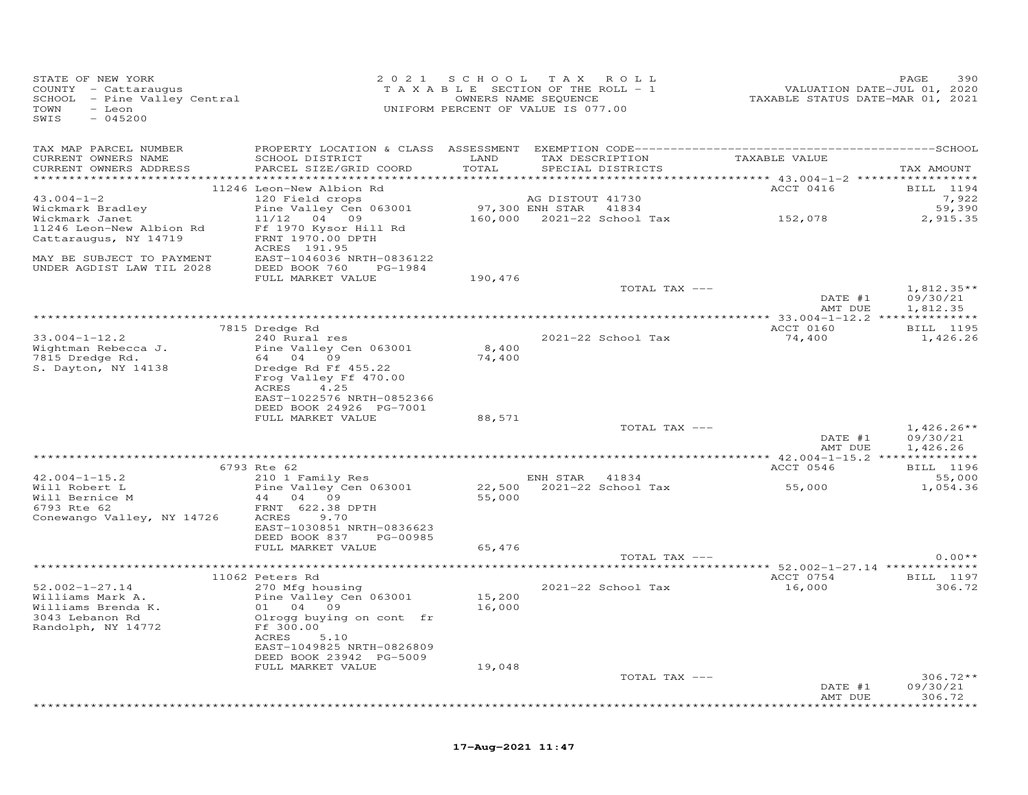STATE OF NEW YORK
COUNTY - Cattaraugus
SCHOOL - Pine Valley Central
TOWN - Leon
SWIS - 045200

2021 SCHOOL TAX ROLL
TAXABLE SECTION OF THE ROLL - 1
OWNERS NAME SEQUENCE
UNIFORM PERCENT OF VALUE IS 077.00

VALUATION DATE-JUL 01, 2020
TAXABLE STATUS DATE-MAR 01, 2021

| TAX MAP PARCEL NUMBER / CURRENT OWNERS NAME / CURRENT OWNERS ADDRESS | PROPERTY LOCATION & CLASS / SCHOOL DISTRICT / PARCEL SIZE/GRID COORD | ASSESSMENT LAND / TOTAL | EXEMPTION CODE / TAX DESCRIPTION / SPECIAL DISTRICTS | TAXABLE VALUE | TAX AMOUNT |
|---|---|---|---|---|---|
| | 11246 Leon-New Albion Rd | | | ACCT 0416 | BILL 1194 |
| 43.004-1-2 | 120 Field crops | | AG DISTOUT 41730 | | 7,922 |
| Wickmark Bradley | Pine Valley Cen 063001 | 97,300 | ENH STAR 41834 | | 59,390 |
| Wickmark Janet | 11/12 04 09 | 160,000 | 2021-22 School Tax | 152,078 | 2,915.35 |
| 11246 Leon-New Albion Rd | Ff 1970 Kysor Hill Rd | | | | |
| Cattaraugus, NY 14719 | FRNT 1970.00 DPTH | | | | |
| | ACRES 191.95 | | | | |
| MAY BE SUBJECT TO PAYMENT | EAST-1046036 NRTH-0836122 | | | | |
| UNDER AGDIST LAW TIL 2028 | DEED BOOK 760 PG-1984 | | | | |
| | FULL MARKET VALUE | 190,476 | | | |
| | | | TOTAL TAX --- | | 1,812.35** |
| | | | | DATE #1 | 09/30/21 |
| | | | | AMT DUE | 1,812.35 |
| | 7815 Dredge Rd | | | ACCT 0160 | BILL 1195 |
| 33.004-1-12.2 | 240 Rural res | | 2021-22 School Tax | 74,400 | 1,426.26 |
| Wightman Rebecca J. | Pine Valley Cen 063001 | 8,400 | | | |
| 7815 Dredge Rd. | 64 04 09 | 74,400 | | | |
| S. Dayton, NY 14138 | Dredge Rd Ff 455.22 | | | | |
| | Frog Valley Ff 470.00 | | | | |
| | ACRES 4.25 | | | | |
| | EAST-1022576 NRTH-0852366 | | | | |
| | DEED BOOK 24926 PG-7001 | | | | |
| | FULL MARKET VALUE | 88,571 | | | |
| | | | TOTAL TAX --- | | 1,426.26** |
| | | | | DATE #1 | 09/30/21 |
| | | | | AMT DUE | 1,426.26 |
| | 6793 Rte 62 | | | ACCT 0546 | BILL 1196 |
| 42.004-1-15.2 | 210 1 Family Res | | ENH STAR 41834 | | 55,000 |
| Will Robert L | Pine Valley Cen 063001 | 22,500 | 2021-22 School Tax | 55,000 | 1,054.36 |
| Will Bernice M | 44 04 09 | 55,000 | | | |
| 6793 Rte 62 | FRNT 622.38 DPTH | | | | |
| Conewango Valley, NY 14726 | ACRES 9.70 | | | | |
| | EAST-1030851 NRTH-0836623 | | | | |
| | DEED BOOK 837 PG-00985 | | | | |
| | FULL MARKET VALUE | 65,476 | | | |
| | | | TOTAL TAX --- | | 0.00** |
| | 11062 Peters Rd | | | ACCT 0754 | BILL 1197 |
| 52.002-1-27.14 | 270 Mfg housing | | 2021-22 School Tax | 16,000 | 306.72 |
| Williams Mark A. | Pine Valley Cen 063001 | 15,200 | | | |
| Williams Brenda K. | 01 04 09 | 16,000 | | | |
| 3043 Lebanon Rd | Olrogg buying on cont fr | | | | |
| Randolph, NY 14772 | Ff 300.00 | | | | |
| | ACRES 5.10 | | | | |
| | EAST-1049825 NRTH-0826809 | | | | |
| | DEED BOOK 23942 PG-5009 | | | | |
| | FULL MARKET VALUE | 19,048 | | | |
| | | | TOTAL TAX --- | | 306.72** |
| | | | | DATE #1 | 09/30/21 |
| | | | | AMT DUE | 306.72 |

17-Aug-2021 11:47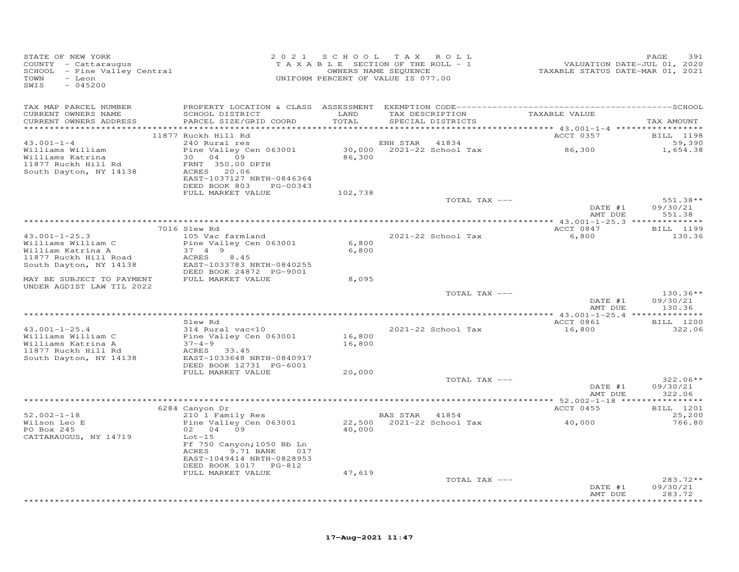STATE OF NEW YORK
COUNTY - Cattaraugus
SCHOOL - Pine Valley Central
TOWN - Leon
SWIS - 045200

2021 SCHOOL TAX ROLL
TAXABLE SECTION OF THE ROLL - 1
OWNERS NAME SEQUENCE
UNIFORM PERCENT OF VALUE IS 077.00

VALUATION DATE-JUL 01, 2020
TAXABLE STATUS DATE-MAR 01, 2021

| TAX MAP PARCEL NUMBER / CURRENT OWNERS NAME / CURRENT OWNERS ADDRESS | PROPERTY LOCATION & CLASS / SCHOOL DISTRICT / PARCEL SIZE/GRID COORD | ASSESSMENT LAND / TOTAL | EXEMPTION CODE / TAX DESCRIPTION / SPECIAL DISTRICTS | TAXABLE VALUE | TAX AMOUNT |
|---|---|---|---|---|---|
| **43.001-1-4** | 11877 Ruckh Hill Rd | | | ACCT 0357 | BILL 1198 |
| | 240 Rural res | | ENH STAR 41834 | | 59,390 |
| Williams William | Pine Valley Cen 063001 | 30,000 | 2021-22 School Tax | 86,300 | 1,654.38 |
| Williams Katrina | 30 04 09 | 86,300 | | | |
| 11877 Ruckh Hill Rd | FRNT 350.00 DPTH | | | | |
| South Dayton, NY 14138 | ACRES 20.06 | | | | |
| | EAST-1037127 NRTH-0846364 | | | | |
| | DEED BOOK 803 PG-00343 | | | | |
| | FULL MARKET VALUE | 102,738 | | | |
| | | | TOTAL TAX --- | | 551.38** |
| | | | | DATE #1 | 09/30/21 |
| | | | | AMT DUE | 551.38 |
| **43.001-1-25.3** | 7016 Slew Rd | | | ACCT 0847 | BILL 1199 |
| | 105 Vac farmland | | 2021-22 School Tax | 6,800 | 130.36 |
| Williams William C | Pine Valley Cen 063001 | 6,800 | | | |
| William Katrina A | 37 4 9 | 6,800 | | | |
| 11877 Ruckh Hill Road | ACRES 8.45 | | | | |
| South Dayton, NY 14138 | EAST-1033783 NRTH-0840255 | | | | |
| | DEED BOOK 24872 PG-9001 | | | | |
| MAY BE SUBJECT TO PAYMENT UNDER AGDIST LAW TIL 2022 | FULL MARKET VALUE | 8,095 | | | |
| | | | TOTAL TAX --- | | 130.36** |
| | | | | DATE #1 | 09/30/21 |
| | | | | AMT DUE | 130.36 |
| **43.001-1-25.4** | Slew Rd | | | ACCT 0861 | BILL 1200 |
| | 314 Rural vac<10 | | 2021-22 School Tax | 16,800 | 322.06 |
| Williams William C | Pine Valley Cen 063001 | 16,800 | | | |
| Williams Katrina A | 37-4-9 | 16,800 | | | |
| 11877 Ruckh Hill Rd | ACRES 33.45 | | | | |
| South Dayton, NY 14138 | EAST-1033648 NRTH-0840917 | | | | |
| | DEED BOOK 12731 PG-6001 | | | | |
| | FULL MARKET VALUE | 20,000 | | | |
| | | | TOTAL TAX --- | | 322.06** |
| | | | | DATE #1 | 09/30/21 |
| | | | | AMT DUE | 322.06 |
| **52.002-1-18** | 6284 Canyon Dr | | | ACCT 0455 | BILL 1201 |
| | 210 1 Family Res | | BAS STAR 41854 | | 25,200 |
| Wilson Leo E | Pine Valley Cen 063001 | 22,500 | 2021-22 School Tax | 40,000 | 766.80 |
| PO Box 245 | 02 04 09 | 40,000 | | | |
| CATTARAUGUS, NY 14719 | Lot-15 | | | | |
| | Ff 750 Canyon;1050 Bb Ln | | | | |
| | ACRES 9.71 BANK 017 | | | | |
| | EAST-1049414 NRTH-0828953 | | | | |
| | DEED BOOK 1017 PG-812 | | | | |
| | FULL MARKET VALUE | 47,619 | | | |
| | | | TOTAL TAX --- | | 283.72** |
| | | | | DATE #1 | 09/30/21 |
| | | | | AMT DUE | 283.72 |

17-Aug-2021 11:47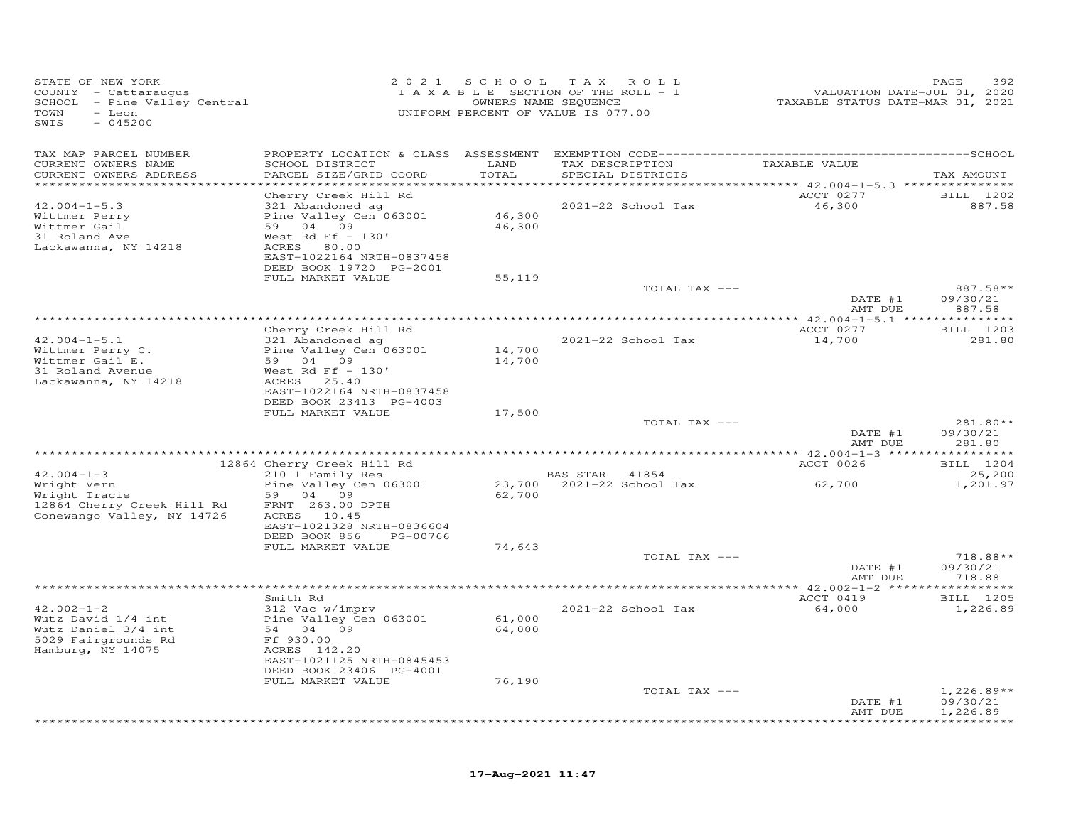STATE OF NEW YORK
COUNTY - Cattaraugus
SCHOOL - Pine Valley Central
TOWN - Leon
SWIS - 045200

2021 SCHOOL TAX ROLL
TAXABLE SECTION OF THE ROLL - 1
OWNERS NAME SEQUENCE
UNIFORM PERCENT OF VALUE IS 077.00

VALUATION DATE-JUL 01, 2020
TAXABLE STATUS DATE-MAR 01, 2021

| TAX MAP PARCEL NUMBER / CURRENT OWNERS NAME / CURRENT OWNERS ADDRESS | PROPERTY LOCATION & CLASS / SCHOOL DISTRICT / PARCEL SIZE/GRID COORD | ASSESSMENT LAND / TOTAL | EXEMPTION CODE / TAX DESCRIPTION / SPECIAL DISTRICTS | TAXABLE VALUE | TAX AMOUNT |
|---|---|---|---|---|---|
| 42.004-1-5.3 | Cherry Creek Hill Rd | | | ACCT 0277 | BILL 1202 |
| Wittmer Perry | 321 Abandoned ag | | 2021-22 School Tax | 46,300 | 887.58 |
| Wittmer Gail | Pine Valley Cen 063001 | 46,300 | | | |
| 31 Roland Ave | 59 04 09 | 46,300 | | | |
| Lackawanna, NY 14218 | West Rd Ff - 130' | | | | |
| | ACRES 80.00 | | | | |
| | EAST-1022164 NRTH-0837458 | | | | |
| | DEED BOOK 19720 PG-2001 | | | | |
| | FULL MARKET VALUE | 55,119 | | | |
| | | | TOTAL TAX --- | | 887.58** |
| | | | | DATE #1 | 09/30/21 |
| | | | | AMT DUE | 887.58 |
| 42.004-1-5.1 | Cherry Creek Hill Rd | | | ACCT 0277 | BILL 1203 |
| Wittmer Perry C. | 321 Abandoned ag | | 2021-22 School Tax | 14,700 | 281.80 |
| Wittmer Gail E. | Pine Valley Cen 063001 | 14,700 | | | |
| 31 Roland Avenue | 59 04 09 | 14,700 | | | |
| Lackawanna, NY 14218 | West Rd Ff - 130' | | | | |
| | ACRES 25.40 | | | | |
| | EAST-1022164 NRTH-0837458 | | | | |
| | DEED BOOK 23413 PG-4003 | | | | |
| | FULL MARKET VALUE | 17,500 | | | |
| | | | TOTAL TAX --- | | 281.80** |
| | | | | DATE #1 | 09/30/21 |
| | | | | AMT DUE | 281.80 |
| 42.004-1-3 | 12864 Cherry Creek Hill Rd | | | ACCT 0026 | BILL 1204 |
| Wright Vern | 210 1 Family Res | | BAS STAR 41854 | | 25,200 |
| Wright Tracie | Pine Valley Cen 063001 | 23,700 | 2021-22 School Tax | 62,700 | 1,201.97 |
| 12864 Cherry Creek Hill Rd | 59 04 09 | 62,700 | | | |
| Conewango Valley, NY 14726 | FRNT 263.00 DPTH | | | | |
| | ACRES 10.45 | | | | |
| | EAST-1021328 NRTH-0836604 | | | | |
| | DEED BOOK 856 PG-00766 | | | | |
| | FULL MARKET VALUE | 74,643 | | | |
| | | | TOTAL TAX --- | | 718.88** |
| | | | | DATE #1 | 09/30/21 |
| | | | | AMT DUE | 718.88 |
| 42.002-1-2 | Smith Rd | | | ACCT 0419 | BILL 1205 |
| Wutz David 1/4 int | 312 Vac w/imprv | | 2021-22 School Tax | 64,000 | 1,226.89 |
| Wutz Daniel 3/4 int | Pine Valley Cen 063001 | 61,000 | | | |
| 5029 Fairgrounds Rd | 54 04 09 | 64,000 | | | |
| Hamburg, NY 14075 | Ff 930.00 | | | | |
| | ACRES 142.20 | | | | |
| | EAST-1021125 NRTH-0845453 | | | | |
| | DEED BOOK 23406 PG-4001 | | | | |
| | FULL MARKET VALUE | 76,190 | | | |
| | | | TOTAL TAX --- | | 1,226.89** |
| | | | | DATE #1 | 09/30/21 |
| | | | | AMT DUE | 1,226.89 |

17-Aug-2021 11:47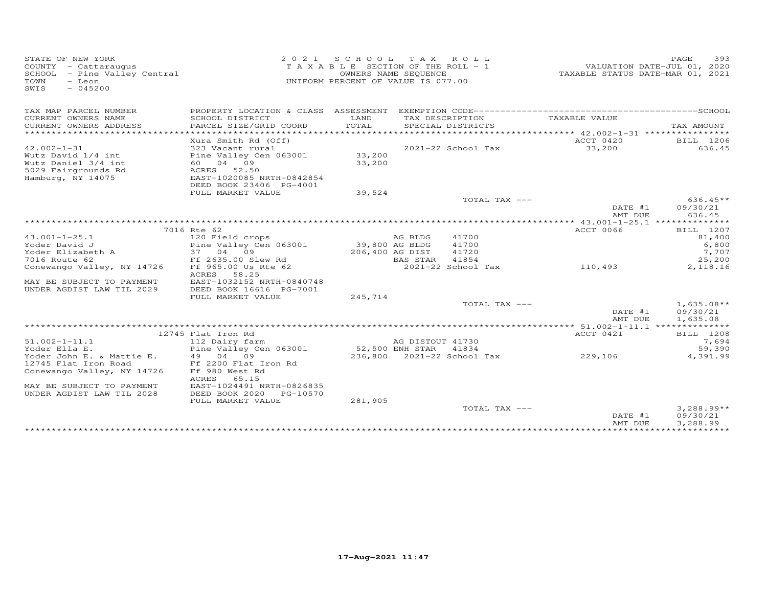STATE OF NEW YORK
COUNTY - Cattaraugus
SCHOOL - Pine Valley Central
TOWN - Leon
SWIS - 045200

2021 SCHOOL TAX ROLL
TAXABLE SECTION OF THE ROLL - 1
OWNERS NAME SEQUENCE
UNIFORM PERCENT OF VALUE IS 077.00

VALUATION DATE-JUL 01, 2020
TAXABLE STATUS DATE-MAR 01, 2021

| TAX MAP PARCEL NUMBER / CURRENT OWNERS NAME / CURRENT OWNERS ADDRESS | PROPERTY LOCATION & CLASS / SCHOOL DISTRICT / PARCEL SIZE/GRID COORD | ASSESSMENT LAND / TOTAL | EXEMPTION CODE / TAX DESCRIPTION / SPECIAL DISTRICTS | | TAXABLE VALUE | TAX AMOUNT |
|---|---|---|---|---|---|---|
| | Xura Smith Rd (Off) | | | | ACCT 0420 | BILL 1206 |
| 42.002-1-31 | 323 Vacant rural | | 2021-22 School Tax | | 33,200 | 636.45 |
| Wutz David 1/4 int | Pine Valley Cen 063001 | 33,200 | | | | |
| Wutz Daniel 3/4 int | 60 04 09 | 33,200 | | | | |
| 5029 Fairgrounds Rd | ACRES 52.50 | | | | | |
| Hamburg, NY 14075 | EAST-1020085 NRTH-0842854 | | | | | |
| | DEED BOOK 23406 PG-4001 | | | | | |
| | FULL MARKET VALUE | 39,524 | | | | |
| | | | TOTAL TAX --- | | | 636.45** |
| | | | | | DATE #1 | 09/30/21 |
| | | | | | AMT DUE | 636.45 |
| | 7016 Rte 62 | | | | ACCT 0066 | BILL 1207 |
| 43.001-1-25.1 | 120 Field crops | | AG BLDG | 41700 | | 81,400 |
| Yoder David J | Pine Valley Cen 063001 | 39,800 | AG BLDG | 41700 | | 6,800 |
| Yoder Elizabeth A | 37 04 09 | 206,400 | AG DIST | 41720 | | 7,707 |
| 7016 Route 62 | Ff 2635.00 Slew Rd | | BAS STAR | 41854 | | 25,200 |
| Conewango Valley, NY 14726 | Ff 965.00 Us Rte 62 | | 2021-22 School Tax | | 110,493 | 2,118.16 |
| | ACRES 58.25 | | | | | |
| MAY BE SUBJECT TO PAYMENT | EAST-1032152 NRTH-0840748 | | | | | |
| UNDER AGDIST LAW TIL 2029 | DEED BOOK 16616 PG-7001 | | | | | |
| | FULL MARKET VALUE | 245,714 | | | | |
| | | | TOTAL TAX --- | | | 1,635.08** |
| | | | | | DATE #1 | 09/30/21 |
| | | | | | AMT DUE | 1,635.08 |
| | 12745 Flat Iron Rd | | | | ACCT 0421 | BILL 1208 |
| 51.002-1-11.1 | 112 Dairy farm | | AG DISTOUT | 41730 | | 7,694 |
| Yoder Ella E. | Pine Valley Cen 063001 | 52,500 | ENH STAR | 41834 | | 59,390 |
| Yoder John E. & Mattie E. | 49 04 09 | 236,800 | 2021-22 School Tax | | 229,106 | 4,391.99 |
| 12745 Flat Iron Road | Ff 2200 Flat Iron Rd | | | | | |
| Conewango Valley, NY 14726 | Ff 980 West Rd | | | | | |
| | ACRES 65.15 | | | | | |
| MAY BE SUBJECT TO PAYMENT | EAST-1024491 NRTH-0826835 | | | | | |
| UNDER AGDIST LAW TIL 2028 | DEED BOOK 2020 PG-10570 | | | | | |
| | FULL MARKET VALUE | 281,905 | | | | |
| | | | TOTAL TAX --- | | | 3,288.99** |
| | | | | | DATE #1 | 09/30/21 |
| | | | | | AMT DUE | 3,288.99 |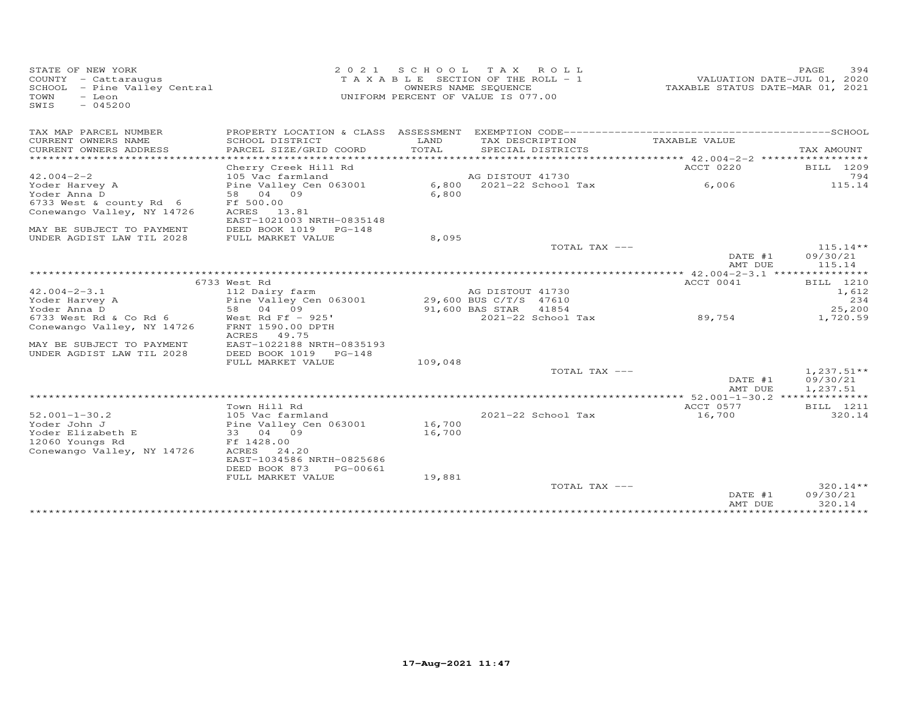STATE OF NEW YORK
COUNTY - Cattaraugus
SCHOOL - Pine Valley Central
TOWN - Leon
SWIS - 045200

2021 SCHOOL TAX ROLL
TAXABLE SECTION OF THE ROLL - 1
OWNERS NAME SEQUENCE
UNIFORM PERCENT OF VALUE IS 077.00

VALUATION DATE-JUL 01, 2020
TAXABLE STATUS DATE-MAR 01, 2021

| TAX MAP PARCEL NUMBER / CURRENT OWNERS NAME / CURRENT OWNERS ADDRESS | PROPERTY LOCATION & CLASS / SCHOOL DISTRICT / PARCEL SIZE/GRID COORD | ASSESSMENT LAND / TOTAL | EXEMPTION CODE / TAX DESCRIPTION / SPECIAL DISTRICTS | TAXABLE VALUE | TAX AMOUNT |
|---|---|---|---|---|---|
| **42.004-2-2** | Cherry Creek Hill Rd | | | ACCT 0220 | BILL 1209 |
| 42.004-2-2 | 105 Vac farmland | | AG DISTOUT 41730 | | 794 |
| Yoder Harvey A | Pine Valley Cen 063001 | 6,800 | 2021-22 School Tax | 6,006 | 115.14 |
| Yoder Anna D | 58 04 09 | 6,800 | | | |
| 6733 West & county Rd 6 | Ff 500.00 | | | | |
| Conewango Valley, NY 14726 | ACRES 13.81 | | | | |
| | EAST-1021003 NRTH-0835148 | | | | |
| MAY BE SUBJECT TO PAYMENT | DEED BOOK 1019 PG-148 | | | | |
| UNDER AGDIST LAW TIL 2028 | FULL MARKET VALUE | 8,095 | | | |
| | | | TOTAL TAX --- | | 115.14** |
| | | | | DATE #1 | 09/30/21 |
| | | | | AMT DUE | 115.14 |
| **42.004-2-3.1** | 6733 West Rd | | | ACCT 0041 | BILL 1210 |
| 42.004-2-3.1 | 112 Dairy farm | | AG DISTOUT 41730 | | 1,612 |
| Yoder Harvey A | Pine Valley Cen 063001 | 29,600 | BUS C/T/S 47610 | | 234 |
| Yoder Anna D | 58 04 09 | 91,600 | BAS STAR 41854 | | 25,200 |
| 6733 West Rd & Co Rd 6 | West Rd Ff - 925' | | 2021-22 School Tax | 89,754 | 1,720.59 |
| Conewango Valley, NY 14726 | FRNT 1590.00 DPTH | | | | |
| | ACRES 49.75 | | | | |
| MAY BE SUBJECT TO PAYMENT | EAST-1022188 NRTH-0835193 | | | | |
| UNDER AGDIST LAW TIL 2028 | DEED BOOK 1019 PG-148 | | | | |
| | FULL MARKET VALUE | 109,048 | | | |
| | | | TOTAL TAX --- | | 1,237.51** |
| | | | | DATE #1 | 09/30/21 |
| | | | | AMT DUE | 1,237.51 |
| **52.001-1-30.2** | Town Hill Rd | | | ACCT 0577 | BILL 1211 |
| 52.001-1-30.2 | 105 Vac farmland | | 2021-22 School Tax | 16,700 | 320.14 |
| Yoder John J | Pine Valley Cen 063001 | 16,700 | | | |
| Yoder Elizabeth E | 33 04 09 | 16,700 | | | |
| 12060 Youngs Rd | Ff 1428.00 | | | | |
| Conewango Valley, NY 14726 | ACRES 24.20 | | | | |
| | EAST-1034586 NRTH-0825686 | | | | |
| | DEED BOOK 873 PG-00661 | | | | |
| | FULL MARKET VALUE | 19,881 | | | |
| | | | TOTAL TAX --- | | 320.14** |
| | | | | DATE #1 | 09/30/21 |
| | | | | AMT DUE | 320.14 |

17-Aug-2021 11:47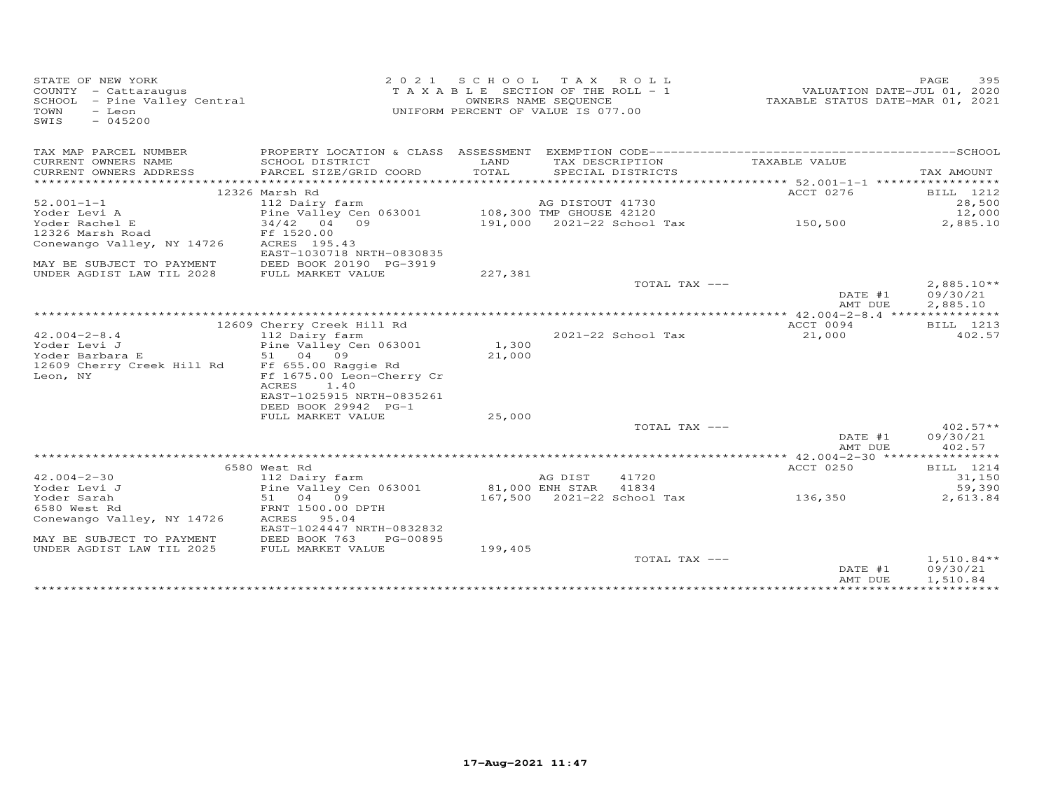STATE OF NEW YORK
COUNTY - Cattaraugus
SCHOOL - Pine Valley Central
TOWN - Leon
SWIS - 045200

2021 SCHOOL TAX ROLL
TAXABLE SECTION OF THE ROLL - 1
OWNERS NAME SEQUENCE
UNIFORM PERCENT OF VALUE IS 077.00

VALUATION DATE-JUL 01, 2020
TAXABLE STATUS DATE-MAR 01, 2021

| TAX MAP PARCEL NUMBER / CURRENT OWNERS NAME / CURRENT OWNERS ADDRESS | PROPERTY LOCATION & CLASS / SCHOOL DISTRICT / PARCEL SIZE/GRID COORD | ASSESSMENT LAND / TOTAL | EXEMPTION CODE / TAX DESCRIPTION / SPECIAL DISTRICTS | TAXABLE VALUE | SCHOOL TAX AMOUNT |
|---|---|---|---|---|---|
| | 12326 Marsh Rd | | | ACCT 0276 | BILL 1212 |
| 52.001-1-1 | 112 Dairy farm | | AG DISTOUT 41730 | | 28,500 |
| Yoder Levi A | Pine Valley Cen 063001 | 108,300 | TMP GHOUSE 42120 | | 12,000 |
| Yoder Rachel E | 34/42 04 09 | 191,000 | 2021-22 School Tax | 150,500 | 2,885.10 |
| 12326 Marsh Road | Ff 1520.00 | | | | |
| Conewango Valley, NY 14726 | ACRES 195.43 | | | | |
| | EAST-1030718 NRTH-0830835 | | | | |
| MAY BE SUBJECT TO PAYMENT | DEED BOOK 20190 PG-3919 | | | | |
| UNDER AGDIST LAW TIL 2028 | FULL MARKET VALUE | 227,381 | | | |
| | | | TOTAL TAX --- | | 2,885.10** |
| | | | | DATE #1 | 09/30/21 |
| | | | | AMT DUE | 2,885.10 |
| | 12609 Cherry Creek Hill Rd | | | ACCT 0094 | BILL 1213 |
| 42.004-2-8.4 | 112 Dairy farm | | 2021-22 School Tax | 21,000 | 402.57 |
| Yoder Levi J | Pine Valley Cen 063001 | 1,300 | | | |
| Yoder Barbara E | 51 04 09 | 21,000 | | | |
| 12609 Cherry Creek Hill Rd | Ff 655.00 Raggie Rd | | | | |
| Leon, NY | Ff 1675.00 Leon-Cherry Cr | | | | |
| | ACRES 1.40 | | | | |
| | EAST-1025915 NRTH-0835261 | | | | |
| | DEED BOOK 29942 PG-1 | | | | |
| | FULL MARKET VALUE | 25,000 | | | |
| | | | TOTAL TAX --- | | 402.57** |
| | | | | DATE #1 | 09/30/21 |
| | | | | AMT DUE | 402.57 |
| | 6580 West Rd | | | ACCT 0250 | BILL 1214 |
| 42.004-2-30 | 112 Dairy farm | | AG DIST 41720 | | 31,150 |
| Yoder Levi J | Pine Valley Cen 063001 | 81,000 | ENH STAR 41834 | | 59,390 |
| Yoder Sarah | 51 04 09 | 167,500 | 2021-22 School Tax | 136,350 | 2,613.84 |
| 6580 West Rd | FRNT 1500.00 DPTH | | | | |
| Conewango Valley, NY 14726 | ACRES 95.04 | | | | |
| | EAST-1024447 NRTH-0832832 | | | | |
| MAY BE SUBJECT TO PAYMENT | DEED BOOK 763 PG-00895 | | | | |
| UNDER AGDIST LAW TIL 2025 | FULL MARKET VALUE | 199,405 | | | |
| | | | TOTAL TAX --- | | 1,510.84** |
| | | | | DATE #1 | 09/30/21 |
| | | | | AMT DUE | 1,510.84 |

17-Aug-2021 11:47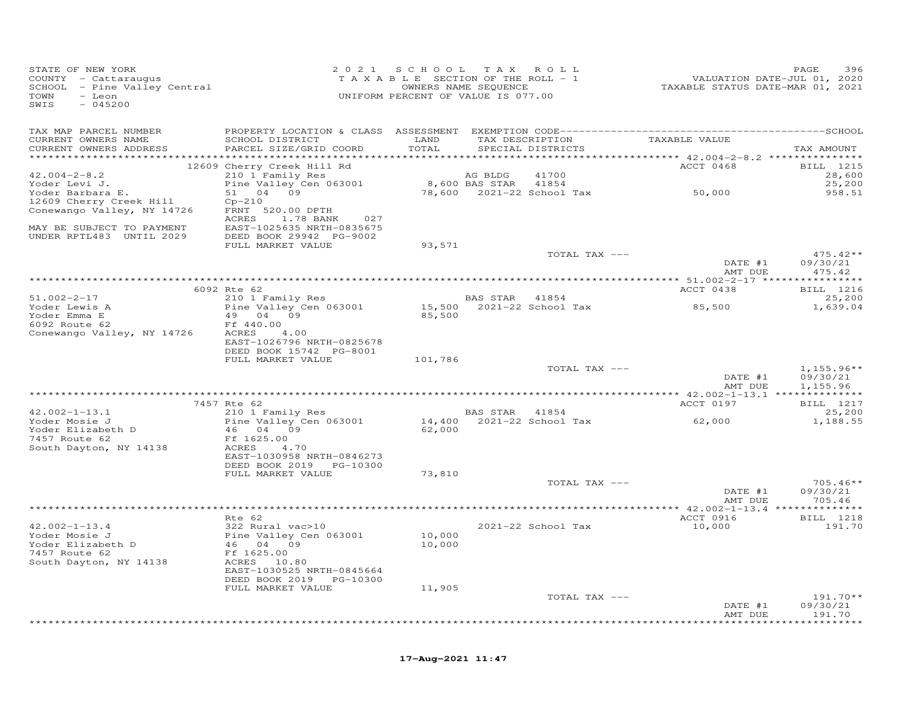STATE OF NEW YORK
COUNTY - Cattaraugus
SCHOOL - Pine Valley Central
TOWN - Leon
SWIS - 045200

2021 SCHOOL TAX ROLL
TAXABLE SECTION OF THE ROLL - 1
OWNERS NAME SEQUENCE
UNIFORM PERCENT OF VALUE IS 077.00

VALUATION DATE-JUL 01, 2020
TAXABLE STATUS DATE-MAR 01, 2021

| TAX MAP PARCEL NUMBER / CURRENT OWNERS NAME / CURRENT OWNERS ADDRESS | PROPERTY LOCATION & CLASS / SCHOOL DISTRICT / PARCEL SIZE/GRID COORD | ASSESSMENT LAND / TOTAL | EXEMPTION CODE / TAX DESCRIPTION / SPECIAL DISTRICTS | TAXABLE VALUE | TAX AMOUNT |
|---|---|---|---|---|---|
| | 12609 Cherry Creek Hill Rd | | | ACCT 0468 | BILL 1215 |
| 42.004-2-8.2 | 210 1 Family Res | | AG BLDG 41700 | | 28,600 |
| Yoder Levi J. | Pine Valley Cen 063001 | 8,600 | BAS STAR 41854 | | 25,200 |
| Yoder Barbara E. | 51 04 09 | 78,600 | 2021-22 School Tax | 50,000 | 958.51 |
| 12609 Cherry Creek Hill | Cp-210 | | | | |
| Conewango Valley, NY 14726 | FRNT 520.00 DPTH | | | | |
| | ACRES 1.78 BANK 027 | | | | |
| MAY BE SUBJECT TO PAYMENT | EAST-1025635 NRTH-0835675 | | | | |
| UNDER RPTL483 UNTIL 2029 | DEED BOOK 29942 PG-9002 | | | | |
| | FULL MARKET VALUE | 93,571 | | | |
| | | | TOTAL TAX --- | | 475.42** |
| | | | | DATE #1 | 09/30/21 |
| | | | | AMT DUE | 475.42 |
| | 6092 Rte 62 | | | ACCT 0438 | BILL 1216 |
| 51.002-2-17 | 210 1 Family Res | | BAS STAR 41854 | | 25,200 |
| Yoder Lewis A | Pine Valley Cen 063001 | 15,500 | 2021-22 School Tax | 85,500 | 1,639.04 |
| Yoder Emma E | 49 04 09 | 85,500 | | | |
| 6092 Route 62 | Ff 440.00 | | | | |
| Conewango Valley, NY 14726 | ACRES 4.00 | | | | |
| | EAST-1026796 NRTH-0825678 | | | | |
| | DEED BOOK 15742 PG-8001 | | | | |
| | FULL MARKET VALUE | 101,786 | | | |
| | | | TOTAL TAX --- | | 1,155.96** |
| | | | | DATE #1 | 09/30/21 |
| | | | | AMT DUE | 1,155.96 |
| | 7457 Rte 62 | | | ACCT 0197 | BILL 1217 |
| 42.002-1-13.1 | 210 1 Family Res | | BAS STAR 41854 | | 25,200 |
| Yoder Mosie J | Pine Valley Cen 063001 | 14,400 | 2021-22 School Tax | 62,000 | 1,188.55 |
| Yoder Elizabeth D | 46 04 09 | 62,000 | | | |
| 7457 Route 62 | Ff 1625.00 | | | | |
| South Dayton, NY 14138 | ACRES 4.70 | | | | |
| | EAST-1030958 NRTH-0846273 | | | | |
| | DEED BOOK 2019 PG-10300 | | | | |
| | FULL MARKET VALUE | 73,810 | | | |
| | | | TOTAL TAX --- | | 705.46** |
| | | | | DATE #1 | 09/30/21 |
| | | | | AMT DUE | 705.46 |
| | Rte 62 | | | ACCT 0916 | BILL 1218 |
| 42.002-1-13.4 | 322 Rural vac>10 | | 2021-22 School Tax | 10,000 | 191.70 |
| Yoder Mosie J | Pine Valley Cen 063001 | 10,000 | | | |
| Yoder Elizabeth D | 46 04 09 | 10,000 | | | |
| 7457 Route 62 | Ff 1625.00 | | | | |
| South Dayton, NY 14138 | ACRES 10.80 | | | | |
| | EAST-1030525 NRTH-0845664 | | | | |
| | DEED BOOK 2019 PG-10300 | | | | |
| | FULL MARKET VALUE | 11,905 | | | |
| | | | TOTAL TAX --- | | 191.70** |
| | | | | DATE #1 | 09/30/21 |
| | | | | AMT DUE | 191.70 |

17-Aug-2021 11:47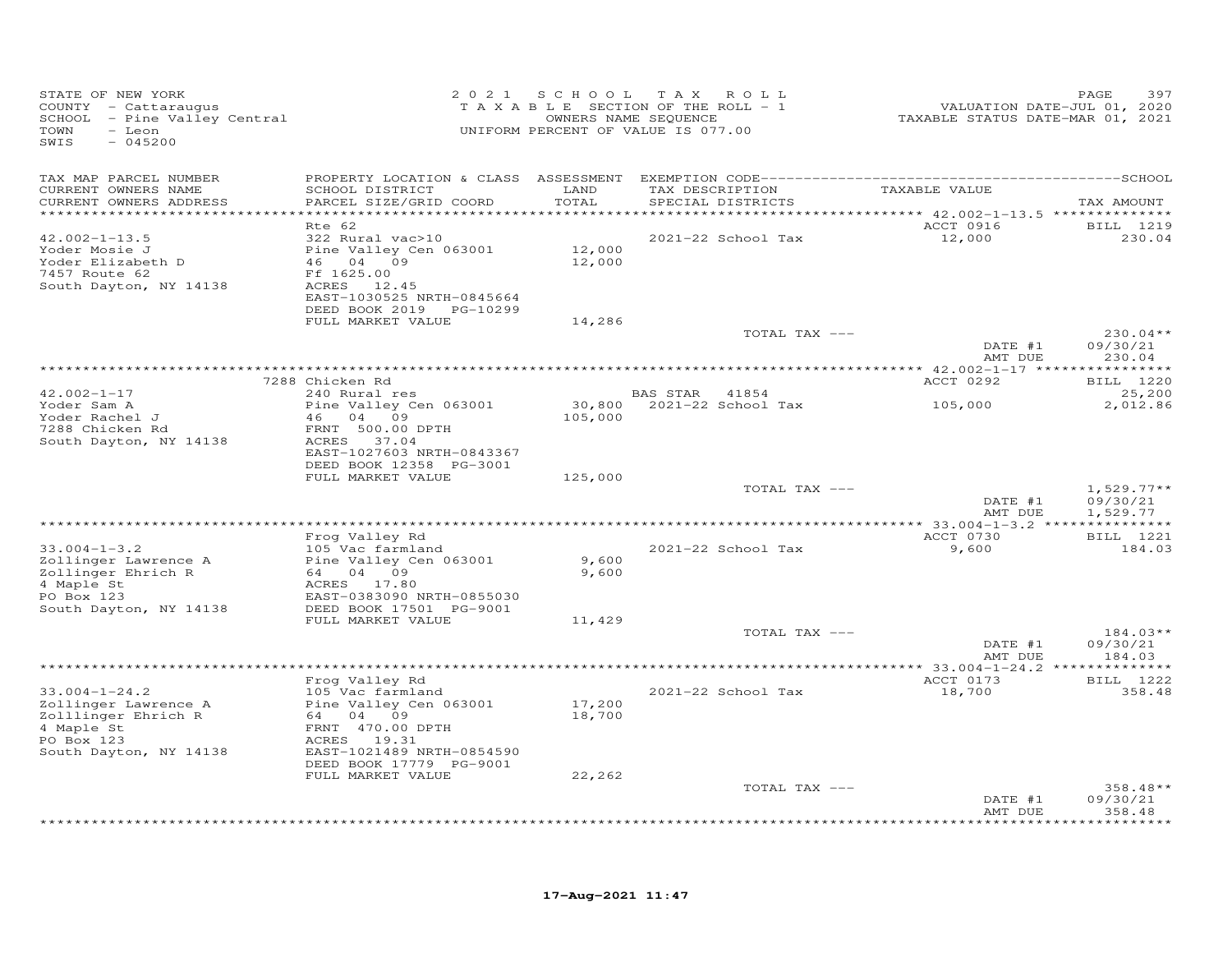STATE OF NEW YORK
COUNTY - Cattaraugus
SCHOOL - Pine Valley Central
TOWN - Leon
SWIS - 045200

2021 SCHOOL TAX ROLL
TAXABLE SECTION OF THE ROLL - 1
OWNERS NAME SEQUENCE
UNIFORM PERCENT OF VALUE IS 077.00

VALUATION DATE-JUL 01, 2020
TAXABLE STATUS DATE-MAR 01, 2021

| TAX MAP PARCEL NUMBER / CURRENT OWNERS NAME / CURRENT OWNERS ADDRESS | PROPERTY LOCATION & CLASS / SCHOOL DISTRICT / PARCEL SIZE/GRID COORD | ASSESSMENT LAND / TOTAL | EXEMPTION CODE / TAX DESCRIPTION / SPECIAL DISTRICTS | TAXABLE VALUE | TAX AMOUNT |
|---|---|---|---|---|---|
| **42.002-1-13.5** | Rte 62 | | | ACCT 0916 | BILL 1219 |
| Yoder Mosie J | 322 Rural vac>10 | | | | |
| Yoder Elizabeth D | Pine Valley Cen 063001 | 12,000 | 2021-22 School Tax | 12,000 | 230.04 |
| 7457 Route 62 | 46 04 09 | 12,000 | | | |
| South Dayton, NY 14138 | Ff 1625.00 | | | | |
| | ACRES 12.45 | | | | |
| | EAST-1030525 NRTH-0845664 | | | | |
| | DEED BOOK 2019 PG-10299 | | | | |
| | FULL MARKET VALUE | 14,286 | | | |
| | | | TOTAL TAX --- | | 230.04** |
| | | | | DATE #1 | 09/30/21 |
| | | | | AMT DUE | 230.04 |
| **42.002-1-17** | 7288 Chicken Rd | | | ACCT 0292 | BILL 1220 |
| Yoder Sam A | 240 Rural res | | BAS STAR 41854 | | 25,200 |
| Yoder Rachel J | Pine Valley Cen 063001 | 30,800 | 2021-22 School Tax | 105,000 | 2,012.86 |
| 7288 Chicken Rd | 46 04 09 | 105,000 | | | |
| South Dayton, NY 14138 | FRNT 500.00 DPTH | | | | |
| | ACRES 37.04 | | | | |
| | EAST-1027603 NRTH-0843367 | | | | |
| | DEED BOOK 12358 PG-3001 | | | | |
| | FULL MARKET VALUE | 125,000 | | | |
| | | | TOTAL TAX --- | | 1,529.77** |
| | | | | DATE #1 | 09/30/21 |
| | | | | AMT DUE | 1,529.77 |
| **33.004-1-3.2** | Frog Valley Rd | | | ACCT 0730 | BILL 1221 |
| Zollinger Lawrence A | 105 Vac farmland | | 2021-22 School Tax | 9,600 | 184.03 |
| Zollinger Ehrich R | Pine Valley Cen 063001 | 9,600 | | | |
| 4 Maple St | 64 04 09 | 9,600 | | | |
| PO Box 123 | ACRES 17.80 | | | | |
| South Dayton, NY 14138 | EAST-0383090 NRTH-0855030 | | | | |
| | DEED BOOK 17501 PG-9001 | | | | |
| | FULL MARKET VALUE | 11,429 | | | |
| | | | TOTAL TAX --- | | 184.03** |
| | | | | DATE #1 | 09/30/21 |
| | | | | AMT DUE | 184.03 |
| **33.004-1-24.2** | Frog Valley Rd | | | ACCT 0173 | BILL 1222 |
| Zollinger Lawrence A | 105 Vac farmland | | 2021-22 School Tax | 18,700 | 358.48 |
| Zolllinger Ehrich R | Pine Valley Cen 063001 | 17,200 | | | |
| 4 Maple St | 64 04 09 | 18,700 | | | |
| PO Box 123 | FRNT 470.00 DPTH | | | | |
| South Dayton, NY 14138 | ACRES 19.31 | | | | |
| | EAST-1021489 NRTH-0854590 | | | | |
| | DEED BOOK 17779 PG-9001 | | | | |
| | FULL MARKET VALUE | 22,262 | | | |
| | | | TOTAL TAX --- | | 358.48** |
| | | | | DATE #1 | 09/30/21 |
| | | | | AMT DUE | 358.48 |

17-Aug-2021 11:47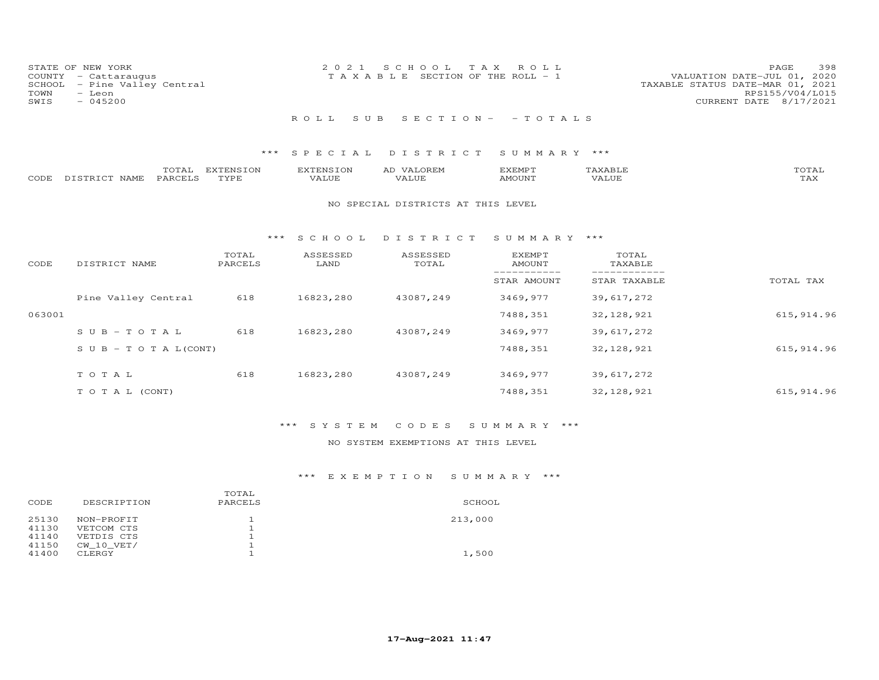STATE OF NEW YORK
COUNTY - Cattaraugus
SCHOOL - Pine Valley Central
TOWN - Leon
SWIS - 045200

2 0 2 1 S C H O O L T A X R O L L
T A X A B L E SECTION OF THE ROLL - 1

VALUATION DATE-JUL 01, 2020
TAXABLE STATUS DATE-MAR 01, 2021
RPS155/V04/L015
CURRENT DATE 8/17/2021

R O L L S U B S E C T I O N - - T O T A L S

## *** S P E C I A L D I S T R I C T S U M M A R Y ***

| CODE | DISTRICT NAME | TOTAL PARCELS | EXTENSION TYPE | EXTENSION VALUE | AD VALOREM VALUE | EXEMPT AMOUNT | TAXABLE VALUE | TOTAL TAX |
|---|---|---|---|---|---|---|---|---|

NO SPECIAL DISTRICTS AT THIS LEVEL

## *** S C H O O L D I S T R I C T S U M M A R Y ***

| CODE | DISTRICT NAME | TOTAL PARCELS | ASSESSED LAND | ASSESSED TOTAL | EXEMPT AMOUNT / STAR AMOUNT | TOTAL TAXABLE / STAR TAXABLE | TOTAL TAX |
|---|---|---|---|---|---|---|---|
| | Pine Valley Central | 618 | 16823,280 | 43087,249 | 3469,977 | 39,617,272 | |
| 063001 | | | | | 7488,351 | 32,128,921 | 615,914.96 |
| | S U B - T O T A L | 618 | 16823,280 | 43087,249 | 3469,977 | 39,617,272 | |
| | S U B - T O T A L(CONT) | | | | 7488,351 | 32,128,921 | 615,914.96 |
| | T O T A L | 618 | 16823,280 | 43087,249 | 3469,977 | 39,617,272 | |
| | T O T A L (CONT) | | | | 7488,351 | 32,128,921 | 615,914.96 |

## *** S Y S T E M C O D E S S U M M A R Y ***

NO SYSTEM EXEMPTIONS AT THIS LEVEL

## *** E X E M P T I O N S U M M A R Y ***

| CODE | DESCRIPTION | TOTAL PARCELS | SCHOOL |
|---|---|---|---|
| 25130 | NON-PROFIT | 1 | 213,000 |
| 41130 | VETCOM CTS | 1 | |
| 41140 | VETDIS CTS | 1 | |
| 41150 | CW_10_VET/ | 1 | |
| 41400 | CLERGY | 1 | 1,500 |

17-Aug-2021 11:47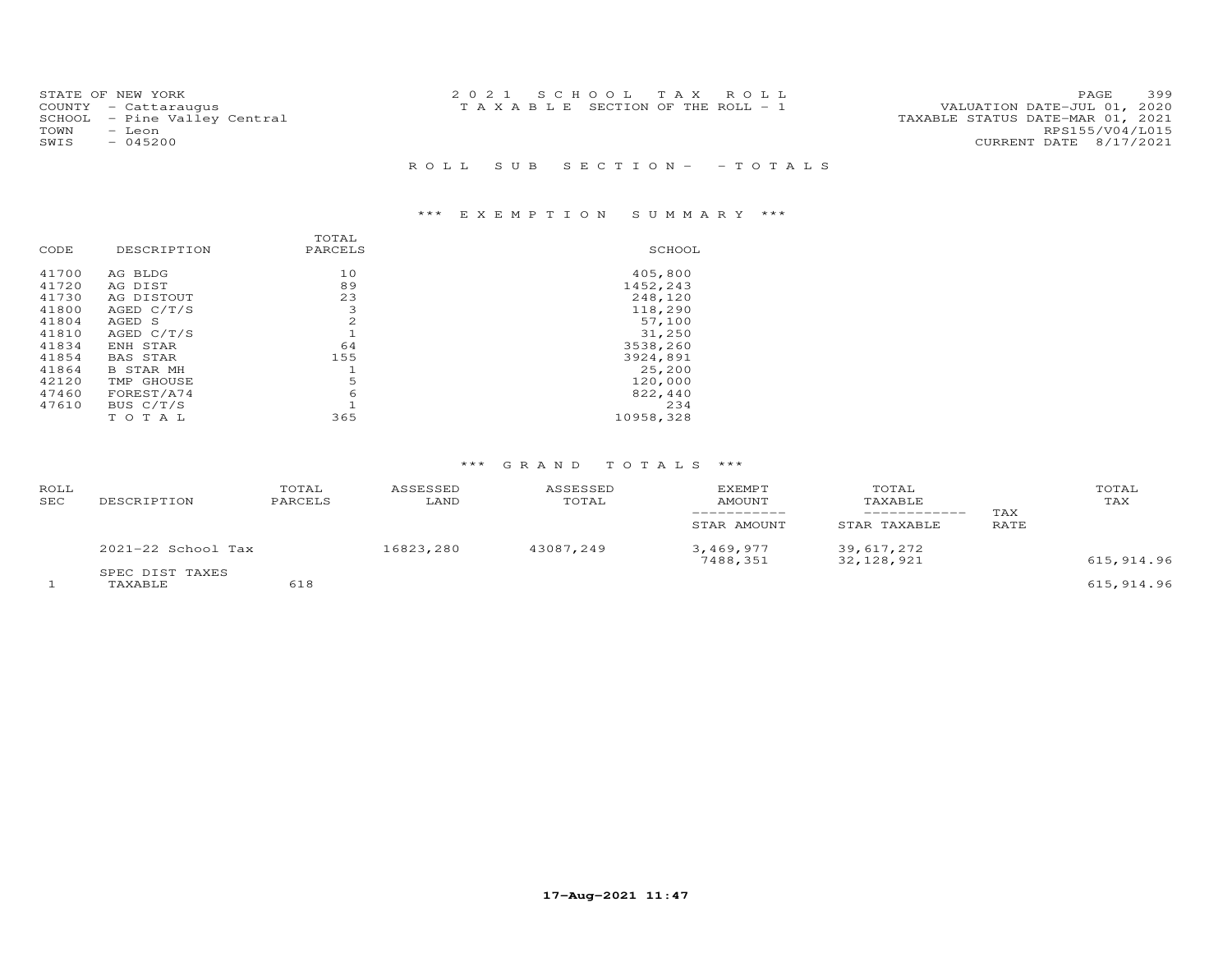STATE OF NEW YORK
COUNTY - Cattaraugus
SCHOOL - Pine Valley Central
TOWN - Leon
SWIS - 045200

2021 SCHOOL TAX ROLL
TAXABLE SECTION OF THE ROLL - 1

VALUATION DATE-JUL 01, 2020
TAXABLE STATUS DATE-MAR 01, 2021
RPS155/V04/L015
CURRENT DATE 8/17/2021

ROLL SUB SECTION- - TOTALS

### *** EXEMPTION SUMMARY ***

| CODE | DESCRIPTION | TOTAL PARCELS | SCHOOL |
|---|---|---|---|
| 41700 | AG BLDG | 10 | 405,800 |
| 41720 | AG DIST | 89 | 1452,243 |
| 41730 | AG DISTOUT | 23 | 248,120 |
| 41800 | AGED C/T/S | 3 | 118,290 |
| 41804 | AGED S | 2 | 57,100 |
| 41810 | AGED C/T/S | 1 | 31,250 |
| 41834 | ENH STAR | 64 | 3538,260 |
| 41854 | BAS STAR | 155 | 3924,891 |
| 41864 | B STAR MH | 1 | 25,200 |
| 42120 | TMP GHOUSE | 5 | 120,000 |
| 47460 | FOREST/A74 | 6 | 822,440 |
| 47610 | BUS C/T/S | 1 | 234 |
| | TOTAL | 365 | 10958,328 |

### *** GRAND TOTALS ***

| ROLL SEC | DESCRIPTION | TOTAL PARCELS | ASSESSED LAND | ASSESSED TOTAL | EXEMPT AMOUNT / STAR AMOUNT | TOTAL TAXABLE / STAR TAXABLE | TAX RATE | TOTAL TAX |
|---|---|---|---|---|---|---|---|---|
| | 2021-22 School Tax | | 16823,280 | 43087,249 | 3,469,977 | 39,617,272 | | |
| | | | | | 7488,351 | 32,128,921 | | 615,914.96 |
| | SPEC DIST TAXES | | | | | | | |
| 1 | TAXABLE | 618 | | | | | | 615,914.96 |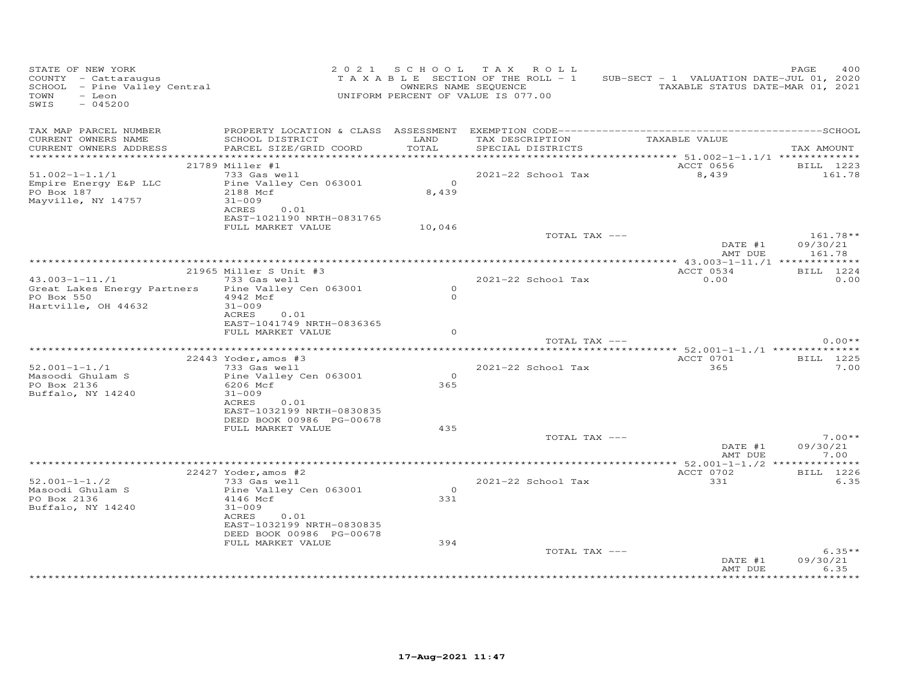STATE OF NEW YORK
COUNTY - Cattaraugus
SCHOOL - Pine Valley Central
TOWN - Leon
SWIS - 045200

2 0 2 1 S C H O O L T A X R O L L
T A X A B L E SECTION OF THE ROLL - 1
OWNERS NAME SEQUENCE
UNIFORM PERCENT OF VALUE IS 077.00

SUB-SECT - 1 VALUATION DATE-JUL 01, 2020
TAXABLE STATUS DATE-MAR 01, 2021

| TAX MAP PARCEL NUMBER / CURRENT OWNERS NAME / CURRENT OWNERS ADDRESS | PROPERTY LOCATION & CLASS / SCHOOL DISTRICT / PARCEL SIZE/GRID COORD | ASSESSMENT LAND / TOTAL | EXEMPTION CODE / TAX DESCRIPTION / SPECIAL DISTRICTS | TAXABLE VALUE | TAX AMOUNT |
|---|---|---|---|---|---|
| 51.002-1-1.1/1 | 21789 Miller #1 | | | ACCT 0656 | BILL 1223 |
| | 733 Gas well | | 2021-22 School Tax | 8,439 | 161.78 |
| Empire Energy E&P LLC | Pine Valley Cen 063001 | 0 | | | |
| PO Box 187 | 2188 Mcf | 8,439 | | | |
| Mayville, NY 14757 | 31-009 | | | | |
| | ACRES 0.01 | | | | |
| | EAST-1021190 NRTH-0831765 | | | | |
| | FULL MARKET VALUE | 10,046 | | | |
| | | | TOTAL TAX --- | | 161.78** |
| | | | | DATE #1 | 09/30/21 |
| | | | | AMT DUE | 161.78 |
| 43.003-1-11./1 | 21965 Miller S Unit #3 | | | ACCT 0534 | BILL 1224 |
| | 733 Gas well | | 2021-22 School Tax | 0.00 | 0.00 |
| Great Lakes Energy Partners | Pine Valley Cen 063001 | 0 | | | |
| PO Box 550 | 4942 Mcf | 0 | | | |
| Hartville, OH 44632 | 31-009 | | | | |
| | ACRES 0.01 | | | | |
| | EAST-1041749 NRTH-0836365 | | | | |
| | FULL MARKET VALUE | 0 | | | |
| | | | TOTAL TAX --- | | 0.00** |
| 52.001-1-1./1 | 22443 Yoder,amos #3 | | | ACCT 0701 | BILL 1225 |
| | 733 Gas well | | 2021-22 School Tax | 365 | 7.00 |
| Masoodi Ghulam S | Pine Valley Cen 063001 | 0 | | | |
| PO Box 2136 | 6206 Mcf | 365 | | | |
| Buffalo, NY 14240 | 31-009 | | | | |
| | ACRES 0.01 | | | | |
| | EAST-1032199 NRTH-0830835 | | | | |
| | DEED BOOK 00986 PG-00678 | | | | |
| | FULL MARKET VALUE | 435 | | | |
| | | | TOTAL TAX --- | | 7.00** |
| | | | | DATE #1 | 09/30/21 |
| | | | | AMT DUE | 7.00 |
| 52.001-1-1./2 | 22427 Yoder,amos #2 | | | ACCT 0702 | BILL 1226 |
| | 733 Gas well | | 2021-22 School Tax | 331 | 6.35 |
| Masoodi Ghulam S | Pine Valley Cen 063001 | 0 | | | |
| PO Box 2136 | 4146 Mcf | 331 | | | |
| Buffalo, NY 14240 | 31-009 | | | | |
| | ACRES 0.01 | | | | |
| | EAST-1032199 NRTH-0830835 | | | | |
| | DEED BOOK 00986 PG-00678 | | | | |
| | FULL MARKET VALUE | 394 | | | |
| | | | TOTAL TAX --- | | 6.35** |
| | | | | DATE #1 | 09/30/21 |
| | | | | AMT DUE | 6.35 |

17-Aug-2021 11:47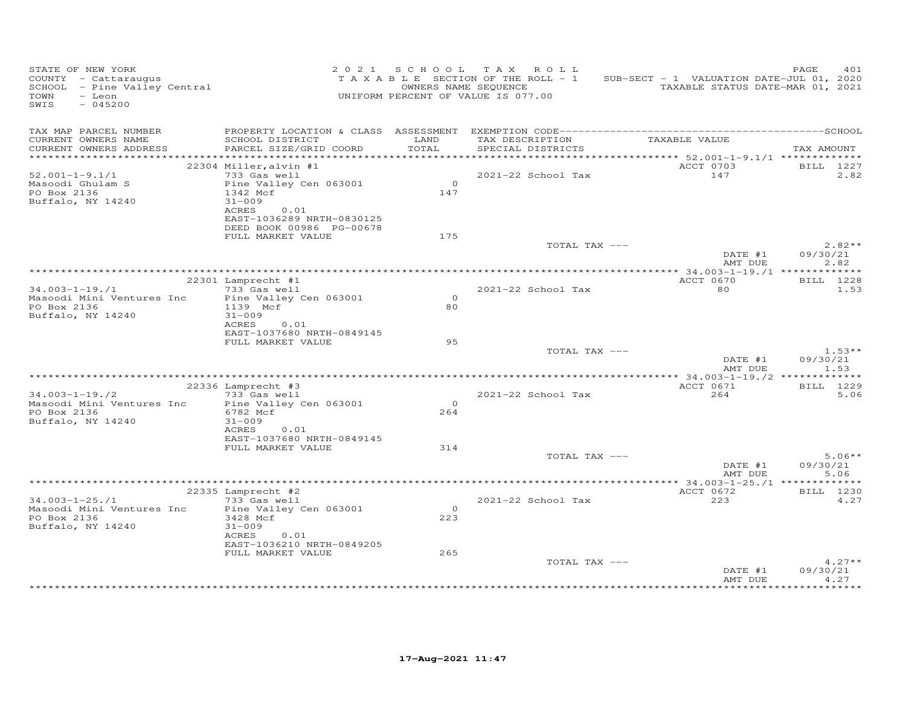STATE OF NEW YORK
COUNTY - Cattaraugus
SCHOOL - Pine Valley Central
TOWN - Leon
SWIS - 045200

2 0 2 1 S C H O O L T A X R O L L
T A X A B L E SECTION OF THE ROLL - 1
OWNERS NAME SEQUENCE
UNIFORM PERCENT OF VALUE IS 077.00

SUB-SECT - 1 VALUATION DATE-JUL 01, 2020
TAXABLE STATUS DATE-MAR 01, 2021

| TAX MAP PARCEL NUMBER / CURRENT OWNERS NAME / CURRENT OWNERS ADDRESS | PROPERTY LOCATION & CLASS / SCHOOL DISTRICT / PARCEL SIZE/GRID COORD | ASSESSMENT LAND / TOTAL | EXEMPTION CODE / TAX DESCRIPTION / SPECIAL DISTRICTS | TAXABLE VALUE | TAX AMOUNT |
|---|---|---|---|---|---|
| 52.001-1-9.1/1 | 22304 Miller,alvin #1 | | | ACCT 0703 | BILL 1227 |
| Masoodi Ghulam S | 733 Gas well | | 2021-22 School Tax | 147 | 2.82 |
| PO Box 2136 | Pine Valley Cen 063001 | 0 | | | |
| Buffalo, NY 14240 | 1342 Mcf | 147 | | | |
| | 31-009 | | | | |
| | ACRES 0.01 | | | | |
| | EAST-1036289 NRTH-0830125 | | | | |
| | DEED BOOK 00986 PG-00678 | | | | |
| | FULL MARKET VALUE | 175 | | | |
| | | | TOTAL TAX --- | | 2.82** |
| | | | | DATE #1 | 09/30/21 |
| | | | | AMT DUE | 2.82 |
| 34.003-1-19./1 | 22301 Lamprecht #1 | | | ACCT 0670 | BILL 1228 |
| Masoodi Mini Ventures Inc | 733 Gas well | | 2021-22 School Tax | 80 | 1.53 |
| PO Box 2136 | Pine Valley Cen 063001 | 0 | | | |
| Buffalo, NY 14240 | 1139 Mcf | 80 | | | |
| | 31-009 | | | | |
| | ACRES 0.01 | | | | |
| | EAST-1037680 NRTH-0849145 | | | | |
| | FULL MARKET VALUE | 95 | | | |
| | | | TOTAL TAX --- | | 1.53** |
| | | | | DATE #1 | 09/30/21 |
| | | | | AMT DUE | 1.53 |
| 34.003-1-19./2 | 22336 Lamprecht #3 | | | ACCT 0671 | BILL 1229 |
| Masoodi Mini Ventures Inc | 733 Gas well | | 2021-22 School Tax | 264 | 5.06 |
| PO Box 2136 | Pine Valley Cen 063001 | 0 | | | |
| Buffalo, NY 14240 | 6782 Mcf | 264 | | | |
| | 31-009 | | | | |
| | ACRES 0.01 | | | | |
| | EAST-1037680 NRTH-0849145 | | | | |
| | FULL MARKET VALUE | 314 | | | |
| | | | TOTAL TAX --- | | 5.06** |
| | | | | DATE #1 | 09/30/21 |
| | | | | AMT DUE | 5.06 |
| 34.003-1-25./1 | 22335 Lamprecht #2 | | | ACCT 0672 | BILL 1230 |
| Masoodi Mini Ventures Inc | 733 Gas well | | 2021-22 School Tax | 223 | 4.27 |
| PO Box 2136 | Pine Valley Cen 063001 | 0 | | | |
| Buffalo, NY 14240 | 3428 Mcf | 223 | | | |
| | 31-009 | | | | |
| | ACRES 0.01 | | | | |
| | EAST-1036210 NRTH-0849205 | | | | |
| | FULL MARKET VALUE | 265 | | | |
| | | | TOTAL TAX --- | | 4.27** |
| | | | | DATE #1 | 09/30/21 |
| | | | | AMT DUE | 4.27 |

17-Aug-2021 11:47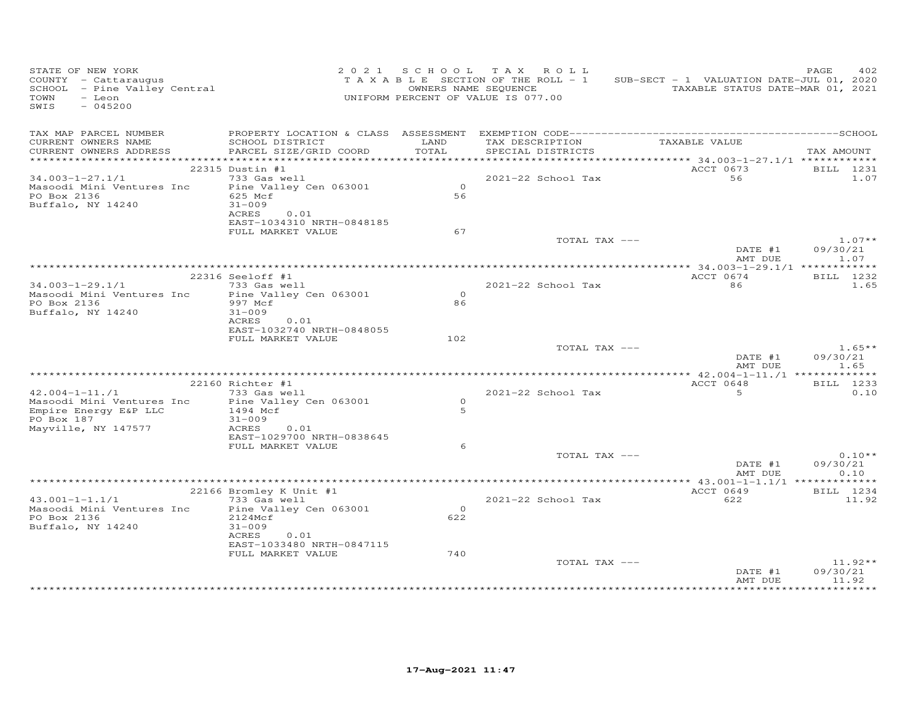STATE OF NEW YORK
COUNTY - Cattaraugus
SCHOOL - Pine Valley Central
TOWN - Leon
SWIS - 045200

2021 SCHOOL TAX ROLL
TAXABLE SECTION OF THE ROLL - 1
OWNERS NAME SEQUENCE
UNIFORM PERCENT OF VALUE IS 077.00

SUB-SECT - 1 VALUATION DATE-JUL 01, 2020
TAXABLE STATUS DATE-MAR 01, 2021

| TAX MAP PARCEL NUMBER / CURRENT OWNERS NAME / CURRENT OWNERS ADDRESS | PROPERTY LOCATION & CLASS / SCHOOL DISTRICT / PARCEL SIZE/GRID COORD | ASSESSMENT LAND / TOTAL | EXEMPTION CODE / TAX DESCRIPTION / SPECIAL DISTRICTS | TAXABLE VALUE | TAX AMOUNT |
|---|---|---|---|---|---|
| **34.003-1-27.1/1** | 22315 Dustin #1 | | | ACCT 0673 | BILL 1231 |
| 34.003-1-27.1/1 | 733 Gas well | | | | |
| Masoodi Mini Ventures Inc | Pine Valley Cen 063001 | 0 | 2021-22 School Tax | 56 | 1.07 |
| PO Box 2136 | 625 Mcf | 56 | | | |
| Buffalo, NY 14240 | 31-009 | | | | |
| | ACRES 0.01 | | | | |
| | EAST-1034310 NRTH-0848185 | | | | |
| | FULL MARKET VALUE | 67 | | | |
| | | | TOTAL TAX --- | | 1.07** |
| | | | | DATE #1 | 09/30/21 |
| | | | | AMT DUE | 1.07 |
| **34.003-1-29.1/1** | 22316 Seeloff #1 | | | ACCT 0674 | BILL 1232 |
| 34.003-1-29.1/1 | 733 Gas well | | | | |
| Masoodi Mini Ventures Inc | Pine Valley Cen 063001 | 0 | 2021-22 School Tax | 86 | 1.65 |
| PO Box 2136 | 997 Mcf | 86 | | | |
| Buffalo, NY 14240 | 31-009 | | | | |
| | ACRES 0.01 | | | | |
| | EAST-1032740 NRTH-0848055 | | | | |
| | FULL MARKET VALUE | 102 | | | |
| | | | TOTAL TAX --- | | 1.65** |
| | | | | DATE #1 | 09/30/21 |
| | | | | AMT DUE | 1.65 |
| **42.004-1-11./1** | 22160 Richter #1 | | | ACCT 0648 | BILL 1233 |
| 42.004-1-11./1 | 733 Gas well | | | | |
| Masoodi Mini Ventures Inc | Pine Valley Cen 063001 | 0 | 2021-22 School Tax | 5 | 0.10 |
| Empire Energy E&P LLC | 1494 Mcf | 5 | | | |
| PO Box 187 | 31-009 | | | | |
| Mayville, NY 147577 | ACRES 0.01 | | | | |
| | EAST-1029700 NRTH-0838645 | | | | |
| | FULL MARKET VALUE | 6 | | | |
| | | | TOTAL TAX --- | | 0.10** |
| | | | | DATE #1 | 09/30/21 |
| | | | | AMT DUE | 0.10 |
| **43.001-1-1.1/1** | 22166 Bromley K Unit #1 | | | ACCT 0649 | BILL 1234 |
| 43.001-1-1.1/1 | 733 Gas well | | | | |
| Masoodi Mini Ventures Inc | Pine Valley Cen 063001 | 0 | 2021-22 School Tax | 622 | 11.92 |
| PO Box 2136 | 2124Mcf | 622 | | | |
| Buffalo, NY 14240 | 31-009 | | | | |
| | ACRES 0.01 | | | | |
| | EAST-1033480 NRTH-0847115 | | | | |
| | FULL MARKET VALUE | 740 | | | |
| | | | TOTAL TAX --- | | 11.92** |
| | | | | DATE #1 | 09/30/21 |
| | | | | AMT DUE | 11.92 |

17-Aug-2021 11:47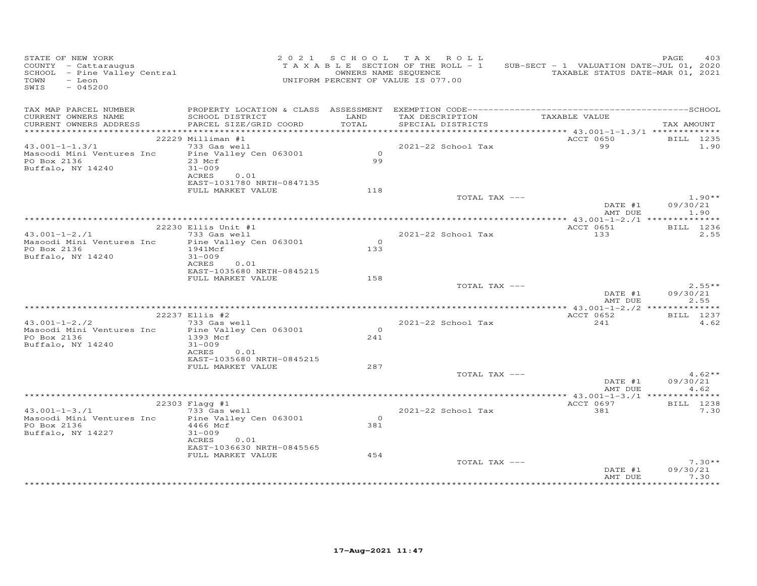STATE OF NEW YORK
COUNTY - Cattaraugus
SCHOOL - Pine Valley Central
TOWN - Leon
SWIS - 045200

2021 SCHOOL TAX ROLL
TAXABLE SECTION OF THE ROLL - 1
OWNERS NAME SEQUENCE
UNIFORM PERCENT OF VALUE IS 077.00

SUB-SECT - 1 VALUATION DATE-JUL 01, 2020
TAXABLE STATUS DATE-MAR 01, 2021

| TAX MAP PARCEL NUMBER / CURRENT OWNERS NAME / CURRENT OWNERS ADDRESS | PROPERTY LOCATION & CLASS / SCHOOL DISTRICT / PARCEL SIZE/GRID COORD | ASSESSMENT LAND / TOTAL | EXEMPTION CODE / TAX DESCRIPTION / SPECIAL DISTRICTS | TAXABLE VALUE | TAX AMOUNT |
|---|---|---|---|---|---|
| 43.001-1-1.3/1 | 22229 Milliman #1 | | | ACCT 0650 | BILL 1235 |
| 43.001-1-1.3/1 | 733 Gas well | | 2021-22 School Tax | 99 | 1.90 |
| Masoodi Mini Ventures Inc | Pine Valley Cen 063001 | 0 | | | |
| PO Box 2136 | 23 Mcf | 99 | | | |
| Buffalo, NY 14240 | 31-009 | | | | |
| | ACRES 0.01 | | | | |
| | EAST-1031780 NRTH-0847135 | | | | |
| | FULL MARKET VALUE | 118 | | | |
| | | | TOTAL TAX --- | | 1.90** |
| | | | | DATE #1 | 09/30/21 |
| | | | | AMT DUE | 1.90 |
| 43.001-1-2./1 | 22230 Ellis Unit #1 | | | ACCT 0651 | BILL 1236 |
| 43.001-1-2./1 | 733 Gas well | | 2021-22 School Tax | 133 | 2.55 |
| Masoodi Mini Ventures Inc | Pine Valley Cen 063001 | 0 | | | |
| PO Box 2136 | 1941Mcf | 133 | | | |
| Buffalo, NY 14240 | 31-009 | | | | |
| | ACRES 0.01 | | | | |
| | EAST-1035680 NRTH-0845215 | | | | |
| | FULL MARKET VALUE | 158 | | | |
| | | | TOTAL TAX --- | | 2.55** |
| | | | | DATE #1 | 09/30/21 |
| | | | | AMT DUE | 2.55 |
| 43.001-1-2./2 | 22237 Ellis #2 | | | ACCT 0652 | BILL 1237 |
| 43.001-1-2./2 | 733 Gas well | | 2021-22 School Tax | 241 | 4.62 |
| Masoodi Mini Ventures Inc | Pine Valley Cen 063001 | 0 | | | |
| PO Box 2136 | 1393 Mcf | 241 | | | |
| Buffalo, NY 14240 | 31-009 | | | | |
| | ACRES 0.01 | | | | |
| | EAST-1035680 NRTH-0845215 | | | | |
| | FULL MARKET VALUE | 287 | | | |
| | | | TOTAL TAX --- | | 4.62** |
| | | | | DATE #1 | 09/30/21 |
| | | | | AMT DUE | 4.62 |
| 43.001-1-3./1 | 22303 Flagg #1 | | | ACCT 0697 | BILL 1238 |
| 43.001-1-3./1 | 733 Gas well | | 2021-22 School Tax | 381 | 7.30 |
| Masoodi Mini Ventures Inc | Pine Valley Cen 063001 | 0 | | | |
| PO Box 2136 | 4466 Mcf | 381 | | | |
| Buffalo, NY 14227 | 31-009 | | | | |
| | ACRES 0.01 | | | | |
| | EAST-1036630 NRTH-0845565 | | | | |
| | FULL MARKET VALUE | 454 | | | |
| | | | TOTAL TAX --- | | 7.30** |
| | | | | DATE #1 | 09/30/21 |
| | | | | AMT DUE | 7.30 |

17-Aug-2021 11:47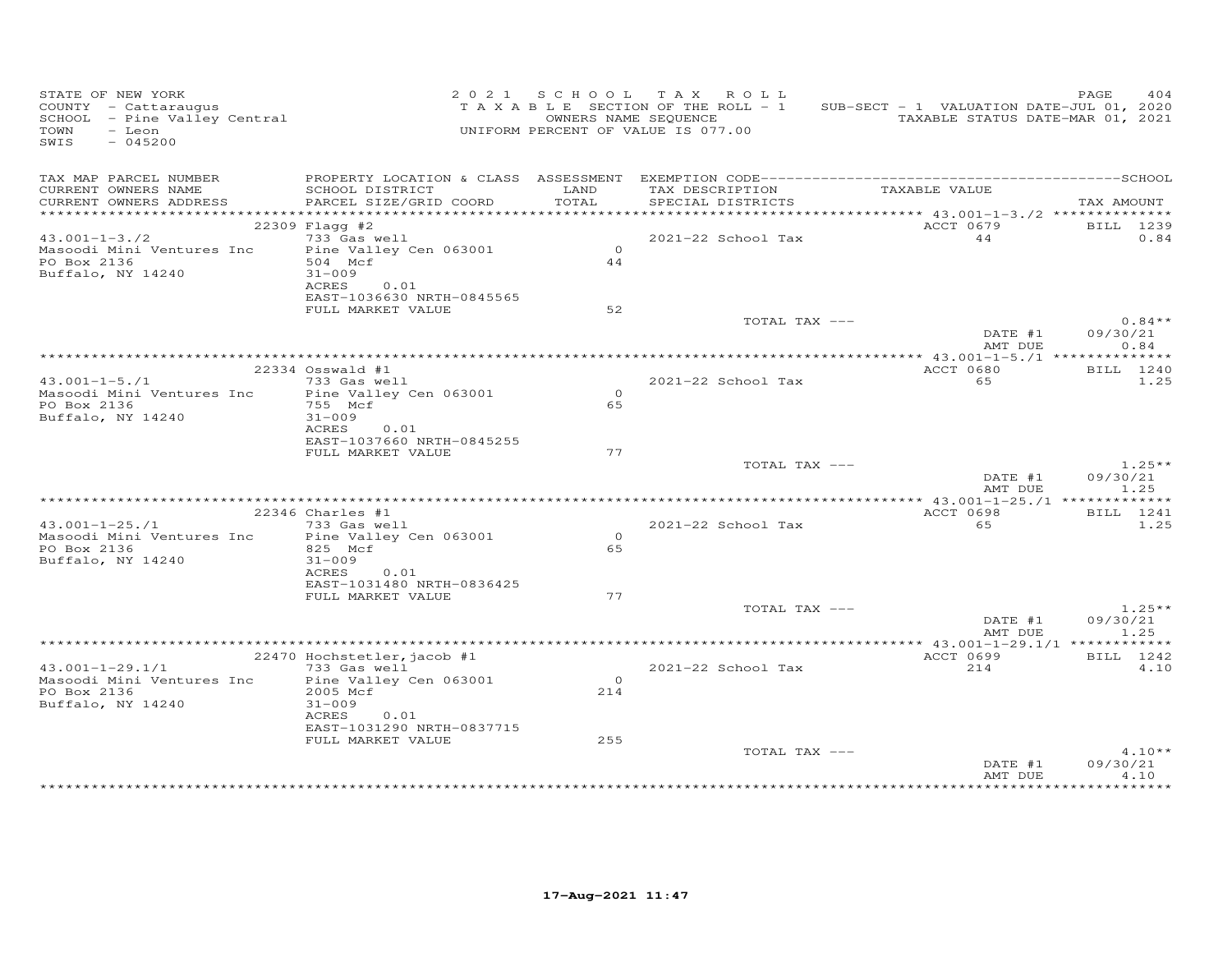STATE OF NEW YORK
COUNTY - Cattaraugus
SCHOOL - Pine Valley Central
TOWN - Leon
SWIS - 045200

2 0 2 1 S C H O O L T A X R O L L
T A X A B L E SECTION OF THE ROLL - 1
OWNERS NAME SEQUENCE
UNIFORM PERCENT OF VALUE IS 077.00

SUB-SECT - 1 VALUATION DATE-JUL 01, 2020
TAXABLE STATUS DATE-MAR 01, 2021

| TAX MAP PARCEL NUMBER / CURRENT OWNERS NAME / CURRENT OWNERS ADDRESS | PROPERTY LOCATION & CLASS / SCHOOL DISTRICT / PARCEL SIZE/GRID COORD | ASSESSMENT LAND / TOTAL | EXEMPTION CODE / TAX DESCRIPTION / SPECIAL DISTRICTS | TAXABLE VALUE | TAX AMOUNT |
|---|---|---|---|---|---|
| | 22309 Flagg #2 | | | ACCT 0679 | BILL 1239 |
| 43.001-1-3./2 | 733 Gas well | | 2021-22 School Tax | 44 | 0.84 |
| Masoodi Mini Ventures Inc | Pine Valley Cen 063001 | 0 | | | |
| PO Box 2136 | 504 Mcf | 44 | | | |
| Buffalo, NY 14240 | 31-009 | | | | |
| | ACRES 0.01 | | | | |
| | EAST-1036630 NRTH-0845565 | | | | |
| | FULL MARKET VALUE | 52 | | | |
| | | | TOTAL TAX --- | | 0.84** |
| | | | | DATE #1 | 09/30/21 |
| | | | | AMT DUE | 0.84 |
| | 22334 Osswald #1 | | | ACCT 0680 | BILL 1240 |
| 43.001-1-5./1 | 733 Gas well | | 2021-22 School Tax | 65 | 1.25 |
| Masoodi Mini Ventures Inc | Pine Valley Cen 063001 | 0 | | | |
| PO Box 2136 | 755 Mcf | 65 | | | |
| Buffalo, NY 14240 | 31-009 | | | | |
| | ACRES 0.01 | | | | |
| | EAST-1037660 NRTH-0845255 | | | | |
| | FULL MARKET VALUE | 77 | | | |
| | | | TOTAL TAX --- | | 1.25** |
| | | | | DATE #1 | 09/30/21 |
| | | | | AMT DUE | 1.25 |
| | 22346 Charles #1 | | | ACCT 0698 | BILL 1241 |
| 43.001-1-25./1 | 733 Gas well | | 2021-22 School Tax | 65 | 1.25 |
| Masoodi Mini Ventures Inc | Pine Valley Cen 063001 | 0 | | | |
| PO Box 2136 | 825 Mcf | 65 | | | |
| Buffalo, NY 14240 | 31-009 | | | | |
| | ACRES 0.01 | | | | |
| | EAST-1031480 NRTH-0836425 | | | | |
| | FULL MARKET VALUE | 77 | | | |
| | | | TOTAL TAX --- | | 1.25** |
| | | | | DATE #1 | 09/30/21 |
| | | | | AMT DUE | 1.25 |
| | 22470 Hochstetler,jacob #1 | | | ACCT 0699 | BILL 1242 |
| 43.001-1-29.1/1 | 733 Gas well | | 2021-22 School Tax | 214 | 4.10 |
| Masoodi Mini Ventures Inc | Pine Valley Cen 063001 | 0 | | | |
| PO Box 2136 | 2005 Mcf | 214 | | | |
| Buffalo, NY 14240 | 31-009 | | | | |
| | ACRES 0.01 | | | | |
| | EAST-1031290 NRTH-0837715 | | | | |
| | FULL MARKET VALUE | 255 | | | |
| | | | TOTAL TAX --- | | 4.10** |
| | | | | DATE #1 | 09/30/21 |
| | | | | AMT DUE | 4.10 |

17-Aug-2021 11:47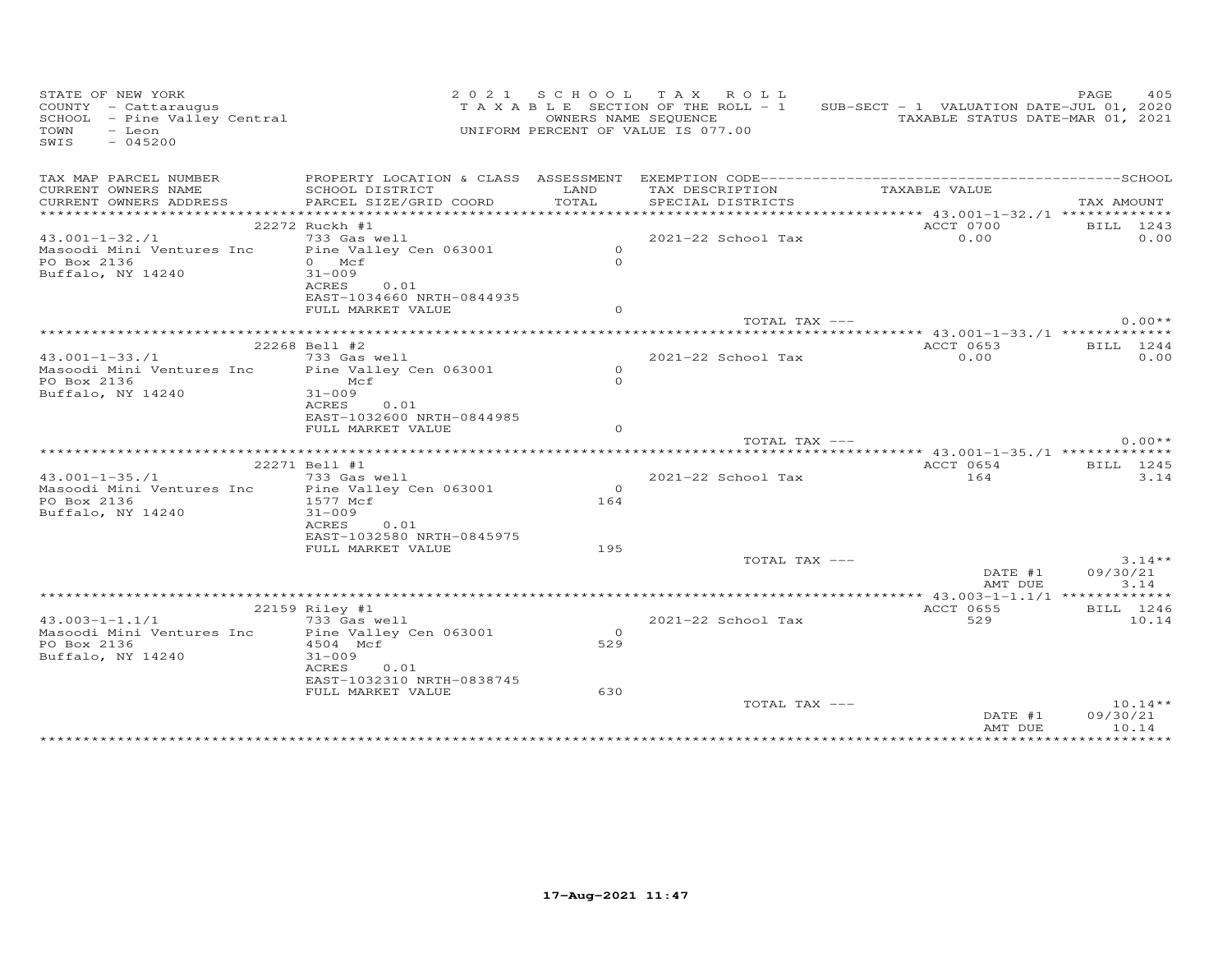STATE OF NEW YORK
COUNTY - Cattaraugus
SCHOOL - Pine Valley Central
TOWN - Leon
SWIS - 045200

2021 SCHOOL TAX ROLL
TAXABLE SECTION OF THE ROLL - 1
OWNERS NAME SEQUENCE
UNIFORM PERCENT OF VALUE IS 077.00

SUB-SECT - 1 VALUATION DATE-JUL 01, 2020
TAXABLE STATUS DATE-MAR 01, 2021

| TAX MAP PARCEL NUMBER / CURRENT OWNERS NAME / CURRENT OWNERS ADDRESS | PROPERTY LOCATION & CLASS / SCHOOL DISTRICT / PARCEL SIZE/GRID COORD | ASSESSMENT LAND / TOTAL | EXEMPTION CODE / TAX DESCRIPTION / SPECIAL DISTRICTS | TAXABLE VALUE | TAX AMOUNT |
|---|---|---|---|---|---|
| **43.001-1-32./1** | 22272 Ruckh #1 | | | ACCT 0700 | BILL 1243 |
| 43.001-1-32./1 | 733 Gas well | | 2021-22 School Tax | 0.00 | 0.00 |
| Masoodi Mini Ventures Inc | Pine Valley Cen 063001 | 0 | | | |
| PO Box 2136 | 0 Mcf | 0 | | | |
| Buffalo, NY 14240 | 31-009 | | | | |
| | ACRES 0.01 | | | | |
| | EAST-1034660 NRTH-0844935 | | | | |
| | FULL MARKET VALUE | 0 | | | |
| | | | TOTAL TAX --- | | 0.00** |
| **43.001-1-33./1** | 22268 Bell #2 | | | ACCT 0653 | BILL 1244 |
| 43.001-1-33./1 | 733 Gas well | | 2021-22 School Tax | 0.00 | 0.00 |
| Masoodi Mini Ventures Inc | Pine Valley Cen 063001 | 0 | | | |
| PO Box 2136 | Mcf | 0 | | | |
| Buffalo, NY 14240 | 31-009 | | | | |
| | ACRES 0.01 | | | | |
| | EAST-1032600 NRTH-0844985 | | | | |
| | FULL MARKET VALUE | 0 | | | |
| | | | TOTAL TAX --- | | 0.00** |
| **43.001-1-35./1** | 22271 Bell #1 | | | ACCT 0654 | BILL 1245 |
| 43.001-1-35./1 | 733 Gas well | | 2021-22 School Tax | 164 | 3.14 |
| Masoodi Mini Ventures Inc | Pine Valley Cen 063001 | 0 | | | |
| PO Box 2136 | 1577 Mcf | 164 | | | |
| Buffalo, NY 14240 | 31-009 | | | | |
| | ACRES 0.01 | | | | |
| | EAST-1032580 NRTH-0845975 | | | | |
| | FULL MARKET VALUE | 195 | | | |
| | | | TOTAL TAX --- | | 3.14** |
| | | | | DATE #1 | 09/30/21 |
| | | | | AMT DUE | 3.14 |
| **43.003-1-1.1/1** | 22159 Riley #1 | | | ACCT 0655 | BILL 1246 |
| 43.003-1-1.1/1 | 733 Gas well | | 2021-22 School Tax | 529 | 10.14 |
| Masoodi Mini Ventures Inc | Pine Valley Cen 063001 | 0 | | | |
| PO Box 2136 | 4504 Mcf | 529 | | | |
| Buffalo, NY 14240 | 31-009 | | | | |
| | ACRES 0.01 | | | | |
| | EAST-1032310 NRTH-0838745 | | | | |
| | FULL MARKET VALUE | 630 | | | |
| | | | TOTAL TAX --- | | 10.14** |
| | | | | DATE #1 | 09/30/21 |
| | | | | AMT DUE | 10.14 |

17-Aug-2021 11:47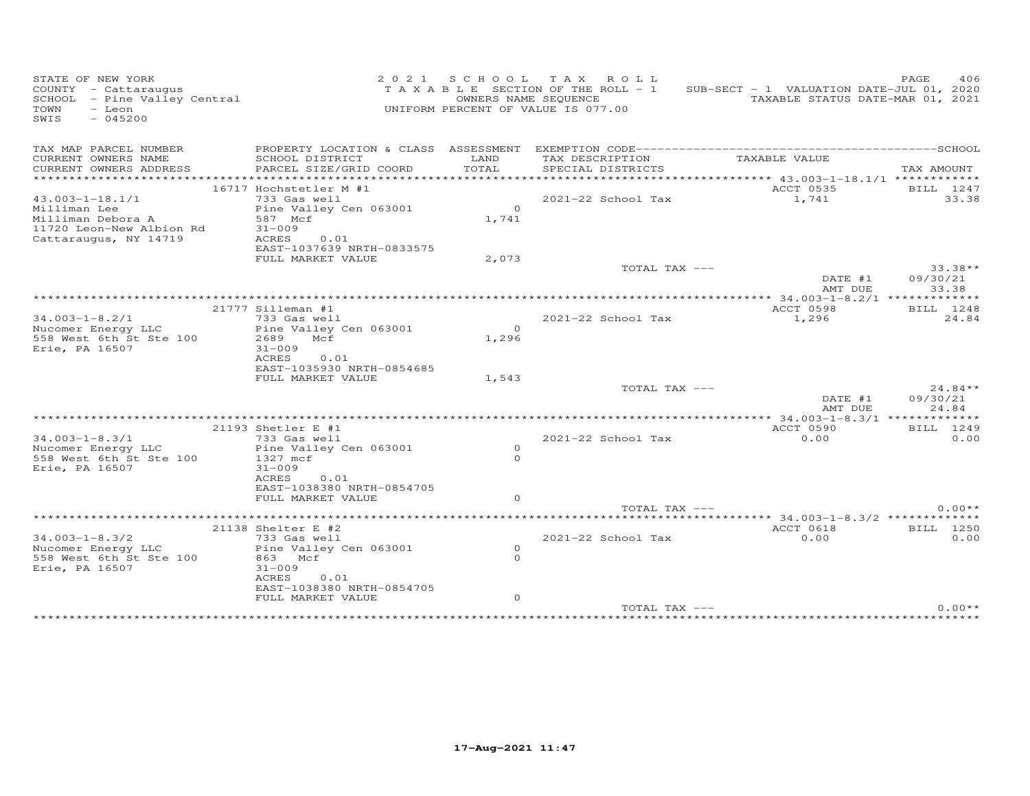STATE OF NEW YORK
COUNTY - Cattaraugus
SCHOOL - Pine Valley Central
TOWN - Leon
SWIS - 045200

2021 SCHOOL TAX ROLL
TAXABLE SECTION OF THE ROLL - 1
OWNERS NAME SEQUENCE
UNIFORM PERCENT OF VALUE IS 077.00

SUB-SECT - 1 VALUATION DATE-JUL 01, 2020
TAXABLE STATUS DATE-MAR 01, 2021

| TAX MAP PARCEL NUMBER / CURRENT OWNERS NAME / CURRENT OWNERS ADDRESS | PROPERTY LOCATION & CLASS / SCHOOL DISTRICT / PARCEL SIZE/GRID COORD | ASSESSMENT LAND / TOTAL | EXEMPTION CODE / TAX DESCRIPTION / SPECIAL DISTRICTS | TAXABLE VALUE | TAX AMOUNT |
|---|---|---|---|---|---|
| 43.003-1-18.1/1 | 16717 Hochstetler M #1 | | | ACCT 0535 | BILL 1247 |
| Milliman Lee | 733 Gas well | | 2021-22 School Tax | 1,741 | 33.38 |
| Milliman Debora A | Pine Valley Cen 063001 | 0 | | | |
| 11720 Leon-New Albion Rd | 587 Mcf | 1,741 | | | |
| Cattaraugus, NY 14719 | 31-009 | | | | |
| | ACRES 0.01 | | | | |
| | EAST-1037639 NRTH-0833575 | | | | |
| | FULL MARKET VALUE | 2,073 | | | |
| | | | TOTAL TAX --- | | 33.38** |
| | | | | DATE #1 | 09/30/21 |
| | | | | AMT DUE | 33.38 |
| 34.003-1-8.2/1 | 21777 Silleman #1 | | | ACCT 0598 | BILL 1248 |
| Nucomer Energy LLC | 733 Gas well | | 2021-22 School Tax | 1,296 | 24.84 |
| 558 West 6th St Ste 100 | Pine Valley Cen 063001 | 0 | | | |
| Erie, PA 16507 | 2689 Mcf | 1,296 | | | |
| | 31-009 | | | | |
| | ACRES 0.01 | | | | |
| | EAST-1035930 NRTH-0854685 | | | | |
| | FULL MARKET VALUE | 1,543 | | | |
| | | | TOTAL TAX --- | | 24.84** |
| | | | | DATE #1 | 09/30/21 |
| | | | | AMT DUE | 24.84 |
| 34.003-1-8.3/1 | 21193 Shetler E #1 | | | ACCT 0590 | BILL 1249 |
| Nucomer Energy LLC | 733 Gas well | | 2021-22 School Tax | 0.00 | 0.00 |
| 558 West 6th St Ste 100 | Pine Valley Cen 063001 | 0 | | | |
| Erie, PA 16507 | 1327 mcf | 0 | | | |
| | 31-009 | | | | |
| | ACRES 0.01 | | | | |
| | EAST-1038380 NRTH-0854705 | | | | |
| | FULL MARKET VALUE | 0 | | | |
| | | | TOTAL TAX --- | | 0.00** |
| 34.003-1-8.3/2 | 21138 Shelter E #2 | | | ACCT 0618 | BILL 1250 |
| Nucomer Energy LLC | 733 Gas well | | 2021-22 School Tax | 0.00 | 0.00 |
| 558 West 6th St Ste 100 | Pine Valley Cen 063001 | 0 | | | |
| Erie, PA 16507 | 863 Mcf | 0 | | | |
| | 31-009 | | | | |
| | ACRES 0.01 | | | | |
| | EAST-1038380 NRTH-0854705 | | | | |
| | FULL MARKET VALUE | 0 | | | |
| | | | TOTAL TAX --- | | 0.00** |

17-Aug-2021 11:47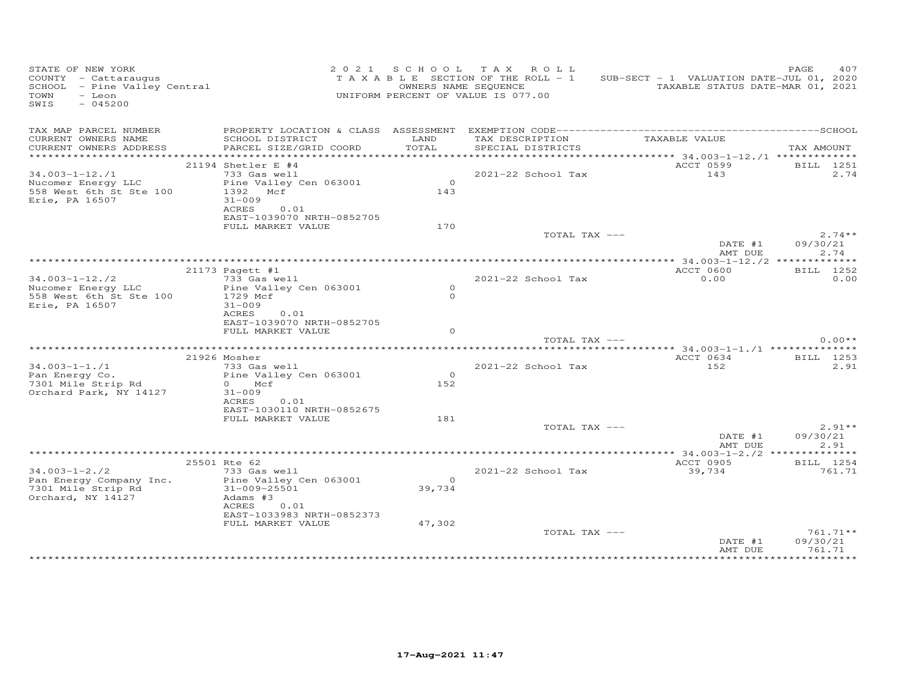STATE OF NEW YORK
COUNTY - Cattaraugus
SCHOOL - Pine Valley Central
TOWN - Leon
SWIS - 045200

2021 SCHOOL TAX ROLL
TAXABLE SECTION OF THE ROLL - 1
OWNERS NAME SEQUENCE
UNIFORM PERCENT OF VALUE IS 077.00

SUB-SECT - 1 VALUATION DATE-JUL 01, 2020
TAXABLE STATUS DATE-MAR 01, 2021

| TAX MAP PARCEL NUMBER / CURRENT OWNERS NAME / CURRENT OWNERS ADDRESS | PROPERTY LOCATION & CLASS / SCHOOL DISTRICT / PARCEL SIZE/GRID COORD | ASSESSMENT LAND / TOTAL | EXEMPTION CODE / TAX DESCRIPTION / SPECIAL DISTRICTS | TAXABLE VALUE | TAX AMOUNT |
|---|---|---|---|---|---|
| | 21194 Shetler E #4 | | | ACCT 0599 | BILL 1251 |
| 34.003-1-12./1 | 733 Gas well | | 2021-22 School Tax | 143 | 2.74 |
| Nucomer Energy LLC | Pine Valley Cen 063001 | 0 | | | |
| 558 West 6th St Ste 100 | 1392 Mcf | 143 | | | |
| Erie, PA 16507 | 31-009 | | | | |
| | ACRES 0.01 | | | | |
| | EAST-1039070 NRTH-0852705 | | | | |
| | FULL MARKET VALUE | 170 | | | |
| | | | TOTAL TAX --- | | 2.74** |
| | | | | DATE #1 | 09/30/21 |
| | | | | AMT DUE | 2.74 |
| | 21173 Pagett #1 | | | ACCT 0600 | BILL 1252 |
| 34.003-1-12./2 | 733 Gas well | | 2021-22 School Tax | 0.00 | 0.00 |
| Nucomer Energy LLC | Pine Valley Cen 063001 | 0 | | | |
| 558 West 6th St Ste 100 | 1729 Mcf | 0 | | | |
| Erie, PA 16507 | 31-009 | | | | |
| | ACRES 0.01 | | | | |
| | EAST-1039070 NRTH-0852705 | | | | |
| | FULL MARKET VALUE | 0 | | | |
| | | | TOTAL TAX --- | | 0.00** |
| | 21926 Mosher | | | ACCT 0634 | BILL 1253 |
| 34.003-1-1./1 | 733 Gas well | | 2021-22 School Tax | 152 | 2.91 |
| Pan Energy Co. | Pine Valley Cen 063001 | 0 | | | |
| 7301 Mile Strip Rd | 0 Mcf | 152 | | | |
| Orchard Park, NY 14127 | 31-009 | | | | |
| | ACRES 0.01 | | | | |
| | EAST-1030110 NRTH-0852675 | | | | |
| | FULL MARKET VALUE | 181 | | | |
| | | | TOTAL TAX --- | | 2.91** |
| | | | | DATE #1 | 09/30/21 |
| | | | | AMT DUE | 2.91 |
| | 25501 Rte 62 | | | ACCT 0905 | BILL 1254 |
| 34.003-1-2./2 | 733 Gas well | | 2021-22 School Tax | 39,734 | 761.71 |
| Pan Energy Company Inc. | Pine Valley Cen 063001 | 0 | | | |
| 7301 Mile Strip Rd | 31-009-25501 | 39,734 | | | |
| Orchard, NY 14127 | Adams #3 | | | | |
| | ACRES 0.01 | | | | |
| | EAST-1033983 NRTH-0852373 | | | | |
| | FULL MARKET VALUE | 47,302 | | | |
| | | | TOTAL TAX --- | | 761.71** |
| | | | | DATE #1 | 09/30/21 |
| | | | | AMT DUE | 761.71 |

17-Aug-2021 11:47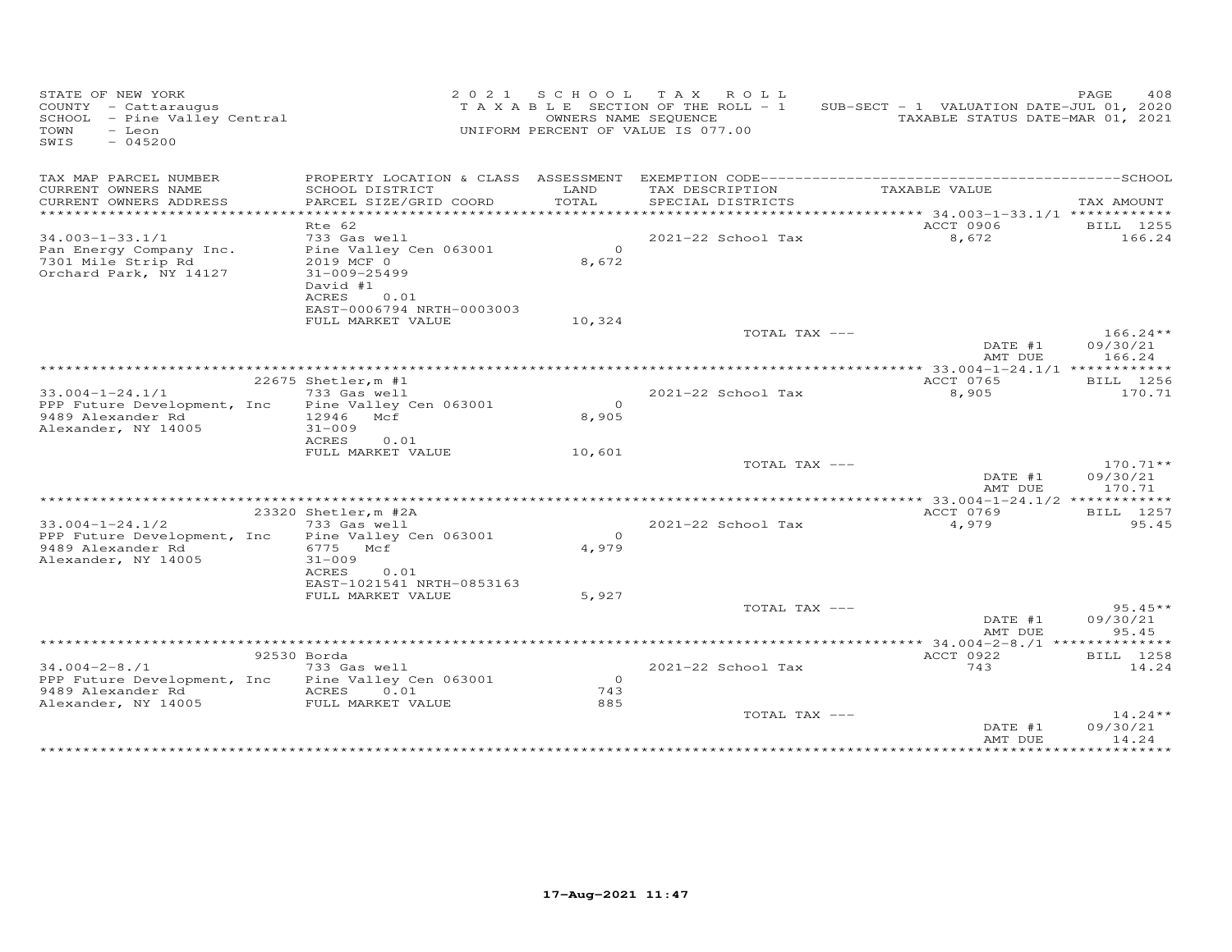STATE OF NEW YORK
COUNTY - Cattaraugus
SCHOOL - Pine Valley Central
TOWN - Leon
SWIS - 045200

2021 SCHOOL TAX ROLL
TAXABLE SECTION OF THE ROLL - 1
OWNERS NAME SEQUENCE
UNIFORM PERCENT OF VALUE IS 077.00

SUB-SECT - 1 VALUATION DATE-JUL 01, 2020
TAXABLE STATUS DATE-MAR 01, 2021

| TAX MAP PARCEL NUMBER / CURRENT OWNERS NAME / CURRENT OWNERS ADDRESS | PROPERTY LOCATION & CLASS / SCHOOL DISTRICT / PARCEL SIZE/GRID COORD | ASSESSMENT LAND / TOTAL | EXEMPTION CODE / TAX DESCRIPTION / SPECIAL DISTRICTS | TAXABLE VALUE | TAX AMOUNT |
|---|---|---|---|---|---|
| 34.003-1-33.1/1 | Rte 62 | | | ACCT 0906 | BILL 1255 |
| | 733 Gas well | | 2021-22 School Tax | 8,672 | 166.24 |
| Pan Energy Company Inc. | Pine Valley Cen 063001 | 0 | | | |
| 7301 Mile Strip Rd | 2019 MCF 0 | 8,672 | | | |
| Orchard Park, NY 14127 | 31-009-25499 | | | | |
| | David #1 | | | | |
| | ACRES 0.01 | | | | |
| | EAST-0006794 NRTH-0003003 | | | | |
| | FULL MARKET VALUE | 10,324 | | | |
| | | | TOTAL TAX --- | | 166.24** |
| | | | | DATE #1 | 09/30/21 |
| | | | | AMT DUE | 166.24 |
| 33.004-1-24.1/1 | 22675 Shetler,m #1 | | | ACCT 0765 | BILL 1256 |
| | 733 Gas well | | 2021-22 School Tax | 8,905 | 170.71 |
| PPP Future Development, Inc | Pine Valley Cen 063001 | 0 | | | |
| 9489 Alexander Rd | 12946 Mcf | 8,905 | | | |
| Alexander, NY 14005 | 31-009 | | | | |
| | ACRES 0.01 | | | | |
| | FULL MARKET VALUE | 10,601 | | | |
| | | | TOTAL TAX --- | | 170.71** |
| | | | | DATE #1 | 09/30/21 |
| | | | | AMT DUE | 170.71 |
| 33.004-1-24.1/2 | 23320 Shetler,m #2A | | | ACCT 0769 | BILL 1257 |
| | 733 Gas well | | 2021-22 School Tax | 4,979 | 95.45 |
| PPP Future Development, Inc | Pine Valley Cen 063001 | 0 | | | |
| 9489 Alexander Rd | 6775 Mcf | 4,979 | | | |
| Alexander, NY 14005 | 31-009 | | | | |
| | ACRES 0.01 | | | | |
| | EAST-1021541 NRTH-0853163 | | | | |
| | FULL MARKET VALUE | 5,927 | | | |
| | | | TOTAL TAX --- | | 95.45** |
| | | | | DATE #1 | 09/30/21 |
| | | | | AMT DUE | 95.45 |
| 34.004-2-8./1 | 92530 Borda | | | ACCT 0922 | BILL 1258 |
| | 733 Gas well | | 2021-22 School Tax | 743 | 14.24 |
| PPP Future Development, Inc | Pine Valley Cen 063001 | 0 | | | |
| 9489 Alexander Rd | ACRES 0.01 | 743 | | | |
| Alexander, NY 14005 | FULL MARKET VALUE | 885 | | | |
| | | | TOTAL TAX --- | | 14.24** |
| | | | | DATE #1 | 09/30/21 |
| | | | | AMT DUE | 14.24 |

17-Aug-2021 11:47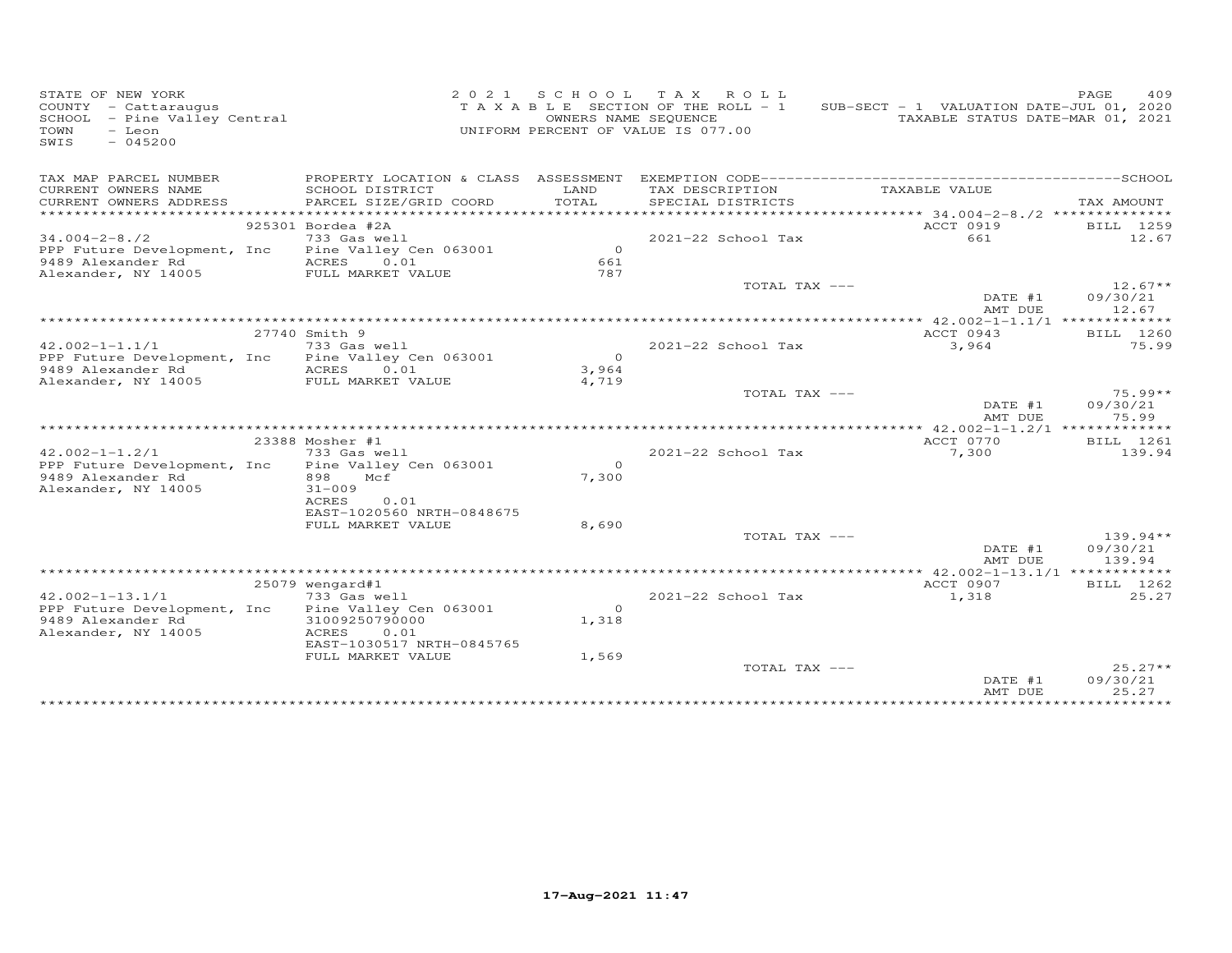STATE OF NEW YORK
COUNTY - Cattaraugus
SCHOOL - Pine Valley Central
TOWN - Leon
SWIS - 045200

2021 SCHOOL TAX ROLL
TAXABLE SECTION OF THE ROLL - 1
OWNERS NAME SEQUENCE
UNIFORM PERCENT OF VALUE IS 077.00

SUB-SECT - 1 VALUATION DATE-JUL 01, 2020
TAXABLE STATUS DATE-MAR 01, 2021

| TAX MAP PARCEL NUMBER / CURRENT OWNERS NAME / CURRENT OWNERS ADDRESS | PROPERTY LOCATION & CLASS / SCHOOL DISTRICT / PARCEL SIZE/GRID COORD | ASSESSMENT LAND / TOTAL | EXEMPTION CODE / TAX DESCRIPTION / SPECIAL DISTRICTS | TAXABLE VALUE | TAX AMOUNT |
|---|---|---|---|---|---|
| **34.004-2-8./2** | 925301 Bordea #2A | | | ACCT 0919 | BILL 1259 |
| 34.004-2-8./2 | 733 Gas well | | 2021-22 School Tax | 661 | 12.67 |
| PPP Future Development, Inc | Pine Valley Cen 063001 | 0 | | | |
| 9489 Alexander Rd | ACRES 0.01 | 661 | | | |
| Alexander, NY 14005 | FULL MARKET VALUE | 787 | | | |
| | | | TOTAL TAX --- | | 12.67** |
| | | | | DATE #1 | 09/30/21 |
| | | | | AMT DUE | 12.67 |
| **42.002-1-1.1/1** | 27740 Smith 9 | | | ACCT 0943 | BILL 1260 |
| 42.002-1-1.1/1 | 733 Gas well | | 2021-22 School Tax | 3,964 | 75.99 |
| PPP Future Development, Inc | Pine Valley Cen 063001 | 0 | | | |
| 9489 Alexander Rd | ACRES 0.01 | 3,964 | | | |
| Alexander, NY 14005 | FULL MARKET VALUE | 4,719 | | | |
| | | | TOTAL TAX --- | | 75.99** |
| | | | | DATE #1 | 09/30/21 |
| | | | | AMT DUE | 75.99 |
| **42.002-1-1.2/1** | 23388 Mosher #1 | | | ACCT 0770 | BILL 1261 |
| 42.002-1-1.2/1 | 733 Gas well | | 2021-22 School Tax | 7,300 | 139.94 |
| PPP Future Development, Inc | Pine Valley Cen 063001 | 0 | | | |
| 9489 Alexander Rd | 898 Mcf | 7,300 | | | |
| Alexander, NY 14005 | 31-009 | | | | |
| | ACRES 0.01 | | | | |
| | EAST-1020560 NRTH-0848675 | | | | |
| | FULL MARKET VALUE | 8,690 | | | |
| | | | TOTAL TAX --- | | 139.94** |
| | | | | DATE #1 | 09/30/21 |
| | | | | AMT DUE | 139.94 |
| **42.002-1-13.1/1** | 25079 wengard#1 | | | ACCT 0907 | BILL 1262 |
| 42.002-1-13.1/1 | 733 Gas well | | 2021-22 School Tax | 1,318 | 25.27 |
| PPP Future Development, Inc | Pine Valley Cen 063001 | 0 | | | |
| 9489 Alexander Rd | 31009250790000 | 1,318 | | | |
| Alexander, NY 14005 | ACRES 0.01 | | | | |
| | EAST-1030517 NRTH-0845765 | | | | |
| | FULL MARKET VALUE | 1,569 | | | |
| | | | TOTAL TAX --- | | 25.27** |
| | | | | DATE #1 | 09/30/21 |
| | | | | AMT DUE | 25.27 |

17-Aug-2021 11:47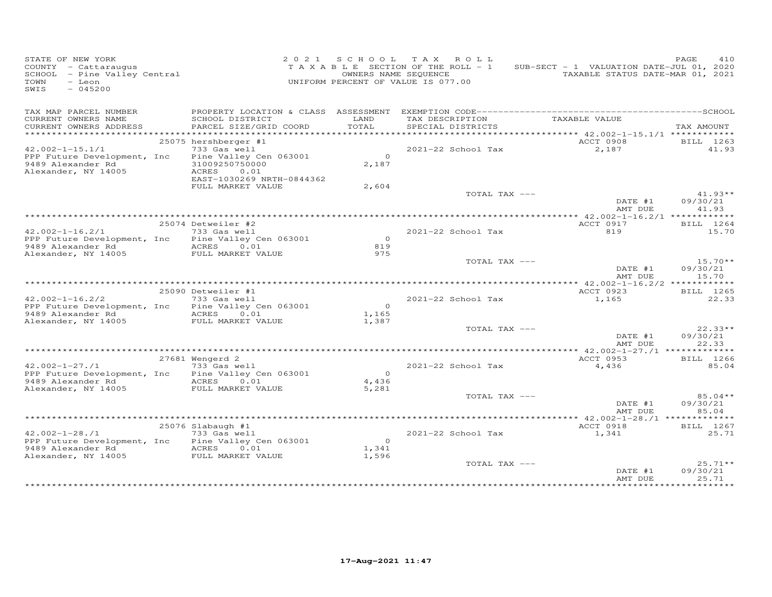STATE OF NEW YORK
COUNTY - Cattaraugus
SCHOOL - Pine Valley Central
TOWN - Leon
SWIS - 045200

2 0 2 1 S C H O O L T A X R O L L
T A X A B L E SECTION OF THE ROLL - 1
OWNERS NAME SEQUENCE
UNIFORM PERCENT OF VALUE IS 077.00

SUB-SECT - 1 VALUATION DATE-JUL 01, 2020
TAXABLE STATUS DATE-MAR 01, 2021

| TAX MAP PARCEL NUMBER / CURRENT OWNERS NAME / CURRENT OWNERS ADDRESS | PROPERTY LOCATION & CLASS / SCHOOL DISTRICT / PARCEL SIZE/GRID COORD | ASSESSMENT LAND / TOTAL | EXEMPTION CODE / TAX DESCRIPTION / SPECIAL DISTRICTS | TAXABLE VALUE | TAX AMOUNT |
|---|---|---|---|---|---|
| **42.002-1-15.1/1** | 25075 hershberger #1 | | | ACCT 0908 | BILL 1263 |
| 42.002-1-15.1/1 | 733 Gas well | | 2021-22 School Tax | 2,187 | 41.93 |
| PPP Future Development, Inc | Pine Valley Cen 063001 | 0 | | | |
| 9489 Alexander Rd | 31009250750000 | 2,187 | | | |
| Alexander, NY 14005 | ACRES 0.01 | | | | |
| | EAST-1030269 NRTH-0844362 | | | | |
| | FULL MARKET VALUE | 2,604 | | | |
| | | | TOTAL TAX --- | | 41.93** |
| | | | | DATE #1 | 09/30/21 |
| | | | | AMT DUE | 41.93 |
| **42.002-1-16.2/1** | 25074 Detweiler #2 | | | ACCT 0917 | BILL 1264 |
| 42.002-1-16.2/1 | 733 Gas well | | 2021-22 School Tax | 819 | 15.70 |
| PPP Future Development, Inc | Pine Valley Cen 063001 | 0 | | | |
| 9489 Alexander Rd | ACRES 0.01 | 819 | | | |
| Alexander, NY 14005 | FULL MARKET VALUE | 975 | | | |
| | | | TOTAL TAX --- | | 15.70** |
| | | | | DATE #1 | 09/30/21 |
| | | | | AMT DUE | 15.70 |
| **42.002-1-16.2/2** | 25090 Detweiler #1 | | | ACCT 0923 | BILL 1265 |
| 42.002-1-16.2/2 | 733 Gas well | | 2021-22 School Tax | 1,165 | 22.33 |
| PPP Future Development, Inc | Pine Valley Cen 063001 | 0 | | | |
| 9489 Alexander Rd | ACRES 0.01 | 1,165 | | | |
| Alexander, NY 14005 | FULL MARKET VALUE | 1,387 | | | |
| | | | TOTAL TAX --- | | 22.33** |
| | | | | DATE #1 | 09/30/21 |
| | | | | AMT DUE | 22.33 |
| **42.002-1-27./1** | 27681 Wengerd 2 | | | ACCT 0953 | BILL 1266 |
| 42.002-1-27./1 | 733 Gas well | | 2021-22 School Tax | 4,436 | 85.04 |
| PPP Future Development, Inc | Pine Valley Cen 063001 | 0 | | | |
| 9489 Alexander Rd | ACRES 0.01 | 4,436 | | | |
| Alexander, NY 14005 | FULL MARKET VALUE | 5,281 | | | |
| | | | TOTAL TAX --- | | 85.04** |
| | | | | DATE #1 | 09/30/21 |
| | | | | AMT DUE | 85.04 |
| **42.002-1-28./1** | 25076 Slabaugh #1 | | | ACCT 0918 | BILL 1267 |
| 42.002-1-28./1 | 733 Gas well | | 2021-22 School Tax | 1,341 | 25.71 |
| PPP Future Development, Inc | Pine Valley Cen 063001 | 0 | | | |
| 9489 Alexander Rd | ACRES 0.01 | 1,341 | | | |
| Alexander, NY 14005 | FULL MARKET VALUE | 1,596 | | | |
| | | | TOTAL TAX --- | | 25.71** |
| | | | | DATE #1 | 09/30/21 |
| | | | | AMT DUE | 25.71 |

17-Aug-2021 11:47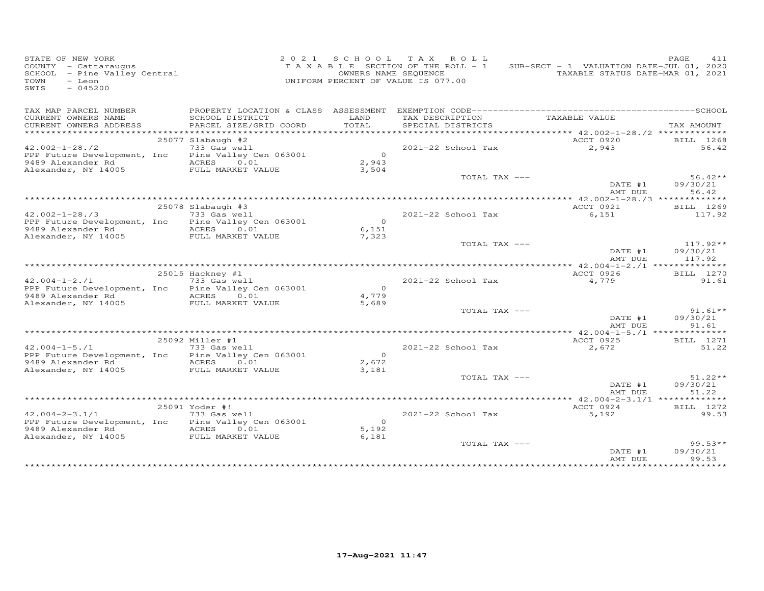STATE OF NEW YORK
COUNTY - Cattaraugus
SCHOOL - Pine Valley Central
TOWN - Leon
SWIS - 045200

2021 SCHOOL TAX ROLL
TAXABLE SECTION OF THE ROLL - 1
OWNERS NAME SEQUENCE
UNIFORM PERCENT OF VALUE IS 077.00

SUB-SECT - 1 VALUATION DATE-JUL 01, 2020
TAXABLE STATUS DATE-MAR 01, 2021

| TAX MAP PARCEL NUMBER / CURRENT OWNERS NAME / CURRENT OWNERS ADDRESS | PROPERTY LOCATION & CLASS / SCHOOL DISTRICT / PARCEL SIZE/GRID COORD | ASSESSMENT LAND / TOTAL | EXEMPTION CODE / TAX DESCRIPTION / SPECIAL DISTRICTS | TAXABLE VALUE | TAX AMOUNT |
|---|---|---|---|---|---|
| 42.002-1-28./2 | 25077 Slabaugh #2 | | | ACCT 0920 | BILL 1268 |
| PPP Future Development, Inc | 733 Gas well | | 2021-22 School Tax | 2,943 | 56.42 |
| 9489 Alexander Rd | Pine Valley Cen 063001 | 0 | | | |
| Alexander, NY 14005 | ACRES 0.01 | 2,943 | | | |
| | FULL MARKET VALUE | 3,504 | | | |
| | | | TOTAL TAX --- | | 56.42** |
| | | | | DATE #1 | 09/30/21 |
| | | | | AMT DUE | 56.42 |
| 42.002-1-28./3 | 25078 Slabaugh #3 | | | ACCT 0921 | BILL 1269 |
| PPP Future Development, Inc | 733 Gas well | | 2021-22 School Tax | 6,151 | 117.92 |
| 9489 Alexander Rd | Pine Valley Cen 063001 | 0 | | | |
| Alexander, NY 14005 | ACRES 0.01 | 6,151 | | | |
| | FULL MARKET VALUE | 7,323 | | | |
| | | | TOTAL TAX --- | | 117.92** |
| | | | | DATE #1 | 09/30/21 |
| | | | | AMT DUE | 117.92 |
| 42.004-1-2./1 | 25015 Hackney #1 | | | ACCT 0926 | BILL 1270 |
| PPP Future Development, Inc | 733 Gas well | | 2021-22 School Tax | 4,779 | 91.61 |
| 9489 Alexander Rd | Pine Valley Cen 063001 | 0 | | | |
| Alexander, NY 14005 | ACRES 0.01 | 4,779 | | | |
| | FULL MARKET VALUE | 5,689 | | | |
| | | | TOTAL TAX --- | | 91.61** |
| | | | | DATE #1 | 09/30/21 |
| | | | | AMT DUE | 91.61 |
| 42.004-1-5./1 | 25092 Miller #1 | | | ACCT 0925 | BILL 1271 |
| PPP Future Development, Inc | 733 Gas well | | 2021-22 School Tax | 2,672 | 51.22 |
| 9489 Alexander Rd | Pine Valley Cen 063001 | 0 | | | |
| Alexander, NY 14005 | ACRES 0.01 | 2,672 | | | |
| | FULL MARKET VALUE | 3,181 | | | |
| | | | TOTAL TAX --- | | 51.22** |
| | | | | DATE #1 | 09/30/21 |
| | | | | AMT DUE | 51.22 |
| 42.004-2-3.1/1 | 25091 Yoder #! | | | ACCT 0924 | BILL 1272 |
| PPP Future Development, Inc | 733 Gas well | | 2021-22 School Tax | 5,192 | 99.53 |
| 9489 Alexander Rd | Pine Valley Cen 063001 | 0 | | | |
| Alexander, NY 14005 | ACRES 0.01 | 5,192 | | | |
| | FULL MARKET VALUE | 6,181 | | | |
| | | | TOTAL TAX --- | | 99.53** |
| | | | | DATE #1 | 09/30/21 |
| | | | | AMT DUE | 99.53 |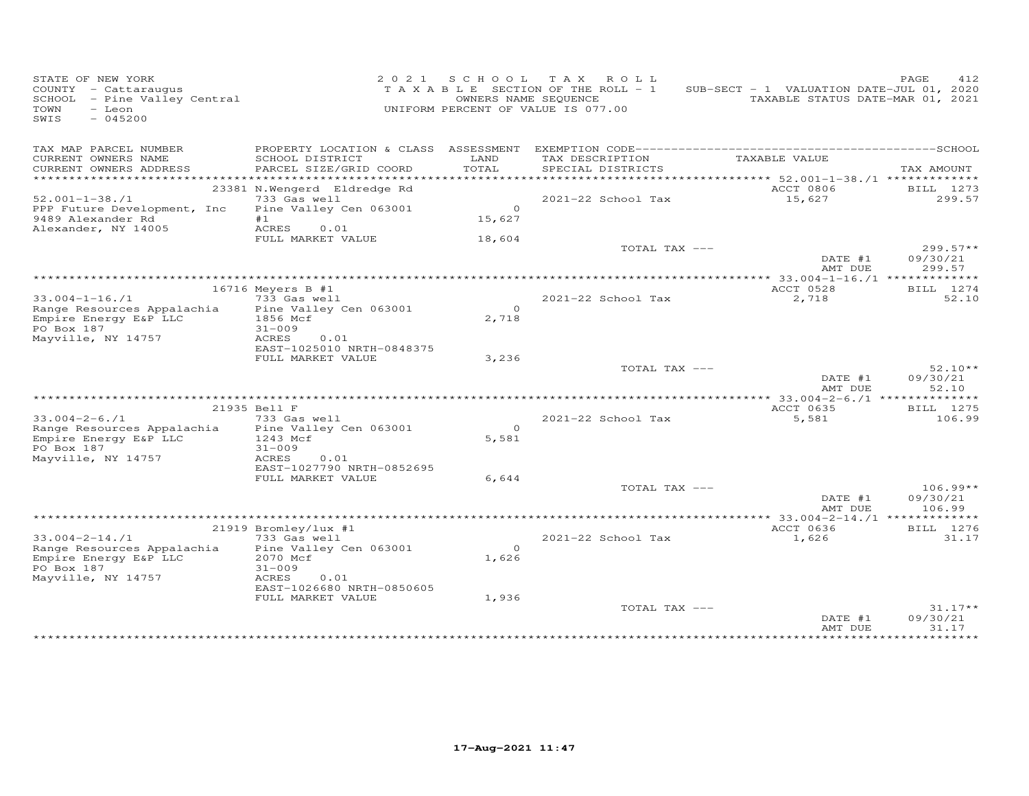STATE OF NEW YORK
COUNTY - Cattaraugus
SCHOOL - Pine Valley Central
TOWN - Leon
SWIS - 045200

2021 SCHOOL TAX ROLL
TAXABLE SECTION OF THE ROLL - 1
OWNERS NAME SEQUENCE
UNIFORM PERCENT OF VALUE IS 077.00

SUB-SECT - 1 VALUATION DATE-JUL 01, 2020
TAXABLE STATUS DATE-MAR 01, 2021

| TAX MAP PARCEL NUMBER / CURRENT OWNERS NAME / CURRENT OWNERS ADDRESS | PROPERTY LOCATION & CLASS / SCHOOL DISTRICT / PARCEL SIZE/GRID COORD | ASSESSMENT LAND / TOTAL | EXEMPTION CODE / TAX DESCRIPTION / SPECIAL DISTRICTS | TAXABLE VALUE | TAX AMOUNT |
|---|---|---|---|---|---|
| **52.001-1-38./1** | 23381 N.Wengerd Eldredge Rd | | | ACCT 0806 | BILL 1273 |
| 52.001-1-38./1 | 733 Gas well | | 2021-22 School Tax | 15,627 | 299.57 |
| PPP Future Development, Inc | Pine Valley Cen 063001 | 0 | | | |
| 9489 Alexander Rd | #1 | 15,627 | | | |
| Alexander, NY 14005 | ACRES 0.01 | | | | |
| | FULL MARKET VALUE | 18,604 | | | |
| | | | TOTAL TAX --- | | 299.57** |
| | | | | DATE #1 | 09/30/21 |
| | | | | AMT DUE | 299.57 |
| **33.004-1-16./1** | 16716 Meyers B #1 | | | ACCT 0528 | BILL 1274 |
| 33.004-1-16./1 | 733 Gas well | | 2021-22 School Tax | 2,718 | 52.10 |
| Range Resources Appalachia | Pine Valley Cen 063001 | 0 | | | |
| Empire Energy E&P LLC | 1856 Mcf | 2,718 | | | |
| PO Box 187 | 31-009 | | | | |
| Mayville, NY 14757 | ACRES 0.01 | | | | |
| | EAST-1025010 NRTH-0848375 | | | | |
| | FULL MARKET VALUE | 3,236 | | | |
| | | | TOTAL TAX --- | | 52.10** |
| | | | | DATE #1 | 09/30/21 |
| | | | | AMT DUE | 52.10 |
| **33.004-2-6./1** | 21935 Bell F | | | ACCT 0635 | BILL 1275 |
| 33.004-2-6./1 | 733 Gas well | | 2021-22 School Tax | 5,581 | 106.99 |
| Range Resources Appalachia | Pine Valley Cen 063001 | 0 | | | |
| Empire Energy E&P LLC | 1243 Mcf | 5,581 | | | |
| PO Box 187 | 31-009 | | | | |
| Mayville, NY 14757 | ACRES 0.01 | | | | |
| | EAST-1027790 NRTH-0852695 | | | | |
| | FULL MARKET VALUE | 6,644 | | | |
| | | | TOTAL TAX --- | | 106.99** |
| | | | | DATE #1 | 09/30/21 |
| | | | | AMT DUE | 106.99 |
| **33.004-2-14./1** | 21919 Bromley/lux #1 | | | ACCT 0636 | BILL 1276 |
| 33.004-2-14./1 | 733 Gas well | | 2021-22 School Tax | 1,626 | 31.17 |
| Range Resources Appalachia | Pine Valley Cen 063001 | 0 | | | |
| Empire Energy E&P LLC | 2070 Mcf | 1,626 | | | |
| PO Box 187 | 31-009 | | | | |
| Mayville, NY 14757 | ACRES 0.01 | | | | |
| | EAST-1026680 NRTH-0850605 | | | | |
| | FULL MARKET VALUE | 1,936 | | | |
| | | | TOTAL TAX --- | | 31.17** |
| | | | | DATE #1 | 09/30/21 |
| | | | | AMT DUE | 31.17 |

17-Aug-2021 11:47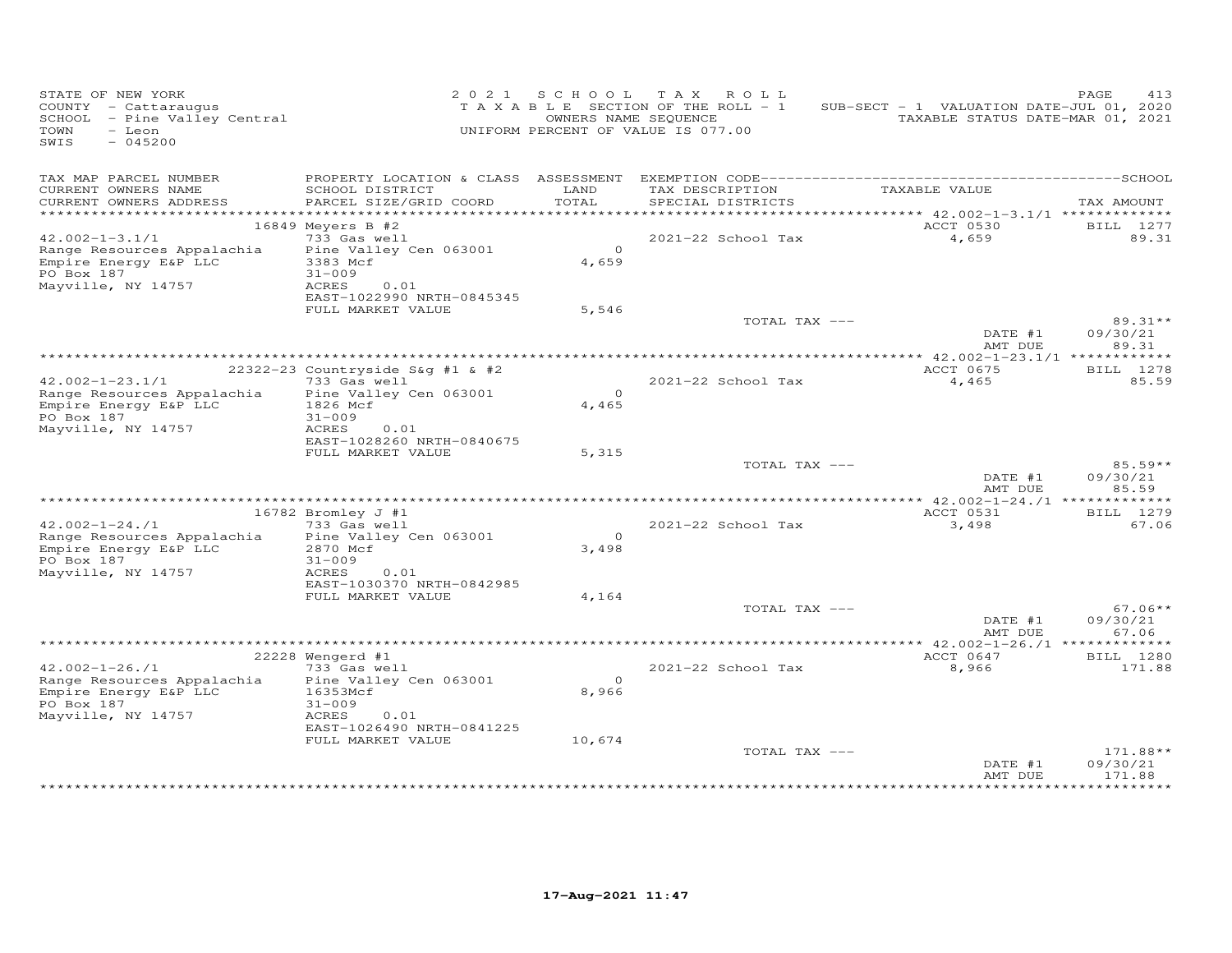STATE OF NEW YORK
COUNTY - Cattaraugus
SCHOOL - Pine Valley Central
TOWN - Leon
SWIS - 045200

2 0 2 1 S C H O O L T A X R O L L
T A X A B L E SECTION OF THE ROLL - 1
OWNERS NAME SEQUENCE
UNIFORM PERCENT OF VALUE IS 077.00

SUB-SECT - 1 VALUATION DATE-JUL 01, 2020
TAXABLE STATUS DATE-MAR 01, 2021

| TAX MAP PARCEL NUMBER / CURRENT OWNERS NAME / CURRENT OWNERS ADDRESS | PROPERTY LOCATION & CLASS / SCHOOL DISTRICT / PARCEL SIZE/GRID COORD | ASSESSMENT LAND / TOTAL | EXEMPTION CODE / TAX DESCRIPTION / SPECIAL DISTRICTS | TAXABLE VALUE | TAX AMOUNT |
|---|---|---|---|---|---|
| | 16849 Meyers B #2 | | | ACCT 0530 | BILL 1277 |
| 42.002-1-3.1/1 | 733 Gas well | | 2021-22 School Tax | 4,659 | 89.31 |
| Range Resources Appalachia | Pine Valley Cen 063001 | 0 | | | |
| Empire Energy E&P LLC | 3383 Mcf | 4,659 | | | |
| PO Box 187 | 31-009 | | | | |
| Mayville, NY 14757 | ACRES 0.01 | | | | |
| | EAST-1022990 NRTH-0845345 | | | | |
| | FULL MARKET VALUE | 5,546 | | | |
| | | | TOTAL TAX --- | | 89.31** |
| | | | | DATE #1 | 09/30/21 |
| | | | | AMT DUE | 89.31 |
| | 22322-23 Countryside S&g #1 & #2 | | | ACCT 0675 | BILL 1278 |
| 42.002-1-23.1/1 | 733 Gas well | | 2021-22 School Tax | 4,465 | 85.59 |
| Range Resources Appalachia | Pine Valley Cen 063001 | 0 | | | |
| Empire Energy E&P LLC | 1826 Mcf | 4,465 | | | |
| PO Box 187 | 31-009 | | | | |
| Mayville, NY 14757 | ACRES 0.01 | | | | |
| | EAST-1028260 NRTH-0840675 | | | | |
| | FULL MARKET VALUE | 5,315 | | | |
| | | | TOTAL TAX --- | | 85.59** |
| | | | | DATE #1 | 09/30/21 |
| | | | | AMT DUE | 85.59 |
| | 16782 Bromley J #1 | | | ACCT 0531 | BILL 1279 |
| 42.002-1-24./1 | 733 Gas well | | 2021-22 School Tax | 3,498 | 67.06 |
| Range Resources Appalachia | Pine Valley Cen 063001 | 0 | | | |
| Empire Energy E&P LLC | 2870 Mcf | 3,498 | | | |
| PO Box 187 | 31-009 | | | | |
| Mayville, NY 14757 | ACRES 0.01 | | | | |
| | EAST-1030370 NRTH-0842985 | | | | |
| | FULL MARKET VALUE | 4,164 | | | |
| | | | TOTAL TAX --- | | 67.06** |
| | | | | DATE #1 | 09/30/21 |
| | | | | AMT DUE | 67.06 |
| | 22228 Wengerd #1 | | | ACCT 0647 | BILL 1280 |
| 42.002-1-26./1 | 733 Gas well | | 2021-22 School Tax | 8,966 | 171.88 |
| Range Resources Appalachia | Pine Valley Cen 063001 | 0 | | | |
| Empire Energy E&P LLC | 16353Mcf | 8,966 | | | |
| PO Box 187 | 31-009 | | | | |
| Mayville, NY 14757 | ACRES 0.01 | | | | |
| | EAST-1026490 NRTH-0841225 | | | | |
| | FULL MARKET VALUE | 10,674 | | | |
| | | | TOTAL TAX --- | | 171.88** |
| | | | | DATE #1 | 09/30/21 |
| | | | | AMT DUE | 171.88 |

17-Aug-2021 11:47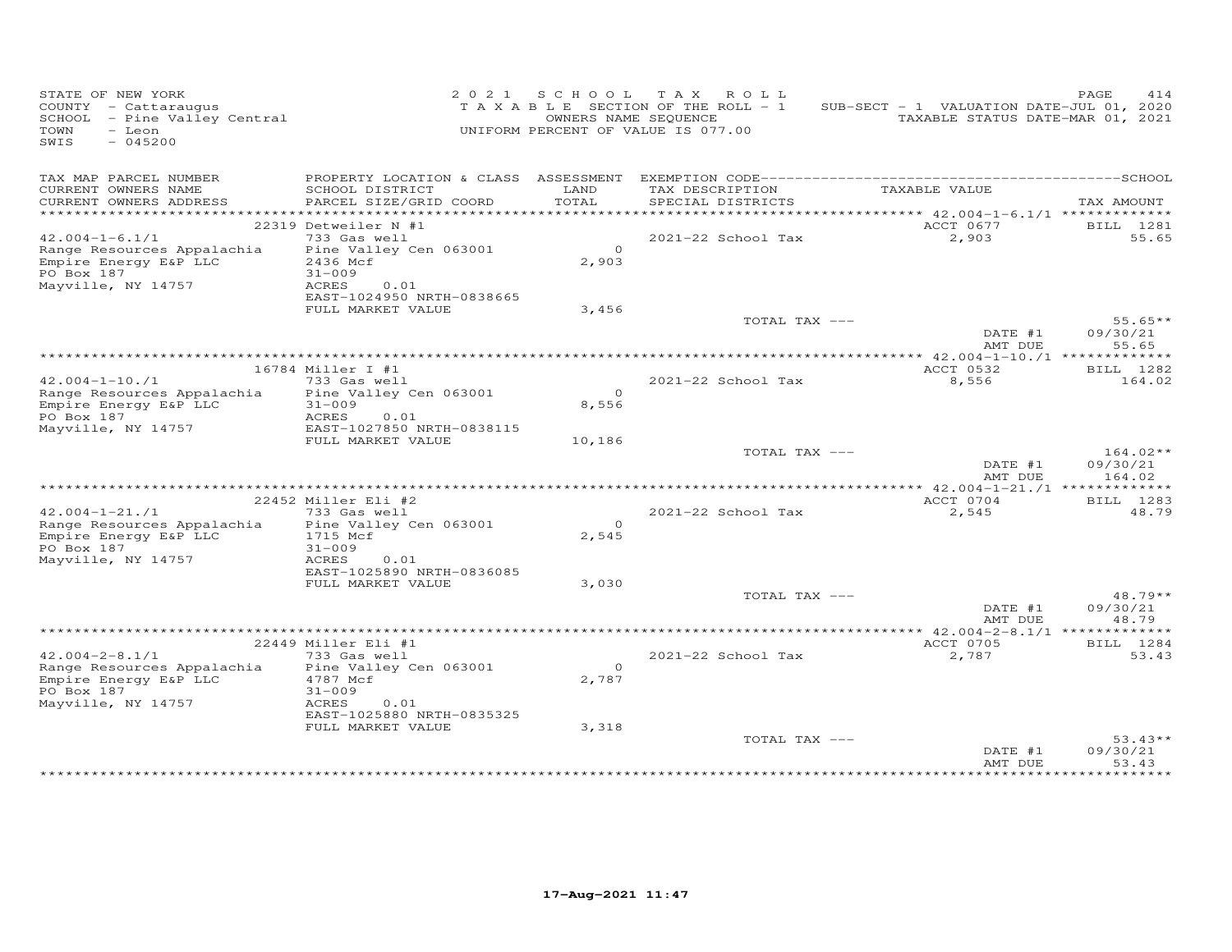STATE OF NEW YORK
COUNTY - Cattaraugus
SCHOOL - Pine Valley Central
TOWN - Leon
SWIS - 045200

2021 SCHOOL TAX ROLL
TAXABLE SECTION OF THE ROLL - 1
OWNERS NAME SEQUENCE
UNIFORM PERCENT OF VALUE IS 077.00

SUB-SECT - 1 VALUATION DATE-JUL 01, 2020
TAXABLE STATUS DATE-MAR 01, 2021

| TAX MAP PARCEL NUMBER / CURRENT OWNERS NAME / CURRENT OWNERS ADDRESS | PROPERTY LOCATION & CLASS / SCHOOL DISTRICT / PARCEL SIZE/GRID COORD | ASSESSMENT LAND / TOTAL | EXEMPTION CODE / TAX DESCRIPTION / SPECIAL DISTRICTS | TAXABLE VALUE | TAX AMOUNT |
|---|---|---|---|---|---|
| 42.004-1-6.1/1 | 22319 Detweiler N #1 | | | ACCT 0677 | BILL 1281 |
| Range Resources Appalachia | 733 Gas well | | 2021-22 School Tax | 2,903 | 55.65 |
| Empire Energy E&P LLC | Pine Valley Cen 063001 | 0 | | | |
| PO Box 187 | 2436 Mcf | 2,903 | | | |
| Mayville, NY 14757 | 31-009 | | | | |
| | ACRES 0.01 | | | | |
| | EAST-1024950 NRTH-0838665 | | | | |
| | FULL MARKET VALUE | 3,456 | | | |
| | | | TOTAL TAX --- | | 55.65** |
| | | | | DATE #1 | 09/30/21 |
| | | | | AMT DUE | 55.65 |
| 42.004-1-10./1 | 16784 Miller I #1 | | | ACCT 0532 | BILL 1282 |
| Range Resources Appalachia | 733 Gas well | | 2021-22 School Tax | 8,556 | 164.02 |
| Empire Energy E&P LLC | Pine Valley Cen 063001 | 0 | | | |
| PO Box 187 | 31-009 | 8,556 | | | |
| Mayville, NY 14757 | ACRES 0.01 | | | | |
| | EAST-1027850 NRTH-0838115 | | | | |
| | FULL MARKET VALUE | 10,186 | | | |
| | | | TOTAL TAX --- | | 164.02** |
| | | | | DATE #1 | 09/30/21 |
| | | | | AMT DUE | 164.02 |
| 42.004-1-21./1 | 22452 Miller Eli #2 | | | ACCT 0704 | BILL 1283 |
| Range Resources Appalachia | 733 Gas well | | 2021-22 School Tax | 2,545 | 48.79 |
| Empire Energy E&P LLC | Pine Valley Cen 063001 | 0 | | | |
| PO Box 187 | 1715 Mcf | 2,545 | | | |
| Mayville, NY 14757 | 31-009 | | | | |
| | ACRES 0.01 | | | | |
| | EAST-1025890 NRTH-0836085 | | | | |
| | FULL MARKET VALUE | 3,030 | | | |
| | | | TOTAL TAX --- | | 48.79** |
| | | | | DATE #1 | 09/30/21 |
| | | | | AMT DUE | 48.79 |
| 42.004-2-8.1/1 | 22449 Miller Eli #1 | | | ACCT 0705 | BILL 1284 |
| Range Resources Appalachia | 733 Gas well | | 2021-22 School Tax | 2,787 | 53.43 |
| Empire Energy E&P LLC | Pine Valley Cen 063001 | 0 | | | |
| PO Box 187 | 4787 Mcf | 2,787 | | | |
| Mayville, NY 14757 | 31-009 | | | | |
| | ACRES 0.01 | | | | |
| | EAST-1025880 NRTH-0835325 | | | | |
| | FULL MARKET VALUE | 3,318 | | | |
| | | | TOTAL TAX --- | | 53.43** |
| | | | | DATE #1 | 09/30/21 |
| | | | | AMT DUE | 53.43 |

17-Aug-2021 11:47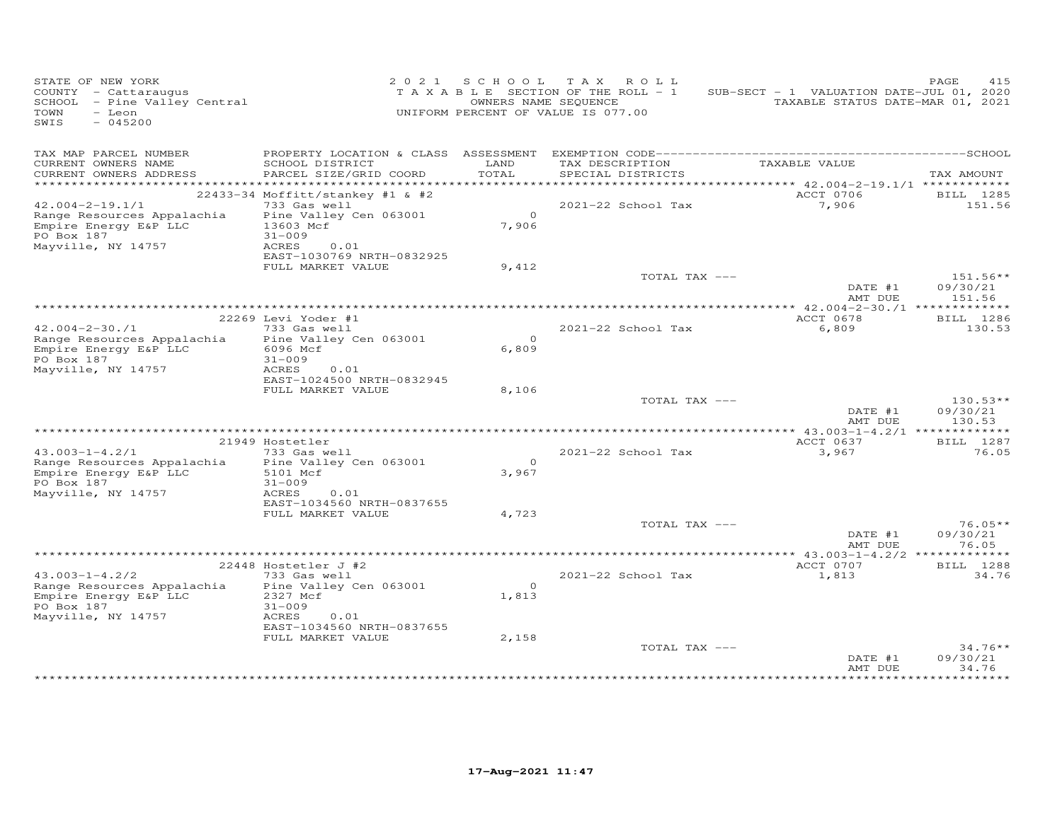STATE OF NEW YORK
COUNTY - Cattaraugus
SCHOOL - Pine Valley Central
TOWN - Leon
SWIS - 045200

2021 SCHOOL TAX ROLL
TAXABLE SECTION OF THE ROLL - 1
OWNERS NAME SEQUENCE
UNIFORM PERCENT OF VALUE IS 077.00

SUB-SECT - 1 VALUATION DATE-JUL 01, 2020
TAXABLE STATUS DATE-MAR 01, 2021

| TAX MAP PARCEL NUMBER / CURRENT OWNERS NAME / CURRENT OWNERS ADDRESS | PROPERTY LOCATION & CLASS / SCHOOL DISTRICT / PARCEL SIZE/GRID COORD | ASSESSMENT LAND / TOTAL | EXEMPTION CODE / TAX DESCRIPTION / SPECIAL DISTRICTS | TAXABLE VALUE | TAX AMOUNT |
|---|---|---|---|---|---|
| | 22433-34 Moffitt/stankey #1 & #2 | | | ACCT 0706 | BILL 1285 |
| 42.004-2-19.1/1 | 733 Gas well | | 2021-22 School Tax | 7,906 | 151.56 |
| Range Resources Appalachia | Pine Valley Cen 063001 | 0 | | | |
| Empire Energy E&P LLC | 13603 Mcf | 7,906 | | | |
| PO Box 187 | 31-009 | | | | |
| Mayville, NY 14757 | ACRES 0.01 | | | | |
| | EAST-1030769 NRTH-0832925 | | | | |
| | FULL MARKET VALUE | 9,412 | | | |
| | | | TOTAL TAX --- | | 151.56** |
| | | | | DATE #1 | 09/30/21 |
| | | | | AMT DUE | 151.56 |
| | 22269 Levi Yoder #1 | | | ACCT 0678 | BILL 1286 |
| 42.004-2-30./1 | 733 Gas well | | 2021-22 School Tax | 6,809 | 130.53 |
| Range Resources Appalachia | Pine Valley Cen 063001 | 0 | | | |
| Empire Energy E&P LLC | 6096 Mcf | 6,809 | | | |
| PO Box 187 | 31-009 | | | | |
| Mayville, NY 14757 | ACRES 0.01 | | | | |
| | EAST-1024500 NRTH-0832945 | | | | |
| | FULL MARKET VALUE | 8,106 | | | |
| | | | TOTAL TAX --- | | 130.53** |
| | | | | DATE #1 | 09/30/21 |
| | | | | AMT DUE | 130.53 |
| | 21949 Hostetler | | | ACCT 0637 | BILL 1287 |
| 43.003-1-4.2/1 | 733 Gas well | | 2021-22 School Tax | 3,967 | 76.05 |
| Range Resources Appalachia | Pine Valley Cen 063001 | 0 | | | |
| Empire Energy E&P LLC | 5101 Mcf | 3,967 | | | |
| PO Box 187 | 31-009 | | | | |
| Mayville, NY 14757 | ACRES 0.01 | | | | |
| | EAST-1034560 NRTH-0837655 | | | | |
| | FULL MARKET VALUE | 4,723 | | | |
| | | | TOTAL TAX --- | | 76.05** |
| | | | | DATE #1 | 09/30/21 |
| | | | | AMT DUE | 76.05 |
| | 22448 Hostetler J #2 | | | ACCT 0707 | BILL 1288 |
| 43.003-1-4.2/2 | 733 Gas well | | 2021-22 School Tax | 1,813 | 34.76 |
| Range Resources Appalachia | Pine Valley Cen 063001 | 0 | | | |
| Empire Energy E&P LLC | 2327 Mcf | 1,813 | | | |
| PO Box 187 | 31-009 | | | | |
| Mayville, NY 14757 | ACRES 0.01 | | | | |
| | EAST-1034560 NRTH-0837655 | | | | |
| | FULL MARKET VALUE | 2,158 | | | |
| | | | TOTAL TAX --- | | 34.76** |
| | | | | DATE #1 | 09/30/21 |
| | | | | AMT DUE | 34.76 |

17-Aug-2021 11:47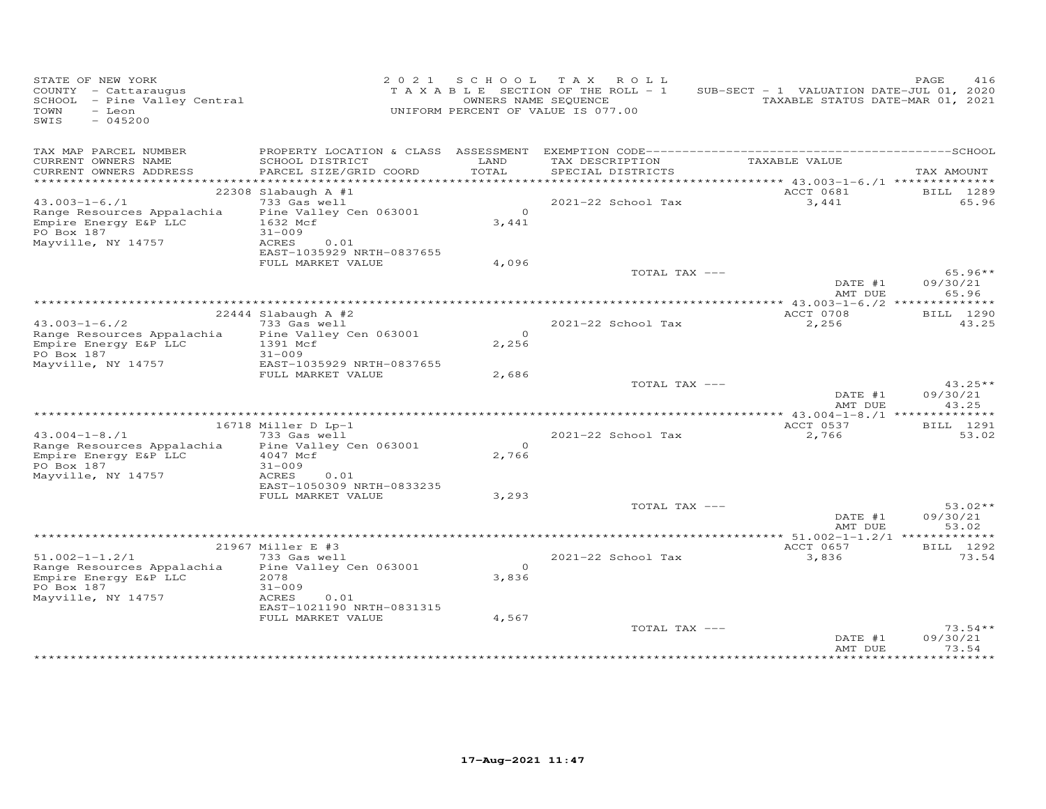STATE OF NEW YORK
COUNTY - Cattaraugus
SCHOOL - Pine Valley Central
TOWN - Leon
SWIS - 045200

2021 SCHOOL TAX ROLL
TAXABLE SECTION OF THE ROLL - 1
OWNERS NAME SEQUENCE
UNIFORM PERCENT OF VALUE IS 077.00

SUB-SECT - 1 VALUATION DATE-JUL 01, 2020
TAXABLE STATUS DATE-MAR 01, 2021

| TAX MAP PARCEL NUMBER / CURRENT OWNERS NAME / CURRENT OWNERS ADDRESS | PROPERTY LOCATION & CLASS / SCHOOL DISTRICT / PARCEL SIZE/GRID COORD | ASSESSMENT LAND / TOTAL | EXEMPTION CODE / TAX DESCRIPTION / SPECIAL DISTRICTS | TAXABLE VALUE | TAX AMOUNT |
|---|---|---|---|---|---|
| 43.003-1-6./1 | 22308 Slabaugh A #1 | | | ACCT 0681 | BILL 1289 |
| Range Resources Appalachia | 733 Gas well | | | | |
| Empire Energy E&P LLC | Pine Valley Cen 063001 | 0 | 2021-22 School Tax | 3,441 | 65.96 |
| PO Box 187 | 1632 Mcf | 3,441 | | | |
| Mayville, NY 14757 | 31-009 | | | | |
| | ACRES 0.01 | | | | |
| | EAST-1035929 NRTH-0837655 | | | | |
| | FULL MARKET VALUE | 4,096 | | | |
| | | | TOTAL TAX --- | | 65.96** |
| | | | | DATE #1 | 09/30/21 |
| | | | | AMT DUE | 65.96 |
| 43.003-1-6./2 | 22444 Slabaugh A #2 | | | ACCT 0708 | BILL 1290 |
| Range Resources Appalachia | 733 Gas well | | | | |
| Empire Energy E&P LLC | Pine Valley Cen 063001 | 0 | 2021-22 School Tax | 2,256 | 43.25 |
| PO Box 187 | 1391 Mcf | 2,256 | | | |
| Mayville, NY 14757 | 31-009 | | | | |
| | EAST-1035929 NRTH-0837655 | | | | |
| | FULL MARKET VALUE | 2,686 | | | |
| | | | TOTAL TAX --- | | 43.25** |
| | | | | DATE #1 | 09/30/21 |
| | | | | AMT DUE | 43.25 |
| 43.004-1-8./1 | 16718 Miller D Lp-1 | | | ACCT 0537 | BILL 1291 |
| Range Resources Appalachia | 733 Gas well | | | | |
| Empire Energy E&P LLC | Pine Valley Cen 063001 | 0 | 2021-22 School Tax | 2,766 | 53.02 |
| PO Box 187 | 4047 Mcf | 2,766 | | | |
| Mayville, NY 14757 | 31-009 | | | | |
| | ACRES 0.01 | | | | |
| | EAST-1050309 NRTH-0833235 | | | | |
| | FULL MARKET VALUE | 3,293 | | | |
| | | | TOTAL TAX --- | | 53.02** |
| | | | | DATE #1 | 09/30/21 |
| | | | | AMT DUE | 53.02 |
| 51.002-1-1.2/1 | 21967 Miller E #3 | | | ACCT 0657 | BILL 1292 |
| Range Resources Appalachia | 733 Gas well | | | | |
| Empire Energy E&P LLC | Pine Valley Cen 063001 | 0 | 2021-22 School Tax | 3,836 | 73.54 |
| PO Box 187 | 2078 | 3,836 | | | |
| Mayville, NY 14757 | 31-009 | | | | |
| | ACRES 0.01 | | | | |
| | EAST-1021190 NRTH-0831315 | | | | |
| | FULL MARKET VALUE | 4,567 | | | |
| | | | TOTAL TAX --- | | 73.54** |
| | | | | DATE #1 | 09/30/21 |
| | | | | AMT DUE | 73.54 |

17-Aug-2021 11:47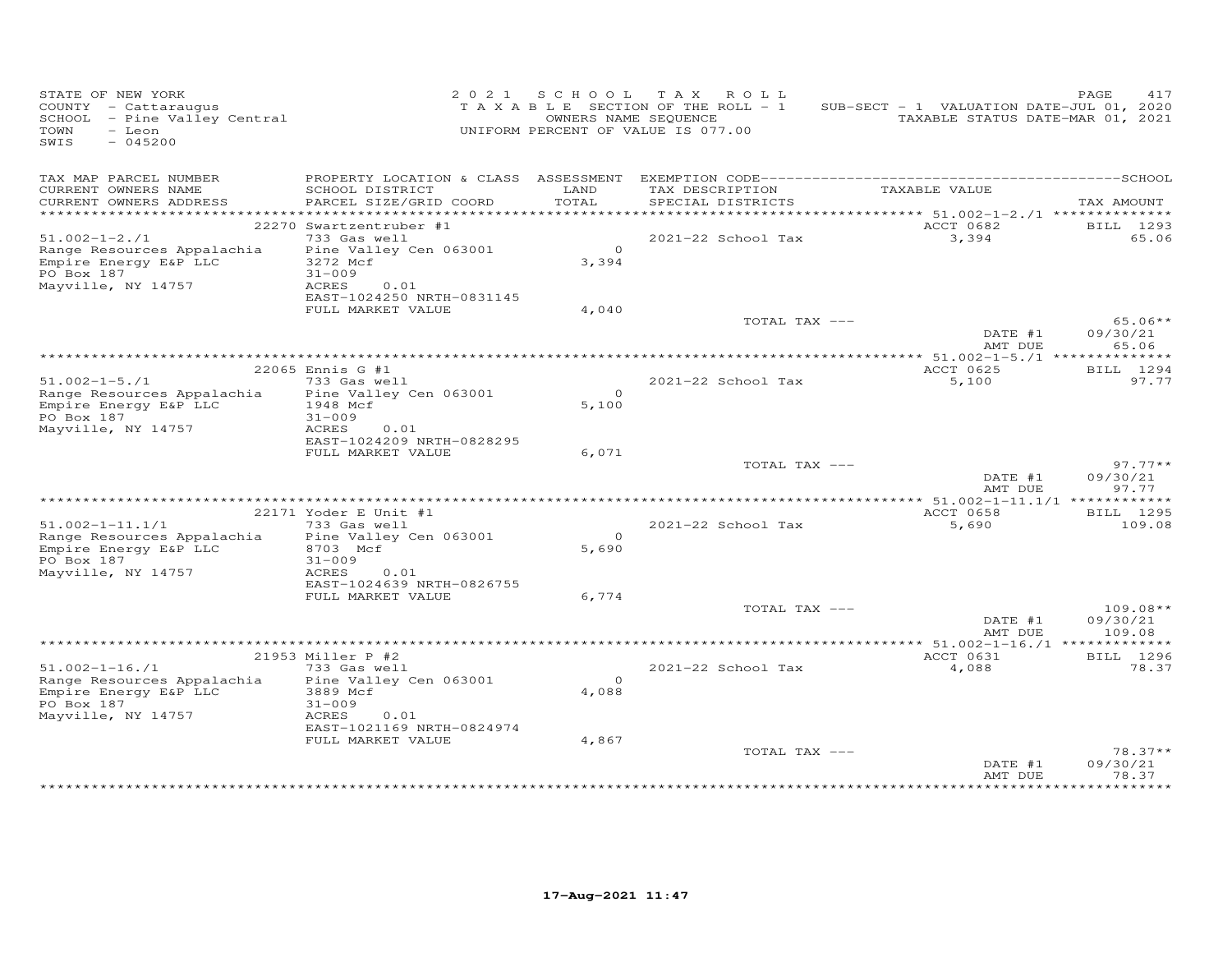STATE OF NEW YORK
COUNTY - Cattaraugus
SCHOOL - Pine Valley Central
TOWN - Leon
SWIS - 045200

2021 SCHOOL TAX ROLL
TAXABLE SECTION OF THE ROLL - 1
OWNERS NAME SEQUENCE
UNIFORM PERCENT OF VALUE IS 077.00

SUB-SECT - 1 VALUATION DATE-JUL 01, 2020
TAXABLE STATUS DATE-MAR 01, 2021

| TAX MAP PARCEL NUMBER / CURRENT OWNERS NAME / CURRENT OWNERS ADDRESS | PROPERTY LOCATION & CLASS / SCHOOL DISTRICT / PARCEL SIZE/GRID COORD | ASSESSMENT LAND / TOTAL | EXEMPTION CODE / TAX DESCRIPTION / SPECIAL DISTRICTS | TAXABLE VALUE | TAX AMOUNT |
|---|---|---|---|---|---|
| | 22270 Swartzentruber #1 | | | ACCT 0682 | BILL 1293 |
| 51.002-1-2./1 | 733 Gas well | | 2021-22 School Tax | 3,394 | 65.06 |
| Range Resources Appalachia | Pine Valley Cen 063001 | 0 | | | |
| Empire Energy E&P LLC | 3272 Mcf | 3,394 | | | |
| PO Box 187 | 31-009 | | | | |
| Mayville, NY 14757 | ACRES 0.01 | | | | |
| | EAST-1024250 NRTH-0831145 | | | | |
| | FULL MARKET VALUE | 4,040 | | | |
| | | | TOTAL TAX --- | | 65.06** |
| | | | | DATE #1 | 09/30/21 |
| | | | | AMT DUE | 65.06 |
| | 22065 Ennis G #1 | | | ACCT 0625 | BILL 1294 |
| 51.002-1-5./1 | 733 Gas well | | 2021-22 School Tax | 5,100 | 97.77 |
| Range Resources Appalachia | Pine Valley Cen 063001 | 0 | | | |
| Empire Energy E&P LLC | 1948 Mcf | 5,100 | | | |
| PO Box 187 | 31-009 | | | | |
| Mayville, NY 14757 | ACRES 0.01 | | | | |
| | EAST-1024209 NRTH-0828295 | | | | |
| | FULL MARKET VALUE | 6,071 | | | |
| | | | TOTAL TAX --- | | 97.77** |
| | | | | DATE #1 | 09/30/21 |
| | | | | AMT DUE | 97.77 |
| | 22171 Yoder E Unit #1 | | | ACCT 0658 | BILL 1295 |
| 51.002-1-11.1/1 | 733 Gas well | | 2021-22 School Tax | 5,690 | 109.08 |
| Range Resources Appalachia | Pine Valley Cen 063001 | 0 | | | |
| Empire Energy E&P LLC | 8703 Mcf | 5,690 | | | |
| PO Box 187 | 31-009 | | | | |
| Mayville, NY 14757 | ACRES 0.01 | | | | |
| | EAST-1024639 NRTH-0826755 | | | | |
| | FULL MARKET VALUE | 6,774 | | | |
| | | | TOTAL TAX --- | | 109.08** |
| | | | | DATE #1 | 09/30/21 |
| | | | | AMT DUE | 109.08 |
| | 21953 Miller P #2 | | | ACCT 0631 | BILL 1296 |
| 51.002-1-16./1 | 733 Gas well | | 2021-22 School Tax | 4,088 | 78.37 |
| Range Resources Appalachia | Pine Valley Cen 063001 | 0 | | | |
| Empire Energy E&P LLC | 3889 Mcf | 4,088 | | | |
| PO Box 187 | 31-009 | | | | |
| Mayville, NY 14757 | ACRES 0.01 | | | | |
| | EAST-1021169 NRTH-0824974 | | | | |
| | FULL MARKET VALUE | 4,867 | | | |
| | | | TOTAL TAX --- | | 78.37** |
| | | | | DATE #1 | 09/30/21 |
| | | | | AMT DUE | 78.37 |

17-Aug-2021 11:47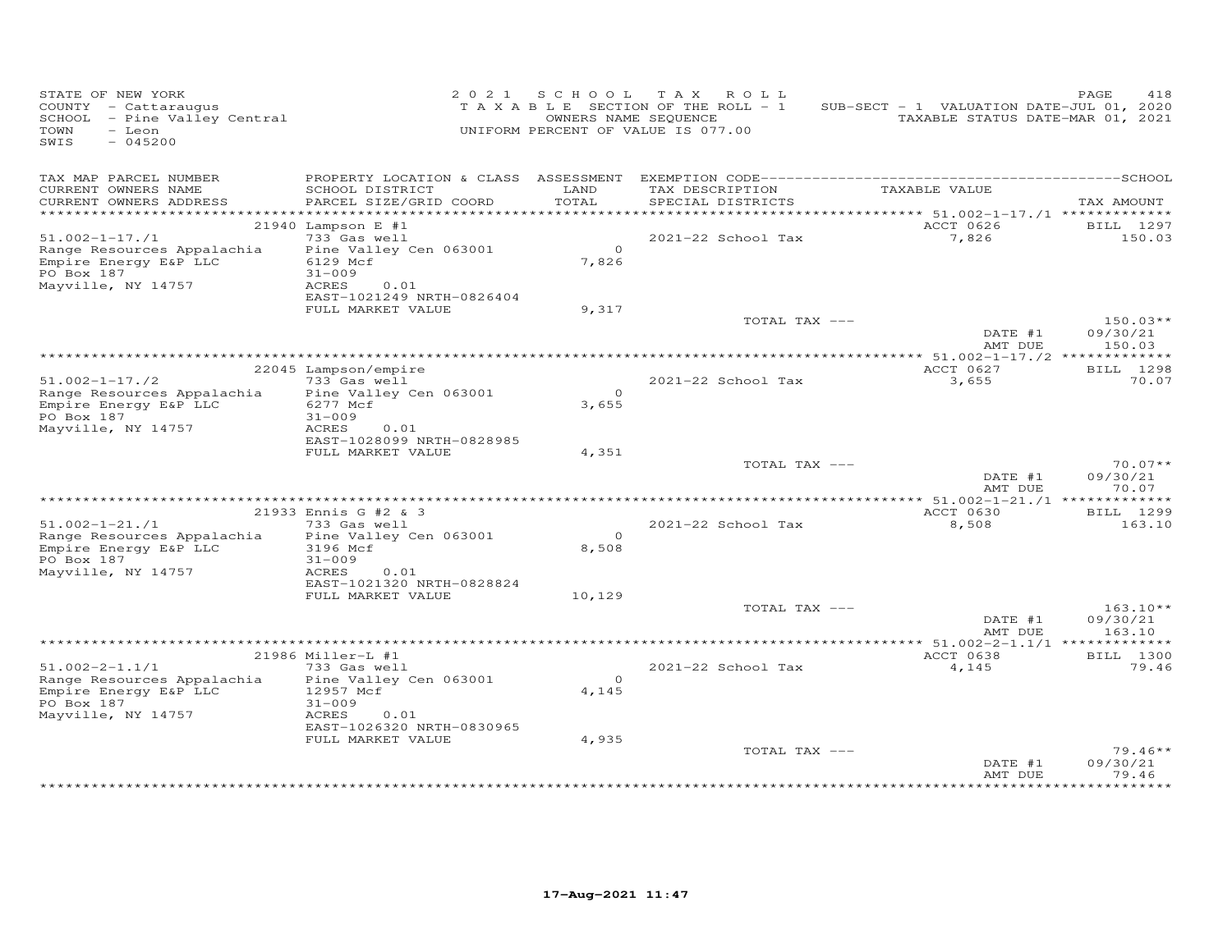STATE OF NEW YORK
COUNTY - Cattaraugus
SCHOOL - Pine Valley Central
TOWN - Leon
SWIS - 045200

2021 SCHOOL TAX ROLL
TAXABLE SECTION OF THE ROLL - 1
OWNERS NAME SEQUENCE
UNIFORM PERCENT OF VALUE IS 077.00

SUB-SECT - 1 VALUATION DATE-JUL 01, 2020
TAXABLE STATUS DATE-MAR 01, 2021

| TAX MAP PARCEL NUMBER / CURRENT OWNERS NAME / CURRENT OWNERS ADDRESS | PROPERTY LOCATION & CLASS / SCHOOL DISTRICT / PARCEL SIZE/GRID COORD | ASSESSMENT LAND / TOTAL | EXEMPTION CODE / TAX DESCRIPTION / SPECIAL DISTRICTS | TAXABLE VALUE | TAX AMOUNT |
|---|---|---|---|---|---|
| | 21940 Lampson E #1 | | | ACCT 0626 | BILL 1297 |
| 51.002-1-17./1 | 733 Gas well | | 2021-22 School Tax | 7,826 | 150.03 |
| Range Resources Appalachia | Pine Valley Cen 063001 | 0 | | | |
| Empire Energy E&P LLC | 6129 Mcf | 7,826 | | | |
| PO Box 187 | 31-009 | | | | |
| Mayville, NY 14757 | ACRES 0.01 | | | | |
| | EAST-1021249 NRTH-0826404 | | | | |
| | FULL MARKET VALUE | 9,317 | | | |
| | | | TOTAL TAX --- | | 150.03** |
| | | | | DATE #1 | 09/30/21 |
| | | | | AMT DUE | 150.03 |
| | 22045 Lampson/empire | | | ACCT 0627 | BILL 1298 |
| 51.002-1-17./2 | 733 Gas well | | 2021-22 School Tax | 3,655 | 70.07 |
| Range Resources Appalachia | Pine Valley Cen 063001 | 0 | | | |
| Empire Energy E&P LLC | 6277 Mcf | 3,655 | | | |
| PO Box 187 | 31-009 | | | | |
| Mayville, NY 14757 | ACRES 0.01 | | | | |
| | EAST-1028099 NRTH-0828985 | | | | |
| | FULL MARKET VALUE | 4,351 | | | |
| | | | TOTAL TAX --- | | 70.07** |
| | | | | DATE #1 | 09/30/21 |
| | | | | AMT DUE | 70.07 |
| | 21933 Ennis G #2 & 3 | | | ACCT 0630 | BILL 1299 |
| 51.002-1-21./1 | 733 Gas well | | 2021-22 School Tax | 8,508 | 163.10 |
| Range Resources Appalachia | Pine Valley Cen 063001 | 0 | | | |
| Empire Energy E&P LLC | 3196 Mcf | 8,508 | | | |
| PO Box 187 | 31-009 | | | | |
| Mayville, NY 14757 | ACRES 0.01 | | | | |
| | EAST-1021320 NRTH-0828824 | | | | |
| | FULL MARKET VALUE | 10,129 | | | |
| | | | TOTAL TAX --- | | 163.10** |
| | | | | DATE #1 | 09/30/21 |
| | | | | AMT DUE | 163.10 |
| | 21986 Miller-L #1 | | | ACCT 0638 | BILL 1300 |
| 51.002-2-1.1/1 | 733 Gas well | | 2021-22 School Tax | 4,145 | 79.46 |
| Range Resources Appalachia | Pine Valley Cen 063001 | 0 | | | |
| Empire Energy E&P LLC | 12957 Mcf | 4,145 | | | |
| PO Box 187 | 31-009 | | | | |
| Mayville, NY 14757 | ACRES 0.01 | | | | |
| | EAST-1026320 NRTH-0830965 | | | | |
| | FULL MARKET VALUE | 4,935 | | | |
| | | | TOTAL TAX --- | | 79.46** |
| | | | | DATE #1 | 09/30/21 |
| | | | | AMT DUE | 79.46 |

17-Aug-2021 11:47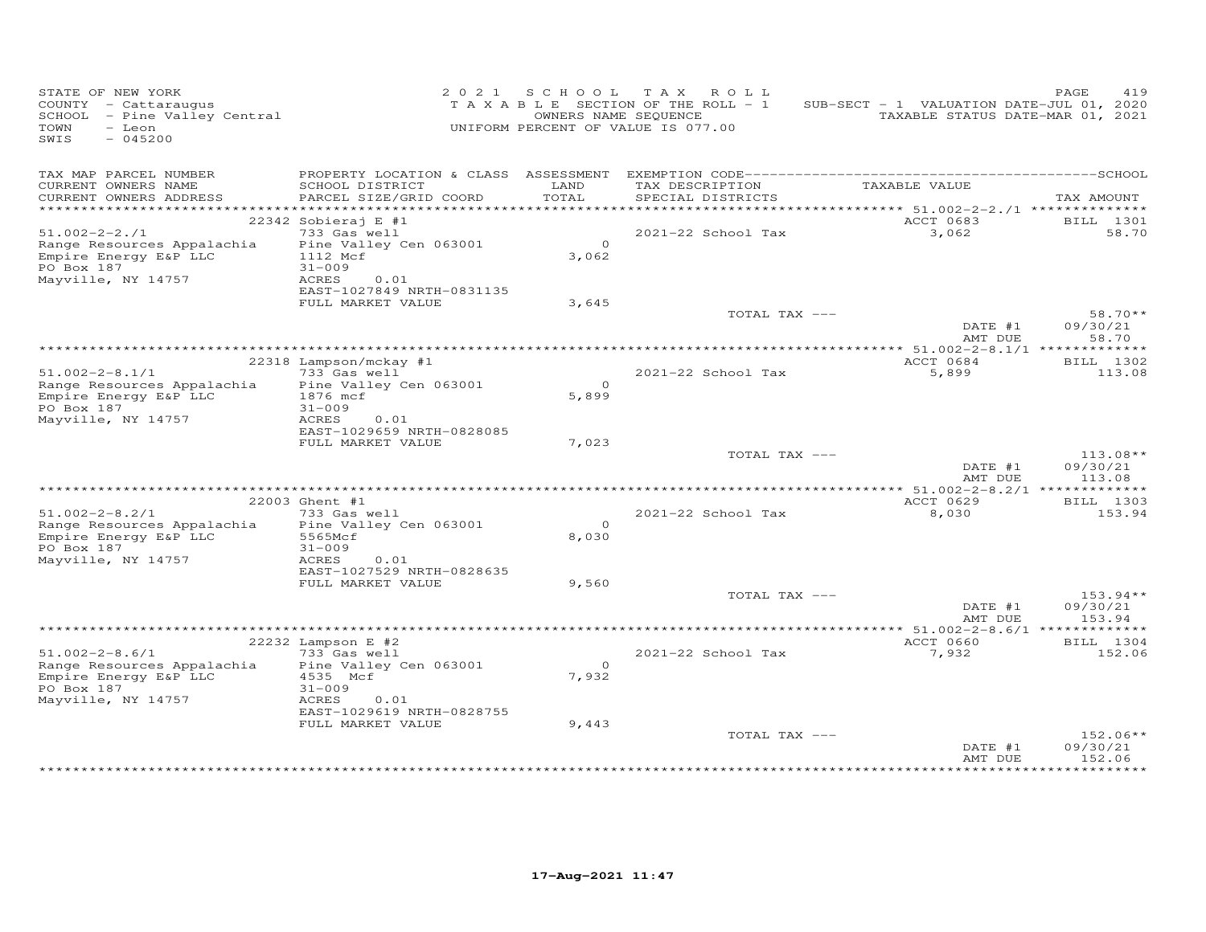STATE OF NEW YORK
COUNTY - Cattaraugus
SCHOOL - Pine Valley Central
TOWN - Leon
SWIS - 045200

2 0 2 1 S C H O O L T A X R O L L
T A X A B L E SECTION OF THE ROLL - 1
OWNERS NAME SEQUENCE
UNIFORM PERCENT OF VALUE IS 077.00

SUB-SECT - 1 VALUATION DATE-JUL 01, 2020
TAXABLE STATUS DATE-MAR 01, 2021

| TAX MAP PARCEL NUMBER / CURRENT OWNERS NAME / CURRENT OWNERS ADDRESS | PROPERTY LOCATION & CLASS / SCHOOL DISTRICT / PARCEL SIZE/GRID COORD | ASSESSMENT LAND / TOTAL | EXEMPTION CODE / TAX DESCRIPTION / SPECIAL DISTRICTS | TAXABLE VALUE | SCHOOL TAX AMOUNT |
|---|---|---|---|---|---|
| 51.002-2-2./1 | 22342 Sobieraj E #1 | | | ACCT 0683 | BILL 1301 |
| | 733 Gas well | | 2021-22 School Tax | 3,062 | 58.70 |
| Range Resources Appalachia | Pine Valley Cen 063001 | 0 | | | |
| Empire Energy E&P LLC | 1112 Mcf | 3,062 | | | |
| PO Box 187 | 31-009 | | | | |
| Mayville, NY 14757 | ACRES 0.01 | | | | |
| | EAST-1027849 NRTH-0831135 | | | | |
| | FULL MARKET VALUE | 3,645 | | | |
| | | | TOTAL TAX --- | | 58.70** |
| | | | | DATE #1 | 09/30/21 |
| | | | | AMT DUE | 58.70 |
| 51.002-2-8.1/1 | 22318 Lampson/mckay #1 | | | ACCT 0684 | BILL 1302 |
| | 733 Gas well | | 2021-22 School Tax | 5,899 | 113.08 |
| Range Resources Appalachia | Pine Valley Cen 063001 | 0 | | | |
| Empire Energy E&P LLC | 1876 mcf | 5,899 | | | |
| PO Box 187 | 31-009 | | | | |
| Mayville, NY 14757 | ACRES 0.01 | | | | |
| | EAST-1029659 NRTH-0828085 | | | | |
| | FULL MARKET VALUE | 7,023 | | | |
| | | | TOTAL TAX --- | | 113.08** |
| | | | | DATE #1 | 09/30/21 |
| | | | | AMT DUE | 113.08 |
| 51.002-2-8.2/1 | 22003 Ghent #1 | | | ACCT 0629 | BILL 1303 |
| | 733 Gas well | | 2021-22 School Tax | 8,030 | 153.94 |
| Range Resources Appalachia | Pine Valley Cen 063001 | 0 | | | |
| Empire Energy E&P LLC | 5565Mcf | 8,030 | | | |
| PO Box 187 | 31-009 | | | | |
| Mayville, NY 14757 | ACRES 0.01 | | | | |
| | EAST-1027529 NRTH-0828635 | | | | |
| | FULL MARKET VALUE | 9,560 | | | |
| | | | TOTAL TAX --- | | 153.94** |
| | | | | DATE #1 | 09/30/21 |
| | | | | AMT DUE | 153.94 |
| 51.002-2-8.6/1 | 22232 Lampson E #2 | | | ACCT 0660 | BILL 1304 |
| | 733 Gas well | | 2021-22 School Tax | 7,932 | 152.06 |
| Range Resources Appalachia | Pine Valley Cen 063001 | 0 | | | |
| Empire Energy E&P LLC | 4535 Mcf | 7,932 | | | |
| PO Box 187 | 31-009 | | | | |
| Mayville, NY 14757 | ACRES 0.01 | | | | |
| | EAST-1029619 NRTH-0828755 | | | | |
| | FULL MARKET VALUE | 9,443 | | | |
| | | | TOTAL TAX --- | | 152.06** |
| | | | | DATE #1 | 09/30/21 |
| | | | | AMT DUE | 152.06 |

17-Aug-2021 11:47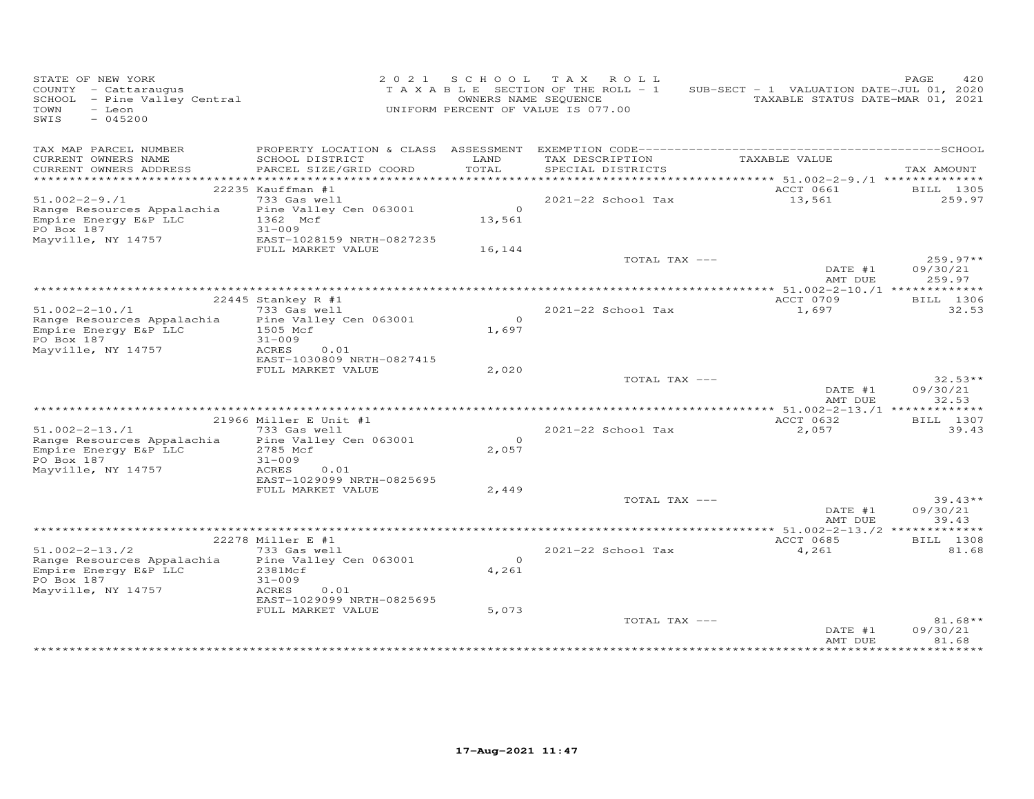STATE OF NEW YORK
COUNTY - Cattaraugus
SCHOOL - Pine Valley Central
TOWN - Leon
SWIS - 045200

2021 SCHOOL TAX ROLL
TAXABLE SECTION OF THE ROLL - 1
OWNERS NAME SEQUENCE
UNIFORM PERCENT OF VALUE IS 077.00

SUB-SECT - 1 VALUATION DATE-JUL 01, 2020
TAXABLE STATUS DATE-MAR 01, 2021

| TAX MAP PARCEL NUMBER / CURRENT OWNERS NAME / CURRENT OWNERS ADDRESS | PROPERTY LOCATION & CLASS / SCHOOL DISTRICT / PARCEL SIZE/GRID COORD | ASSESSMENT LAND / TOTAL | EXEMPTION CODE / TAX DESCRIPTION / SPECIAL DISTRICTS | TAXABLE VALUE | TAX AMOUNT |
|---|---|---|---|---|---|
| | 22235 Kauffman #1 | | | ACCT 0661 | BILL 1305 |
| 51.002-2-9./1 | 733 Gas well | | 2021-22 School Tax | 13,561 | 259.97 |
| Range Resources Appalachia | Pine Valley Cen 063001 | 0 | | | |
| Empire Energy E&P LLC | 1362 Mcf | 13,561 | | | |
| PO Box 187 | 31-009 | | | | |
| Mayville, NY 14757 | EAST-1028159 NRTH-0827235 | | | | |
| | FULL MARKET VALUE | 16,144 | | | |
| | | | TOTAL TAX --- | | 259.97** |
| | | | | DATE #1 | 09/30/21 |
| | | | | AMT DUE | 259.97 |
| | 22445 Stankey R #1 | | | ACCT 0709 | BILL 1306 |
| 51.002-2-10./1 | 733 Gas well | | 2021-22 School Tax | 1,697 | 32.53 |
| Range Resources Appalachia | Pine Valley Cen 063001 | 0 | | | |
| Empire Energy E&P LLC | 1505 Mcf | 1,697 | | | |
| PO Box 187 | 31-009 | | | | |
| Mayville, NY 14757 | ACRES 0.01 | | | | |
| | EAST-1030809 NRTH-0827415 | | | | |
| | FULL MARKET VALUE | 2,020 | | | |
| | | | TOTAL TAX --- | | 32.53** |
| | | | | DATE #1 | 09/30/21 |
| | | | | AMT DUE | 32.53 |
| | 21966 Miller E Unit #1 | | | ACCT 0632 | BILL 1307 |
| 51.002-2-13./1 | 733 Gas well | | 2021-22 School Tax | 2,057 | 39.43 |
| Range Resources Appalachia | Pine Valley Cen 063001 | 0 | | | |
| Empire Energy E&P LLC | 2785 Mcf | 2,057 | | | |
| PO Box 187 | 31-009 | | | | |
| Mayville, NY 14757 | ACRES 0.01 | | | | |
| | EAST-1029099 NRTH-0825695 | | | | |
| | FULL MARKET VALUE | 2,449 | | | |
| | | | TOTAL TAX --- | | 39.43** |
| | | | | DATE #1 | 09/30/21 |
| | | | | AMT DUE | 39.43 |
| | 22278 Miller E #1 | | | ACCT 0685 | BILL 1308 |
| 51.002-2-13./2 | 733 Gas well | | 2021-22 School Tax | 4,261 | 81.68 |
| Range Resources Appalachia | Pine Valley Cen 063001 | 0 | | | |
| Empire Energy E&P LLC | 2381Mcf | 4,261 | | | |
| PO Box 187 | 31-009 | | | | |
| Mayville, NY 14757 | ACRES 0.01 | | | | |
| | EAST-1029099 NRTH-0825695 | | | | |
| | FULL MARKET VALUE | 5,073 | | | |
| | | | TOTAL TAX --- | | 81.68** |
| | | | | DATE #1 | 09/30/21 |
| | | | | AMT DUE | 81.68 |

17-Aug-2021 11:47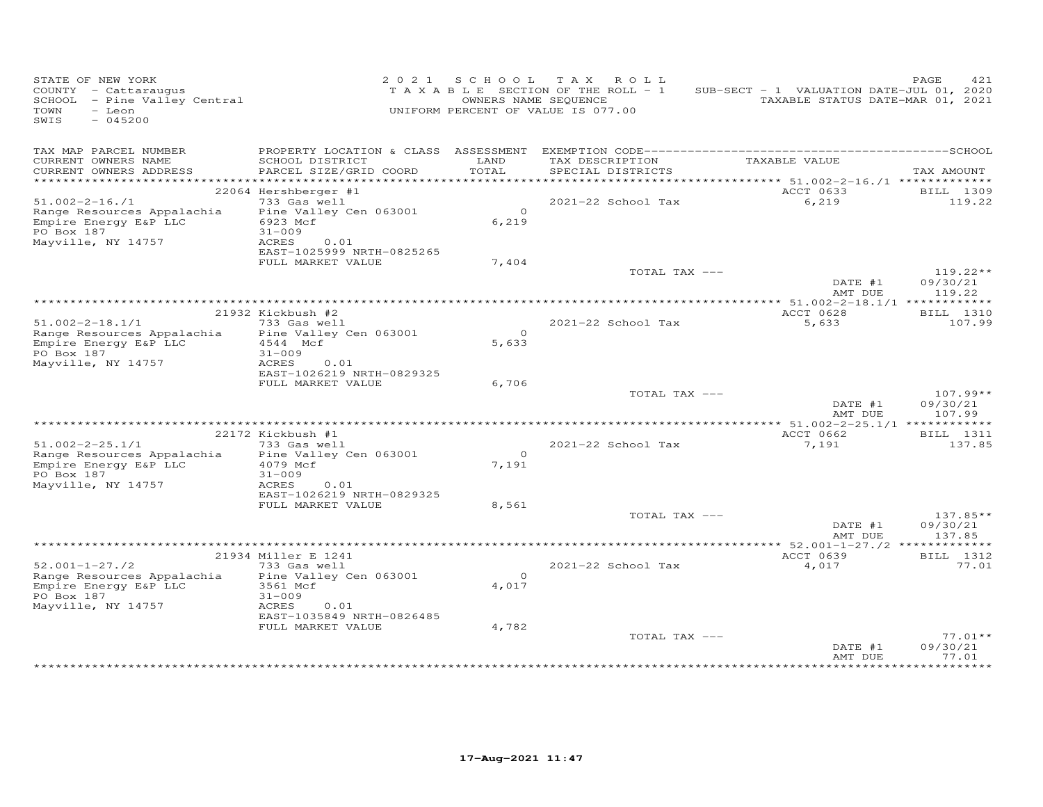STATE OF NEW YORK
COUNTY - Cattaraugus
SCHOOL - Pine Valley Central
TOWN - Leon
SWIS - 045200

2 0 2 1 S C H O O L T A X R O L L
T A X A B L E SECTION OF THE ROLL - 1
OWNERS NAME SEQUENCE
UNIFORM PERCENT OF VALUE IS 077.00

SUB-SECT - 1 VALUATION DATE-JUL 01, 2020
TAXABLE STATUS DATE-MAR 01, 2021

| TAX MAP PARCEL NUMBER / CURRENT OWNERS NAME / CURRENT OWNERS ADDRESS | PROPERTY LOCATION & CLASS / SCHOOL DISTRICT / PARCEL SIZE/GRID COORD | ASSESSMENT LAND / TOTAL | EXEMPTION CODE / TAX DESCRIPTION / SPECIAL DISTRICTS | TAXABLE VALUE | TAX AMOUNT |
|---|---|---|---|---|---|
| 51.002-2-16./1 | 22064 Hershberger #1 | | | ACCT 0633 | BILL 1309 |
| | 733 Gas well | | 2021-22 School Tax | 6,219 | 119.22 |
| Range Resources Appalachia | Pine Valley Cen 063001 | 0 | | | |
| Empire Energy E&P LLC | 6923 Mcf | 6,219 | | | |
| PO Box 187 | 31-009 | | | | |
| Mayville, NY 14757 | ACRES 0.01 | | | | |
| | EAST-1025999 NRTH-0825265 | | | | |
| | FULL MARKET VALUE | 7,404 | | | |
| | | | TOTAL TAX --- | | 119.22** |
| | | | | DATE #1 | 09/30/21 |
| | | | | AMT DUE | 119.22 |
| 51.002-2-18.1/1 | 21932 Kickbush #2 | | | ACCT 0628 | BILL 1310 |
| | 733 Gas well | | 2021-22 School Tax | 5,633 | 107.99 |
| Range Resources Appalachia | Pine Valley Cen 063001 | 0 | | | |
| Empire Energy E&P LLC | 4544 Mcf | 5,633 | | | |
| PO Box 187 | 31-009 | | | | |
| Mayville, NY 14757 | ACRES 0.01 | | | | |
| | EAST-1026219 NRTH-0829325 | | | | |
| | FULL MARKET VALUE | 6,706 | | | |
| | | | TOTAL TAX --- | | 107.99** |
| | | | | DATE #1 | 09/30/21 |
| | | | | AMT DUE | 107.99 |
| 51.002-2-25.1/1 | 22172 Kickbush #1 | | | ACCT 0662 | BILL 1311 |
| | 733 Gas well | | 2021-22 School Tax | 7,191 | 137.85 |
| Range Resources Appalachia | Pine Valley Cen 063001 | 0 | | | |
| Empire Energy E&P LLC | 4079 Mcf | 7,191 | | | |
| PO Box 187 | 31-009 | | | | |
| Mayville, NY 14757 | ACRES 0.01 | | | | |
| | EAST-1026219 NRTH-0829325 | | | | |
| | FULL MARKET VALUE | 8,561 | | | |
| | | | TOTAL TAX --- | | 137.85** |
| | | | | DATE #1 | 09/30/21 |
| | | | | AMT DUE | 137.85 |
| 52.001-1-27./2 | 21934 Miller E 1241 | | | ACCT 0639 | BILL 1312 |
| | 733 Gas well | | 2021-22 School Tax | 4,017 | 77.01 |
| Range Resources Appalachia | Pine Valley Cen 063001 | 0 | | | |
| Empire Energy E&P LLC | 3561 Mcf | 4,017 | | | |
| PO Box 187 | 31-009 | | | | |
| Mayville, NY 14757 | ACRES 0.01 | | | | |
| | EAST-1035849 NRTH-0826485 | | | | |
| | FULL MARKET VALUE | 4,782 | | | |
| | | | TOTAL TAX --- | | 77.01** |
| | | | | DATE #1 | 09/30/21 |
| | | | | AMT DUE | 77.01 |

17-Aug-2021 11:47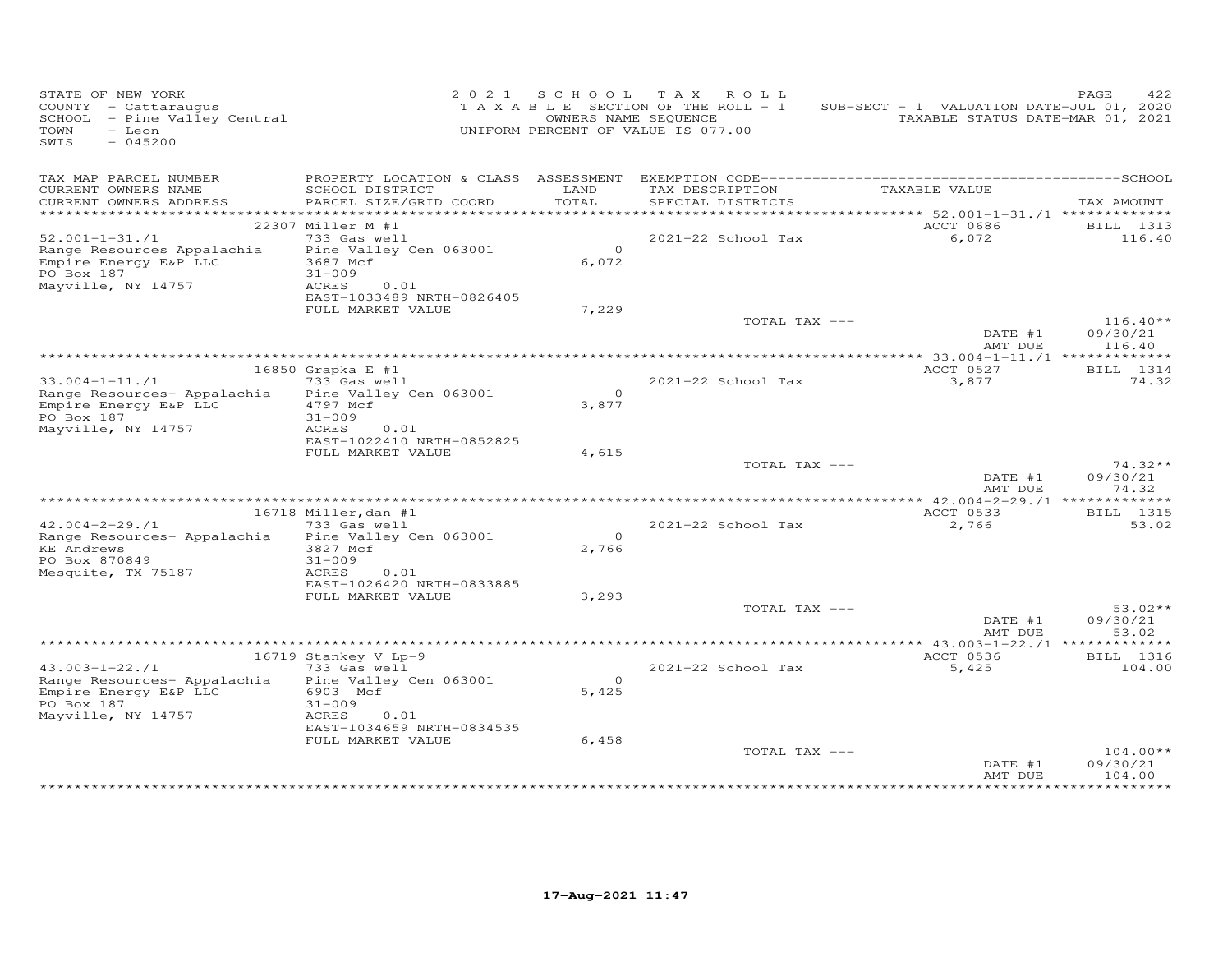STATE OF NEW YORK
COUNTY - Cattaraugus
SCHOOL - Pine Valley Central
TOWN - Leon
SWIS - 045200

2021 SCHOOL TAX ROLL
TAXABLE SECTION OF THE ROLL - 1
OWNERS NAME SEQUENCE
UNIFORM PERCENT OF VALUE IS 077.00

SUB-SECT - 1 VALUATION DATE-JUL 01, 2020
TAXABLE STATUS DATE-MAR 01, 2021

| TAX MAP PARCEL NUMBER / CURRENT OWNERS NAME / CURRENT OWNERS ADDRESS | PROPERTY LOCATION & CLASS / SCHOOL DISTRICT / PARCEL SIZE/GRID COORD | ASSESSMENT LAND / TOTAL | EXEMPTION CODE / TAX DESCRIPTION / SPECIAL DISTRICTS | TAXABLE VALUE | TAX AMOUNT |
|---|---|---|---|---|---|
| 52.001-1-31./1 | 22307 Miller M #1 | | | ACCT 0686 | BILL 1313 |
| 52.001-1-31./1 | 733 Gas well | | | | |
| Range Resources Appalachia | Pine Valley Cen 063001 | 0 | 2021-22 School Tax | 6,072 | 116.40 |
| Empire Energy E&P LLC | 3687 Mcf | 6,072 | | | |
| PO Box 187 | 31-009 | | | | |
| Mayville, NY 14757 | ACRES 0.01 | | | | |
| | EAST-1033489 NRTH-0826405 | | | | |
| | FULL MARKET VALUE | 7,229 | | | |
| | | | TOTAL TAX --- | | 116.40** |
| | | | | DATE #1 | 09/30/21 |
| | | | | AMT DUE | 116.40 |
| 33.004-1-11./1 | 16850 Grapka E #1 | | | ACCT 0527 | BILL 1314 |
| 33.004-1-11./1 | 733 Gas well | | | | |
| Range Resources- Appalachia | Pine Valley Cen 063001 | 0 | 2021-22 School Tax | 3,877 | 74.32 |
| Empire Energy E&P LLC | 4797 Mcf | 3,877 | | | |
| PO Box 187 | 31-009 | | | | |
| Mayville, NY 14757 | ACRES 0.01 | | | | |
| | EAST-1022410 NRTH-0852825 | | | | |
| | FULL MARKET VALUE | 4,615 | | | |
| | | | TOTAL TAX --- | | 74.32** |
| | | | | DATE #1 | 09/30/21 |
| | | | | AMT DUE | 74.32 |
| 42.004-2-29./1 | 16718 Miller,dan #1 | | | ACCT 0533 | BILL 1315 |
| 42.004-2-29./1 | 733 Gas well | | | | |
| Range Resources- Appalachia | Pine Valley Cen 063001 | 0 | 2021-22 School Tax | 2,766 | 53.02 |
| KE Andrews | 3827 Mcf | 2,766 | | | |
| PO Box 870849 | 31-009 | | | | |
| Mesquite, TX 75187 | ACRES 0.01 | | | | |
| | EAST-1026420 NRTH-0833885 | | | | |
| | FULL MARKET VALUE | 3,293 | | | |
| | | | TOTAL TAX --- | | 53.02** |
| | | | | DATE #1 | 09/30/21 |
| | | | | AMT DUE | 53.02 |
| 43.003-1-22./1 | 16719 Stankey V Lp-9 | | | ACCT 0536 | BILL 1316 |
| 43.003-1-22./1 | 733 Gas well | | | | |
| Range Resources- Appalachia | Pine Valley Cen 063001 | 0 | 2021-22 School Tax | 5,425 | 104.00 |
| Empire Energy E&P LLC | 6903 Mcf | 5,425 | | | |
| PO Box 187 | 31-009 | | | | |
| Mayville, NY 14757 | ACRES 0.01 | | | | |
| | EAST-1034659 NRTH-0834535 | | | | |
| | FULL MARKET VALUE | 6,458 | | | |
| | | | TOTAL TAX --- | | 104.00** |
| | | | | DATE #1 | 09/30/21 |
| | | | | AMT DUE | 104.00 |

17-Aug-2021 11:47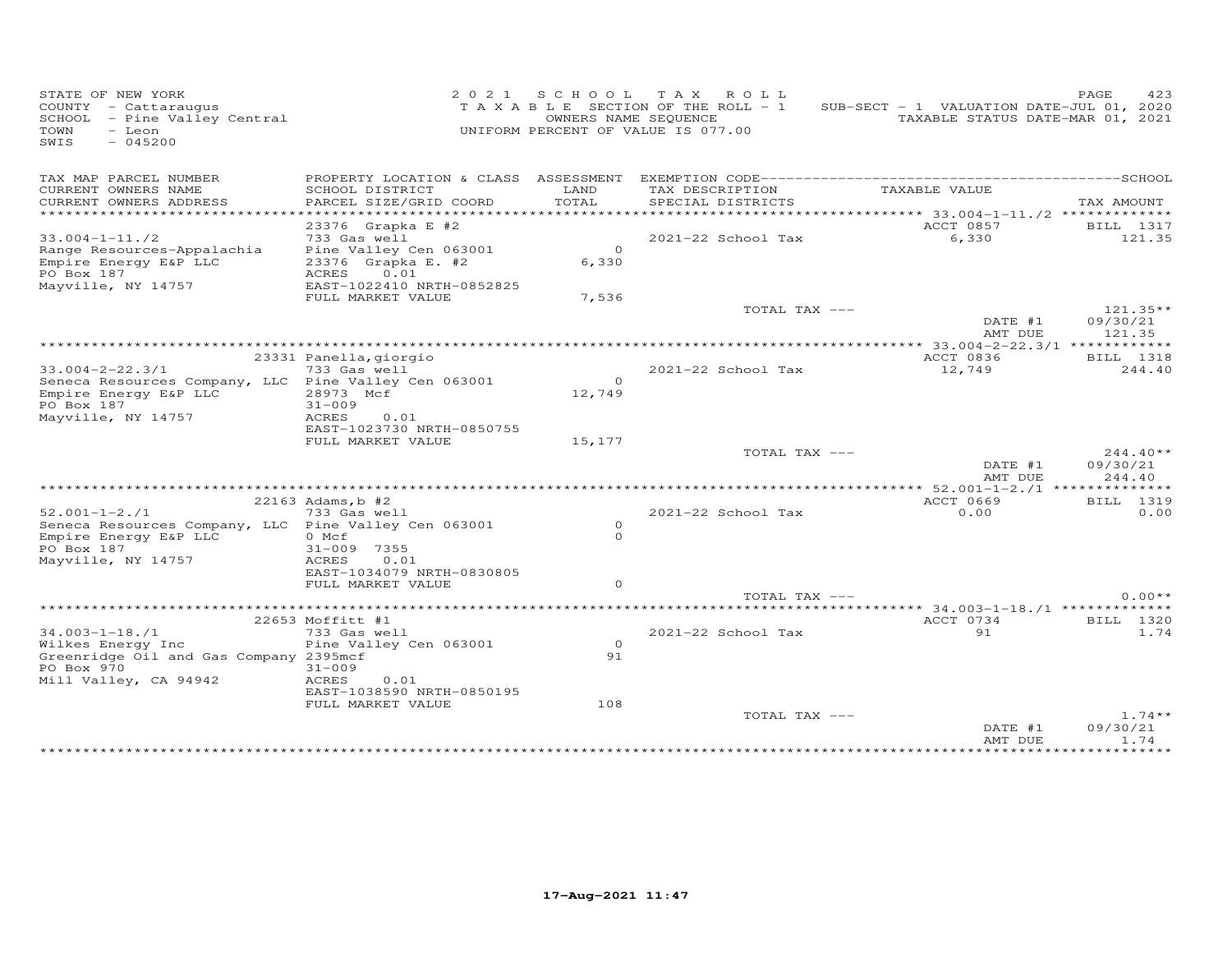STATE OF NEW YORK
COUNTY - Cattaraugus
SCHOOL - Pine Valley Central
TOWN - Leon
SWIS - 045200

2021 SCHOOL TAX ROLL
TAXABLE SECTION OF THE ROLL - 1
OWNERS NAME SEQUENCE
UNIFORM PERCENT OF VALUE IS 077.00

SUB-SECT - 1 VALUATION DATE-JUL 01, 2020
TAXABLE STATUS DATE-MAR 01, 2021

| TAX MAP PARCEL NUMBER / CURRENT OWNERS NAME / CURRENT OWNERS ADDRESS | PROPERTY LOCATION & CLASS / SCHOOL DISTRICT / PARCEL SIZE/GRID COORD | ASSESSMENT LAND / TOTAL | EXEMPTION CODE / TAX DESCRIPTION / SPECIAL DISTRICTS | TAXABLE VALUE | TAX AMOUNT |
|---|---|---|---|---|---|
| 33.004-1-11./2 | 23376 Grapka E #2 | | | ACCT 0857 | BILL 1317 |
| Range Resources-Appalachia | 733 Gas well | | 2021-22 School Tax | 6,330 | 121.35 |
| Empire Energy E&P LLC | Pine Valley Cen 063001 | 0 | | | |
| PO Box 187 | 23376 Grapka E. #2 | 6,330 | | | |
| Mayville, NY 14757 | ACRES 0.01 | | | | |
| | EAST-1022410 NRTH-0852825 | | | | |
| | FULL MARKET VALUE | 7,536 | | | |
| | | | TOTAL TAX --- | | 121.35** |
| | | | | DATE #1 | 09/30/21 |
| | | | | AMT DUE | 121.35 |
| 33.004-2-22.3/1 | 23331 Panella,giorgio | | | ACCT 0836 | BILL 1318 |
| Seneca Resources Company, LLC | 733 Gas well | | 2021-22 School Tax | 12,749 | 244.40 |
| Empire Energy E&P LLC | Pine Valley Cen 063001 | 0 | | | |
| PO Box 187 | 28973 Mcf | 12,749 | | | |
| Mayville, NY 14757 | 31-009 | | | | |
| | ACRES 0.01 | | | | |
| | EAST-1023730 NRTH-0850755 | | | | |
| | FULL MARKET VALUE | 15,177 | | | |
| | | | TOTAL TAX --- | | 244.40** |
| | | | | DATE #1 | 09/30/21 |
| | | | | AMT DUE | 244.40 |
| 52.001-1-2./1 | 22163 Adams,b #2 | | | ACCT 0669 | BILL 1319 |
| Seneca Resources Company, LLC | 733 Gas well | | 2021-22 School Tax | 0.00 | 0.00 |
| Empire Energy E&P LLC | Pine Valley Cen 063001 | 0 | | | |
| PO Box 187 | 0 Mcf | 0 | | | |
| Mayville, NY 14757 | 31-009 7355 | | | | |
| | ACRES 0.01 | | | | |
| | EAST-1034079 NRTH-0830805 | | | | |
| | FULL MARKET VALUE | 0 | | | |
| | | | TOTAL TAX --- | | 0.00** |
| 34.003-1-18./1 | 22653 Moffitt #1 | | | ACCT 0734 | BILL 1320 |
| Wilkes Energy Inc | 733 Gas well | | 2021-22 School Tax | 91 | 1.74 |
| Greenridge Oil and Gas Company | Pine Valley Cen 063001 | 0 | | | |
| PO Box 970 | 2395mcf | 91 | | | |
| Mill Valley, CA 94942 | 31-009 | | | | |
| | ACRES 0.01 | | | | |
| | EAST-1038590 NRTH-0850195 | | | | |
| | FULL MARKET VALUE | 108 | | | |
| | | | TOTAL TAX --- | | 1.74** |
| | | | | DATE #1 | 09/30/21 |
| | | | | AMT DUE | 1.74 |

17-Aug-2021 11:47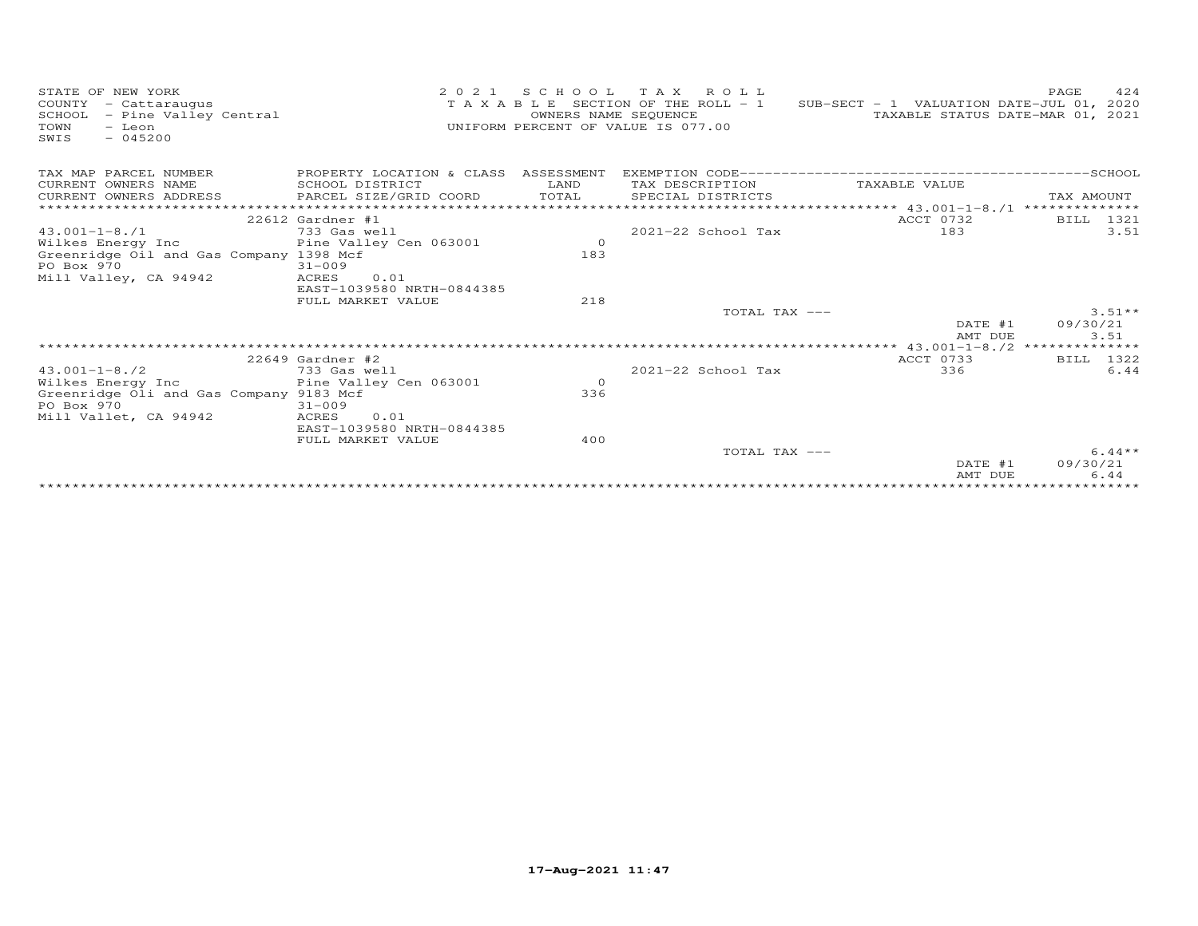STATE OF NEW YORK
COUNTY - Cattaraugus
SCHOOL - Pine Valley Central
TOWN - Leon
SWIS - 045200

2021 SCHOOL TAX ROLL
TAXABLE SECTION OF THE ROLL - 1
OWNERS NAME SEQUENCE
UNIFORM PERCENT OF VALUE IS 077.00

SUB-SECT - 1 VALUATION DATE-JUL 01, 2020
TAXABLE STATUS DATE-MAR 01, 2021

| TAX MAP PARCEL NUMBER / CURRENT OWNERS NAME / CURRENT OWNERS ADDRESS | PROPERTY LOCATION & CLASS / SCHOOL DISTRICT / PARCEL SIZE/GRID COORD | ASSESSMENT LAND / TOTAL | EXEMPTION CODE / TAX DESCRIPTION / SPECIAL DISTRICTS | TAXABLE VALUE | TAX AMOUNT |
|---|---|---|---|---|---|
| **43.001-1-8./1** | 22612 Gardner #1 | | | ACCT 0732 | BILL 1321 |
| 43.001-1-8./1 | 733 Gas well | | 2021-22 School Tax | 183 | 3.51 |
| Wilkes Energy Inc | Pine Valley Cen 063001 | 0 | | | |
| Greenridge Oil and Gas Company | 1398 Mcf | 183 | | | |
| PO Box 970 | 31-009 | | | | |
| Mill Valley, CA 94942 | ACRES 0.01 | | | | |
| | EAST-1039580 NRTH-0844385 | | | | |
| | FULL MARKET VALUE | 218 | | | |
| | | | TOTAL TAX --- | | 3.51** |
| | | | | DATE #1 | 09/30/21 |
| | | | | AMT DUE | 3.51 |
| **43.001-1-8./2** | 22649 Gardner #2 | | | ACCT 0733 | BILL 1322 |
| 43.001-1-8./2 | 733 Gas well | | 2021-22 School Tax | 336 | 6.44 |
| Wilkes Energy Inc | Pine Valley Cen 063001 | 0 | | | |
| Greenridge Oli and Gas Company | 9183 Mcf | 336 | | | |
| PO Box 970 | 31-009 | | | | |
| Mill Vallet, CA 94942 | ACRES 0.01 | | | | |
| | EAST-1039580 NRTH-0844385 | | | | |
| | FULL MARKET VALUE | 400 | | | |
| | | | TOTAL TAX --- | | 6.44** |
| | | | | DATE #1 | 09/30/21 |
| | | | | AMT DUE | 6.44 |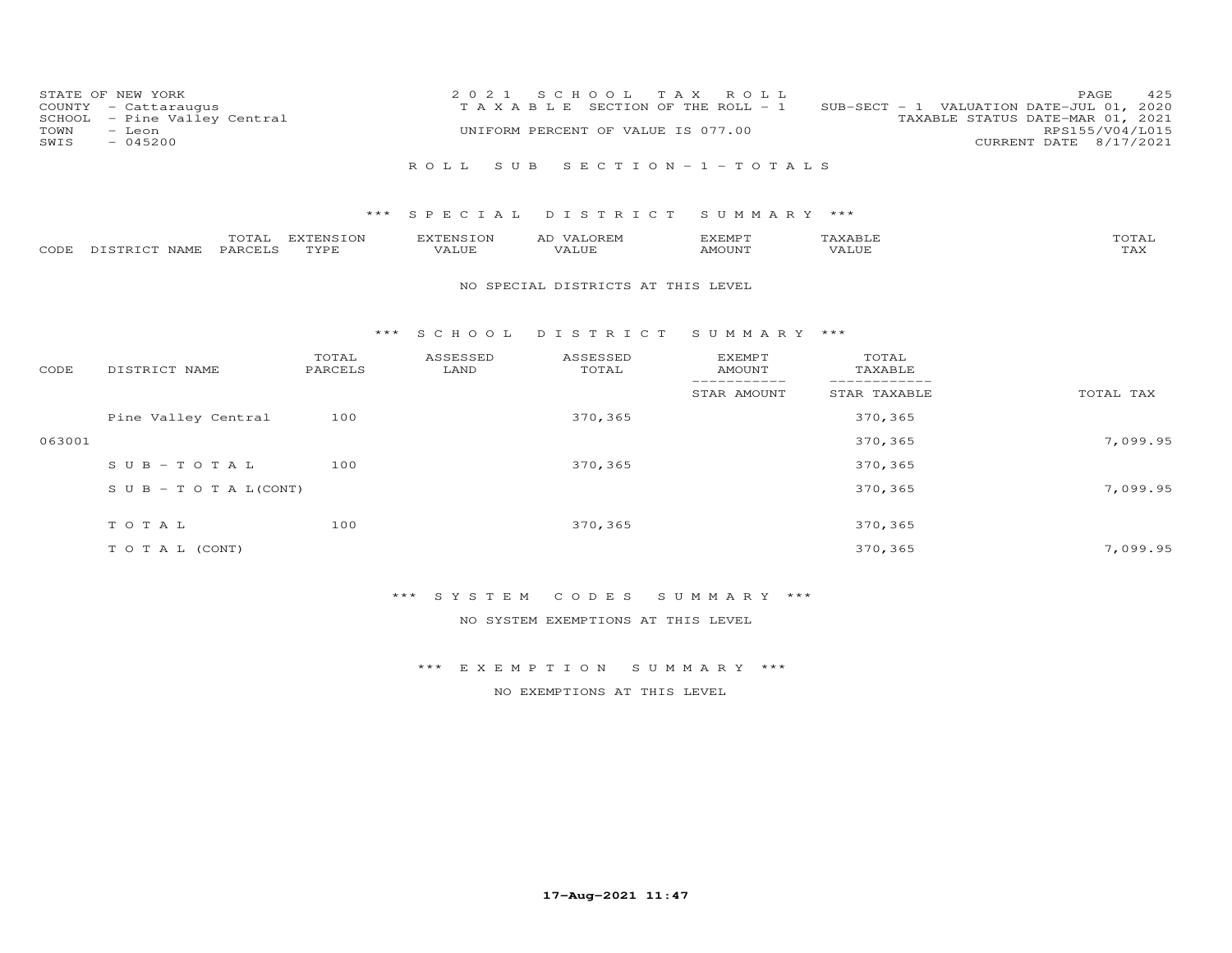STATE OF NEW YORK
COUNTY - Cattaraugus
SCHOOL - Pine Valley Central
TOWN - Leon
SWIS - 045200

2021 SCHOOL TAX ROLL
TAXABLE SECTION OF THE ROLL - 1
UNIFORM PERCENT OF VALUE IS 077.00

SUB-SECT - 1 VALUATION DATE-JUL 01, 2020
TAXABLE STATUS DATE-MAR 01, 2021
RPS155/V04/L015
CURRENT DATE 8/17/2021

ROLL SUB SECTION-1-TOTALS

*** SPECIAL DISTRICT SUMMARY ***

| CODE | DISTRICT NAME | TOTAL PARCELS | EXTENSION TYPE | EXTENSION VALUE | AD VALOREM VALUE | EXEMPT AMOUNT | TAXABLE VALUE | TOTAL TAX |
|---|---|---|---|---|---|---|---|---|

NO SPECIAL DISTRICTS AT THIS LEVEL

*** SCHOOL DISTRICT SUMMARY ***

| CODE | DISTRICT NAME | TOTAL PARCELS | ASSESSED LAND | ASSESSED TOTAL | EXEMPT AMOUNT / STAR AMOUNT | TOTAL TAXABLE / STAR TAXABLE | TOTAL TAX |
|---|---|---|---|---|---|---|---|
| | Pine Valley Central | 100 | | 370,365 | | 370,365 | |
| 063001 | | | | | | 370,365 | 7,099.95 |
| | SUB-TOTAL | 100 | | 370,365 | | 370,365 | |
| | SUB-TOTAL(CONT) | | | | | 370,365 | 7,099.95 |
| | TOTAL | 100 | | 370,365 | | 370,365 | |
| | TOTAL (CONT) | | | | | 370,365 | 7,099.95 |

*** SYSTEM CODES SUMMARY ***

NO SYSTEM EXEMPTIONS AT THIS LEVEL

*** EXEMPTION SUMMARY ***

NO EXEMPTIONS AT THIS LEVEL

17-Aug-2021 11:47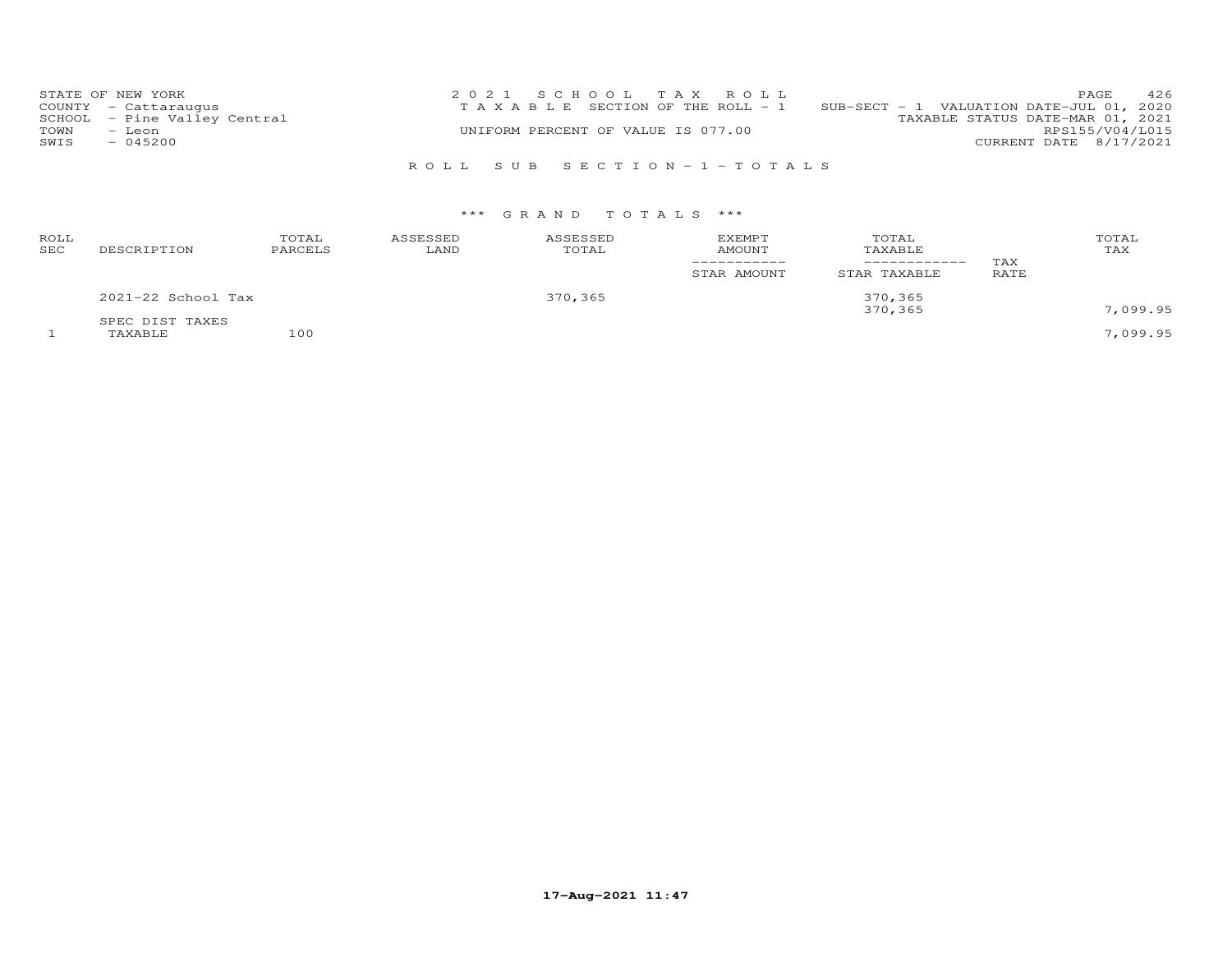STATE OF NEW YORK
COUNTY - Cattaraugus
SCHOOL - Pine Valley Central
TOWN - Leon
SWIS - 045200

2021 SCHOOL TAX ROLL
TAXABLE SECTION OF THE ROLL - 1
SUB-SECT - 1 VALUATION DATE-JUL 01, 2020
TAXABLE STATUS DATE-MAR 01, 2021
UNIFORM PERCENT OF VALUE IS 077.00
RPS155/V04/L015
CURRENT DATE 8/17/2021

ROLL SUB SECTION - 1 - TOTALS

*** GRAND TOTALS ***

| ROLL SEC | DESCRIPTION | TOTAL PARCELS | ASSESSED LAND | ASSESSED TOTAL | EXEMPT AMOUNT<br>-----------<br>STAR AMOUNT | TOTAL TAXABLE<br>------------<br>STAR TAXABLE | TAX RATE | TOTAL TAX |
|---|---|---|---|---|---|---|---|---|
| | 2021-22 School Tax | | | 370,365 | | 370,365 | | |
| | | | | | | 370,365 | | 7,099.95 |
| | SPEC DIST TAXES | | | | | | | |
| 1 | TAXABLE | 100 | | | | | | 7,099.95 |

17-Aug-2021 11:47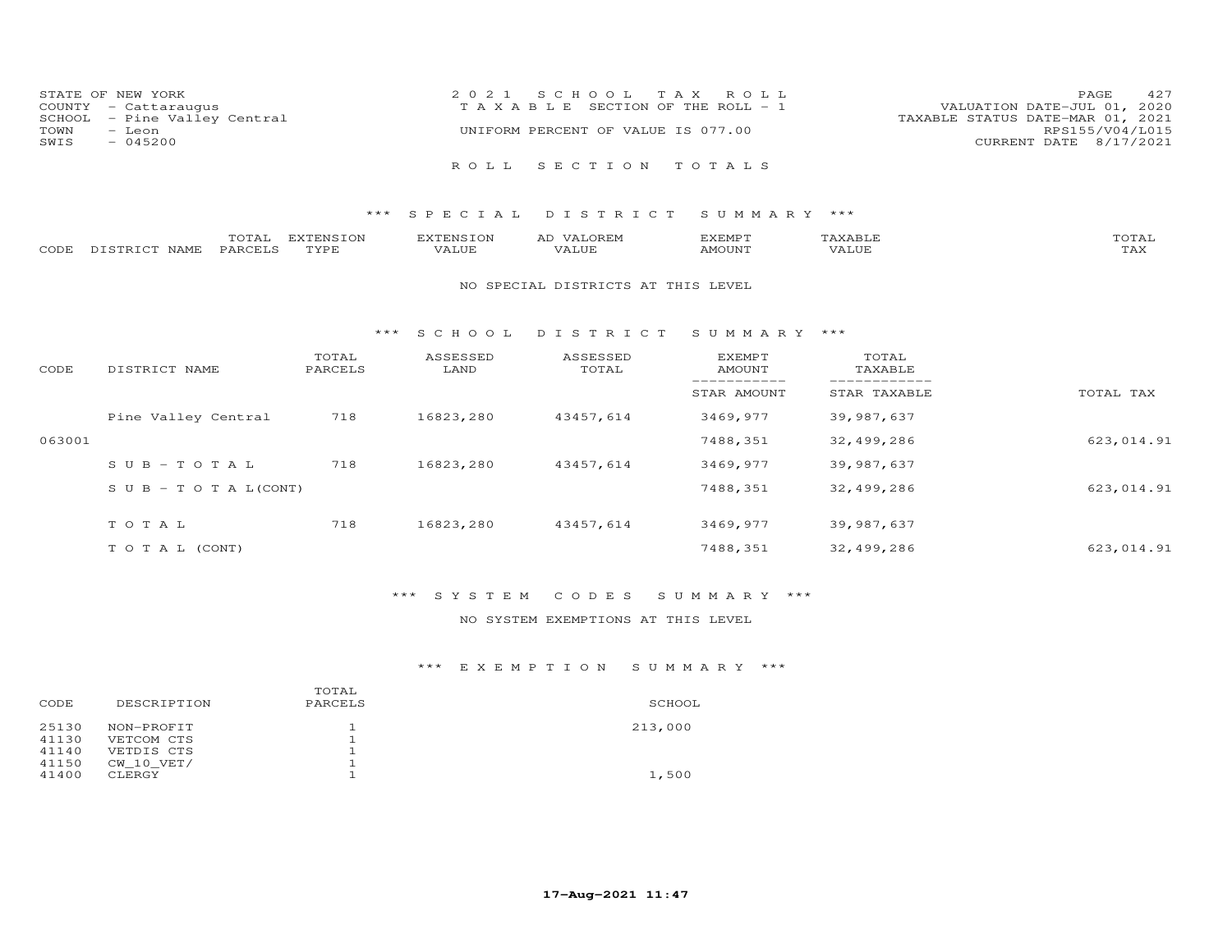STATE OF NEW YORK
COUNTY - Cattaraugus
SCHOOL - Pine Valley Central
TOWN - Leon
SWIS - 045200

2 0 2 1 S C H O O L T A X R O L L
T A X A B L E SECTION OF THE ROLL - 1
UNIFORM PERCENT OF VALUE IS 077.00

VALUATION DATE-JUL 01, 2020
TAXABLE STATUS DATE-MAR 01, 2021
RPS155/V04/L015
CURRENT DATE 8/17/2021

## R O L L S E C T I O N T O T A L S

### \*\*\* S P E C I A L D I S T R I C T S U M M A R Y \*\*\*

| CODE | DISTRICT NAME | TOTAL PARCELS | EXTENSION TYPE | EXTENSION VALUE | AD VALOREM VALUE | EXEMPT AMOUNT | TAXABLE VALUE | TOTAL TAX |
|---|---|---|---|---|---|---|---|---|

NO SPECIAL DISTRICTS AT THIS LEVEL

### \*\*\* S C H O O L D I S T R I C T S U M M A R Y \*\*\*

| CODE | DISTRICT NAME | TOTAL PARCELS | ASSESSED LAND | ASSESSED TOTAL | EXEMPT AMOUNT / STAR AMOUNT | TOTAL TAXABLE / STAR TAXABLE | TOTAL TAX |
|---|---|---|---|---|---|---|---|
| | Pine Valley Central | 718 | 16823,280 | 43457,614 | 3469,977 | 39,987,637 | |
| 063001 | | | | | 7488,351 | 32,499,286 | 623,014.91 |
| | S U B - T O T A L | 718 | 16823,280 | 43457,614 | 3469,977 | 39,987,637 | |
| | S U B - T O T A L(CONT) | | | | 7488,351 | 32,499,286 | 623,014.91 |
| | T O T A L | 718 | 16823,280 | 43457,614 | 3469,977 | 39,987,637 | |
| | T O T A L (CONT) | | | | 7488,351 | 32,499,286 | 623,014.91 |

### \*\*\* S Y S T E M C O D E S S U M M A R Y \*\*\*

NO SYSTEM EXEMPTIONS AT THIS LEVEL

### \*\*\* E X E M P T I O N S U M M A R Y \*\*\*

| CODE | DESCRIPTION | TOTAL PARCELS | SCHOOL |
|---|---|---|---|
| 25130 | NON-PROFIT | 1 | 213,000 |
| 41130 | VETCOM CTS | 1 | |
| 41140 | VETDIS CTS | 1 | |
| 41150 | CW_10_VET/ | 1 | |
| 41400 | CLERGY | 1 | 1,500 |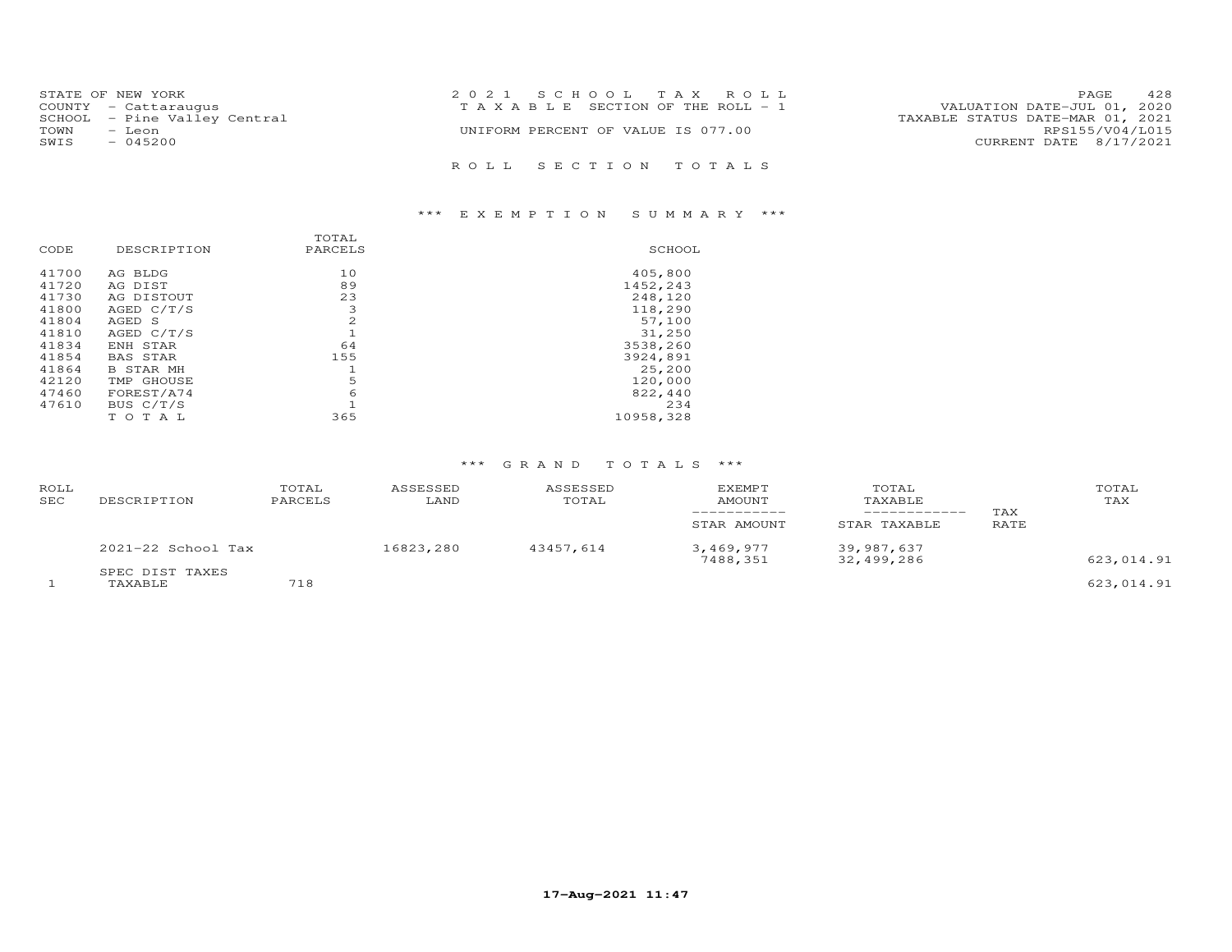STATE OF NEW YORK
COUNTY - Cattaraugus
SCHOOL - Pine Valley Central
TOWN - Leon
SWIS - 045200

2021 SCHOOL TAX ROLL
TAXABLE SECTION OF THE ROLL - 1
UNIFORM PERCENT OF VALUE IS 077.00

VALUATION DATE-JUL 01, 2020
TAXABLE STATUS DATE-MAR 01, 2021
RPS155/V04/L015
CURRENT DATE 8/17/2021

## ROLL SECTION TOTALS

### *** EXEMPTION SUMMARY ***

| CODE | DESCRIPTION | TOTAL PARCELS | SCHOOL |
|---|---|---|---|
| 41700 | AG BLDG | 10 | 405,800 |
| 41720 | AG DIST | 89 | 1452,243 |
| 41730 | AG DISTOUT | 23 | 248,120 |
| 41800 | AGED C/T/S | 3 | 118,290 |
| 41804 | AGED S | 2 | 57,100 |
| 41810 | AGED C/T/S | 1 | 31,250 |
| 41834 | ENH STAR | 64 | 3538,260 |
| 41854 | BAS STAR | 155 | 3924,891 |
| 41864 | B STAR MH | 1 | 25,200 |
| 42120 | TMP GHOUSE | 5 | 120,000 |
| 47460 | FOREST/A74 | 6 | 822,440 |
| 47610 | BUS C/T/S | 1 | 234 |
| | T O T A L | 365 | 10958,328 |

### *** GRAND TOTALS ***

| ROLL SEC | DESCRIPTION | TOTAL PARCELS | ASSESSED LAND | ASSESSED TOTAL | EXEMPT AMOUNT / STAR AMOUNT | TOTAL TAXABLE / STAR TAXABLE | TAX RATE | TOTAL TAX |
|---|---|---|---|---|---|---|---|---|
| | 2021-22 School Tax | | 16823,280 | 43457,614 | 3,469,977<br>7488,351 | 39,987,637<br>32,499,286 | | 623,014.91 |
| | SPEC DIST TAXES | | | | | | | |
| 1 | TAXABLE | 718 | | | | | | 623,014.91 |

17-Aug-2021 11:47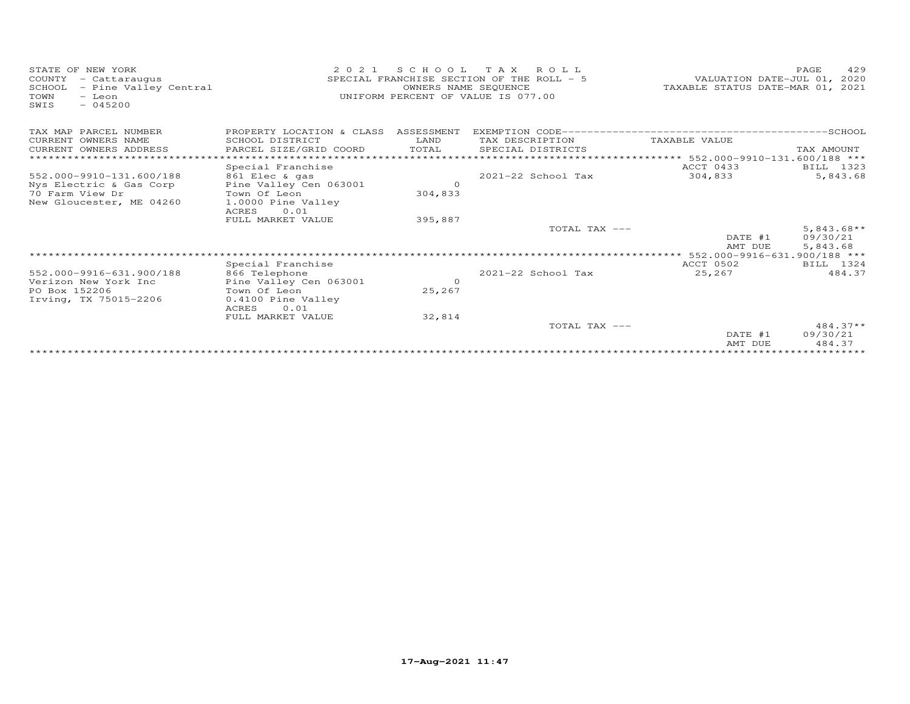STATE OF NEW YORK
COUNTY - Cattaraugus
SCHOOL - Pine Valley Central
TOWN - Leon
SWIS - 045200

2 0 2 1 S C H O O L T A X R O L L
SPECIAL FRANCHISE SECTION OF THE ROLL - 5
OWNERS NAME SEQUENCE
UNIFORM PERCENT OF VALUE IS 077.00

VALUATION DATE-JUL 01, 2020
TAXABLE STATUS DATE-MAR 01, 2021

| TAX MAP PARCEL NUMBER<br>CURRENT OWNERS NAME<br>CURRENT OWNERS ADDRESS | PROPERTY LOCATION & CLASS<br>SCHOOL DISTRICT<br>PARCEL SIZE/GRID COORD | ASSESSMENT<br>LAND<br>TOTAL | EXEMPTION CODE------SCHOOL<br>TAX DESCRIPTION<br>SPECIAL DISTRICTS | TAXABLE VALUE | TAX AMOUNT |
|---|---|---|---|---|---|
| | | | | *** 552.000-9910-131.600/188 *** | |
| | Special Franchise | | | ACCT 0433 | BILL 1323 |
| 552.000-9910-131.600/188 | 861 Elec & gas | | 2021-22 School Tax | 304,833 | 5,843.68 |
| Nys Electric & Gas Corp | Pine Valley Cen 063001 | 0 | | | |
| 70 Farm View Dr | Town Of Leon | 304,833 | | | |
| New Gloucester, ME 04260 | 1.0000 Pine Valley | | | | |
| | ACRES 0.01 | | | | |
| | FULL MARKET VALUE | 395,887 | | | |
| | | | TOTAL TAX --- | | 5,843.68** |
| | | | | DATE #1 | 09/30/21 |
| | | | | AMT DUE | 5,843.68 |
| | | | | *** 552.000-9916-631.900/188 *** | |
| | Special Franchise | | | ACCT 0502 | BILL 1324 |
| 552.000-9916-631.900/188 | 866 Telephone | | 2021-22 School Tax | 25,267 | 484.37 |
| Verizon New York Inc | Pine Valley Cen 063001 | 0 | | | |
| PO Box 152206 | Town Of Leon | 25,267 | | | |
| Irving, TX 75015-2206 | 0.4100 Pine Valley | | | | |
| | ACRES 0.01 | | | | |
| | FULL MARKET VALUE | 32,814 | | | |
| | | | TOTAL TAX --- | | 484.37** |
| | | | | DATE #1 | 09/30/21 |
| | | | | AMT DUE | 484.37 |

17-Aug-2021 11:47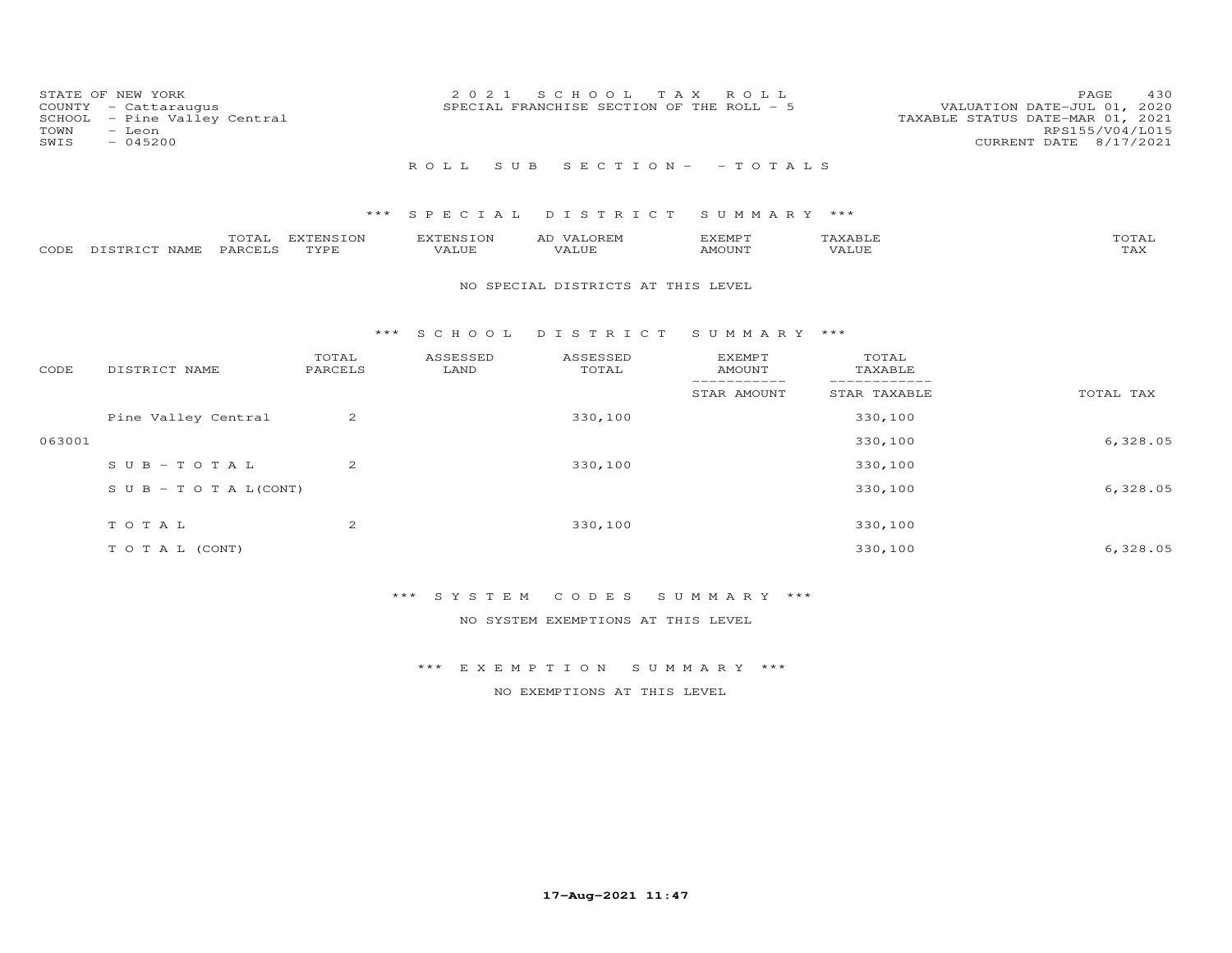STATE OF NEW YORK
COUNTY - Cattaraugus
SCHOOL - Pine Valley Central
TOWN - Leon
SWIS - 045200

2021 SCHOOL TAX ROLL
SPECIAL FRANCHISE SECTION OF THE ROLL - 5

VALUATION DATE-JUL 01, 2020
TAXABLE STATUS DATE-MAR 01, 2021
RPS155/V04/L015
CURRENT DATE 8/17/2021

ROLL SUB SECTION- - TOTALS

*** SPECIAL DISTRICT SUMMARY ***

| CODE | DISTRICT NAME | TOTAL PARCELS | EXTENSION TYPE | EXTENSION VALUE | AD VALOREM VALUE | EXEMPT AMOUNT | TAXABLE VALUE | TOTAL TAX |
|---|---|---|---|---|---|---|---|---|

NO SPECIAL DISTRICTS AT THIS LEVEL

*** SCHOOL DISTRICT SUMMARY ***

| CODE | DISTRICT NAME | TOTAL PARCELS | ASSESSED LAND | ASSESSED TOTAL | EXEMPT AMOUNT / STAR AMOUNT | TOTAL TAXABLE / STAR TAXABLE | TOTAL TAX |
|---|---|---|---|---|---|---|---|
| | Pine Valley Central | 2 | | 330,100 | | 330,100 | |
| 063001 | | | | | | 330,100 | 6,328.05 |
| | SUB-TOTAL | 2 | | 330,100 | | 330,100 | |
| | SUB-TOTAL(CONT) | | | | | 330,100 | 6,328.05 |
| | TOTAL | 2 | | 330,100 | | 330,100 | |
| | TOTAL (CONT) | | | | | 330,100 | 6,328.05 |

*** SYSTEM CODES SUMMARY ***

NO SYSTEM EXEMPTIONS AT THIS LEVEL

*** EXEMPTION SUMMARY ***

NO EXEMPTIONS AT THIS LEVEL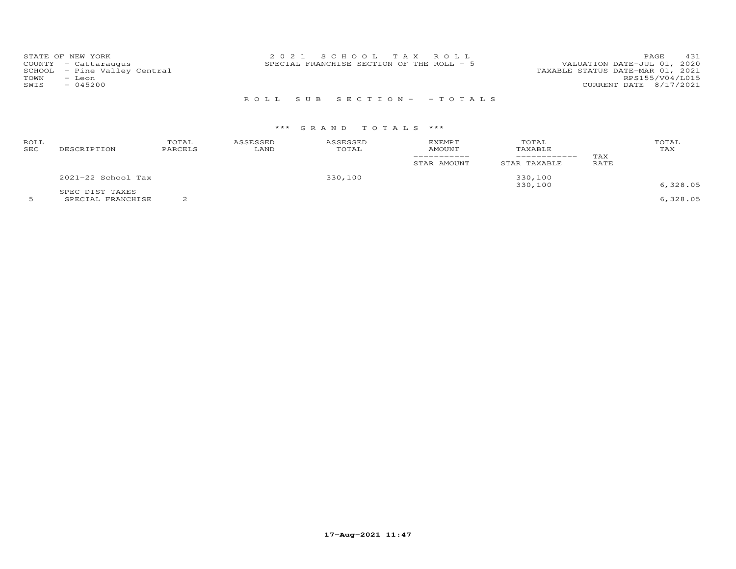STATE OF NEW YORK
COUNTY - Cattaraugus
SCHOOL - Pine Valley Central
TOWN - Leon
SWIS - 045200

2 0 2 1 S C H O O L T A X R O L L
SPECIAL FRANCHISE SECTION OF THE ROLL - 5

VALUATION DATE-JUL 01, 2020
TAXABLE STATUS DATE-MAR 01, 2021
RPS155/V04/L015
CURRENT DATE 8/17/2021

R O L L S U B S E C T I O N - - T O T A L S

*** G R A N D T O T A L S ***

| ROLL SEC | DESCRIPTION | TOTAL PARCELS | ASSESSED LAND | ASSESSED TOTAL | EXEMPT AMOUNT / STAR AMOUNT | TOTAL TAXABLE / STAR TAXABLE | TAX RATE | TOTAL TAX |
|---|---|---|---|---|---|---|---|---|
| | 2021-22 School Tax | | | 330,100 | | 330,100 | | |
| | | | | | | 330,100 | | 6,328.05 |
| | SPEC DIST TAXES | | | | | | | |
| 5 | SPECIAL FRANCHISE | 2 | | | | | | 6,328.05 |

17-Aug-2021 11:47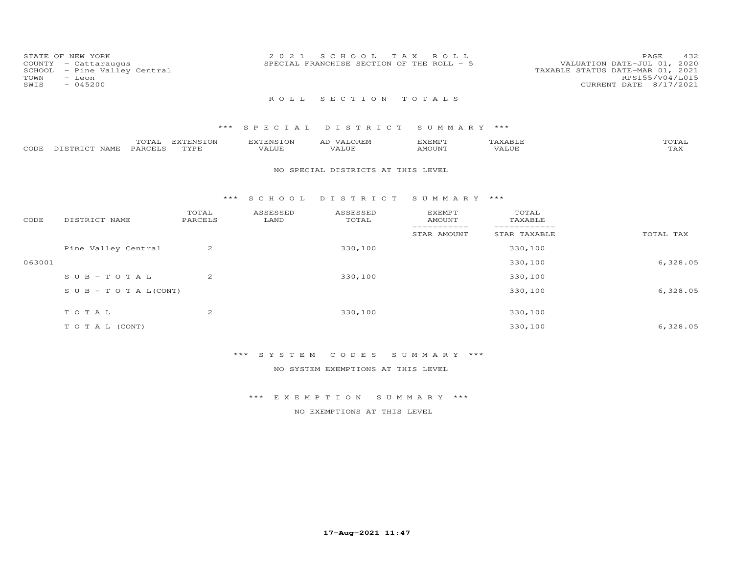STATE OF NEW YORK
COUNTY - Cattaraugus
SCHOOL - Pine Valley Central
TOWN - Leon
SWIS - 045200

2021 SCHOOL TAX ROLL
SPECIAL FRANCHISE SECTION OF THE ROLL - 5

VALUATION DATE-JUL 01, 2020
TAXABLE STATUS DATE-MAR 01, 2021
RPS155/V04/L015
CURRENT DATE 8/17/2021

## ROLL SECTION TOTALS

### *** SPECIAL DISTRICT SUMMARY ***

| CODE | DISTRICT NAME | TOTAL PARCELS | EXTENSION TYPE | EXTENSION VALUE | AD VALOREM VALUE | EXEMPT AMOUNT | TAXABLE VALUE | TOTAL TAX |
|---|---|---|---|---|---|---|---|---|

NO SPECIAL DISTRICTS AT THIS LEVEL

### *** SCHOOL DISTRICT SUMMARY ***

| CODE | DISTRICT NAME | TOTAL PARCELS | ASSESSED LAND | ASSESSED TOTAL | EXEMPT AMOUNT / STAR AMOUNT | TOTAL TAXABLE / STAR TAXABLE | TOTAL TAX |
|---|---|---|---|---|---|---|---|
| | Pine Valley Central | 2 | | 330,100 | | 330,100 | |
| 063001 | | | | | | 330,100 | 6,328.05 |
| | SUB-TOTAL | 2 | | 330,100 | | 330,100 | |
| | SUB-TOTAL(CONT) | | | | | 330,100 | 6,328.05 |
| | TOTAL | 2 | | 330,100 | | 330,100 | |
| | TOTAL (CONT) | | | | | 330,100 | 6,328.05 |

### *** SYSTEM CODES SUMMARY ***

NO SYSTEM EXEMPTIONS AT THIS LEVEL

### *** EXEMPTION SUMMARY ***

NO EXEMPTIONS AT THIS LEVEL

17-Aug-2021 11:47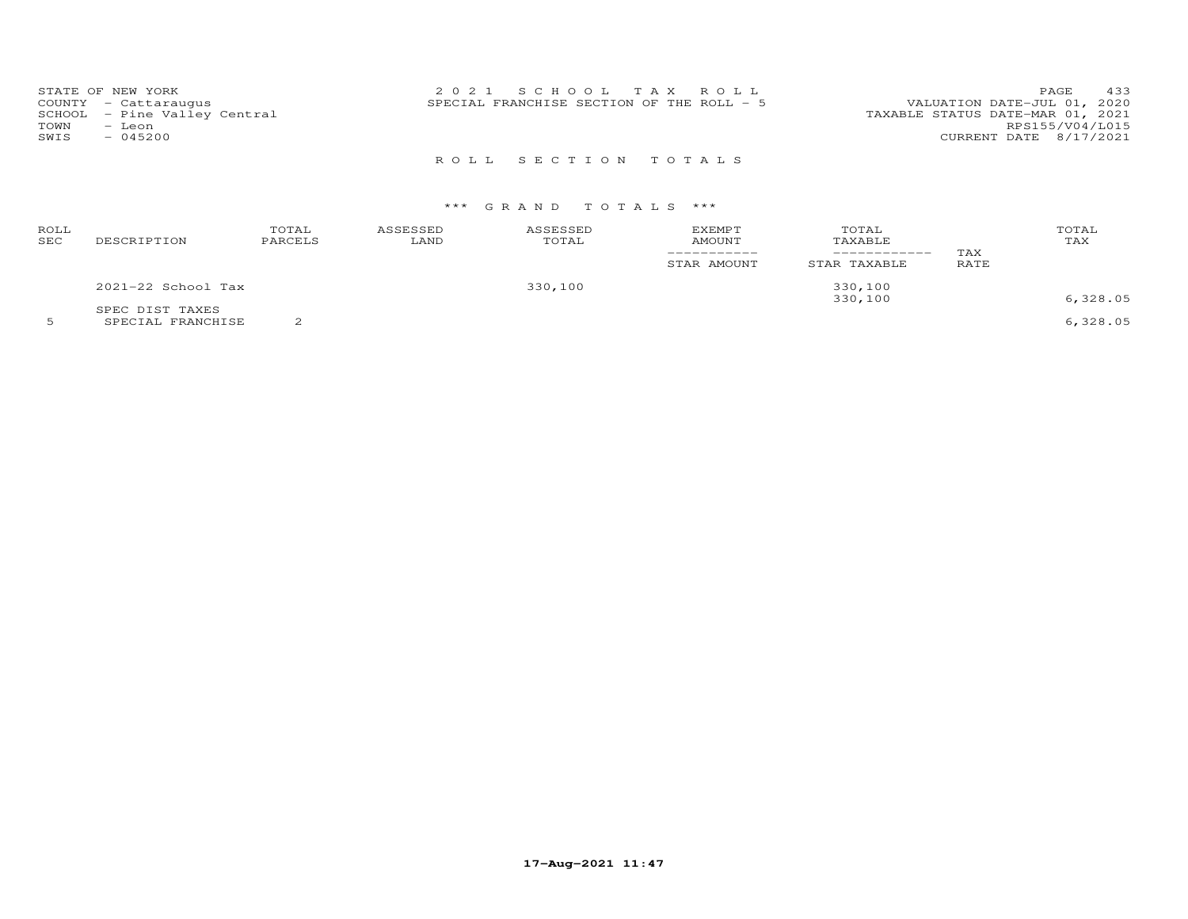STATE OF NEW YORK
COUNTY - Cattaraugus
SCHOOL - Pine Valley Central
TOWN - Leon
SWIS - 045200

2 0 2 1 S C H O O L T A X R O L L
SPECIAL FRANCHISE SECTION OF THE ROLL - 5

VALUATION DATE-JUL 01, 2020
TAXABLE STATUS DATE-MAR 01, 2021
RPS155/V04/L015
CURRENT DATE 8/17/2021

R O L L S E C T I O N T O T A L S

*** G R A N D T O T A L S ***

| ROLL SEC | DESCRIPTION | TOTAL PARCELS | ASSESSED LAND | ASSESSED TOTAL | EXEMPT AMOUNT / STAR AMOUNT | TOTAL TAXABLE / STAR TAXABLE | TAX RATE | TOTAL TAX |
|---|---|---|---|---|---|---|---|---|
| | 2021-22 School Tax | | | 330,100 | | 330,100 | | |
| | | | | | | 330,100 | | 6,328.05 |
| | SPEC DIST TAXES | | | | | | | |
| 5 | SPECIAL FRANCHISE | 2 | | | | | | 6,328.05 |

17-Aug-2021 11:47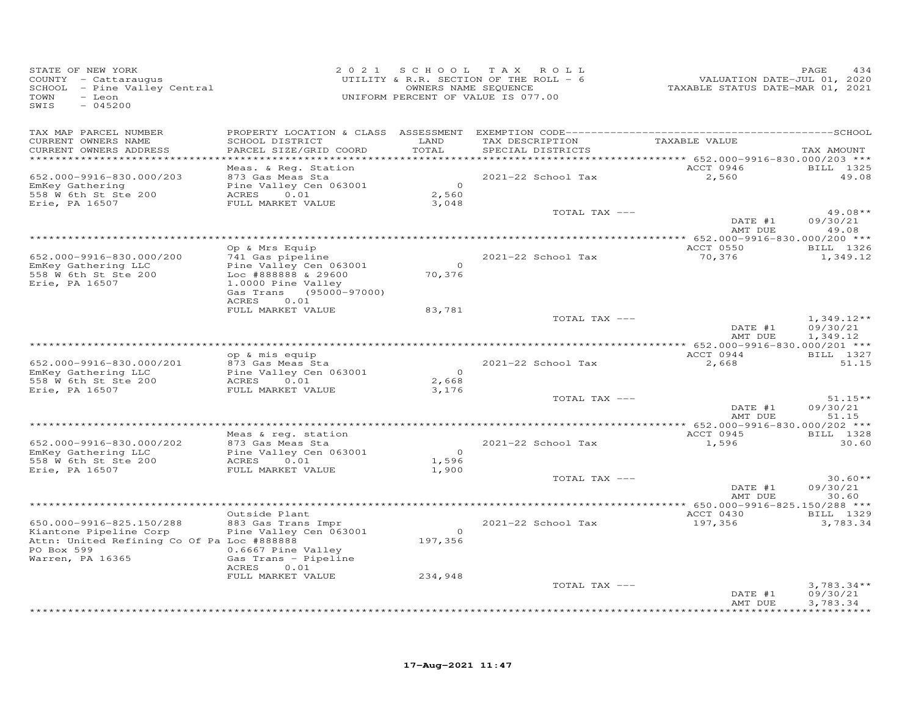STATE OF NEW YORK
COUNTY - Cattaraugus
SCHOOL - Pine Valley Central
TOWN - Leon
SWIS - 045200

2 0 2 1 S C H O O L T A X R O L L
UTILITY & R.R. SECTION OF THE ROLL - 6
OWNERS NAME SEQUENCE
UNIFORM PERCENT OF VALUE IS 077.00

VALUATION DATE-JUL 01, 2020
TAXABLE STATUS DATE-MAR 01, 2021

| TAX MAP PARCEL NUMBER / CURRENT OWNERS NAME / CURRENT OWNERS ADDRESS | PROPERTY LOCATION & CLASS / SCHOOL DISTRICT / PARCEL SIZE/GRID COORD | ASSESSMENT LAND / TOTAL | EXEMPTION CODE / TAX DESCRIPTION / SPECIAL DISTRICTS | TAXABLE VALUE | TAX AMOUNT |
|---|---|---|---|---|---|
| 652.000-9916-830.000/203 | Meas. & Reg. Station | | | ACCT 0946 | BILL 1325 |
| 652.000-9916-830.000/203 | 873 Gas Meas Sta | | 2021-22 School Tax | 2,560 | 49.08 |
| EmKey Gathering | Pine Valley Cen 063001 | 0 | | | |
| 558 W 6th St Ste 200 | ACRES 0.01 | 2,560 | | | |
| Erie, PA 16507 | FULL MARKET VALUE | 3,048 | | | |
| | | | TOTAL TAX --- | | 49.08** |
| | | | | DATE #1 | 09/30/21 |
| | | | | AMT DUE | 49.08 |
| 652.000-9916-830.000/200 | Op & Mrs Equip | | | ACCT 0550 | BILL 1326 |
| 652.000-9916-830.000/200 | 741 Gas pipeline | | 2021-22 School Tax | 70,376 | 1,349.12 |
| EmKey Gathering LLC | Pine Valley Cen 063001 | 0 | | | |
| 558 W 6th St Ste 200 | Loc #888888 & 29600 | 70,376 | | | |
| Erie, PA 16507 | 1.0000 Pine Valley | | | | |
| | Gas Trans (95000-97000) | | | | |
| | ACRES 0.01 | | | | |
| | FULL MARKET VALUE | 83,781 | | | |
| | | | TOTAL TAX --- | | 1,349.12** |
| | | | | DATE #1 | 09/30/21 |
| | | | | AMT DUE | 1,349.12 |
| 652.000-9916-830.000/201 | op & mis equip | | | ACCT 0944 | BILL 1327 |
| 652.000-9916-830.000/201 | 873 Gas Meas Sta | | 2021-22 School Tax | 2,668 | 51.15 |
| EmKey Gathering LLC | Pine Valley Cen 063001 | 0 | | | |
| 558 W 6th St Ste 200 | ACRES 0.01 | 2,668 | | | |
| Erie, PA 16507 | FULL MARKET VALUE | 3,176 | | | |
| | | | TOTAL TAX --- | | 51.15** |
| | | | | DATE #1 | 09/30/21 |
| | | | | AMT DUE | 51.15 |
| 652.000-9916-830.000/202 | Meas & reg. station | | | ACCT 0945 | BILL 1328 |
| 652.000-9916-830.000/202 | 873 Gas Meas Sta | | 2021-22 School Tax | 1,596 | 30.60 |
| EmKey Gathering LLC | Pine Valley Cen 063001 | 0 | | | |
| 558 W 6th St Ste 200 | ACRES 0.01 | 1,596 | | | |
| Erie, PA 16507 | FULL MARKET VALUE | 1,900 | | | |
| | | | TOTAL TAX --- | | 30.60** |
| | | | | DATE #1 | 09/30/21 |
| | | | | AMT DUE | 30.60 |
| 650.000-9916-825.150/288 | Outside Plant | | | ACCT 0430 | BILL 1329 |
| 650.000-9916-825.150/288 | 883 Gas Trans Impr | | 2021-22 School Tax | 197,356 | 3,783.34 |
| Kiantone Pipeline Corp | Pine Valley Cen 063001 | 0 | | | |
| Attn: United Refining Co Of Pa | Loc #888888 | 197,356 | | | |
| PO Box 599 | 0.6667 Pine Valley | | | | |
| Warren, PA 16365 | Gas Trans - Pipeline | | | | |
| | ACRES 0.01 | | | | |
| | FULL MARKET VALUE | 234,948 | | | |
| | | | TOTAL TAX --- | | 3,783.34** |
| | | | | DATE #1 | 09/30/21 |
| | | | | AMT DUE | 3,783.34 |

17-Aug-2021 11:47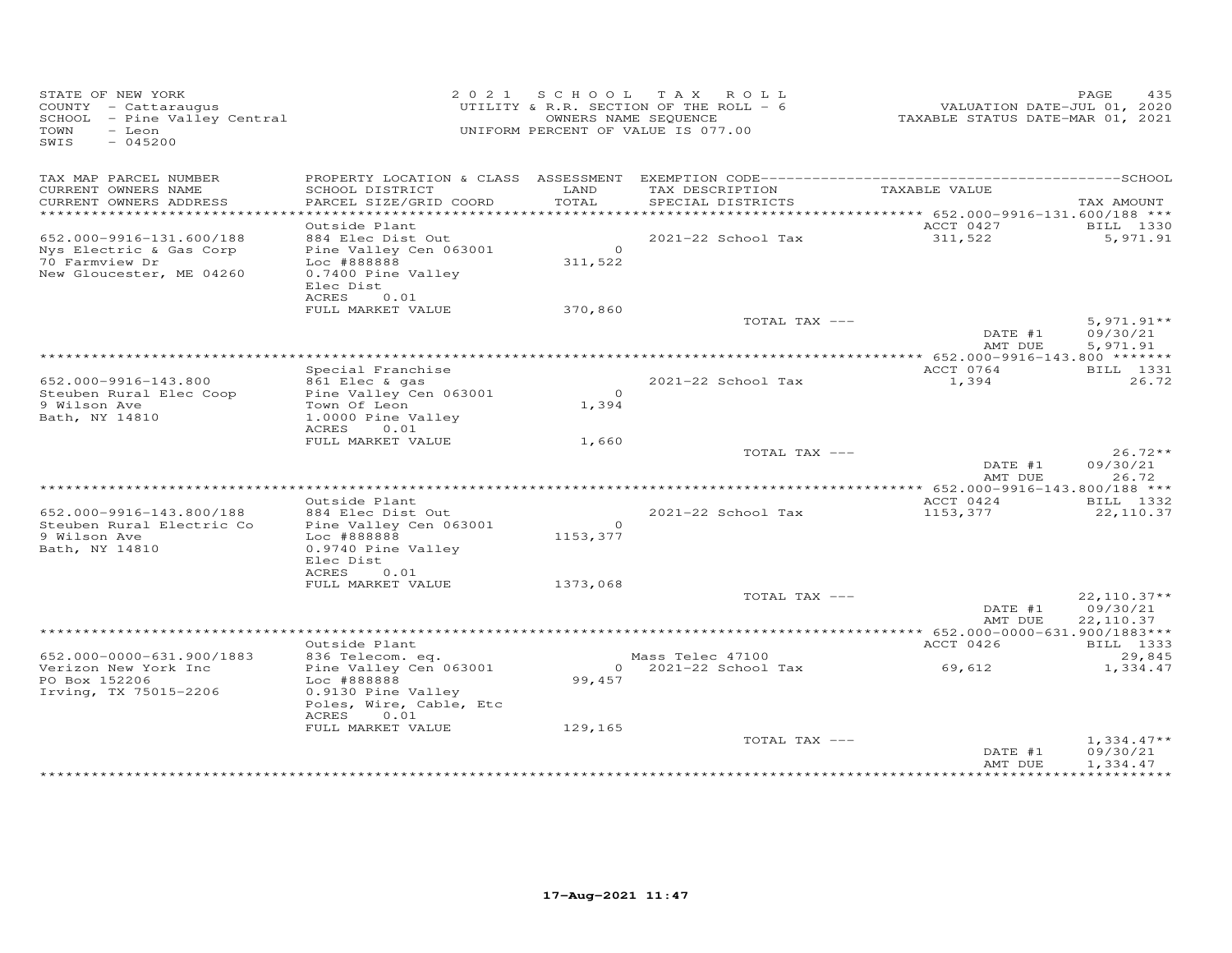STATE OF NEW YORK
COUNTY - Cattaraugus
SCHOOL - Pine Valley Central
TOWN - Leon
SWIS - 045200

2021 SCHOOL TAX ROLL
UTILITY & R.R. SECTION OF THE ROLL - 6
OWNERS NAME SEQUENCE
UNIFORM PERCENT OF VALUE IS 077.00

VALUATION DATE-JUL 01, 2020
TAXABLE STATUS DATE-MAR 01, 2021

| TAX MAP PARCEL NUMBER / CURRENT OWNERS NAME / CURRENT OWNERS ADDRESS | PROPERTY LOCATION & CLASS / SCHOOL DISTRICT / PARCEL SIZE/GRID COORD | ASSESSMENT LAND / TOTAL | EXEMPTION CODE / TAX DESCRIPTION / SPECIAL DISTRICTS | TAXABLE VALUE | TAX AMOUNT |
|---|---|---|---|---|---|
| **652.000-9916-131.600/188** | Outside Plant | | | ACCT 0427 | BILL 1330 |
| 652.000-9916-131.600/188 | 884 Elec Dist Out | | 2021-22 School Tax | 311,522 | 5,971.91 |
| Nys Electric & Gas Corp | Pine Valley Cen 063001 | 0 | | | |
| 70 Farmview Dr | Loc #888888 | 311,522 | | | |
| New Gloucester, ME 04260 | 0.7400 Pine Valley | | | | |
| | Elec Dist | | | | |
| | ACRES 0.01 | | | | |
| | FULL MARKET VALUE | 370,860 | | | |
| | | | TOTAL TAX --- | | 5,971.91** |
| | | | | DATE #1 | 09/30/21 |
| | | | | AMT DUE | 5,971.91 |
| **652.000-9916-143.800** | Special Franchise | | | ACCT 0764 | BILL 1331 |
| 652.000-9916-143.800 | 861 Elec & gas | | 2021-22 School Tax | 1,394 | 26.72 |
| Steuben Rural Elec Coop | Pine Valley Cen 063001 | 0 | | | |
| 9 Wilson Ave | Town Of Leon | 1,394 | | | |
| Bath, NY 14810 | 1.0000 Pine Valley | | | | |
| | ACRES 0.01 | | | | |
| | FULL MARKET VALUE | 1,660 | | | |
| | | | TOTAL TAX --- | | 26.72** |
| | | | | DATE #1 | 09/30/21 |
| | | | | AMT DUE | 26.72 |
| **652.000-9916-143.800/188** | Outside Plant | | | ACCT 0424 | BILL 1332 |
| 652.000-9916-143.800/188 | 884 Elec Dist Out | | 2021-22 School Tax | 1153,377 | 22,110.37 |
| Steuben Rural Electric Co | Pine Valley Cen 063001 | 0 | | | |
| 9 Wilson Ave | Loc #888888 | 1153,377 | | | |
| Bath, NY 14810 | 0.9740 Pine Valley | | | | |
| | Elec Dist | | | | |
| | ACRES 0.01 | | | | |
| | FULL MARKET VALUE | 1373,068 | | | |
| | | | TOTAL TAX --- | | 22,110.37** |
| | | | | DATE #1 | 09/30/21 |
| | | | | AMT DUE | 22,110.37 |
| **652.000-0000-631.900/1883** | Outside Plant | | | ACCT 0426 | BILL 1333 |
| 652.000-0000-631.900/1883 | 836 Telecom. eq. | | Mass Telec 47100 | | 29,845 |
| Verizon New York Inc | Pine Valley Cen 063001 | 0 | 2021-22 School Tax | 69,612 | 1,334.47 |
| PO Box 152206 | Loc #888888 | 99,457 | | | |
| Irving, TX 75015-2206 | 0.9130 Pine Valley | | | | |
| | Poles, Wire, Cable, Etc | | | | |
| | ACRES 0.01 | | | | |
| | FULL MARKET VALUE | 129,165 | | | |
| | | | TOTAL TAX --- | | 1,334.47** |
| | | | | DATE #1 | 09/30/21 |
| | | | | AMT DUE | 1,334.47 |

17-Aug-2021 11:47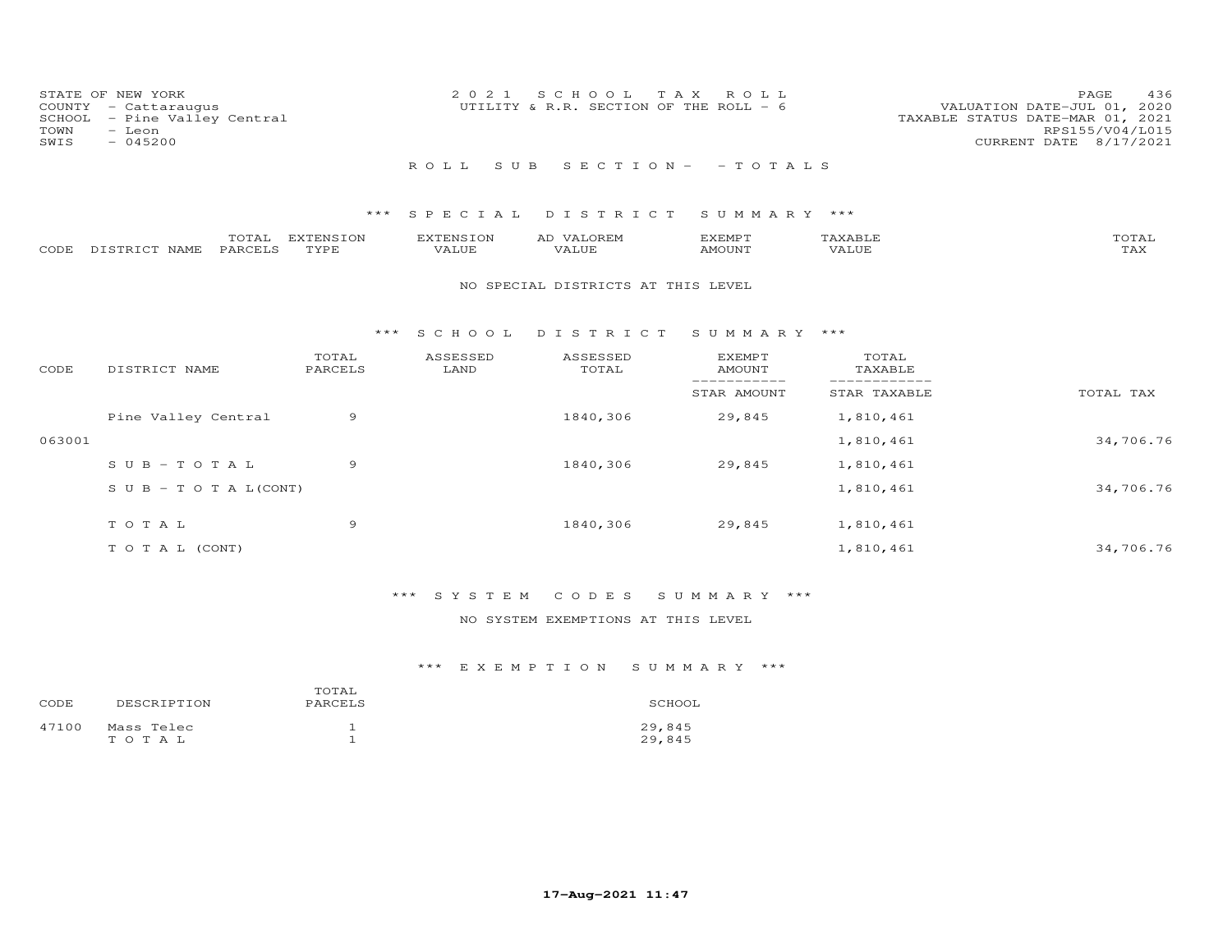STATE OF NEW YORK
COUNTY - Cattaraugus
SCHOOL - Pine Valley Central
TOWN - Leon
SWIS - 045200

2 0 2 1 S C H O O L T A X R O L L
UTILITY & R.R. SECTION OF THE ROLL - 6

VALUATION DATE-JUL 01, 2020
TAXABLE STATUS DATE-MAR 01, 2021
RPS155/V04/L015
CURRENT DATE 8/17/2021

R O L L S U B S E C T I O N - - T O T A L S

*** S P E C I A L D I S T R I C T S U M M A R Y ***

| CODE | DISTRICT NAME | TOTAL PARCELS | EXTENSION TYPE | EXTENSION VALUE | AD VALOREM VALUE | EXEMPT AMOUNT | TAXABLE VALUE | TOTAL TAX |
|---|---|---|---|---|---|---|---|---|

NO SPECIAL DISTRICTS AT THIS LEVEL

*** S C H O O L D I S T R I C T S U M M A R Y ***

| CODE | DISTRICT NAME | TOTAL PARCELS | ASSESSED LAND | ASSESSED TOTAL | EXEMPT AMOUNT / STAR AMOUNT | TOTAL TAXABLE / STAR TAXABLE | TOTAL TAX |
|---|---|---|---|---|---|---|---|
| | Pine Valley Central | 9 | | 1840,306 | 29,845 | 1,810,461 | |
| 063001 | | | | | | 1,810,461 | 34,706.76 |
| | S U B - T O T A L | 9 | | 1840,306 | 29,845 | 1,810,461 | |
| | S U B - T O T A L(CONT) | | | | | 1,810,461 | 34,706.76 |
| | T O T A L | 9 | | 1840,306 | 29,845 | 1,810,461 | |
| | T O T A L (CONT) | | | | | 1,810,461 | 34,706.76 |

*** S Y S T E M C O D E S S U M M A R Y ***

NO SYSTEM EXEMPTIONS AT THIS LEVEL

*** E X E M P T I O N S U M M A R Y ***

| CODE | DESCRIPTION | TOTAL PARCELS | SCHOOL |
|---|---|---|---|
| 47100 | Mass Telec | 1 | 29,845 |
| | T O T A L | 1 | 29,845 |

17-Aug-2021 11:47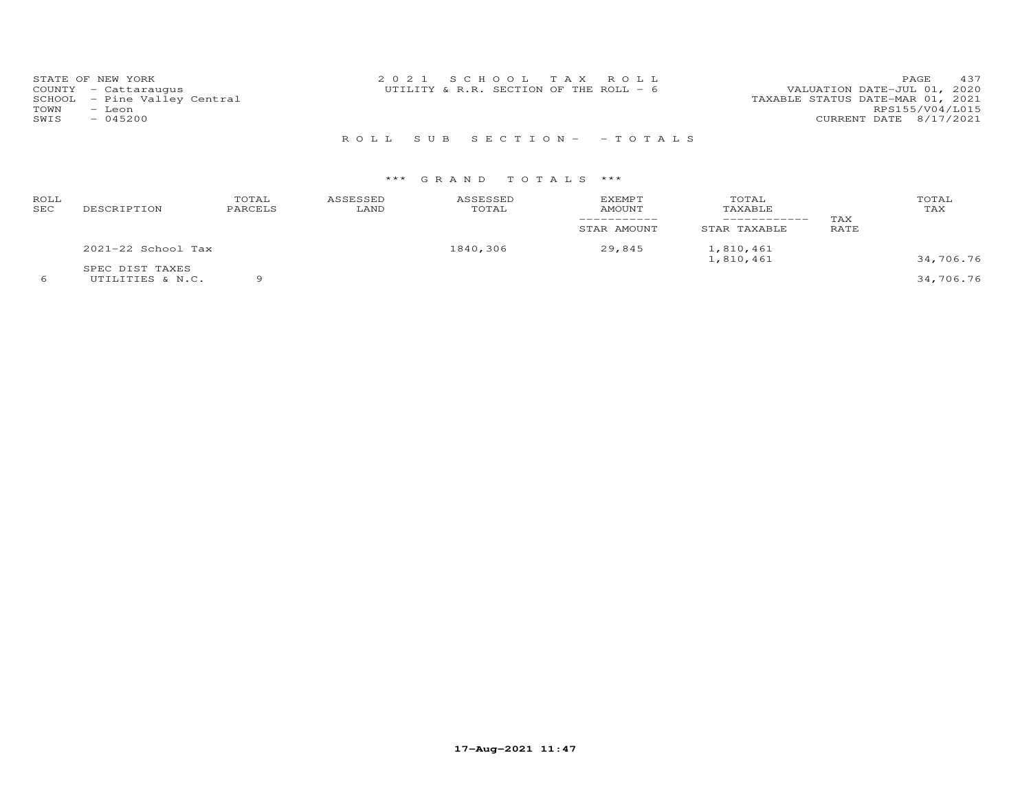STATE OF NEW YORK
COUNTY - Cattaraugus
SCHOOL - Pine Valley Central
TOWN - Leon
SWIS - 045200

2 0 2 1 S C H O O L T A X R O L L
UTILITY & R.R. SECTION OF THE ROLL - 6

VALUATION DATE-JUL 01, 2020
TAXABLE STATUS DATE-MAR 01, 2021
RPS155/V04/L015
CURRENT DATE 8/17/2021

R O L L S U B S E C T I O N - - T O T A L S

\*\*\* G R A N D T O T A L S \*\*\*

| ROLL SEC | DESCRIPTION | TOTAL PARCELS | ASSESSED LAND | ASSESSED TOTAL | EXEMPT AMOUNT / STAR AMOUNT | TOTAL TAXABLE / STAR TAXABLE | TAX RATE | TOTAL TAX |
|---|---|---|---|---|---|---|---|---|
| | 2021-22 School Tax | | | 1840,306 | 29,845 | 1,810,461 | | |
| | | | | | | 1,810,461 | | 34,706.76 |
| | SPEC DIST TAXES | | | | | | | |
| 6 | UTILITIES & N.C. | 9 | | | | | | 34,706.76 |

17-Aug-2021 11:47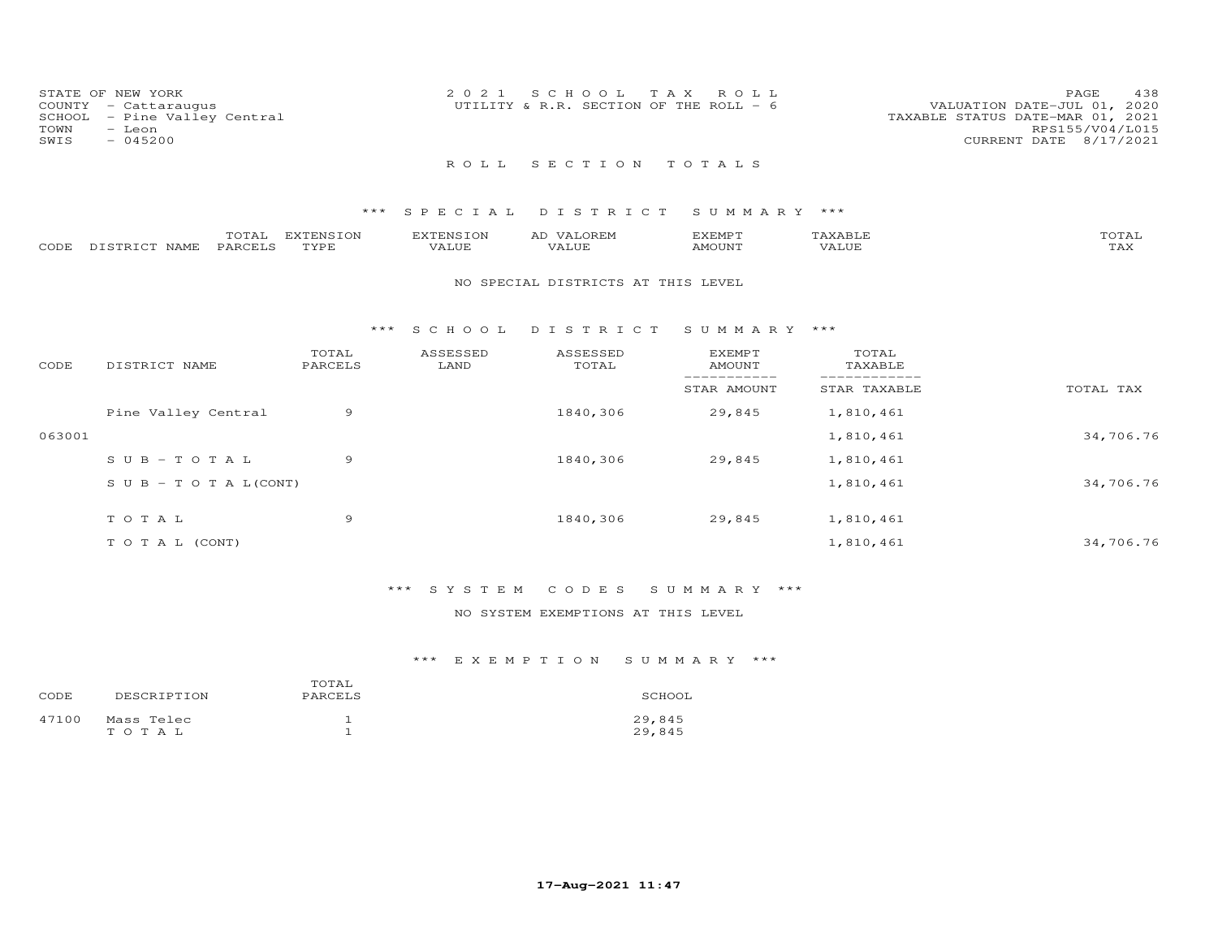STATE OF NEW YORK
COUNTY - Cattaraugus
SCHOOL - Pine Valley Central
TOWN - Leon
SWIS - 045200

2021 SCHOOL TAX ROLL
UTILITY & R.R. SECTION OF THE ROLL - 6

VALUATION DATE-JUL 01, 2020
TAXABLE STATUS DATE-MAR 01, 2021
RPS155/V04/L015
CURRENT DATE 8/17/2021

## ROLL SECTION TOTALS

### *** SPECIAL DISTRICT SUMMARY ***

| CODE | DISTRICT NAME | TOTAL PARCELS | EXTENSION TYPE | EXTENSION VALUE | AD VALOREM VALUE | EXEMPT AMOUNT | TAXABLE VALUE | TOTAL TAX |
|---|---|---|---|---|---|---|---|---|

NO SPECIAL DISTRICTS AT THIS LEVEL

### *** SCHOOL DISTRICT SUMMARY ***

| CODE | DISTRICT NAME | TOTAL PARCELS | ASSESSED LAND | ASSESSED TOTAL | EXEMPT AMOUNT / STAR AMOUNT | TOTAL TAXABLE / STAR TAXABLE | TOTAL TAX |
|---|---|---|---|---|---|---|---|
| | Pine Valley Central | 9 | | 1840,306 | 29,845 | 1,810,461 | |
| 063001 | | | | | | 1,810,461 | 34,706.76 |
| | SUB-TOTAL | 9 | | 1840,306 | 29,845 | 1,810,461 | |
| | SUB-TOTAL(CONT) | | | | | 1,810,461 | 34,706.76 |
| | TOTAL | 9 | | 1840,306 | 29,845 | 1,810,461 | |
| | TOTAL (CONT) | | | | | 1,810,461 | 34,706.76 |

### *** SYSTEM CODES SUMMARY ***

NO SYSTEM EXEMPTIONS AT THIS LEVEL

### *** EXEMPTION SUMMARY ***

| CODE | DESCRIPTION | TOTAL PARCELS | SCHOOL |
|---|---|---|---|
| 47100 | Mass Telec | 1 | 29,845 |
| | TOTAL | 1 | 29,845 |

17-Aug-2021 11:47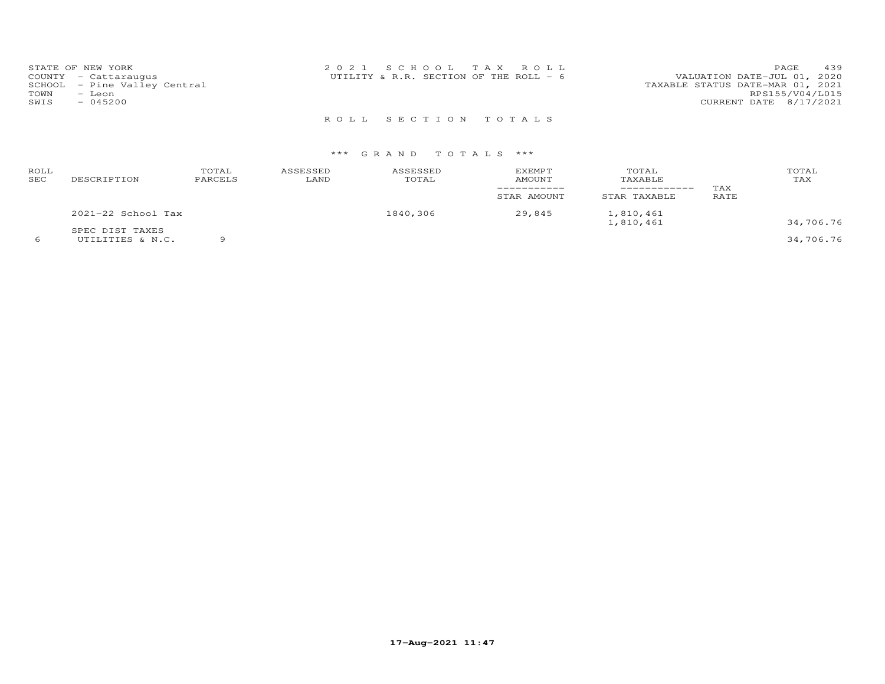STATE OF NEW YORK
COUNTY - Cattaraugus
SCHOOL - Pine Valley Central
TOWN - Leon
SWIS - 045200

2021 SCHOOL TAX ROLL
UTILITY & R.R. SECTION OF THE ROLL - 6

VALUATION DATE-JUL 01, 2020
TAXABLE STATUS DATE-MAR 01, 2021
RPS155/V04/L015
CURRENT DATE 8/17/2021

ROLL SECTION TOTALS

*** GRAND TOTALS ***

| ROLL SEC | DESCRIPTION | TOTAL PARCELS | ASSESSED LAND | ASSESSED TOTAL | EXEMPT AMOUNT / STAR AMOUNT | TOTAL TAXABLE / STAR TAXABLE | TAX RATE | TOTAL TAX |
|---|---|---|---|---|---|---|---|---|
| | 2021-22 School Tax | | | 1840,306 | 29,845 | 1,810,461 | | |
| | | | | | | 1,810,461 | | 34,706.76 |
| | SPEC DIST TAXES | | | | | | | |
| 6 | UTILITIES & N.C. | 9 | | | | | | 34,706.76 |

17-Aug-2021 11:47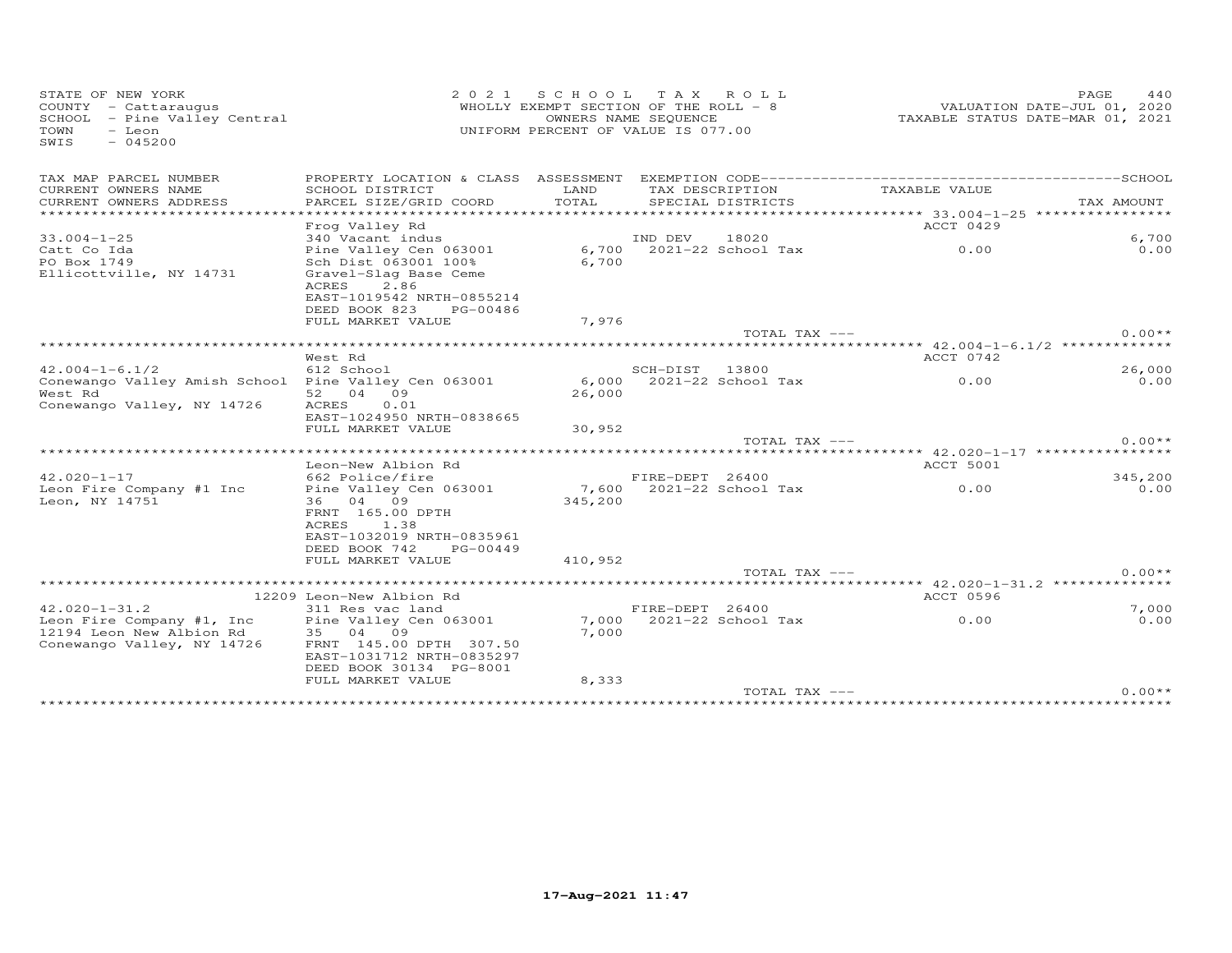STATE OF NEW YORK
COUNTY - Cattaraugus
SCHOOL - Pine Valley Central
TOWN - Leon
SWIS - 045200

2021 SCHOOL TAX ROLL
WHOLLY EXEMPT SECTION OF THE ROLL - 8
OWNERS NAME SEQUENCE
UNIFORM PERCENT OF VALUE IS 077.00

VALUATION DATE-JUL 01, 2020
TAXABLE STATUS DATE-MAR 01, 2021

| TAX MAP PARCEL NUMBER / CURRENT OWNERS NAME / CURRENT OWNERS ADDRESS | PROPERTY LOCATION & CLASS / SCHOOL DISTRICT / PARCEL SIZE/GRID COORD | ASSESSMENT LAND / TOTAL | EXEMPTION CODE / TAX DESCRIPTION / SPECIAL DISTRICTS | TAXABLE VALUE | TAX AMOUNT |
|---|---|---|---|---|---|
| 33.004-1-25 | Frog Valley Rd | | | ACCT 0429 | |
| | 340 Vacant indus | | IND DEV 18020 | | 6,700 |
| Catt Co Ida | Pine Valley Cen 063001 | 6,700 | 2021-22 School Tax | 0.00 | 0.00 |
| PO Box 1749 | Sch Dist 063001 100% | 6,700 | | | |
| Ellicottville, NY 14731 | Gravel-Slag Base Ceme | | | | |
| | ACRES 2.86 | | | | |
| | EAST-1019542 NRTH-0855214 | | | | |
| | DEED BOOK 823 PG-00486 | | | | |
| | FULL MARKET VALUE | 7,976 | | | |
| | | | TOTAL TAX --- | | 0.00** |
| 42.004-1-6.1/2 | West Rd | | | ACCT 0742 | |
| | 612 School | | SCH-DIST 13800 | | 26,000 |
| Conewango Valley Amish School | Pine Valley Cen 063001 | 6,000 | 2021-22 School Tax | 0.00 | 0.00 |
| West Rd | 52 04 09 | 26,000 | | | |
| Conewango Valley, NY 14726 | ACRES 0.01 | | | | |
| | EAST-1024950 NRTH-0838665 | | | | |
| | FULL MARKET VALUE | 30,952 | | | |
| | | | TOTAL TAX --- | | 0.00** |
| 42.020-1-17 | Leon-New Albion Rd | | | ACCT 5001 | |
| | 662 Police/fire | | FIRE-DEPT 26400 | | 345,200 |
| Leon Fire Company #1 Inc | Pine Valley Cen 063001 | 7,600 | 2021-22 School Tax | 0.00 | 0.00 |
| Leon, NY 14751 | 36 04 09 | 345,200 | | | |
| | FRNT 165.00 DPTH | | | | |
| | ACRES 1.38 | | | | |
| | EAST-1032019 NRTH-0835961 | | | | |
| | DEED BOOK 742 PG-00449 | | | | |
| | FULL MARKET VALUE | 410,952 | | | |
| | | | TOTAL TAX --- | | 0.00** |
| 42.020-1-31.2 | 12209 Leon-New Albion Rd | | | ACCT 0596 | |
| | 311 Res vac land | | FIRE-DEPT 26400 | | 7,000 |
| Leon Fire Company #1, Inc | Pine Valley Cen 063001 | 7,000 | 2021-22 School Tax | 0.00 | 0.00 |
| 12194 Leon New Albion Rd | 35 04 09 | 7,000 | | | |
| Conewango Valley, NY 14726 | FRNT 145.00 DPTH 307.50 | | | | |
| | EAST-1031712 NRTH-0835297 | | | | |
| | DEED BOOK 30134 PG-8001 | | | | |
| | FULL MARKET VALUE | 8,333 | | | |
| | | | TOTAL TAX --- | | 0.00** |

17-Aug-2021 11:47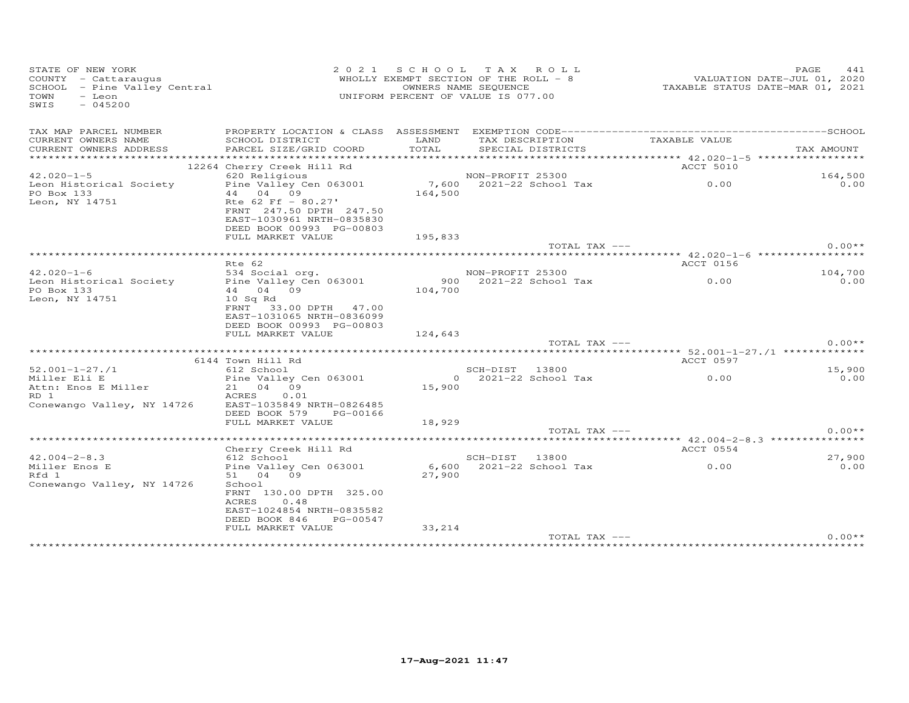STATE OF NEW YORK
COUNTY - Cattaraugus
SCHOOL - Pine Valley Central
TOWN - Leon
SWIS - 045200

2021 SCHOOL TAX ROLL
WHOLLY EXEMPT SECTION OF THE ROLL - 8
OWNERS NAME SEQUENCE
UNIFORM PERCENT OF VALUE IS 077.00

VALUATION DATE-JUL 01, 2020
TAXABLE STATUS DATE-MAR 01, 2021

| TAX MAP PARCEL NUMBER / CURRENT OWNERS NAME / CURRENT OWNERS ADDRESS | PROPERTY LOCATION & CLASS / SCHOOL DISTRICT / PARCEL SIZE/GRID COORD | ASSESSMENT LAND / TOTAL | EXEMPTION CODE / TAX DESCRIPTION / SPECIAL DISTRICTS | TAXABLE VALUE | SCHOOL / TAX AMOUNT |
|---|---|---|---|---|---|
| | 12264 Cherry Creek Hill Rd | | | ACCT 5010 | |
| 42.020-1-5 | 620 Religious | | NON-PROFIT 25300 | | 164,500 |
| Leon Historical Society | Pine Valley Cen 063001 | 7,600 | 2021-22 School Tax | 0.00 | 0.00 |
| PO Box 133 | 44 04 09 | 164,500 | | | |
| Leon, NY 14751 | Rte 62 Ff - 80.27' | | | | |
| | FRNT 247.50 DPTH 247.50 | | | | |
| | EAST-1030961 NRTH-0835830 | | | | |
| | DEED BOOK 00993 PG-00803 | | | | |
| | FULL MARKET VALUE | 195,833 | | | |
| | | | TOTAL TAX --- | | 0.00** |
| | Rte 62 | | | ACCT 0156 | |
| 42.020-1-6 | 534 Social org. | | NON-PROFIT 25300 | | 104,700 |
| Leon Historical Society | Pine Valley Cen 063001 | 900 | 2021-22 School Tax | 0.00 | 0.00 |
| PO Box 133 | 44 04 09 | 104,700 | | | |
| Leon, NY 14751 | 10 Sq Rd | | | | |
| | FRNT 33.00 DPTH 47.00 | | | | |
| | EAST-1031065 NRTH-0836099 | | | | |
| | DEED BOOK 00993 PG-00803 | | | | |
| | FULL MARKET VALUE | 124,643 | | | |
| | | | TOTAL TAX --- | | 0.00** |
| | 6144 Town Hill Rd | | | ACCT 0597 | |
| 52.001-1-27./1 | 612 School | | SCH-DIST 13800 | | 15,900 |
| Miller Eli E | Pine Valley Cen 063001 | 0 | 2021-22 School Tax | 0.00 | 0.00 |
| Attn: Enos E Miller | 21 04 09 | 15,900 | | | |
| RD 1 | ACRES 0.01 | | | | |
| Conewango Valley, NY 14726 | EAST-1035849 NRTH-0826485 | | | | |
| | DEED BOOK 579 PG-00166 | | | | |
| | FULL MARKET VALUE | 18,929 | | | |
| | | | TOTAL TAX --- | | 0.00** |
| | Cherry Creek Hill Rd | | | ACCT 0554 | |
| 42.004-2-8.3 | 612 School | | SCH-DIST 13800 | | 27,900 |
| Miller Enos E | Pine Valley Cen 063001 | 6,600 | 2021-22 School Tax | 0.00 | 0.00 |
| Rfd 1 | 51 04 09 | 27,900 | | | |
| Conewango Valley, NY 14726 | School | | | | |
| | FRNT 130.00 DPTH 325.00 | | | | |
| | ACRES 0.48 | | | | |
| | EAST-1024854 NRTH-0835582 | | | | |
| | DEED BOOK 846 PG-00547 | | | | |
| | FULL MARKET VALUE | 33,214 | | | |
| | | | TOTAL TAX --- | | 0.00** |

17-Aug-2021 11:47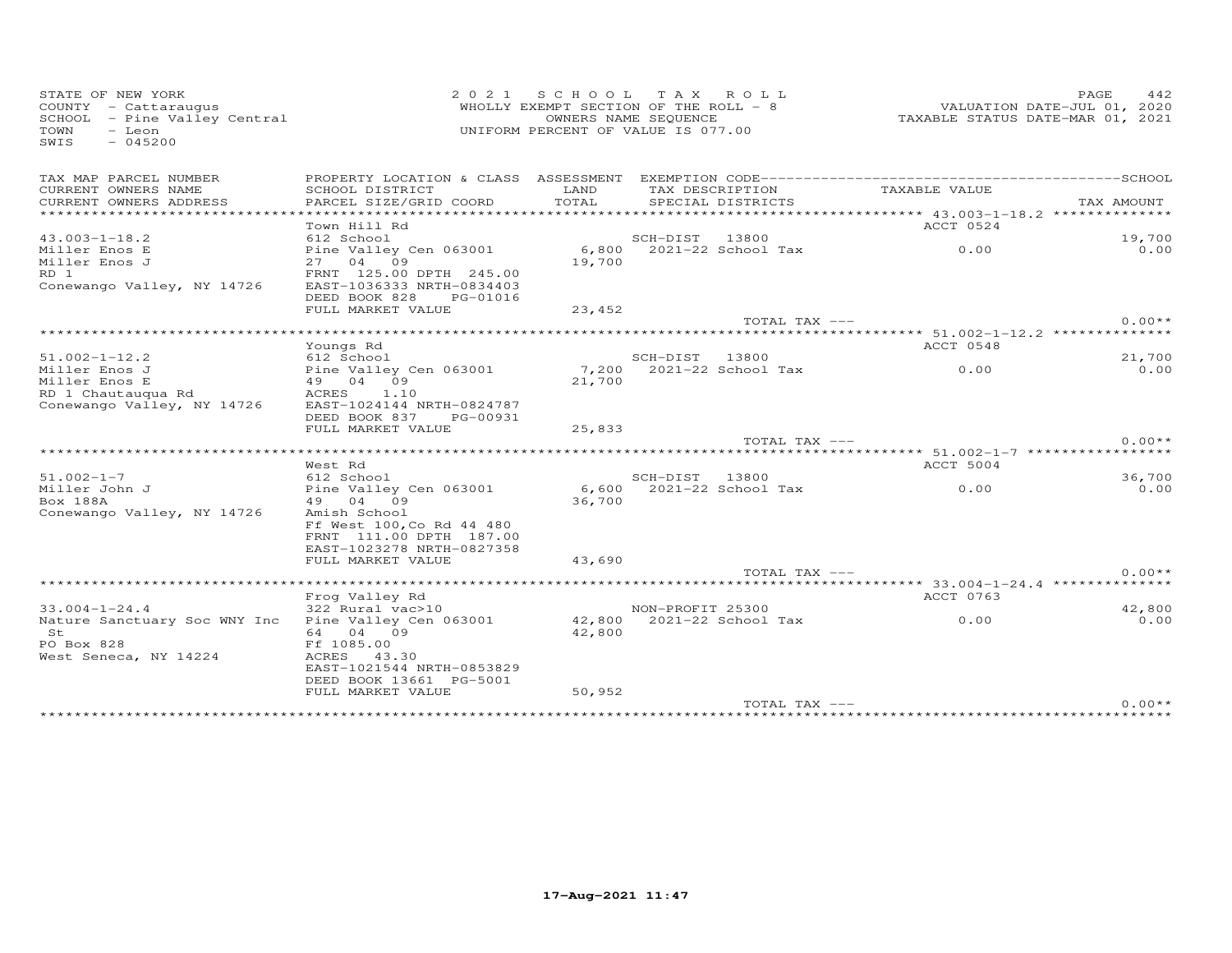STATE OF NEW YORK
COUNTY - Cattaraugus
SCHOOL - Pine Valley Central
TOWN - Leon
SWIS - 045200

2 0 2 1 S C H O O L T A X R O L L
WHOLLY EXEMPT SECTION OF THE ROLL - 8
OWNERS NAME SEQUENCE
UNIFORM PERCENT OF VALUE IS 077.00

VALUATION DATE-JUL 01, 2020
TAXABLE STATUS DATE-MAR 01, 2021

| TAX MAP PARCEL NUMBER / CURRENT OWNERS NAME / CURRENT OWNERS ADDRESS | PROPERTY LOCATION & CLASS / SCHOOL DISTRICT / PARCEL SIZE/GRID COORD | ASSESSMENT LAND / TOTAL | EXEMPTION CODE / TAX DESCRIPTION / SPECIAL DISTRICTS | TAXABLE VALUE | SCHOOL TAX AMOUNT |
|---|---|---|---|---|---|
| 43.003-1-18.2 | Town Hill Rd | | | ACCT 0524 | |
| 43.003-1-18.2 | 612 School | | SCH-DIST 13800 | | 19,700 |
| Miller Enos E | Pine Valley Cen 063001 | 6,800 | 2021-22 School Tax | 0.00 | 0.00 |
| Miller Enos J | 27 04 09 | 19,700 | | | |
| RD 1 | FRNT 125.00 DPTH 245.00 | | | | |
| Conewango Valley, NY 14726 | EAST-1036333 NRTH-0834403 | | | | |
| | DEED BOOK 828 PG-01016 | | | | |
| | FULL MARKET VALUE | 23,452 | | | |
| | | | TOTAL TAX --- | | 0.00** |
| 51.002-1-12.2 | Youngs Rd | | | ACCT 0548 | |
| 51.002-1-12.2 | 612 School | | SCH-DIST 13800 | | 21,700 |
| Miller Enos J | Pine Valley Cen 063001 | 7,200 | 2021-22 School Tax | 0.00 | 0.00 |
| Miller Enos E | 49 04 09 | 21,700 | | | |
| RD 1 Chautauqua Rd | ACRES 1.10 | | | | |
| Conewango Valley, NY 14726 | EAST-1024144 NRTH-0824787 | | | | |
| | DEED BOOK 837 PG-00931 | | | | |
| | FULL MARKET VALUE | 25,833 | | | |
| | | | TOTAL TAX --- | | 0.00** |
| 51.002-1-7 | West Rd | | | ACCT 5004 | |
| 51.002-1-7 | 612 School | | SCH-DIST 13800 | | 36,700 |
| Miller John J | Pine Valley Cen 063001 | 6,600 | 2021-22 School Tax | 0.00 | 0.00 |
| Box 188A | 49 04 09 | 36,700 | | | |
| Conewango Valley, NY 14726 | Amish School | | | | |
| | Ff West 100,Co Rd 44 480 | | | | |
| | FRNT 111.00 DPTH 187.00 | | | | |
| | EAST-1023278 NRTH-0827358 | | | | |
| | FULL MARKET VALUE | 43,690 | | | |
| | | | TOTAL TAX --- | | 0.00** |
| 33.004-1-24.4 | Frog Valley Rd | | | ACCT 0763 | |
| 33.004-1-24.4 | 322 Rural vac>10 | | NON-PROFIT 25300 | | 42,800 |
| Nature Sanctuary Soc WNY Inc | Pine Valley Cen 063001 | 42,800 | 2021-22 School Tax | 0.00 | 0.00 |
| St | 64 04 09 | 42,800 | | | |
| PO Box 828 | Ff 1085.00 | | | | |
| West Seneca, NY 14224 | ACRES 43.30 | | | | |
| | EAST-1021544 NRTH-0853829 | | | | |
| | DEED BOOK 13661 PG-5001 | | | | |
| | FULL MARKET VALUE | 50,952 | | | |
| | | | TOTAL TAX --- | | 0.00** |

17-Aug-2021 11:47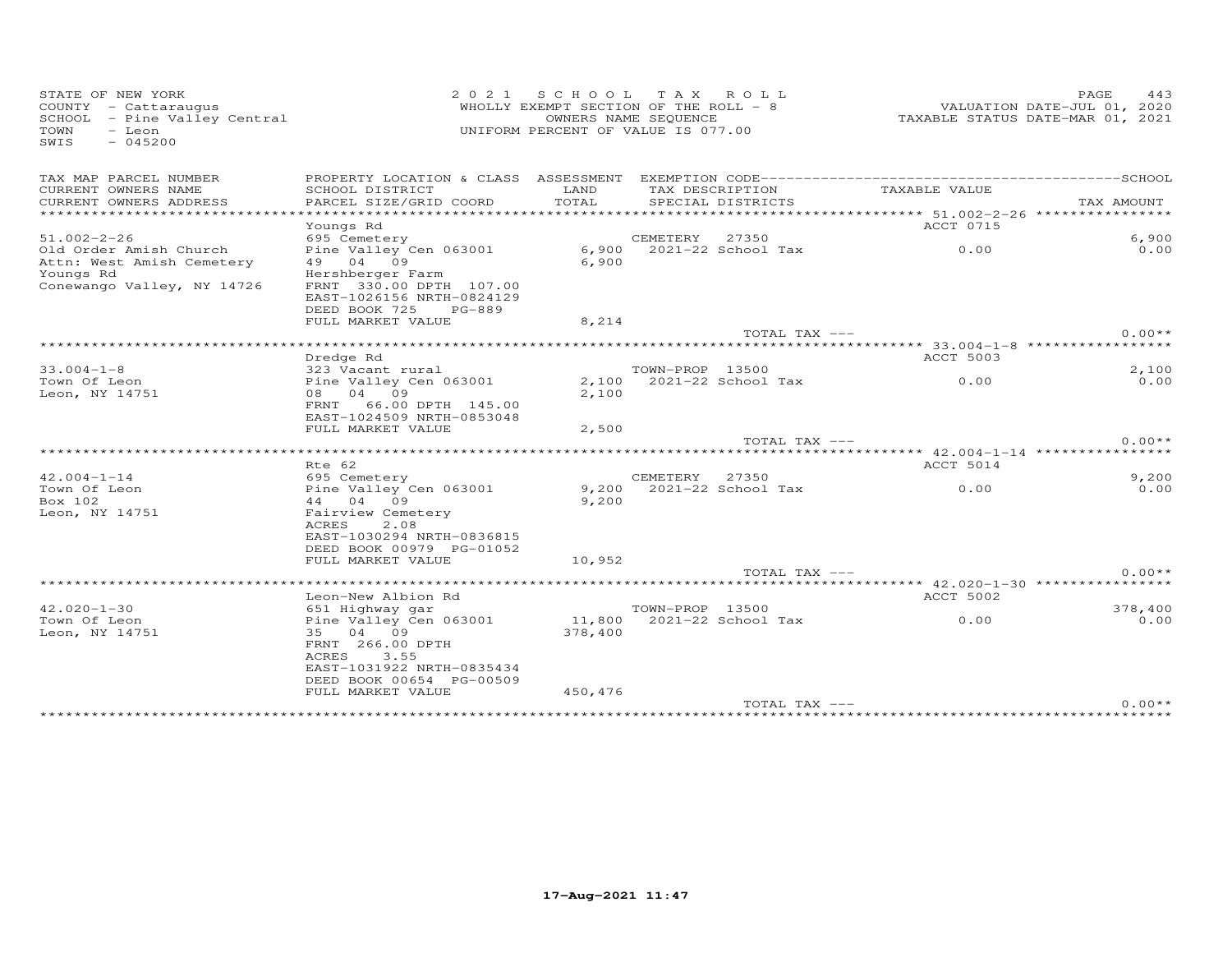STATE OF NEW YORK
COUNTY - Cattaraugus
SCHOOL - Pine Valley Central
TOWN - Leon
SWIS - 045200

2021 SCHOOL TAX ROLL
WHOLLY EXEMPT SECTION OF THE ROLL - 8
OWNERS NAME SEQUENCE
UNIFORM PERCENT OF VALUE IS 077.00

VALUATION DATE-JUL 01, 2020
TAXABLE STATUS DATE-MAR 01, 2021

| TAX MAP PARCEL NUMBER<br>CURRENT OWNERS NAME<br>CURRENT OWNERS ADDRESS | PROPERTY LOCATION & CLASS<br>SCHOOL DISTRICT<br>PARCEL SIZE/GRID COORD | ASSESSMENT<br>LAND<br>TOTAL | EXEMPTION CODE<br>TAX DESCRIPTION<br>SPECIAL DISTRICTS | TAXABLE VALUE | SCHOOL<br>TAX AMOUNT |
|---|---|---|---|---|---|
| 51.002-2-26 | Youngs Rd | | | ACCT 0715 | |
| 51.002-2-26 | 695 Cemetery | | CEMETERY 27350 | | 6,900 |
| Old Order Amish Church | Pine Valley Cen 063001 | 6,900 | 2021-22 School Tax | 0.00 | 0.00 |
| Attn: West Amish Cemetery | 49 04 09 | 6,900 | | | |
| Youngs Rd | Hershberger Farm | | | | |
| Conewango Valley, NY 14726 | FRNT 330.00 DPTH 107.00 | | | | |
| | EAST-1026156 NRTH-0824129 | | | | |
| | DEED BOOK 725 PG-889 | | | | |
| | FULL MARKET VALUE | 8,214 | | | |
| | | | TOTAL TAX --- | | 0.00** |
| 33.004-1-8 | Dredge Rd | | | ACCT 5003 | |
| 33.004-1-8 | 323 Vacant rural | | TOWN-PROP 13500 | | 2,100 |
| Town Of Leon | Pine Valley Cen 063001 | 2,100 | 2021-22 School Tax | 0.00 | 0.00 |
| Leon, NY 14751 | 08 04 09 | 2,100 | | | |
| | FRNT 66.00 DPTH 145.00 | | | | |
| | EAST-1024509 NRTH-0853048 | | | | |
| | FULL MARKET VALUE | 2,500 | | | |
| | | | TOTAL TAX --- | | 0.00** |
| 42.004-1-14 | Rte 62 | | | ACCT 5014 | |
| 42.004-1-14 | 695 Cemetery | | CEMETERY 27350 | | 9,200 |
| Town Of Leon | Pine Valley Cen 063001 | 9,200 | 2021-22 School Tax | 0.00 | 0.00 |
| Box 102 | 44 04 09 | 9,200 | | | |
| Leon, NY 14751 | Fairview Cemetery | | | | |
| | ACRES 2.08 | | | | |
| | EAST-1030294 NRTH-0836815 | | | | |
| | DEED BOOK 00979 PG-01052 | | | | |
| | FULL MARKET VALUE | 10,952 | | | |
| | | | TOTAL TAX --- | | 0.00** |
| 42.020-1-30 | Leon-New Albion Rd | | | ACCT 5002 | |
| 42.020-1-30 | 651 Highway gar | | TOWN-PROP 13500 | | 378,400 |
| Town Of Leon | Pine Valley Cen 063001 | 11,800 | 2021-22 School Tax | 0.00 | 0.00 |
| Leon, NY 14751 | 35 04 09 | 378,400 | | | |
| | FRNT 266.00 DPTH | | | | |
| | ACRES 3.55 | | | | |
| | EAST-1031922 NRTH-0835434 | | | | |
| | DEED BOOK 00654 PG-00509 | | | | |
| | FULL MARKET VALUE | 450,476 | | | |
| | | | TOTAL TAX --- | | 0.00** |

17-Aug-2021 11:47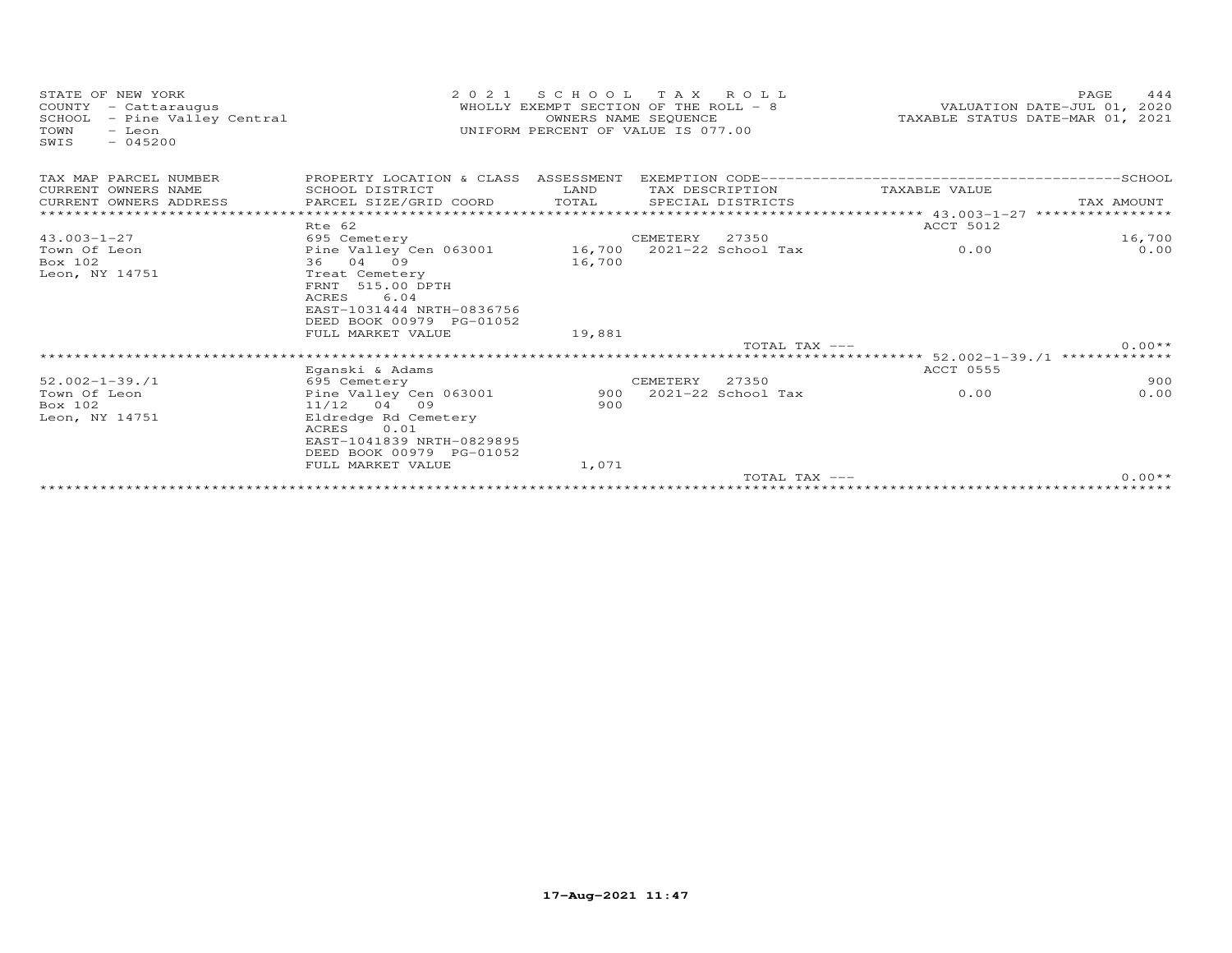STATE OF NEW YORK
COUNTY - Cattaraugus
SCHOOL - Pine Valley Central
TOWN - Leon
SWIS - 045200

2 0 2 1 S C H O O L T A X R O L L
WHOLLY EXEMPT SECTION OF THE ROLL - 8
OWNERS NAME SEQUENCE
UNIFORM PERCENT OF VALUE IS 077.00

VALUATION DATE-JUL 01, 2020
TAXABLE STATUS DATE-MAR 01, 2021

| TAX MAP PARCEL NUMBER<br>CURRENT OWNERS NAME<br>CURRENT OWNERS ADDRESS | PROPERTY LOCATION & CLASS<br>SCHOOL DISTRICT<br>PARCEL SIZE/GRID COORD | ASSESSMENT<br>LAND<br>TOTAL | EXEMPTION CODE<br>TAX DESCRIPTION<br>SPECIAL DISTRICTS | TAXABLE VALUE | SCHOOL<br>TAX AMOUNT |
|---|---|---|---|---|---|
| 43.003-1-27 | Rte 62 | | | ACCT 5012 | |
| | 695 Cemetery | | CEMETERY 27350 | | 16,700 |
| Town Of Leon | Pine Valley Cen 063001 | 16,700 | 2021-22 School Tax | 0.00 | 0.00 |
| Box 102 | 36 04 09 | 16,700 | | | |
| Leon, NY 14751 | Treat Cemetery | | | | |
| | FRNT 515.00 DPTH | | | | |
| | ACRES 6.04 | | | | |
| | EAST-1031444 NRTH-0836756 | | | | |
| | DEED BOOK 00979 PG-01052 | | | | |
| | FULL MARKET VALUE | 19,881 | | | |
| | | | TOTAL TAX --- | | 0.00** |
| 52.002-1-39./1 | Eganski & Adams | | | ACCT 0555 | |
| | 695 Cemetery | | CEMETERY 27350 | | 900 |
| Town Of Leon | Pine Valley Cen 063001 | 900 | 2021-22 School Tax | 0.00 | 0.00 |
| Box 102 | 11/12 04 09 | 900 | | | |
| Leon, NY 14751 | Eldredge Rd Cemetery | | | | |
| | ACRES 0.01 | | | | |
| | EAST-1041839 NRTH-0829895 | | | | |
| | DEED BOOK 00979 PG-01052 | | | | |
| | FULL MARKET VALUE | 1,071 | | | |
| | | | TOTAL TAX --- | | 0.00** |

17-Aug-2021 11:47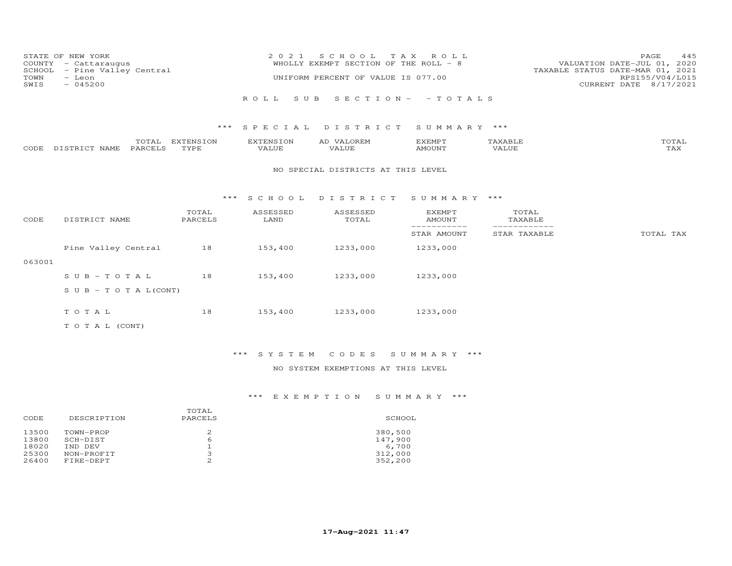STATE OF NEW YORK
COUNTY - Cattaraugus
SCHOOL - Pine Valley Central
TOWN - Leon
SWIS - 045200

2021 SCHOOL TAX ROLL
WHOLLY EXEMPT SECTION OF THE ROLL - 8
UNIFORM PERCENT OF VALUE IS 077.00

VALUATION DATE-JUL 01, 2020
TAXABLE STATUS DATE-MAR 01, 2021
RPS155/V04/L015
CURRENT DATE 8/17/2021

ROLL SUB SECTION- - TOTALS

### *** SPECIAL DISTRICT SUMMARY ***

| CODE | DISTRICT NAME | TOTAL PARCELS | EXTENSION TYPE | EXTENSION VALUE | AD VALOREM VALUE | EXEMPT AMOUNT | TAXABLE VALUE | TOTAL TAX |
|---|---|---|---|---|---|---|---|---|

NO SPECIAL DISTRICTS AT THIS LEVEL

### *** SCHOOL DISTRICT SUMMARY ***

| CODE | DISTRICT NAME | TOTAL PARCELS | ASSESSED LAND | ASSESSED TOTAL | EXEMPT AMOUNT / STAR AMOUNT | TOTAL TAXABLE / STAR TAXABLE | TOTAL TAX |
|---|---|---|---|---|---|---|---|
| | Pine Valley Central | 18 | 153,400 | 1233,000 | 1233,000 | | |
| 063001 | | | | | | | |
| | SUB-TOTAL | 18 | 153,400 | 1233,000 | 1233,000 | | |
| | SUB-TOTAL(CONT) | | | | | | |
| | TOTAL | 18 | 153,400 | 1233,000 | 1233,000 | | |
| | TOTAL (CONT) | | | | | | |

### *** SYSTEM CODES SUMMARY ***

NO SYSTEM EXEMPTIONS AT THIS LEVEL

### *** EXEMPTION SUMMARY ***

| CODE | DESCRIPTION | TOTAL PARCELS | SCHOOL |
|---|---|---|---|
| 13500 | TOWN-PROP | 2 | 380,500 |
| 13800 | SCH-DIST | 6 | 147,900 |
| 18020 | IND DEV | 1 | 6,700 |
| 25300 | NON-PROFIT | 3 | 312,000 |
| 26400 | FIRE-DEPT | 2 | 352,200 |

17-Aug-2021 11:47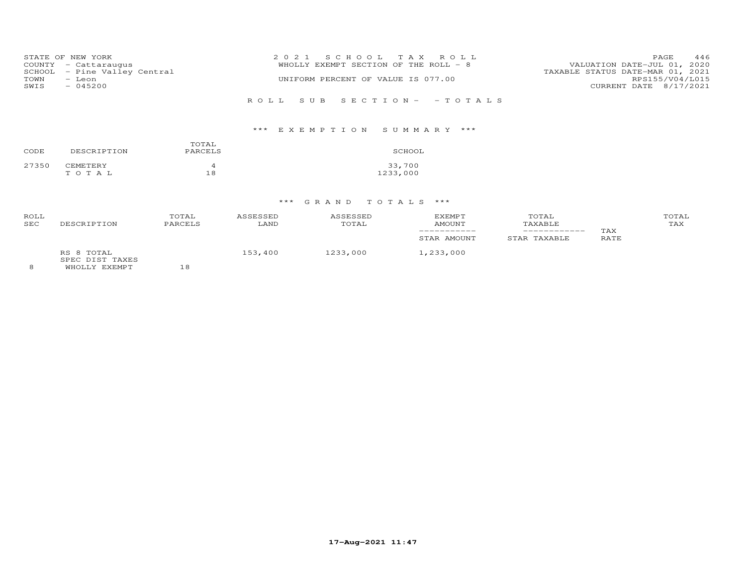STATE OF NEW YORK
COUNTY - Cattaraugus
SCHOOL - Pine Valley Central
TOWN - Leon
SWIS - 045200

2 0 2 1 S C H O O L T A X R O L L
WHOLLY EXEMPT SECTION OF THE ROLL - 8
UNIFORM PERCENT OF VALUE IS 077.00

VALUATION DATE-JUL 01, 2020
TAXABLE STATUS DATE-MAR 01, 2021
RPS155/V04/L015
CURRENT DATE 8/17/2021

R O L L S U B S E C T I O N - - T O T A L S

\*\*\* E X E M P T I O N S U M M A R Y \*\*\*

| CODE | DESCRIPTION | TOTAL PARCELS | SCHOOL |
|---|---|---|---|
| 27350 | CEMETERY | 4 | 33,700 |
| | T O T A L | 18 | 1233,000 |

\*\*\* G R A N D T O T A L S \*\*\*

| ROLL SEC | DESCRIPTION | TOTAL PARCELS | ASSESSED LAND | ASSESSED TOTAL | EXEMPT AMOUNT / STAR AMOUNT | TOTAL TAXABLE / STAR TAXABLE | TAX RATE | TOTAL TAX |
|---|---|---|---|---|---|---|---|---|
| | RS 8 TOTAL | | 153,400 | 1233,000 | 1,233,000 | | | |
| | SPEC DIST TAXES | | | | | | | |
| 8 | WHOLLY EXEMPT | 18 | | | | | | |

17-Aug-2021 11:47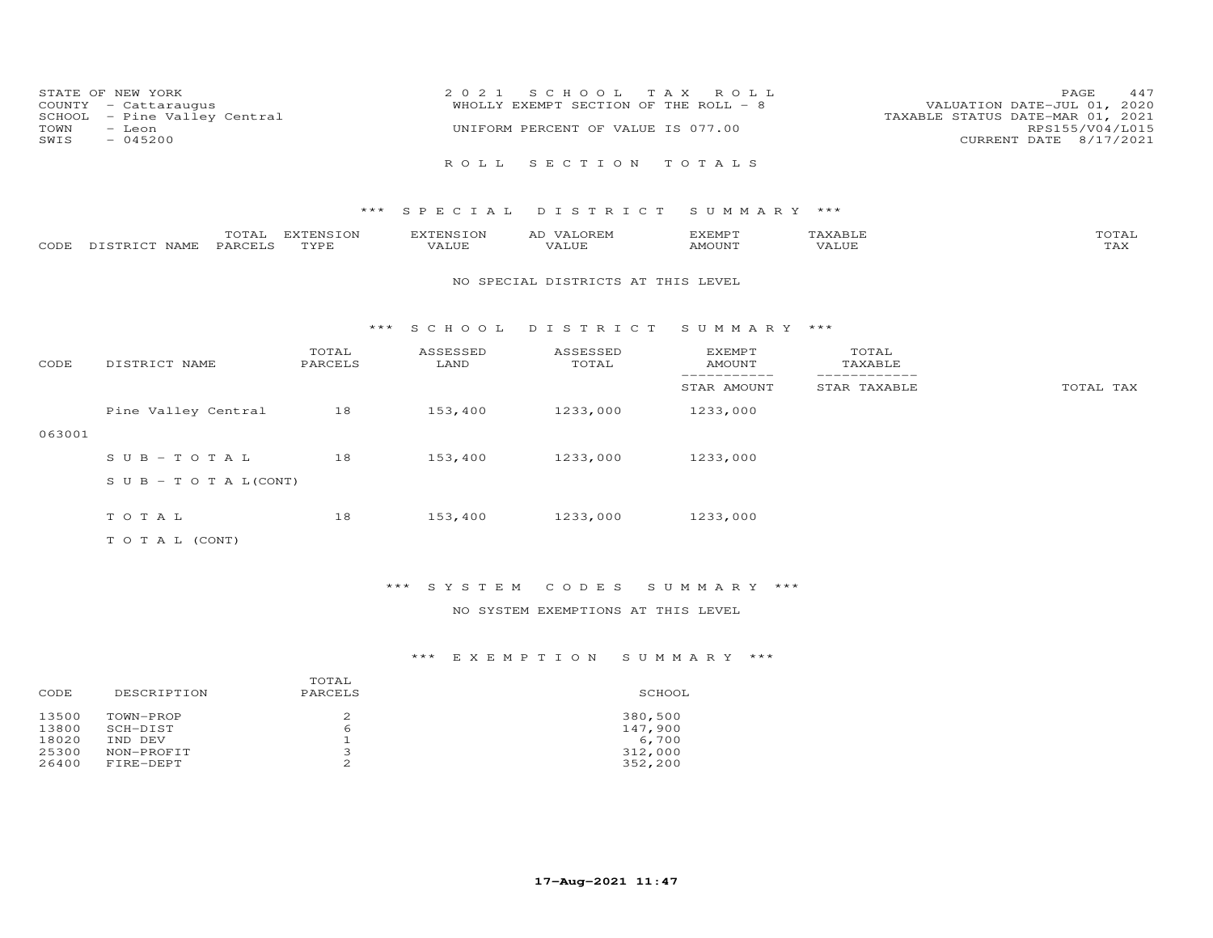STATE OF NEW YORK
COUNTY - Cattaraugus
SCHOOL - Pine Valley Central
TOWN - Leon
SWIS - 045200

2021 SCHOOL TAX ROLL
WHOLLY EXEMPT SECTION OF THE ROLL - 8
UNIFORM PERCENT OF VALUE IS 077.00

VALUATION DATE-JUL 01, 2020
TAXABLE STATUS DATE-MAR 01, 2021
RPS155/V04/L015
CURRENT DATE 8/17/2021

## ROLL SECTION TOTALS

### *** SPECIAL DISTRICT SUMMARY ***

| CODE | DISTRICT NAME | TOTAL PARCELS | EXTENSION TYPE | EXTENSION VALUE | AD VALOREM VALUE | EXEMPT AMOUNT | TAXABLE VALUE | TOTAL TAX |
|---|---|---|---|---|---|---|---|---|

NO SPECIAL DISTRICTS AT THIS LEVEL

### *** SCHOOL DISTRICT SUMMARY ***

| CODE | DISTRICT NAME | TOTAL PARCELS | ASSESSED LAND | ASSESSED TOTAL | EXEMPT AMOUNT / STAR AMOUNT | TOTAL TAXABLE / STAR TAXABLE | TOTAL TAX |
|---|---|---|---|---|---|---|---|
| 063001 | Pine Valley Central | 18 | 153,400 | 1233,000 | 1233,000 | | |
| | SUB-TOTAL | 18 | 153,400 | 1233,000 | 1233,000 | | |
| | SUB-TOTAL(CONT) | | | | | | |
| | TOTAL | 18 | 153,400 | 1233,000 | 1233,000 | | |
| | TOTAL (CONT) | | | | | | |

### *** SYSTEM CODES SUMMARY ***

NO SYSTEM EXEMPTIONS AT THIS LEVEL

### *** EXEMPTION SUMMARY ***

| CODE | DESCRIPTION | TOTAL PARCELS | SCHOOL |
|---|---|---|---|
| 13500 | TOWN-PROP | 2 | 380,500 |
| 13800 | SCH-DIST | 6 | 147,900 |
| 18020 | IND DEV | 1 | 6,700 |
| 25300 | NON-PROFIT | 3 | 312,000 |
| 26400 | FIRE-DEPT | 2 | 352,200 |

17-Aug-2021 11:47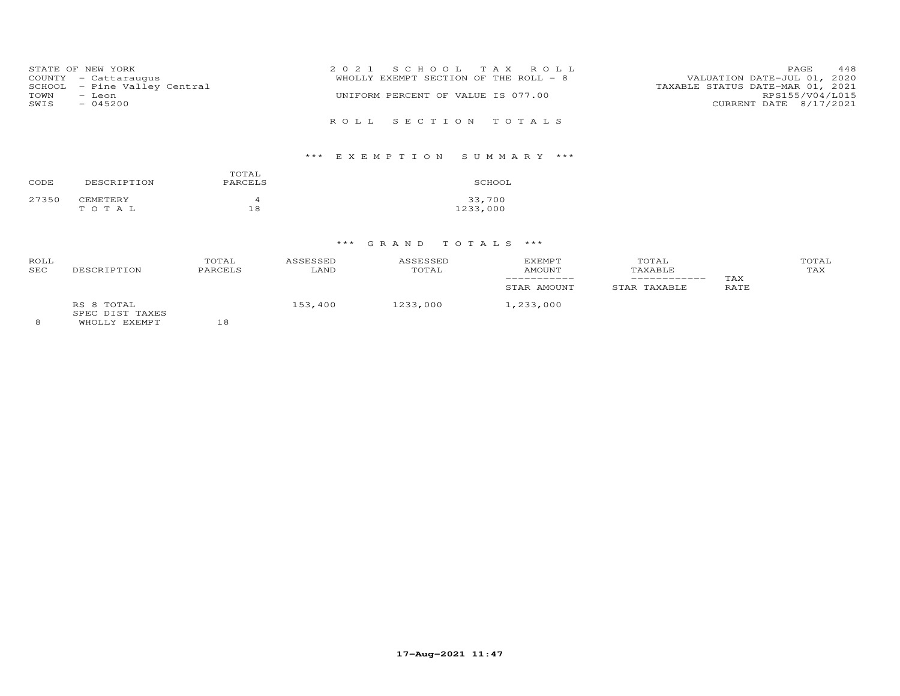STATE OF NEW YORK
COUNTY - Cattaraugus
SCHOOL - Pine Valley Central
TOWN - Leon
SWIS - 045200

2021 SCHOOL TAX ROLL
WHOLLY EXEMPT SECTION OF THE ROLL - 8
UNIFORM PERCENT OF VALUE IS 077.00

VALUATION DATE-JUL 01, 2020
TAXABLE STATUS DATE-MAR 01, 2021
RPS155/V04/L015
CURRENT DATE 8/17/2021

## ROLL SECTION TOTALS

### *** EXEMPTION SUMMARY ***

| CODE | DESCRIPTION | TOTAL PARCELS | SCHOOL |
|---|---|---|---|
| 27350 | CEMETERY | 4 | 33,700 |
| | TOTAL | 18 | 1233,000 |

### *** GRAND TOTALS ***

| ROLL SEC | DESCRIPTION | TOTAL PARCELS | ASSESSED LAND | ASSESSED TOTAL | EXEMPT AMOUNT / STAR AMOUNT | TOTAL TAXABLE / STAR TAXABLE | TAX RATE | TOTAL TAX |
|---|---|---|---|---|---|---|---|---|
| 8 | RS 8 TOTAL SPEC DIST TAXES WHOLLY EXEMPT | 18 | 153,400 | 1233,000 | 1,233,000 | | | |

17-Aug-2021 11:47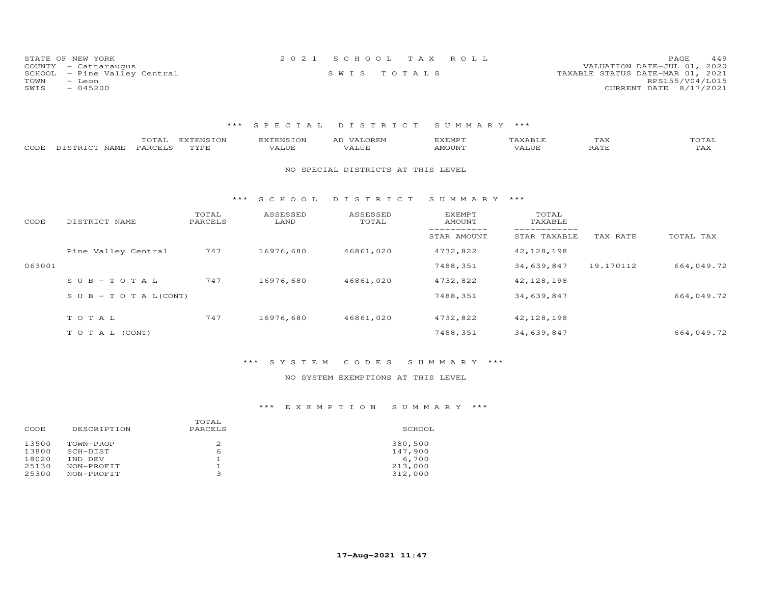STATE OF NEW YORK
COUNTY - Cattaraugus
SCHOOL - Pine Valley Central
TOWN - Leon
SWIS - 045200

2 0 2 1 S C H O O L T A X R O L L

S W I S T O T A L S

VALUATION DATE-JUL 01, 2020
TAXABLE STATUS DATE-MAR 01, 2021
RPS155/V04/L015
CURRENT DATE 8/17/2021

## \*\*\* S P E C I A L D I S T R I C T S U M M A R Y \*\*\*

| CODE | DISTRICT NAME | TOTAL PARCELS | EXTENSION TYPE | EXTENSION VALUE | AD VALOREM VALUE | EXEMPT AMOUNT | TAXABLE VALUE | TAX RATE | TOTAL TAX |
|---|---|---|---|---|---|---|---|---|---|

NO SPECIAL DISTRICTS AT THIS LEVEL

## \*\*\* S C H O O L D I S T R I C T S U M M A R Y \*\*\*

| CODE | DISTRICT NAME | TOTAL PARCELS | ASSESSED LAND | ASSESSED TOTAL | EXEMPT AMOUNT / STAR AMOUNT | TOTAL TAXABLE / STAR TAXABLE | TAX RATE | TOTAL TAX |
|---|---|---|---|---|---|---|---|---|
| | Pine Valley Central | 747 | 16976,680 | 46861,020 | 4732,822 | 42,128,198 | | |
| 063001 | | | | | 7488,351 | 34,639,847 | 19.170112 | 664,049.72 |
| | S U B - T O T A L | 747 | 16976,680 | 46861,020 | 4732,822 | 42,128,198 | | |
| | S U B - T O T A L(CONT) | | | | 7488,351 | 34,639,847 | | 664,049.72 |
| | T O T A L | 747 | 16976,680 | 46861,020 | 4732,822 | 42,128,198 | | |
| | T O T A L (CONT) | | | | 7488,351 | 34,639,847 | | 664,049.72 |

## \*\*\* S Y S T E M C O D E S S U M M A R Y \*\*\*

NO SYSTEM EXEMPTIONS AT THIS LEVEL

## \*\*\* E X E M P T I O N S U M M A R Y \*\*\*

| CODE | DESCRIPTION | TOTAL PARCELS | SCHOOL |
|---|---|---|---|
| 13500 | TOWN-PROP | 2 | 380,500 |
| 13800 | SCH-DIST | 6 | 147,900 |
| 18020 | IND DEV | 1 | 6,700 |
| 25130 | NON-PROFIT | 1 | 213,000 |
| 25300 | NON-PROFIT | 3 | 312,000 |

**17-Aug-2021 11:47**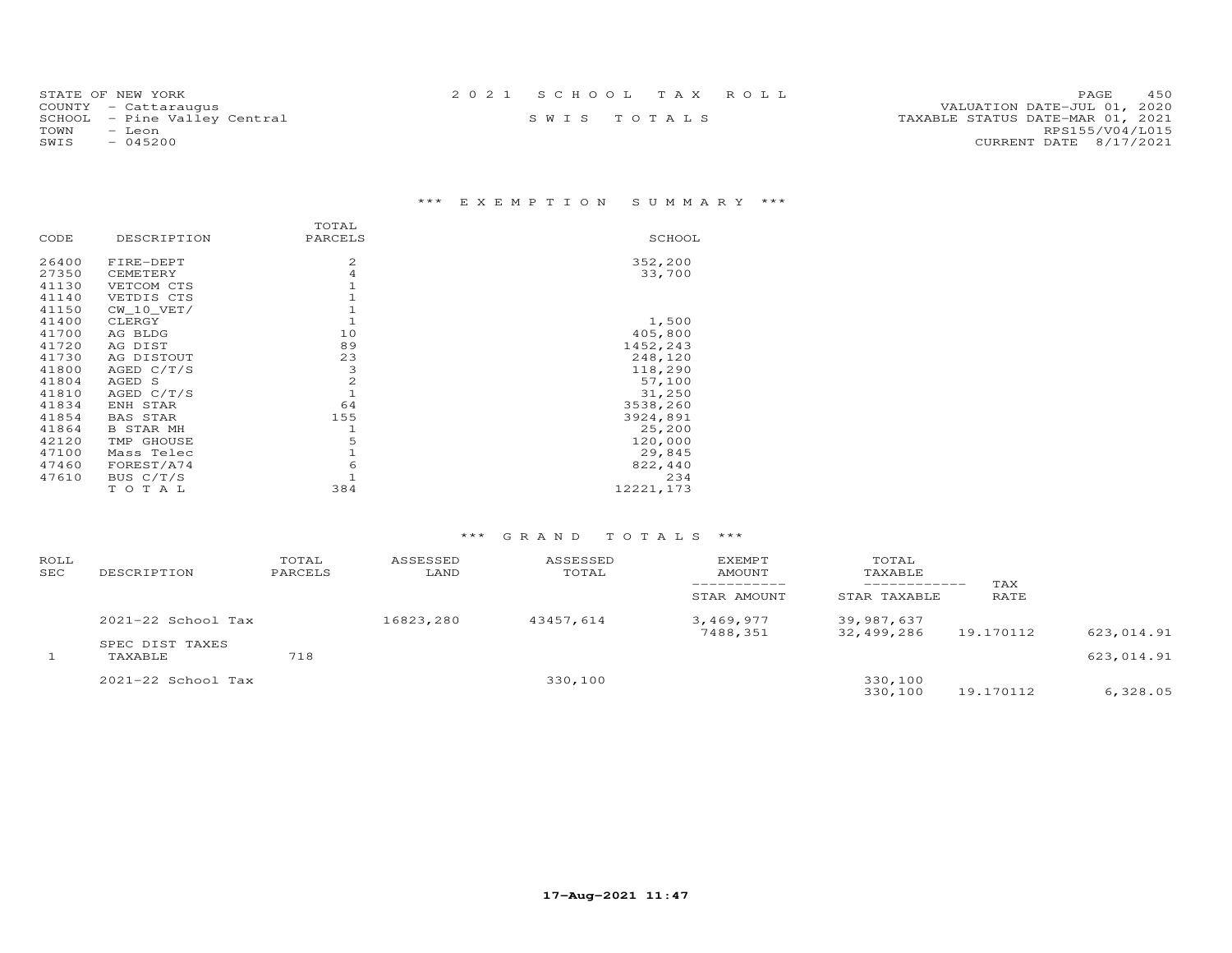STATE OF NEW YORK
COUNTY - Cattaraugus
SCHOOL - Pine Valley Central
TOWN - Leon
SWIS - 045200

2021 SCHOOL TAX ROLL

SWIS TOTALS

VALUATION DATE-JUL 01, 2020
TAXABLE STATUS DATE-MAR 01, 2021
RPS155/V04/L015
CURRENT DATE 8/17/2021

## *** EXEMPTION SUMMARY ***

| CODE | DESCRIPTION | TOTAL PARCELS | SCHOOL |
|---|---|---|---|
| 26400 | FIRE-DEPT | 2 | 352,200 |
| 27350 | CEMETERY | 4 | 33,700 |
| 41130 | VETCOM CTS | 1 | |
| 41140 | VETDIS CTS | 1 | |
| 41150 | CW_10_VET/ | 1 | |
| 41400 | CLERGY | 1 | 1,500 |
| 41700 | AG BLDG | 10 | 405,800 |
| 41720 | AG DIST | 89 | 1452,243 |
| 41730 | AG DISTOUT | 23 | 248,120 |
| 41800 | AGED C/T/S | 3 | 118,290 |
| 41804 | AGED S | 2 | 57,100 |
| 41810 | AGED C/T/S | 1 | 31,250 |
| 41834 | ENH STAR | 64 | 3538,260 |
| 41854 | BAS STAR | 155 | 3924,891 |
| 41864 | B STAR MH | 1 | 25,200 |
| 42120 | TMP GHOUSE | 5 | 120,000 |
| 47100 | Mass Telec | 1 | 29,845 |
| 47460 | FOREST/A74 | 6 | 822,440 |
| 47610 | BUS C/T/S | 1 | 234 |
| | T O T A L | 384 | 12221,173 |

## *** GRAND TOTALS ***

| ROLL SEC | DESCRIPTION | TOTAL PARCELS | ASSESSED LAND | ASSESSED TOTAL | EXEMPT AMOUNT / STAR AMOUNT | TOTAL TAXABLE / STAR TAXABLE | TAX RATE | |
|---|---|---|---|---|---|---|---|---|
| | 2021-22 School Tax | | 16823,280 | 43457,614 | 3,469,977 | 39,987,637 | | |
| | | | | | 7488,351 | 32,499,286 | 19.170112 | 623,014.91 |
| | SPEC DIST TAXES | | | | | | | |
| 1 | TAXABLE | 718 | | | | | | 623,014.91 |
| | 2021-22 School Tax | | | 330,100 | | 330,100 | | |
| | | | | | | 330,100 | 19.170112 | 6,328.05 |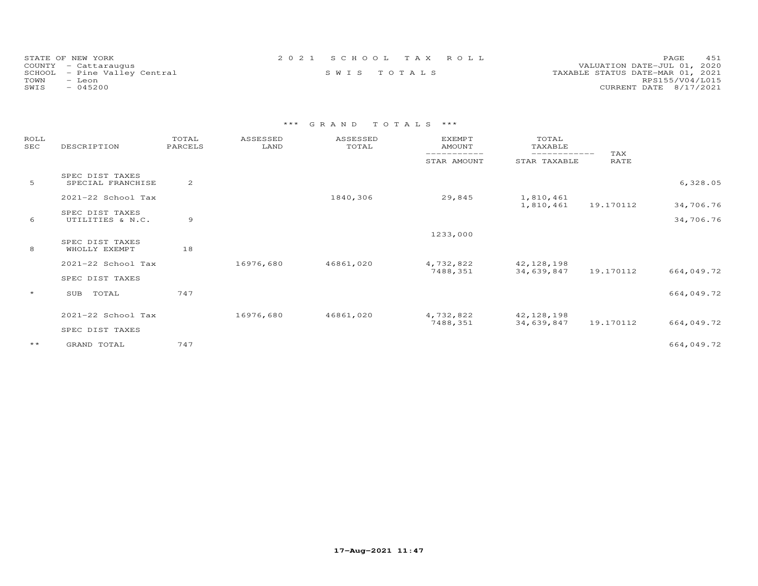STATE OF NEW YORK
COUNTY - Cattaraugus
SCHOOL - Pine Valley Central
TOWN - Leon
SWIS - 045200

2021 SCHOOL TAX ROLL

SWIS TOTALS

VALUATION DATE-JUL 01, 2020
TAXABLE STATUS DATE-MAR 01, 2021
RPS155/V04/L015
CURRENT DATE 8/17/2021

*** GRAND TOTALS ***

| ROLL SEC | DESCRIPTION | TOTAL PARCELS | ASSESSED LAND | ASSESSED TOTAL | EXEMPT AMOUNT / STAR AMOUNT | TOTAL TAXABLE / STAR TAXABLE | TAX RATE | |
|---|---|---|---|---|---|---|---|---|
| | SPEC DIST TAXES | | | | | | | |
| 5 | SPECIAL FRANCHISE | 2 | | | | | | 6,328.05 |
| | 2021-22 School Tax | | | 1840,306 | 29,845 | 1,810,461 | | |
| | | | | | | 1,810,461 | 19.170112 | 34,706.76 |
| | SPEC DIST TAXES | | | | | | | |
| 6 | UTILITIES & N.C. | 9 | | | | | | 34,706.76 |
| | | | | | 1233,000 | | | |
| | SPEC DIST TAXES | | | | | | | |
| 8 | WHOLLY EXEMPT | 18 | | | | | | |
| | 2021-22 School Tax | | 16976,680 | 46861,020 | 4,732,822 | 42,128,198 | | |
| | | | | | 7488,351 | 34,639,847 | 19.170112 | 664,049.72 |
| | SPEC DIST TAXES | | | | | | | |
| * | SUB TOTAL | 747 | | | | | | 664,049.72 |
| | 2021-22 School Tax | | 16976,680 | 46861,020 | 4,732,822 | 42,128,198 | | |
| | | | | | 7488,351 | 34,639,847 | 19.170112 | 664,049.72 |
| | SPEC DIST TAXES | | | | | | | |
| ** | GRAND TOTAL | 747 | | | | | | 664,049.72 |

17-Aug-2021 11:47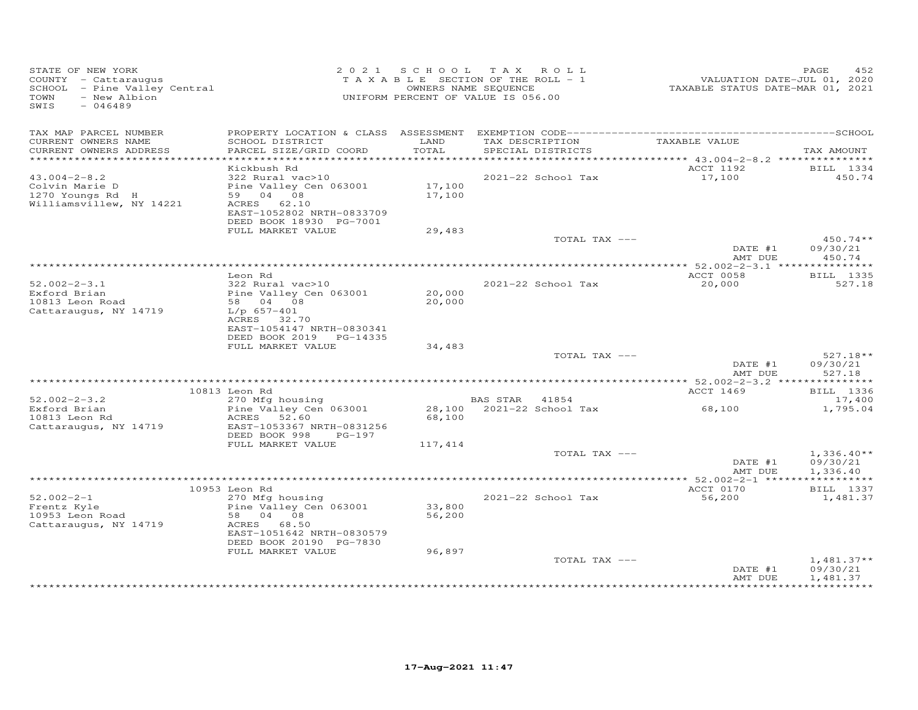STATE OF NEW YORK
COUNTY - Cattaraugus
SCHOOL - Pine Valley Central
TOWN - New Albion
SWIS - 046489

2021 SCHOOL TAX ROLL
TAXABLE SECTION OF THE ROLL - 1
OWNERS NAME SEQUENCE
UNIFORM PERCENT OF VALUE IS 056.00

VALUATION DATE-JUL 01, 2020
TAXABLE STATUS DATE-MAR 01, 2021

| TAX MAP PARCEL NUMBER / CURRENT OWNERS NAME / CURRENT OWNERS ADDRESS | PROPERTY LOCATION & CLASS / SCHOOL DISTRICT / PARCEL SIZE/GRID COORD | ASSESSMENT LAND / TOTAL | EXEMPTION CODE / TAX DESCRIPTION / SPECIAL DISTRICTS | TAXABLE VALUE | TAX AMOUNT |
|---|---|---|---|---|---|
| | Kickbush Rd | | | ACCT 1192 | BILL 1334 |
| 43.004-2-8.2 | 322 Rural vac>10 | | 2021-22 School Tax | 17,100 | 450.74 |
| Colvin Marie D | Pine Valley Cen 063001 | 17,100 | | | |
| 1270 Youngs Rd H | 59 04 08 | 17,100 | | | |
| Williamsvillew, NY 14221 | ACRES 62.10 | | | | |
| | EAST-1052802 NRTH-0833709 | | | | |
| | DEED BOOK 18930 PG-7001 | | | | |
| | FULL MARKET VALUE | 29,483 | | | |
| | | | TOTAL TAX --- | | 450.74** |
| | | | | DATE #1 | 09/30/21 |
| | | | | AMT DUE | 450.74 |
| | Leon Rd | | | ACCT 0058 | BILL 1335 |
| 52.002-2-3.1 | 322 Rural vac>10 | | 2021-22 School Tax | 20,000 | 527.18 |
| Exford Brian | Pine Valley Cen 063001 | 20,000 | | | |
| 10813 Leon Road | 58 04 08 | 20,000 | | | |
| Cattaraugus, NY 14719 | L/p 657-401 | | | | |
| | ACRES 32.70 | | | | |
| | EAST-1054147 NRTH-0830341 | | | | |
| | DEED BOOK 2019 PG-14335 | | | | |
| | FULL MARKET VALUE | 34,483 | | | |
| | | | TOTAL TAX --- | | 527.18** |
| | | | | DATE #1 | 09/30/21 |
| | | | | AMT DUE | 527.18 |
| | 10813 Leon Rd | | | ACCT 1469 | BILL 1336 |
| 52.002-2-3.2 | 270 Mfg housing | | BAS STAR 41854 | | 17,400 |
| Exford Brian | Pine Valley Cen 063001 | 28,100 | 2021-22 School Tax | 68,100 | 1,795.04 |
| 10813 Leon Rd | ACRES 52.60 | 68,100 | | | |
| Cattaraugus, NY 14719 | EAST-1053367 NRTH-0831256 | | | | |
| | DEED BOOK 998 PG-197 | | | | |
| | FULL MARKET VALUE | 117,414 | | | |
| | | | TOTAL TAX --- | | 1,336.40** |
| | | | | DATE #1 | 09/30/21 |
| | | | | AMT DUE | 1,336.40 |
| | 10953 Leon Rd | | | ACCT 0170 | BILL 1337 |
| 52.002-2-1 | 270 Mfg housing | | 2021-22 School Tax | 56,200 | 1,481.37 |
| Frentz Kyle | Pine Valley Cen 063001 | 33,800 | | | |
| 10953 Leon Road | 58 04 08 | 56,200 | | | |
| Cattaraugus, NY 14719 | ACRES 68.50 | | | | |
| | EAST-1051642 NRTH-0830579 | | | | |
| | DEED BOOK 20190 PG-7830 | | | | |
| | FULL MARKET VALUE | 96,897 | | | |
| | | | TOTAL TAX --- | | 1,481.37** |
| | | | | DATE #1 | 09/30/21 |
| | | | | AMT DUE | 1,481.37 |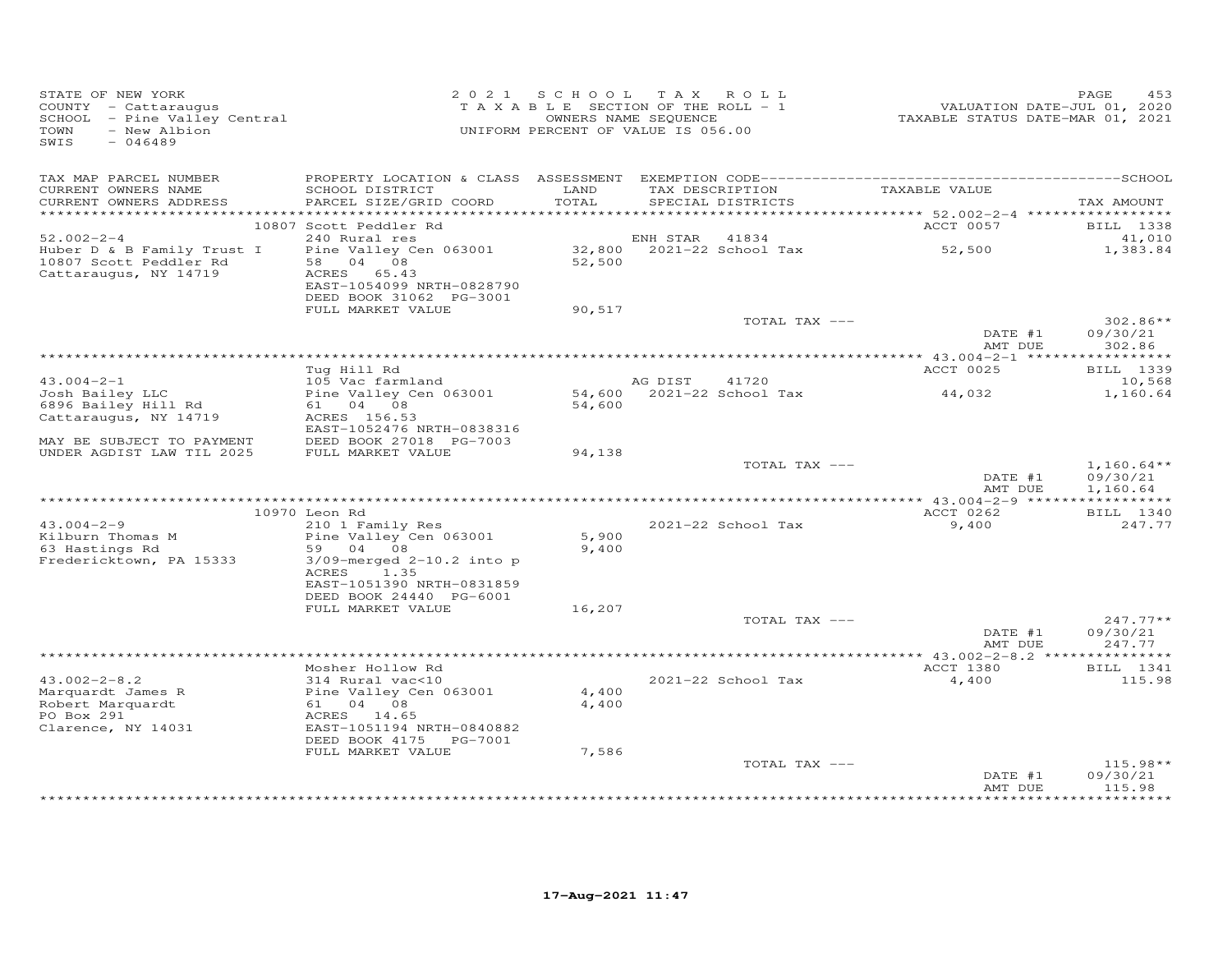STATE OF NEW YORK
COUNTY - Cattaraugus
SCHOOL - Pine Valley Central
TOWN - New Albion
SWIS - 046489

2021 SCHOOL TAX ROLL
TAXABLE SECTION OF THE ROLL - 1
OWNERS NAME SEQUENCE
UNIFORM PERCENT OF VALUE IS 056.00

VALUATION DATE-JUL 01, 2020
TAXABLE STATUS DATE-MAR 01, 2021

| TAX MAP PARCEL NUMBER / CURRENT OWNERS NAME / CURRENT OWNERS ADDRESS | PROPERTY LOCATION & CLASS / SCHOOL DISTRICT / PARCEL SIZE/GRID COORD | ASSESSMENT LAND / TOTAL | EXEMPTION CODE / TAX DESCRIPTION / SPECIAL DISTRICTS | TAXABLE VALUE | TAX AMOUNT |
|---|---|---|---|---|---|
| | 10807 Scott Peddler Rd | | | ACCT 0057 | BILL 1338 |
| 52.002-2-4 | 240 Rural res | | ENH STAR 41834 | | 41,010 |
| Huber D & B Family Trust I | Pine Valley Cen 063001 | 32,800 | 2021-22 School Tax | 52,500 | 1,383.84 |
| 10807 Scott Peddler Rd | 58 04 08 | 52,500 | | | |
| Cattaraugus, NY 14719 | ACRES 65.43 | | | | |
| | EAST-1054099 NRTH-0828790 | | | | |
| | DEED BOOK 31062 PG-3001 | | | | |
| | FULL MARKET VALUE | 90,517 | | | |
| | | | TOTAL TAX --- | | 302.86** |
| | | | | DATE #1 | 09/30/21 |
| | | | | AMT DUE | 302.86 |
| | Tug Hill Rd | | | ACCT 0025 | BILL 1339 |
| 43.004-2-1 | 105 Vac farmland | | AG DIST 41720 | | 10,568 |
| Josh Bailey LLC | Pine Valley Cen 063001 | 54,600 | 2021-22 School Tax | 44,032 | 1,160.64 |
| 6896 Bailey Hill Rd | 61 04 08 | 54,600 | | | |
| Cattaraugus, NY 14719 | ACRES 156.53 | | | | |
| | EAST-1052476 NRTH-0838316 | | | | |
| MAY BE SUBJECT TO PAYMENT | DEED BOOK 27018 PG-7003 | | | | |
| UNDER AGDIST LAW TIL 2025 | FULL MARKET VALUE | 94,138 | | | |
| | | | TOTAL TAX --- | | 1,160.64** |
| | | | | DATE #1 | 09/30/21 |
| | | | | AMT DUE | 1,160.64 |
| | 10970 Leon Rd | | | ACCT 0262 | BILL 1340 |
| 43.004-2-9 | 210 1 Family Res | | 2021-22 School Tax | 9,400 | 247.77 |
| Kilburn Thomas M | Pine Valley Cen 063001 | 5,900 | | | |
| 63 Hastings Rd | 59 04 08 | 9,400 | | | |
| Fredericktown, PA 15333 | 3/09-merged 2-10.2 into p | | | | |
| | ACRES 1.35 | | | | |
| | EAST-1051390 NRTH-0831859 | | | | |
| | DEED BOOK 24440 PG-6001 | | | | |
| | FULL MARKET VALUE | 16,207 | | | |
| | | | TOTAL TAX --- | | 247.77** |
| | | | | DATE #1 | 09/30/21 |
| | | | | AMT DUE | 247.77 |
| | Mosher Hollow Rd | | | ACCT 1380 | BILL 1341 |
| 43.002-2-8.2 | 314 Rural vac<10 | | 2021-22 School Tax | 4,400 | 115.98 |
| Marquardt James R | Pine Valley Cen 063001 | 4,400 | | | |
| Robert Marquardt | 61 04 08 | 4,400 | | | |
| PO Box 291 | ACRES 14.65 | | | | |
| Clarence, NY 14031 | EAST-1051194 NRTH-0840882 | | | | |
| | DEED BOOK 4175 PG-7001 | | | | |
| | FULL MARKET VALUE | 7,586 | | | |
| | | | TOTAL TAX --- | | 115.98** |
| | | | | DATE #1 | 09/30/21 |
| | | | | AMT DUE | 115.98 |

17-Aug-2021 11:47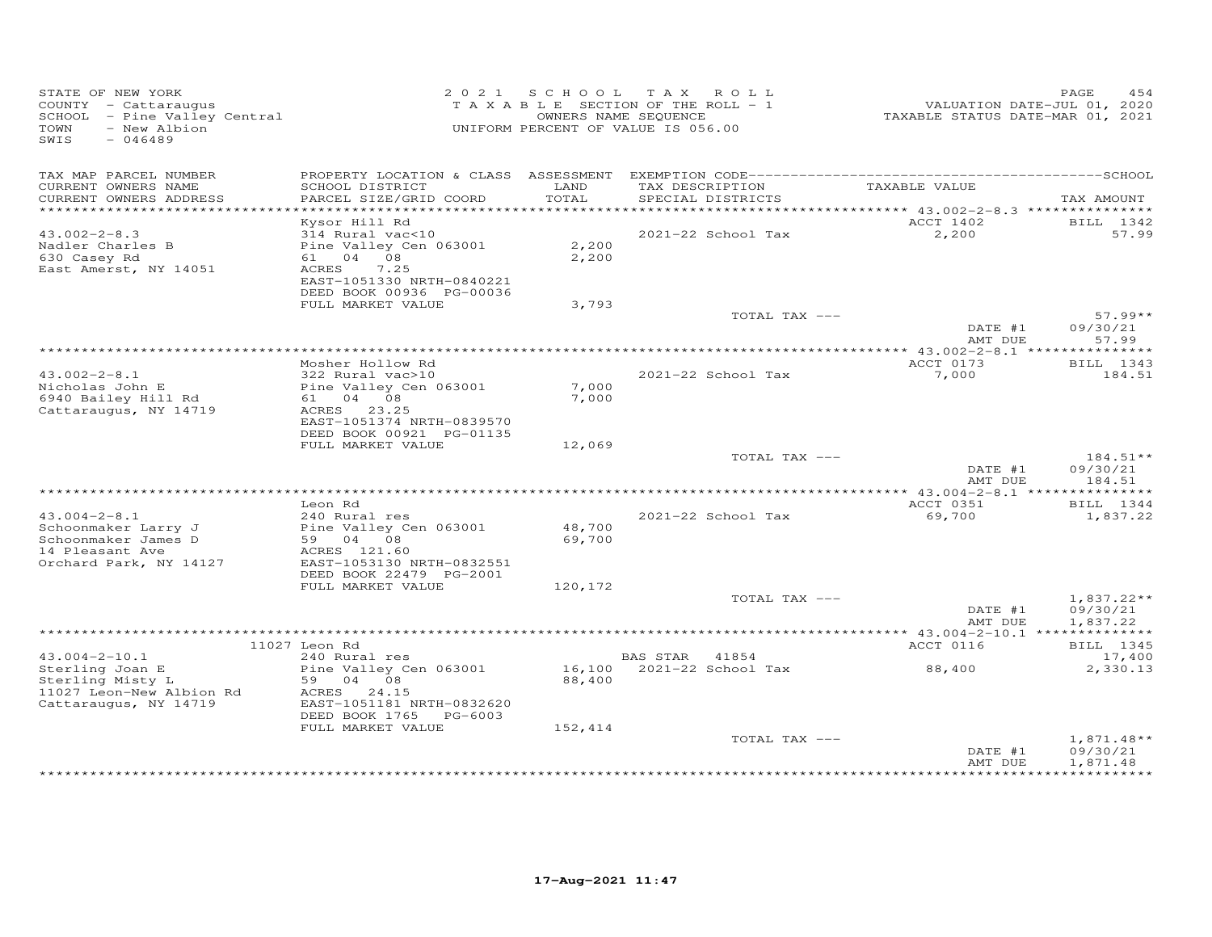STATE OF NEW YORK
COUNTY - Cattaraugus
SCHOOL - Pine Valley Central
TOWN - New Albion
SWIS - 046489

2021 SCHOOL TAX ROLL
TAXABLE SECTION OF THE ROLL - 1
OWNERS NAME SEQUENCE
UNIFORM PERCENT OF VALUE IS 056.00

VALUATION DATE-JUL 01, 2020
TAXABLE STATUS DATE-MAR 01, 2021

| TAX MAP PARCEL NUMBER / CURRENT OWNERS NAME / CURRENT OWNERS ADDRESS | PROPERTY LOCATION & CLASS / SCHOOL DISTRICT / PARCEL SIZE/GRID COORD | ASSESSMENT LAND / TOTAL | EXEMPTION CODE / TAX DESCRIPTION / SPECIAL DISTRICTS | TAXABLE VALUE | TAX AMOUNT |
|---|---|---|---|---|---|
| 43.002-2-8.3 | Kysor Hill Rd | | | ACCT 1402 | BILL 1342 |
| Nadler Charles B | 314 Rural vac<10 | | 2021-22 School Tax | 2,200 | 57.99 |
| 630 Casey Rd | Pine Valley Cen 063001 | 2,200 | | | |
| East Amerst, NY 14051 | 61 04 08 | 2,200 | | | |
| | ACRES 7.25 | | | | |
| | EAST-1051330 NRTH-0840221 | | | | |
| | DEED BOOK 00936 PG-00036 | | | | |
| | FULL MARKET VALUE | 3,793 | | | |
| | | | TOTAL TAX --- | | 57.99** |
| | | | | DATE #1 | 09/30/21 |
| | | | | AMT DUE | 57.99 |
| 43.002-2-8.1 | Mosher Hollow Rd | | | ACCT 0173 | BILL 1343 |
| Nicholas John E | 322 Rural vac>10 | | 2021-22 School Tax | 7,000 | 184.51 |
| 6940 Bailey Hill Rd | Pine Valley Cen 063001 | 7,000 | | | |
| Cattaraugus, NY 14719 | 61 04 08 | 7,000 | | | |
| | ACRES 23.25 | | | | |
| | EAST-1051374 NRTH-0839570 | | | | |
| | DEED BOOK 00921 PG-01135 | | | | |
| | FULL MARKET VALUE | 12,069 | | | |
| | | | TOTAL TAX --- | | 184.51** |
| | | | | DATE #1 | 09/30/21 |
| | | | | AMT DUE | 184.51 |
| 43.004-2-8.1 | Leon Rd | | | ACCT 0351 | BILL 1344 |
| Schoonmaker Larry J | 240 Rural res | | 2021-22 School Tax | 69,700 | 1,837.22 |
| Schoonmaker James D | Pine Valley Cen 063001 | 48,700 | | | |
| 14 Pleasant Ave | 59 04 08 | 69,700 | | | |
| Orchard Park, NY 14127 | ACRES 121.60 | | | | |
| | EAST-1053130 NRTH-0832551 | | | | |
| | DEED BOOK 22479 PG-2001 | | | | |
| | FULL MARKET VALUE | 120,172 | | | |
| | | | TOTAL TAX --- | | 1,837.22** |
| | | | | DATE #1 | 09/30/21 |
| | | | | AMT DUE | 1,837.22 |
| 43.004-2-10.1 | 11027 Leon Rd | | | ACCT 0116 | BILL 1345 |
| Sterling Joan E | 240 Rural res | | BAS STAR 41854 | | 17,400 |
| Sterling Misty L | Pine Valley Cen 063001 | 16,100 | 2021-22 School Tax | 88,400 | 2,330.13 |
| 11027 Leon-New Albion Rd | 59 04 08 | 88,400 | | | |
| Cattaraugus, NY 14719 | ACRES 24.15 | | | | |
| | EAST-1051181 NRTH-0832620 | | | | |
| | DEED BOOK 1765 PG-6003 | | | | |
| | FULL MARKET VALUE | 152,414 | | | |
| | | | TOTAL TAX --- | | 1,871.48** |
| | | | | DATE #1 | 09/30/21 |
| | | | | AMT DUE | 1,871.48 |

17-Aug-2021 11:47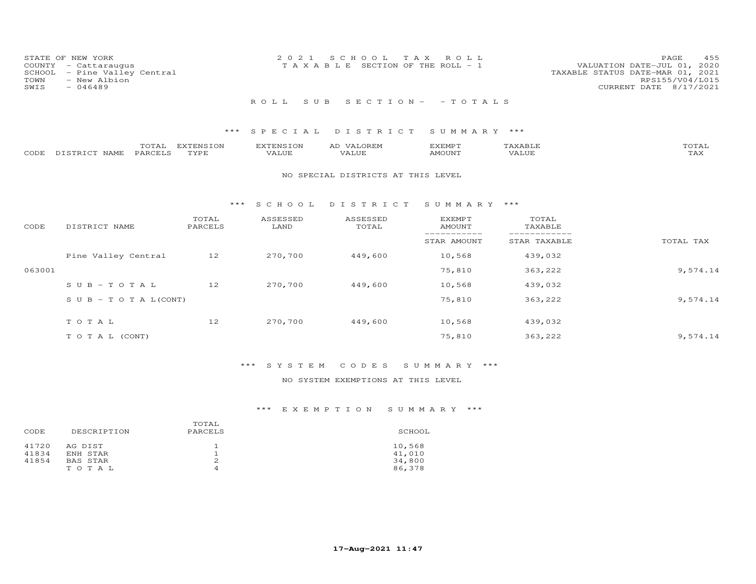STATE OF NEW YORK
COUNTY - Cattaraugus
SCHOOL - Pine Valley Central
TOWN - New Albion
SWIS - 046489

2 0 2 1 S C H O O L T A X R O L L
T A X A B L E SECTION OF THE ROLL - 1

VALUATION DATE-JUL 01, 2020
TAXABLE STATUS DATE-MAR 01, 2021
RPS155/V04/L015
CURRENT DATE 8/17/2021

R O L L S U B S E C T I O N - - T O T A L S

\*\*\* S P E C I A L D I S T R I C T S U M M A R Y \*\*\*

| CODE | DISTRICT NAME | TOTAL PARCELS | EXTENSION TYPE | EXTENSION VALUE | AD VALOREM VALUE | EXEMPT AMOUNT | TAXABLE VALUE | TOTAL TAX |
|---|---|---|---|---|---|---|---|---|

NO SPECIAL DISTRICTS AT THIS LEVEL

\*\*\* S C H O O L D I S T R I C T S U M M A R Y \*\*\*

| CODE | DISTRICT NAME | TOTAL PARCELS | ASSESSED LAND | ASSESSED TOTAL | EXEMPT AMOUNT / STAR AMOUNT | TOTAL TAXABLE / STAR TAXABLE | TOTAL TAX |
|---|---|---|---|---|---|---|---|
| | Pine Valley Central | 12 | 270,700 | 449,600 | 10,568 | 439,032 | |
| 063001 | | | | | 75,810 | 363,222 | 9,574.14 |
| | S U B - T O T A L | 12 | 270,700 | 449,600 | 10,568 | 439,032 | |
| | S U B - T O T A L(CONT) | | | | 75,810 | 363,222 | 9,574.14 |
| | T O T A L | 12 | 270,700 | 449,600 | 10,568 | 439,032 | |
| | T O T A L (CONT) | | | | 75,810 | 363,222 | 9,574.14 |

\*\*\* S Y S T E M C O D E S S U M M A R Y \*\*\*

NO SYSTEM EXEMPTIONS AT THIS LEVEL

\*\*\* E X E M P T I O N S U M M A R Y \*\*\*

| CODE | DESCRIPTION | TOTAL PARCELS | SCHOOL |
|---|---|---|---|
| 41720 | AG DIST | 1 | 10,568 |
| 41834 | ENH STAR | 1 | 41,010 |
| 41854 | BAS STAR | 2 | 34,800 |
| | T O T A L | 4 | 86,378 |

17-Aug-2021 11:47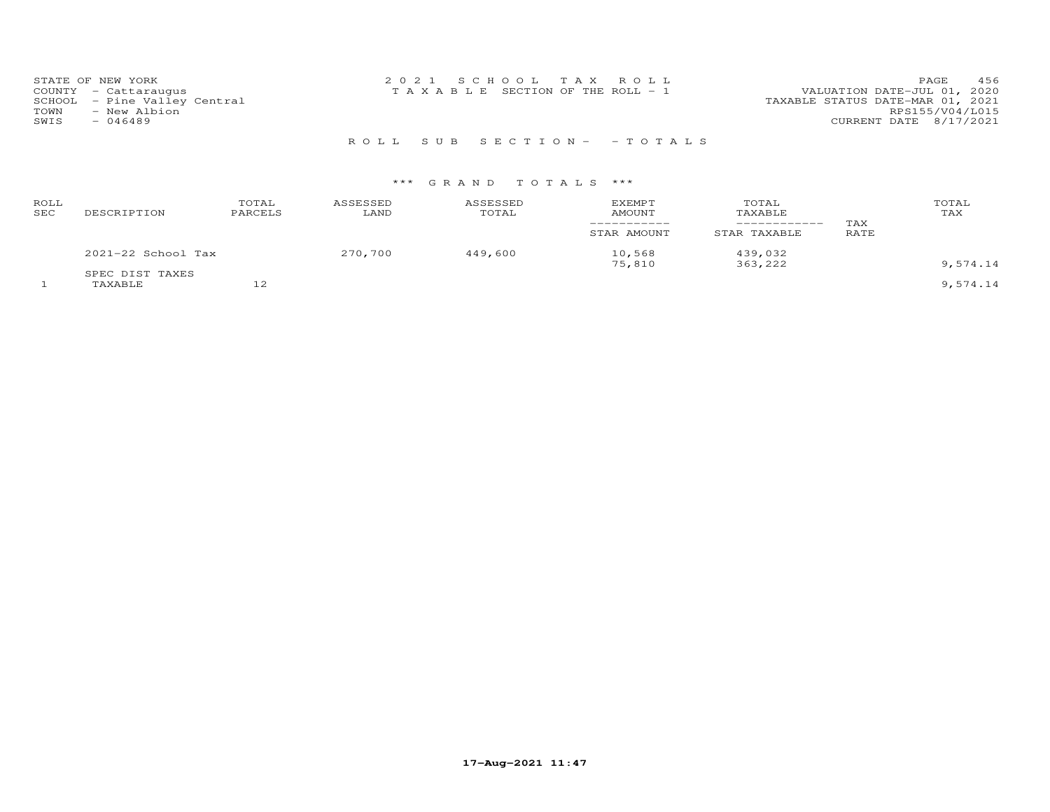STATE OF NEW YORK
COUNTY - Cattaraugus
SCHOOL - Pine Valley Central
TOWN - New Albion
SWIS - 046489

2021 SCHOOL TAX ROLL
TAXABLE SECTION OF THE ROLL - 1

VALUATION DATE-JUL 01, 2020
TAXABLE STATUS DATE-MAR 01, 2021
RPS155/V04/L015
CURRENT DATE 8/17/2021

ROLL SUB SECTION- - TOTALS

*** GRAND TOTALS ***

| ROLL SEC | DESCRIPTION | TOTAL PARCELS | ASSESSED LAND | ASSESSED TOTAL | EXEMPT AMOUNT / STAR AMOUNT | TOTAL TAXABLE / STAR TAXABLE | TAX RATE | TOTAL TAX |
|---|---|---|---|---|---|---|---|---|
| | 2021-22 School Tax | | 270,700 | 449,600 | 10,568 | 439,032 | | |
| | | | | | 75,810 | 363,222 | | 9,574.14 |
| | SPEC DIST TAXES | | | | | | | |
| 1 | TAXABLE | 12 | | | | | | 9,574.14 |

17-Aug-2021 11:47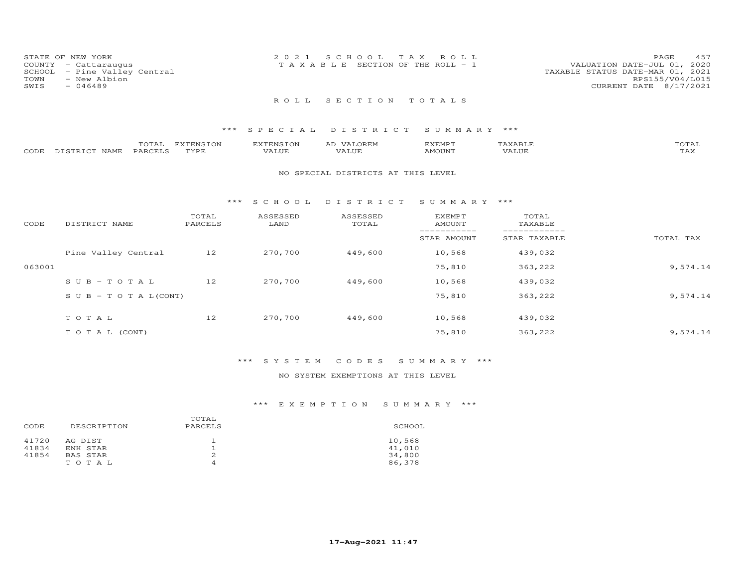STATE OF NEW YORK
COUNTY - Cattaraugus
SCHOOL - Pine Valley Central
TOWN - New Albion
SWIS - 046489

2021 SCHOOL TAX ROLL
TAXABLE SECTION OF THE ROLL - 1

VALUATION DATE-JUL 01, 2020
TAXABLE STATUS DATE-MAR 01, 2021
RPS155/V04/L015
CURRENT DATE 8/17/2021

# ROLL SECTION TOTALS

## *** SPECIAL DISTRICT SUMMARY ***

| CODE | DISTRICT NAME | TOTAL PARCELS | EXTENSION TYPE | EXTENSION VALUE | AD VALOREM VALUE | EXEMPT AMOUNT | TAXABLE VALUE | TOTAL TAX |
|---|---|---|---|---|---|---|---|---|

NO SPECIAL DISTRICTS AT THIS LEVEL

## *** SCHOOL DISTRICT SUMMARY ***

| CODE | DISTRICT NAME | TOTAL PARCELS | ASSESSED LAND | ASSESSED TOTAL | EXEMPT AMOUNT / STAR AMOUNT | TOTAL TAXABLE / STAR TAXABLE | TOTAL TAX |
|---|---|---|---|---|---|---|---|
| | Pine Valley Central | 12 | 270,700 | 449,600 | 10,568 | 439,032 | |
| 063001 | | | | | 75,810 | 363,222 | 9,574.14 |
| | SUB-TOTAL | 12 | 270,700 | 449,600 | 10,568 | 439,032 | |
| | SUB-TOTAL(CONT) | | | | 75,810 | 363,222 | 9,574.14 |
| | TOTAL | 12 | 270,700 | 449,600 | 10,568 | 439,032 | |
| | TOTAL (CONT) | | | | 75,810 | 363,222 | 9,574.14 |

## *** SYSTEM CODES SUMMARY ***

NO SYSTEM EXEMPTIONS AT THIS LEVEL

## *** EXEMPTION SUMMARY ***

| CODE | DESCRIPTION | TOTAL PARCELS | SCHOOL |
|---|---|---|---|
| 41720 | AG DIST | 1 | 10,568 |
| 41834 | ENH STAR | 1 | 41,010 |
| 41854 | BAS STAR | 2 | 34,800 |
| | TOTAL | 4 | 86,378 |

17-Aug-2021 11:47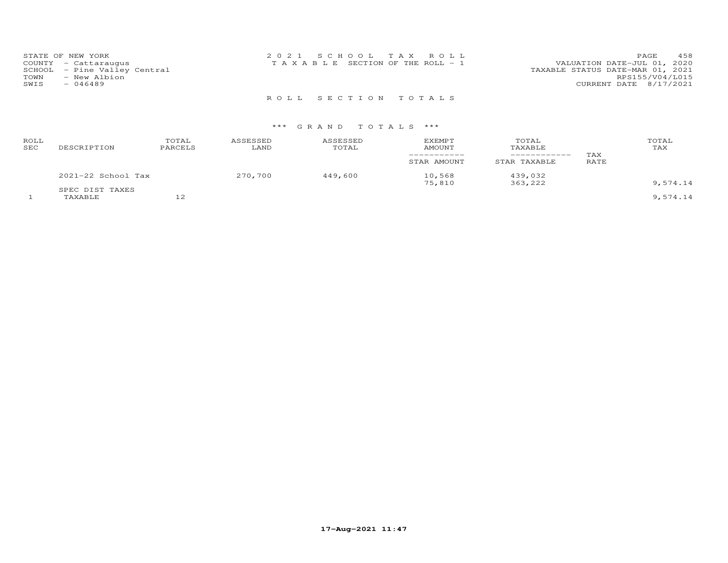STATE OF NEW YORK
COUNTY - Cattaraugus
SCHOOL - Pine Valley Central
TOWN - New Albion
SWIS - 046489

2021 SCHOOL TAX ROLL
TAXABLE SECTION OF THE ROLL - 1

VALUATION DATE-JUL 01, 2020
TAXABLE STATUS DATE-MAR 01, 2021
RPS155/V04/L015
CURRENT DATE 8/17/2021

## ROLL SECTION TOTALS

### *** GRAND TOTALS ***

| ROLL SEC | DESCRIPTION | TOTAL PARCELS | ASSESSED LAND | ASSESSED TOTAL | EXEMPT AMOUNT / STAR AMOUNT | TOTAL TAXABLE / STAR TAXABLE | TAX RATE | TOTAL TAX |
|---|---|---|---|---|---|---|---|---|
| | 2021-22 School Tax | | 270,700 | 449,600 | 10,568 | 439,032 | | |
| | | | | | 75,810 | 363,222 | | 9,574.14 |
| | SPEC DIST TAXES | | | | | | | |
| 1 | TAXABLE | 12 | | | | | | 9,574.14 |

17-Aug-2021 11:47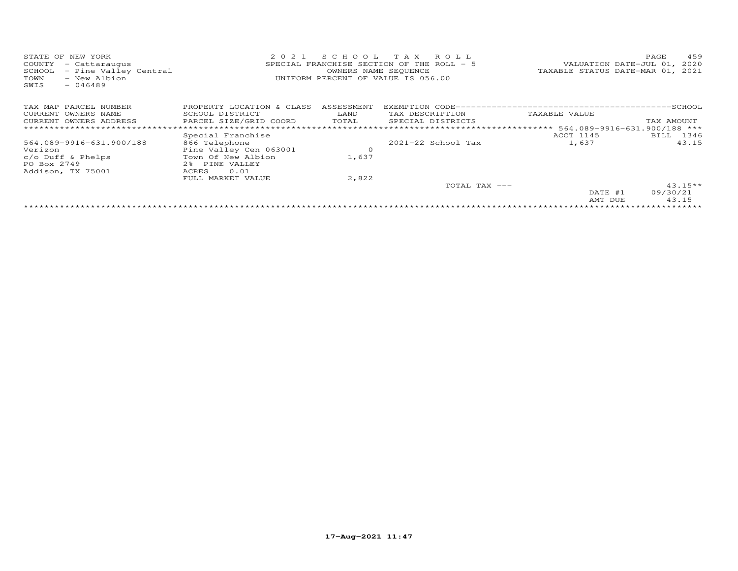STATE OF NEW YORK
COUNTY - Cattaraugus
SCHOOL - Pine Valley Central
TOWN - New Albion
SWIS - 046489

2021 SCHOOL TAX ROLL
SPECIAL FRANCHISE SECTION OF THE ROLL - 5
OWNERS NAME SEQUENCE
UNIFORM PERCENT OF VALUE IS 056.00

VALUATION DATE-JUL 01, 2020
TAXABLE STATUS DATE-MAR 01, 2021

| TAX MAP PARCEL NUMBER / CURRENT OWNERS NAME / CURRENT OWNERS ADDRESS | PROPERTY LOCATION & CLASS / SCHOOL DISTRICT / PARCEL SIZE/GRID COORD | ASSESSMENT LAND / TOTAL | EXEMPTION CODE / TAX DESCRIPTION / SPECIAL DISTRICTS | TAXABLE VALUE | SCHOOL TAX AMOUNT |
|---|---|---|---|---|---|
| 564.089-9916-631.900/188 | Special Franchise | | | ACCT 1145 | BILL 1346 |
| 564.089-9916-631.900/188 | 866 Telephone | | | | |
| Verizon | Pine Valley Cen 063001 | 0 | 2021-22 School Tax | 1,637 | 43.15 |
| c/o Duff & Phelps | Town Of New Albion | 1,637 | | | |
| PO Box 2749 | 2% PINE VALLEY | | | | |
| Addison, TX 75001 | ACRES 0.01 | | | | |
| | FULL MARKET VALUE | 2,822 | | | |
| | | | TOTAL TAX --- | | 43.15** |
| | | | | DATE #1 | 09/30/21 |
| | | | | AMT DUE | 43.15 |

17-Aug-2021 11:47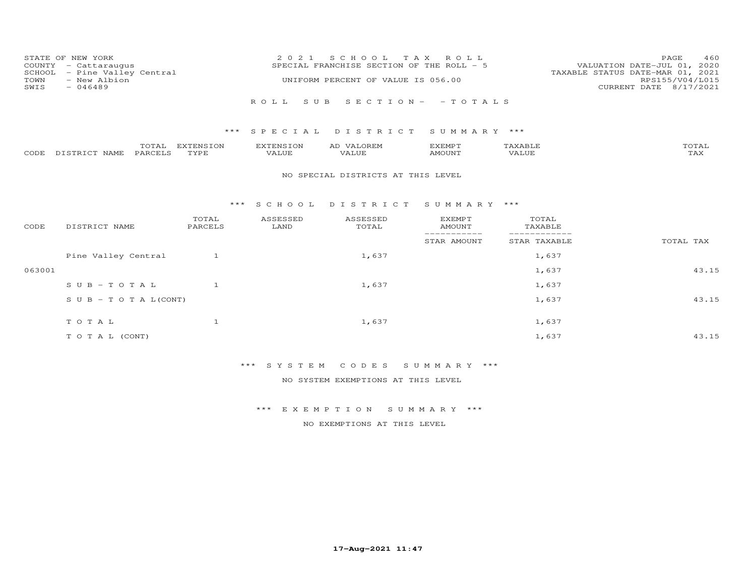STATE OF NEW YORK
COUNTY - Cattaraugus
SCHOOL - Pine Valley Central
TOWN - New Albion
SWIS - 046489

2 0 2 1 S C H O O L T A X R O L L
SPECIAL FRANCHISE SECTION OF THE ROLL - 5
UNIFORM PERCENT OF VALUE IS 056.00

VALUATION DATE-JUL 01, 2020
TAXABLE STATUS DATE-MAR 01, 2021
RPS155/V04/L015
CURRENT DATE 8/17/2021

R O L L S U B S E C T I O N - - T O T A L S

*** S P E C I A L D I S T R I C T S U M M A R Y ***

| CODE | DISTRICT NAME | TOTAL PARCELS | EXTENSION TYPE | EXTENSION VALUE | AD VALOREM VALUE | EXEMPT AMOUNT | TAXABLE VALUE | TOTAL TAX |
|---|---|---|---|---|---|---|---|---|

NO SPECIAL DISTRICTS AT THIS LEVEL

*** S C H O O L D I S T R I C T S U M M A R Y ***

| CODE | DISTRICT NAME | TOTAL PARCELS | ASSESSED LAND | ASSESSED TOTAL | EXEMPT AMOUNT / STAR AMOUNT | TOTAL TAXABLE / STAR TAXABLE | TOTAL TAX |
|---|---|---|---|---|---|---|---|
| | Pine Valley Central | 1 | | 1,637 | | 1,637 | |
| 063001 | | | | | | 1,637 | 43.15 |
| | S U B - T O T A L | 1 | | 1,637 | | 1,637 | |
| | S U B - T O T A L(CONT) | | | | | 1,637 | 43.15 |
| | T O T A L | 1 | | 1,637 | | 1,637 | |
| | T O T A L (CONT) | | | | | 1,637 | 43.15 |

*** S Y S T E M C O D E S S U M M A R Y ***

NO SYSTEM EXEMPTIONS AT THIS LEVEL

*** E X E M P T I O N S U M M A R Y ***

NO EXEMPTIONS AT THIS LEVEL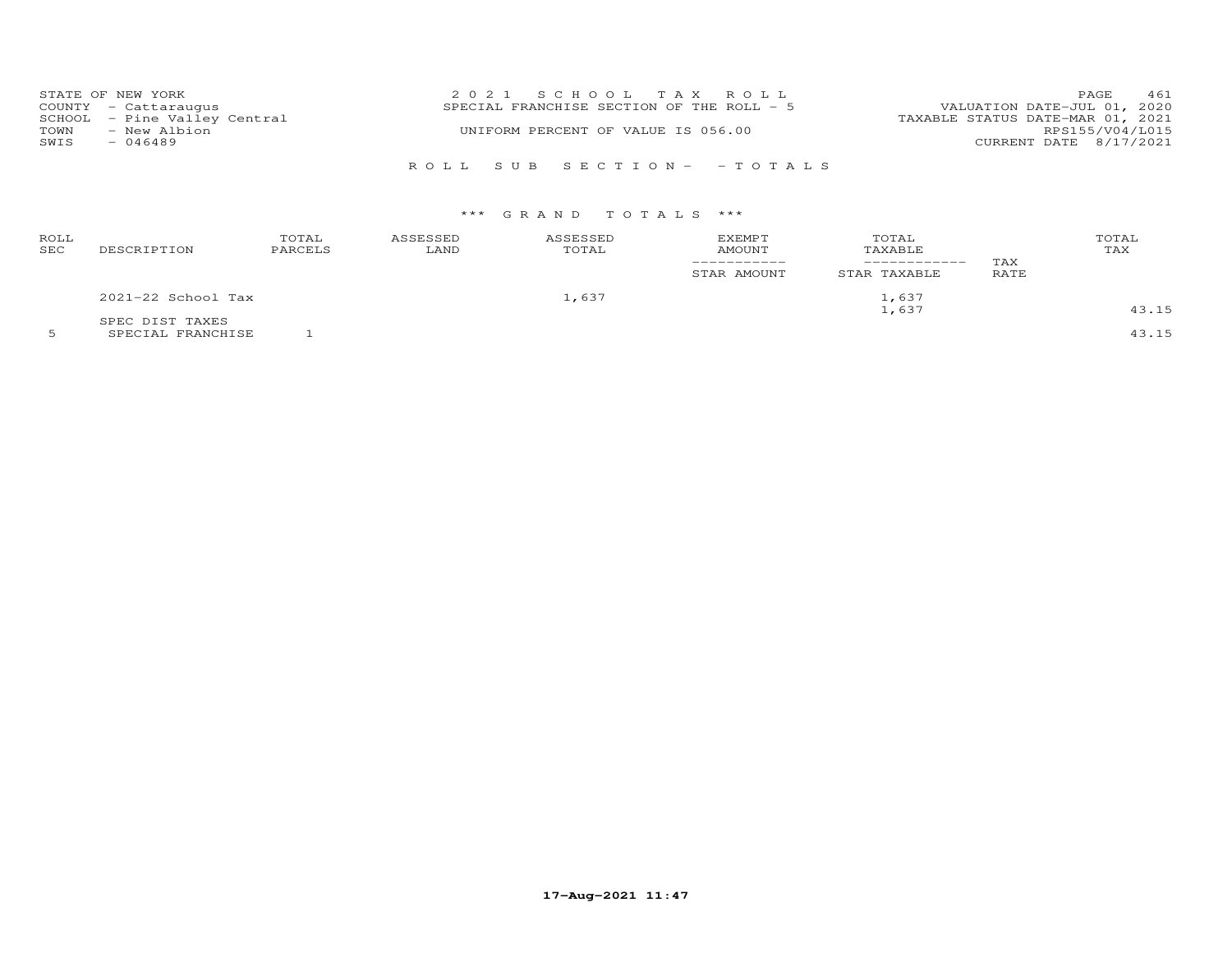STATE OF NEW YORK
COUNTY - Cattaraugus
SCHOOL - Pine Valley Central
TOWN - New Albion
SWIS - 046489

2 0 2 1 S C H O O L T A X R O L L
SPECIAL FRANCHISE SECTION OF THE ROLL - 5
UNIFORM PERCENT OF VALUE IS 056.00

VALUATION DATE-JUL 01, 2020
TAXABLE STATUS DATE-MAR 01, 2021
RPS155/V04/L015
CURRENT DATE 8/17/2021

R O L L S U B S E C T I O N - - T O T A L S

*** G R A N D T O T A L S ***

| ROLL SEC | DESCRIPTION | TOTAL PARCELS | ASSESSED LAND | ASSESSED TOTAL | EXEMPT AMOUNT / STAR AMOUNT | TOTAL TAXABLE / STAR TAXABLE | TAX RATE | TOTAL TAX |
|---|---|---|---|---|---|---|---|---|
| | 2021-22 School Tax | | | 1,637 | | 1,637 | | |
| | | | | | | 1,637 | | 43.15 |
| | SPEC DIST TAXES | | | | | | | |
| 5 | SPECIAL FRANCHISE | 1 | | | | | | 43.15 |

17-Aug-2021 11:47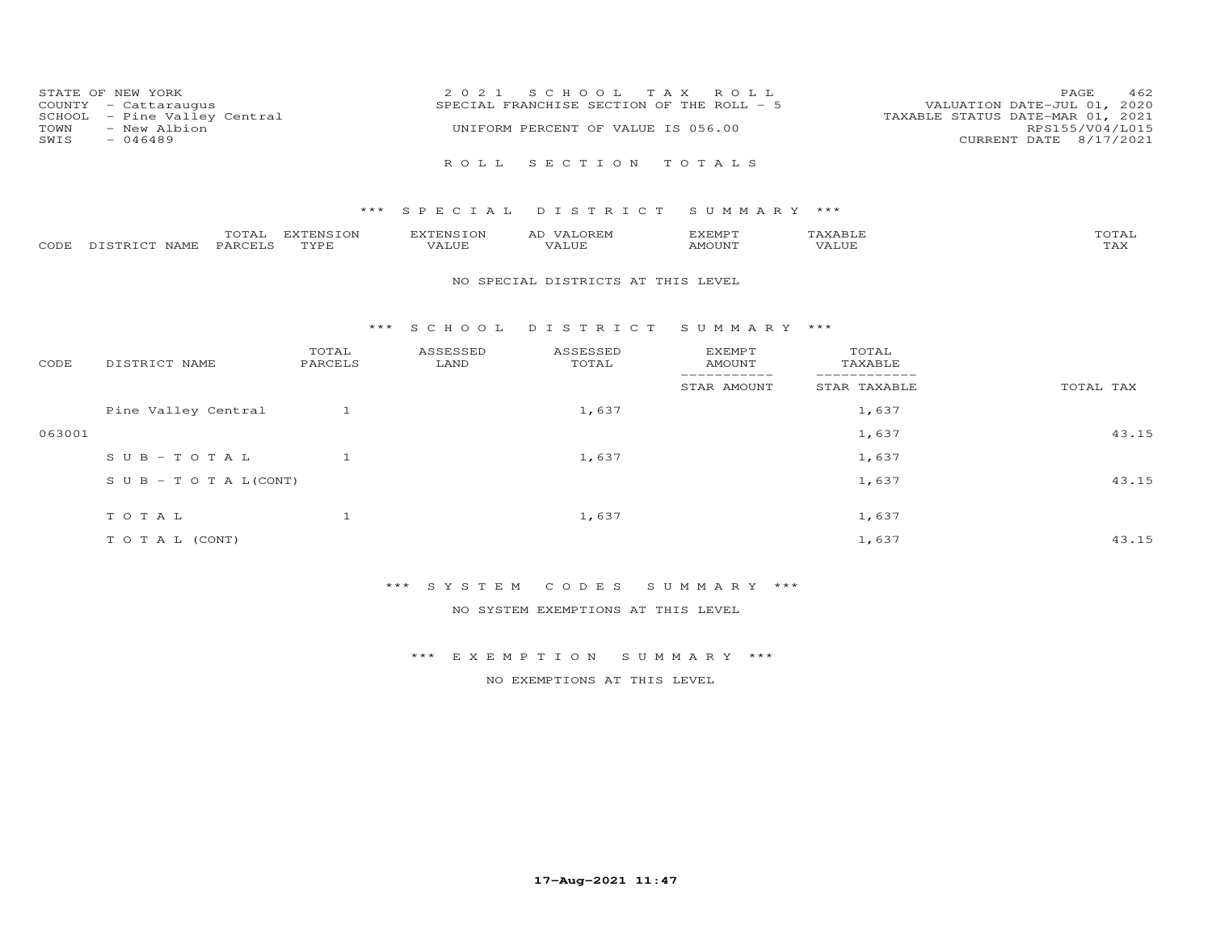STATE OF NEW YORK
COUNTY - Cattaraugus
SCHOOL - Pine Valley Central
TOWN - New Albion
SWIS - 046489

2021 SCHOOL TAX ROLL
SPECIAL FRANCHISE SECTION OF THE ROLL - 5
UNIFORM PERCENT OF VALUE IS 056.00

VALUATION DATE-JUL 01, 2020
TAXABLE STATUS DATE-MAR 01, 2021
RPS155/V04/L015
CURRENT DATE 8/17/2021

## ROLL SECTION TOTALS

### *** SPECIAL DISTRICT SUMMARY ***

| CODE | DISTRICT NAME | TOTAL PARCELS | EXTENSION TYPE | EXTENSION VALUE | AD VALOREM VALUE | EXEMPT AMOUNT | TAXABLE VALUE | TOTAL TAX |
|---|---|---|---|---|---|---|---|---|

NO SPECIAL DISTRICTS AT THIS LEVEL

### *** SCHOOL DISTRICT SUMMARY ***

| CODE | DISTRICT NAME | TOTAL PARCELS | ASSESSED LAND | ASSESSED TOTAL | EXEMPT AMOUNT / STAR AMOUNT | TOTAL TAXABLE / STAR TAXABLE | TOTAL TAX |
|---|---|---|---|---|---|---|---|
| | Pine Valley Central | 1 | | 1,637 | | 1,637 | |
| 063001 | | | | | | 1,637 | 43.15 |
| | SUB-TOTAL | 1 | | 1,637 | | 1,637 | |
| | SUB-TOTAL(CONT) | | | | | 1,637 | 43.15 |
| | TOTAL | 1 | | 1,637 | | 1,637 | |
| | TOTAL (CONT) | | | | | 1,637 | 43.15 |

### *** SYSTEM CODES SUMMARY ***

NO SYSTEM EXEMPTIONS AT THIS LEVEL

### *** EXEMPTION SUMMARY ***

NO EXEMPTIONS AT THIS LEVEL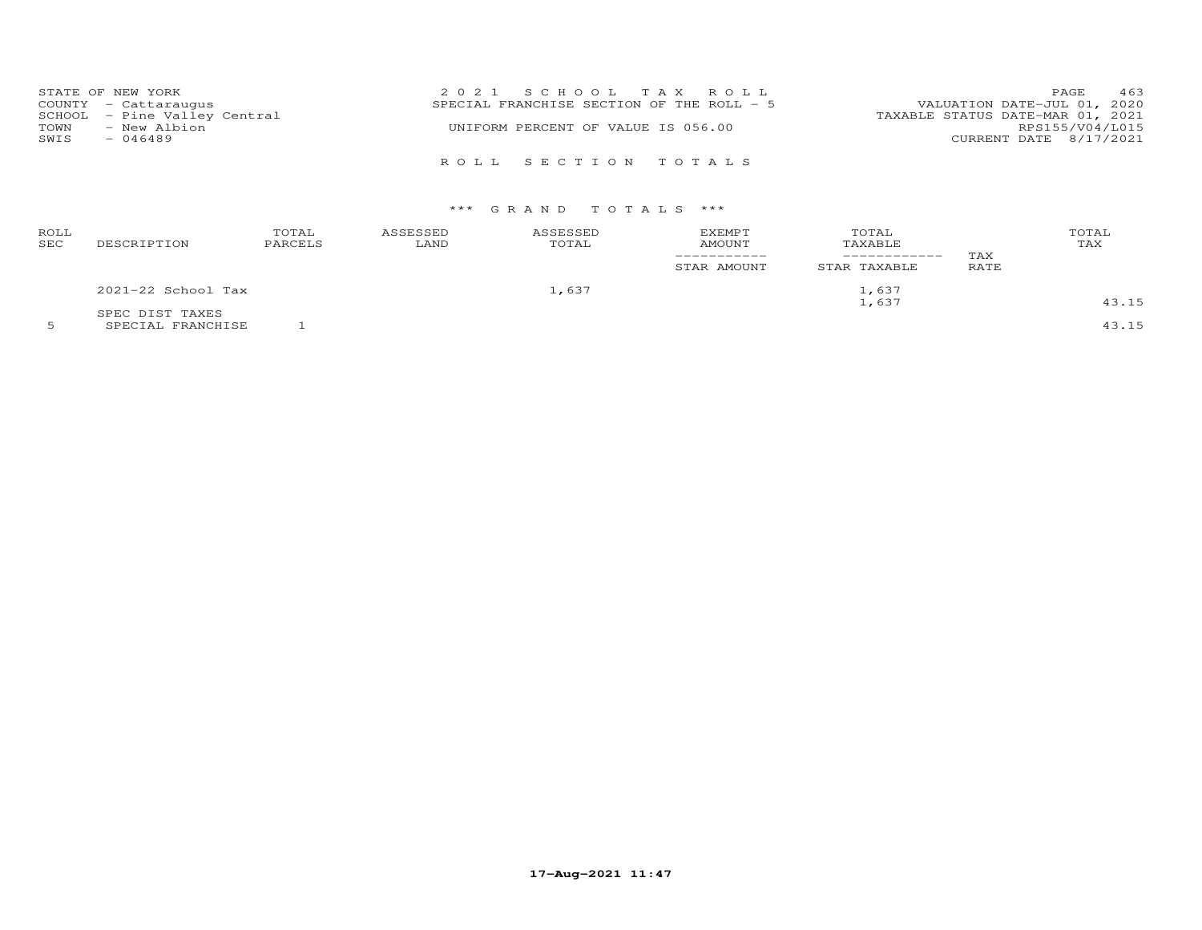STATE OF NEW YORK
COUNTY - Cattaraugus
SCHOOL - Pine Valley Central
TOWN - New Albion
SWIS - 046489

2 0 2 1 S C H O O L T A X R O L L
SPECIAL FRANCHISE SECTION OF THE ROLL - 5
UNIFORM PERCENT OF VALUE IS 056.00

VALUATION DATE-JUL 01, 2020
TAXABLE STATUS DATE-MAR 01, 2021
RPS155/V04/L015
CURRENT DATE 8/17/2021

R O L L S E C T I O N T O T A L S

*** G R A N D T O T A L S ***

| ROLL SEC | DESCRIPTION | TOTAL PARCELS | ASSESSED LAND | ASSESSED TOTAL | EXEMPT AMOUNT / STAR AMOUNT | TOTAL TAXABLE / STAR TAXABLE | TAX RATE | TOTAL TAX |
|---|---|---|---|---|---|---|---|---|
| | 2021-22 School Tax | | | 1,637 | | 1,637 | | |
| | | | | | | 1,637 | | 43.15 |
| | SPEC DIST TAXES | | | | | | | |
| 5 | SPECIAL FRANCHISE | 1 | | | | | | 43.15 |

17-Aug-2021 11:47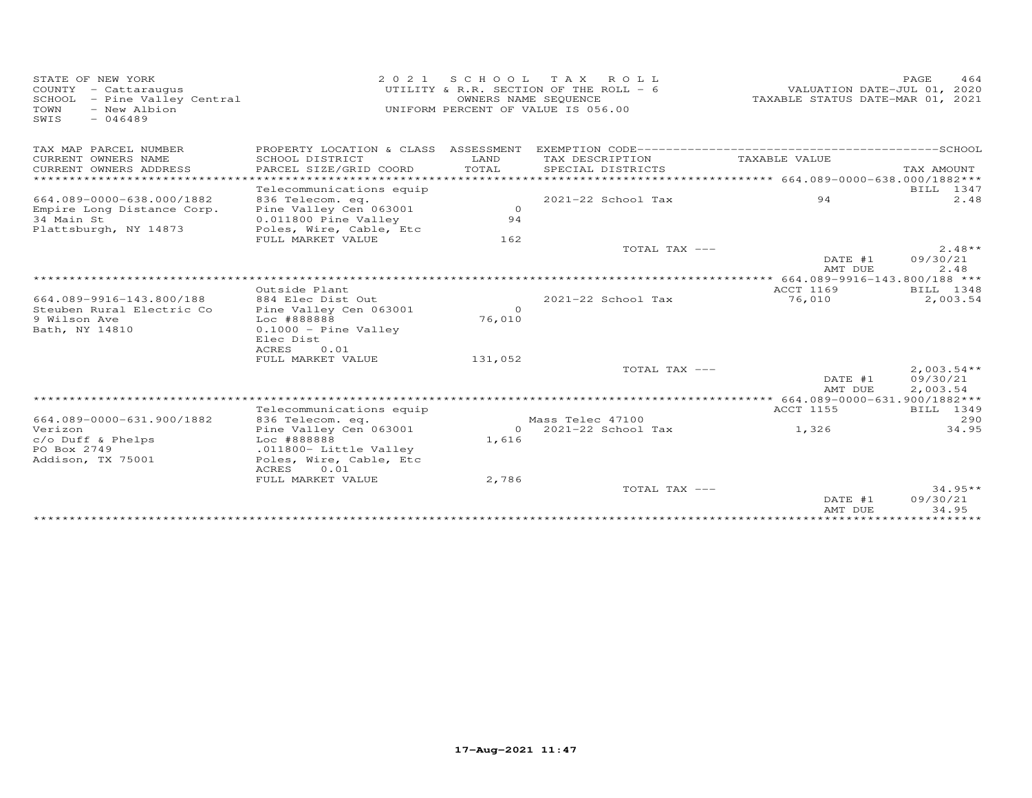STATE OF NEW YORK
COUNTY - Cattaraugus
SCHOOL - Pine Valley Central
TOWN - New Albion
SWIS - 046489

2021 SCHOOL TAX ROLL
UTILITY & R.R. SECTION OF THE ROLL - 6
OWNERS NAME SEQUENCE
UNIFORM PERCENT OF VALUE IS 056.00

VALUATION DATE-JUL 01, 2020
TAXABLE STATUS DATE-MAR 01, 2021

| TAX MAP PARCEL NUMBER / CURRENT OWNERS NAME / CURRENT OWNERS ADDRESS | PROPERTY LOCATION & CLASS / SCHOOL DISTRICT / PARCEL SIZE/GRID COORD | ASSESSMENT LAND / TOTAL | EXEMPTION CODE / TAX DESCRIPTION / SPECIAL DISTRICTS | TAXABLE VALUE | TAX AMOUNT |
|---|---|---|---|---|---|
| **664.089-0000-638.000/1882** | Telecommunications equip | | | | BILL 1347 |
| 664.089-0000-638.000/1882 | 836 Telecom. eq. | | 2021-22 School Tax | 94 | 2.48 |
| Empire Long Distance Corp. | Pine Valley Cen 063001 | 0 | | | |
| 34 Main St | 0.011800 Pine Valley | 94 | | | |
| Plattsburgh, NY 14873 | Poles, Wire, Cable, Etc | | | | |
| | FULL MARKET VALUE | 162 | | | |
| | | | TOTAL TAX --- | | 2.48** |
| | | | | DATE #1 | 09/30/21 |
| | | | | AMT DUE | 2.48 |
| **664.089-9916-143.800/188** | Outside Plant | | | ACCT 1169 | BILL 1348 |
| 664.089-9916-143.800/188 | 884 Elec Dist Out | | 2021-22 School Tax | 76,010 | 2,003.54 |
| Steuben Rural Electric Co | Pine Valley Cen 063001 | 0 | | | |
| 9 Wilson Ave | Loc #888888 | 76,010 | | | |
| Bath, NY 14810 | 0.1000 - Pine Valley | | | | |
| | Elec Dist | | | | |
| | ACRES 0.01 | | | | |
| | FULL MARKET VALUE | 131,052 | | | |
| | | | TOTAL TAX --- | | 2,003.54** |
| | | | | DATE #1 | 09/30/21 |
| | | | | AMT DUE | 2,003.54 |
| **664.089-0000-631.900/1882** | Telecommunications equip | | | ACCT 1155 | BILL 1349 |
| 664.089-0000-631.900/1882 | 836 Telecom. eq. | | Mass Telec 47100 | | 290 |
| Verizon | Pine Valley Cen 063001 | 0 | 2021-22 School Tax | 1,326 | 34.95 |
| c/o Duff & Phelps | Loc #888888 | 1,616 | | | |
| PO Box 2749 | .011800- Little Valley | | | | |
| Addison, TX 75001 | Poles, Wire, Cable, Etc | | | | |
| | ACRES 0.01 | | | | |
| | FULL MARKET VALUE | 2,786 | | | |
| | | | TOTAL TAX --- | | 34.95** |
| | | | | DATE #1 | 09/30/21 |
| | | | | AMT DUE | 34.95 |

17-Aug-2021 11:47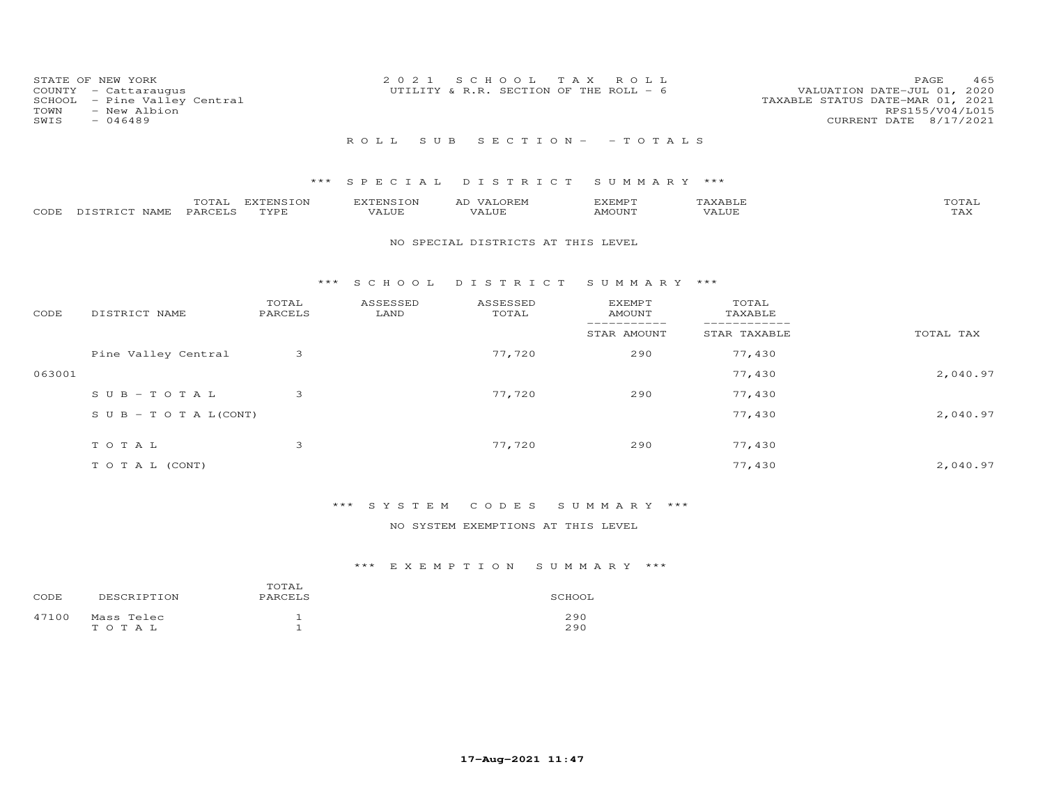STATE OF NEW YORK
COUNTY - Cattaraugus
SCHOOL - Pine Valley Central
TOWN - New Albion
SWIS - 046489

2021 SCHOOL TAX ROLL
UTILITY & R.R. SECTION OF THE ROLL - 6

VALUATION DATE-JUL 01, 2020
TAXABLE STATUS DATE-MAR 01, 2021
RPS155/V04/L015
CURRENT DATE 8/17/2021

ROLL SUB SECTION - - TOTALS

*** SPECIAL DISTRICT SUMMARY ***

| CODE | DISTRICT NAME | TOTAL PARCELS | EXTENSION TYPE | EXTENSION VALUE | AD VALOREM VALUE | EXEMPT AMOUNT | TAXABLE VALUE | TOTAL TAX |
|---|---|---|---|---|---|---|---|---|

NO SPECIAL DISTRICTS AT THIS LEVEL

*** SCHOOL DISTRICT SUMMARY ***

| CODE | DISTRICT NAME | TOTAL PARCELS | ASSESSED LAND | ASSESSED TOTAL | EXEMPT AMOUNT / STAR AMOUNT | TOTAL TAXABLE / STAR TAXABLE | TOTAL TAX |
|---|---|---|---|---|---|---|---|
| | Pine Valley Central | 3 | | 77,720 | 290 | 77,430 | |
| 063001 | | | | | | 77,430 | 2,040.97 |
| | SUB-TOTAL | 3 | | 77,720 | 290 | 77,430 | |
| | SUB-TOTAL(CONT) | | | | | 77,430 | 2,040.97 |
| | TOTAL | 3 | | 77,720 | 290 | 77,430 | |
| | TOTAL (CONT) | | | | | 77,430 | 2,040.97 |

*** SYSTEM CODES SUMMARY ***

NO SYSTEM EXEMPTIONS AT THIS LEVEL

*** EXEMPTION SUMMARY ***

| CODE | DESCRIPTION | TOTAL PARCELS | SCHOOL |
|---|---|---|---|
| 47100 | Mass Telec | 1 | 290 |
| | TOTAL | 1 | 290 |

17-Aug-2021 11:47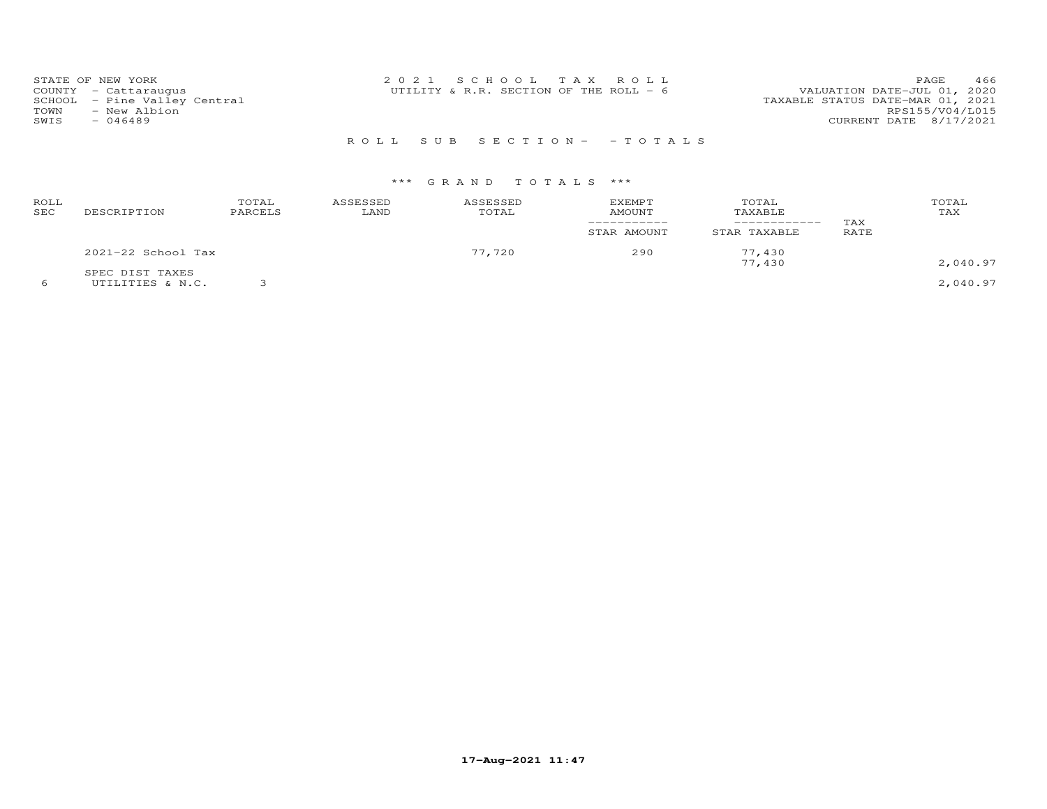STATE OF NEW YORK
COUNTY - Cattaraugus
SCHOOL - Pine Valley Central
TOWN - New Albion
SWIS - 046489

2021 SCHOOL TAX ROLL
UTILITY & R.R. SECTION OF THE ROLL - 6

VALUATION DATE-JUL 01, 2020
TAXABLE STATUS DATE-MAR 01, 2021
RPS155/V04/L015
CURRENT DATE 8/17/2021

## ROLL SUB SECTION- - TOTALS

### *** GRAND TOTALS ***

| ROLL SEC | DESCRIPTION | TOTAL PARCELS | ASSESSED LAND | ASSESSED TOTAL | EXEMPT AMOUNT / STAR AMOUNT | TOTAL TAXABLE / STAR TAXABLE | TAX RATE | TOTAL TAX |
|---|---|---|---|---|---|---|---|---|
| | 2021-22 School Tax | | | 77,720 | 290 | 77,430 | | |
| | | | | | | 77,430 | | 2,040.97 |
| | SPEC DIST TAXES | | | | | | | |
| 6 | UTILITIES & N.C. | 3 | | | | | | 2,040.97 |

17-Aug-2021 11:47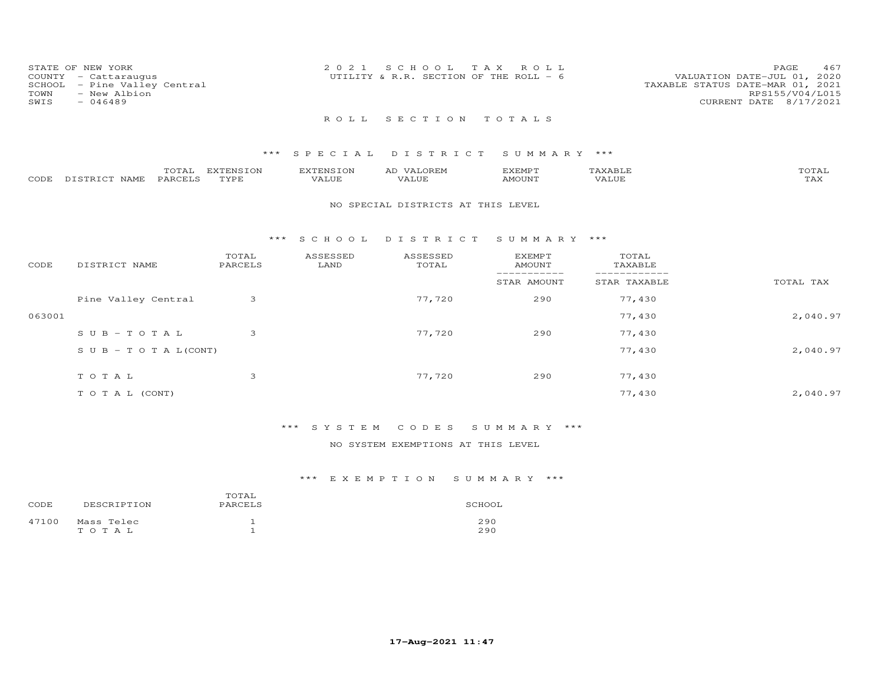STATE OF NEW YORK
COUNTY - Cattaraugus
SCHOOL - Pine Valley Central
TOWN - New Albion
SWIS - 046489

2 0 2 1 S C H O O L T A X R O L L
UTILITY & R.R. SECTION OF THE ROLL - 6

VALUATION DATE-JUL 01, 2020
TAXABLE STATUS DATE-MAR 01, 2021
RPS155/V04/L015
CURRENT DATE 8/17/2021

## R O L L S E C T I O N T O T A L S

### \*\*\* S P E C I A L D I S T R I C T S U M M A R Y \*\*\*

| CODE | DISTRICT NAME | TOTAL PARCELS | EXTENSION TYPE | EXTENSION VALUE | AD VALOREM VALUE | EXEMPT AMOUNT | TAXABLE VALUE | TOTAL TAX |
|---|---|---|---|---|---|---|---|---|

NO SPECIAL DISTRICTS AT THIS LEVEL

### \*\*\* S C H O O L D I S T R I C T S U M M A R Y \*\*\*

| CODE | DISTRICT NAME | TOTAL PARCELS | ASSESSED LAND | ASSESSED TOTAL | EXEMPT AMOUNT / STAR AMOUNT | TOTAL TAXABLE / STAR TAXABLE | TOTAL TAX |
|---|---|---|---|---|---|---|---|
| | Pine Valley Central | 3 | | 77,720 | 290 | 77,430 | |
| 063001 | | | | | | 77,430 | 2,040.97 |
| | S U B - T O T A L | 3 | | 77,720 | 290 | 77,430 | |
| | S U B - T O T A L(CONT) | | | | | 77,430 | 2,040.97 |
| | T O T A L | 3 | | 77,720 | 290 | 77,430 | |
| | T O T A L (CONT) | | | | | 77,430 | 2,040.97 |

### \*\*\* S Y S T E M C O D E S S U M M A R Y \*\*\*

NO SYSTEM EXEMPTIONS AT THIS LEVEL

### \*\*\* E X E M P T I O N S U M M A R Y \*\*\*

| CODE | DESCRIPTION | TOTAL PARCELS | SCHOOL |
|---|---|---|---|
| 47100 | Mass Telec | 1 | 290 |
| | T O T A L | 1 | 290 |

17-Aug-2021 11:47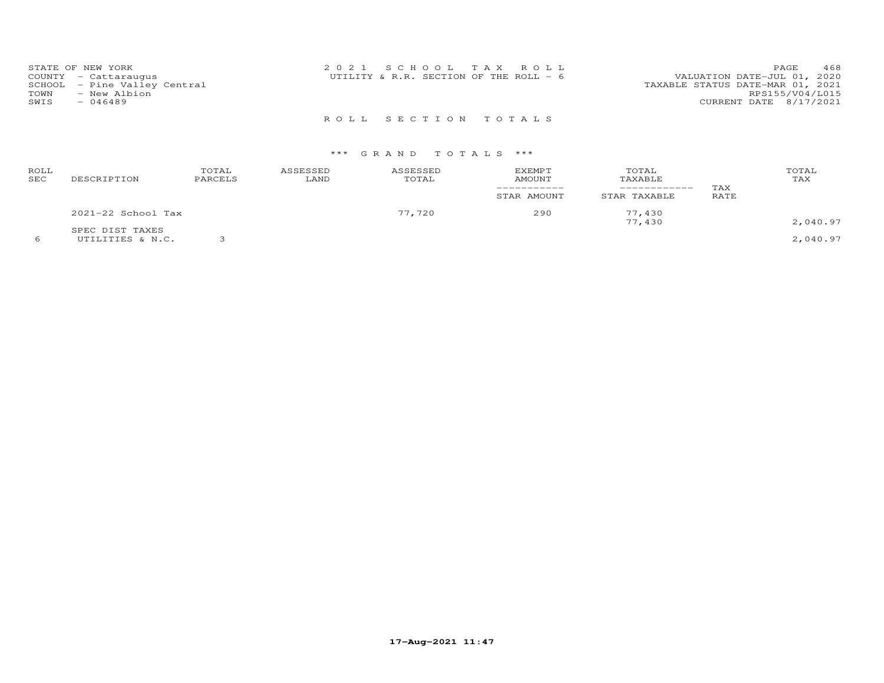STATE OF NEW YORK
COUNTY - Cattaraugus
SCHOOL - Pine Valley Central
TOWN - New Albion
SWIS - 046489

2 0 2 1 S C H O O L T A X R O L L
UTILITY & R.R. SECTION OF THE ROLL - 6

VALUATION DATE-JUL 01, 2020
TAXABLE STATUS DATE-MAR 01, 2021
RPS155/V04/L015
CURRENT DATE 8/17/2021

## R O L L S E C T I O N T O T A L S

### \*\*\* G R A N D T O T A L S \*\*\*

| ROLL SEC | DESCRIPTION | TOTAL PARCELS | ASSESSED LAND | ASSESSED TOTAL | EXEMPT AMOUNT / STAR AMOUNT | TOTAL TAXABLE / STAR TAXABLE | TAX RATE | TOTAL TAX |
|---|---|---|---|---|---|---|---|---|
| | 2021-22 School Tax | | | 77,720 | 290 | 77,430 | | |
| | | | | | | 77,430 | | 2,040.97 |
| | SPEC DIST TAXES | | | | | | | |
| 6 | UTILITIES & N.C. | 3 | | | | | | 2,040.97 |

17-Aug-2021 11:47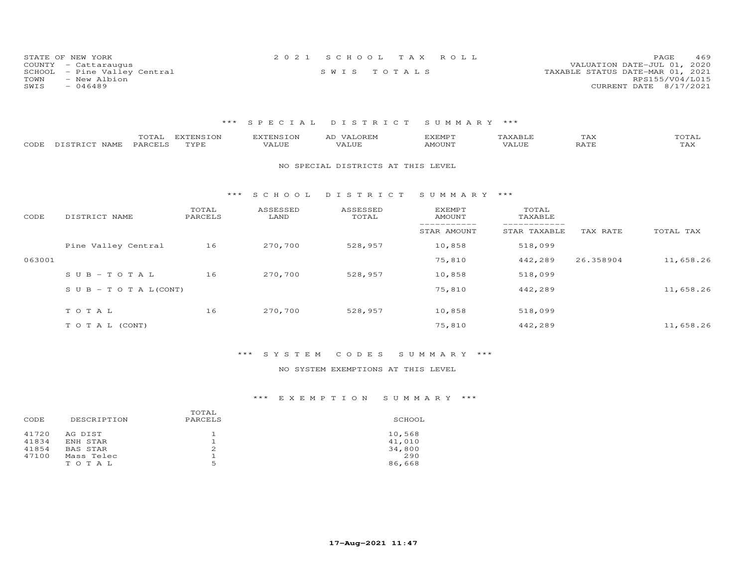STATE OF NEW YORK
COUNTY - Cattaraugus
SCHOOL - Pine Valley Central
TOWN - New Albion
SWIS - 046489

2 0 2 1 S C H O O L T A X R O L L
S W I S T O T A L S

VALUATION DATE-JUL 01, 2020
TAXABLE STATUS DATE-MAR 01, 2021
RPS155/V04/L015
CURRENT DATE 8/17/2021

### *** S P E C I A L D I S T R I C T S U M M A R Y ***

| CODE | DISTRICT NAME | TOTAL PARCELS | EXTENSION TYPE | EXTENSION VALUE | AD VALOREM VALUE | EXEMPT AMOUNT | TAXABLE VALUE | TAX RATE | TOTAL TAX |
|---|---|---|---|---|---|---|---|---|---|

NO SPECIAL DISTRICTS AT THIS LEVEL

### *** S C H O O L D I S T R I C T S U M M A R Y ***

| CODE | DISTRICT NAME | TOTAL PARCELS | ASSESSED LAND | ASSESSED TOTAL | EXEMPT AMOUNT / STAR AMOUNT | TOTAL TAXABLE / STAR TAXABLE | TAX RATE | TOTAL TAX |
|---|---|---|---|---|---|---|---|---|
| | Pine Valley Central | 16 | 270,700 | 528,957 | 10,858 | 518,099 | | |
| 063001 | | | | | 75,810 | 442,289 | 26.358904 | 11,658.26 |
| | S U B - T O T A L | 16 | 270,700 | 528,957 | 10,858 | 518,099 | | |
| | S U B - T O T A L(CONT) | | | | 75,810 | 442,289 | | 11,658.26 |
| | T O T A L | 16 | 270,700 | 528,957 | 10,858 | 518,099 | | |
| | T O T A L (CONT) | | | | 75,810 | 442,289 | | 11,658.26 |

### *** S Y S T E M C O D E S S U M M A R Y ***

NO SYSTEM EXEMPTIONS AT THIS LEVEL

### *** E X E M P T I O N S U M M A R Y ***

| CODE | DESCRIPTION | TOTAL PARCELS | SCHOOL |
|---|---|---|---|
| 41720 | AG DIST | 1 | 10,568 |
| 41834 | ENH STAR | 1 | 41,010 |
| 41854 | BAS STAR | 2 | 34,800 |
| 47100 | Mass Telec | 1 | 290 |
| | T O T A L | 5 | 86,668 |

17-Aug-2021 11:47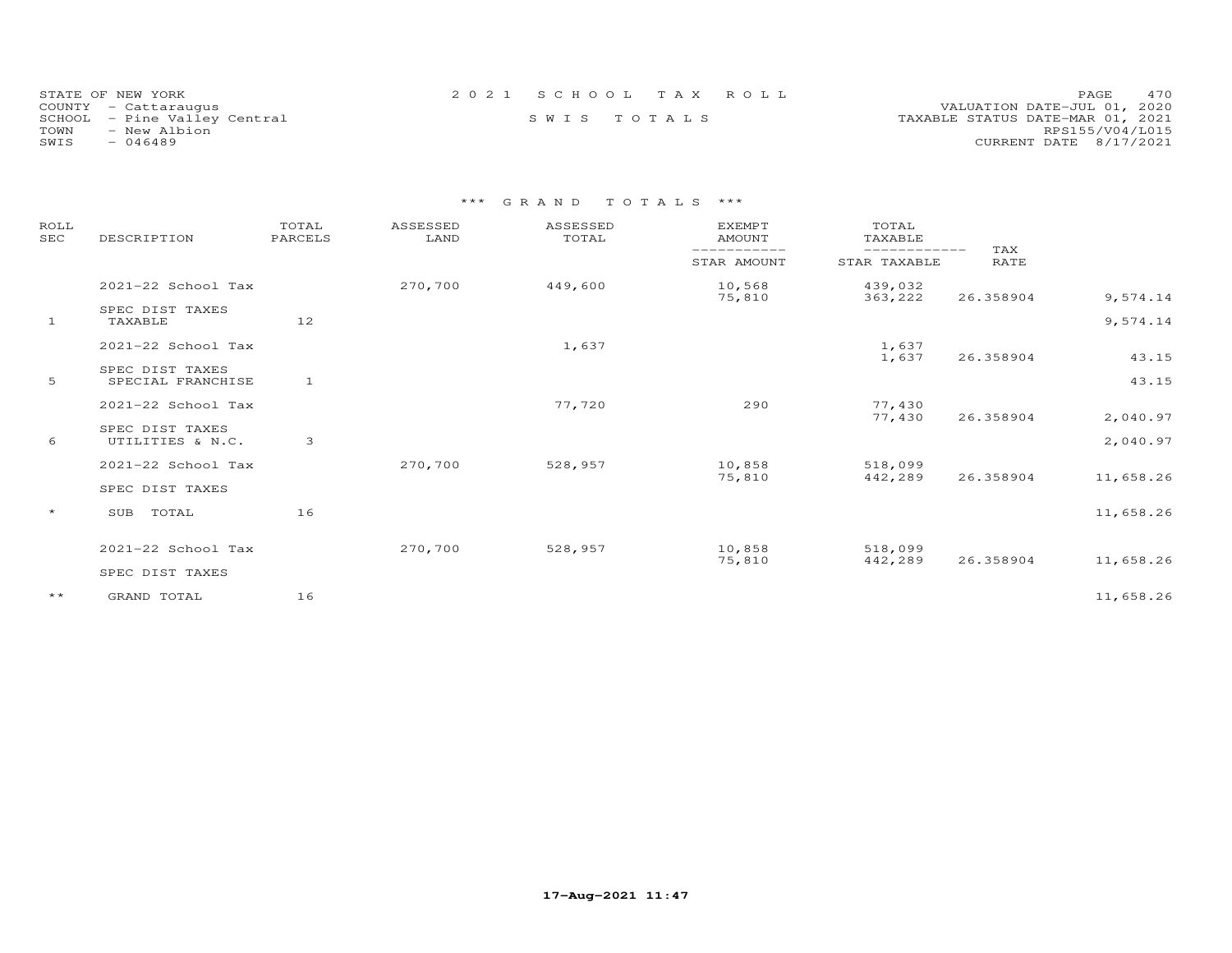STATE OF NEW YORK
COUNTY - Cattaraugus
SCHOOL - Pine Valley Central
TOWN - New Albion
SWIS - 046489

2021 SCHOOL TAX ROLL

SWIS TOTALS

VALUATION DATE-JUL 01, 2020
TAXABLE STATUS DATE-MAR 01, 2021
RPS155/V04/L015
CURRENT DATE 8/17/2021

### *** GRAND TOTALS ***

| ROLL SEC | DESCRIPTION | TOTAL PARCELS | ASSESSED LAND | ASSESSED TOTAL | EXEMPT AMOUNT / STAR AMOUNT | TOTAL TAXABLE / STAR TAXABLE | TAX RATE | |
|---|---|---|---|---|---|---|---|---|
| | 2021-22 School Tax | | 270,700 | 449,600 | 10,568 | 439,032 | | |
| | | | | | 75,810 | 363,222 | 26.358904 | 9,574.14 |
| | SPEC DIST TAXES | | | | | | | |
| 1 | TAXABLE | 12 | | | | | | 9,574.14 |
| | 2021-22 School Tax | | | 1,637 | | 1,637 | | |
| | | | | | | 1,637 | 26.358904 | 43.15 |
| | SPEC DIST TAXES | | | | | | | |
| 5 | SPECIAL FRANCHISE | 1 | | | | | | 43.15 |
| | 2021-22 School Tax | | | 77,720 | 290 | 77,430 | | |
| | | | | | | 77,430 | 26.358904 | 2,040.97 |
| | SPEC DIST TAXES | | | | | | | |
| 6 | UTILITIES & N.C. | 3 | | | | | | 2,040.97 |
| | 2021-22 School Tax | | 270,700 | 528,957 | 10,858 | 518,099 | | |
| | | | | | 75,810 | 442,289 | 26.358904 | 11,658.26 |
| | SPEC DIST TAXES | | | | | | | |
| * | SUB TOTAL | 16 | | | | | | 11,658.26 |
| | 2021-22 School Tax | | 270,700 | 528,957 | 10,858 | 518,099 | | |
| | | | | | 75,810 | 442,289 | 26.358904 | 11,658.26 |
| | SPEC DIST TAXES | | | | | | | |
| ** | GRAND TOTAL | 16 | | | | | | 11,658.26 |

17-Aug-2021 11:47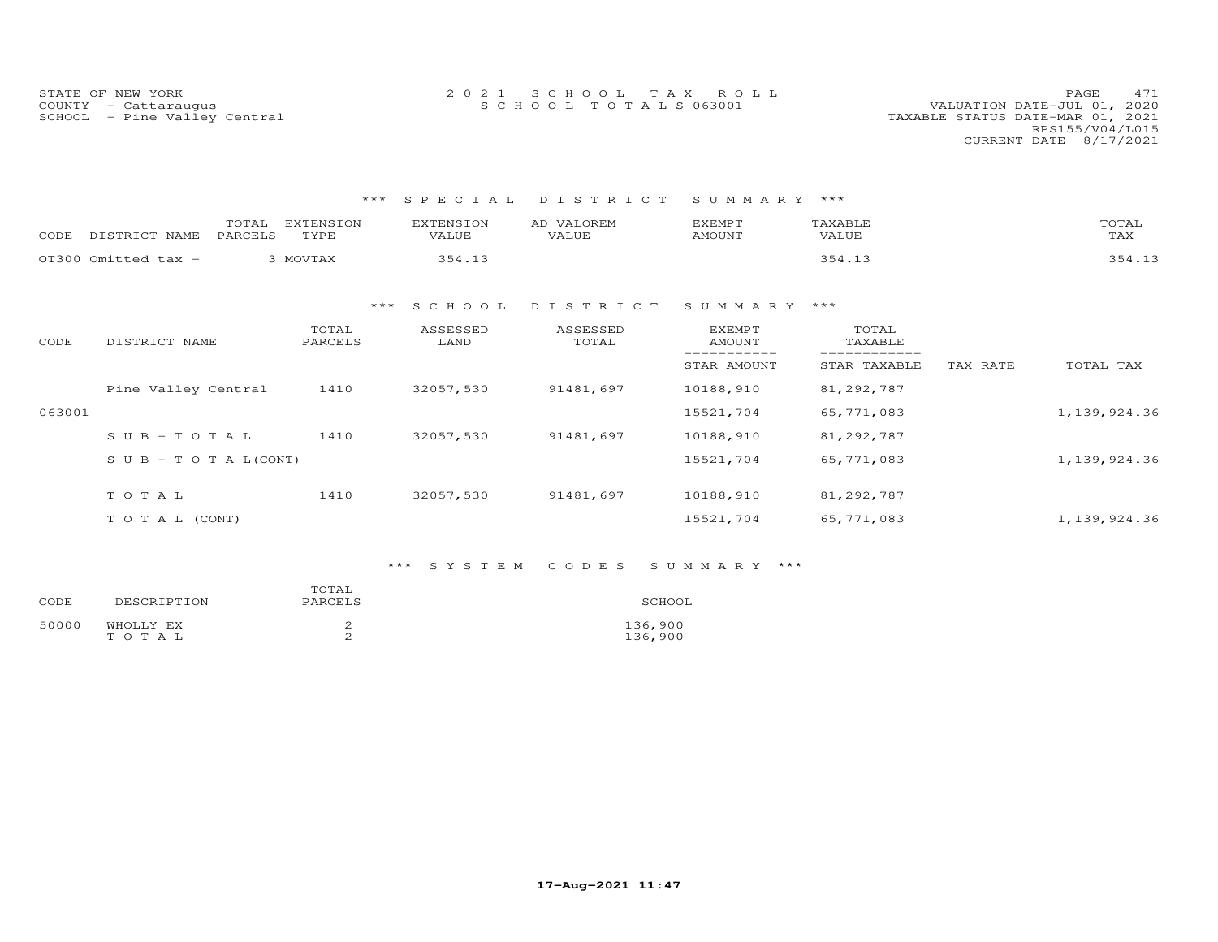STATE OF NEW YORK
COUNTY - Cattaraugus
SCHOOL - Pine Valley Central

2021 SCHOOL TAX ROLL
SCHOOL TOTALS 063001

VALUATION DATE-JUL 01, 2020
TAXABLE STATUS DATE-MAR 01, 2021
RPS155/V04/L015
CURRENT DATE 8/17/2021

### *** SPECIAL DISTRICT SUMMARY ***

| CODE DISTRICT NAME | TOTAL PARCELS | EXTENSION TYPE | EXTENSION VALUE | AD VALOREM VALUE | EXEMPT AMOUNT | TAXABLE VALUE | TOTAL TAX |
|---|---|---|---|---|---|---|---|
| OT300 Omitted tax - | 3 | MOVTAX | 354.13 | | | 354.13 | 354.13 |

### *** SCHOOL DISTRICT SUMMARY ***

| CODE | DISTRICT NAME | TOTAL PARCELS | ASSESSED LAND | ASSESSED TOTAL | EXEMPT AMOUNT / STAR AMOUNT | TOTAL TAXABLE / STAR TAXABLE | TAX RATE | TOTAL TAX |
|---|---|---|---|---|---|---|---|---|
| | Pine Valley Central | 1410 | 32057,530 | 91481,697 | 10188,910 | 81,292,787 | | |
| 063001 | | | | | 15521,704 | 65,771,083 | | 1,139,924.36 |
| | S U B - T O T A L | 1410 | 32057,530 | 91481,697 | 10188,910 | 81,292,787 | | |
| | S U B - T O T A L(CONT) | | | | 15521,704 | 65,771,083 | | 1,139,924.36 |
| | T O T A L | 1410 | 32057,530 | 91481,697 | 10188,910 | 81,292,787 | | |
| | T O T A L (CONT) | | | | 15521,704 | 65,771,083 | | 1,139,924.36 |

### *** SYSTEM CODES SUMMARY ***

| CODE | DESCRIPTION | TOTAL PARCELS | SCHOOL |
|---|---|---|---|
| 50000 | WHOLLY EX | 2 | 136,900 |
| | T O T A L | 2 | 136,900 |

17-Aug-2021 11:47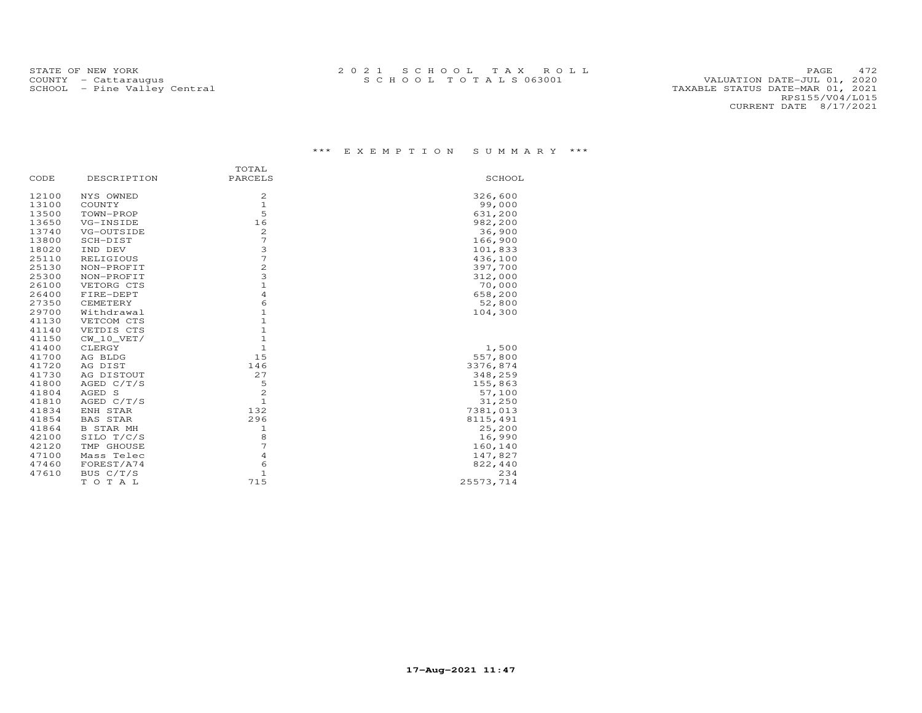STATE OF NEW YORK
COUNTY - Cattaraugus
SCHOOL - Pine Valley Central

2 0 2 1 S C H O O L T A X R O L L
S C H O O L T O T A L S 063001

VALUATION DATE-JUL 01, 2020
TAXABLE STATUS DATE-MAR 01, 2021
RPS155/V04/L015
CURRENT DATE 8/17/2021

### *** E X E M P T I O N S U M M A R Y ***

| CODE | DESCRIPTION | TOTAL PARCELS | SCHOOL |
|---|---|---|---|
| 12100 | NYS OWNED | 2 | 326,600 |
| 13100 | COUNTY | 1 | 99,000 |
| 13500 | TOWN-PROP | 5 | 631,200 |
| 13650 | VG-INSIDE | 16 | 982,200 |
| 13740 | VG-OUTSIDE | 2 | 36,900 |
| 13800 | SCH-DIST | 7 | 166,900 |
| 18020 | IND DEV | 3 | 101,833 |
| 25110 | RELIGIOUS | 7 | 436,100 |
| 25130 | NON-PROFIT | 2 | 397,700 |
| 25300 | NON-PROFIT | 3 | 312,000 |
| 26100 | VETORG CTS | 1 | 70,000 |
| 26400 | FIRE-DEPT | 4 | 658,200 |
| 27350 | CEMETERY | 6 | 52,800 |
| 29700 | Withdrawal | 1 | 104,300 |
| 41130 | VETCOM CTS | 1 | |
| 41140 | VETDIS CTS | 1 | |
| 41150 | CW_10_VET/ | 1 | |
| 41400 | CLERGY | 1 | 1,500 |
| 41700 | AG BLDG | 15 | 557,800 |
| 41720 | AG DIST | 146 | 3376,874 |
| 41730 | AG DISTOUT | 27 | 348,259 |
| 41800 | AGED C/T/S | 5 | 155,863 |
| 41804 | AGED S | 2 | 57,100 |
| 41810 | AGED C/T/S | 1 | 31,250 |
| 41834 | ENH STAR | 132 | 7381,013 |
| 41854 | BAS STAR | 296 | 8115,491 |
| 41864 | B STAR MH | 1 | 25,200 |
| 42100 | SILO T/C/S | 8 | 16,990 |
| 42120 | TMP GHOUSE | 7 | 160,140 |
| 47100 | Mass Telec | 4 | 147,827 |
| 47460 | FOREST/A74 | 6 | 822,440 |
| 47610 | BUS C/T/S | 1 | 234 |
| | T O T A L | 715 | 25573,714 |

17-Aug-2021 11:47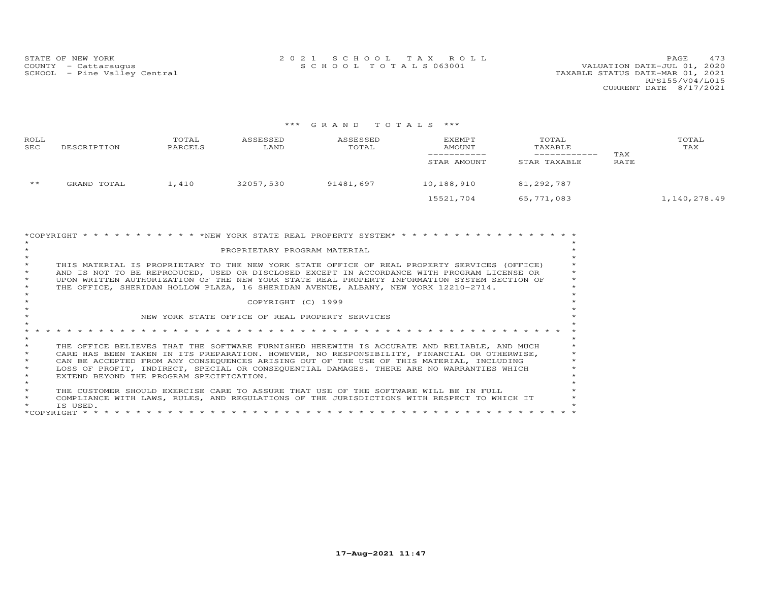STATE OF NEW YORK
COUNTY - Cattaraugus
SCHOOL - Pine Valley Central

2021 SCHOOL TAX ROLL
SCHOOL TOTALS 063001

VALUATION DATE-JUL 01, 2020
TAXABLE STATUS DATE-MAR 01, 2021
RPS155/V04/L015
CURRENT DATE 8/17/2021

## *** GRAND TOTALS ***

| ROLL SEC | DESCRIPTION | TOTAL PARCELS | ASSESSED LAND | ASSESSED TOTAL | EXEMPT AMOUNT / STAR AMOUNT | TOTAL TAXABLE / STAR TAXABLE | TAX RATE | TOTAL TAX |
|---|---|---|---|---|---|---|---|---|
| ** | GRAND TOTAL | 1,410 | 32057,530 | 91481,697 | 10,188,910 | 81,292,787 | | |
| | | | | | 15521,704 | 65,771,083 | | 1,140,278.49 |

```
*COPYRIGHT * * * * * * * * * * * *NEW YORK STATE REAL PROPERTY SYSTEM* * * * * * * * * * * * * * * * * *
*                                                                                                       *
*                                  PROPRIETARY PROGRAM MATERIAL                                         *
*                                                                                                       *
*     THIS MATERIAL IS PROPRIETARY TO THE NEW YORK STATE OFFICE OF REAL PROPERTY SERVICES (OFFICE)      *
*     AND IS NOT TO BE REPRODUCED, USED OR DISCLOSED EXCEPT IN ACCORDANCE WITH PROGRAM LICENSE OR       *
*     UPON WRITTEN AUTHORIZATION OF THE NEW YORK STATE REAL PROPERTY INFORMATION SYSTEM SECTION OF      *
*     THE OFFICE, SHERIDAN HOLLOW PLAZA, 16 SHERIDAN AVENUE, ALBANY, NEW YORK 12210-2714.               *
*                                                                                                       *
*                                  COPYRIGHT (C) 1999                                                   *
*                                                                                                       *
*                    NEW YORK STATE OFFICE OF REAL PROPERTY SERVICES                                    *
*                                                                                                       *
* * * * * * * * * * * * * * * * * * * * * * * * * * * * * * * * * * * * * * * * * * * * * * * * * * * *
*                                                                                                       *
*     THE OFFICE BELIEVES THAT THE SOFTWARE FURNISHED HEREWITH IS ACCURATE AND RELIABLE, AND MUCH       *
*     CARE HAS BEEN TAKEN IN ITS PREPARATION. HOWEVER, NO RESPONSIBILITY, FINANCIAL OR OTHERWISE,       *
*     CAN BE ACCEPTED FROM ANY CONSEQUENCES ARISING OUT OF THE USE OF THIS MATERIAL, INCLUDING          *
*     LOSS OF PROFIT, INDIRECT, SPECIAL OR CONSEQUENTIAL DAMAGES. THERE ARE NO WARRANTIES WHICH         *
*     EXTEND BEYOND THE PROGRAM SPECIFICATION.                                                          *
*                                                                                                       *
*     THE CUSTOMER SHOULD EXERCISE CARE TO ASSURE THAT USE OF THE SOFTWARE WILL BE IN FULL              *
*     COMPLIANCE WITH LAWS, RULES, AND REGULATIONS OF THE JURISDICTIONS WITH RESPECT TO WHICH IT        *
*     IS USED.                                                                                          *
*COPYRIGHT * * * * * * * * * * * * * * * * * * * * * * * * * * * * * * * * * * * * * * * * * * * * * *
```

17-Aug-2021 11:47